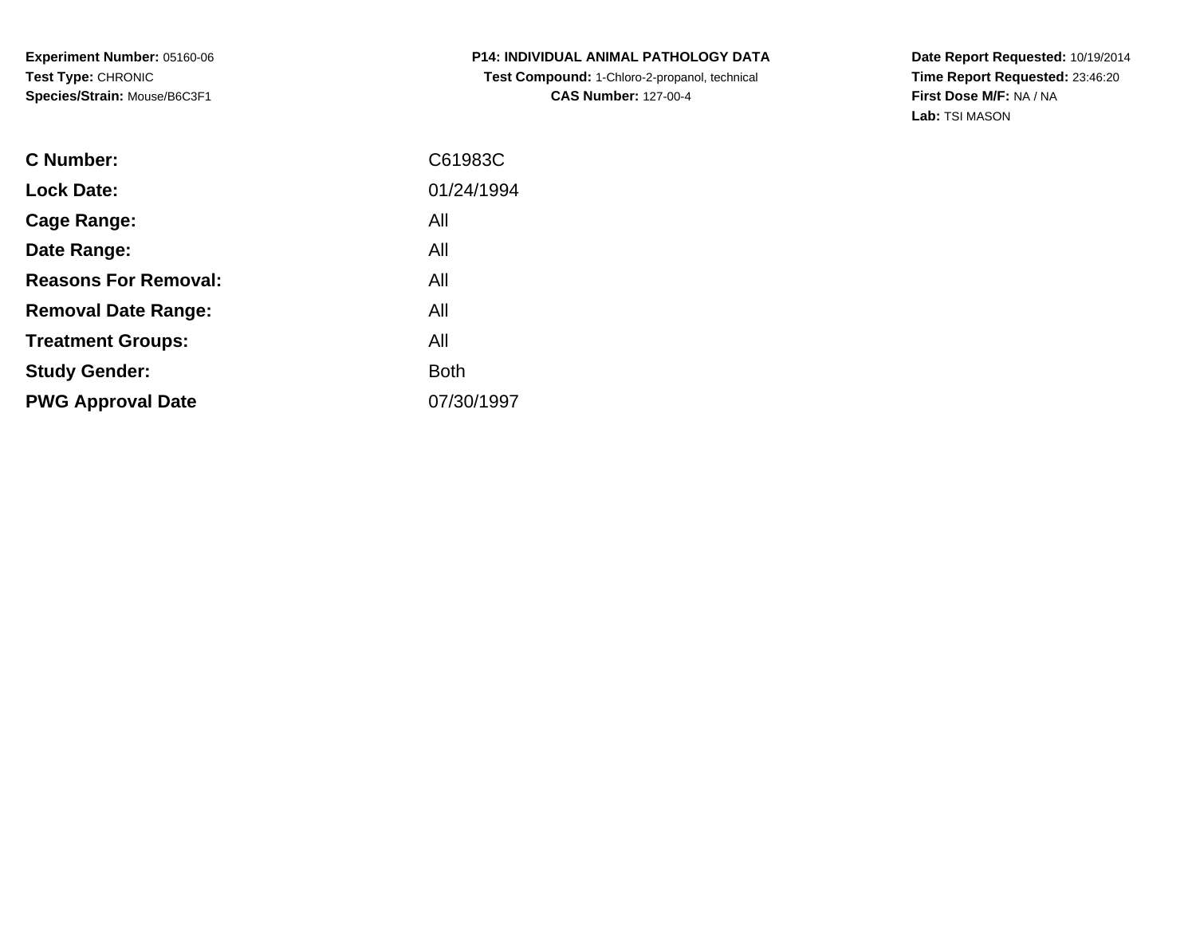**Experiment Number:** 05160-06
**Test Type:** CHRONIC
**Species/Strain:** Mouse/B6C3F1

**P14: INDIVIDUAL ANIMAL PATHOLOGY DATA**
**Test Compound:** 1-Chloro-2-propanol, technical
**CAS Number:** 127-00-4

**Date Report Requested:** 10/19/2014
**Time Report Requested:** 23:46:20
**First Dose M/F:** NA / NA
**Lab:** TSI MASON

| | |
|---|---|
| **C Number:** | C61983C |
| **Lock Date:** | 01/24/1994 |
| **Cage Range:** | All |
| **Date Range:** | All |
| **Reasons For Removal:** | All |
| **Removal Date Range:** | All |
| **Treatment Groups:** | All |
| **Study Gender:** | Both |
| **PWG Approval Date** | 07/30/1997 |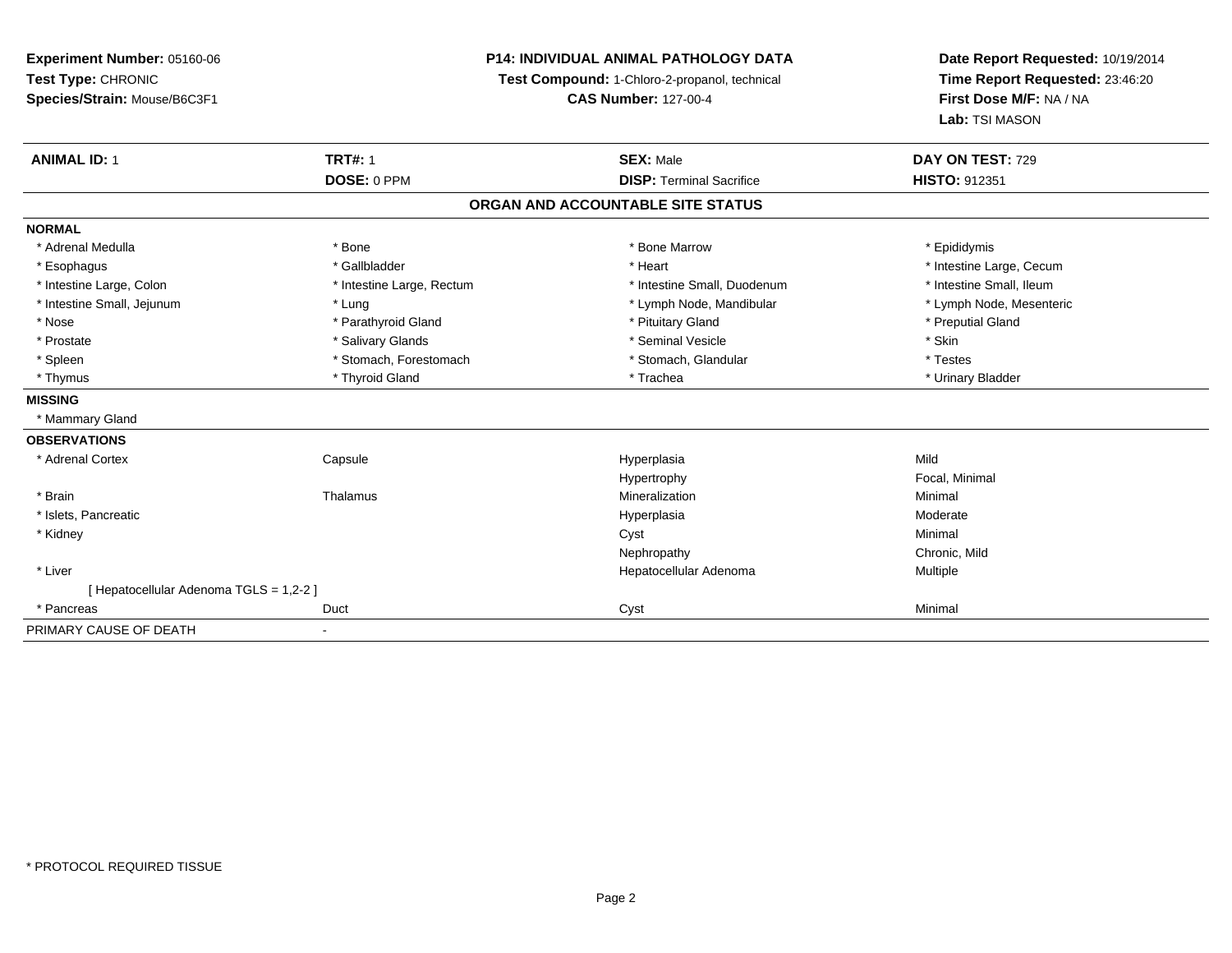**Experiment Number:** 05160-06
**Test Type:** CHRONIC
**Species/Strain:** Mouse/B6C3F1

**P14: INDIVIDUAL ANIMAL PATHOLOGY DATA**
**Test Compound:** 1-Chloro-2-propanol, technical
**CAS Number:** 127-00-4

**Date Report Requested:** 10/19/2014
**Time Report Requested:** 23:46:20
**First Dose M/F:** NA / NA
**Lab:** TSI MASON

| **ANIMAL ID:** 1 | **TRT#:** 1 | **SEX:** Male | **DAY ON TEST:** 729 |
|---|---|---|---|
| | **DOSE:** 0 PPM | **DISP:** Terminal Sacrifice | **HISTO:** 912351 |

## ORGAN AND ACCOUNTABLE SITE STATUS

**NORMAL**

| | | | |
|---|---|---|---|
| * Adrenal Medulla | * Bone | * Bone Marrow | * Epididymis |
| * Esophagus | * Gallbladder | * Heart | * Intestine Large, Cecum |
| * Intestine Large, Colon | * Intestine Large, Rectum | * Intestine Small, Duodenum | * Intestine Small, Ileum |
| * Intestine Small, Jejunum | * Lung | * Lymph Node, Mandibular | * Lymph Node, Mesenteric |
| * Nose | * Parathyroid Gland | * Pituitary Gland | * Preputial Gland |
| * Prostate | * Salivary Glands | * Seminal Vesicle | * Skin |
| * Spleen | * Stomach, Forestomach | * Stomach, Glandular | * Testes |
| * Thymus | * Thyroid Gland | * Trachea | * Urinary Bladder |

**MISSING**

* Mammary Gland

**OBSERVATIONS**

| | | | |
|---|---|---|---|
| * Adrenal Cortex | Capsule | Hyperplasia | Mild |
| | | Hypertrophy | Focal, Minimal |
| * Brain | Thalamus | Mineralization | Minimal |
| * Islets, Pancreatic | | Hyperplasia | Moderate |
| * Kidney | | Cyst | Minimal |
| | | Nephropathy | Chronic, Mild |
| * Liver | | Hepatocellular Adenoma | Multiple |
| [ Hepatocellular Adenoma TGLS = 1,2-2 ] | | | |
| * Pancreas | Duct | Cyst | Minimal |

PRIMARY CAUSE OF DEATH -

* PROTOCOL REQUIRED TISSUE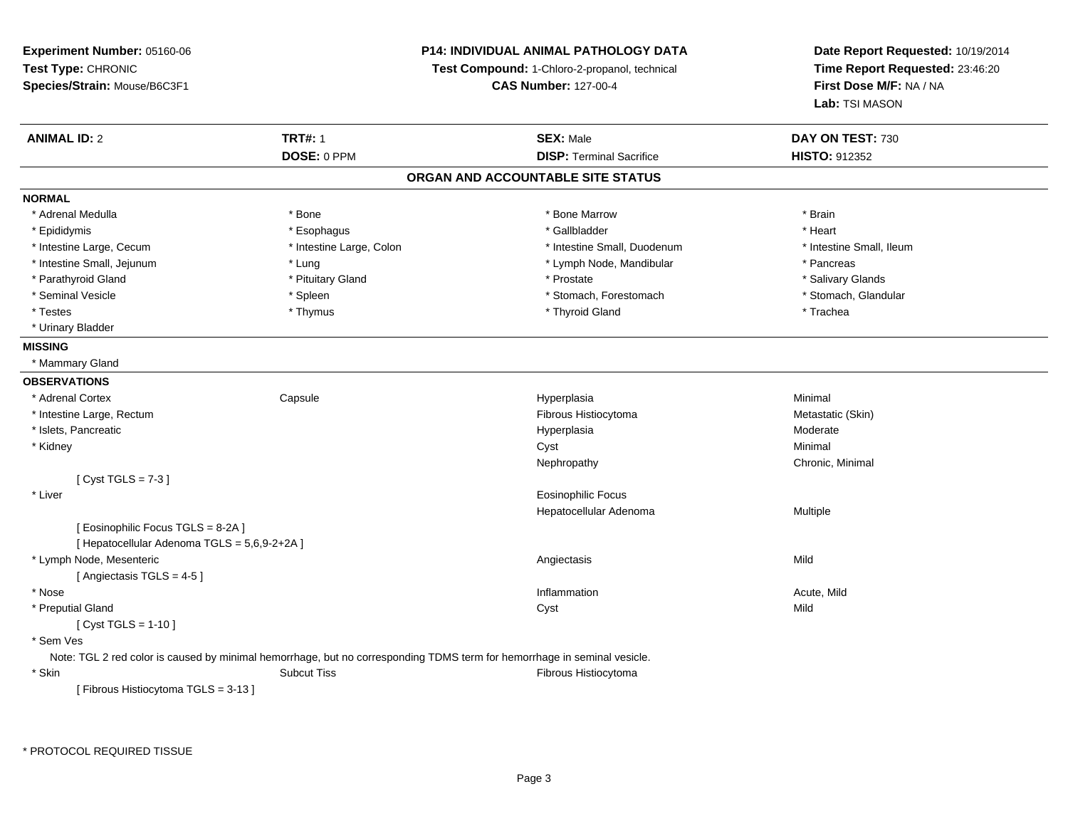**Experiment Number:** 05160-06
**Test Type:** CHRONIC
**Species/Strain:** Mouse/B6C3F1

**P14: INDIVIDUAL ANIMAL PATHOLOGY DATA**
**Test Compound:** 1-Chloro-2-propanol, technical
**CAS Number:** 127-00-4

**Date Report Requested:** 10/19/2014
**Time Report Requested:** 23:46:20
**First Dose M/F:** NA / NA
**Lab:** TSI MASON

| **ANIMAL ID:** 2 | **TRT#:** 1 | **SEX:** Male | **DAY ON TEST:** 730 |
|---|---|---|---|
| | **DOSE:** 0 PPM | **DISP:** Terminal Sacrifice | **HISTO:** 912352 |

## ORGAN AND ACCOUNTABLE SITE STATUS

**NORMAL**

| | | | |
|---|---|---|---|
| * Adrenal Medulla | * Bone | * Bone Marrow | * Brain |
| * Epididymis | * Esophagus | * Gallbladder | * Heart |
| * Intestine Large, Cecum | * Intestine Large, Colon | * Intestine Small, Duodenum | * Intestine Small, Ileum |
| * Intestine Small, Jejunum | * Lung | * Lymph Node, Mandibular | * Pancreas |
| * Parathyroid Gland | * Pituitary Gland | * Prostate | * Salivary Glands |
| * Seminal Vesicle | * Spleen | * Stomach, Forestomach | * Stomach, Glandular |
| * Testes | * Thymus | * Thyroid Gland | * Trachea |
| * Urinary Bladder | | | |

**MISSING**

* Mammary Gland

**OBSERVATIONS**

| | | | |
|---|---|---|---|
| * Adrenal Cortex | Capsule | Hyperplasia | Minimal |
| * Intestine Large, Rectum | | Fibrous Histiocytoma | Metastatic (Skin) |
| * Islets, Pancreatic | | Hyperplasia | Moderate |
| * Kidney | | Cyst | Minimal |
| | | Nephropathy | Chronic, Minimal |
| [ Cyst TGLS = 7-3 ] | | | |
| * Liver | | Eosinophilic Focus | |
| | | Hepatocellular Adenoma | Multiple |
| [ Eosinophilic Focus TGLS = 8-2A ] | | | |
| [ Hepatocellular Adenoma TGLS = 5,6,9-2+2A ] | | | |
| * Lymph Node, Mesenteric | | Angiectasis | Mild |
| [ Angiectasis TGLS = 4-5 ] | | | |
| * Nose | | Inflammation | Acute, Mild |
| * Preputial Gland | | Cyst | Mild |
| [ Cyst TGLS = 1-10 ] | | | |
| * Sem Ves | | | |

Note: TGL 2 red color is caused by minimal hemorrhage, but no corresponding TDMS term for hemorrhage in seminal vesicle.

| | | | |
|---|---|---|---|
| * Skin | Subcut Tiss | Fibrous Histiocytoma | |
| [ Fibrous Histiocytoma TGLS = 3-13 ] | | | |

* PROTOCOL REQUIRED TISSUE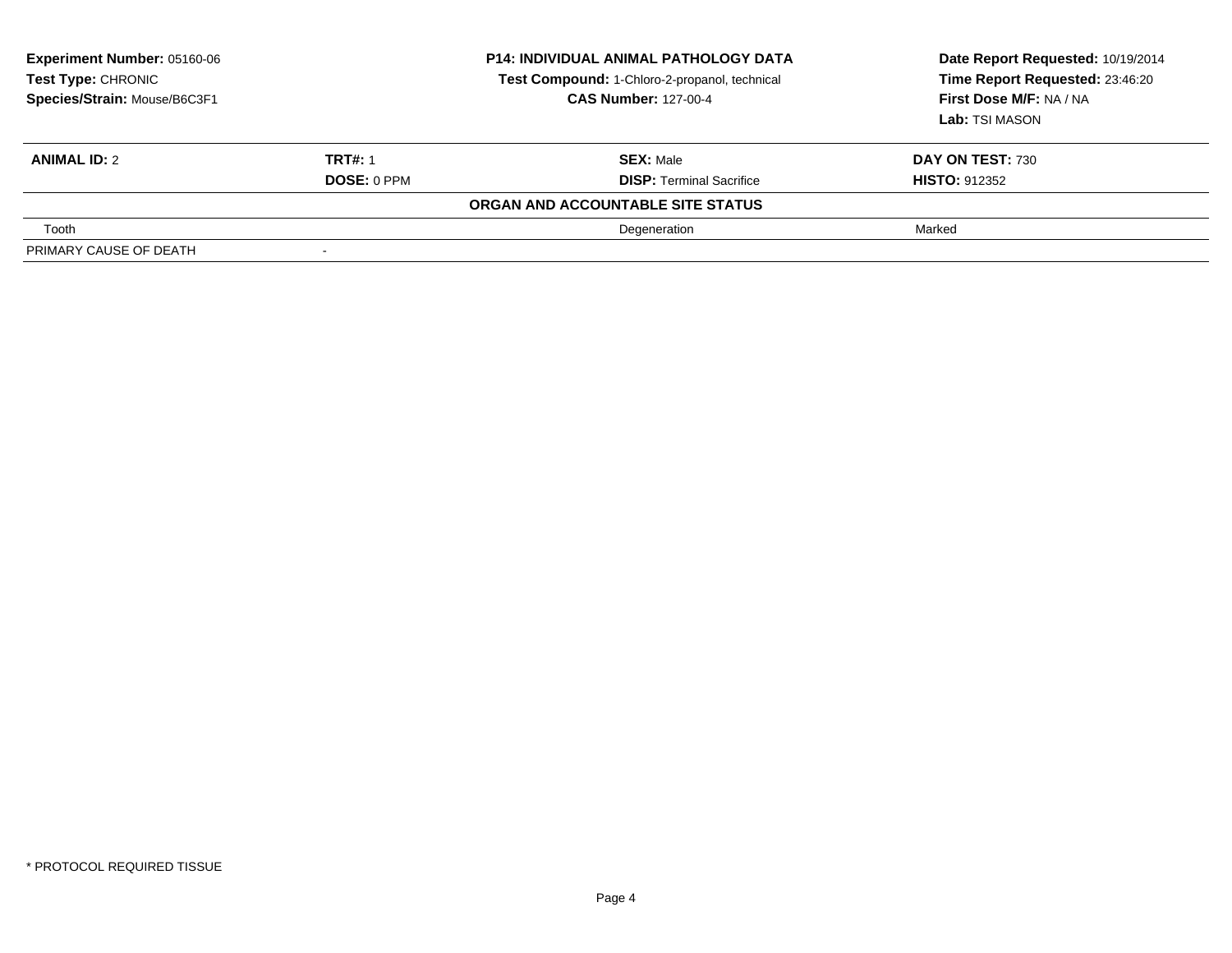**Experiment Number:** 05160-06
**Test Type:** CHRONIC
**Species/Strain:** Mouse/B6C3F1

**P14: INDIVIDUAL ANIMAL PATHOLOGY DATA**
**Test Compound:** 1-Chloro-2-propanol, technical
**CAS Number:** 127-00-4

**Date Report Requested:** 10/19/2014
**Time Report Requested:** 23:46:20
**First Dose M/F:** NA / NA
**Lab:** TSI MASON

| **ANIMAL ID:** 2 | **TRT#:** 1 | **SEX:** Male | **DAY ON TEST:** 730 |
|---|---|---|---|
| | **DOSE:** 0 PPM | **DISP:** Terminal Sacrifice | **HISTO:** 912352 |
| | | **ORGAN AND ACCOUNTABLE SITE STATUS** | |
| Tooth | | Degeneration | Marked |
| PRIMARY CAUSE OF DEATH | - | | |

* PROTOCOL REQUIRED TISSUE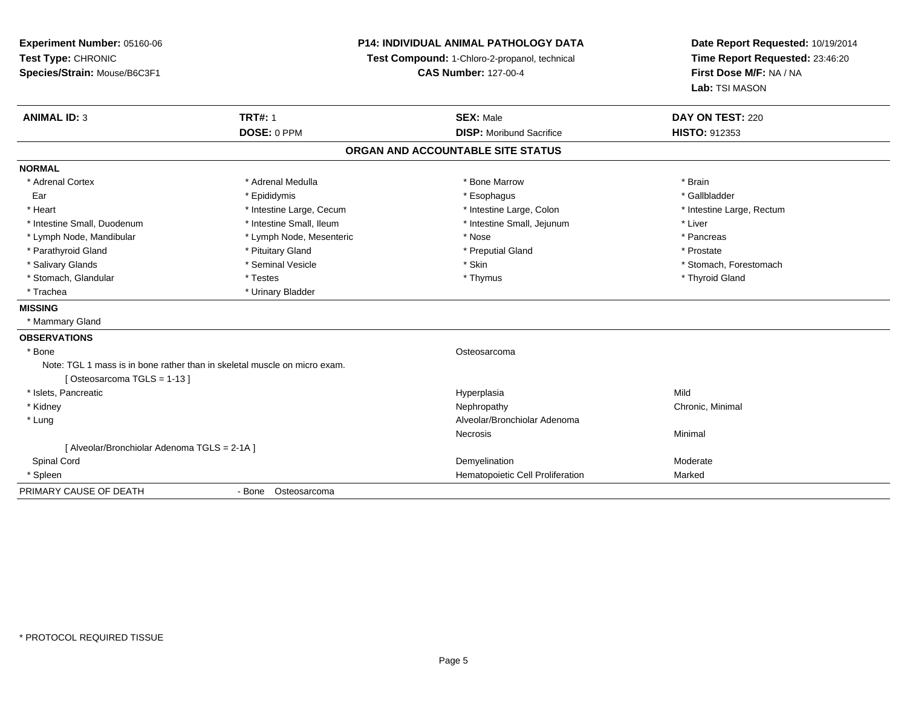**Experiment Number:** 05160-06
**Test Type:** CHRONIC
**Species/Strain:** Mouse/B6C3F1

**P14: INDIVIDUAL ANIMAL PATHOLOGY DATA**
**Test Compound:** 1-Chloro-2-propanol, technical
**CAS Number:** 127-00-4

**Date Report Requested:** 10/19/2014
**Time Report Requested:** 23:46:20
**First Dose M/F:** NA / NA
**Lab:** TSI MASON

| **ANIMAL ID:** 3 | **TRT#:** 1 | **SEX:** Male | **DAY ON TEST:** 220 |
|---|---|---|---|
| | **DOSE:** 0 PPM | **DISP:** Moribund Sacrifice | **HISTO:** 912353 |

## ORGAN AND ACCOUNTABLE SITE STATUS

**NORMAL**

| | | | |
|---|---|---|---|
| * Adrenal Cortex | * Adrenal Medulla | * Bone Marrow | * Brain |
| Ear | * Epididymis | * Esophagus | * Gallbladder |
| * Heart | * Intestine Large, Cecum | * Intestine Large, Colon | * Intestine Large, Rectum |
| * Intestine Small, Duodenum | * Intestine Small, Ileum | * Intestine Small, Jejunum | * Liver |
| * Lymph Node, Mandibular | * Lymph Node, Mesenteric | * Nose | * Pancreas |
| * Parathyroid Gland | * Pituitary Gland | * Preputial Gland | * Prostate |
| * Salivary Glands | * Seminal Vesicle | * Skin | * Stomach, Forestomach |
| * Stomach, Glandular | * Testes | * Thymus | * Thyroid Gland |
| * Trachea | * Urinary Bladder | | |

**MISSING**

* Mammary Gland

**OBSERVATIONS**

| Site | Observation | Severity |
|---|---|---|
| * Bone | Osteosarcoma | |
| Note: TGL 1 mass is in bone rather than in skeletal muscle on micro exam. | | |
| [ Osteosarcoma TGLS = 1-13 ] | | |
| * Islets, Pancreatic | Hyperplasia | Mild |
| * Kidney | Nephropathy | Chronic, Minimal |
| * Lung | Alveolar/Bronchiolar Adenoma | |
| | Necrosis | Minimal |
| [ Alveolar/Bronchiolar Adenoma TGLS = 2-1A ] | | |
| Spinal Cord | Demyelination | Moderate |
| * Spleen | Hematopoietic Cell Proliferation | Marked |

PRIMARY CAUSE OF DEATH - Bone Osteosarcoma

* PROTOCOL REQUIRED TISSUE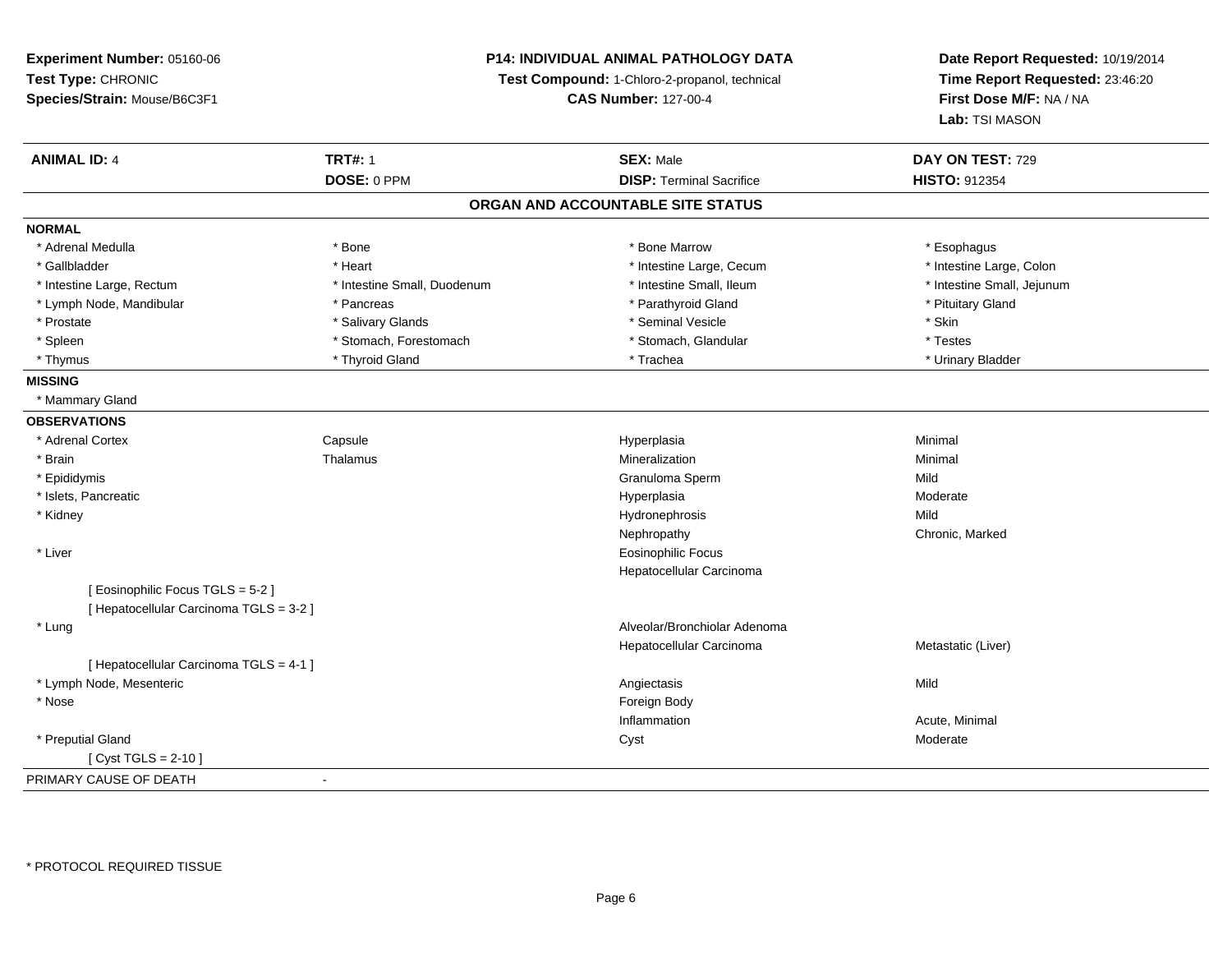**Experiment Number:** 05160-06
**Test Type:** CHRONIC
**Species/Strain:** Mouse/B6C3F1

**P14: INDIVIDUAL ANIMAL PATHOLOGY DATA**
**Test Compound:** 1-Chloro-2-propanol, technical
**CAS Number:** 127-00-4

**Date Report Requested:** 10/19/2014
**Time Report Requested:** 23:46:20
**First Dose M/F:** NA / NA
**Lab:** TSI MASON

| **ANIMAL ID:** 4 | **TRT#:** 1 | **SEX:** Male | **DAY ON TEST:** 729 |
|---|---|---|---|
| | **DOSE:** 0 PPM | **DISP:** Terminal Sacrifice | **HISTO:** 912354 |

## ORGAN AND ACCOUNTABLE SITE STATUS

**NORMAL**

| | | | |
|---|---|---|---|
| * Adrenal Medulla | * Bone | * Bone Marrow | * Esophagus |
| * Gallbladder | * Heart | * Intestine Large, Cecum | * Intestine Large, Colon |
| * Intestine Large, Rectum | * Intestine Small, Duodenum | * Intestine Small, Ileum | * Intestine Small, Jejunum |
| * Lymph Node, Mandibular | * Pancreas | * Parathyroid Gland | * Pituitary Gland |
| * Prostate | * Salivary Glands | * Seminal Vesicle | * Skin |
| * Spleen | * Stomach, Forestomach | * Stomach, Glandular | * Testes |
| * Thymus | * Thyroid Gland | * Trachea | * Urinary Bladder |

**MISSING**

* Mammary Gland

**OBSERVATIONS**

| | | | |
|---|---|---|---|
| * Adrenal Cortex | Capsule | Hyperplasia | Minimal |
| * Brain | Thalamus | Mineralization | Minimal |
| * Epididymis | | Granuloma Sperm | Mild |
| * Islets, Pancreatic | | Hyperplasia | Moderate |
| * Kidney | | Hydronephrosis | Mild |
| | | Nephropathy | Chronic, Marked |
| * Liver | | Eosinophilic Focus | |
| | | Hepatocellular Carcinoma | |
| [ Eosinophilic Focus TGLS = 5-2 ] | | | |
| [ Hepatocellular Carcinoma TGLS = 3-2 ] | | | |
| * Lung | | Alveolar/Bronchiolar Adenoma | |
| | | Hepatocellular Carcinoma | Metastatic (Liver) |
| [ Hepatocellular Carcinoma TGLS = 4-1 ] | | | |
| * Lymph Node, Mesenteric | | Angiectasis | Mild |
| * Nose | | Foreign Body | |
| | | Inflammation | Acute, Minimal |
| * Preputial Gland | | Cyst | Moderate |
| [ Cyst TGLS = 2-10 ] | | | |

PRIMARY CAUSE OF DEATH -

* PROTOCOL REQUIRED TISSUE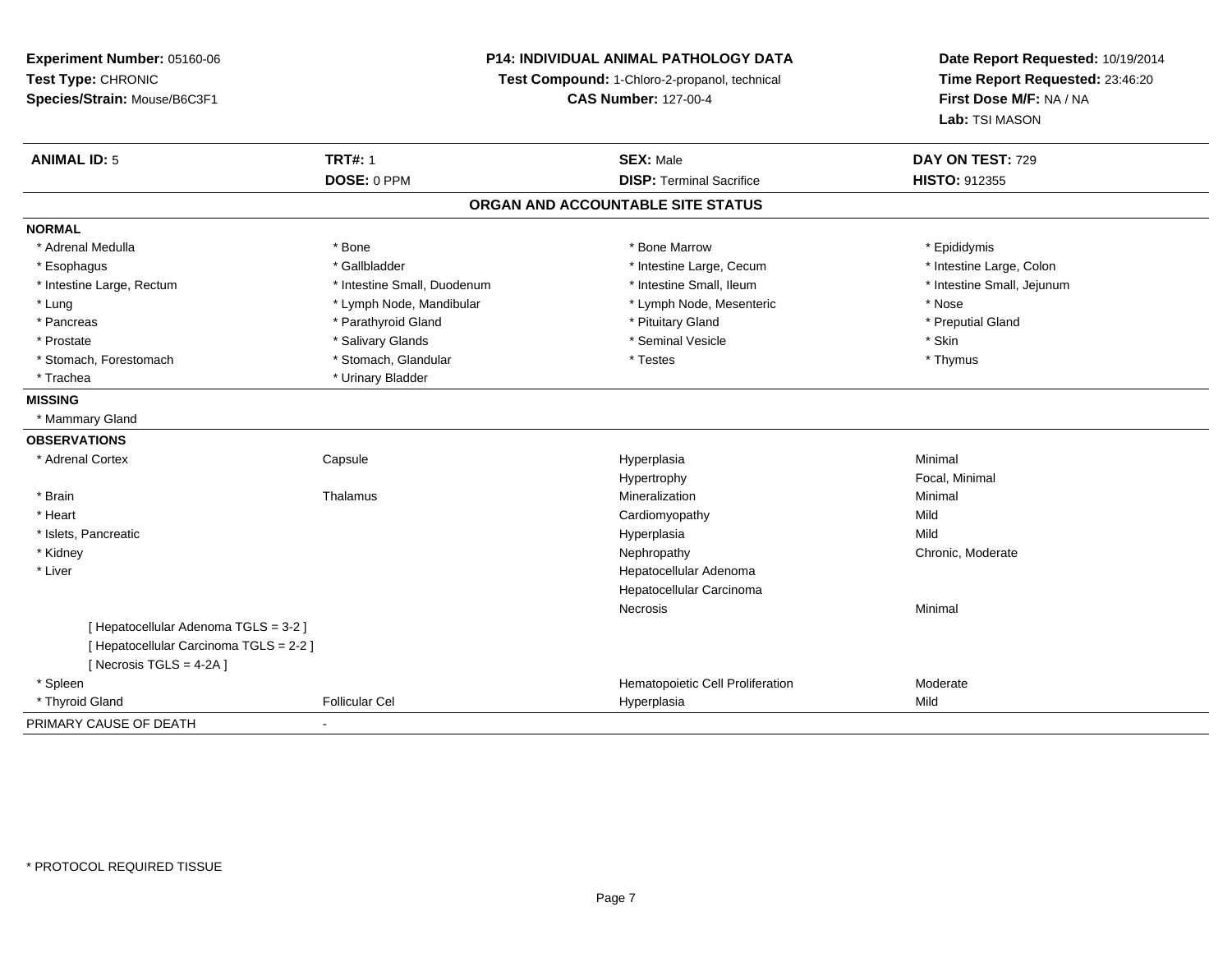**Experiment Number:** 05160-06
**Test Type:** CHRONIC
**Species/Strain:** Mouse/B6C3F1

**P14: INDIVIDUAL ANIMAL PATHOLOGY DATA**
**Test Compound:** 1-Chloro-2-propanol, technical
**CAS Number:** 127-00-4

**Date Report Requested:** 10/19/2014
**Time Report Requested:** 23:46:20
**First Dose M/F:** NA / NA
**Lab:** TSI MASON

| **ANIMAL ID:** 5 | **TRT#:** 1 | **SEX:** Male | **DAY ON TEST:** 729 |
|---|---|---|---|
| | **DOSE:** 0 PPM | **DISP:** Terminal Sacrifice | **HISTO:** 912355 |

## ORGAN AND ACCOUNTABLE SITE STATUS

**NORMAL**

| | | | |
|---|---|---|---|
| * Adrenal Medulla | * Bone | * Bone Marrow | * Epididymis |
| * Esophagus | * Gallbladder | * Intestine Large, Cecum | * Intestine Large, Colon |
| * Intestine Large, Rectum | * Intestine Small, Duodenum | * Intestine Small, Ileum | * Intestine Small, Jejunum |
| * Lung | * Lymph Node, Mandibular | * Lymph Node, Mesenteric | * Nose |
| * Pancreas | * Parathyroid Gland | * Pituitary Gland | * Preputial Gland |
| * Prostate | * Salivary Glands | * Seminal Vesicle | * Skin |
| * Stomach, Forestomach | * Stomach, Glandular | * Testes | * Thymus |
| * Trachea | * Urinary Bladder | | |

**MISSING**

* Mammary Gland

**OBSERVATIONS**

| | | | |
|---|---|---|---|
| * Adrenal Cortex | Capsule | Hyperplasia | Minimal |
| | | Hypertrophy | Focal, Minimal |
| * Brain | Thalamus | Mineralization | Minimal |
| * Heart | | Cardiomyopathy | Mild |
| * Islets, Pancreatic | | Hyperplasia | Mild |
| * Kidney | | Nephropathy | Chronic, Moderate |
| * Liver | | Hepatocellular Adenoma | |
| | | Hepatocellular Carcinoma | |
| | | Necrosis | Minimal |
| [ Hepatocellular Adenoma TGLS = 3-2 ] | | | |
| [ Hepatocellular Carcinoma TGLS = 2-2 ] | | | |
| [ Necrosis TGLS = 4-2A ] | | | |
| * Spleen | | Hematopoietic Cell Proliferation | Moderate |
| * Thyroid Gland | Follicular Cel | Hyperplasia | Mild |

PRIMARY CAUSE OF DEATH -

* PROTOCOL REQUIRED TISSUE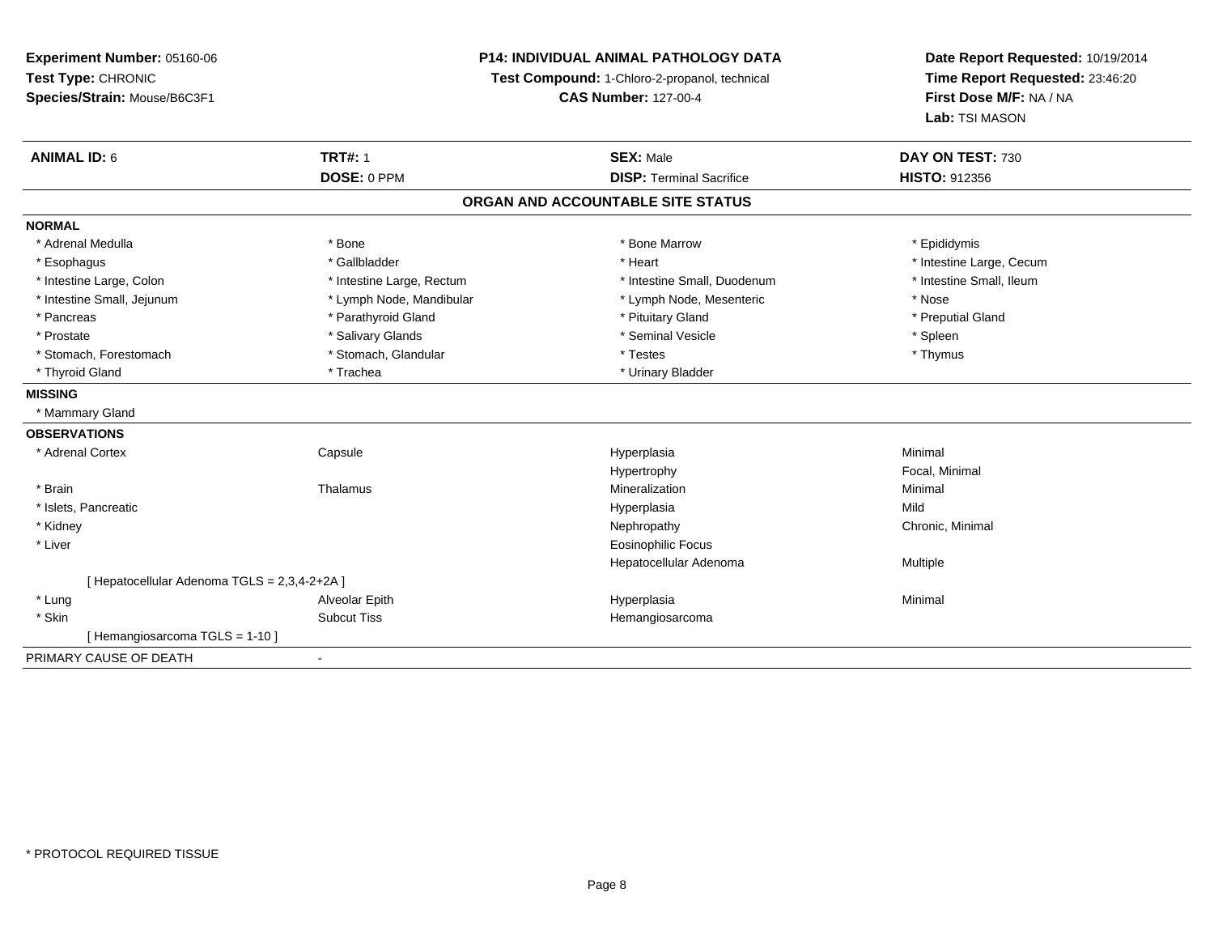**Experiment Number:** 05160-06
**Test Type:** CHRONIC
**Species/Strain:** Mouse/B6C3F1

**P14: INDIVIDUAL ANIMAL PATHOLOGY DATA**
**Test Compound:** 1-Chloro-2-propanol, technical
**CAS Number:** 127-00-4

**Date Report Requested:** 10/19/2014
**Time Report Requested:** 23:46:20
**First Dose M/F:** NA / NA
**Lab:** TSI MASON

| **ANIMAL ID:** 6 | **TRT#:** 1 | **SEX:** Male | **DAY ON TEST:** 730 |
|---|---|---|---|
| | **DOSE:** 0 PPM | **DISP:** Terminal Sacrifice | **HISTO:** 912356 |

## ORGAN AND ACCOUNTABLE SITE STATUS

**NORMAL**

| | | | |
|---|---|---|---|
| * Adrenal Medulla | * Bone | * Bone Marrow | * Epididymis |
| * Esophagus | * Gallbladder | * Heart | * Intestine Large, Cecum |
| * Intestine Large, Colon | * Intestine Large, Rectum | * Intestine Small, Duodenum | * Intestine Small, Ileum |
| * Intestine Small, Jejunum | * Lymph Node, Mandibular | * Lymph Node, Mesenteric | * Nose |
| * Pancreas | * Parathyroid Gland | * Pituitary Gland | * Preputial Gland |
| * Prostate | * Salivary Glands | * Seminal Vesicle | * Spleen |
| * Stomach, Forestomach | * Stomach, Glandular | * Testes | * Thymus |
| * Thyroid Gland | * Trachea | * Urinary Bladder | |

**MISSING**

* Mammary Gland

**OBSERVATIONS**

| | | | |
|---|---|---|---|
| * Adrenal Cortex | Capsule | Hyperplasia | Minimal |
| | | Hypertrophy | Focal, Minimal |
| * Brain | Thalamus | Mineralization | Minimal |
| * Islets, Pancreatic | | Hyperplasia | Mild |
| * Kidney | | Nephropathy | Chronic, Minimal |
| * Liver | | Eosinophilic Focus | |
| | | Hepatocellular Adenoma | Multiple |
| [ Hepatocellular Adenoma TGLS = 2,3,4-2+2A ] | | | |
| * Lung | Alveolar Epith | Hyperplasia | Minimal |
| * Skin | Subcut Tiss | Hemangiosarcoma | |
| [ Hemangiosarcoma TGLS = 1-10 ] | | | |

PRIMARY CAUSE OF DEATH -

* PROTOCOL REQUIRED TISSUE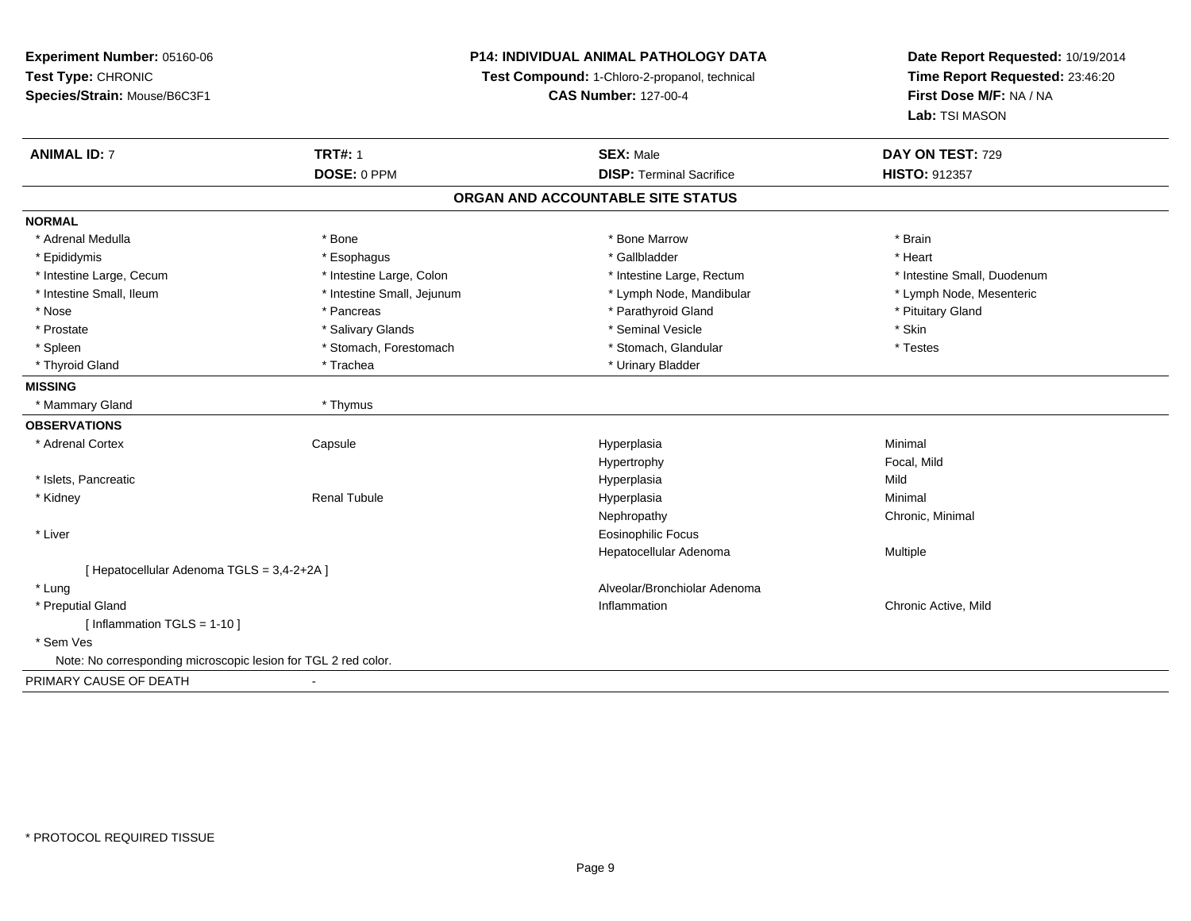**Experiment Number:** 05160-06
**Test Type:** CHRONIC
**Species/Strain:** Mouse/B6C3F1

**P14: INDIVIDUAL ANIMAL PATHOLOGY DATA**
**Test Compound:** 1-Chloro-2-propanol, technical
**CAS Number:** 127-00-4

**Date Report Requested:** 10/19/2014
**Time Report Requested:** 23:46:20
**First Dose M/F:** NA / NA
**Lab:** TSI MASON

| **ANIMAL ID:** 7 | **TRT#:** 1 | **SEX:** Male | **DAY ON TEST:** 729 |
|---|---|---|---|
| | **DOSE:** 0 PPM | **DISP:** Terminal Sacrifice | **HISTO:** 912357 |

## ORGAN AND ACCOUNTABLE SITE STATUS

**NORMAL**

| | | | |
|---|---|---|---|
| * Adrenal Medulla | * Bone | * Bone Marrow | * Brain |
| * Epididymis | * Esophagus | * Gallbladder | * Heart |
| * Intestine Large, Cecum | * Intestine Large, Colon | * Intestine Large, Rectum | * Intestine Small, Duodenum |
| * Intestine Small, Ileum | * Intestine Small, Jejunum | * Lymph Node, Mandibular | * Lymph Node, Mesenteric |
| * Nose | * Pancreas | * Parathyroid Gland | * Pituitary Gland |
| * Prostate | * Salivary Glands | * Seminal Vesicle | * Skin |
| * Spleen | * Stomach, Forestomach | * Stomach, Glandular | * Testes |
| * Thyroid Gland | * Trachea | * Urinary Bladder | |

**MISSING**

| | |
|---|---|
| * Mammary Gland | * Thymus |

**OBSERVATIONS**

| | | | |
|---|---|---|---|
| * Adrenal Cortex | Capsule | Hyperplasia | Minimal |
| | | Hypertrophy | Focal, Mild |
| * Islets, Pancreatic | | Hyperplasia | Mild |
| * Kidney | Renal Tubule | Hyperplasia | Minimal |
| | | Nephropathy | Chronic, Minimal |
| * Liver | | Eosinophilic Focus | |
| | | Hepatocellular Adenoma | Multiple |
| [ Hepatocellular Adenoma TGLS = 3,4-2+2A ] | | | |
| * Lung | | Alveolar/Bronchiolar Adenoma | |
| * Preputial Gland | | Inflammation | Chronic Active, Mild |
| [ Inflammation TGLS = 1-10 ] | | | |
| * Sem Ves | | | |
| Note: No corresponding microscopic lesion for TGL 2 red color. | | | |

PRIMARY CAUSE OF DEATH -

\* PROTOCOL REQUIRED TISSUE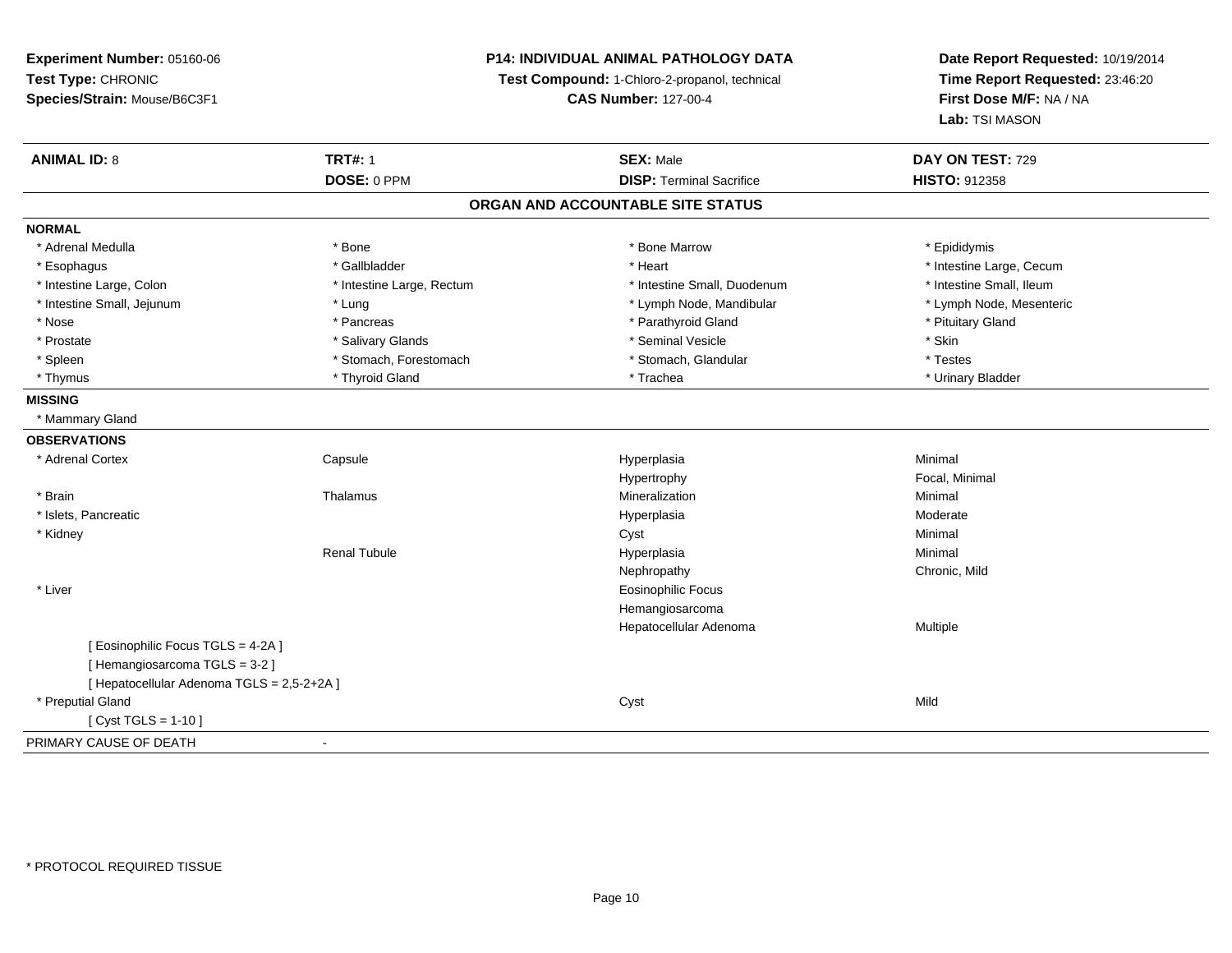**Experiment Number:** 05160-06
**Test Type:** CHRONIC
**Species/Strain:** Mouse/B6C3F1

**P14: INDIVIDUAL ANIMAL PATHOLOGY DATA**
**Test Compound:** 1-Chloro-2-propanol, technical
**CAS Number:** 127-00-4

**Date Report Requested:** 10/19/2014
**Time Report Requested:** 23:46:20
**First Dose M/F:** NA / NA
**Lab:** TSI MASON

| **ANIMAL ID:** 8 | **TRT#:** 1 | **SEX:** Male | **DAY ON TEST:** 729 |
|---|---|---|---|
| | **DOSE:** 0 PPM | **DISP:** Terminal Sacrifice | **HISTO:** 912358 |

## ORGAN AND ACCOUNTABLE SITE STATUS

**NORMAL**

| | | | |
|---|---|---|---|
| * Adrenal Medulla | * Bone | * Bone Marrow | * Epididymis |
| * Esophagus | * Gallbladder | * Heart | * Intestine Large, Cecum |
| * Intestine Large, Colon | * Intestine Large, Rectum | * Intestine Small, Duodenum | * Intestine Small, Ileum |
| * Intestine Small, Jejunum | * Lung | * Lymph Node, Mandibular | * Lymph Node, Mesenteric |
| * Nose | * Pancreas | * Parathyroid Gland | * Pituitary Gland |
| * Prostate | * Salivary Glands | * Seminal Vesicle | * Skin |
| * Spleen | * Stomach, Forestomach | * Stomach, Glandular | * Testes |
| * Thymus | * Thyroid Gland | * Trachea | * Urinary Bladder |

**MISSING**

* Mammary Gland

**OBSERVATIONS**

| | | | |
|---|---|---|---|
| * Adrenal Cortex | Capsule | Hyperplasia | Minimal |
| | | Hypertrophy | Focal, Minimal |
| * Brain | Thalamus | Mineralization | Minimal |
| * Islets, Pancreatic | | Hyperplasia | Moderate |
| * Kidney | | Cyst | Minimal |
| | Renal Tubule | Hyperplasia | Minimal |
| | | Nephropathy | Chronic, Mild |
| * Liver | | Eosinophilic Focus | |
| | | Hemangiosarcoma | |
| | | Hepatocellular Adenoma | Multiple |
| [ Eosinophilic Focus TGLS = 4-2A ] | | | |
| [ Hemangiosarcoma TGLS = 3-2 ] | | | |
| [ Hepatocellular Adenoma TGLS = 2,5-2+2A ] | | | |
| * Preputial Gland | | Cyst | Mild |
| [ Cyst TGLS = 1-10 ] | | | |

PRIMARY CAUSE OF DEATH -

* PROTOCOL REQUIRED TISSUE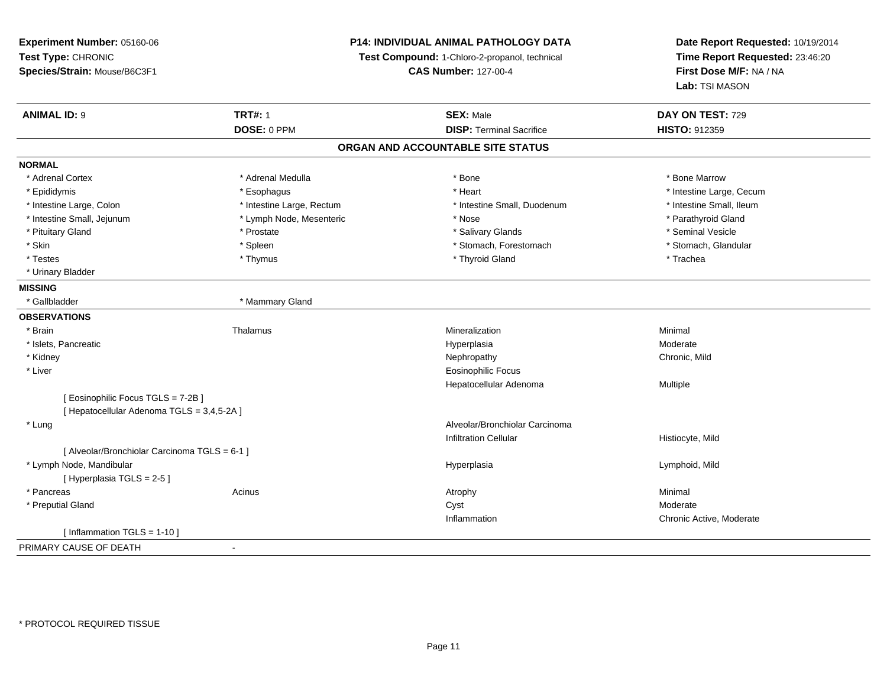**Experiment Number:** 05160-06
**Test Type:** CHRONIC
**Species/Strain:** Mouse/B6C3F1

**P14: INDIVIDUAL ANIMAL PATHOLOGY DATA**
**Test Compound:** 1-Chloro-2-propanol, technical
**CAS Number:** 127-00-4

**Date Report Requested:** 10/19/2014
**Time Report Requested:** 23:46:20
**First Dose M/F:** NA / NA
**Lab:** TSI MASON

| **ANIMAL ID:** 9 | **TRT#:** 1 | **SEX:** Male | **DAY ON TEST:** 729 |
|---|---|---|---|
| | **DOSE:** 0 PPM | **DISP:** Terminal Sacrifice | **HISTO:** 912359 |

## ORGAN AND ACCOUNTABLE SITE STATUS

**NORMAL**

| | | | |
|---|---|---|---|
| * Adrenal Cortex | * Adrenal Medulla | * Bone | * Bone Marrow |
| * Epididymis | * Esophagus | * Heart | * Intestine Large, Cecum |
| * Intestine Large, Colon | * Intestine Large, Rectum | * Intestine Small, Duodenum | * Intestine Small, Ileum |
| * Intestine Small, Jejunum | * Lymph Node, Mesenteric | * Nose | * Parathyroid Gland |
| * Pituitary Gland | * Prostate | * Salivary Glands | * Seminal Vesicle |
| * Skin | * Spleen | * Stomach, Forestomach | * Stomach, Glandular |
| * Testes | * Thymus | * Thyroid Gland | * Trachea |
| * Urinary Bladder | | | |

**MISSING**

| | |
|---|---|
| * Gallbladder | * Mammary Gland |

**OBSERVATIONS**

| | | | |
|---|---|---|---|
| * Brain | Thalamus | Mineralization | Minimal |
| * Islets, Pancreatic | | Hyperplasia | Moderate |
| * Kidney | | Nephropathy | Chronic, Mild |
| * Liver | | Eosinophilic Focus | |
| | | Hepatocellular Adenoma | Multiple |
| [ Eosinophilic Focus TGLS = 7-2B ] | | | |
| [ Hepatocellular Adenoma TGLS = 3,4,5-2A ] | | | |
| * Lung | | Alveolar/Bronchiolar Carcinoma | |
| | | Infiltration Cellular | Histiocyte, Mild |
| [ Alveolar/Bronchiolar Carcinoma TGLS = 6-1 ] | | | |
| * Lymph Node, Mandibular | | Hyperplasia | Lymphoid, Mild |
| [ Hyperplasia TGLS = 2-5 ] | | | |
| * Pancreas | Acinus | Atrophy | Minimal |
| * Preputial Gland | | Cyst | Moderate |
| | | Inflammation | Chronic Active, Moderate |
| [ Inflammation TGLS = 1-10 ] | | | |

PRIMARY CAUSE OF DEATH -

* PROTOCOL REQUIRED TISSUE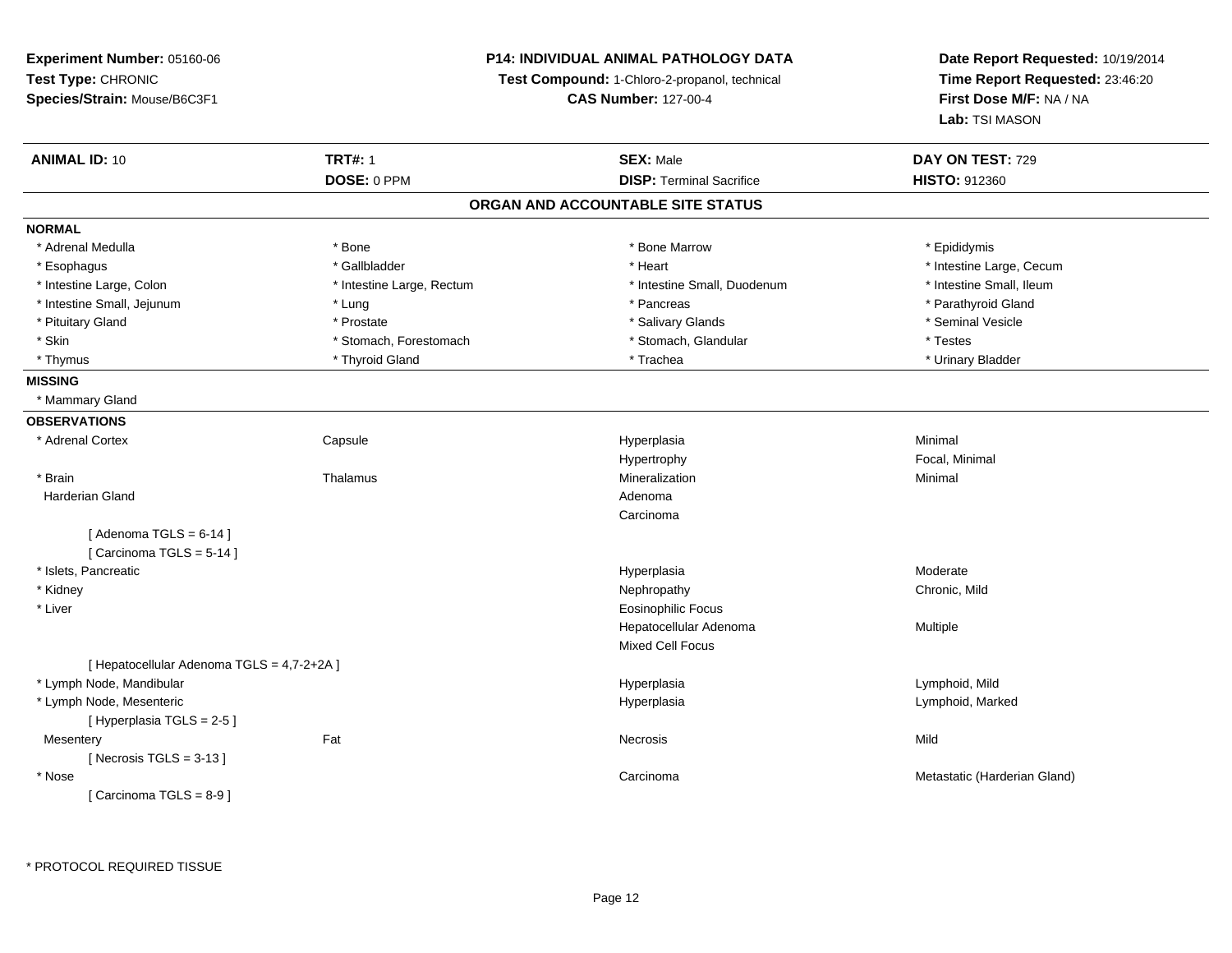**Experiment Number:** 05160-06
**Test Type:** CHRONIC
**Species/Strain:** Mouse/B6C3F1

**P14: INDIVIDUAL ANIMAL PATHOLOGY DATA**
**Test Compound:** 1-Chloro-2-propanol, technical
**CAS Number:** 127-00-4

**Date Report Requested:** 10/19/2014
**Time Report Requested:** 23:46:20
**First Dose M/F:** NA / NA
**Lab:** TSI MASON

| **ANIMAL ID:** 10 | **TRT#:** 1 | **SEX:** Male | **DAY ON TEST:** 729 |
|---|---|---|---|
| | **DOSE:** 0 PPM | **DISP:** Terminal Sacrifice | **HISTO:** 912360 |

## ORGAN AND ACCOUNTABLE SITE STATUS

**NORMAL**

| | | | |
|---|---|---|---|
| * Adrenal Medulla | * Bone | * Bone Marrow | * Epididymis |
| * Esophagus | * Gallbladder | * Heart | * Intestine Large, Cecum |
| * Intestine Large, Colon | * Intestine Large, Rectum | * Intestine Small, Duodenum | * Intestine Small, Ileum |
| * Intestine Small, Jejunum | * Lung | * Pancreas | * Parathyroid Gland |
| * Pituitary Gland | * Prostate | * Salivary Glands | * Seminal Vesicle |
| * Skin | * Stomach, Forestomach | * Stomach, Glandular | * Testes |
| * Thymus | * Thyroid Gland | * Trachea | * Urinary Bladder |

**MISSING**

* Mammary Gland

**OBSERVATIONS**

| | | | |
|---|---|---|---|
| * Adrenal Cortex | Capsule | Hyperplasia | Minimal |
| | | Hypertrophy | Focal, Minimal |
| * Brain | Thalamus | Mineralization | Minimal |
| Harderian Gland | | Adenoma | |
| | | Carcinoma | |
| [ Adenoma TGLS = 6-14 ] | | | |
| [ Carcinoma TGLS = 5-14 ] | | | |
| * Islets, Pancreatic | | Hyperplasia | Moderate |
| * Kidney | | Nephropathy | Chronic, Mild |
| * Liver | | Eosinophilic Focus | |
| | | Hepatocellular Adenoma | Multiple |
| | | Mixed Cell Focus | |
| [ Hepatocellular Adenoma TGLS = 4,7-2+2A ] | | | |
| * Lymph Node, Mandibular | | Hyperplasia | Lymphoid, Mild |
| * Lymph Node, Mesenteric | | Hyperplasia | Lymphoid, Marked |
| [ Hyperplasia TGLS = 2-5 ] | | | |
| Mesentery | Fat | Necrosis | Mild |
| [ Necrosis TGLS = 3-13 ] | | | |
| * Nose | | Carcinoma | Metastatic (Harderian Gland) |
| [ Carcinoma TGLS = 8-9 ] | | | |

* PROTOCOL REQUIRED TISSUE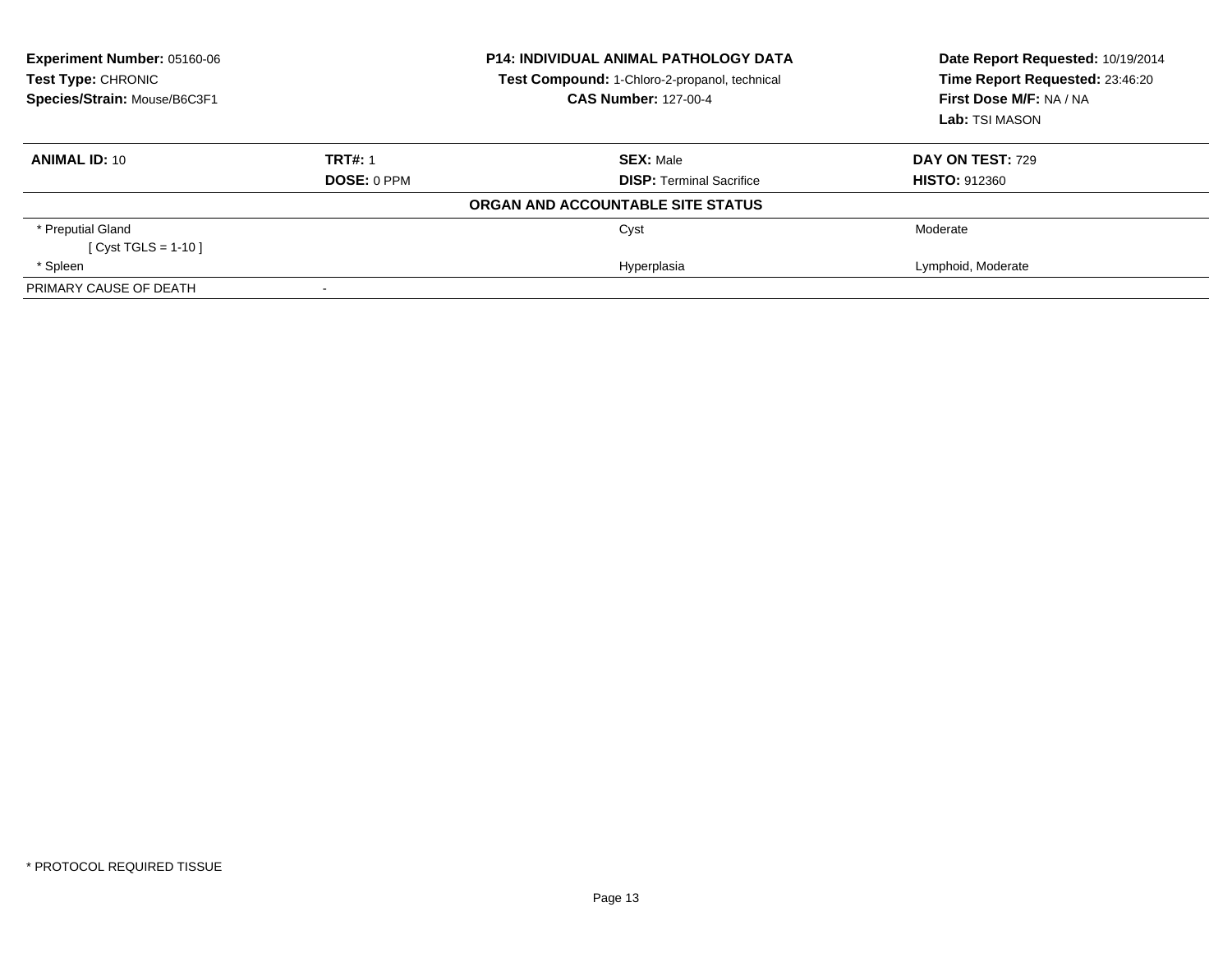**Experiment Number:** 05160-06
**Test Type:** CHRONIC
**Species/Strain:** Mouse/B6C3F1

**P14: INDIVIDUAL ANIMAL PATHOLOGY DATA**
**Test Compound:** 1-Chloro-2-propanol, technical
**CAS Number:** 127-00-4

**Date Report Requested:** 10/19/2014
**Time Report Requested:** 23:46:20
**First Dose M/F:** NA / NA
**Lab:** TSI MASON

| **ANIMAL ID:** 10 | **TRT#:** 1 | **SEX:** Male | **DAY ON TEST:** 729 |
|---|---|---|---|
| | **DOSE:** 0 PPM | **DISP:** Terminal Sacrifice | **HISTO:** 912360 |

**ORGAN AND ACCOUNTABLE SITE STATUS**

| | | | |
|---|---|---|---|
| * Preputial Gland<br>[ Cyst TGLS = 1-10 ] | | Cyst | Moderate |
| * Spleen | | Hyperplasia | Lymphoid, Moderate |
| PRIMARY CAUSE OF DEATH | - | | |

* PROTOCOL REQUIRED TISSUE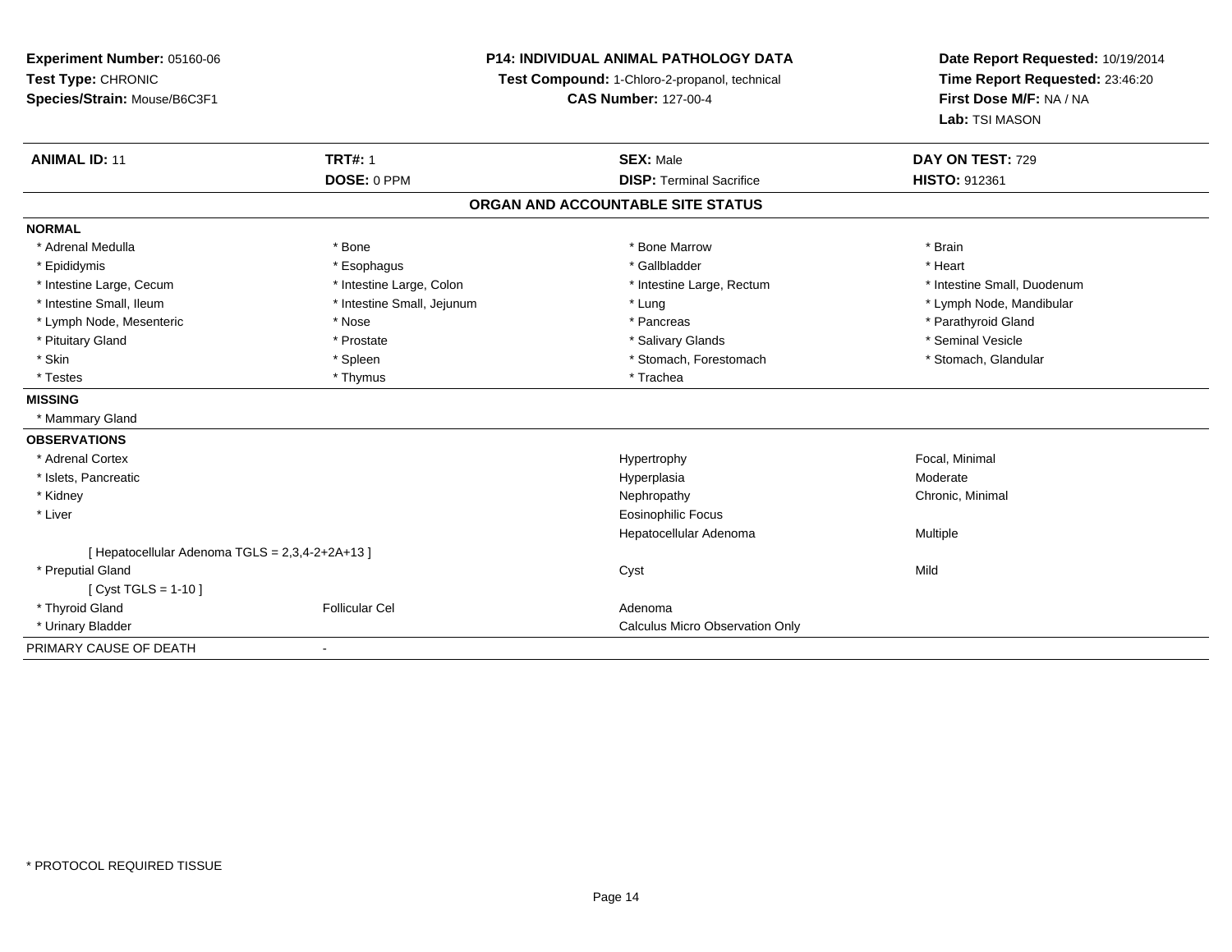**Experiment Number:** 05160-06
**Test Type:** CHRONIC
**Species/Strain:** Mouse/B6C3F1

**P14: INDIVIDUAL ANIMAL PATHOLOGY DATA**
**Test Compound:** 1-Chloro-2-propanol, technical
**CAS Number:** 127-00-4

**Date Report Requested:** 10/19/2014
**Time Report Requested:** 23:46:20
**First Dose M/F:** NA / NA
**Lab:** TSI MASON

| **ANIMAL ID:** 11 | **TRT#:** 1 | **SEX:** Male | **DAY ON TEST:** 729 |
|---|---|---|---|
| | **DOSE:** 0 PPM | **DISP:** Terminal Sacrifice | **HISTO:** 912361 |

## ORGAN AND ACCOUNTABLE SITE STATUS

**NORMAL**

| | | | |
|---|---|---|---|
| * Adrenal Medulla | * Bone | * Bone Marrow | * Brain |
| * Epididymis | * Esophagus | * Gallbladder | * Heart |
| * Intestine Large, Cecum | * Intestine Large, Colon | * Intestine Large, Rectum | * Intestine Small, Duodenum |
| * Intestine Small, Ileum | * Intestine Small, Jejunum | * Lung | * Lymph Node, Mandibular |
| * Lymph Node, Mesenteric | * Nose | * Pancreas | * Parathyroid Gland |
| * Pituitary Gland | * Prostate | * Salivary Glands | * Seminal Vesicle |
| * Skin | * Spleen | * Stomach, Forestomach | * Stomach, Glandular |
| * Testes | * Thymus | * Trachea | |

**MISSING**

* Mammary Gland

**OBSERVATIONS**

| | | | |
|---|---|---|---|
| * Adrenal Cortex | | Hypertrophy | Focal, Minimal |
| * Islets, Pancreatic | | Hyperplasia | Moderate |
| * Kidney | | Nephropathy | Chronic, Minimal |
| * Liver | | Eosinophilic Focus | |
| | | Hepatocellular Adenoma | Multiple |
| [ Hepatocellular Adenoma TGLS = 2,3,4-2+2A+13 ] | | | |
| * Preputial Gland | | Cyst | Mild |
| [ Cyst TGLS = 1-10 ] | | | |
| * Thyroid Gland | Follicular Cel | Adenoma | |
| * Urinary Bladder | | Calculus Micro Observation Only | |

PRIMARY CAUSE OF DEATH -

* PROTOCOL REQUIRED TISSUE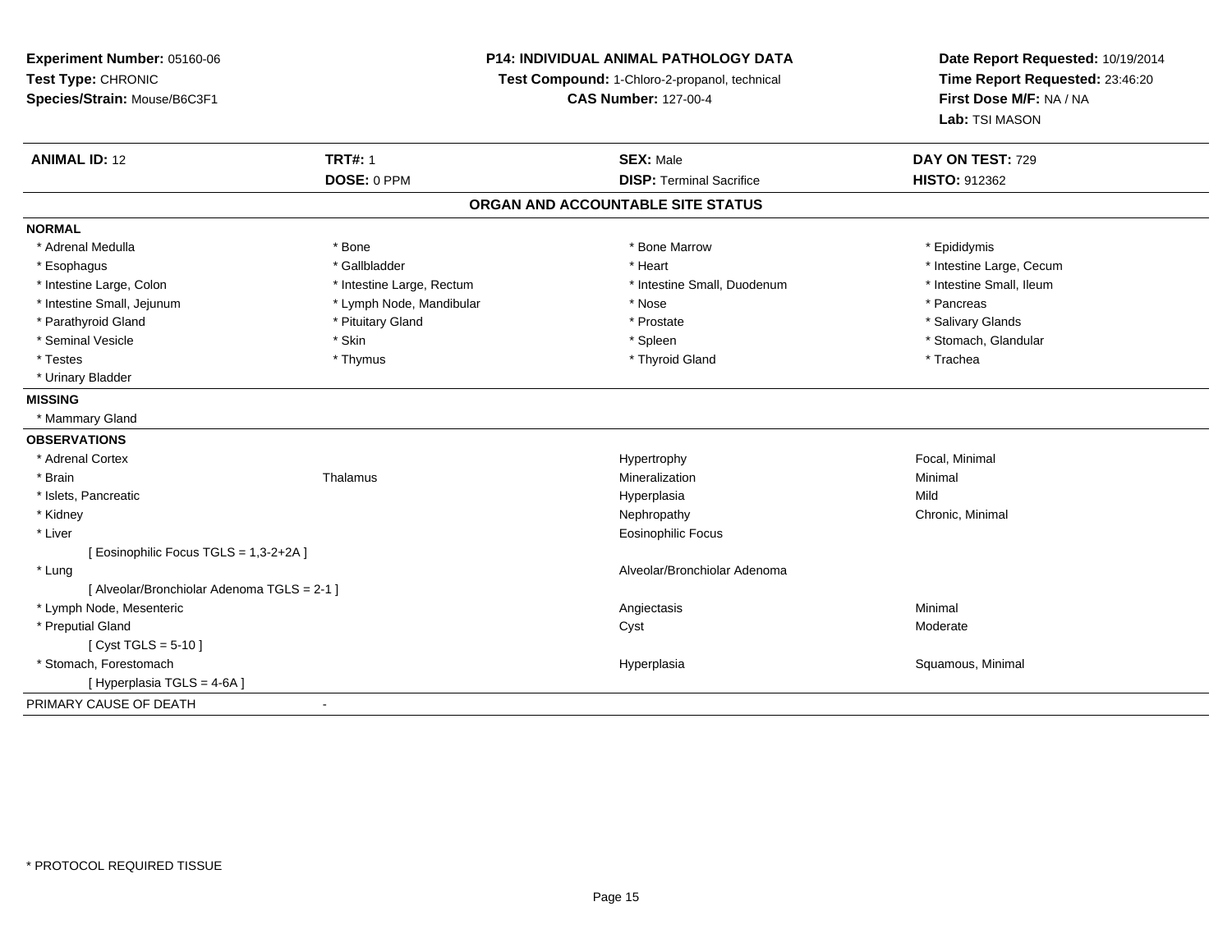**Experiment Number:** 05160-06
**Test Type:** CHRONIC
**Species/Strain:** Mouse/B6C3F1

**P14: INDIVIDUAL ANIMAL PATHOLOGY DATA**
**Test Compound:** 1-Chloro-2-propanol, technical
**CAS Number:** 127-00-4

**Date Report Requested:** 10/19/2014
**Time Report Requested:** 23:46:20
**First Dose M/F:** NA / NA
**Lab:** TSI MASON

| **ANIMAL ID:** 12 | **TRT#:** 1 | **SEX:** Male | **DAY ON TEST:** 729 |
|---|---|---|---|
| | **DOSE:** 0 PPM | **DISP:** Terminal Sacrifice | **HISTO:** 912362 |

## ORGAN AND ACCOUNTABLE SITE STATUS

**NORMAL**

| | | | |
|---|---|---|---|
| * Adrenal Medulla | * Bone | * Bone Marrow | * Epididymis |
| * Esophagus | * Gallbladder | * Heart | * Intestine Large, Cecum |
| * Intestine Large, Colon | * Intestine Large, Rectum | * Intestine Small, Duodenum | * Intestine Small, Ileum |
| * Intestine Small, Jejunum | * Lymph Node, Mandibular | * Nose | * Pancreas |
| * Parathyroid Gland | * Pituitary Gland | * Prostate | * Salivary Glands |
| * Seminal Vesicle | * Skin | * Spleen | * Stomach, Glandular |
| * Testes | * Thymus | * Thyroid Gland | * Trachea |
| * Urinary Bladder | | | |

**MISSING**

* Mammary Gland

**OBSERVATIONS**

| | | | |
|---|---|---|---|
| * Adrenal Cortex | | Hypertrophy | Focal, Minimal |
| * Brain | Thalamus | Mineralization | Minimal |
| * Islets, Pancreatic | | Hyperplasia | Mild |
| * Kidney | | Nephropathy | Chronic, Minimal |
| * Liver | | Eosinophilic Focus | |
| [ Eosinophilic Focus TGLS = 1,3-2+2A ] | | | |
| * Lung | | Alveolar/Bronchiolar Adenoma | |
| [ Alveolar/Bronchiolar Adenoma TGLS = 2-1 ] | | | |
| * Lymph Node, Mesenteric | | Angiectasis | Minimal |
| * Preputial Gland | | Cyst | Moderate |
| [ Cyst TGLS = 5-10 ] | | | |
| * Stomach, Forestomach | | Hyperplasia | Squamous, Minimal |
| [ Hyperplasia TGLS = 4-6A ] | | | |

PRIMARY CAUSE OF DEATH -

* PROTOCOL REQUIRED TISSUE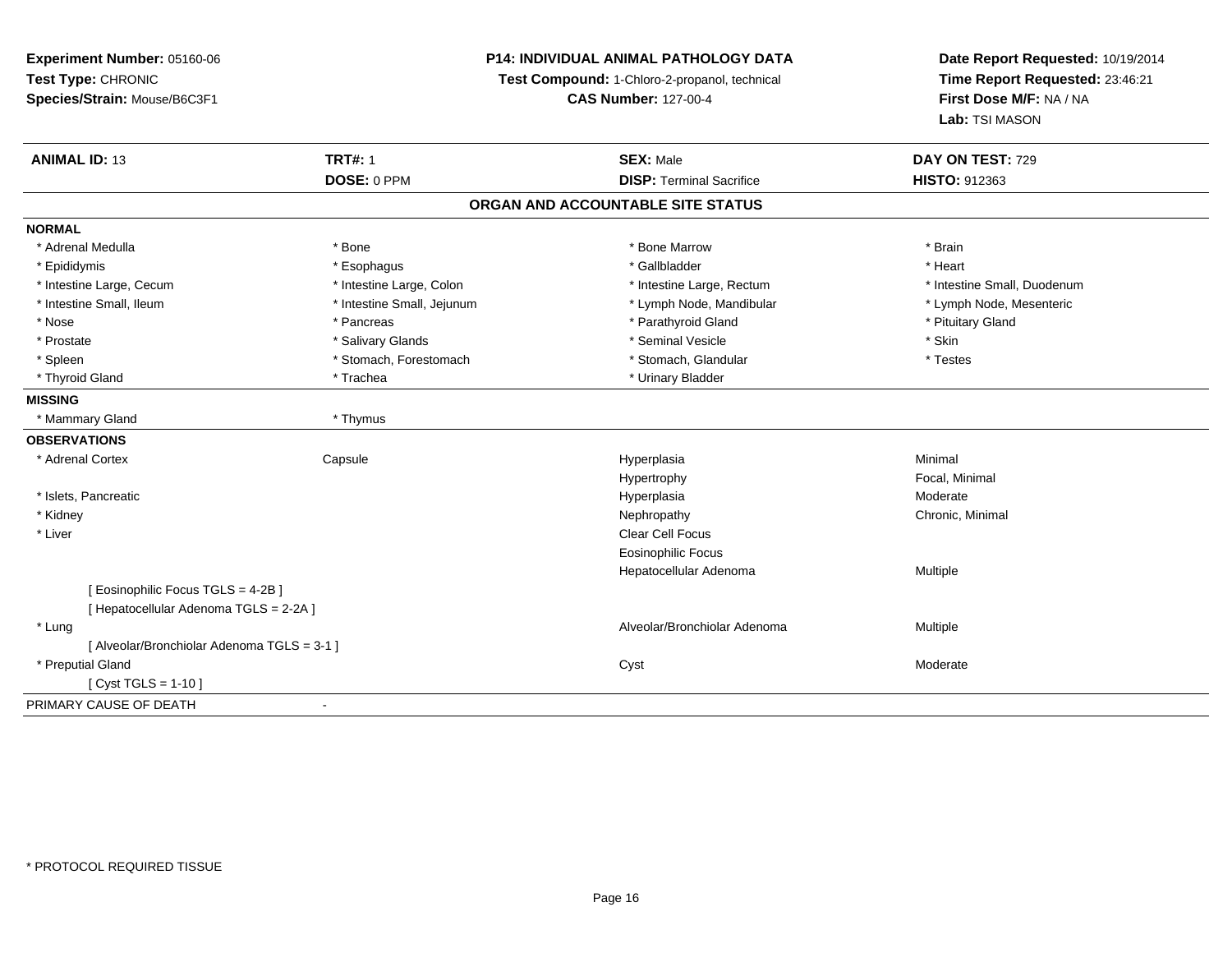**Experiment Number:** 05160-06
**Test Type:** CHRONIC
**Species/Strain:** Mouse/B6C3F1

**P14: INDIVIDUAL ANIMAL PATHOLOGY DATA**
**Test Compound:** 1-Chloro-2-propanol, technical
**CAS Number:** 127-00-4

**Date Report Requested:** 10/19/2014
**Time Report Requested:** 23:46:21
**First Dose M/F:** NA / NA
**Lab:** TSI MASON

| **ANIMAL ID:** 13 | **TRT#:** 1 | **SEX:** Male | **DAY ON TEST:** 729 |
|---|---|---|---|
| | **DOSE:** 0 PPM | **DISP:** Terminal Sacrifice | **HISTO:** 912363 |

## ORGAN AND ACCOUNTABLE SITE STATUS

**NORMAL**

| | | | |
|---|---|---|---|
| * Adrenal Medulla | * Bone | * Bone Marrow | * Brain |
| * Epididymis | * Esophagus | * Gallbladder | * Heart |
| * Intestine Large, Cecum | * Intestine Large, Colon | * Intestine Large, Rectum | * Intestine Small, Duodenum |
| * Intestine Small, Ileum | * Intestine Small, Jejunum | * Lymph Node, Mandibular | * Lymph Node, Mesenteric |
| * Nose | * Pancreas | * Parathyroid Gland | * Pituitary Gland |
| * Prostate | * Salivary Glands | * Seminal Vesicle | * Skin |
| * Spleen | * Stomach, Forestomach | * Stomach, Glandular | * Testes |
| * Thyroid Gland | * Trachea | * Urinary Bladder | |

**MISSING**

| | |
|---|---|
| * Mammary Gland | * Thymus |

**OBSERVATIONS**

| | | | |
|---|---|---|---|
| * Adrenal Cortex | Capsule | Hyperplasia | Minimal |
| | | Hypertrophy | Focal, Minimal |
| * Islets, Pancreatic | | Hyperplasia | Moderate |
| * Kidney | | Nephropathy | Chronic, Minimal |
| * Liver | | Clear Cell Focus | |
| | | Eosinophilic Focus | |
| | | Hepatocellular Adenoma | Multiple |
| [ Eosinophilic Focus TGLS = 4-2B ] | | | |
| [ Hepatocellular Adenoma TGLS = 2-2A ] | | | |
| * Lung | | Alveolar/Bronchiolar Adenoma | Multiple |
| [ Alveolar/Bronchiolar Adenoma TGLS = 3-1 ] | | | |
| * Preputial Gland | | Cyst | Moderate |
| [ Cyst TGLS = 1-10 ] | | | |

PRIMARY CAUSE OF DEATH -

* PROTOCOL REQUIRED TISSUE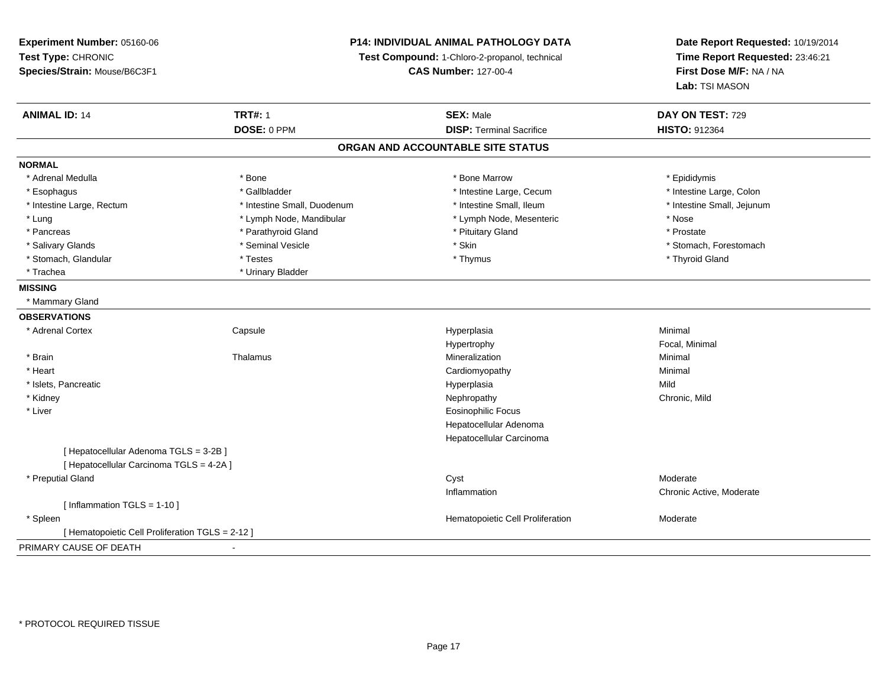**Experiment Number:** 05160-06
**Test Type:** CHRONIC
**Species/Strain:** Mouse/B6C3F1

**P14: INDIVIDUAL ANIMAL PATHOLOGY DATA**
**Test Compound:** 1-Chloro-2-propanol, technical
**CAS Number:** 127-00-4

**Date Report Requested:** 10/19/2014
**Time Report Requested:** 23:46:21
**First Dose M/F:** NA / NA
**Lab:** TSI MASON

| **ANIMAL ID:** 14 | **TRT#:** 1 | **SEX:** Male | **DAY ON TEST:** 729 |
|---|---|---|---|
| | **DOSE:** 0 PPM | **DISP:** Terminal Sacrifice | **HISTO:** 912364 |

## ORGAN AND ACCOUNTABLE SITE STATUS

**NORMAL**

| | | | |
|---|---|---|---|
| * Adrenal Medulla | * Bone | * Bone Marrow | * Epididymis |
| * Esophagus | * Gallbladder | * Intestine Large, Cecum | * Intestine Large, Colon |
| * Intestine Large, Rectum | * Intestine Small, Duodenum | * Intestine Small, Ileum | * Intestine Small, Jejunum |
| * Lung | * Lymph Node, Mandibular | * Lymph Node, Mesenteric | * Nose |
| * Pancreas | * Parathyroid Gland | * Pituitary Gland | * Prostate |
| * Salivary Glands | * Seminal Vesicle | * Skin | * Stomach, Forestomach |
| * Stomach, Glandular | * Testes | * Thymus | * Thyroid Gland |
| * Trachea | * Urinary Bladder | | |

**MISSING**

* Mammary Gland

**OBSERVATIONS**

| | | | |
|---|---|---|---|
| * Adrenal Cortex | Capsule | Hyperplasia | Minimal |
| | | Hypertrophy | Focal, Minimal |
| * Brain | Thalamus | Mineralization | Minimal |
| * Heart | | Cardiomyopathy | Minimal |
| * Islets, Pancreatic | | Hyperplasia | Mild |
| * Kidney | | Nephropathy | Chronic, Mild |
| * Liver | | Eosinophilic Focus | |
| | | Hepatocellular Adenoma | |
| | | Hepatocellular Carcinoma | |
| [ Hepatocellular Adenoma TGLS = 3-2B ] | | | |
| [ Hepatocellular Carcinoma TGLS = 4-2A ] | | | |
| * Preputial Gland | | Cyst | Moderate |
| | | Inflammation | Chronic Active, Moderate |
| [ Inflammation TGLS = 1-10 ] | | | |
| * Spleen | | Hematopoietic Cell Proliferation | Moderate |
| [ Hematopoietic Cell Proliferation TGLS = 2-12 ] | | | |

PRIMARY CAUSE OF DEATH -

* PROTOCOL REQUIRED TISSUE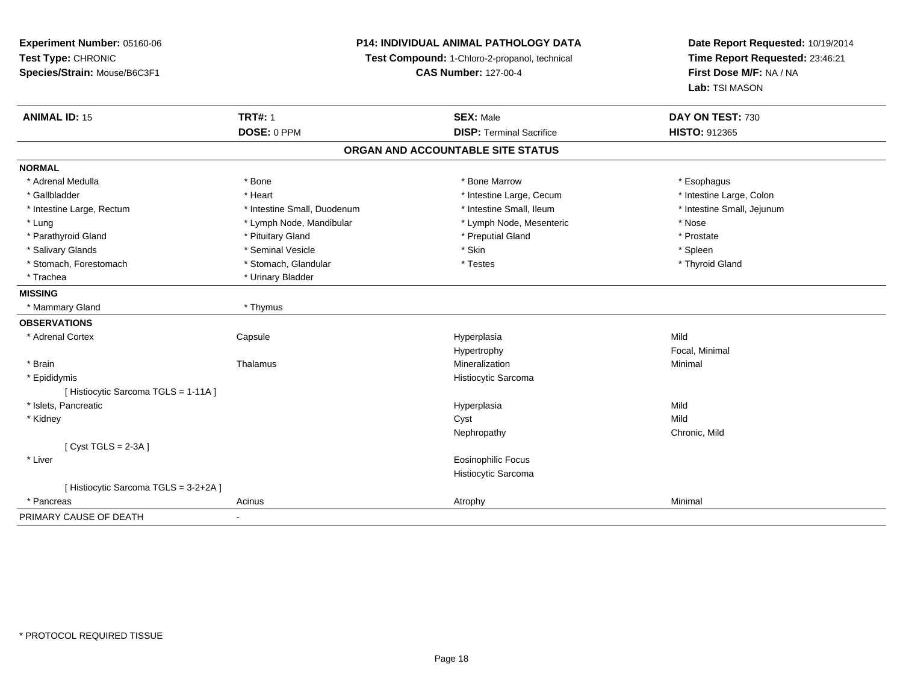**Experiment Number:** 05160-06
**Test Type:** CHRONIC
**Species/Strain:** Mouse/B6C3F1

**P14: INDIVIDUAL ANIMAL PATHOLOGY DATA**
**Test Compound:** 1-Chloro-2-propanol, technical
**CAS Number:** 127-00-4

**Date Report Requested:** 10/19/2014
**Time Report Requested:** 23:46:21
**First Dose M/F:** NA / NA
**Lab:** TSI MASON

| **ANIMAL ID:** 15 | **TRT#:** 1 | **SEX:** Male | **DAY ON TEST:** 730 |
|---|---|---|---|
| | **DOSE:** 0 PPM | **DISP:** Terminal Sacrifice | **HISTO:** 912365 |

## ORGAN AND ACCOUNTABLE SITE STATUS

**NORMAL**

| | | | |
|---|---|---|---|
| * Adrenal Medulla | * Bone | * Bone Marrow | * Esophagus |
| * Gallbladder | * Heart | * Intestine Large, Cecum | * Intestine Large, Colon |
| * Intestine Large, Rectum | * Intestine Small, Duodenum | * Intestine Small, Ileum | * Intestine Small, Jejunum |
| * Lung | * Lymph Node, Mandibular | * Lymph Node, Mesenteric | * Nose |
| * Parathyroid Gland | * Pituitary Gland | * Preputial Gland | * Prostate |
| * Salivary Glands | * Seminal Vesicle | * Skin | * Spleen |
| * Stomach, Forestomach | * Stomach, Glandular | * Testes | * Thyroid Gland |
| * Trachea | * Urinary Bladder | | |

**MISSING**

| | |
|---|---|
| * Mammary Gland | * Thymus |

**OBSERVATIONS**

| | | | |
|---|---|---|---|
| * Adrenal Cortex | Capsule | Hyperplasia | Mild |
| | | Hypertrophy | Focal, Minimal |
| * Brain | Thalamus | Mineralization | Minimal |
| * Epididymis | | Histiocytic Sarcoma | |
| [ Histiocytic Sarcoma TGLS = 1-11A ] | | | |
| * Islets, Pancreatic | | Hyperplasia | Mild |
| * Kidney | | Cyst | Mild |
| | | Nephropathy | Chronic, Mild |
| [ Cyst TGLS = 2-3A ] | | | |
| * Liver | | Eosinophilic Focus | |
| | | Histiocytic Sarcoma | |
| [ Histiocytic Sarcoma TGLS = 3-2+2A ] | | | |
| * Pancreas | Acinus | Atrophy | Minimal |

PRIMARY CAUSE OF DEATH -

* PROTOCOL REQUIRED TISSUE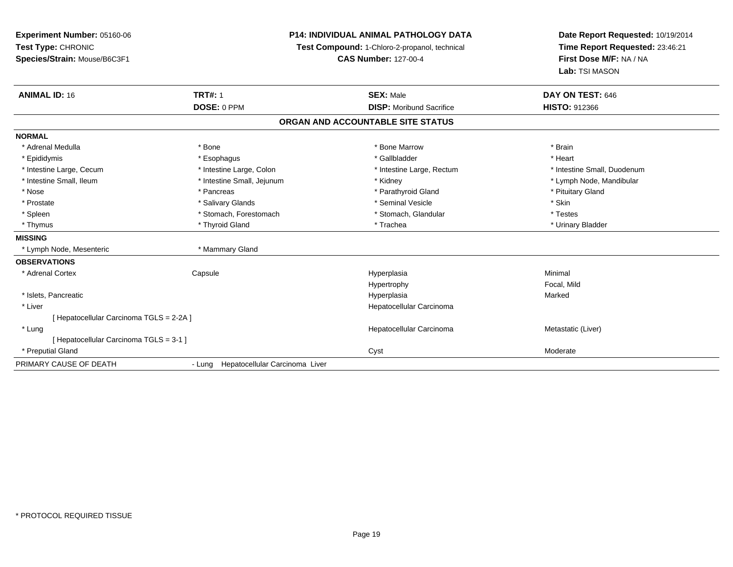**Experiment Number:** 05160-06
**Test Type:** CHRONIC
**Species/Strain:** Mouse/B6C3F1

**P14: INDIVIDUAL ANIMAL PATHOLOGY DATA**
**Test Compound:** 1-Chloro-2-propanol, technical
**CAS Number:** 127-00-4

**Date Report Requested:** 10/19/2014
**Time Report Requested:** 23:46:21
**First Dose M/F:** NA / NA
**Lab:** TSI MASON

| **ANIMAL ID:** 16 | **TRT#:** 1 | **SEX:** Male | **DAY ON TEST:** 646 |
|---|---|---|---|
| | **DOSE:** 0 PPM | **DISP:** Moribund Sacrifice | **HISTO:** 912366 |

## ORGAN AND ACCOUNTABLE SITE STATUS

**NORMAL**

| | | | |
|---|---|---|---|
| * Adrenal Medulla | * Bone | * Bone Marrow | * Brain |
| * Epididymis | * Esophagus | * Gallbladder | * Heart |
| * Intestine Large, Cecum | * Intestine Large, Colon | * Intestine Large, Rectum | * Intestine Small, Duodenum |
| * Intestine Small, Ileum | * Intestine Small, Jejunum | * Kidney | * Lymph Node, Mandibular |
| * Nose | * Pancreas | * Parathyroid Gland | * Pituitary Gland |
| * Prostate | * Salivary Glands | * Seminal Vesicle | * Skin |
| * Spleen | * Stomach, Forestomach | * Stomach, Glandular | * Testes |
| * Thymus | * Thyroid Gland | * Trachea | * Urinary Bladder |

**MISSING**

| | |
|---|---|
| * Lymph Node, Mesenteric | * Mammary Gland |

**OBSERVATIONS**

| | | | |
|---|---|---|---|
| * Adrenal Cortex | Capsule | Hyperplasia | Minimal |
| | | Hypertrophy | Focal, Mild |
| * Islets, Pancreatic | | Hyperplasia | Marked |
| * Liver | | Hepatocellular Carcinoma | |
| [ Hepatocellular Carcinoma TGLS = 2-2A ] | | | |
| * Lung | | Hepatocellular Carcinoma | Metastatic (Liver) |
| [ Hepatocellular Carcinoma TGLS = 3-1 ] | | | |
| * Preputial Gland | | Cyst | Moderate |

| PRIMARY CAUSE OF DEATH | - Lung Hepatocellular Carcinoma Liver |
|---|---|

\* PROTOCOL REQUIRED TISSUE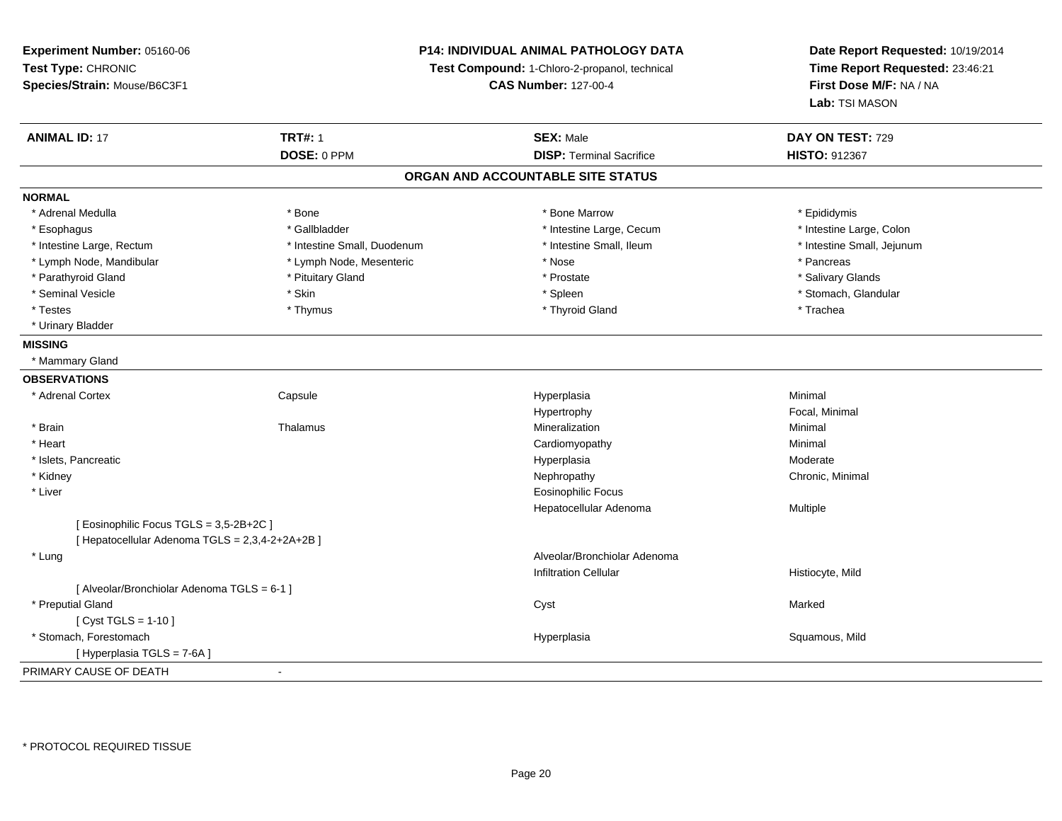**Experiment Number:** 05160-06
**Test Type:** CHRONIC
**Species/Strain:** Mouse/B6C3F1

**P14: INDIVIDUAL ANIMAL PATHOLOGY DATA**
**Test Compound:** 1-Chloro-2-propanol, technical
**CAS Number:** 127-00-4

**Date Report Requested:** 10/19/2014
**Time Report Requested:** 23:46:21
**First Dose M/F:** NA / NA
**Lab:** TSI MASON

| **ANIMAL ID:** 17 | **TRT#:** 1 | **SEX:** Male | **DAY ON TEST:** 729 |
|---|---|---|---|
| | **DOSE:** 0 PPM | **DISP:** Terminal Sacrifice | **HISTO:** 912367 |

## ORGAN AND ACCOUNTABLE SITE STATUS

**NORMAL**

| | | | |
|---|---|---|---|
| * Adrenal Medulla | * Bone | * Bone Marrow | * Epididymis |
| * Esophagus | * Gallbladder | * Intestine Large, Cecum | * Intestine Large, Colon |
| * Intestine Large, Rectum | * Intestine Small, Duodenum | * Intestine Small, Ileum | * Intestine Small, Jejunum |
| * Lymph Node, Mandibular | * Lymph Node, Mesenteric | * Nose | * Pancreas |
| * Parathyroid Gland | * Pituitary Gland | * Prostate | * Salivary Glands |
| * Seminal Vesicle | * Skin | * Spleen | * Stomach, Glandular |
| * Testes | * Thymus | * Thyroid Gland | * Trachea |
| * Urinary Bladder | | | |

**MISSING**

* Mammary Gland

**OBSERVATIONS**

| | | | |
|---|---|---|---|
| * Adrenal Cortex | Capsule | Hyperplasia | Minimal |
| | | Hypertrophy | Focal, Minimal |
| * Brain | Thalamus | Mineralization | Minimal |
| * Heart | | Cardiomyopathy | Minimal |
| * Islets, Pancreatic | | Hyperplasia | Moderate |
| * Kidney | | Nephropathy | Chronic, Minimal |
| * Liver | | Eosinophilic Focus | |
| | | Hepatocellular Adenoma | Multiple |
| [ Eosinophilic Focus TGLS = 3,5-2B+2C ] | | | |
| [ Hepatocellular Adenoma TGLS = 2,3,4-2+2A+2B ] | | | |
| * Lung | | Alveolar/Bronchiolar Adenoma | |
| | | Infiltration Cellular | Histiocyte, Mild |
| [ Alveolar/Bronchiolar Adenoma TGLS = 6-1 ] | | | |
| * Preputial Gland | | Cyst | Marked |
| [ Cyst TGLS = 1-10 ] | | | |
| * Stomach, Forestomach | | Hyperplasia | Squamous, Mild |
| [ Hyperplasia TGLS = 7-6A ] | | | |

PRIMARY CAUSE OF DEATH -

* PROTOCOL REQUIRED TISSUE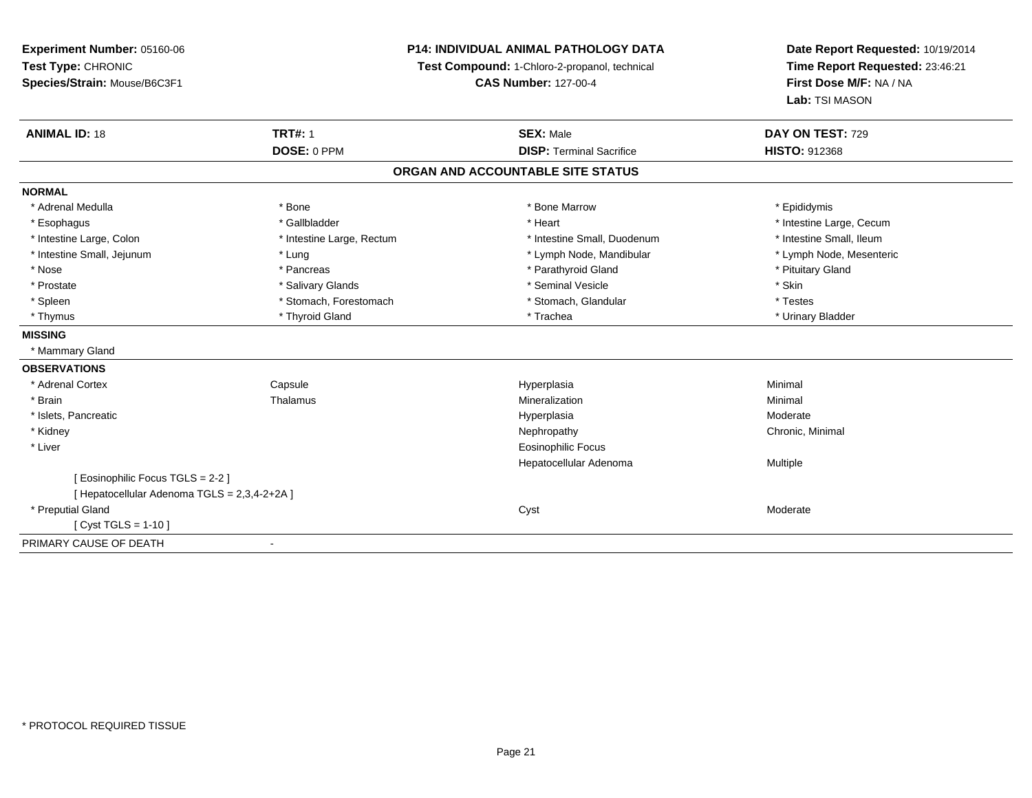**Experiment Number:** 05160-06
**Test Type:** CHRONIC
**Species/Strain:** Mouse/B6C3F1

**P14: INDIVIDUAL ANIMAL PATHOLOGY DATA**
**Test Compound:** 1-Chloro-2-propanol, technical
**CAS Number:** 127-00-4

**Date Report Requested:** 10/19/2014
**Time Report Requested:** 23:46:21
**First Dose M/F:** NA / NA
**Lab:** TSI MASON

| **ANIMAL ID:** 18 | **TRT#:** 1 | **SEX:** Male | **DAY ON TEST:** 729 |
|---|---|---|---|
| | **DOSE:** 0 PPM | **DISP:** Terminal Sacrifice | **HISTO:** 912368 |

## ORGAN AND ACCOUNTABLE SITE STATUS

**NORMAL**

| | | | |
|---|---|---|---|
| * Adrenal Medulla | * Bone | * Bone Marrow | * Epididymis |
| * Esophagus | * Gallbladder | * Heart | * Intestine Large, Cecum |
| * Intestine Large, Colon | * Intestine Large, Rectum | * Intestine Small, Duodenum | * Intestine Small, Ileum |
| * Intestine Small, Jejunum | * Lung | * Lymph Node, Mandibular | * Lymph Node, Mesenteric |
| * Nose | * Pancreas | * Parathyroid Gland | * Pituitary Gland |
| * Prostate | * Salivary Glands | * Seminal Vesicle | * Skin |
| * Spleen | * Stomach, Forestomach | * Stomach, Glandular | * Testes |
| * Thymus | * Thyroid Gland | * Trachea | * Urinary Bladder |

**MISSING**

* Mammary Gland

**OBSERVATIONS**

| | | | |
|---|---|---|---|
| * Adrenal Cortex | Capsule | Hyperplasia | Minimal |
| * Brain | Thalamus | Mineralization | Minimal |
| * Islets, Pancreatic | | Hyperplasia | Moderate |
| * Kidney | | Nephropathy | Chronic, Minimal |
| * Liver | | Eosinophilic Focus | |
| | | Hepatocellular Adenoma | Multiple |
| [ Eosinophilic Focus TGLS = 2-2 ] | | | |
| [ Hepatocellular Adenoma TGLS = 2,3,4-2+2A ] | | | |
| * Preputial Gland | | Cyst | Moderate |
| [ Cyst TGLS = 1-10 ] | | | |

PRIMARY CAUSE OF DEATH -

\* PROTOCOL REQUIRED TISSUE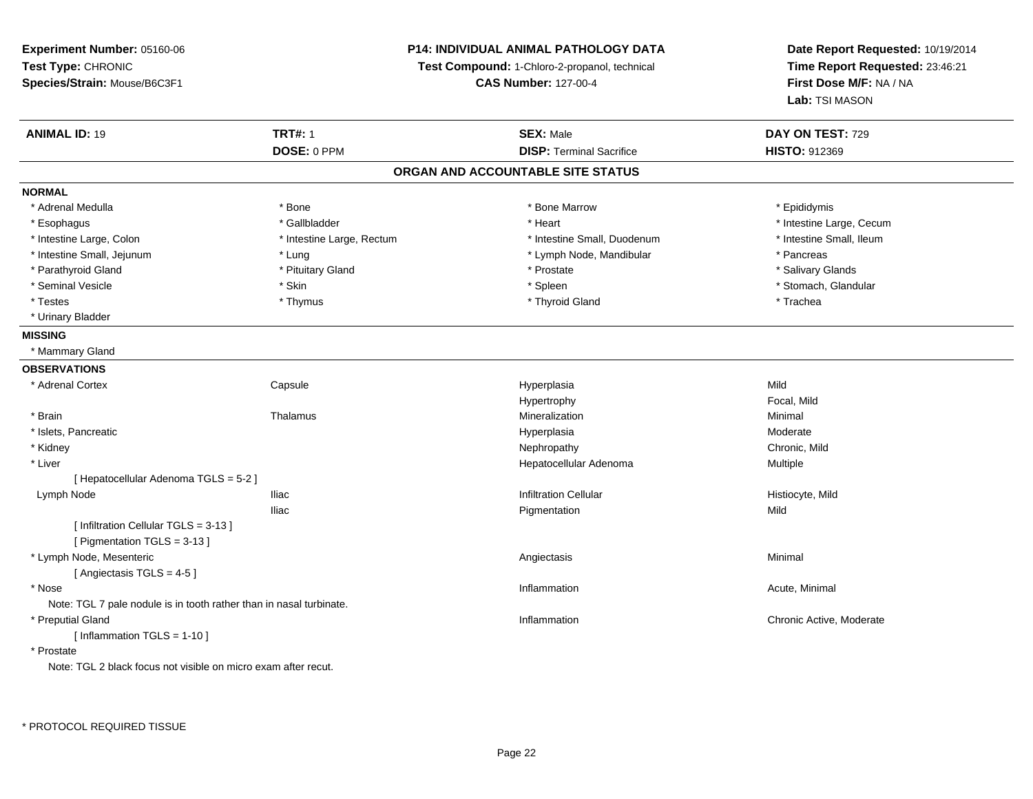**Experiment Number:** 05160-06
**Test Type:** CHRONIC
**Species/Strain:** Mouse/B6C3F1

**P14: INDIVIDUAL ANIMAL PATHOLOGY DATA**
**Test Compound:** 1-Chloro-2-propanol, technical
**CAS Number:** 127-00-4

**Date Report Requested:** 10/19/2014
**Time Report Requested:** 23:46:21
**First Dose M/F:** NA / NA
**Lab:** TSI MASON

| **ANIMAL ID:** 19 | **TRT#:** 1 | **SEX:** Male | **DAY ON TEST:** 729 |
|---|---|---|---|
| | **DOSE:** 0 PPM | **DISP:** Terminal Sacrifice | **HISTO:** 912369 |

## ORGAN AND ACCOUNTABLE SITE STATUS

**NORMAL**

| | | | |
|---|---|---|---|
| * Adrenal Medulla | * Bone | * Bone Marrow | * Epididymis |
| * Esophagus | * Gallbladder | * Heart | * Intestine Large, Cecum |
| * Intestine Large, Colon | * Intestine Large, Rectum | * Intestine Small, Duodenum | * Intestine Small, Ileum |
| * Intestine Small, Jejunum | * Lung | * Lymph Node, Mandibular | * Pancreas |
| * Parathyroid Gland | * Pituitary Gland | * Prostate | * Salivary Glands |
| * Seminal Vesicle | * Skin | * Spleen | * Stomach, Glandular |
| * Testes | * Thymus | * Thyroid Gland | * Trachea |
| * Urinary Bladder | | | |

**MISSING**

* Mammary Gland

**OBSERVATIONS**

| | | | |
|---|---|---|---|
| * Adrenal Cortex | Capsule | Hyperplasia | Mild |
| | | Hypertrophy | Focal, Mild |
| * Brain | Thalamus | Mineralization | Minimal |
| * Islets, Pancreatic | | Hyperplasia | Moderate |
| * Kidney | | Nephropathy | Chronic, Mild |
| * Liver | | Hepatocellular Adenoma | Multiple |
| [ Hepatocellular Adenoma TGLS = 5-2 ] | | | |
| Lymph Node | Iliac | Infiltration Cellular | Histiocyte, Mild |
| | Iliac | Pigmentation | Mild |
| [ Infiltration Cellular TGLS = 3-13 ] | | | |
| [ Pigmentation TGLS = 3-13 ] | | | |
| * Lymph Node, Mesenteric | | Angiectasis | Minimal |
| [ Angiectasis TGLS = 4-5 ] | | | |
| * Nose | | Inflammation | Acute, Minimal |
| Note: TGL 7 pale nodule is in tooth rather than in nasal turbinate. | | | |
| * Preputial Gland | | Inflammation | Chronic Active, Moderate |
| [ Inflammation TGLS = 1-10 ] | | | |
| * Prostate | | | |
| Note: TGL 2 black focus not visible on micro exam after recut. | | | |

* PROTOCOL REQUIRED TISSUE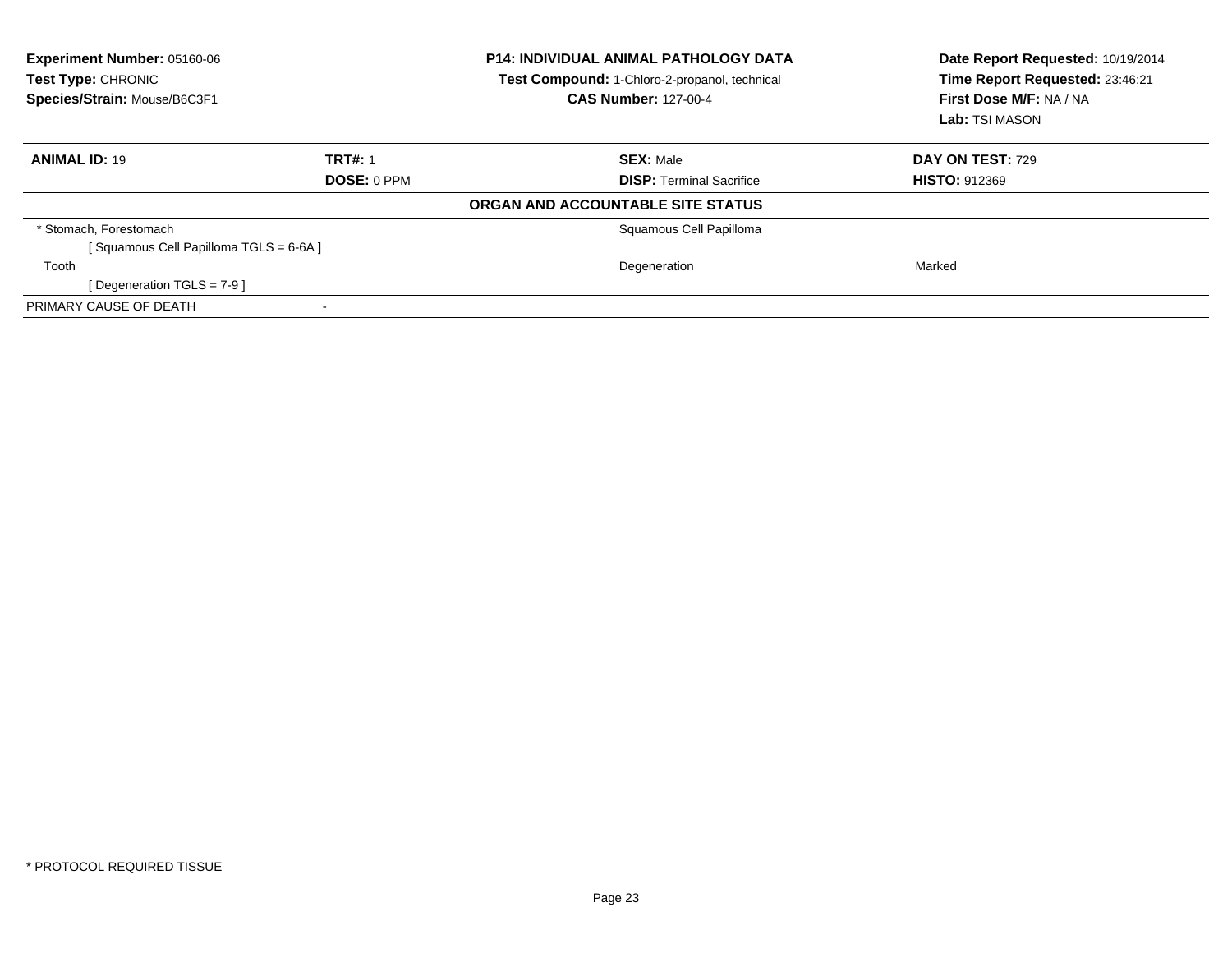**Experiment Number:** 05160-06
**Test Type:** CHRONIC
**Species/Strain:** Mouse/B6C3F1

**P14: INDIVIDUAL ANIMAL PATHOLOGY DATA**
**Test Compound:** 1-Chloro-2-propanol, technical
**CAS Number:** 127-00-4

**Date Report Requested:** 10/19/2014
**Time Report Requested:** 23:46:21
**First Dose M/F:** NA / NA
**Lab:** TSI MASON

| **ANIMAL ID:** 19 | **TRT#:** 1 | **SEX:** Male | **DAY ON TEST:** 729 |
|---|---|---|---|
| | **DOSE:** 0 PPM | **DISP:** Terminal Sacrifice | **HISTO:** 912369 |

**ORGAN AND ACCOUNTABLE SITE STATUS**

| | | | |
|---|---|---|---|
| * Stomach, Forestomach | | Squamous Cell Papilloma | |
| [ Squamous Cell Papilloma TGLS = 6-6A ] | | | |
| Tooth | | Degeneration | Marked |
| [ Degeneration TGLS = 7-9 ] | | | |
| PRIMARY CAUSE OF DEATH | - | | |

* PROTOCOL REQUIRED TISSUE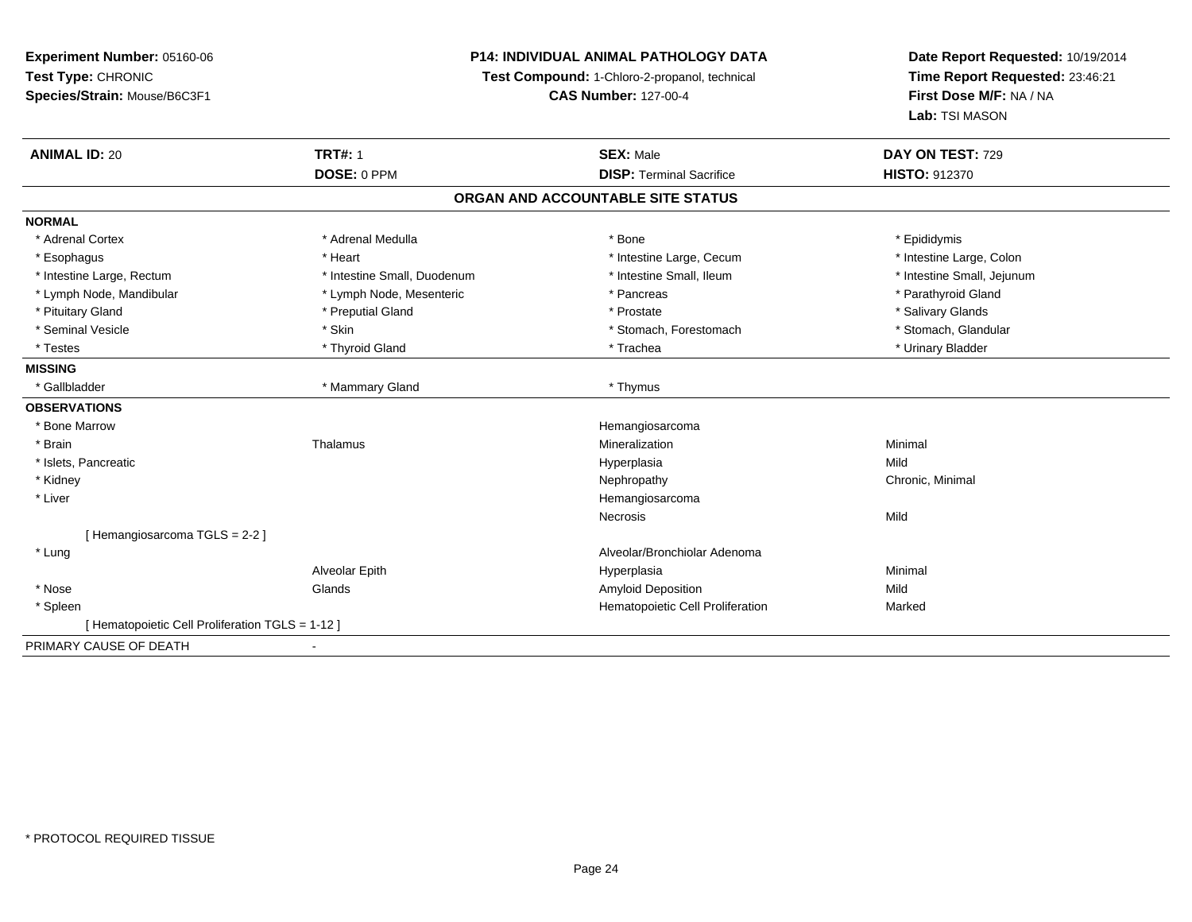**Experiment Number:** 05160-06
**Test Type:** CHRONIC
**Species/Strain:** Mouse/B6C3F1

**P14: INDIVIDUAL ANIMAL PATHOLOGY DATA**
**Test Compound:** 1-Chloro-2-propanol, technical
**CAS Number:** 127-00-4

**Date Report Requested:** 10/19/2014
**Time Report Requested:** 23:46:21
**First Dose M/F:** NA / NA
**Lab:** TSI MASON

| **ANIMAL ID:** 20 | **TRT#:** 1 | **SEX:** Male | **DAY ON TEST:** 729 |
|---|---|---|---|
| | **DOSE:** 0 PPM | **DISP:** Terminal Sacrifice | **HISTO:** 912370 |

## ORGAN AND ACCOUNTABLE SITE STATUS

| | | | |
|---|---|---|---|
| **NORMAL** | | | |
| * Adrenal Cortex | * Adrenal Medulla | * Bone | * Epididymis |
| * Esophagus | * Heart | * Intestine Large, Cecum | * Intestine Large, Colon |
| * Intestine Large, Rectum | * Intestine Small, Duodenum | * Intestine Small, Ileum | * Intestine Small, Jejunum |
| * Lymph Node, Mandibular | * Lymph Node, Mesenteric | * Pancreas | * Parathyroid Gland |
| * Pituitary Gland | * Preputial Gland | * Prostate | * Salivary Glands |
| * Seminal Vesicle | * Skin | * Stomach, Forestomach | * Stomach, Glandular |
| * Testes | * Thyroid Gland | * Trachea | * Urinary Bladder |
| **MISSING** | | | |
| * Gallbladder | * Mammary Gland | * Thymus | |
| **OBSERVATIONS** | | | |
| * Bone Marrow | | Hemangiosarcoma | |
| * Brain | Thalamus | Mineralization | Minimal |
| * Islets, Pancreatic | | Hyperplasia | Mild |
| * Kidney | | Nephropathy | Chronic, Minimal |
| * Liver | | Hemangiosarcoma | |
| | | Necrosis | Mild |
| [ Hemangiosarcoma TGLS = 2-2 ] | | | |
| * Lung | | Alveolar/Bronchiolar Adenoma | |
| | Alveolar Epith | Hyperplasia | Minimal |
| * Nose | Glands | Amyloid Deposition | Mild |
| * Spleen | | Hematopoietic Cell Proliferation | Marked |
| [ Hematopoietic Cell Proliferation TGLS = 1-12 ] | | | |
| PRIMARY CAUSE OF DEATH | - | | |

* PROTOCOL REQUIRED TISSUE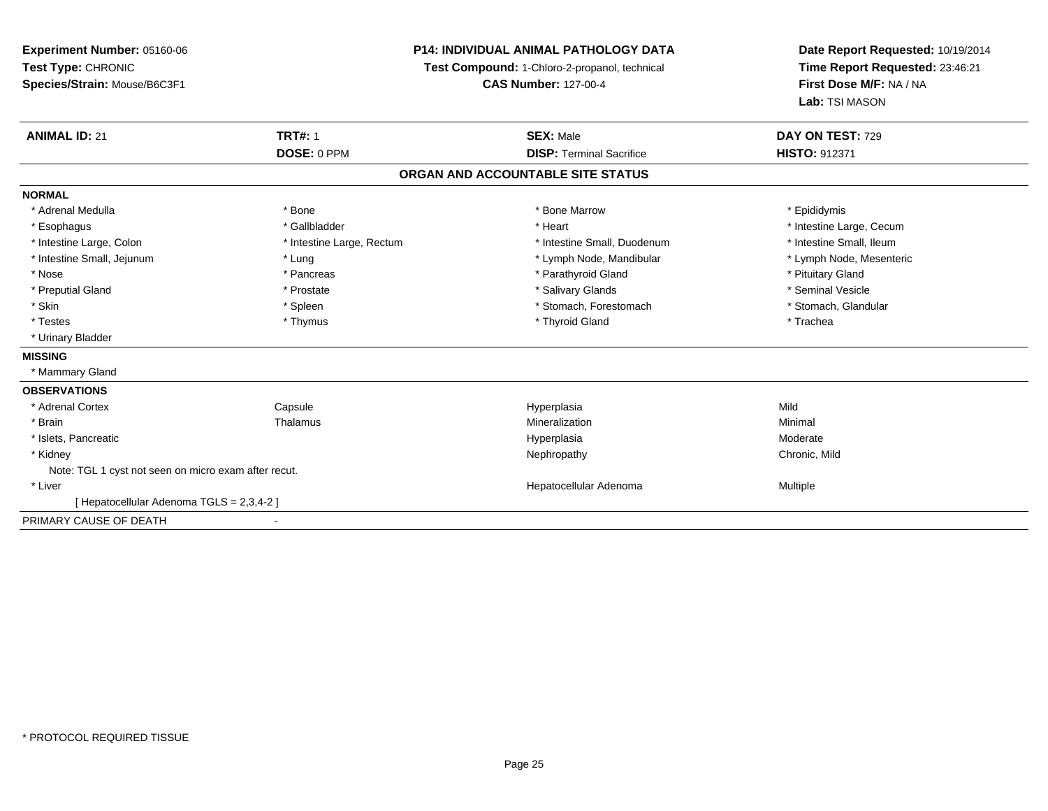**Experiment Number:** 05160-06
**Test Type:** CHRONIC
**Species/Strain:** Mouse/B6C3F1

**P14: INDIVIDUAL ANIMAL PATHOLOGY DATA**
**Test Compound:** 1-Chloro-2-propanol, technical
**CAS Number:** 127-00-4

**Date Report Requested:** 10/19/2014
**Time Report Requested:** 23:46:21
**First Dose M/F:** NA / NA
**Lab:** TSI MASON

| **ANIMAL ID:** 21 | **TRT#:** 1 | **SEX:** Male | **DAY ON TEST:** 729 |
|---|---|---|---|
| | **DOSE:** 0 PPM | **DISP:** Terminal Sacrifice | **HISTO:** 912371 |

## ORGAN AND ACCOUNTABLE SITE STATUS

**NORMAL**

| | | | |
|---|---|---|---|
| * Adrenal Medulla | * Bone | * Bone Marrow | * Epididymis |
| * Esophagus | * Gallbladder | * Heart | * Intestine Large, Cecum |
| * Intestine Large, Colon | * Intestine Large, Rectum | * Intestine Small, Duodenum | * Intestine Small, Ileum |
| * Intestine Small, Jejunum | * Lung | * Lymph Node, Mandibular | * Lymph Node, Mesenteric |
| * Nose | * Pancreas | * Parathyroid Gland | * Pituitary Gland |
| * Preputial Gland | * Prostate | * Salivary Glands | * Seminal Vesicle |
| * Skin | * Spleen | * Stomach, Forestomach | * Stomach, Glandular |
| * Testes | * Thymus | * Thyroid Gland | * Trachea |
| * Urinary Bladder | | | |

**MISSING**

* Mammary Gland

**OBSERVATIONS**

| | | | |
|---|---|---|---|
| * Adrenal Cortex | Capsule | Hyperplasia | Mild |
| * Brain | Thalamus | Mineralization | Minimal |
| * Islets, Pancreatic | | Hyperplasia | Moderate |
| * Kidney | | Nephropathy | Chronic, Mild |
| Note: TGL 1 cyst not seen on micro exam after recut. | | | |
| * Liver | | Hepatocellular Adenoma | Multiple |
| [ Hepatocellular Adenoma TGLS = 2,3,4-2 ] | | | |

PRIMARY CAUSE OF DEATH -

* PROTOCOL REQUIRED TISSUE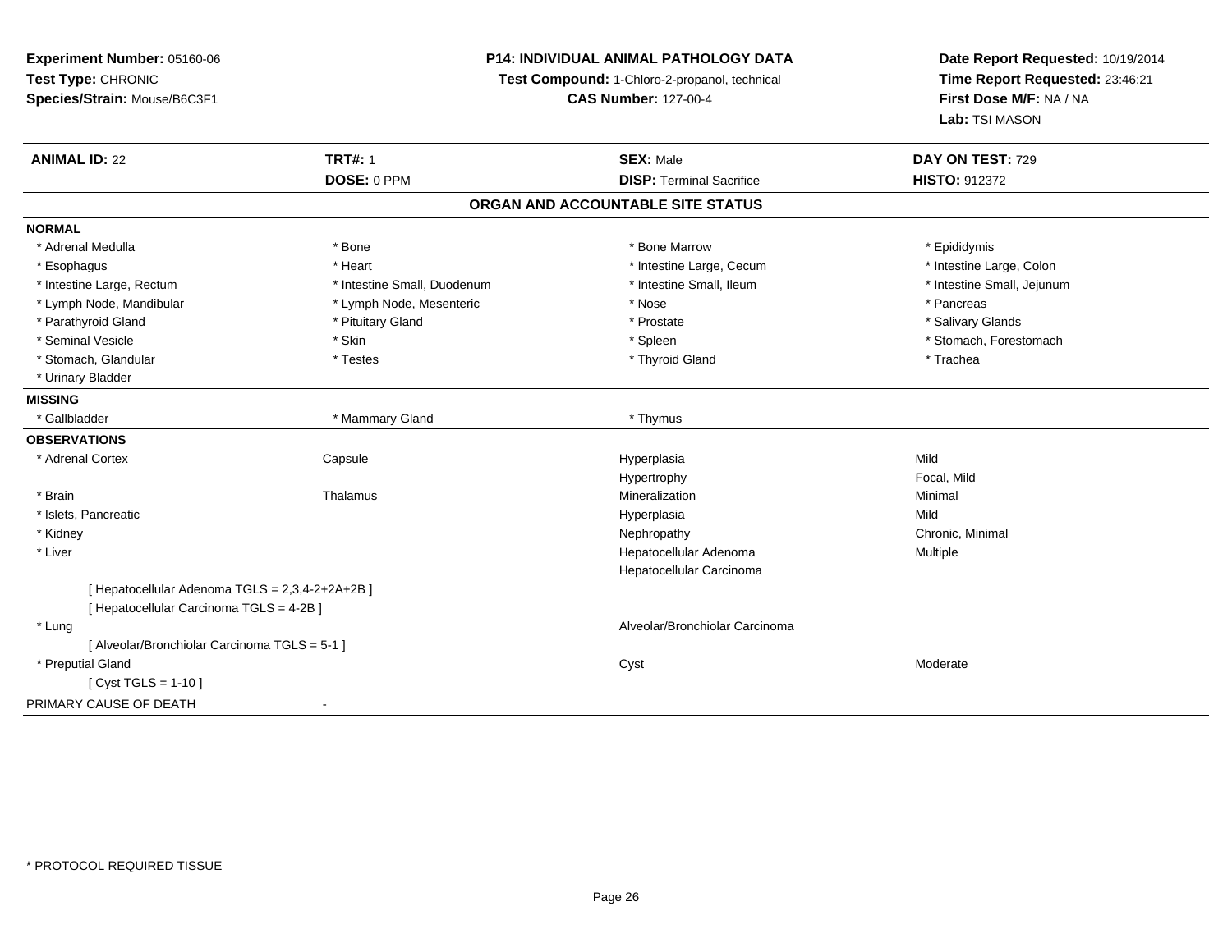**Experiment Number:** 05160-06
**Test Type:** CHRONIC
**Species/Strain:** Mouse/B6C3F1

**P14: INDIVIDUAL ANIMAL PATHOLOGY DATA**
**Test Compound:** 1-Chloro-2-propanol, technical
**CAS Number:** 127-00-4

**Date Report Requested:** 10/19/2014
**Time Report Requested:** 23:46:21
**First Dose M/F:** NA / NA
**Lab:** TSI MASON

| **ANIMAL ID:** 22 | **TRT#:** 1 | **SEX:** Male | **DAY ON TEST:** 729 |
|---|---|---|---|
| | **DOSE:** 0 PPM | **DISP:** Terminal Sacrifice | **HISTO:** 912372 |

## ORGAN AND ACCOUNTABLE SITE STATUS

**NORMAL**

| | | | |
|---|---|---|---|
| * Adrenal Medulla | * Bone | * Bone Marrow | * Epididymis |
| * Esophagus | * Heart | * Intestine Large, Cecum | * Intestine Large, Colon |
| * Intestine Large, Rectum | * Intestine Small, Duodenum | * Intestine Small, Ileum | * Intestine Small, Jejunum |
| * Lymph Node, Mandibular | * Lymph Node, Mesenteric | * Nose | * Pancreas |
| * Parathyroid Gland | * Pituitary Gland | * Prostate | * Salivary Glands |
| * Seminal Vesicle | * Skin | * Spleen | * Stomach, Forestomach |
| * Stomach, Glandular | * Testes | * Thyroid Gland | * Trachea |
| * Urinary Bladder | | | |

**MISSING**

| | | | |
|---|---|---|---|
| * Gallbladder | * Mammary Gland | * Thymus | |

**OBSERVATIONS**

| | | | |
|---|---|---|---|
| * Adrenal Cortex | Capsule | Hyperplasia | Mild |
| | | Hypertrophy | Focal, Mild |
| * Brain | Thalamus | Mineralization | Minimal |
| * Islets, Pancreatic | | Hyperplasia | Mild |
| * Kidney | | Nephropathy | Chronic, Minimal |
| * Liver | | Hepatocellular Adenoma | Multiple |
| | | Hepatocellular Carcinoma | |
| [ Hepatocellular Adenoma TGLS = 2,3,4-2+2A+2B ] | | | |
| [ Hepatocellular Carcinoma TGLS = 4-2B ] | | | |
| * Lung | | Alveolar/Bronchiolar Carcinoma | |
| [ Alveolar/Bronchiolar Carcinoma TGLS = 5-1 ] | | | |
| * Preputial Gland | | Cyst | Moderate |
| [ Cyst TGLS = 1-10 ] | | | |

PRIMARY CAUSE OF DEATH -

* PROTOCOL REQUIRED TISSUE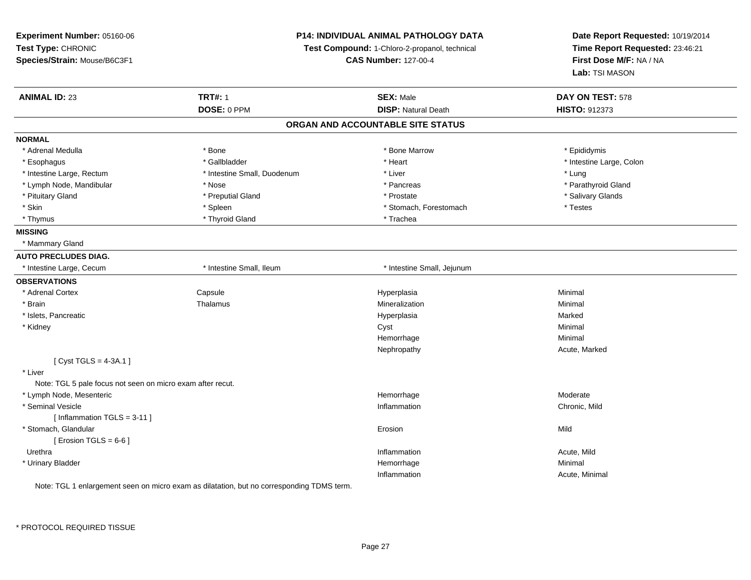**Experiment Number:** 05160-06
**Test Type:** CHRONIC
**Species/Strain:** Mouse/B6C3F1

**P14: INDIVIDUAL ANIMAL PATHOLOGY DATA**
**Test Compound:** 1-Chloro-2-propanol, technical
**CAS Number:** 127-00-4

**Date Report Requested:** 10/19/2014
**Time Report Requested:** 23:46:21
**First Dose M/F:** NA / NA
**Lab:** TSI MASON

| **ANIMAL ID:** 23 | **TRT#:** 1 | **SEX:** Male | **DAY ON TEST:** 578 |
|---|---|---|---|
| | **DOSE:** 0 PPM | **DISP:** Natural Death | **HISTO:** 912373 |

## ORGAN AND ACCOUNTABLE SITE STATUS

**NORMAL**

| | | | |
|---|---|---|---|
| * Adrenal Medulla | * Bone | * Bone Marrow | * Epididymis |
| * Esophagus | * Gallbladder | * Heart | * Intestine Large, Colon |
| * Intestine Large, Rectum | * Intestine Small, Duodenum | * Liver | * Lung |
| * Lymph Node, Mandibular | * Nose | * Pancreas | * Parathyroid Gland |
| * Pituitary Gland | * Preputial Gland | * Prostate | * Salivary Glands |
| * Skin | * Spleen | * Stomach, Forestomach | * Testes |
| * Thymus | * Thyroid Gland | * Trachea | |

**MISSING**

* Mammary Gland

**AUTO PRECLUDES DIAG.**

| | | |
|---|---|---|
| * Intestine Large, Cecum | * Intestine Small, Ileum | * Intestine Small, Jejunum |

**OBSERVATIONS**

| | | | |
|---|---|---|---|
| * Adrenal Cortex | Capsule | Hyperplasia | Minimal |
| * Brain | Thalamus | Mineralization | Minimal |
| * Islets, Pancreatic | | Hyperplasia | Marked |
| * Kidney | | Cyst | Minimal |
| | | Hemorrhage | Minimal |
| | | Nephropathy | Acute, Marked |
| [ Cyst TGLS = 4-3A.1 ] | | | |
| * Liver | | | |
| Note: TGL 5 pale focus not seen on micro exam after recut. | | | |
| * Lymph Node, Mesenteric | | Hemorrhage | Moderate |
| * Seminal Vesicle | | Inflammation | Chronic, Mild |
| [ Inflammation TGLS = 3-11 ] | | | |
| * Stomach, Glandular | | Erosion | Mild |
| [ Erosion TGLS = 6-6 ] | | | |
| Urethra | | Inflammation | Acute, Mild |
| * Urinary Bladder | | Hemorrhage | Minimal |
| | | Inflammation | Acute, Minimal |

Note: TGL 1 enlargement seen on micro exam as dilatation, but no corresponding TDMS term.

\* PROTOCOL REQUIRED TISSUE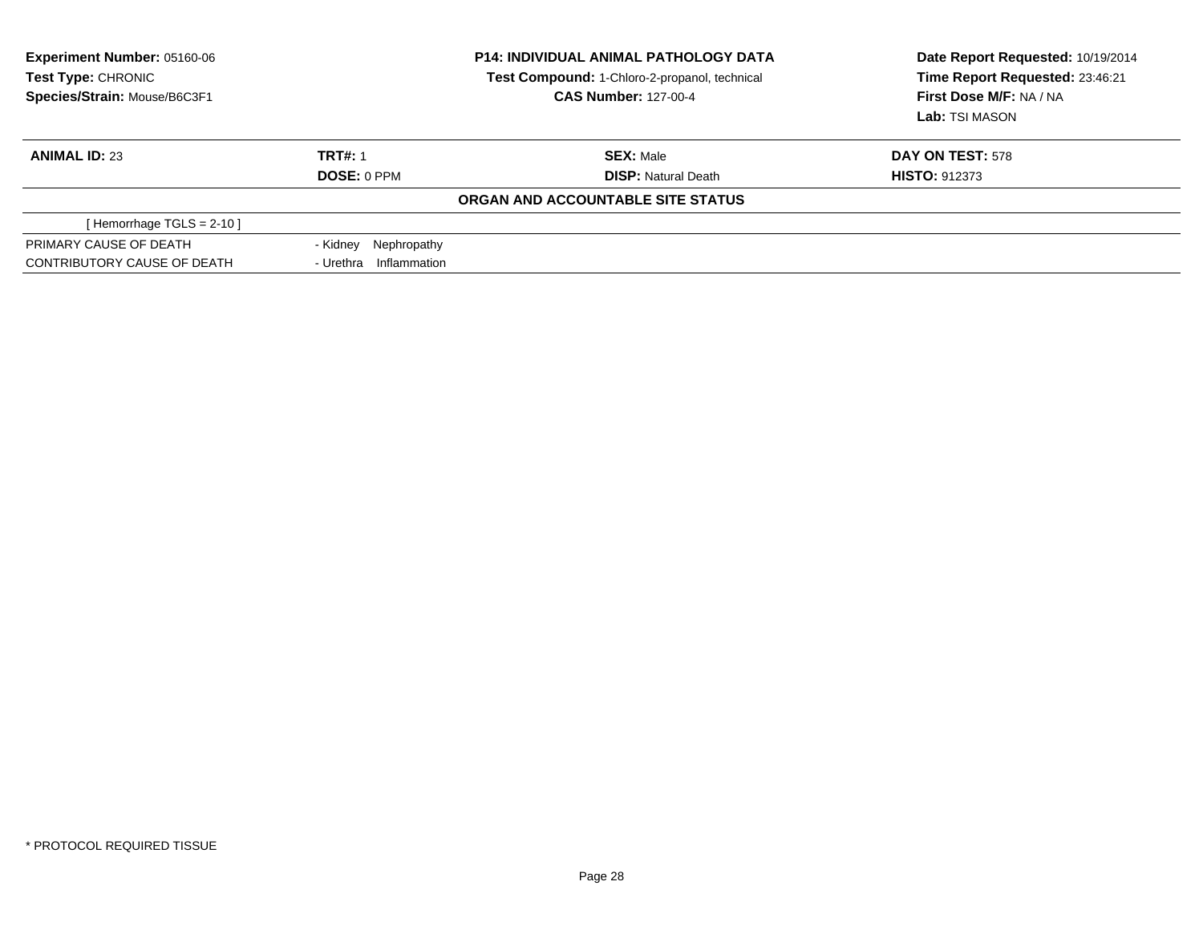**Experiment Number:** 05160-06
**Test Type:** CHRONIC
**Species/Strain:** Mouse/B6C3F1

**P14: INDIVIDUAL ANIMAL PATHOLOGY DATA**
**Test Compound:** 1-Chloro-2-propanol, technical
**CAS Number:** 127-00-4

**Date Report Requested:** 10/19/2014
**Time Report Requested:** 23:46:21
**First Dose M/F:** NA / NA
**Lab:** TSI MASON

| **ANIMAL ID:** 23 | **TRT#:** 1 | **SEX:** Male | **DAY ON TEST:** 578 |
|---|---|---|---|
| | **DOSE:** 0 PPM | **DISP:** Natural Death | **HISTO:** 912373 |

**ORGAN AND ACCOUNTABLE SITE STATUS**

[ Hemorrhage TGLS = 2-10 ]

| | |
|---|---|
| PRIMARY CAUSE OF DEATH | - Kidney Nephropathy |
| CONTRIBUTORY CAUSE OF DEATH | - Urethra Inflammation |

* PROTOCOL REQUIRED TISSUE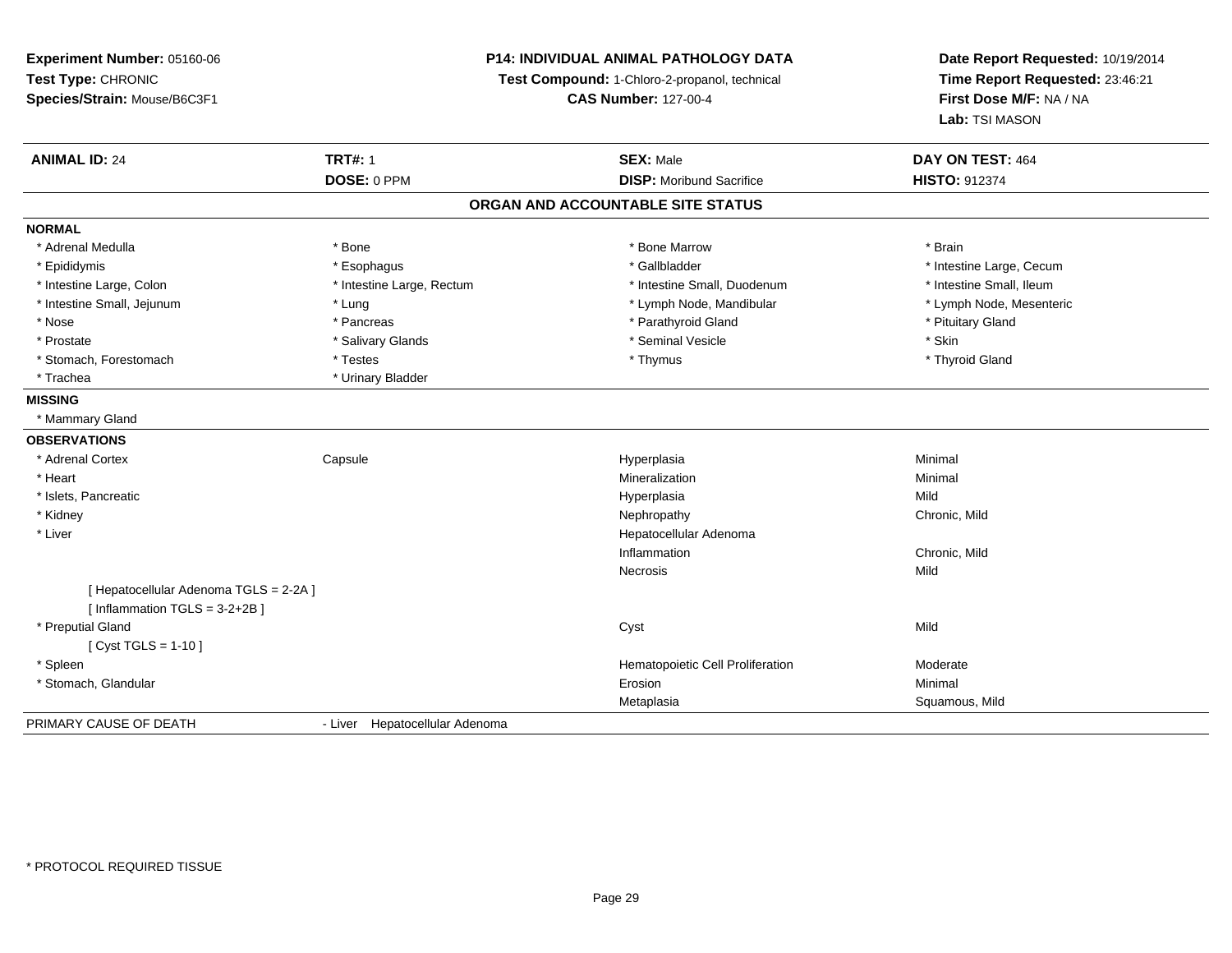**Experiment Number:** 05160-06
**Test Type:** CHRONIC
**Species/Strain:** Mouse/B6C3F1

**P14: INDIVIDUAL ANIMAL PATHOLOGY DATA**
**Test Compound:** 1-Chloro-2-propanol, technical
**CAS Number:** 127-00-4

**Date Report Requested:** 10/19/2014
**Time Report Requested:** 23:46:21
**First Dose M/F:** NA / NA
**Lab:** TSI MASON

| **ANIMAL ID:** 24 | **TRT#:** 1 | **SEX:** Male | **DAY ON TEST:** 464 |
|---|---|---|---|
| | **DOSE:** 0 PPM | **DISP:** Moribund Sacrifice | **HISTO:** 912374 |

## ORGAN AND ACCOUNTABLE SITE STATUS

**NORMAL**

| | | | |
|---|---|---|---|
| * Adrenal Medulla | * Bone | * Bone Marrow | * Brain |
| * Epididymis | * Esophagus | * Gallbladder | * Intestine Large, Cecum |
| * Intestine Large, Colon | * Intestine Large, Rectum | * Intestine Small, Duodenum | * Intestine Small, Ileum |
| * Intestine Small, Jejunum | * Lung | * Lymph Node, Mandibular | * Lymph Node, Mesenteric |
| * Nose | * Pancreas | * Parathyroid Gland | * Pituitary Gland |
| * Prostate | * Salivary Glands | * Seminal Vesicle | * Skin |
| * Stomach, Forestomach | * Testes | * Thymus | * Thyroid Gland |
| * Trachea | * Urinary Bladder | | |

**MISSING**

* Mammary Gland

**OBSERVATIONS**

| | | | |
|---|---|---|---|
| * Adrenal Cortex | Capsule | Hyperplasia | Minimal |
| * Heart | | Mineralization | Minimal |
| * Islets, Pancreatic | | Hyperplasia | Mild |
| * Kidney | | Nephropathy | Chronic, Mild |
| * Liver | | Hepatocellular Adenoma | |
| | | Inflammation | Chronic, Mild |
| | | Necrosis | Mild |
| [ Hepatocellular Adenoma TGLS = 2-2A ] | | | |
| [ Inflammation TGLS = 3-2+2B ] | | | |
| * Preputial Gland | | Cyst | Mild |
| [ Cyst TGLS = 1-10 ] | | | |
| * Spleen | | Hematopoietic Cell Proliferation | Moderate |
| * Stomach, Glandular | | Erosion | Minimal |
| | | Metaplasia | Squamous, Mild |

PRIMARY CAUSE OF DEATH - Liver Hepatocellular Adenoma

* PROTOCOL REQUIRED TISSUE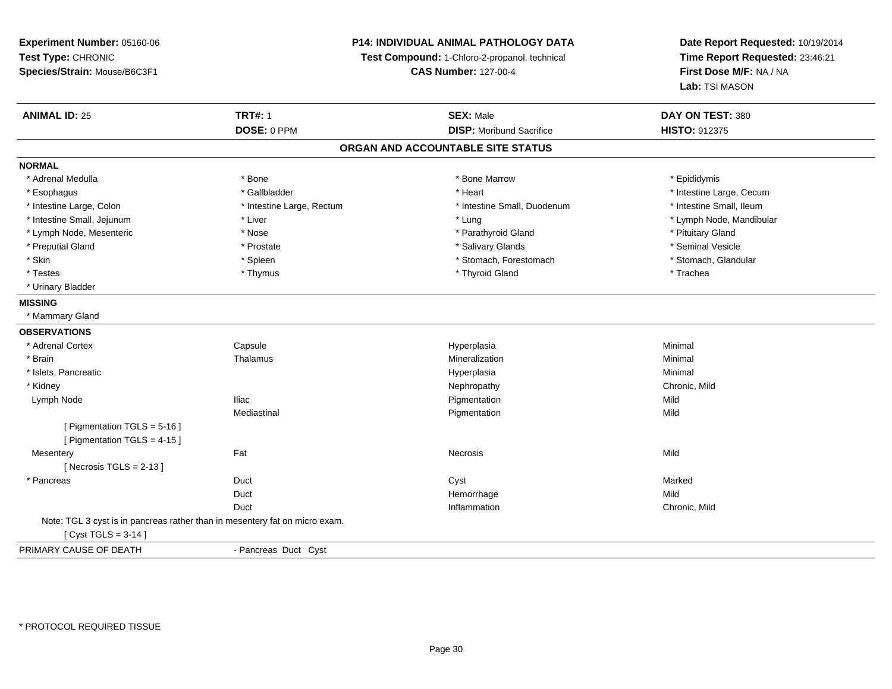**Experiment Number:** 05160-06
**Test Type:** CHRONIC
**Species/Strain:** Mouse/B6C3F1

**P14: INDIVIDUAL ANIMAL PATHOLOGY DATA**
**Test Compound:** 1-Chloro-2-propanol, technical
**CAS Number:** 127-00-4

**Date Report Requested:** 10/19/2014
**Time Report Requested:** 23:46:21
**First Dose M/F:** NA / NA
**Lab:** TSI MASON

| **ANIMAL ID:** 25 | **TRT#:** 1 | **SEX:** Male | **DAY ON TEST:** 380 |
|---|---|---|---|
| | **DOSE:** 0 PPM | **DISP:** Moribund Sacrifice | **HISTO:** 912375 |

## ORGAN AND ACCOUNTABLE SITE STATUS

**NORMAL**

| | | | |
|---|---|---|---|
| * Adrenal Medulla | * Bone | * Bone Marrow | * Epididymis |
| * Esophagus | * Gallbladder | * Heart | * Intestine Large, Cecum |
| * Intestine Large, Colon | * Intestine Large, Rectum | * Intestine Small, Duodenum | * Intestine Small, Ileum |
| * Intestine Small, Jejunum | * Liver | * Lung | * Lymph Node, Mandibular |
| * Lymph Node, Mesenteric | * Nose | * Parathyroid Gland | * Pituitary Gland |
| * Preputial Gland | * Prostate | * Salivary Glands | * Seminal Vesicle |
| * Skin | * Spleen | * Stomach, Forestomach | * Stomach, Glandular |
| * Testes | * Thymus | * Thyroid Gland | * Trachea |
| * Urinary Bladder | | | |

**MISSING**

* Mammary Gland

**OBSERVATIONS**

| | | | |
|---|---|---|---|
| * Adrenal Cortex | Capsule | Hyperplasia | Minimal |
| * Brain | Thalamus | Mineralization | Minimal |
| * Islets, Pancreatic | | Hyperplasia | Minimal |
| * Kidney | | Nephropathy | Chronic, Mild |
| Lymph Node | Iliac | Pigmentation | Mild |
| | Mediastinal | Pigmentation | Mild |
| [ Pigmentation TGLS = 5-16 ] | | | |
| [ Pigmentation TGLS = 4-15 ] | | | |
| Mesentery | Fat | Necrosis | Mild |
| [ Necrosis TGLS = 2-13 ] | | | |
| * Pancreas | Duct | Cyst | Marked |
| | Duct | Hemorrhage | Mild |
| | Duct | Inflammation | Chronic, Mild |

Note: TGL 3 cyst is in pancreas rather than in mesentery fat on micro exam.

[ Cyst TGLS = 3-14 ]

PRIMARY CAUSE OF DEATH - Pancreas Duct Cyst

* PROTOCOL REQUIRED TISSUE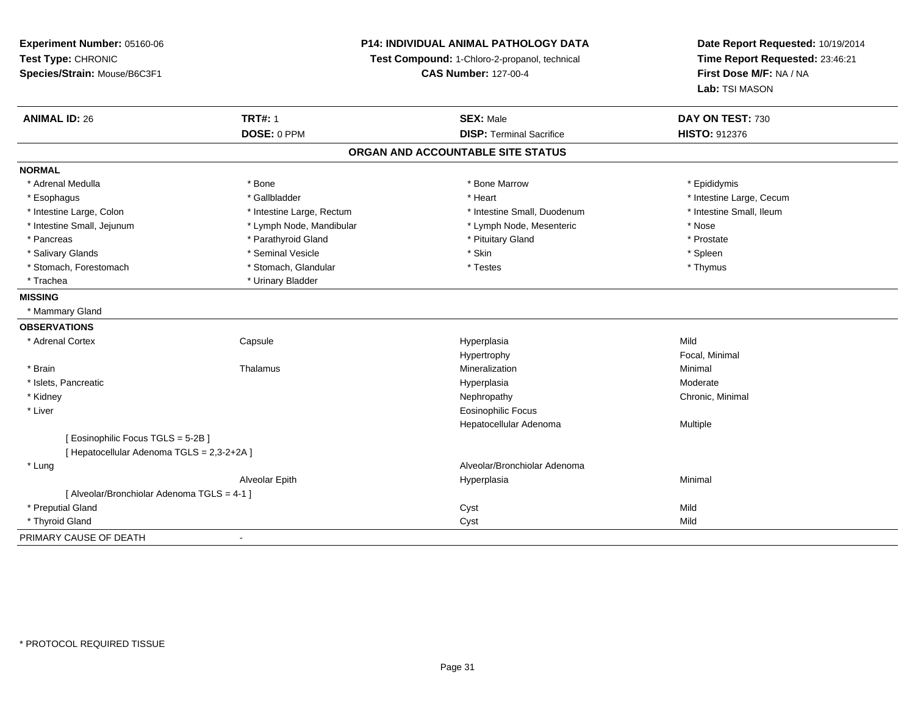**Experiment Number:** 05160-06
**Test Type:** CHRONIC
**Species/Strain:** Mouse/B6C3F1

**P14: INDIVIDUAL ANIMAL PATHOLOGY DATA**
**Test Compound:** 1-Chloro-2-propanol, technical
**CAS Number:** 127-00-4

**Date Report Requested:** 10/19/2014
**Time Report Requested:** 23:46:21
**First Dose M/F:** NA / NA
**Lab:** TSI MASON

| **ANIMAL ID:** 26 | **TRT#:** 1 | **SEX:** Male | **DAY ON TEST:** 730 |
|---|---|---|---|
| | **DOSE:** 0 PPM | **DISP:** Terminal Sacrifice | **HISTO:** 912376 |

## ORGAN AND ACCOUNTABLE SITE STATUS

**NORMAL**

| | | | |
|---|---|---|---|
| * Adrenal Medulla | * Bone | * Bone Marrow | * Epididymis |
| * Esophagus | * Gallbladder | * Heart | * Intestine Large, Cecum |
| * Intestine Large, Colon | * Intestine Large, Rectum | * Intestine Small, Duodenum | * Intestine Small, Ileum |
| * Intestine Small, Jejunum | * Lymph Node, Mandibular | * Lymph Node, Mesenteric | * Nose |
| * Pancreas | * Parathyroid Gland | * Pituitary Gland | * Prostate |
| * Salivary Glands | * Seminal Vesicle | * Skin | * Spleen |
| * Stomach, Forestomach | * Stomach, Glandular | * Testes | * Thymus |
| * Trachea | * Urinary Bladder | | |

**MISSING**

* Mammary Gland

**OBSERVATIONS**

| | | | |
|---|---|---|---|
| * Adrenal Cortex | Capsule | Hyperplasia | Mild |
| | | Hypertrophy | Focal, Minimal |
| * Brain | Thalamus | Mineralization | Minimal |
| * Islets, Pancreatic | | Hyperplasia | Moderate |
| * Kidney | | Nephropathy | Chronic, Minimal |
| * Liver | | Eosinophilic Focus | |
| | | Hepatocellular Adenoma | Multiple |
| [ Eosinophilic Focus TGLS = 5-2B ] | | | |
| [ Hepatocellular Adenoma TGLS = 2,3-2+2A ] | | | |
| * Lung | | Alveolar/Bronchiolar Adenoma | |
| | Alveolar Epith | Hyperplasia | Minimal |
| [ Alveolar/Bronchiolar Adenoma TGLS = 4-1 ] | | | |
| * Preputial Gland | | Cyst | Mild |
| * Thyroid Gland | | Cyst | Mild |

PRIMARY CAUSE OF DEATH -

* PROTOCOL REQUIRED TISSUE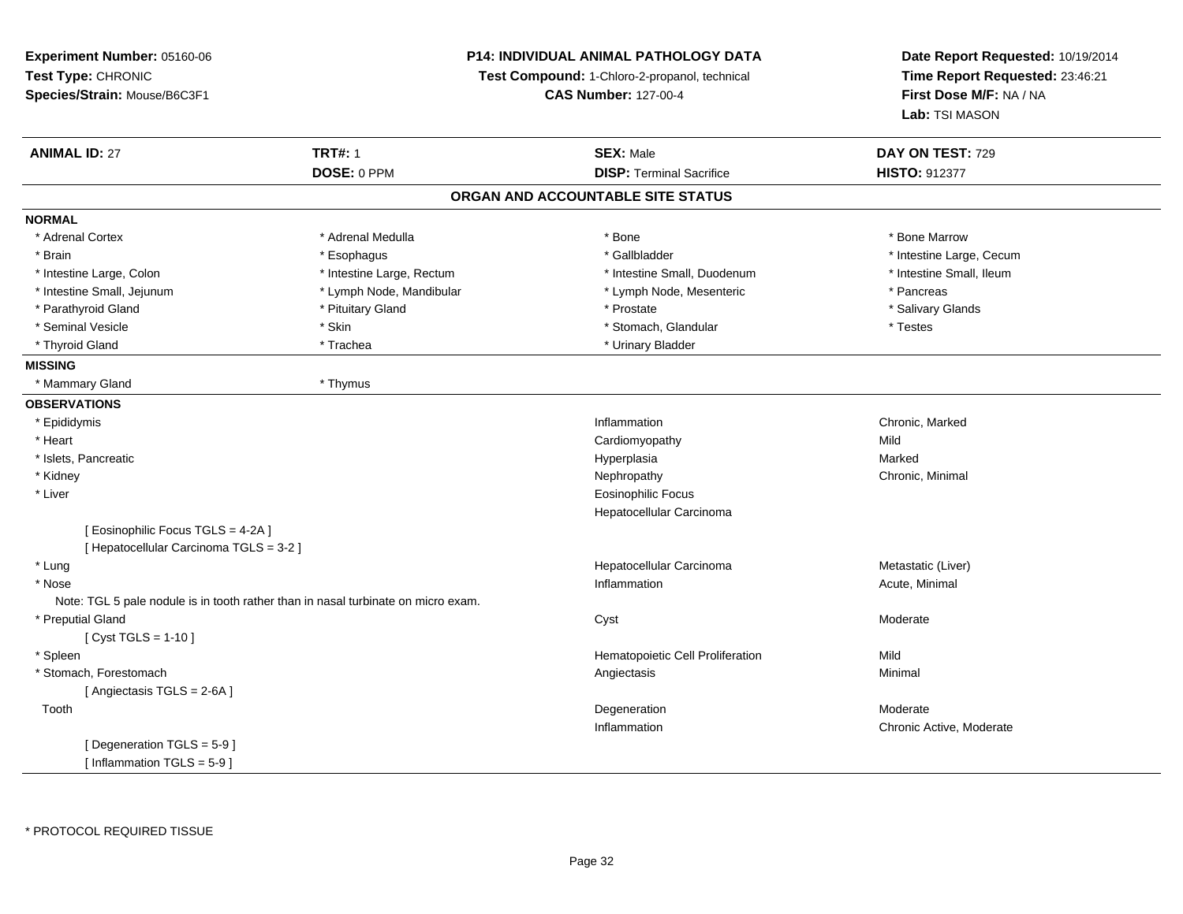**Experiment Number:** 05160-06
**Test Type:** CHRONIC
**Species/Strain:** Mouse/B6C3F1

**P14: INDIVIDUAL ANIMAL PATHOLOGY DATA**
**Test Compound:** 1-Chloro-2-propanol, technical
**CAS Number:** 127-00-4

**Date Report Requested:** 10/19/2014
**Time Report Requested:** 23:46:21
**First Dose M/F:** NA / NA
**Lab:** TSI MASON

| **ANIMAL ID:** 27 | **TRT#:** 1 | **SEX:** Male | **DAY ON TEST:** 729 |
|---|---|---|---|
| | **DOSE:** 0 PPM | **DISP:** Terminal Sacrifice | **HISTO:** 912377 |

## ORGAN AND ACCOUNTABLE SITE STATUS

**NORMAL**

| | | | |
|---|---|---|---|
| * Adrenal Cortex | * Adrenal Medulla | * Bone | * Bone Marrow |
| * Brain | * Esophagus | * Gallbladder | * Intestine Large, Cecum |
| * Intestine Large, Colon | * Intestine Large, Rectum | * Intestine Small, Duodenum | * Intestine Small, Ileum |
| * Intestine Small, Jejunum | * Lymph Node, Mandibular | * Lymph Node, Mesenteric | * Pancreas |
| * Parathyroid Gland | * Pituitary Gland | * Prostate | * Salivary Glands |
| * Seminal Vesicle | * Skin | * Stomach, Glandular | * Testes |
| * Thyroid Gland | * Trachea | * Urinary Bladder | |

**MISSING**

| | |
|---|---|
| * Mammary Gland | * Thymus |

**OBSERVATIONS**

| Organ | Observation | Severity |
|---|---|---|
| * Epididymis | Inflammation | Chronic, Marked |
| * Heart | Cardiomyopathy | Mild |
| * Islets, Pancreatic | Hyperplasia | Marked |
| * Kidney | Nephropathy | Chronic, Minimal |
| * Liver | Eosinophilic Focus | |
| | Hepatocellular Carcinoma | |
| [ Eosinophilic Focus TGLS = 4-2A ] | | |
| [ Hepatocellular Carcinoma TGLS = 3-2 ] | | |
| * Lung | Hepatocellular Carcinoma | Metastatic (Liver) |
| * Nose | Inflammation | Acute, Minimal |
| Note: TGL 5 pale nodule is in tooth rather than in nasal turbinate on micro exam. | | |
| * Preputial Gland | Cyst | Moderate |
| [ Cyst TGLS = 1-10 ] | | |
| * Spleen | Hematopoietic Cell Proliferation | Mild |
| * Stomach, Forestomach | Angiectasis | Minimal |
| [ Angiectasis TGLS = 2-6A ] | | |
| Tooth | Degeneration | Moderate |
| | Inflammation | Chronic Active, Moderate |
| [ Degeneration TGLS = 5-9 ] | | |
| [ Inflammation TGLS = 5-9 ] | | |

* PROTOCOL REQUIRED TISSUE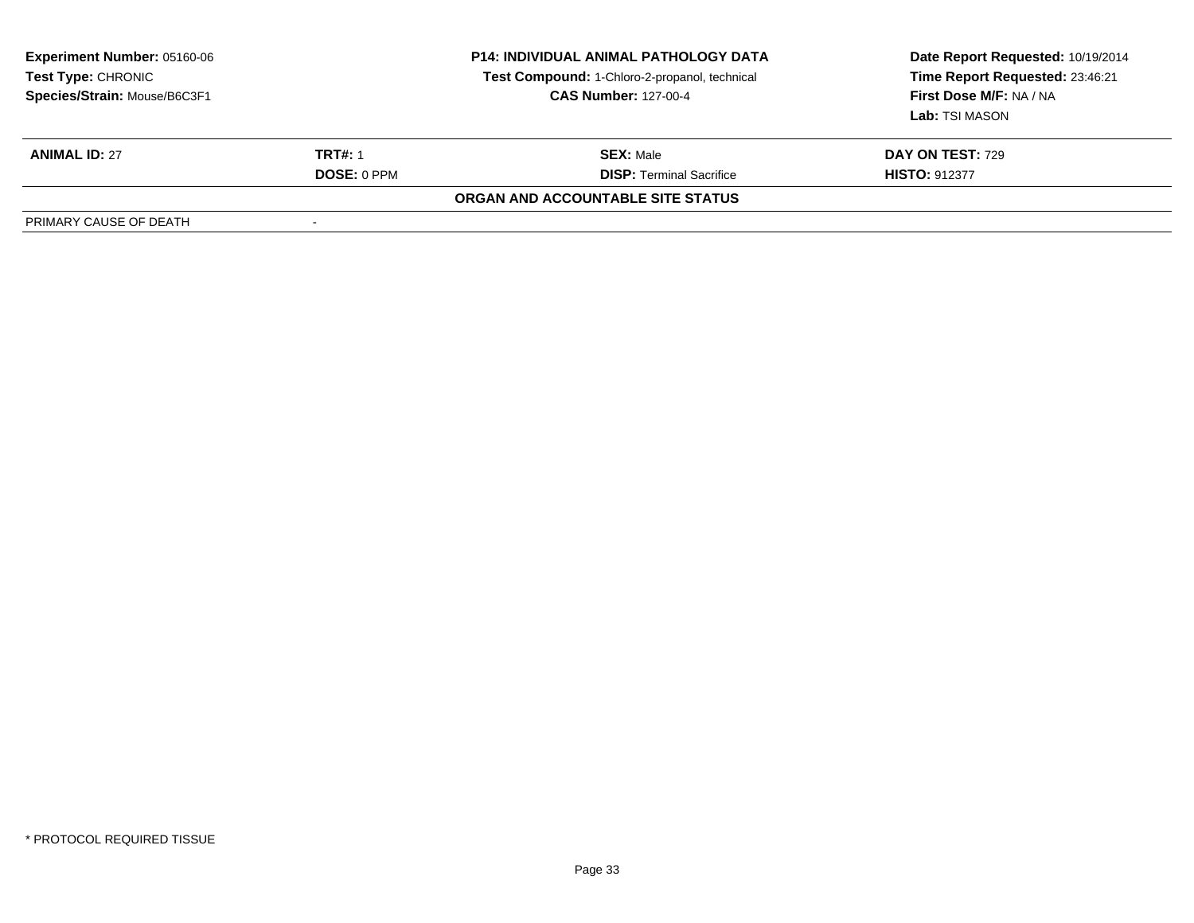**Experiment Number:** 05160-06
**Test Type:** CHRONIC
**Species/Strain:** Mouse/B6C3F1

**P14: INDIVIDUAL ANIMAL PATHOLOGY DATA**
**Test Compound:** 1-Chloro-2-propanol, technical
**CAS Number:** 127-00-4

**Date Report Requested:** 10/19/2014
**Time Report Requested:** 23:46:21
**First Dose M/F:** NA / NA
**Lab:** TSI MASON

| **ANIMAL ID:** 27 | **TRT#:** 1 | **SEX:** Male | **DAY ON TEST:** 729 |
|---|---|---|---|
| | **DOSE:** 0 PPM | **DISP:** Terminal Sacrifice | **HISTO:** 912377 |

**ORGAN AND ACCOUNTABLE SITE STATUS**

| PRIMARY CAUSE OF DEATH | - |
|---|---|

\* PROTOCOL REQUIRED TISSUE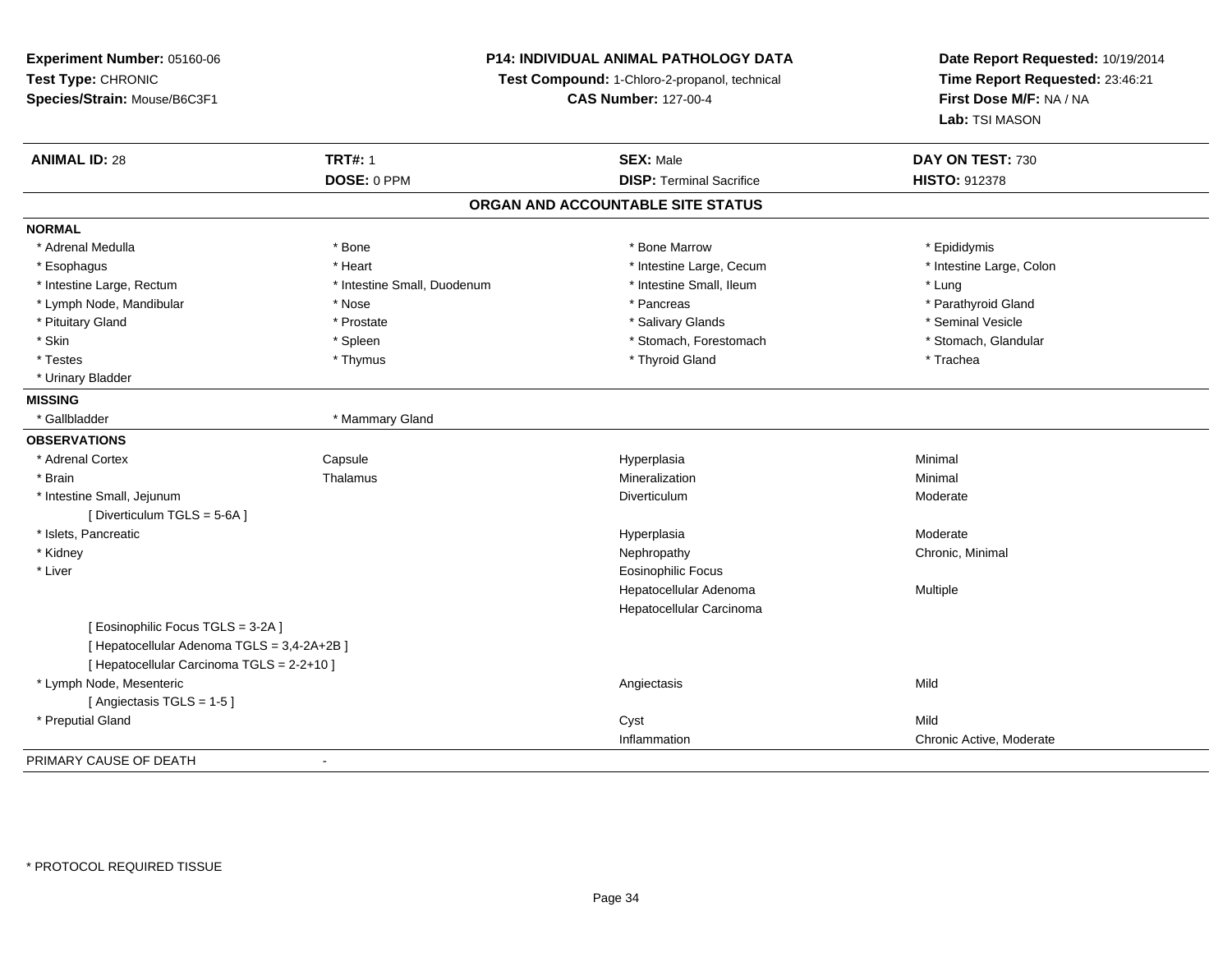**Experiment Number:** 05160-06
**Test Type:** CHRONIC
**Species/Strain:** Mouse/B6C3F1

**P14: INDIVIDUAL ANIMAL PATHOLOGY DATA**
**Test Compound:** 1-Chloro-2-propanol, technical
**CAS Number:** 127-00-4

**Date Report Requested:** 10/19/2014
**Time Report Requested:** 23:46:21
**First Dose M/F:** NA / NA
**Lab:** TSI MASON

| **ANIMAL ID:** 28 | **TRT#:** 1 | **SEX:** Male | **DAY ON TEST:** 730 |
|---|---|---|---|
| | **DOSE:** 0 PPM | **DISP:** Terminal Sacrifice | **HISTO:** 912378 |

## ORGAN AND ACCOUNTABLE SITE STATUS

**NORMAL**

| | | | |
|---|---|---|---|
| * Adrenal Medulla | * Bone | * Bone Marrow | * Epididymis |
| * Esophagus | * Heart | * Intestine Large, Cecum | * Intestine Large, Colon |
| * Intestine Large, Rectum | * Intestine Small, Duodenum | * Intestine Small, Ileum | * Lung |
| * Lymph Node, Mandibular | * Nose | * Pancreas | * Parathyroid Gland |
| * Pituitary Gland | * Prostate | * Salivary Glands | * Seminal Vesicle |
| * Skin | * Spleen | * Stomach, Forestomach | * Stomach, Glandular |
| * Testes | * Thymus | * Thyroid Gland | * Trachea |
| * Urinary Bladder | | | |

**MISSING**

| | |
|---|---|
| * Gallbladder | * Mammary Gland |

**OBSERVATIONS**

| | | | |
|---|---|---|---|
| * Adrenal Cortex | Capsule | Hyperplasia | Minimal |
| * Brain | Thalamus | Mineralization | Minimal |
| * Intestine Small, Jejunum | | Diverticulum | Moderate |
| [ Diverticulum TGLS = 5-6A ] | | | |
| * Islets, Pancreatic | | Hyperplasia | Moderate |
| * Kidney | | Nephropathy | Chronic, Minimal |
| * Liver | | Eosinophilic Focus | |
| | | Hepatocellular Adenoma | Multiple |
| | | Hepatocellular Carcinoma | |
| [ Eosinophilic Focus TGLS = 3-2A ] | | | |
| [ Hepatocellular Adenoma TGLS = 3,4-2A+2B ] | | | |
| [ Hepatocellular Carcinoma TGLS = 2-2+10 ] | | | |
| * Lymph Node, Mesenteric | | Angiectasis | Mild |
| [ Angiectasis TGLS = 1-5 ] | | | |
| * Preputial Gland | | Cyst | Mild |
| | | Inflammation | Chronic Active, Moderate |

PRIMARY CAUSE OF DEATH -

* PROTOCOL REQUIRED TISSUE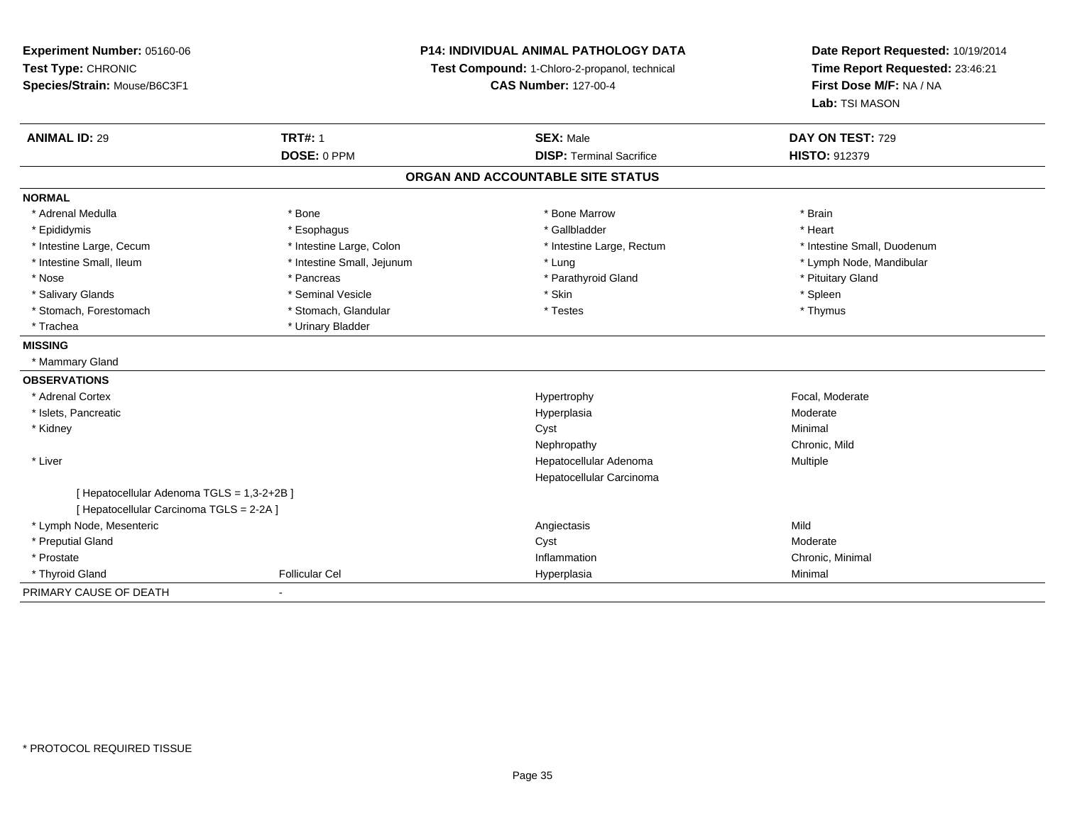**Experiment Number:** 05160-06
**Test Type:** CHRONIC
**Species/Strain:** Mouse/B6C3F1

**P14: INDIVIDUAL ANIMAL PATHOLOGY DATA**
**Test Compound:** 1-Chloro-2-propanol, technical
**CAS Number:** 127-00-4

**Date Report Requested:** 10/19/2014
**Time Report Requested:** 23:46:21
**First Dose M/F:** NA / NA
**Lab:** TSI MASON

| **ANIMAL ID:** 29 | **TRT#:** 1 | **SEX:** Male | **DAY ON TEST:** 729 |
|---|---|---|---|
| | **DOSE:** 0 PPM | **DISP:** Terminal Sacrifice | **HISTO:** 912379 |

## ORGAN AND ACCOUNTABLE SITE STATUS

**NORMAL**

| | | | |
|---|---|---|---|
| * Adrenal Medulla | * Bone | * Bone Marrow | * Brain |
| * Epididymis | * Esophagus | * Gallbladder | * Heart |
| * Intestine Large, Cecum | * Intestine Large, Colon | * Intestine Large, Rectum | * Intestine Small, Duodenum |
| * Intestine Small, Ileum | * Intestine Small, Jejunum | * Lung | * Lymph Node, Mandibular |
| * Nose | * Pancreas | * Parathyroid Gland | * Pituitary Gland |
| * Salivary Glands | * Seminal Vesicle | * Skin | * Spleen |
| * Stomach, Forestomach | * Stomach, Glandular | * Testes | * Thymus |
| * Trachea | * Urinary Bladder | | |

**MISSING**

* Mammary Gland

**OBSERVATIONS**

| | | | |
|---|---|---|---|
| * Adrenal Cortex | | Hypertrophy | Focal, Moderate |
| * Islets, Pancreatic | | Hyperplasia | Moderate |
| * Kidney | | Cyst | Minimal |
| | | Nephropathy | Chronic, Mild |
| * Liver | | Hepatocellular Adenoma | Multiple |
| | | Hepatocellular Carcinoma | |
| [ Hepatocellular Adenoma TGLS = 1,3-2+2B ] | | | |
| [ Hepatocellular Carcinoma TGLS = 2-2A ] | | | |
| * Lymph Node, Mesenteric | | Angiectasis | Mild |
| * Preputial Gland | | Cyst | Moderate |
| * Prostate | | Inflammation | Chronic, Minimal |
| * Thyroid Gland | Follicular Cel | Hyperplasia | Minimal |

PRIMARY CAUSE OF DEATH -

* PROTOCOL REQUIRED TISSUE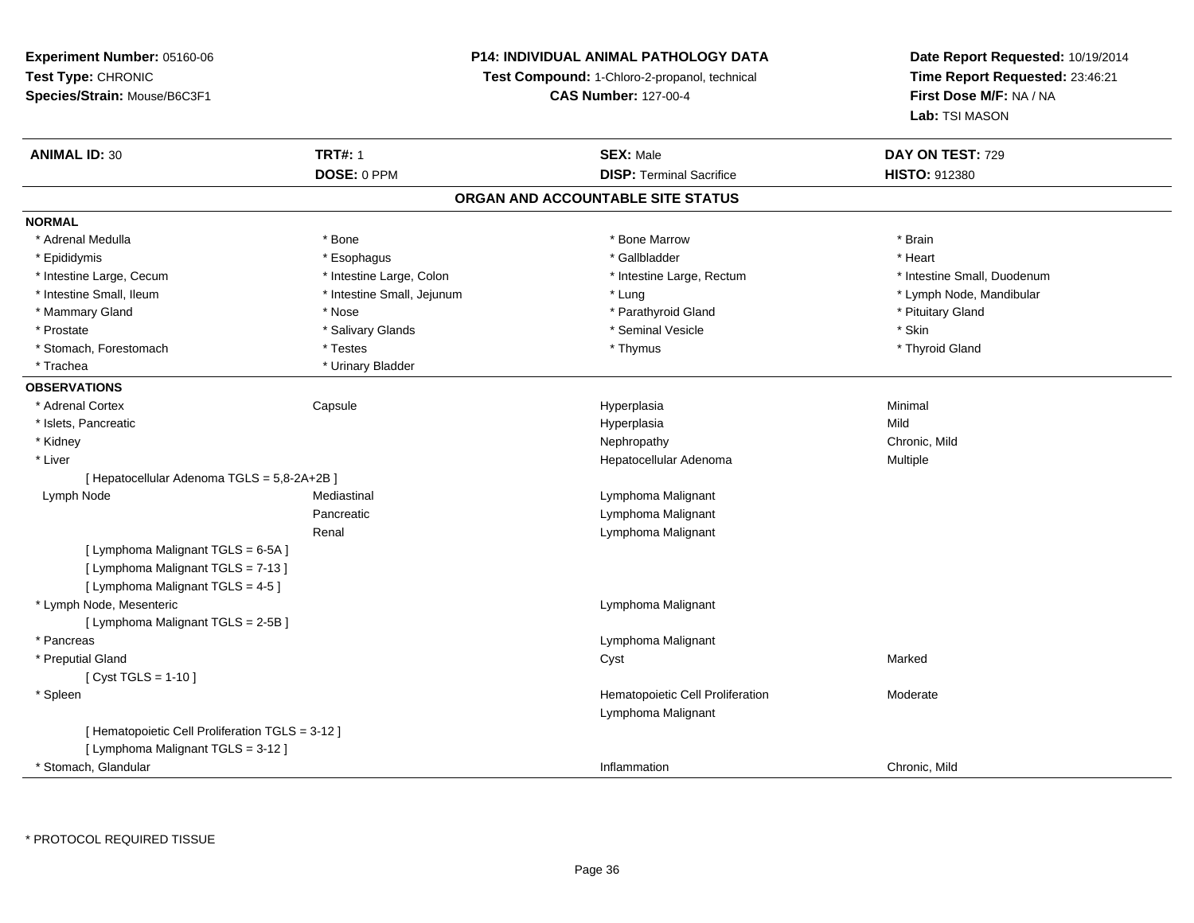**Experiment Number:** 05160-06
**Test Type:** CHRONIC
**Species/Strain:** Mouse/B6C3F1

**P14: INDIVIDUAL ANIMAL PATHOLOGY DATA**
**Test Compound:** 1-Chloro-2-propanol, technical
**CAS Number:** 127-00-4

**Date Report Requested:** 10/19/2014
**Time Report Requested:** 23:46:21
**First Dose M/F:** NA / NA
**Lab:** TSI MASON

| **ANIMAL ID:** 30 | **TRT#:** 1 | **SEX:** Male | **DAY ON TEST:** 729 |
|---|---|---|---|
| | **DOSE:** 0 PPM | **DISP:** Terminal Sacrifice | **HISTO:** 912380 |

## ORGAN AND ACCOUNTABLE SITE STATUS

**NORMAL**

| | | | |
|---|---|---|---|
| * Adrenal Medulla | * Bone | * Bone Marrow | * Brain |
| * Epididymis | * Esophagus | * Gallbladder | * Heart |
| * Intestine Large, Cecum | * Intestine Large, Colon | * Intestine Large, Rectum | * Intestine Small, Duodenum |
| * Intestine Small, Ileum | * Intestine Small, Jejunum | * Lung | * Lymph Node, Mandibular |
| * Mammary Gland | * Nose | * Parathyroid Gland | * Pituitary Gland |
| * Prostate | * Salivary Glands | * Seminal Vesicle | * Skin |
| * Stomach, Forestomach | * Testes | * Thymus | * Thyroid Gland |
| * Trachea | * Urinary Bladder | | |

**OBSERVATIONS**

| | | | |
|---|---|---|---|
| * Adrenal Cortex | Capsule | Hyperplasia | Minimal |
| * Islets, Pancreatic | | Hyperplasia | Mild |
| * Kidney | | Nephropathy | Chronic, Mild |
| * Liver | | Hepatocellular Adenoma | Multiple |
| [ Hepatocellular Adenoma TGLS = 5,8-2A+2B ] | | | |
| Lymph Node | Mediastinal | Lymphoma Malignant | |
| | Pancreatic | Lymphoma Malignant | |
| | Renal | Lymphoma Malignant | |
| [ Lymphoma Malignant TGLS = 6-5A ] | | | |
| [ Lymphoma Malignant TGLS = 7-13 ] | | | |
| [ Lymphoma Malignant TGLS = 4-5 ] | | | |
| * Lymph Node, Mesenteric | | Lymphoma Malignant | |
| [ Lymphoma Malignant TGLS = 2-5B ] | | | |
| * Pancreas | | Lymphoma Malignant | |
| * Preputial Gland | | Cyst | Marked |
| [ Cyst TGLS = 1-10 ] | | | |
| * Spleen | | Hematopoietic Cell Proliferation | Moderate |
| | | Lymphoma Malignant | |
| [ Hematopoietic Cell Proliferation TGLS = 3-12 ] | | | |
| [ Lymphoma Malignant TGLS = 3-12 ] | | | |
| * Stomach, Glandular | | Inflammation | Chronic, Mild |

\* PROTOCOL REQUIRED TISSUE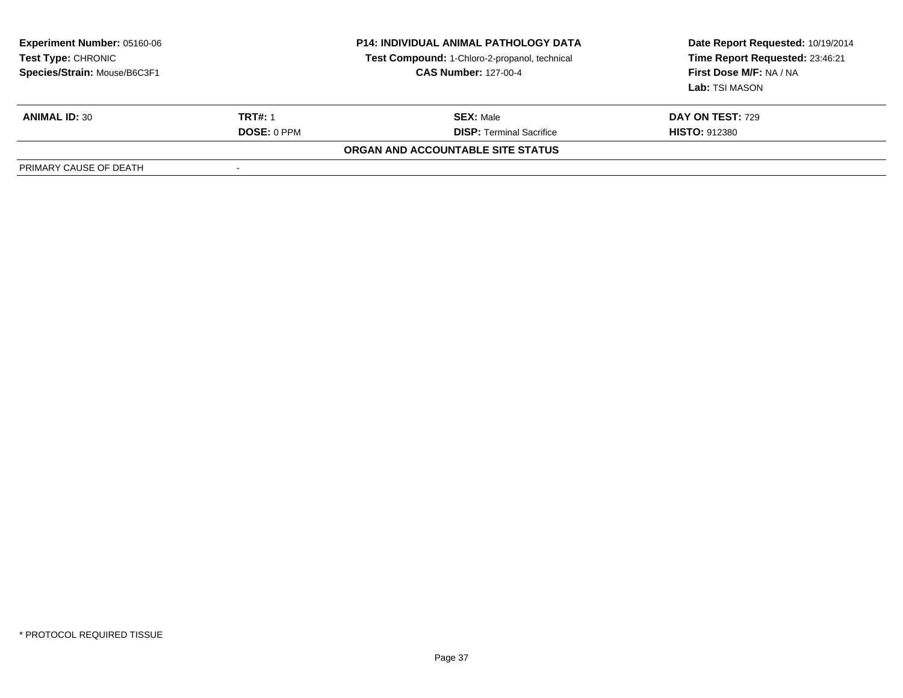**Experiment Number:** 05160-06
**Test Type:** CHRONIC
**Species/Strain:** Mouse/B6C3F1

**P14: INDIVIDUAL ANIMAL PATHOLOGY DATA**
**Test Compound:** 1-Chloro-2-propanol, technical
**CAS Number:** 127-00-4

**Date Report Requested:** 10/19/2014
**Time Report Requested:** 23:46:21
**First Dose M/F:** NA / NA
**Lab:** TSI MASON

| **ANIMAL ID:** 30 | **TRT#:** 1 | **SEX:** Male | **DAY ON TEST:** 729 |
|---|---|---|---|
| | **DOSE:** 0 PPM | **DISP:** Terminal Sacrifice | **HISTO:** 912380 |

**ORGAN AND ACCOUNTABLE SITE STATUS**

| PRIMARY CAUSE OF DEATH | - |
|---|---|

* PROTOCOL REQUIRED TISSUE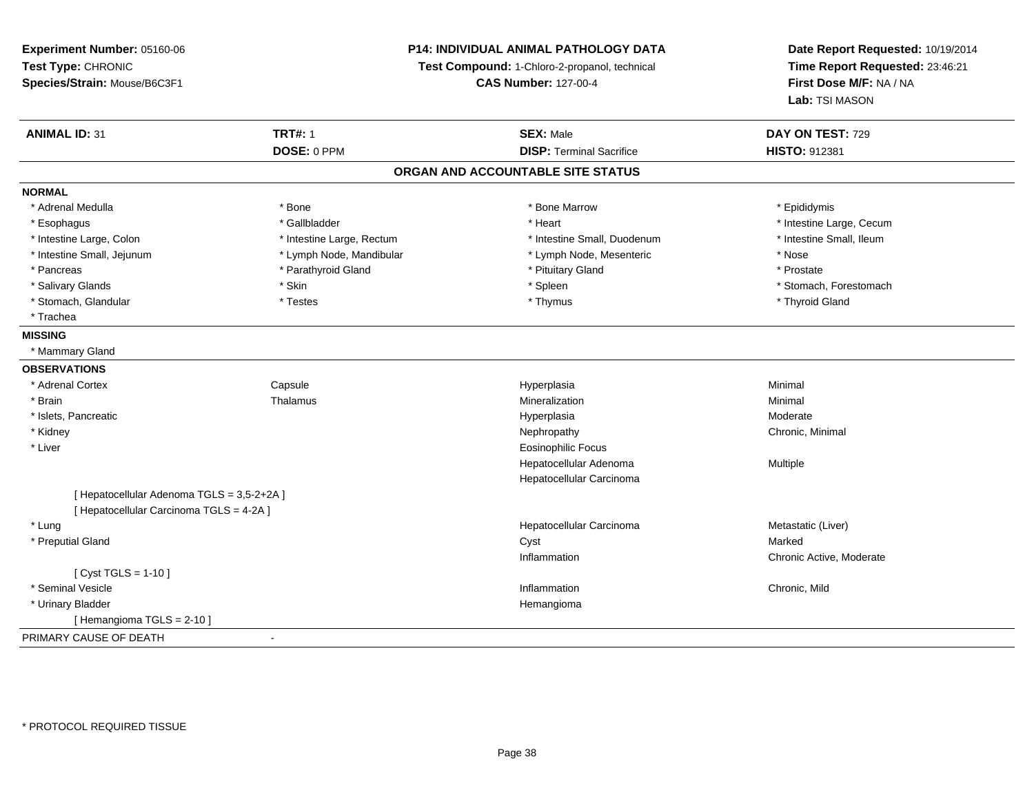**Experiment Number:** 05160-06
**Test Type:** CHRONIC
**Species/Strain:** Mouse/B6C3F1

**P14: INDIVIDUAL ANIMAL PATHOLOGY DATA**
**Test Compound:** 1-Chloro-2-propanol, technical
**CAS Number:** 127-00-4

**Date Report Requested:** 10/19/2014
**Time Report Requested:** 23:46:21
**First Dose M/F:** NA / NA
**Lab:** TSI MASON

| **ANIMAL ID:** 31 | **TRT#:** 1 | **SEX:** Male | **DAY ON TEST:** 729 |
|---|---|---|---|
| | **DOSE:** 0 PPM | **DISP:** Terminal Sacrifice | **HISTO:** 912381 |

## ORGAN AND ACCOUNTABLE SITE STATUS

**NORMAL**

| | | | |
|---|---|---|---|
| * Adrenal Medulla | * Bone | * Bone Marrow | * Epididymis |
| * Esophagus | * Gallbladder | * Heart | * Intestine Large, Cecum |
| * Intestine Large, Colon | * Intestine Large, Rectum | * Intestine Small, Duodenum | * Intestine Small, Ileum |
| * Intestine Small, Jejunum | * Lymph Node, Mandibular | * Lymph Node, Mesenteric | * Nose |
| * Pancreas | * Parathyroid Gland | * Pituitary Gland | * Prostate |
| * Salivary Glands | * Skin | * Spleen | * Stomach, Forestomach |
| * Stomach, Glandular | * Testes | * Thymus | * Thyroid Gland |
| * Trachea | | | |

**MISSING**

* Mammary Gland

**OBSERVATIONS**

| | | | |
|---|---|---|---|
| * Adrenal Cortex | Capsule | Hyperplasia | Minimal |
| * Brain | Thalamus | Mineralization | Minimal |
| * Islets, Pancreatic | | Hyperplasia | Moderate |
| * Kidney | | Nephropathy | Chronic, Minimal |
| * Liver | | Eosinophilic Focus | |
| | | Hepatocellular Adenoma | Multiple |
| | | Hepatocellular Carcinoma | |
| [ Hepatocellular Adenoma TGLS = 3,5-2+2A ] | | | |
| [ Hepatocellular Carcinoma TGLS = 4-2A ] | | | |
| * Lung | | Hepatocellular Carcinoma | Metastatic (Liver) |
| * Preputial Gland | | Cyst | Marked |
| | | Inflammation | Chronic Active, Moderate |
| [ Cyst TGLS = 1-10 ] | | | |
| * Seminal Vesicle | | Inflammation | Chronic, Mild |
| * Urinary Bladder | | Hemangioma | |
| [ Hemangioma TGLS = 2-10 ] | | | |

PRIMARY CAUSE OF DEATH -

* PROTOCOL REQUIRED TISSUE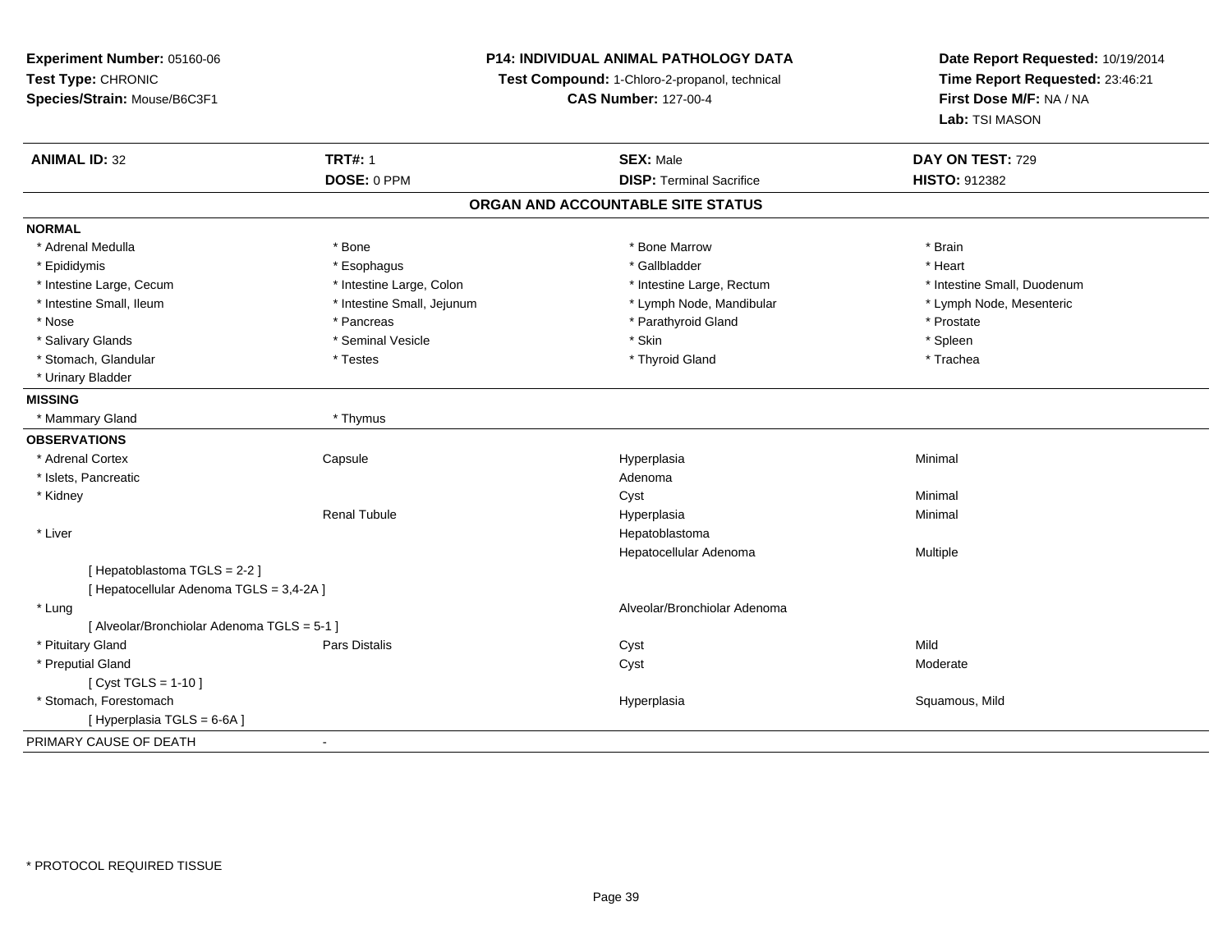**Experiment Number:** 05160-06
**Test Type:** CHRONIC
**Species/Strain:** Mouse/B6C3F1

**P14: INDIVIDUAL ANIMAL PATHOLOGY DATA**
**Test Compound:** 1-Chloro-2-propanol, technical
**CAS Number:** 127-00-4

**Date Report Requested:** 10/19/2014
**Time Report Requested:** 23:46:21
**First Dose M/F:** NA / NA
**Lab:** TSI MASON

| **ANIMAL ID:** 32 | **TRT#:** 1 | **SEX:** Male | **DAY ON TEST:** 729 |
|---|---|---|---|
| | **DOSE:** 0 PPM | **DISP:** Terminal Sacrifice | **HISTO:** 912382 |

## ORGAN AND ACCOUNTABLE SITE STATUS

**NORMAL**

| | | | |
|---|---|---|---|
| * Adrenal Medulla | * Bone | * Bone Marrow | * Brain |
| * Epididymis | * Esophagus | * Gallbladder | * Heart |
| * Intestine Large, Cecum | * Intestine Large, Colon | * Intestine Large, Rectum | * Intestine Small, Duodenum |
| * Intestine Small, Ileum | * Intestine Small, Jejunum | * Lymph Node, Mandibular | * Lymph Node, Mesenteric |
| * Nose | * Pancreas | * Parathyroid Gland | * Prostate |
| * Salivary Glands | * Seminal Vesicle | * Skin | * Spleen |
| * Stomach, Glandular | * Testes | * Thyroid Gland | * Trachea |
| * Urinary Bladder | | | |

**MISSING**

| | |
|---|---|
| * Mammary Gland | * Thymus |

**OBSERVATIONS**

| | | | |
|---|---|---|---|
| * Adrenal Cortex | Capsule | Hyperplasia | Minimal |
| * Islets, Pancreatic | | Adenoma | |
| * Kidney | | Cyst | Minimal |
| | Renal Tubule | Hyperplasia | Minimal |
| * Liver | | Hepatoblastoma | |
| | | Hepatocellular Adenoma | Multiple |
| [ Hepatoblastoma TGLS = 2-2 ] | | | |
| [ Hepatocellular Adenoma TGLS = 3,4-2A ] | | | |
| * Lung | | Alveolar/Bronchiolar Adenoma | |
| [ Alveolar/Bronchiolar Adenoma TGLS = 5-1 ] | | | |
| * Pituitary Gland | Pars Distalis | Cyst | Mild |
| * Preputial Gland | | Cyst | Moderate |
| [ Cyst TGLS = 1-10 ] | | | |
| * Stomach, Forestomach | | Hyperplasia | Squamous, Mild |
| [ Hyperplasia TGLS = 6-6A ] | | | |

PRIMARY CAUSE OF DEATH -

\* PROTOCOL REQUIRED TISSUE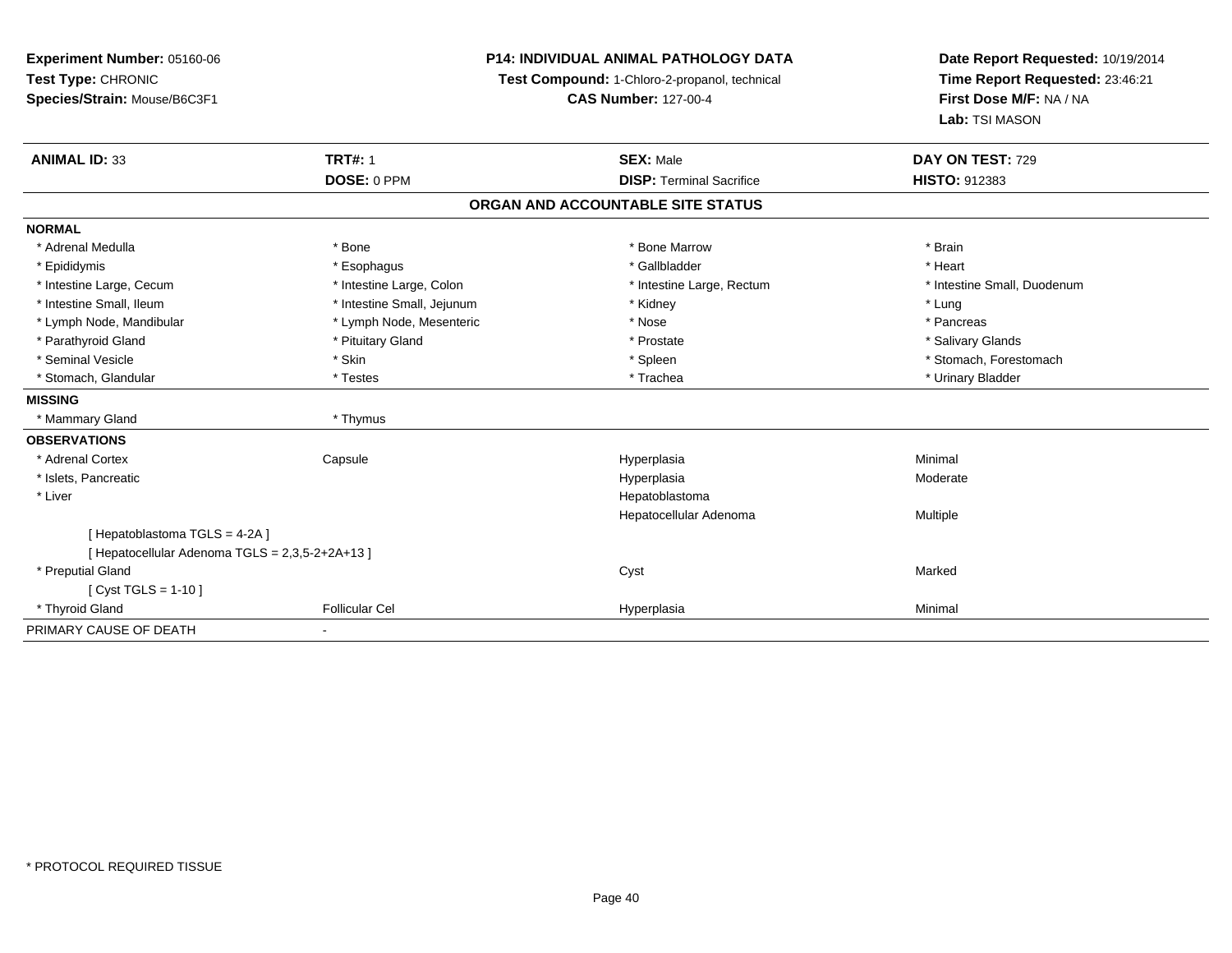**Experiment Number:** 05160-06
**Test Type:** CHRONIC
**Species/Strain:** Mouse/B6C3F1

**P14: INDIVIDUAL ANIMAL PATHOLOGY DATA**
**Test Compound:** 1-Chloro-2-propanol, technical
**CAS Number:** 127-00-4

**Date Report Requested:** 10/19/2014
**Time Report Requested:** 23:46:21
**First Dose M/F:** NA / NA
**Lab:** TSI MASON

| **ANIMAL ID:** 33 | **TRT#:** 1 | **SEX:** Male | **DAY ON TEST:** 729 |
|---|---|---|---|
| | **DOSE:** 0 PPM | **DISP:** Terminal Sacrifice | **HISTO:** 912383 |

## ORGAN AND ACCOUNTABLE SITE STATUS

**NORMAL**

| | | | |
|---|---|---|---|
| * Adrenal Medulla | * Bone | * Bone Marrow | * Brain |
| * Epididymis | * Esophagus | * Gallbladder | * Heart |
| * Intestine Large, Cecum | * Intestine Large, Colon | * Intestine Large, Rectum | * Intestine Small, Duodenum |
| * Intestine Small, Ileum | * Intestine Small, Jejunum | * Kidney | * Lung |
| * Lymph Node, Mandibular | * Lymph Node, Mesenteric | * Nose | * Pancreas |
| * Parathyroid Gland | * Pituitary Gland | * Prostate | * Salivary Glands |
| * Seminal Vesicle | * Skin | * Spleen | * Stomach, Forestomach |
| * Stomach, Glandular | * Testes | * Trachea | * Urinary Bladder |

**MISSING**

| | |
|---|---|
| * Mammary Gland | * Thymus |

**OBSERVATIONS**

| | | | |
|---|---|---|---|
| * Adrenal Cortex | Capsule | Hyperplasia | Minimal |
| * Islets, Pancreatic | | Hyperplasia | Moderate |
| * Liver | | Hepatoblastoma | |
| | | Hepatocellular Adenoma | Multiple |
| [ Hepatoblastoma TGLS = 4-2A ] | | | |
| [ Hepatocellular Adenoma TGLS = 2,3,5-2+2A+13 ] | | | |
| * Preputial Gland | | Cyst | Marked |
| [ Cyst TGLS = 1-10 ] | | | |
| * Thyroid Gland | Follicular Cel | Hyperplasia | Minimal |

PRIMARY CAUSE OF DEATH -

* PROTOCOL REQUIRED TISSUE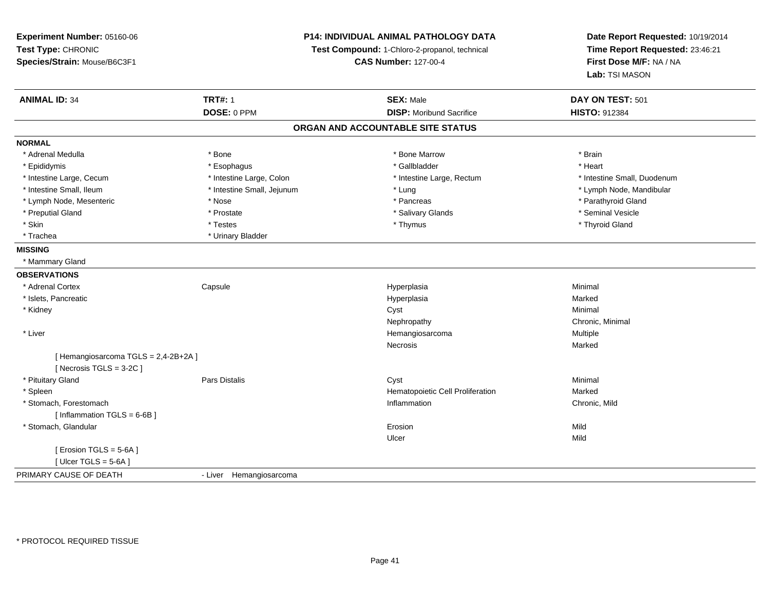**Experiment Number:** 05160-06
**Test Type:** CHRONIC
**Species/Strain:** Mouse/B6C3F1

**P14: INDIVIDUAL ANIMAL PATHOLOGY DATA**
**Test Compound:** 1-Chloro-2-propanol, technical
**CAS Number:** 127-00-4

**Date Report Requested:** 10/19/2014
**Time Report Requested:** 23:46:21
**First Dose M/F:** NA / NA
**Lab:** TSI MASON

| **ANIMAL ID:** 34 | **TRT#:** 1 | **SEX:** Male | **DAY ON TEST:** 501 |
|---|---|---|---|
| | **DOSE:** 0 PPM | **DISP:** Moribund Sacrifice | **HISTO:** 912384 |

## ORGAN AND ACCOUNTABLE SITE STATUS

**NORMAL**

| | | | |
|---|---|---|---|
| * Adrenal Medulla | * Bone | * Bone Marrow | * Brain |
| * Epididymis | * Esophagus | * Gallbladder | * Heart |
| * Intestine Large, Cecum | * Intestine Large, Colon | * Intestine Large, Rectum | * Intestine Small, Duodenum |
| * Intestine Small, Ileum | * Intestine Small, Jejunum | * Lung | * Lymph Node, Mandibular |
| * Lymph Node, Mesenteric | * Nose | * Pancreas | * Parathyroid Gland |
| * Preputial Gland | * Prostate | * Salivary Glands | * Seminal Vesicle |
| * Skin | * Testes | * Thymus | * Thyroid Gland |
| * Trachea | * Urinary Bladder | | |

**MISSING**

* Mammary Gland

**OBSERVATIONS**

| | | | |
|---|---|---|---|
| * Adrenal Cortex | Capsule | Hyperplasia | Minimal |
| * Islets, Pancreatic | | Hyperplasia | Marked |
| * Kidney | | Cyst | Minimal |
| | | Nephropathy | Chronic, Minimal |
| * Liver | | Hemangiosarcoma | Multiple |
| | | Necrosis | Marked |
| [ Hemangiosarcoma TGLS = 2,4-2B+2A ] | | | |
| [ Necrosis TGLS = 3-2C ] | | | |
| * Pituitary Gland | Pars Distalis | Cyst | Minimal |
| * Spleen | | Hematopoietic Cell Proliferation | Marked |
| * Stomach, Forestomach | | Inflammation | Chronic, Mild |
| [ Inflammation TGLS = 6-6B ] | | | |
| * Stomach, Glandular | | Erosion | Mild |
| | | Ulcer | Mild |
| [ Erosion TGLS = 5-6A ] | | | |
| [ Ulcer TGLS = 5-6A ] | | | |

PRIMARY CAUSE OF DEATH - Liver Hemangiosarcoma

* PROTOCOL REQUIRED TISSUE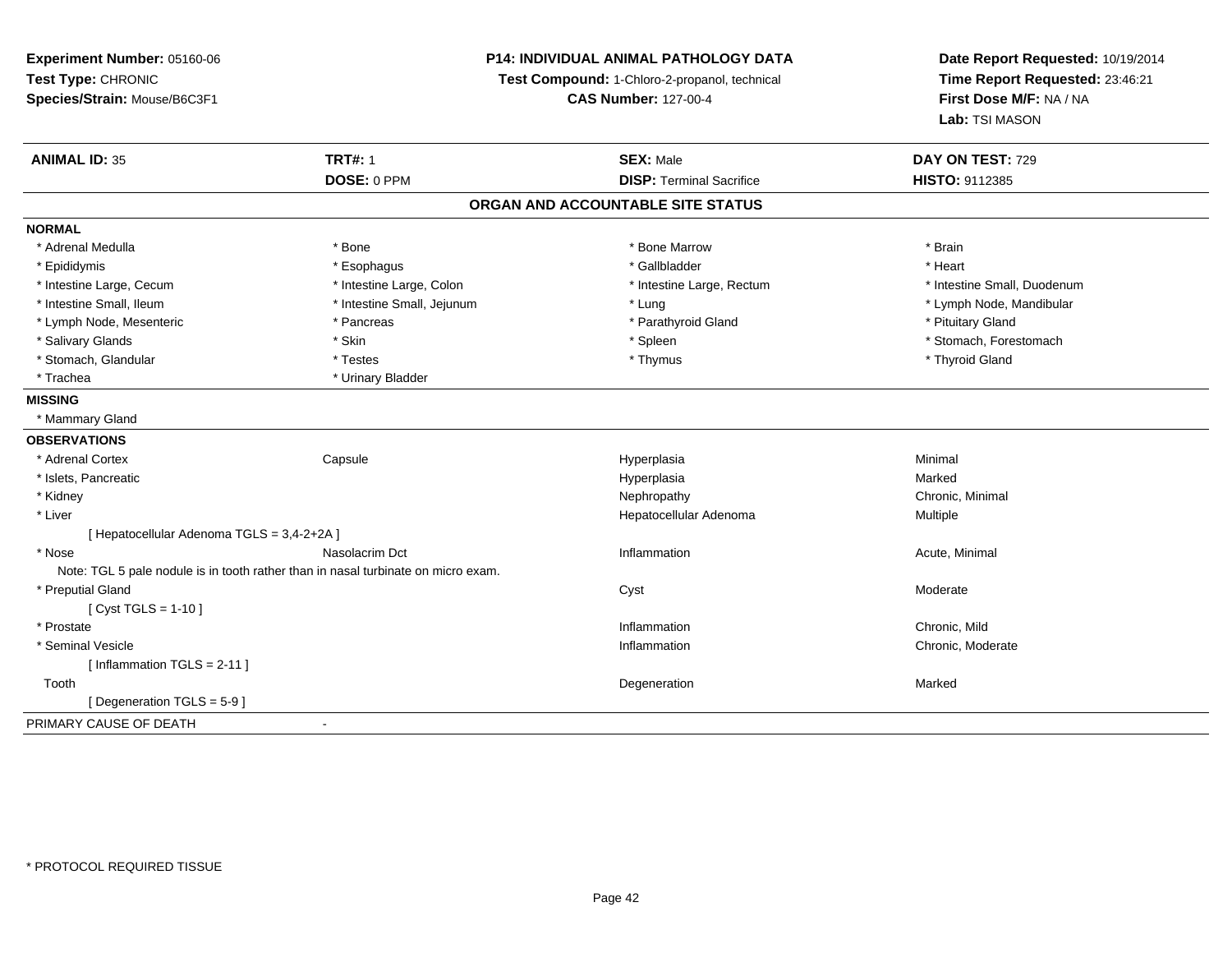**Experiment Number:** 05160-06
**Test Type:** CHRONIC
**Species/Strain:** Mouse/B6C3F1

**P14: INDIVIDUAL ANIMAL PATHOLOGY DATA**
**Test Compound:** 1-Chloro-2-propanol, technical
**CAS Number:** 127-00-4

**Date Report Requested:** 10/19/2014
**Time Report Requested:** 23:46:21
**First Dose M/F:** NA / NA
**Lab:** TSI MASON

| **ANIMAL ID:** 35 | **TRT#:** 1 | **SEX:** Male | **DAY ON TEST:** 729 |
|---|---|---|---|
| | **DOSE:** 0 PPM | **DISP:** Terminal Sacrifice | **HISTO:** 9112385 |

## ORGAN AND ACCOUNTABLE SITE STATUS

**NORMAL**

| | | | |
|---|---|---|---|
| * Adrenal Medulla | * Bone | * Bone Marrow | * Brain |
| * Epididymis | * Esophagus | * Gallbladder | * Heart |
| * Intestine Large, Cecum | * Intestine Large, Colon | * Intestine Large, Rectum | * Intestine Small, Duodenum |
| * Intestine Small, Ileum | * Intestine Small, Jejunum | * Lung | * Lymph Node, Mandibular |
| * Lymph Node, Mesenteric | * Pancreas | * Parathyroid Gland | * Pituitary Gland |
| * Salivary Glands | * Skin | * Spleen | * Stomach, Forestomach |
| * Stomach, Glandular | * Testes | * Thymus | * Thyroid Gland |
| * Trachea | * Urinary Bladder | | |

**MISSING**

* Mammary Gland

**OBSERVATIONS**

| | | | |
|---|---|---|---|
| * Adrenal Cortex | Capsule | Hyperplasia | Minimal |
| * Islets, Pancreatic | | Hyperplasia | Marked |
| * Kidney | | Nephropathy | Chronic, Minimal |
| * Liver | | Hepatocellular Adenoma | Multiple |
| [ Hepatocellular Adenoma TGLS = 3,4-2+2A ] | | | |
| * Nose | Nasolacrim Dct | Inflammation | Acute, Minimal |
| Note: TGL 5 pale nodule is in tooth rather than in nasal turbinate on micro exam. | | | |
| * Preputial Gland | | Cyst | Moderate |
| [ Cyst TGLS = 1-10 ] | | | |
| * Prostate | | Inflammation | Chronic, Mild |
| * Seminal Vesicle | | Inflammation | Chronic, Moderate |
| [ Inflammation TGLS = 2-11 ] | | | |
| Tooth | | Degeneration | Marked |
| [ Degeneration TGLS = 5-9 ] | | | |

PRIMARY CAUSE OF DEATH -

* PROTOCOL REQUIRED TISSUE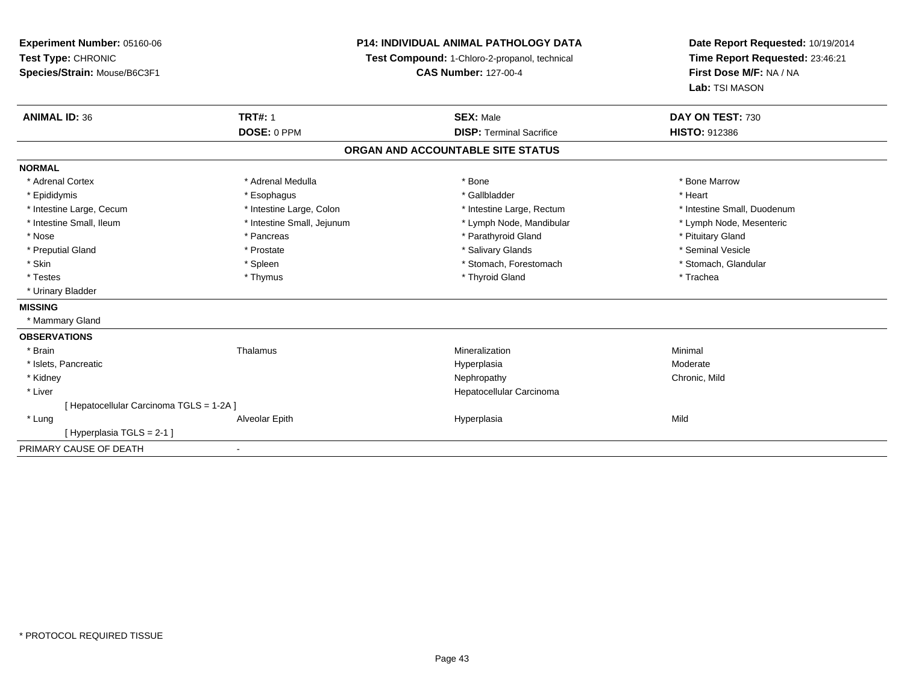**Experiment Number:** 05160-06
**Test Type:** CHRONIC
**Species/Strain:** Mouse/B6C3F1

**P14: INDIVIDUAL ANIMAL PATHOLOGY DATA**
**Test Compound:** 1-Chloro-2-propanol, technical
**CAS Number:** 127-00-4

**Date Report Requested:** 10/19/2014
**Time Report Requested:** 23:46:21
**First Dose M/F:** NA / NA
**Lab:** TSI MASON

| **ANIMAL ID:** 36 | **TRT#:** 1 | **SEX:** Male | **DAY ON TEST:** 730 |
|---|---|---|---|
| | **DOSE:** 0 PPM | **DISP:** Terminal Sacrifice | **HISTO:** 912386 |

## ORGAN AND ACCOUNTABLE SITE STATUS

**NORMAL**

| | | | |
|---|---|---|---|
| * Adrenal Cortex | * Adrenal Medulla | * Bone | * Bone Marrow |
| * Epididymis | * Esophagus | * Gallbladder | * Heart |
| * Intestine Large, Cecum | * Intestine Large, Colon | * Intestine Large, Rectum | * Intestine Small, Duodenum |
| * Intestine Small, Ileum | * Intestine Small, Jejunum | * Lymph Node, Mandibular | * Lymph Node, Mesenteric |
| * Nose | * Pancreas | * Parathyroid Gland | * Pituitary Gland |
| * Preputial Gland | * Prostate | * Salivary Glands | * Seminal Vesicle |
| * Skin | * Spleen | * Stomach, Forestomach | * Stomach, Glandular |
| * Testes | * Thymus | * Thyroid Gland | * Trachea |
| * Urinary Bladder | | | |

**MISSING**

* Mammary Gland

**OBSERVATIONS**

| | | | |
|---|---|---|---|
| * Brain | Thalamus | Mineralization | Minimal |
| * Islets, Pancreatic | | Hyperplasia | Moderate |
| * Kidney | | Nephropathy | Chronic, Mild |
| * Liver | | Hepatocellular Carcinoma | |
| [ Hepatocellular Carcinoma TGLS = 1-2A ] | | | |
| * Lung | Alveolar Epith | Hyperplasia | Mild |
| [ Hyperplasia TGLS = 2-1 ] | | | |

PRIMARY CAUSE OF DEATH -

* PROTOCOL REQUIRED TISSUE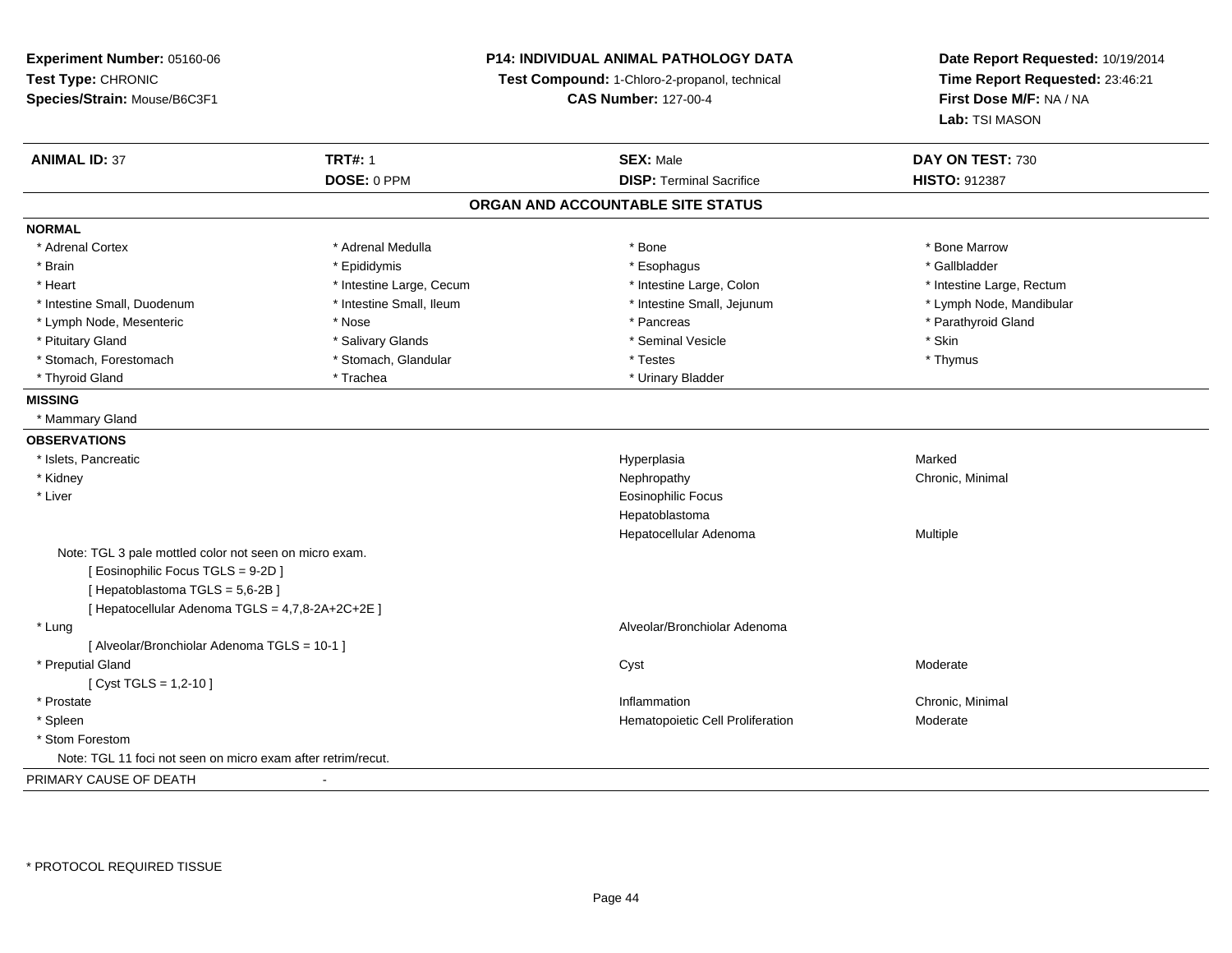**Experiment Number:** 05160-06
**Test Type:** CHRONIC
**Species/Strain:** Mouse/B6C3F1

**P14: INDIVIDUAL ANIMAL PATHOLOGY DATA**
**Test Compound:** 1-Chloro-2-propanol, technical
**CAS Number:** 127-00-4

**Date Report Requested:** 10/19/2014
**Time Report Requested:** 23:46:21
**First Dose M/F:** NA / NA
**Lab:** TSI MASON

| **ANIMAL ID:** 37 | **TRT#:** 1 | **SEX:** Male | **DAY ON TEST:** 730 |
|---|---|---|---|
| | **DOSE:** 0 PPM | **DISP:** Terminal Sacrifice | **HISTO:** 912387 |

## ORGAN AND ACCOUNTABLE SITE STATUS

**NORMAL**

| | | | |
|---|---|---|---|
| * Adrenal Cortex | * Adrenal Medulla | * Bone | * Bone Marrow |
| * Brain | * Epididymis | * Esophagus | * Gallbladder |
| * Heart | * Intestine Large, Cecum | * Intestine Large, Colon | * Intestine Large, Rectum |
| * Intestine Small, Duodenum | * Intestine Small, Ileum | * Intestine Small, Jejunum | * Lymph Node, Mandibular |
| * Lymph Node, Mesenteric | * Nose | * Pancreas | * Parathyroid Gland |
| * Pituitary Gland | * Salivary Glands | * Seminal Vesicle | * Skin |
| * Stomach, Forestomach | * Stomach, Glandular | * Testes | * Thymus |
| * Thyroid Gland | * Trachea | * Urinary Bladder | |

**MISSING**

* Mammary Gland

**OBSERVATIONS**

| | | |
|---|---|---|
| * Islets, Pancreatic | Hyperplasia | Marked |
| * Kidney | Nephropathy | Chronic, Minimal |
| * Liver | Eosinophilic Focus | |
| | Hepatoblastoma | |
| | Hepatocellular Adenoma | Multiple |
| Note: TGL 3 pale mottled color not seen on micro exam. | | |
| [ Eosinophilic Focus TGLS = 9-2D ] | | |
| [ Hepatoblastoma TGLS = 5,6-2B ] | | |
| [ Hepatocellular Adenoma TGLS = 4,7,8-2A+2C+2E ] | | |
| * Lung | Alveolar/Bronchiolar Adenoma | |
| [ Alveolar/Bronchiolar Adenoma TGLS = 10-1 ] | | |
| * Preputial Gland | Cyst | Moderate |
| [ Cyst TGLS = 1,2-10 ] | | |
| * Prostate | Inflammation | Chronic, Minimal |
| * Spleen | Hematopoietic Cell Proliferation | Moderate |
| * Stom Forestom | | |
| Note: TGL 11 foci not seen on micro exam after retrim/recut. | | |

PRIMARY CAUSE OF DEATH -

\* PROTOCOL REQUIRED TISSUE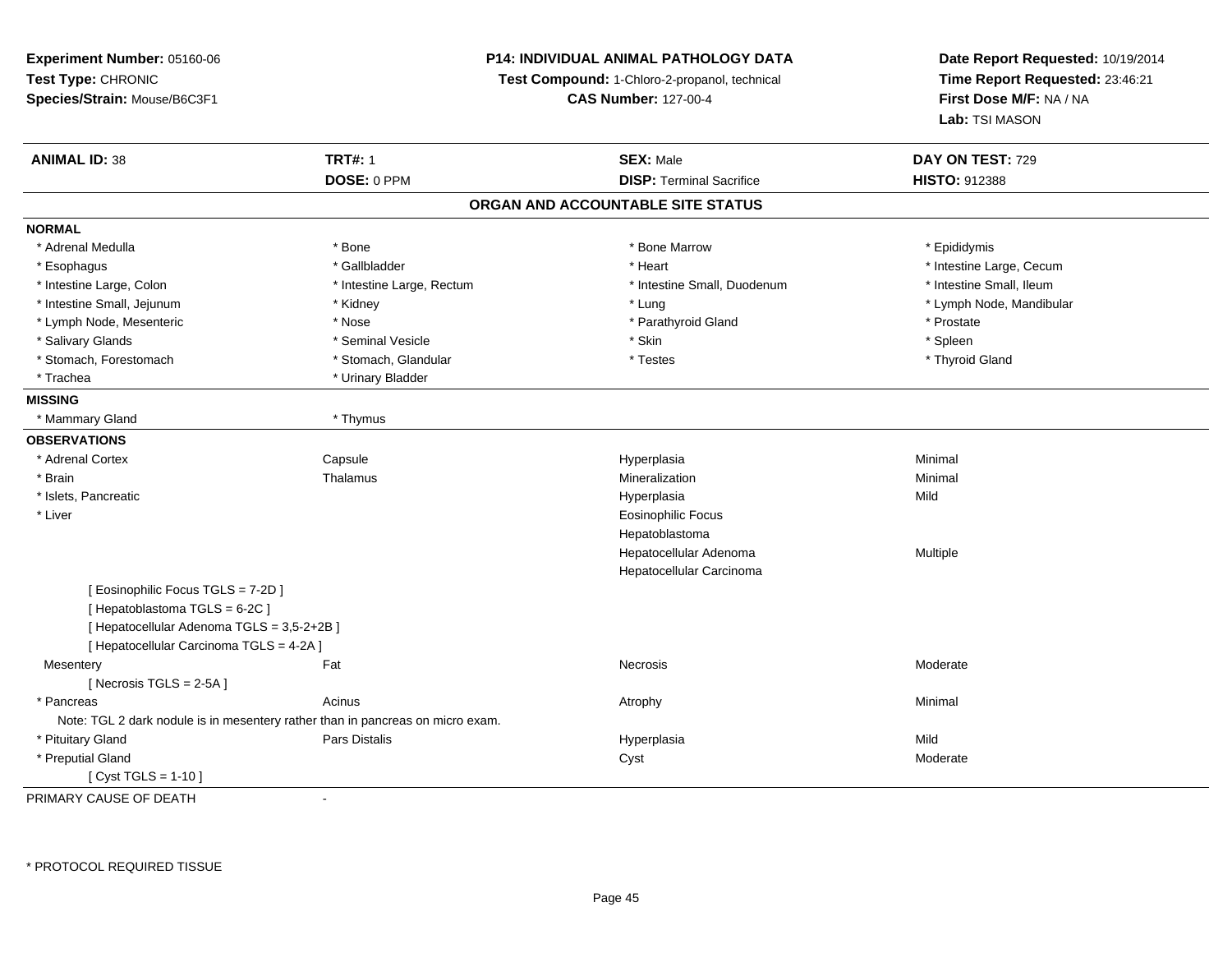**Experiment Number:** 05160-06
**Test Type:** CHRONIC
**Species/Strain:** Mouse/B6C3F1

**P14: INDIVIDUAL ANIMAL PATHOLOGY DATA**
**Test Compound:** 1-Chloro-2-propanol, technical
**CAS Number:** 127-00-4

**Date Report Requested:** 10/19/2014
**Time Report Requested:** 23:46:21
**First Dose M/F:** NA / NA
**Lab:** TSI MASON

| **ANIMAL ID:** 38 | **TRT#:** 1 | **SEX:** Male | **DAY ON TEST:** 729 |
|---|---|---|---|
| | **DOSE:** 0 PPM | **DISP:** Terminal Sacrifice | **HISTO:** 912388 |

## ORGAN AND ACCOUNTABLE SITE STATUS

**NORMAL**

| | | | |
|---|---|---|---|
| * Adrenal Medulla | * Bone | * Bone Marrow | * Epididymis |
| * Esophagus | * Gallbladder | * Heart | * Intestine Large, Cecum |
| * Intestine Large, Colon | * Intestine Large, Rectum | * Intestine Small, Duodenum | * Intestine Small, Ileum |
| * Intestine Small, Jejunum | * Kidney | * Lung | * Lymph Node, Mandibular |
| * Lymph Node, Mesenteric | * Nose | * Parathyroid Gland | * Prostate |
| * Salivary Glands | * Seminal Vesicle | * Skin | * Spleen |
| * Stomach, Forestomach | * Stomach, Glandular | * Testes | * Thyroid Gland |
| * Trachea | * Urinary Bladder | | |

**MISSING**

| | |
|---|---|
| * Mammary Gland | * Thymus |

**OBSERVATIONS**

| | | | |
|---|---|---|---|
| * Adrenal Cortex | Capsule | Hyperplasia | Minimal |
| * Brain | Thalamus | Mineralization | Minimal |
| * Islets, Pancreatic | | Hyperplasia | Mild |
| * Liver | | Eosinophilic Focus | |
| | | Hepatoblastoma | |
| | | Hepatocellular Adenoma | Multiple |
| | | Hepatocellular Carcinoma | |
| [ Eosinophilic Focus TGLS = 7-2D ] | | | |
| [ Hepatoblastoma TGLS = 6-2C ] | | | |
| [ Hepatocellular Adenoma TGLS = 3,5-2+2B ] | | | |
| [ Hepatocellular Carcinoma TGLS = 4-2A ] | | | |
| Mesentery | Fat | Necrosis | Moderate |
| [ Necrosis TGLS = 2-5A ] | | | |
| * Pancreas | Acinus | Atrophy | Minimal |
| Note: TGL 2 dark nodule is in mesentery rather than in pancreas on micro exam. | | | |
| * Pituitary Gland | Pars Distalis | Hyperplasia | Mild |
| * Preputial Gland | | Cyst | Moderate |
| [ Cyst TGLS = 1-10 ] | | | |

PRIMARY CAUSE OF DEATH -

\* PROTOCOL REQUIRED TISSUE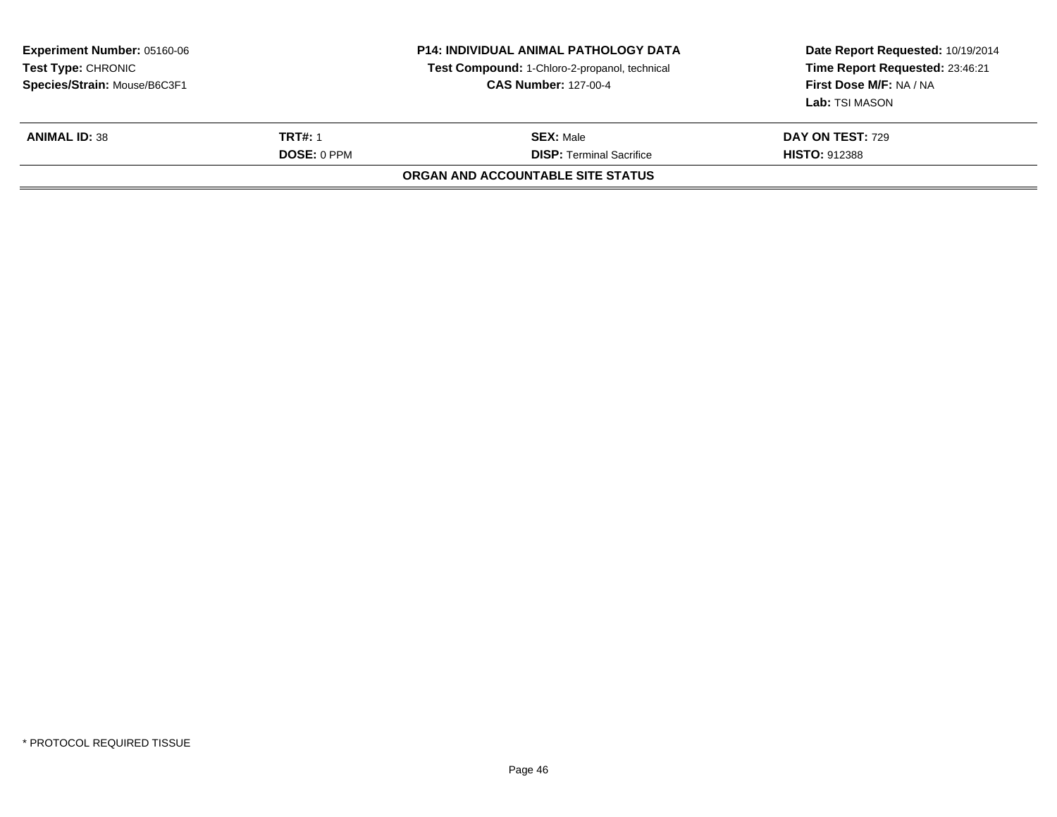| **Experiment Number:** 05160-06 | **P14: INDIVIDUAL ANIMAL PATHOLOGY DATA** | **Date Report Requested:** 10/19/2014 |
|---|---|---|
| **Test Type:** CHRONIC | **Test Compound:** 1-Chloro-2-propanol, technical | **Time Report Requested:** 23:46:21 |
| **Species/Strain:** Mouse/B6C3F1 | **CAS Number:** 127-00-4 | **First Dose M/F:** NA / NA |
| | | **Lab:** TSI MASON |

| **ANIMAL ID:** 38 | **TRT#:** 1 | **SEX:** Male | **DAY ON TEST:** 729 |
|---|---|---|---|
| | **DOSE:** 0 PPM | **DISP:** Terminal Sacrifice | **HISTO:** 912388 |

**ORGAN AND ACCOUNTABLE SITE STATUS**

* PROTOCOL REQUIRED TISSUE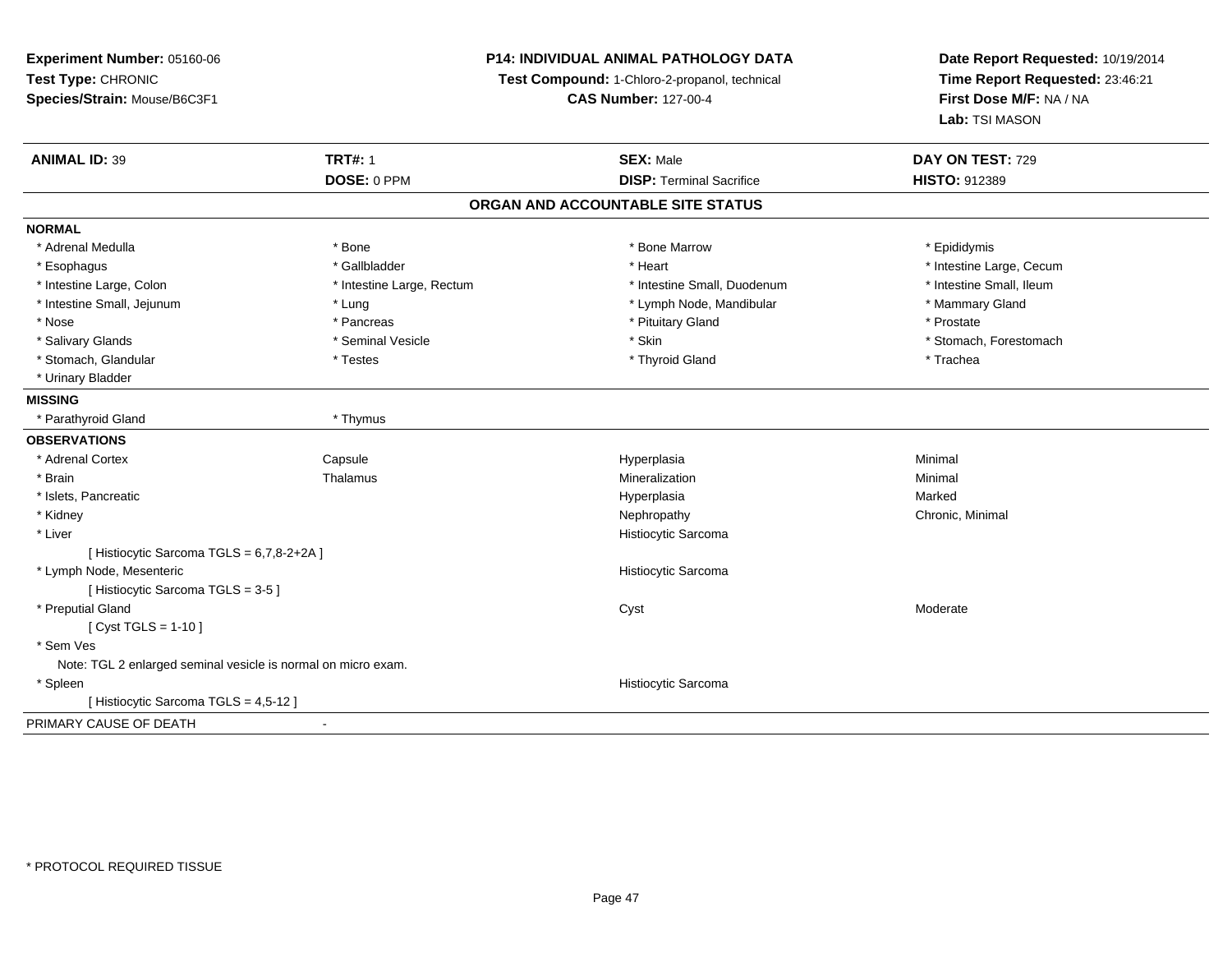**Experiment Number:** 05160-06
**Test Type:** CHRONIC
**Species/Strain:** Mouse/B6C3F1

**P14: INDIVIDUAL ANIMAL PATHOLOGY DATA**
**Test Compound:** 1-Chloro-2-propanol, technical
**CAS Number:** 127-00-4

**Date Report Requested:** 10/19/2014
**Time Report Requested:** 23:46:21
**First Dose M/F:** NA / NA
**Lab:** TSI MASON

| **ANIMAL ID:** 39 | **TRT#:** 1 | **SEX:** Male | **DAY ON TEST:** 729 |
|---|---|---|---|
| | **DOSE:** 0 PPM | **DISP:** Terminal Sacrifice | **HISTO:** 912389 |

## ORGAN AND ACCOUNTABLE SITE STATUS

**NORMAL**

| | | | |
|---|---|---|---|
| * Adrenal Medulla | * Bone | * Bone Marrow | * Epididymis |
| * Esophagus | * Gallbladder | * Heart | * Intestine Large, Cecum |
| * Intestine Large, Colon | * Intestine Large, Rectum | * Intestine Small, Duodenum | * Intestine Small, Ileum |
| * Intestine Small, Jejunum | * Lung | * Lymph Node, Mandibular | * Mammary Gland |
| * Nose | * Pancreas | * Pituitary Gland | * Prostate |
| * Salivary Glands | * Seminal Vesicle | * Skin | * Stomach, Forestomach |
| * Stomach, Glandular | * Testes | * Thyroid Gland | * Trachea |
| * Urinary Bladder | | | |

**MISSING**

| | |
|---|---|
| * Parathyroid Gland | * Thymus |

**OBSERVATIONS**

| | | | |
|---|---|---|---|
| * Adrenal Cortex | Capsule | Hyperplasia | Minimal |
| * Brain | Thalamus | Mineralization | Minimal |
| * Islets, Pancreatic | | Hyperplasia | Marked |
| * Kidney | | Nephropathy | Chronic, Minimal |
| * Liver | | Histiocytic Sarcoma | |
| [ Histiocytic Sarcoma TGLS = 6,7,8-2+2A ] | | | |
| * Lymph Node, Mesenteric | | Histiocytic Sarcoma | |
| [ Histiocytic Sarcoma TGLS = 3-5 ] | | | |
| * Preputial Gland | | Cyst | Moderate |
| [ Cyst TGLS = 1-10 ] | | | |
| * Sem Ves | | | |
| Note: TGL 2 enlarged seminal vesicle is normal on micro exam. | | | |
| * Spleen | | Histiocytic Sarcoma | |
| [ Histiocytic Sarcoma TGLS = 4,5-12 ] | | | |

PRIMARY CAUSE OF DEATH -

* PROTOCOL REQUIRED TISSUE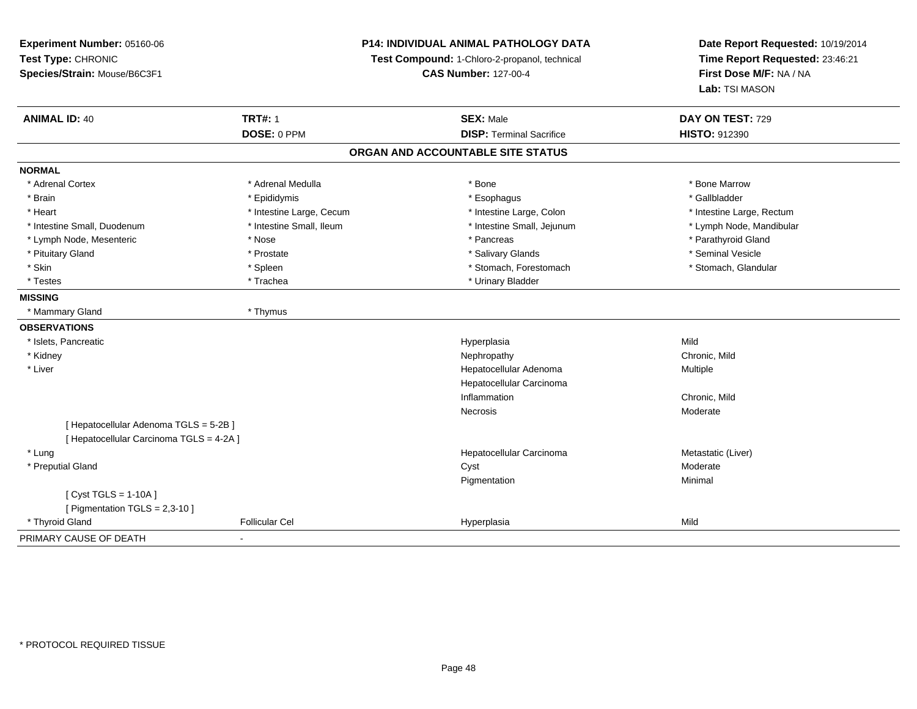**Experiment Number:** 05160-06
**Test Type:** CHRONIC
**Species/Strain:** Mouse/B6C3F1

**P14: INDIVIDUAL ANIMAL PATHOLOGY DATA**
**Test Compound:** 1-Chloro-2-propanol, technical
**CAS Number:** 127-00-4

**Date Report Requested:** 10/19/2014
**Time Report Requested:** 23:46:21
**First Dose M/F:** NA / NA
**Lab:** TSI MASON

| **ANIMAL ID:** 40 | **TRT#:** 1 | **SEX:** Male | **DAY ON TEST:** 729 |
|---|---|---|---|
| | **DOSE:** 0 PPM | **DISP:** Terminal Sacrifice | **HISTO:** 912390 |

## ORGAN AND ACCOUNTABLE SITE STATUS

**NORMAL**

| | | | |
|---|---|---|---|
| * Adrenal Cortex | * Adrenal Medulla | * Bone | * Bone Marrow |
| * Brain | * Epididymis | * Esophagus | * Gallbladder |
| * Heart | * Intestine Large, Cecum | * Intestine Large, Colon | * Intestine Large, Rectum |
| * Intestine Small, Duodenum | * Intestine Small, Ileum | * Intestine Small, Jejunum | * Lymph Node, Mandibular |
| * Lymph Node, Mesenteric | * Nose | * Pancreas | * Parathyroid Gland |
| * Pituitary Gland | * Prostate | * Salivary Glands | * Seminal Vesicle |
| * Skin | * Spleen | * Stomach, Forestomach | * Stomach, Glandular |
| * Testes | * Trachea | * Urinary Bladder | |

**MISSING**

| | |
|---|---|
| * Mammary Gland | * Thymus |

**OBSERVATIONS**

| | | | |
|---|---|---|---|
| * Islets, Pancreatic | | Hyperplasia | Mild |
| * Kidney | | Nephropathy | Chronic, Mild |
| * Liver | | Hepatocellular Adenoma | Multiple |
| | | Hepatocellular Carcinoma | |
| | | Inflammation | Chronic, Mild |
| | | Necrosis | Moderate |
| [ Hepatocellular Adenoma TGLS = 5-2B ] | | | |
| [ Hepatocellular Carcinoma TGLS = 4-2A ] | | | |
| * Lung | | Hepatocellular Carcinoma | Metastatic (Liver) |
| * Preputial Gland | | Cyst | Moderate |
| | | Pigmentation | Minimal |
| [ Cyst TGLS = 1-10A ] | | | |
| [ Pigmentation TGLS = 2,3-10 ] | | | |
| * Thyroid Gland | Follicular Cel | Hyperplasia | Mild |

PRIMARY CAUSE OF DEATH -

* PROTOCOL REQUIRED TISSUE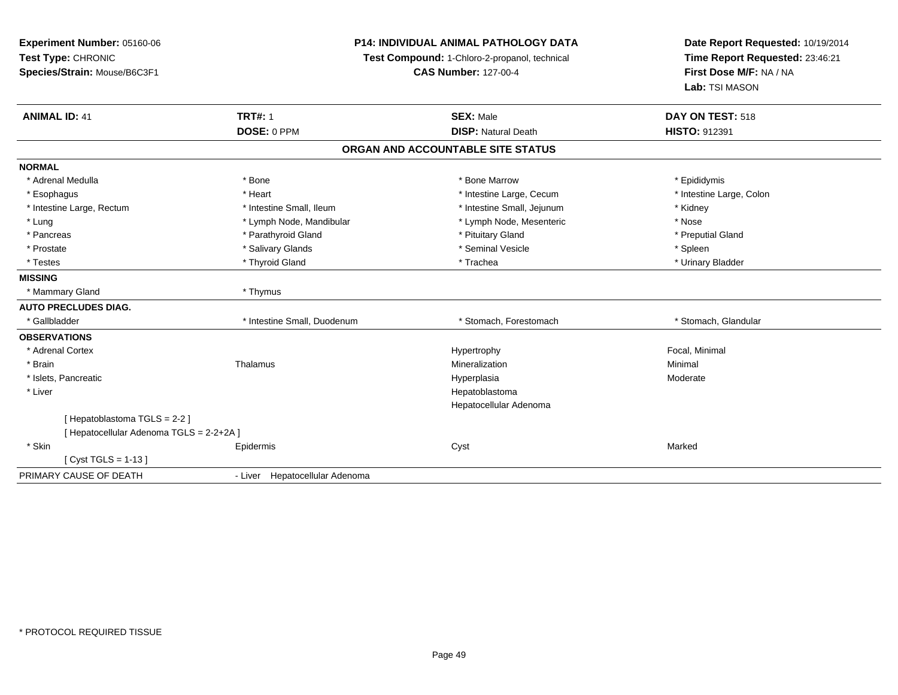**Experiment Number:** 05160-06
**Test Type:** CHRONIC
**Species/Strain:** Mouse/B6C3F1

**P14: INDIVIDUAL ANIMAL PATHOLOGY DATA**
**Test Compound:** 1-Chloro-2-propanol, technical
**CAS Number:** 127-00-4

**Date Report Requested:** 10/19/2014
**Time Report Requested:** 23:46:21
**First Dose M/F:** NA / NA
**Lab:** TSI MASON

| **ANIMAL ID:** 41 | **TRT#:** 1 | **SEX:** Male | **DAY ON TEST:** 518 |
|---|---|---|---|
| | **DOSE:** 0 PPM | **DISP:** Natural Death | **HISTO:** 912391 |

## ORGAN AND ACCOUNTABLE SITE STATUS

| | | | |
|---|---|---|---|
| **NORMAL** | | | |
| * Adrenal Medulla | * Bone | * Bone Marrow | * Epididymis |
| * Esophagus | * Heart | * Intestine Large, Cecum | * Intestine Large, Colon |
| * Intestine Large, Rectum | * Intestine Small, Ileum | * Intestine Small, Jejunum | * Kidney |
| * Lung | * Lymph Node, Mandibular | * Lymph Node, Mesenteric | * Nose |
| * Pancreas | * Parathyroid Gland | * Pituitary Gland | * Preputial Gland |
| * Prostate | * Salivary Glands | * Seminal Vesicle | * Spleen |
| * Testes | * Thyroid Gland | * Trachea | * Urinary Bladder |
| **MISSING** | | | |
| * Mammary Gland | * Thymus | | |
| **AUTO PRECLUDES DIAG.** | | | |
| * Gallbladder | * Intestine Small, Duodenum | * Stomach, Forestomach | * Stomach, Glandular |
| **OBSERVATIONS** | | | |
| * Adrenal Cortex | | Hypertrophy | Focal, Minimal |
| * Brain | Thalamus | Mineralization | Minimal |
| * Islets, Pancreatic | | Hyperplasia | Moderate |
| * Liver | | Hepatoblastoma | |
| | | Hepatocellular Adenoma | |
| [ Hepatoblastoma TGLS = 2-2 ] | | | |
| [ Hepatocellular Adenoma TGLS = 2-2+2A ] | | | |
| * Skin | Epidermis | Cyst | Marked |
| [ Cyst TGLS = 1-13 ] | | | |
| PRIMARY CAUSE OF DEATH | - Liver Hepatocellular Adenoma | | |

* PROTOCOL REQUIRED TISSUE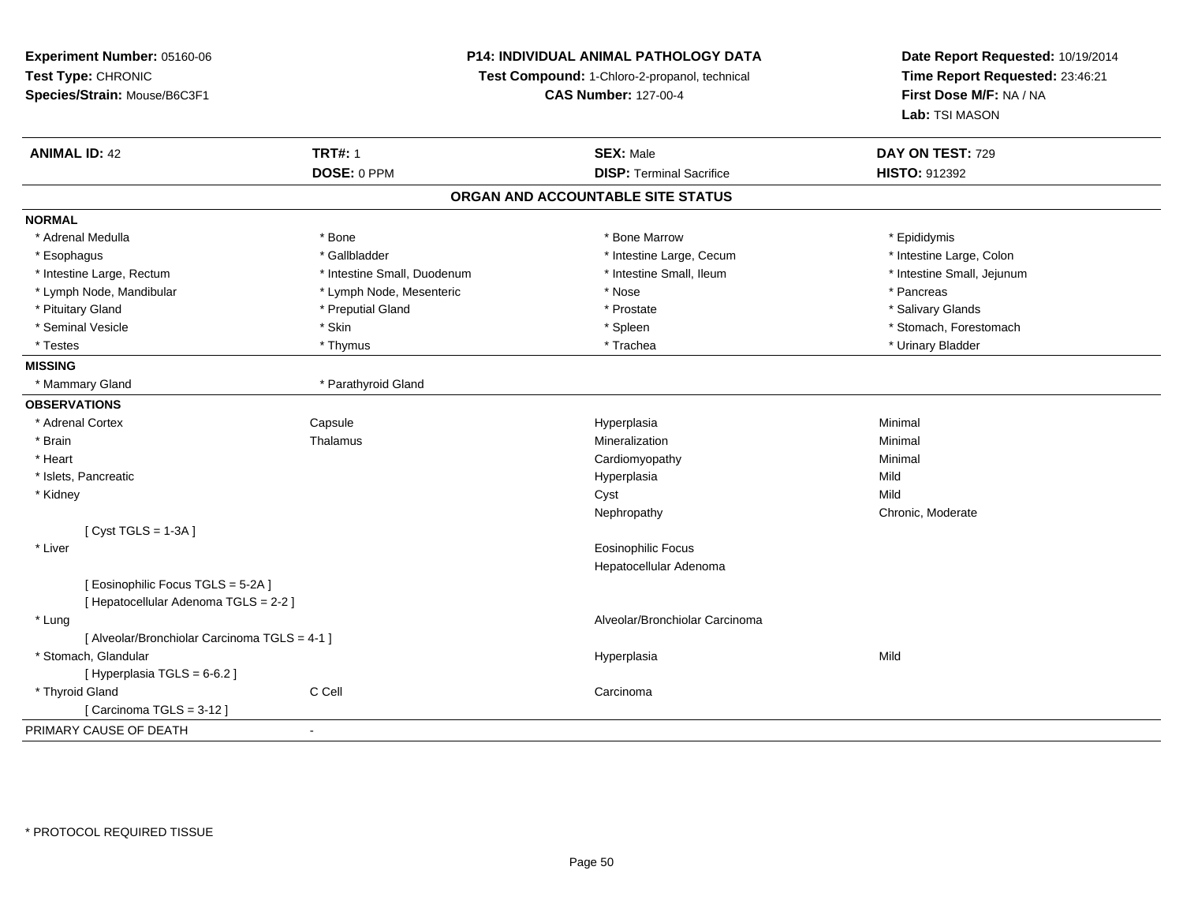**Experiment Number:** 05160-06
**Test Type:** CHRONIC
**Species/Strain:** Mouse/B6C3F1

**P14: INDIVIDUAL ANIMAL PATHOLOGY DATA**
**Test Compound:** 1-Chloro-2-propanol, technical
**CAS Number:** 127-00-4

**Date Report Requested:** 10/19/2014
**Time Report Requested:** 23:46:21
**First Dose M/F:** NA / NA
**Lab:** TSI MASON

| **ANIMAL ID:** 42 | **TRT#:** 1 | **SEX:** Male | **DAY ON TEST:** 729 |
|---|---|---|---|
| | **DOSE:** 0 PPM | **DISP:** Terminal Sacrifice | **HISTO:** 912392 |

## ORGAN AND ACCOUNTABLE SITE STATUS

**NORMAL**

| | | | |
|---|---|---|---|
| * Adrenal Medulla | * Bone | * Bone Marrow | * Epididymis |
| * Esophagus | * Gallbladder | * Intestine Large, Cecum | * Intestine Large, Colon |
| * Intestine Large, Rectum | * Intestine Small, Duodenum | * Intestine Small, Ileum | * Intestine Small, Jejunum |
| * Lymph Node, Mandibular | * Lymph Node, Mesenteric | * Nose | * Pancreas |
| * Pituitary Gland | * Preputial Gland | * Prostate | * Salivary Glands |
| * Seminal Vesicle | * Skin | * Spleen | * Stomach, Forestomach |
| * Testes | * Thymus | * Trachea | * Urinary Bladder |

**MISSING**

| | |
|---|---|
| * Mammary Gland | * Parathyroid Gland |

**OBSERVATIONS**

| | | | |
|---|---|---|---|
| * Adrenal Cortex | Capsule | Hyperplasia | Minimal |
| * Brain | Thalamus | Mineralization | Minimal |
| * Heart | | Cardiomyopathy | Minimal |
| * Islets, Pancreatic | | Hyperplasia | Mild |
| * Kidney | | Cyst | Mild |
| | | Nephropathy | Chronic, Moderate |
| [ Cyst TGLS = 1-3A ] | | | |
| * Liver | | Eosinophilic Focus | |
| | | Hepatocellular Adenoma | |
| [ Eosinophilic Focus TGLS = 5-2A ] | | | |
| [ Hepatocellular Adenoma TGLS = 2-2 ] | | | |
| * Lung | | Alveolar/Bronchiolar Carcinoma | |
| [ Alveolar/Bronchiolar Carcinoma TGLS = 4-1 ] | | | |
| * Stomach, Glandular | | Hyperplasia | Mild |
| [ Hyperplasia TGLS = 6-6.2 ] | | | |
| * Thyroid Gland | C Cell | Carcinoma | |
| [ Carcinoma TGLS = 3-12 ] | | | |

PRIMARY CAUSE OF DEATH -

* PROTOCOL REQUIRED TISSUE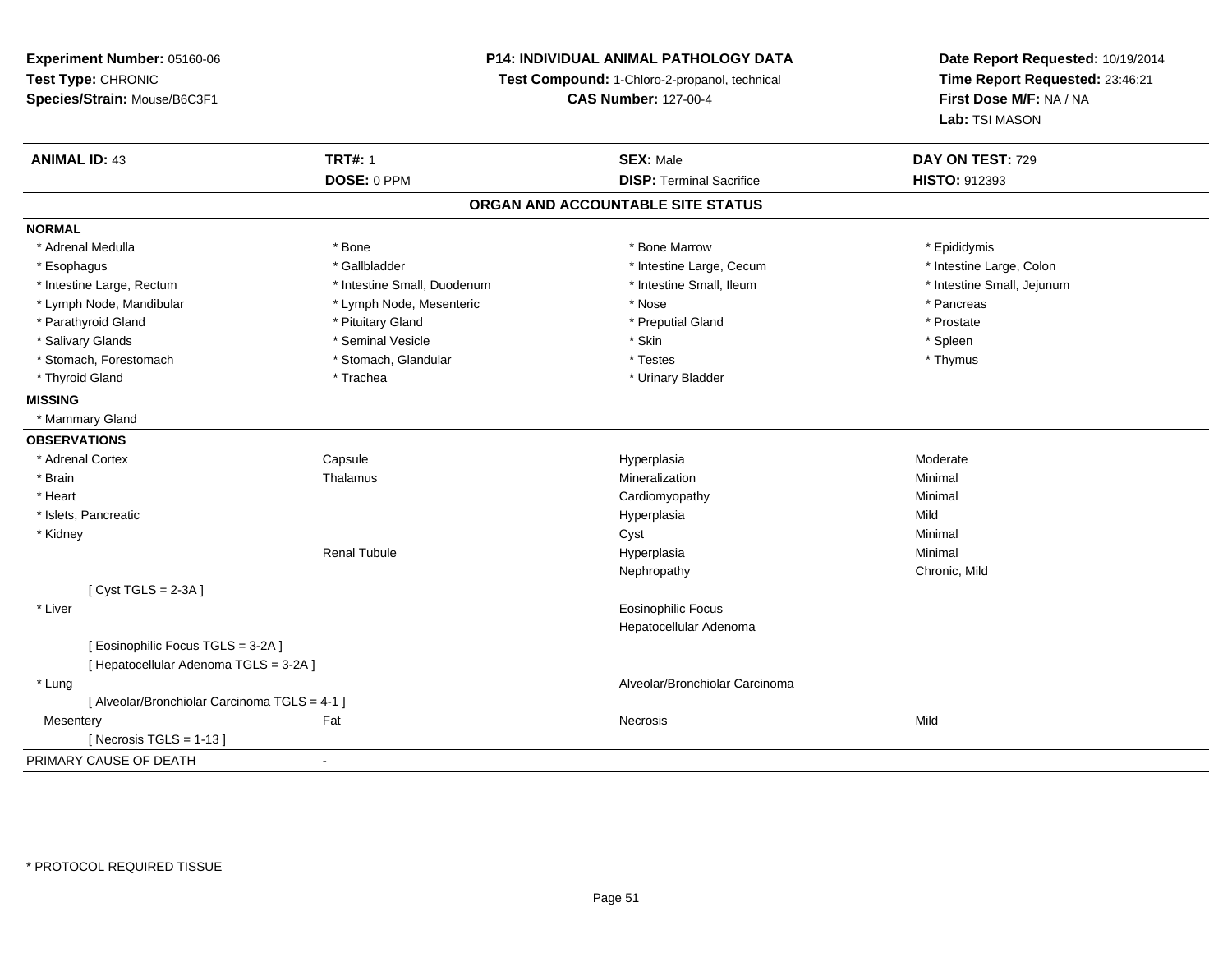**Experiment Number:** 05160-06
**Test Type:** CHRONIC
**Species/Strain:** Mouse/B6C3F1

**P14: INDIVIDUAL ANIMAL PATHOLOGY DATA**
**Test Compound:** 1-Chloro-2-propanol, technical
**CAS Number:** 127-00-4

**Date Report Requested:** 10/19/2014
**Time Report Requested:** 23:46:21
**First Dose M/F:** NA / NA
**Lab:** TSI MASON

| **ANIMAL ID:** 43 | **TRT#:** 1 | **SEX:** Male | **DAY ON TEST:** 729 |
|---|---|---|---|
| | **DOSE:** 0 PPM | **DISP:** Terminal Sacrifice | **HISTO:** 912393 |

## ORGAN AND ACCOUNTABLE SITE STATUS

**NORMAL**

| | | | |
|---|---|---|---|
| * Adrenal Medulla | * Bone | * Bone Marrow | * Epididymis |
| * Esophagus | * Gallbladder | * Intestine Large, Cecum | * Intestine Large, Colon |
| * Intestine Large, Rectum | * Intestine Small, Duodenum | * Intestine Small, Ileum | * Intestine Small, Jejunum |
| * Lymph Node, Mandibular | * Lymph Node, Mesenteric | * Nose | * Pancreas |
| * Parathyroid Gland | * Pituitary Gland | * Preputial Gland | * Prostate |
| * Salivary Glands | * Seminal Vesicle | * Skin | * Spleen |
| * Stomach, Forestomach | * Stomach, Glandular | * Testes | * Thymus |
| * Thyroid Gland | * Trachea | * Urinary Bladder | |

**MISSING**

* Mammary Gland

**OBSERVATIONS**

| | | | |
|---|---|---|---|
| * Adrenal Cortex | Capsule | Hyperplasia | Moderate |
| * Brain | Thalamus | Mineralization | Minimal |
| * Heart | | Cardiomyopathy | Minimal |
| * Islets, Pancreatic | | Hyperplasia | Mild |
| * Kidney | | Cyst | Minimal |
| | Renal Tubule | Hyperplasia | Minimal |
| | | Nephropathy | Chronic, Mild |
| [ Cyst TGLS = 2-3A ] | | | |
| * Liver | | Eosinophilic Focus | |
| | | Hepatocellular Adenoma | |
| [ Eosinophilic Focus TGLS = 3-2A ] | | | |
| [ Hepatocellular Adenoma TGLS = 3-2A ] | | | |
| * Lung | | Alveolar/Bronchiolar Carcinoma | |
| [ Alveolar/Bronchiolar Carcinoma TGLS = 4-1 ] | | | |
| Mesentery | Fat | Necrosis | Mild |
| [ Necrosis TGLS = 1-13 ] | | | |

PRIMARY CAUSE OF DEATH -

\* PROTOCOL REQUIRED TISSUE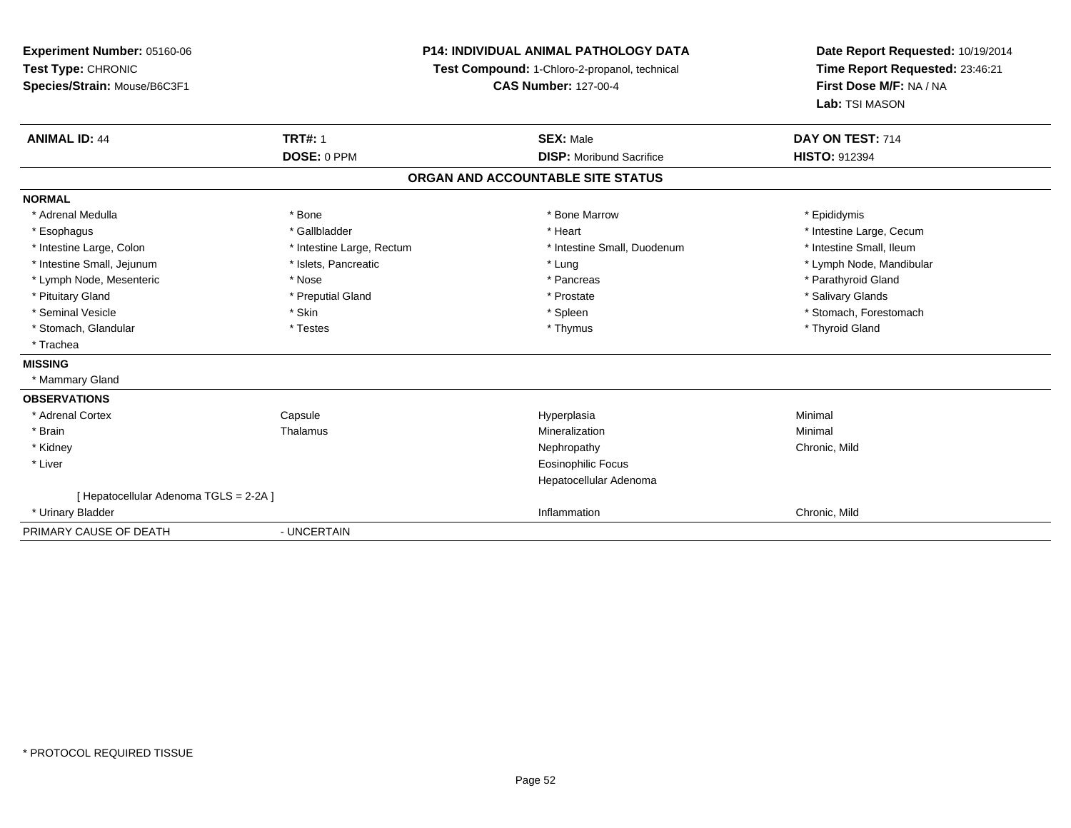**Experiment Number:** 05160-06
**Test Type:** CHRONIC
**Species/Strain:** Mouse/B6C3F1

**P14: INDIVIDUAL ANIMAL PATHOLOGY DATA**
**Test Compound:** 1-Chloro-2-propanol, technical
**CAS Number:** 127-00-4

**Date Report Requested:** 10/19/2014
**Time Report Requested:** 23:46:21
**First Dose M/F:** NA / NA
**Lab:** TSI MASON

| **ANIMAL ID:** 44 | **TRT#:** 1 | **SEX:** Male | **DAY ON TEST:** 714 |
|---|---|---|---|
| | **DOSE:** 0 PPM | **DISP:** Moribund Sacrifice | **HISTO:** 912394 |

**ORGAN AND ACCOUNTABLE SITE STATUS**

**NORMAL**

| | | | |
|---|---|---|---|
| * Adrenal Medulla | * Bone | * Bone Marrow | * Epididymis |
| * Esophagus | * Gallbladder | * Heart | * Intestine Large, Cecum |
| * Intestine Large, Colon | * Intestine Large, Rectum | * Intestine Small, Duodenum | * Intestine Small, Ileum |
| * Intestine Small, Jejunum | * Islets, Pancreatic | * Lung | * Lymph Node, Mandibular |
| * Lymph Node, Mesenteric | * Nose | * Pancreas | * Parathyroid Gland |
| * Pituitary Gland | * Preputial Gland | * Prostate | * Salivary Glands |
| * Seminal Vesicle | * Skin | * Spleen | * Stomach, Forestomach |
| * Stomach, Glandular | * Testes | * Thymus | * Thyroid Gland |
| * Trachea | | | |

**MISSING**

* Mammary Gland

**OBSERVATIONS**

| | | | |
|---|---|---|---|
| * Adrenal Cortex | Capsule | Hyperplasia | Minimal |
| * Brain | Thalamus | Mineralization | Minimal |
| * Kidney | | Nephropathy | Chronic, Mild |
| * Liver | | Eosinophilic Focus | |
| | | Hepatocellular Adenoma | |
| [ Hepatocellular Adenoma TGLS = 2-2A ] | | | |
| * Urinary Bladder | | Inflammation | Chronic, Mild |

PRIMARY CAUSE OF DEATH - UNCERTAIN

* PROTOCOL REQUIRED TISSUE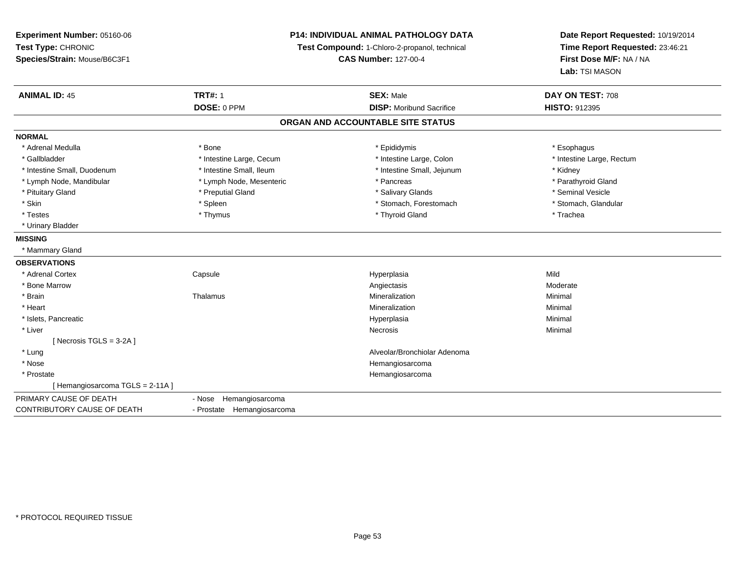**Experiment Number:** 05160-06
**Test Type:** CHRONIC
**Species/Strain:** Mouse/B6C3F1

**P14: INDIVIDUAL ANIMAL PATHOLOGY DATA**
**Test Compound:** 1-Chloro-2-propanol, technical
**CAS Number:** 127-00-4

**Date Report Requested:** 10/19/2014
**Time Report Requested:** 23:46:21
**First Dose M/F:** NA / NA
**Lab:** TSI MASON

| **ANIMAL ID:** 45 | **TRT#:** 1 | **SEX:** Male | **DAY ON TEST:** 708 |
|---|---|---|---|
| | **DOSE:** 0 PPM | **DISP:** Moribund Sacrifice | **HISTO:** 912395 |

## ORGAN AND ACCOUNTABLE SITE STATUS

**NORMAL**

| | | | |
|---|---|---|---|
| * Adrenal Medulla | * Bone | * Epididymis | * Esophagus |
| * Gallbladder | * Intestine Large, Cecum | * Intestine Large, Colon | * Intestine Large, Rectum |
| * Intestine Small, Duodenum | * Intestine Small, Ileum | * Intestine Small, Jejunum | * Kidney |
| * Lymph Node, Mandibular | * Lymph Node, Mesenteric | * Pancreas | * Parathyroid Gland |
| * Pituitary Gland | * Preputial Gland | * Salivary Glands | * Seminal Vesicle |
| * Skin | * Spleen | * Stomach, Forestomach | * Stomach, Glandular |
| * Testes | * Thymus | * Thyroid Gland | * Trachea |
| * Urinary Bladder | | | |

**MISSING**

* Mammary Gland

**OBSERVATIONS**

| | | | |
|---|---|---|---|
| * Adrenal Cortex | Capsule | Hyperplasia | Mild |
| * Bone Marrow | | Angiectasis | Moderate |
| * Brain | Thalamus | Mineralization | Minimal |
| * Heart | | Mineralization | Minimal |
| * Islets, Pancreatic | | Hyperplasia | Minimal |
| * Liver | | Necrosis | Minimal |
| [ Necrosis TGLS = 3-2A ] | | | |
| * Lung | | Alveolar/Bronchiolar Adenoma | |
| * Nose | | Hemangiosarcoma | |
| * Prostate | | Hemangiosarcoma | |
| [ Hemangiosarcoma TGLS = 2-11A ] | | | |

| | |
|---|---|
| PRIMARY CAUSE OF DEATH | - Nose Hemangiosarcoma |
| CONTRIBUTORY CAUSE OF DEATH | - Prostate Hemangiosarcoma |

* PROTOCOL REQUIRED TISSUE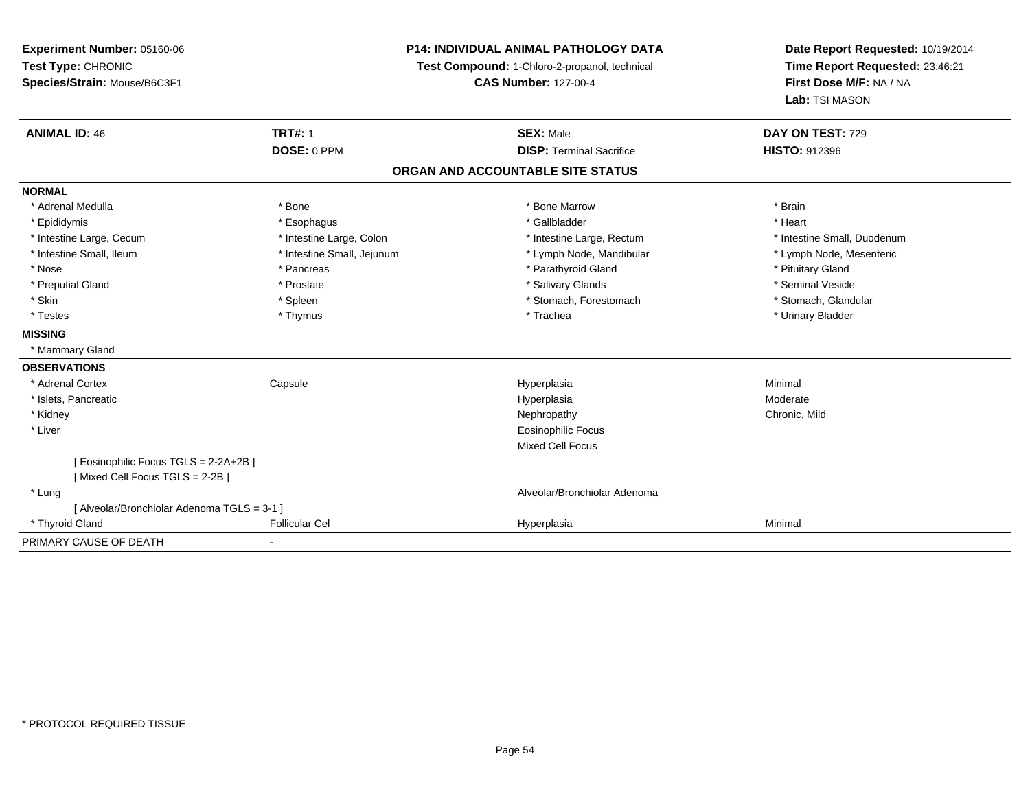**Experiment Number:** 05160-06
**Test Type:** CHRONIC
**Species/Strain:** Mouse/B6C3F1

**P14: INDIVIDUAL ANIMAL PATHOLOGY DATA**
**Test Compound:** 1-Chloro-2-propanol, technical
**CAS Number:** 127-00-4

**Date Report Requested:** 10/19/2014
**Time Report Requested:** 23:46:21
**First Dose M/F:** NA / NA
**Lab:** TSI MASON

| **ANIMAL ID:** 46 | **TRT#:** 1 | **SEX:** Male | **DAY ON TEST:** 729 |
|---|---|---|---|
| | **DOSE:** 0 PPM | **DISP:** Terminal Sacrifice | **HISTO:** 912396 |

## ORGAN AND ACCOUNTABLE SITE STATUS

| | | | |
|---|---|---|---|
| **NORMAL** | | | |
| * Adrenal Medulla | * Bone | * Bone Marrow | * Brain |
| * Epididymis | * Esophagus | * Gallbladder | * Heart |
| * Intestine Large, Cecum | * Intestine Large, Colon | * Intestine Large, Rectum | * Intestine Small, Duodenum |
| * Intestine Small, Ileum | * Intestine Small, Jejunum | * Lymph Node, Mandibular | * Lymph Node, Mesenteric |
| * Nose | * Pancreas | * Parathyroid Gland | * Pituitary Gland |
| * Preputial Gland | * Prostate | * Salivary Glands | * Seminal Vesicle |
| * Skin | * Spleen | * Stomach, Forestomach | * Stomach, Glandular |
| * Testes | * Thymus | * Trachea | * Urinary Bladder |
| **MISSING** | | | |
| * Mammary Gland | | | |
| **OBSERVATIONS** | | | |
| * Adrenal Cortex | Capsule | Hyperplasia | Minimal |
| * Islets, Pancreatic | | Hyperplasia | Moderate |
| * Kidney | | Nephropathy | Chronic, Mild |
| * Liver | | Eosinophilic Focus | |
| | | Mixed Cell Focus | |
| [ Eosinophilic Focus TGLS = 2-2A+2B ] | | | |
| [ Mixed Cell Focus TGLS = 2-2B ] | | | |
| * Lung | | Alveolar/Bronchiolar Adenoma | |
| [ Alveolar/Bronchiolar Adenoma TGLS = 3-1 ] | | | |
| * Thyroid Gland | Follicular Cel | Hyperplasia | Minimal |
| PRIMARY CAUSE OF DEATH | - | | |

\* PROTOCOL REQUIRED TISSUE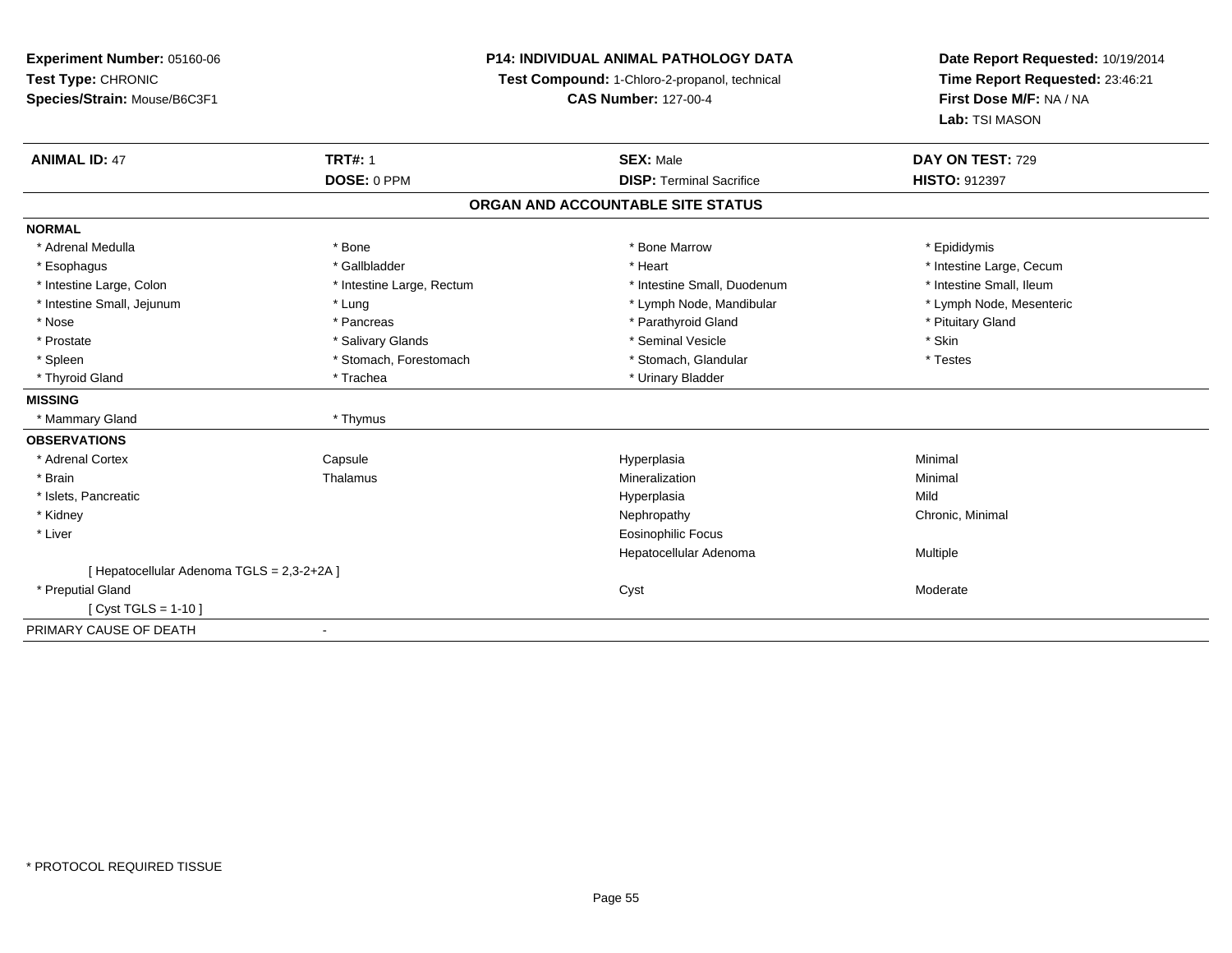**Experiment Number:** 05160-06
**Test Type:** CHRONIC
**Species/Strain:** Mouse/B6C3F1

**P14: INDIVIDUAL ANIMAL PATHOLOGY DATA**
**Test Compound:** 1-Chloro-2-propanol, technical
**CAS Number:** 127-00-4

**Date Report Requested:** 10/19/2014
**Time Report Requested:** 23:46:21
**First Dose M/F:** NA / NA
**Lab:** TSI MASON

| **ANIMAL ID:** 47 | **TRT#:** 1 | **SEX:** Male | **DAY ON TEST:** 729 |
|---|---|---|---|
| | **DOSE:** 0 PPM | **DISP:** Terminal Sacrifice | **HISTO:** 912397 |

## ORGAN AND ACCOUNTABLE SITE STATUS

| | | | |
|---|---|---|---|
| **NORMAL** | | | |
| * Adrenal Medulla | * Bone | * Bone Marrow | * Epididymis |
| * Esophagus | * Gallbladder | * Heart | * Intestine Large, Cecum |
| * Intestine Large, Colon | * Intestine Large, Rectum | * Intestine Small, Duodenum | * Intestine Small, Ileum |
| * Intestine Small, Jejunum | * Lung | * Lymph Node, Mandibular | * Lymph Node, Mesenteric |
| * Nose | * Pancreas | * Parathyroid Gland | * Pituitary Gland |
| * Prostate | * Salivary Glands | * Seminal Vesicle | * Skin |
| * Spleen | * Stomach, Forestomach | * Stomach, Glandular | * Testes |
| * Thyroid Gland | * Trachea | * Urinary Bladder | |
| **MISSING** | | | |
| * Mammary Gland | * Thymus | | |
| **OBSERVATIONS** | | | |
| * Adrenal Cortex | Capsule | Hyperplasia | Minimal |
| * Brain | Thalamus | Mineralization | Minimal |
| * Islets, Pancreatic | | Hyperplasia | Mild |
| * Kidney | | Nephropathy | Chronic, Minimal |
| * Liver | | Eosinophilic Focus | |
| | | Hepatocellular Adenoma | Multiple |
| [ Hepatocellular Adenoma TGLS = 2,3-2+2A ] | | | |
| * Preputial Gland | | Cyst | Moderate |
| [ Cyst TGLS = 1-10 ] | | | |
| PRIMARY CAUSE OF DEATH | - | | |

* PROTOCOL REQUIRED TISSUE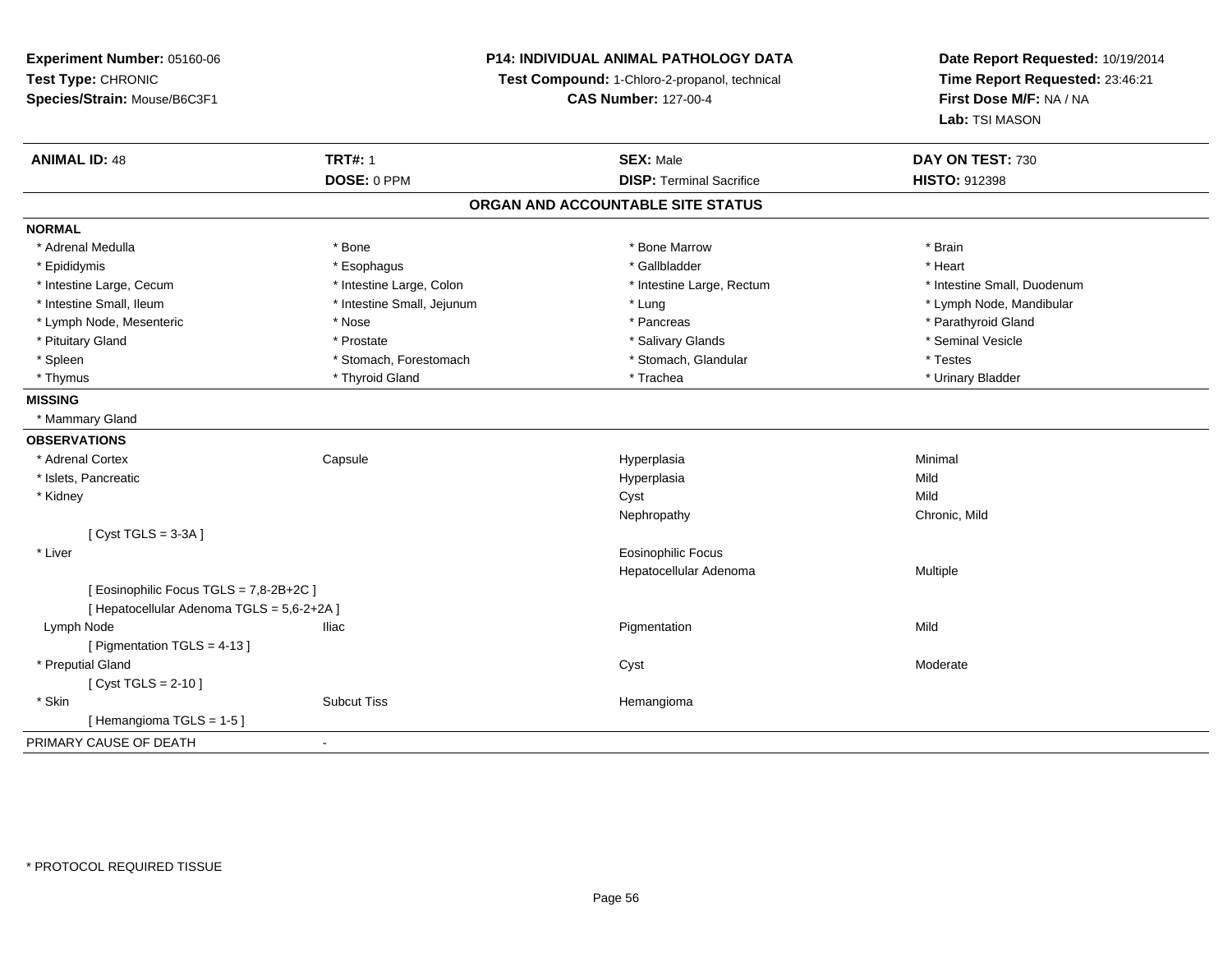**Experiment Number:** 05160-06
**Test Type:** CHRONIC
**Species/Strain:** Mouse/B6C3F1

**P14: INDIVIDUAL ANIMAL PATHOLOGY DATA**
**Test Compound:** 1-Chloro-2-propanol, technical
**CAS Number:** 127-00-4

**Date Report Requested:** 10/19/2014
**Time Report Requested:** 23:46:21
**First Dose M/F:** NA / NA
**Lab:** TSI MASON

| **ANIMAL ID:** 48 | **TRT#:** 1 | **SEX:** Male | **DAY ON TEST:** 730 |
|---|---|---|---|
| | **DOSE:** 0 PPM | **DISP:** Terminal Sacrifice | **HISTO:** 912398 |

## ORGAN AND ACCOUNTABLE SITE STATUS

**NORMAL**

| | | | |
|---|---|---|---|
| * Adrenal Medulla | * Bone | * Bone Marrow | * Brain |
| * Epididymis | * Esophagus | * Gallbladder | * Heart |
| * Intestine Large, Cecum | * Intestine Large, Colon | * Intestine Large, Rectum | * Intestine Small, Duodenum |
| * Intestine Small, Ileum | * Intestine Small, Jejunum | * Lung | * Lymph Node, Mandibular |
| * Lymph Node, Mesenteric | * Nose | * Pancreas | * Parathyroid Gland |
| * Pituitary Gland | * Prostate | * Salivary Glands | * Seminal Vesicle |
| * Spleen | * Stomach, Forestomach | * Stomach, Glandular | * Testes |
| * Thymus | * Thyroid Gland | * Trachea | * Urinary Bladder |

**MISSING**

* Mammary Gland

**OBSERVATIONS**

| | | | |
|---|---|---|---|
| * Adrenal Cortex | Capsule | Hyperplasia | Minimal |
| * Islets, Pancreatic | | Hyperplasia | Mild |
| * Kidney | | Cyst | Mild |
| | | Nephropathy | Chronic, Mild |
| [ Cyst TGLS = 3-3A ] | | | |
| * Liver | | Eosinophilic Focus | |
| | | Hepatocellular Adenoma | Multiple |
| [ Eosinophilic Focus TGLS = 7,8-2B+2C ] | | | |
| [ Hepatocellular Adenoma TGLS = 5,6-2+2A ] | | | |
| Lymph Node | Iliac | Pigmentation | Mild |
| [ Pigmentation TGLS = 4-13 ] | | | |
| * Preputial Gland | | Cyst | Moderate |
| [ Cyst TGLS = 2-10 ] | | | |
| * Skin | Subcut Tiss | Hemangioma | |
| [ Hemangioma TGLS = 1-5 ] | | | |

PRIMARY CAUSE OF DEATH -

* PROTOCOL REQUIRED TISSUE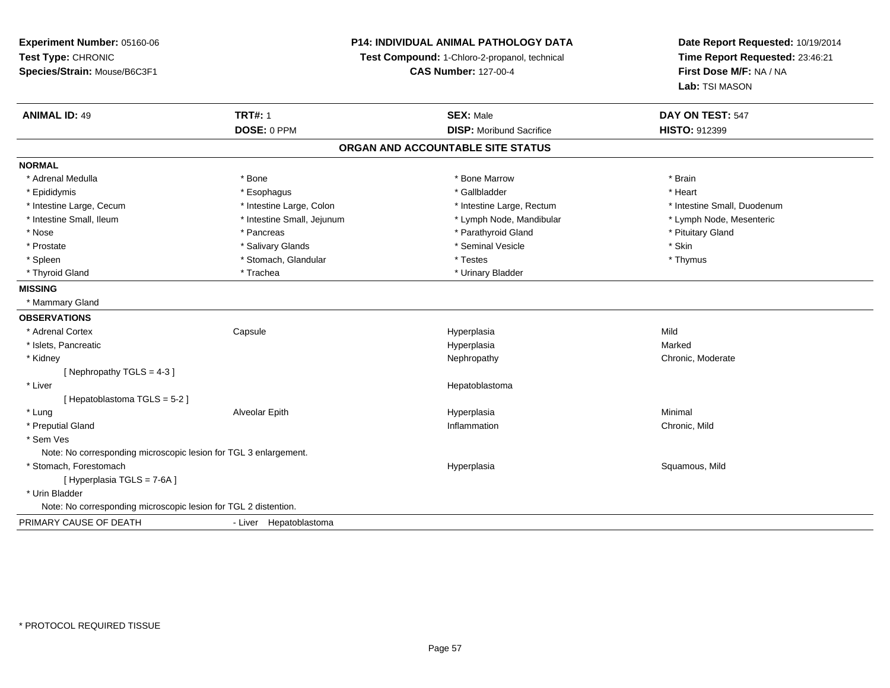**Experiment Number:** 05160-06
**Test Type:** CHRONIC
**Species/Strain:** Mouse/B6C3F1

**P14: INDIVIDUAL ANIMAL PATHOLOGY DATA**
**Test Compound:** 1-Chloro-2-propanol, technical
**CAS Number:** 127-00-4

**Date Report Requested:** 10/19/2014
**Time Report Requested:** 23:46:21
**First Dose M/F:** NA / NA
**Lab:** TSI MASON

| **ANIMAL ID:** 49 | **TRT#:** 1 | **SEX:** Male | **DAY ON TEST:** 547 |
|---|---|---|---|
| | **DOSE:** 0 PPM | **DISP:** Moribund Sacrifice | **HISTO:** 912399 |

## ORGAN AND ACCOUNTABLE SITE STATUS

**NORMAL**

| | | | |
|---|---|---|---|
| * Adrenal Medulla | * Bone | * Bone Marrow | * Brain |
| * Epididymis | * Esophagus | * Gallbladder | * Heart |
| * Intestine Large, Cecum | * Intestine Large, Colon | * Intestine Large, Rectum | * Intestine Small, Duodenum |
| * Intestine Small, Ileum | * Intestine Small, Jejunum | * Lymph Node, Mandibular | * Lymph Node, Mesenteric |
| * Nose | * Pancreas | * Parathyroid Gland | * Pituitary Gland |
| * Prostate | * Salivary Glands | * Seminal Vesicle | * Skin |
| * Spleen | * Stomach, Glandular | * Testes | * Thymus |
| * Thyroid Gland | * Trachea | * Urinary Bladder | |

**MISSING**

* Mammary Gland

**OBSERVATIONS**

| | | | |
|---|---|---|---|
| * Adrenal Cortex | Capsule | Hyperplasia | Mild |
| * Islets, Pancreatic | | Hyperplasia | Marked |
| * Kidney | | Nephropathy | Chronic, Moderate |
| [ Nephropathy TGLS = 4-3 ] | | | |
| * Liver | | Hepatoblastoma | |
| [ Hepatoblastoma TGLS = 5-2 ] | | | |
| * Lung | Alveolar Epith | Hyperplasia | Minimal |
| * Preputial Gland | | Inflammation | Chronic, Mild |
| * Sem Ves | | | |
| Note: No corresponding microscopic lesion for TGL 3 enlargement. | | | |
| * Stomach, Forestomach | | Hyperplasia | Squamous, Mild |
| [ Hyperplasia TGLS = 7-6A ] | | | |
| * Urin Bladder | | | |
| Note: No corresponding microscopic lesion for TGL 2 distention. | | | |

PRIMARY CAUSE OF DEATH - Liver Hepatoblastoma

* PROTOCOL REQUIRED TISSUE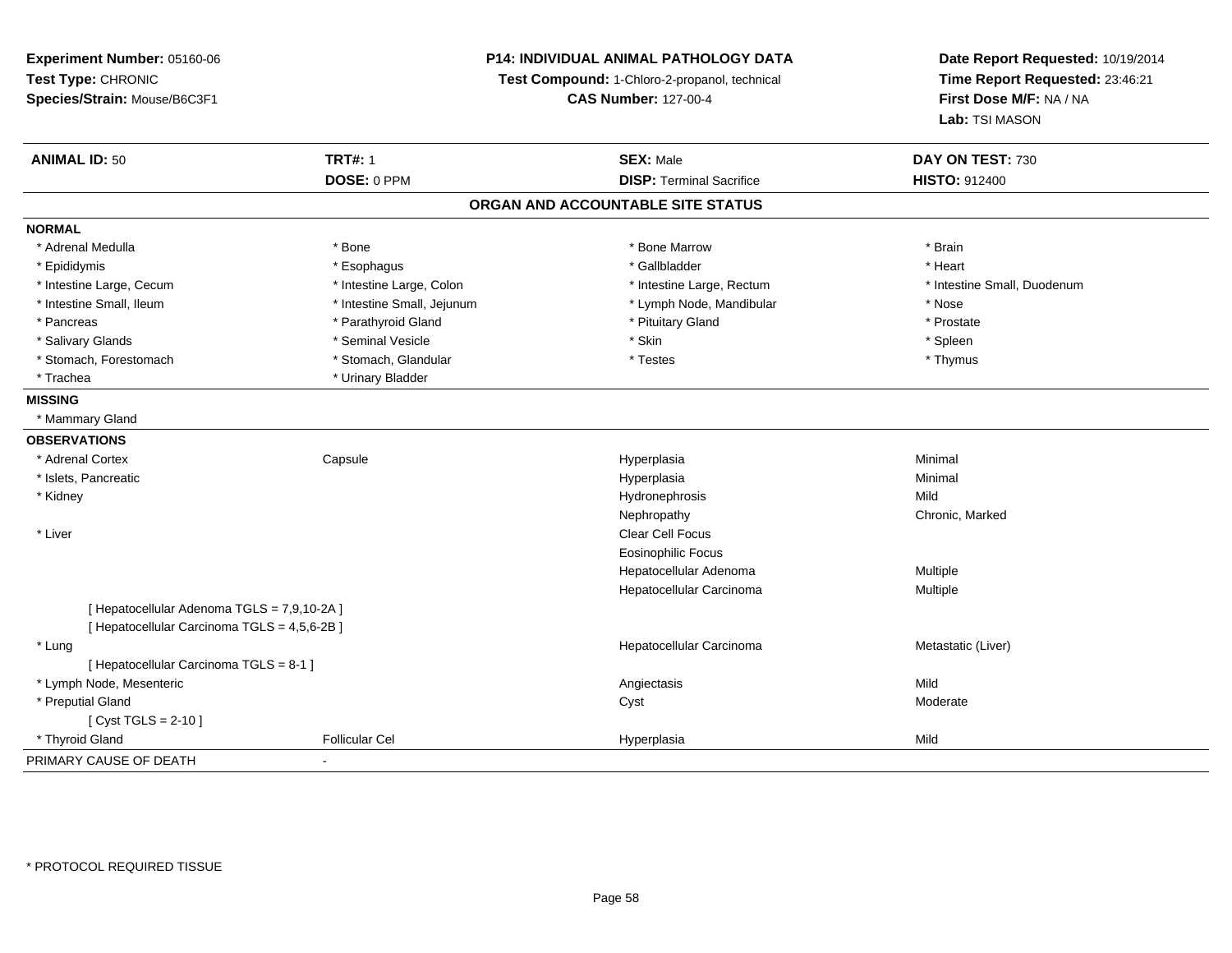**Experiment Number:** 05160-06
**Test Type:** CHRONIC
**Species/Strain:** Mouse/B6C3F1

**P14: INDIVIDUAL ANIMAL PATHOLOGY DATA**
**Test Compound:** 1-Chloro-2-propanol, technical
**CAS Number:** 127-00-4

**Date Report Requested:** 10/19/2014
**Time Report Requested:** 23:46:21
**First Dose M/F:** NA / NA
**Lab:** TSI MASON

| **ANIMAL ID:** 50 | **TRT#:** 1 | **SEX:** Male | **DAY ON TEST:** 730 |
|---|---|---|---|
| | **DOSE:** 0 PPM | **DISP:** Terminal Sacrifice | **HISTO:** 912400 |

## ORGAN AND ACCOUNTABLE SITE STATUS

**NORMAL**

| | | | |
|---|---|---|---|
| * Adrenal Medulla | * Bone | * Bone Marrow | * Brain |
| * Epididymis | * Esophagus | * Gallbladder | * Heart |
| * Intestine Large, Cecum | * Intestine Large, Colon | * Intestine Large, Rectum | * Intestine Small, Duodenum |
| * Intestine Small, Ileum | * Intestine Small, Jejunum | * Lymph Node, Mandibular | * Nose |
| * Pancreas | * Parathyroid Gland | * Pituitary Gland | * Prostate |
| * Salivary Glands | * Seminal Vesicle | * Skin | * Spleen |
| * Stomach, Forestomach | * Stomach, Glandular | * Testes | * Thymus |
| * Trachea | * Urinary Bladder | | |

**MISSING**

* Mammary Gland

**OBSERVATIONS**

| | | | |
|---|---|---|---|
| * Adrenal Cortex | Capsule | Hyperplasia | Minimal |
| * Islets, Pancreatic | | Hyperplasia | Minimal |
| * Kidney | | Hydronephrosis | Mild |
| | | Nephropathy | Chronic, Marked |
| * Liver | | Clear Cell Focus | |
| | | Eosinophilic Focus | |
| | | Hepatocellular Adenoma | Multiple |
| | | Hepatocellular Carcinoma | Multiple |
| [ Hepatocellular Adenoma TGLS = 7,9,10-2A ] | | | |
| [ Hepatocellular Carcinoma TGLS = 4,5,6-2B ] | | | |
| * Lung | | Hepatocellular Carcinoma | Metastatic (Liver) |
| [ Hepatocellular Carcinoma TGLS = 8-1 ] | | | |
| * Lymph Node, Mesenteric | | Angiectasis | Mild |
| * Preputial Gland | | Cyst | Moderate |
| [ Cyst TGLS = 2-10 ] | | | |
| * Thyroid Gland | Follicular Cel | Hyperplasia | Mild |

PRIMARY CAUSE OF DEATH -

* PROTOCOL REQUIRED TISSUE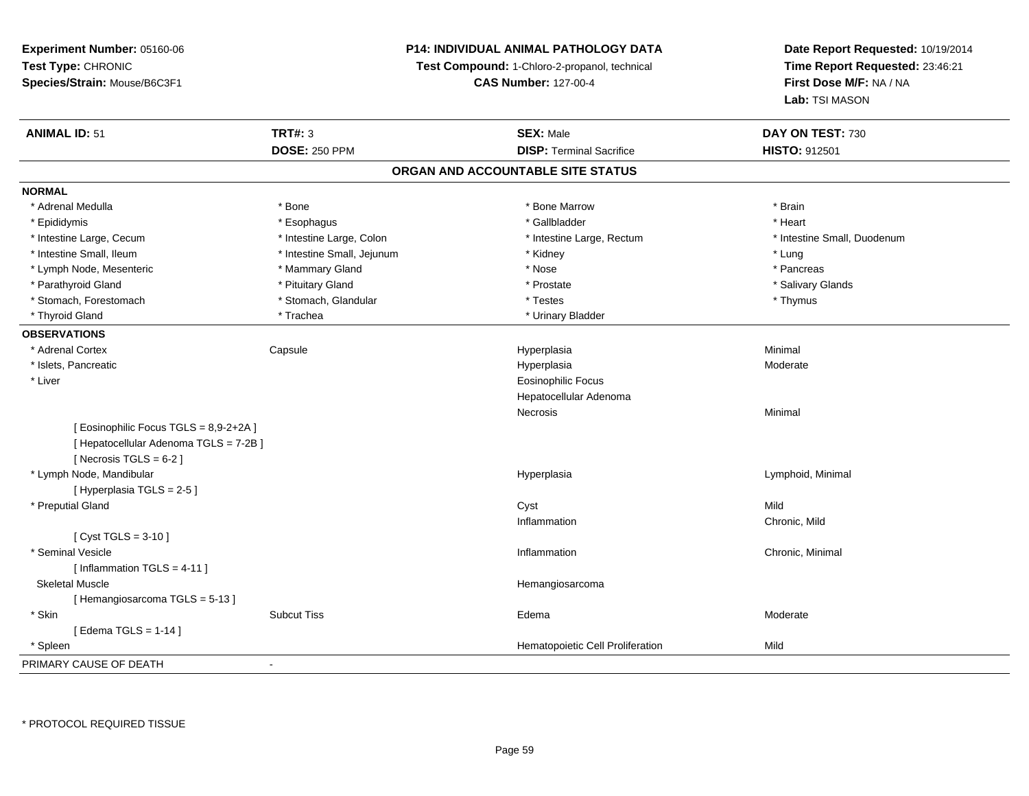**Experiment Number:** 05160-06
**Test Type:** CHRONIC
**Species/Strain:** Mouse/B6C3F1

**P14: INDIVIDUAL ANIMAL PATHOLOGY DATA**
**Test Compound:** 1-Chloro-2-propanol, technical
**CAS Number:** 127-00-4

**Date Report Requested:** 10/19/2014
**Time Report Requested:** 23:46:21
**First Dose M/F:** NA / NA
**Lab:** TSI MASON

| **ANIMAL ID:** 51 | **TRT#:** 3 | **SEX:** Male | **DAY ON TEST:** 730 |
|---|---|---|---|
| | **DOSE:** 250 PPM | **DISP:** Terminal Sacrifice | **HISTO:** 912501 |

## ORGAN AND ACCOUNTABLE SITE STATUS

**NORMAL**

| | | | |
|---|---|---|---|
| * Adrenal Medulla | * Bone | * Bone Marrow | * Brain |
| * Epididymis | * Esophagus | * Gallbladder | * Heart |
| * Intestine Large, Cecum | * Intestine Large, Colon | * Intestine Large, Rectum | * Intestine Small, Duodenum |
| * Intestine Small, Ileum | * Intestine Small, Jejunum | * Kidney | * Lung |
| * Lymph Node, Mesenteric | * Mammary Gland | * Nose | * Pancreas |
| * Parathyroid Gland | * Pituitary Gland | * Prostate | * Salivary Glands |
| * Stomach, Forestomach | * Stomach, Glandular | * Testes | * Thymus |
| * Thyroid Gland | * Trachea | * Urinary Bladder | |

**OBSERVATIONS**

| | | | |
|---|---|---|---|
| * Adrenal Cortex | Capsule | Hyperplasia | Minimal |
| * Islets, Pancreatic | | Hyperplasia | Moderate |
| * Liver | | Eosinophilic Focus | |
| | | Hepatocellular Adenoma | |
| | | Necrosis | Minimal |
| [ Eosinophilic Focus TGLS = 8,9-2+2A ] | | | |
| [ Hepatocellular Adenoma TGLS = 7-2B ] | | | |
| [ Necrosis TGLS = 6-2 ] | | | |
| * Lymph Node, Mandibular | | Hyperplasia | Lymphoid, Minimal |
| [ Hyperplasia TGLS = 2-5 ] | | | |
| * Preputial Gland | | Cyst | Mild |
| | | Inflammation | Chronic, Mild |
| [ Cyst TGLS = 3-10 ] | | | |
| * Seminal Vesicle | | Inflammation | Chronic, Minimal |
| [ Inflammation TGLS = 4-11 ] | | | |
| Skeletal Muscle | | Hemangiosarcoma | |
| [ Hemangiosarcoma TGLS = 5-13 ] | | | |
| * Skin | Subcut Tiss | Edema | Moderate |
| [ Edema TGLS = 1-14 ] | | | |
| * Spleen | | Hematopoietic Cell Proliferation | Mild |

PRIMARY CAUSE OF DEATH -

* PROTOCOL REQUIRED TISSUE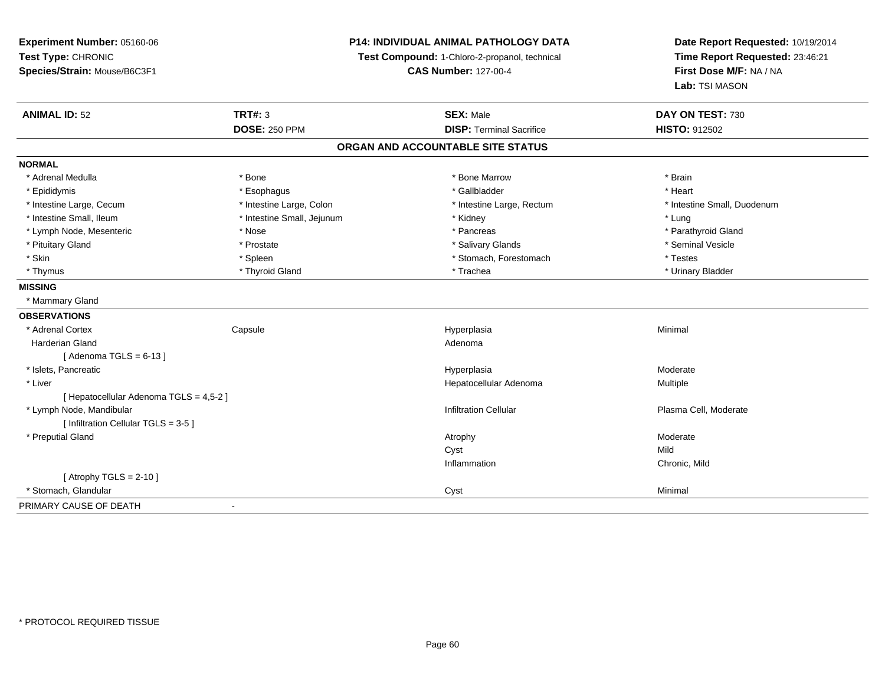**Experiment Number:** 05160-06
**Test Type:** CHRONIC
**Species/Strain:** Mouse/B6C3F1

**P14: INDIVIDUAL ANIMAL PATHOLOGY DATA**
**Test Compound:** 1-Chloro-2-propanol, technical
**CAS Number:** 127-00-4

**Date Report Requested:** 10/19/2014
**Time Report Requested:** 23:46:21
**First Dose M/F:** NA / NA
**Lab:** TSI MASON

| **ANIMAL ID:** 52 | **TRT#:** 3 | **SEX:** Male | **DAY ON TEST:** 730 |
|---|---|---|---|
| | **DOSE:** 250 PPM | **DISP:** Terminal Sacrifice | **HISTO:** 912502 |

## ORGAN AND ACCOUNTABLE SITE STATUS

**NORMAL**

| | | | |
|---|---|---|---|
| * Adrenal Medulla | * Bone | * Bone Marrow | * Brain |
| * Epididymis | * Esophagus | * Gallbladder | * Heart |
| * Intestine Large, Cecum | * Intestine Large, Colon | * Intestine Large, Rectum | * Intestine Small, Duodenum |
| * Intestine Small, Ileum | * Intestine Small, Jejunum | * Kidney | * Lung |
| * Lymph Node, Mesenteric | * Nose | * Pancreas | * Parathyroid Gland |
| * Pituitary Gland | * Prostate | * Salivary Glands | * Seminal Vesicle |
| * Skin | * Spleen | * Stomach, Forestomach | * Testes |
| * Thymus | * Thyroid Gland | * Trachea | * Urinary Bladder |

**MISSING**

* Mammary Gland

**OBSERVATIONS**

| | | | |
|---|---|---|---|
| * Adrenal Cortex | Capsule | Hyperplasia | Minimal |
| Harderian Gland | | Adenoma | |
| [ Adenoma TGLS = 6-13 ] | | | |
| * Islets, Pancreatic | | Hyperplasia | Moderate |
| * Liver | | Hepatocellular Adenoma | Multiple |
| [ Hepatocellular Adenoma TGLS = 4,5-2 ] | | | |
| * Lymph Node, Mandibular | | Infiltration Cellular | Plasma Cell, Moderate |
| [ Infiltration Cellular TGLS = 3-5 ] | | | |
| * Preputial Gland | | Atrophy | Moderate |
| | | Cyst | Mild |
| | | Inflammation | Chronic, Mild |
| [ Atrophy TGLS = 2-10 ] | | | |
| * Stomach, Glandular | | Cyst | Minimal |

PRIMARY CAUSE OF DEATH -

* PROTOCOL REQUIRED TISSUE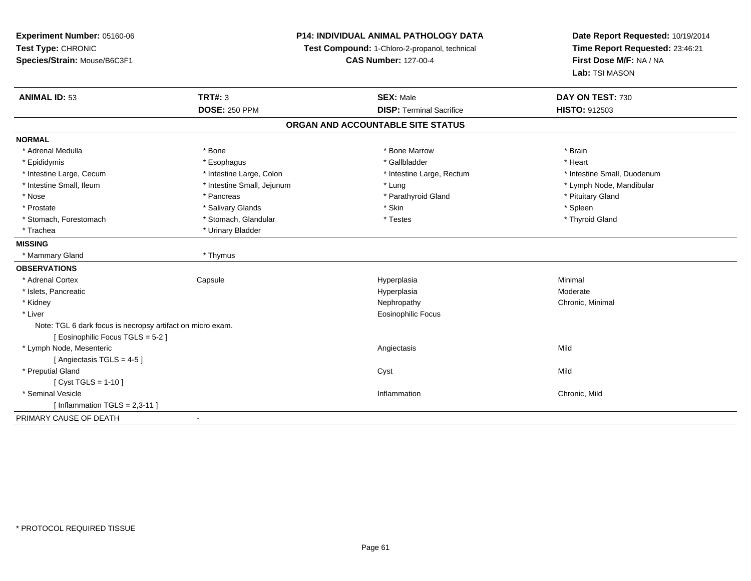**Experiment Number:** 05160-06
**Test Type:** CHRONIC
**Species/Strain:** Mouse/B6C3F1

**P14: INDIVIDUAL ANIMAL PATHOLOGY DATA**
**Test Compound:** 1-Chloro-2-propanol, technical
**CAS Number:** 127-00-4

**Date Report Requested:** 10/19/2014
**Time Report Requested:** 23:46:21
**First Dose M/F:** NA / NA
**Lab:** TSI MASON

| **ANIMAL ID:** 53 | **TRT#:** 3 | **SEX:** Male | **DAY ON TEST:** 730 |
|---|---|---|---|
| | **DOSE:** 250 PPM | **DISP:** Terminal Sacrifice | **HISTO:** 912503 |

## ORGAN AND ACCOUNTABLE SITE STATUS

**NORMAL**

| | | | |
|---|---|---|---|
| * Adrenal Medulla | * Bone | * Bone Marrow | * Brain |
| * Epididymis | * Esophagus | * Gallbladder | * Heart |
| * Intestine Large, Cecum | * Intestine Large, Colon | * Intestine Large, Rectum | * Intestine Small, Duodenum |
| * Intestine Small, Ileum | * Intestine Small, Jejunum | * Lung | * Lymph Node, Mandibular |
| * Nose | * Pancreas | * Parathyroid Gland | * Pituitary Gland |
| * Prostate | * Salivary Glands | * Skin | * Spleen |
| * Stomach, Forestomach | * Stomach, Glandular | * Testes | * Thyroid Gland |
| * Trachea | * Urinary Bladder | | |

**MISSING**

| | |
|---|---|
| * Mammary Gland | * Thymus |

**OBSERVATIONS**

| | | | |
|---|---|---|---|
| * Adrenal Cortex | Capsule | Hyperplasia | Minimal |
| * Islets, Pancreatic | | Hyperplasia | Moderate |
| * Kidney | | Nephropathy | Chronic, Minimal |
| * Liver | | Eosinophilic Focus | |
| Note: TGL 6 dark focus is necropsy artifact on micro exam. | | | |
| [ Eosinophilic Focus TGLS = 5-2 ] | | | |
| * Lymph Node, Mesenteric | | Angiectasis | Mild |
| [ Angiectasis TGLS = 4-5 ] | | | |
| * Preputial Gland | | Cyst | Mild |
| [ Cyst TGLS = 1-10 ] | | | |
| * Seminal Vesicle | | Inflammation | Chronic, Mild |
| [ Inflammation TGLS = 2,3-11 ] | | | |

PRIMARY CAUSE OF DEATH -

* PROTOCOL REQUIRED TISSUE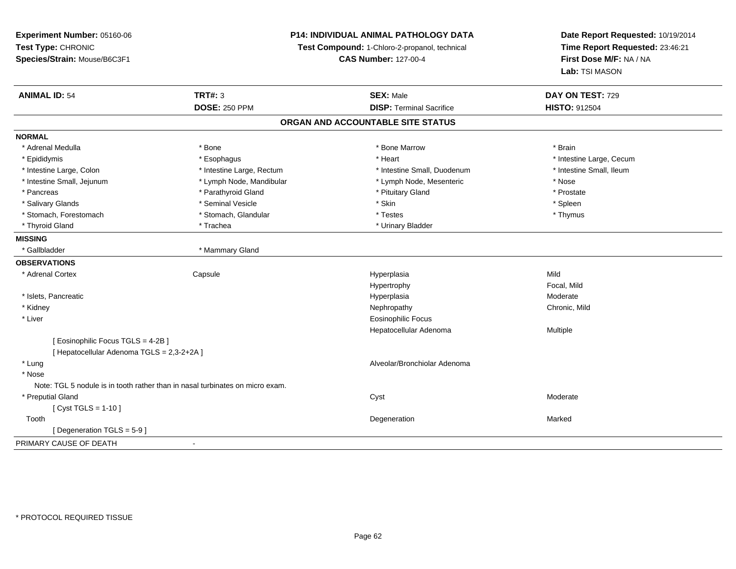**Experiment Number:** 05160-06
**Test Type:** CHRONIC
**Species/Strain:** Mouse/B6C3F1

**P14: INDIVIDUAL ANIMAL PATHOLOGY DATA**
**Test Compound:** 1-Chloro-2-propanol, technical
**CAS Number:** 127-00-4

**Date Report Requested:** 10/19/2014
**Time Report Requested:** 23:46:21
**First Dose M/F:** NA / NA
**Lab:** TSI MASON

| **ANIMAL ID:** 54 | **TRT#:** 3 | **SEX:** Male | **DAY ON TEST:** 729 |
|---|---|---|---|
| | **DOSE:** 250 PPM | **DISP:** Terminal Sacrifice | **HISTO:** 912504 |

## ORGAN AND ACCOUNTABLE SITE STATUS

**NORMAL**

| | | | |
|---|---|---|---|
| * Adrenal Medulla | * Bone | * Bone Marrow | * Brain |
| * Epididymis | * Esophagus | * Heart | * Intestine Large, Cecum |
| * Intestine Large, Colon | * Intestine Large, Rectum | * Intestine Small, Duodenum | * Intestine Small, Ileum |
| * Intestine Small, Jejunum | * Lymph Node, Mandibular | * Lymph Node, Mesenteric | * Nose |
| * Pancreas | * Parathyroid Gland | * Pituitary Gland | * Prostate |
| * Salivary Glands | * Seminal Vesicle | * Skin | * Spleen |
| * Stomach, Forestomach | * Stomach, Glandular | * Testes | * Thymus |
| * Thyroid Gland | * Trachea | * Urinary Bladder | |

**MISSING**

| | |
|---|---|
| * Gallbladder | * Mammary Gland |

**OBSERVATIONS**

| | | | |
|---|---|---|---|
| * Adrenal Cortex | Capsule | Hyperplasia | Mild |
| | | Hypertrophy | Focal, Mild |
| * Islets, Pancreatic | | Hyperplasia | Moderate |
| * Kidney | | Nephropathy | Chronic, Mild |
| * Liver | | Eosinophilic Focus | |
| | | Hepatocellular Adenoma | Multiple |
| [ Eosinophilic Focus TGLS = 4-2B ] | | | |
| [ Hepatocellular Adenoma TGLS = 2,3-2+2A ] | | | |
| * Lung | | Alveolar/Bronchiolar Adenoma | |
| * Nose | | | |
| Note: TGL 5 nodule is in tooth rather than in nasal turbinates on micro exam. | | | |
| * Preputial Gland | | Cyst | Moderate |
| [ Cyst TGLS = 1-10 ] | | | |
| Tooth | | Degeneration | Marked |
| [ Degeneration TGLS = 5-9 ] | | | |

PRIMARY CAUSE OF DEATH -

* PROTOCOL REQUIRED TISSUE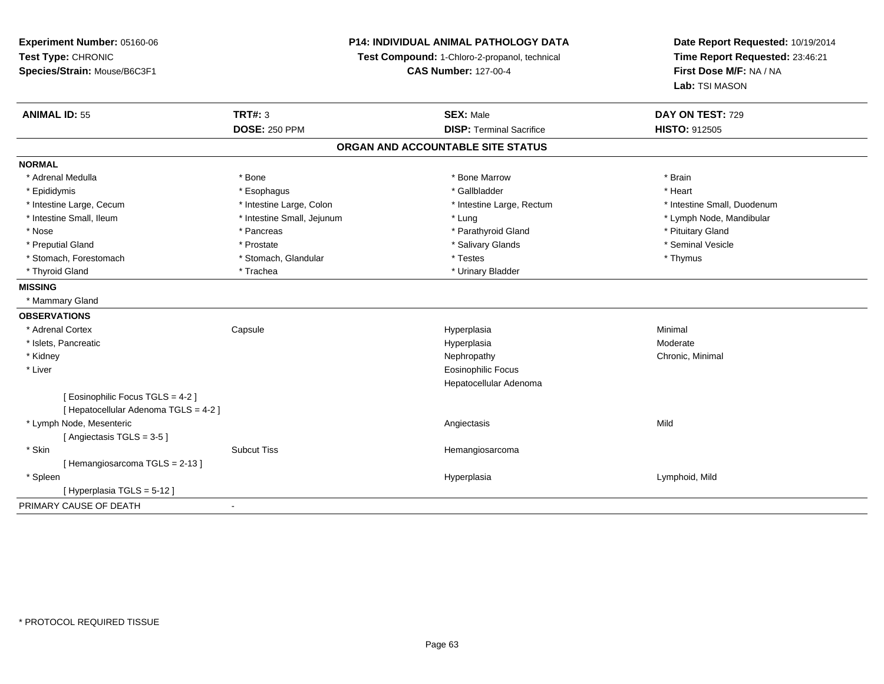**Experiment Number:** 05160-06
**Test Type:** CHRONIC
**Species/Strain:** Mouse/B6C3F1

**P14: INDIVIDUAL ANIMAL PATHOLOGY DATA**
**Test Compound:** 1-Chloro-2-propanol, technical
**CAS Number:** 127-00-4

**Date Report Requested:** 10/19/2014
**Time Report Requested:** 23:46:21
**First Dose M/F:** NA / NA
**Lab:** TSI MASON

| **ANIMAL ID:** 55 | **TRT#:** 3 | **SEX:** Male | **DAY ON TEST:** 729 |
|---|---|---|---|
| | **DOSE:** 250 PPM | **DISP:** Terminal Sacrifice | **HISTO:** 912505 |

## ORGAN AND ACCOUNTABLE SITE STATUS

**NORMAL**

| | | | |
|---|---|---|---|
| * Adrenal Medulla | * Bone | * Bone Marrow | * Brain |
| * Epididymis | * Esophagus | * Gallbladder | * Heart |
| * Intestine Large, Cecum | * Intestine Large, Colon | * Intestine Large, Rectum | * Intestine Small, Duodenum |
| * Intestine Small, Ileum | * Intestine Small, Jejunum | * Lung | * Lymph Node, Mandibular |
| * Nose | * Pancreas | * Parathyroid Gland | * Pituitary Gland |
| * Preputial Gland | * Prostate | * Salivary Glands | * Seminal Vesicle |
| * Stomach, Forestomach | * Stomach, Glandular | * Testes | * Thymus |
| * Thyroid Gland | * Trachea | * Urinary Bladder | |

**MISSING**

* Mammary Gland

**OBSERVATIONS**

| | | | |
|---|---|---|---|
| * Adrenal Cortex | Capsule | Hyperplasia | Minimal |
| * Islets, Pancreatic | | Hyperplasia | Moderate |
| * Kidney | | Nephropathy | Chronic, Minimal |
| * Liver | | Eosinophilic Focus | |
| | | Hepatocellular Adenoma | |
| [ Eosinophilic Focus TGLS = 4-2 ] | | | |
| [ Hepatocellular Adenoma TGLS = 4-2 ] | | | |
| * Lymph Node, Mesenteric | | Angiectasis | Mild |
| [ Angiectasis TGLS = 3-5 ] | | | |
| * Skin | Subcut Tiss | Hemangiosarcoma | |
| [ Hemangiosarcoma TGLS = 2-13 ] | | | |
| * Spleen | | Hyperplasia | Lymphoid, Mild |
| [ Hyperplasia TGLS = 5-12 ] | | | |

PRIMARY CAUSE OF DEATH -

* PROTOCOL REQUIRED TISSUE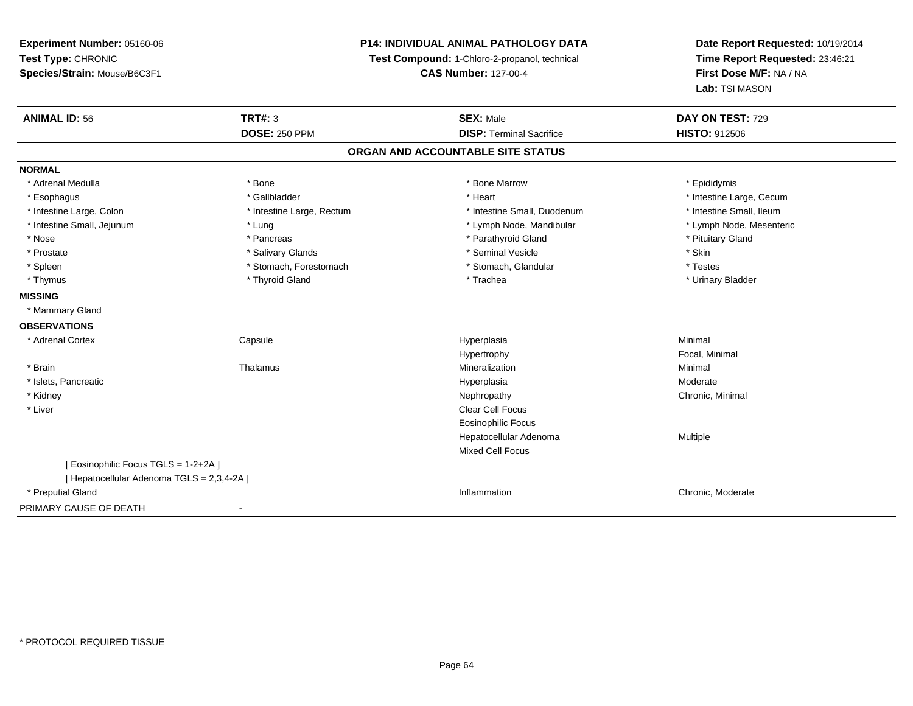**Experiment Number:** 05160-06
**Test Type:** CHRONIC
**Species/Strain:** Mouse/B6C3F1

**P14: INDIVIDUAL ANIMAL PATHOLOGY DATA**
**Test Compound:** 1-Chloro-2-propanol, technical
**CAS Number:** 127-00-4

**Date Report Requested:** 10/19/2014
**Time Report Requested:** 23:46:21
**First Dose M/F:** NA / NA
**Lab:** TSI MASON

| **ANIMAL ID:** 56 | **TRT#:** 3 | **SEX:** Male | **DAY ON TEST:** 729 |
|---|---|---|---|
| | **DOSE:** 250 PPM | **DISP:** Terminal Sacrifice | **HISTO:** 912506 |

## ORGAN AND ACCOUNTABLE SITE STATUS

**NORMAL**

| | | | |
|---|---|---|---|
| * Adrenal Medulla | * Bone | * Bone Marrow | * Epididymis |
| * Esophagus | * Gallbladder | * Heart | * Intestine Large, Cecum |
| * Intestine Large, Colon | * Intestine Large, Rectum | * Intestine Small, Duodenum | * Intestine Small, Ileum |
| * Intestine Small, Jejunum | * Lung | * Lymph Node, Mandibular | * Lymph Node, Mesenteric |
| * Nose | * Pancreas | * Parathyroid Gland | * Pituitary Gland |
| * Prostate | * Salivary Glands | * Seminal Vesicle | * Skin |
| * Spleen | * Stomach, Forestomach | * Stomach, Glandular | * Testes |
| * Thymus | * Thyroid Gland | * Trachea | * Urinary Bladder |

**MISSING**

* Mammary Gland

**OBSERVATIONS**

| | | | |
|---|---|---|---|
| * Adrenal Cortex | Capsule | Hyperplasia | Minimal |
| | | Hypertrophy | Focal, Minimal |
| * Brain | Thalamus | Mineralization | Minimal |
| * Islets, Pancreatic | | Hyperplasia | Moderate |
| * Kidney | | Nephropathy | Chronic, Minimal |
| * Liver | | Clear Cell Focus | |
| | | Eosinophilic Focus | |
| | | Hepatocellular Adenoma | Multiple |
| | | Mixed Cell Focus | |
| [ Eosinophilic Focus TGLS = 1-2+2A ] | | | |
| [ Hepatocellular Adenoma TGLS = 2,3,4-2A ] | | | |
| * Preputial Gland | | Inflammation | Chronic, Moderate |

PRIMARY CAUSE OF DEATH -

* PROTOCOL REQUIRED TISSUE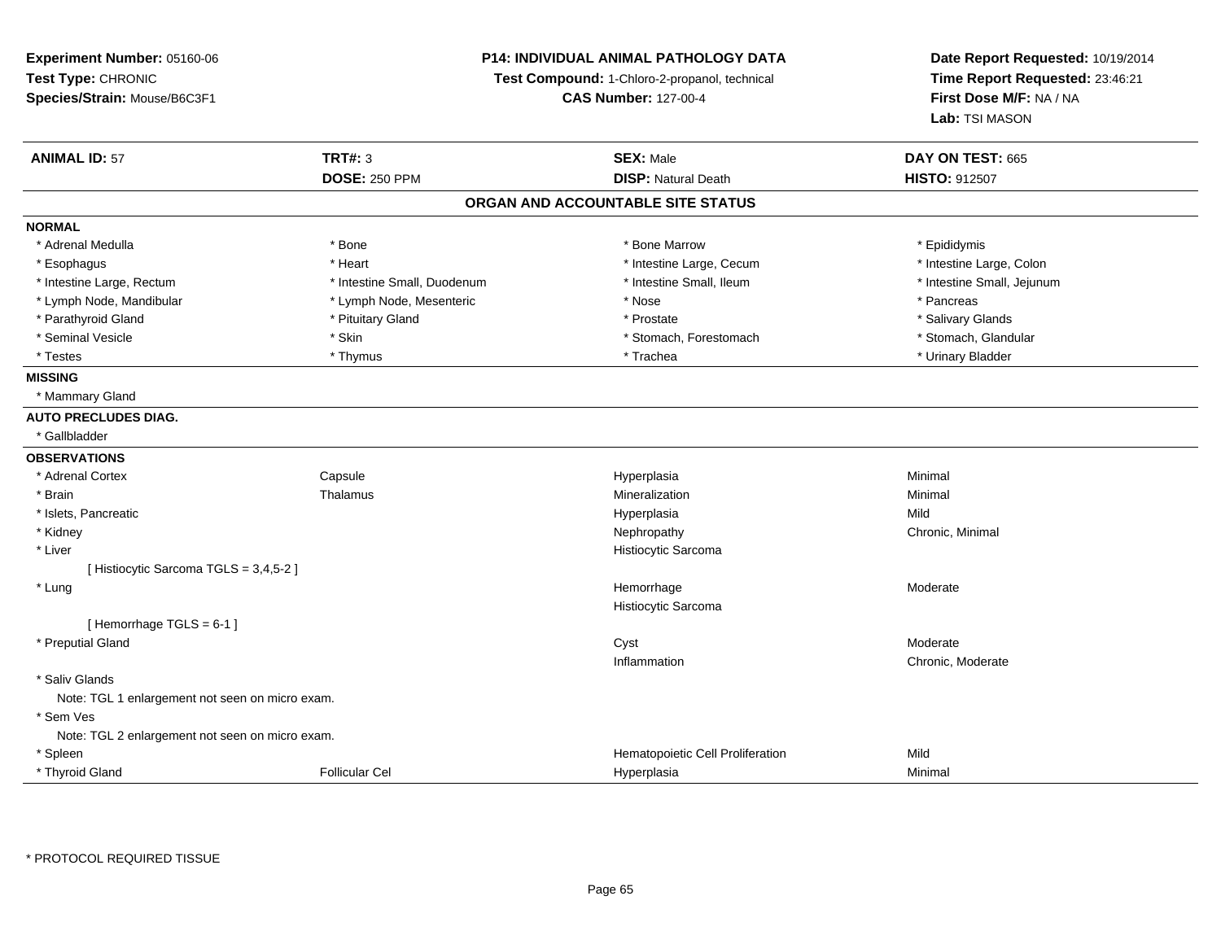**Experiment Number:** 05160-06
**Test Type:** CHRONIC
**Species/Strain:** Mouse/B6C3F1

**P14: INDIVIDUAL ANIMAL PATHOLOGY DATA**
**Test Compound:** 1-Chloro-2-propanol, technical
**CAS Number:** 127-00-4

**Date Report Requested:** 10/19/2014
**Time Report Requested:** 23:46:21
**First Dose M/F:** NA / NA
**Lab:** TSI MASON

| **ANIMAL ID:** 57 | **TRT#:** 3 | **SEX:** Male | **DAY ON TEST:** 665 |
|---|---|---|---|
| | **DOSE:** 250 PPM | **DISP:** Natural Death | **HISTO:** 912507 |

## ORGAN AND ACCOUNTABLE SITE STATUS

**NORMAL**

| | | | |
|---|---|---|---|
| * Adrenal Medulla | * Bone | * Bone Marrow | * Epididymis |
| * Esophagus | * Heart | * Intestine Large, Cecum | * Intestine Large, Colon |
| * Intestine Large, Rectum | * Intestine Small, Duodenum | * Intestine Small, Ileum | * Intestine Small, Jejunum |
| * Lymph Node, Mandibular | * Lymph Node, Mesenteric | * Nose | * Pancreas |
| * Parathyroid Gland | * Pituitary Gland | * Prostate | * Salivary Glands |
| * Seminal Vesicle | * Skin | * Stomach, Forestomach | * Stomach, Glandular |
| * Testes | * Thymus | * Trachea | * Urinary Bladder |

**MISSING**

* Mammary Gland

**AUTO PRECLUDES DIAG.**

* Gallbladder

**OBSERVATIONS**

| | | | |
|---|---|---|---|
| * Adrenal Cortex | Capsule | Hyperplasia | Minimal |
| * Brain | Thalamus | Mineralization | Minimal |
| * Islets, Pancreatic | | Hyperplasia | Mild |
| * Kidney | | Nephropathy | Chronic, Minimal |
| * Liver | | Histiocytic Sarcoma | |
| [ Histiocytic Sarcoma TGLS = 3,4,5-2 ] | | | |
| * Lung | | Hemorrhage | Moderate |
| | | Histiocytic Sarcoma | |
| [ Hemorrhage TGLS = 6-1 ] | | | |
| * Preputial Gland | | Cyst | Moderate |
| | | Inflammation | Chronic, Moderate |
| * Saliv Glands | | | |
| Note: TGL 1 enlargement not seen on micro exam. | | | |
| * Sem Ves | | | |
| Note: TGL 2 enlargement not seen on micro exam. | | | |
| * Spleen | | Hematopoietic Cell Proliferation | Mild |
| * Thyroid Gland | Follicular Cel | Hyperplasia | Minimal |

* PROTOCOL REQUIRED TISSUE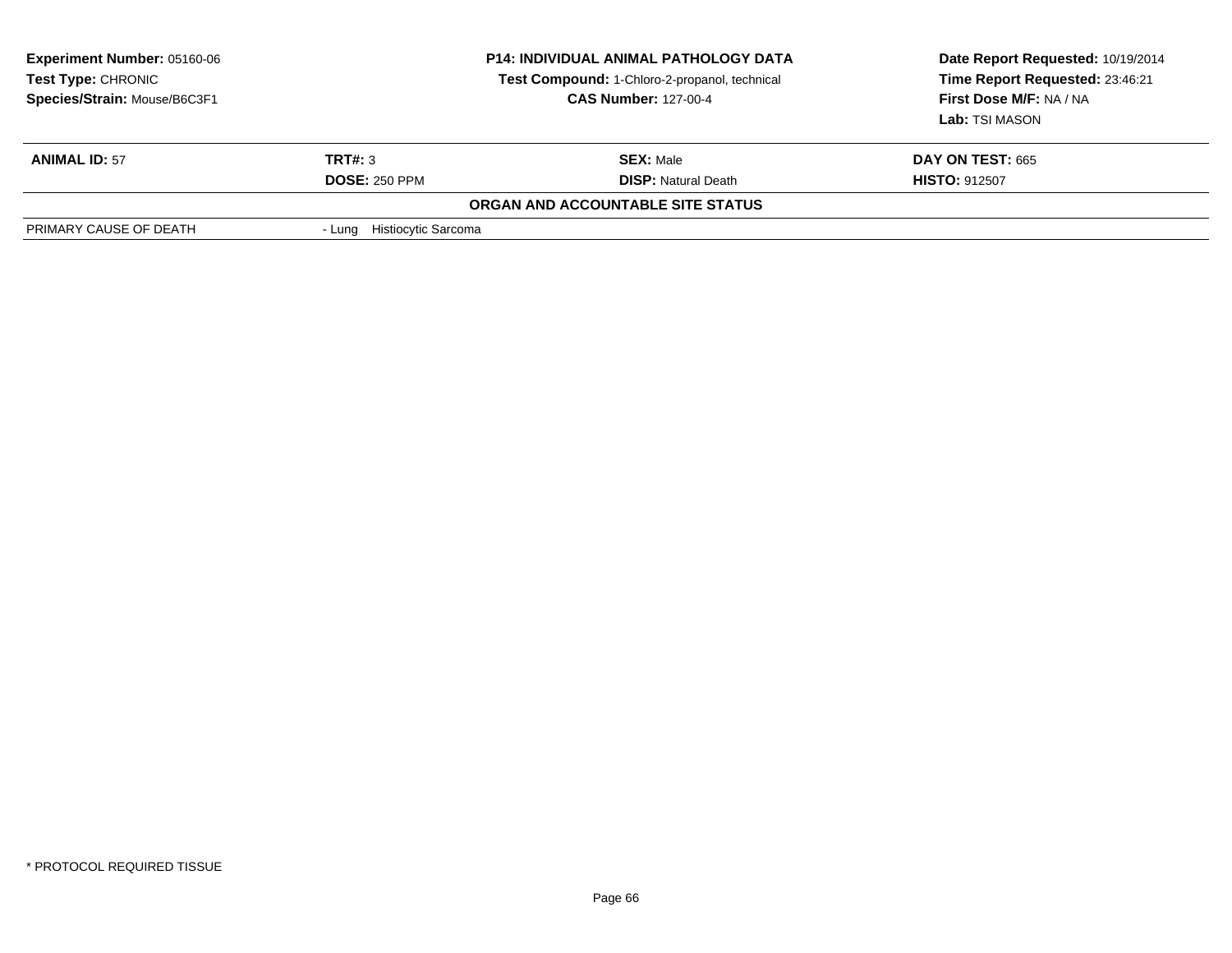**Experiment Number:** 05160-06
**Test Type:** CHRONIC
**Species/Strain:** Mouse/B6C3F1

**P14: INDIVIDUAL ANIMAL PATHOLOGY DATA**
**Test Compound:** 1-Chloro-2-propanol, technical
**CAS Number:** 127-00-4

**Date Report Requested:** 10/19/2014
**Time Report Requested:** 23:46:21
**First Dose M/F:** NA / NA
**Lab:** TSI MASON

| **ANIMAL ID:** 57 | **TRT#:** 3 | **SEX:** Male | **DAY ON TEST:** 665 |
|---|---|---|---|
| | **DOSE:** 250 PPM | **DISP:** Natural Death | **HISTO:** 912507 |

**ORGAN AND ACCOUNTABLE SITE STATUS**

| | |
|---|---|
| PRIMARY CAUSE OF DEATH | - Lung Histiocytic Sarcoma |

\* PROTOCOL REQUIRED TISSUE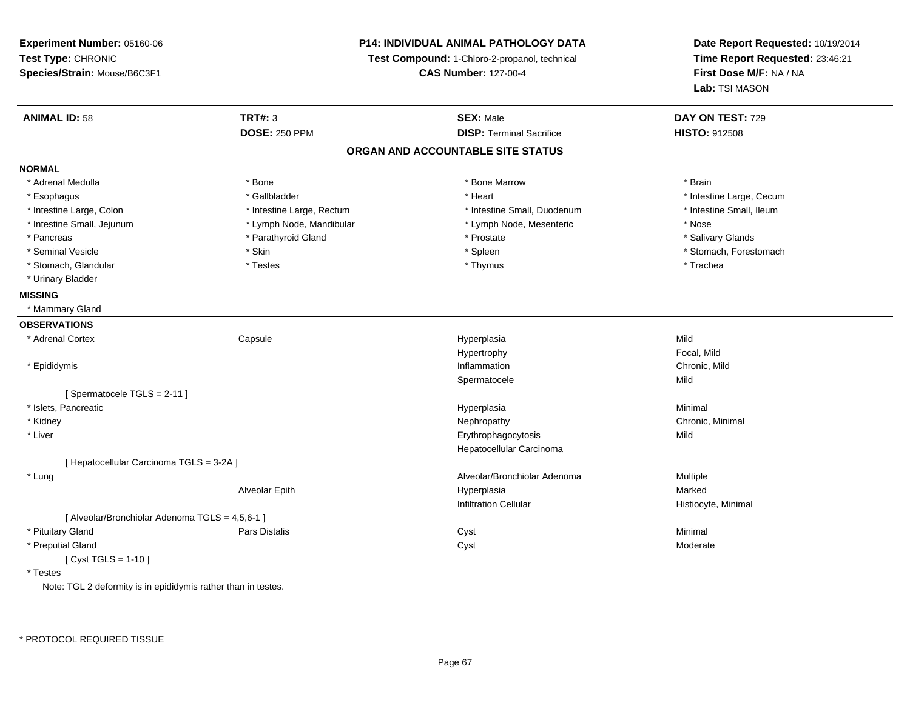**Experiment Number:** 05160-06
**Test Type:** CHRONIC
**Species/Strain:** Mouse/B6C3F1

**P14: INDIVIDUAL ANIMAL PATHOLOGY DATA**
**Test Compound:** 1-Chloro-2-propanol, technical
**CAS Number:** 127-00-4

**Date Report Requested:** 10/19/2014
**Time Report Requested:** 23:46:21
**First Dose M/F:** NA / NA
**Lab:** TSI MASON

| **ANIMAL ID:** 58 | **TRT#:** 3 | **SEX:** Male | **DAY ON TEST:** 729 |
|---|---|---|---|
| | **DOSE:** 250 PPM | **DISP:** Terminal Sacrifice | **HISTO:** 912508 |

## ORGAN AND ACCOUNTABLE SITE STATUS

**NORMAL**

| | | | |
|---|---|---|---|
| * Adrenal Medulla | * Bone | * Bone Marrow | * Brain |
| * Esophagus | * Gallbladder | * Heart | * Intestine Large, Cecum |
| * Intestine Large, Colon | * Intestine Large, Rectum | * Intestine Small, Duodenum | * Intestine Small, Ileum |
| * Intestine Small, Jejunum | * Lymph Node, Mandibular | * Lymph Node, Mesenteric | * Nose |
| * Pancreas | * Parathyroid Gland | * Prostate | * Salivary Glands |
| * Seminal Vesicle | * Skin | * Spleen | * Stomach, Forestomach |
| * Stomach, Glandular | * Testes | * Thymus | * Trachea |
| * Urinary Bladder | | | |

**MISSING**

* Mammary Gland

**OBSERVATIONS**

| | | | |
|---|---|---|---|
| * Adrenal Cortex | Capsule | Hyperplasia | Mild |
| | | Hypertrophy | Focal, Mild |
| * Epididymis | | Inflammation | Chronic, Mild |
| | | Spermatocele | Mild |
| [ Spermatocele TGLS = 2-11 ] | | | |
| * Islets, Pancreatic | | Hyperplasia | Minimal |
| * Kidney | | Nephropathy | Chronic, Minimal |
| * Liver | | Erythrophagocytosis | Mild |
| | | Hepatocellular Carcinoma | |
| [ Hepatocellular Carcinoma TGLS = 3-2A ] | | | |
| * Lung | | Alveolar/Bronchiolar Adenoma | Multiple |
| | Alveolar Epith | Hyperplasia | Marked |
| | | Infiltration Cellular | Histiocyte, Minimal |
| [ Alveolar/Bronchiolar Adenoma TGLS = 4,5,6-1 ] | | | |
| * Pituitary Gland | Pars Distalis | Cyst | Minimal |
| * Preputial Gland | | Cyst | Moderate |
| [ Cyst TGLS = 1-10 ] | | | |
| * Testes | | | |

Note: TGL 2 deformity is in epididymis rather than in testes.

* PROTOCOL REQUIRED TISSUE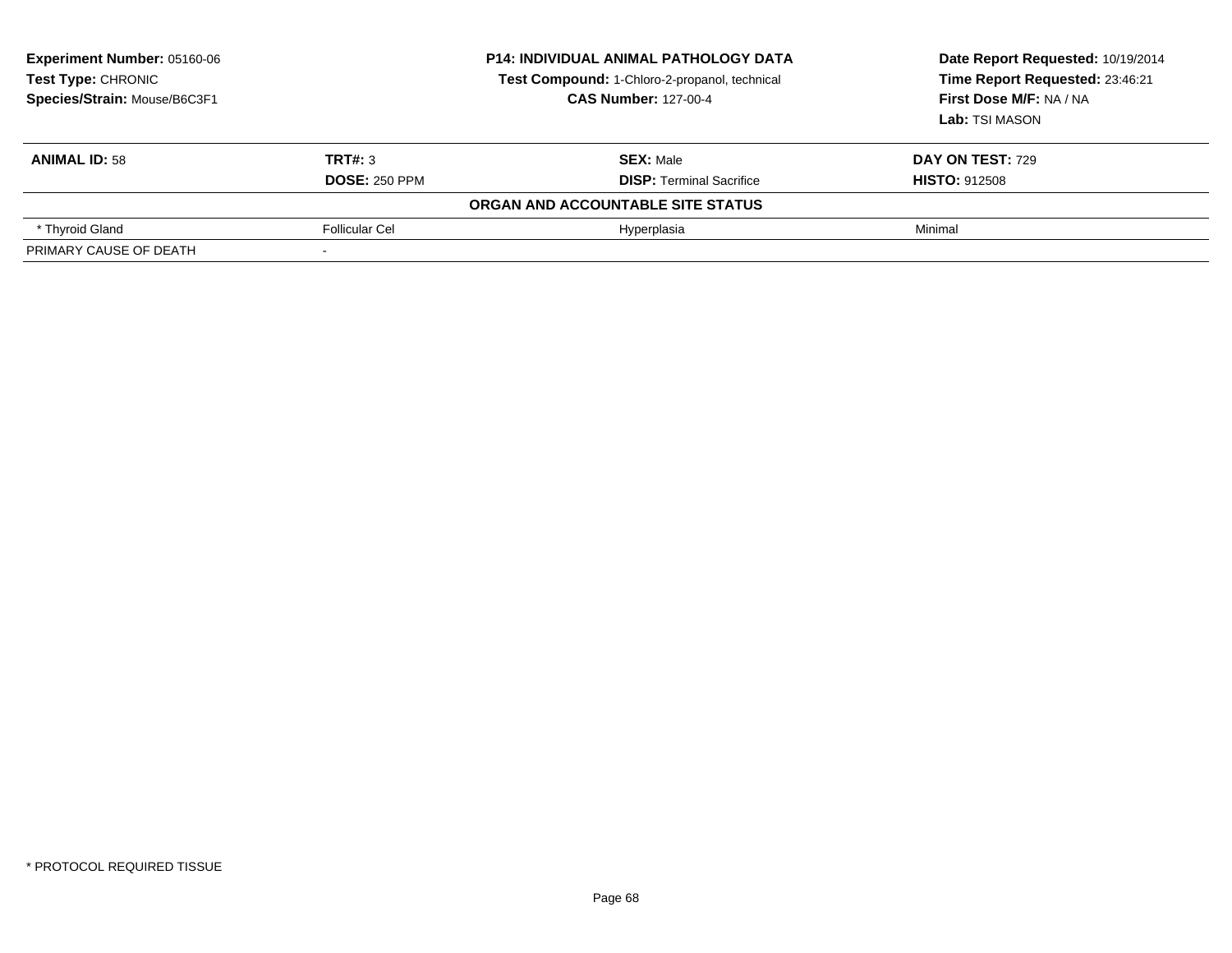**Experiment Number:** 05160-06
**Test Type:** CHRONIC
**Species/Strain:** Mouse/B6C3F1

**P14: INDIVIDUAL ANIMAL PATHOLOGY DATA**
**Test Compound:** 1-Chloro-2-propanol, technical
**CAS Number:** 127-00-4

**Date Report Requested:** 10/19/2014
**Time Report Requested:** 23:46:21
**First Dose M/F:** NA / NA
**Lab:** TSI MASON

| **ANIMAL ID:** 58 | **TRT#:** 3 | **SEX:** Male | **DAY ON TEST:** 729 |
|---|---|---|---|
| | **DOSE:** 250 PPM | **DISP:** Terminal Sacrifice | **HISTO:** 912508 |
| | | **ORGAN AND ACCOUNTABLE SITE STATUS** | |
| * Thyroid Gland | Follicular Cel | Hyperplasia | Minimal |
| PRIMARY CAUSE OF DEATH | - | | |

* PROTOCOL REQUIRED TISSUE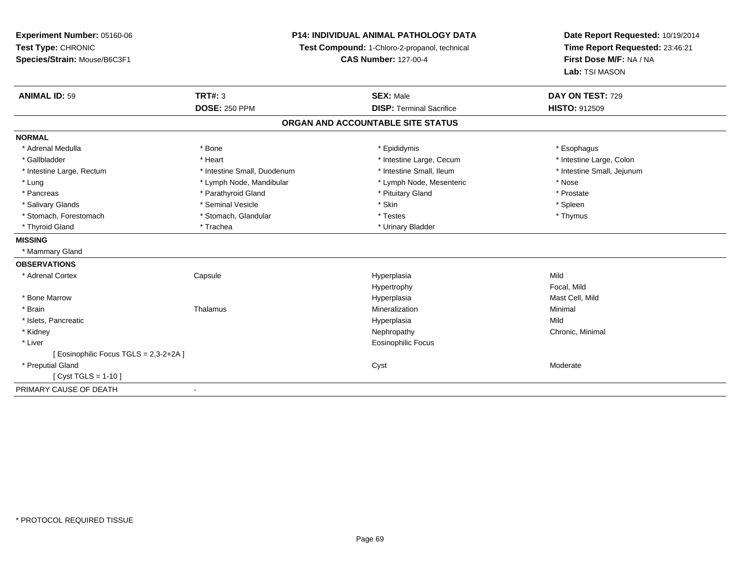**Experiment Number:** 05160-06
**Test Type:** CHRONIC
**Species/Strain:** Mouse/B6C3F1

**P14: INDIVIDUAL ANIMAL PATHOLOGY DATA**
**Test Compound:** 1-Chloro-2-propanol, technical
**CAS Number:** 127-00-4

**Date Report Requested:** 10/19/2014
**Time Report Requested:** 23:46:21
**First Dose M/F:** NA / NA
**Lab:** TSI MASON

| **ANIMAL ID:** 59 | **TRT#:** 3 | **SEX:** Male | **DAY ON TEST:** 729 |
|---|---|---|---|
| | **DOSE:** 250 PPM | **DISP:** Terminal Sacrifice | **HISTO:** 912509 |

## ORGAN AND ACCOUNTABLE SITE STATUS

| | | | |
|---|---|---|---|
| **NORMAL** | | | |
| * Adrenal Medulla | * Bone | * Epididymis | * Esophagus |
| * Gallbladder | * Heart | * Intestine Large, Cecum | * Intestine Large, Colon |
| * Intestine Large, Rectum | * Intestine Small, Duodenum | * Intestine Small, Ileum | * Intestine Small, Jejunum |
| * Lung | * Lymph Node, Mandibular | * Lymph Node, Mesenteric | * Nose |
| * Pancreas | * Parathyroid Gland | * Pituitary Gland | * Prostate |
| * Salivary Glands | * Seminal Vesicle | * Skin | * Spleen |
| * Stomach, Forestomach | * Stomach, Glandular | * Testes | * Thymus |
| * Thyroid Gland | * Trachea | * Urinary Bladder | |
| **MISSING** | | | |
| * Mammary Gland | | | |
| **OBSERVATIONS** | | | |
| * Adrenal Cortex | Capsule | Hyperplasia | Mild |
| | | Hypertrophy | Focal, Mild |
| * Bone Marrow | | Hyperplasia | Mast Cell, Mild |
| * Brain | Thalamus | Mineralization | Minimal |
| * Islets, Pancreatic | | Hyperplasia | Mild |
| * Kidney | | Nephropathy | Chronic, Minimal |
| * Liver | | Eosinophilic Focus | |
| [ Eosinophilic Focus TGLS = 2,3-2+2A ] | | | |
| * Preputial Gland | | Cyst | Moderate |
| [ Cyst TGLS = 1-10 ] | | | |
| PRIMARY CAUSE OF DEATH | - | | |

* PROTOCOL REQUIRED TISSUE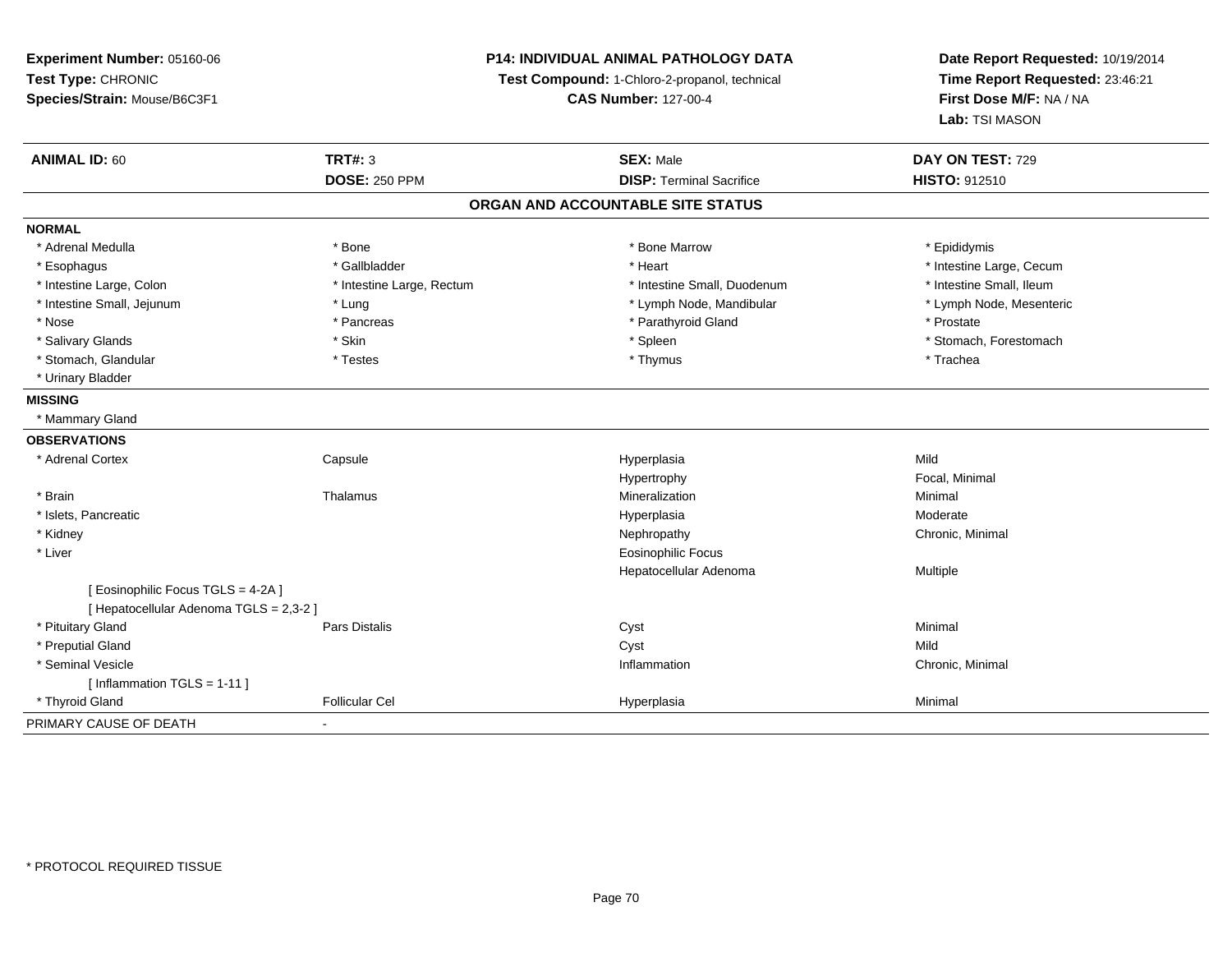**Experiment Number:** 05160-06
**Test Type:** CHRONIC
**Species/Strain:** Mouse/B6C3F1

**P14: INDIVIDUAL ANIMAL PATHOLOGY DATA**
**Test Compound:** 1-Chloro-2-propanol, technical
**CAS Number:** 127-00-4

**Date Report Requested:** 10/19/2014
**Time Report Requested:** 23:46:21
**First Dose M/F:** NA / NA
**Lab:** TSI MASON

| **ANIMAL ID:** 60 | **TRT#:** 3 | **SEX:** Male | **DAY ON TEST:** 729 |
|---|---|---|---|
| | **DOSE:** 250 PPM | **DISP:** Terminal Sacrifice | **HISTO:** 912510 |

## ORGAN AND ACCOUNTABLE SITE STATUS

**NORMAL**

| | | | |
|---|---|---|---|
| * Adrenal Medulla | * Bone | * Bone Marrow | * Epididymis |
| * Esophagus | * Gallbladder | * Heart | * Intestine Large, Cecum |
| * Intestine Large, Colon | * Intestine Large, Rectum | * Intestine Small, Duodenum | * Intestine Small, Ileum |
| * Intestine Small, Jejunum | * Lung | * Lymph Node, Mandibular | * Lymph Node, Mesenteric |
| * Nose | * Pancreas | * Parathyroid Gland | * Prostate |
| * Salivary Glands | * Skin | * Spleen | * Stomach, Forestomach |
| * Stomach, Glandular | * Testes | * Thymus | * Trachea |
| * Urinary Bladder | | | |

**MISSING**

* Mammary Gland

**OBSERVATIONS**

| | | | |
|---|---|---|---|
| * Adrenal Cortex | Capsule | Hyperplasia | Mild |
| | | Hypertrophy | Focal, Minimal |
| * Brain | Thalamus | Mineralization | Minimal |
| * Islets, Pancreatic | | Hyperplasia | Moderate |
| * Kidney | | Nephropathy | Chronic, Minimal |
| * Liver | | Eosinophilic Focus | |
| | | Hepatocellular Adenoma | Multiple |
| [ Eosinophilic Focus TGLS = 4-2A ] | | | |
| [ Hepatocellular Adenoma TGLS = 2,3-2 ] | | | |
| * Pituitary Gland | Pars Distalis | Cyst | Minimal |
| * Preputial Gland | | Cyst | Mild |
| * Seminal Vesicle | | Inflammation | Chronic, Minimal |
| [ Inflammation TGLS = 1-11 ] | | | |
| * Thyroid Gland | Follicular Cel | Hyperplasia | Minimal |

PRIMARY CAUSE OF DEATH -

* PROTOCOL REQUIRED TISSUE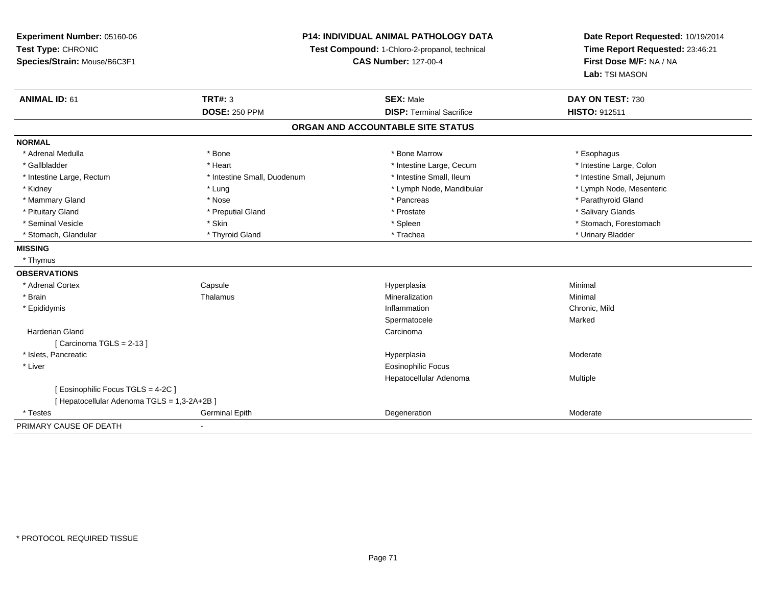**Experiment Number:** 05160-06
**Test Type:** CHRONIC
**Species/Strain:** Mouse/B6C3F1

**P14: INDIVIDUAL ANIMAL PATHOLOGY DATA**
**Test Compound:** 1-Chloro-2-propanol, technical
**CAS Number:** 127-00-4

**Date Report Requested:** 10/19/2014
**Time Report Requested:** 23:46:21
**First Dose M/F:** NA / NA
**Lab:** TSI MASON

| **ANIMAL ID:** 61 | **TRT#:** 3 | **SEX:** Male | **DAY ON TEST:** 730 |
|---|---|---|---|
| | **DOSE:** 250 PPM | **DISP:** Terminal Sacrifice | **HISTO:** 912511 |

## ORGAN AND ACCOUNTABLE SITE STATUS

**NORMAL**

| | | | |
|---|---|---|---|
| * Adrenal Medulla | * Bone | * Bone Marrow | * Esophagus |
| * Gallbladder | * Heart | * Intestine Large, Cecum | * Intestine Large, Colon |
| * Intestine Large, Rectum | * Intestine Small, Duodenum | * Intestine Small, Ileum | * Intestine Small, Jejunum |
| * Kidney | * Lung | * Lymph Node, Mandibular | * Lymph Node, Mesenteric |
| * Mammary Gland | * Nose | * Pancreas | * Parathyroid Gland |
| * Pituitary Gland | * Preputial Gland | * Prostate | * Salivary Glands |
| * Seminal Vesicle | * Skin | * Spleen | * Stomach, Forestomach |
| * Stomach, Glandular | * Thyroid Gland | * Trachea | * Urinary Bladder |

**MISSING**

* Thymus

**OBSERVATIONS**

| | | | |
|---|---|---|---|
| * Adrenal Cortex | Capsule | Hyperplasia | Minimal |
| * Brain | Thalamus | Mineralization | Minimal |
| * Epididymis | | Inflammation | Chronic, Mild |
| | | Spermatocele | Marked |
| Harderian Gland | | Carcinoma | |
| [ Carcinoma TGLS = 2-13 ] | | | |
| * Islets, Pancreatic | | Hyperplasia | Moderate |
| * Liver | | Eosinophilic Focus | |
| | | Hepatocellular Adenoma | Multiple |
| [ Eosinophilic Focus TGLS = 4-2C ] | | | |
| [ Hepatocellular Adenoma TGLS = 1,3-2A+2B ] | | | |
| * Testes | Germinal Epith | Degeneration | Moderate |

PRIMARY CAUSE OF DEATH -

* PROTOCOL REQUIRED TISSUE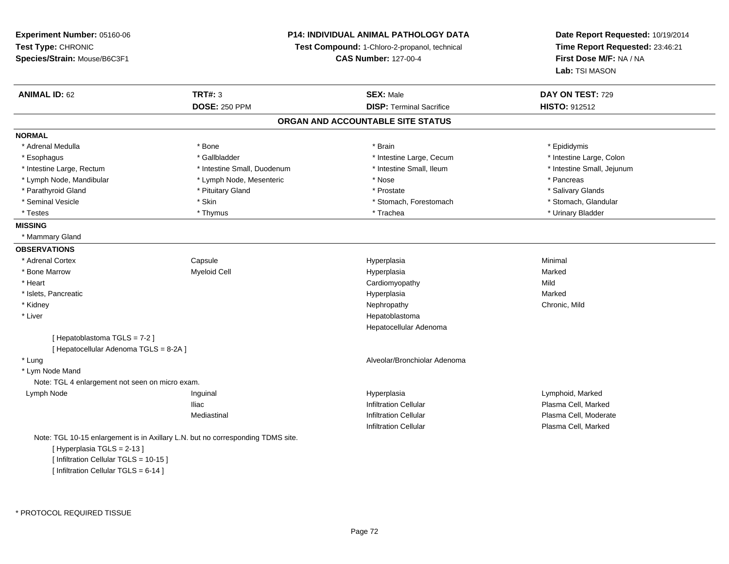**Experiment Number:** 05160-06
**Test Type:** CHRONIC
**Species/Strain:** Mouse/B6C3F1

**P14: INDIVIDUAL ANIMAL PATHOLOGY DATA**
**Test Compound:** 1-Chloro-2-propanol, technical
**CAS Number:** 127-00-4

**Date Report Requested:** 10/19/2014
**Time Report Requested:** 23:46:21
**First Dose M/F:** NA / NA
**Lab:** TSI MASON

| **ANIMAL ID:** 62 | **TRT#:** 3 | **SEX:** Male | **DAY ON TEST:** 729 |
|---|---|---|---|
| | **DOSE:** 250 PPM | **DISP:** Terminal Sacrifice | **HISTO:** 912512 |

## ORGAN AND ACCOUNTABLE SITE STATUS

**NORMAL**

| | | | |
|---|---|---|---|
| * Adrenal Medulla | * Bone | * Brain | * Epididymis |
| * Esophagus | * Gallbladder | * Intestine Large, Cecum | * Intestine Large, Colon |
| * Intestine Large, Rectum | * Intestine Small, Duodenum | * Intestine Small, Ileum | * Intestine Small, Jejunum |
| * Lymph Node, Mandibular | * Lymph Node, Mesenteric | * Nose | * Pancreas |
| * Parathyroid Gland | * Pituitary Gland | * Prostate | * Salivary Glands |
| * Seminal Vesicle | * Skin | * Stomach, Forestomach | * Stomach, Glandular |
| * Testes | * Thymus | * Trachea | * Urinary Bladder |

**MISSING**

* Mammary Gland

**OBSERVATIONS**

| | | | |
|---|---|---|---|
| * Adrenal Cortex | Capsule | Hyperplasia | Minimal |
| * Bone Marrow | Myeloid Cell | Hyperplasia | Marked |
| * Heart | | Cardiomyopathy | Mild |
| * Islets, Pancreatic | | Hyperplasia | Marked |
| * Kidney | | Nephropathy | Chronic, Mild |
| * Liver | | Hepatoblastoma | |
| | | Hepatocellular Adenoma | |

[ Hepatoblastoma TGLS = 7-2 ]
[ Hepatocellular Adenoma TGLS = 8-2A ]

| | | | |
|---|---|---|---|
| * Lung | | Alveolar/Bronchiolar Adenoma | |
| * Lym Node Mand | | | |

Note: TGL 4 enlargement not seen on micro exam.

| | | | |
|---|---|---|---|
| Lymph Node | Inguinal | Hyperplasia | Lymphoid, Marked |
| | Iliac | Infiltration Cellular | Plasma Cell, Marked |
| | Mediastinal | Infiltration Cellular | Plasma Cell, Moderate |
| | | Infiltration Cellular | Plasma Cell, Marked |

Note: TGL 10-15 enlargement is in Axillary L.N. but no corresponding TDMS site.
[ Hyperplasia TGLS = 2-13 ]
[ Infiltration Cellular TGLS = 10-15 ]
[ Infiltration Cellular TGLS = 6-14 ]

* PROTOCOL REQUIRED TISSUE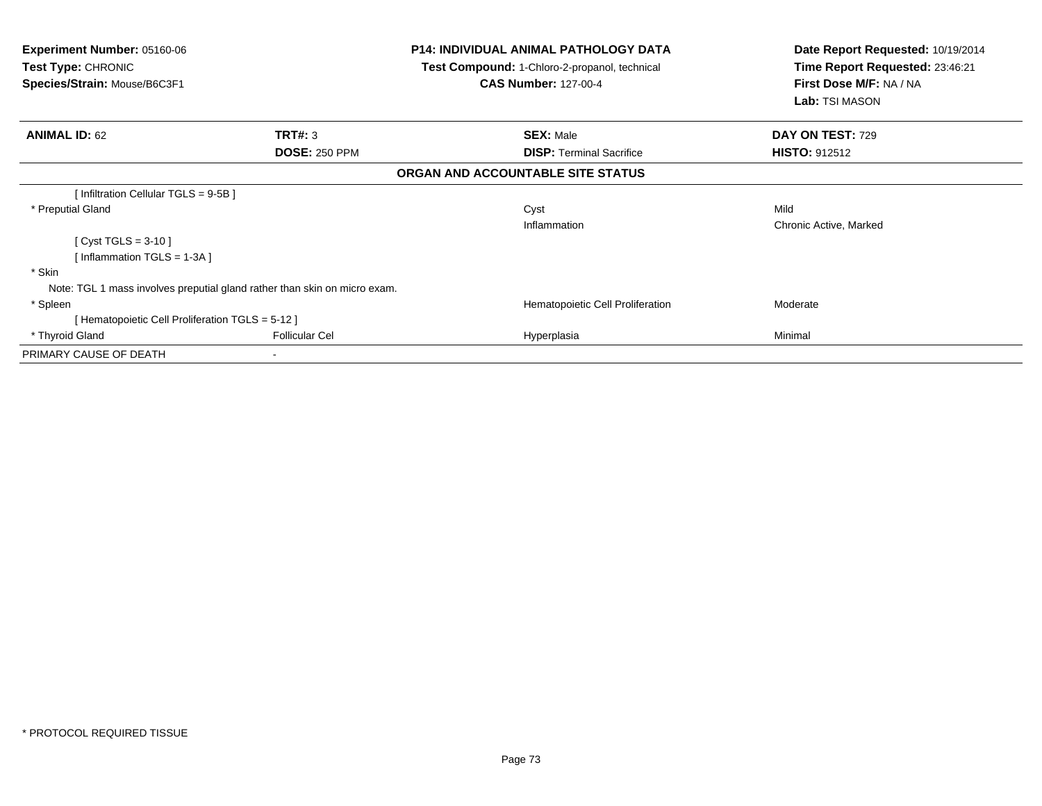**Experiment Number:** 05160-06
**Test Type:** CHRONIC
**Species/Strain:** Mouse/B6C3F1

**P14: INDIVIDUAL ANIMAL PATHOLOGY DATA**
**Test Compound:** 1-Chloro-2-propanol, technical
**CAS Number:** 127-00-4

**Date Report Requested:** 10/19/2014
**Time Report Requested:** 23:46:21
**First Dose M/F:** NA / NA
**Lab:** TSI MASON

| **ANIMAL ID:** 62 | **TRT#:** 3 | **SEX:** Male | **DAY ON TEST:** 729 |
|---|---|---|---|
| | **DOSE:** 250 PPM | **DISP:** Terminal Sacrifice | **HISTO:** 912512 |

**ORGAN AND ACCOUNTABLE SITE STATUS**

| | | | |
|---|---|---|---|
| [ Infiltration Cellular TGLS = 9-5B ] | | | |
| * Preputial Gland | | Cyst | Mild |
| | | Inflammation | Chronic Active, Marked |
| [ Cyst TGLS = 3-10 ] | | | |
| [ Inflammation TGLS = 1-3A ] | | | |
| * Skin | | | |
| Note: TGL 1 mass involves preputial gland rather than skin on micro exam. | | | |
| * Spleen | | Hematopoietic Cell Proliferation | Moderate |
| [ Hematopoietic Cell Proliferation TGLS = 5-12 ] | | | |
| * Thyroid Gland | Follicular Cel | Hyperplasia | Minimal |
| PRIMARY CAUSE OF DEATH | - | | |

* PROTOCOL REQUIRED TISSUE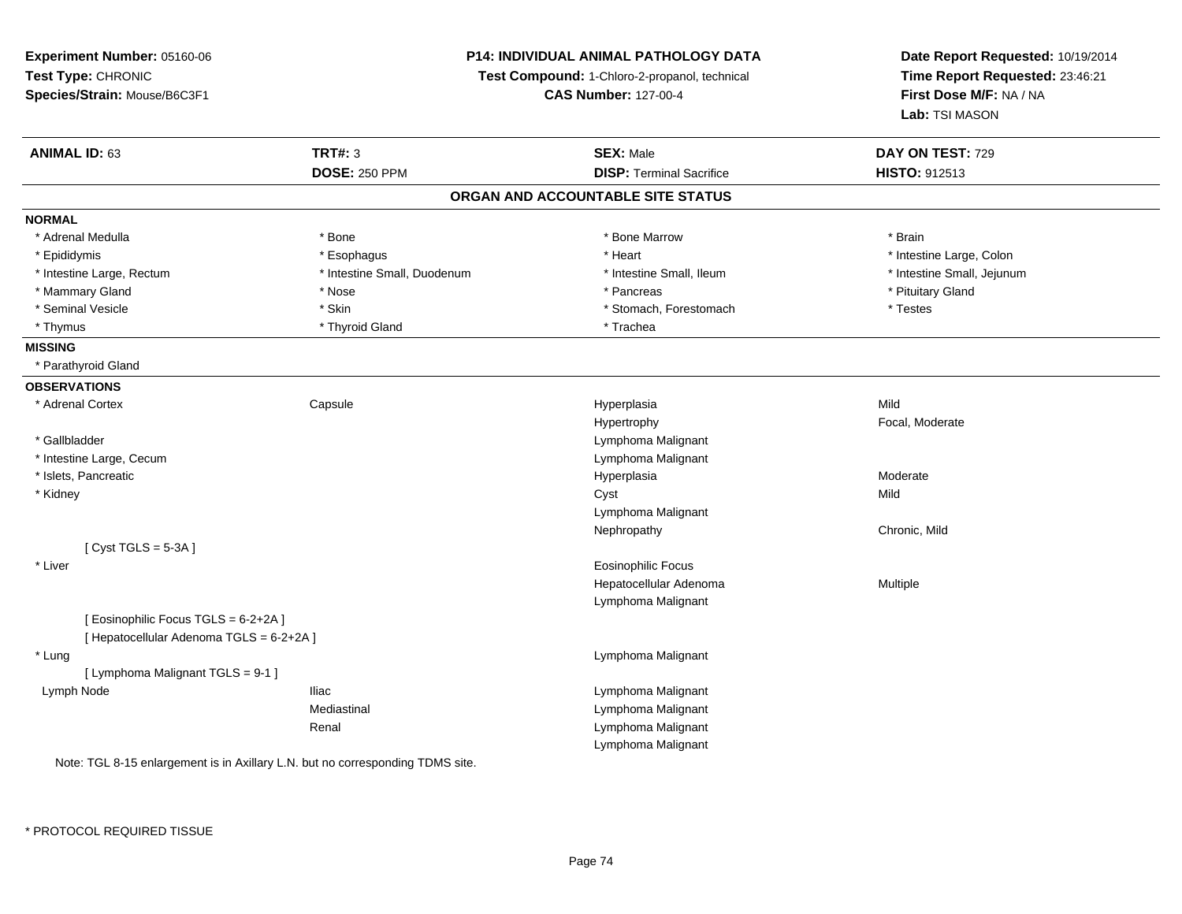**Experiment Number:** 05160-06
**Test Type:** CHRONIC
**Species/Strain:** Mouse/B6C3F1

**P14: INDIVIDUAL ANIMAL PATHOLOGY DATA**
**Test Compound:** 1-Chloro-2-propanol, technical
**CAS Number:** 127-00-4

**Date Report Requested:** 10/19/2014
**Time Report Requested:** 23:46:21
**First Dose M/F:** NA / NA
**Lab:** TSI MASON

| **ANIMAL ID:** 63 | **TRT#:** 3 | **SEX:** Male | **DAY ON TEST:** 729 |
|---|---|---|---|
| | **DOSE:** 250 PPM | **DISP:** Terminal Sacrifice | **HISTO:** 912513 |

## ORGAN AND ACCOUNTABLE SITE STATUS

**NORMAL**

| | | | |
|---|---|---|---|
| * Adrenal Medulla | * Bone | * Bone Marrow | * Brain |
| * Epididymis | * Esophagus | * Heart | * Intestine Large, Colon |
| * Intestine Large, Rectum | * Intestine Small, Duodenum | * Intestine Small, Ileum | * Intestine Small, Jejunum |
| * Mammary Gland | * Nose | * Pancreas | * Pituitary Gland |
| * Seminal Vesicle | * Skin | * Stomach, Forestomach | * Testes |
| * Thymus | * Thyroid Gland | * Trachea | |

**MISSING**

* Parathyroid Gland

**OBSERVATIONS**

| | | | |
|---|---|---|---|
| * Adrenal Cortex | Capsule | Hyperplasia | Mild |
| | | Hypertrophy | Focal, Moderate |
| * Gallbladder | | Lymphoma Malignant | |
| * Intestine Large, Cecum | | Lymphoma Malignant | |
| * Islets, Pancreatic | | Hyperplasia | Moderate |
| * Kidney | | Cyst | Mild |
| | | Lymphoma Malignant | |
| | | Nephropathy | Chronic, Mild |
| [ Cyst TGLS = 5-3A ] | | | |
| * Liver | | Eosinophilic Focus | |
| | | Hepatocellular Adenoma | Multiple |
| | | Lymphoma Malignant | |
| [ Eosinophilic Focus TGLS = 6-2+2A ] | | | |
| [ Hepatocellular Adenoma TGLS = 6-2+2A ] | | | |
| * Lung | | Lymphoma Malignant | |
| [ Lymphoma Malignant TGLS = 9-1 ] | | | |
| Lymph Node | Iliac | Lymphoma Malignant | |
| | Mediastinal | Lymphoma Malignant | |
| | Renal | Lymphoma Malignant | |
| | | Lymphoma Malignant | |

Note: TGL 8-15 enlargement is in Axillary L.N. but no corresponding TDMS site.

* PROTOCOL REQUIRED TISSUE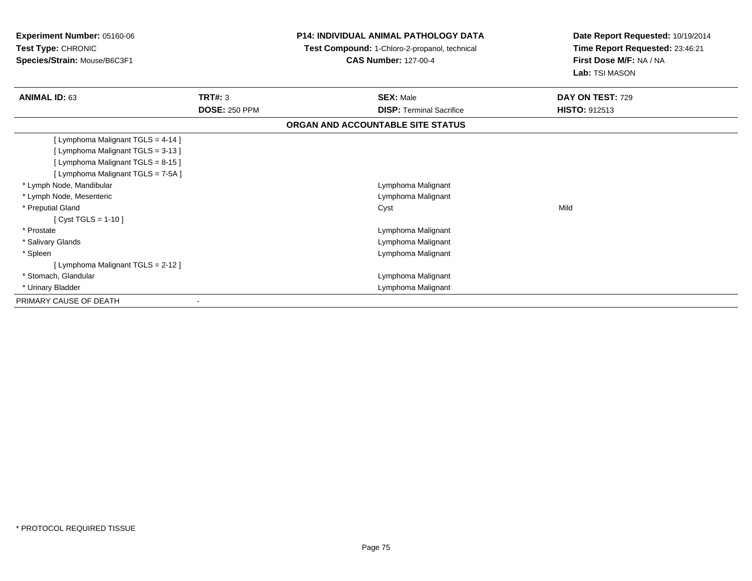**Experiment Number:** 05160-06
**Test Type:** CHRONIC
**Species/Strain:** Mouse/B6C3F1

**P14: INDIVIDUAL ANIMAL PATHOLOGY DATA**
**Test Compound:** 1-Chloro-2-propanol, technical
**CAS Number:** 127-00-4

**Date Report Requested:** 10/19/2014
**Time Report Requested:** 23:46:21
**First Dose M/F:** NA / NA
**Lab:** TSI MASON

| **ANIMAL ID:** 63 | **TRT#:** 3 | **SEX:** Male | **DAY ON TEST:** 729 |
|---|---|---|---|
| | **DOSE:** 250 PPM | **DISP:** Terminal Sacrifice | **HISTO:** 912513 |

**ORGAN AND ACCOUNTABLE SITE STATUS**

| | | |
|---|---|---|
| [ Lymphoma Malignant TGLS = 4-14 ] | | |
| [ Lymphoma Malignant TGLS = 3-13 ] | | |
| [ Lymphoma Malignant TGLS = 8-15 ] | | |
| [ Lymphoma Malignant TGLS = 7-5A ] | | |
| * Lymph Node, Mandibular | Lymphoma Malignant | |
| * Lymph Node, Mesenteric | Lymphoma Malignant | |
| * Preputial Gland | Cyst | Mild |
| [ Cyst TGLS = 1-10 ] | | |
| * Prostate | Lymphoma Malignant | |
| * Salivary Glands | Lymphoma Malignant | |
| * Spleen | Lymphoma Malignant | |
| [ Lymphoma Malignant TGLS = 2-12 ] | | |
| * Stomach, Glandular | Lymphoma Malignant | |
| * Urinary Bladder | Lymphoma Malignant | |
| PRIMARY CAUSE OF DEATH | - | |

* PROTOCOL REQUIRED TISSUE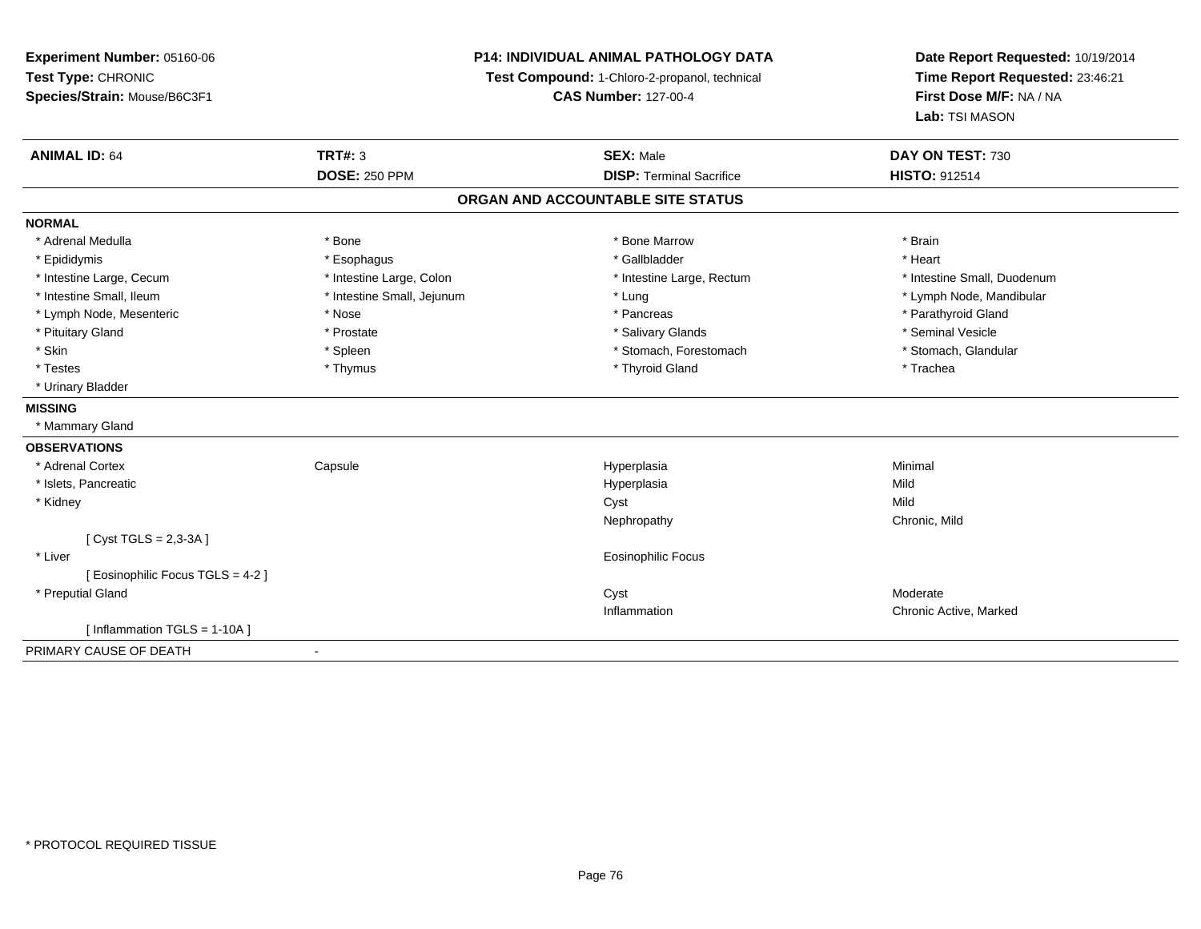**Experiment Number:** 05160-06
**Test Type:** CHRONIC
**Species/Strain:** Mouse/B6C3F1

**P14: INDIVIDUAL ANIMAL PATHOLOGY DATA**
**Test Compound:** 1-Chloro-2-propanol, technical
**CAS Number:** 127-00-4

**Date Report Requested:** 10/19/2014
**Time Report Requested:** 23:46:21
**First Dose M/F:** NA / NA
**Lab:** TSI MASON

| **ANIMAL ID:** 64 | **TRT#:** 3 | **SEX:** Male | **DAY ON TEST:** 730 |
|---|---|---|---|
| | **DOSE:** 250 PPM | **DISP:** Terminal Sacrifice | **HISTO:** 912514 |

## ORGAN AND ACCOUNTABLE SITE STATUS

**NORMAL**

| | | | |
|---|---|---|---|
| * Adrenal Medulla | * Bone | * Bone Marrow | * Brain |
| * Epididymis | * Esophagus | * Gallbladder | * Heart |
| * Intestine Large, Cecum | * Intestine Large, Colon | * Intestine Large, Rectum | * Intestine Small, Duodenum |
| * Intestine Small, Ileum | * Intestine Small, Jejunum | * Lung | * Lymph Node, Mandibular |
| * Lymph Node, Mesenteric | * Nose | * Pancreas | * Parathyroid Gland |
| * Pituitary Gland | * Prostate | * Salivary Glands | * Seminal Vesicle |
| * Skin | * Spleen | * Stomach, Forestomach | * Stomach, Glandular |
| * Testes | * Thymus | * Thyroid Gland | * Trachea |
| * Urinary Bladder | | | |

**MISSING**

* Mammary Gland

**OBSERVATIONS**

| | | | |
|---|---|---|---|
| * Adrenal Cortex | Capsule | Hyperplasia | Minimal |
| * Islets, Pancreatic | | Hyperplasia | Mild |
| * Kidney | | Cyst | Mild |
| | | Nephropathy | Chronic, Mild |
| [ Cyst TGLS = 2,3-3A ] | | | |
| * Liver | | Eosinophilic Focus | |
| [ Eosinophilic Focus TGLS = 4-2 ] | | | |
| * Preputial Gland | | Cyst | Moderate |
| | | Inflammation | Chronic Active, Marked |
| [ Inflammation TGLS = 1-10A ] | | | |

PRIMARY CAUSE OF DEATH -

* PROTOCOL REQUIRED TISSUE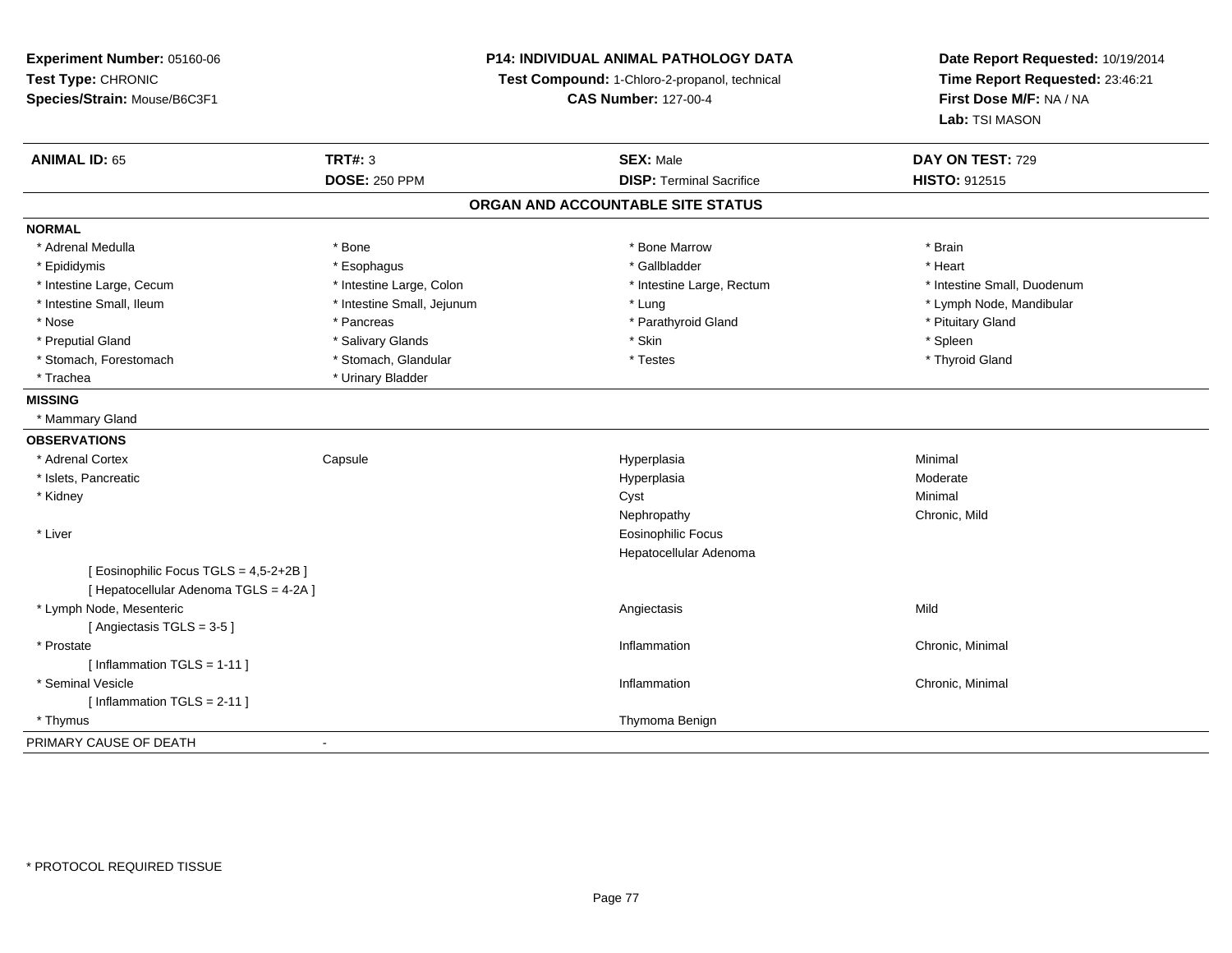**Experiment Number:** 05160-06
**Test Type:** CHRONIC
**Species/Strain:** Mouse/B6C3F1

**P14: INDIVIDUAL ANIMAL PATHOLOGY DATA**
**Test Compound:** 1-Chloro-2-propanol, technical
**CAS Number:** 127-00-4

**Date Report Requested:** 10/19/2014
**Time Report Requested:** 23:46:21
**First Dose M/F:** NA / NA
**Lab:** TSI MASON

| **ANIMAL ID:** 65 | **TRT#:** 3 | **SEX:** Male | **DAY ON TEST:** 729 |
|---|---|---|---|
| | **DOSE:** 250 PPM | **DISP:** Terminal Sacrifice | **HISTO:** 912515 |

## ORGAN AND ACCOUNTABLE SITE STATUS

**NORMAL**

| | | | |
|---|---|---|---|
| * Adrenal Medulla | * Bone | * Bone Marrow | * Brain |
| * Epididymis | * Esophagus | * Gallbladder | * Heart |
| * Intestine Large, Cecum | * Intestine Large, Colon | * Intestine Large, Rectum | * Intestine Small, Duodenum |
| * Intestine Small, Ileum | * Intestine Small, Jejunum | * Lung | * Lymph Node, Mandibular |
| * Nose | * Pancreas | * Parathyroid Gland | * Pituitary Gland |
| * Preputial Gland | * Salivary Glands | * Skin | * Spleen |
| * Stomach, Forestomach | * Stomach, Glandular | * Testes | * Thyroid Gland |
| * Trachea | * Urinary Bladder | | |

**MISSING**

* Mammary Gland

**OBSERVATIONS**

| | | | |
|---|---|---|---|
| * Adrenal Cortex | Capsule | Hyperplasia | Minimal |
| * Islets, Pancreatic | | Hyperplasia | Moderate |
| * Kidney | | Cyst | Minimal |
| | | Nephropathy | Chronic, Mild |
| * Liver | | Eosinophilic Focus | |
| | | Hepatocellular Adenoma | |
| [ Eosinophilic Focus TGLS = 4,5-2+2B ] | | | |
| [ Hepatocellular Adenoma TGLS = 4-2A ] | | | |
| * Lymph Node, Mesenteric | | Angiectasis | Mild |
| [ Angiectasis TGLS = 3-5 ] | | | |
| * Prostate | | Inflammation | Chronic, Minimal |
| [ Inflammation TGLS = 1-11 ] | | | |
| * Seminal Vesicle | | Inflammation | Chronic, Minimal |
| [ Inflammation TGLS = 2-11 ] | | | |
| * Thymus | | Thymoma Benign | |

PRIMARY CAUSE OF DEATH -

* PROTOCOL REQUIRED TISSUE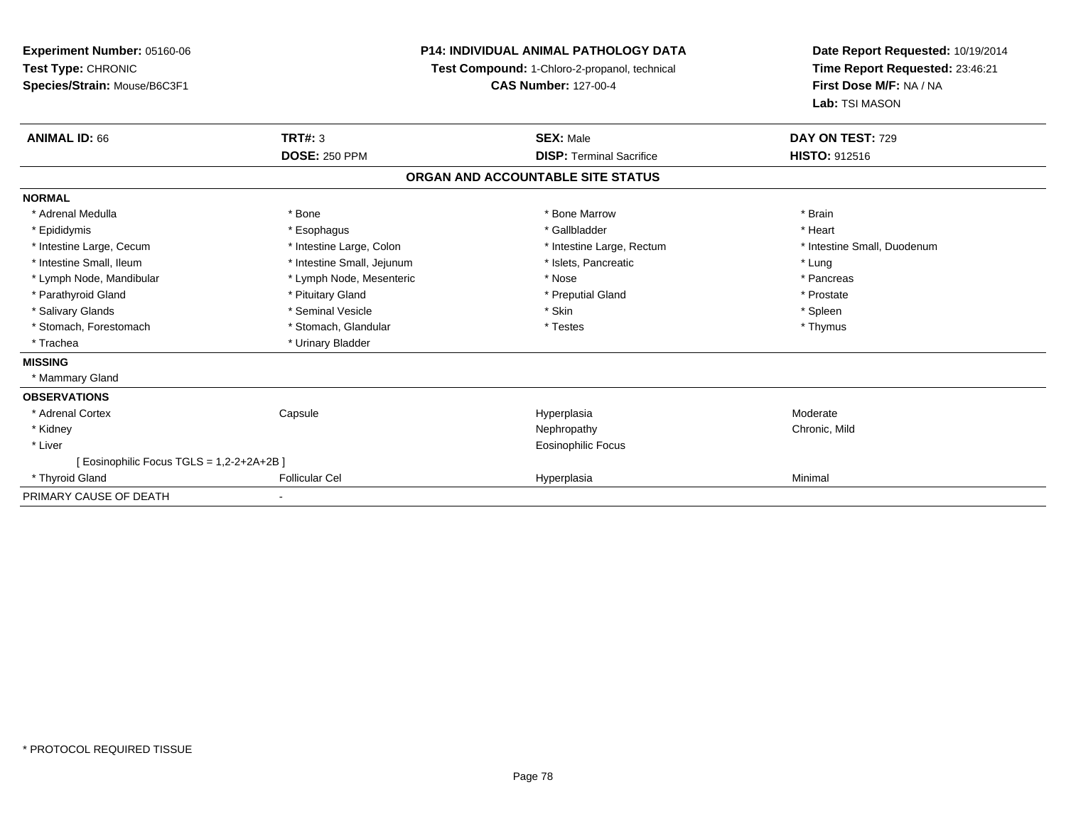**Experiment Number:** 05160-06
**Test Type:** CHRONIC
**Species/Strain:** Mouse/B6C3F1

**P14: INDIVIDUAL ANIMAL PATHOLOGY DATA**
**Test Compound:** 1-Chloro-2-propanol, technical
**CAS Number:** 127-00-4

**Date Report Requested:** 10/19/2014
**Time Report Requested:** 23:46:21
**First Dose M/F:** NA / NA
**Lab:** TSI MASON

| **ANIMAL ID:** 66 | **TRT#:** 3 | **SEX:** Male | **DAY ON TEST:** 729 |
|---|---|---|---|
| | **DOSE:** 250 PPM | **DISP:** Terminal Sacrifice | **HISTO:** 912516 |

**ORGAN AND ACCOUNTABLE SITE STATUS**

**NORMAL**

| | | | |
|---|---|---|---|
| * Adrenal Medulla | * Bone | * Bone Marrow | * Brain |
| * Epididymis | * Esophagus | * Gallbladder | * Heart |
| * Intestine Large, Cecum | * Intestine Large, Colon | * Intestine Large, Rectum | * Intestine Small, Duodenum |
| * Intestine Small, Ileum | * Intestine Small, Jejunum | * Islets, Pancreatic | * Lung |
| * Lymph Node, Mandibular | * Lymph Node, Mesenteric | * Nose | * Pancreas |
| * Parathyroid Gland | * Pituitary Gland | * Preputial Gland | * Prostate |
| * Salivary Glands | * Seminal Vesicle | * Skin | * Spleen |
| * Stomach, Forestomach | * Stomach, Glandular | * Testes | * Thymus |
| * Trachea | * Urinary Bladder | | |

**MISSING**

* Mammary Gland

**OBSERVATIONS**

| | | | |
|---|---|---|---|
| * Adrenal Cortex | Capsule | Hyperplasia | Moderate |
| * Kidney | | Nephropathy | Chronic, Mild |
| * Liver | | Eosinophilic Focus | |
| [ Eosinophilic Focus TGLS = 1,2-2+2A+2B ] | | | |
| * Thyroid Gland | Follicular Cel | Hyperplasia | Minimal |

PRIMARY CAUSE OF DEATH -

* PROTOCOL REQUIRED TISSUE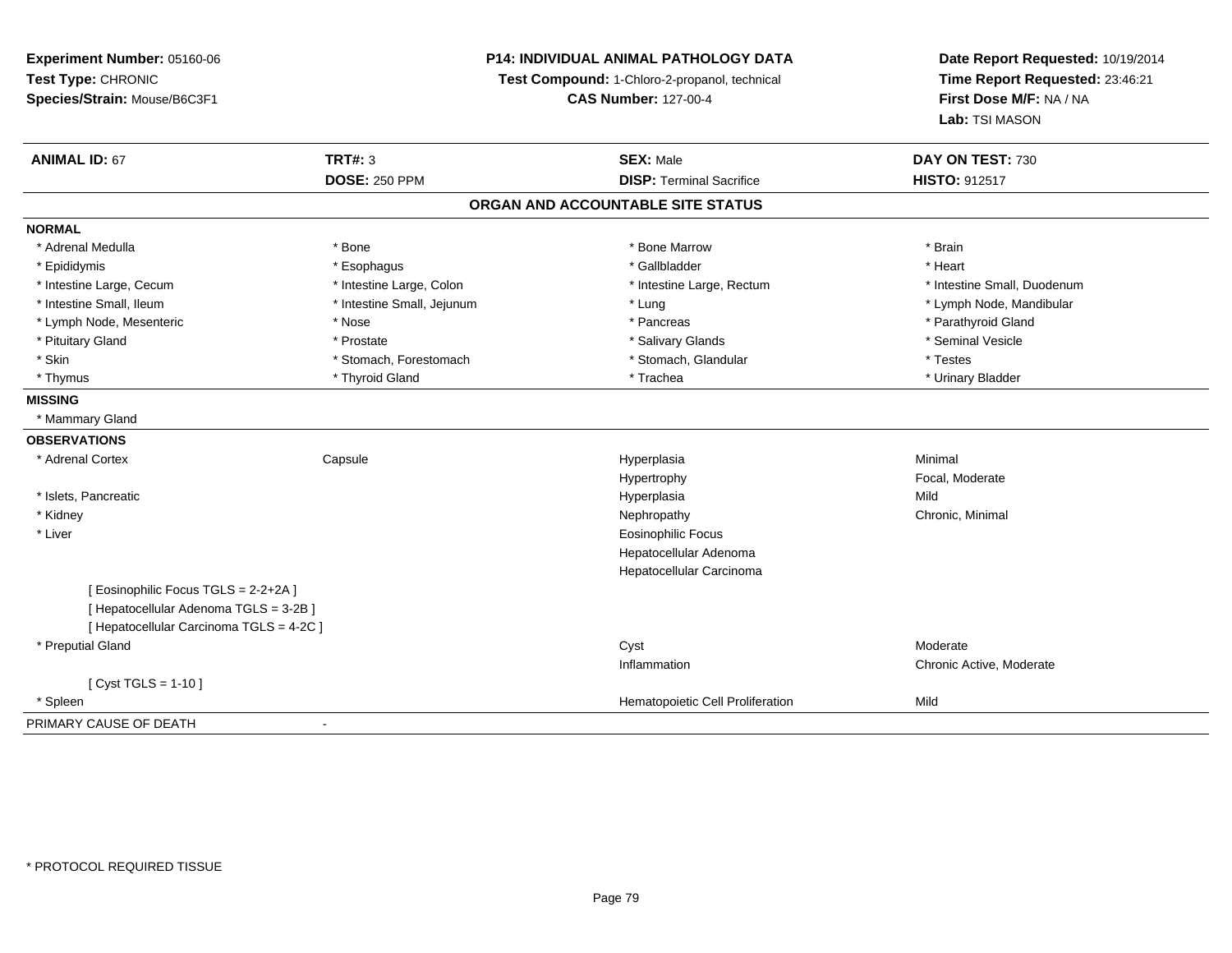**Experiment Number:** 05160-06
**Test Type:** CHRONIC
**Species/Strain:** Mouse/B6C3F1

**P14: INDIVIDUAL ANIMAL PATHOLOGY DATA**
**Test Compound:** 1-Chloro-2-propanol, technical
**CAS Number:** 127-00-4

**Date Report Requested:** 10/19/2014
**Time Report Requested:** 23:46:21
**First Dose M/F:** NA / NA
**Lab:** TSI MASON

| **ANIMAL ID:** 67 | **TRT#:** 3 | **SEX:** Male | **DAY ON TEST:** 730 |
|---|---|---|---|
| | **DOSE:** 250 PPM | **DISP:** Terminal Sacrifice | **HISTO:** 912517 |

## ORGAN AND ACCOUNTABLE SITE STATUS

**NORMAL**

| | | | |
|---|---|---|---|
| * Adrenal Medulla | * Bone | * Bone Marrow | * Brain |
| * Epididymis | * Esophagus | * Gallbladder | * Heart |
| * Intestine Large, Cecum | * Intestine Large, Colon | * Intestine Large, Rectum | * Intestine Small, Duodenum |
| * Intestine Small, Ileum | * Intestine Small, Jejunum | * Lung | * Lymph Node, Mandibular |
| * Lymph Node, Mesenteric | * Nose | * Pancreas | * Parathyroid Gland |
| * Pituitary Gland | * Prostate | * Salivary Glands | * Seminal Vesicle |
| * Skin | * Stomach, Forestomach | * Stomach, Glandular | * Testes |
| * Thymus | * Thyroid Gland | * Trachea | * Urinary Bladder |

**MISSING**

* Mammary Gland

**OBSERVATIONS**

| | | | |
|---|---|---|---|
| * Adrenal Cortex | Capsule | Hyperplasia | Minimal |
| | | Hypertrophy | Focal, Moderate |
| * Islets, Pancreatic | | Hyperplasia | Mild |
| * Kidney | | Nephropathy | Chronic, Minimal |
| * Liver | | Eosinophilic Focus | |
| | | Hepatocellular Adenoma | |
| | | Hepatocellular Carcinoma | |
| [ Eosinophilic Focus TGLS = 2-2+2A ] | | | |
| [ Hepatocellular Adenoma TGLS = 3-2B ] | | | |
| [ Hepatocellular Carcinoma TGLS = 4-2C ] | | | |
| * Preputial Gland | | Cyst | Moderate |
| | | Inflammation | Chronic Active, Moderate |
| [ Cyst TGLS = 1-10 ] | | | |
| * Spleen | | Hematopoietic Cell Proliferation | Mild |

PRIMARY CAUSE OF DEATH -

* PROTOCOL REQUIRED TISSUE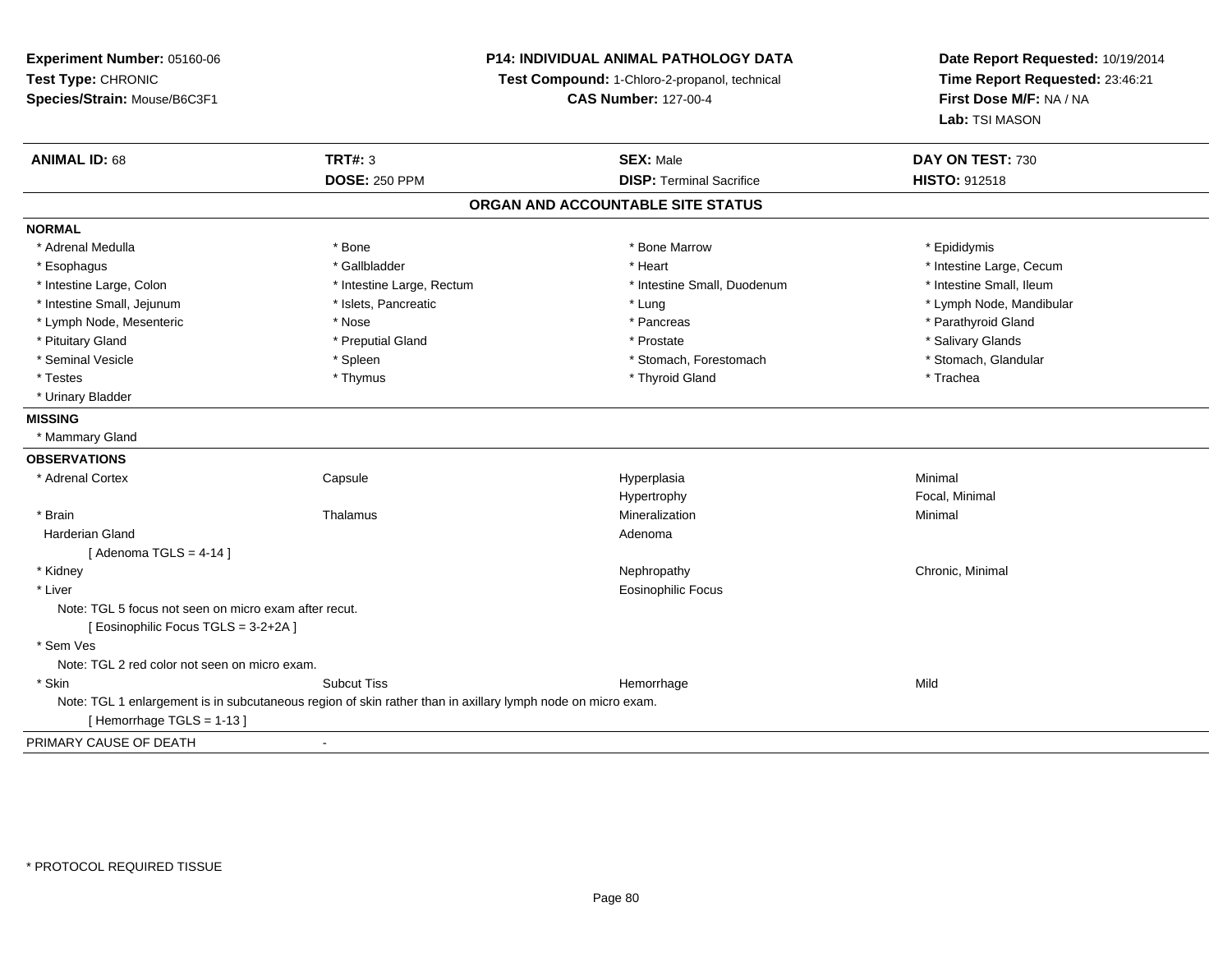**Experiment Number:** 05160-06
**Test Type:** CHRONIC
**Species/Strain:** Mouse/B6C3F1

**P14: INDIVIDUAL ANIMAL PATHOLOGY DATA**
**Test Compound:** 1-Chloro-2-propanol, technical
**CAS Number:** 127-00-4

**Date Report Requested:** 10/19/2014
**Time Report Requested:** 23:46:21
**First Dose M/F:** NA / NA
**Lab:** TSI MASON

| **ANIMAL ID:** 68 | **TRT#:** 3 | **SEX:** Male | **DAY ON TEST:** 730 |
|---|---|---|---|
| | **DOSE:** 250 PPM | **DISP:** Terminal Sacrifice | **HISTO:** 912518 |

## ORGAN AND ACCOUNTABLE SITE STATUS

**NORMAL**

| | | | |
|---|---|---|---|
| * Adrenal Medulla | * Bone | * Bone Marrow | * Epididymis |
| * Esophagus | * Gallbladder | * Heart | * Intestine Large, Cecum |
| * Intestine Large, Colon | * Intestine Large, Rectum | * Intestine Small, Duodenum | * Intestine Small, Ileum |
| * Intestine Small, Jejunum | * Islets, Pancreatic | * Lung | * Lymph Node, Mandibular |
| * Lymph Node, Mesenteric | * Nose | * Pancreas | * Parathyroid Gland |
| * Pituitary Gland | * Preputial Gland | * Prostate | * Salivary Glands |
| * Seminal Vesicle | * Spleen | * Stomach, Forestomach | * Stomach, Glandular |
| * Testes | * Thymus | * Thyroid Gland | * Trachea |
| * Urinary Bladder | | | |

**MISSING**

* Mammary Gland

**OBSERVATIONS**

| | | | |
|---|---|---|---|
| * Adrenal Cortex | Capsule | Hyperplasia | Minimal |
| | | Hypertrophy | Focal, Minimal |
| * Brain | Thalamus | Mineralization | Minimal |
| Harderian Gland | | Adenoma | |
| [ Adenoma TGLS = 4-14 ] | | | |
| * Kidney | | Nephropathy | Chronic, Minimal |
| * Liver | | Eosinophilic Focus | |
| Note: TGL 5 focus not seen on micro exam after recut. | | | |
| [ Eosinophilic Focus TGLS = 3-2+2A ] | | | |
| * Sem Ves | | | |
| Note: TGL 2 red color not seen on micro exam. | | | |
| * Skin | Subcut Tiss | Hemorrhage | Mild |
| Note: TGL 1 enlargement is in subcutaneous region of skin rather than in axillary lymph node on micro exam. | | | |
| [ Hemorrhage TGLS = 1-13 ] | | | |

PRIMARY CAUSE OF DEATH -

* PROTOCOL REQUIRED TISSUE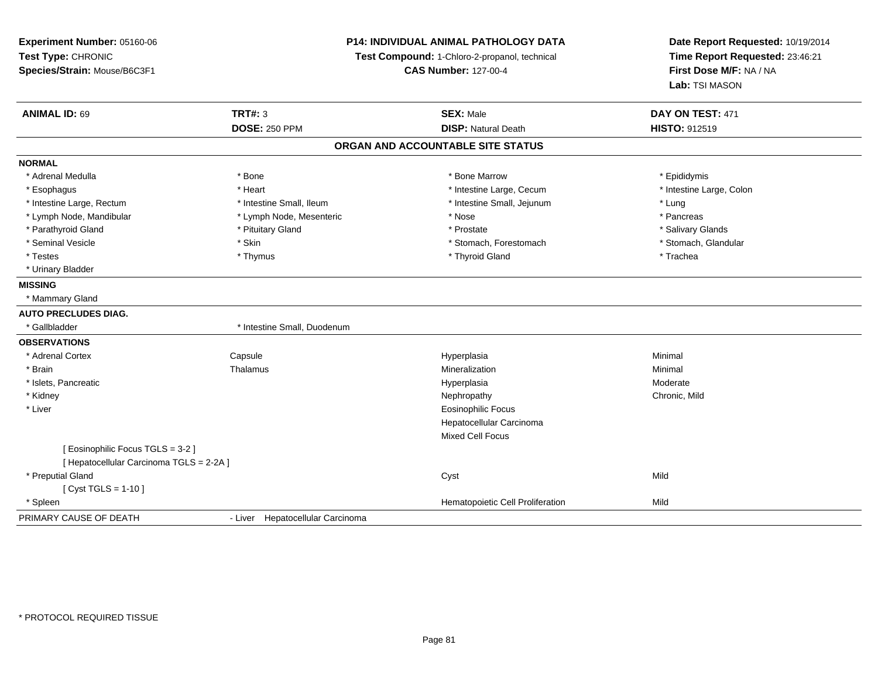**Experiment Number:** 05160-06
**Test Type:** CHRONIC
**Species/Strain:** Mouse/B6C3F1

**P14: INDIVIDUAL ANIMAL PATHOLOGY DATA**
**Test Compound:** 1-Chloro-2-propanol, technical
**CAS Number:** 127-00-4

**Date Report Requested:** 10/19/2014
**Time Report Requested:** 23:46:21
**First Dose M/F:** NA / NA
**Lab:** TSI MASON

| **ANIMAL ID:** 69 | **TRT#:** 3 | **SEX:** Male | **DAY ON TEST:** 471 |
|---|---|---|---|
| | **DOSE:** 250 PPM | **DISP:** Natural Death | **HISTO:** 912519 |

## ORGAN AND ACCOUNTABLE SITE STATUS

| | | | |
|---|---|---|---|
| **NORMAL** | | | |
| * Adrenal Medulla | * Bone | * Bone Marrow | * Epididymis |
| * Esophagus | * Heart | * Intestine Large, Cecum | * Intestine Large, Colon |
| * Intestine Large, Rectum | * Intestine Small, Ileum | * Intestine Small, Jejunum | * Lung |
| * Lymph Node, Mandibular | * Lymph Node, Mesenteric | * Nose | * Pancreas |
| * Parathyroid Gland | * Pituitary Gland | * Prostate | * Salivary Glands |
| * Seminal Vesicle | * Skin | * Stomach, Forestomach | * Stomach, Glandular |
| * Testes | * Thymus | * Thyroid Gland | * Trachea |
| * Urinary Bladder | | | |
| **MISSING** | | | |
| * Mammary Gland | | | |
| **AUTO PRECLUDES DIAG.** | | | |
| * Gallbladder | * Intestine Small, Duodenum | | |
| **OBSERVATIONS** | | | |
| * Adrenal Cortex | Capsule | Hyperplasia | Minimal |
| * Brain | Thalamus | Mineralization | Minimal |
| * Islets, Pancreatic | | Hyperplasia | Moderate |
| * Kidney | | Nephropathy | Chronic, Mild |
| * Liver | | Eosinophilic Focus | |
| | | Hepatocellular Carcinoma | |
| | | Mixed Cell Focus | |
| [ Eosinophilic Focus TGLS = 3-2 ] | | | |
| [ Hepatocellular Carcinoma TGLS = 2-2A ] | | | |
| * Preputial Gland | | Cyst | Mild |
| [ Cyst TGLS = 1-10 ] | | | |
| * Spleen | | Hematopoietic Cell Proliferation | Mild |
| PRIMARY CAUSE OF DEATH | - Liver Hepatocellular Carcinoma | | |

* PROTOCOL REQUIRED TISSUE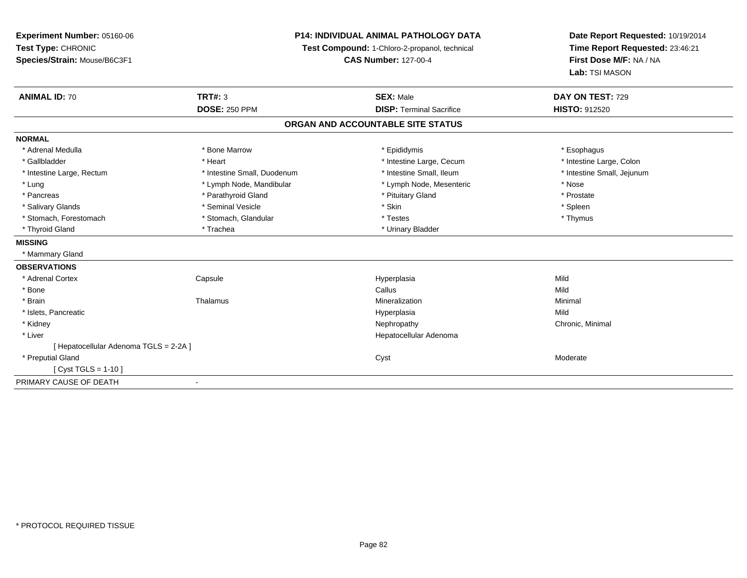**Experiment Number:** 05160-06
**Test Type:** CHRONIC
**Species/Strain:** Mouse/B6C3F1

**P14: INDIVIDUAL ANIMAL PATHOLOGY DATA**
**Test Compound:** 1-Chloro-2-propanol, technical
**CAS Number:** 127-00-4

**Date Report Requested:** 10/19/2014
**Time Report Requested:** 23:46:21
**First Dose M/F:** NA / NA
**Lab:** TSI MASON

| **ANIMAL ID:** 70 | **TRT#:** 3 | **SEX:** Male | **DAY ON TEST:** 729 |
|---|---|---|---|
| | **DOSE:** 250 PPM | **DISP:** Terminal Sacrifice | **HISTO:** 912520 |

## ORGAN AND ACCOUNTABLE SITE STATUS

**NORMAL**

| | | | |
|---|---|---|---|
| * Adrenal Medulla | * Bone Marrow | * Epididymis | * Esophagus |
| * Gallbladder | * Heart | * Intestine Large, Cecum | * Intestine Large, Colon |
| * Intestine Large, Rectum | * Intestine Small, Duodenum | * Intestine Small, Ileum | * Intestine Small, Jejunum |
| * Lung | * Lymph Node, Mandibular | * Lymph Node, Mesenteric | * Nose |
| * Pancreas | * Parathyroid Gland | * Pituitary Gland | * Prostate |
| * Salivary Glands | * Seminal Vesicle | * Skin | * Spleen |
| * Stomach, Forestomach | * Stomach, Glandular | * Testes | * Thymus |
| * Thyroid Gland | * Trachea | * Urinary Bladder | |

**MISSING**

* Mammary Gland

**OBSERVATIONS**

| | | | |
|---|---|---|---|
| * Adrenal Cortex | Capsule | Hyperplasia | Mild |
| * Bone | | Callus | Mild |
| * Brain | Thalamus | Mineralization | Minimal |
| * Islets, Pancreatic | | Hyperplasia | Mild |
| * Kidney | | Nephropathy | Chronic, Minimal |
| * Liver | | Hepatocellular Adenoma | |
| [ Hepatocellular Adenoma TGLS = 2-2A ] | | | |
| * Preputial Gland | | Cyst | Moderate |
| [ Cyst TGLS = 1-10 ] | | | |

PRIMARY CAUSE OF DEATH -

* PROTOCOL REQUIRED TISSUE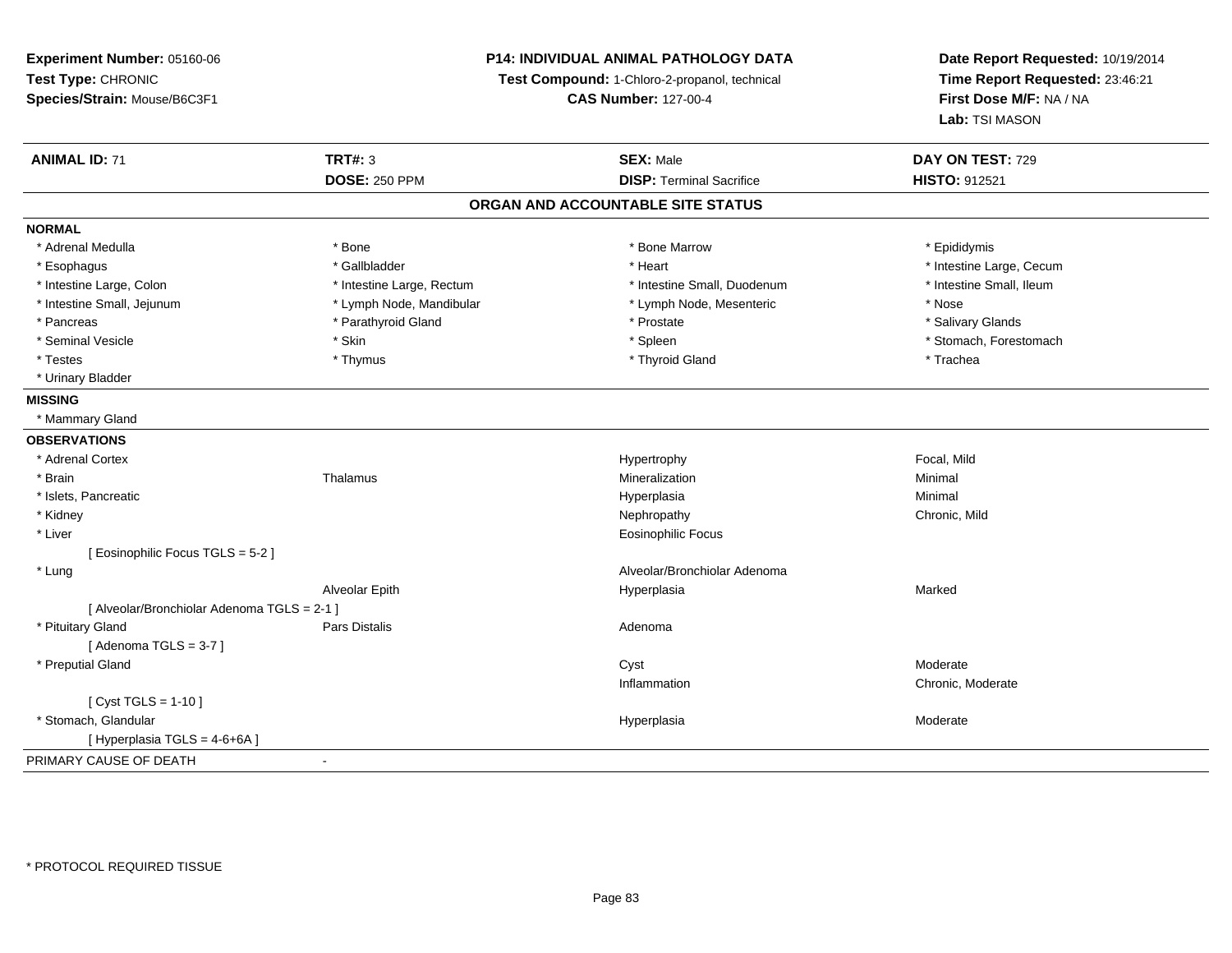**Experiment Number:** 05160-06
**Test Type:** CHRONIC
**Species/Strain:** Mouse/B6C3F1

**P14: INDIVIDUAL ANIMAL PATHOLOGY DATA**
**Test Compound:** 1-Chloro-2-propanol, technical
**CAS Number:** 127-00-4

**Date Report Requested:** 10/19/2014
**Time Report Requested:** 23:46:21
**First Dose M/F:** NA / NA
**Lab:** TSI MASON

| **ANIMAL ID:** 71 | **TRT#:** 3 | **SEX:** Male | **DAY ON TEST:** 729 |
|---|---|---|---|
| | **DOSE:** 250 PPM | **DISP:** Terminal Sacrifice | **HISTO:** 912521 |

## ORGAN AND ACCOUNTABLE SITE STATUS

**NORMAL**

| | | | |
|---|---|---|---|
| * Adrenal Medulla | * Bone | * Bone Marrow | * Epididymis |
| * Esophagus | * Gallbladder | * Heart | * Intestine Large, Cecum |
| * Intestine Large, Colon | * Intestine Large, Rectum | * Intestine Small, Duodenum | * Intestine Small, Ileum |
| * Intestine Small, Jejunum | * Lymph Node, Mandibular | * Lymph Node, Mesenteric | * Nose |
| * Pancreas | * Parathyroid Gland | * Prostate | * Salivary Glands |
| * Seminal Vesicle | * Skin | * Spleen | * Stomach, Forestomach |
| * Testes | * Thymus | * Thyroid Gland | * Trachea |
| * Urinary Bladder | | | |

**MISSING**

* Mammary Gland

**OBSERVATIONS**

| | | | |
|---|---|---|---|
| * Adrenal Cortex | | Hypertrophy | Focal, Mild |
| * Brain | Thalamus | Mineralization | Minimal |
| * Islets, Pancreatic | | Hyperplasia | Minimal |
| * Kidney | | Nephropathy | Chronic, Mild |
| * Liver | | Eosinophilic Focus | |
| [ Eosinophilic Focus TGLS = 5-2 ] | | | |
| * Lung | | Alveolar/Bronchiolar Adenoma | |
| | Alveolar Epith | Hyperplasia | Marked |
| [ Alveolar/Bronchiolar Adenoma TGLS = 2-1 ] | | | |
| * Pituitary Gland | Pars Distalis | Adenoma | |
| [ Adenoma TGLS = 3-7 ] | | | |
| * Preputial Gland | | Cyst | Moderate |
| | | Inflammation | Chronic, Moderate |
| [ Cyst TGLS = 1-10 ] | | | |
| * Stomach, Glandular | | Hyperplasia | Moderate |
| [ Hyperplasia TGLS = 4-6+6A ] | | | |

PRIMARY CAUSE OF DEATH -

* PROTOCOL REQUIRED TISSUE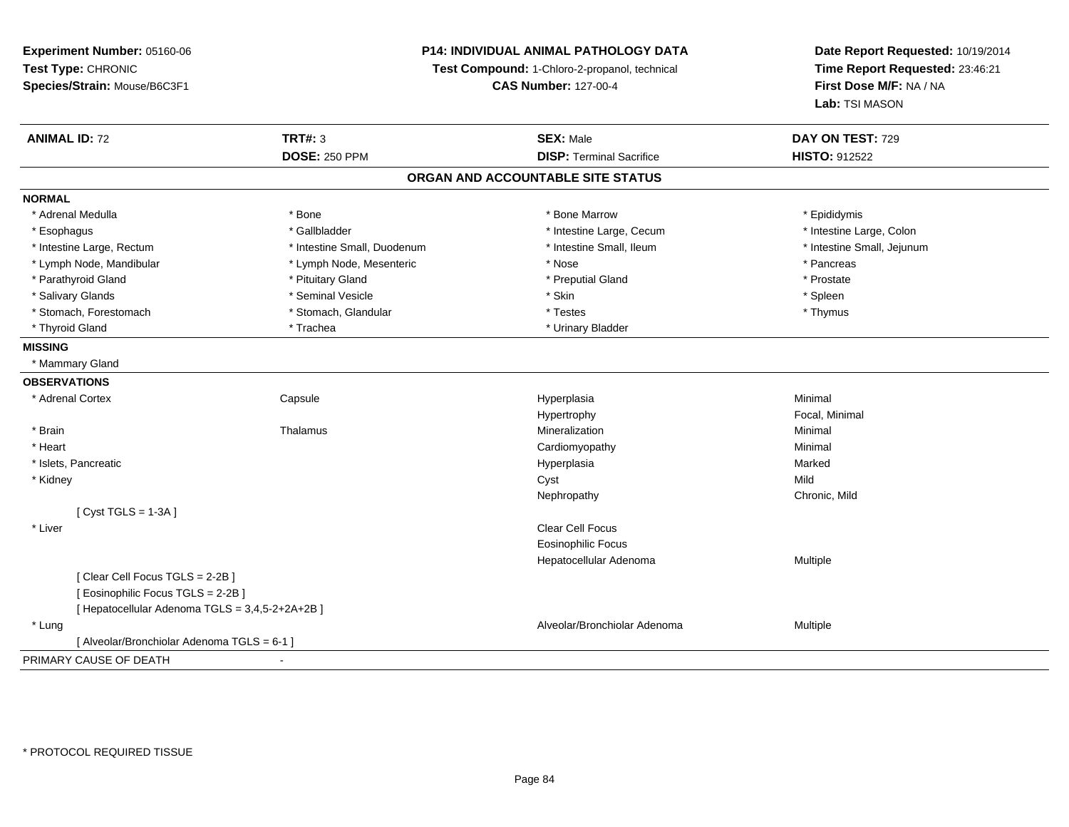**Experiment Number:** 05160-06
**Test Type:** CHRONIC
**Species/Strain:** Mouse/B6C3F1

**P14: INDIVIDUAL ANIMAL PATHOLOGY DATA**
**Test Compound:** 1-Chloro-2-propanol, technical
**CAS Number:** 127-00-4

**Date Report Requested:** 10/19/2014
**Time Report Requested:** 23:46:21
**First Dose M/F:** NA / NA
**Lab:** TSI MASON

| **ANIMAL ID:** 72 | **TRT#:** 3 | **SEX:** Male | **DAY ON TEST:** 729 |
|---|---|---|---|
| | **DOSE:** 250 PPM | **DISP:** Terminal Sacrifice | **HISTO:** 912522 |

## ORGAN AND ACCOUNTABLE SITE STATUS

**NORMAL**

| | | | |
|---|---|---|---|
| * Adrenal Medulla | * Bone | * Bone Marrow | * Epididymis |
| * Esophagus | * Gallbladder | * Intestine Large, Cecum | * Intestine Large, Colon |
| * Intestine Large, Rectum | * Intestine Small, Duodenum | * Intestine Small, Ileum | * Intestine Small, Jejunum |
| * Lymph Node, Mandibular | * Lymph Node, Mesenteric | * Nose | * Pancreas |
| * Parathyroid Gland | * Pituitary Gland | * Preputial Gland | * Prostate |
| * Salivary Glands | * Seminal Vesicle | * Skin | * Spleen |
| * Stomach, Forestomach | * Stomach, Glandular | * Testes | * Thymus |
| * Thyroid Gland | * Trachea | * Urinary Bladder | |

**MISSING**

* Mammary Gland

**OBSERVATIONS**

| | | | |
|---|---|---|---|
| * Adrenal Cortex | Capsule | Hyperplasia | Minimal |
| | | Hypertrophy | Focal, Minimal |
| * Brain | Thalamus | Mineralization | Minimal |
| * Heart | | Cardiomyopathy | Minimal |
| * Islets, Pancreatic | | Hyperplasia | Marked |
| * Kidney | | Cyst | Mild |
| | | Nephropathy | Chronic, Mild |
| [ Cyst TGLS = 1-3A ] | | | |
| * Liver | | Clear Cell Focus | |
| | | Eosinophilic Focus | |
| | | Hepatocellular Adenoma | Multiple |
| [ Clear Cell Focus TGLS = 2-2B ] | | | |
| [ Eosinophilic Focus TGLS = 2-2B ] | | | |
| [ Hepatocellular Adenoma TGLS = 3,4,5-2+2A+2B ] | | | |
| * Lung | | Alveolar/Bronchiolar Adenoma | Multiple |
| [ Alveolar/Bronchiolar Adenoma TGLS = 6-1 ] | | | |

PRIMARY CAUSE OF DEATH -

* PROTOCOL REQUIRED TISSUE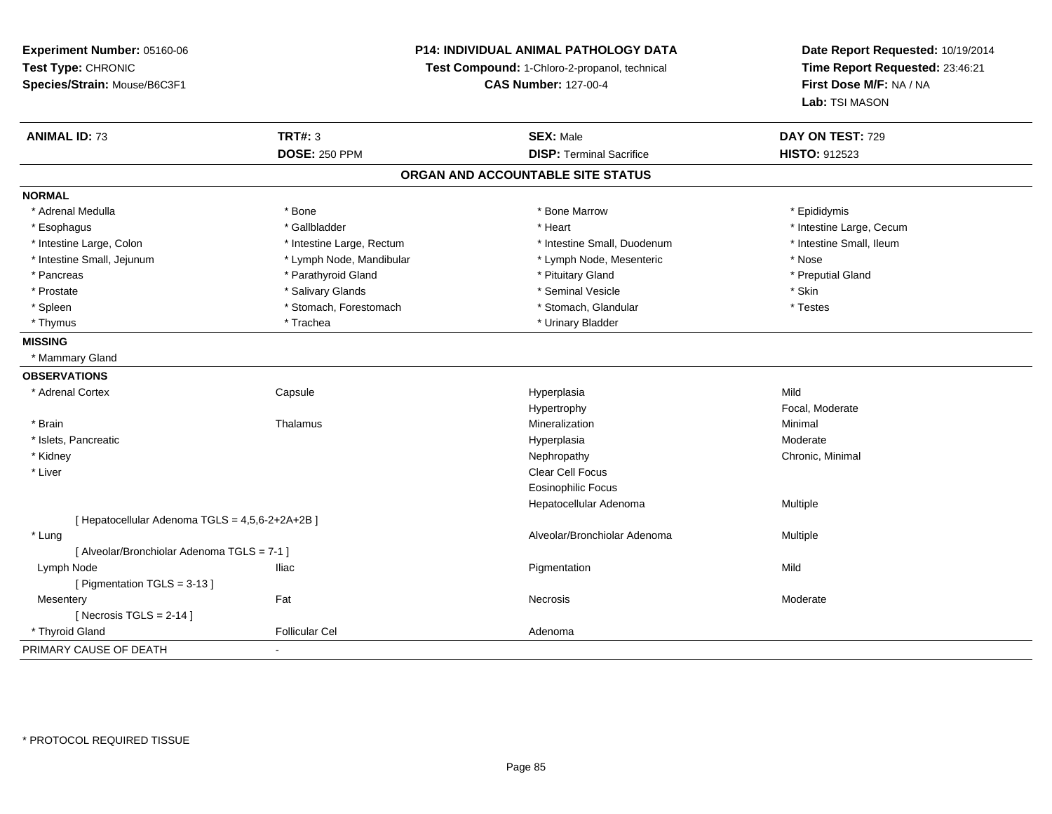**Experiment Number:** 05160-06
**Test Type:** CHRONIC
**Species/Strain:** Mouse/B6C3F1

**P14: INDIVIDUAL ANIMAL PATHOLOGY DATA**
**Test Compound:** 1-Chloro-2-propanol, technical
**CAS Number:** 127-00-4

**Date Report Requested:** 10/19/2014
**Time Report Requested:** 23:46:21
**First Dose M/F:** NA / NA
**Lab:** TSI MASON

| **ANIMAL ID:** 73 | **TRT#:** 3 | **SEX:** Male | **DAY ON TEST:** 729 |
|---|---|---|---|
| | **DOSE:** 250 PPM | **DISP:** Terminal Sacrifice | **HISTO:** 912523 |

## ORGAN AND ACCOUNTABLE SITE STATUS

**NORMAL**

| | | | |
|---|---|---|---|
| * Adrenal Medulla | * Bone | * Bone Marrow | * Epididymis |
| * Esophagus | * Gallbladder | * Heart | * Intestine Large, Cecum |
| * Intestine Large, Colon | * Intestine Large, Rectum | * Intestine Small, Duodenum | * Intestine Small, Ileum |
| * Intestine Small, Jejunum | * Lymph Node, Mandibular | * Lymph Node, Mesenteric | * Nose |
| * Pancreas | * Parathyroid Gland | * Pituitary Gland | * Preputial Gland |
| * Prostate | * Salivary Glands | * Seminal Vesicle | * Skin |
| * Spleen | * Stomach, Forestomach | * Stomach, Glandular | * Testes |
| * Thymus | * Trachea | * Urinary Bladder | |

**MISSING**

* Mammary Gland

**OBSERVATIONS**

| | | | |
|---|---|---|---|
| * Adrenal Cortex | Capsule | Hyperplasia | Mild |
| | | Hypertrophy | Focal, Moderate |
| * Brain | Thalamus | Mineralization | Minimal |
| * Islets, Pancreatic | | Hyperplasia | Moderate |
| * Kidney | | Nephropathy | Chronic, Minimal |
| * Liver | | Clear Cell Focus | |
| | | Eosinophilic Focus | |
| | | Hepatocellular Adenoma | Multiple |
| [ Hepatocellular Adenoma TGLS = 4,5,6-2+2A+2B ] | | | |
| * Lung | | Alveolar/Bronchiolar Adenoma | Multiple |
| [ Alveolar/Bronchiolar Adenoma TGLS = 7-1 ] | | | |
| Lymph Node | Iliac | Pigmentation | Mild |
| [ Pigmentation TGLS = 3-13 ] | | | |
| Mesentery | Fat | Necrosis | Moderate |
| [ Necrosis TGLS = 2-14 ] | | | |
| * Thyroid Gland | Follicular Cel | Adenoma | |

PRIMARY CAUSE OF DEATH -

* PROTOCOL REQUIRED TISSUE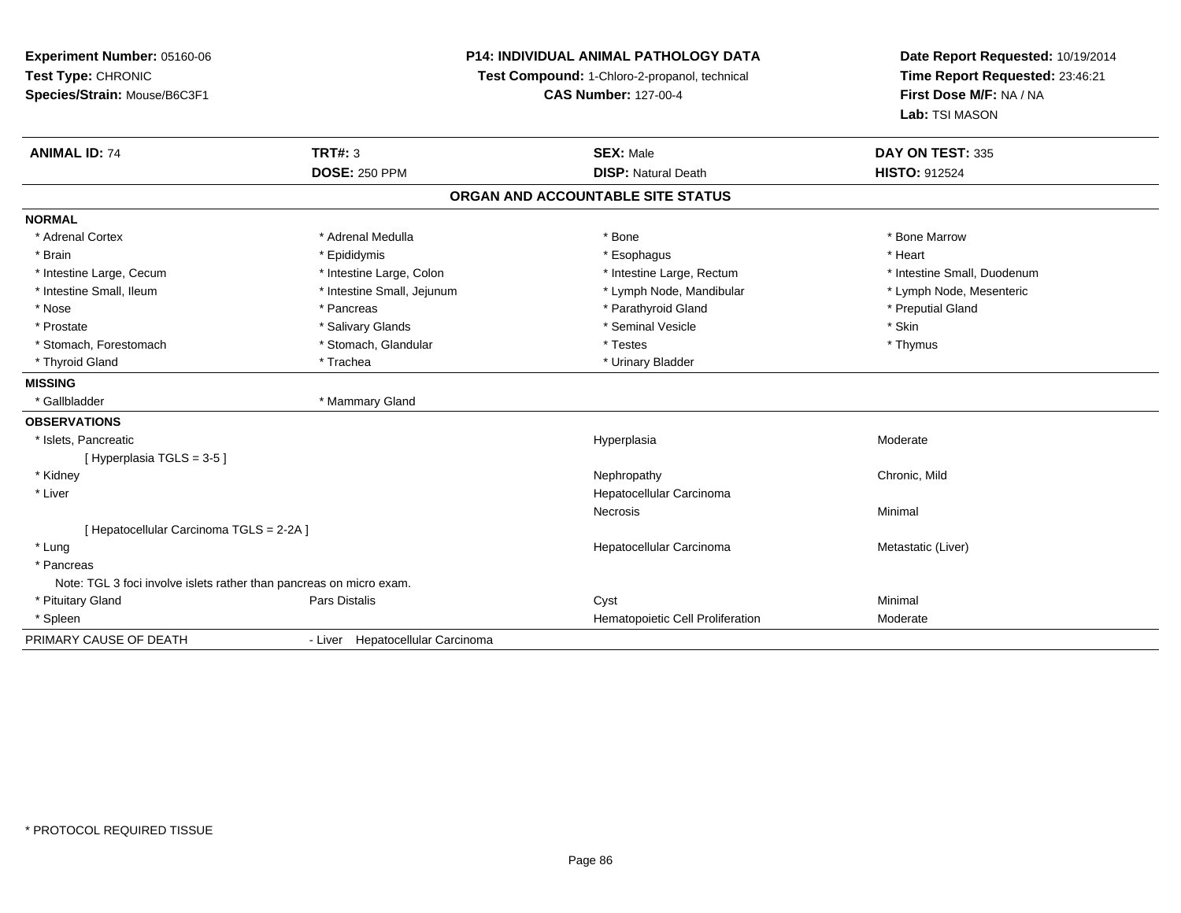**Experiment Number:** 05160-06
**Test Type:** CHRONIC
**Species/Strain:** Mouse/B6C3F1

**P14: INDIVIDUAL ANIMAL PATHOLOGY DATA**
**Test Compound:** 1-Chloro-2-propanol, technical
**CAS Number:** 127-00-4

**Date Report Requested:** 10/19/2014
**Time Report Requested:** 23:46:21
**First Dose M/F:** NA / NA
**Lab:** TSI MASON

| **ANIMAL ID:** 74 | **TRT#:** 3 | **SEX:** Male | **DAY ON TEST:** 335 |
|---|---|---|---|
| | **DOSE:** 250 PPM | **DISP:** Natural Death | **HISTO:** 912524 |

## ORGAN AND ACCOUNTABLE SITE STATUS

**NORMAL**

| | | | |
|---|---|---|---|
| * Adrenal Cortex | * Adrenal Medulla | * Bone | * Bone Marrow |
| * Brain | * Epididymis | * Esophagus | * Heart |
| * Intestine Large, Cecum | * Intestine Large, Colon | * Intestine Large, Rectum | * Intestine Small, Duodenum |
| * Intestine Small, Ileum | * Intestine Small, Jejunum | * Lymph Node, Mandibular | * Lymph Node, Mesenteric |
| * Nose | * Pancreas | * Parathyroid Gland | * Preputial Gland |
| * Prostate | * Salivary Glands | * Seminal Vesicle | * Skin |
| * Stomach, Forestomach | * Stomach, Glandular | * Testes | * Thymus |
| * Thyroid Gland | * Trachea | * Urinary Bladder | |

**MISSING**

| | |
|---|---|
| * Gallbladder | * Mammary Gland |

**OBSERVATIONS**

| | | | |
|---|---|---|---|
| * Islets, Pancreatic | | Hyperplasia | Moderate |
| [ Hyperplasia TGLS = 3-5 ] | | | |
| * Kidney | | Nephropathy | Chronic, Mild |
| * Liver | | Hepatocellular Carcinoma | |
| | | Necrosis | Minimal |
| [ Hepatocellular Carcinoma TGLS = 2-2A ] | | | |
| * Lung | | Hepatocellular Carcinoma | Metastatic (Liver) |
| * Pancreas | | | |
| Note: TGL 3 foci involve islets rather than pancreas on micro exam. | | | |
| * Pituitary Gland | Pars Distalis | Cyst | Minimal |
| * Spleen | | Hematopoietic Cell Proliferation | Moderate |

PRIMARY CAUSE OF DEATH - Liver Hepatocellular Carcinoma

* PROTOCOL REQUIRED TISSUE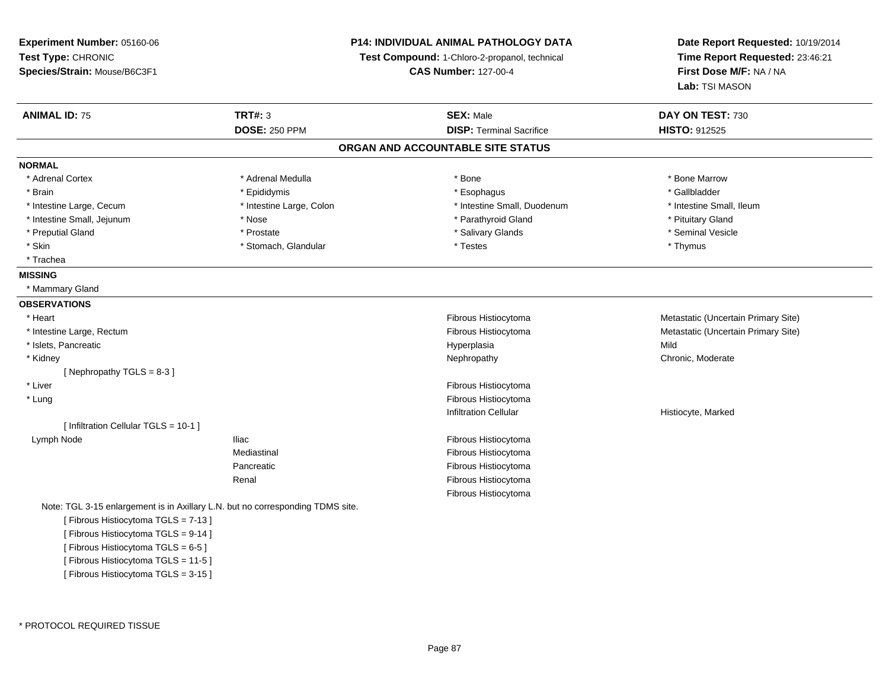**Experiment Number:** 05160-06
**Test Type:** CHRONIC
**Species/Strain:** Mouse/B6C3F1

**P14: INDIVIDUAL ANIMAL PATHOLOGY DATA**
**Test Compound:** 1-Chloro-2-propanol, technical
**CAS Number:** 127-00-4

**Date Report Requested:** 10/19/2014
**Time Report Requested:** 23:46:21
**First Dose M/F:** NA / NA
**Lab:** TSI MASON

| **ANIMAL ID:** 75 | **TRT#:** 3 | **SEX:** Male | **DAY ON TEST:** 730 |
|---|---|---|---|
| | **DOSE:** 250 PPM | **DISP:** Terminal Sacrifice | **HISTO:** 912525 |

## ORGAN AND ACCOUNTABLE SITE STATUS

**NORMAL**

| | | | |
|---|---|---|---|
| * Adrenal Cortex | * Adrenal Medulla | * Bone | * Bone Marrow |
| * Brain | * Epididymis | * Esophagus | * Gallbladder |
| * Intestine Large, Cecum | * Intestine Large, Colon | * Intestine Small, Duodenum | * Intestine Small, Ileum |
| * Intestine Small, Jejunum | * Nose | * Parathyroid Gland | * Pituitary Gland |
| * Preputial Gland | * Prostate | * Salivary Glands | * Seminal Vesicle |
| * Skin | * Stomach, Glandular | * Testes | * Thymus |
| * Trachea | | | |

**MISSING**

* Mammary Gland

**OBSERVATIONS**

| | | | |
|---|---|---|---|
| * Heart | | Fibrous Histiocytoma | Metastatic (Uncertain Primary Site) |
| * Intestine Large, Rectum | | Fibrous Histiocytoma | Metastatic (Uncertain Primary Site) |
| * Islets, Pancreatic | | Hyperplasia | Mild |
| * Kidney | | Nephropathy | Chronic, Moderate |
| [ Nephropathy TGLS = 8-3 ] | | | |
| * Liver | | Fibrous Histiocytoma | |
| * Lung | | Fibrous Histiocytoma | |
| | | Infiltration Cellular | Histiocyte, Marked |
| [ Infiltration Cellular TGLS = 10-1 ] | | | |
| Lymph Node | Iliac | Fibrous Histiocytoma | |
| | Mediastinal | Fibrous Histiocytoma | |
| | Pancreatic | Fibrous Histiocytoma | |
| | Renal | Fibrous Histiocytoma | |
| | | Fibrous Histiocytoma | |

Note: TGL 3-15 enlargement is in Axillary L.N. but no corresponding TDMS site.

[ Fibrous Histiocytoma TGLS = 7-13 ]
[ Fibrous Histiocytoma TGLS = 9-14 ]
[ Fibrous Histiocytoma TGLS = 6-5 ]
[ Fibrous Histiocytoma TGLS = 11-5 ]
[ Fibrous Histiocytoma TGLS = 3-15 ]

* PROTOCOL REQUIRED TISSUE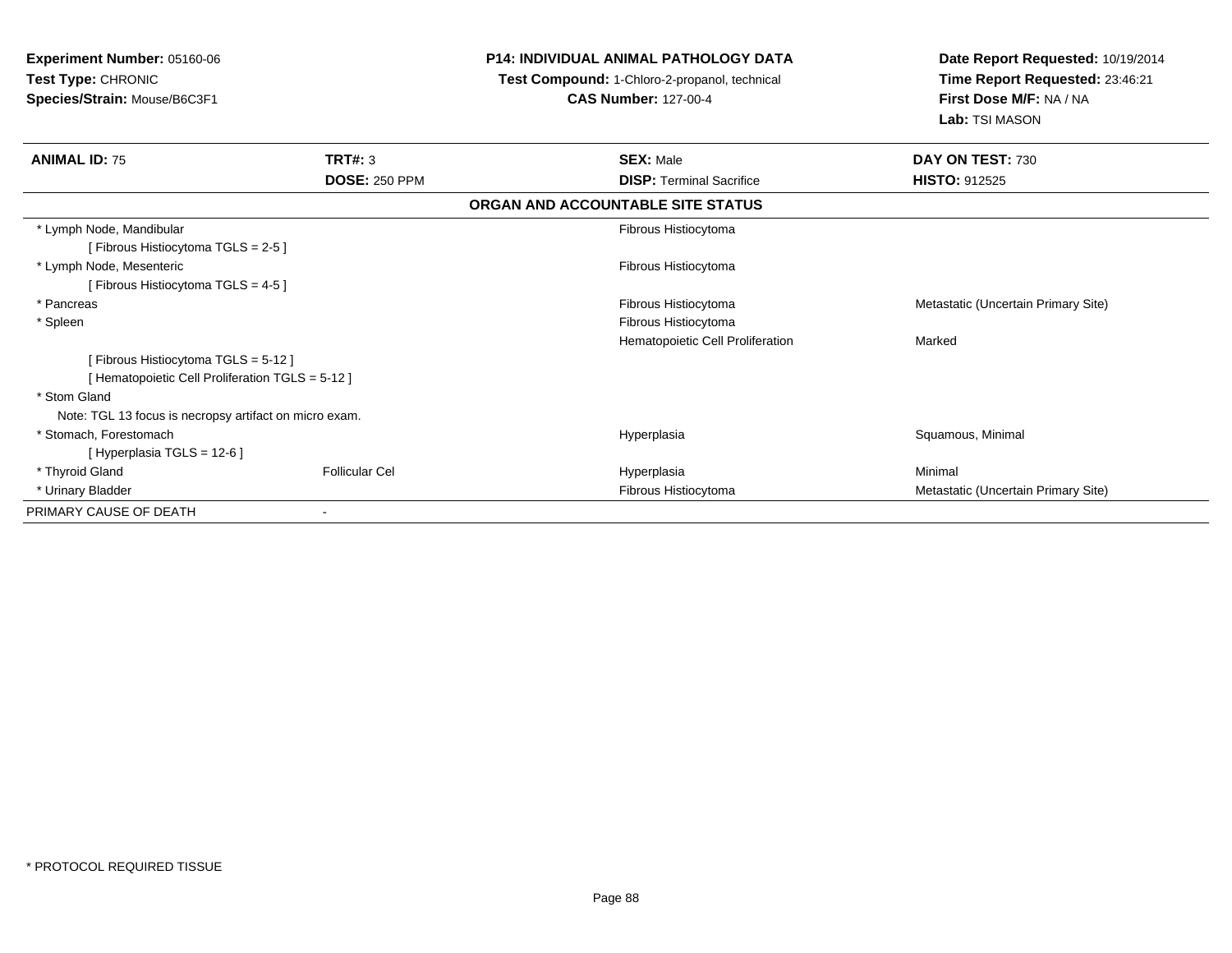**Experiment Number:** 05160-06
**Test Type:** CHRONIC
**Species/Strain:** Mouse/B6C3F1

**P14: INDIVIDUAL ANIMAL PATHOLOGY DATA**
**Test Compound:** 1-Chloro-2-propanol, technical
**CAS Number:** 127-00-4

**Date Report Requested:** 10/19/2014
**Time Report Requested:** 23:46:21
**First Dose M/F:** NA / NA
**Lab:** TSI MASON

| **ANIMAL ID:** 75 | **TRT#:** 3 | **SEX:** Male | **DAY ON TEST:** 730 |
|---|---|---|---|
| | **DOSE:** 250 PPM | **DISP:** Terminal Sacrifice | **HISTO:** 912525 |

**ORGAN AND ACCOUNTABLE SITE STATUS**

| | | | |
|---|---|---|---|
| * Lymph Node, Mandibular | | Fibrous Histiocytoma | |
| [ Fibrous Histiocytoma TGLS = 2-5 ] | | | |
| * Lymph Node, Mesenteric | | Fibrous Histiocytoma | |
| [ Fibrous Histiocytoma TGLS = 4-5 ] | | | |
| * Pancreas | | Fibrous Histiocytoma | Metastatic (Uncertain Primary Site) |
| * Spleen | | Fibrous Histiocytoma | |
| | | Hematopoietic Cell Proliferation | Marked |
| [ Fibrous Histiocytoma TGLS = 5-12 ] | | | |
| [ Hematopoietic Cell Proliferation TGLS = 5-12 ] | | | |
| * Stom Gland | | | |
| Note: TGL 13 focus is necropsy artifact on micro exam. | | | |
| * Stomach, Forestomach | | Hyperplasia | Squamous, Minimal |
| [ Hyperplasia TGLS = 12-6 ] | | | |
| * Thyroid Gland | Follicular Cel | Hyperplasia | Minimal |
| * Urinary Bladder | | Fibrous Histiocytoma | Metastatic (Uncertain Primary Site) |
| PRIMARY CAUSE OF DEATH | - | | |

* PROTOCOL REQUIRED TISSUE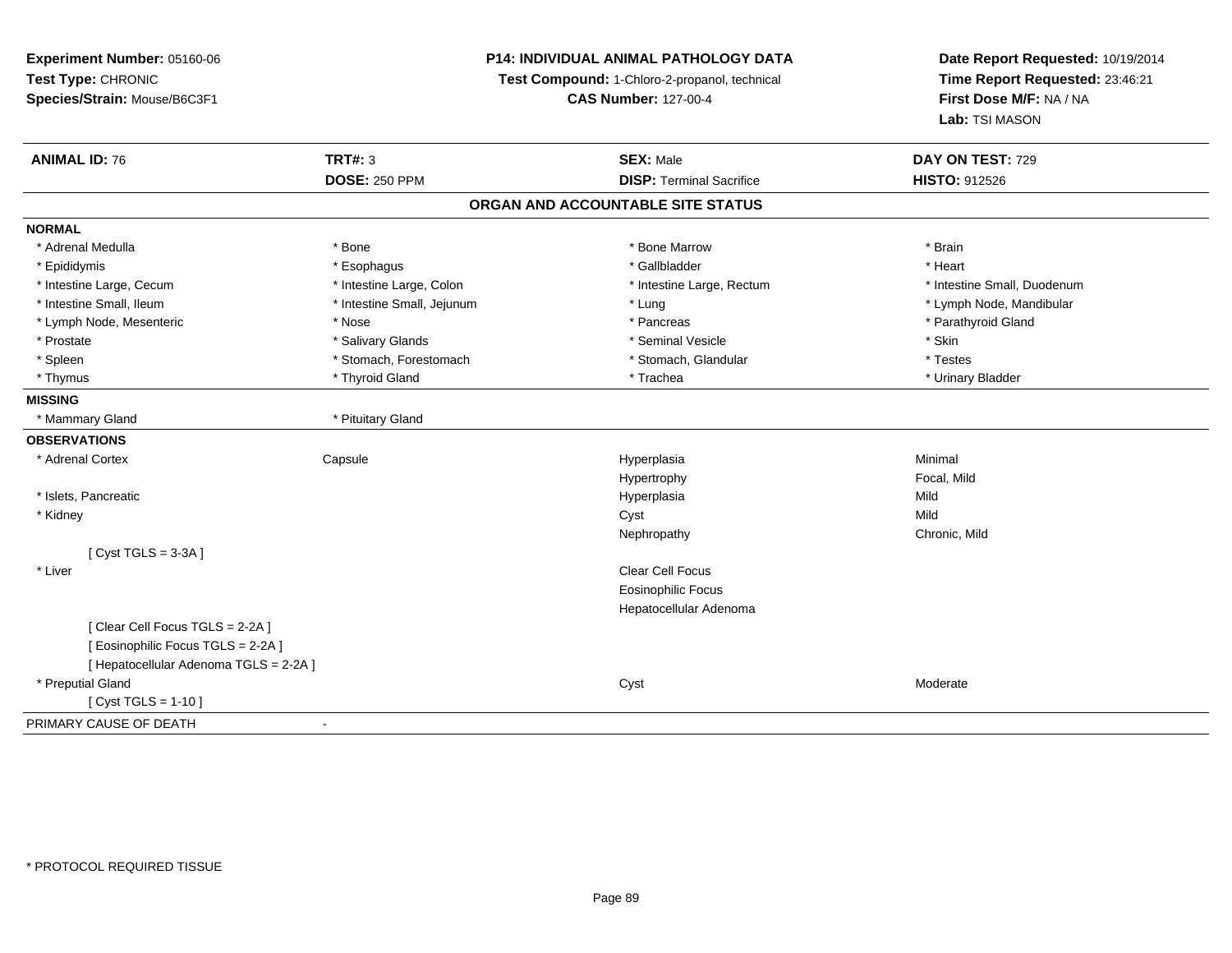**Experiment Number:** 05160-06
**Test Type:** CHRONIC
**Species/Strain:** Mouse/B6C3F1

**P14: INDIVIDUAL ANIMAL PATHOLOGY DATA**
**Test Compound:** 1-Chloro-2-propanol, technical
**CAS Number:** 127-00-4

**Date Report Requested:** 10/19/2014
**Time Report Requested:** 23:46:21
**First Dose M/F:** NA / NA
**Lab:** TSI MASON

| **ANIMAL ID:** 76 | **TRT#:** 3 | **SEX:** Male | **DAY ON TEST:** 729 |
|---|---|---|---|
| | **DOSE:** 250 PPM | **DISP:** Terminal Sacrifice | **HISTO:** 912526 |

## ORGAN AND ACCOUNTABLE SITE STATUS

**NORMAL**

| | | | |
|---|---|---|---|
| * Adrenal Medulla | * Bone | * Bone Marrow | * Brain |
| * Epididymis | * Esophagus | * Gallbladder | * Heart |
| * Intestine Large, Cecum | * Intestine Large, Colon | * Intestine Large, Rectum | * Intestine Small, Duodenum |
| * Intestine Small, Ileum | * Intestine Small, Jejunum | * Lung | * Lymph Node, Mandibular |
| * Lymph Node, Mesenteric | * Nose | * Pancreas | * Parathyroid Gland |
| * Prostate | * Salivary Glands | * Seminal Vesicle | * Skin |
| * Spleen | * Stomach, Forestomach | * Stomach, Glandular | * Testes |
| * Thymus | * Thyroid Gland | * Trachea | * Urinary Bladder |

**MISSING**

| | |
|---|---|
| * Mammary Gland | * Pituitary Gland |

**OBSERVATIONS**

| | | | |
|---|---|---|---|
| * Adrenal Cortex | Capsule | Hyperplasia | Minimal |
| | | Hypertrophy | Focal, Mild |
| * Islets, Pancreatic | | Hyperplasia | Mild |
| * Kidney | | Cyst | Mild |
| | | Nephropathy | Chronic, Mild |
| [ Cyst TGLS = 3-3A ] | | | |
| * Liver | | Clear Cell Focus | |
| | | Eosinophilic Focus | |
| | | Hepatocellular Adenoma | |
| [ Clear Cell Focus TGLS = 2-2A ] | | | |
| [ Eosinophilic Focus TGLS = 2-2A ] | | | |
| [ Hepatocellular Adenoma TGLS = 2-2A ] | | | |
| * Preputial Gland | | Cyst | Moderate |
| [ Cyst TGLS = 1-10 ] | | | |

PRIMARY CAUSE OF DEATH -

\* PROTOCOL REQUIRED TISSUE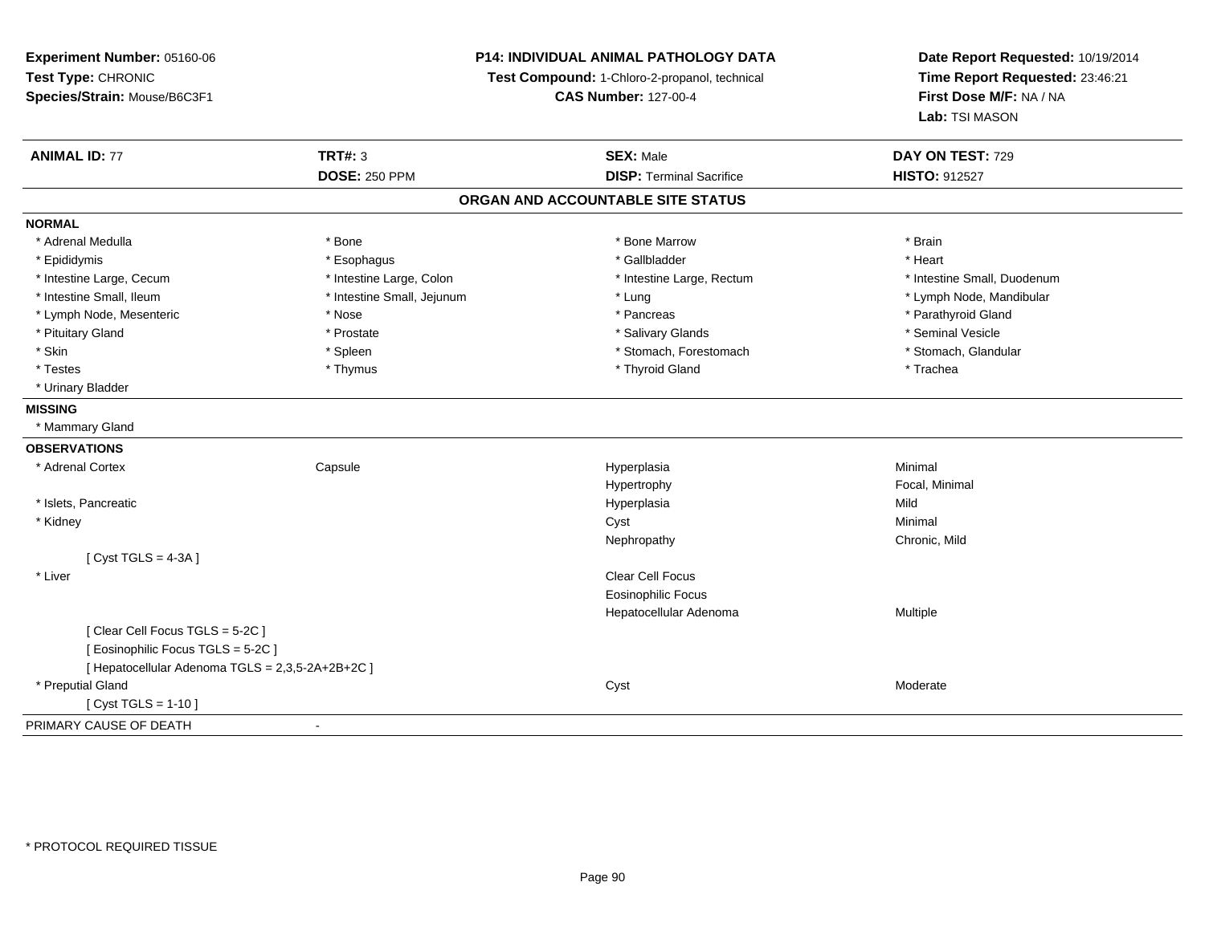**Experiment Number:** 05160-06
**Test Type:** CHRONIC
**Species/Strain:** Mouse/B6C3F1

**P14: INDIVIDUAL ANIMAL PATHOLOGY DATA**
**Test Compound:** 1-Chloro-2-propanol, technical
**CAS Number:** 127-00-4

**Date Report Requested:** 10/19/2014
**Time Report Requested:** 23:46:21
**First Dose M/F:** NA / NA
**Lab:** TSI MASON

| **ANIMAL ID:** 77 | **TRT#:** 3 | **SEX:** Male | **DAY ON TEST:** 729 |
|---|---|---|---|
| | **DOSE:** 250 PPM | **DISP:** Terminal Sacrifice | **HISTO:** 912527 |

## ORGAN AND ACCOUNTABLE SITE STATUS

**NORMAL**

| | | | |
|---|---|---|---|
| * Adrenal Medulla | * Bone | * Bone Marrow | * Brain |
| * Epididymis | * Esophagus | * Gallbladder | * Heart |
| * Intestine Large, Cecum | * Intestine Large, Colon | * Intestine Large, Rectum | * Intestine Small, Duodenum |
| * Intestine Small, Ileum | * Intestine Small, Jejunum | * Lung | * Lymph Node, Mandibular |
| * Lymph Node, Mesenteric | * Nose | * Pancreas | * Parathyroid Gland |
| * Pituitary Gland | * Prostate | * Salivary Glands | * Seminal Vesicle |
| * Skin | * Spleen | * Stomach, Forestomach | * Stomach, Glandular |
| * Testes | * Thymus | * Thyroid Gland | * Trachea |
| * Urinary Bladder | | | |

**MISSING**

* Mammary Gland

**OBSERVATIONS**

| | | | |
|---|---|---|---|
| * Adrenal Cortex | Capsule | Hyperplasia | Minimal |
| | | Hypertrophy | Focal, Minimal |
| * Islets, Pancreatic | | Hyperplasia | Mild |
| * Kidney | | Cyst | Minimal |
| | | Nephropathy | Chronic, Mild |
| [ Cyst TGLS = 4-3A ] | | | |
| * Liver | | Clear Cell Focus | |
| | | Eosinophilic Focus | |
| | | Hepatocellular Adenoma | Multiple |
| [ Clear Cell Focus TGLS = 5-2C ] | | | |
| [ Eosinophilic Focus TGLS = 5-2C ] | | | |
| [ Hepatocellular Adenoma TGLS = 2,3,5-2A+2B+2C ] | | | |
| * Preputial Gland | | Cyst | Moderate |
| [ Cyst TGLS = 1-10 ] | | | |

PRIMARY CAUSE OF DEATH -

* PROTOCOL REQUIRED TISSUE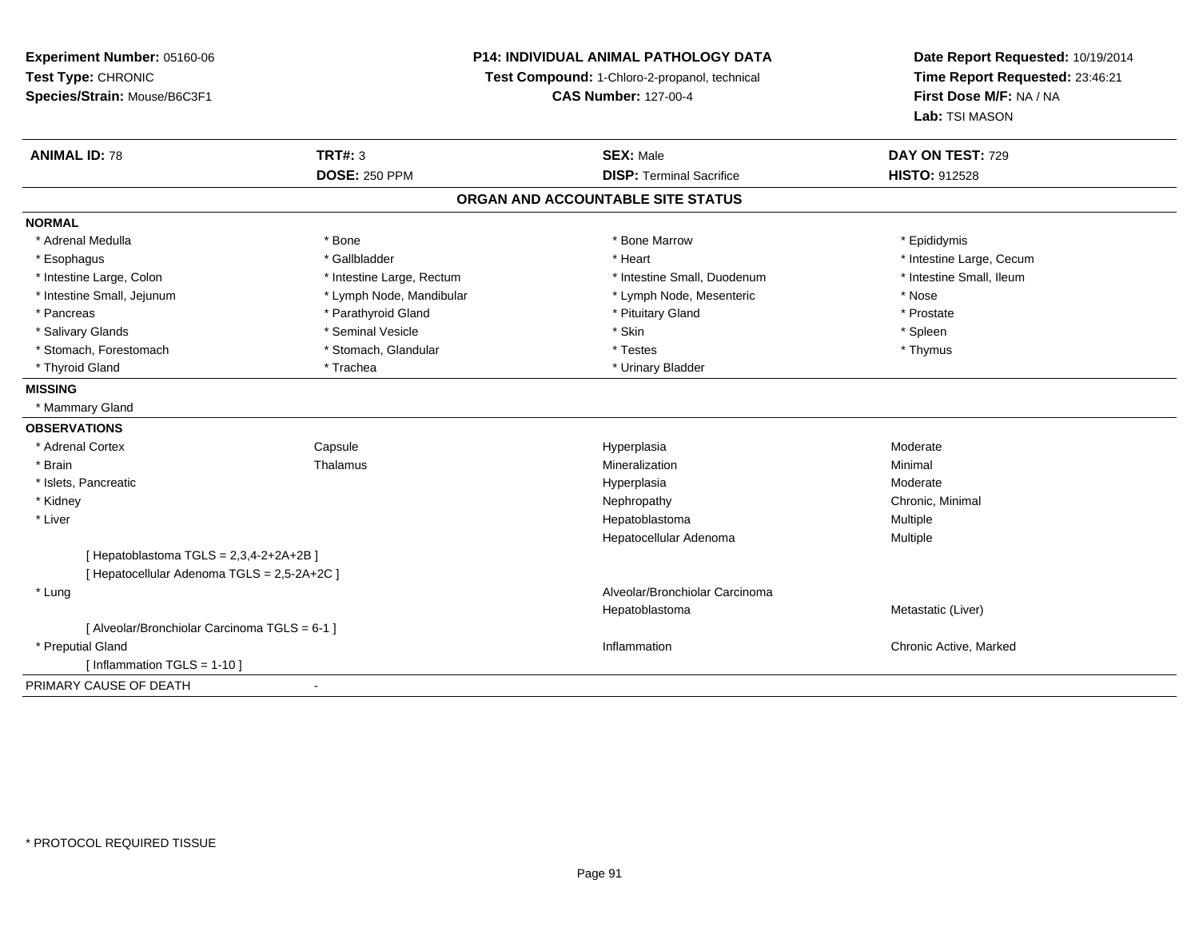**Experiment Number:** 05160-06
**Test Type:** CHRONIC
**Species/Strain:** Mouse/B6C3F1

**P14: INDIVIDUAL ANIMAL PATHOLOGY DATA**
**Test Compound:** 1-Chloro-2-propanol, technical
**CAS Number:** 127-00-4

**Date Report Requested:** 10/19/2014
**Time Report Requested:** 23:46:21
**First Dose M/F:** NA / NA
**Lab:** TSI MASON

| **ANIMAL ID:** 78 | **TRT#:** 3 | **SEX:** Male | **DAY ON TEST:** 729 |
|---|---|---|---|
| | **DOSE:** 250 PPM | **DISP:** Terminal Sacrifice | **HISTO:** 912528 |

## ORGAN AND ACCOUNTABLE SITE STATUS

**NORMAL**

| | | | |
|---|---|---|---|
| * Adrenal Medulla | * Bone | * Bone Marrow | * Epididymis |
| * Esophagus | * Gallbladder | * Heart | * Intestine Large, Cecum |
| * Intestine Large, Colon | * Intestine Large, Rectum | * Intestine Small, Duodenum | * Intestine Small, Ileum |
| * Intestine Small, Jejunum | * Lymph Node, Mandibular | * Lymph Node, Mesenteric | * Nose |
| * Pancreas | * Parathyroid Gland | * Pituitary Gland | * Prostate |
| * Salivary Glands | * Seminal Vesicle | * Skin | * Spleen |
| * Stomach, Forestomach | * Stomach, Glandular | * Testes | * Thymus |
| * Thyroid Gland | * Trachea | * Urinary Bladder | |

**MISSING**

* Mammary Gland

**OBSERVATIONS**

| | | | |
|---|---|---|---|
| * Adrenal Cortex | Capsule | Hyperplasia | Moderate |
| * Brain | Thalamus | Mineralization | Minimal |
| * Islets, Pancreatic | | Hyperplasia | Moderate |
| * Kidney | | Nephropathy | Chronic, Minimal |
| * Liver | | Hepatoblastoma | Multiple |
| | | Hepatocellular Adenoma | Multiple |
| [ Hepatoblastoma TGLS = 2,3,4-2+2A+2B ] | | | |
| [ Hepatocellular Adenoma TGLS = 2,5-2A+2C ] | | | |
| * Lung | | Alveolar/Bronchiolar Carcinoma | |
| | | Hepatoblastoma | Metastatic (Liver) |
| [ Alveolar/Bronchiolar Carcinoma TGLS = 6-1 ] | | | |
| * Preputial Gland | | Inflammation | Chronic Active, Marked |
| [ Inflammation TGLS = 1-10 ] | | | |

PRIMARY CAUSE OF DEATH -

* PROTOCOL REQUIRED TISSUE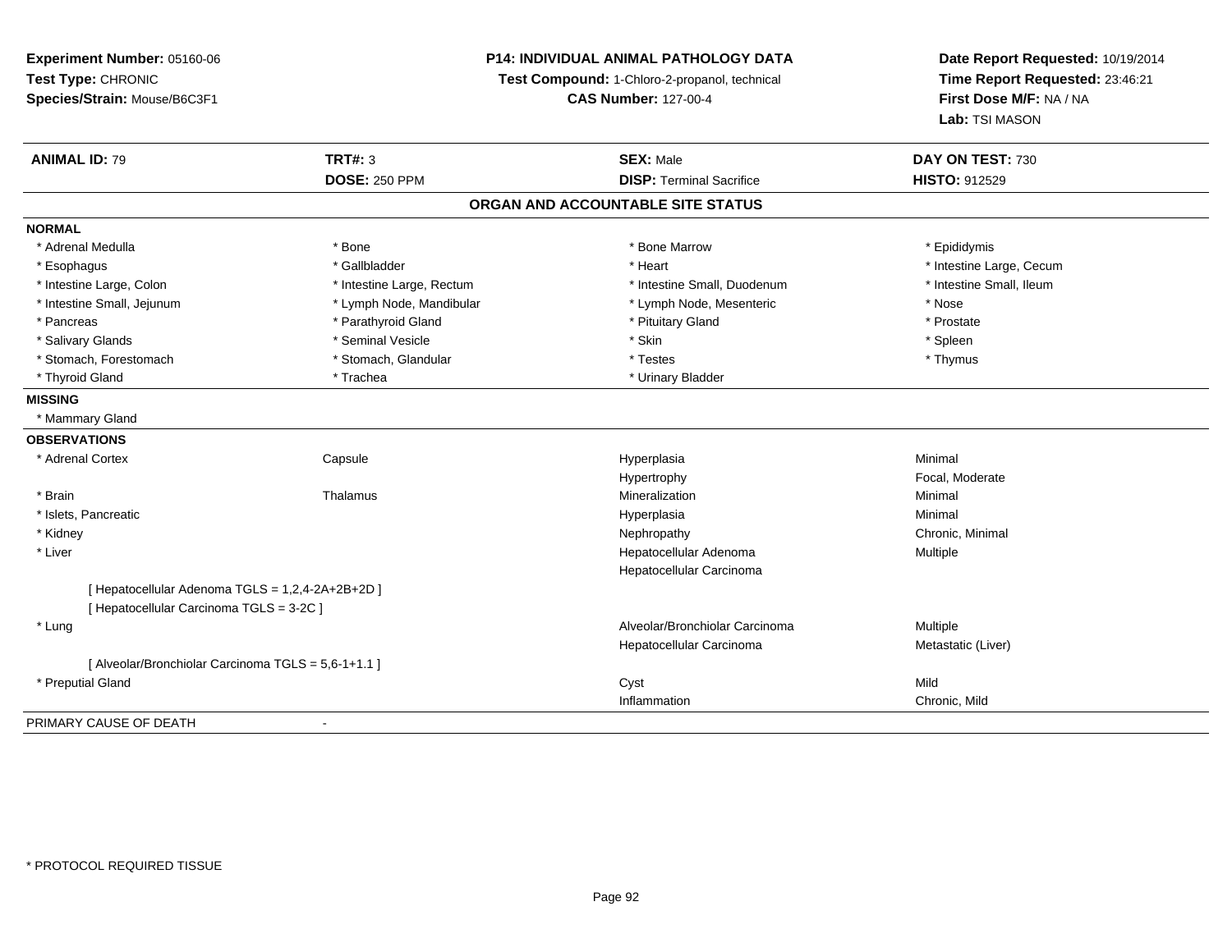**Experiment Number:** 05160-06
**Test Type:** CHRONIC
**Species/Strain:** Mouse/B6C3F1

**P14: INDIVIDUAL ANIMAL PATHOLOGY DATA**
**Test Compound:** 1-Chloro-2-propanol, technical
**CAS Number:** 127-00-4

**Date Report Requested:** 10/19/2014
**Time Report Requested:** 23:46:21
**First Dose M/F:** NA / NA
**Lab:** TSI MASON

| **ANIMAL ID:** 79 | **TRT#:** 3 | **SEX:** Male | **DAY ON TEST:** 730 |
|---|---|---|---|
| | **DOSE:** 250 PPM | **DISP:** Terminal Sacrifice | **HISTO:** 912529 |

## ORGAN AND ACCOUNTABLE SITE STATUS

**NORMAL**

| | | | |
|---|---|---|---|
| * Adrenal Medulla | * Bone | * Bone Marrow | * Epididymis |
| * Esophagus | * Gallbladder | * Heart | * Intestine Large, Cecum |
| * Intestine Large, Colon | * Intestine Large, Rectum | * Intestine Small, Duodenum | * Intestine Small, Ileum |
| * Intestine Small, Jejunum | * Lymph Node, Mandibular | * Lymph Node, Mesenteric | * Nose |
| * Pancreas | * Parathyroid Gland | * Pituitary Gland | * Prostate |
| * Salivary Glands | * Seminal Vesicle | * Skin | * Spleen |
| * Stomach, Forestomach | * Stomach, Glandular | * Testes | * Thymus |
| * Thyroid Gland | * Trachea | * Urinary Bladder | |

**MISSING**

* Mammary Gland

**OBSERVATIONS**

| | | | |
|---|---|---|---|
| * Adrenal Cortex | Capsule | Hyperplasia | Minimal |
| | | Hypertrophy | Focal, Moderate |
| * Brain | Thalamus | Mineralization | Minimal |
| * Islets, Pancreatic | | Hyperplasia | Minimal |
| * Kidney | | Nephropathy | Chronic, Minimal |
| * Liver | | Hepatocellular Adenoma | Multiple |
| | | Hepatocellular Carcinoma | |
| [ Hepatocellular Adenoma TGLS = 1,2,4-2A+2B+2D ] | | | |
| [ Hepatocellular Carcinoma TGLS = 3-2C ] | | | |
| * Lung | | Alveolar/Bronchiolar Carcinoma | Multiple |
| | | Hepatocellular Carcinoma | Metastatic (Liver) |
| [ Alveolar/Bronchiolar Carcinoma TGLS = 5,6-1+1.1 ] | | | |
| * Preputial Gland | | Cyst | Mild |
| | | Inflammation | Chronic, Mild |

PRIMARY CAUSE OF DEATH -

* PROTOCOL REQUIRED TISSUE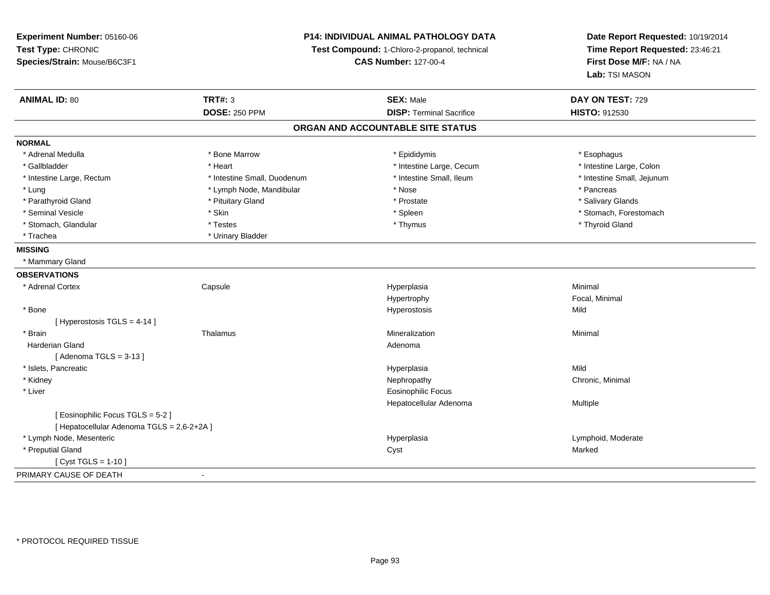**Experiment Number:** 05160-06
**Test Type:** CHRONIC
**Species/Strain:** Mouse/B6C3F1

**P14: INDIVIDUAL ANIMAL PATHOLOGY DATA**
**Test Compound:** 1-Chloro-2-propanol, technical
**CAS Number:** 127-00-4

**Date Report Requested:** 10/19/2014
**Time Report Requested:** 23:46:21
**First Dose M/F:** NA / NA
**Lab:** TSI MASON

| **ANIMAL ID:** 80 | **TRT#:** 3 | **SEX:** Male | **DAY ON TEST:** 729 |
|---|---|---|---|
| | **DOSE:** 250 PPM | **DISP:** Terminal Sacrifice | **HISTO:** 912530 |

## ORGAN AND ACCOUNTABLE SITE STATUS

**NORMAL**

| | | | |
|---|---|---|---|
| * Adrenal Medulla | * Bone Marrow | * Epididymis | * Esophagus |
| * Gallbladder | * Heart | * Intestine Large, Cecum | * Intestine Large, Colon |
| * Intestine Large, Rectum | * Intestine Small, Duodenum | * Intestine Small, Ileum | * Intestine Small, Jejunum |
| * Lung | * Lymph Node, Mandibular | * Nose | * Pancreas |
| * Parathyroid Gland | * Pituitary Gland | * Prostate | * Salivary Glands |
| * Seminal Vesicle | * Skin | * Spleen | * Stomach, Forestomach |
| * Stomach, Glandular | * Testes | * Thymus | * Thyroid Gland |
| * Trachea | * Urinary Bladder | | |

**MISSING**

* Mammary Gland

**OBSERVATIONS**

| | | | |
|---|---|---|---|
| * Adrenal Cortex | Capsule | Hyperplasia | Minimal |
| | | Hypertrophy | Focal, Minimal |
| * Bone | | Hyperostosis | Mild |
| [ Hyperostosis TGLS = 4-14 ] | | | |
| * Brain | Thalamus | Mineralization | Minimal |
| Harderian Gland | | Adenoma | |
| [ Adenoma TGLS = 3-13 ] | | | |
| * Islets, Pancreatic | | Hyperplasia | Mild |
| * Kidney | | Nephropathy | Chronic, Minimal |
| * Liver | | Eosinophilic Focus | |
| | | Hepatocellular Adenoma | Multiple |
| [ Eosinophilic Focus TGLS = 5-2 ] | | | |
| [ Hepatocellular Adenoma TGLS = 2,6-2+2A ] | | | |
| * Lymph Node, Mesenteric | | Hyperplasia | Lymphoid, Moderate |
| * Preputial Gland | | Cyst | Marked |
| [ Cyst TGLS = 1-10 ] | | | |

PRIMARY CAUSE OF DEATH -

* PROTOCOL REQUIRED TISSUE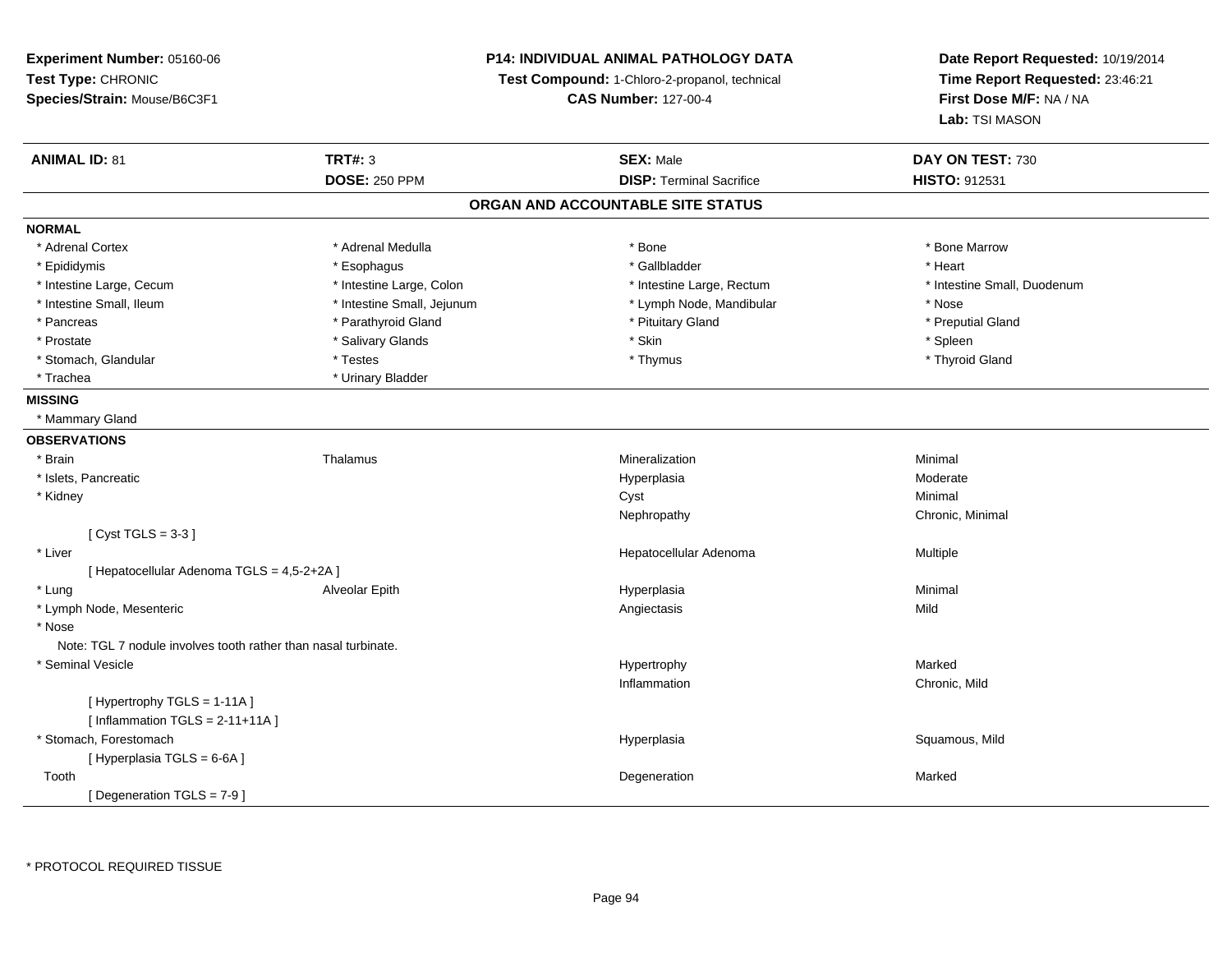**Experiment Number:** 05160-06
**Test Type:** CHRONIC
**Species/Strain:** Mouse/B6C3F1

**P14: INDIVIDUAL ANIMAL PATHOLOGY DATA**
**Test Compound:** 1-Chloro-2-propanol, technical
**CAS Number:** 127-00-4

**Date Report Requested:** 10/19/2014
**Time Report Requested:** 23:46:21
**First Dose M/F:** NA / NA
**Lab:** TSI MASON

| **ANIMAL ID:** 81 | **TRT#:** 3 | **SEX:** Male | **DAY ON TEST:** 730 |
|---|---|---|---|
| | **DOSE:** 250 PPM | **DISP:** Terminal Sacrifice | **HISTO:** 912531 |

## ORGAN AND ACCOUNTABLE SITE STATUS

**NORMAL**

| | | | |
|---|---|---|---|
| * Adrenal Cortex | * Adrenal Medulla | * Bone | * Bone Marrow |
| * Epididymis | * Esophagus | * Gallbladder | * Heart |
| * Intestine Large, Cecum | * Intestine Large, Colon | * Intestine Large, Rectum | * Intestine Small, Duodenum |
| * Intestine Small, Ileum | * Intestine Small, Jejunum | * Lymph Node, Mandibular | * Nose |
| * Pancreas | * Parathyroid Gland | * Pituitary Gland | * Preputial Gland |
| * Prostate | * Salivary Glands | * Skin | * Spleen |
| * Stomach, Glandular | * Testes | * Thymus | * Thyroid Gland |
| * Trachea | * Urinary Bladder | | |

**MISSING**

* Mammary Gland

**OBSERVATIONS**

| | | | |
|---|---|---|---|
| * Brain | Thalamus | Mineralization | Minimal |
| * Islets, Pancreatic | | Hyperplasia | Moderate |
| * Kidney | | Cyst | Minimal |
| | | Nephropathy | Chronic, Minimal |
| [ Cyst TGLS = 3-3 ] | | | |
| * Liver | | Hepatocellular Adenoma | Multiple |
| [ Hepatocellular Adenoma TGLS = 4,5-2+2A ] | | | |
| * Lung | Alveolar Epith | Hyperplasia | Minimal |
| * Lymph Node, Mesenteric | | Angiectasis | Mild |
| * Nose | | | |
| Note: TGL 7 nodule involves tooth rather than nasal turbinate. | | | |
| * Seminal Vesicle | | Hypertrophy | Marked |
| | | Inflammation | Chronic, Mild |
| [ Hypertrophy TGLS = 1-11A ] | | | |
| [ Inflammation TGLS = 2-11+11A ] | | | |
| * Stomach, Forestomach | | Hyperplasia | Squamous, Mild |
| [ Hyperplasia TGLS = 6-6A ] | | | |
| Tooth | | Degeneration | Marked |
| [ Degeneration TGLS = 7-9 ] | | | |

\* PROTOCOL REQUIRED TISSUE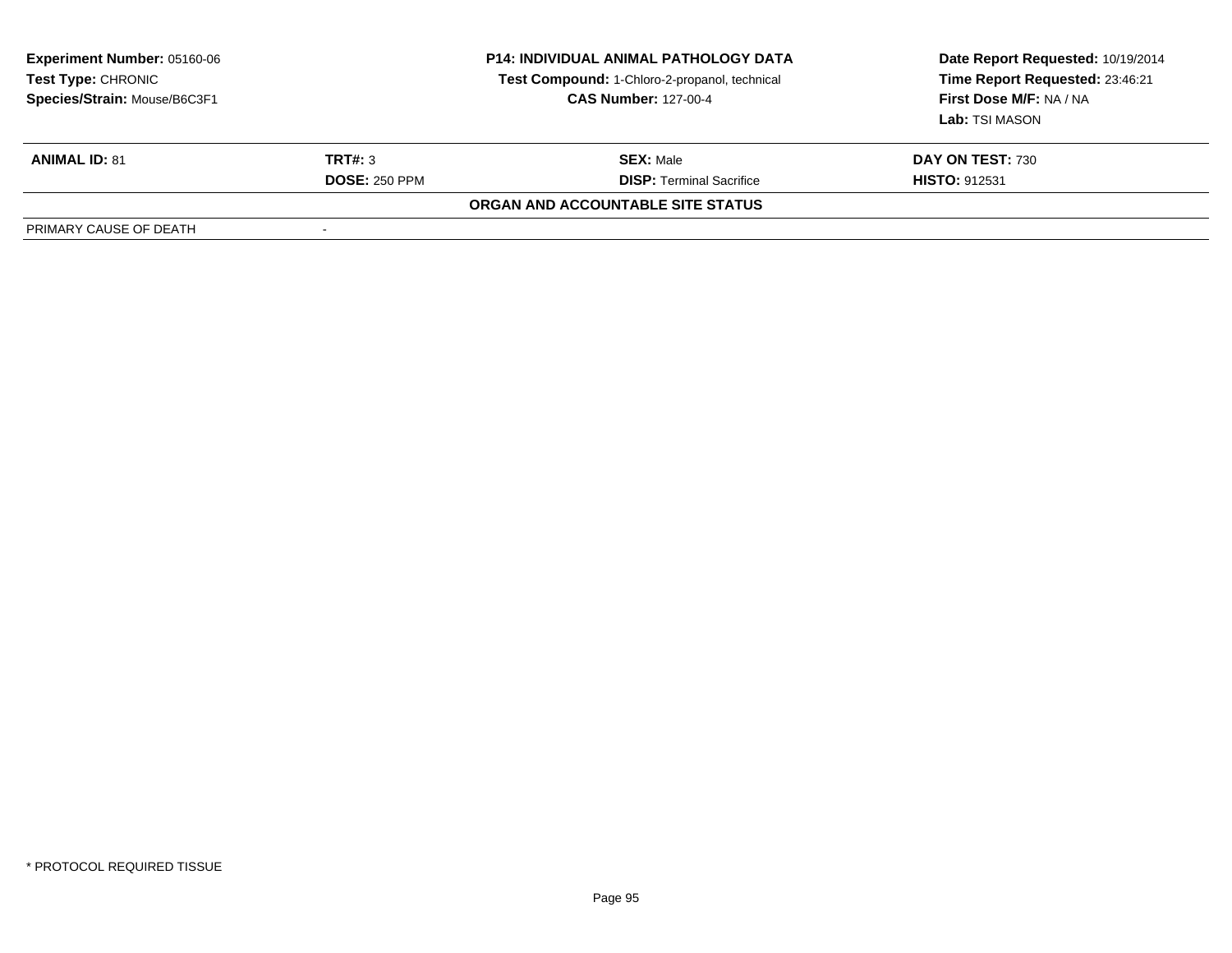**Experiment Number:** 05160-06
**Test Type:** CHRONIC
**Species/Strain:** Mouse/B6C3F1

**P14: INDIVIDUAL ANIMAL PATHOLOGY DATA**
**Test Compound:** 1-Chloro-2-propanol, technical
**CAS Number:** 127-00-4

**Date Report Requested:** 10/19/2014
**Time Report Requested:** 23:46:21
**First Dose M/F:** NA / NA
**Lab:** TSI MASON

| **ANIMAL ID:** 81 | **TRT#:** 3 | **SEX:** Male | **DAY ON TEST:** 730 |
|---|---|---|---|
| | **DOSE:** 250 PPM | **DISP:** Terminal Sacrifice | **HISTO:** 912531 |

**ORGAN AND ACCOUNTABLE SITE STATUS**

| PRIMARY CAUSE OF DEATH | - |
|---|---|

* PROTOCOL REQUIRED TISSUE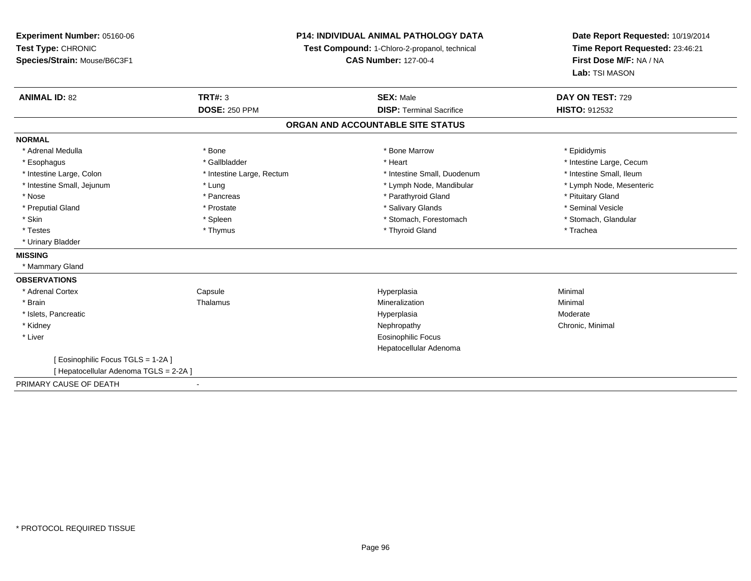**Experiment Number:** 05160-06
**Test Type:** CHRONIC
**Species/Strain:** Mouse/B6C3F1

**P14: INDIVIDUAL ANIMAL PATHOLOGY DATA**
**Test Compound:** 1-Chloro-2-propanol, technical
**CAS Number:** 127-00-4

**Date Report Requested:** 10/19/2014
**Time Report Requested:** 23:46:21
**First Dose M/F:** NA / NA
**Lab:** TSI MASON

| **ANIMAL ID:** 82 | **TRT#:** 3 | **SEX:** Male | **DAY ON TEST:** 729 |
|---|---|---|---|
| | **DOSE:** 250 PPM | **DISP:** Terminal Sacrifice | **HISTO:** 912532 |

## ORGAN AND ACCOUNTABLE SITE STATUS

**NORMAL**

| | | | |
|---|---|---|---|
| * Adrenal Medulla | * Bone | * Bone Marrow | * Epididymis |
| * Esophagus | * Gallbladder | * Heart | * Intestine Large, Cecum |
| * Intestine Large, Colon | * Intestine Large, Rectum | * Intestine Small, Duodenum | * Intestine Small, Ileum |
| * Intestine Small, Jejunum | * Lung | * Lymph Node, Mandibular | * Lymph Node, Mesenteric |
| * Nose | * Pancreas | * Parathyroid Gland | * Pituitary Gland |
| * Preputial Gland | * Prostate | * Salivary Glands | * Seminal Vesicle |
| * Skin | * Spleen | * Stomach, Forestomach | * Stomach, Glandular |
| * Testes | * Thymus | * Thyroid Gland | * Trachea |
| * Urinary Bladder | | | |

**MISSING**

* Mammary Gland

**OBSERVATIONS**

| | | | |
|---|---|---|---|
| * Adrenal Cortex | Capsule | Hyperplasia | Minimal |
| * Brain | Thalamus | Mineralization | Minimal |
| * Islets, Pancreatic | | Hyperplasia | Moderate |
| * Kidney | | Nephropathy | Chronic, Minimal |
| * Liver | | Eosinophilic Focus | |
| | | Hepatocellular Adenoma | |

[ Eosinophilic Focus TGLS = 1-2A ]
[ Hepatocellular Adenoma TGLS = 2-2A ]

PRIMARY CAUSE OF DEATH -

* PROTOCOL REQUIRED TISSUE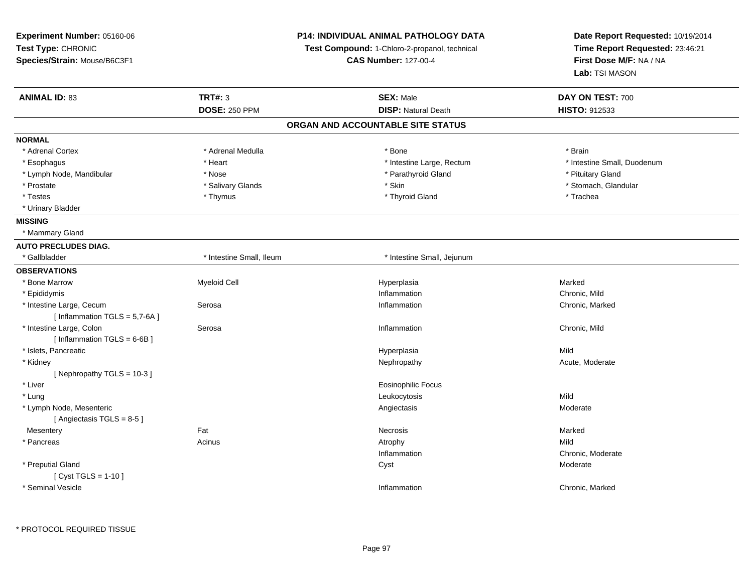**Experiment Number:** 05160-06
**Test Type:** CHRONIC
**Species/Strain:** Mouse/B6C3F1

**P14: INDIVIDUAL ANIMAL PATHOLOGY DATA**
**Test Compound:** 1-Chloro-2-propanol, technical
**CAS Number:** 127-00-4

**Date Report Requested:** 10/19/2014
**Time Report Requested:** 23:46:21
**First Dose M/F:** NA / NA
**Lab:** TSI MASON

| **ANIMAL ID:** 83 | **TRT#:** 3 | **SEX:** Male | **DAY ON TEST:** 700 |
|---|---|---|---|
| | **DOSE:** 250 PPM | **DISP:** Natural Death | **HISTO:** 912533 |

## ORGAN AND ACCOUNTABLE SITE STATUS

**NORMAL**

| | | | |
|---|---|---|---|
| * Adrenal Cortex | * Adrenal Medulla | * Bone | * Brain |
| * Esophagus | * Heart | * Intestine Large, Rectum | * Intestine Small, Duodenum |
| * Lymph Node, Mandibular | * Nose | * Parathyroid Gland | * Pituitary Gland |
| * Prostate | * Salivary Glands | * Skin | * Stomach, Glandular |
| * Testes | * Thymus | * Thyroid Gland | * Trachea |
| * Urinary Bladder | | | |

**MISSING**

* Mammary Gland

**AUTO PRECLUDES DIAG.**

| | | |
|---|---|---|
| * Gallbladder | * Intestine Small, Ileum | * Intestine Small, Jejunum |

**OBSERVATIONS**

| | | | |
|---|---|---|---|
| * Bone Marrow | Myeloid Cell | Hyperplasia | Marked |
| * Epididymis | | Inflammation | Chronic, Mild |
| * Intestine Large, Cecum | Serosa | Inflammation | Chronic, Marked |
| [ Inflammation TGLS = 5,7-6A ] | | | |
| * Intestine Large, Colon | Serosa | Inflammation | Chronic, Mild |
| [ Inflammation TGLS = 6-6B ] | | | |
| * Islets, Pancreatic | | Hyperplasia | Mild |
| * Kidney | | Nephropathy | Acute, Moderate |
| [ Nephropathy TGLS = 10-3 ] | | | |
| * Liver | | Eosinophilic Focus | |
| * Lung | | Leukocytosis | Mild |
| * Lymph Node, Mesenteric | | Angiectasis | Moderate |
| [ Angiectasis TGLS = 8-5 ] | | | |
| Mesentery | Fat | Necrosis | Marked |
| * Pancreas | Acinus | Atrophy | Mild |
| | | Inflammation | Chronic, Moderate |
| * Preputial Gland | | Cyst | Moderate |
| [ Cyst TGLS = 1-10 ] | | | |
| * Seminal Vesicle | | Inflammation | Chronic, Marked |

\* PROTOCOL REQUIRED TISSUE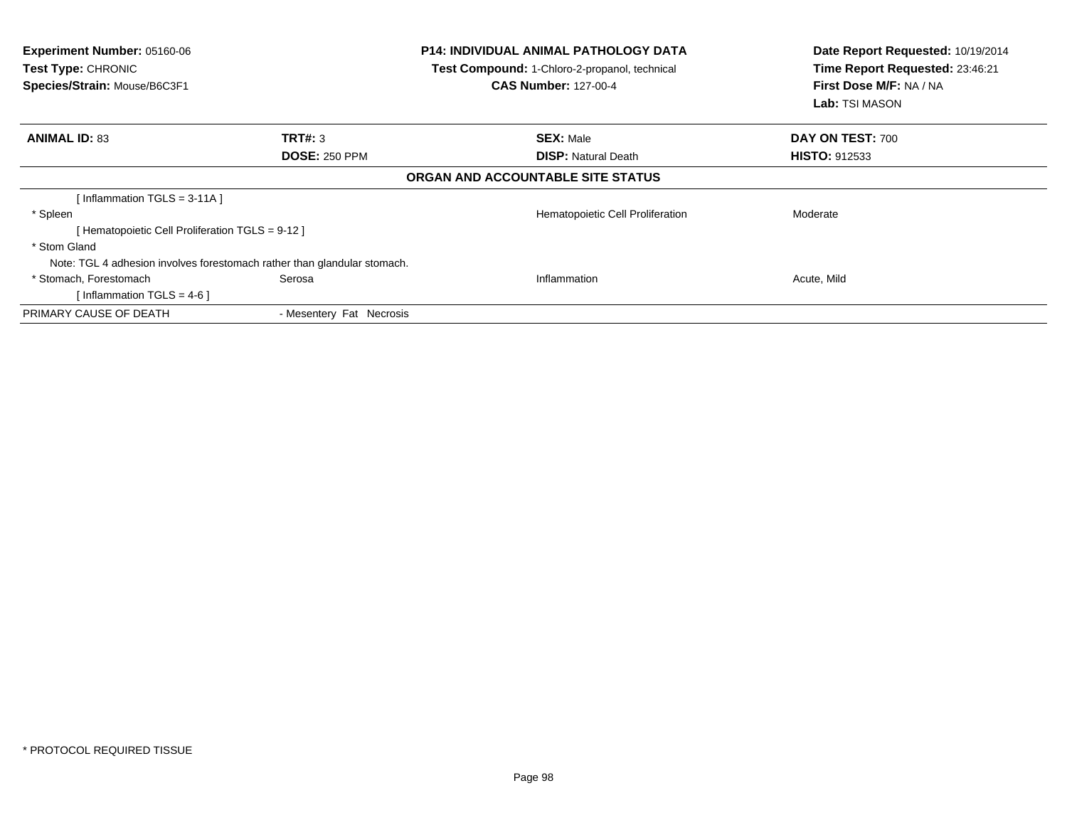**Experiment Number:** 05160-06
**Test Type:** CHRONIC
**Species/Strain:** Mouse/B6C3F1

**P14: INDIVIDUAL ANIMAL PATHOLOGY DATA**
**Test Compound:** 1-Chloro-2-propanol, technical
**CAS Number:** 127-00-4

**Date Report Requested:** 10/19/2014
**Time Report Requested:** 23:46:21
**First Dose M/F:** NA / NA
**Lab:** TSI MASON

| **ANIMAL ID:** 83 | **TRT#:** 3 | **SEX:** Male | **DAY ON TEST:** 700 |
|---|---|---|---|
| | **DOSE:** 250 PPM | **DISP:** Natural Death | **HISTO:** 912533 |

**ORGAN AND ACCOUNTABLE SITE STATUS**

| | | | |
|---|---|---|---|
| [ Inflammation TGLS = 3-11A ] | | | |
| * Spleen | | Hematopoietic Cell Proliferation | Moderate |
| [ Hematopoietic Cell Proliferation TGLS = 9-12 ] | | | |
| * Stom Gland | | | |
| Note: TGL 4 adhesion involves forestomach rather than glandular stomach. | | | |
| * Stomach, Forestomach | Serosa | Inflammation | Acute, Mild |
| [ Inflammation TGLS = 4-6 ] | | | |
| PRIMARY CAUSE OF DEATH | - Mesentery Fat Necrosis | | |

* PROTOCOL REQUIRED TISSUE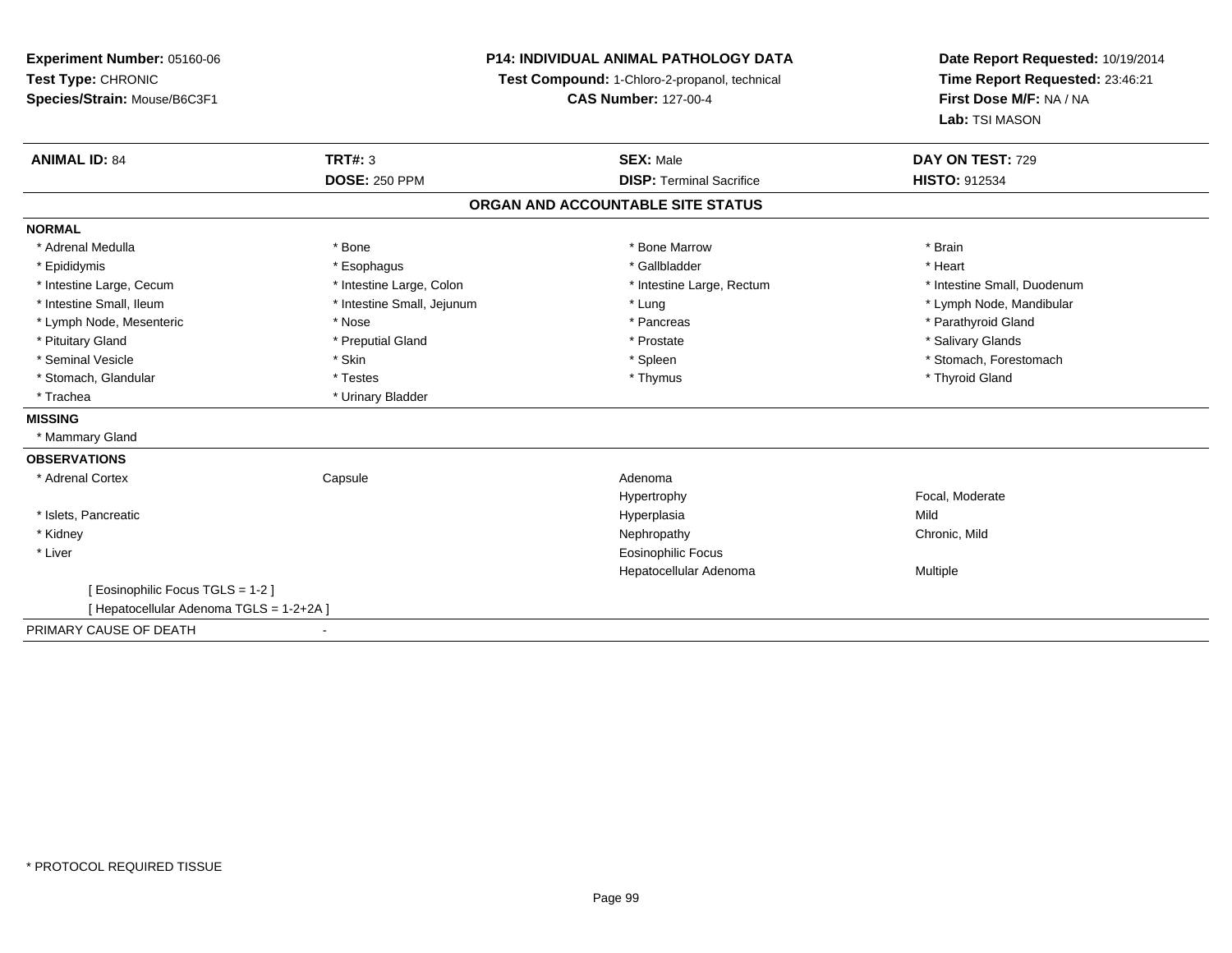**Experiment Number:** 05160-06
**Test Type:** CHRONIC
**Species/Strain:** Mouse/B6C3F1

**P14: INDIVIDUAL ANIMAL PATHOLOGY DATA**
**Test Compound:** 1-Chloro-2-propanol, technical
**CAS Number:** 127-00-4

**Date Report Requested:** 10/19/2014
**Time Report Requested:** 23:46:21
**First Dose M/F:** NA / NA
**Lab:** TSI MASON

| **ANIMAL ID:** 84 | **TRT#:** 3 | **SEX:** Male | **DAY ON TEST:** 729 |
|---|---|---|---|
| | **DOSE:** 250 PPM | **DISP:** Terminal Sacrifice | **HISTO:** 912534 |

## ORGAN AND ACCOUNTABLE SITE STATUS

**NORMAL**

| | | | |
|---|---|---|---|
| * Adrenal Medulla | * Bone | * Bone Marrow | * Brain |
| * Epididymis | * Esophagus | * Gallbladder | * Heart |
| * Intestine Large, Cecum | * Intestine Large, Colon | * Intestine Large, Rectum | * Intestine Small, Duodenum |
| * Intestine Small, Ileum | * Intestine Small, Jejunum | * Lung | * Lymph Node, Mandibular |
| * Lymph Node, Mesenteric | * Nose | * Pancreas | * Parathyroid Gland |
| * Pituitary Gland | * Preputial Gland | * Prostate | * Salivary Glands |
| * Seminal Vesicle | * Skin | * Spleen | * Stomach, Forestomach |
| * Stomach, Glandular | * Testes | * Thymus | * Thyroid Gland |
| * Trachea | * Urinary Bladder | | |

**MISSING**

* Mammary Gland

**OBSERVATIONS**

| | | | |
|---|---|---|---|
| * Adrenal Cortex | Capsule | Adenoma | |
| | | Hypertrophy | Focal, Moderate |
| * Islets, Pancreatic | | Hyperplasia | Mild |
| * Kidney | | Nephropathy | Chronic, Mild |
| * Liver | | Eosinophilic Focus | |
| | | Hepatocellular Adenoma | Multiple |

[ Eosinophilic Focus TGLS = 1-2 ]
[ Hepatocellular Adenoma TGLS = 1-2+2A ]

PRIMARY CAUSE OF DEATH -

* PROTOCOL REQUIRED TISSUE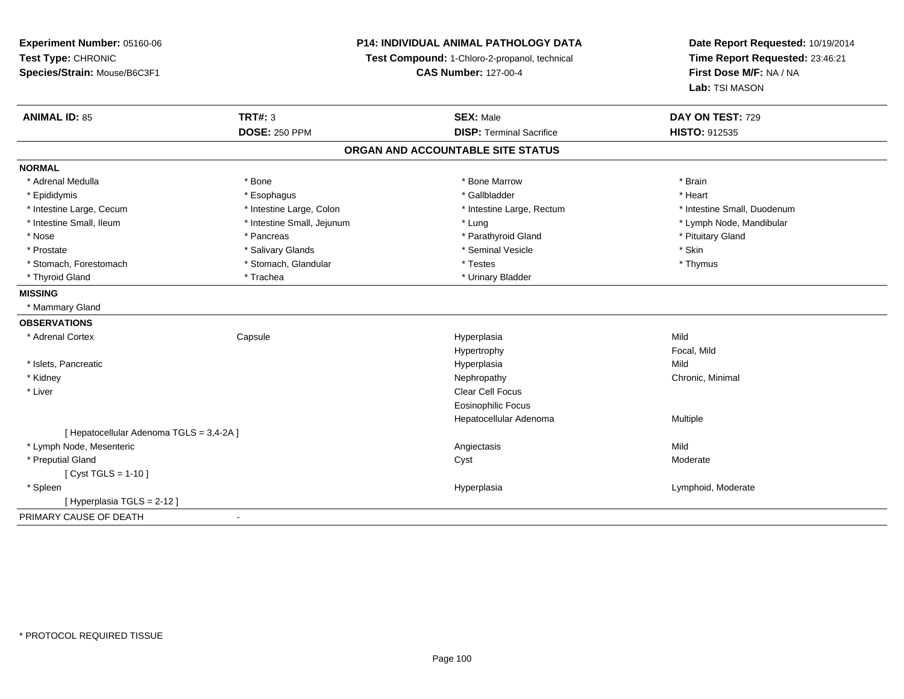**Experiment Number:** 05160-06
**Test Type:** CHRONIC
**Species/Strain:** Mouse/B6C3F1

**P14: INDIVIDUAL ANIMAL PATHOLOGY DATA**
**Test Compound:** 1-Chloro-2-propanol, technical
**CAS Number:** 127-00-4

**Date Report Requested:** 10/19/2014
**Time Report Requested:** 23:46:21
**First Dose M/F:** NA / NA
**Lab:** TSI MASON

| **ANIMAL ID:** 85 | **TRT#:** 3 | **SEX:** Male | **DAY ON TEST:** 729 |
|---|---|---|---|
| | **DOSE:** 250 PPM | **DISP:** Terminal Sacrifice | **HISTO:** 912535 |

## ORGAN AND ACCOUNTABLE SITE STATUS

**NORMAL**

| | | | |
|---|---|---|---|
| * Adrenal Medulla | * Bone | * Bone Marrow | * Brain |
| * Epididymis | * Esophagus | * Gallbladder | * Heart |
| * Intestine Large, Cecum | * Intestine Large, Colon | * Intestine Large, Rectum | * Intestine Small, Duodenum |
| * Intestine Small, Ileum | * Intestine Small, Jejunum | * Lung | * Lymph Node, Mandibular |
| * Nose | * Pancreas | * Parathyroid Gland | * Pituitary Gland |
| * Prostate | * Salivary Glands | * Seminal Vesicle | * Skin |
| * Stomach, Forestomach | * Stomach, Glandular | * Testes | * Thymus |
| * Thyroid Gland | * Trachea | * Urinary Bladder | |

**MISSING**

* Mammary Gland

**OBSERVATIONS**

| | | | |
|---|---|---|---|
| * Adrenal Cortex | Capsule | Hyperplasia | Mild |
| | | Hypertrophy | Focal, Mild |
| * Islets, Pancreatic | | Hyperplasia | Mild |
| * Kidney | | Nephropathy | Chronic, Minimal |
| * Liver | | Clear Cell Focus | |
| | | Eosinophilic Focus | |
| | | Hepatocellular Adenoma | Multiple |
| [ Hepatocellular Adenoma TGLS = 3,4-2A ] | | | |
| * Lymph Node, Mesenteric | | Angiectasis | Mild |
| * Preputial Gland | | Cyst | Moderate |
| [ Cyst TGLS = 1-10 ] | | | |
| * Spleen | | Hyperplasia | Lymphoid, Moderate |
| [ Hyperplasia TGLS = 2-12 ] | | | |

PRIMARY CAUSE OF DEATH -

* PROTOCOL REQUIRED TISSUE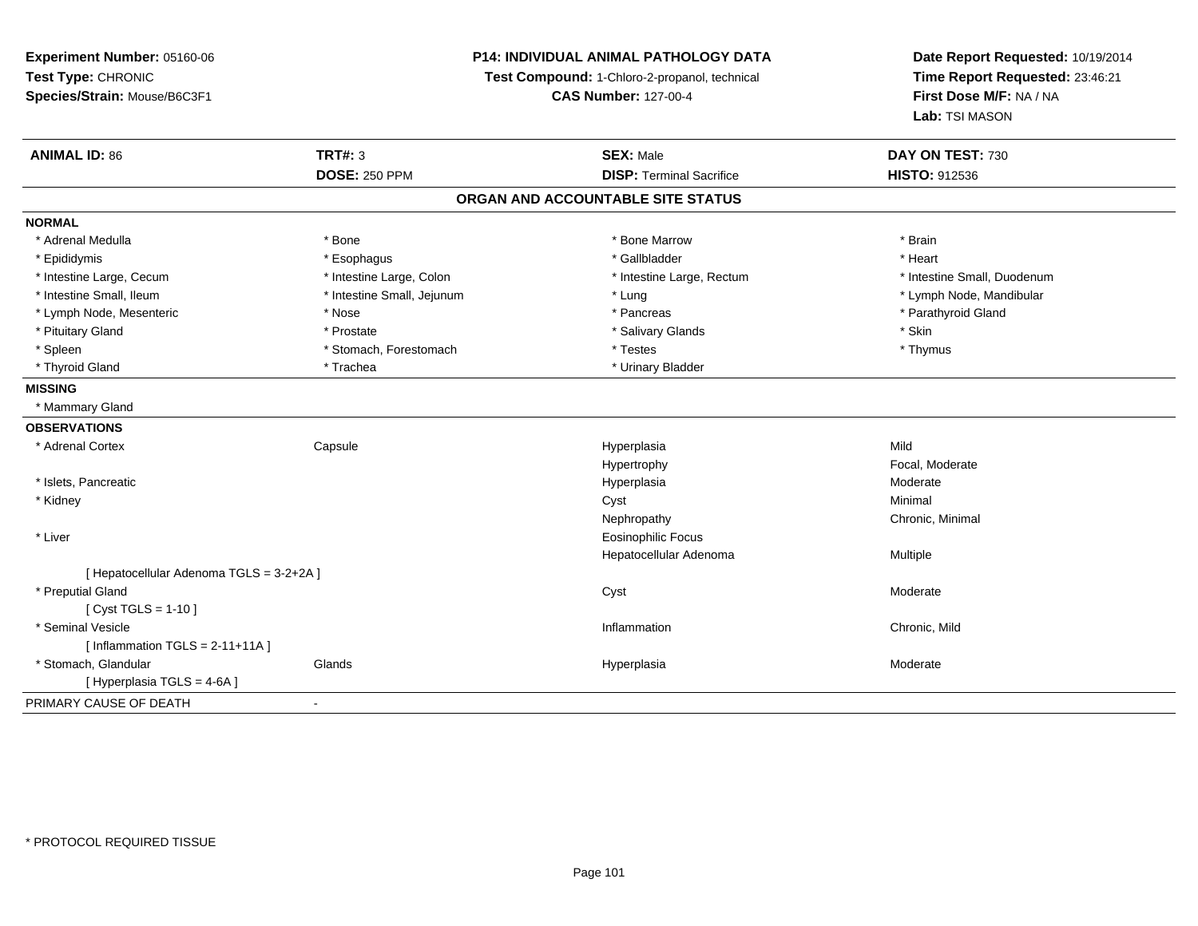**Experiment Number:** 05160-06
**Test Type:** CHRONIC
**Species/Strain:** Mouse/B6C3F1

**P14: INDIVIDUAL ANIMAL PATHOLOGY DATA**
**Test Compound:** 1-Chloro-2-propanol, technical
**CAS Number:** 127-00-4

**Date Report Requested:** 10/19/2014
**Time Report Requested:** 23:46:21
**First Dose M/F:** NA / NA
**Lab:** TSI MASON

| **ANIMAL ID:** 86 | **TRT#:** 3 | **SEX:** Male | **DAY ON TEST:** 730 |
|---|---|---|---|
| | **DOSE:** 250 PPM | **DISP:** Terminal Sacrifice | **HISTO:** 912536 |

## ORGAN AND ACCOUNTABLE SITE STATUS

**NORMAL**

| | | | |
|---|---|---|---|
| * Adrenal Medulla | * Bone | * Bone Marrow | * Brain |
| * Epididymis | * Esophagus | * Gallbladder | * Heart |
| * Intestine Large, Cecum | * Intestine Large, Colon | * Intestine Large, Rectum | * Intestine Small, Duodenum |
| * Intestine Small, Ileum | * Intestine Small, Jejunum | * Lung | * Lymph Node, Mandibular |
| * Lymph Node, Mesenteric | * Nose | * Pancreas | * Parathyroid Gland |
| * Pituitary Gland | * Prostate | * Salivary Glands | * Skin |
| * Spleen | * Stomach, Forestomach | * Testes | * Thymus |
| * Thyroid Gland | * Trachea | * Urinary Bladder | |

**MISSING**

* Mammary Gland

**OBSERVATIONS**

| | | | |
|---|---|---|---|
| * Adrenal Cortex | Capsule | Hyperplasia | Mild |
| | | Hypertrophy | Focal, Moderate |
| * Islets, Pancreatic | | Hyperplasia | Moderate |
| * Kidney | | Cyst | Minimal |
| | | Nephropathy | Chronic, Minimal |
| * Liver | | Eosinophilic Focus | |
| | | Hepatocellular Adenoma | Multiple |
| [ Hepatocellular Adenoma TGLS = 3-2+2A ] | | | |
| * Preputial Gland | | Cyst | Moderate |
| [ Cyst TGLS = 1-10 ] | | | |
| * Seminal Vesicle | | Inflammation | Chronic, Mild |
| [ Inflammation TGLS = 2-11+11A ] | | | |
| * Stomach, Glandular | Glands | Hyperplasia | Moderate |
| [ Hyperplasia TGLS = 4-6A ] | | | |

PRIMARY CAUSE OF DEATH -

* PROTOCOL REQUIRED TISSUE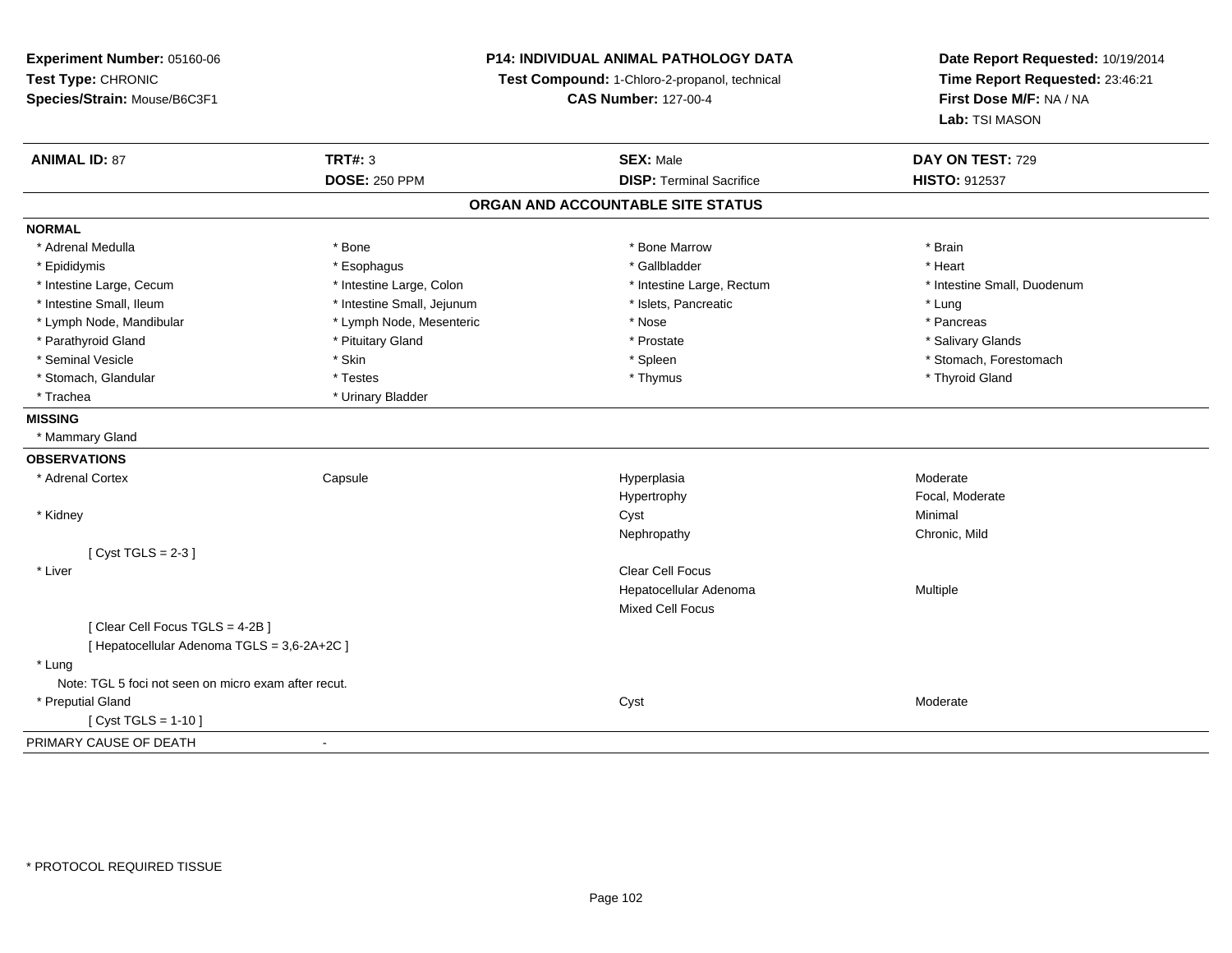**Experiment Number:** 05160-06
**Test Type:** CHRONIC
**Species/Strain:** Mouse/B6C3F1

**P14: INDIVIDUAL ANIMAL PATHOLOGY DATA**
**Test Compound:** 1-Chloro-2-propanol, technical
**CAS Number:** 127-00-4

**Date Report Requested:** 10/19/2014
**Time Report Requested:** 23:46:21
**First Dose M/F:** NA / NA
**Lab:** TSI MASON

| **ANIMAL ID:** 87 | **TRT#:** 3 | **SEX:** Male | **DAY ON TEST:** 729 |
|---|---|---|---|
| | **DOSE:** 250 PPM | **DISP:** Terminal Sacrifice | **HISTO:** 912537 |

## ORGAN AND ACCOUNTABLE SITE STATUS

**NORMAL**

| | | | |
|---|---|---|---|
| * Adrenal Medulla | * Bone | * Bone Marrow | * Brain |
| * Epididymis | * Esophagus | * Gallbladder | * Heart |
| * Intestine Large, Cecum | * Intestine Large, Colon | * Intestine Large, Rectum | * Intestine Small, Duodenum |
| * Intestine Small, Ileum | * Intestine Small, Jejunum | * Islets, Pancreatic | * Lung |
| * Lymph Node, Mandibular | * Lymph Node, Mesenteric | * Nose | * Pancreas |
| * Parathyroid Gland | * Pituitary Gland | * Prostate | * Salivary Glands |
| * Seminal Vesicle | * Skin | * Spleen | * Stomach, Forestomach |
| * Stomach, Glandular | * Testes | * Thymus | * Thyroid Gland |
| * Trachea | * Urinary Bladder | | |

**MISSING**

* Mammary Gland

**OBSERVATIONS**

| | | | |
|---|---|---|---|
| * Adrenal Cortex | Capsule | Hyperplasia | Moderate |
| | | Hypertrophy | Focal, Moderate |
| * Kidney | | Cyst | Minimal |
| | | Nephropathy | Chronic, Mild |
| [ Cyst TGLS = 2-3 ] | | | |
| * Liver | | Clear Cell Focus | |
| | | Hepatocellular Adenoma | Multiple |
| | | Mixed Cell Focus | |
| [ Clear Cell Focus TGLS = 4-2B ] | | | |
| [ Hepatocellular Adenoma TGLS = 3,6-2A+2C ] | | | |
| * Lung | | | |
| Note: TGL 5 foci not seen on micro exam after recut. | | | |
| * Preputial Gland | | Cyst | Moderate |
| [ Cyst TGLS = 1-10 ] | | | |

PRIMARY CAUSE OF DEATH -

* PROTOCOL REQUIRED TISSUE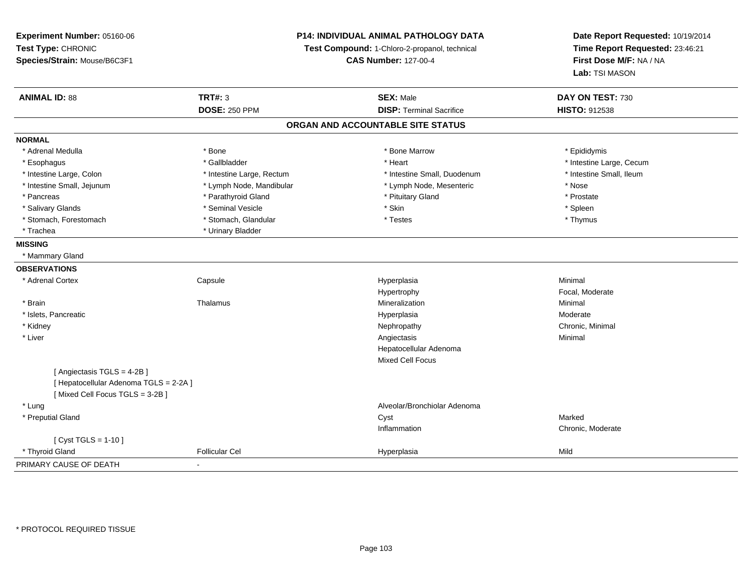**Experiment Number:** 05160-06
**Test Type:** CHRONIC
**Species/Strain:** Mouse/B6C3F1

**P14: INDIVIDUAL ANIMAL PATHOLOGY DATA**
**Test Compound:** 1-Chloro-2-propanol, technical
**CAS Number:** 127-00-4

**Date Report Requested:** 10/19/2014
**Time Report Requested:** 23:46:21
**First Dose M/F:** NA / NA
**Lab:** TSI MASON

| **ANIMAL ID:** 88 | **TRT#:** 3 | **SEX:** Male | **DAY ON TEST:** 730 |
|---|---|---|---|
| | **DOSE:** 250 PPM | **DISP:** Terminal Sacrifice | **HISTO:** 912538 |

## ORGAN AND ACCOUNTABLE SITE STATUS

**NORMAL**

| | | | |
|---|---|---|---|
| * Adrenal Medulla | * Bone | * Bone Marrow | * Epididymis |
| * Esophagus | * Gallbladder | * Heart | * Intestine Large, Cecum |
| * Intestine Large, Colon | * Intestine Large, Rectum | * Intestine Small, Duodenum | * Intestine Small, Ileum |
| * Intestine Small, Jejunum | * Lymph Node, Mandibular | * Lymph Node, Mesenteric | * Nose |
| * Pancreas | * Parathyroid Gland | * Pituitary Gland | * Prostate |
| * Salivary Glands | * Seminal Vesicle | * Skin | * Spleen |
| * Stomach, Forestomach | * Stomach, Glandular | * Testes | * Thymus |
| * Trachea | * Urinary Bladder | | |

**MISSING**

* Mammary Gland

**OBSERVATIONS**

| | | | |
|---|---|---|---|
| * Adrenal Cortex | Capsule | Hyperplasia | Minimal |
| | | Hypertrophy | Focal, Moderate |
| * Brain | Thalamus | Mineralization | Minimal |
| * Islets, Pancreatic | | Hyperplasia | Moderate |
| * Kidney | | Nephropathy | Chronic, Minimal |
| * Liver | | Angiectasis | Minimal |
| | | Hepatocellular Adenoma | |
| | | Mixed Cell Focus | |
| [ Angiectasis TGLS = 4-2B ] | | | |
| [ Hepatocellular Adenoma TGLS = 2-2A ] | | | |
| [ Mixed Cell Focus TGLS = 3-2B ] | | | |
| * Lung | | Alveolar/Bronchiolar Adenoma | |
| * Preputial Gland | | Cyst | Marked |
| | | Inflammation | Chronic, Moderate |
| [ Cyst TGLS = 1-10 ] | | | |
| * Thyroid Gland | Follicular Cel | Hyperplasia | Mild |

PRIMARY CAUSE OF DEATH -

* PROTOCOL REQUIRED TISSUE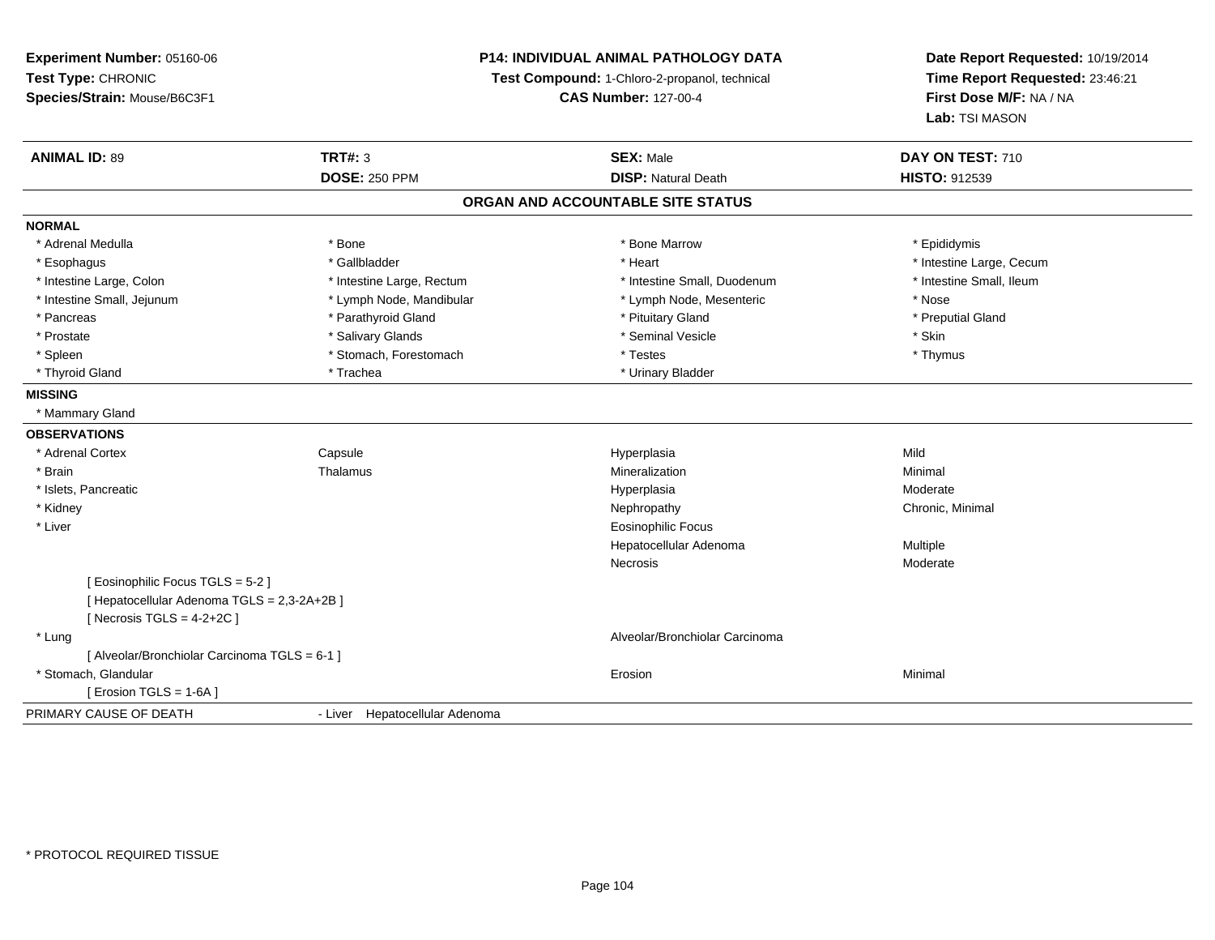**Experiment Number:** 05160-06
**Test Type:** CHRONIC
**Species/Strain:** Mouse/B6C3F1

**P14: INDIVIDUAL ANIMAL PATHOLOGY DATA**
**Test Compound:** 1-Chloro-2-propanol, technical
**CAS Number:** 127-00-4

**Date Report Requested:** 10/19/2014
**Time Report Requested:** 23:46:21
**First Dose M/F:** NA / NA
**Lab:** TSI MASON

| **ANIMAL ID:** 89 | **TRT#:** 3 | **SEX:** Male | **DAY ON TEST:** 710 |
|---|---|---|---|
| | **DOSE:** 250 PPM | **DISP:** Natural Death | **HISTO:** 912539 |

## ORGAN AND ACCOUNTABLE SITE STATUS

**NORMAL**

| | | | |
|---|---|---|---|
| * Adrenal Medulla | * Bone | * Bone Marrow | * Epididymis |
| * Esophagus | * Gallbladder | * Heart | * Intestine Large, Cecum |
| * Intestine Large, Colon | * Intestine Large, Rectum | * Intestine Small, Duodenum | * Intestine Small, Ileum |
| * Intestine Small, Jejunum | * Lymph Node, Mandibular | * Lymph Node, Mesenteric | * Nose |
| * Pancreas | * Parathyroid Gland | * Pituitary Gland | * Preputial Gland |
| * Prostate | * Salivary Glands | * Seminal Vesicle | * Skin |
| * Spleen | * Stomach, Forestomach | * Testes | * Thymus |
| * Thyroid Gland | * Trachea | * Urinary Bladder | |

**MISSING**

* Mammary Gland

**OBSERVATIONS**

| | | | |
|---|---|---|---|
| * Adrenal Cortex | Capsule | Hyperplasia | Mild |
| * Brain | Thalamus | Mineralization | Minimal |
| * Islets, Pancreatic | | Hyperplasia | Moderate |
| * Kidney | | Nephropathy | Chronic, Minimal |
| * Liver | | Eosinophilic Focus | |
| | | Hepatocellular Adenoma | Multiple |
| | | Necrosis | Moderate |
| [ Eosinophilic Focus TGLS = 5-2 ] | | | |
| [ Hepatocellular Adenoma TGLS = 2,3-2A+2B ] | | | |
| [ Necrosis TGLS = 4-2+2C ] | | | |
| * Lung | | Alveolar/Bronchiolar Carcinoma | |
| [ Alveolar/Bronchiolar Carcinoma TGLS = 6-1 ] | | | |
| * Stomach, Glandular | | Erosion | Minimal |
| [ Erosion TGLS = 1-6A ] | | | |

PRIMARY CAUSE OF DEATH - Liver Hepatocellular Adenoma

* PROTOCOL REQUIRED TISSUE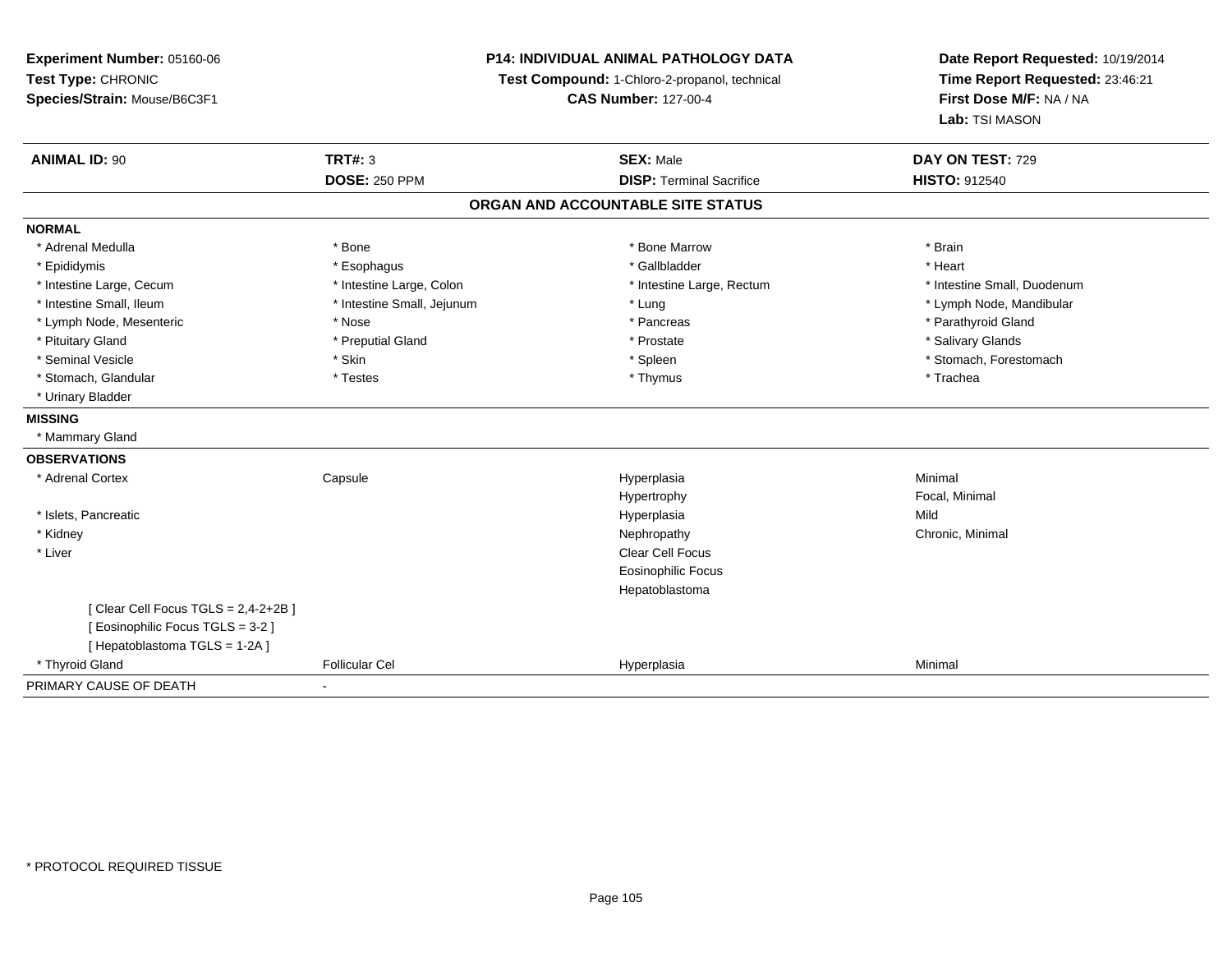**Experiment Number:** 05160-06
**Test Type:** CHRONIC
**Species/Strain:** Mouse/B6C3F1

**P14: INDIVIDUAL ANIMAL PATHOLOGY DATA**
**Test Compound:** 1-Chloro-2-propanol, technical
**CAS Number:** 127-00-4

**Date Report Requested:** 10/19/2014
**Time Report Requested:** 23:46:21
**First Dose M/F:** NA / NA
**Lab:** TSI MASON

| **ANIMAL ID:** 90 | **TRT#:** 3 | **SEX:** Male | **DAY ON TEST:** 729 |
|---|---|---|---|
| | **DOSE:** 250 PPM | **DISP:** Terminal Sacrifice | **HISTO:** 912540 |

## ORGAN AND ACCOUNTABLE SITE STATUS

**NORMAL**

| | | | |
|---|---|---|---|
| * Adrenal Medulla | * Bone | * Bone Marrow | * Brain |
| * Epididymis | * Esophagus | * Gallbladder | * Heart |
| * Intestine Large, Cecum | * Intestine Large, Colon | * Intestine Large, Rectum | * Intestine Small, Duodenum |
| * Intestine Small, Ileum | * Intestine Small, Jejunum | * Lung | * Lymph Node, Mandibular |
| * Lymph Node, Mesenteric | * Nose | * Pancreas | * Parathyroid Gland |
| * Pituitary Gland | * Preputial Gland | * Prostate | * Salivary Glands |
| * Seminal Vesicle | * Skin | * Spleen | * Stomach, Forestomach |
| * Stomach, Glandular | * Testes | * Thymus | * Trachea |
| * Urinary Bladder | | | |

**MISSING**

* Mammary Gland

**OBSERVATIONS**

| | | | |
|---|---|---|---|
| * Adrenal Cortex | Capsule | Hyperplasia | Minimal |
| | | Hypertrophy | Focal, Minimal |
| * Islets, Pancreatic | | Hyperplasia | Mild |
| * Kidney | | Nephropathy | Chronic, Minimal |
| * Liver | | Clear Cell Focus | |
| | | Eosinophilic Focus | |
| | | Hepatoblastoma | |
| [ Clear Cell Focus TGLS = 2,4-2+2B ] | | | |
| [ Eosinophilic Focus TGLS = 3-2 ] | | | |
| [ Hepatoblastoma TGLS = 1-2A ] | | | |
| * Thyroid Gland | Follicular Cel | Hyperplasia | Minimal |

PRIMARY CAUSE OF DEATH -

* PROTOCOL REQUIRED TISSUE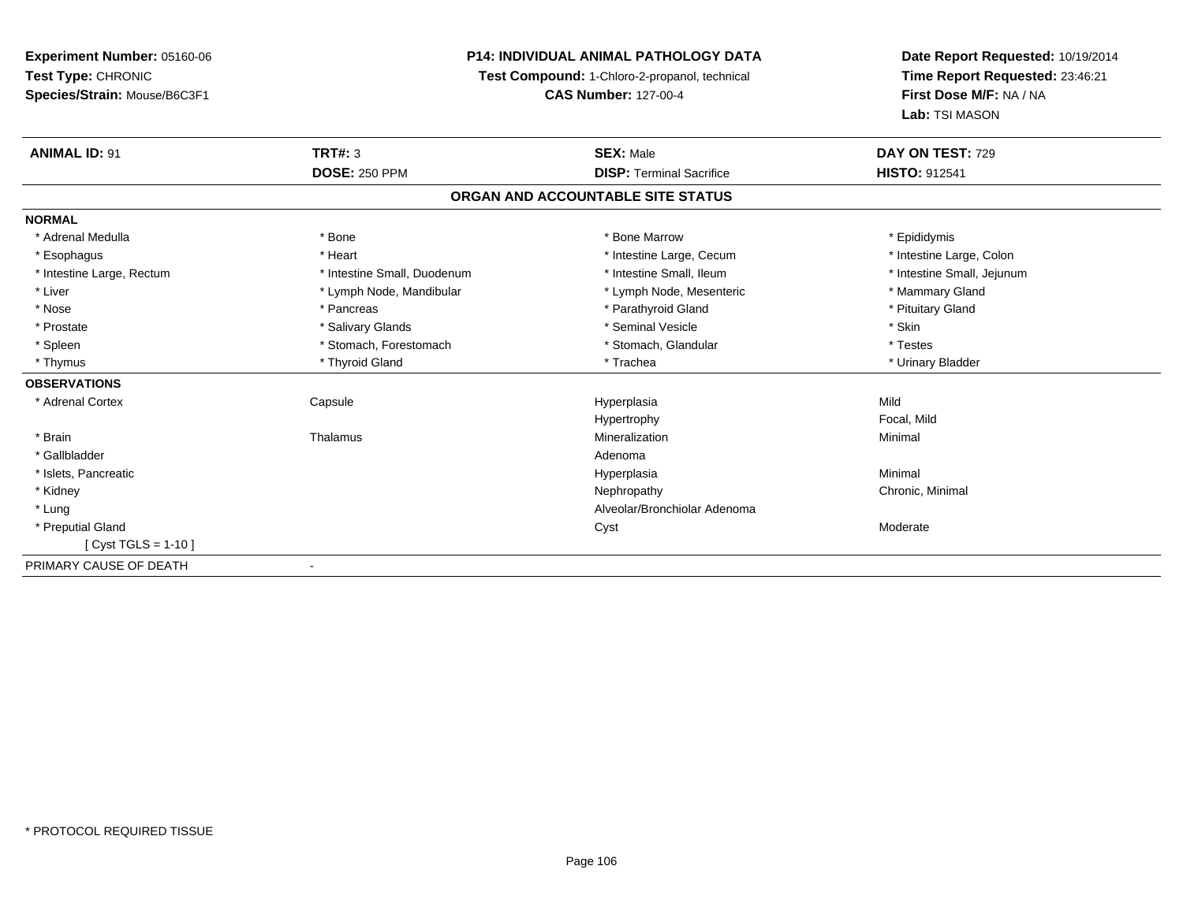**Experiment Number:** 05160-06
**Test Type:** CHRONIC
**Species/Strain:** Mouse/B6C3F1

**P14: INDIVIDUAL ANIMAL PATHOLOGY DATA**
**Test Compound:** 1-Chloro-2-propanol, technical
**CAS Number:** 127-00-4

**Date Report Requested:** 10/19/2014
**Time Report Requested:** 23:46:21
**First Dose M/F:** NA / NA
**Lab:** TSI MASON

| **ANIMAL ID:** 91 | **TRT#:** 3 | **SEX:** Male | **DAY ON TEST:** 729 |
|---|---|---|---|
| | **DOSE:** 250 PPM | **DISP:** Terminal Sacrifice | **HISTO:** 912541 |

## ORGAN AND ACCOUNTABLE SITE STATUS

**NORMAL**

| | | | |
|---|---|---|---|
| * Adrenal Medulla | * Bone | * Bone Marrow | * Epididymis |
| * Esophagus | * Heart | * Intestine Large, Cecum | * Intestine Large, Colon |
| * Intestine Large, Rectum | * Intestine Small, Duodenum | * Intestine Small, Ileum | * Intestine Small, Jejunum |
| * Liver | * Lymph Node, Mandibular | * Lymph Node, Mesenteric | * Mammary Gland |
| * Nose | * Pancreas | * Parathyroid Gland | * Pituitary Gland |
| * Prostate | * Salivary Glands | * Seminal Vesicle | * Skin |
| * Spleen | * Stomach, Forestomach | * Stomach, Glandular | * Testes |
| * Thymus | * Thyroid Gland | * Trachea | * Urinary Bladder |

**OBSERVATIONS**

| | | | |
|---|---|---|---|
| * Adrenal Cortex | Capsule | Hyperplasia | Mild |
| | | Hypertrophy | Focal, Mild |
| * Brain | Thalamus | Mineralization | Minimal |
| * Gallbladder | | Adenoma | |
| * Islets, Pancreatic | | Hyperplasia | Minimal |
| * Kidney | | Nephropathy | Chronic, Minimal |
| * Lung | | Alveolar/Bronchiolar Adenoma | |
| * Preputial Gland | | Cyst | Moderate |
| [ Cyst TGLS = 1-10 ] | | | |

PRIMARY CAUSE OF DEATH -

\* PROTOCOL REQUIRED TISSUE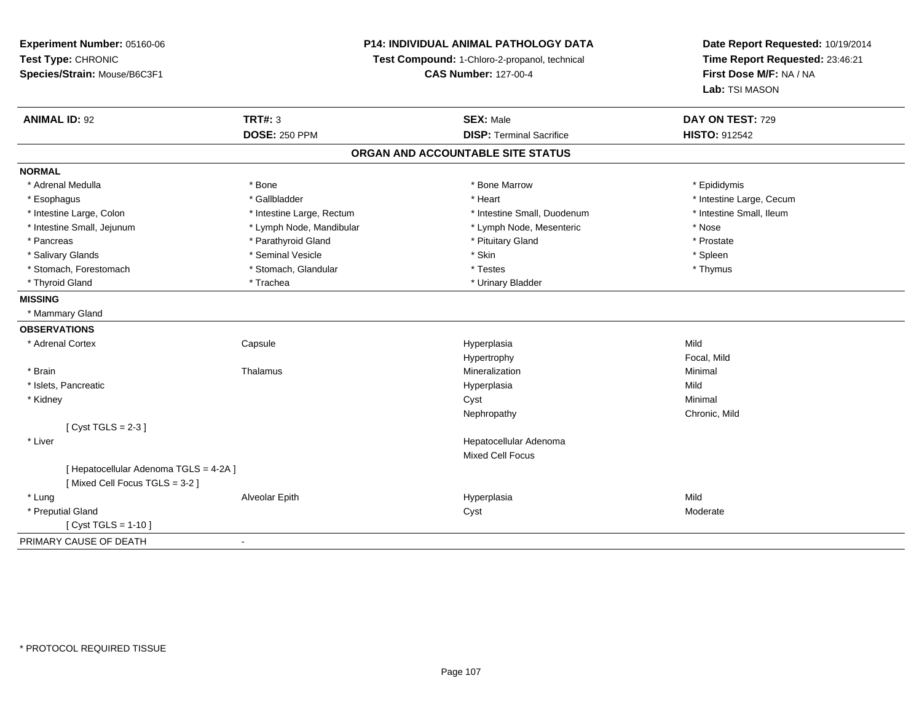**Experiment Number:** 05160-06
**Test Type:** CHRONIC
**Species/Strain:** Mouse/B6C3F1

**P14: INDIVIDUAL ANIMAL PATHOLOGY DATA**
**Test Compound:** 1-Chloro-2-propanol, technical
**CAS Number:** 127-00-4

**Date Report Requested:** 10/19/2014
**Time Report Requested:** 23:46:21
**First Dose M/F:** NA / NA
**Lab:** TSI MASON

| **ANIMAL ID:** 92 | **TRT#:** 3 | **SEX:** Male | **DAY ON TEST:** 729 |
|---|---|---|---|
| | **DOSE:** 250 PPM | **DISP:** Terminal Sacrifice | **HISTO:** 912542 |

## ORGAN AND ACCOUNTABLE SITE STATUS

**NORMAL**

| | | | |
|---|---|---|---|
| * Adrenal Medulla | * Bone | * Bone Marrow | * Epididymis |
| * Esophagus | * Gallbladder | * Heart | * Intestine Large, Cecum |
| * Intestine Large, Colon | * Intestine Large, Rectum | * Intestine Small, Duodenum | * Intestine Small, Ileum |
| * Intestine Small, Jejunum | * Lymph Node, Mandibular | * Lymph Node, Mesenteric | * Nose |
| * Pancreas | * Parathyroid Gland | * Pituitary Gland | * Prostate |
| * Salivary Glands | * Seminal Vesicle | * Skin | * Spleen |
| * Stomach, Forestomach | * Stomach, Glandular | * Testes | * Thymus |
| * Thyroid Gland | * Trachea | * Urinary Bladder | |

**MISSING**

* Mammary Gland

**OBSERVATIONS**

| | | | |
|---|---|---|---|
| * Adrenal Cortex | Capsule | Hyperplasia | Mild |
| | | Hypertrophy | Focal, Mild |
| * Brain | Thalamus | Mineralization | Minimal |
| * Islets, Pancreatic | | Hyperplasia | Mild |
| * Kidney | | Cyst | Minimal |
| | | Nephropathy | Chronic, Mild |
| [ Cyst TGLS = 2-3 ] | | | |
| * Liver | | Hepatocellular Adenoma | |
| | | Mixed Cell Focus | |
| [ Hepatocellular Adenoma TGLS = 4-2A ] | | | |
| [ Mixed Cell Focus TGLS = 3-2 ] | | | |
| * Lung | Alveolar Epith | Hyperplasia | Mild |
| * Preputial Gland | | Cyst | Moderate |
| [ Cyst TGLS = 1-10 ] | | | |

PRIMARY CAUSE OF DEATH -

* PROTOCOL REQUIRED TISSUE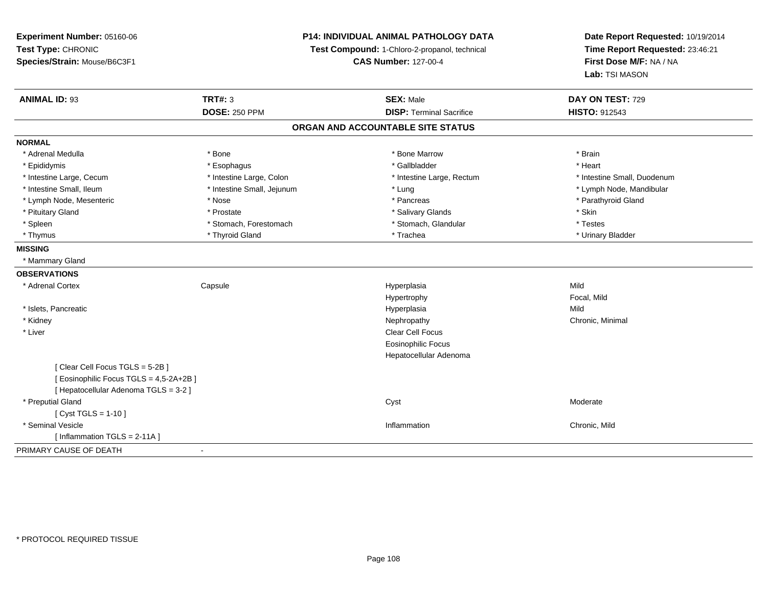**Experiment Number:** 05160-06
**Test Type:** CHRONIC
**Species/Strain:** Mouse/B6C3F1

**P14: INDIVIDUAL ANIMAL PATHOLOGY DATA**
**Test Compound:** 1-Chloro-2-propanol, technical
**CAS Number:** 127-00-4

**Date Report Requested:** 10/19/2014
**Time Report Requested:** 23:46:21
**First Dose M/F:** NA / NA
**Lab:** TSI MASON

| **ANIMAL ID:** 93 | **TRT#:** 3 | **SEX:** Male | **DAY ON TEST:** 729 |
|---|---|---|---|
| | **DOSE:** 250 PPM | **DISP:** Terminal Sacrifice | **HISTO:** 912543 |

## ORGAN AND ACCOUNTABLE SITE STATUS

**NORMAL**

| | | | |
|---|---|---|---|
| * Adrenal Medulla | * Bone | * Bone Marrow | * Brain |
| * Epididymis | * Esophagus | * Gallbladder | * Heart |
| * Intestine Large, Cecum | * Intestine Large, Colon | * Intestine Large, Rectum | * Intestine Small, Duodenum |
| * Intestine Small, Ileum | * Intestine Small, Jejunum | * Lung | * Lymph Node, Mandibular |
| * Lymph Node, Mesenteric | * Nose | * Pancreas | * Parathyroid Gland |
| * Pituitary Gland | * Prostate | * Salivary Glands | * Skin |
| * Spleen | * Stomach, Forestomach | * Stomach, Glandular | * Testes |
| * Thymus | * Thyroid Gland | * Trachea | * Urinary Bladder |

**MISSING**

* Mammary Gland

**OBSERVATIONS**

| | | | |
|---|---|---|---|
| * Adrenal Cortex | Capsule | Hyperplasia | Mild |
| | | Hypertrophy | Focal, Mild |
| * Islets, Pancreatic | | Hyperplasia | Mild |
| * Kidney | | Nephropathy | Chronic, Minimal |
| * Liver | | Clear Cell Focus | |
| | | Eosinophilic Focus | |
| | | Hepatocellular Adenoma | |
| [ Clear Cell Focus TGLS = 5-2B ] | | | |
| [ Eosinophilic Focus TGLS = 4,5-2A+2B ] | | | |
| [ Hepatocellular Adenoma TGLS = 3-2 ] | | | |
| * Preputial Gland | | Cyst | Moderate |
| [ Cyst TGLS = 1-10 ] | | | |
| * Seminal Vesicle | | Inflammation | Chronic, Mild |
| [ Inflammation TGLS = 2-11A ] | | | |

PRIMARY CAUSE OF DEATH -

* PROTOCOL REQUIRED TISSUE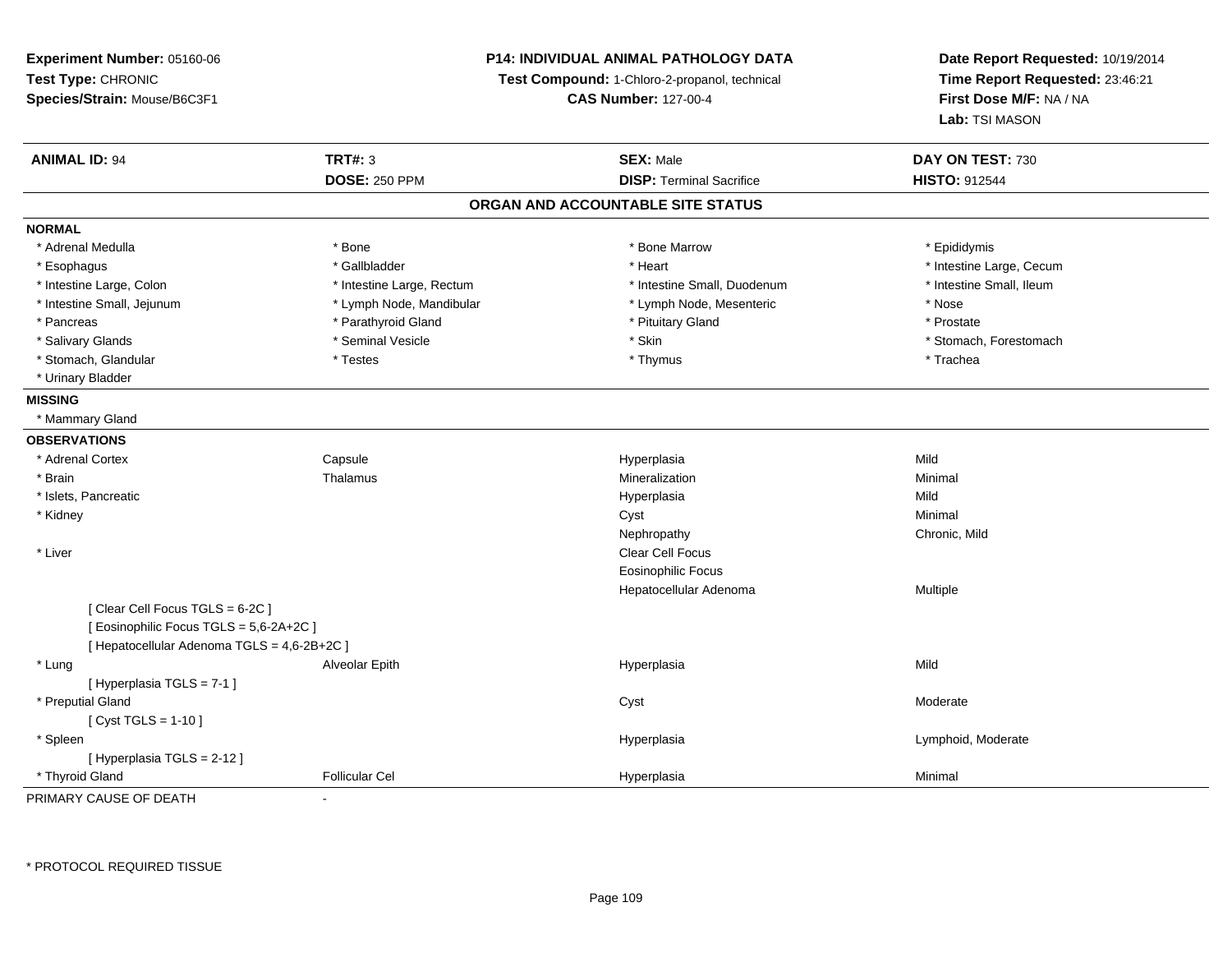**Experiment Number:** 05160-06
**Test Type:** CHRONIC
**Species/Strain:** Mouse/B6C3F1

**P14: INDIVIDUAL ANIMAL PATHOLOGY DATA**
**Test Compound:** 1-Chloro-2-propanol, technical
**CAS Number:** 127-00-4

**Date Report Requested:** 10/19/2014
**Time Report Requested:** 23:46:21
**First Dose M/F:** NA / NA
**Lab:** TSI MASON

| **ANIMAL ID:** 94 | **TRT#:** 3 | **SEX:** Male | **DAY ON TEST:** 730 |
|---|---|---|---|
| | **DOSE:** 250 PPM | **DISP:** Terminal Sacrifice | **HISTO:** 912544 |

## ORGAN AND ACCOUNTABLE SITE STATUS

**NORMAL**

| | | | |
|---|---|---|---|
| * Adrenal Medulla | * Bone | * Bone Marrow | * Epididymis |
| * Esophagus | * Gallbladder | * Heart | * Intestine Large, Cecum |
| * Intestine Large, Colon | * Intestine Large, Rectum | * Intestine Small, Duodenum | * Intestine Small, Ileum |
| * Intestine Small, Jejunum | * Lymph Node, Mandibular | * Lymph Node, Mesenteric | * Nose |
| * Pancreas | * Parathyroid Gland | * Pituitary Gland | * Prostate |
| * Salivary Glands | * Seminal Vesicle | * Skin | * Stomach, Forestomach |
| * Stomach, Glandular | * Testes | * Thymus | * Trachea |
| * Urinary Bladder | | | |

**MISSING**

* Mammary Gland

**OBSERVATIONS**

| | | | |
|---|---|---|---|
| * Adrenal Cortex | Capsule | Hyperplasia | Mild |
| * Brain | Thalamus | Mineralization | Minimal |
| * Islets, Pancreatic | | Hyperplasia | Mild |
| * Kidney | | Cyst | Minimal |
| | | Nephropathy | Chronic, Mild |
| * Liver | | Clear Cell Focus | |
| | | Eosinophilic Focus | |
| | | Hepatocellular Adenoma | Multiple |
| [ Clear Cell Focus TGLS = 6-2C ] | | | |
| [ Eosinophilic Focus TGLS = 5,6-2A+2C ] | | | |
| [ Hepatocellular Adenoma TGLS = 4,6-2B+2C ] | | | |
| * Lung | Alveolar Epith | Hyperplasia | Mild |
| [ Hyperplasia TGLS = 7-1 ] | | | |
| * Preputial Gland | | Cyst | Moderate |
| [ Cyst TGLS = 1-10 ] | | | |
| * Spleen | | Hyperplasia | Lymphoid, Moderate |
| [ Hyperplasia TGLS = 2-12 ] | | | |
| * Thyroid Gland | Follicular Cel | Hyperplasia | Minimal |

PRIMARY CAUSE OF DEATH -

* PROTOCOL REQUIRED TISSUE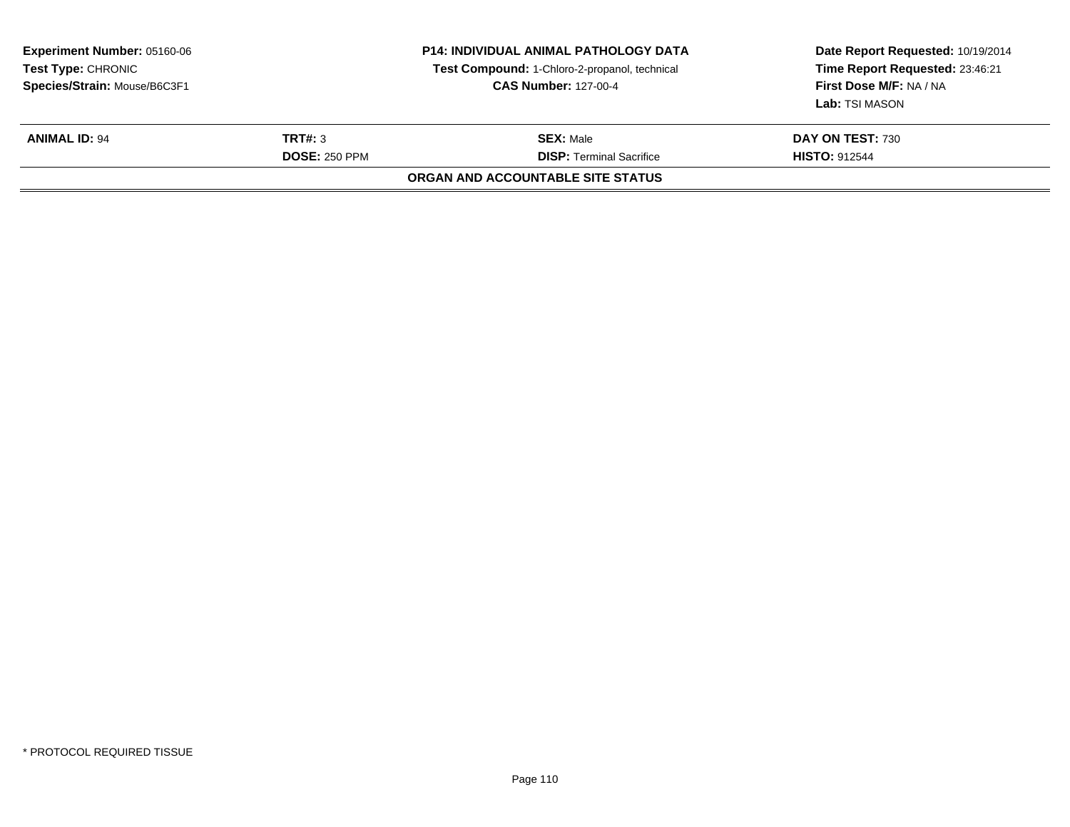**Experiment Number:** 05160-06
**Test Type:** CHRONIC
**Species/Strain:** Mouse/B6C3F1

**P14: INDIVIDUAL ANIMAL PATHOLOGY DATA**
**Test Compound:** 1-Chloro-2-propanol, technical
**CAS Number:** 127-00-4

**Date Report Requested:** 10/19/2014
**Time Report Requested:** 23:46:21
**First Dose M/F:** NA / NA
**Lab:** TSI MASON

| **ANIMAL ID:** 94 | **TRT#:** 3 | **SEX:** Male | **DAY ON TEST:** 730 |
|---|---|---|---|
| | **DOSE:** 250 PPM | **DISP:** Terminal Sacrifice | **HISTO:** 912544 |

**ORGAN AND ACCOUNTABLE SITE STATUS**

* PROTOCOL REQUIRED TISSUE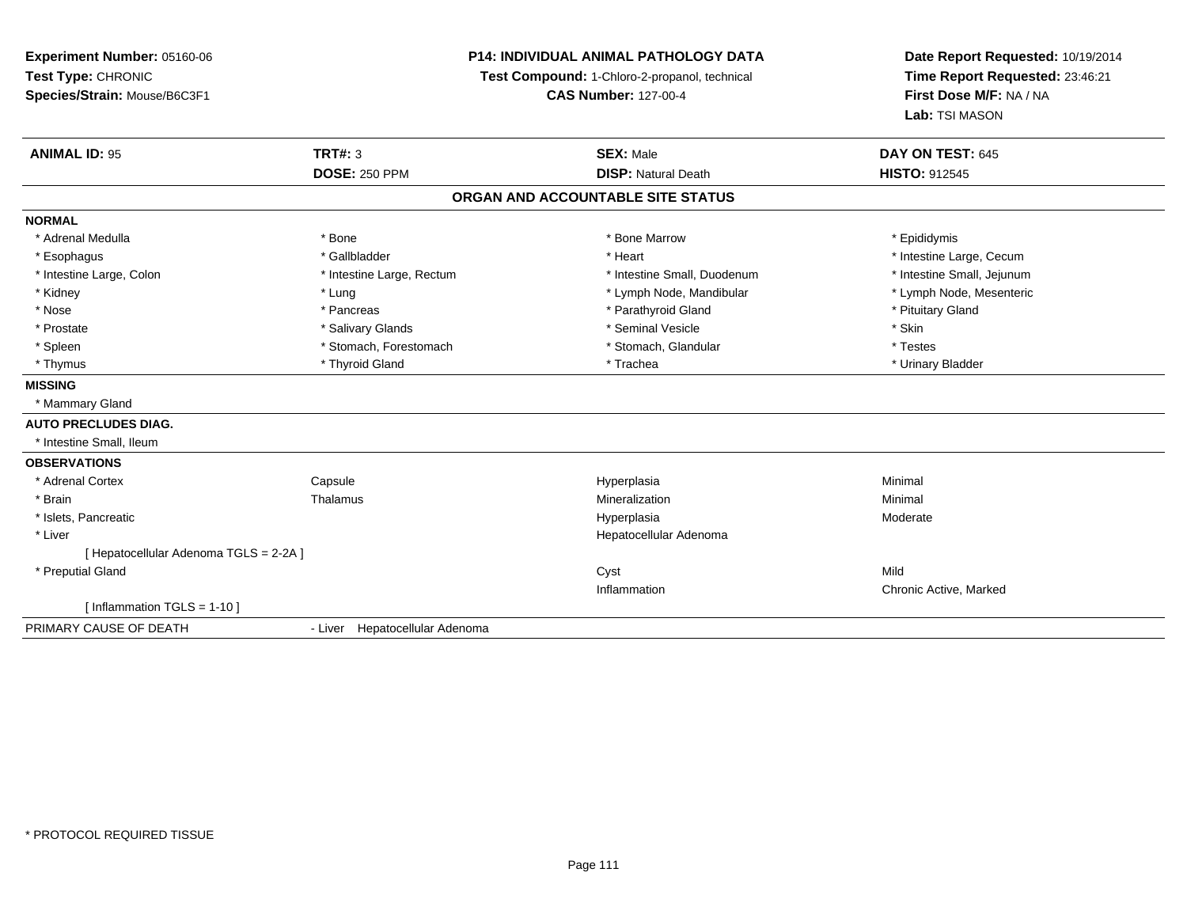**Experiment Number:** 05160-06
**Test Type:** CHRONIC
**Species/Strain:** Mouse/B6C3F1

**P14: INDIVIDUAL ANIMAL PATHOLOGY DATA**
**Test Compound:** 1-Chloro-2-propanol, technical
**CAS Number:** 127-00-4

**Date Report Requested:** 10/19/2014
**Time Report Requested:** 23:46:21
**First Dose M/F:** NA / NA
**Lab:** TSI MASON

| **ANIMAL ID:** 95 | **TRT#:** 3 | **SEX:** Male | **DAY ON TEST:** 645 |
|---|---|---|---|
| | **DOSE:** 250 PPM | **DISP:** Natural Death | **HISTO:** 912545 |

## ORGAN AND ACCOUNTABLE SITE STATUS

**NORMAL**

| | | | |
|---|---|---|---|
| * Adrenal Medulla | * Bone | * Bone Marrow | * Epididymis |
| * Esophagus | * Gallbladder | * Heart | * Intestine Large, Cecum |
| * Intestine Large, Colon | * Intestine Large, Rectum | * Intestine Small, Duodenum | * Intestine Small, Jejunum |
| * Kidney | * Lung | * Lymph Node, Mandibular | * Lymph Node, Mesenteric |
| * Nose | * Pancreas | * Parathyroid Gland | * Pituitary Gland |
| * Prostate | * Salivary Glands | * Seminal Vesicle | * Skin |
| * Spleen | * Stomach, Forestomach | * Stomach, Glandular | * Testes |
| * Thymus | * Thyroid Gland | * Trachea | * Urinary Bladder |

**MISSING**

* Mammary Gland

**AUTO PRECLUDES DIAG.**

* Intestine Small, Ileum

**OBSERVATIONS**

| | | | |
|---|---|---|---|
| * Adrenal Cortex | Capsule | Hyperplasia | Minimal |
| * Brain | Thalamus | Mineralization | Minimal |
| * Islets, Pancreatic | | Hyperplasia | Moderate |
| * Liver | | Hepatocellular Adenoma | |
| [ Hepatocellular Adenoma TGLS = 2-2A ] | | | |
| * Preputial Gland | | Cyst | Mild |
| | | Inflammation | Chronic Active, Marked |
| [ Inflammation TGLS = 1-10 ] | | | |

PRIMARY CAUSE OF DEATH - Liver Hepatocellular Adenoma

* PROTOCOL REQUIRED TISSUE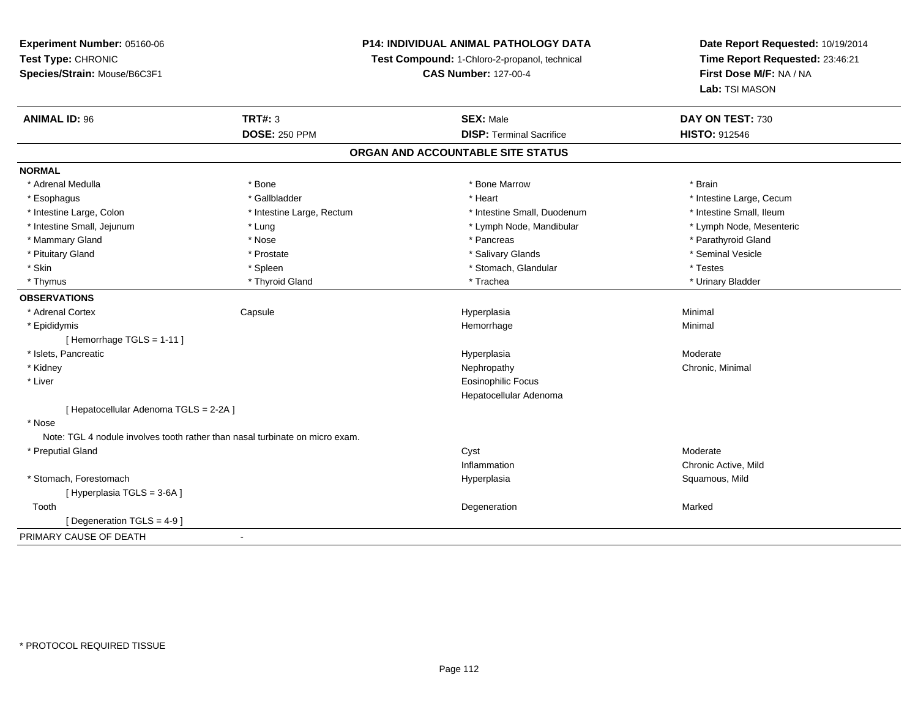**Experiment Number:** 05160-06
**Test Type:** CHRONIC
**Species/Strain:** Mouse/B6C3F1

**P14: INDIVIDUAL ANIMAL PATHOLOGY DATA**
**Test Compound:** 1-Chloro-2-propanol, technical
**CAS Number:** 127-00-4

**Date Report Requested:** 10/19/2014
**Time Report Requested:** 23:46:21
**First Dose M/F:** NA / NA
**Lab:** TSI MASON

| **ANIMAL ID:** 96 | **TRT#:** 3 | **SEX:** Male | **DAY ON TEST:** 730 |
|---|---|---|---|
| | **DOSE:** 250 PPM | **DISP:** Terminal Sacrifice | **HISTO:** 912546 |

## ORGAN AND ACCOUNTABLE SITE STATUS

**NORMAL**

| | | | |
|---|---|---|---|
| * Adrenal Medulla | * Bone | * Bone Marrow | * Brain |
| * Esophagus | * Gallbladder | * Heart | * Intestine Large, Cecum |
| * Intestine Large, Colon | * Intestine Large, Rectum | * Intestine Small, Duodenum | * Intestine Small, Ileum |
| * Intestine Small, Jejunum | * Lung | * Lymph Node, Mandibular | * Lymph Node, Mesenteric |
| * Mammary Gland | * Nose | * Pancreas | * Parathyroid Gland |
| * Pituitary Gland | * Prostate | * Salivary Glands | * Seminal Vesicle |
| * Skin | * Spleen | * Stomach, Glandular | * Testes |
| * Thymus | * Thyroid Gland | * Trachea | * Urinary Bladder |

**OBSERVATIONS**

| | | | |
|---|---|---|---|
| * Adrenal Cortex | Capsule | Hyperplasia | Minimal |
| * Epididymis | | Hemorrhage | Minimal |
| [ Hemorrhage TGLS = 1-11 ] | | | |
| * Islets, Pancreatic | | Hyperplasia | Moderate |
| * Kidney | | Nephropathy | Chronic, Minimal |
| * Liver | | Eosinophilic Focus | |
| | | Hepatocellular Adenoma | |
| [ Hepatocellular Adenoma TGLS = 2-2A ] | | | |
| * Nose | | | |
| Note: TGL 4 nodule involves tooth rather than nasal turbinate on micro exam. | | | |
| * Preputial Gland | | Cyst | Moderate |
| | | Inflammation | Chronic Active, Mild |
| * Stomach, Forestomach | | Hyperplasia | Squamous, Mild |
| [ Hyperplasia TGLS = 3-6A ] | | | |
| Tooth | | Degeneration | Marked |
| [ Degeneration TGLS = 4-9 ] | | | |

PRIMARY CAUSE OF DEATH -

* PROTOCOL REQUIRED TISSUE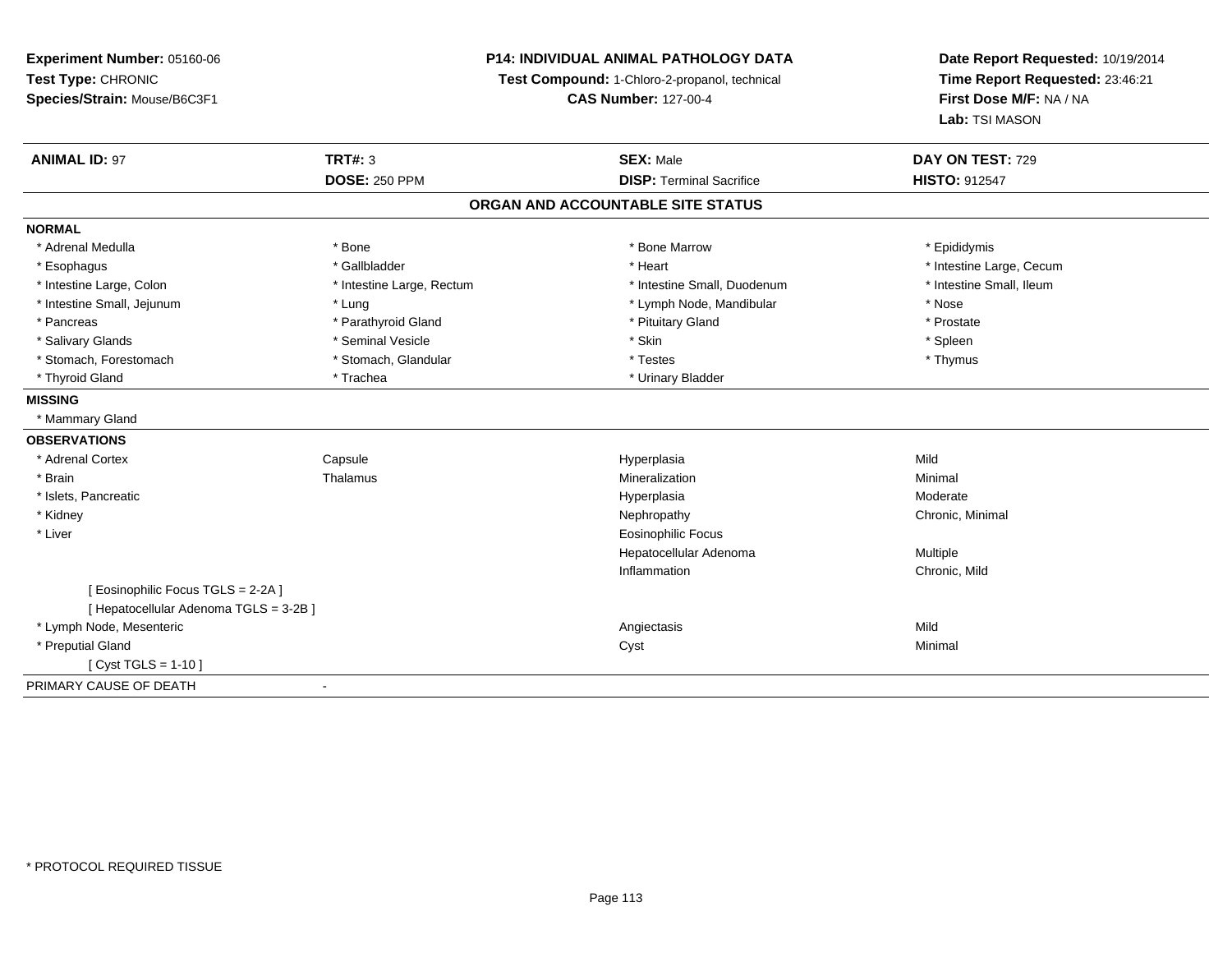**Experiment Number:** 05160-06
**Test Type:** CHRONIC
**Species/Strain:** Mouse/B6C3F1

**P14: INDIVIDUAL ANIMAL PATHOLOGY DATA**
**Test Compound:** 1-Chloro-2-propanol, technical
**CAS Number:** 127-00-4

**Date Report Requested:** 10/19/2014
**Time Report Requested:** 23:46:21
**First Dose M/F:** NA / NA
**Lab:** TSI MASON

| **ANIMAL ID:** 97 | **TRT#:** 3 | **SEX:** Male | **DAY ON TEST:** 729 |
|---|---|---|---|
| | **DOSE:** 250 PPM | **DISP:** Terminal Sacrifice | **HISTO:** 912547 |

## ORGAN AND ACCOUNTABLE SITE STATUS

**NORMAL**

| | | | |
|---|---|---|---|
| * Adrenal Medulla | * Bone | * Bone Marrow | * Epididymis |
| * Esophagus | * Gallbladder | * Heart | * Intestine Large, Cecum |
| * Intestine Large, Colon | * Intestine Large, Rectum | * Intestine Small, Duodenum | * Intestine Small, Ileum |
| * Intestine Small, Jejunum | * Lung | * Lymph Node, Mandibular | * Nose |
| * Pancreas | * Parathyroid Gland | * Pituitary Gland | * Prostate |
| * Salivary Glands | * Seminal Vesicle | * Skin | * Spleen |
| * Stomach, Forestomach | * Stomach, Glandular | * Testes | * Thymus |
| * Thyroid Gland | * Trachea | * Urinary Bladder | |

**MISSING**

* Mammary Gland

**OBSERVATIONS**

| | | | |
|---|---|---|---|
| * Adrenal Cortex | Capsule | Hyperplasia | Mild |
| * Brain | Thalamus | Mineralization | Minimal |
| * Islets, Pancreatic | | Hyperplasia | Moderate |
| * Kidney | | Nephropathy | Chronic, Minimal |
| * Liver | | Eosinophilic Focus | |
| | | Hepatocellular Adenoma | Multiple |
| | | Inflammation | Chronic, Mild |
| [ Eosinophilic Focus TGLS = 2-2A ] | | | |
| [ Hepatocellular Adenoma TGLS = 3-2B ] | | | |
| * Lymph Node, Mesenteric | | Angiectasis | Mild |
| * Preputial Gland | | Cyst | Minimal |
| [ Cyst TGLS = 1-10 ] | | | |

PRIMARY CAUSE OF DEATH -

* PROTOCOL REQUIRED TISSUE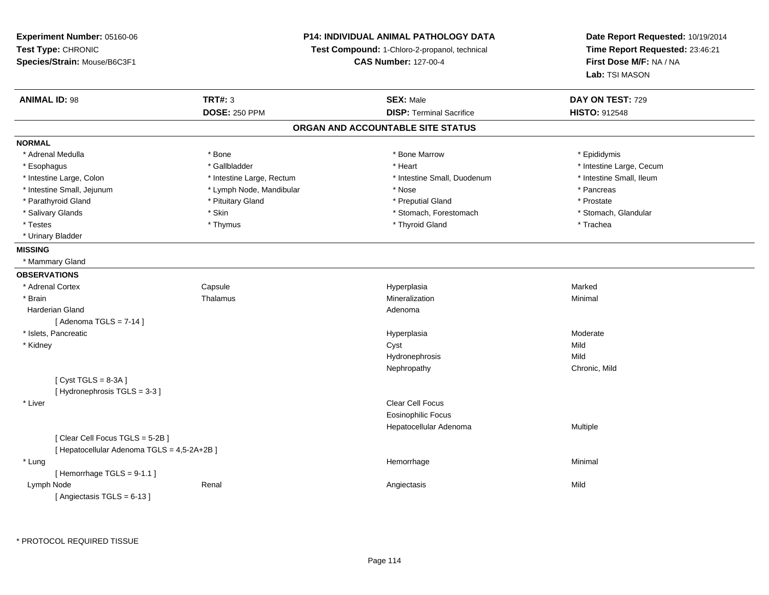**Experiment Number:** 05160-06
**Test Type:** CHRONIC
**Species/Strain:** Mouse/B6C3F1

**P14: INDIVIDUAL ANIMAL PATHOLOGY DATA**
**Test Compound:** 1-Chloro-2-propanol, technical
**CAS Number:** 127-00-4

**Date Report Requested:** 10/19/2014
**Time Report Requested:** 23:46:21
**First Dose M/F:** NA / NA
**Lab:** TSI MASON

| **ANIMAL ID:** 98 | **TRT#:** 3 | **SEX:** Male | **DAY ON TEST:** 729 |
|---|---|---|---|
| | **DOSE:** 250 PPM | **DISP:** Terminal Sacrifice | **HISTO:** 912548 |

## ORGAN AND ACCOUNTABLE SITE STATUS

**NORMAL**

| | | | |
|---|---|---|---|
| * Adrenal Medulla | * Bone | * Bone Marrow | * Epididymis |
| * Esophagus | * Gallbladder | * Heart | * Intestine Large, Cecum |
| * Intestine Large, Colon | * Intestine Large, Rectum | * Intestine Small, Duodenum | * Intestine Small, Ileum |
| * Intestine Small, Jejunum | * Lymph Node, Mandibular | * Nose | * Pancreas |
| * Parathyroid Gland | * Pituitary Gland | * Preputial Gland | * Prostate |
| * Salivary Glands | * Skin | * Stomach, Forestomach | * Stomach, Glandular |
| * Testes | * Thymus | * Thyroid Gland | * Trachea |
| * Urinary Bladder | | | |

**MISSING**

* Mammary Gland

**OBSERVATIONS**

| | | | |
|---|---|---|---|
| * Adrenal Cortex | Capsule | Hyperplasia | Marked |
| * Brain | Thalamus | Mineralization | Minimal |
| Harderian Gland | | Adenoma | |
| [ Adenoma TGLS = 7-14 ] | | | |
| * Islets, Pancreatic | | Hyperplasia | Moderate |
| * Kidney | | Cyst | Mild |
| | | Hydronephrosis | Mild |
| | | Nephropathy | Chronic, Mild |
| [ Cyst TGLS = 8-3A ] | | | |
| [ Hydronephrosis TGLS = 3-3 ] | | | |
| * Liver | | Clear Cell Focus | |
| | | Eosinophilic Focus | |
| | | Hepatocellular Adenoma | Multiple |
| [ Clear Cell Focus TGLS = 5-2B ] | | | |
| [ Hepatocellular Adenoma TGLS = 4,5-2A+2B ] | | | |
| * Lung | | Hemorrhage | Minimal |
| [ Hemorrhage TGLS = 9-1.1 ] | | | |
| Lymph Node | Renal | Angiectasis | Mild |
| [ Angiectasis TGLS = 6-13 ] | | | |

* PROTOCOL REQUIRED TISSUE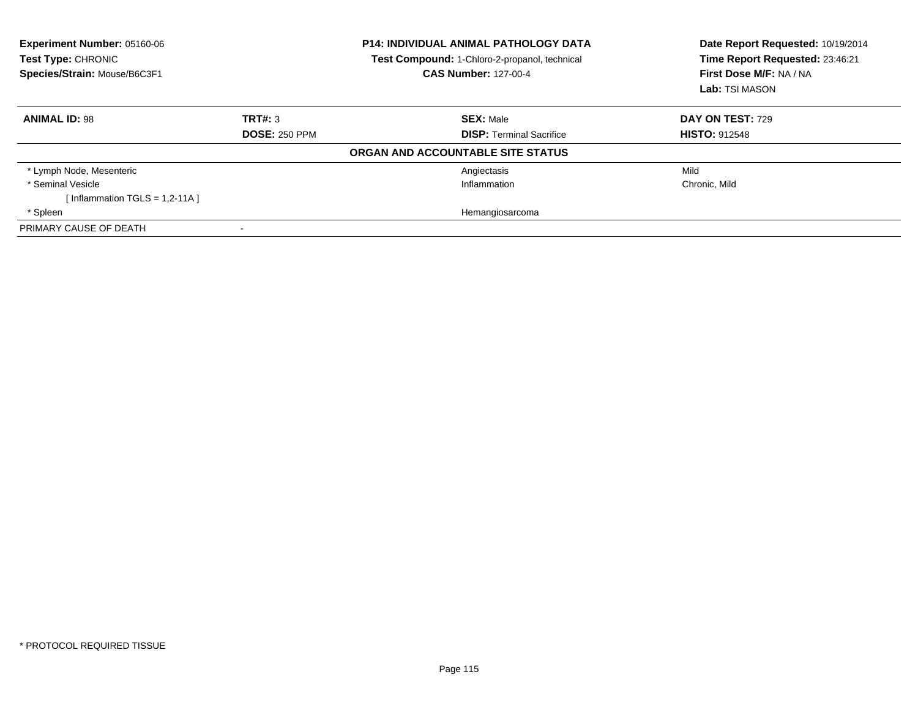**Experiment Number:** 05160-06
**Test Type:** CHRONIC
**Species/Strain:** Mouse/B6C3F1

**P14: INDIVIDUAL ANIMAL PATHOLOGY DATA**
**Test Compound:** 1-Chloro-2-propanol, technical
**CAS Number:** 127-00-4

**Date Report Requested:** 10/19/2014
**Time Report Requested:** 23:46:21
**First Dose M/F:** NA / NA
**Lab:** TSI MASON

| **ANIMAL ID:** 98 | **TRT#:** 3 | **SEX:** Male | **DAY ON TEST:** 729 |
|---|---|---|---|
| | **DOSE:** 250 PPM | **DISP:** Terminal Sacrifice | **HISTO:** 912548 |

**ORGAN AND ACCOUNTABLE SITE STATUS**

| | | |
|---|---|---|
| * Lymph Node, Mesenteric | Angiectasis | Mild |
| * Seminal Vesicle | Inflammation | Chronic, Mild |
| [ Inflammation TGLS = 1,2-11A ] | | |
| * Spleen | Hemangiosarcoma | |
| PRIMARY CAUSE OF DEATH | - | |

* PROTOCOL REQUIRED TISSUE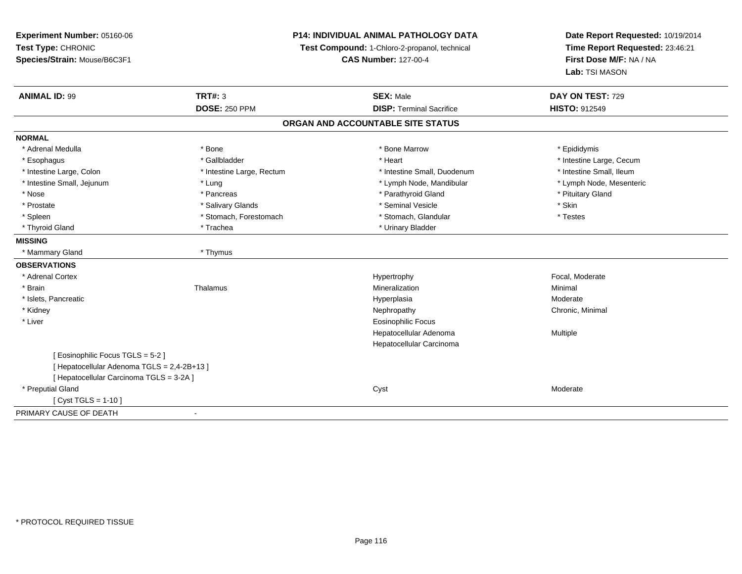**Experiment Number:** 05160-06
**Test Type:** CHRONIC
**Species/Strain:** Mouse/B6C3F1

**P14: INDIVIDUAL ANIMAL PATHOLOGY DATA**
**Test Compound:** 1-Chloro-2-propanol, technical
**CAS Number:** 127-00-4

**Date Report Requested:** 10/19/2014
**Time Report Requested:** 23:46:21
**First Dose M/F:** NA / NA
**Lab:** TSI MASON

| **ANIMAL ID:** 99 | **TRT#:** 3 | **SEX:** Male | **DAY ON TEST:** 729 |
|---|---|---|---|
| | **DOSE:** 250 PPM | **DISP:** Terminal Sacrifice | **HISTO:** 912549 |

## ORGAN AND ACCOUNTABLE SITE STATUS

**NORMAL**

| | | | |
|---|---|---|---|
| * Adrenal Medulla | * Bone | * Bone Marrow | * Epididymis |
| * Esophagus | * Gallbladder | * Heart | * Intestine Large, Cecum |
| * Intestine Large, Colon | * Intestine Large, Rectum | * Intestine Small, Duodenum | * Intestine Small, Ileum |
| * Intestine Small, Jejunum | * Lung | * Lymph Node, Mandibular | * Lymph Node, Mesenteric |
| * Nose | * Pancreas | * Parathyroid Gland | * Pituitary Gland |
| * Prostate | * Salivary Glands | * Seminal Vesicle | * Skin |
| * Spleen | * Stomach, Forestomach | * Stomach, Glandular | * Testes |
| * Thyroid Gland | * Trachea | * Urinary Bladder | |

**MISSING**

| | |
|---|---|
| * Mammary Gland | * Thymus |

**OBSERVATIONS**

| | | | |
|---|---|---|---|
| * Adrenal Cortex | | Hypertrophy | Focal, Moderate |
| * Brain | Thalamus | Mineralization | Minimal |
| * Islets, Pancreatic | | Hyperplasia | Moderate |
| * Kidney | | Nephropathy | Chronic, Minimal |
| * Liver | | Eosinophilic Focus | |
| | | Hepatocellular Adenoma | Multiple |
| | | Hepatocellular Carcinoma | |
| [ Eosinophilic Focus TGLS = 5-2 ] | | | |
| [ Hepatocellular Adenoma TGLS = 2,4-2B+13 ] | | | |
| [ Hepatocellular Carcinoma TGLS = 3-2A ] | | | |
| * Preputial Gland | | Cyst | Moderate |
| [ Cyst TGLS = 1-10 ] | | | |

PRIMARY CAUSE OF DEATH -

\* PROTOCOL REQUIRED TISSUE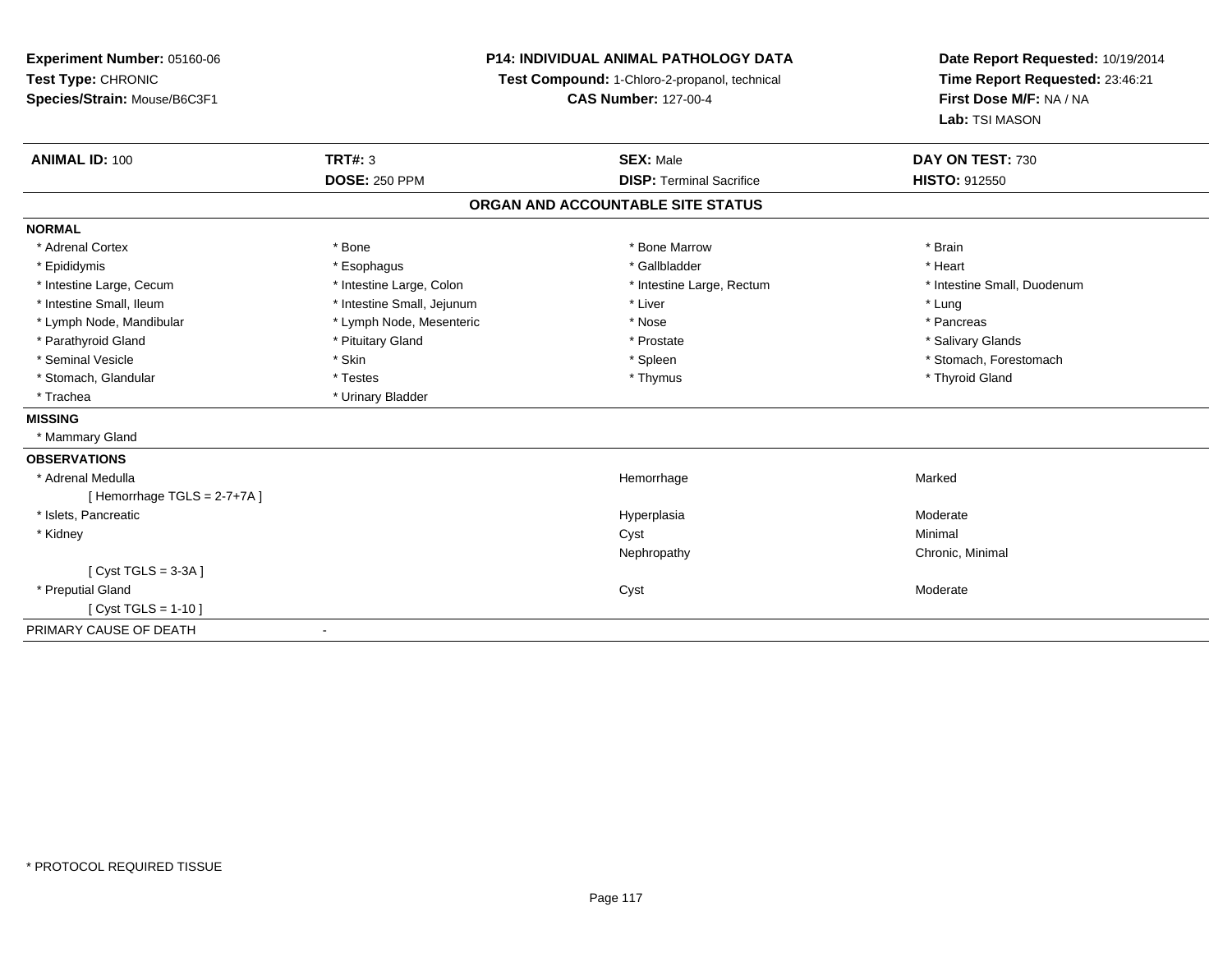**Experiment Number:** 05160-06
**Test Type:** CHRONIC
**Species/Strain:** Mouse/B6C3F1

**P14: INDIVIDUAL ANIMAL PATHOLOGY DATA**
**Test Compound:** 1-Chloro-2-propanol, technical
**CAS Number:** 127-00-4

**Date Report Requested:** 10/19/2014
**Time Report Requested:** 23:46:21
**First Dose M/F:** NA / NA
**Lab:** TSI MASON

| **ANIMAL ID:** 100 | **TRT#:** 3 | **SEX:** Male | **DAY ON TEST:** 730 |
|---|---|---|---|
| | **DOSE:** 250 PPM | **DISP:** Terminal Sacrifice | **HISTO:** 912550 |

## ORGAN AND ACCOUNTABLE SITE STATUS

**NORMAL**

| | | | |
|---|---|---|---|
| * Adrenal Cortex | * Bone | * Bone Marrow | * Brain |
| * Epididymis | * Esophagus | * Gallbladder | * Heart |
| * Intestine Large, Cecum | * Intestine Large, Colon | * Intestine Large, Rectum | * Intestine Small, Duodenum |
| * Intestine Small, Ileum | * Intestine Small, Jejunum | * Liver | * Lung |
| * Lymph Node, Mandibular | * Lymph Node, Mesenteric | * Nose | * Pancreas |
| * Parathyroid Gland | * Pituitary Gland | * Prostate | * Salivary Glands |
| * Seminal Vesicle | * Skin | * Spleen | * Stomach, Forestomach |
| * Stomach, Glandular | * Testes | * Thymus | * Thyroid Gland |
| * Trachea | * Urinary Bladder | | |

**MISSING**

* Mammary Gland

**OBSERVATIONS**

| | | |
|---|---|---|
| * Adrenal Medulla | Hemorrhage | Marked |
| [ Hemorrhage TGLS = 2-7+7A ] | | |
| * Islets, Pancreatic | Hyperplasia | Moderate |
| * Kidney | Cyst | Minimal |
| | Nephropathy | Chronic, Minimal |
| [ Cyst TGLS = 3-3A ] | | |
| * Preputial Gland | Cyst | Moderate |
| [ Cyst TGLS = 1-10 ] | | |

PRIMARY CAUSE OF DEATH -

* PROTOCOL REQUIRED TISSUE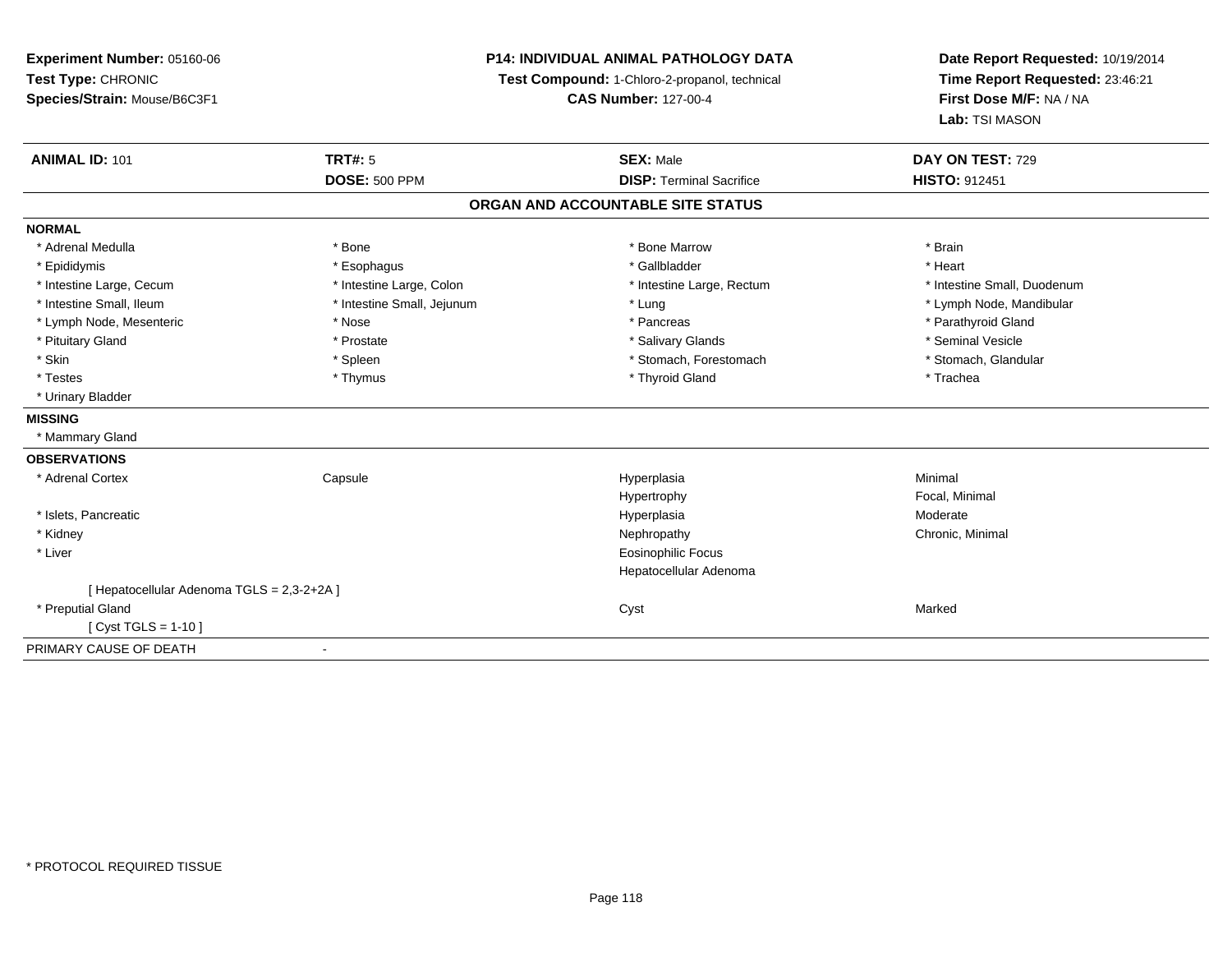**Experiment Number:** 05160-06
**Test Type:** CHRONIC
**Species/Strain:** Mouse/B6C3F1

**P14: INDIVIDUAL ANIMAL PATHOLOGY DATA**
**Test Compound:** 1-Chloro-2-propanol, technical
**CAS Number:** 127-00-4

**Date Report Requested:** 10/19/2014
**Time Report Requested:** 23:46:21
**First Dose M/F:** NA / NA
**Lab:** TSI MASON

| **ANIMAL ID:** 101 | **TRT#:** 5 | **SEX:** Male | **DAY ON TEST:** 729 |
|---|---|---|---|
| | **DOSE:** 500 PPM | **DISP:** Terminal Sacrifice | **HISTO:** 912451 |

## ORGAN AND ACCOUNTABLE SITE STATUS

**NORMAL**

| | | | |
|---|---|---|---|
| * Adrenal Medulla | * Bone | * Bone Marrow | * Brain |
| * Epididymis | * Esophagus | * Gallbladder | * Heart |
| * Intestine Large, Cecum | * Intestine Large, Colon | * Intestine Large, Rectum | * Intestine Small, Duodenum |
| * Intestine Small, Ileum | * Intestine Small, Jejunum | * Lung | * Lymph Node, Mandibular |
| * Lymph Node, Mesenteric | * Nose | * Pancreas | * Parathyroid Gland |
| * Pituitary Gland | * Prostate | * Salivary Glands | * Seminal Vesicle |
| * Skin | * Spleen | * Stomach, Forestomach | * Stomach, Glandular |
| * Testes | * Thymus | * Thyroid Gland | * Trachea |
| * Urinary Bladder | | | |

**MISSING**

* Mammary Gland

**OBSERVATIONS**

| | | | |
|---|---|---|---|
| * Adrenal Cortex | Capsule | Hyperplasia | Minimal |
| | | Hypertrophy | Focal, Minimal |
| * Islets, Pancreatic | | Hyperplasia | Moderate |
| * Kidney | | Nephropathy | Chronic, Minimal |
| * Liver | | Eosinophilic Focus | |
| | | Hepatocellular Adenoma | |
| [ Hepatocellular Adenoma TGLS = 2,3-2+2A ] | | | |
| * Preputial Gland | | Cyst | Marked |
| [ Cyst TGLS = 1-10 ] | | | |

PRIMARY CAUSE OF DEATH -

* PROTOCOL REQUIRED TISSUE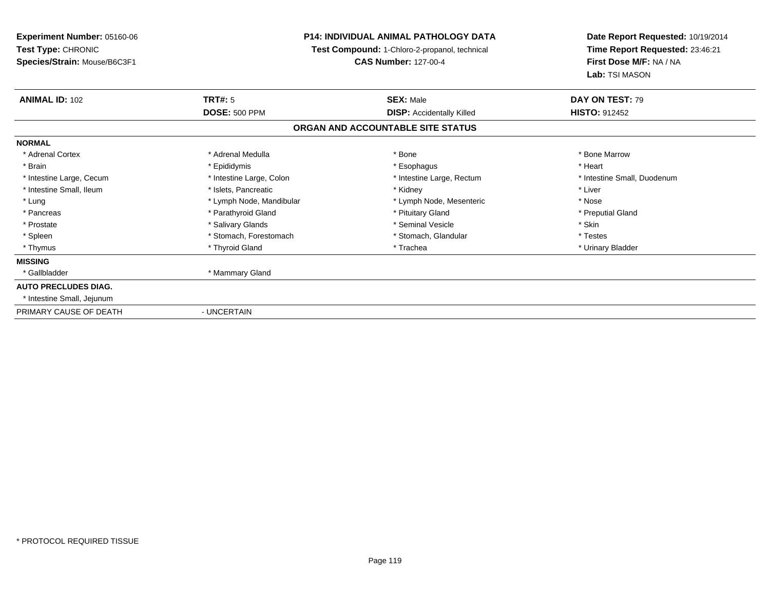**Experiment Number:** 05160-06
**Test Type:** CHRONIC
**Species/Strain:** Mouse/B6C3F1

**P14: INDIVIDUAL ANIMAL PATHOLOGY DATA**
**Test Compound:** 1-Chloro-2-propanol, technical
**CAS Number:** 127-00-4

**Date Report Requested:** 10/19/2014
**Time Report Requested:** 23:46:21
**First Dose M/F:** NA / NA
**Lab:** TSI MASON

| **ANIMAL ID:** 102 | **TRT#:** 5 | **SEX:** Male | **DAY ON TEST:** 79 |
|---|---|---|---|
| | **DOSE:** 500 PPM | **DISP:** Accidentally Killed | **HISTO:** 912452 |

## ORGAN AND ACCOUNTABLE SITE STATUS

| | | | |
|---|---|---|---|
| **NORMAL** | | | |
| * Adrenal Cortex | * Adrenal Medulla | * Bone | * Bone Marrow |
| * Brain | * Epididymis | * Esophagus | * Heart |
| * Intestine Large, Cecum | * Intestine Large, Colon | * Intestine Large, Rectum | * Intestine Small, Duodenum |
| * Intestine Small, Ileum | * Islets, Pancreatic | * Kidney | * Liver |
| * Lung | * Lymph Node, Mandibular | * Lymph Node, Mesenteric | * Nose |
| * Pancreas | * Parathyroid Gland | * Pituitary Gland | * Preputial Gland |
| * Prostate | * Salivary Glands | * Seminal Vesicle | * Skin |
| * Spleen | * Stomach, Forestomach | * Stomach, Glandular | * Testes |
| * Thymus | * Thyroid Gland | * Trachea | * Urinary Bladder |
| **MISSING** | | | |
| * Gallbladder | * Mammary Gland | | |
| **AUTO PRECLUDES DIAG.** | | | |
| * Intestine Small, Jejunum | | | |
| PRIMARY CAUSE OF DEATH | - UNCERTAIN | | |

* PROTOCOL REQUIRED TISSUE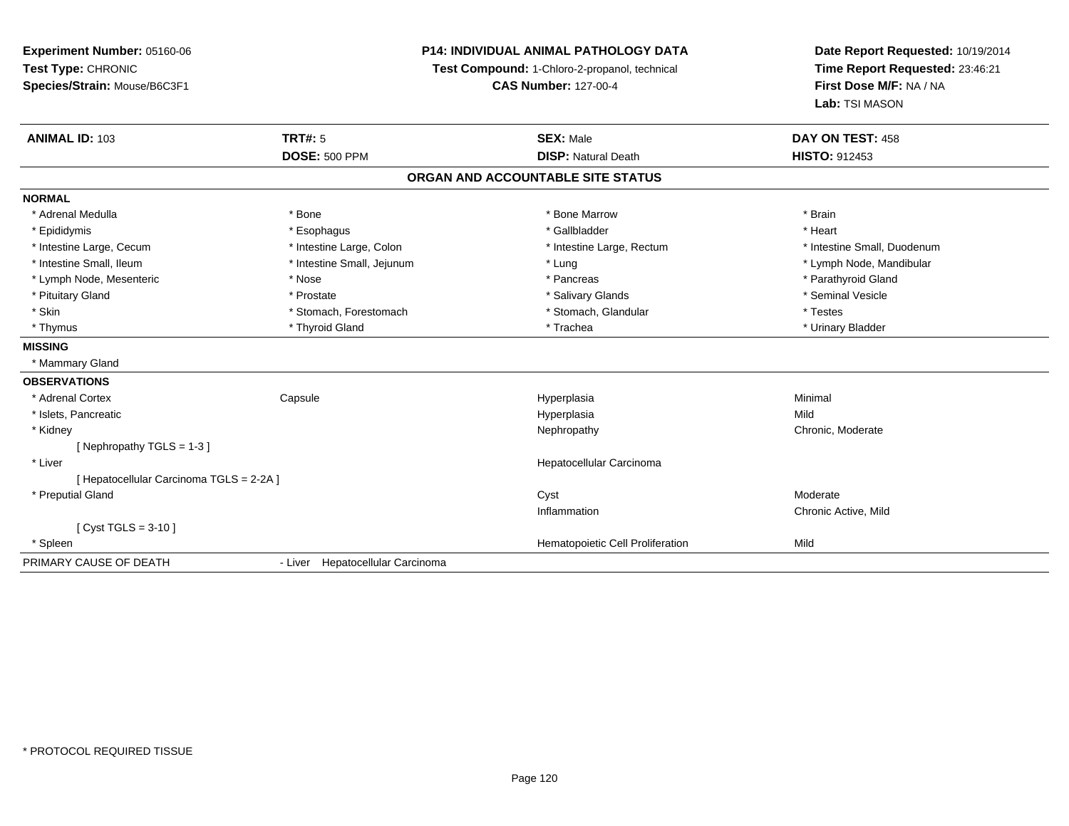**Experiment Number:** 05160-06
**Test Type:** CHRONIC
**Species/Strain:** Mouse/B6C3F1

**P14: INDIVIDUAL ANIMAL PATHOLOGY DATA**
**Test Compound:** 1-Chloro-2-propanol, technical
**CAS Number:** 127-00-4

**Date Report Requested:** 10/19/2014
**Time Report Requested:** 23:46:21
**First Dose M/F:** NA / NA
**Lab:** TSI MASON

| **ANIMAL ID:** 103 | **TRT#:** 5 | **SEX:** Male | **DAY ON TEST:** 458 |
|---|---|---|---|
| | **DOSE:** 500 PPM | **DISP:** Natural Death | **HISTO:** 912453 |

## ORGAN AND ACCOUNTABLE SITE STATUS

| | | | |
|---|---|---|---|
| **NORMAL** | | | |
| * Adrenal Medulla | * Bone | * Bone Marrow | * Brain |
| * Epididymis | * Esophagus | * Gallbladder | * Heart |
| * Intestine Large, Cecum | * Intestine Large, Colon | * Intestine Large, Rectum | * Intestine Small, Duodenum |
| * Intestine Small, Ileum | * Intestine Small, Jejunum | * Lung | * Lymph Node, Mandibular |
| * Lymph Node, Mesenteric | * Nose | * Pancreas | * Parathyroid Gland |
| * Pituitary Gland | * Prostate | * Salivary Glands | * Seminal Vesicle |
| * Skin | * Stomach, Forestomach | * Stomach, Glandular | * Testes |
| * Thymus | * Thyroid Gland | * Trachea | * Urinary Bladder |
| **MISSING** | | | |
| * Mammary Gland | | | |
| **OBSERVATIONS** | | | |
| * Adrenal Cortex | Capsule | Hyperplasia | Minimal |
| * Islets, Pancreatic | | Hyperplasia | Mild |
| * Kidney | | Nephropathy | Chronic, Moderate |
| [ Nephropathy TGLS = 1-3 ] | | | |
| * Liver | | Hepatocellular Carcinoma | |
| [ Hepatocellular Carcinoma TGLS = 2-2A ] | | | |
| * Preputial Gland | | Cyst | Moderate |
| | | Inflammation | Chronic Active, Mild |
| [ Cyst TGLS = 3-10 ] | | | |
| * Spleen | | Hematopoietic Cell Proliferation | Mild |
| PRIMARY CAUSE OF DEATH | - Liver Hepatocellular Carcinoma | | |

* PROTOCOL REQUIRED TISSUE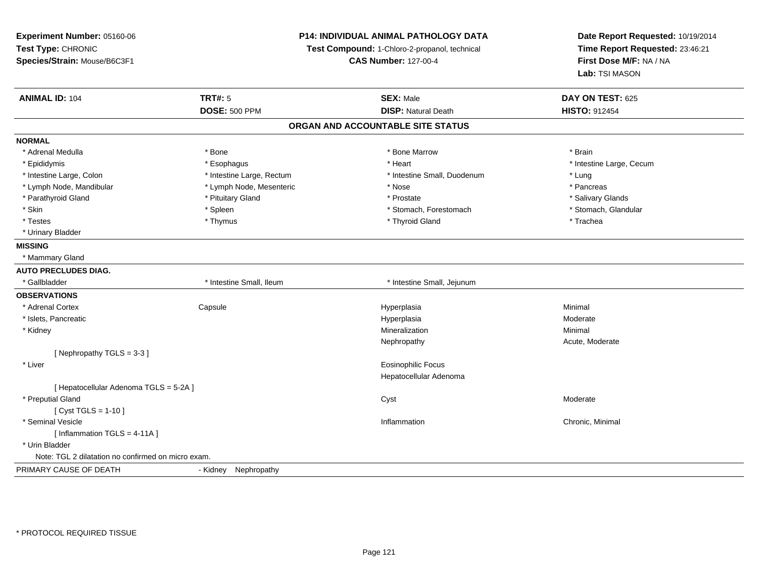**Experiment Number:** 05160-06
**Test Type:** CHRONIC
**Species/Strain:** Mouse/B6C3F1

**P14: INDIVIDUAL ANIMAL PATHOLOGY DATA**
**Test Compound:** 1-Chloro-2-propanol, technical
**CAS Number:** 127-00-4

**Date Report Requested:** 10/19/2014
**Time Report Requested:** 23:46:21
**First Dose M/F:** NA / NA
**Lab:** TSI MASON

| **ANIMAL ID:** 104 | **TRT#:** 5 | **SEX:** Male | **DAY ON TEST:** 625 |
|---|---|---|---|
| | **DOSE:** 500 PPM | **DISP:** Natural Death | **HISTO:** 912454 |

## ORGAN AND ACCOUNTABLE SITE STATUS

**NORMAL**

| | | | |
|---|---|---|---|
| * Adrenal Medulla | * Bone | * Bone Marrow | * Brain |
| * Epididymis | * Esophagus | * Heart | * Intestine Large, Cecum |
| * Intestine Large, Colon | * Intestine Large, Rectum | * Intestine Small, Duodenum | * Lung |
| * Lymph Node, Mandibular | * Lymph Node, Mesenteric | * Nose | * Pancreas |
| * Parathyroid Gland | * Pituitary Gland | * Prostate | * Salivary Glands |
| * Skin | * Spleen | * Stomach, Forestomach | * Stomach, Glandular |
| * Testes | * Thymus | * Thyroid Gland | * Trachea |
| * Urinary Bladder | | | |

**MISSING**

* Mammary Gland

**AUTO PRECLUDES DIAG.**

| | | |
|---|---|---|
| * Gallbladder | * Intestine Small, Ileum | * Intestine Small, Jejunum |

**OBSERVATIONS**

| | | | |
|---|---|---|---|
| * Adrenal Cortex | Capsule | Hyperplasia | Minimal |
| * Islets, Pancreatic | | Hyperplasia | Moderate |
| * Kidney | | Mineralization | Minimal |
| | | Nephropathy | Acute, Moderate |
| [ Nephropathy TGLS = 3-3 ] | | | |
| * Liver | | Eosinophilic Focus | |
| | | Hepatocellular Adenoma | |
| [ Hepatocellular Adenoma TGLS = 5-2A ] | | | |
| * Preputial Gland | | Cyst | Moderate |
| [ Cyst TGLS = 1-10 ] | | | |
| * Seminal Vesicle | | Inflammation | Chronic, Minimal |
| [ Inflammation TGLS = 4-11A ] | | | |
| * Urin Bladder | | | |

Note: TGL 2 dilatation no confirmed on micro exam.

PRIMARY CAUSE OF DEATH - Kidney Nephropathy

* PROTOCOL REQUIRED TISSUE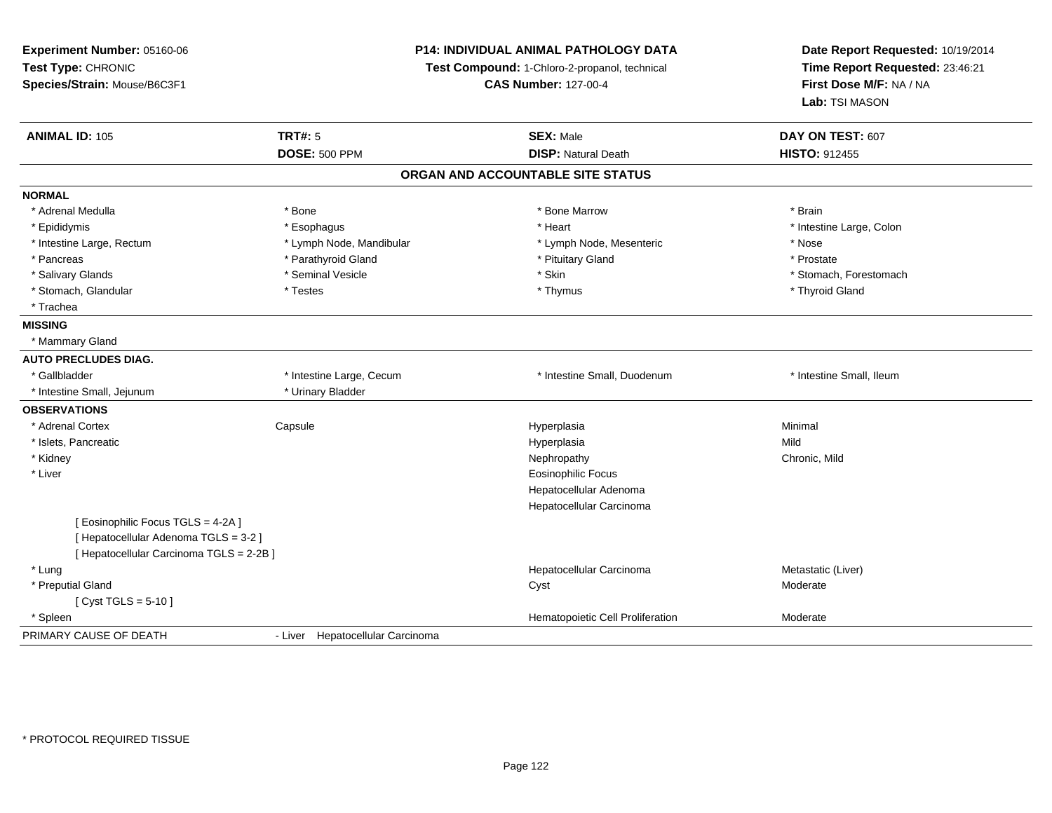**Experiment Number:** 05160-06
**Test Type:** CHRONIC
**Species/Strain:** Mouse/B6C3F1

**P14: INDIVIDUAL ANIMAL PATHOLOGY DATA**
**Test Compound:** 1-Chloro-2-propanol, technical
**CAS Number:** 127-00-4

**Date Report Requested:** 10/19/2014
**Time Report Requested:** 23:46:21
**First Dose M/F:** NA / NA
**Lab:** TSI MASON

| **ANIMAL ID:** 105 | **TRT#:** 5 | **SEX:** Male | **DAY ON TEST:** 607 |
|---|---|---|---|
| | **DOSE:** 500 PPM | **DISP:** Natural Death | **HISTO:** 912455 |

## ORGAN AND ACCOUNTABLE SITE STATUS

**NORMAL**

| | | | |
|---|---|---|---|
| * Adrenal Medulla | * Bone | * Bone Marrow | * Brain |
| * Epididymis | * Esophagus | * Heart | * Intestine Large, Colon |
| * Intestine Large, Rectum | * Lymph Node, Mandibular | * Lymph Node, Mesenteric | * Nose |
| * Pancreas | * Parathyroid Gland | * Pituitary Gland | * Prostate |
| * Salivary Glands | * Seminal Vesicle | * Skin | * Stomach, Forestomach |
| * Stomach, Glandular | * Testes | * Thymus | * Thyroid Gland |
| * Trachea | | | |

**MISSING**

* Mammary Gland

**AUTO PRECLUDES DIAG.**

| | | | |
|---|---|---|---|
| * Gallbladder | * Intestine Large, Cecum | * Intestine Small, Duodenum | * Intestine Small, Ileum |
| * Intestine Small, Jejunum | * Urinary Bladder | | |

**OBSERVATIONS**

| | | | |
|---|---|---|---|
| * Adrenal Cortex | Capsule | Hyperplasia | Minimal |
| * Islets, Pancreatic | | Hyperplasia | Mild |
| * Kidney | | Nephropathy | Chronic, Mild |
| * Liver | | Eosinophilic Focus | |
| | | Hepatocellular Adenoma | |
| | | Hepatocellular Carcinoma | |
| [ Eosinophilic Focus TGLS = 4-2A ] | | | |
| [ Hepatocellular Adenoma TGLS = 3-2 ] | | | |
| [ Hepatocellular Carcinoma TGLS = 2-2B ] | | | |
| * Lung | | Hepatocellular Carcinoma | Metastatic (Liver) |
| * Preputial Gland | | Cyst | Moderate |
| [ Cyst TGLS = 5-10 ] | | | |
| * Spleen | | Hematopoietic Cell Proliferation | Moderate |

PRIMARY CAUSE OF DEATH - Liver Hepatocellular Carcinoma

\* PROTOCOL REQUIRED TISSUE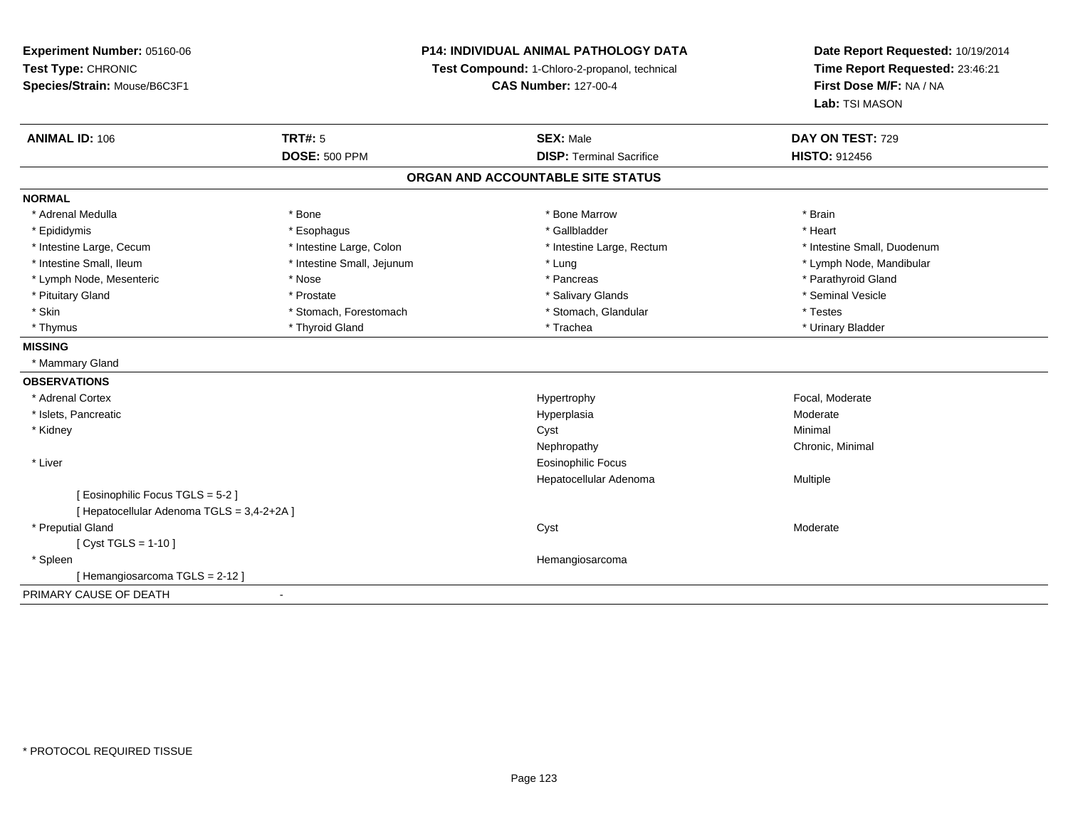**Experiment Number:** 05160-06
**Test Type:** CHRONIC
**Species/Strain:** Mouse/B6C3F1

**P14: INDIVIDUAL ANIMAL PATHOLOGY DATA**
**Test Compound:** 1-Chloro-2-propanol, technical
**CAS Number:** 127-00-4

**Date Report Requested:** 10/19/2014
**Time Report Requested:** 23:46:21
**First Dose M/F:** NA / NA
**Lab:** TSI MASON

| **ANIMAL ID:** 106 | **TRT#:** 5 | **SEX:** Male | **DAY ON TEST:** 729 |
|---|---|---|---|
| | **DOSE:** 500 PPM | **DISP:** Terminal Sacrifice | **HISTO:** 912456 |

## ORGAN AND ACCOUNTABLE SITE STATUS

**NORMAL**

| | | | |
|---|---|---|---|
| * Adrenal Medulla | * Bone | * Bone Marrow | * Brain |
| * Epididymis | * Esophagus | * Gallbladder | * Heart |
| * Intestine Large, Cecum | * Intestine Large, Colon | * Intestine Large, Rectum | * Intestine Small, Duodenum |
| * Intestine Small, Ileum | * Intestine Small, Jejunum | * Lung | * Lymph Node, Mandibular |
| * Lymph Node, Mesenteric | * Nose | * Pancreas | * Parathyroid Gland |
| * Pituitary Gland | * Prostate | * Salivary Glands | * Seminal Vesicle |
| * Skin | * Stomach, Forestomach | * Stomach, Glandular | * Testes |
| * Thymus | * Thyroid Gland | * Trachea | * Urinary Bladder |

**MISSING**

* Mammary Gland

**OBSERVATIONS**

| | | |
|---|---|---|
| * Adrenal Cortex | Hypertrophy | Focal, Moderate |
| * Islets, Pancreatic | Hyperplasia | Moderate |
| * Kidney | Cyst | Minimal |
| | Nephropathy | Chronic, Minimal |
| * Liver | Eosinophilic Focus | |
| | Hepatocellular Adenoma | Multiple |
| [ Eosinophilic Focus TGLS = 5-2 ] | | |
| [ Hepatocellular Adenoma TGLS = 3,4-2+2A ] | | |
| * Preputial Gland | Cyst | Moderate |
| [ Cyst TGLS = 1-10 ] | | |
| * Spleen | Hemangiosarcoma | |
| [ Hemangiosarcoma TGLS = 2-12 ] | | |

PRIMARY CAUSE OF DEATH -

* PROTOCOL REQUIRED TISSUE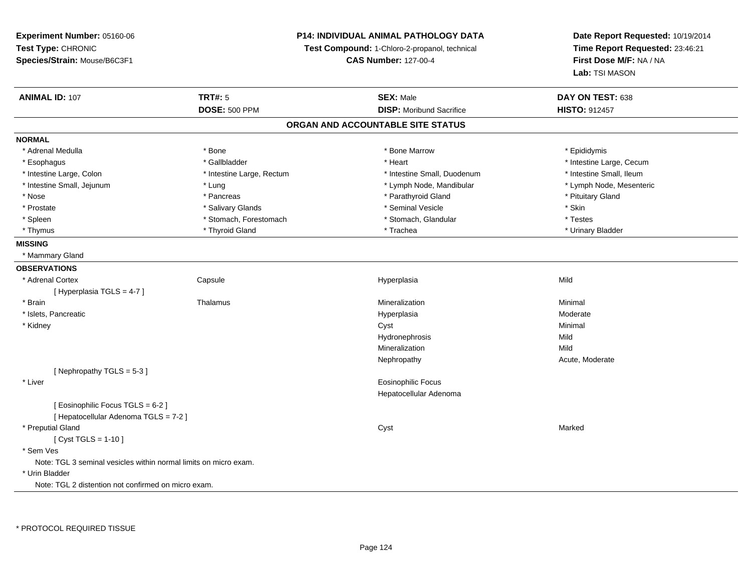**Experiment Number:** 05160-06
**Test Type:** CHRONIC
**Species/Strain:** Mouse/B6C3F1

**P14: INDIVIDUAL ANIMAL PATHOLOGY DATA**
**Test Compound:** 1-Chloro-2-propanol, technical
**CAS Number:** 127-00-4

**Date Report Requested:** 10/19/2014
**Time Report Requested:** 23:46:21
**First Dose M/F:** NA / NA
**Lab:** TSI MASON

| **ANIMAL ID:** 107 | **TRT#:** 5 | **SEX:** Male | **DAY ON TEST:** 638 |
|---|---|---|---|
| | **DOSE:** 500 PPM | **DISP:** Moribund Sacrifice | **HISTO:** 912457 |

## ORGAN AND ACCOUNTABLE SITE STATUS

**NORMAL**

| | | | |
|---|---|---|---|
| * Adrenal Medulla | * Bone | * Bone Marrow | * Epididymis |
| * Esophagus | * Gallbladder | * Heart | * Intestine Large, Cecum |
| * Intestine Large, Colon | * Intestine Large, Rectum | * Intestine Small, Duodenum | * Intestine Small, Ileum |
| * Intestine Small, Jejunum | * Lung | * Lymph Node, Mandibular | * Lymph Node, Mesenteric |
| * Nose | * Pancreas | * Parathyroid Gland | * Pituitary Gland |
| * Prostate | * Salivary Glands | * Seminal Vesicle | * Skin |
| * Spleen | * Stomach, Forestomach | * Stomach, Glandular | * Testes |
| * Thymus | * Thyroid Gland | * Trachea | * Urinary Bladder |

**MISSING**

* Mammary Gland

**OBSERVATIONS**

| | | | |
|---|---|---|---|
| * Adrenal Cortex | Capsule | Hyperplasia | Mild |
| [ Hyperplasia TGLS = 4-7 ] | | | |
| * Brain | Thalamus | Mineralization | Minimal |
| * Islets, Pancreatic | | Hyperplasia | Moderate |
| * Kidney | | Cyst | Minimal |
| | | Hydronephrosis | Mild |
| | | Mineralization | Mild |
| | | Nephropathy | Acute, Moderate |
| [ Nephropathy TGLS = 5-3 ] | | | |
| * Liver | | Eosinophilic Focus | |
| | | Hepatocellular Adenoma | |
| [ Eosinophilic Focus TGLS = 6-2 ] | | | |
| [ Hepatocellular Adenoma TGLS = 7-2 ] | | | |
| * Preputial Gland | | Cyst | Marked |
| [ Cyst TGLS = 1-10 ] | | | |

* Sem Ves
  Note: TGL 3 seminal vesicles within normal limits on micro exam.
* Urin Bladder
  Note: TGL 2 distention not confirmed on micro exam.

* PROTOCOL REQUIRED TISSUE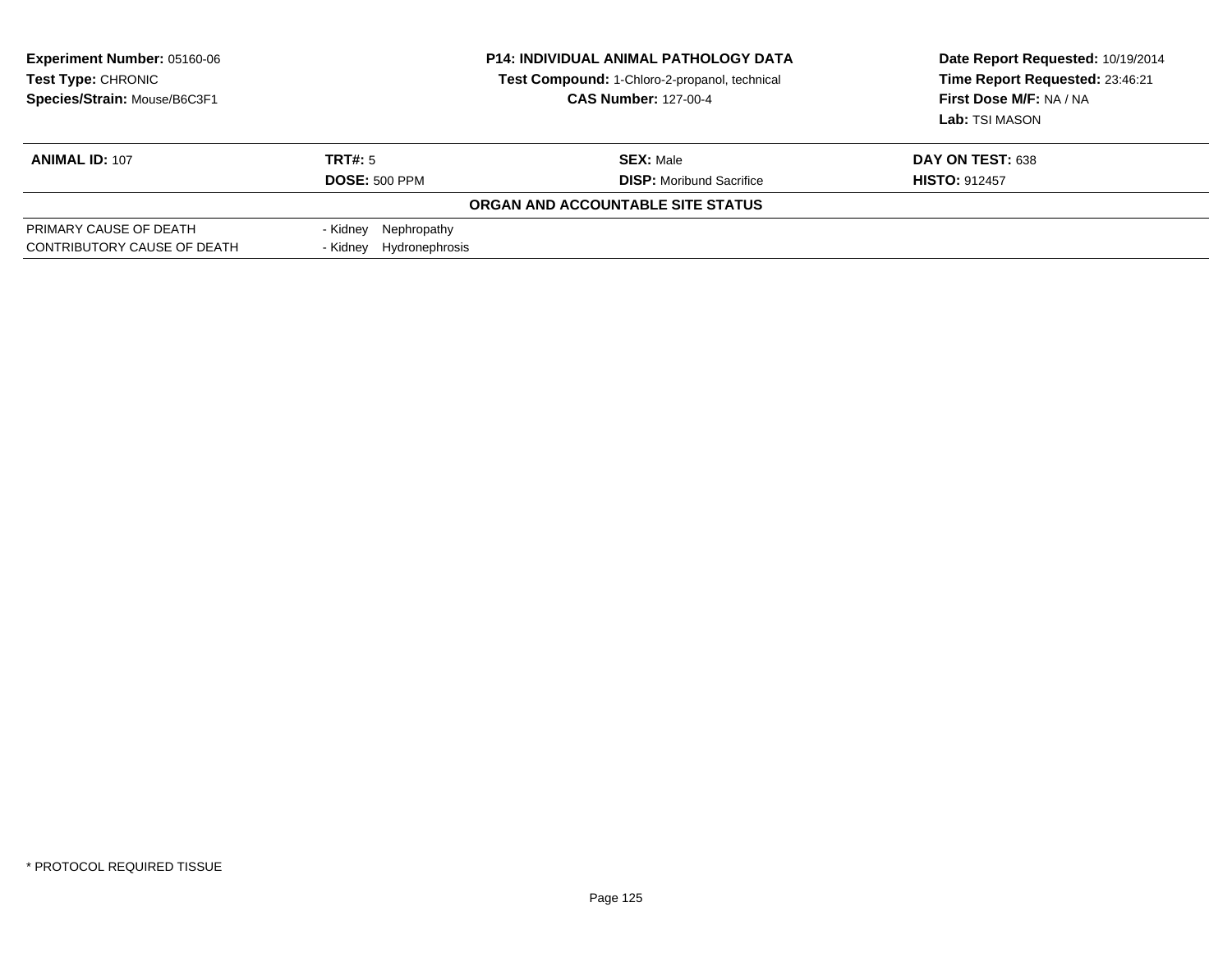**Experiment Number:** 05160-06
**Test Type:** CHRONIC
**Species/Strain:** Mouse/B6C3F1

**P14: INDIVIDUAL ANIMAL PATHOLOGY DATA**
**Test Compound:** 1-Chloro-2-propanol, technical
**CAS Number:** 127-00-4

**Date Report Requested:** 10/19/2014
**Time Report Requested:** 23:46:21
**First Dose M/F:** NA / NA
**Lab:** TSI MASON

| **ANIMAL ID:** 107 | **TRT#:** 5 | **SEX:** Male | **DAY ON TEST:** 638 |
|---|---|---|---|
| | **DOSE:** 500 PPM | **DISP:** Moribund Sacrifice | **HISTO:** 912457 |

**ORGAN AND ACCOUNTABLE SITE STATUS**

| | |
|---|---|
| PRIMARY CAUSE OF DEATH | - Kidney Nephropathy |
| CONTRIBUTORY CAUSE OF DEATH | - Kidney Hydronephrosis |

* PROTOCOL REQUIRED TISSUE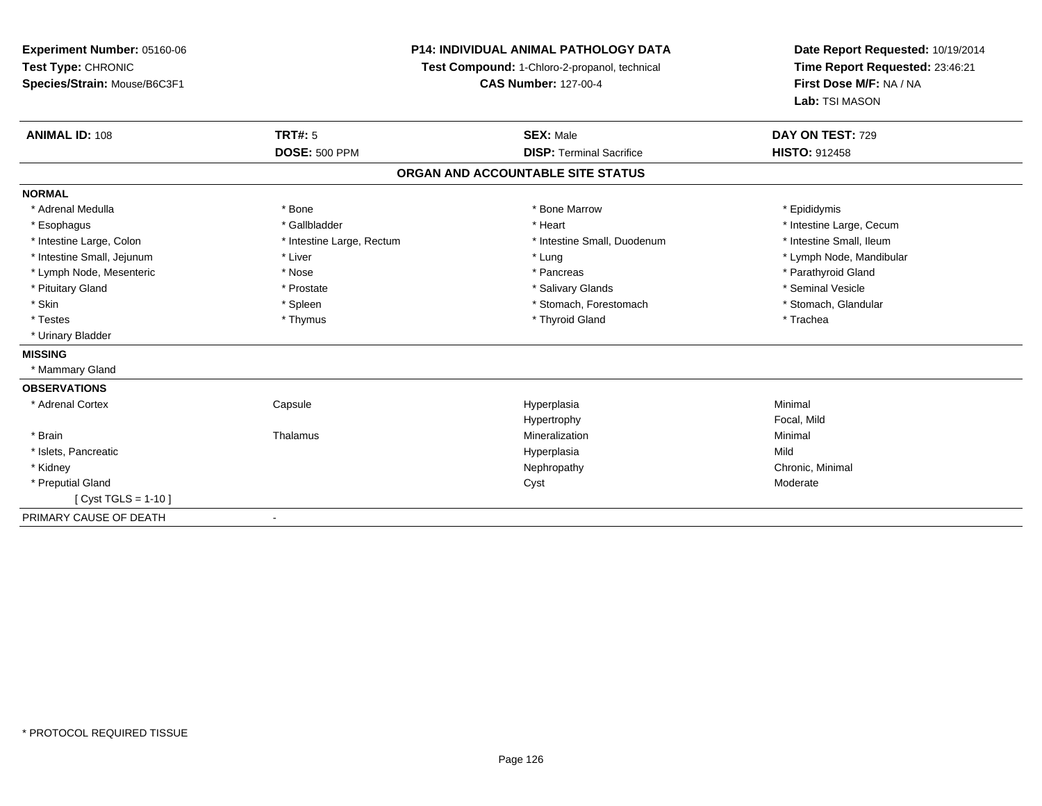**Experiment Number:** 05160-06
**Test Type:** CHRONIC
**Species/Strain:** Mouse/B6C3F1

**P14: INDIVIDUAL ANIMAL PATHOLOGY DATA**
**Test Compound:** 1-Chloro-2-propanol, technical
**CAS Number:** 127-00-4

**Date Report Requested:** 10/19/2014
**Time Report Requested:** 23:46:21
**First Dose M/F:** NA / NA
**Lab:** TSI MASON

| **ANIMAL ID:** 108 | **TRT#:** 5 | **SEX:** Male | **DAY ON TEST:** 729 |
|---|---|---|---|
| | **DOSE:** 500 PPM | **DISP:** Terminal Sacrifice | **HISTO:** 912458 |

## ORGAN AND ACCOUNTABLE SITE STATUS

**NORMAL**

| | | | |
|---|---|---|---|
| * Adrenal Medulla | * Bone | * Bone Marrow | * Epididymis |
| * Esophagus | * Gallbladder | * Heart | * Intestine Large, Cecum |
| * Intestine Large, Colon | * Intestine Large, Rectum | * Intestine Small, Duodenum | * Intestine Small, Ileum |
| * Intestine Small, Jejunum | * Liver | * Lung | * Lymph Node, Mandibular |
| * Lymph Node, Mesenteric | * Nose | * Pancreas | * Parathyroid Gland |
| * Pituitary Gland | * Prostate | * Salivary Glands | * Seminal Vesicle |
| * Skin | * Spleen | * Stomach, Forestomach | * Stomach, Glandular |
| * Testes | * Thymus | * Thyroid Gland | * Trachea |
| * Urinary Bladder | | | |

**MISSING**

* Mammary Gland

**OBSERVATIONS**

| | | | |
|---|---|---|---|
| * Adrenal Cortex | Capsule | Hyperplasia | Minimal |
| | | Hypertrophy | Focal, Mild |
| * Brain | Thalamus | Mineralization | Minimal |
| * Islets, Pancreatic | | Hyperplasia | Mild |
| * Kidney | | Nephropathy | Chronic, Minimal |
| * Preputial Gland | | Cyst | Moderate |
| [ Cyst TGLS = 1-10 ] | | | |

PRIMARY CAUSE OF DEATH -

* PROTOCOL REQUIRED TISSUE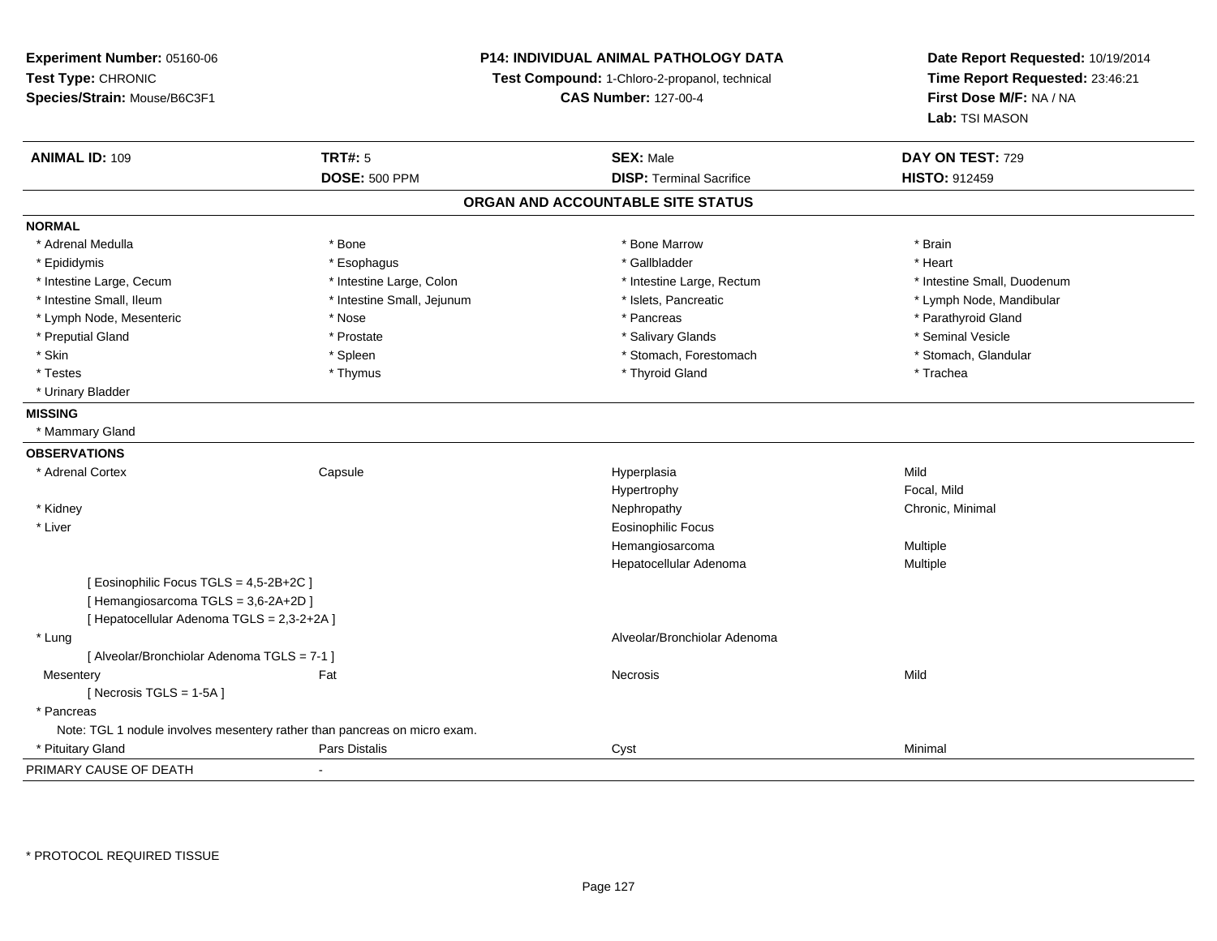**Experiment Number:** 05160-06
**Test Type:** CHRONIC
**Species/Strain:** Mouse/B6C3F1

**P14: INDIVIDUAL ANIMAL PATHOLOGY DATA**
**Test Compound:** 1-Chloro-2-propanol, technical
**CAS Number:** 127-00-4

**Date Report Requested:** 10/19/2014
**Time Report Requested:** 23:46:21
**First Dose M/F:** NA / NA
**Lab:** TSI MASON

| **ANIMAL ID:** 109 | **TRT#:** 5 | **SEX:** Male | **DAY ON TEST:** 729 |
|---|---|---|---|
| | **DOSE:** 500 PPM | **DISP:** Terminal Sacrifice | **HISTO:** 912459 |

## ORGAN AND ACCOUNTABLE SITE STATUS

**NORMAL**

| | | | |
|---|---|---|---|
| * Adrenal Medulla | * Bone | * Bone Marrow | * Brain |
| * Epididymis | * Esophagus | * Gallbladder | * Heart |
| * Intestine Large, Cecum | * Intestine Large, Colon | * Intestine Large, Rectum | * Intestine Small, Duodenum |
| * Intestine Small, Ileum | * Intestine Small, Jejunum | * Islets, Pancreatic | * Lymph Node, Mandibular |
| * Lymph Node, Mesenteric | * Nose | * Pancreas | * Parathyroid Gland |
| * Preputial Gland | * Prostate | * Salivary Glands | * Seminal Vesicle |
| * Skin | * Spleen | * Stomach, Forestomach | * Stomach, Glandular |
| * Testes | * Thymus | * Thyroid Gland | * Trachea |
| * Urinary Bladder | | | |

**MISSING**

* Mammary Gland

**OBSERVATIONS**

| | | | |
|---|---|---|---|
| * Adrenal Cortex | Capsule | Hyperplasia | Mild |
| | | Hypertrophy | Focal, Mild |
| * Kidney | | Nephropathy | Chronic, Minimal |
| * Liver | | Eosinophilic Focus | |
| | | Hemangiosarcoma | Multiple |
| | | Hepatocellular Adenoma | Multiple |
| [ Eosinophilic Focus TGLS = 4,5-2B+2C ] | | | |
| [ Hemangiosarcoma TGLS = 3,6-2A+2D ] | | | |
| [ Hepatocellular Adenoma TGLS = 2,3-2+2A ] | | | |
| * Lung | | Alveolar/Bronchiolar Adenoma | |
| [ Alveolar/Bronchiolar Adenoma TGLS = 7-1 ] | | | |
| Mesentery | Fat | Necrosis | Mild |
| [ Necrosis TGLS = 1-5A ] | | | |
| * Pancreas | | | |
| Note: TGL 1 nodule involves mesentery rather than pancreas on micro exam. | | | |
| * Pituitary Gland | Pars Distalis | Cyst | Minimal |

PRIMARY CAUSE OF DEATH -

* PROTOCOL REQUIRED TISSUE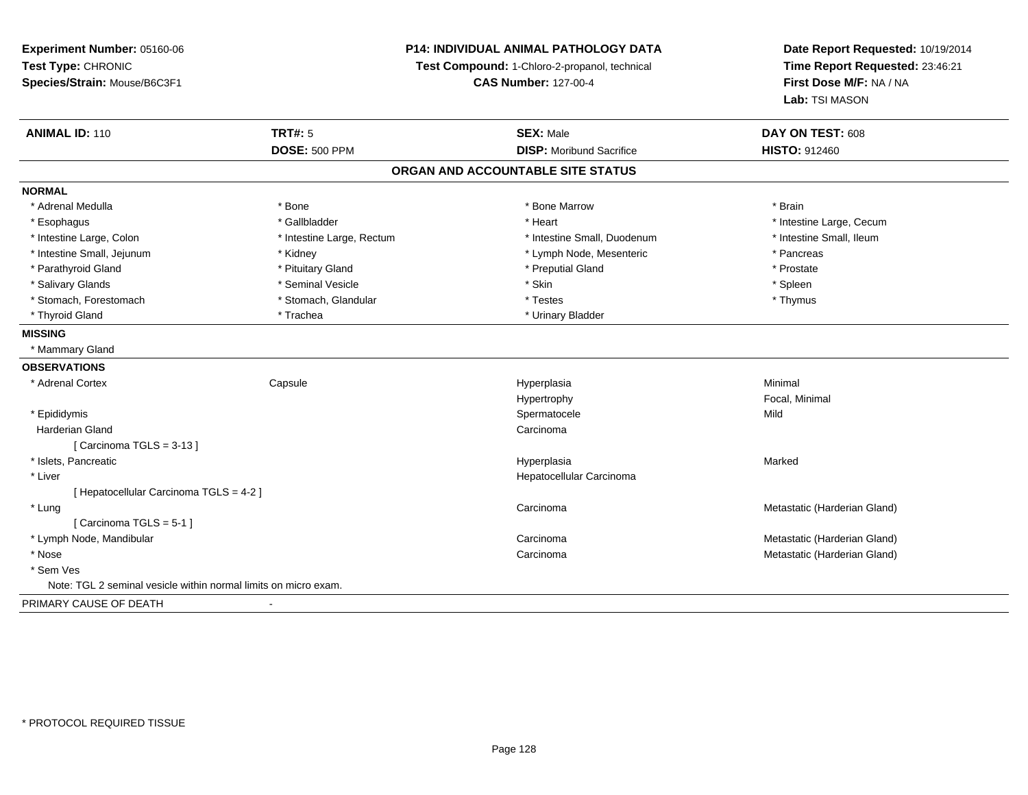**Experiment Number:** 05160-06
**Test Type:** CHRONIC
**Species/Strain:** Mouse/B6C3F1

**P14: INDIVIDUAL ANIMAL PATHOLOGY DATA**
**Test Compound:** 1-Chloro-2-propanol, technical
**CAS Number:** 127-00-4

**Date Report Requested:** 10/19/2014
**Time Report Requested:** 23:46:21
**First Dose M/F:** NA / NA
**Lab:** TSI MASON

| **ANIMAL ID:** 110 | **TRT#:** 5 | **SEX:** Male | **DAY ON TEST:** 608 |
|---|---|---|---|
| | **DOSE:** 500 PPM | **DISP:** Moribund Sacrifice | **HISTO:** 912460 |

## ORGAN AND ACCOUNTABLE SITE STATUS

**NORMAL**

| | | | |
|---|---|---|---|
| * Adrenal Medulla | * Bone | * Bone Marrow | * Brain |
| * Esophagus | * Gallbladder | * Heart | * Intestine Large, Cecum |
| * Intestine Large, Colon | * Intestine Large, Rectum | * Intestine Small, Duodenum | * Intestine Small, Ileum |
| * Intestine Small, Jejunum | * Kidney | * Lymph Node, Mesenteric | * Pancreas |
| * Parathyroid Gland | * Pituitary Gland | * Preputial Gland | * Prostate |
| * Salivary Glands | * Seminal Vesicle | * Skin | * Spleen |
| * Stomach, Forestomach | * Stomach, Glandular | * Testes | * Thymus |
| * Thyroid Gland | * Trachea | * Urinary Bladder | |

**MISSING**

* Mammary Gland

**OBSERVATIONS**

| | | | |
|---|---|---|---|
| * Adrenal Cortex | Capsule | Hyperplasia | Minimal |
| | | Hypertrophy | Focal, Minimal |
| * Epididymis | | Spermatocele | Mild |
| Harderian Gland | | Carcinoma | |
| [ Carcinoma TGLS = 3-13 ] | | | |
| * Islets, Pancreatic | | Hyperplasia | Marked |
| * Liver | | Hepatocellular Carcinoma | |
| [ Hepatocellular Carcinoma TGLS = 4-2 ] | | | |
| * Lung | | Carcinoma | Metastatic (Harderian Gland) |
| [ Carcinoma TGLS = 5-1 ] | | | |
| * Lymph Node, Mandibular | | Carcinoma | Metastatic (Harderian Gland) |
| * Nose | | Carcinoma | Metastatic (Harderian Gland) |
| * Sem Ves | | | |

Note: TGL 2 seminal vesicle within normal limits on micro exam.

PRIMARY CAUSE OF DEATH -

* PROTOCOL REQUIRED TISSUE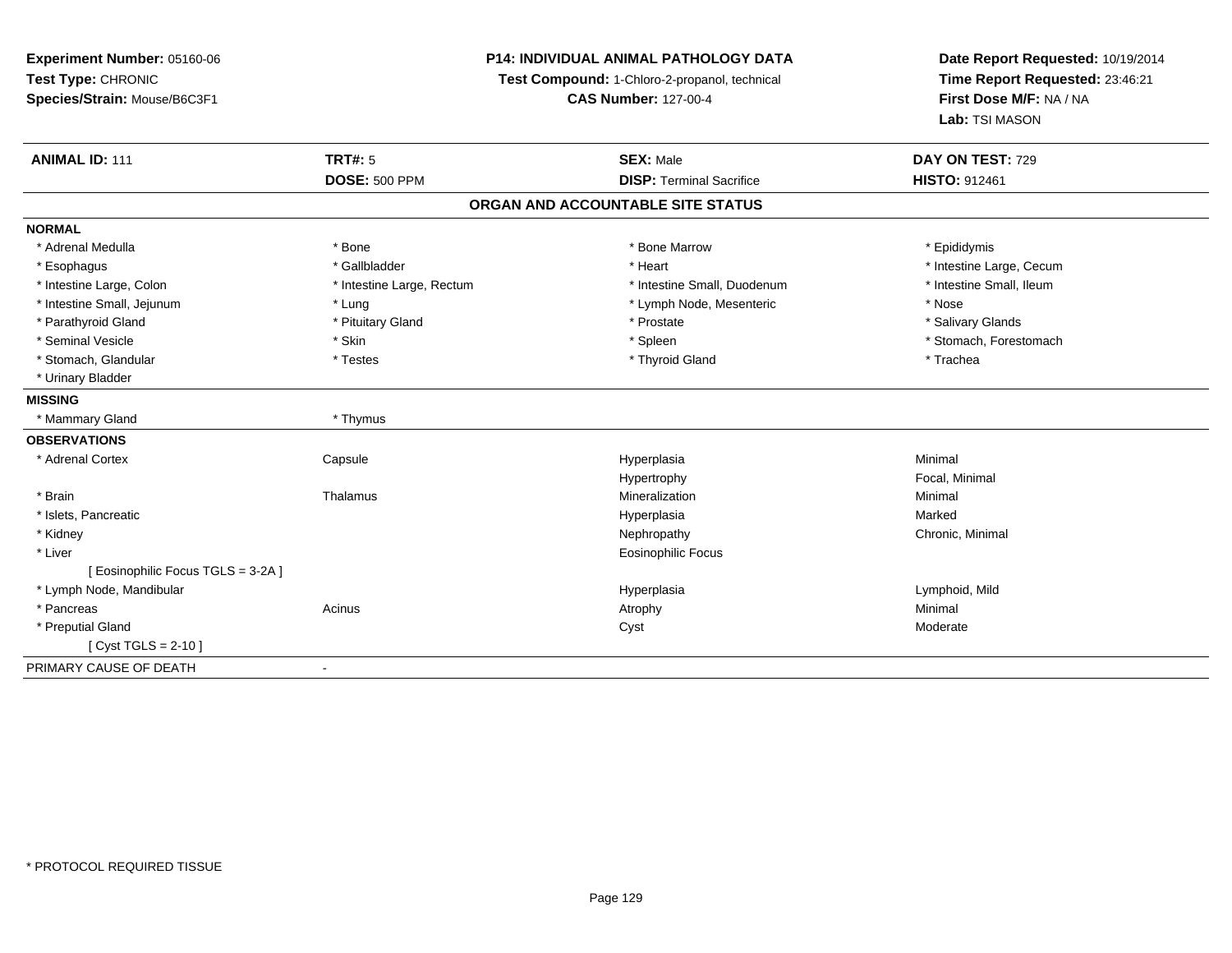**Experiment Number:** 05160-06
**Test Type:** CHRONIC
**Species/Strain:** Mouse/B6C3F1

**P14: INDIVIDUAL ANIMAL PATHOLOGY DATA**
**Test Compound:** 1-Chloro-2-propanol, technical
**CAS Number:** 127-00-4

**Date Report Requested:** 10/19/2014
**Time Report Requested:** 23:46:21
**First Dose M/F:** NA / NA
**Lab:** TSI MASON

| **ANIMAL ID:** 111 | **TRT#:** 5 | **SEX:** Male | **DAY ON TEST:** 729 |
|---|---|---|---|
| | **DOSE:** 500 PPM | **DISP:** Terminal Sacrifice | **HISTO:** 912461 |

## ORGAN AND ACCOUNTABLE SITE STATUS

**NORMAL**

| | | | |
|---|---|---|---|
| * Adrenal Medulla | * Bone | * Bone Marrow | * Epididymis |
| * Esophagus | * Gallbladder | * Heart | * Intestine Large, Cecum |
| * Intestine Large, Colon | * Intestine Large, Rectum | * Intestine Small, Duodenum | * Intestine Small, Ileum |
| * Intestine Small, Jejunum | * Lung | * Lymph Node, Mesenteric | * Nose |
| * Parathyroid Gland | * Pituitary Gland | * Prostate | * Salivary Glands |
| * Seminal Vesicle | * Skin | * Spleen | * Stomach, Forestomach |
| * Stomach, Glandular | * Testes | * Thyroid Gland | * Trachea |
| * Urinary Bladder | | | |

**MISSING**

| | |
|---|---|
| * Mammary Gland | * Thymus |

**OBSERVATIONS**

| | | | |
|---|---|---|---|
| * Adrenal Cortex | Capsule | Hyperplasia | Minimal |
| | | Hypertrophy | Focal, Minimal |
| * Brain | Thalamus | Mineralization | Minimal |
| * Islets, Pancreatic | | Hyperplasia | Marked |
| * Kidney | | Nephropathy | Chronic, Minimal |
| * Liver | | Eosinophilic Focus | |
| [ Eosinophilic Focus TGLS = 3-2A ] | | | |
| * Lymph Node, Mandibular | | Hyperplasia | Lymphoid, Mild |
| * Pancreas | Acinus | Atrophy | Minimal |
| * Preputial Gland | | Cyst | Moderate |
| [ Cyst TGLS = 2-10 ] | | | |

PRIMARY CAUSE OF DEATH -

* PROTOCOL REQUIRED TISSUE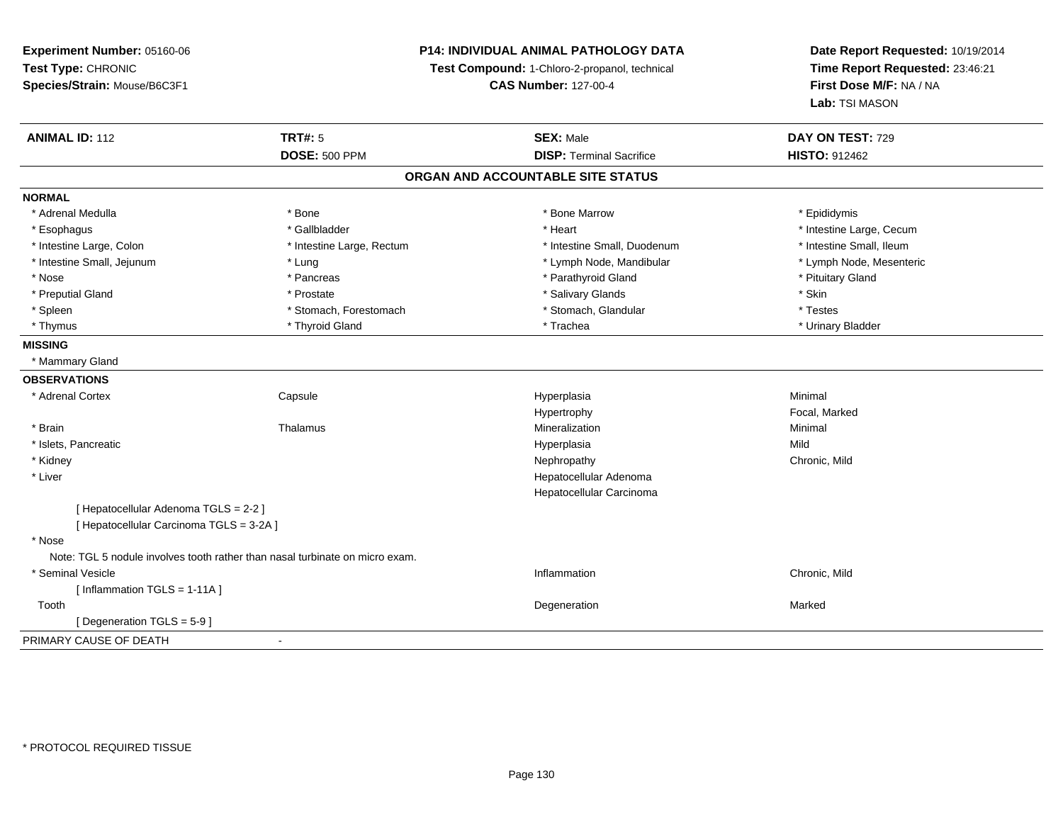**Experiment Number:** 05160-06
**Test Type:** CHRONIC
**Species/Strain:** Mouse/B6C3F1

**P14: INDIVIDUAL ANIMAL PATHOLOGY DATA**
**Test Compound:** 1-Chloro-2-propanol, technical
**CAS Number:** 127-00-4

**Date Report Requested:** 10/19/2014
**Time Report Requested:** 23:46:21
**First Dose M/F:** NA / NA
**Lab:** TSI MASON

| **ANIMAL ID:** 112 | **TRT#:** 5 | **SEX:** Male | **DAY ON TEST:** 729 |
|---|---|---|---|
| | **DOSE:** 500 PPM | **DISP:** Terminal Sacrifice | **HISTO:** 912462 |

## ORGAN AND ACCOUNTABLE SITE STATUS

**NORMAL**

| | | | |
|---|---|---|---|
| * Adrenal Medulla | * Bone | * Bone Marrow | * Epididymis |
| * Esophagus | * Gallbladder | * Heart | * Intestine Large, Cecum |
| * Intestine Large, Colon | * Intestine Large, Rectum | * Intestine Small, Duodenum | * Intestine Small, Ileum |
| * Intestine Small, Jejunum | * Lung | * Lymph Node, Mandibular | * Lymph Node, Mesenteric |
| * Nose | * Pancreas | * Parathyroid Gland | * Pituitary Gland |
| * Preputial Gland | * Prostate | * Salivary Glands | * Skin |
| * Spleen | * Stomach, Forestomach | * Stomach, Glandular | * Testes |
| * Thymus | * Thyroid Gland | * Trachea | * Urinary Bladder |

**MISSING**

* Mammary Gland

**OBSERVATIONS**

| | | | |
|---|---|---|---|
| * Adrenal Cortex | Capsule | Hyperplasia | Minimal |
| | | Hypertrophy | Focal, Marked |
| * Brain | Thalamus | Mineralization | Minimal |
| * Islets, Pancreatic | | Hyperplasia | Mild |
| * Kidney | | Nephropathy | Chronic, Mild |
| * Liver | | Hepatocellular Adenoma | |
| | | Hepatocellular Carcinoma | |

[ Hepatocellular Adenoma TGLS = 2-2 ]
[ Hepatocellular Carcinoma TGLS = 3-2A ]

* Nose

Note: TGL 5 nodule involves tooth rather than nasal turbinate on micro exam.

| | | | |
|---|---|---|---|
| * Seminal Vesicle | | Inflammation | Chronic, Mild |

[ Inflammation TGLS = 1-11A ]

| | | | |
|---|---|---|---|
| Tooth | | Degeneration | Marked |

[ Degeneration TGLS = 5-9 ]

PRIMARY CAUSE OF DEATH -

\* PROTOCOL REQUIRED TISSUE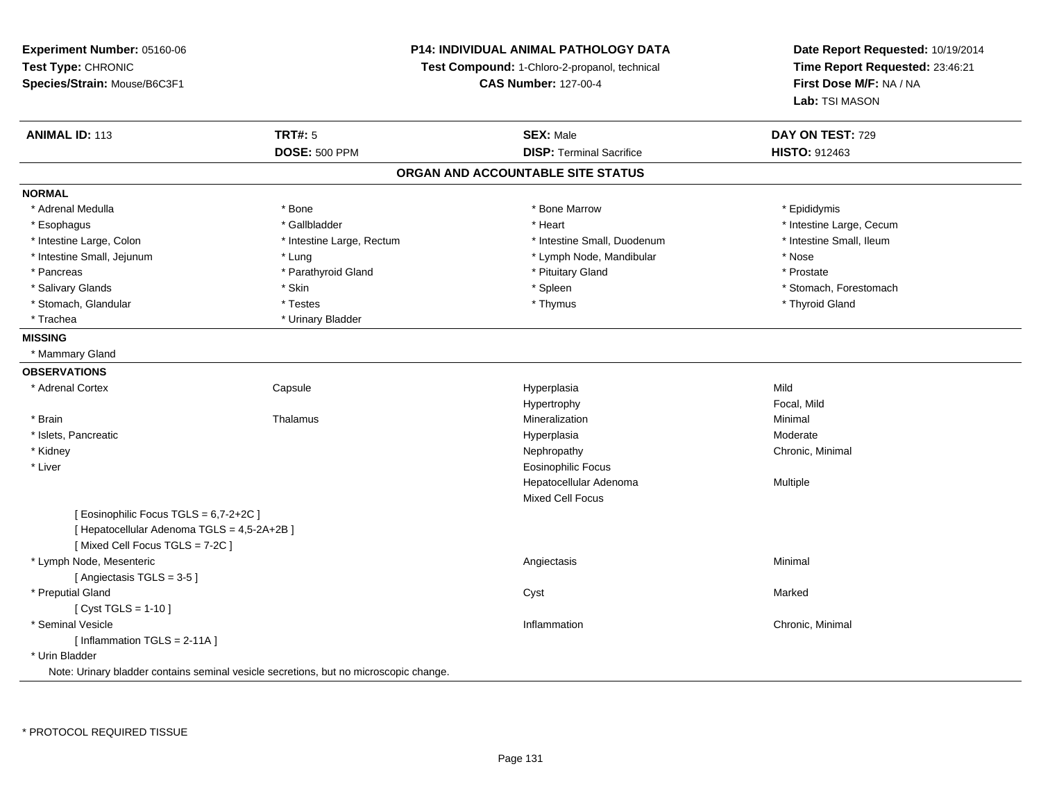**Experiment Number:** 05160-06
**Test Type:** CHRONIC
**Species/Strain:** Mouse/B6C3F1

**P14: INDIVIDUAL ANIMAL PATHOLOGY DATA**
**Test Compound:** 1-Chloro-2-propanol, technical
**CAS Number:** 127-00-4

**Date Report Requested:** 10/19/2014
**Time Report Requested:** 23:46:21
**First Dose M/F:** NA / NA
**Lab:** TSI MASON

| **ANIMAL ID:** 113 | **TRT#:** 5 | **SEX:** Male | **DAY ON TEST:** 729 |
|---|---|---|---|
| | **DOSE:** 500 PPM | **DISP:** Terminal Sacrifice | **HISTO:** 912463 |

## ORGAN AND ACCOUNTABLE SITE STATUS

**NORMAL**

| | | | |
|---|---|---|---|
| * Adrenal Medulla | * Bone | * Bone Marrow | * Epididymis |
| * Esophagus | * Gallbladder | * Heart | * Intestine Large, Cecum |
| * Intestine Large, Colon | * Intestine Large, Rectum | * Intestine Small, Duodenum | * Intestine Small, Ileum |
| * Intestine Small, Jejunum | * Lung | * Lymph Node, Mandibular | * Nose |
| * Pancreas | * Parathyroid Gland | * Pituitary Gland | * Prostate |
| * Salivary Glands | * Skin | * Spleen | * Stomach, Forestomach |
| * Stomach, Glandular | * Testes | * Thymus | * Thyroid Gland |
| * Trachea | * Urinary Bladder | | |

**MISSING**

* Mammary Gland

**OBSERVATIONS**

| | | | |
|---|---|---|---|
| * Adrenal Cortex | Capsule | Hyperplasia | Mild |
| | | Hypertrophy | Focal, Mild |
| * Brain | Thalamus | Mineralization | Minimal |
| * Islets, Pancreatic | | Hyperplasia | Moderate |
| * Kidney | | Nephropathy | Chronic, Minimal |
| * Liver | | Eosinophilic Focus | |
| | | Hepatocellular Adenoma | Multiple |
| | | Mixed Cell Focus | |
| [ Eosinophilic Focus TGLS = 6,7-2+2C ] | | | |
| [ Hepatocellular Adenoma TGLS = 4,5-2A+2B ] | | | |
| [ Mixed Cell Focus TGLS = 7-2C ] | | | |
| * Lymph Node, Mesenteric | | Angiectasis | Minimal |
| [ Angiectasis TGLS = 3-5 ] | | | |
| * Preputial Gland | | Cyst | Marked |
| [ Cyst TGLS = 1-10 ] | | | |
| * Seminal Vesicle | | Inflammation | Chronic, Minimal |
| [ Inflammation TGLS = 2-11A ] | | | |
| * Urin Bladder | | | |

Note: Urinary bladder contains seminal vesicle secretions, but no microscopic change.

* PROTOCOL REQUIRED TISSUE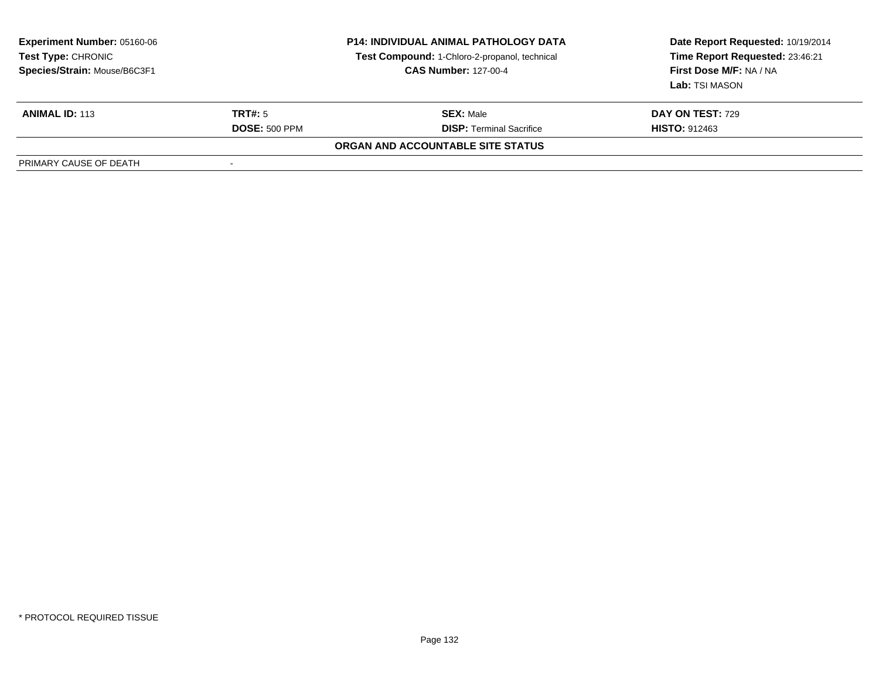**Experiment Number:** 05160-06
**Test Type:** CHRONIC
**Species/Strain:** Mouse/B6C3F1

**P14: INDIVIDUAL ANIMAL PATHOLOGY DATA**
**Test Compound:** 1-Chloro-2-propanol, technical
**CAS Number:** 127-00-4

**Date Report Requested:** 10/19/2014
**Time Report Requested:** 23:46:21
**First Dose M/F:** NA / NA
**Lab:** TSI MASON

| **ANIMAL ID:** 113 | **TRT#:** 5 | **SEX:** Male | **DAY ON TEST:** 729 |
|---|---|---|---|
| | **DOSE:** 500 PPM | **DISP:** Terminal Sacrifice | **HISTO:** 912463 |

**ORGAN AND ACCOUNTABLE SITE STATUS**

| PRIMARY CAUSE OF DEATH | - |
|---|---|

* PROTOCOL REQUIRED TISSUE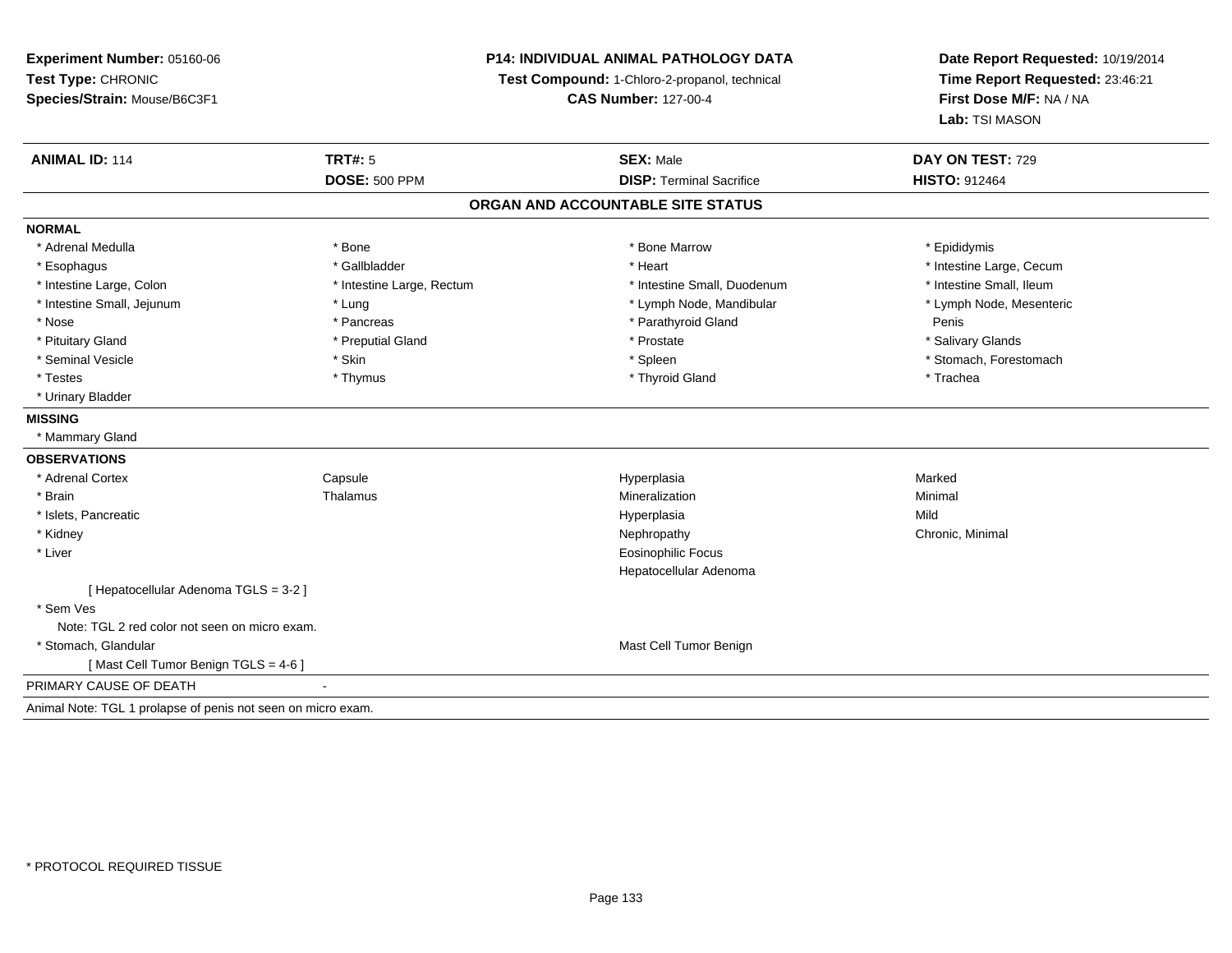**Experiment Number:** 05160-06
**Test Type:** CHRONIC
**Species/Strain:** Mouse/B6C3F1

**P14: INDIVIDUAL ANIMAL PATHOLOGY DATA**
**Test Compound:** 1-Chloro-2-propanol, technical
**CAS Number:** 127-00-4

**Date Report Requested:** 10/19/2014
**Time Report Requested:** 23:46:21
**First Dose M/F:** NA / NA
**Lab:** TSI MASON

| **ANIMAL ID:** 114 | **TRT#:** 5 | **SEX:** Male | **DAY ON TEST:** 729 |
|---|---|---|---|
| | **DOSE:** 500 PPM | **DISP:** Terminal Sacrifice | **HISTO:** 912464 |

## ORGAN AND ACCOUNTABLE SITE STATUS

**NORMAL**

| | | | |
|---|---|---|---|
| * Adrenal Medulla | * Bone | * Bone Marrow | * Epididymis |
| * Esophagus | * Gallbladder | * Heart | * Intestine Large, Cecum |
| * Intestine Large, Colon | * Intestine Large, Rectum | * Intestine Small, Duodenum | * Intestine Small, Ileum |
| * Intestine Small, Jejunum | * Lung | * Lymph Node, Mandibular | * Lymph Node, Mesenteric |
| * Nose | * Pancreas | * Parathyroid Gland | Penis |
| * Pituitary Gland | * Preputial Gland | * Prostate | * Salivary Glands |
| * Seminal Vesicle | * Skin | * Spleen | * Stomach, Forestomach |
| * Testes | * Thymus | * Thyroid Gland | * Trachea |
| * Urinary Bladder | | | |

**MISSING**

* Mammary Gland

**OBSERVATIONS**

| | | | |
|---|---|---|---|
| * Adrenal Cortex | Capsule | Hyperplasia | Marked |
| * Brain | Thalamus | Mineralization | Minimal |
| * Islets, Pancreatic | | Hyperplasia | Mild |
| * Kidney | | Nephropathy | Chronic, Minimal |
| * Liver | | Eosinophilic Focus | |
| | | Hepatocellular Adenoma | |
| [ Hepatocellular Adenoma TGLS = 3-2 ] | | | |
| * Sem Ves | | | |
| Note: TGL 2 red color not seen on micro exam. | | | |
| * Stomach, Glandular | | Mast Cell Tumor Benign | |
| [ Mast Cell Tumor Benign TGLS = 4-6 ] | | | |

PRIMARY CAUSE OF DEATH -

Animal Note: TGL 1 prolapse of penis not seen on micro exam.

\* PROTOCOL REQUIRED TISSUE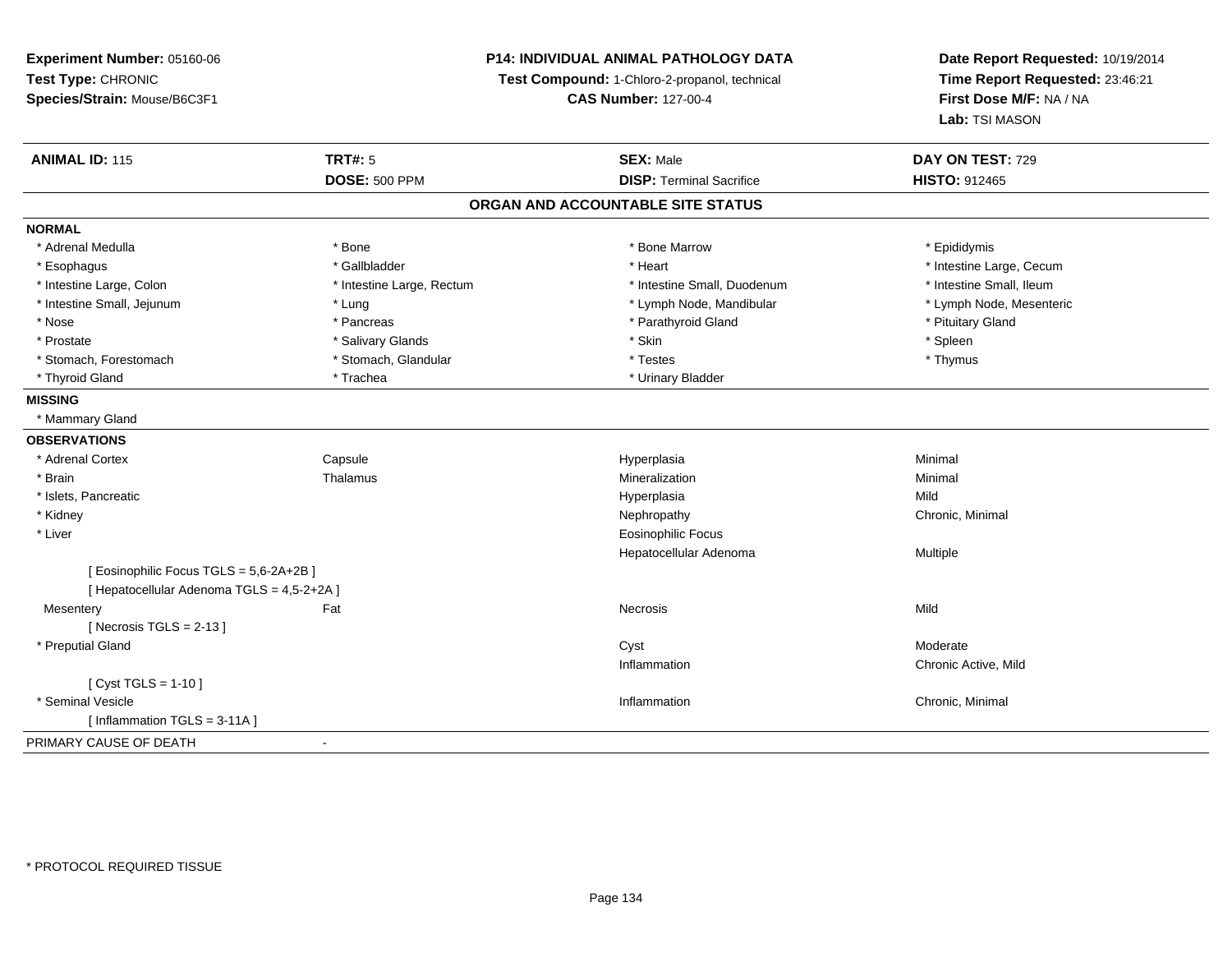**Experiment Number:** 05160-06
**Test Type:** CHRONIC
**Species/Strain:** Mouse/B6C3F1

**P14: INDIVIDUAL ANIMAL PATHOLOGY DATA**
**Test Compound:** 1-Chloro-2-propanol, technical
**CAS Number:** 127-00-4

**Date Report Requested:** 10/19/2014
**Time Report Requested:** 23:46:21
**First Dose M/F:** NA / NA
**Lab:** TSI MASON

| **ANIMAL ID:** 115 | **TRT#:** 5 | **SEX:** Male | **DAY ON TEST:** 729 |
|---|---|---|---|
| | **DOSE:** 500 PPM | **DISP:** Terminal Sacrifice | **HISTO:** 912465 |

## ORGAN AND ACCOUNTABLE SITE STATUS

**NORMAL**

| | | | |
|---|---|---|---|
| * Adrenal Medulla | * Bone | * Bone Marrow | * Epididymis |
| * Esophagus | * Gallbladder | * Heart | * Intestine Large, Cecum |
| * Intestine Large, Colon | * Intestine Large, Rectum | * Intestine Small, Duodenum | * Intestine Small, Ileum |
| * Intestine Small, Jejunum | * Lung | * Lymph Node, Mandibular | * Lymph Node, Mesenteric |
| * Nose | * Pancreas | * Parathyroid Gland | * Pituitary Gland |
| * Prostate | * Salivary Glands | * Skin | * Spleen |
| * Stomach, Forestomach | * Stomach, Glandular | * Testes | * Thymus |
| * Thyroid Gland | * Trachea | * Urinary Bladder | |

**MISSING**

* Mammary Gland

**OBSERVATIONS**

| | | | |
|---|---|---|---|
| * Adrenal Cortex | Capsule | Hyperplasia | Minimal |
| * Brain | Thalamus | Mineralization | Minimal |
| * Islets, Pancreatic | | Hyperplasia | Mild |
| * Kidney | | Nephropathy | Chronic, Minimal |
| * Liver | | Eosinophilic Focus | |
| | | Hepatocellular Adenoma | Multiple |
| [ Eosinophilic Focus TGLS = 5,6-2A+2B ] | | | |
| [ Hepatocellular Adenoma TGLS = 4,5-2+2A ] | | | |
| Mesentery | Fat | Necrosis | Mild |
| [ Necrosis TGLS = 2-13 ] | | | |
| * Preputial Gland | | Cyst | Moderate |
| | | Inflammation | Chronic Active, Mild |
| [ Cyst TGLS = 1-10 ] | | | |
| * Seminal Vesicle | | Inflammation | Chronic, Minimal |
| [ Inflammation TGLS = 3-11A ] | | | |

PRIMARY CAUSE OF DEATH -

* PROTOCOL REQUIRED TISSUE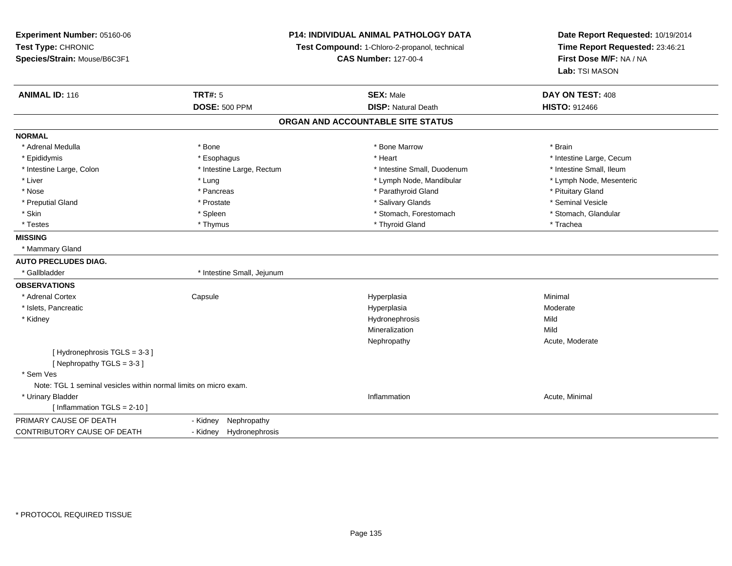**Experiment Number:** 05160-06
**Test Type:** CHRONIC
**Species/Strain:** Mouse/B6C3F1

**P14: INDIVIDUAL ANIMAL PATHOLOGY DATA**
**Test Compound:** 1-Chloro-2-propanol, technical
**CAS Number:** 127-00-4

**Date Report Requested:** 10/19/2014
**Time Report Requested:** 23:46:21
**First Dose M/F:** NA / NA
**Lab:** TSI MASON

| **ANIMAL ID:** 116 | **TRT#:** 5 | **SEX:** Male | **DAY ON TEST:** 408 |
|---|---|---|---|
| | **DOSE:** 500 PPM | **DISP:** Natural Death | **HISTO:** 912466 |

## ORGAN AND ACCOUNTABLE SITE STATUS

**NORMAL**

| | | | |
|---|---|---|---|
| * Adrenal Medulla | * Bone | * Bone Marrow | * Brain |
| * Epididymis | * Esophagus | * Heart | * Intestine Large, Cecum |
| * Intestine Large, Colon | * Intestine Large, Rectum | * Intestine Small, Duodenum | * Intestine Small, Ileum |
| * Liver | * Lung | * Lymph Node, Mandibular | * Lymph Node, Mesenteric |
| * Nose | * Pancreas | * Parathyroid Gland | * Pituitary Gland |
| * Preputial Gland | * Prostate | * Salivary Glands | * Seminal Vesicle |
| * Skin | * Spleen | * Stomach, Forestomach | * Stomach, Glandular |
| * Testes | * Thymus | * Thyroid Gland | * Trachea |

**MISSING**

* Mammary Gland

**AUTO PRECLUDES DIAG.**

* Gallbladder
* Intestine Small, Jejunum

**OBSERVATIONS**

| | | | |
|---|---|---|---|
| * Adrenal Cortex | Capsule | Hyperplasia | Minimal |
| * Islets, Pancreatic | | Hyperplasia | Moderate |
| * Kidney | | Hydronephrosis | Mild |
| | | Mineralization | Mild |
| | | Nephropathy | Acute, Moderate |

[ Hydronephrosis TGLS = 3-3 ]
[ Nephropathy TGLS = 3-3 ]

* Sem Ves

Note: TGL 1 seminal vesicles within normal limits on micro exam.

| | | | |
|---|---|---|---|
| * Urinary Bladder | | Inflammation | Acute, Minimal |

[ Inflammation TGLS = 2-10 ]

| | |
|---|---|
| PRIMARY CAUSE OF DEATH | - Kidney Nephropathy |
| CONTRIBUTORY CAUSE OF DEATH | - Kidney Hydronephrosis |

* PROTOCOL REQUIRED TISSUE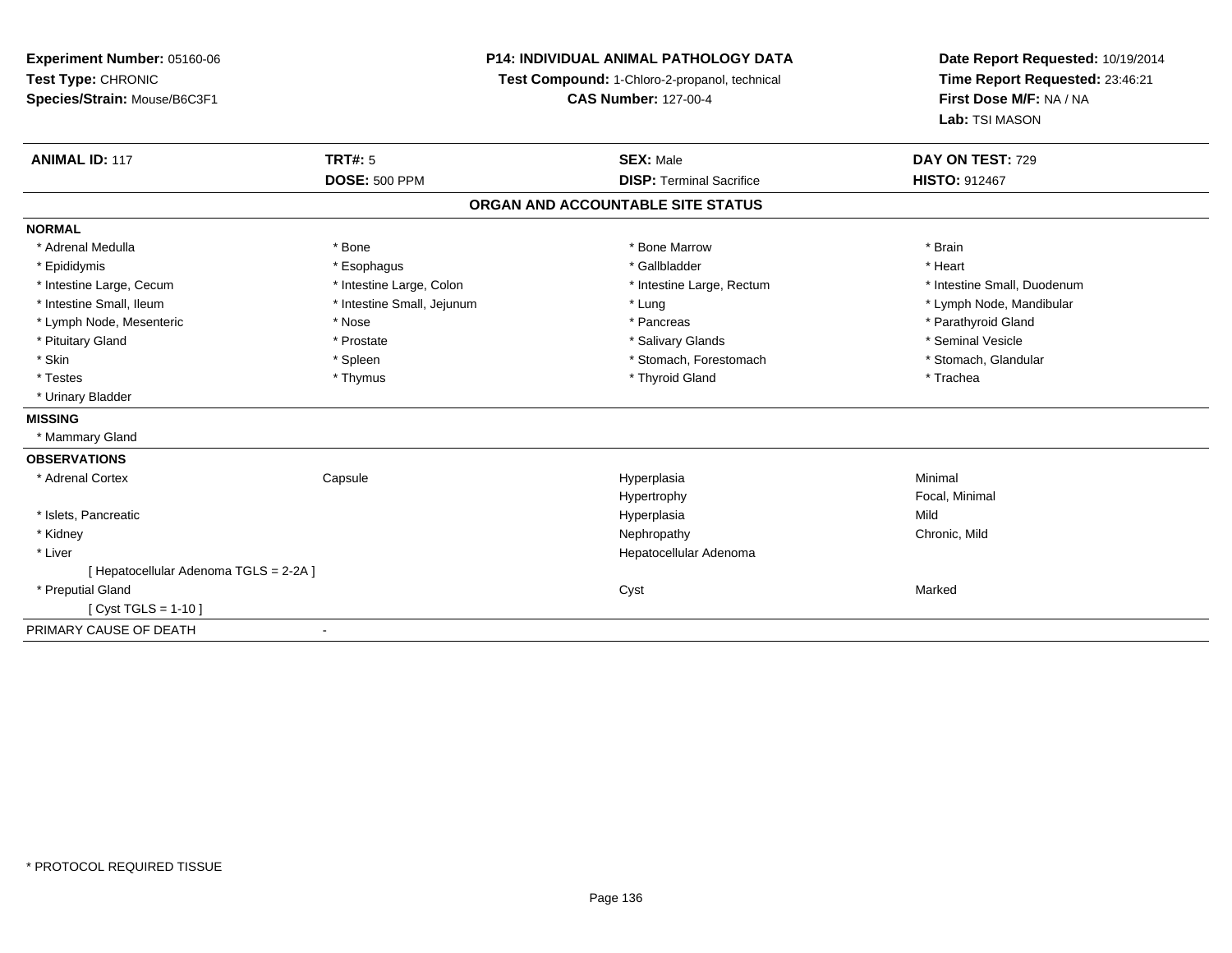**Experiment Number:** 05160-06
**Test Type:** CHRONIC
**Species/Strain:** Mouse/B6C3F1

**P14: INDIVIDUAL ANIMAL PATHOLOGY DATA**
**Test Compound:** 1-Chloro-2-propanol, technical
**CAS Number:** 127-00-4

**Date Report Requested:** 10/19/2014
**Time Report Requested:** 23:46:21
**First Dose M/F:** NA / NA
**Lab:** TSI MASON

| **ANIMAL ID:** 117 | **TRT#:** 5 | **SEX:** Male | **DAY ON TEST:** 729 |
|---|---|---|---|
| | **DOSE:** 500 PPM | **DISP:** Terminal Sacrifice | **HISTO:** 912467 |

## ORGAN AND ACCOUNTABLE SITE STATUS

**NORMAL**

| | | | |
|---|---|---|---|
| * Adrenal Medulla | * Bone | * Bone Marrow | * Brain |
| * Epididymis | * Esophagus | * Gallbladder | * Heart |
| * Intestine Large, Cecum | * Intestine Large, Colon | * Intestine Large, Rectum | * Intestine Small, Duodenum |
| * Intestine Small, Ileum | * Intestine Small, Jejunum | * Lung | * Lymph Node, Mandibular |
| * Lymph Node, Mesenteric | * Nose | * Pancreas | * Parathyroid Gland |
| * Pituitary Gland | * Prostate | * Salivary Glands | * Seminal Vesicle |
| * Skin | * Spleen | * Stomach, Forestomach | * Stomach, Glandular |
| * Testes | * Thymus | * Thyroid Gland | * Trachea |
| * Urinary Bladder | | | |

**MISSING**

* Mammary Gland

**OBSERVATIONS**

| | | | |
|---|---|---|---|
| * Adrenal Cortex | Capsule | Hyperplasia | Minimal |
| | | Hypertrophy | Focal, Minimal |
| * Islets, Pancreatic | | Hyperplasia | Mild |
| * Kidney | | Nephropathy | Chronic, Mild |
| * Liver | | Hepatocellular Adenoma | |
| [ Hepatocellular Adenoma TGLS = 2-2A ] | | | |
| * Preputial Gland | | Cyst | Marked |
| [ Cyst TGLS = 1-10 ] | | | |

PRIMARY CAUSE OF DEATH -

* PROTOCOL REQUIRED TISSUE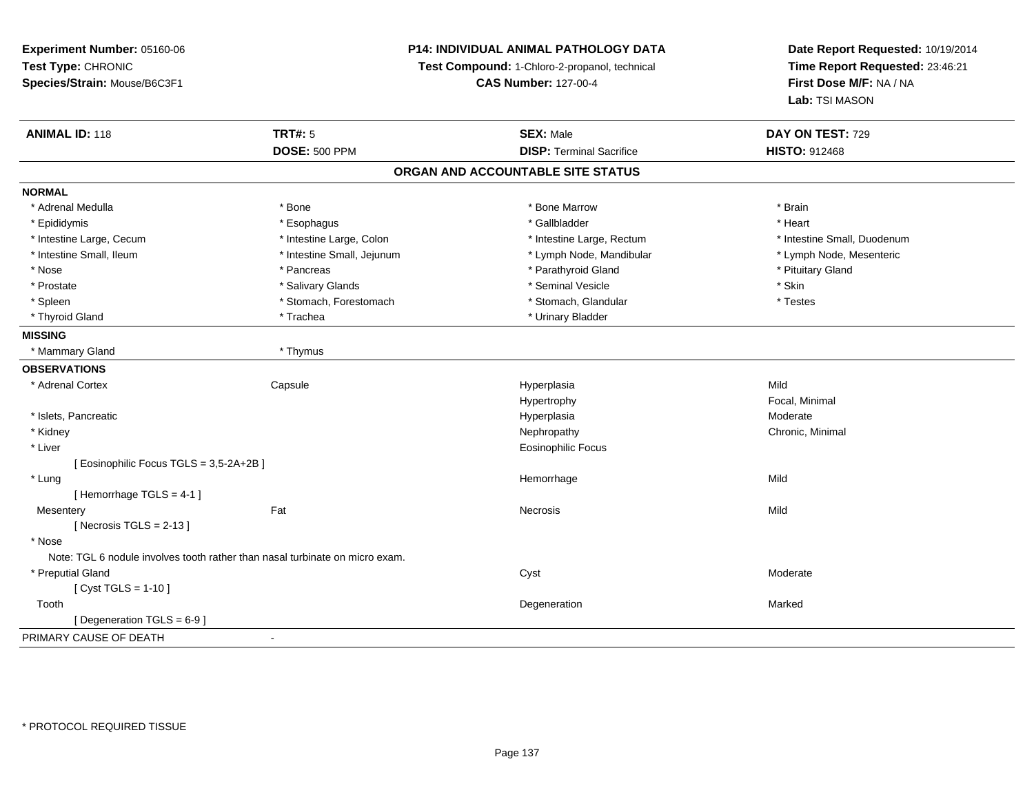**Experiment Number:** 05160-06
**Test Type:** CHRONIC
**Species/Strain:** Mouse/B6C3F1

**P14: INDIVIDUAL ANIMAL PATHOLOGY DATA**
**Test Compound:** 1-Chloro-2-propanol, technical
**CAS Number:** 127-00-4

**Date Report Requested:** 10/19/2014
**Time Report Requested:** 23:46:21
**First Dose M/F:** NA / NA
**Lab:** TSI MASON

| **ANIMAL ID:** 118 | **TRT#:** 5 | **SEX:** Male | **DAY ON TEST:** 729 |
|---|---|---|---|
| | **DOSE:** 500 PPM | **DISP:** Terminal Sacrifice | **HISTO:** 912468 |

## ORGAN AND ACCOUNTABLE SITE STATUS

**NORMAL**

| | | | |
|---|---|---|---|
| * Adrenal Medulla | * Bone | * Bone Marrow | * Brain |
| * Epididymis | * Esophagus | * Gallbladder | * Heart |
| * Intestine Large, Cecum | * Intestine Large, Colon | * Intestine Large, Rectum | * Intestine Small, Duodenum |
| * Intestine Small, Ileum | * Intestine Small, Jejunum | * Lymph Node, Mandibular | * Lymph Node, Mesenteric |
| * Nose | * Pancreas | * Parathyroid Gland | * Pituitary Gland |
| * Prostate | * Salivary Glands | * Seminal Vesicle | * Skin |
| * Spleen | * Stomach, Forestomach | * Stomach, Glandular | * Testes |
| * Thyroid Gland | * Trachea | * Urinary Bladder | |

**MISSING**

| | |
|---|---|
| * Mammary Gland | * Thymus |

**OBSERVATIONS**

| | | | |
|---|---|---|---|
| * Adrenal Cortex | Capsule | Hyperplasia | Mild |
| | | Hypertrophy | Focal, Minimal |
| * Islets, Pancreatic | | Hyperplasia | Moderate |
| * Kidney | | Nephropathy | Chronic, Minimal |
| * Liver | | Eosinophilic Focus | |
| [ Eosinophilic Focus TGLS = 3,5-2A+2B ] | | | |
| * Lung | | Hemorrhage | Mild |
| [ Hemorrhage TGLS = 4-1 ] | | | |
| Mesentery | Fat | Necrosis | Mild |
| [ Necrosis TGLS = 2-13 ] | | | |
| * Nose | | | |
| Note: TGL 6 nodule involves tooth rather than nasal turbinate on micro exam. | | | |
| * Preputial Gland | | Cyst | Moderate |
| [ Cyst TGLS = 1-10 ] | | | |
| Tooth | | Degeneration | Marked |
| [ Degeneration TGLS = 6-9 ] | | | |

PRIMARY CAUSE OF DEATH -

\* PROTOCOL REQUIRED TISSUE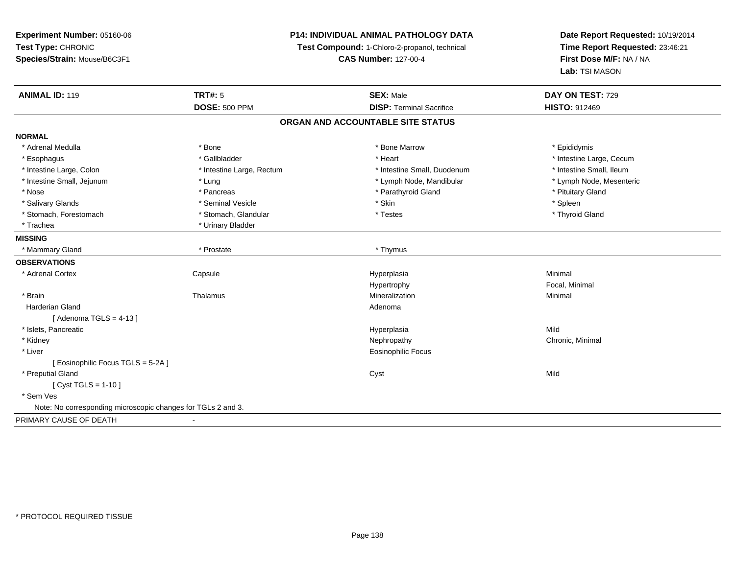**Experiment Number:** 05160-06
**Test Type:** CHRONIC
**Species/Strain:** Mouse/B6C3F1

**P14: INDIVIDUAL ANIMAL PATHOLOGY DATA**
**Test Compound:** 1-Chloro-2-propanol, technical
**CAS Number:** 127-00-4

**Date Report Requested:** 10/19/2014
**Time Report Requested:** 23:46:21
**First Dose M/F:** NA / NA
**Lab:** TSI MASON

| **ANIMAL ID:** 119 | **TRT#:** 5 | **SEX:** Male | **DAY ON TEST:** 729 |
|---|---|---|---|
| | **DOSE:** 500 PPM | **DISP:** Terminal Sacrifice | **HISTO:** 912469 |

## ORGAN AND ACCOUNTABLE SITE STATUS

**NORMAL**

| | | | |
|---|---|---|---|
| * Adrenal Medulla | * Bone | * Bone Marrow | * Epididymis |
| * Esophagus | * Gallbladder | * Heart | * Intestine Large, Cecum |
| * Intestine Large, Colon | * Intestine Large, Rectum | * Intestine Small, Duodenum | * Intestine Small, Ileum |
| * Intestine Small, Jejunum | * Lung | * Lymph Node, Mandibular | * Lymph Node, Mesenteric |
| * Nose | * Pancreas | * Parathyroid Gland | * Pituitary Gland |
| * Salivary Glands | * Seminal Vesicle | * Skin | * Spleen |
| * Stomach, Forestomach | * Stomach, Glandular | * Testes | * Thyroid Gland |
| * Trachea | * Urinary Bladder | | |

**MISSING**

| | | |
|---|---|---|
| * Mammary Gland | * Prostate | * Thymus |

**OBSERVATIONS**

| | | | |
|---|---|---|---|
| * Adrenal Cortex | Capsule | Hyperplasia | Minimal |
| | | Hypertrophy | Focal, Minimal |
| * Brain | Thalamus | Mineralization | Minimal |
| Harderian Gland | | Adenoma | |
| [ Adenoma TGLS = 4-13 ] | | | |
| * Islets, Pancreatic | | Hyperplasia | Mild |
| * Kidney | | Nephropathy | Chronic, Minimal |
| * Liver | | Eosinophilic Focus | |
| [ Eosinophilic Focus TGLS = 5-2A ] | | | |
| * Preputial Gland | | Cyst | Mild |
| [ Cyst TGLS = 1-10 ] | | | |
| * Sem Ves | | | |

Note: No corresponding microscopic changes for TGLs 2 and 3.

PRIMARY CAUSE OF DEATH -

* PROTOCOL REQUIRED TISSUE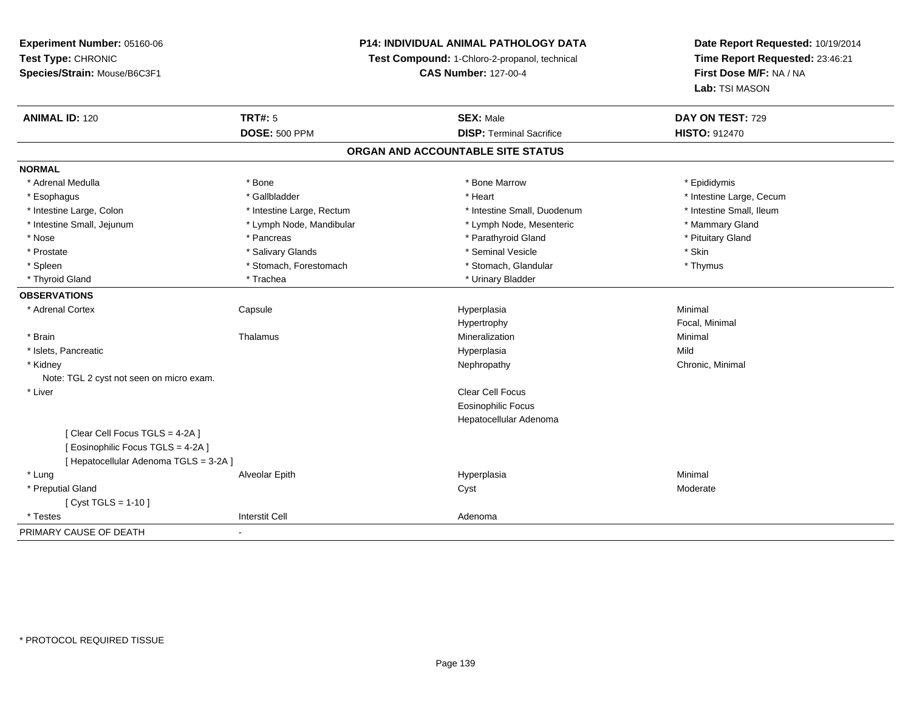**Experiment Number:** 05160-06
**Test Type:** CHRONIC
**Species/Strain:** Mouse/B6C3F1

**P14: INDIVIDUAL ANIMAL PATHOLOGY DATA**
**Test Compound:** 1-Chloro-2-propanol, technical
**CAS Number:** 127-00-4

**Date Report Requested:** 10/19/2014
**Time Report Requested:** 23:46:21
**First Dose M/F:** NA / NA
**Lab:** TSI MASON

| **ANIMAL ID:** 120 | **TRT#:** 5 | **SEX:** Male | **DAY ON TEST:** 729 |
|---|---|---|---|
| | **DOSE:** 500 PPM | **DISP:** Terminal Sacrifice | **HISTO:** 912470 |

## ORGAN AND ACCOUNTABLE SITE STATUS

**NORMAL**

| | | | |
|---|---|---|---|
| * Adrenal Medulla | * Bone | * Bone Marrow | * Epididymis |
| * Esophagus | * Gallbladder | * Heart | * Intestine Large, Cecum |
| * Intestine Large, Colon | * Intestine Large, Rectum | * Intestine Small, Duodenum | * Intestine Small, Ileum |
| * Intestine Small, Jejunum | * Lymph Node, Mandibular | * Lymph Node, Mesenteric | * Mammary Gland |
| * Nose | * Pancreas | * Parathyroid Gland | * Pituitary Gland |
| * Prostate | * Salivary Glands | * Seminal Vesicle | * Skin |
| * Spleen | * Stomach, Forestomach | * Stomach, Glandular | * Thymus |
| * Thyroid Gland | * Trachea | * Urinary Bladder | |

**OBSERVATIONS**

| | | | |
|---|---|---|---|
| * Adrenal Cortex | Capsule | Hyperplasia | Minimal |
| | | Hypertrophy | Focal, Minimal |
| * Brain | Thalamus | Mineralization | Minimal |
| * Islets, Pancreatic | | Hyperplasia | Mild |
| * Kidney | | Nephropathy | Chronic, Minimal |
| Note: TGL 2 cyst not seen on micro exam. | | | |
| * Liver | | Clear Cell Focus | |
| | | Eosinophilic Focus | |
| | | Hepatocellular Adenoma | |
| [ Clear Cell Focus TGLS = 4-2A ] | | | |
| [ Eosinophilic Focus TGLS = 4-2A ] | | | |
| [ Hepatocellular Adenoma TGLS = 3-2A ] | | | |
| * Lung | Alveolar Epith | Hyperplasia | Minimal |
| * Preputial Gland | | Cyst | Moderate |
| [ Cyst TGLS = 1-10 ] | | | |
| * Testes | Interstit Cell | Adenoma | |

PRIMARY CAUSE OF DEATH -

* PROTOCOL REQUIRED TISSUE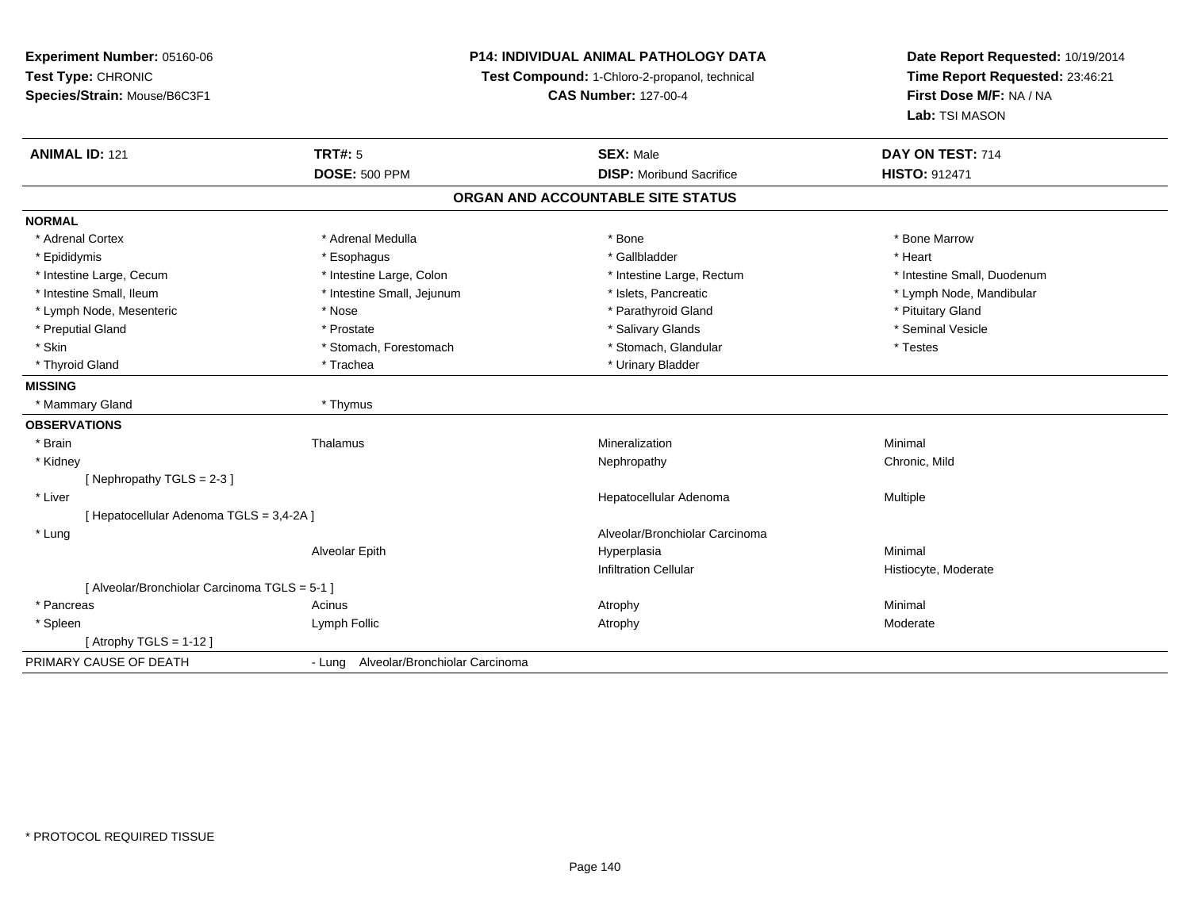**Experiment Number:** 05160-06
**Test Type:** CHRONIC
**Species/Strain:** Mouse/B6C3F1

**P14: INDIVIDUAL ANIMAL PATHOLOGY DATA**
**Test Compound:** 1-Chloro-2-propanol, technical
**CAS Number:** 127-00-4

**Date Report Requested:** 10/19/2014
**Time Report Requested:** 23:46:21
**First Dose M/F:** NA / NA
**Lab:** TSI MASON

| **ANIMAL ID:** 121 | **TRT#:** 5 | **SEX:** Male | **DAY ON TEST:** 714 |
|---|---|---|---|
| | **DOSE:** 500 PPM | **DISP:** Moribund Sacrifice | **HISTO:** 912471 |

## ORGAN AND ACCOUNTABLE SITE STATUS

| | | | |
|---|---|---|---|
| **NORMAL** | | | |
| * Adrenal Cortex | * Adrenal Medulla | * Bone | * Bone Marrow |
| * Epididymis | * Esophagus | * Gallbladder | * Heart |
| * Intestine Large, Cecum | * Intestine Large, Colon | * Intestine Large, Rectum | * Intestine Small, Duodenum |
| * Intestine Small, Ileum | * Intestine Small, Jejunum | * Islets, Pancreatic | * Lymph Node, Mandibular |
| * Lymph Node, Mesenteric | * Nose | * Parathyroid Gland | * Pituitary Gland |
| * Preputial Gland | * Prostate | * Salivary Glands | * Seminal Vesicle |
| * Skin | * Stomach, Forestomach | * Stomach, Glandular | * Testes |
| * Thyroid Gland | * Trachea | * Urinary Bladder | |
| **MISSING** | | | |
| * Mammary Gland | * Thymus | | |
| **OBSERVATIONS** | | | |
| * Brain | Thalamus | Mineralization | Minimal |
| * Kidney | | Nephropathy | Chronic, Mild |
| [ Nephropathy TGLS = 2-3 ] | | | |
| * Liver | | Hepatocellular Adenoma | Multiple |
| [ Hepatocellular Adenoma TGLS = 3,4-2A ] | | | |
| * Lung | | Alveolar/Bronchiolar Carcinoma | |
| | Alveolar Epith | Hyperplasia | Minimal |
| | | Infiltration Cellular | Histiocyte, Moderate |
| [ Alveolar/Bronchiolar Carcinoma TGLS = 5-1 ] | | | |
| * Pancreas | Acinus | Atrophy | Minimal |
| * Spleen | Lymph Follic | Atrophy | Moderate |
| [ Atrophy TGLS = 1-12 ] | | | |
| PRIMARY CAUSE OF DEATH | - Lung Alveolar/Bronchiolar Carcinoma | | |

* PROTOCOL REQUIRED TISSUE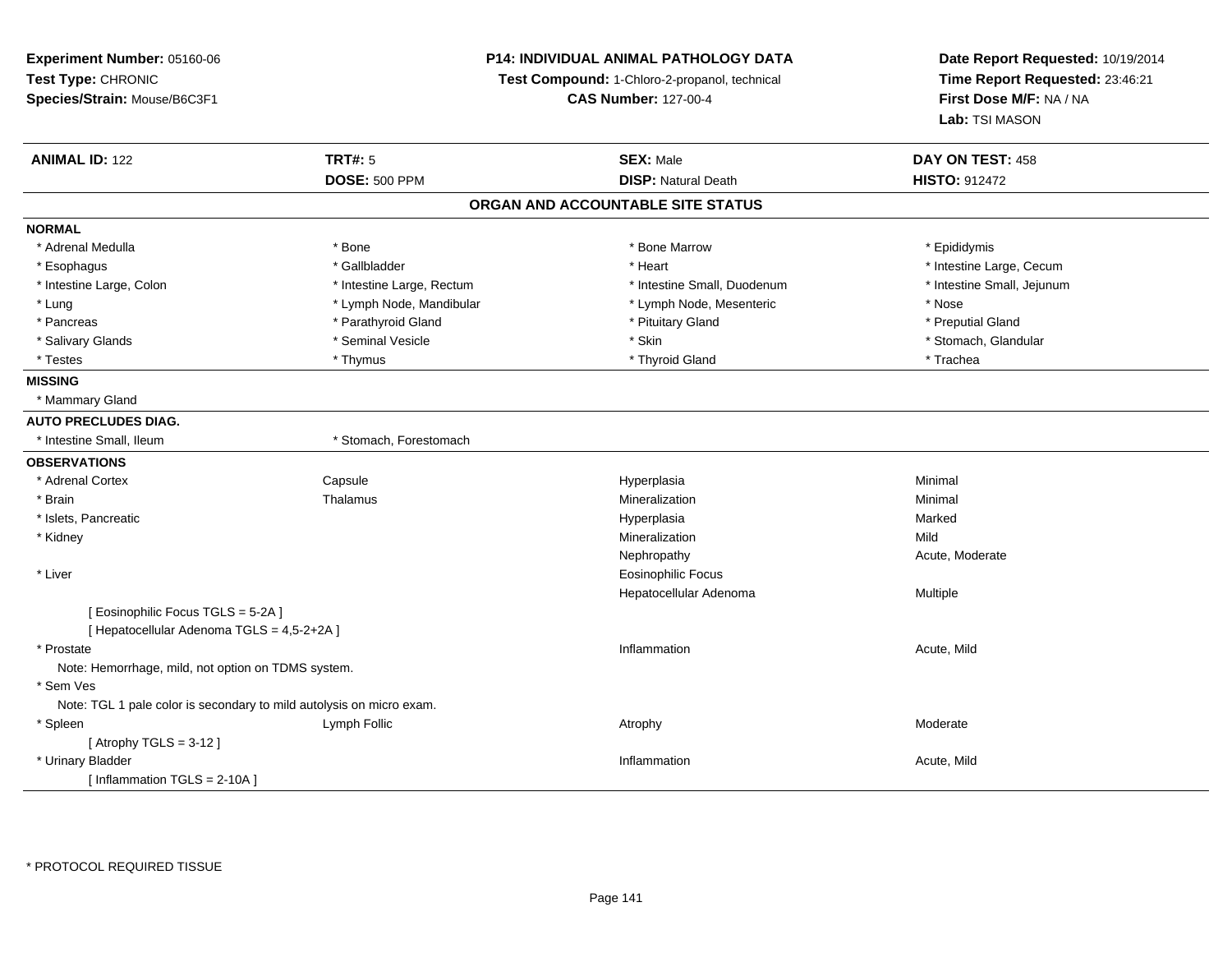**Experiment Number:** 05160-06
**Test Type:** CHRONIC
**Species/Strain:** Mouse/B6C3F1

**P14: INDIVIDUAL ANIMAL PATHOLOGY DATA**
**Test Compound:** 1-Chloro-2-propanol, technical
**CAS Number:** 127-00-4

**Date Report Requested:** 10/19/2014
**Time Report Requested:** 23:46:21
**First Dose M/F:** NA / NA
**Lab:** TSI MASON

| **ANIMAL ID:** 122 | **TRT#:** 5 | **SEX:** Male | **DAY ON TEST:** 458 |
|---|---|---|---|
| | **DOSE:** 500 PPM | **DISP:** Natural Death | **HISTO:** 912472 |

## ORGAN AND ACCOUNTABLE SITE STATUS

**NORMAL**

| | | | |
|---|---|---|---|
| * Adrenal Medulla | * Bone | * Bone Marrow | * Epididymis |
| * Esophagus | * Gallbladder | * Heart | * Intestine Large, Cecum |
| * Intestine Large, Colon | * Intestine Large, Rectum | * Intestine Small, Duodenum | * Intestine Small, Jejunum |
| * Lung | * Lymph Node, Mandibular | * Lymph Node, Mesenteric | * Nose |
| * Pancreas | * Parathyroid Gland | * Pituitary Gland | * Preputial Gland |
| * Salivary Glands | * Seminal Vesicle | * Skin | * Stomach, Glandular |
| * Testes | * Thymus | * Thyroid Gland | * Trachea |

**MISSING**

* Mammary Gland

**AUTO PRECLUDES DIAG.**

| | |
|---|---|
| * Intestine Small, Ileum | * Stomach, Forestomach |

**OBSERVATIONS**

| | | | |
|---|---|---|---|
| * Adrenal Cortex | Capsule | Hyperplasia | Minimal |
| * Brain | Thalamus | Mineralization | Minimal |
| * Islets, Pancreatic | | Hyperplasia | Marked |
| * Kidney | | Mineralization | Mild |
| | | Nephropathy | Acute, Moderate |
| * Liver | | Eosinophilic Focus | |
| | | Hepatocellular Adenoma | Multiple |
| [ Eosinophilic Focus TGLS = 5-2A ] | | | |
| [ Hepatocellular Adenoma TGLS = 4,5-2+2A ] | | | |
| * Prostate | | Inflammation | Acute, Mild |
| Note: Hemorrhage, mild, not option on TDMS system. | | | |
| * Sem Ves | | | |
| Note: TGL 1 pale color is secondary to mild autolysis on micro exam. | | | |
| * Spleen | Lymph Follic | Atrophy | Moderate |
| [ Atrophy TGLS = 3-12 ] | | | |
| * Urinary Bladder | | Inflammation | Acute, Mild |
| [ Inflammation TGLS = 2-10A ] | | | |

* PROTOCOL REQUIRED TISSUE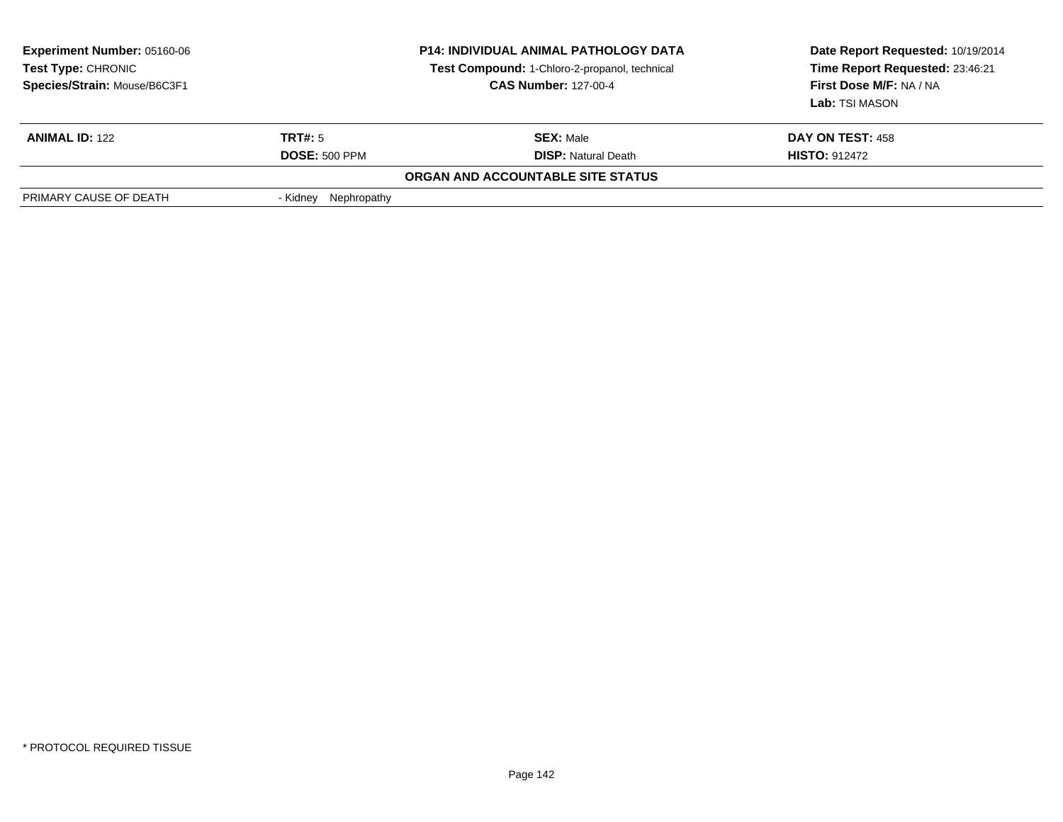**Experiment Number:** 05160-06
**Test Type:** CHRONIC
**Species/Strain:** Mouse/B6C3F1

**P14: INDIVIDUAL ANIMAL PATHOLOGY DATA**
**Test Compound:** 1-Chloro-2-propanol, technical
**CAS Number:** 127-00-4

**Date Report Requested:** 10/19/2014
**Time Report Requested:** 23:46:21
**First Dose M/F:** NA / NA
**Lab:** TSI MASON

| **ANIMAL ID:** 122 | **TRT#:** 5 | **SEX:** Male | **DAY ON TEST:** 458 |
|---|---|---|---|
| | **DOSE:** 500 PPM | **DISP:** Natural Death | **HISTO:** 912472 |

**ORGAN AND ACCOUNTABLE SITE STATUS**

| | |
|---|---|
| PRIMARY CAUSE OF DEATH | - Kidney Nephropathy |

* PROTOCOL REQUIRED TISSUE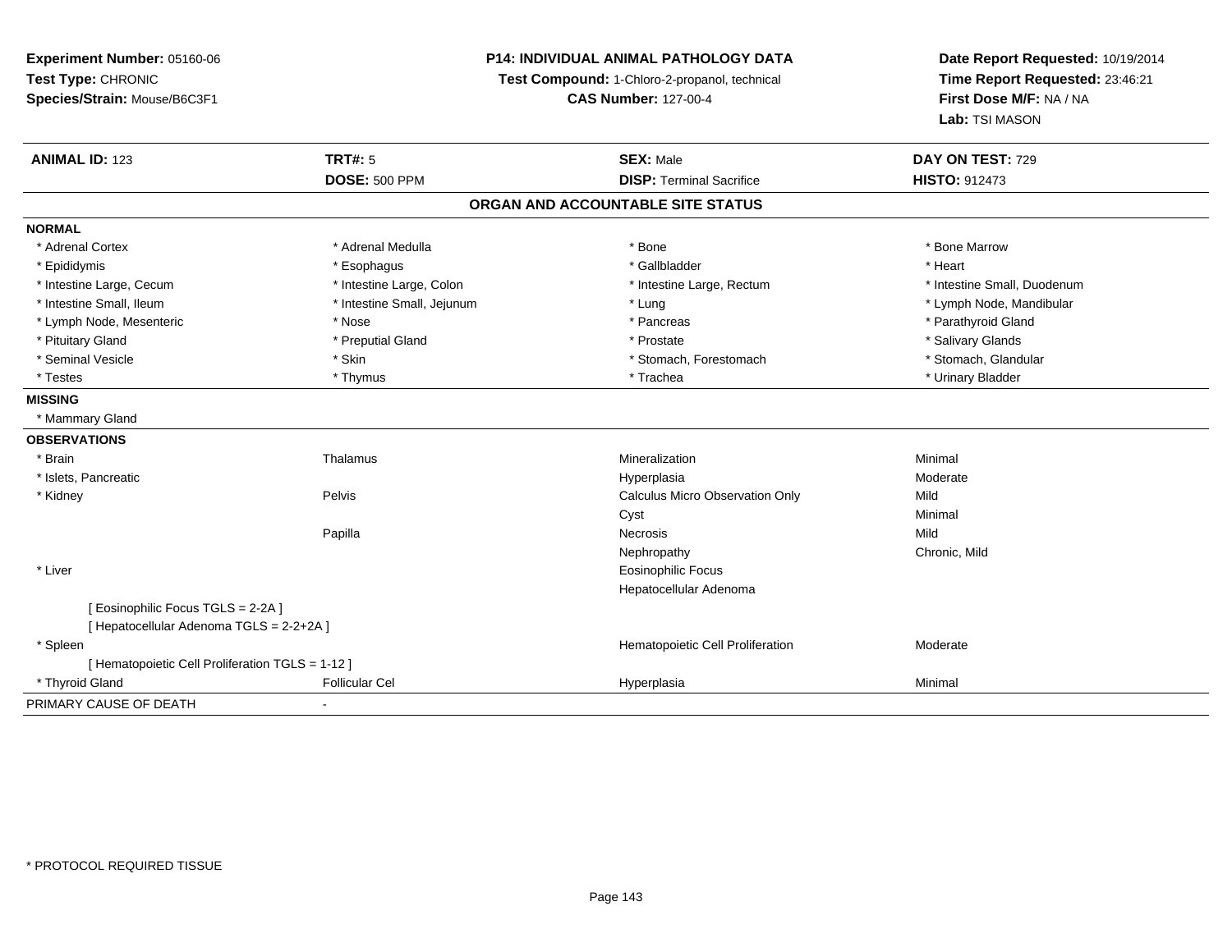**Experiment Number:** 05160-06
**Test Type:** CHRONIC
**Species/Strain:** Mouse/B6C3F1

**P14: INDIVIDUAL ANIMAL PATHOLOGY DATA**
**Test Compound:** 1-Chloro-2-propanol, technical
**CAS Number:** 127-00-4

**Date Report Requested:** 10/19/2014
**Time Report Requested:** 23:46:21
**First Dose M/F:** NA / NA
**Lab:** TSI MASON

| **ANIMAL ID:** 123 | **TRT#:** 5 | **SEX:** Male | **DAY ON TEST:** 729 |
|---|---|---|---|
| | **DOSE:** 500 PPM | **DISP:** Terminal Sacrifice | **HISTO:** 912473 |

## ORGAN AND ACCOUNTABLE SITE STATUS

**NORMAL**

| | | | |
|---|---|---|---|
| * Adrenal Cortex | * Adrenal Medulla | * Bone | * Bone Marrow |
| * Epididymis | * Esophagus | * Gallbladder | * Heart |
| * Intestine Large, Cecum | * Intestine Large, Colon | * Intestine Large, Rectum | * Intestine Small, Duodenum |
| * Intestine Small, Ileum | * Intestine Small, Jejunum | * Lung | * Lymph Node, Mandibular |
| * Lymph Node, Mesenteric | * Nose | * Pancreas | * Parathyroid Gland |
| * Pituitary Gland | * Preputial Gland | * Prostate | * Salivary Glands |
| * Seminal Vesicle | * Skin | * Stomach, Forestomach | * Stomach, Glandular |
| * Testes | * Thymus | * Trachea | * Urinary Bladder |

**MISSING**

* Mammary Gland

**OBSERVATIONS**

| | | | |
|---|---|---|---|
| * Brain | Thalamus | Mineralization | Minimal |
| * Islets, Pancreatic | | Hyperplasia | Moderate |
| * Kidney | Pelvis | Calculus Micro Observation Only | Mild |
| | | Cyst | Minimal |
| | Papilla | Necrosis | Mild |
| | | Nephropathy | Chronic, Mild |
| * Liver | | Eosinophilic Focus | |
| | | Hepatocellular Adenoma | |
| [ Eosinophilic Focus TGLS = 2-2A ] | | | |
| [ Hepatocellular Adenoma TGLS = 2-2+2A ] | | | |
| * Spleen | | Hematopoietic Cell Proliferation | Moderate |
| [ Hematopoietic Cell Proliferation TGLS = 1-12 ] | | | |
| * Thyroid Gland | Follicular Cel | Hyperplasia | Minimal |

PRIMARY CAUSE OF DEATH -

* PROTOCOL REQUIRED TISSUE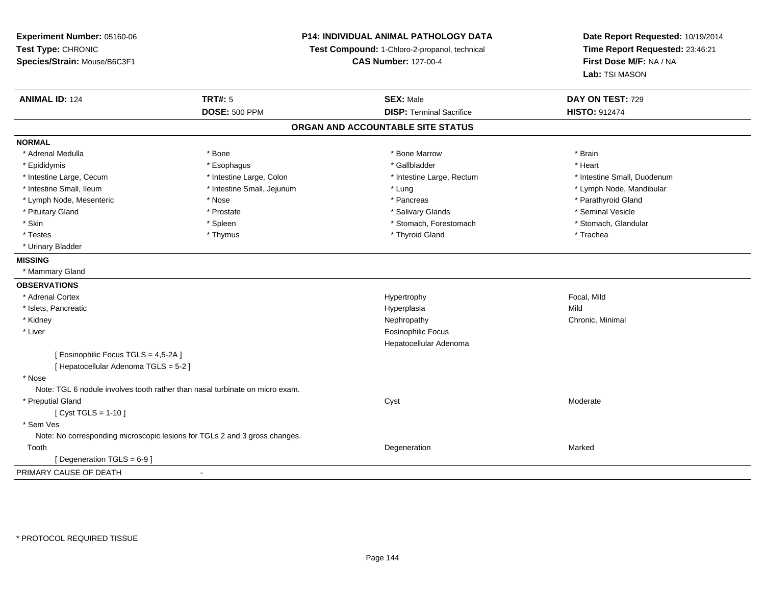**Experiment Number:** 05160-06
**Test Type:** CHRONIC
**Species/Strain:** Mouse/B6C3F1

**P14: INDIVIDUAL ANIMAL PATHOLOGY DATA**
**Test Compound:** 1-Chloro-2-propanol, technical
**CAS Number:** 127-00-4

**Date Report Requested:** 10/19/2014
**Time Report Requested:** 23:46:21
**First Dose M/F:** NA / NA
**Lab:** TSI MASON

| **ANIMAL ID:** 124 | **TRT#:** 5 | **SEX:** Male | **DAY ON TEST:** 729 |
|---|---|---|---|
| | **DOSE:** 500 PPM | **DISP:** Terminal Sacrifice | **HISTO:** 912474 |

## ORGAN AND ACCOUNTABLE SITE STATUS

**NORMAL**

| | | | |
|---|---|---|---|
| * Adrenal Medulla | * Bone | * Bone Marrow | * Brain |
| * Epididymis | * Esophagus | * Gallbladder | * Heart |
| * Intestine Large, Cecum | * Intestine Large, Colon | * Intestine Large, Rectum | * Intestine Small, Duodenum |
| * Intestine Small, Ileum | * Intestine Small, Jejunum | * Lung | * Lymph Node, Mandibular |
| * Lymph Node, Mesenteric | * Nose | * Pancreas | * Parathyroid Gland |
| * Pituitary Gland | * Prostate | * Salivary Glands | * Seminal Vesicle |
| * Skin | * Spleen | * Stomach, Forestomach | * Stomach, Glandular |
| * Testes | * Thymus | * Thyroid Gland | * Trachea |
| * Urinary Bladder | | | |

**MISSING**

* Mammary Gland

**OBSERVATIONS**

| Site | Observation | Severity |
|---|---|---|
| * Adrenal Cortex | Hypertrophy | Focal, Mild |
| * Islets, Pancreatic | Hyperplasia | Mild |
| * Kidney | Nephropathy | Chronic, Minimal |
| * Liver | Eosinophilic Focus | |
| | Hepatocellular Adenoma | |
| [ Eosinophilic Focus TGLS = 4,5-2A ] | | |
| [ Hepatocellular Adenoma TGLS = 5-2 ] | | |
| * Nose | | |
| Note: TGL 6 nodule involves tooth rather than nasal turbinate on micro exam. | | |
| * Preputial Gland | Cyst | Moderate |
| [ Cyst TGLS = 1-10 ] | | |
| * Sem Ves | | |
| Note: No corresponding microscopic lesions for TGLs 2 and 3 gross changes. | | |
| Tooth | Degeneration | Marked |
| [ Degeneration TGLS = 6-9 ] | | |

PRIMARY CAUSE OF DEATH -

\* PROTOCOL REQUIRED TISSUE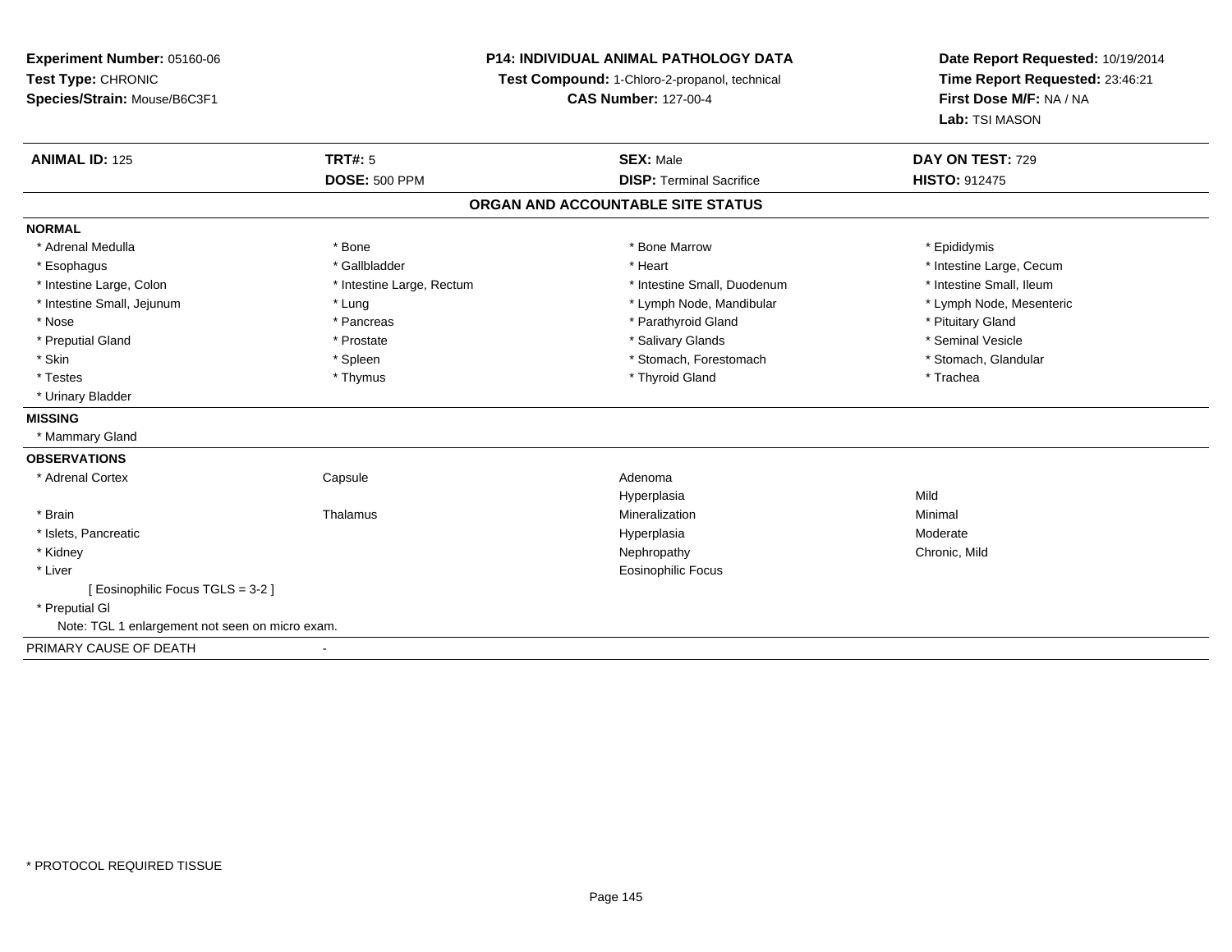**Experiment Number:** 05160-06
**Test Type:** CHRONIC
**Species/Strain:** Mouse/B6C3F1

**P14: INDIVIDUAL ANIMAL PATHOLOGY DATA**
**Test Compound:** 1-Chloro-2-propanol, technical
**CAS Number:** 127-00-4

**Date Report Requested:** 10/19/2014
**Time Report Requested:** 23:46:21
**First Dose M/F:** NA / NA
**Lab:** TSI MASON

| **ANIMAL ID:** 125 | **TRT#:** 5 | **SEX:** Male | **DAY ON TEST:** 729 |
|---|---|---|---|
| | **DOSE:** 500 PPM | **DISP:** Terminal Sacrifice | **HISTO:** 912475 |

## ORGAN AND ACCOUNTABLE SITE STATUS

**NORMAL**

| | | | |
|---|---|---|---|
| * Adrenal Medulla | * Bone | * Bone Marrow | * Epididymis |
| * Esophagus | * Gallbladder | * Heart | * Intestine Large, Cecum |
| * Intestine Large, Colon | * Intestine Large, Rectum | * Intestine Small, Duodenum | * Intestine Small, Ileum |
| * Intestine Small, Jejunum | * Lung | * Lymph Node, Mandibular | * Lymph Node, Mesenteric |
| * Nose | * Pancreas | * Parathyroid Gland | * Pituitary Gland |
| * Preputial Gland | * Prostate | * Salivary Glands | * Seminal Vesicle |
| * Skin | * Spleen | * Stomach, Forestomach | * Stomach, Glandular |
| * Testes | * Thymus | * Thyroid Gland | * Trachea |
| * Urinary Bladder | | | |

**MISSING**

* Mammary Gland

**OBSERVATIONS**

| | | | |
|---|---|---|---|
| * Adrenal Cortex | Capsule | Adenoma | |
| | | Hyperplasia | Mild |
| * Brain | Thalamus | Mineralization | Minimal |
| * Islets, Pancreatic | | Hyperplasia | Moderate |
| * Kidney | | Nephropathy | Chronic, Mild |
| * Liver | | Eosinophilic Focus | |
| [ Eosinophilic Focus TGLS = 3-2 ] | | | |
| * Preputial Gl | | | |
| Note: TGL 1 enlargement not seen on micro exam. | | | |

PRIMARY CAUSE OF DEATH -

* PROTOCOL REQUIRED TISSUE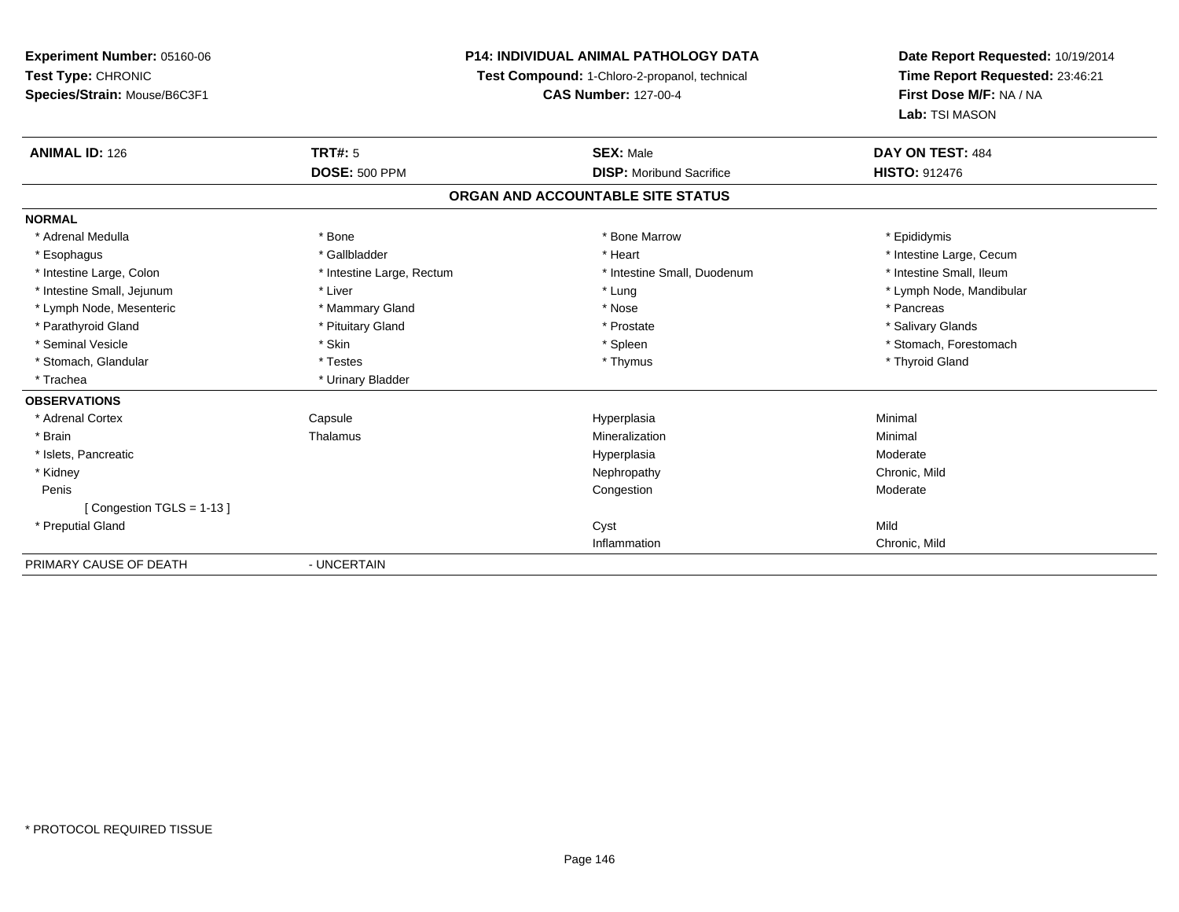**Experiment Number:** 05160-06
**Test Type:** CHRONIC
**Species/Strain:** Mouse/B6C3F1

**P14: INDIVIDUAL ANIMAL PATHOLOGY DATA**
**Test Compound:** 1-Chloro-2-propanol, technical
**CAS Number:** 127-00-4

**Date Report Requested:** 10/19/2014
**Time Report Requested:** 23:46:21
**First Dose M/F:** NA / NA
**Lab:** TSI MASON

| **ANIMAL ID:** 126 | **TRT#:** 5 | **SEX:** Male | **DAY ON TEST:** 484 |
|---|---|---|---|
| | **DOSE:** 500 PPM | **DISP:** Moribund Sacrifice | **HISTO:** 912476 |

## ORGAN AND ACCOUNTABLE SITE STATUS

| | | | |
|---|---|---|---|
| **NORMAL** | | | |
| * Adrenal Medulla | * Bone | * Bone Marrow | * Epididymis |
| * Esophagus | * Gallbladder | * Heart | * Intestine Large, Cecum |
| * Intestine Large, Colon | * Intestine Large, Rectum | * Intestine Small, Duodenum | * Intestine Small, Ileum |
| * Intestine Small, Jejunum | * Liver | * Lung | * Lymph Node, Mandibular |
| * Lymph Node, Mesenteric | * Mammary Gland | * Nose | * Pancreas |
| * Parathyroid Gland | * Pituitary Gland | * Prostate | * Salivary Glands |
| * Seminal Vesicle | * Skin | * Spleen | * Stomach, Forestomach |
| * Stomach, Glandular | * Testes | * Thymus | * Thyroid Gland |
| * Trachea | * Urinary Bladder | | |
| **OBSERVATIONS** | | | |
| * Adrenal Cortex | Capsule | Hyperplasia | Minimal |
| * Brain | Thalamus | Mineralization | Minimal |
| * Islets, Pancreatic | | Hyperplasia | Moderate |
| * Kidney | | Nephropathy | Chronic, Mild |
| Penis | | Congestion | Moderate |
| [ Congestion TGLS = 1-13 ] | | | |
| * Preputial Gland | | Cyst | Mild |
| | | Inflammation | Chronic, Mild |
| PRIMARY CAUSE OF DEATH | - UNCERTAIN | | |

* PROTOCOL REQUIRED TISSUE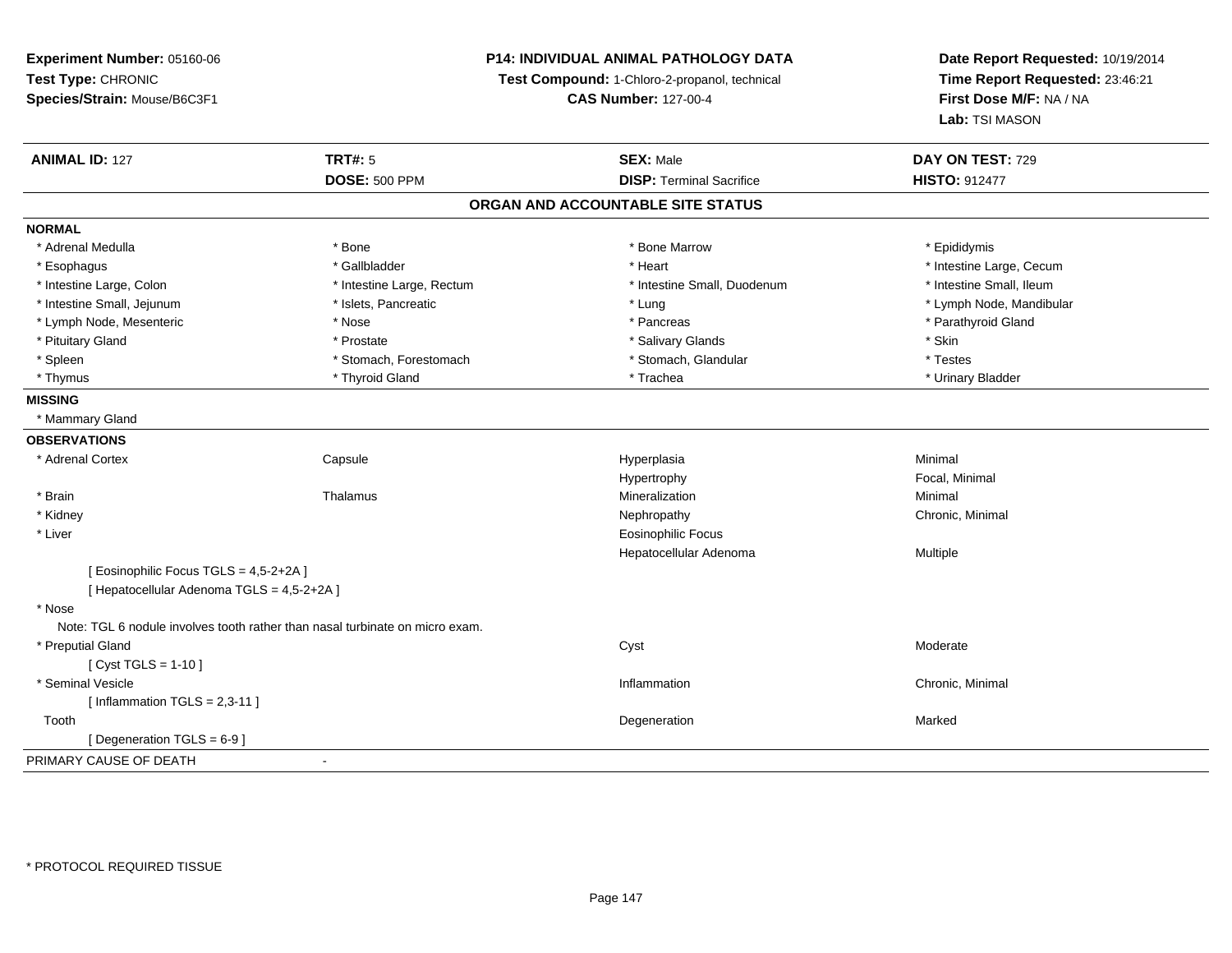**Experiment Number:** 05160-06
**Test Type:** CHRONIC
**Species/Strain:** Mouse/B6C3F1

**P14: INDIVIDUAL ANIMAL PATHOLOGY DATA**
**Test Compound:** 1-Chloro-2-propanol, technical
**CAS Number:** 127-00-4

**Date Report Requested:** 10/19/2014
**Time Report Requested:** 23:46:21
**First Dose M/F:** NA / NA
**Lab:** TSI MASON

| **ANIMAL ID:** 127 | **TRT#:** 5 | **SEX:** Male | **DAY ON TEST:** 729 |
|---|---|---|---|
| | **DOSE:** 500 PPM | **DISP:** Terminal Sacrifice | **HISTO:** 912477 |

## ORGAN AND ACCOUNTABLE SITE STATUS

**NORMAL**

| | | | |
|---|---|---|---|
| * Adrenal Medulla | * Bone | * Bone Marrow | * Epididymis |
| * Esophagus | * Gallbladder | * Heart | * Intestine Large, Cecum |
| * Intestine Large, Colon | * Intestine Large, Rectum | * Intestine Small, Duodenum | * Intestine Small, Ileum |
| * Intestine Small, Jejunum | * Islets, Pancreatic | * Lung | * Lymph Node, Mandibular |
| * Lymph Node, Mesenteric | * Nose | * Pancreas | * Parathyroid Gland |
| * Pituitary Gland | * Prostate | * Salivary Glands | * Skin |
| * Spleen | * Stomach, Forestomach | * Stomach, Glandular | * Testes |
| * Thymus | * Thyroid Gland | * Trachea | * Urinary Bladder |

**MISSING**

* Mammary Gland

**OBSERVATIONS**

| | | | |
|---|---|---|---|
| * Adrenal Cortex | Capsule | Hyperplasia | Minimal |
| | | Hypertrophy | Focal, Minimal |
| * Brain | Thalamus | Mineralization | Minimal |
| * Kidney | | Nephropathy | Chronic, Minimal |
| * Liver | | Eosinophilic Focus | |
| | | Hepatocellular Adenoma | Multiple |
| [ Eosinophilic Focus TGLS = 4,5-2+2A ] | | | |
| [ Hepatocellular Adenoma TGLS = 4,5-2+2A ] | | | |
| * Nose | | | |
| Note: TGL 6 nodule involves tooth rather than nasal turbinate on micro exam. | | | |
| * Preputial Gland | | Cyst | Moderate |
| [ Cyst TGLS = 1-10 ] | | | |
| * Seminal Vesicle | | Inflammation | Chronic, Minimal |
| [ Inflammation TGLS = 2,3-11 ] | | | |
| Tooth | | Degeneration | Marked |
| [ Degeneration TGLS = 6-9 ] | | | |

PRIMARY CAUSE OF DEATH -

* PROTOCOL REQUIRED TISSUE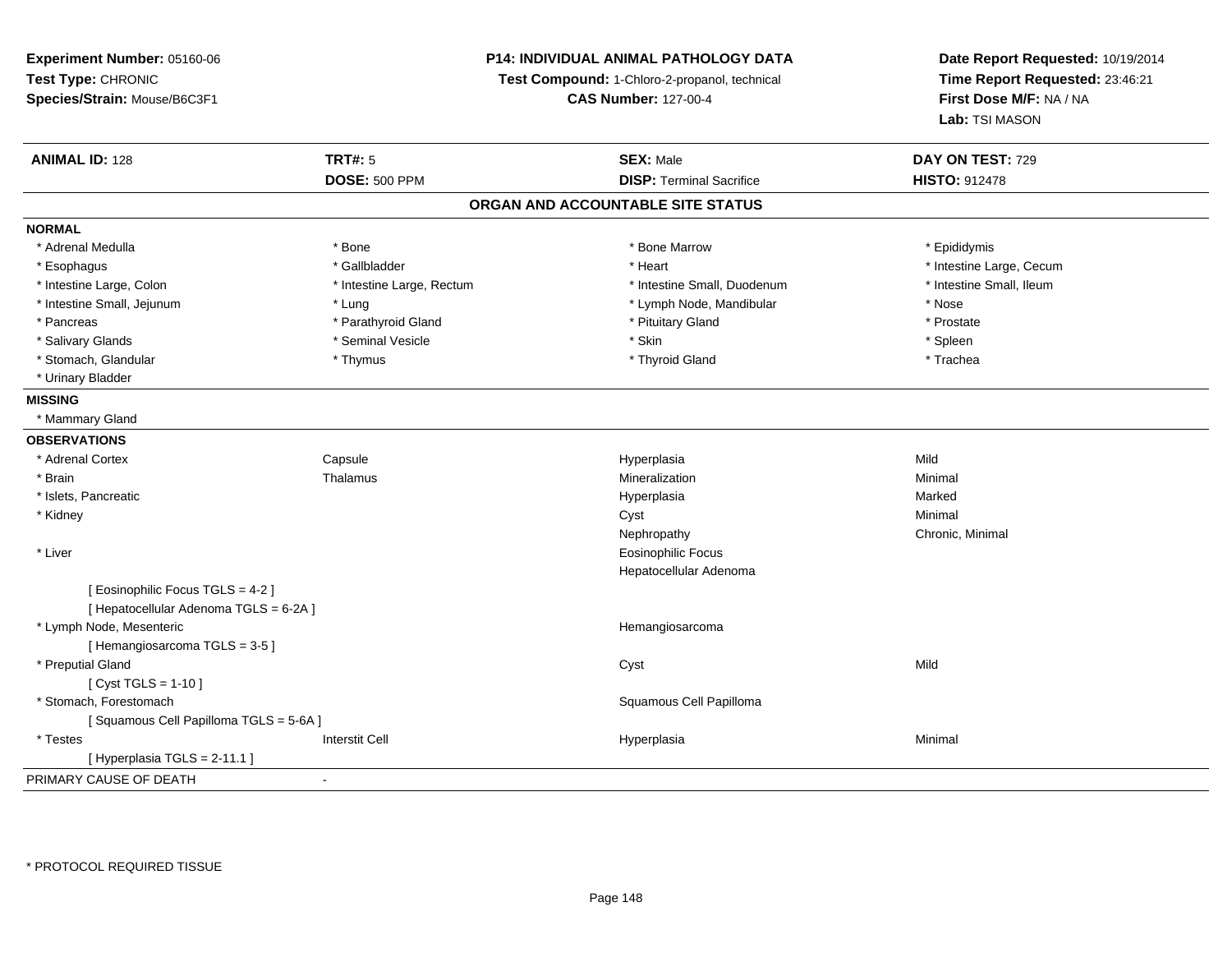**Experiment Number:** 05160-06
**Test Type:** CHRONIC
**Species/Strain:** Mouse/B6C3F1

**P14: INDIVIDUAL ANIMAL PATHOLOGY DATA**
**Test Compound:** 1-Chloro-2-propanol, technical
**CAS Number:** 127-00-4

**Date Report Requested:** 10/19/2014
**Time Report Requested:** 23:46:21
**First Dose M/F:** NA / NA
**Lab:** TSI MASON

| **ANIMAL ID:** 128 | **TRT#:** 5 | **SEX:** Male | **DAY ON TEST:** 729 |
|---|---|---|---|
| | **DOSE:** 500 PPM | **DISP:** Terminal Sacrifice | **HISTO:** 912478 |

## ORGAN AND ACCOUNTABLE SITE STATUS

**NORMAL**

| | | | |
|---|---|---|---|
| * Adrenal Medulla | * Bone | * Bone Marrow | * Epididymis |
| * Esophagus | * Gallbladder | * Heart | * Intestine Large, Cecum |
| * Intestine Large, Colon | * Intestine Large, Rectum | * Intestine Small, Duodenum | * Intestine Small, Ileum |
| * Intestine Small, Jejunum | * Lung | * Lymph Node, Mandibular | * Nose |
| * Pancreas | * Parathyroid Gland | * Pituitary Gland | * Prostate |
| * Salivary Glands | * Seminal Vesicle | * Skin | * Spleen |
| * Stomach, Glandular | * Thymus | * Thyroid Gland | * Trachea |
| * Urinary Bladder | | | |

**MISSING**

* Mammary Gland

**OBSERVATIONS**

| | | | |
|---|---|---|---|
| * Adrenal Cortex | Capsule | Hyperplasia | Mild |
| * Brain | Thalamus | Mineralization | Minimal |
| * Islets, Pancreatic | | Hyperplasia | Marked |
| * Kidney | | Cyst | Minimal |
| | | Nephropathy | Chronic, Minimal |
| * Liver | | Eosinophilic Focus | |
| | | Hepatocellular Adenoma | |
| [ Eosinophilic Focus TGLS = 4-2 ] | | | |
| [ Hepatocellular Adenoma TGLS = 6-2A ] | | | |
| * Lymph Node, Mesenteric | | Hemangiosarcoma | |
| [ Hemangiosarcoma TGLS = 3-5 ] | | | |
| * Preputial Gland | | Cyst | Mild |
| [ Cyst TGLS = 1-10 ] | | | |
| * Stomach, Forestomach | | Squamous Cell Papilloma | |
| [ Squamous Cell Papilloma TGLS = 5-6A ] | | | |
| * Testes | Interstit Cell | Hyperplasia | Minimal |
| [ Hyperplasia TGLS = 2-11.1 ] | | | |

PRIMARY CAUSE OF DEATH -

* PROTOCOL REQUIRED TISSUE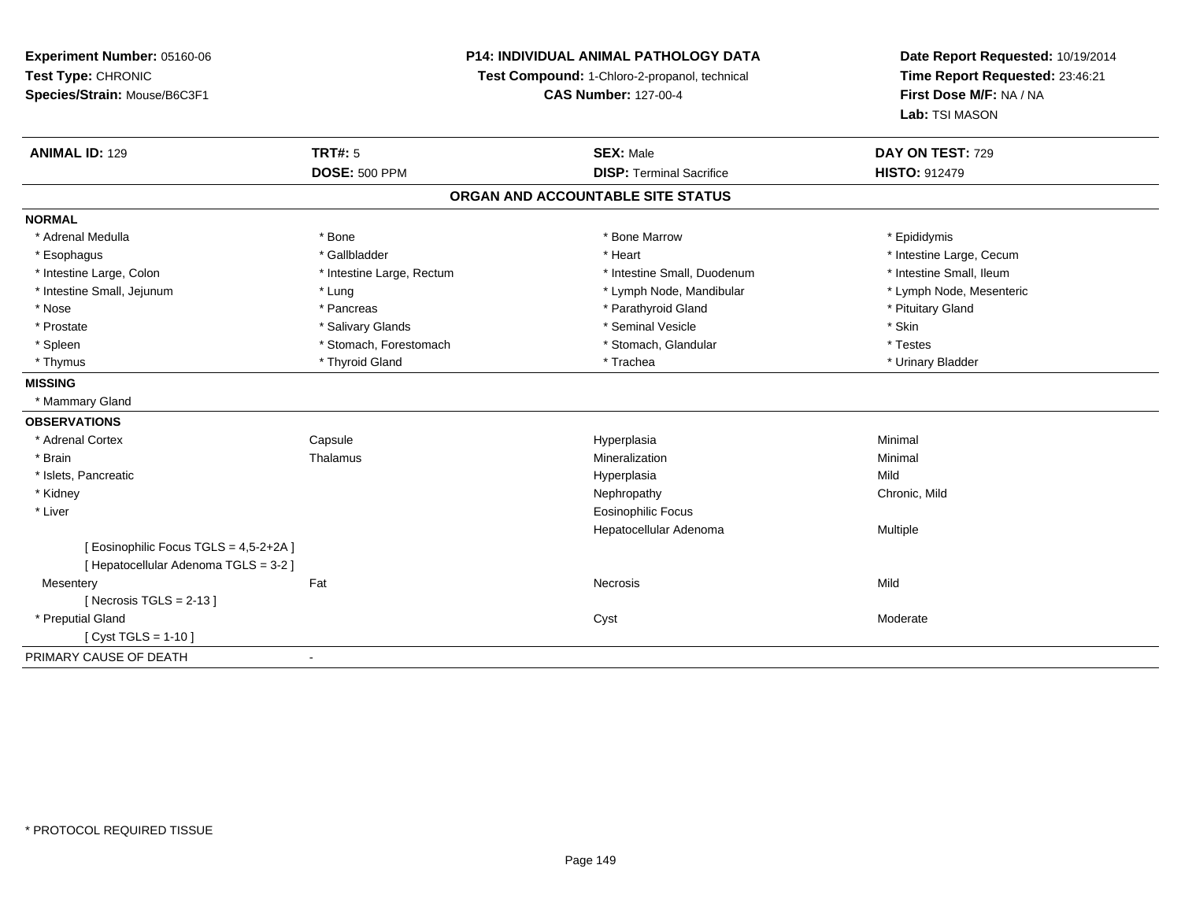**Experiment Number:** 05160-06
**Test Type:** CHRONIC
**Species/Strain:** Mouse/B6C3F1

**P14: INDIVIDUAL ANIMAL PATHOLOGY DATA**
**Test Compound:** 1-Chloro-2-propanol, technical
**CAS Number:** 127-00-4

**Date Report Requested:** 10/19/2014
**Time Report Requested:** 23:46:21
**First Dose M/F:** NA / NA
**Lab:** TSI MASON

| **ANIMAL ID:** 129 | **TRT#:** 5 | **SEX:** Male | **DAY ON TEST:** 729 |
|---|---|---|---|
| | **DOSE:** 500 PPM | **DISP:** Terminal Sacrifice | **HISTO:** 912479 |

## ORGAN AND ACCOUNTABLE SITE STATUS

**NORMAL**

| | | | |
|---|---|---|---|
| * Adrenal Medulla | * Bone | * Bone Marrow | * Epididymis |
| * Esophagus | * Gallbladder | * Heart | * Intestine Large, Cecum |
| * Intestine Large, Colon | * Intestine Large, Rectum | * Intestine Small, Duodenum | * Intestine Small, Ileum |
| * Intestine Small, Jejunum | * Lung | * Lymph Node, Mandibular | * Lymph Node, Mesenteric |
| * Nose | * Pancreas | * Parathyroid Gland | * Pituitary Gland |
| * Prostate | * Salivary Glands | * Seminal Vesicle | * Skin |
| * Spleen | * Stomach, Forestomach | * Stomach, Glandular | * Testes |
| * Thymus | * Thyroid Gland | * Trachea | * Urinary Bladder |

**MISSING**

* Mammary Gland

**OBSERVATIONS**

| | | | |
|---|---|---|---|
| * Adrenal Cortex | Capsule | Hyperplasia | Minimal |
| * Brain | Thalamus | Mineralization | Minimal |
| * Islets, Pancreatic | | Hyperplasia | Mild |
| * Kidney | | Nephropathy | Chronic, Mild |
| * Liver | | Eosinophilic Focus | |
| | | Hepatocellular Adenoma | Multiple |
| [ Eosinophilic Focus TGLS = 4,5-2+2A ] | | | |
| [ Hepatocellular Adenoma TGLS = 3-2 ] | | | |
| Mesentery | Fat | Necrosis | Mild |
| [ Necrosis TGLS = 2-13 ] | | | |
| * Preputial Gland | | Cyst | Moderate |
| [ Cyst TGLS = 1-10 ] | | | |

PRIMARY CAUSE OF DEATH -

* PROTOCOL REQUIRED TISSUE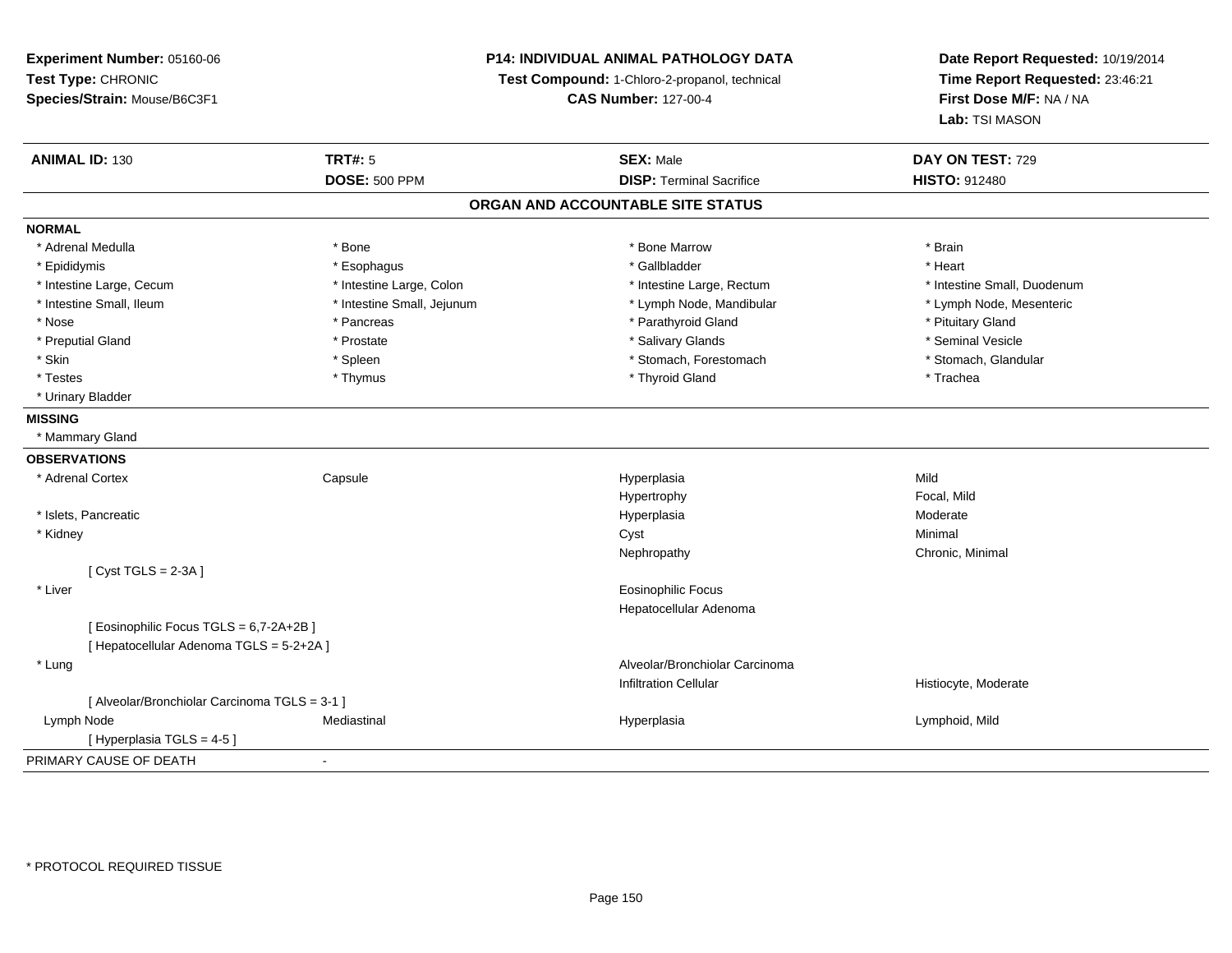**Experiment Number:** 05160-06
**Test Type:** CHRONIC
**Species/Strain:** Mouse/B6C3F1

**P14: INDIVIDUAL ANIMAL PATHOLOGY DATA**
**Test Compound:** 1-Chloro-2-propanol, technical
**CAS Number:** 127-00-4

**Date Report Requested:** 10/19/2014
**Time Report Requested:** 23:46:21
**First Dose M/F:** NA / NA
**Lab:** TSI MASON

| **ANIMAL ID:** 130 | **TRT#:** 5 | **SEX:** Male | **DAY ON TEST:** 729 |
|---|---|---|---|
| | **DOSE:** 500 PPM | **DISP:** Terminal Sacrifice | **HISTO:** 912480 |

## ORGAN AND ACCOUNTABLE SITE STATUS

**NORMAL**

| | | | |
|---|---|---|---|
| * Adrenal Medulla | * Bone | * Bone Marrow | * Brain |
| * Epididymis | * Esophagus | * Gallbladder | * Heart |
| * Intestine Large, Cecum | * Intestine Large, Colon | * Intestine Large, Rectum | * Intestine Small, Duodenum |
| * Intestine Small, Ileum | * Intestine Small, Jejunum | * Lymph Node, Mandibular | * Lymph Node, Mesenteric |
| * Nose | * Pancreas | * Parathyroid Gland | * Pituitary Gland |
| * Preputial Gland | * Prostate | * Salivary Glands | * Seminal Vesicle |
| * Skin | * Spleen | * Stomach, Forestomach | * Stomach, Glandular |
| * Testes | * Thymus | * Thyroid Gland | * Trachea |
| * Urinary Bladder | | | |

**MISSING**

* Mammary Gland

**OBSERVATIONS**

| | | | |
|---|---|---|---|
| * Adrenal Cortex | Capsule | Hyperplasia | Mild |
| | | Hypertrophy | Focal, Mild |
| * Islets, Pancreatic | | Hyperplasia | Moderate |
| * Kidney | | Cyst | Minimal |
| | | Nephropathy | Chronic, Minimal |
| [ Cyst TGLS = 2-3A ] | | | |
| * Liver | | Eosinophilic Focus | |
| | | Hepatocellular Adenoma | |
| [ Eosinophilic Focus TGLS = 6,7-2A+2B ] | | | |
| [ Hepatocellular Adenoma TGLS = 5-2+2A ] | | | |
| * Lung | | Alveolar/Bronchiolar Carcinoma | |
| | | Infiltration Cellular | Histiocyte, Moderate |
| [ Alveolar/Bronchiolar Carcinoma TGLS = 3-1 ] | | | |
| Lymph Node | Mediastinal | Hyperplasia | Lymphoid, Mild |
| [ Hyperplasia TGLS = 4-5 ] | | | |

PRIMARY CAUSE OF DEATH -

\* PROTOCOL REQUIRED TISSUE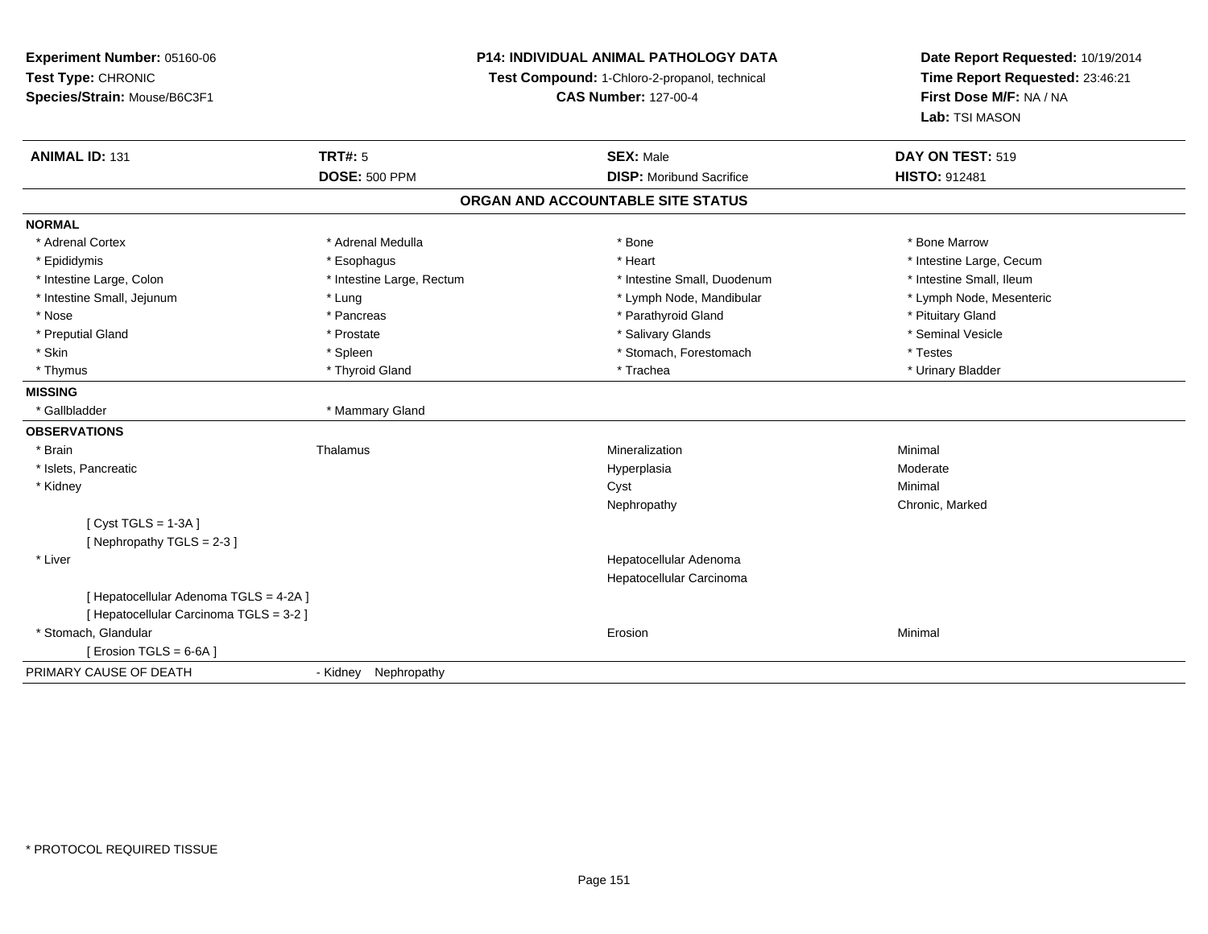**Experiment Number:** 05160-06
**Test Type:** CHRONIC
**Species/Strain:** Mouse/B6C3F1

**P14: INDIVIDUAL ANIMAL PATHOLOGY DATA**
**Test Compound:** 1-Chloro-2-propanol, technical
**CAS Number:** 127-00-4

**Date Report Requested:** 10/19/2014
**Time Report Requested:** 23:46:21
**First Dose M/F:** NA / NA
**Lab:** TSI MASON

| **ANIMAL ID:** 131 | **TRT#:** 5 | **SEX:** Male | **DAY ON TEST:** 519 |
|---|---|---|---|
| | **DOSE:** 500 PPM | **DISP:** Moribund Sacrifice | **HISTO:** 912481 |

## ORGAN AND ACCOUNTABLE SITE STATUS

**NORMAL**

| | | | |
|---|---|---|---|
| * Adrenal Cortex | * Adrenal Medulla | * Bone | * Bone Marrow |
| * Epididymis | * Esophagus | * Heart | * Intestine Large, Cecum |
| * Intestine Large, Colon | * Intestine Large, Rectum | * Intestine Small, Duodenum | * Intestine Small, Ileum |
| * Intestine Small, Jejunum | * Lung | * Lymph Node, Mandibular | * Lymph Node, Mesenteric |
| * Nose | * Pancreas | * Parathyroid Gland | * Pituitary Gland |
| * Preputial Gland | * Prostate | * Salivary Glands | * Seminal Vesicle |
| * Skin | * Spleen | * Stomach, Forestomach | * Testes |
| * Thymus | * Thyroid Gland | * Trachea | * Urinary Bladder |

**MISSING**

| | |
|---|---|
| * Gallbladder | * Mammary Gland |

**OBSERVATIONS**

| | | | |
|---|---|---|---|
| * Brain | Thalamus | Mineralization | Minimal |
| * Islets, Pancreatic | | Hyperplasia | Moderate |
| * Kidney | | Cyst | Minimal |
| | | Nephropathy | Chronic, Marked |
| [ Cyst TGLS = 1-3A ] | | | |
| [ Nephropathy TGLS = 2-3 ] | | | |
| * Liver | | Hepatocellular Adenoma | |
| | | Hepatocellular Carcinoma | |
| [ Hepatocellular Adenoma TGLS = 4-2A ] | | | |
| [ Hepatocellular Carcinoma TGLS = 3-2 ] | | | |
| * Stomach, Glandular | | Erosion | Minimal |
| [ Erosion TGLS = 6-6A ] | | | |

PRIMARY CAUSE OF DEATH - Kidney Nephropathy

* PROTOCOL REQUIRED TISSUE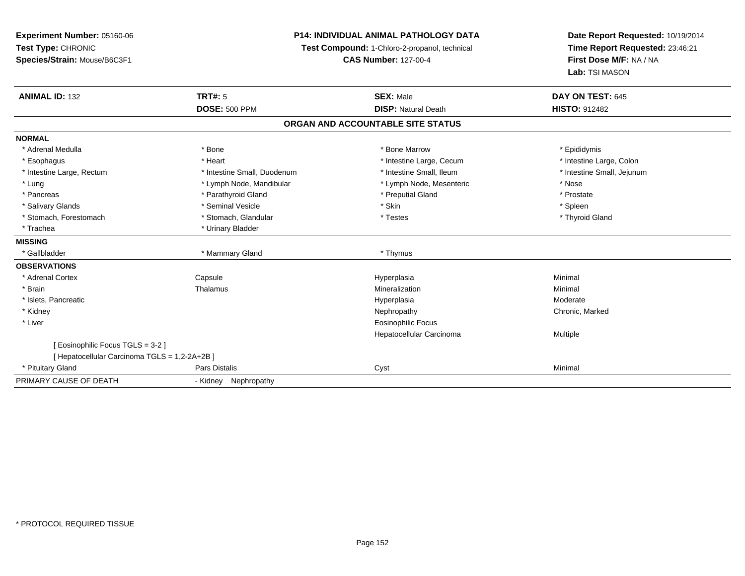**Experiment Number:** 05160-06
**Test Type:** CHRONIC
**Species/Strain:** Mouse/B6C3F1

**P14: INDIVIDUAL ANIMAL PATHOLOGY DATA**
**Test Compound:** 1-Chloro-2-propanol, technical
**CAS Number:** 127-00-4

**Date Report Requested:** 10/19/2014
**Time Report Requested:** 23:46:21
**First Dose M/F:** NA / NA
**Lab:** TSI MASON

| **ANIMAL ID:** 132 | **TRT#:** 5 | **SEX:** Male | **DAY ON TEST:** 645 |
|---|---|---|---|
| | **DOSE:** 500 PPM | **DISP:** Natural Death | **HISTO:** 912482 |

## ORGAN AND ACCOUNTABLE SITE STATUS

| | | | |
|---|---|---|---|
| **NORMAL** | | | |
| * Adrenal Medulla | * Bone | * Bone Marrow | * Epididymis |
| * Esophagus | * Heart | * Intestine Large, Cecum | * Intestine Large, Colon |
| * Intestine Large, Rectum | * Intestine Small, Duodenum | * Intestine Small, Ileum | * Intestine Small, Jejunum |
| * Lung | * Lymph Node, Mandibular | * Lymph Node, Mesenteric | * Nose |
| * Pancreas | * Parathyroid Gland | * Preputial Gland | * Prostate |
| * Salivary Glands | * Seminal Vesicle | * Skin | * Spleen |
| * Stomach, Forestomach | * Stomach, Glandular | * Testes | * Thyroid Gland |
| * Trachea | * Urinary Bladder | | |
| **MISSING** | | | |
| * Gallbladder | * Mammary Gland | * Thymus | |
| **OBSERVATIONS** | | | |
| * Adrenal Cortex | Capsule | Hyperplasia | Minimal |
| * Brain | Thalamus | Mineralization | Minimal |
| * Islets, Pancreatic | | Hyperplasia | Moderate |
| * Kidney | | Nephropathy | Chronic, Marked |
| * Liver | | Eosinophilic Focus | |
| | | Hepatocellular Carcinoma | Multiple |
| [ Eosinophilic Focus TGLS = 3-2 ] | | | |
| [ Hepatocellular Carcinoma TGLS = 1,2-2A+2B ] | | | |
| * Pituitary Gland | Pars Distalis | Cyst | Minimal |
| PRIMARY CAUSE OF DEATH | - Kidney Nephropathy | | |

\* PROTOCOL REQUIRED TISSUE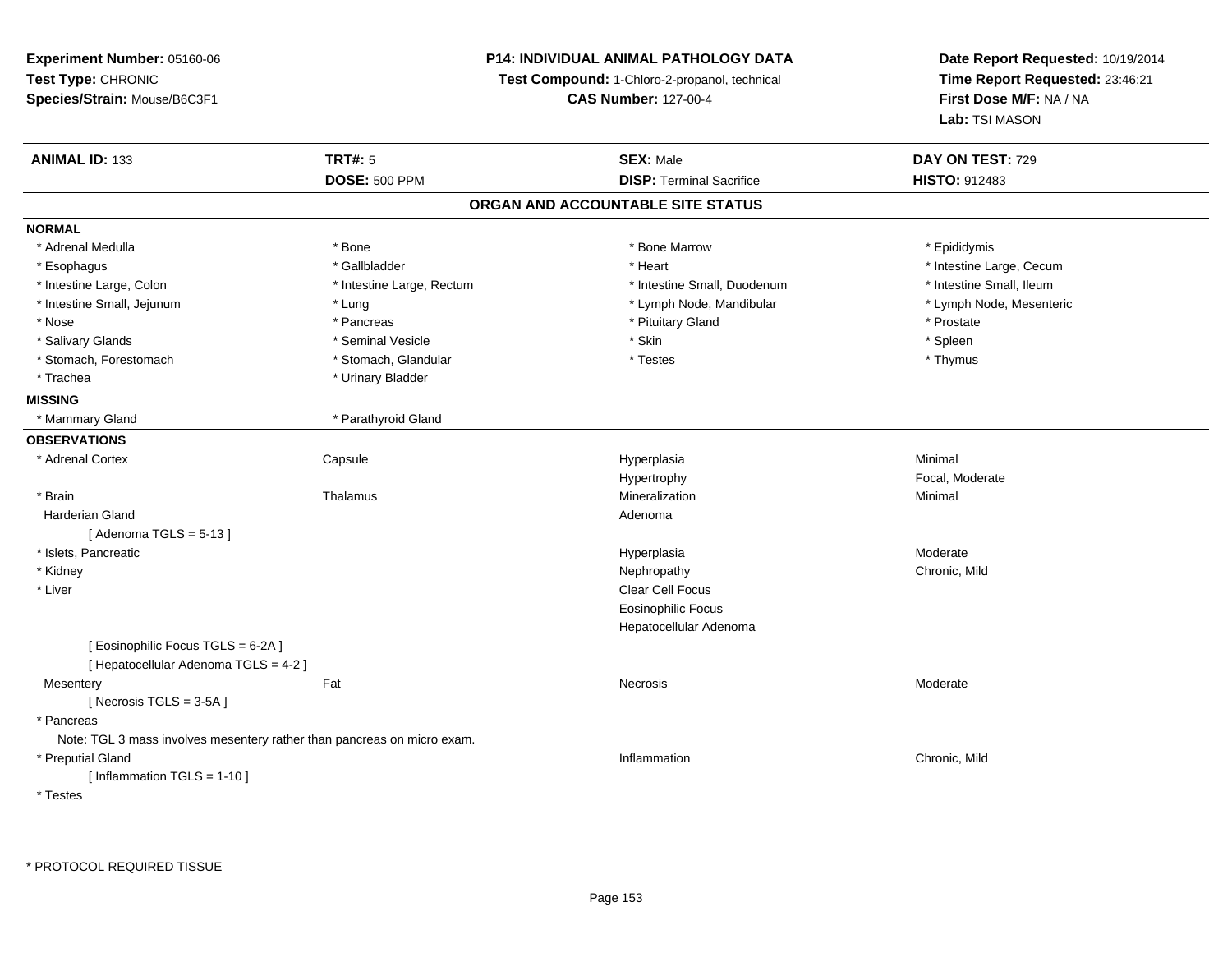**Experiment Number:** 05160-06
**Test Type:** CHRONIC
**Species/Strain:** Mouse/B6C3F1

**P14: INDIVIDUAL ANIMAL PATHOLOGY DATA**
**Test Compound:** 1-Chloro-2-propanol, technical
**CAS Number:** 127-00-4

**Date Report Requested:** 10/19/2014
**Time Report Requested:** 23:46:21
**First Dose M/F:** NA / NA
**Lab:** TSI MASON

| **ANIMAL ID:** 133 | **TRT#:** 5 | **SEX:** Male | **DAY ON TEST:** 729 |
|---|---|---|---|
| | **DOSE:** 500 PPM | **DISP:** Terminal Sacrifice | **HISTO:** 912483 |

## ORGAN AND ACCOUNTABLE SITE STATUS

**NORMAL**

| | | | |
|---|---|---|---|
| * Adrenal Medulla | * Bone | * Bone Marrow | * Epididymis |
| * Esophagus | * Gallbladder | * Heart | * Intestine Large, Cecum |
| * Intestine Large, Colon | * Intestine Large, Rectum | * Intestine Small, Duodenum | * Intestine Small, Ileum |
| * Intestine Small, Jejunum | * Lung | * Lymph Node, Mandibular | * Lymph Node, Mesenteric |
| * Nose | * Pancreas | * Pituitary Gland | * Prostate |
| * Salivary Glands | * Seminal Vesicle | * Skin | * Spleen |
| * Stomach, Forestomach | * Stomach, Glandular | * Testes | * Thymus |
| * Trachea | * Urinary Bladder | | |

**MISSING**

| | |
|---|---|
| * Mammary Gland | * Parathyroid Gland |

**OBSERVATIONS**

| | | | |
|---|---|---|---|
| * Adrenal Cortex | Capsule | Hyperplasia | Minimal |
| | | Hypertrophy | Focal, Moderate |
| * Brain | Thalamus | Mineralization | Minimal |
| Harderian Gland | | Adenoma | |
| [ Adenoma TGLS = 5-13 ] | | | |
| * Islets, Pancreatic | | Hyperplasia | Moderate |
| * Kidney | | Nephropathy | Chronic, Mild |
| * Liver | | Clear Cell Focus | |
| | | Eosinophilic Focus | |
| | | Hepatocellular Adenoma | |
| [ Eosinophilic Focus TGLS = 6-2A ] | | | |
| [ Hepatocellular Adenoma TGLS = 4-2 ] | | | |
| Mesentery | Fat | Necrosis | Moderate |
| [ Necrosis TGLS = 3-5A ] | | | |
| * Pancreas | | | |
| Note: TGL 3 mass involves mesentery rather than pancreas on micro exam. | | | |
| * Preputial Gland | | Inflammation | Chronic, Mild |
| [ Inflammation TGLS = 1-10 ] | | | |
| * Testes | | | |

* PROTOCOL REQUIRED TISSUE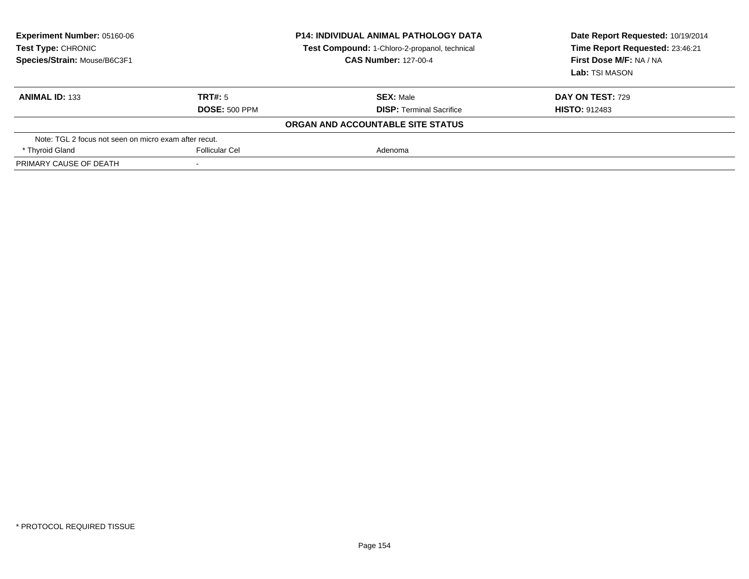**Experiment Number:** 05160-06
**Test Type:** CHRONIC
**Species/Strain:** Mouse/B6C3F1

**P14: INDIVIDUAL ANIMAL PATHOLOGY DATA**
**Test Compound:** 1-Chloro-2-propanol, technical
**CAS Number:** 127-00-4

**Date Report Requested:** 10/19/2014
**Time Report Requested:** 23:46:21
**First Dose M/F:** NA / NA
**Lab:** TSI MASON

| **ANIMAL ID:** 133 | **TRT#:** 5 | **SEX:** Male | **DAY ON TEST:** 729 |
|---|---|---|---|
| | **DOSE:** 500 PPM | **DISP:** Terminal Sacrifice | **HISTO:** 912483 |

**ORGAN AND ACCOUNTABLE SITE STATUS**

| | | |
|---|---|---|
| Note: TGL 2 focus not seen on micro exam after recut. | | |
| * Thyroid Gland | Follicular Cel | Adenoma |
| PRIMARY CAUSE OF DEATH | - | |

* PROTOCOL REQUIRED TISSUE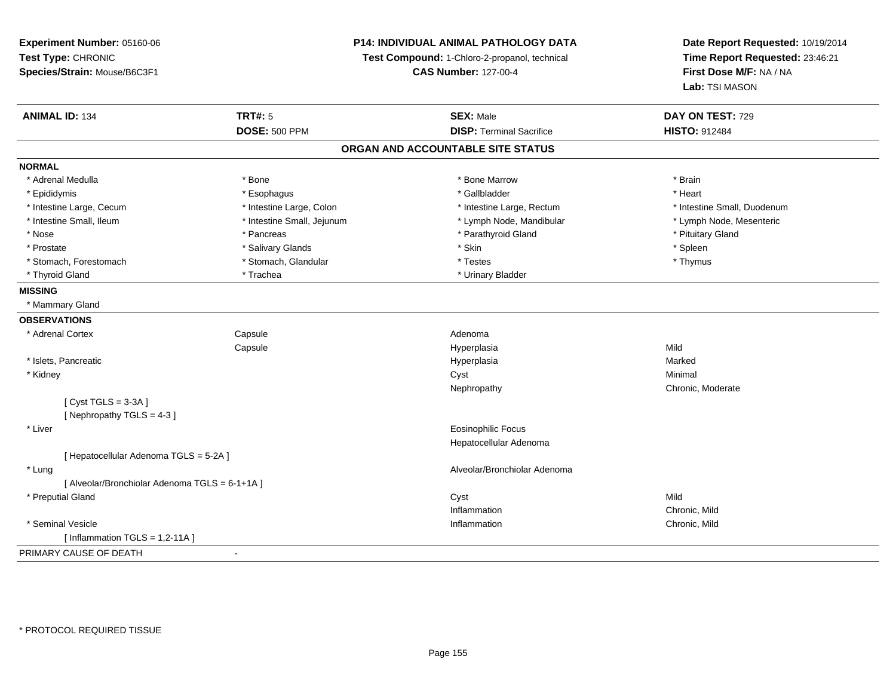**Experiment Number:** 05160-06
**Test Type:** CHRONIC
**Species/Strain:** Mouse/B6C3F1

**P14: INDIVIDUAL ANIMAL PATHOLOGY DATA**
**Test Compound:** 1-Chloro-2-propanol, technical
**CAS Number:** 127-00-4

**Date Report Requested:** 10/19/2014
**Time Report Requested:** 23:46:21
**First Dose M/F:** NA / NA
**Lab:** TSI MASON

| **ANIMAL ID:** 134 | **TRT#:** 5 | **SEX:** Male | **DAY ON TEST:** 729 |
|---|---|---|---|
| | **DOSE:** 500 PPM | **DISP:** Terminal Sacrifice | **HISTO:** 912484 |

## ORGAN AND ACCOUNTABLE SITE STATUS

**NORMAL**

| | | | |
|---|---|---|---|
| * Adrenal Medulla | * Bone | * Bone Marrow | * Brain |
| * Epididymis | * Esophagus | * Gallbladder | * Heart |
| * Intestine Large, Cecum | * Intestine Large, Colon | * Intestine Large, Rectum | * Intestine Small, Duodenum |
| * Intestine Small, Ileum | * Intestine Small, Jejunum | * Lymph Node, Mandibular | * Lymph Node, Mesenteric |
| * Nose | * Pancreas | * Parathyroid Gland | * Pituitary Gland |
| * Prostate | * Salivary Glands | * Skin | * Spleen |
| * Stomach, Forestomach | * Stomach, Glandular | * Testes | * Thymus |
| * Thyroid Gland | * Trachea | * Urinary Bladder | |

**MISSING**

* Mammary Gland

**OBSERVATIONS**

| | | | |
|---|---|---|---|
| * Adrenal Cortex | Capsule | Adenoma | |
| | Capsule | Hyperplasia | Mild |
| * Islets, Pancreatic | | Hyperplasia | Marked |
| * Kidney | | Cyst | Minimal |
| | | Nephropathy | Chronic, Moderate |
| [ Cyst TGLS = 3-3A ] | | | |
| [ Nephropathy TGLS = 4-3 ] | | | |
| * Liver | | Eosinophilic Focus | |
| | | Hepatocellular Adenoma | |
| [ Hepatocellular Adenoma TGLS = 5-2A ] | | | |
| * Lung | | Alveolar/Bronchiolar Adenoma | |
| [ Alveolar/Bronchiolar Adenoma TGLS = 6-1+1A ] | | | |
| * Preputial Gland | | Cyst | Mild |
| | | Inflammation | Chronic, Mild |
| * Seminal Vesicle | | Inflammation | Chronic, Mild |
| [ Inflammation TGLS = 1,2-11A ] | | | |

PRIMARY CAUSE OF DEATH -

* PROTOCOL REQUIRED TISSUE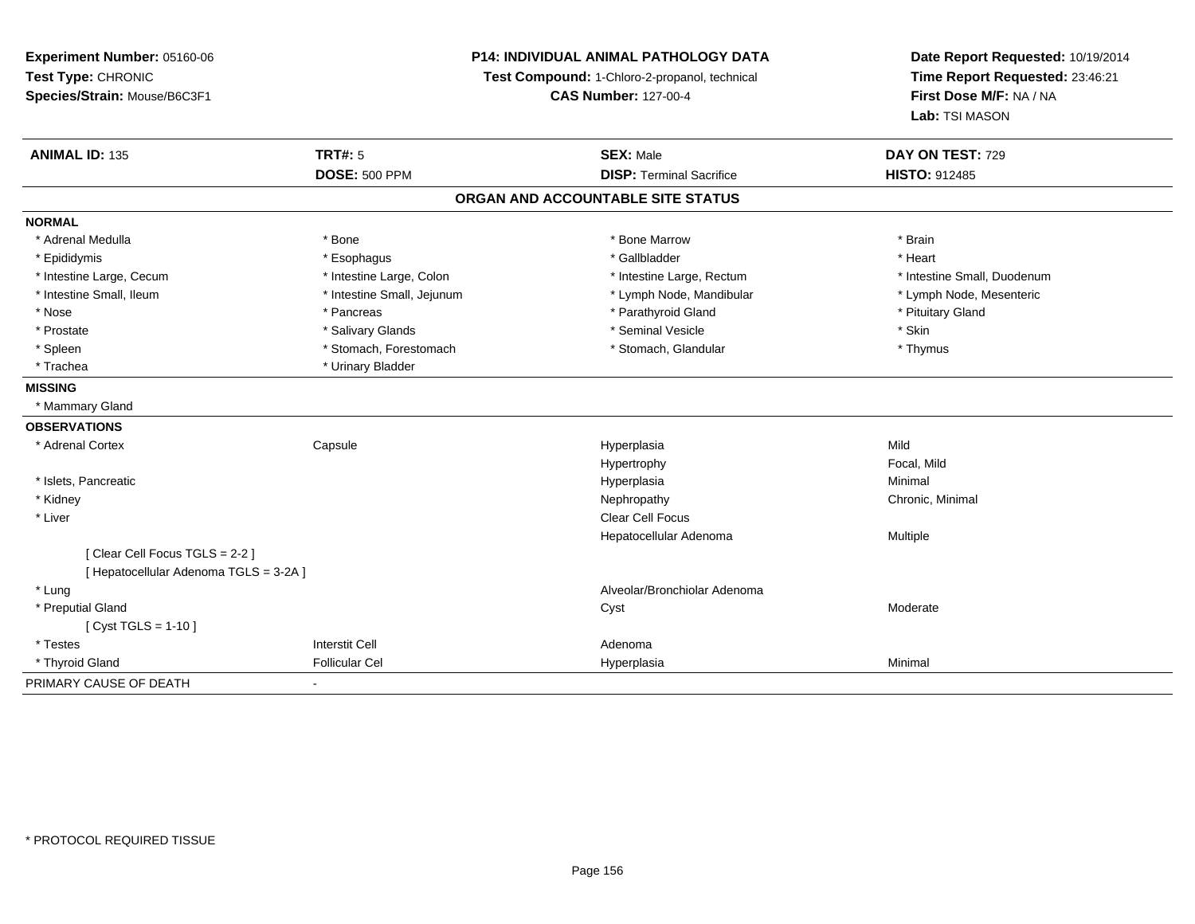**Experiment Number:** 05160-06
**Test Type:** CHRONIC
**Species/Strain:** Mouse/B6C3F1

**P14: INDIVIDUAL ANIMAL PATHOLOGY DATA**
**Test Compound:** 1-Chloro-2-propanol, technical
**CAS Number:** 127-00-4

**Date Report Requested:** 10/19/2014
**Time Report Requested:** 23:46:21
**First Dose M/F:** NA / NA
**Lab:** TSI MASON

| **ANIMAL ID:** 135 | **TRT#:** 5 | **SEX:** Male | **DAY ON TEST:** 729 |
|---|---|---|---|
| | **DOSE:** 500 PPM | **DISP:** Terminal Sacrifice | **HISTO:** 912485 |

## ORGAN AND ACCOUNTABLE SITE STATUS

**NORMAL**

| | | | |
|---|---|---|---|
| * Adrenal Medulla | * Bone | * Bone Marrow | * Brain |
| * Epididymis | * Esophagus | * Gallbladder | * Heart |
| * Intestine Large, Cecum | * Intestine Large, Colon | * Intestine Large, Rectum | * Intestine Small, Duodenum |
| * Intestine Small, Ileum | * Intestine Small, Jejunum | * Lymph Node, Mandibular | * Lymph Node, Mesenteric |
| * Nose | * Pancreas | * Parathyroid Gland | * Pituitary Gland |
| * Prostate | * Salivary Glands | * Seminal Vesicle | * Skin |
| * Spleen | * Stomach, Forestomach | * Stomach, Glandular | * Thymus |
| * Trachea | * Urinary Bladder | | |

**MISSING**

* Mammary Gland

**OBSERVATIONS**

| | | | |
|---|---|---|---|
| * Adrenal Cortex | Capsule | Hyperplasia | Mild |
| | | Hypertrophy | Focal, Mild |
| * Islets, Pancreatic | | Hyperplasia | Minimal |
| * Kidney | | Nephropathy | Chronic, Minimal |
| * Liver | | Clear Cell Focus | |
| | | Hepatocellular Adenoma | Multiple |
| [ Clear Cell Focus TGLS = 2-2 ] | | | |
| [ Hepatocellular Adenoma TGLS = 3-2A ] | | | |
| * Lung | | Alveolar/Bronchiolar Adenoma | |
| * Preputial Gland | | Cyst | Moderate |
| [ Cyst TGLS = 1-10 ] | | | |
| * Testes | Interstit Cell | Adenoma | |
| * Thyroid Gland | Follicular Cel | Hyperplasia | Minimal |

PRIMARY CAUSE OF DEATH -

* PROTOCOL REQUIRED TISSUE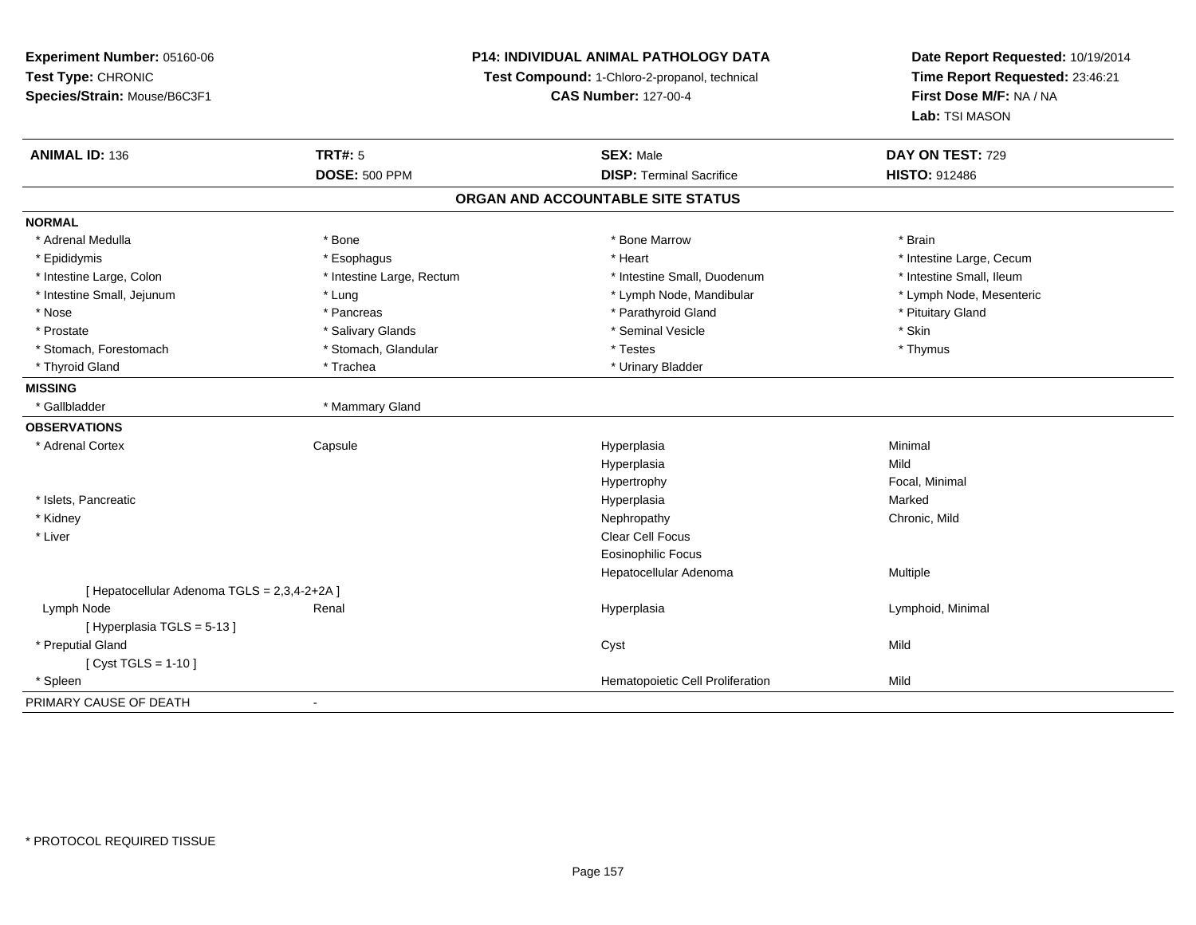**Experiment Number:** 05160-06
**Test Type:** CHRONIC
**Species/Strain:** Mouse/B6C3F1

**P14: INDIVIDUAL ANIMAL PATHOLOGY DATA**
**Test Compound:** 1-Chloro-2-propanol, technical
**CAS Number:** 127-00-4

**Date Report Requested:** 10/19/2014
**Time Report Requested:** 23:46:21
**First Dose M/F:** NA / NA
**Lab:** TSI MASON

| **ANIMAL ID:** 136 | **TRT#:** 5 | **SEX:** Male | **DAY ON TEST:** 729 |
|---|---|---|---|
| | **DOSE:** 500 PPM | **DISP:** Terminal Sacrifice | **HISTO:** 912486 |

## ORGAN AND ACCOUNTABLE SITE STATUS

**NORMAL**

| | | | |
|---|---|---|---|
| * Adrenal Medulla | * Bone | * Bone Marrow | * Brain |
| * Epididymis | * Esophagus | * Heart | * Intestine Large, Cecum |
| * Intestine Large, Colon | * Intestine Large, Rectum | * Intestine Small, Duodenum | * Intestine Small, Ileum |
| * Intestine Small, Jejunum | * Lung | * Lymph Node, Mandibular | * Lymph Node, Mesenteric |
| * Nose | * Pancreas | * Parathyroid Gland | * Pituitary Gland |
| * Prostate | * Salivary Glands | * Seminal Vesicle | * Skin |
| * Stomach, Forestomach | * Stomach, Glandular | * Testes | * Thymus |
| * Thyroid Gland | * Trachea | * Urinary Bladder | |

**MISSING**

| | |
|---|---|
| * Gallbladder | * Mammary Gland |

**OBSERVATIONS**

| | | | |
|---|---|---|---|
| * Adrenal Cortex | Capsule | Hyperplasia | Minimal |
| | | Hyperplasia | Mild |
| | | Hypertrophy | Focal, Minimal |
| * Islets, Pancreatic | | Hyperplasia | Marked |
| * Kidney | | Nephropathy | Chronic, Mild |
| * Liver | | Clear Cell Focus | |
| | | Eosinophilic Focus | |
| | | Hepatocellular Adenoma | Multiple |
| [ Hepatocellular Adenoma TGLS = 2,3,4-2+2A ] | | | |
| Lymph Node | Renal | Hyperplasia | Lymphoid, Minimal |
| [ Hyperplasia TGLS = 5-13 ] | | | |
| * Preputial Gland | | Cyst | Mild |
| [ Cyst TGLS = 1-10 ] | | | |
| * Spleen | | Hematopoietic Cell Proliferation | Mild |

PRIMARY CAUSE OF DEATH -

* PROTOCOL REQUIRED TISSUE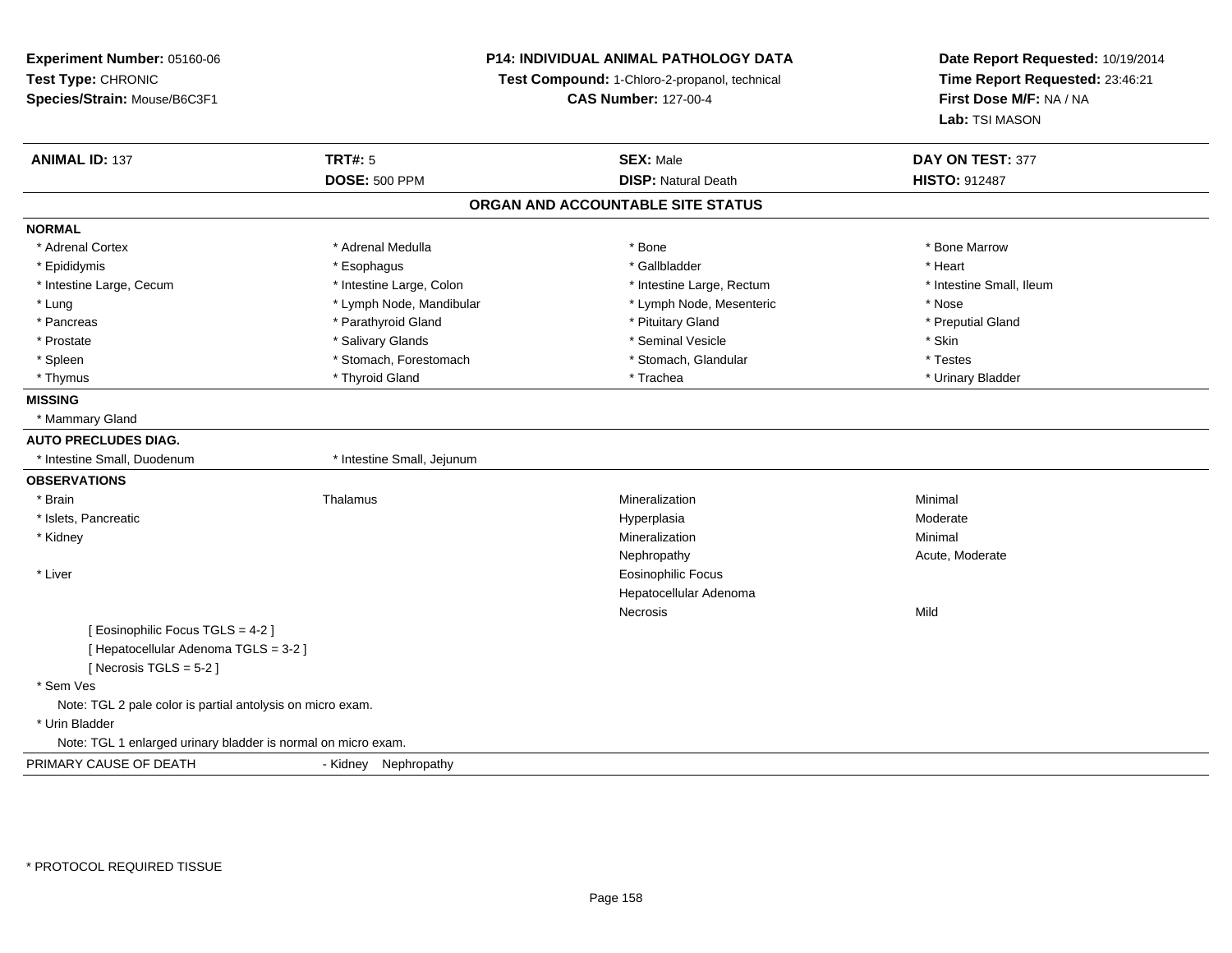**Experiment Number:** 05160-06
**Test Type:** CHRONIC
**Species/Strain:** Mouse/B6C3F1

**P14: INDIVIDUAL ANIMAL PATHOLOGY DATA**
**Test Compound:** 1-Chloro-2-propanol, technical
**CAS Number:** 127-00-4

**Date Report Requested:** 10/19/2014
**Time Report Requested:** 23:46:21
**First Dose M/F:** NA / NA
**Lab:** TSI MASON

| **ANIMAL ID:** 137 | **TRT#:** 5 | **SEX:** Male | **DAY ON TEST:** 377 |
|---|---|---|---|
| | **DOSE:** 500 PPM | **DISP:** Natural Death | **HISTO:** 912487 |

## ORGAN AND ACCOUNTABLE SITE STATUS

**NORMAL**

| | | | |
|---|---|---|---|
| * Adrenal Cortex | * Adrenal Medulla | * Bone | * Bone Marrow |
| * Epididymis | * Esophagus | * Gallbladder | * Heart |
| * Intestine Large, Cecum | * Intestine Large, Colon | * Intestine Large, Rectum | * Intestine Small, Ileum |
| * Lung | * Lymph Node, Mandibular | * Lymph Node, Mesenteric | * Nose |
| * Pancreas | * Parathyroid Gland | * Pituitary Gland | * Preputial Gland |
| * Prostate | * Salivary Glands | * Seminal Vesicle | * Skin |
| * Spleen | * Stomach, Forestomach | * Stomach, Glandular | * Testes |
| * Thymus | * Thyroid Gland | * Trachea | * Urinary Bladder |

**MISSING**

* Mammary Gland

**AUTO PRECLUDES DIAG.**

* Intestine Small, Duodenum
* Intestine Small, Jejunum

**OBSERVATIONS**

| | | | |
|---|---|---|---|
| * Brain | Thalamus | Mineralization | Minimal |
| * Islets, Pancreatic | | Hyperplasia | Moderate |
| * Kidney | | Mineralization | Minimal |
| | | Nephropathy | Acute, Moderate |
| * Liver | | Eosinophilic Focus | |
| | | Hepatocellular Adenoma | |
| | | Necrosis | Mild |

[ Eosinophilic Focus TGLS = 4-2 ]
[ Hepatocellular Adenoma TGLS = 3-2 ]
[ Necrosis TGLS = 5-2 ]

* Sem Ves

Note: TGL 2 pale color is partial antolysis on micro exam.

* Urin Bladder

Note: TGL 1 enlarged urinary bladder is normal on micro exam.

PRIMARY CAUSE OF DEATH - Kidney Nephropathy

* PROTOCOL REQUIRED TISSUE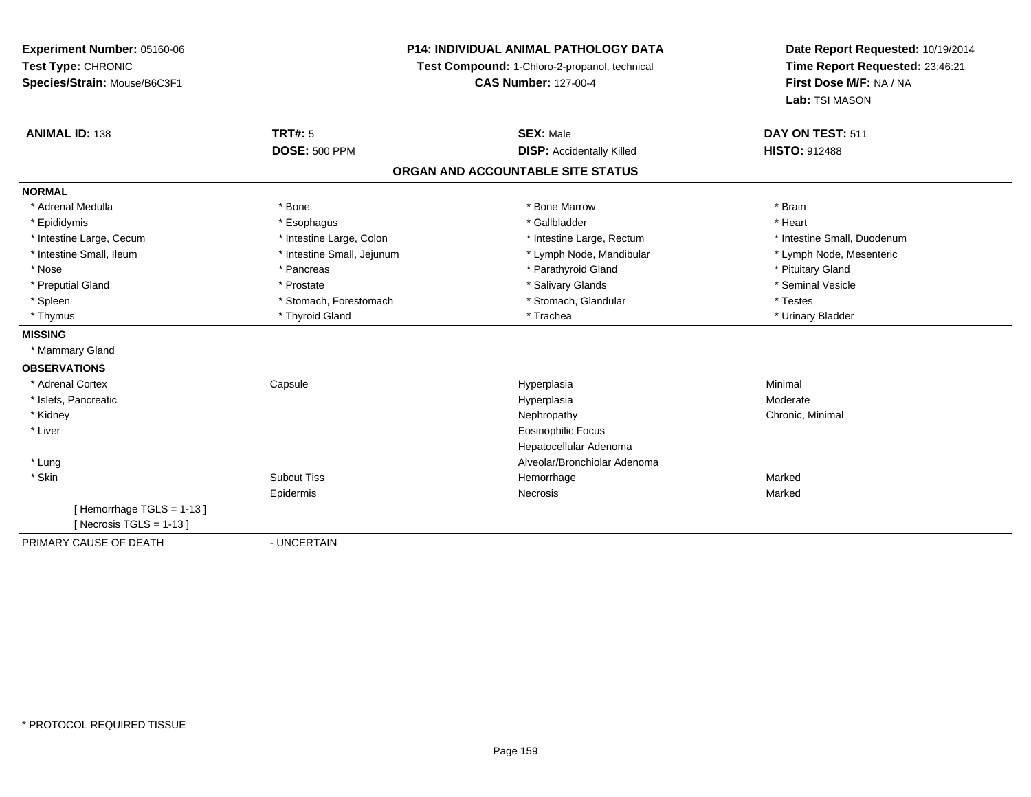**Experiment Number:** 05160-06
**Test Type:** CHRONIC
**Species/Strain:** Mouse/B6C3F1

**P14: INDIVIDUAL ANIMAL PATHOLOGY DATA**
**Test Compound:** 1-Chloro-2-propanol, technical
**CAS Number:** 127-00-4

**Date Report Requested:** 10/19/2014
**Time Report Requested:** 23:46:21
**First Dose M/F:** NA / NA
**Lab:** TSI MASON

| **ANIMAL ID:** 138 | **TRT#:** 5 | **SEX:** Male | **DAY ON TEST:** 511 |
|---|---|---|---|
| | **DOSE:** 500 PPM | **DISP:** Accidentally Killed | **HISTO:** 912488 |

**ORGAN AND ACCOUNTABLE SITE STATUS**

| | | | |
|---|---|---|---|
| **NORMAL** | | | |
| * Adrenal Medulla | * Bone | * Bone Marrow | * Brain |
| * Epididymis | * Esophagus | * Gallbladder | * Heart |
| * Intestine Large, Cecum | * Intestine Large, Colon | * Intestine Large, Rectum | * Intestine Small, Duodenum |
| * Intestine Small, Ileum | * Intestine Small, Jejunum | * Lymph Node, Mandibular | * Lymph Node, Mesenteric |
| * Nose | * Pancreas | * Parathyroid Gland | * Pituitary Gland |
| * Preputial Gland | * Prostate | * Salivary Glands | * Seminal Vesicle |
| * Spleen | * Stomach, Forestomach | * Stomach, Glandular | * Testes |
| * Thymus | * Thyroid Gland | * Trachea | * Urinary Bladder |
| **MISSING** | | | |
| * Mammary Gland | | | |
| **OBSERVATIONS** | | | |
| * Adrenal Cortex | Capsule | Hyperplasia | Minimal |
| * Islets, Pancreatic | | Hyperplasia | Moderate |
| * Kidney | | Nephropathy | Chronic, Minimal |
| * Liver | | Eosinophilic Focus | |
| | | Hepatocellular Adenoma | |
| * Lung | | Alveolar/Bronchiolar Adenoma | |
| * Skin | Subcut Tiss | Hemorrhage | Marked |
| | Epidermis | Necrosis | Marked |
| [ Hemorrhage TGLS = 1-13 ] | | | |
| [ Necrosis TGLS = 1-13 ] | | | |
| PRIMARY CAUSE OF DEATH | - UNCERTAIN | | |

* PROTOCOL REQUIRED TISSUE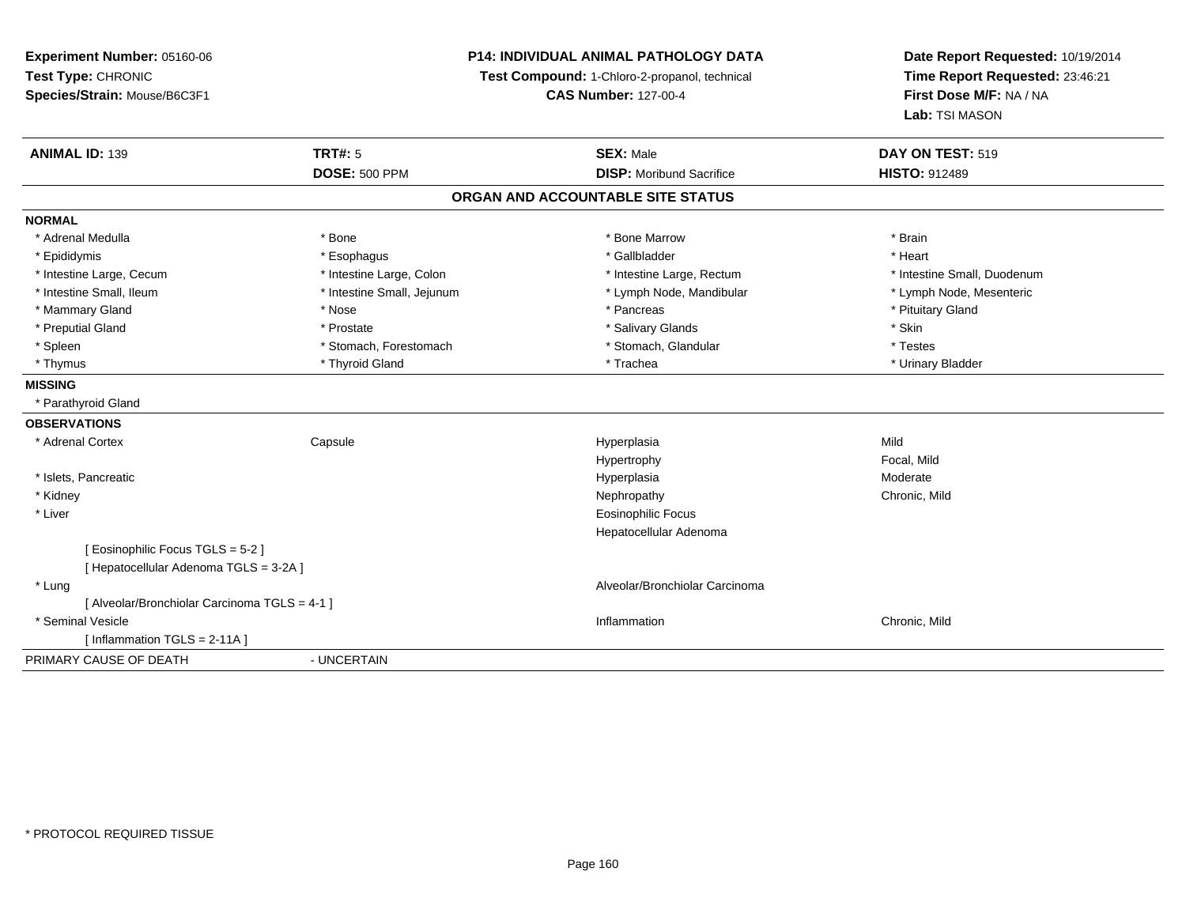**Experiment Number:** 05160-06
**Test Type:** CHRONIC
**Species/Strain:** Mouse/B6C3F1

**P14: INDIVIDUAL ANIMAL PATHOLOGY DATA**
**Test Compound:** 1-Chloro-2-propanol, technical
**CAS Number:** 127-00-4

**Date Report Requested:** 10/19/2014
**Time Report Requested:** 23:46:21
**First Dose M/F:** NA / NA
**Lab:** TSI MASON

| **ANIMAL ID:** 139 | **TRT#:** 5 | **SEX:** Male | **DAY ON TEST:** 519 |
|---|---|---|---|
| | **DOSE:** 500 PPM | **DISP:** Moribund Sacrifice | **HISTO:** 912489 |

## ORGAN AND ACCOUNTABLE SITE STATUS

**NORMAL**

| | | | |
|---|---|---|---|
| * Adrenal Medulla | * Bone | * Bone Marrow | * Brain |
| * Epididymis | * Esophagus | * Gallbladder | * Heart |
| * Intestine Large, Cecum | * Intestine Large, Colon | * Intestine Large, Rectum | * Intestine Small, Duodenum |
| * Intestine Small, Ileum | * Intestine Small, Jejunum | * Lymph Node, Mandibular | * Lymph Node, Mesenteric |
| * Mammary Gland | * Nose | * Pancreas | * Pituitary Gland |
| * Preputial Gland | * Prostate | * Salivary Glands | * Skin |
| * Spleen | * Stomach, Forestomach | * Stomach, Glandular | * Testes |
| * Thymus | * Thyroid Gland | * Trachea | * Urinary Bladder |

**MISSING**

* Parathyroid Gland

**OBSERVATIONS**

| | | | |
|---|---|---|---|
| * Adrenal Cortex | Capsule | Hyperplasia | Mild |
| | | Hypertrophy | Focal, Mild |
| * Islets, Pancreatic | | Hyperplasia | Moderate |
| * Kidney | | Nephropathy | Chronic, Mild |
| * Liver | | Eosinophilic Focus | |
| | | Hepatocellular Adenoma | |
| [ Eosinophilic Focus TGLS = 5-2 ] | | | |
| [ Hepatocellular Adenoma TGLS = 3-2A ] | | | |
| * Lung | | Alveolar/Bronchiolar Carcinoma | |
| [ Alveolar/Bronchiolar Carcinoma TGLS = 4-1 ] | | | |
| * Seminal Vesicle | | Inflammation | Chronic, Mild |
| [ Inflammation TGLS = 2-11A ] | | | |

PRIMARY CAUSE OF DEATH - UNCERTAIN

* PROTOCOL REQUIRED TISSUE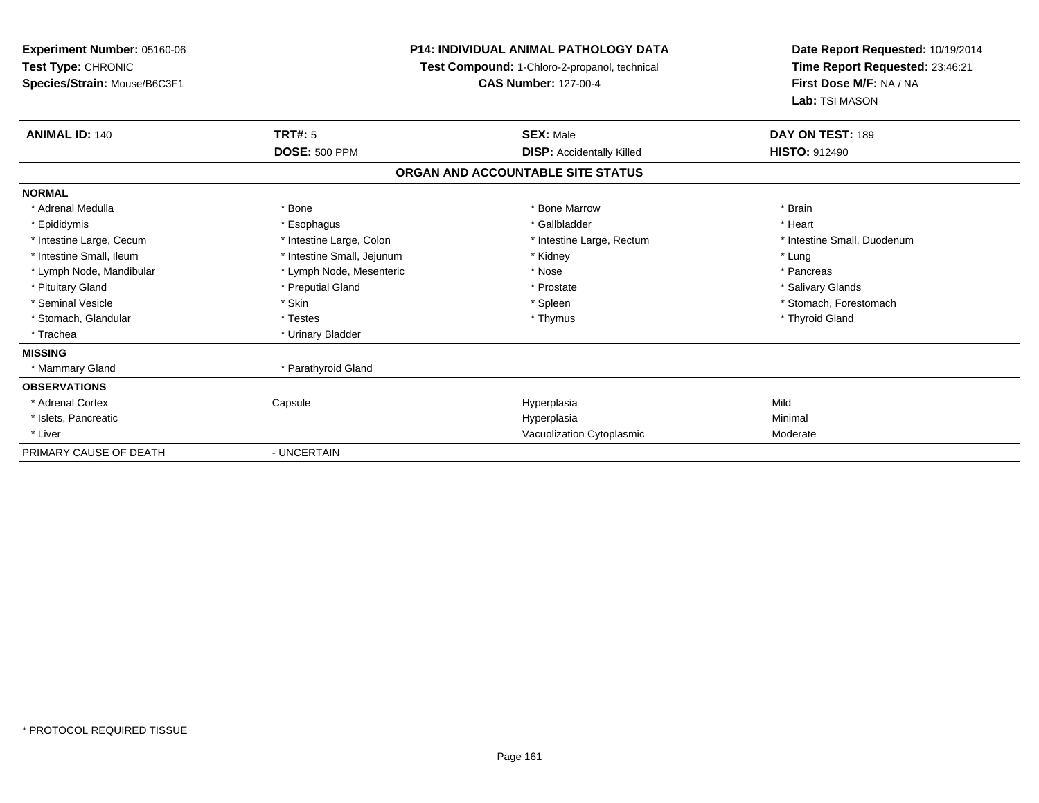**Experiment Number:** 05160-06
**Test Type:** CHRONIC
**Species/Strain:** Mouse/B6C3F1

**P14: INDIVIDUAL ANIMAL PATHOLOGY DATA**
**Test Compound:** 1-Chloro-2-propanol, technical
**CAS Number:** 127-00-4

**Date Report Requested:** 10/19/2014
**Time Report Requested:** 23:46:21
**First Dose M/F:** NA / NA
**Lab:** TSI MASON

| **ANIMAL ID:** 140 | **TRT#:** 5 | **SEX:** Male | **DAY ON TEST:** 189 |
|---|---|---|---|
| | **DOSE:** 500 PPM | **DISP:** Accidentally Killed | **HISTO:** 912490 |

**ORGAN AND ACCOUNTABLE SITE STATUS**

| | | | |
|---|---|---|---|
| **NORMAL** | | | |
| * Adrenal Medulla | * Bone | * Bone Marrow | * Brain |
| * Epididymis | * Esophagus | * Gallbladder | * Heart |
| * Intestine Large, Cecum | * Intestine Large, Colon | * Intestine Large, Rectum | * Intestine Small, Duodenum |
| * Intestine Small, Ileum | * Intestine Small, Jejunum | * Kidney | * Lung |
| * Lymph Node, Mandibular | * Lymph Node, Mesenteric | * Nose | * Pancreas |
| * Pituitary Gland | * Preputial Gland | * Prostate | * Salivary Glands |
| * Seminal Vesicle | * Skin | * Spleen | * Stomach, Forestomach |
| * Stomach, Glandular | * Testes | * Thymus | * Thyroid Gland |
| * Trachea | * Urinary Bladder | | |
| **MISSING** | | | |
| * Mammary Gland | * Parathyroid Gland | | |
| **OBSERVATIONS** | | | |
| * Adrenal Cortex | Capsule | Hyperplasia | Mild |
| * Islets, Pancreatic | | Hyperplasia | Minimal |
| * Liver | | Vacuolization Cytoplasmic | Moderate |
| PRIMARY CAUSE OF DEATH | - UNCERTAIN | | |

* PROTOCOL REQUIRED TISSUE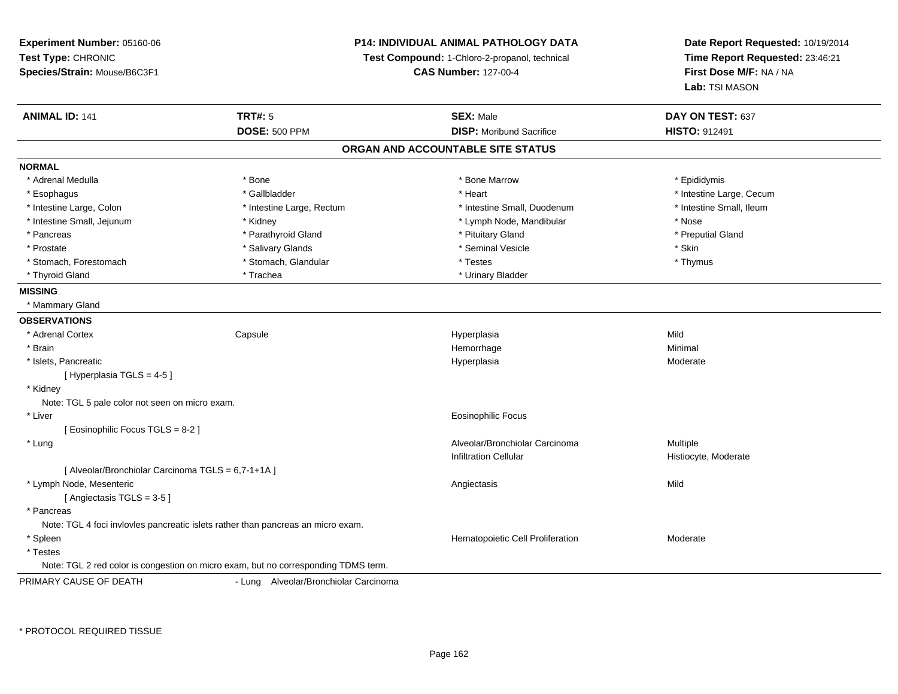**Experiment Number:** 05160-06
**Test Type:** CHRONIC
**Species/Strain:** Mouse/B6C3F1

**P14: INDIVIDUAL ANIMAL PATHOLOGY DATA**
**Test Compound:** 1-Chloro-2-propanol, technical
**CAS Number:** 127-00-4

**Date Report Requested:** 10/19/2014
**Time Report Requested:** 23:46:21
**First Dose M/F:** NA / NA
**Lab:** TSI MASON

| **ANIMAL ID:** 141 | **TRT#:** 5 | **SEX:** Male | **DAY ON TEST:** 637 |
|---|---|---|---|
| | **DOSE:** 500 PPM | **DISP:** Moribund Sacrifice | **HISTO:** 912491 |

## ORGAN AND ACCOUNTABLE SITE STATUS

**NORMAL**

| | | | |
|---|---|---|---|
| * Adrenal Medulla | * Bone | * Bone Marrow | * Epididymis |
| * Esophagus | * Gallbladder | * Heart | * Intestine Large, Cecum |
| * Intestine Large, Colon | * Intestine Large, Rectum | * Intestine Small, Duodenum | * Intestine Small, Ileum |
| * Intestine Small, Jejunum | * Kidney | * Lymph Node, Mandibular | * Nose |
| * Pancreas | * Parathyroid Gland | * Pituitary Gland | * Preputial Gland |
| * Prostate | * Salivary Glands | * Seminal Vesicle | * Skin |
| * Stomach, Forestomach | * Stomach, Glandular | * Testes | * Thymus |
| * Thyroid Gland | * Trachea | * Urinary Bladder | |

**MISSING**

* Mammary Gland

**OBSERVATIONS**

| | | | |
|---|---|---|---|
| * Adrenal Cortex | Capsule | Hyperplasia | Mild |
| * Brain | | Hemorrhage | Minimal |
| * Islets, Pancreatic | | Hyperplasia | Moderate |
| [ Hyperplasia TGLS = 4-5 ] | | | |
| * Kidney | | | |
| Note: TGL 5 pale color not seen on micro exam. | | | |
| * Liver | | Eosinophilic Focus | |
| [ Eosinophilic Focus TGLS = 8-2 ] | | | |
| * Lung | | Alveolar/Bronchiolar Carcinoma | Multiple |
| | | Infiltration Cellular | Histiocyte, Moderate |
| [ Alveolar/Bronchiolar Carcinoma TGLS = 6,7-1+1A ] | | | |
| * Lymph Node, Mesenteric | | Angiectasis | Mild |
| [ Angiectasis TGLS = 3-5 ] | | | |
| * Pancreas | | | |
| Note: TGL 4 foci invlovles pancreatic islets rather than pancreas an micro exam. | | | |
| * Spleen | | Hematopoietic Cell Proliferation | Moderate |
| * Testes | | | |
| Note: TGL 2 red color is congestion on micro exam, but no corresponding TDMS term. | | | |

PRIMARY CAUSE OF DEATH - Lung Alveolar/Bronchiolar Carcinoma

\* PROTOCOL REQUIRED TISSUE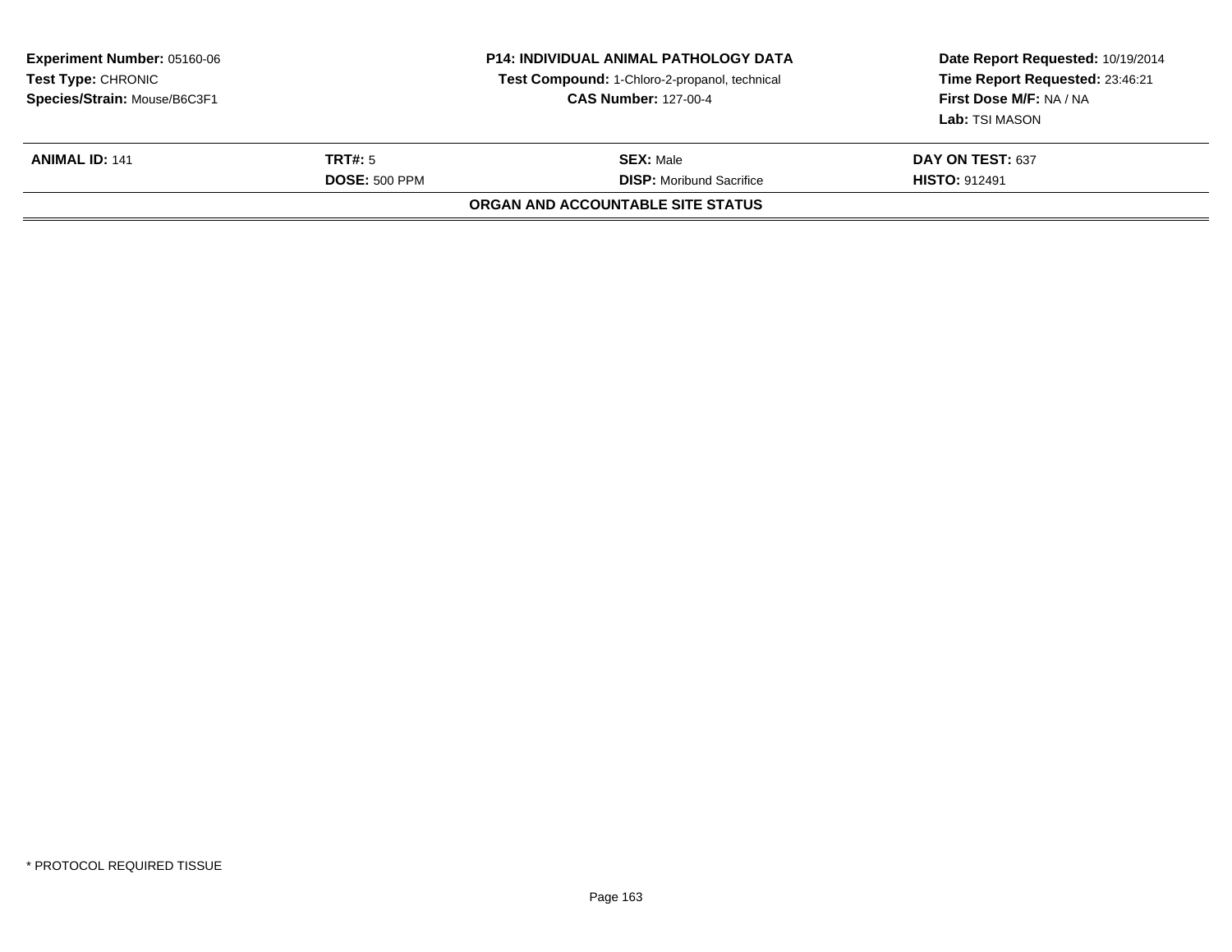**Experiment Number:** 05160-06
**Test Type:** CHRONIC
**Species/Strain:** Mouse/B6C3F1

**P14: INDIVIDUAL ANIMAL PATHOLOGY DATA**
**Test Compound:** 1-Chloro-2-propanol, technical
**CAS Number:** 127-00-4

**Date Report Requested:** 10/19/2014
**Time Report Requested:** 23:46:21
**First Dose M/F:** NA / NA
**Lab:** TSI MASON

| **ANIMAL ID:** 141 | **TRT#:** 5 | **SEX:** Male | **DAY ON TEST:** 637 |
|---|---|---|---|
| | **DOSE:** 500 PPM | **DISP:** Moribund Sacrifice | **HISTO:** 912491 |

**ORGAN AND ACCOUNTABLE SITE STATUS**

* PROTOCOL REQUIRED TISSUE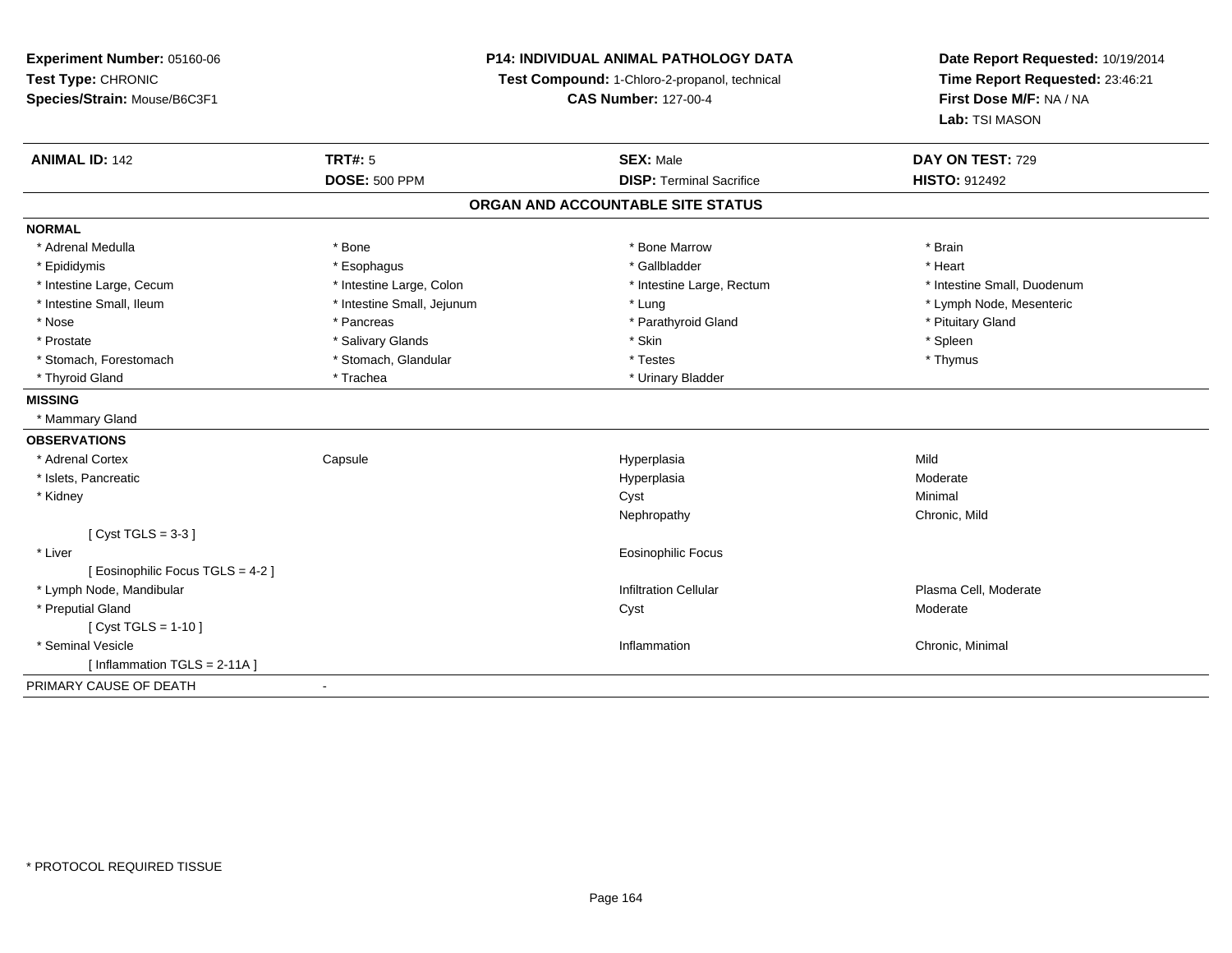**Experiment Number:** 05160-06
**Test Type:** CHRONIC
**Species/Strain:** Mouse/B6C3F1

**P14: INDIVIDUAL ANIMAL PATHOLOGY DATA**
**Test Compound:** 1-Chloro-2-propanol, technical
**CAS Number:** 127-00-4

**Date Report Requested:** 10/19/2014
**Time Report Requested:** 23:46:21
**First Dose M/F:** NA / NA
**Lab:** TSI MASON

| **ANIMAL ID:** 142 | **TRT#:** 5 | **SEX:** Male | **DAY ON TEST:** 729 |
|---|---|---|---|
| | **DOSE:** 500 PPM | **DISP:** Terminal Sacrifice | **HISTO:** 912492 |

## ORGAN AND ACCOUNTABLE SITE STATUS

**NORMAL**

| | | | |
|---|---|---|---|
| * Adrenal Medulla | * Bone | * Bone Marrow | * Brain |
| * Epididymis | * Esophagus | * Gallbladder | * Heart |
| * Intestine Large, Cecum | * Intestine Large, Colon | * Intestine Large, Rectum | * Intestine Small, Duodenum |
| * Intestine Small, Ileum | * Intestine Small, Jejunum | * Lung | * Lymph Node, Mesenteric |
| * Nose | * Pancreas | * Parathyroid Gland | * Pituitary Gland |
| * Prostate | * Salivary Glands | * Skin | * Spleen |
| * Stomach, Forestomach | * Stomach, Glandular | * Testes | * Thymus |
| * Thyroid Gland | * Trachea | * Urinary Bladder | |

**MISSING**

* Mammary Gland

**OBSERVATIONS**

| | | | |
|---|---|---|---|
| * Adrenal Cortex | Capsule | Hyperplasia | Mild |
| * Islets, Pancreatic | | Hyperplasia | Moderate |
| * Kidney | | Cyst | Minimal |
| | | Nephropathy | Chronic, Mild |
| [ Cyst TGLS = 3-3 ] | | | |
| * Liver | | Eosinophilic Focus | |
| [ Eosinophilic Focus TGLS = 4-2 ] | | | |
| * Lymph Node, Mandibular | | Infiltration Cellular | Plasma Cell, Moderate |
| * Preputial Gland | | Cyst | Moderate |
| [ Cyst TGLS = 1-10 ] | | | |
| * Seminal Vesicle | | Inflammation | Chronic, Minimal |
| [ Inflammation TGLS = 2-11A ] | | | |

PRIMARY CAUSE OF DEATH -

* PROTOCOL REQUIRED TISSUE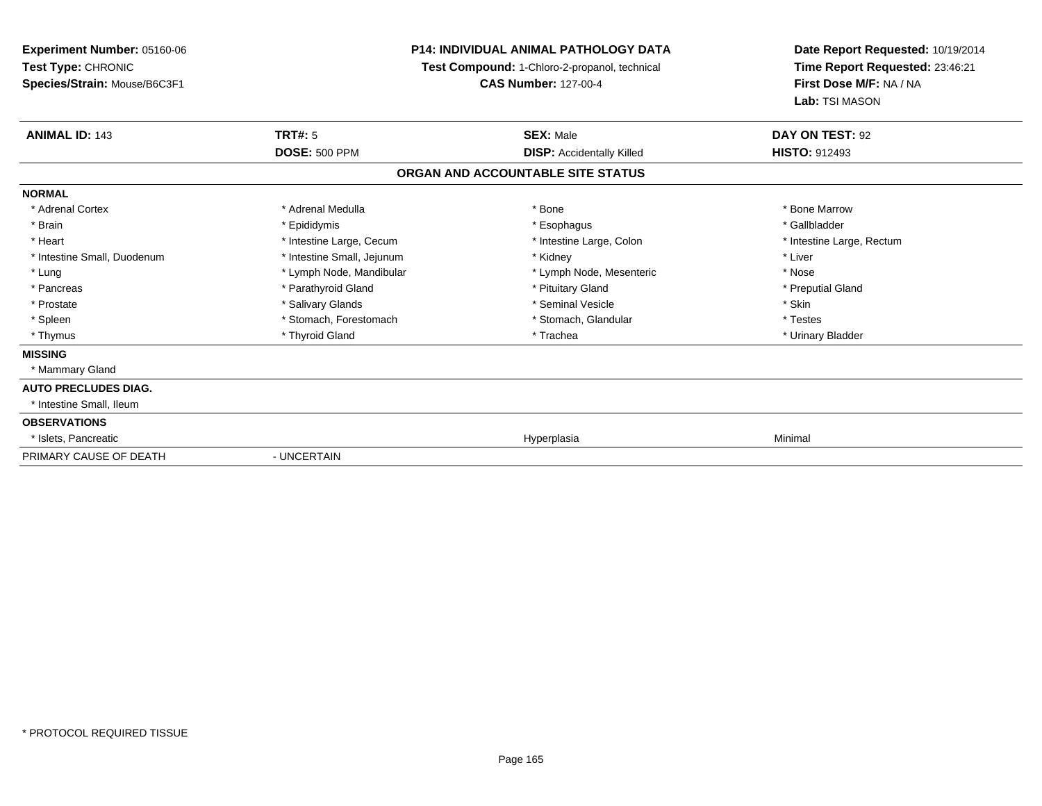**Experiment Number:** 05160-06
**Test Type:** CHRONIC
**Species/Strain:** Mouse/B6C3F1

**P14: INDIVIDUAL ANIMAL PATHOLOGY DATA**
**Test Compound:** 1-Chloro-2-propanol, technical
**CAS Number:** 127-00-4

**Date Report Requested:** 10/19/2014
**Time Report Requested:** 23:46:21
**First Dose M/F:** NA / NA
**Lab:** TSI MASON

| **ANIMAL ID:** 143 | **TRT#:** 5 | **SEX:** Male | **DAY ON TEST:** 92 |
|---|---|---|---|
| | **DOSE:** 500 PPM | **DISP:** Accidentally Killed | **HISTO:** 912493 |

## ORGAN AND ACCOUNTABLE SITE STATUS

| | | | |
|---|---|---|---|
| **NORMAL** | | | |
| * Adrenal Cortex | * Adrenal Medulla | * Bone | * Bone Marrow |
| * Brain | * Epididymis | * Esophagus | * Gallbladder |
| * Heart | * Intestine Large, Cecum | * Intestine Large, Colon | * Intestine Large, Rectum |
| * Intestine Small, Duodenum | * Intestine Small, Jejunum | * Kidney | * Liver |
| * Lung | * Lymph Node, Mandibular | * Lymph Node, Mesenteric | * Nose |
| * Pancreas | * Parathyroid Gland | * Pituitary Gland | * Preputial Gland |
| * Prostate | * Salivary Glands | * Seminal Vesicle | * Skin |
| * Spleen | * Stomach, Forestomach | * Stomach, Glandular | * Testes |
| * Thymus | * Thyroid Gland | * Trachea | * Urinary Bladder |
| **MISSING** | | | |
| * Mammary Gland | | | |
| **AUTO PRECLUDES DIAG.** | | | |
| * Intestine Small, Ileum | | | |
| **OBSERVATIONS** | | | |
| * Islets, Pancreatic | | Hyperplasia | Minimal |
| PRIMARY CAUSE OF DEATH | - UNCERTAIN | | |

* PROTOCOL REQUIRED TISSUE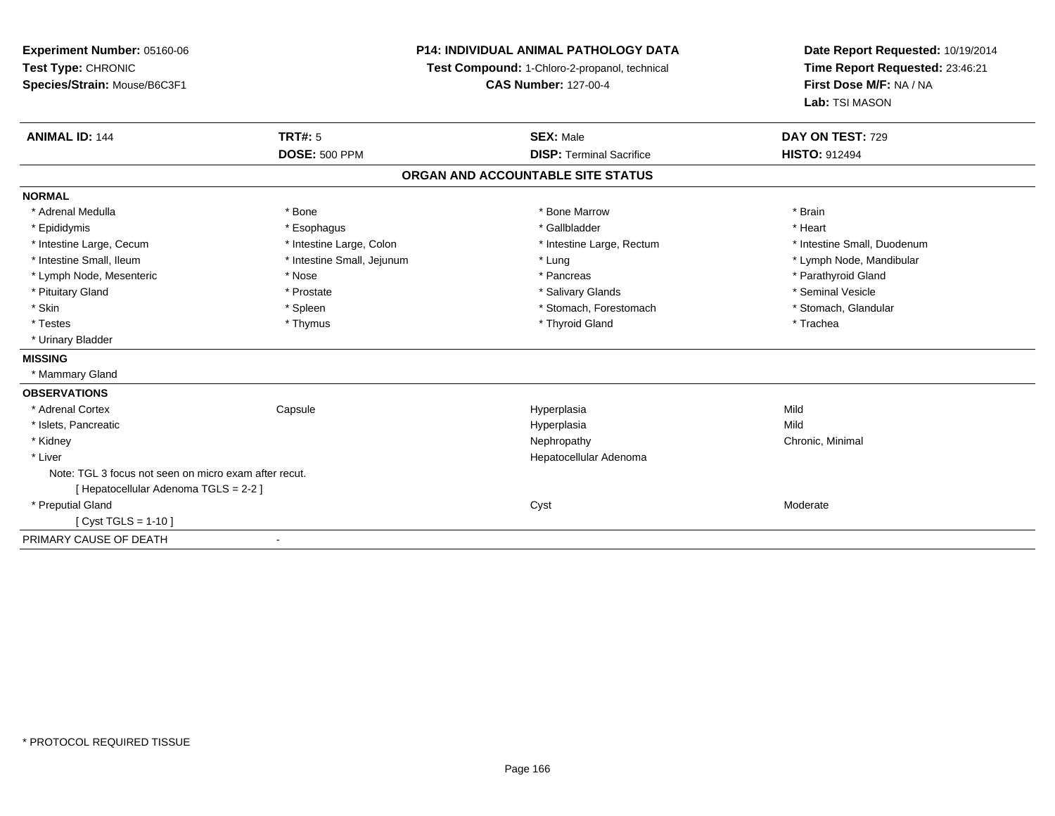**Experiment Number:** 05160-06
**Test Type:** CHRONIC
**Species/Strain:** Mouse/B6C3F1

**P14: INDIVIDUAL ANIMAL PATHOLOGY DATA**
**Test Compound:** 1-Chloro-2-propanol, technical
**CAS Number:** 127-00-4

**Date Report Requested:** 10/19/2014
**Time Report Requested:** 23:46:21
**First Dose M/F:** NA / NA
**Lab:** TSI MASON

| **ANIMAL ID:** 144 | **TRT#:** 5 | **SEX:** Male | **DAY ON TEST:** 729 |
|---|---|---|---|
| | **DOSE:** 500 PPM | **DISP:** Terminal Sacrifice | **HISTO:** 912494 |

## ORGAN AND ACCOUNTABLE SITE STATUS

**NORMAL**

| | | | |
|---|---|---|---|
| * Adrenal Medulla | * Bone | * Bone Marrow | * Brain |
| * Epididymis | * Esophagus | * Gallbladder | * Heart |
| * Intestine Large, Cecum | * Intestine Large, Colon | * Intestine Large, Rectum | * Intestine Small, Duodenum |
| * Intestine Small, Ileum | * Intestine Small, Jejunum | * Lung | * Lymph Node, Mandibular |
| * Lymph Node, Mesenteric | * Nose | * Pancreas | * Parathyroid Gland |
| * Pituitary Gland | * Prostate | * Salivary Glands | * Seminal Vesicle |
| * Skin | * Spleen | * Stomach, Forestomach | * Stomach, Glandular |
| * Testes | * Thymus | * Thyroid Gland | * Trachea |
| * Urinary Bladder | | | |

**MISSING**

* Mammary Gland

**OBSERVATIONS**

| | | | |
|---|---|---|---|
| * Adrenal Cortex | Capsule | Hyperplasia | Mild |
| * Islets, Pancreatic | | Hyperplasia | Mild |
| * Kidney | | Nephropathy | Chronic, Minimal |
| * Liver | | Hepatocellular Adenoma | |

Note: TGL 3 focus not seen on micro exam after recut.
[ Hepatocellular Adenoma TGLS = 2-2 ]

| | | | |
|---|---|---|---|
| * Preputial Gland | | Cyst | Moderate |

[ Cyst TGLS = 1-10 ]

PRIMARY CAUSE OF DEATH -

* PROTOCOL REQUIRED TISSUE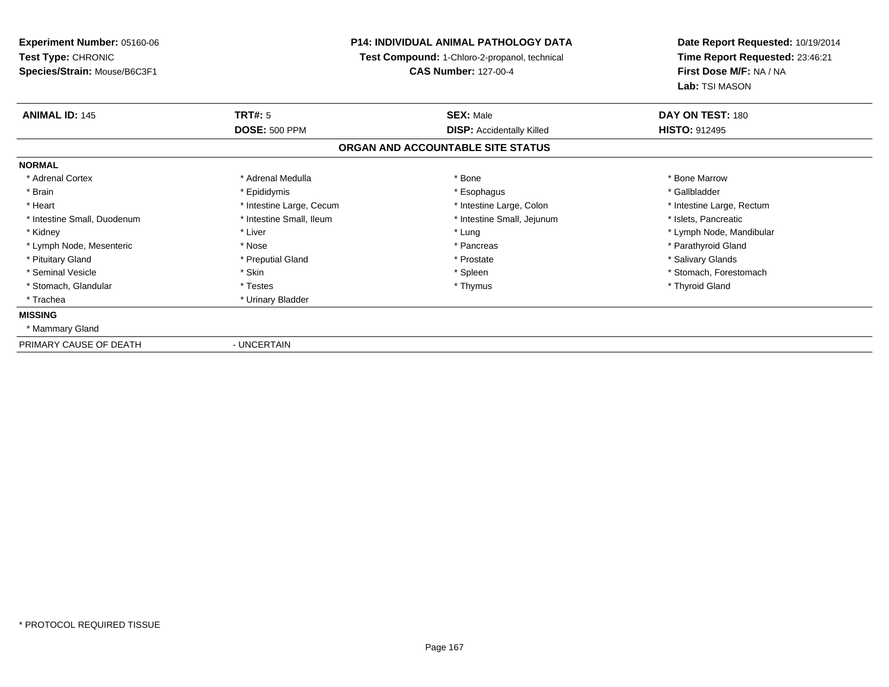**Experiment Number:** 05160-06
**Test Type:** CHRONIC
**Species/Strain:** Mouse/B6C3F1

**P14: INDIVIDUAL ANIMAL PATHOLOGY DATA**
**Test Compound:** 1-Chloro-2-propanol, technical
**CAS Number:** 127-00-4

**Date Report Requested:** 10/19/2014
**Time Report Requested:** 23:46:21
**First Dose M/F:** NA / NA
**Lab:** TSI MASON

| **ANIMAL ID:** 145 | **TRT#:** 5 | **SEX:** Male | **DAY ON TEST:** 180 |
|---|---|---|---|
| | **DOSE:** 500 PPM | **DISP:** Accidentally Killed | **HISTO:** 912495 |

## ORGAN AND ACCOUNTABLE SITE STATUS

**NORMAL**

| | | | |
|---|---|---|---|
| * Adrenal Cortex | * Adrenal Medulla | * Bone | * Bone Marrow |
| * Brain | * Epididymis | * Esophagus | * Gallbladder |
| * Heart | * Intestine Large, Cecum | * Intestine Large, Colon | * Intestine Large, Rectum |
| * Intestine Small, Duodenum | * Intestine Small, Ileum | * Intestine Small, Jejunum | * Islets, Pancreatic |
| * Kidney | * Liver | * Lung | * Lymph Node, Mandibular |
| * Lymph Node, Mesenteric | * Nose | * Pancreas | * Parathyroid Gland |
| * Pituitary Gland | * Preputial Gland | * Prostate | * Salivary Glands |
| * Seminal Vesicle | * Skin | * Spleen | * Stomach, Forestomach |
| * Stomach, Glandular | * Testes | * Thymus | * Thyroid Gland |
| * Trachea | * Urinary Bladder | | |

**MISSING**

* Mammary Gland

PRIMARY CAUSE OF DEATH - UNCERTAIN

* PROTOCOL REQUIRED TISSUE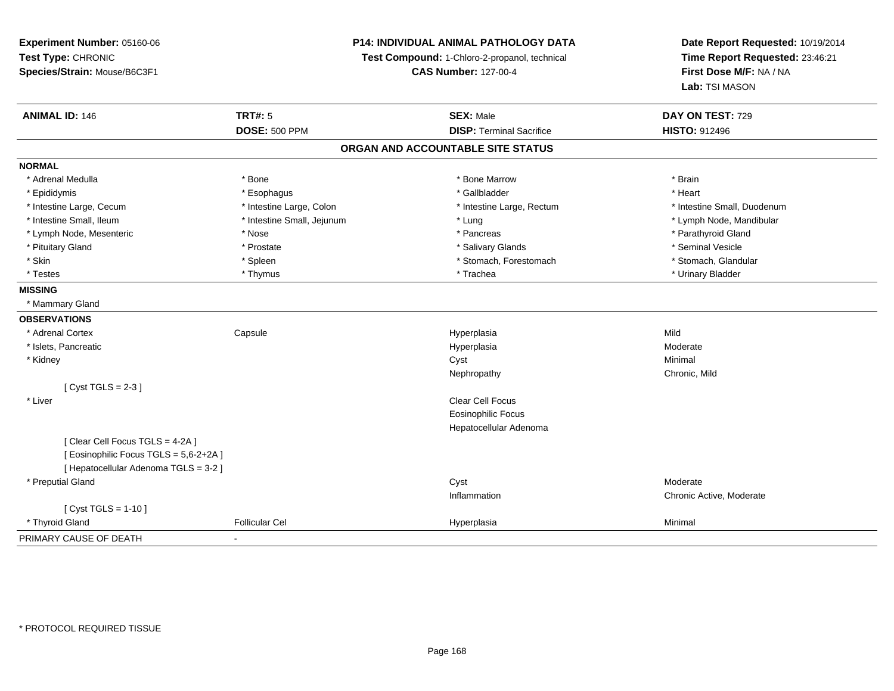**Experiment Number:** 05160-06
**Test Type:** CHRONIC
**Species/Strain:** Mouse/B6C3F1

**P14: INDIVIDUAL ANIMAL PATHOLOGY DATA**
**Test Compound:** 1-Chloro-2-propanol, technical
**CAS Number:** 127-00-4

**Date Report Requested:** 10/19/2014
**Time Report Requested:** 23:46:21
**First Dose M/F:** NA / NA
**Lab:** TSI MASON

| **ANIMAL ID:** 146 | **TRT#:** 5 | **SEX:** Male | **DAY ON TEST:** 729 |
|---|---|---|---|
| | **DOSE:** 500 PPM | **DISP:** Terminal Sacrifice | **HISTO:** 912496 |

## ORGAN AND ACCOUNTABLE SITE STATUS

**NORMAL**

| | | | |
|---|---|---|---|
| * Adrenal Medulla | * Bone | * Bone Marrow | * Brain |
| * Epididymis | * Esophagus | * Gallbladder | * Heart |
| * Intestine Large, Cecum | * Intestine Large, Colon | * Intestine Large, Rectum | * Intestine Small, Duodenum |
| * Intestine Small, Ileum | * Intestine Small, Jejunum | * Lung | * Lymph Node, Mandibular |
| * Lymph Node, Mesenteric | * Nose | * Pancreas | * Parathyroid Gland |
| * Pituitary Gland | * Prostate | * Salivary Glands | * Seminal Vesicle |
| * Skin | * Spleen | * Stomach, Forestomach | * Stomach, Glandular |
| * Testes | * Thymus | * Trachea | * Urinary Bladder |

**MISSING**

* Mammary Gland

**OBSERVATIONS**

| | | | |
|---|---|---|---|
| * Adrenal Cortex | Capsule | Hyperplasia | Mild |
| * Islets, Pancreatic | | Hyperplasia | Moderate |
| * Kidney | | Cyst | Minimal |
| | | Nephropathy | Chronic, Mild |
| [ Cyst TGLS = 2-3 ] | | | |
| * Liver | | Clear Cell Focus | |
| | | Eosinophilic Focus | |
| | | Hepatocellular Adenoma | |
| [ Clear Cell Focus TGLS = 4-2A ] | | | |
| [ Eosinophilic Focus TGLS = 5,6-2+2A ] | | | |
| [ Hepatocellular Adenoma TGLS = 3-2 ] | | | |
| * Preputial Gland | | Cyst | Moderate |
| | | Inflammation | Chronic Active, Moderate |
| [ Cyst TGLS = 1-10 ] | | | |
| * Thyroid Gland | Follicular Cel | Hyperplasia | Minimal |

PRIMARY CAUSE OF DEATH -

* PROTOCOL REQUIRED TISSUE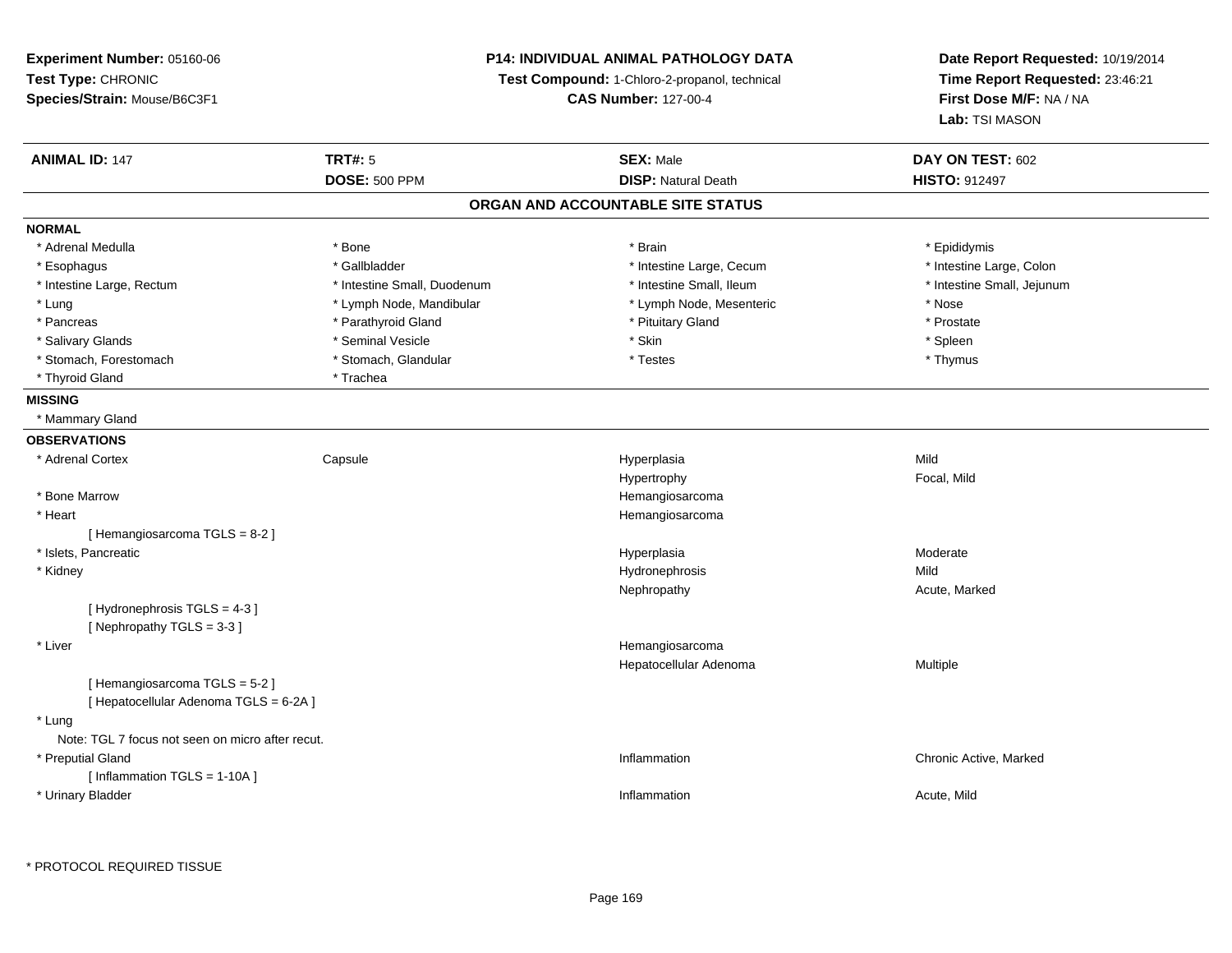**Experiment Number:** 05160-06
**Test Type:** CHRONIC
**Species/Strain:** Mouse/B6C3F1

**P14: INDIVIDUAL ANIMAL PATHOLOGY DATA**
**Test Compound:** 1-Chloro-2-propanol, technical
**CAS Number:** 127-00-4

**Date Report Requested:** 10/19/2014
**Time Report Requested:** 23:46:21
**First Dose M/F:** NA / NA
**Lab:** TSI MASON

| **ANIMAL ID:** 147 | **TRT#:** 5 | **SEX:** Male | **DAY ON TEST:** 602 |
|---|---|---|---|
| | **DOSE:** 500 PPM | **DISP:** Natural Death | **HISTO:** 912497 |

## ORGAN AND ACCOUNTABLE SITE STATUS

**NORMAL**

| | | | |
|---|---|---|---|
| * Adrenal Medulla | * Bone | * Brain | * Epididymis |
| * Esophagus | * Gallbladder | * Intestine Large, Cecum | * Intestine Large, Colon |
| * Intestine Large, Rectum | * Intestine Small, Duodenum | * Intestine Small, Ileum | * Intestine Small, Jejunum |
| * Lung | * Lymph Node, Mandibular | * Lymph Node, Mesenteric | * Nose |
| * Pancreas | * Parathyroid Gland | * Pituitary Gland | * Prostate |
| * Salivary Glands | * Seminal Vesicle | * Skin | * Spleen |
| * Stomach, Forestomach | * Stomach, Glandular | * Testes | * Thymus |
| * Thyroid Gland | * Trachea | | |

**MISSING**

* Mammary Gland

**OBSERVATIONS**

| | | | |
|---|---|---|---|
| * Adrenal Cortex | Capsule | Hyperplasia | Mild |
| | | Hypertrophy | Focal, Mild |
| * Bone Marrow | | Hemangiosarcoma | |
| * Heart | | Hemangiosarcoma | |
| [ Hemangiosarcoma TGLS = 8-2 ] | | | |
| * Islets, Pancreatic | | Hyperplasia | Moderate |
| * Kidney | | Hydronephrosis | Mild |
| | | Nephropathy | Acute, Marked |
| [ Hydronephrosis TGLS = 4-3 ] | | | |
| [ Nephropathy TGLS = 3-3 ] | | | |
| * Liver | | Hemangiosarcoma | |
| | | Hepatocellular Adenoma | Multiple |
| [ Hemangiosarcoma TGLS = 5-2 ] | | | |
| [ Hepatocellular Adenoma TGLS = 6-2A ] | | | |
| * Lung | | | |
| Note: TGL 7 focus not seen on micro after recut. | | | |
| * Preputial Gland | | Inflammation | Chronic Active, Marked |
| [ Inflammation TGLS = 1-10A ] | | | |
| * Urinary Bladder | | Inflammation | Acute, Mild |

* PROTOCOL REQUIRED TISSUE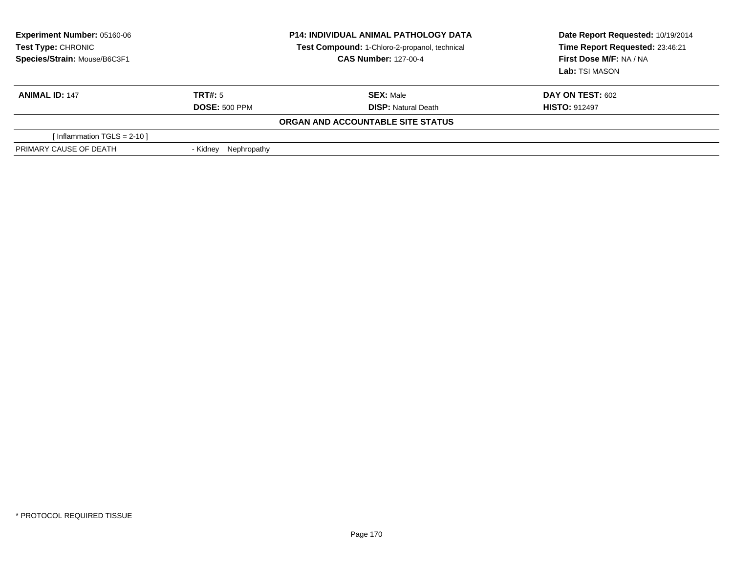**Experiment Number:** 05160-06
**Test Type:** CHRONIC
**Species/Strain:** Mouse/B6C3F1

**P14: INDIVIDUAL ANIMAL PATHOLOGY DATA**
**Test Compound:** 1-Chloro-2-propanol, technical
**CAS Number:** 127-00-4

**Date Report Requested:** 10/19/2014
**Time Report Requested:** 23:46:21
**First Dose M/F:** NA / NA
**Lab:** TSI MASON

| **ANIMAL ID:** 147 | **TRT#:** 5 | **SEX:** Male | **DAY ON TEST:** 602 |
|---|---|---|---|
| | **DOSE:** 500 PPM | **DISP:** Natural Death | **HISTO:** 912497 |

**ORGAN AND ACCOUNTABLE SITE STATUS**

| | |
|---|---|
| [ Inflammation TGLS = 2-10 ] | |
| PRIMARY CAUSE OF DEATH | - Kidney Nephropathy |

* PROTOCOL REQUIRED TISSUE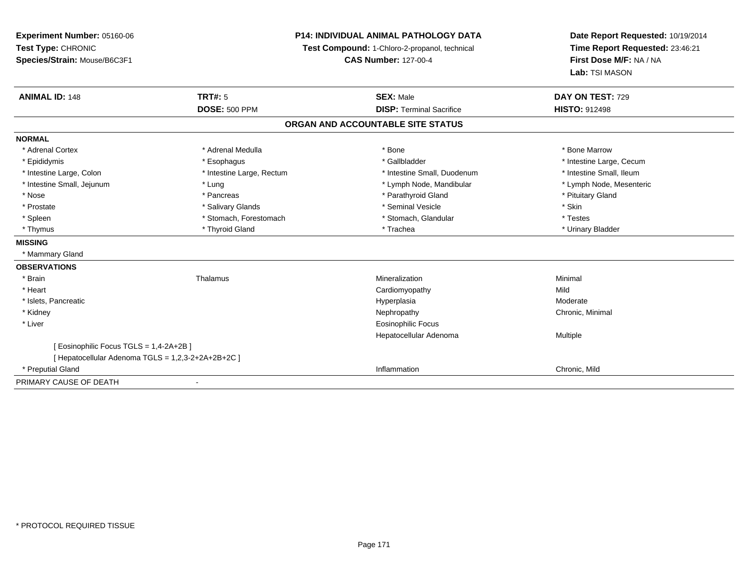**Experiment Number:** 05160-06
**Test Type:** CHRONIC
**Species/Strain:** Mouse/B6C3F1

**P14: INDIVIDUAL ANIMAL PATHOLOGY DATA**
**Test Compound:** 1-Chloro-2-propanol, technical
**CAS Number:** 127-00-4

**Date Report Requested:** 10/19/2014
**Time Report Requested:** 23:46:21
**First Dose M/F:** NA / NA
**Lab:** TSI MASON

| **ANIMAL ID:** 148 | **TRT#:** 5 | **SEX:** Male | **DAY ON TEST:** 729 |
|---|---|---|---|
| | **DOSE:** 500 PPM | **DISP:** Terminal Sacrifice | **HISTO:** 912498 |

## ORGAN AND ACCOUNTABLE SITE STATUS

| | | | |
|---|---|---|---|
| **NORMAL** | | | |
| * Adrenal Cortex | * Adrenal Medulla | * Bone | * Bone Marrow |
| * Epididymis | * Esophagus | * Gallbladder | * Intestine Large, Cecum |
| * Intestine Large, Colon | * Intestine Large, Rectum | * Intestine Small, Duodenum | * Intestine Small, Ileum |
| * Intestine Small, Jejunum | * Lung | * Lymph Node, Mandibular | * Lymph Node, Mesenteric |
| * Nose | * Pancreas | * Parathyroid Gland | * Pituitary Gland |
| * Prostate | * Salivary Glands | * Seminal Vesicle | * Skin |
| * Spleen | * Stomach, Forestomach | * Stomach, Glandular | * Testes |
| * Thymus | * Thyroid Gland | * Trachea | * Urinary Bladder |
| **MISSING** | | | |
| * Mammary Gland | | | |
| **OBSERVATIONS** | | | |
| * Brain | Thalamus | Mineralization | Minimal |
| * Heart | | Cardiomyopathy | Mild |
| * Islets, Pancreatic | | Hyperplasia | Moderate |
| * Kidney | | Nephropathy | Chronic, Minimal |
| * Liver | | Eosinophilic Focus | |
| | | Hepatocellular Adenoma | Multiple |
| [ Eosinophilic Focus TGLS = 1,4-2A+2B ] | | | |
| [ Hepatocellular Adenoma TGLS = 1,2,3-2+2A+2B+2C ] | | | |
| * Preputial Gland | | Inflammation | Chronic, Mild |
| PRIMARY CAUSE OF DEATH | - | | |

* PROTOCOL REQUIRED TISSUE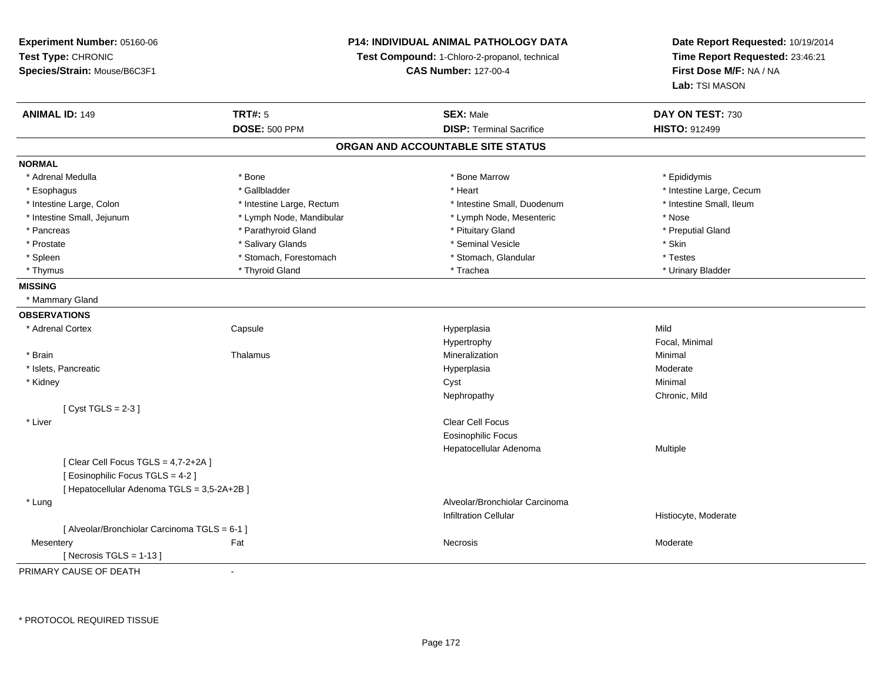**Experiment Number:** 05160-06
**Test Type:** CHRONIC
**Species/Strain:** Mouse/B6C3F1

**P14: INDIVIDUAL ANIMAL PATHOLOGY DATA**
**Test Compound:** 1-Chloro-2-propanol, technical
**CAS Number:** 127-00-4

**Date Report Requested:** 10/19/2014
**Time Report Requested:** 23:46:21
**First Dose M/F:** NA / NA
**Lab:** TSI MASON

| **ANIMAL ID:** 149 | **TRT#:** 5 | **SEX:** Male | **DAY ON TEST:** 730 |
|---|---|---|---|
| | **DOSE:** 500 PPM | **DISP:** Terminal Sacrifice | **HISTO:** 912499 |

## ORGAN AND ACCOUNTABLE SITE STATUS

**NORMAL**

| | | | |
|---|---|---|---|
| * Adrenal Medulla | * Bone | * Bone Marrow | * Epididymis |
| * Esophagus | * Gallbladder | * Heart | * Intestine Large, Cecum |
| * Intestine Large, Colon | * Intestine Large, Rectum | * Intestine Small, Duodenum | * Intestine Small, Ileum |
| * Intestine Small, Jejunum | * Lymph Node, Mandibular | * Lymph Node, Mesenteric | * Nose |
| * Pancreas | * Parathyroid Gland | * Pituitary Gland | * Preputial Gland |
| * Prostate | * Salivary Glands | * Seminal Vesicle | * Skin |
| * Spleen | * Stomach, Forestomach | * Stomach, Glandular | * Testes |
| * Thymus | * Thyroid Gland | * Trachea | * Urinary Bladder |

**MISSING**

* Mammary Gland

**OBSERVATIONS**

| | | | |
|---|---|---|---|
| * Adrenal Cortex | Capsule | Hyperplasia | Mild |
| | | Hypertrophy | Focal, Minimal |
| * Brain | Thalamus | Mineralization | Minimal |
| * Islets, Pancreatic | | Hyperplasia | Moderate |
| * Kidney | | Cyst | Minimal |
| | | Nephropathy | Chronic, Mild |
| [ Cyst TGLS = 2-3 ] | | | |
| * Liver | | Clear Cell Focus | |
| | | Eosinophilic Focus | |
| | | Hepatocellular Adenoma | Multiple |
| [ Clear Cell Focus TGLS = 4,7-2+2A ] | | | |
| [ Eosinophilic Focus TGLS = 4-2 ] | | | |
| [ Hepatocellular Adenoma TGLS = 3,5-2A+2B ] | | | |
| * Lung | | Alveolar/Bronchiolar Carcinoma | |
| | | Infiltration Cellular | Histiocyte, Moderate |
| [ Alveolar/Bronchiolar Carcinoma TGLS = 6-1 ] | | | |
| Mesentery | Fat | Necrosis | Moderate |
| [ Necrosis TGLS = 1-13 ] | | | |

PRIMARY CAUSE OF DEATH -

* PROTOCOL REQUIRED TISSUE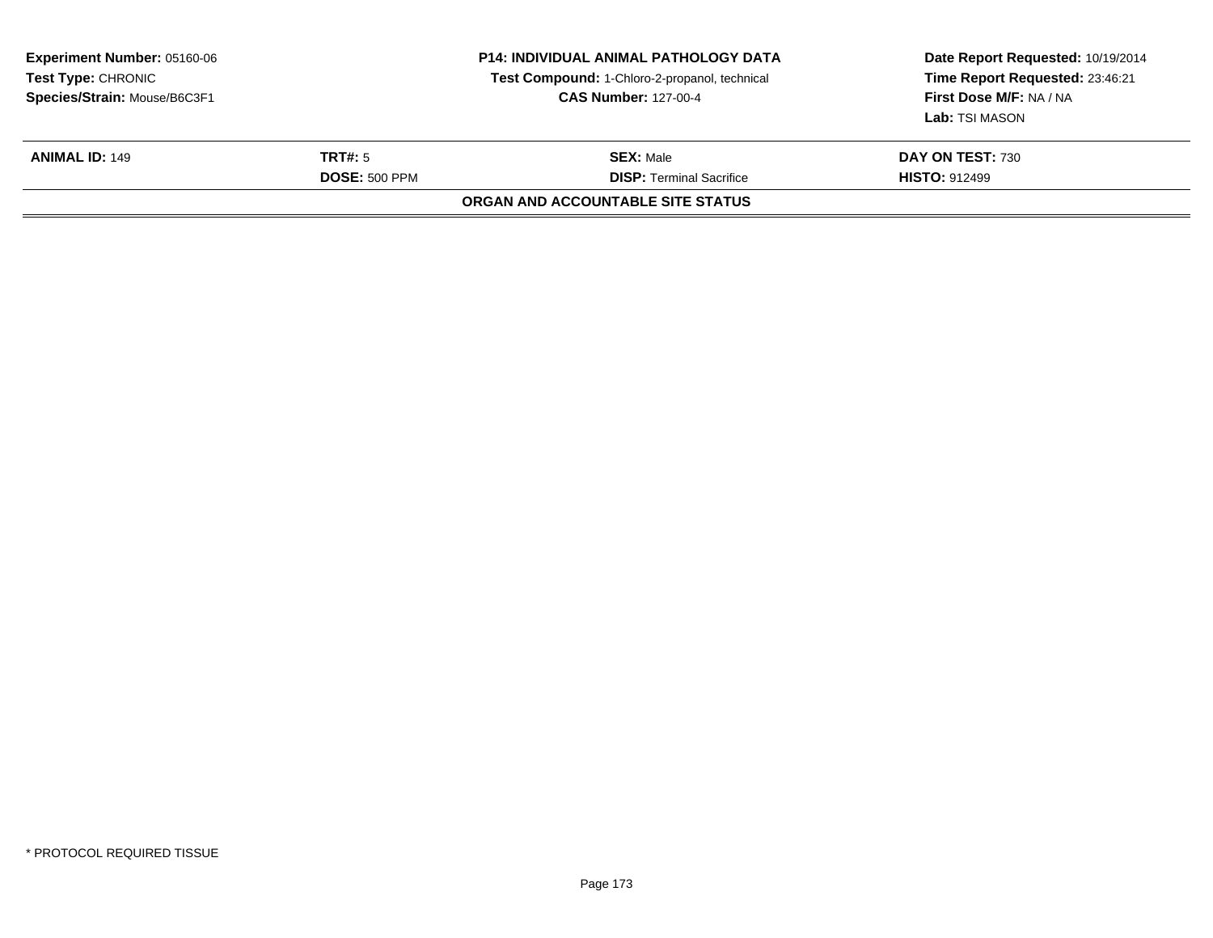**Experiment Number:** 05160-06
**Test Type:** CHRONIC
**Species/Strain:** Mouse/B6C3F1

**P14: INDIVIDUAL ANIMAL PATHOLOGY DATA**
**Test Compound:** 1-Chloro-2-propanol, technical
**CAS Number:** 127-00-4

**Date Report Requested:** 10/19/2014
**Time Report Requested:** 23:46:21
**First Dose M/F:** NA / NA
**Lab:** TSI MASON

| **ANIMAL ID:** 149 | **TRT#:** 5 | **SEX:** Male | **DAY ON TEST:** 730 |
|---|---|---|---|
| | **DOSE:** 500 PPM | **DISP:** Terminal Sacrifice | **HISTO:** 912499 |

**ORGAN AND ACCOUNTABLE SITE STATUS**

* PROTOCOL REQUIRED TISSUE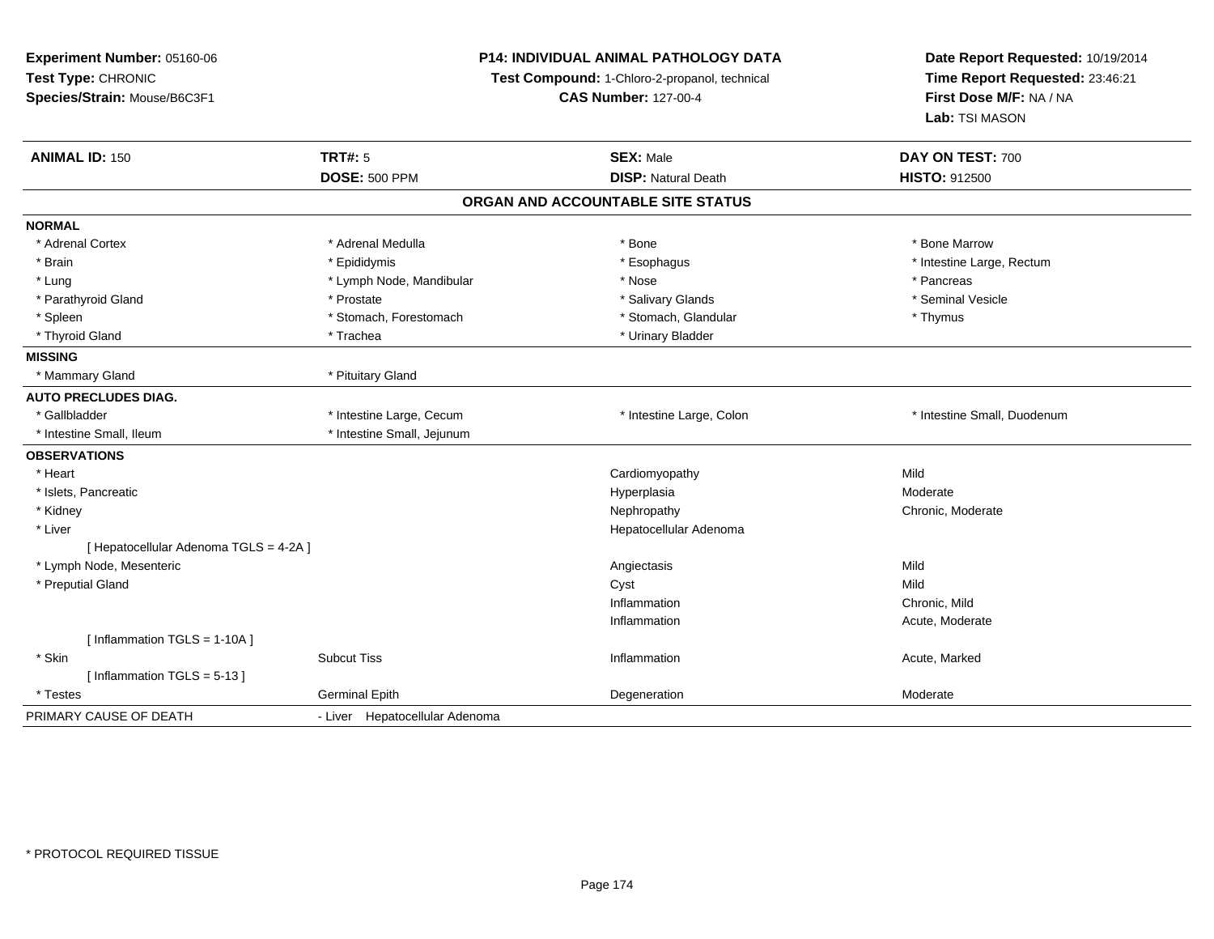**Experiment Number:** 05160-06
**Test Type:** CHRONIC
**Species/Strain:** Mouse/B6C3F1

**P14: INDIVIDUAL ANIMAL PATHOLOGY DATA**
**Test Compound:** 1-Chloro-2-propanol, technical
**CAS Number:** 127-00-4

**Date Report Requested:** 10/19/2014
**Time Report Requested:** 23:46:21
**First Dose M/F:** NA / NA
**Lab:** TSI MASON

| **ANIMAL ID:** 150 | **TRT#:** 5 | **SEX:** Male | **DAY ON TEST:** 700 |
|---|---|---|---|
| | **DOSE:** 500 PPM | **DISP:** Natural Death | **HISTO:** 912500 |

## ORGAN AND ACCOUNTABLE SITE STATUS

| | | | |
|---|---|---|---|
| **NORMAL** | | | |
| * Adrenal Cortex | * Adrenal Medulla | * Bone | * Bone Marrow |
| * Brain | * Epididymis | * Esophagus | * Intestine Large, Rectum |
| * Lung | * Lymph Node, Mandibular | * Nose | * Pancreas |
| * Parathyroid Gland | * Prostate | * Salivary Glands | * Seminal Vesicle |
| * Spleen | * Stomach, Forestomach | * Stomach, Glandular | * Thymus |
| * Thyroid Gland | * Trachea | * Urinary Bladder | |
| **MISSING** | | | |
| * Mammary Gland | * Pituitary Gland | | |
| **AUTO PRECLUDES DIAG.** | | | |
| * Gallbladder | * Intestine Large, Cecum | * Intestine Large, Colon | * Intestine Small, Duodenum |
| * Intestine Small, Ileum | * Intestine Small, Jejunum | | |
| **OBSERVATIONS** | | | |
| * Heart | | Cardiomyopathy | Mild |
| * Islets, Pancreatic | | Hyperplasia | Moderate |
| * Kidney | | Nephropathy | Chronic, Moderate |
| * Liver | | Hepatocellular Adenoma | |
| [ Hepatocellular Adenoma TGLS = 4-2A ] | | | |
| * Lymph Node, Mesenteric | | Angiectasis | Mild |
| * Preputial Gland | | Cyst | Mild |
| | | Inflammation | Chronic, Mild |
| | | Inflammation | Acute, Moderate |
| [ Inflammation TGLS = 1-10A ] | | | |
| * Skin | Subcut Tiss | Inflammation | Acute, Marked |
| [ Inflammation TGLS = 5-13 ] | | | |
| * Testes | Germinal Epith | Degeneration | Moderate |
| PRIMARY CAUSE OF DEATH | - Liver Hepatocellular Adenoma | | |

* PROTOCOL REQUIRED TISSUE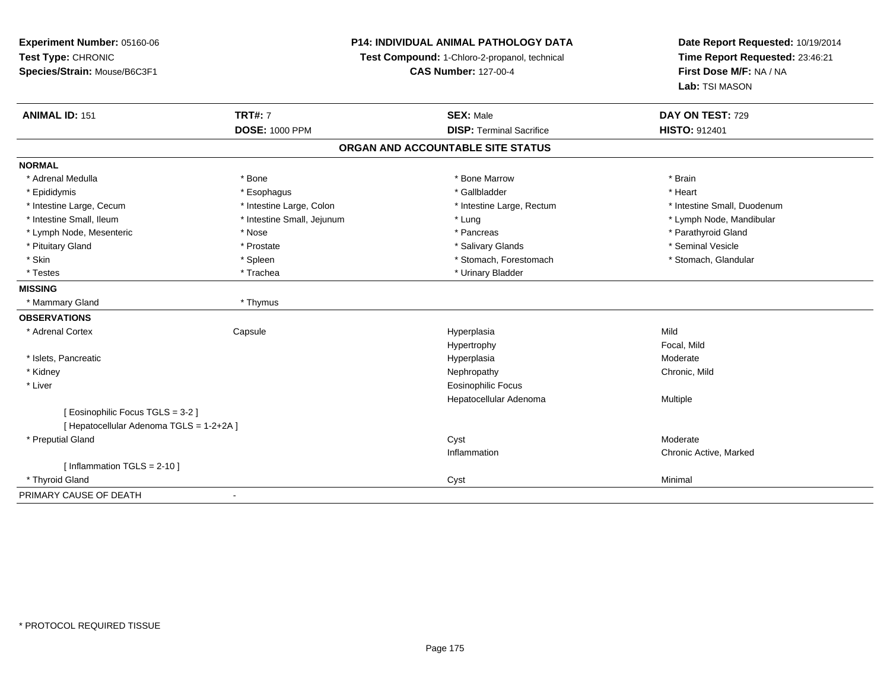**Experiment Number:** 05160-06
**Test Type:** CHRONIC
**Species/Strain:** Mouse/B6C3F1

**P14: INDIVIDUAL ANIMAL PATHOLOGY DATA**
**Test Compound:** 1-Chloro-2-propanol, technical
**CAS Number:** 127-00-4

**Date Report Requested:** 10/19/2014
**Time Report Requested:** 23:46:21
**First Dose M/F:** NA / NA
**Lab:** TSI MASON

| **ANIMAL ID:** 151 | **TRT#:** 7 | **SEX:** Male | **DAY ON TEST:** 729 |
|---|---|---|---|
| | **DOSE:** 1000 PPM | **DISP:** Terminal Sacrifice | **HISTO:** 912401 |

## ORGAN AND ACCOUNTABLE SITE STATUS

**NORMAL**

| | | | |
|---|---|---|---|
| * Adrenal Medulla | * Bone | * Bone Marrow | * Brain |
| * Epididymis | * Esophagus | * Gallbladder | * Heart |
| * Intestine Large, Cecum | * Intestine Large, Colon | * Intestine Large, Rectum | * Intestine Small, Duodenum |
| * Intestine Small, Ileum | * Intestine Small, Jejunum | * Lung | * Lymph Node, Mandibular |
| * Lymph Node, Mesenteric | * Nose | * Pancreas | * Parathyroid Gland |
| * Pituitary Gland | * Prostate | * Salivary Glands | * Seminal Vesicle |
| * Skin | * Spleen | * Stomach, Forestomach | * Stomach, Glandular |
| * Testes | * Trachea | * Urinary Bladder | |

**MISSING**

| | |
|---|---|
| * Mammary Gland | * Thymus |

**OBSERVATIONS**

| | | | |
|---|---|---|---|
| * Adrenal Cortex | Capsule | Hyperplasia | Mild |
| | | Hypertrophy | Focal, Mild |
| * Islets, Pancreatic | | Hyperplasia | Moderate |
| * Kidney | | Nephropathy | Chronic, Mild |
| * Liver | | Eosinophilic Focus | |
| | | Hepatocellular Adenoma | Multiple |
| [ Eosinophilic Focus TGLS = 3-2 ] | | | |
| [ Hepatocellular Adenoma TGLS = 1-2+2A ] | | | |
| * Preputial Gland | | Cyst | Moderate |
| | | Inflammation | Chronic Active, Marked |
| [ Inflammation TGLS = 2-10 ] | | | |
| * Thyroid Gland | | Cyst | Minimal |

PRIMARY CAUSE OF DEATH -

\* PROTOCOL REQUIRED TISSUE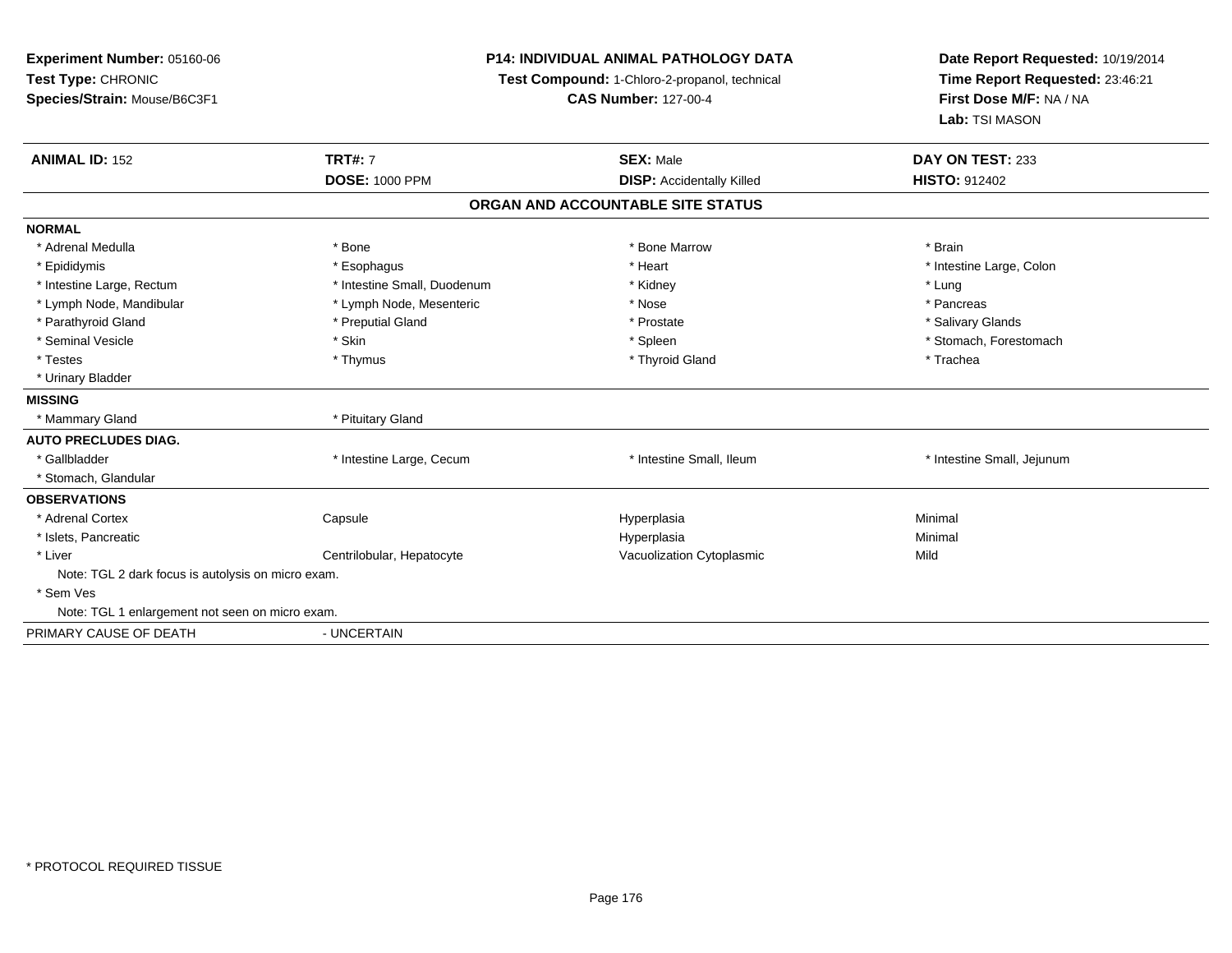**Experiment Number:** 05160-06
**Test Type:** CHRONIC
**Species/Strain:** Mouse/B6C3F1

**P14: INDIVIDUAL ANIMAL PATHOLOGY DATA**
**Test Compound:** 1-Chloro-2-propanol, technical
**CAS Number:** 127-00-4

**Date Report Requested:** 10/19/2014
**Time Report Requested:** 23:46:21
**First Dose M/F:** NA / NA
**Lab:** TSI MASON

| **ANIMAL ID:** 152 | **TRT#:** 7 | **SEX:** Male | **DAY ON TEST:** 233 |
|---|---|---|---|
| | **DOSE:** 1000 PPM | **DISP:** Accidentally Killed | **HISTO:** 912402 |

## ORGAN AND ACCOUNTABLE SITE STATUS

| | | | |
|---|---|---|---|
| **NORMAL** | | | |
| * Adrenal Medulla | * Bone | * Bone Marrow | * Brain |
| * Epididymis | * Esophagus | * Heart | * Intestine Large, Colon |
| * Intestine Large, Rectum | * Intestine Small, Duodenum | * Kidney | * Lung |
| * Lymph Node, Mandibular | * Lymph Node, Mesenteric | * Nose | * Pancreas |
| * Parathyroid Gland | * Preputial Gland | * Prostate | * Salivary Glands |
| * Seminal Vesicle | * Skin | * Spleen | * Stomach, Forestomach |
| * Testes | * Thymus | * Thyroid Gland | * Trachea |
| * Urinary Bladder | | | |
| **MISSING** | | | |
| * Mammary Gland | * Pituitary Gland | | |
| **AUTO PRECLUDES DIAG.** | | | |
| * Gallbladder | * Intestine Large, Cecum | * Intestine Small, Ileum | * Intestine Small, Jejunum |
| * Stomach, Glandular | | | |
| **OBSERVATIONS** | | | |
| * Adrenal Cortex | Capsule | Hyperplasia | Minimal |
| * Islets, Pancreatic | | Hyperplasia | Minimal |
| * Liver | Centrilobular, Hepatocyte | Vacuolization Cytoplasmic | Mild |
| Note: TGL 2 dark focus is autolysis on micro exam. | | | |
| * Sem Ves | | | |
| Note: TGL 1 enlargement not seen on micro exam. | | | |
| PRIMARY CAUSE OF DEATH | - UNCERTAIN | | |

\* PROTOCOL REQUIRED TISSUE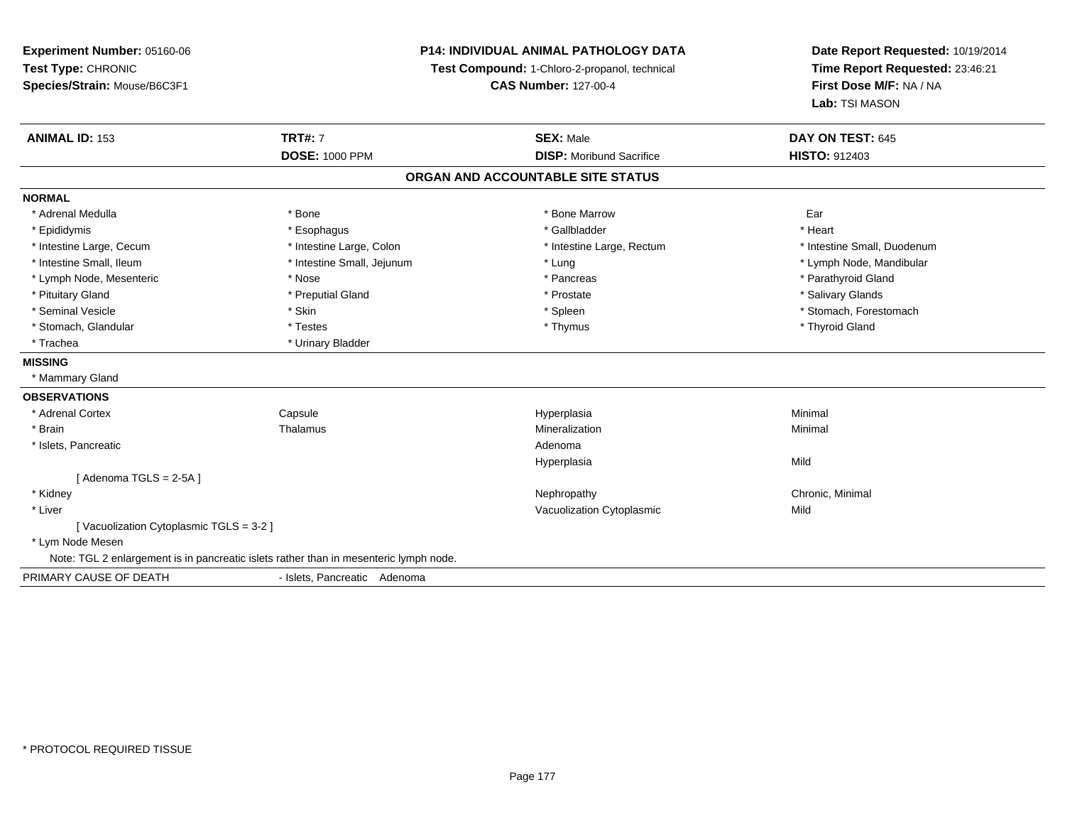**Experiment Number:** 05160-06
**Test Type:** CHRONIC
**Species/Strain:** Mouse/B6C3F1

**P14: INDIVIDUAL ANIMAL PATHOLOGY DATA**
**Test Compound:** 1-Chloro-2-propanol, technical
**CAS Number:** 127-00-4

**Date Report Requested:** 10/19/2014
**Time Report Requested:** 23:46:21
**First Dose M/F:** NA / NA
**Lab:** TSI MASON

| **ANIMAL ID:** 153 | **TRT#:** 7 | **SEX:** Male | **DAY ON TEST:** 645 |
|---|---|---|---|
| | **DOSE:** 1000 PPM | **DISP:** Moribund Sacrifice | **HISTO:** 912403 |

## ORGAN AND ACCOUNTABLE SITE STATUS

**NORMAL**

| | | | |
|---|---|---|---|
| * Adrenal Medulla | * Bone | * Bone Marrow | Ear |
| * Epididymis | * Esophagus | * Gallbladder | * Heart |
| * Intestine Large, Cecum | * Intestine Large, Colon | * Intestine Large, Rectum | * Intestine Small, Duodenum |
| * Intestine Small, Ileum | * Intestine Small, Jejunum | * Lung | * Lymph Node, Mandibular |
| * Lymph Node, Mesenteric | * Nose | * Pancreas | * Parathyroid Gland |
| * Pituitary Gland | * Preputial Gland | * Prostate | * Salivary Glands |
| * Seminal Vesicle | * Skin | * Spleen | * Stomach, Forestomach |
| * Stomach, Glandular | * Testes | * Thymus | * Thyroid Gland |
| * Trachea | * Urinary Bladder | | |

**MISSING**

* Mammary Gland

**OBSERVATIONS**

| | | | |
|---|---|---|---|
| * Adrenal Cortex | Capsule | Hyperplasia | Minimal |
| * Brain | Thalamus | Mineralization | Minimal |
| * Islets, Pancreatic | | Adenoma | |
| | | Hyperplasia | Mild |
| [ Adenoma TGLS = 2-5A ] | | | |
| * Kidney | | Nephropathy | Chronic, Minimal |
| * Liver | | Vacuolization Cytoplasmic | Mild |
| [ Vacuolization Cytoplasmic TGLS = 3-2 ] | | | |
| * Lym Node Mesen | | | |

Note: TGL 2 enlargement is in pancreatic islets rather than in mesenteric lymph node.

PRIMARY CAUSE OF DEATH - Islets, Pancreatic Adenoma

* PROTOCOL REQUIRED TISSUE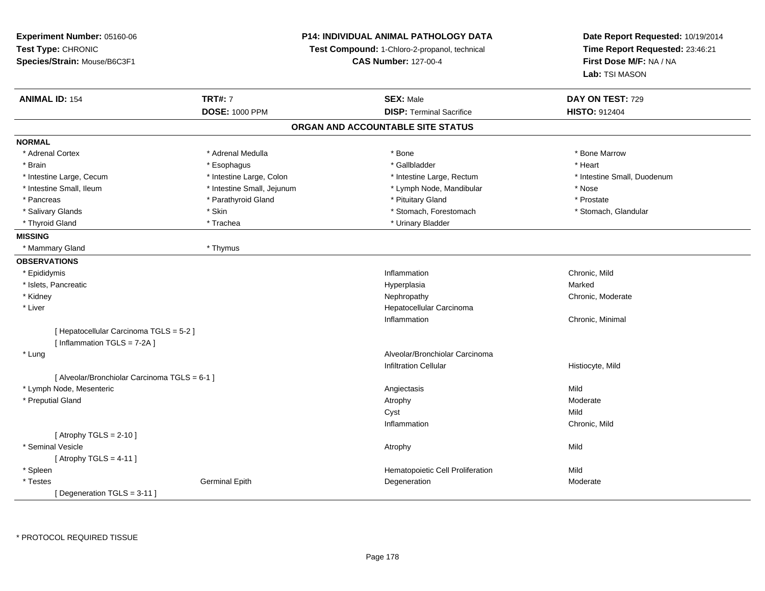**Experiment Number:** 05160-06
**Test Type:** CHRONIC
**Species/Strain:** Mouse/B6C3F1

**P14: INDIVIDUAL ANIMAL PATHOLOGY DATA**
**Test Compound:** 1-Chloro-2-propanol, technical
**CAS Number:** 127-00-4

**Date Report Requested:** 10/19/2014
**Time Report Requested:** 23:46:21
**First Dose M/F:** NA / NA
**Lab:** TSI MASON

| **ANIMAL ID:** 154 | **TRT#:** 7 | **SEX:** Male | **DAY ON TEST:** 729 |
|---|---|---|---|
| | **DOSE:** 1000 PPM | **DISP:** Terminal Sacrifice | **HISTO:** 912404 |

## ORGAN AND ACCOUNTABLE SITE STATUS

**NORMAL**

| | | | |
|---|---|---|---|
| * Adrenal Cortex | * Adrenal Medulla | * Bone | * Bone Marrow |
| * Brain | * Esophagus | * Gallbladder | * Heart |
| * Intestine Large, Cecum | * Intestine Large, Colon | * Intestine Large, Rectum | * Intestine Small, Duodenum |
| * Intestine Small, Ileum | * Intestine Small, Jejunum | * Lymph Node, Mandibular | * Nose |
| * Pancreas | * Parathyroid Gland | * Pituitary Gland | * Prostate |
| * Salivary Glands | * Skin | * Stomach, Forestomach | * Stomach, Glandular |
| * Thyroid Gland | * Trachea | * Urinary Bladder | |

**MISSING**

| | |
|---|---|
| * Mammary Gland | * Thymus |

**OBSERVATIONS**

| | | | |
|---|---|---|---|
| * Epididymis | | Inflammation | Chronic, Mild |
| * Islets, Pancreatic | | Hyperplasia | Marked |
| * Kidney | | Nephropathy | Chronic, Moderate |
| * Liver | | Hepatocellular Carcinoma | |
| | | Inflammation | Chronic, Minimal |
| [ Hepatocellular Carcinoma TGLS = 5-2 ] | | | |
| [ Inflammation TGLS = 7-2A ] | | | |
| * Lung | | Alveolar/Bronchiolar Carcinoma | |
| | | Infiltration Cellular | Histiocyte, Mild |
| [ Alveolar/Bronchiolar Carcinoma TGLS = 6-1 ] | | | |
| * Lymph Node, Mesenteric | | Angiectasis | Mild |
| * Preputial Gland | | Atrophy | Moderate |
| | | Cyst | Mild |
| | | Inflammation | Chronic, Mild |
| [ Atrophy TGLS = 2-10 ] | | | |
| * Seminal Vesicle | | Atrophy | Mild |
| [ Atrophy TGLS = 4-11 ] | | | |
| * Spleen | | Hematopoietic Cell Proliferation | Mild |
| * Testes | Germinal Epith | Degeneration | Moderate |
| [ Degeneration TGLS = 3-11 ] | | | |

* PROTOCOL REQUIRED TISSUE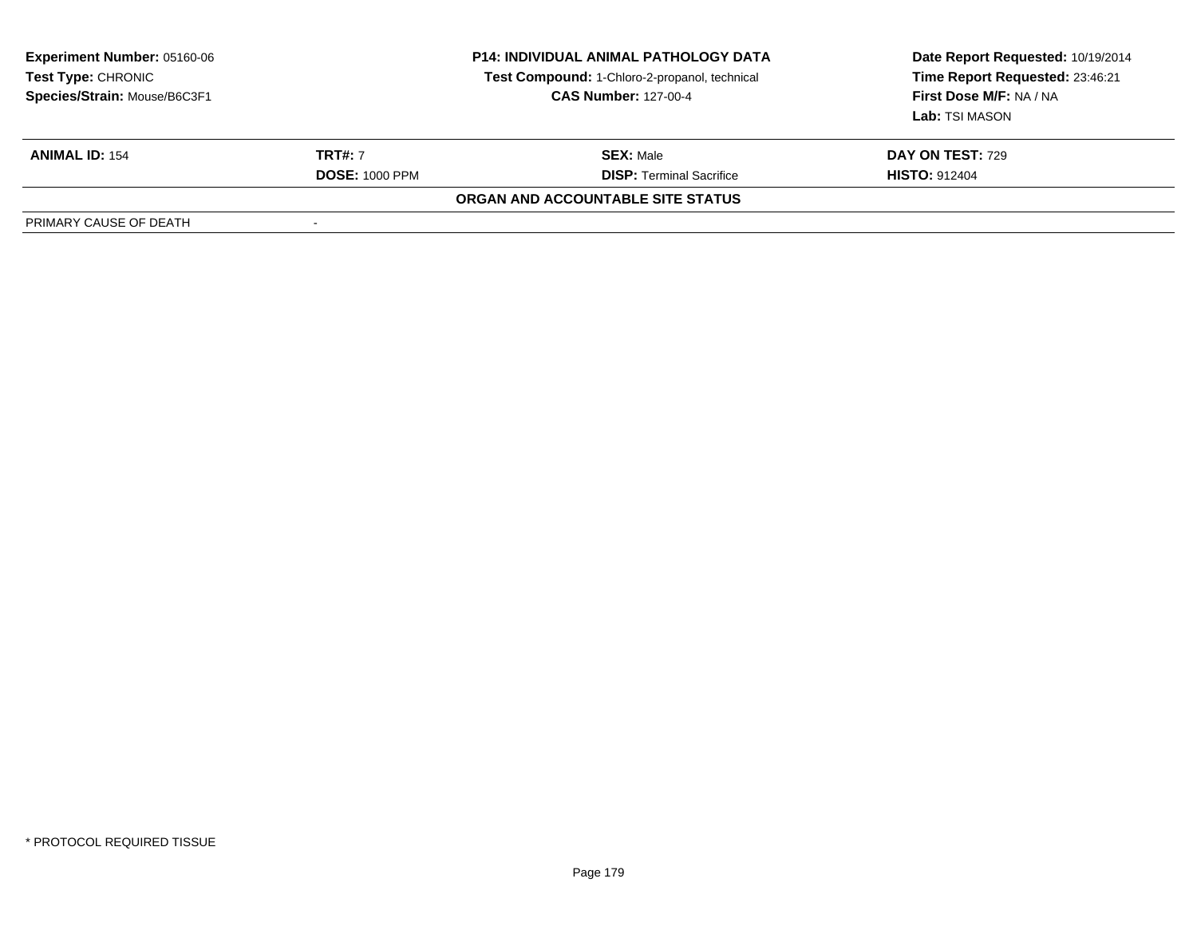| **Experiment Number:** 05160-06 | **P14: INDIVIDUAL ANIMAL PATHOLOGY DATA** | **Date Report Requested:** 10/19/2014 |
|---|---|---|
| **Test Type:** CHRONIC | **Test Compound:** 1-Chloro-2-propanol, technical | **Time Report Requested:** 23:46:21 |
| **Species/Strain:** Mouse/B6C3F1 | **CAS Number:** 127-00-4 | **First Dose M/F:** NA / NA |
| | | **Lab:** TSI MASON |

| **ANIMAL ID:** 154 | **TRT#:** 7 | **SEX:** Male | **DAY ON TEST:** 729 |
|---|---|---|---|
| | **DOSE:** 1000 PPM | **DISP:** Terminal Sacrifice | **HISTO:** 912404 |

**ORGAN AND ACCOUNTABLE SITE STATUS**

| PRIMARY CAUSE OF DEATH | - |
|---|---|

* PROTOCOL REQUIRED TISSUE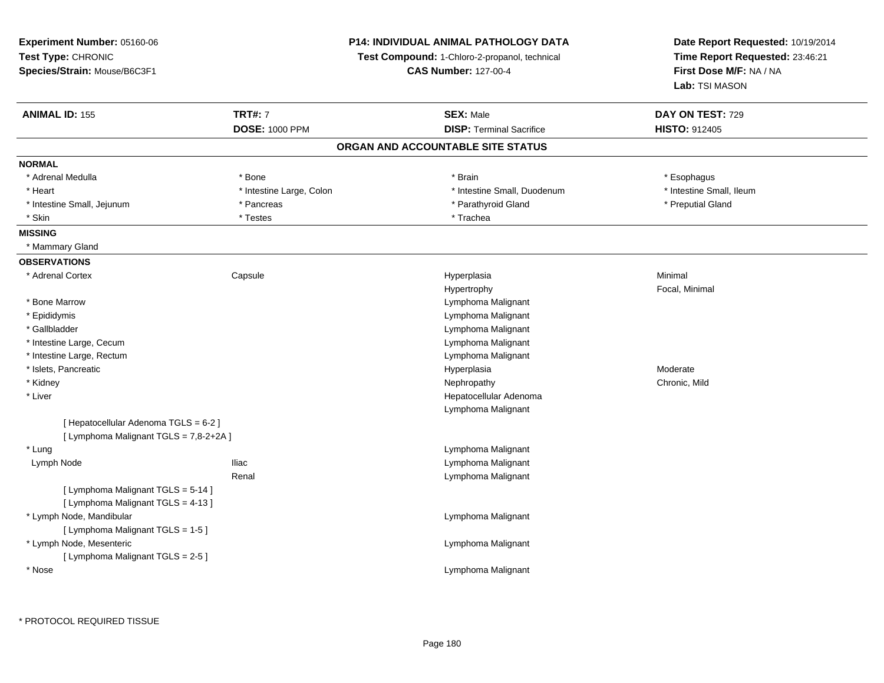**Experiment Number:** 05160-06
**Test Type:** CHRONIC
**Species/Strain:** Mouse/B6C3F1

**P14: INDIVIDUAL ANIMAL PATHOLOGY DATA**
**Test Compound:** 1-Chloro-2-propanol, technical
**CAS Number:** 127-00-4

**Date Report Requested:** 10/19/2014
**Time Report Requested:** 23:46:21
**First Dose M/F:** NA / NA
**Lab:** TSI MASON

| **ANIMAL ID:** 155 | **TRT#:** 7 | **SEX:** Male | **DAY ON TEST:** 729 |
|---|---|---|---|
| | **DOSE:** 1000 PPM | **DISP:** Terminal Sacrifice | **HISTO:** 912405 |

## ORGAN AND ACCOUNTABLE SITE STATUS

**NORMAL**

| | | | |
|---|---|---|---|
| * Adrenal Medulla | * Bone | * Brain | * Esophagus |
| * Heart | * Intestine Large, Colon | * Intestine Small, Duodenum | * Intestine Small, Ileum |
| * Intestine Small, Jejunum | * Pancreas | * Parathyroid Gland | * Preputial Gland |
| * Skin | * Testes | * Trachea | |

**MISSING**

* Mammary Gland

**OBSERVATIONS**

| | | | |
|---|---|---|---|
| * Adrenal Cortex | Capsule | Hyperplasia | Minimal |
| | | Hypertrophy | Focal, Minimal |
| * Bone Marrow | | Lymphoma Malignant | |
| * Epididymis | | Lymphoma Malignant | |
| * Gallbladder | | Lymphoma Malignant | |
| * Intestine Large, Cecum | | Lymphoma Malignant | |
| * Intestine Large, Rectum | | Lymphoma Malignant | |
| * Islets, Pancreatic | | Hyperplasia | Moderate |
| * Kidney | | Nephropathy | Chronic, Mild |
| * Liver | | Hepatocellular Adenoma | |
| | | Lymphoma Malignant | |
| [ Hepatocellular Adenoma TGLS = 6-2 ] | | | |
| [ Lymphoma Malignant TGLS = 7,8-2+2A ] | | | |
| * Lung | | Lymphoma Malignant | |
| Lymph Node | Iliac | Lymphoma Malignant | |
| | Renal | Lymphoma Malignant | |
| [ Lymphoma Malignant TGLS = 5-14 ] | | | |
| [ Lymphoma Malignant TGLS = 4-13 ] | | | |
| * Lymph Node, Mandibular | | Lymphoma Malignant | |
| [ Lymphoma Malignant TGLS = 1-5 ] | | | |
| * Lymph Node, Mesenteric | | Lymphoma Malignant | |
| [ Lymphoma Malignant TGLS = 2-5 ] | | | |
| * Nose | | Lymphoma Malignant | |

* PROTOCOL REQUIRED TISSUE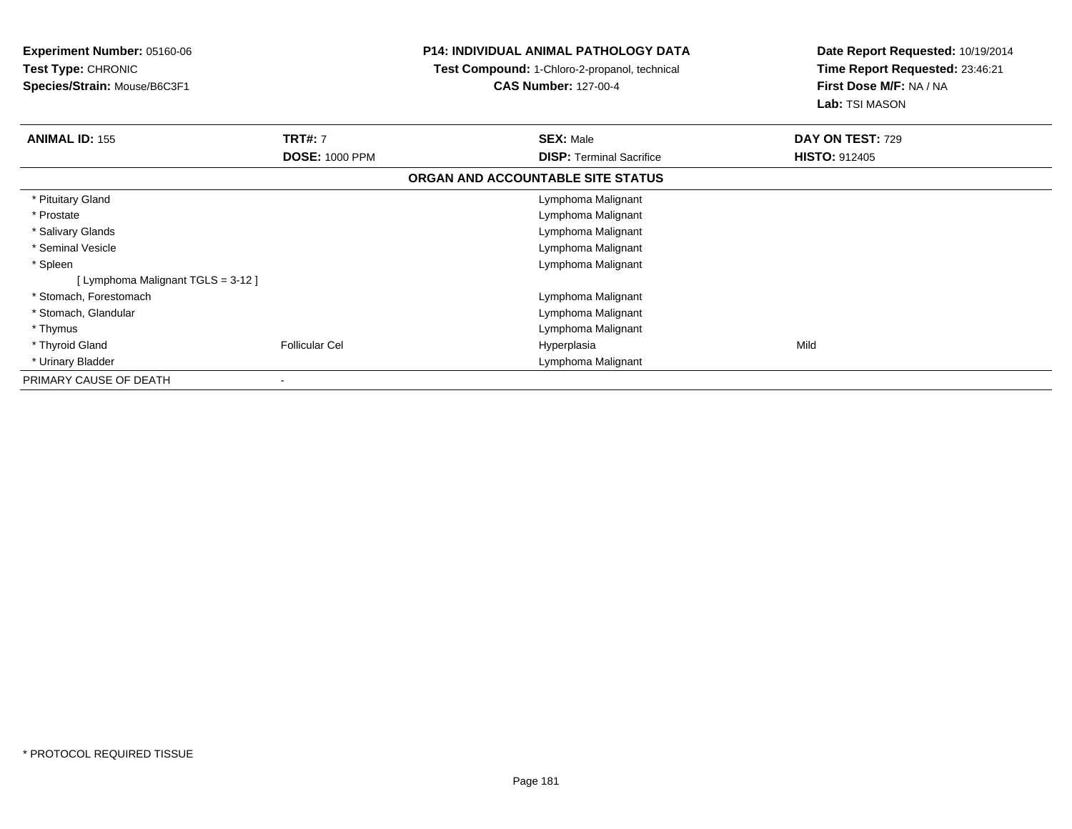**Experiment Number:** 05160-06
**Test Type:** CHRONIC
**Species/Strain:** Mouse/B6C3F1

**P14: INDIVIDUAL ANIMAL PATHOLOGY DATA**
**Test Compound:** 1-Chloro-2-propanol, technical
**CAS Number:** 127-00-4

**Date Report Requested:** 10/19/2014
**Time Report Requested:** 23:46:21
**First Dose M/F:** NA / NA
**Lab:** TSI MASON

| **ANIMAL ID:** 155 | **TRT#:** 7 | **SEX:** Male | **DAY ON TEST:** 729 |
|---|---|---|---|
| | **DOSE:** 1000 PPM | **DISP:** Terminal Sacrifice | **HISTO:** 912405 |
| | | **ORGAN AND ACCOUNTABLE SITE STATUS** | |
| * Pituitary Gland | | Lymphoma Malignant | |
| * Prostate | | Lymphoma Malignant | |
| * Salivary Glands | | Lymphoma Malignant | |
| * Seminal Vesicle | | Lymphoma Malignant | |
| * Spleen | | Lymphoma Malignant | |
| [ Lymphoma Malignant TGLS = 3-12 ] | | | |
| * Stomach, Forestomach | | Lymphoma Malignant | |
| * Stomach, Glandular | | Lymphoma Malignant | |
| * Thymus | | Lymphoma Malignant | |
| * Thyroid Gland | Follicular Cel | Hyperplasia | Mild |
| * Urinary Bladder | | Lymphoma Malignant | |
| PRIMARY CAUSE OF DEATH | - | | |

* PROTOCOL REQUIRED TISSUE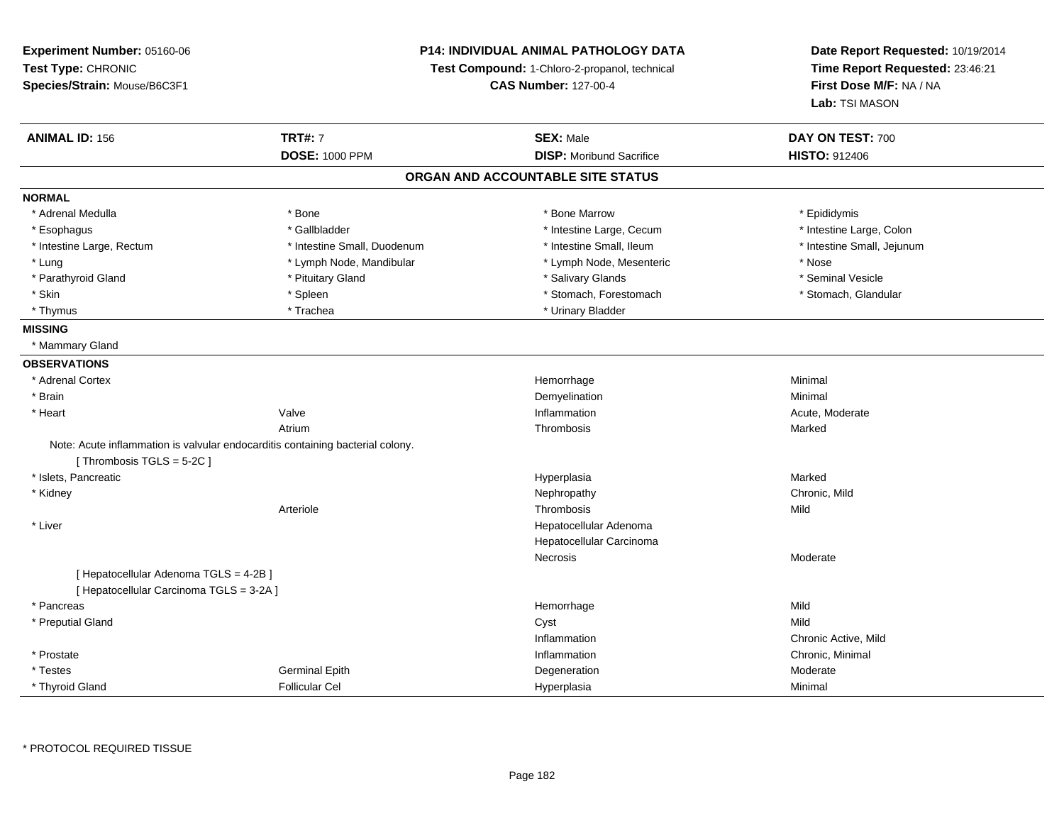**Experiment Number:** 05160-06
**Test Type:** CHRONIC
**Species/Strain:** Mouse/B6C3F1

**P14: INDIVIDUAL ANIMAL PATHOLOGY DATA**
**Test Compound:** 1-Chloro-2-propanol, technical
**CAS Number:** 127-00-4

**Date Report Requested:** 10/19/2014
**Time Report Requested:** 23:46:21
**First Dose M/F:** NA / NA
**Lab:** TSI MASON

| **ANIMAL ID:** 156 | **TRT#:** 7 | **SEX:** Male | **DAY ON TEST:** 700 |
|---|---|---|---|
| | **DOSE:** 1000 PPM | **DISP:** Moribund Sacrifice | **HISTO:** 912406 |

## ORGAN AND ACCOUNTABLE SITE STATUS

**NORMAL**

| | | | |
|---|---|---|---|
| * Adrenal Medulla | * Bone | * Bone Marrow | * Epididymis |
| * Esophagus | * Gallbladder | * Intestine Large, Cecum | * Intestine Large, Colon |
| * Intestine Large, Rectum | * Intestine Small, Duodenum | * Intestine Small, Ileum | * Intestine Small, Jejunum |
| * Lung | * Lymph Node, Mandibular | * Lymph Node, Mesenteric | * Nose |
| * Parathyroid Gland | * Pituitary Gland | * Salivary Glands | * Seminal Vesicle |
| * Skin | * Spleen | * Stomach, Forestomach | * Stomach, Glandular |
| * Thymus | * Trachea | * Urinary Bladder | |

**MISSING**

* Mammary Gland

**OBSERVATIONS**

| | | | |
|---|---|---|---|
| * Adrenal Cortex | | Hemorrhage | Minimal |
| * Brain | | Demyelination | Minimal |
| * Heart | Valve | Inflammation | Acute, Moderate |
| | Atrium | Thrombosis | Marked |
| Note: Acute inflammation is valvular endocarditis containing bacterial colony. | | | |
| [ Thrombosis TGLS = 5-2C ] | | | |
| * Islets, Pancreatic | | Hyperplasia | Marked |
| * Kidney | | Nephropathy | Chronic, Mild |
| | Arteriole | Thrombosis | Mild |
| * Liver | | Hepatocellular Adenoma | |
| | | Hepatocellular Carcinoma | |
| | | Necrosis | Moderate |
| [ Hepatocellular Adenoma TGLS = 4-2B ] | | | |
| [ Hepatocellular Carcinoma TGLS = 3-2A ] | | | |
| * Pancreas | | Hemorrhage | Mild |
| * Preputial Gland | | Cyst | Mild |
| | | Inflammation | Chronic Active, Mild |
| * Prostate | | Inflammation | Chronic, Minimal |
| * Testes | Germinal Epith | Degeneration | Moderate |
| * Thyroid Gland | Follicular Cel | Hyperplasia | Minimal |

* PROTOCOL REQUIRED TISSUE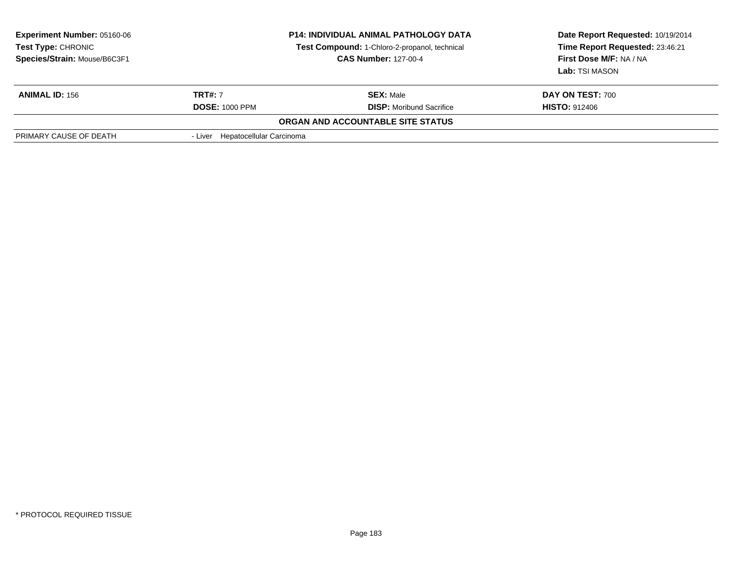**Experiment Number:** 05160-06
**Test Type:** CHRONIC
**Species/Strain:** Mouse/B6C3F1

**P14: INDIVIDUAL ANIMAL PATHOLOGY DATA**
**Test Compound:** 1-Chloro-2-propanol, technical
**CAS Number:** 127-00-4

**Date Report Requested:** 10/19/2014
**Time Report Requested:** 23:46:21
**First Dose M/F:** NA / NA
**Lab:** TSI MASON

| **ANIMAL ID:** 156 | **TRT#:** 7 | **SEX:** Male | **DAY ON TEST:** 700 |
|---|---|---|---|
| | **DOSE:** 1000 PPM | **DISP:** Moribund Sacrifice | **HISTO:** 912406 |

**ORGAN AND ACCOUNTABLE SITE STATUS**

| | |
|---|---|
| PRIMARY CAUSE OF DEATH | - Liver Hepatocellular Carcinoma |

\* PROTOCOL REQUIRED TISSUE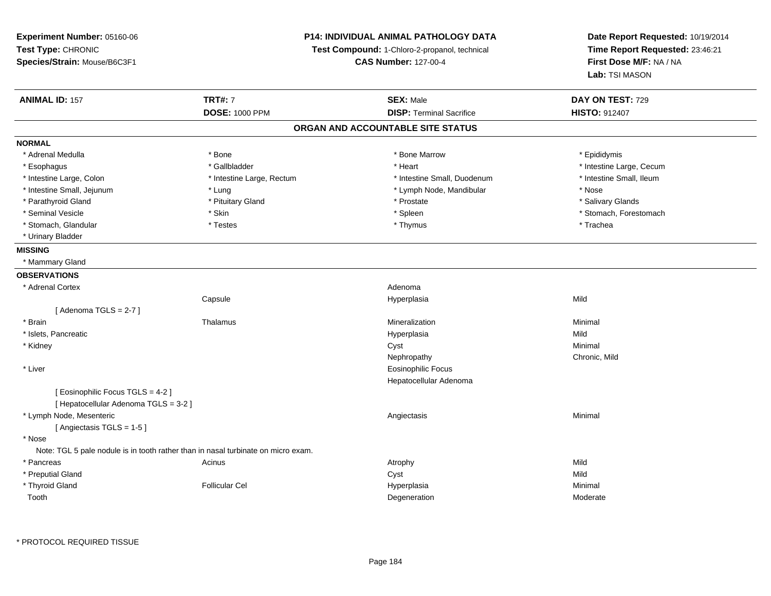**Experiment Number:** 05160-06
**Test Type:** CHRONIC
**Species/Strain:** Mouse/B6C3F1

**P14: INDIVIDUAL ANIMAL PATHOLOGY DATA**
**Test Compound:** 1-Chloro-2-propanol, technical
**CAS Number:** 127-00-4

**Date Report Requested:** 10/19/2014
**Time Report Requested:** 23:46:21
**First Dose M/F:** NA / NA
**Lab:** TSI MASON

| **ANIMAL ID:** 157 | **TRT#:** 7 | **SEX:** Male | **DAY ON TEST:** 729 |
|---|---|---|---|
| | **DOSE:** 1000 PPM | **DISP:** Terminal Sacrifice | **HISTO:** 912407 |

## ORGAN AND ACCOUNTABLE SITE STATUS

**NORMAL**

| | | | |
|---|---|---|---|
| * Adrenal Medulla | * Bone | * Bone Marrow | * Epididymis |
| * Esophagus | * Gallbladder | * Heart | * Intestine Large, Cecum |
| * Intestine Large, Colon | * Intestine Large, Rectum | * Intestine Small, Duodenum | * Intestine Small, Ileum |
| * Intestine Small, Jejunum | * Lung | * Lymph Node, Mandibular | * Nose |
| * Parathyroid Gland | * Pituitary Gland | * Prostate | * Salivary Glands |
| * Seminal Vesicle | * Skin | * Spleen | * Stomach, Forestomach |
| * Stomach, Glandular | * Testes | * Thymus | * Trachea |
| * Urinary Bladder | | | |

**MISSING**

* Mammary Gland

**OBSERVATIONS**

| | | | |
|---|---|---|---|
| * Adrenal Cortex | | Adenoma | |
| | Capsule | Hyperplasia | Mild |
| [ Adenoma TGLS = 2-7 ] | | | |
| * Brain | Thalamus | Mineralization | Minimal |
| * Islets, Pancreatic | | Hyperplasia | Mild |
| * Kidney | | Cyst | Minimal |
| | | Nephropathy | Chronic, Mild |
| * Liver | | Eosinophilic Focus | |
| | | Hepatocellular Adenoma | |
| [ Eosinophilic Focus TGLS = 4-2 ] | | | |
| [ Hepatocellular Adenoma TGLS = 3-2 ] | | | |
| * Lymph Node, Mesenteric | | Angiectasis | Minimal |
| [ Angiectasis TGLS = 1-5 ] | | | |
| * Nose | | | |
| Note: TGL 5 pale nodule is in tooth rather than in nasal turbinate on micro exam. | | | |
| * Pancreas | Acinus | Atrophy | Mild |
| * Preputial Gland | | Cyst | Mild |
| * Thyroid Gland | Follicular Cel | Hyperplasia | Minimal |
| Tooth | | Degeneration | Moderate |

* PROTOCOL REQUIRED TISSUE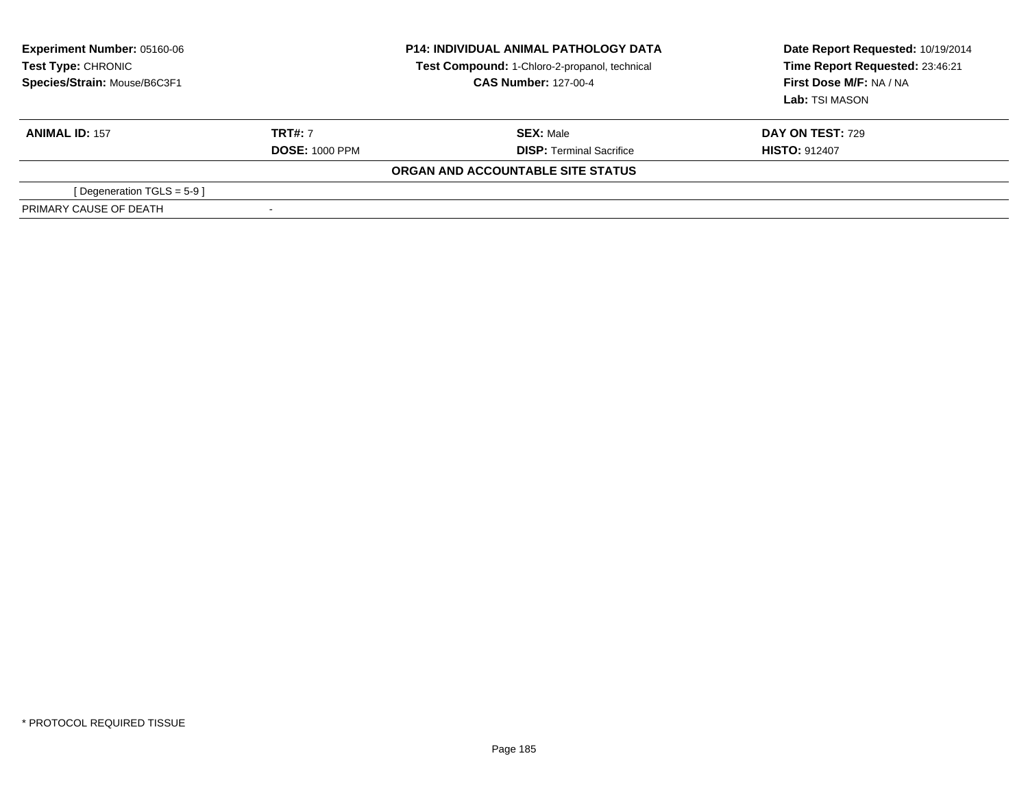**Experiment Number:** 05160-06
**Test Type:** CHRONIC
**Species/Strain:** Mouse/B6C3F1

**P14: INDIVIDUAL ANIMAL PATHOLOGY DATA**
**Test Compound:** 1-Chloro-2-propanol, technical
**CAS Number:** 127-00-4

**Date Report Requested:** 10/19/2014
**Time Report Requested:** 23:46:21
**First Dose M/F:** NA / NA
**Lab:** TSI MASON

| **ANIMAL ID:** 157 | **TRT#:** 7 | **SEX:** Male | **DAY ON TEST:** 729 |
|---|---|---|---|
| | **DOSE:** 1000 PPM | **DISP:** Terminal Sacrifice | **HISTO:** 912407 |

**ORGAN AND ACCOUNTABLE SITE STATUS**

| | |
|---|---|
| [ Degeneration TGLS = 5-9 ] | |
| PRIMARY CAUSE OF DEATH | - |

* PROTOCOL REQUIRED TISSUE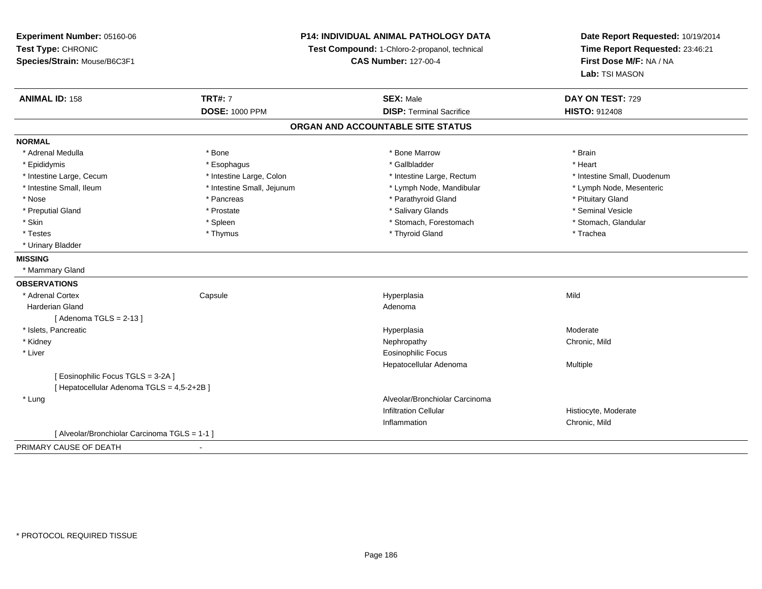**Experiment Number:** 05160-06
**Test Type:** CHRONIC
**Species/Strain:** Mouse/B6C3F1

**P14: INDIVIDUAL ANIMAL PATHOLOGY DATA**
**Test Compound:** 1-Chloro-2-propanol, technical
**CAS Number:** 127-00-4

**Date Report Requested:** 10/19/2014
**Time Report Requested:** 23:46:21
**First Dose M/F:** NA / NA
**Lab:** TSI MASON

| **ANIMAL ID:** 158 | **TRT#:** 7 | **SEX:** Male | **DAY ON TEST:** 729 |
|---|---|---|---|
| | **DOSE:** 1000 PPM | **DISP:** Terminal Sacrifice | **HISTO:** 912408 |

## ORGAN AND ACCOUNTABLE SITE STATUS

**NORMAL**

| | | | |
|---|---|---|---|
| * Adrenal Medulla | * Bone | * Bone Marrow | * Brain |
| * Epididymis | * Esophagus | * Gallbladder | * Heart |
| * Intestine Large, Cecum | * Intestine Large, Colon | * Intestine Large, Rectum | * Intestine Small, Duodenum |
| * Intestine Small, Ileum | * Intestine Small, Jejunum | * Lymph Node, Mandibular | * Lymph Node, Mesenteric |
| * Nose | * Pancreas | * Parathyroid Gland | * Pituitary Gland |
| * Preputial Gland | * Prostate | * Salivary Glands | * Seminal Vesicle |
| * Skin | * Spleen | * Stomach, Forestomach | * Stomach, Glandular |
| * Testes | * Thymus | * Thyroid Gland | * Trachea |
| * Urinary Bladder | | | |

**MISSING**

* Mammary Gland

**OBSERVATIONS**

| | | | |
|---|---|---|---|
| * Adrenal Cortex | Capsule | Hyperplasia | Mild |
| Harderian Gland | | Adenoma | |
| [ Adenoma TGLS = 2-13 ] | | | |
| * Islets, Pancreatic | | Hyperplasia | Moderate |
| * Kidney | | Nephropathy | Chronic, Mild |
| * Liver | | Eosinophilic Focus | |
| | | Hepatocellular Adenoma | Multiple |
| [ Eosinophilic Focus TGLS = 3-2A ] | | | |
| [ Hepatocellular Adenoma TGLS = 4,5-2+2B ] | | | |
| * Lung | | Alveolar/Bronchiolar Carcinoma | |
| | | Infiltration Cellular | Histiocyte, Moderate |
| | | Inflammation | Chronic, Mild |
| [ Alveolar/Bronchiolar Carcinoma TGLS = 1-1 ] | | | |

PRIMARY CAUSE OF DEATH -

* PROTOCOL REQUIRED TISSUE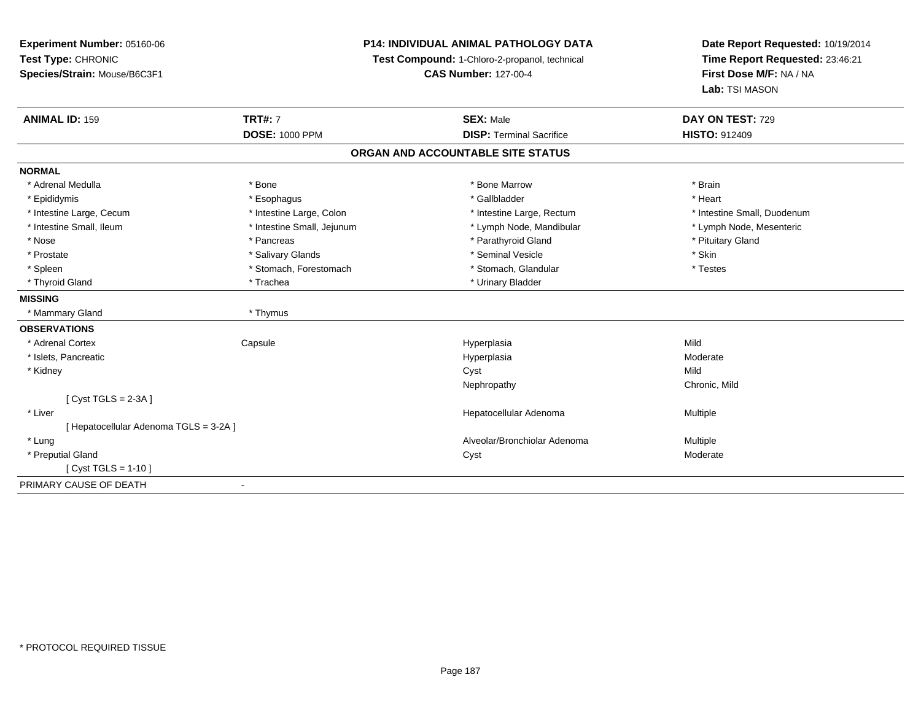**Experiment Number:** 05160-06
**Test Type:** CHRONIC
**Species/Strain:** Mouse/B6C3F1

**P14: INDIVIDUAL ANIMAL PATHOLOGY DATA**
**Test Compound:** 1-Chloro-2-propanol, technical
**CAS Number:** 127-00-4

**Date Report Requested:** 10/19/2014
**Time Report Requested:** 23:46:21
**First Dose M/F:** NA / NA
**Lab:** TSI MASON

| **ANIMAL ID:** 159 | **TRT#:** 7 | **SEX:** Male | **DAY ON TEST:** 729 |
|---|---|---|---|
| | **DOSE:** 1000 PPM | **DISP:** Terminal Sacrifice | **HISTO:** 912409 |

## ORGAN AND ACCOUNTABLE SITE STATUS

**NORMAL**

| | | | |
|---|---|---|---|
| * Adrenal Medulla | * Bone | * Bone Marrow | * Brain |
| * Epididymis | * Esophagus | * Gallbladder | * Heart |
| * Intestine Large, Cecum | * Intestine Large, Colon | * Intestine Large, Rectum | * Intestine Small, Duodenum |
| * Intestine Small, Ileum | * Intestine Small, Jejunum | * Lymph Node, Mandibular | * Lymph Node, Mesenteric |
| * Nose | * Pancreas | * Parathyroid Gland | * Pituitary Gland |
| * Prostate | * Salivary Glands | * Seminal Vesicle | * Skin |
| * Spleen | * Stomach, Forestomach | * Stomach, Glandular | * Testes |
| * Thyroid Gland | * Trachea | * Urinary Bladder | |

**MISSING**

| | |
|---|---|
| * Mammary Gland | * Thymus |

**OBSERVATIONS**

| | | | |
|---|---|---|---|
| * Adrenal Cortex | Capsule | Hyperplasia | Mild |
| * Islets, Pancreatic | | Hyperplasia | Moderate |
| * Kidney | | Cyst | Mild |
| | | Nephropathy | Chronic, Mild |
| [ Cyst TGLS = 2-3A ] | | | |
| * Liver | | Hepatocellular Adenoma | Multiple |
| [ Hepatocellular Adenoma TGLS = 3-2A ] | | | |
| * Lung | | Alveolar/Bronchiolar Adenoma | Multiple |
| * Preputial Gland | | Cyst | Moderate |
| [ Cyst TGLS = 1-10 ] | | | |

PRIMARY CAUSE OF DEATH -

* PROTOCOL REQUIRED TISSUE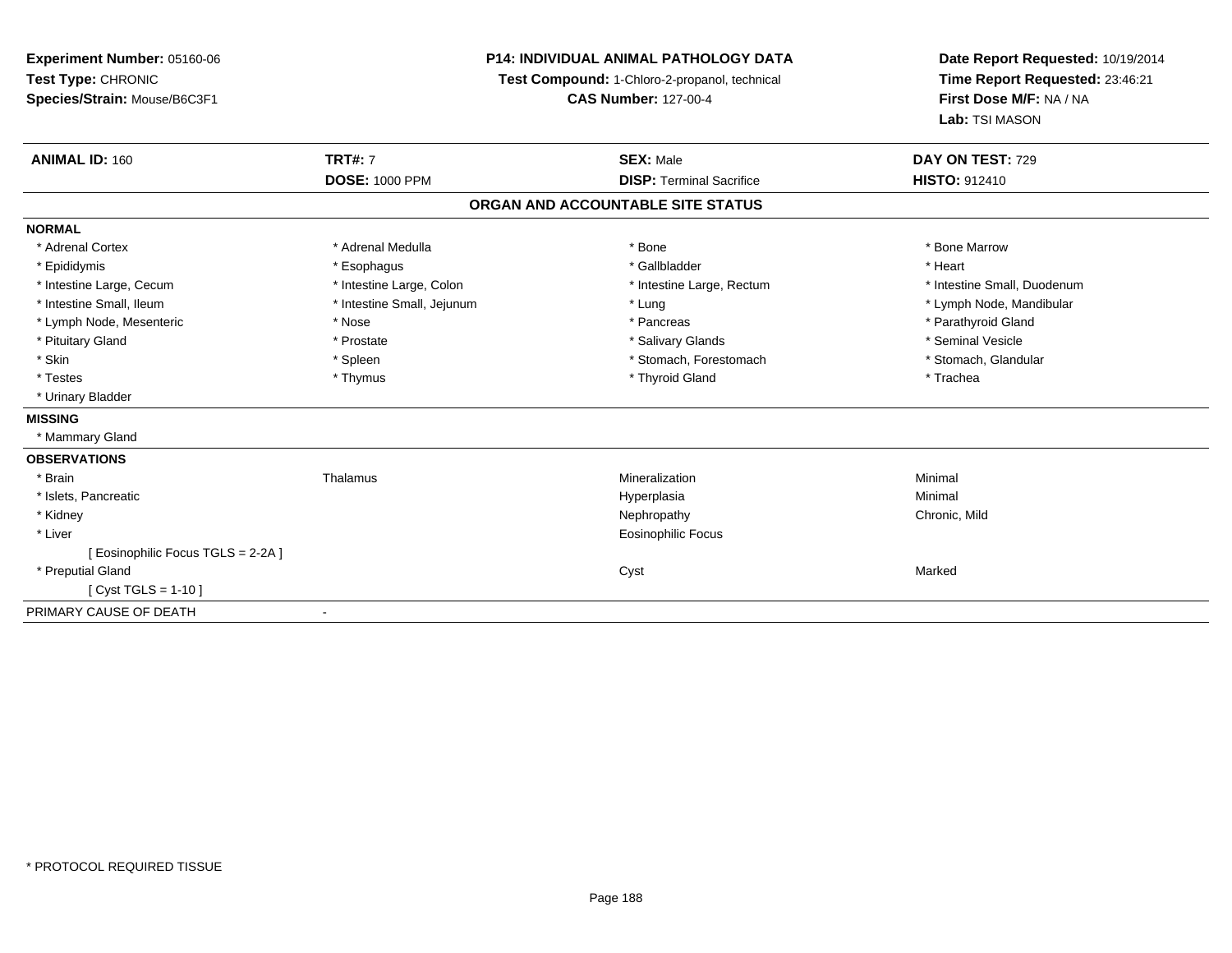**Experiment Number:** 05160-06
**Test Type:** CHRONIC
**Species/Strain:** Mouse/B6C3F1

**P14: INDIVIDUAL ANIMAL PATHOLOGY DATA**
**Test Compound:** 1-Chloro-2-propanol, technical
**CAS Number:** 127-00-4

**Date Report Requested:** 10/19/2014
**Time Report Requested:** 23:46:21
**First Dose M/F:** NA / NA
**Lab:** TSI MASON

| **ANIMAL ID:** 160 | **TRT#:** 7 | **SEX:** Male | **DAY ON TEST:** 729 |
|---|---|---|---|
| | **DOSE:** 1000 PPM | **DISP:** Terminal Sacrifice | **HISTO:** 912410 |

## ORGAN AND ACCOUNTABLE SITE STATUS

**NORMAL**

| | | | |
|---|---|---|---|
| * Adrenal Cortex | * Adrenal Medulla | * Bone | * Bone Marrow |
| * Epididymis | * Esophagus | * Gallbladder | * Heart |
| * Intestine Large, Cecum | * Intestine Large, Colon | * Intestine Large, Rectum | * Intestine Small, Duodenum |
| * Intestine Small, Ileum | * Intestine Small, Jejunum | * Lung | * Lymph Node, Mandibular |
| * Lymph Node, Mesenteric | * Nose | * Pancreas | * Parathyroid Gland |
| * Pituitary Gland | * Prostate | * Salivary Glands | * Seminal Vesicle |
| * Skin | * Spleen | * Stomach, Forestomach | * Stomach, Glandular |
| * Testes | * Thymus | * Thyroid Gland | * Trachea |
| * Urinary Bladder | | | |

**MISSING**

* Mammary Gland

**OBSERVATIONS**

| | | | |
|---|---|---|---|
| * Brain | Thalamus | Mineralization | Minimal |
| * Islets, Pancreatic | | Hyperplasia | Minimal |
| * Kidney | | Nephropathy | Chronic, Mild |
| * Liver | | Eosinophilic Focus | |
| [ Eosinophilic Focus TGLS = 2-2A ] | | | |
| * Preputial Gland | | Cyst | Marked |
| [ Cyst TGLS = 1-10 ] | | | |

PRIMARY CAUSE OF DEATH -

\* PROTOCOL REQUIRED TISSUE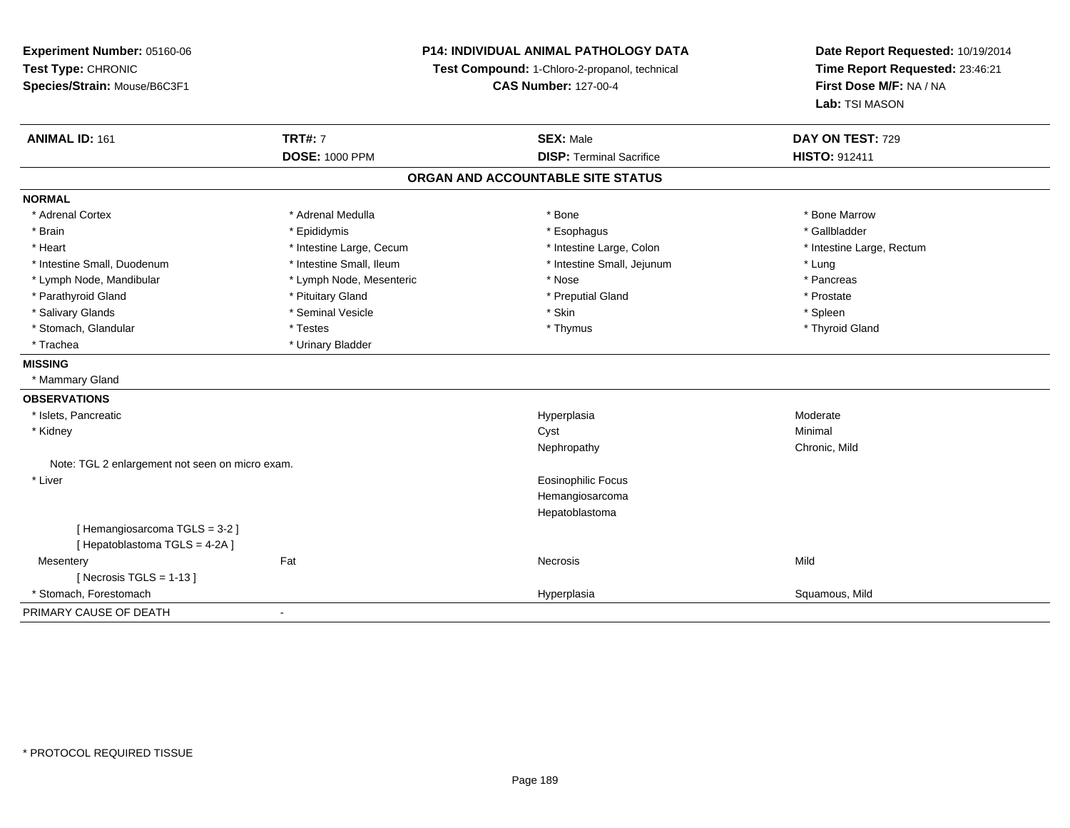**Experiment Number:** 05160-06
**Test Type:** CHRONIC
**Species/Strain:** Mouse/B6C3F1

**P14: INDIVIDUAL ANIMAL PATHOLOGY DATA**
**Test Compound:** 1-Chloro-2-propanol, technical
**CAS Number:** 127-00-4

**Date Report Requested:** 10/19/2014
**Time Report Requested:** 23:46:21
**First Dose M/F:** NA / NA
**Lab:** TSI MASON

| **ANIMAL ID:** 161 | **TRT#:** 7 | **SEX:** Male | **DAY ON TEST:** 729 |
|---|---|---|---|
| | **DOSE:** 1000 PPM | **DISP:** Terminal Sacrifice | **HISTO:** 912411 |

## ORGAN AND ACCOUNTABLE SITE STATUS

**NORMAL**

| | | | |
|---|---|---|---|
| * Adrenal Cortex | * Adrenal Medulla | * Bone | * Bone Marrow |
| * Brain | * Epididymis | * Esophagus | * Gallbladder |
| * Heart | * Intestine Large, Cecum | * Intestine Large, Colon | * Intestine Large, Rectum |
| * Intestine Small, Duodenum | * Intestine Small, Ileum | * Intestine Small, Jejunum | * Lung |
| * Lymph Node, Mandibular | * Lymph Node, Mesenteric | * Nose | * Pancreas |
| * Parathyroid Gland | * Pituitary Gland | * Preputial Gland | * Prostate |
| * Salivary Glands | * Seminal Vesicle | * Skin | * Spleen |
| * Stomach, Glandular | * Testes | * Thymus | * Thyroid Gland |
| * Trachea | * Urinary Bladder | | |

**MISSING**

* Mammary Gland

**OBSERVATIONS**

| | | | |
|---|---|---|---|
| * Islets, Pancreatic | | Hyperplasia | Moderate |
| * Kidney | | Cyst | Minimal |
| | | Nephropathy | Chronic, Mild |
| Note: TGL 2 enlargement not seen on micro exam. | | | |
| * Liver | | Eosinophilic Focus | |
| | | Hemangiosarcoma | |
| | | Hepatoblastoma | |
| [ Hemangiosarcoma TGLS = 3-2 ] | | | |
| [ Hepatoblastoma TGLS = 4-2A ] | | | |
| Mesentery | Fat | Necrosis | Mild |
| [ Necrosis TGLS = 1-13 ] | | | |
| * Stomach, Forestomach | | Hyperplasia | Squamous, Mild |

PRIMARY CAUSE OF DEATH -

\* PROTOCOL REQUIRED TISSUE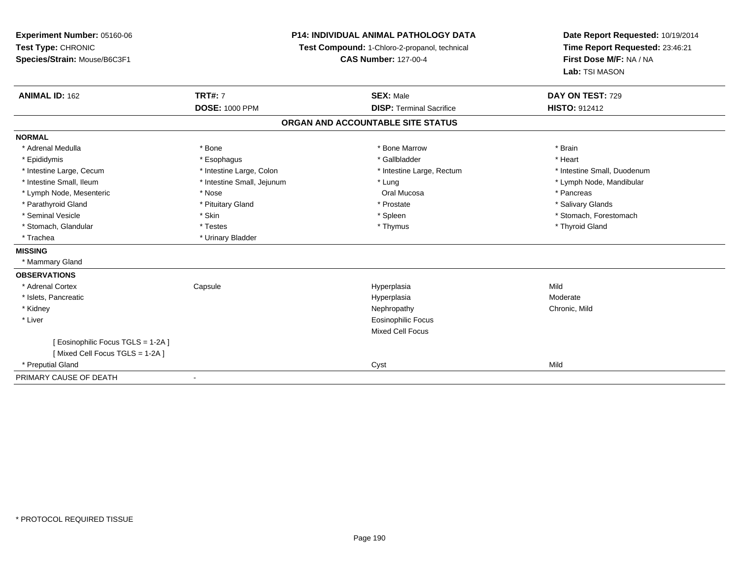**Experiment Number:** 05160-06
**Test Type:** CHRONIC
**Species/Strain:** Mouse/B6C3F1

**P14: INDIVIDUAL ANIMAL PATHOLOGY DATA**
**Test Compound:** 1-Chloro-2-propanol, technical
**CAS Number:** 127-00-4

**Date Report Requested:** 10/19/2014
**Time Report Requested:** 23:46:21
**First Dose M/F:** NA / NA
**Lab:** TSI MASON

| **ANIMAL ID:** 162 | **TRT#:** 7 | **SEX:** Male | **DAY ON TEST:** 729 |
|---|---|---|---|
| | **DOSE:** 1000 PPM | **DISP:** Terminal Sacrifice | **HISTO:** 912412 |

## ORGAN AND ACCOUNTABLE SITE STATUS

**NORMAL**

| | | | |
|---|---|---|---|
| * Adrenal Medulla | * Bone | * Bone Marrow | * Brain |
| * Epididymis | * Esophagus | * Gallbladder | * Heart |
| * Intestine Large, Cecum | * Intestine Large, Colon | * Intestine Large, Rectum | * Intestine Small, Duodenum |
| * Intestine Small, Ileum | * Intestine Small, Jejunum | * Lung | * Lymph Node, Mandibular |
| * Lymph Node, Mesenteric | * Nose | Oral Mucosa | * Pancreas |
| * Parathyroid Gland | * Pituitary Gland | * Prostate | * Salivary Glands |
| * Seminal Vesicle | * Skin | * Spleen | * Stomach, Forestomach |
| * Stomach, Glandular | * Testes | * Thymus | * Thyroid Gland |
| * Trachea | * Urinary Bladder | | |

**MISSING**

* Mammary Gland

**OBSERVATIONS**

| | | | |
|---|---|---|---|
| * Adrenal Cortex | Capsule | Hyperplasia | Mild |
| * Islets, Pancreatic | | Hyperplasia | Moderate |
| * Kidney | | Nephropathy | Chronic, Mild |
| * Liver | | Eosinophilic Focus | |
| | | Mixed Cell Focus | |
| [ Eosinophilic Focus TGLS = 1-2A ] | | | |
| [ Mixed Cell Focus TGLS = 1-2A ] | | | |
| * Preputial Gland | | Cyst | Mild |

PRIMARY CAUSE OF DEATH -

* PROTOCOL REQUIRED TISSUE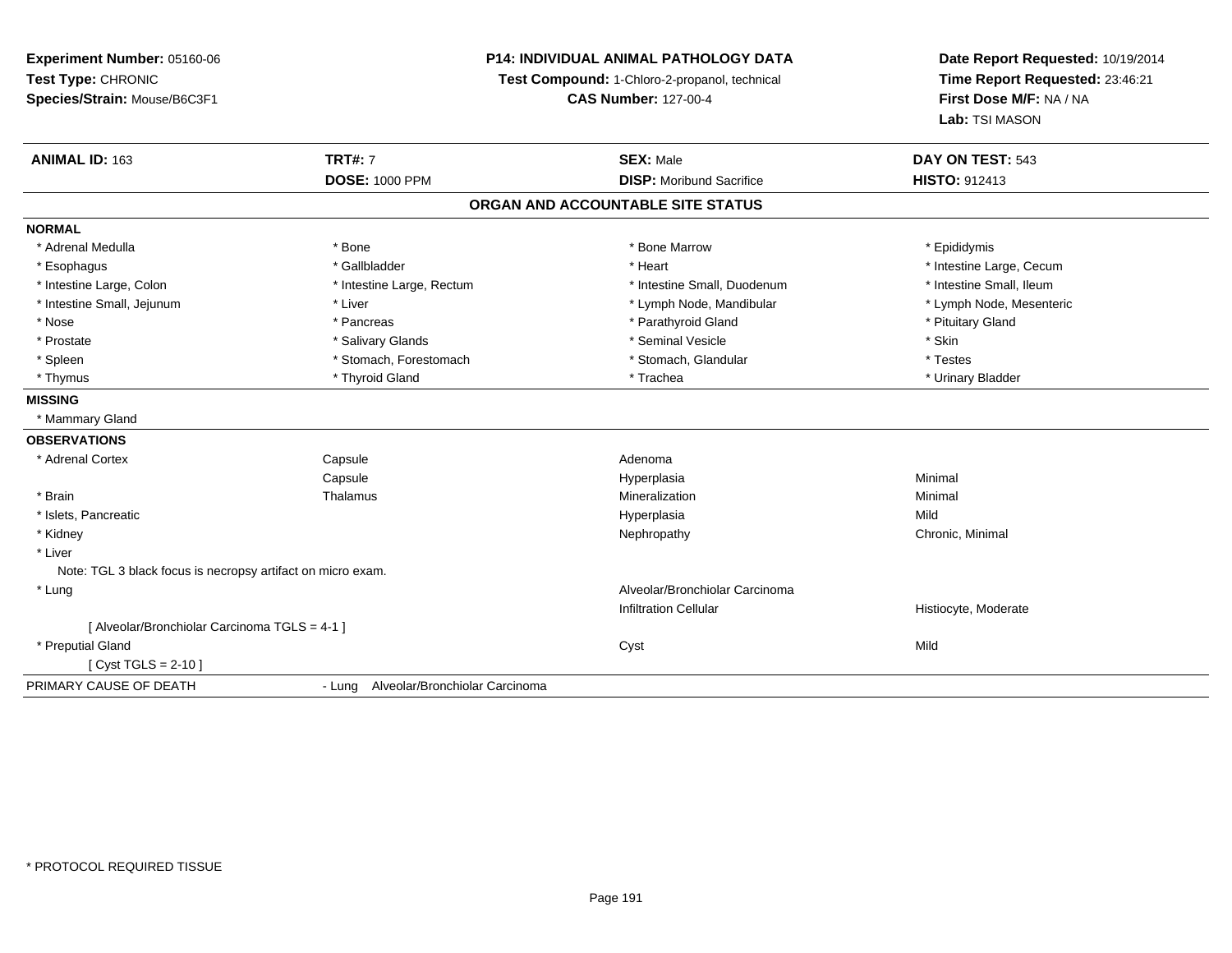**Experiment Number:** 05160-06
**Test Type:** CHRONIC
**Species/Strain:** Mouse/B6C3F1

**P14: INDIVIDUAL ANIMAL PATHOLOGY DATA**
**Test Compound:** 1-Chloro-2-propanol, technical
**CAS Number:** 127-00-4

**Date Report Requested:** 10/19/2014
**Time Report Requested:** 23:46:21
**First Dose M/F:** NA / NA
**Lab:** TSI MASON

| **ANIMAL ID:** 163 | **TRT#:** 7 | **SEX:** Male | **DAY ON TEST:** 543 |
|---|---|---|---|
| | **DOSE:** 1000 PPM | **DISP:** Moribund Sacrifice | **HISTO:** 912413 |

## ORGAN AND ACCOUNTABLE SITE STATUS

**NORMAL**

| | | | |
|---|---|---|---|
| * Adrenal Medulla | * Bone | * Bone Marrow | * Epididymis |
| * Esophagus | * Gallbladder | * Heart | * Intestine Large, Cecum |
| * Intestine Large, Colon | * Intestine Large, Rectum | * Intestine Small, Duodenum | * Intestine Small, Ileum |
| * Intestine Small, Jejunum | * Liver | * Lymph Node, Mandibular | * Lymph Node, Mesenteric |
| * Nose | * Pancreas | * Parathyroid Gland | * Pituitary Gland |
| * Prostate | * Salivary Glands | * Seminal Vesicle | * Skin |
| * Spleen | * Stomach, Forestomach | * Stomach, Glandular | * Testes |
| * Thymus | * Thyroid Gland | * Trachea | * Urinary Bladder |

**MISSING**

* Mammary Gland

**OBSERVATIONS**

| | | | |
|---|---|---|---|
| * Adrenal Cortex | Capsule | Adenoma | |
| | Capsule | Hyperplasia | Minimal |
| * Brain | Thalamus | Mineralization | Minimal |
| * Islets, Pancreatic | | Hyperplasia | Mild |
| * Kidney | | Nephropathy | Chronic, Minimal |
| * Liver | | | |
| Note: TGL 3 black focus is necropsy artifact on micro exam. | | | |
| * Lung | | Alveolar/Bronchiolar Carcinoma | |
| | | Infiltration Cellular | Histiocyte, Moderate |
| [ Alveolar/Bronchiolar Carcinoma TGLS = 4-1 ] | | | |
| * Preputial Gland | | Cyst | Mild |
| [ Cyst TGLS = 2-10 ] | | | |

PRIMARY CAUSE OF DEATH - Lung Alveolar/Bronchiolar Carcinoma

* PROTOCOL REQUIRED TISSUE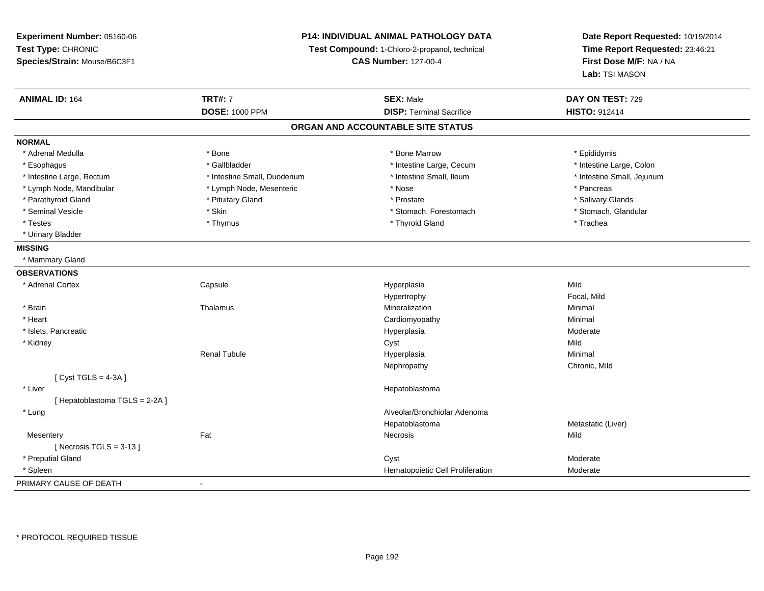**Experiment Number:** 05160-06
**Test Type:** CHRONIC
**Species/Strain:** Mouse/B6C3F1

**P14: INDIVIDUAL ANIMAL PATHOLOGY DATA**
**Test Compound:** 1-Chloro-2-propanol, technical
**CAS Number:** 127-00-4

**Date Report Requested:** 10/19/2014
**Time Report Requested:** 23:46:21
**First Dose M/F:** NA / NA
**Lab:** TSI MASON

| **ANIMAL ID:** 164 | **TRT#:** 7 | **SEX:** Male | **DAY ON TEST:** 729 |
|---|---|---|---|
| | **DOSE:** 1000 PPM | **DISP:** Terminal Sacrifice | **HISTO:** 912414 |

## ORGAN AND ACCOUNTABLE SITE STATUS

**NORMAL**

| | | | |
|---|---|---|---|
| * Adrenal Medulla | * Bone | * Bone Marrow | * Epididymis |
| * Esophagus | * Gallbladder | * Intestine Large, Cecum | * Intestine Large, Colon |
| * Intestine Large, Rectum | * Intestine Small, Duodenum | * Intestine Small, Ileum | * Intestine Small, Jejunum |
| * Lymph Node, Mandibular | * Lymph Node, Mesenteric | * Nose | * Pancreas |
| * Parathyroid Gland | * Pituitary Gland | * Prostate | * Salivary Glands |
| * Seminal Vesicle | * Skin | * Stomach, Forestomach | * Stomach, Glandular |
| * Testes | * Thymus | * Thyroid Gland | * Trachea |
| * Urinary Bladder | | | |

**MISSING**

* Mammary Gland

**OBSERVATIONS**

| | | | |
|---|---|---|---|
| * Adrenal Cortex | Capsule | Hyperplasia | Mild |
| | | Hypertrophy | Focal, Mild |
| * Brain | Thalamus | Mineralization | Minimal |
| * Heart | | Cardiomyopathy | Minimal |
| * Islets, Pancreatic | | Hyperplasia | Moderate |
| * Kidney | | Cyst | Mild |
| | Renal Tubule | Hyperplasia | Minimal |
| | | Nephropathy | Chronic, Mild |
| [ Cyst TGLS = 4-3A ] | | | |
| * Liver | | Hepatoblastoma | |
| [ Hepatoblastoma TGLS = 2-2A ] | | | |
| * Lung | | Alveolar/Bronchiolar Adenoma | |
| | | Hepatoblastoma | Metastatic (Liver) |
| Mesentery | Fat | Necrosis | Mild |
| [ Necrosis TGLS = 3-13 ] | | | |
| * Preputial Gland | | Cyst | Moderate |
| * Spleen | | Hematopoietic Cell Proliferation | Moderate |

PRIMARY CAUSE OF DEATH -

* PROTOCOL REQUIRED TISSUE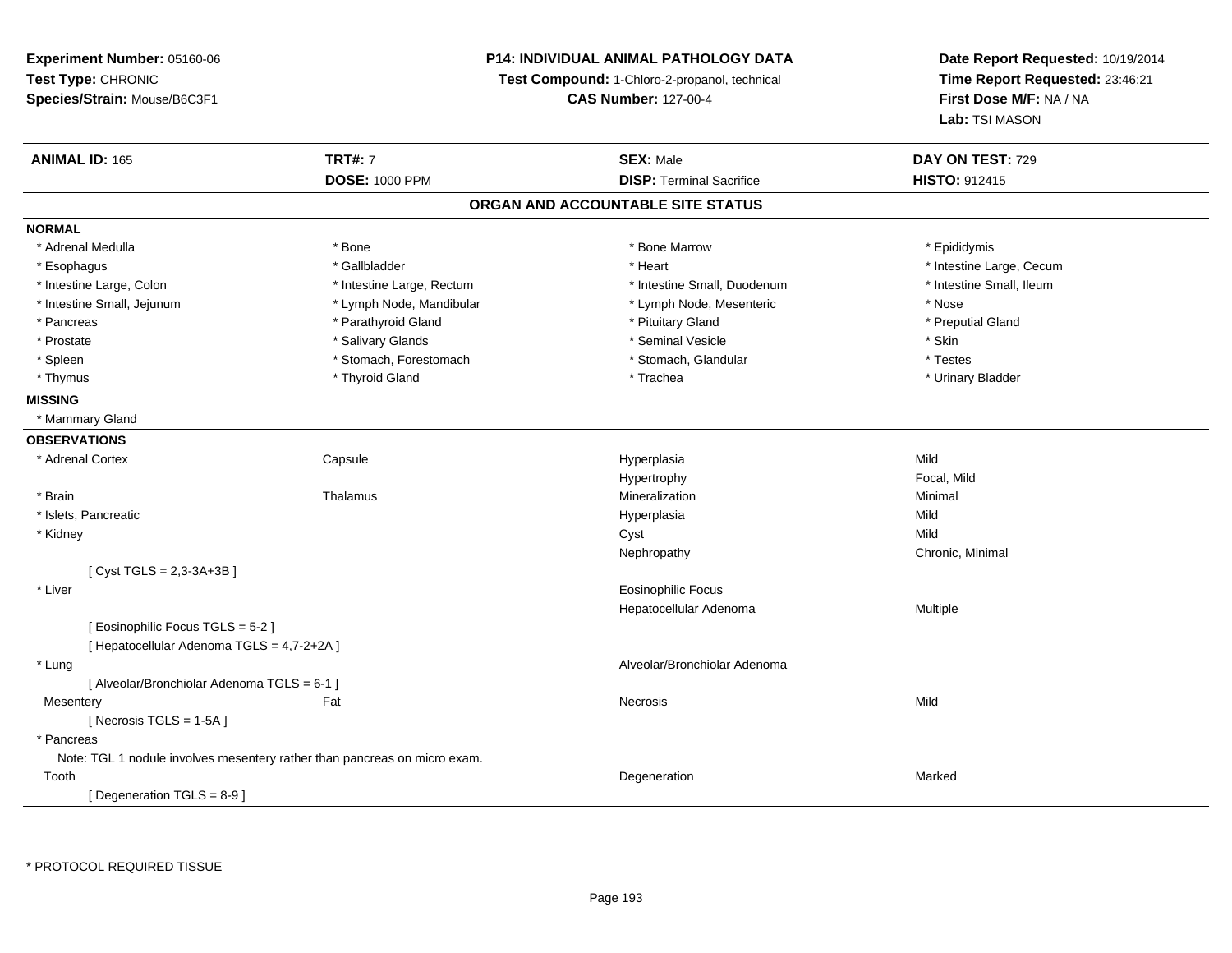**Experiment Number:** 05160-06
**Test Type:** CHRONIC
**Species/Strain:** Mouse/B6C3F1

**P14: INDIVIDUAL ANIMAL PATHOLOGY DATA**
**Test Compound:** 1-Chloro-2-propanol, technical
**CAS Number:** 127-00-4

**Date Report Requested:** 10/19/2014
**Time Report Requested:** 23:46:21
**First Dose M/F:** NA / NA
**Lab:** TSI MASON

| **ANIMAL ID:** 165 | **TRT#:** 7 | **SEX:** Male | **DAY ON TEST:** 729 |
|---|---|---|---|
| | **DOSE:** 1000 PPM | **DISP:** Terminal Sacrifice | **HISTO:** 912415 |

## ORGAN AND ACCOUNTABLE SITE STATUS

**NORMAL**

| | | | |
|---|---|---|---|
| * Adrenal Medulla | * Bone | * Bone Marrow | * Epididymis |
| * Esophagus | * Gallbladder | * Heart | * Intestine Large, Cecum |
| * Intestine Large, Colon | * Intestine Large, Rectum | * Intestine Small, Duodenum | * Intestine Small, Ileum |
| * Intestine Small, Jejunum | * Lymph Node, Mandibular | * Lymph Node, Mesenteric | * Nose |
| * Pancreas | * Parathyroid Gland | * Pituitary Gland | * Preputial Gland |
| * Prostate | * Salivary Glands | * Seminal Vesicle | * Skin |
| * Spleen | * Stomach, Forestomach | * Stomach, Glandular | * Testes |
| * Thymus | * Thyroid Gland | * Trachea | * Urinary Bladder |

**MISSING**

* Mammary Gland

**OBSERVATIONS**

| | | | |
|---|---|---|---|
| * Adrenal Cortex | Capsule | Hyperplasia | Mild |
| | | Hypertrophy | Focal, Mild |
| * Brain | Thalamus | Mineralization | Minimal |
| * Islets, Pancreatic | | Hyperplasia | Mild |
| * Kidney | | Cyst | Mild |
| | | Nephropathy | Chronic, Minimal |
| [ Cyst TGLS = 2,3-3A+3B ] | | | |
| * Liver | | Eosinophilic Focus | |
| | | Hepatocellular Adenoma | Multiple |
| [ Eosinophilic Focus TGLS = 5-2 ] | | | |
| [ Hepatocellular Adenoma TGLS = 4,7-2+2A ] | | | |
| * Lung | | Alveolar/Bronchiolar Adenoma | |
| [ Alveolar/Bronchiolar Adenoma TGLS = 6-1 ] | | | |
| Mesentery | Fat | Necrosis | Mild |
| [ Necrosis TGLS = 1-5A ] | | | |
| * Pancreas | | | |
| Note: TGL 1 nodule involves mesentery rather than pancreas on micro exam. | | | |
| Tooth | | Degeneration | Marked |
| [ Degeneration TGLS = 8-9 ] | | | |

* PROTOCOL REQUIRED TISSUE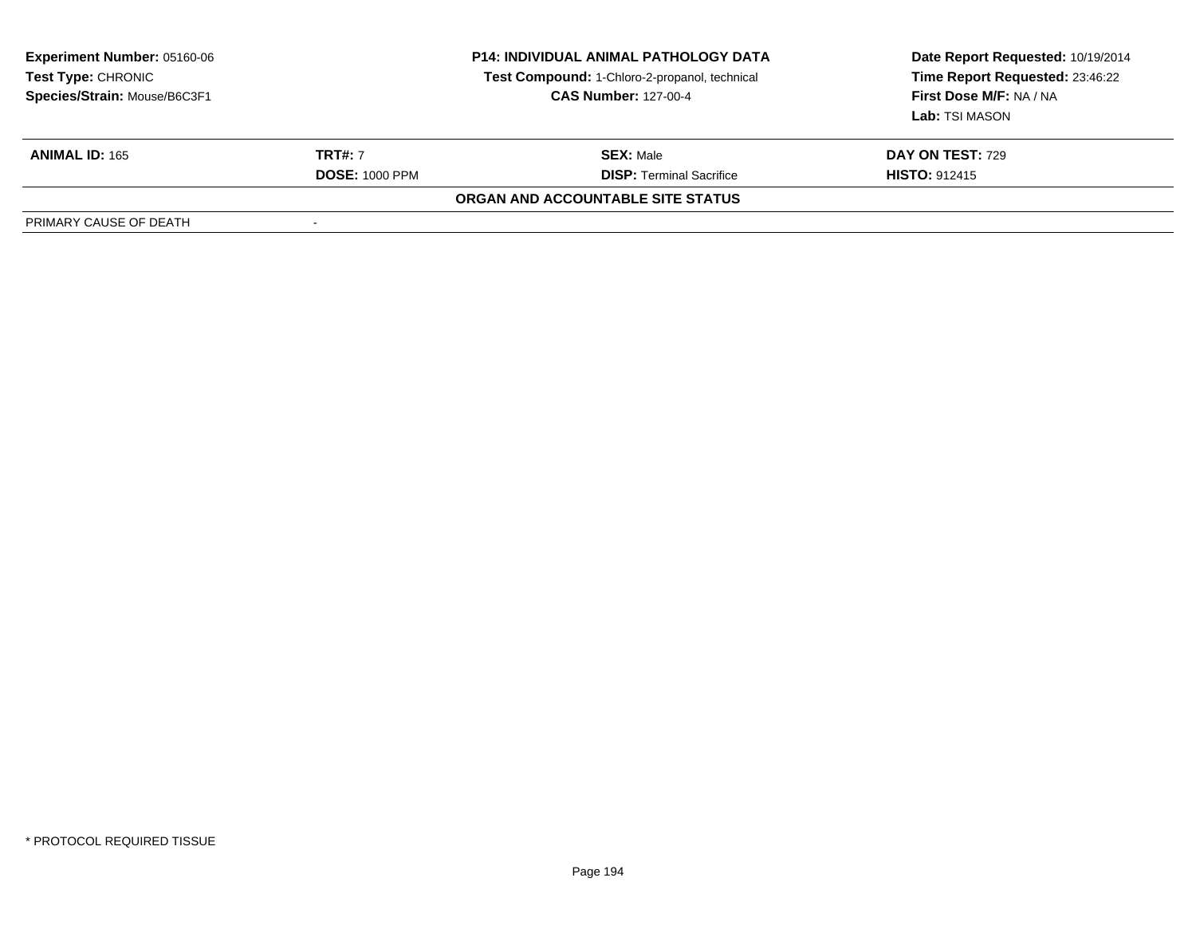**Experiment Number:** 05160-06
**Test Type:** CHRONIC
**Species/Strain:** Mouse/B6C3F1

**P14: INDIVIDUAL ANIMAL PATHOLOGY DATA**
**Test Compound:** 1-Chloro-2-propanol, technical
**CAS Number:** 127-00-4

**Date Report Requested:** 10/19/2014
**Time Report Requested:** 23:46:22
**First Dose M/F:** NA / NA
**Lab:** TSI MASON

| **ANIMAL ID:** 165 | **TRT#:** 7 | **SEX:** Male | **DAY ON TEST:** 729 |
|---|---|---|---|
| | **DOSE:** 1000 PPM | **DISP:** Terminal Sacrifice | **HISTO:** 912415 |

**ORGAN AND ACCOUNTABLE SITE STATUS**

| PRIMARY CAUSE OF DEATH | - |
|---|---|

* PROTOCOL REQUIRED TISSUE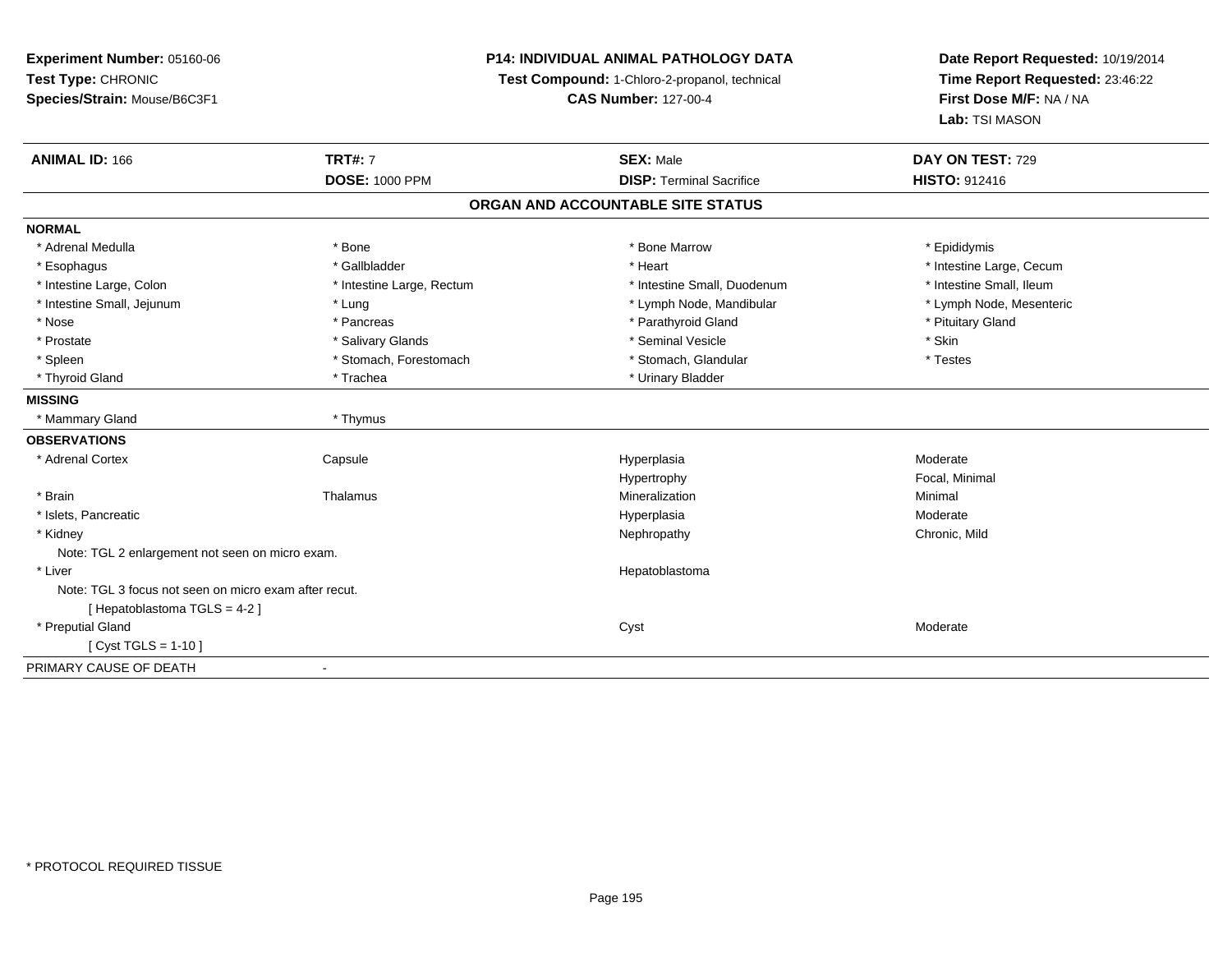**Experiment Number:** 05160-06
**Test Type:** CHRONIC
**Species/Strain:** Mouse/B6C3F1

**P14: INDIVIDUAL ANIMAL PATHOLOGY DATA**
**Test Compound:** 1-Chloro-2-propanol, technical
**CAS Number:** 127-00-4

**Date Report Requested:** 10/19/2014
**Time Report Requested:** 23:46:22
**First Dose M/F:** NA / NA
**Lab:** TSI MASON

| **ANIMAL ID:** 166 | **TRT#:** 7 | **SEX:** Male | **DAY ON TEST:** 729 |
|---|---|---|---|
| | **DOSE:** 1000 PPM | **DISP:** Terminal Sacrifice | **HISTO:** 912416 |

## ORGAN AND ACCOUNTABLE SITE STATUS

**NORMAL**

| | | | |
|---|---|---|---|
| * Adrenal Medulla | * Bone | * Bone Marrow | * Epididymis |
| * Esophagus | * Gallbladder | * Heart | * Intestine Large, Cecum |
| * Intestine Large, Colon | * Intestine Large, Rectum | * Intestine Small, Duodenum | * Intestine Small, Ileum |
| * Intestine Small, Jejunum | * Lung | * Lymph Node, Mandibular | * Lymph Node, Mesenteric |
| * Nose | * Pancreas | * Parathyroid Gland | * Pituitary Gland |
| * Prostate | * Salivary Glands | * Seminal Vesicle | * Skin |
| * Spleen | * Stomach, Forestomach | * Stomach, Glandular | * Testes |
| * Thyroid Gland | * Trachea | * Urinary Bladder | |

**MISSING**

| | |
|---|---|
| * Mammary Gland | * Thymus |

**OBSERVATIONS**

| | | | |
|---|---|---|---|
| * Adrenal Cortex | Capsule | Hyperplasia | Moderate |
| | | Hypertrophy | Focal, Minimal |
| * Brain | Thalamus | Mineralization | Minimal |
| * Islets, Pancreatic | | Hyperplasia | Moderate |
| * Kidney | | Nephropathy | Chronic, Mild |
| Note: TGL 2 enlargement not seen on micro exam. | | | |
| * Liver | | Hepatoblastoma | |
| Note: TGL 3 focus not seen on micro exam after recut. | | | |
| [ Hepatoblastoma TGLS = 4-2 ] | | | |
| * Preputial Gland | | Cyst | Moderate |
| [ Cyst TGLS = 1-10 ] | | | |

PRIMARY CAUSE OF DEATH -

* PROTOCOL REQUIRED TISSUE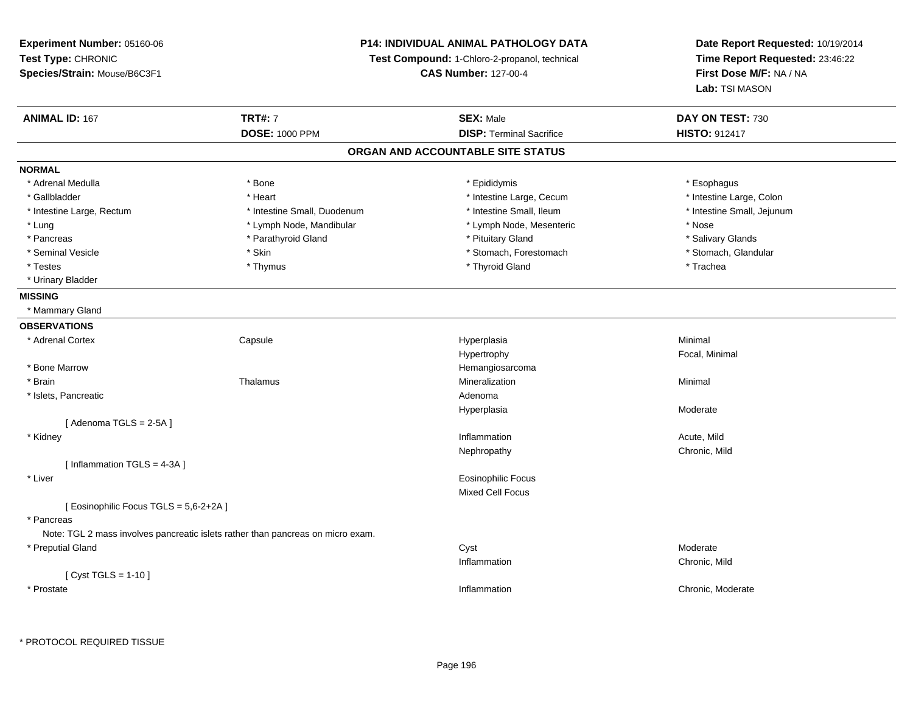**Experiment Number:** 05160-06
**Test Type:** CHRONIC
**Species/Strain:** Mouse/B6C3F1

**P14: INDIVIDUAL ANIMAL PATHOLOGY DATA**
**Test Compound:** 1-Chloro-2-propanol, technical
**CAS Number:** 127-00-4

**Date Report Requested:** 10/19/2014
**Time Report Requested:** 23:46:22
**First Dose M/F:** NA / NA
**Lab:** TSI MASON

| **ANIMAL ID:** 167 | **TRT#:** 7 | **SEX:** Male | **DAY ON TEST:** 730 |
|---|---|---|---|
| | **DOSE:** 1000 PPM | **DISP:** Terminal Sacrifice | **HISTO:** 912417 |

## ORGAN AND ACCOUNTABLE SITE STATUS

**NORMAL**

| | | | |
|---|---|---|---|
| * Adrenal Medulla | * Bone | * Epididymis | * Esophagus |
| * Gallbladder | * Heart | * Intestine Large, Cecum | * Intestine Large, Colon |
| * Intestine Large, Rectum | * Intestine Small, Duodenum | * Intestine Small, Ileum | * Intestine Small, Jejunum |
| * Lung | * Lymph Node, Mandibular | * Lymph Node, Mesenteric | * Nose |
| * Pancreas | * Parathyroid Gland | * Pituitary Gland | * Salivary Glands |
| * Seminal Vesicle | * Skin | * Stomach, Forestomach | * Stomach, Glandular |
| * Testes | * Thymus | * Thyroid Gland | * Trachea |
| * Urinary Bladder | | | |

**MISSING**

* Mammary Gland

**OBSERVATIONS**

| | | | |
|---|---|---|---|
| * Adrenal Cortex | Capsule | Hyperplasia | Minimal |
| | | Hypertrophy | Focal, Minimal |
| * Bone Marrow | | Hemangiosarcoma | |
| * Brain | Thalamus | Mineralization | Minimal |
| * Islets, Pancreatic | | Adenoma | |
| | | Hyperplasia | Moderate |
| [ Adenoma TGLS = 2-5A ] | | | |
| * Kidney | | Inflammation | Acute, Mild |
| | | Nephropathy | Chronic, Mild |
| [ Inflammation TGLS = 4-3A ] | | | |
| * Liver | | Eosinophilic Focus | |
| | | Mixed Cell Focus | |
| [ Eosinophilic Focus TGLS = 5,6-2+2A ] | | | |
| * Pancreas | | | |
| Note: TGL 2 mass involves pancreatic islets rather than pancreas on micro exam. | | | |
| * Preputial Gland | | Cyst | Moderate |
| | | Inflammation | Chronic, Mild |
| [ Cyst TGLS = 1-10 ] | | | |
| * Prostate | | Inflammation | Chronic, Moderate |

* PROTOCOL REQUIRED TISSUE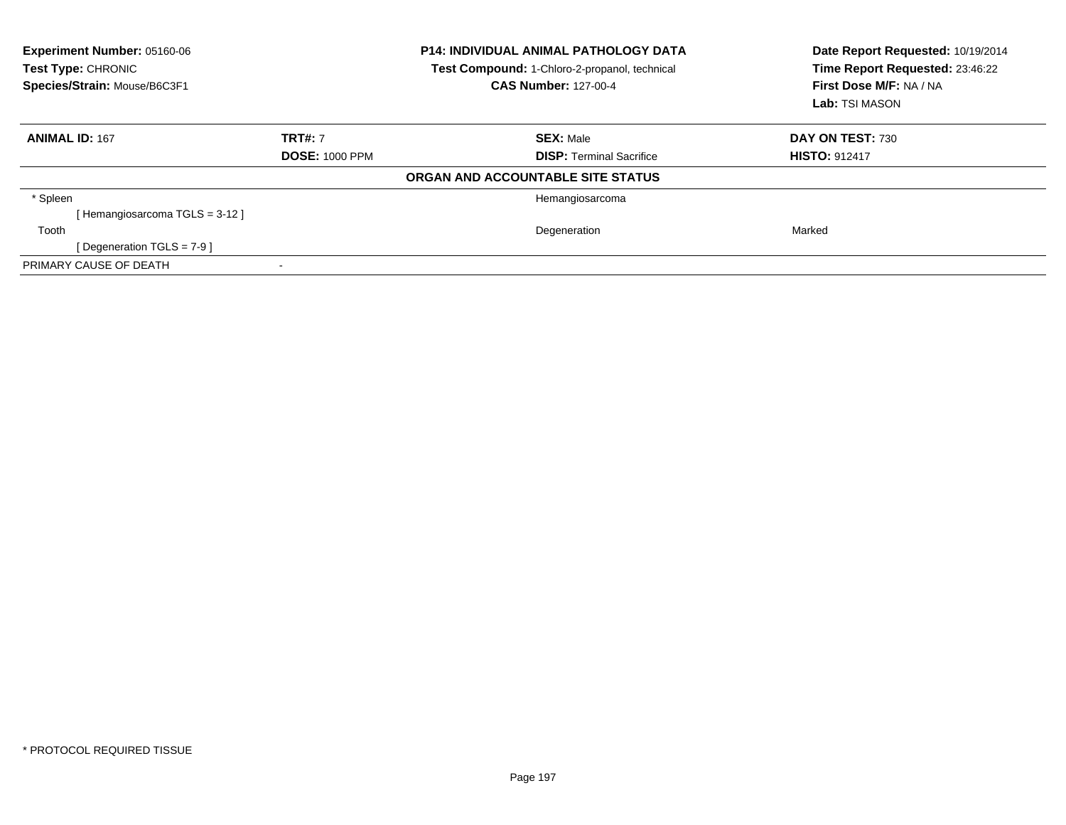**Experiment Number:** 05160-06
**Test Type:** CHRONIC
**Species/Strain:** Mouse/B6C3F1

**P14: INDIVIDUAL ANIMAL PATHOLOGY DATA**
**Test Compound:** 1-Chloro-2-propanol, technical
**CAS Number:** 127-00-4

**Date Report Requested:** 10/19/2014
**Time Report Requested:** 23:46:22
**First Dose M/F:** NA / NA
**Lab:** TSI MASON

| **ANIMAL ID:** 167 | **TRT#:** 7 | **SEX:** Male | **DAY ON TEST:** 730 |
|---|---|---|---|
| | **DOSE:** 1000 PPM | **DISP:** Terminal Sacrifice | **HISTO:** 912417 |

**ORGAN AND ACCOUNTABLE SITE STATUS**

| | | | |
|---|---|---|---|
| * Spleen | | Hemangiosarcoma | |
| [ Hemangiosarcoma TGLS = 3-12 ] | | | |
| Tooth | | Degeneration | Marked |
| [ Degeneration TGLS = 7-9 ] | | | |
| PRIMARY CAUSE OF DEATH | - | | |

* PROTOCOL REQUIRED TISSUE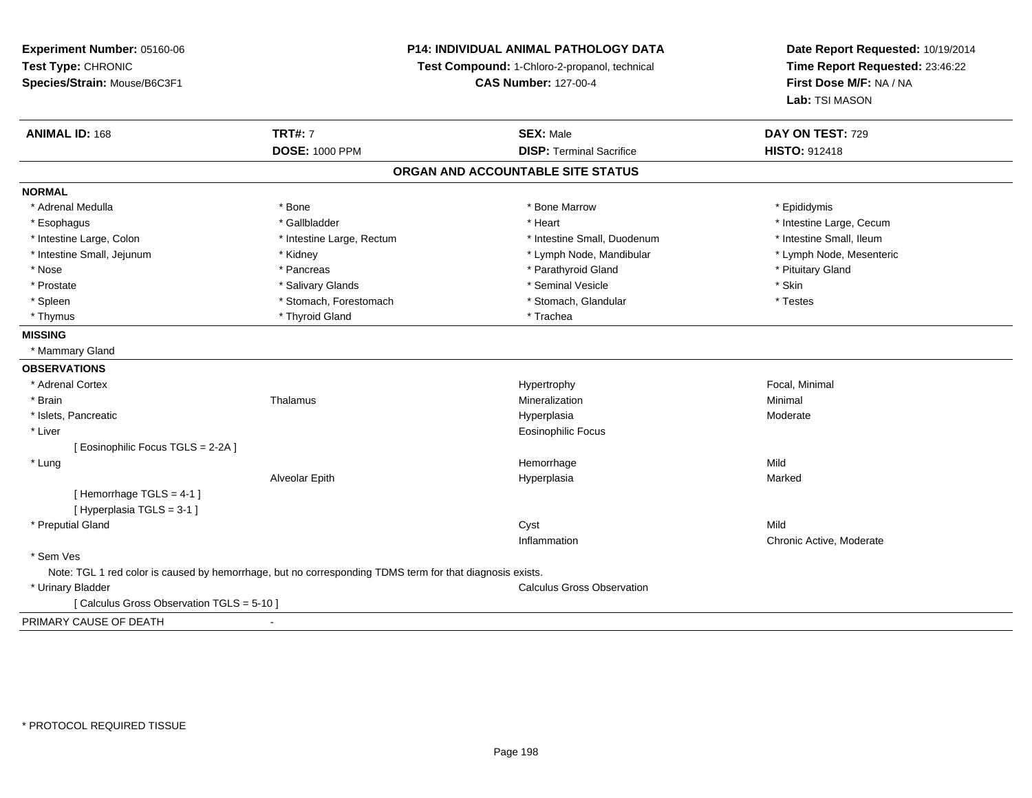**Experiment Number:** 05160-06
**Test Type:** CHRONIC
**Species/Strain:** Mouse/B6C3F1

**P14: INDIVIDUAL ANIMAL PATHOLOGY DATA**
**Test Compound:** 1-Chloro-2-propanol, technical
**CAS Number:** 127-00-4

**Date Report Requested:** 10/19/2014
**Time Report Requested:** 23:46:22
**First Dose M/F:** NA / NA
**Lab:** TSI MASON

| **ANIMAL ID:** 168 | **TRT#:** 7 | **SEX:** Male | **DAY ON TEST:** 729 |
|---|---|---|---|
| | **DOSE:** 1000 PPM | **DISP:** Terminal Sacrifice | **HISTO:** 912418 |

## ORGAN AND ACCOUNTABLE SITE STATUS

**NORMAL**

| | | | |
|---|---|---|---|
| * Adrenal Medulla | * Bone | * Bone Marrow | * Epididymis |
| * Esophagus | * Gallbladder | * Heart | * Intestine Large, Cecum |
| * Intestine Large, Colon | * Intestine Large, Rectum | * Intestine Small, Duodenum | * Intestine Small, Ileum |
| * Intestine Small, Jejunum | * Kidney | * Lymph Node, Mandibular | * Lymph Node, Mesenteric |
| * Nose | * Pancreas | * Parathyroid Gland | * Pituitary Gland |
| * Prostate | * Salivary Glands | * Seminal Vesicle | * Skin |
| * Spleen | * Stomach, Forestomach | * Stomach, Glandular | * Testes |
| * Thymus | * Thyroid Gland | * Trachea | |

**MISSING**

* Mammary Gland

**OBSERVATIONS**

| | | | |
|---|---|---|---|
| * Adrenal Cortex | | Hypertrophy | Focal, Minimal |
| * Brain | Thalamus | Mineralization | Minimal |
| * Islets, Pancreatic | | Hyperplasia | Moderate |
| * Liver | | Eosinophilic Focus | |
| [ Eosinophilic Focus TGLS = 2-2A ] | | | |
| * Lung | | Hemorrhage | Mild |
| | Alveolar Epith | Hyperplasia | Marked |
| [ Hemorrhage TGLS = 4-1 ] | | | |
| [ Hyperplasia TGLS = 3-1 ] | | | |
| * Preputial Gland | | Cyst | Mild |
| | | Inflammation | Chronic Active, Moderate |
| * Sem Ves | | | |
| Note: TGL 1 red color is caused by hemorrhage, but no corresponding TDMS term for that diagnosis exists. | | | |
| * Urinary Bladder | | Calculus Gross Observation | |
| [ Calculus Gross Observation TGLS = 5-10 ] | | | |

PRIMARY CAUSE OF DEATH -

* PROTOCOL REQUIRED TISSUE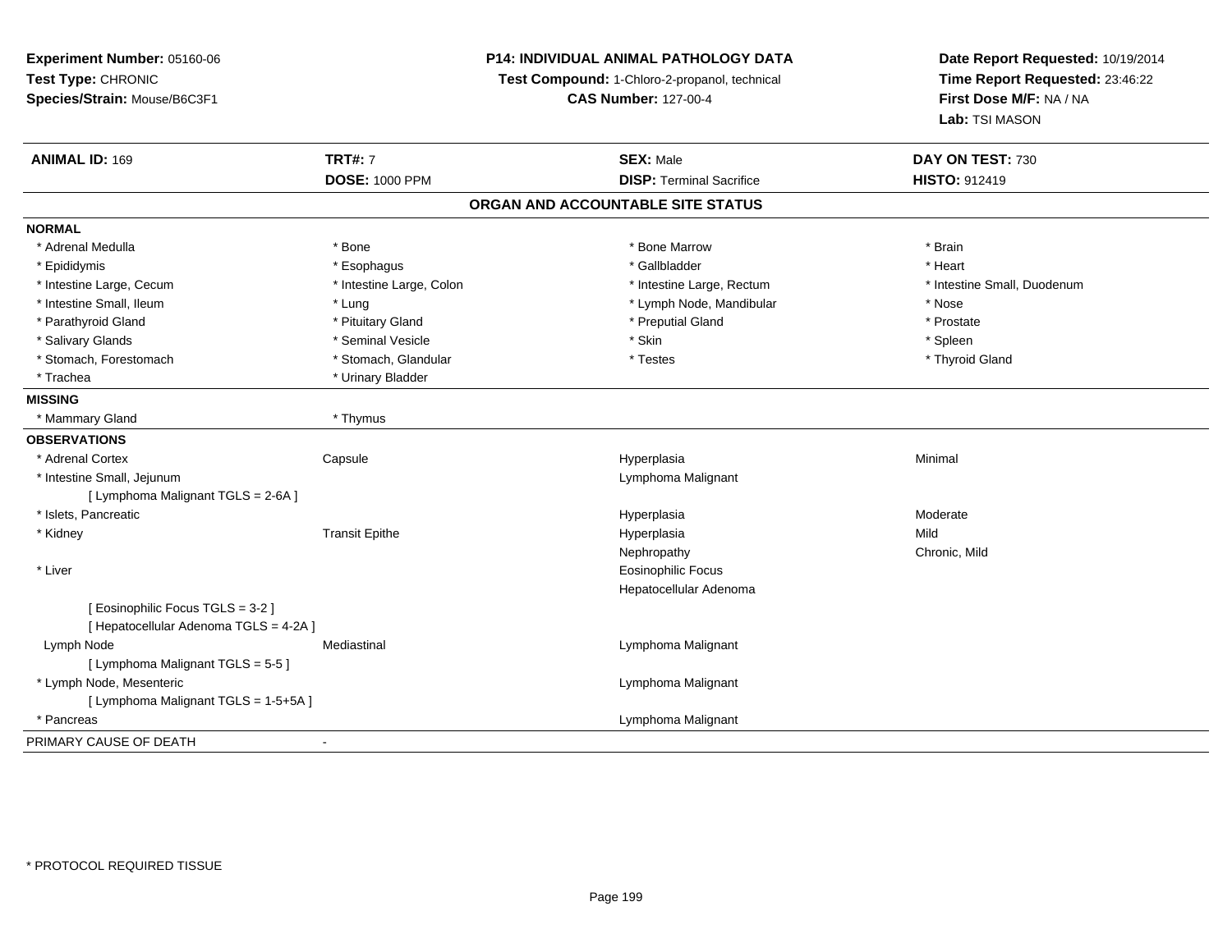**Experiment Number:** 05160-06
**Test Type:** CHRONIC
**Species/Strain:** Mouse/B6C3F1

**P14: INDIVIDUAL ANIMAL PATHOLOGY DATA**
**Test Compound:** 1-Chloro-2-propanol, technical
**CAS Number:** 127-00-4

**Date Report Requested:** 10/19/2014
**Time Report Requested:** 23:46:22
**First Dose M/F:** NA / NA
**Lab:** TSI MASON

| **ANIMAL ID:** 169 | **TRT#:** 7 | **SEX:** Male | **DAY ON TEST:** 730 |
|---|---|---|---|
| | **DOSE:** 1000 PPM | **DISP:** Terminal Sacrifice | **HISTO:** 912419 |

## ORGAN AND ACCOUNTABLE SITE STATUS

**NORMAL**

| | | | |
|---|---|---|---|
| * Adrenal Medulla | * Bone | * Bone Marrow | * Brain |
| * Epididymis | * Esophagus | * Gallbladder | * Heart |
| * Intestine Large, Cecum | * Intestine Large, Colon | * Intestine Large, Rectum | * Intestine Small, Duodenum |
| * Intestine Small, Ileum | * Lung | * Lymph Node, Mandibular | * Nose |
| * Parathyroid Gland | * Pituitary Gland | * Preputial Gland | * Prostate |
| * Salivary Glands | * Seminal Vesicle | * Skin | * Spleen |
| * Stomach, Forestomach | * Stomach, Glandular | * Testes | * Thyroid Gland |
| * Trachea | * Urinary Bladder | | |

**MISSING**

| | |
|---|---|
| * Mammary Gland | * Thymus |

**OBSERVATIONS**

| | | | |
|---|---|---|---|
| * Adrenal Cortex | Capsule | Hyperplasia | Minimal |
| * Intestine Small, Jejunum | | Lymphoma Malignant | |
| [ Lymphoma Malignant TGLS = 2-6A ] | | | |
| * Islets, Pancreatic | | Hyperplasia | Moderate |
| * Kidney | Transit Epithe | Hyperplasia | Mild |
| | | Nephropathy | Chronic, Mild |
| * Liver | | Eosinophilic Focus | |
| | | Hepatocellular Adenoma | |
| [ Eosinophilic Focus TGLS = 3-2 ] | | | |
| [ Hepatocellular Adenoma TGLS = 4-2A ] | | | |
| Lymph Node | Mediastinal | Lymphoma Malignant | |
| [ Lymphoma Malignant TGLS = 5-5 ] | | | |
| * Lymph Node, Mesenteric | | Lymphoma Malignant | |
| [ Lymphoma Malignant TGLS = 1-5+5A ] | | | |
| * Pancreas | | Lymphoma Malignant | |

PRIMARY CAUSE OF DEATH -

* PROTOCOL REQUIRED TISSUE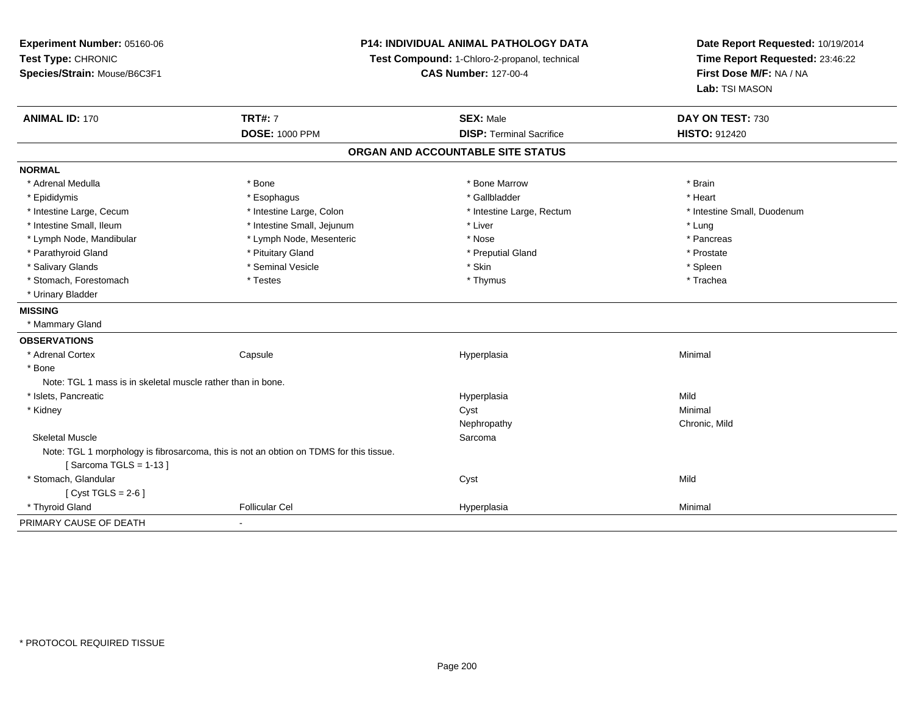**Experiment Number:** 05160-06
**Test Type:** CHRONIC
**Species/Strain:** Mouse/B6C3F1

**P14: INDIVIDUAL ANIMAL PATHOLOGY DATA**
**Test Compound:** 1-Chloro-2-propanol, technical
**CAS Number:** 127-00-4

**Date Report Requested:** 10/19/2014
**Time Report Requested:** 23:46:22
**First Dose M/F:** NA / NA
**Lab:** TSI MASON

| **ANIMAL ID:** 170 | **TRT#:** 7 | **SEX:** Male | **DAY ON TEST:** 730 |
|---|---|---|---|
| | **DOSE:** 1000 PPM | **DISP:** Terminal Sacrifice | **HISTO:** 912420 |

## ORGAN AND ACCOUNTABLE SITE STATUS

**NORMAL**

| | | | |
|---|---|---|---|
| * Adrenal Medulla | * Bone | * Bone Marrow | * Brain |
| * Epididymis | * Esophagus | * Gallbladder | * Heart |
| * Intestine Large, Cecum | * Intestine Large, Colon | * Intestine Large, Rectum | * Intestine Small, Duodenum |
| * Intestine Small, Ileum | * Intestine Small, Jejunum | * Liver | * Lung |
| * Lymph Node, Mandibular | * Lymph Node, Mesenteric | * Nose | * Pancreas |
| * Parathyroid Gland | * Pituitary Gland | * Preputial Gland | * Prostate |
| * Salivary Glands | * Seminal Vesicle | * Skin | * Spleen |
| * Stomach, Forestomach | * Testes | * Thymus | * Trachea |
| * Urinary Bladder | | | |

**MISSING**

* Mammary Gland

**OBSERVATIONS**

| | | | |
|---|---|---|---|
| * Adrenal Cortex | Capsule | Hyperplasia | Minimal |
| * Bone | | | |
| Note: TGL 1 mass is in skeletal muscle rather than in bone. | | | |
| * Islets, Pancreatic | | Hyperplasia | Mild |
| * Kidney | | Cyst | Minimal |
| | | Nephropathy | Chronic, Mild |
| Skeletal Muscle | | Sarcoma | |
| Note: TGL 1 morphology is fibrosarcoma, this is not an obtion on TDMS for this tissue. | | | |
| [ Sarcoma TGLS = 1-13 ] | | | |
| * Stomach, Glandular | | Cyst | Mild |
| [ Cyst TGLS = 2-6 ] | | | |
| * Thyroid Gland | Follicular Cel | Hyperplasia | Minimal |

PRIMARY CAUSE OF DEATH -

\* PROTOCOL REQUIRED TISSUE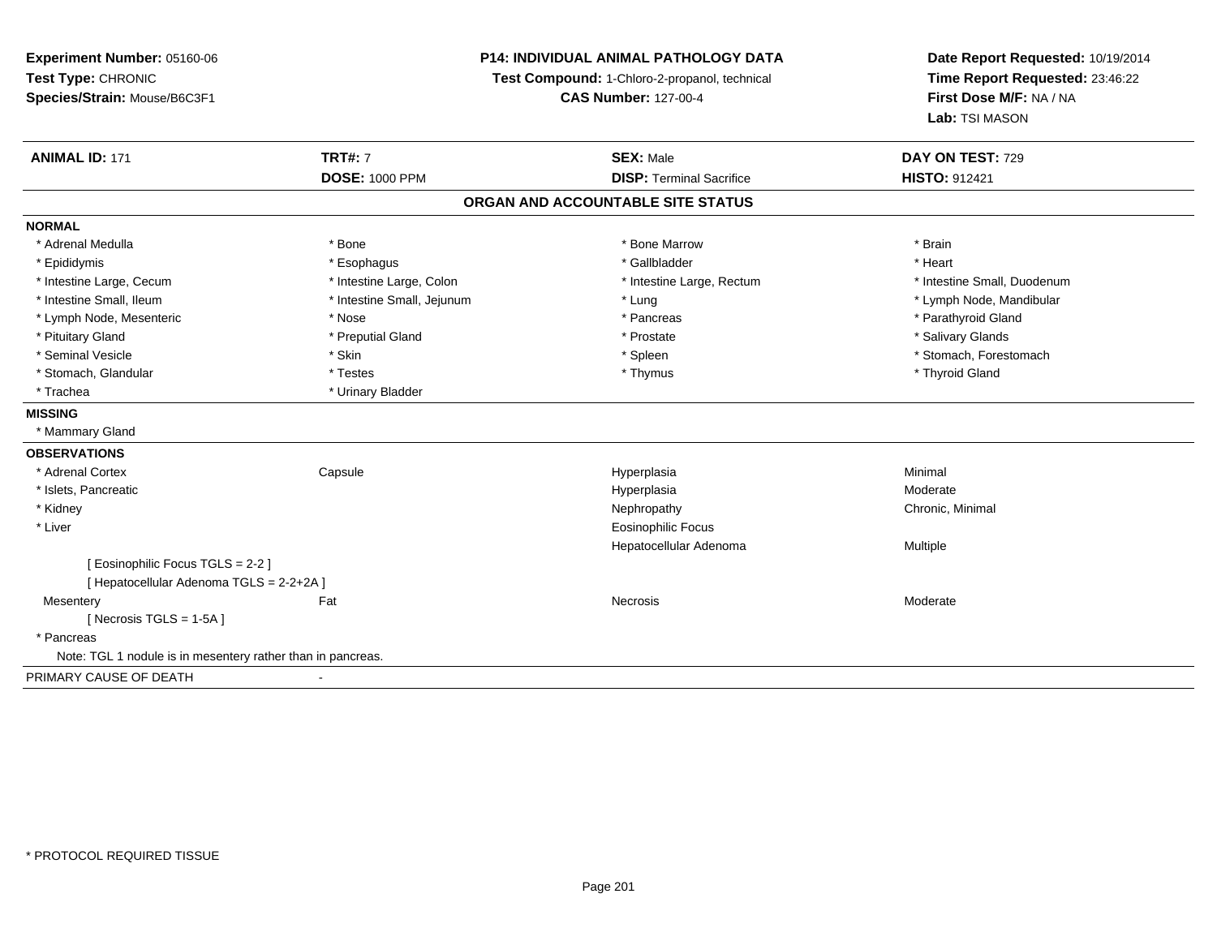**Experiment Number:** 05160-06
**Test Type:** CHRONIC
**Species/Strain:** Mouse/B6C3F1

**P14: INDIVIDUAL ANIMAL PATHOLOGY DATA**
**Test Compound:** 1-Chloro-2-propanol, technical
**CAS Number:** 127-00-4

**Date Report Requested:** 10/19/2014
**Time Report Requested:** 23:46:22
**First Dose M/F:** NA / NA
**Lab:** TSI MASON

| **ANIMAL ID:** 171 | **TRT#:** 7 | **SEX:** Male | **DAY ON TEST:** 729 |
|---|---|---|---|
| | **DOSE:** 1000 PPM | **DISP:** Terminal Sacrifice | **HISTO:** 912421 |

## ORGAN AND ACCOUNTABLE SITE STATUS

**NORMAL**

| | | | |
|---|---|---|---|
| * Adrenal Medulla | * Bone | * Bone Marrow | * Brain |
| * Epididymis | * Esophagus | * Gallbladder | * Heart |
| * Intestine Large, Cecum | * Intestine Large, Colon | * Intestine Large, Rectum | * Intestine Small, Duodenum |
| * Intestine Small, Ileum | * Intestine Small, Jejunum | * Lung | * Lymph Node, Mandibular |
| * Lymph Node, Mesenteric | * Nose | * Pancreas | * Parathyroid Gland |
| * Pituitary Gland | * Preputial Gland | * Prostate | * Salivary Glands |
| * Seminal Vesicle | * Skin | * Spleen | * Stomach, Forestomach |
| * Stomach, Glandular | * Testes | * Thymus | * Thyroid Gland |
| * Trachea | * Urinary Bladder | | |

**MISSING**

* Mammary Gland

**OBSERVATIONS**

| | | | |
|---|---|---|---|
| * Adrenal Cortex | Capsule | Hyperplasia | Minimal |
| * Islets, Pancreatic | | Hyperplasia | Moderate |
| * Kidney | | Nephropathy | Chronic, Minimal |
| * Liver | | Eosinophilic Focus | |
| | | Hepatocellular Adenoma | Multiple |
| [ Eosinophilic Focus TGLS = 2-2 ] | | | |
| [ Hepatocellular Adenoma TGLS = 2-2+2A ] | | | |
| Mesentery | Fat | Necrosis | Moderate |
| [ Necrosis TGLS = 1-5A ] | | | |
| * Pancreas | | | |

Note: TGL 1 nodule is in mesentery rather than in pancreas.

PRIMARY CAUSE OF DEATH -

* PROTOCOL REQUIRED TISSUE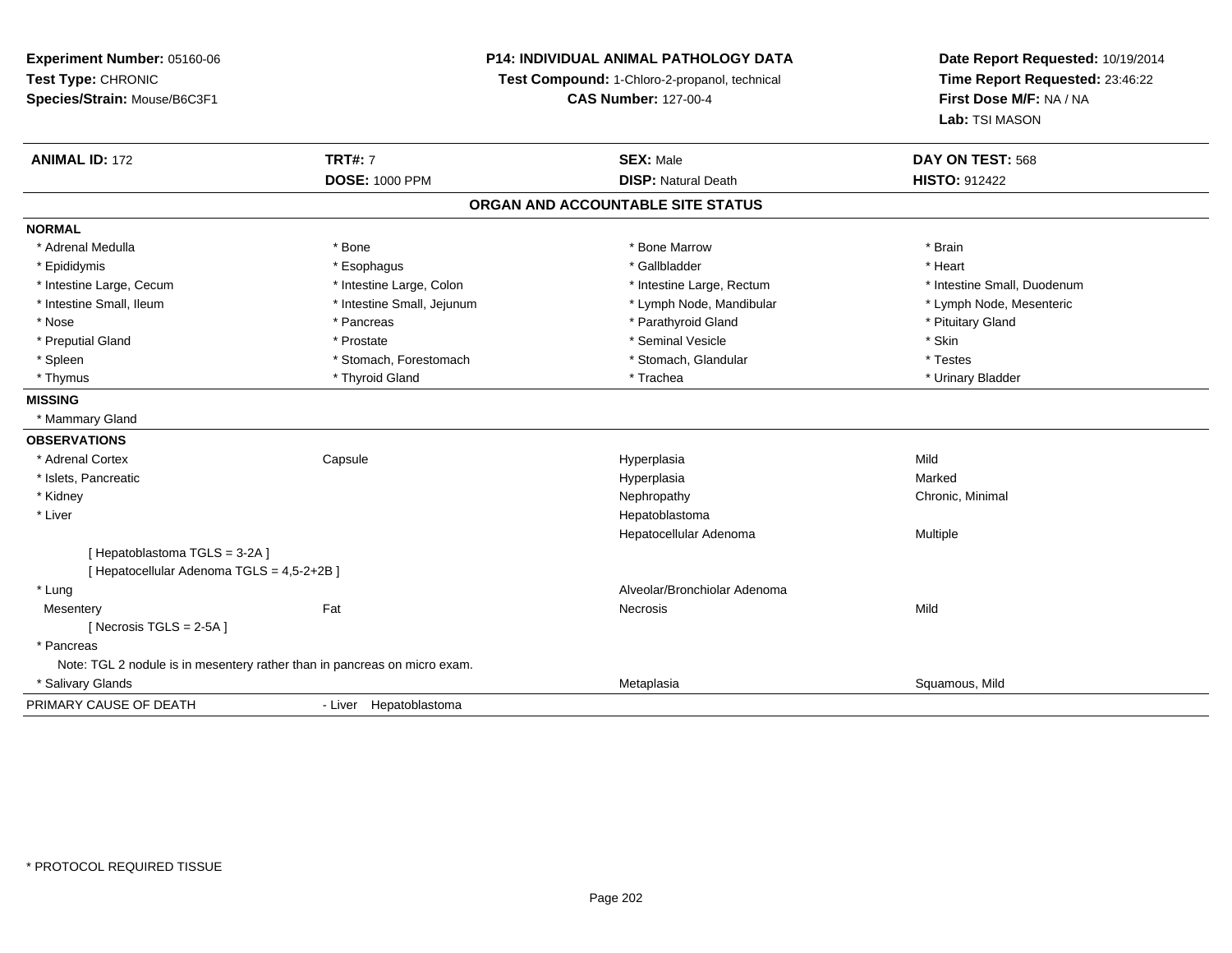**Experiment Number:** 05160-06
**Test Type:** CHRONIC
**Species/Strain:** Mouse/B6C3F1

**P14: INDIVIDUAL ANIMAL PATHOLOGY DATA**
**Test Compound:** 1-Chloro-2-propanol, technical
**CAS Number:** 127-00-4

**Date Report Requested:** 10/19/2014
**Time Report Requested:** 23:46:22
**First Dose M/F:** NA / NA
**Lab:** TSI MASON

| **ANIMAL ID:** 172 | **TRT#:** 7 | **SEX:** Male | **DAY ON TEST:** 568 |
|---|---|---|---|
| | **DOSE:** 1000 PPM | **DISP:** Natural Death | **HISTO:** 912422 |

## ORGAN AND ACCOUNTABLE SITE STATUS

**NORMAL**

| | | | |
|---|---|---|---|
| * Adrenal Medulla | * Bone | * Bone Marrow | * Brain |
| * Epididymis | * Esophagus | * Gallbladder | * Heart |
| * Intestine Large, Cecum | * Intestine Large, Colon | * Intestine Large, Rectum | * Intestine Small, Duodenum |
| * Intestine Small, Ileum | * Intestine Small, Jejunum | * Lymph Node, Mandibular | * Lymph Node, Mesenteric |
| * Nose | * Pancreas | * Parathyroid Gland | * Pituitary Gland |
| * Preputial Gland | * Prostate | * Seminal Vesicle | * Skin |
| * Spleen | * Stomach, Forestomach | * Stomach, Glandular | * Testes |
| * Thymus | * Thyroid Gland | * Trachea | * Urinary Bladder |

**MISSING**

* Mammary Gland

**OBSERVATIONS**

| | | | |
|---|---|---|---|
| * Adrenal Cortex | Capsule | Hyperplasia | Mild |
| * Islets, Pancreatic | | Hyperplasia | Marked |
| * Kidney | | Nephropathy | Chronic, Minimal |
| * Liver | | Hepatoblastoma | |
| | | Hepatocellular Adenoma | Multiple |
| [ Hepatoblastoma TGLS = 3-2A ] | | | |
| [ Hepatocellular Adenoma TGLS = 4,5-2+2B ] | | | |
| * Lung | | Alveolar/Bronchiolar Adenoma | |
| Mesentery | Fat | Necrosis | Mild |
| [ Necrosis TGLS = 2-5A ] | | | |
| * Pancreas | | | |
| Note: TGL 2 nodule is in mesentery rather than in pancreas on micro exam. | | | |
| * Salivary Glands | | Metaplasia | Squamous, Mild |

PRIMARY CAUSE OF DEATH - Liver Hepatoblastoma

* PROTOCOL REQUIRED TISSUE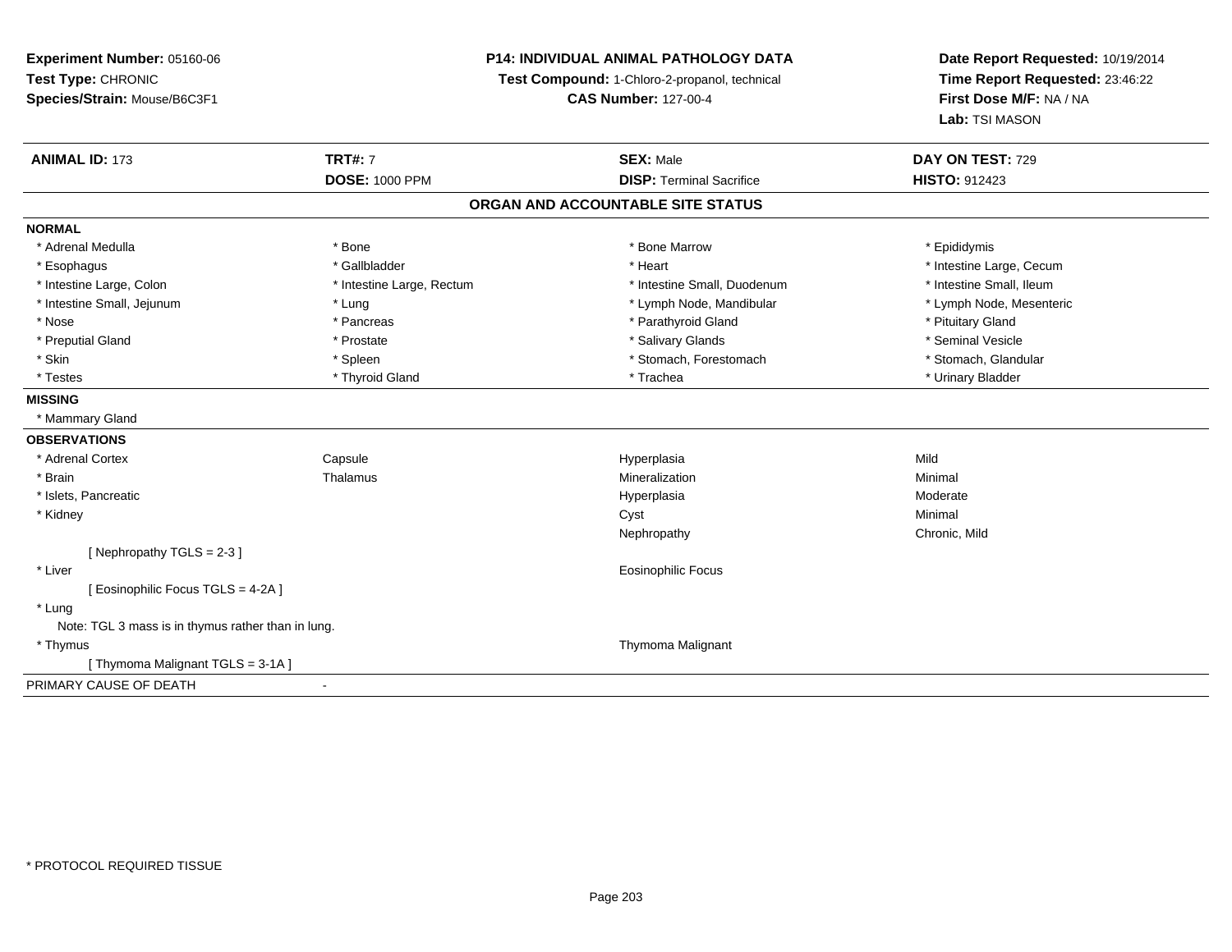**Experiment Number:** 05160-06
**Test Type:** CHRONIC
**Species/Strain:** Mouse/B6C3F1

**P14: INDIVIDUAL ANIMAL PATHOLOGY DATA**
**Test Compound:** 1-Chloro-2-propanol, technical
**CAS Number:** 127-00-4

**Date Report Requested:** 10/19/2014
**Time Report Requested:** 23:46:22
**First Dose M/F:** NA / NA
**Lab:** TSI MASON

| **ANIMAL ID:** 173 | **TRT#:** 7 | **SEX:** Male | **DAY ON TEST:** 729 |
|---|---|---|---|
| | **DOSE:** 1000 PPM | **DISP:** Terminal Sacrifice | **HISTO:** 912423 |

## ORGAN AND ACCOUNTABLE SITE STATUS

**NORMAL**

| | | | |
|---|---|---|---|
| * Adrenal Medulla | * Bone | * Bone Marrow | * Epididymis |
| * Esophagus | * Gallbladder | * Heart | * Intestine Large, Cecum |
| * Intestine Large, Colon | * Intestine Large, Rectum | * Intestine Small, Duodenum | * Intestine Small, Ileum |
| * Intestine Small, Jejunum | * Lung | * Lymph Node, Mandibular | * Lymph Node, Mesenteric |
| * Nose | * Pancreas | * Parathyroid Gland | * Pituitary Gland |
| * Preputial Gland | * Prostate | * Salivary Glands | * Seminal Vesicle |
| * Skin | * Spleen | * Stomach, Forestomach | * Stomach, Glandular |
| * Testes | * Thyroid Gland | * Trachea | * Urinary Bladder |

**MISSING**

* Mammary Gland

**OBSERVATIONS**

| | | | |
|---|---|---|---|
| * Adrenal Cortex | Capsule | Hyperplasia | Mild |
| * Brain | Thalamus | Mineralization | Minimal |
| * Islets, Pancreatic | | Hyperplasia | Moderate |
| * Kidney | | Cyst | Minimal |
| | | Nephropathy | Chronic, Mild |
| [ Nephropathy TGLS = 2-3 ] | | | |
| * Liver | | Eosinophilic Focus | |
| [ Eosinophilic Focus TGLS = 4-2A ] | | | |
| * Lung | | | |
| Note: TGL 3 mass is in thymus rather than in lung. | | | |
| * Thymus | | Thymoma Malignant | |
| [ Thymoma Malignant TGLS = 3-1A ] | | | |

PRIMARY CAUSE OF DEATH -

* PROTOCOL REQUIRED TISSUE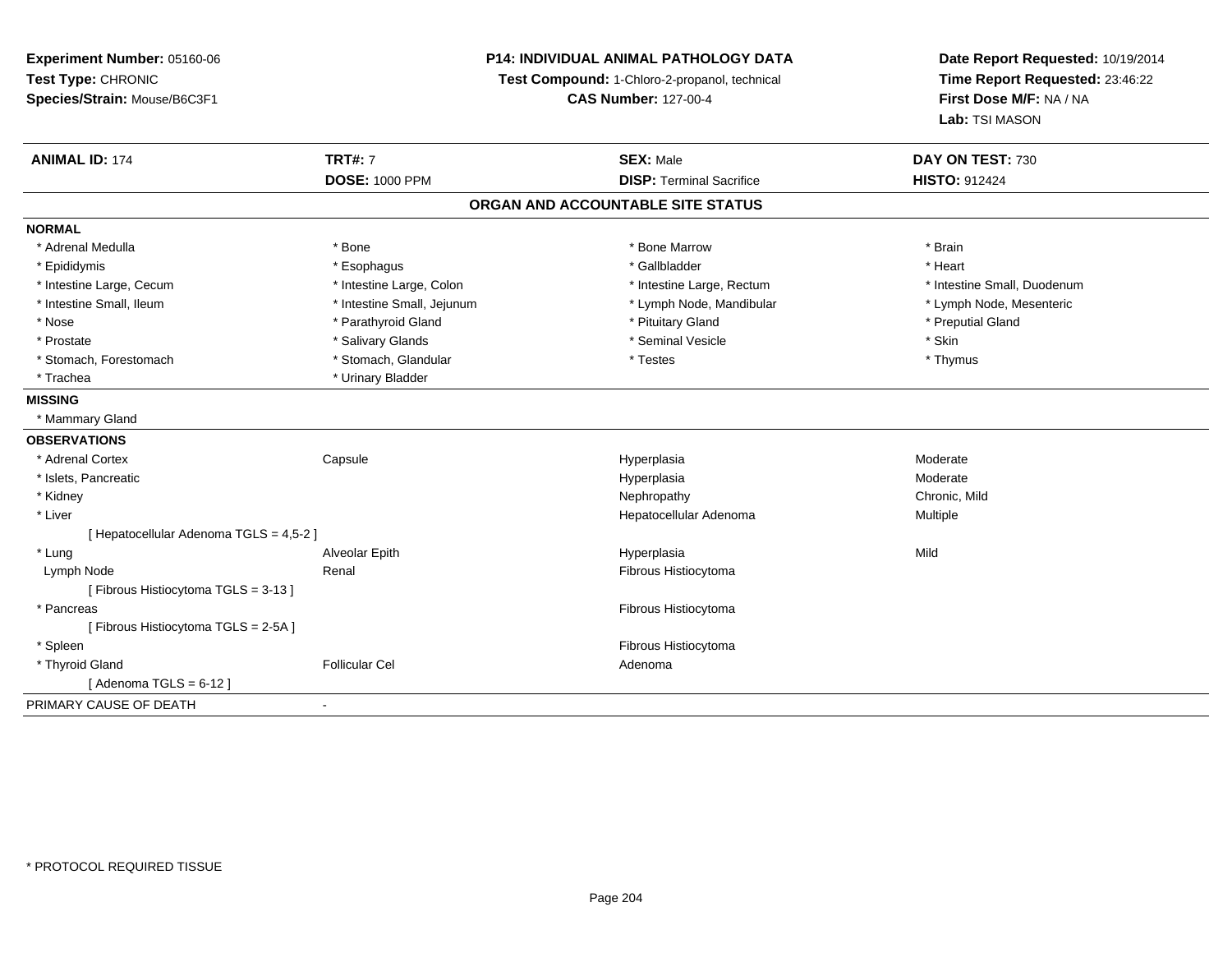**Experiment Number:** 05160-06
**Test Type:** CHRONIC
**Species/Strain:** Mouse/B6C3F1

**P14: INDIVIDUAL ANIMAL PATHOLOGY DATA**
**Test Compound:** 1-Chloro-2-propanol, technical
**CAS Number:** 127-00-4

**Date Report Requested:** 10/19/2014
**Time Report Requested:** 23:46:22
**First Dose M/F:** NA / NA
**Lab:** TSI MASON

| **ANIMAL ID:** 174 | **TRT#:** 7 | **SEX:** Male | **DAY ON TEST:** 730 |
|---|---|---|---|
| | **DOSE:** 1000 PPM | **DISP:** Terminal Sacrifice | **HISTO:** 912424 |

## ORGAN AND ACCOUNTABLE SITE STATUS

**NORMAL**

| | | | |
|---|---|---|---|
| * Adrenal Medulla | * Bone | * Bone Marrow | * Brain |
| * Epididymis | * Esophagus | * Gallbladder | * Heart |
| * Intestine Large, Cecum | * Intestine Large, Colon | * Intestine Large, Rectum | * Intestine Small, Duodenum |
| * Intestine Small, Ileum | * Intestine Small, Jejunum | * Lymph Node, Mandibular | * Lymph Node, Mesenteric |
| * Nose | * Parathyroid Gland | * Pituitary Gland | * Preputial Gland |
| * Prostate | * Salivary Glands | * Seminal Vesicle | * Skin |
| * Stomach, Forestomach | * Stomach, Glandular | * Testes | * Thymus |
| * Trachea | * Urinary Bladder | | |

**MISSING**

* Mammary Gland

**OBSERVATIONS**

| | | | |
|---|---|---|---|
| * Adrenal Cortex | Capsule | Hyperplasia | Moderate |
| * Islets, Pancreatic | | Hyperplasia | Moderate |
| * Kidney | | Nephropathy | Chronic, Mild |
| * Liver | | Hepatocellular Adenoma | Multiple |
| [ Hepatocellular Adenoma TGLS = 4,5-2 ] | | | |
| * Lung | Alveolar Epith | Hyperplasia | Mild |
| Lymph Node | Renal | Fibrous Histiocytoma | |
| [ Fibrous Histiocytoma TGLS = 3-13 ] | | | |
| * Pancreas | | Fibrous Histiocytoma | |
| [ Fibrous Histiocytoma TGLS = 2-5A ] | | | |
| * Spleen | | Fibrous Histiocytoma | |
| * Thyroid Gland | Follicular Cel | Adenoma | |
| [ Adenoma TGLS = 6-12 ] | | | |

PRIMARY CAUSE OF DEATH -

* PROTOCOL REQUIRED TISSUE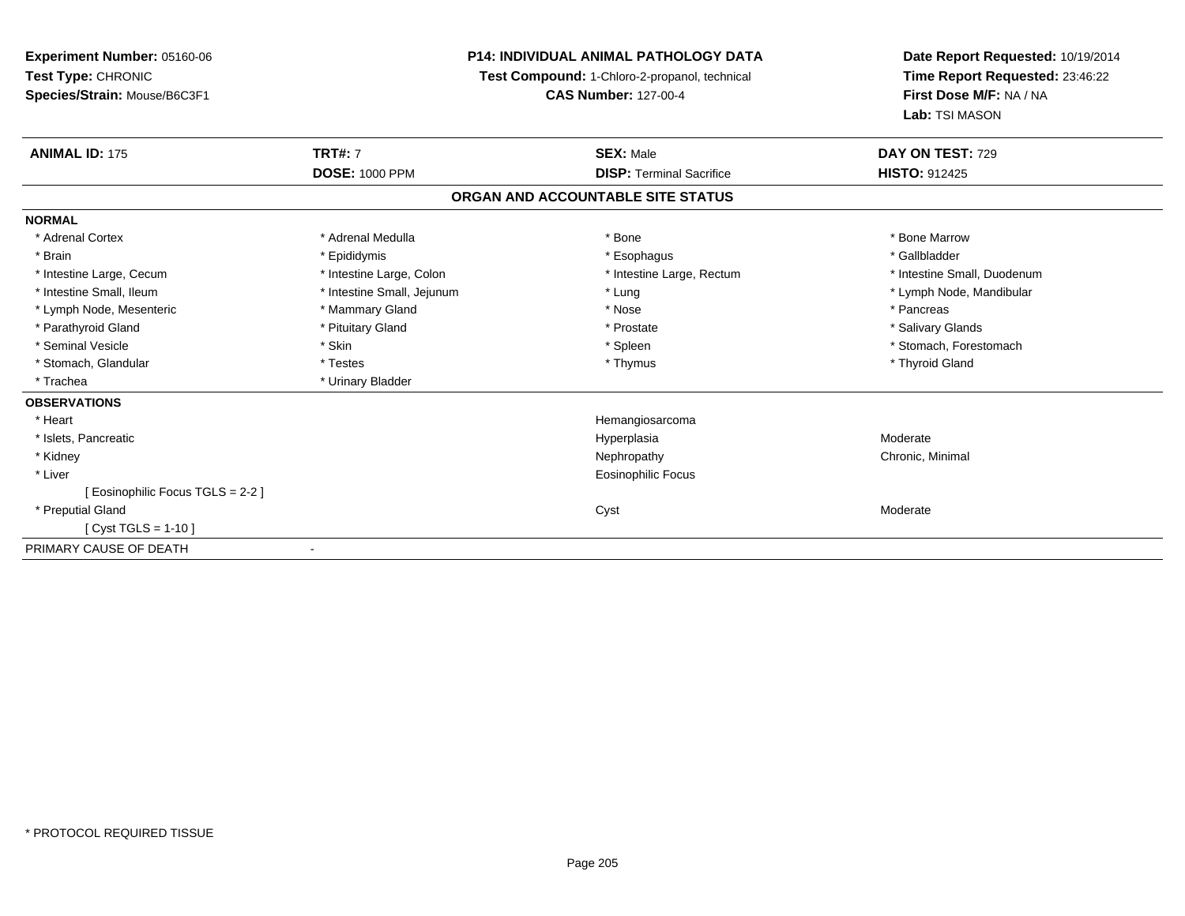**Experiment Number:** 05160-06
**Test Type:** CHRONIC
**Species/Strain:** Mouse/B6C3F1

**P14: INDIVIDUAL ANIMAL PATHOLOGY DATA**
**Test Compound:** 1-Chloro-2-propanol, technical
**CAS Number:** 127-00-4

**Date Report Requested:** 10/19/2014
**Time Report Requested:** 23:46:22
**First Dose M/F:** NA / NA
**Lab:** TSI MASON

| **ANIMAL ID:** 175 | **TRT#:** 7 | **SEX:** Male | **DAY ON TEST:** 729 |
|---|---|---|---|
| | **DOSE:** 1000 PPM | **DISP:** Terminal Sacrifice | **HISTO:** 912425 |

## ORGAN AND ACCOUNTABLE SITE STATUS

**NORMAL**

| | | | |
|---|---|---|---|
| * Adrenal Cortex | * Adrenal Medulla | * Bone | * Bone Marrow |
| * Brain | * Epididymis | * Esophagus | * Gallbladder |
| * Intestine Large, Cecum | * Intestine Large, Colon | * Intestine Large, Rectum | * Intestine Small, Duodenum |
| * Intestine Small, Ileum | * Intestine Small, Jejunum | * Lung | * Lymph Node, Mandibular |
| * Lymph Node, Mesenteric | * Mammary Gland | * Nose | * Pancreas |
| * Parathyroid Gland | * Pituitary Gland | * Prostate | * Salivary Glands |
| * Seminal Vesicle | * Skin | * Spleen | * Stomach, Forestomach |
| * Stomach, Glandular | * Testes | * Thymus | * Thyroid Gland |
| * Trachea | * Urinary Bladder | | |

**OBSERVATIONS**

| | | |
|---|---|---|
| * Heart | Hemangiosarcoma | |
| * Islets, Pancreatic | Hyperplasia | Moderate |
| * Kidney | Nephropathy | Chronic, Minimal |
| * Liver | Eosinophilic Focus | |
| [ Eosinophilic Focus TGLS = 2-2 ] | | |
| * Preputial Gland | Cyst | Moderate |
| [ Cyst TGLS = 1-10 ] | | |

PRIMARY CAUSE OF DEATH -

\* PROTOCOL REQUIRED TISSUE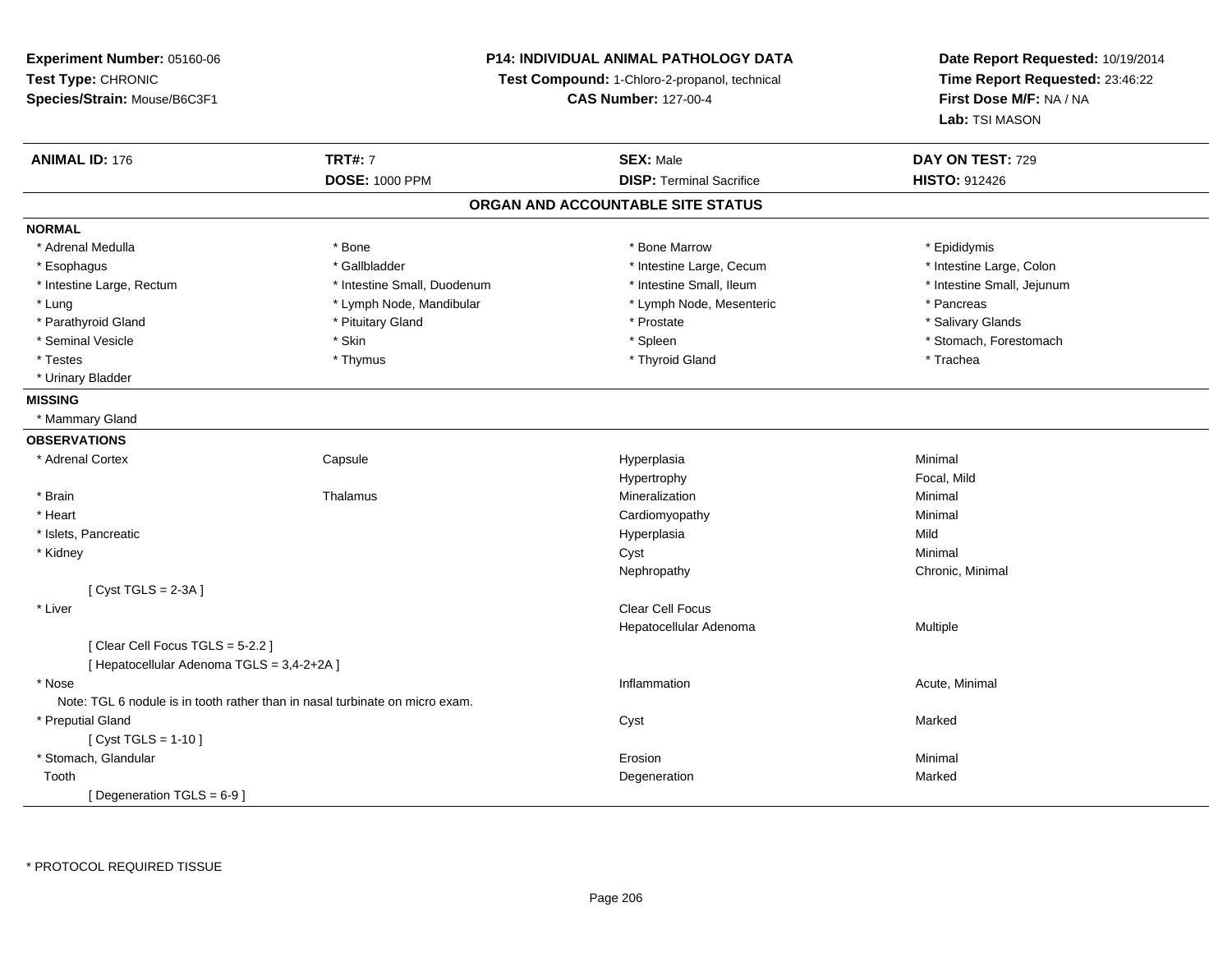**Experiment Number:** 05160-06
**Test Type:** CHRONIC
**Species/Strain:** Mouse/B6C3F1

**P14: INDIVIDUAL ANIMAL PATHOLOGY DATA**
**Test Compound:** 1-Chloro-2-propanol, technical
**CAS Number:** 127-00-4

**Date Report Requested:** 10/19/2014
**Time Report Requested:** 23:46:22
**First Dose M/F:** NA / NA
**Lab:** TSI MASON

| **ANIMAL ID:** 176 | **TRT#:** 7 | **SEX:** Male | **DAY ON TEST:** 729 |
|---|---|---|---|
| | **DOSE:** 1000 PPM | **DISP:** Terminal Sacrifice | **HISTO:** 912426 |

## ORGAN AND ACCOUNTABLE SITE STATUS

**NORMAL**

| | | | |
|---|---|---|---|
| * Adrenal Medulla | * Bone | * Bone Marrow | * Epididymis |
| * Esophagus | * Gallbladder | * Intestine Large, Cecum | * Intestine Large, Colon |
| * Intestine Large, Rectum | * Intestine Small, Duodenum | * Intestine Small, Ileum | * Intestine Small, Jejunum |
| * Lung | * Lymph Node, Mandibular | * Lymph Node, Mesenteric | * Pancreas |
| * Parathyroid Gland | * Pituitary Gland | * Prostate | * Salivary Glands |
| * Seminal Vesicle | * Skin | * Spleen | * Stomach, Forestomach |
| * Testes | * Thymus | * Thyroid Gland | * Trachea |
| * Urinary Bladder | | | |

**MISSING**

* Mammary Gland

**OBSERVATIONS**

| | | | |
|---|---|---|---|
| * Adrenal Cortex | Capsule | Hyperplasia | Minimal |
| | | Hypertrophy | Focal, Mild |
| * Brain | Thalamus | Mineralization | Minimal |
| * Heart | | Cardiomyopathy | Minimal |
| * Islets, Pancreatic | | Hyperplasia | Mild |
| * Kidney | | Cyst | Minimal |
| | | Nephropathy | Chronic, Minimal |
| [ Cyst TGLS = 2-3A ] | | | |
| * Liver | | Clear Cell Focus | |
| | | Hepatocellular Adenoma | Multiple |
| [ Clear Cell Focus TGLS = 5-2.2 ] | | | |
| [ Hepatocellular Adenoma TGLS = 3,4-2+2A ] | | | |
| * Nose | | Inflammation | Acute, Minimal |
| Note: TGL 6 nodule is in tooth rather than in nasal turbinate on micro exam. | | | |
| * Preputial Gland | | Cyst | Marked |
| [ Cyst TGLS = 1-10 ] | | | |
| * Stomach, Glandular | | Erosion | Minimal |
| Tooth | | Degeneration | Marked |
| [ Degeneration TGLS = 6-9 ] | | | |

* PROTOCOL REQUIRED TISSUE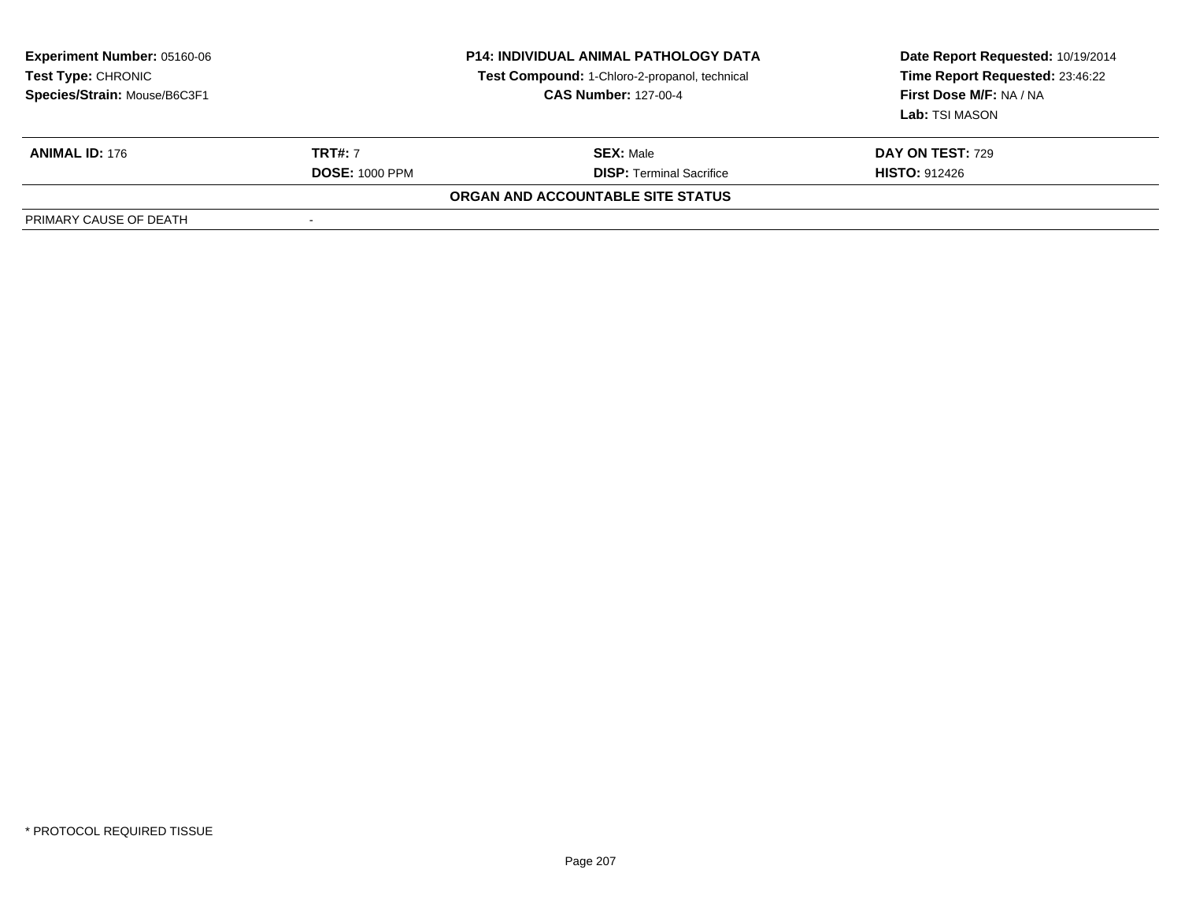| Experiment Number: 05160-06 | P14: INDIVIDUAL ANIMAL PATHOLOGY DATA | Date Report Requested: 10/19/2014 |
|---|---|---|
| Test Type: CHRONIC | Test Compound: 1-Chloro-2-propanol, technical | Time Report Requested: 23:46:22 |
| Species/Strain: Mouse/B6C3F1 | CAS Number: 127-00-4 | First Dose M/F: NA / NA |
| | | Lab: TSI MASON |

| ANIMAL ID: 176 | TRT#: 7 | SEX: Male | DAY ON TEST: 729 |
|---|---|---|---|
| | DOSE: 1000 PPM | DISP: Terminal Sacrifice | HISTO: 912426 |

**ORGAN AND ACCOUNTABLE SITE STATUS**

| PRIMARY CAUSE OF DEATH | - |
|---|---|

* PROTOCOL REQUIRED TISSUE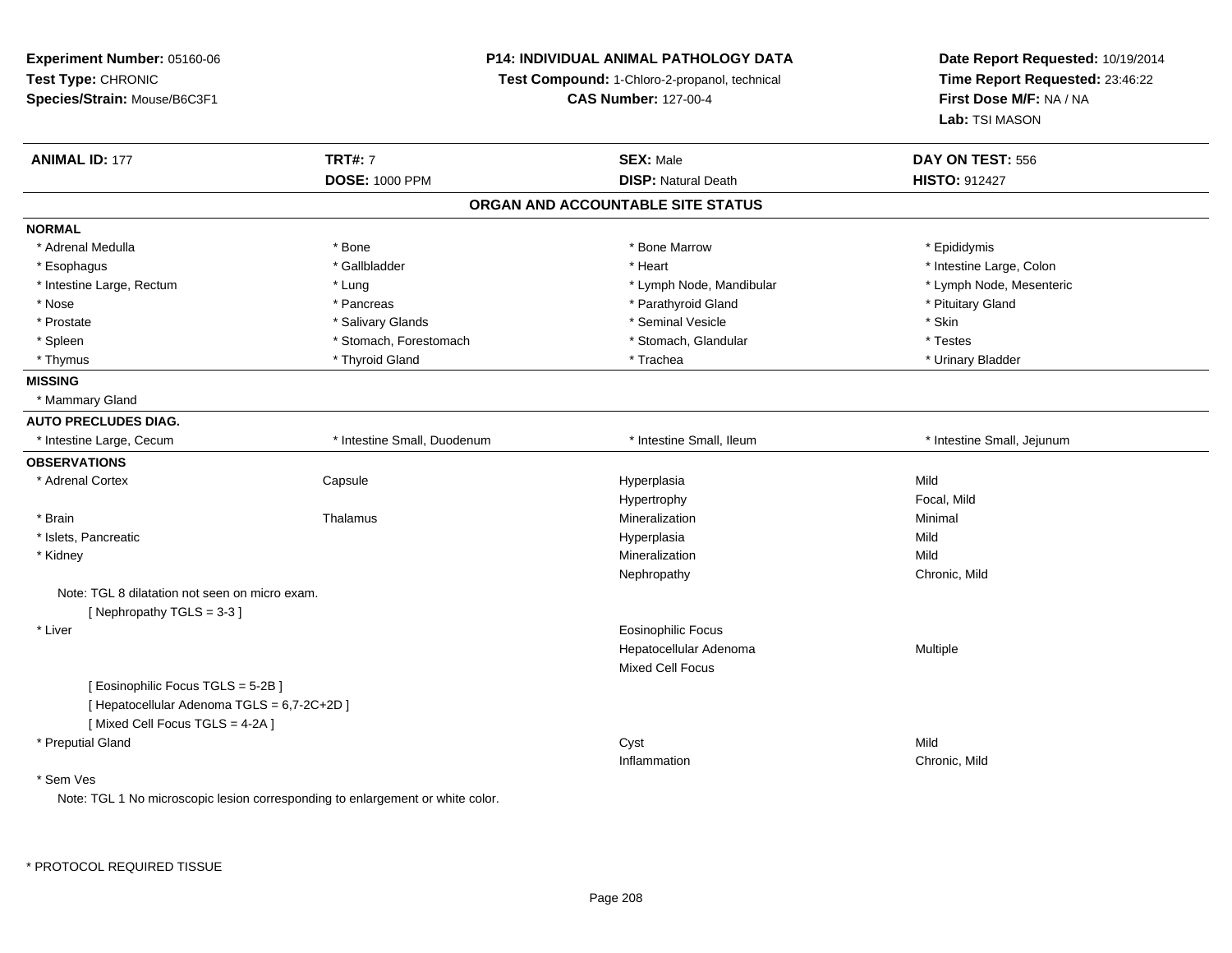**Experiment Number:** 05160-06
**Test Type:** CHRONIC
**Species/Strain:** Mouse/B6C3F1

**P14: INDIVIDUAL ANIMAL PATHOLOGY DATA**
**Test Compound:** 1-Chloro-2-propanol, technical
**CAS Number:** 127-00-4

**Date Report Requested:** 10/19/2014
**Time Report Requested:** 23:46:22
**First Dose M/F:** NA / NA
**Lab:** TSI MASON

| **ANIMAL ID:** 177 | **TRT#:** 7 | **SEX:** Male | **DAY ON TEST:** 556 |
|---|---|---|---|
| | **DOSE:** 1000 PPM | **DISP:** Natural Death | **HISTO:** 912427 |

## ORGAN AND ACCOUNTABLE SITE STATUS

**NORMAL**

| | | | |
|---|---|---|---|
| * Adrenal Medulla | * Bone | * Bone Marrow | * Epididymis |
| * Esophagus | * Gallbladder | * Heart | * Intestine Large, Colon |
| * Intestine Large, Rectum | * Lung | * Lymph Node, Mandibular | * Lymph Node, Mesenteric |
| * Nose | * Pancreas | * Parathyroid Gland | * Pituitary Gland |
| * Prostate | * Salivary Glands | * Seminal Vesicle | * Skin |
| * Spleen | * Stomach, Forestomach | * Stomach, Glandular | * Testes |
| * Thymus | * Thyroid Gland | * Trachea | * Urinary Bladder |

**MISSING**

* Mammary Gland

**AUTO PRECLUDES DIAG.**

| | | | |
|---|---|---|---|
| * Intestine Large, Cecum | * Intestine Small, Duodenum | * Intestine Small, Ileum | * Intestine Small, Jejunum |

**OBSERVATIONS**

| | | | |
|---|---|---|---|
| * Adrenal Cortex | Capsule | Hyperplasia | Mild |
| | | Hypertrophy | Focal, Mild |
| * Brain | Thalamus | Mineralization | Minimal |
| * Islets, Pancreatic | | Hyperplasia | Mild |
| * Kidney | | Mineralization | Mild |
| | | Nephropathy | Chronic, Mild |

Note: TGL 8 dilatation not seen on micro exam.
[ Nephropathy TGLS = 3-3 ]

| | | | |
|---|---|---|---|
| * Liver | | Eosinophilic Focus | |
| | | Hepatocellular Adenoma | Multiple |
| | | Mixed Cell Focus | |

[ Eosinophilic Focus TGLS = 5-2B ]
[ Hepatocellular Adenoma TGLS = 6,7-2C+2D ]
[ Mixed Cell Focus TGLS = 4-2A ]

| | | | |
|---|---|---|---|
| * Preputial Gland | | Cyst | Mild |
| | | Inflammation | Chronic, Mild |

* Sem Ves

Note: TGL 1 No microscopic lesion corresponding to enlargement or white color.

* PROTOCOL REQUIRED TISSUE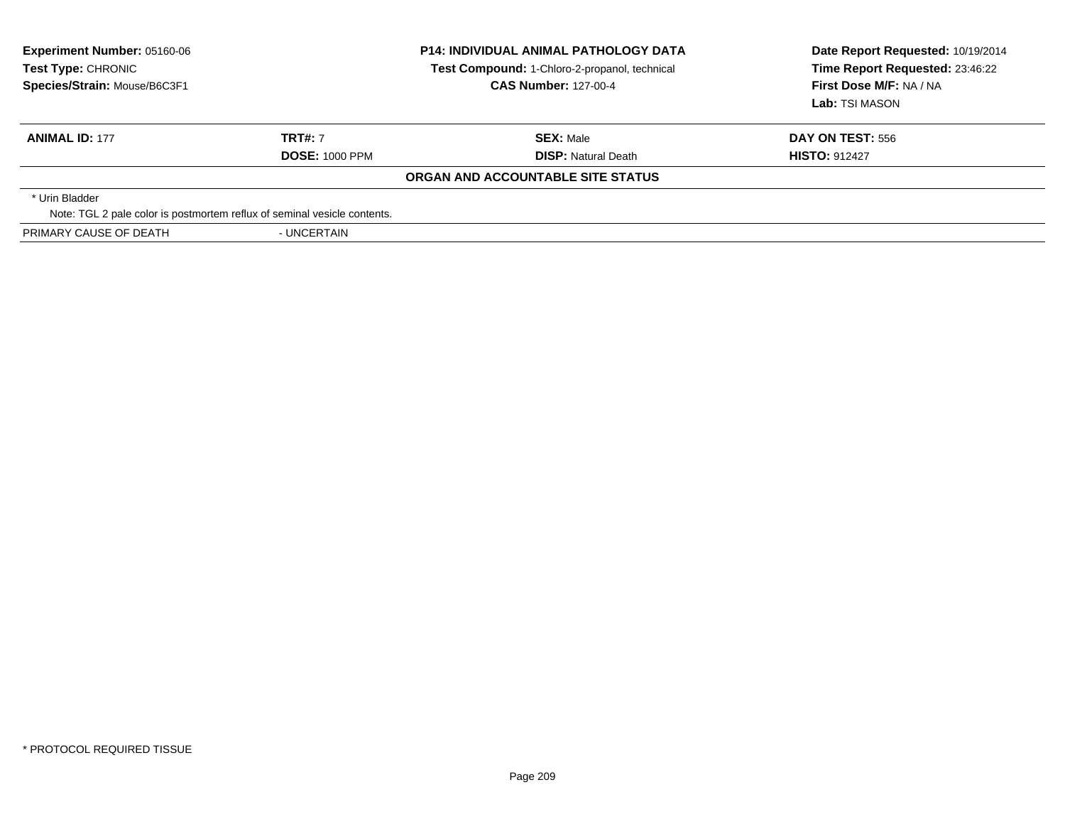**Experiment Number:** 05160-06
**Test Type:** CHRONIC
**Species/Strain:** Mouse/B6C3F1

**P14: INDIVIDUAL ANIMAL PATHOLOGY DATA**
**Test Compound:** 1-Chloro-2-propanol, technical
**CAS Number:** 127-00-4

**Date Report Requested:** 10/19/2014
**Time Report Requested:** 23:46:22
**First Dose M/F:** NA / NA
**Lab:** TSI MASON

| **ANIMAL ID:** 177 | **TRT#:** 7 | **SEX:** Male | **DAY ON TEST:** 556 |
|---|---|---|---|
| | **DOSE:** 1000 PPM | **DISP:** Natural Death | **HISTO:** 912427 |

**ORGAN AND ACCOUNTABLE SITE STATUS**

\* Urin Bladder

Note: TGL 2 pale color is postmortem reflux of seminal vesicle contents.

PRIMARY CAUSE OF DEATH - UNCERTAIN

\* PROTOCOL REQUIRED TISSUE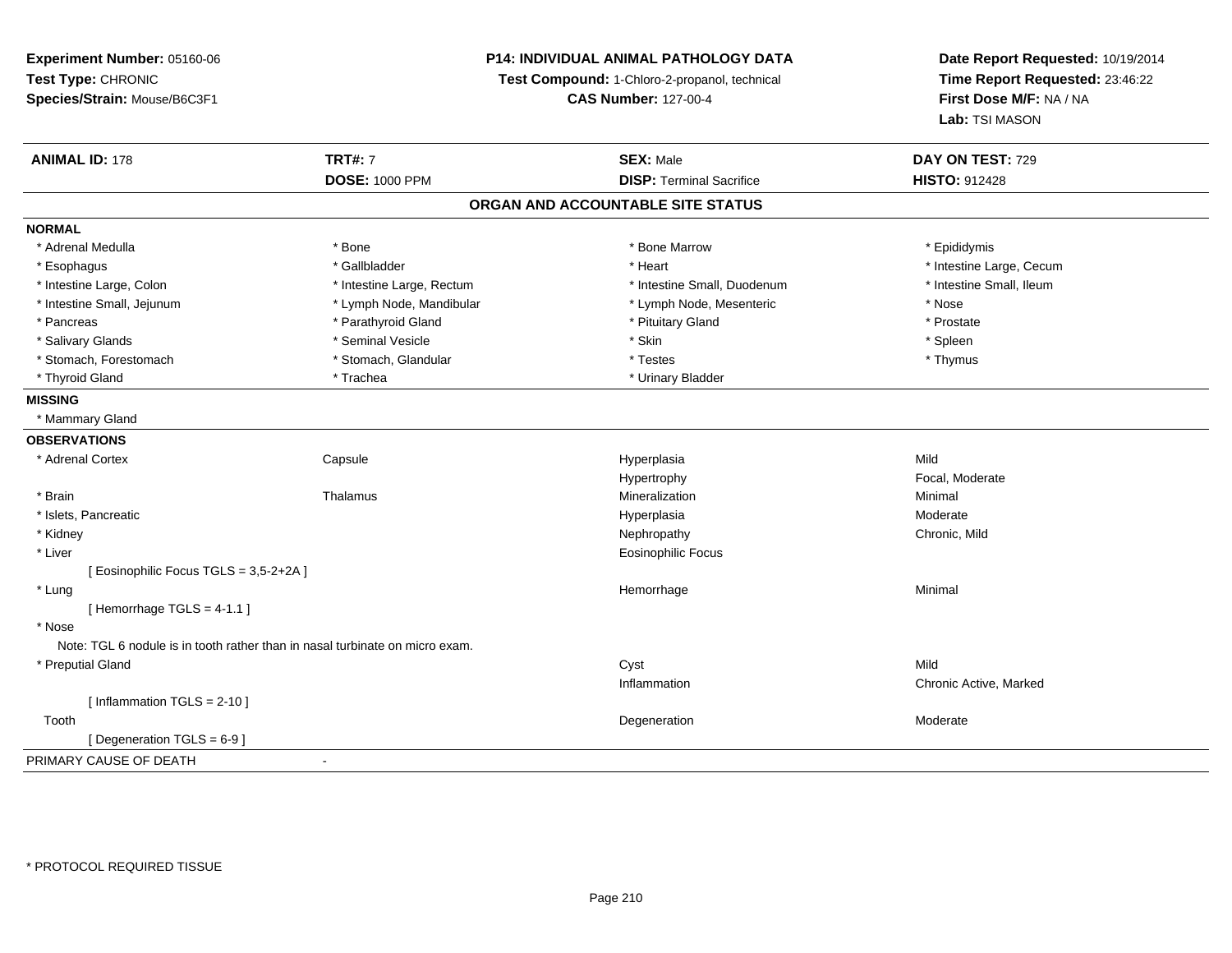**Experiment Number:** 05160-06
**Test Type:** CHRONIC
**Species/Strain:** Mouse/B6C3F1

**P14: INDIVIDUAL ANIMAL PATHOLOGY DATA**
**Test Compound:** 1-Chloro-2-propanol, technical
**CAS Number:** 127-00-4

**Date Report Requested:** 10/19/2014
**Time Report Requested:** 23:46:22
**First Dose M/F:** NA / NA
**Lab:** TSI MASON

| **ANIMAL ID:** 178 | **TRT#:** 7 | **SEX:** Male | **DAY ON TEST:** 729 |
|---|---|---|---|
| | **DOSE:** 1000 PPM | **DISP:** Terminal Sacrifice | **HISTO:** 912428 |

## ORGAN AND ACCOUNTABLE SITE STATUS

**NORMAL**

| | | | |
|---|---|---|---|
| * Adrenal Medulla | * Bone | * Bone Marrow | * Epididymis |
| * Esophagus | * Gallbladder | * Heart | * Intestine Large, Cecum |
| * Intestine Large, Colon | * Intestine Large, Rectum | * Intestine Small, Duodenum | * Intestine Small, Ileum |
| * Intestine Small, Jejunum | * Lymph Node, Mandibular | * Lymph Node, Mesenteric | * Nose |
| * Pancreas | * Parathyroid Gland | * Pituitary Gland | * Prostate |
| * Salivary Glands | * Seminal Vesicle | * Skin | * Spleen |
| * Stomach, Forestomach | * Stomach, Glandular | * Testes | * Thymus |
| * Thyroid Gland | * Trachea | * Urinary Bladder | |

**MISSING**

* Mammary Gland

**OBSERVATIONS**

| | | | |
|---|---|---|---|
| * Adrenal Cortex | Capsule | Hyperplasia | Mild |
| | | Hypertrophy | Focal, Moderate |
| * Brain | Thalamus | Mineralization | Minimal |
| * Islets, Pancreatic | | Hyperplasia | Moderate |
| * Kidney | | Nephropathy | Chronic, Mild |
| * Liver | | Eosinophilic Focus | |
| [ Eosinophilic Focus TGLS = 3,5-2+2A ] | | | |
| * Lung | | Hemorrhage | Minimal |
| [ Hemorrhage TGLS = 4-1.1 ] | | | |
| * Nose | | | |
| Note: TGL 6 nodule is in tooth rather than in nasal turbinate on micro exam. | | | |
| * Preputial Gland | | Cyst | Mild |
| | | Inflammation | Chronic Active, Marked |
| [ Inflammation TGLS = 2-10 ] | | | |
| Tooth | | Degeneration | Moderate |
| [ Degeneration TGLS = 6-9 ] | | | |

PRIMARY CAUSE OF DEATH -

\* PROTOCOL REQUIRED TISSUE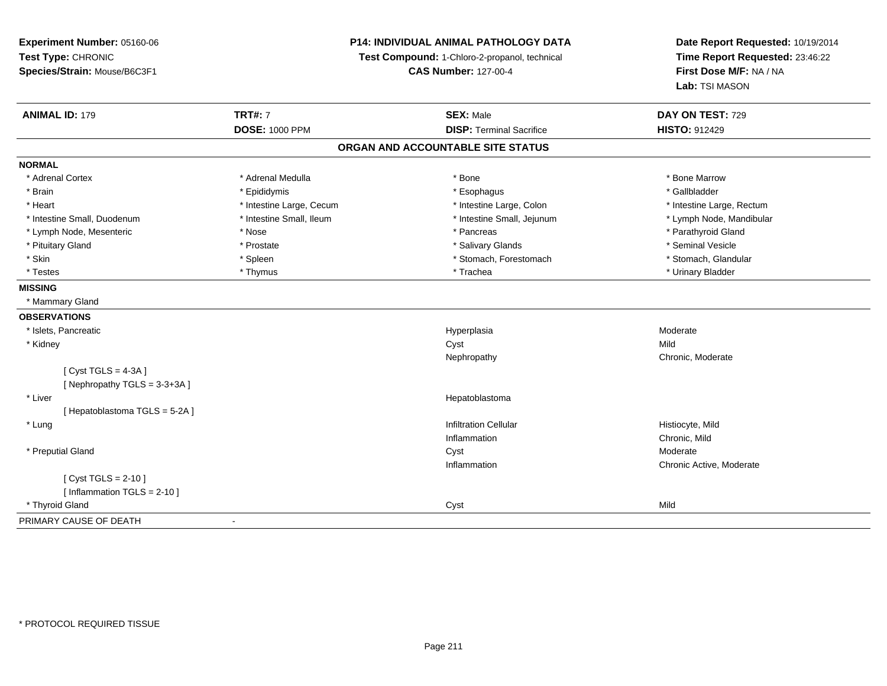**Experiment Number:** 05160-06
**Test Type:** CHRONIC
**Species/Strain:** Mouse/B6C3F1

**P14: INDIVIDUAL ANIMAL PATHOLOGY DATA**
**Test Compound:** 1-Chloro-2-propanol, technical
**CAS Number:** 127-00-4

**Date Report Requested:** 10/19/2014
**Time Report Requested:** 23:46:22
**First Dose M/F:** NA / NA
**Lab:** TSI MASON

| **ANIMAL ID:** 179 | **TRT#:** 7 | **SEX:** Male | **DAY ON TEST:** 729 |
|---|---|---|---|
| | **DOSE:** 1000 PPM | **DISP:** Terminal Sacrifice | **HISTO:** 912429 |

## ORGAN AND ACCOUNTABLE SITE STATUS

**NORMAL**

| | | | |
|---|---|---|---|
| * Adrenal Cortex | * Adrenal Medulla | * Bone | * Bone Marrow |
| * Brain | * Epididymis | * Esophagus | * Gallbladder |
| * Heart | * Intestine Large, Cecum | * Intestine Large, Colon | * Intestine Large, Rectum |
| * Intestine Small, Duodenum | * Intestine Small, Ileum | * Intestine Small, Jejunum | * Lymph Node, Mandibular |
| * Lymph Node, Mesenteric | * Nose | * Pancreas | * Parathyroid Gland |
| * Pituitary Gland | * Prostate | * Salivary Glands | * Seminal Vesicle |
| * Skin | * Spleen | * Stomach, Forestomach | * Stomach, Glandular |
| * Testes | * Thymus | * Trachea | * Urinary Bladder |

**MISSING**

* Mammary Gland

**OBSERVATIONS**

| | | |
|---|---|---|
| * Islets, Pancreatic | Hyperplasia | Moderate |
| * Kidney | Cyst | Mild |
| | Nephropathy | Chronic, Moderate |
| [ Cyst TGLS = 4-3A ] | | |
| [ Nephropathy TGLS = 3-3+3A ] | | |
| * Liver | Hepatoblastoma | |
| [ Hepatoblastoma TGLS = 5-2A ] | | |
| * Lung | Infiltration Cellular | Histiocyte, Mild |
| | Inflammation | Chronic, Mild |
| * Preputial Gland | Cyst | Moderate |
| | Inflammation | Chronic Active, Moderate |
| [ Cyst TGLS = 2-10 ] | | |
| [ Inflammation TGLS = 2-10 ] | | |
| * Thyroid Gland | Cyst | Mild |

PRIMARY CAUSE OF DEATH -

* PROTOCOL REQUIRED TISSUE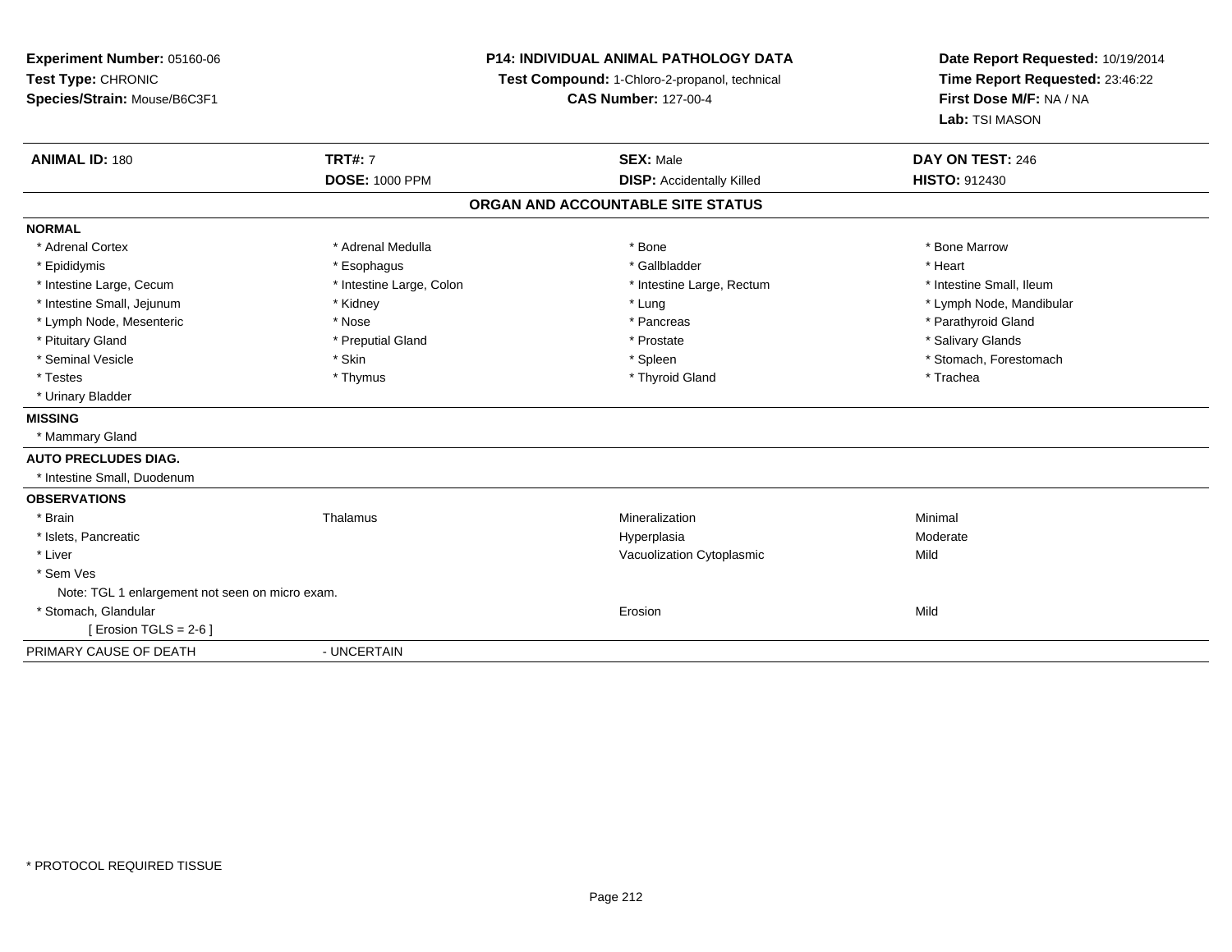**Experiment Number:** 05160-06
**Test Type:** CHRONIC
**Species/Strain:** Mouse/B6C3F1

**P14: INDIVIDUAL ANIMAL PATHOLOGY DATA**
**Test Compound:** 1-Chloro-2-propanol, technical
**CAS Number:** 127-00-4

**Date Report Requested:** 10/19/2014
**Time Report Requested:** 23:46:22
**First Dose M/F:** NA / NA
**Lab:** TSI MASON

| **ANIMAL ID:** 180 | **TRT#:** 7 | **SEX:** Male | **DAY ON TEST:** 246 |
|---|---|---|---|
| | **DOSE:** 1000 PPM | **DISP:** Accidentally Killed | **HISTO:** 912430 |

## ORGAN AND ACCOUNTABLE SITE STATUS

| | | | |
|---|---|---|---|
| **NORMAL** | | | |
| * Adrenal Cortex | * Adrenal Medulla | * Bone | * Bone Marrow |
| * Epididymis | * Esophagus | * Gallbladder | * Heart |
| * Intestine Large, Cecum | * Intestine Large, Colon | * Intestine Large, Rectum | * Intestine Small, Ileum |
| * Intestine Small, Jejunum | * Kidney | * Lung | * Lymph Node, Mandibular |
| * Lymph Node, Mesenteric | * Nose | * Pancreas | * Parathyroid Gland |
| * Pituitary Gland | * Preputial Gland | * Prostate | * Salivary Glands |
| * Seminal Vesicle | * Skin | * Spleen | * Stomach, Forestomach |
| * Testes | * Thymus | * Thyroid Gland | * Trachea |
| * Urinary Bladder | | | |
| **MISSING** | | | |
| * Mammary Gland | | | |
| **AUTO PRECLUDES DIAG.** | | | |
| * Intestine Small, Duodenum | | | |
| **OBSERVATIONS** | | | |
| * Brain | Thalamus | Mineralization | Minimal |
| * Islets, Pancreatic | | Hyperplasia | Moderate |
| * Liver | | Vacuolization Cytoplasmic | Mild |
| * Sem Ves | | | |
| Note: TGL 1 enlargement not seen on micro exam. | | | |
| * Stomach, Glandular | | Erosion | Mild |
| [ Erosion TGLS = 2-6 ] | | | |
| PRIMARY CAUSE OF DEATH | - UNCERTAIN | | |

* PROTOCOL REQUIRED TISSUE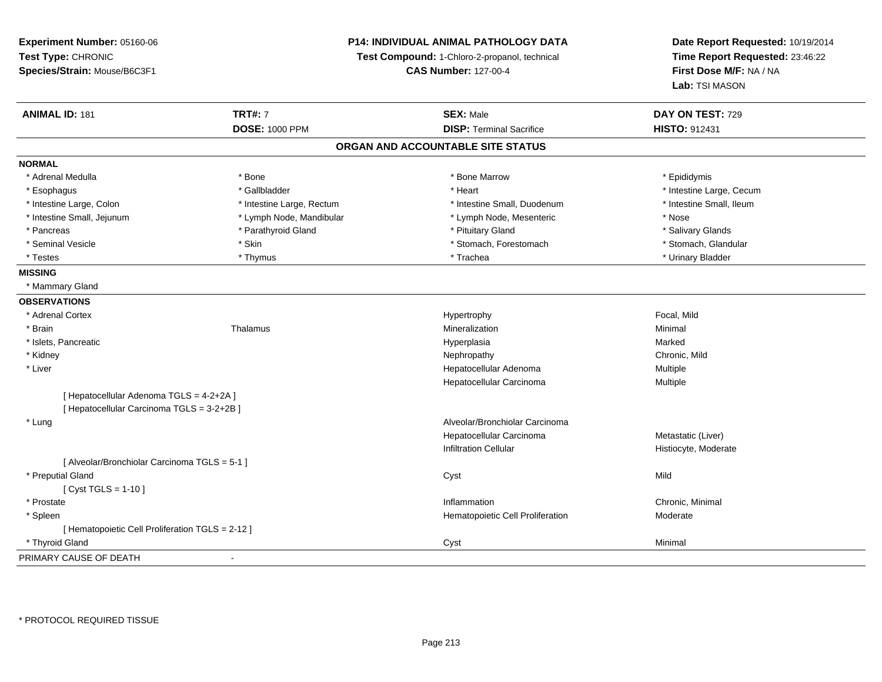**Experiment Number:** 05160-06
**Test Type:** CHRONIC
**Species/Strain:** Mouse/B6C3F1

**P14: INDIVIDUAL ANIMAL PATHOLOGY DATA**
**Test Compound:** 1-Chloro-2-propanol, technical
**CAS Number:** 127-00-4

**Date Report Requested:** 10/19/2014
**Time Report Requested:** 23:46:22
**First Dose M/F:** NA / NA
**Lab:** TSI MASON

| **ANIMAL ID:** 181 | **TRT#:** 7 | **SEX:** Male | **DAY ON TEST:** 729 |
|---|---|---|---|
| | **DOSE:** 1000 PPM | **DISP:** Terminal Sacrifice | **HISTO:** 912431 |

## ORGAN AND ACCOUNTABLE SITE STATUS

**NORMAL**

| | | | |
|---|---|---|---|
| * Adrenal Medulla | * Bone | * Bone Marrow | * Epididymis |
| * Esophagus | * Gallbladder | * Heart | * Intestine Large, Cecum |
| * Intestine Large, Colon | * Intestine Large, Rectum | * Intestine Small, Duodenum | * Intestine Small, Ileum |
| * Intestine Small, Jejunum | * Lymph Node, Mandibular | * Lymph Node, Mesenteric | * Nose |
| * Pancreas | * Parathyroid Gland | * Pituitary Gland | * Salivary Glands |
| * Seminal Vesicle | * Skin | * Stomach, Forestomach | * Stomach, Glandular |
| * Testes | * Thymus | * Trachea | * Urinary Bladder |

**MISSING**

* Mammary Gland

**OBSERVATIONS**

| | | | |
|---|---|---|---|
| * Adrenal Cortex | | Hypertrophy | Focal, Mild |
| * Brain | Thalamus | Mineralization | Minimal |
| * Islets, Pancreatic | | Hyperplasia | Marked |
| * Kidney | | Nephropathy | Chronic, Mild |
| * Liver | | Hepatocellular Adenoma | Multiple |
| | | Hepatocellular Carcinoma | Multiple |
| [ Hepatocellular Adenoma TGLS = 4-2+2A ] | | | |
| [ Hepatocellular Carcinoma TGLS = 3-2+2B ] | | | |
| * Lung | | Alveolar/Bronchiolar Carcinoma | |
| | | Hepatocellular Carcinoma | Metastatic (Liver) |
| | | Infiltration Cellular | Histiocyte, Moderate |
| [ Alveolar/Bronchiolar Carcinoma TGLS = 5-1 ] | | | |
| * Preputial Gland | | Cyst | Mild |
| [ Cyst TGLS = 1-10 ] | | | |
| * Prostate | | Inflammation | Chronic, Minimal |
| * Spleen | | Hematopoietic Cell Proliferation | Moderate |
| [ Hematopoietic Cell Proliferation TGLS = 2-12 ] | | | |
| * Thyroid Gland | | Cyst | Minimal |

PRIMARY CAUSE OF DEATH -

* PROTOCOL REQUIRED TISSUE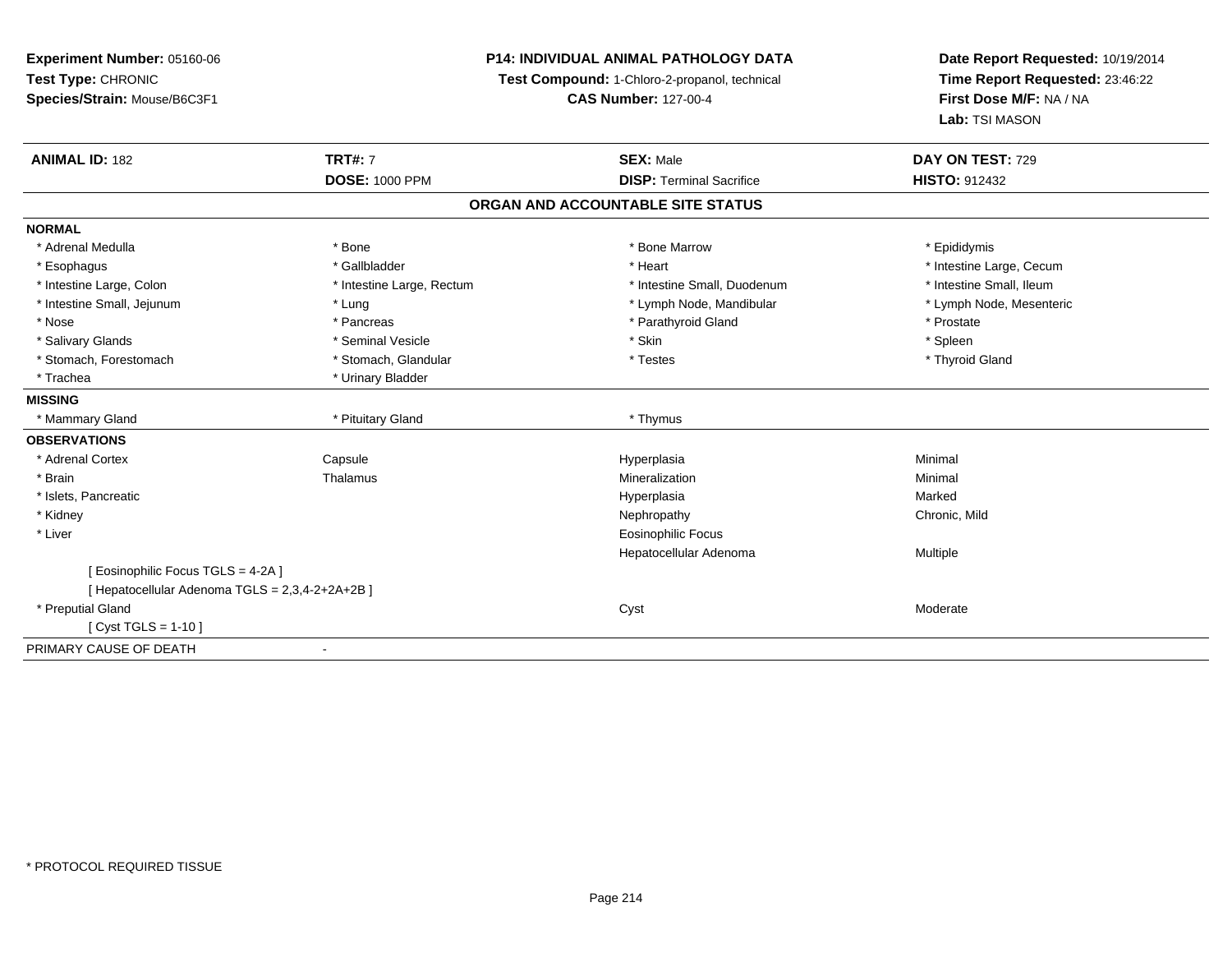**Experiment Number:** 05160-06
**Test Type:** CHRONIC
**Species/Strain:** Mouse/B6C3F1

**P14: INDIVIDUAL ANIMAL PATHOLOGY DATA**
**Test Compound:** 1-Chloro-2-propanol, technical
**CAS Number:** 127-00-4

**Date Report Requested:** 10/19/2014
**Time Report Requested:** 23:46:22
**First Dose M/F:** NA / NA
**Lab:** TSI MASON

| **ANIMAL ID:** 182 | **TRT#:** 7 | **SEX:** Male | **DAY ON TEST:** 729 |
|---|---|---|---|
| | **DOSE:** 1000 PPM | **DISP:** Terminal Sacrifice | **HISTO:** 912432 |

## ORGAN AND ACCOUNTABLE SITE STATUS

| | | | |
|---|---|---|---|
| **NORMAL** | | | |
| * Adrenal Medulla | * Bone | * Bone Marrow | * Epididymis |
| * Esophagus | * Gallbladder | * Heart | * Intestine Large, Cecum |
| * Intestine Large, Colon | * Intestine Large, Rectum | * Intestine Small, Duodenum | * Intestine Small, Ileum |
| * Intestine Small, Jejunum | * Lung | * Lymph Node, Mandibular | * Lymph Node, Mesenteric |
| * Nose | * Pancreas | * Parathyroid Gland | * Prostate |
| * Salivary Glands | * Seminal Vesicle | * Skin | * Spleen |
| * Stomach, Forestomach | * Stomach, Glandular | * Testes | * Thyroid Gland |
| * Trachea | * Urinary Bladder | | |
| **MISSING** | | | |
| * Mammary Gland | * Pituitary Gland | * Thymus | |
| **OBSERVATIONS** | | | |
| * Adrenal Cortex | Capsule | Hyperplasia | Minimal |
| * Brain | Thalamus | Mineralization | Minimal |
| * Islets, Pancreatic | | Hyperplasia | Marked |
| * Kidney | | Nephropathy | Chronic, Mild |
| * Liver | | Eosinophilic Focus | |
| | | Hepatocellular Adenoma | Multiple |
| [ Eosinophilic Focus TGLS = 4-2A ] | | | |
| [ Hepatocellular Adenoma TGLS = 2,3,4-2+2A+2B ] | | | |
| * Preputial Gland | | Cyst | Moderate |
| [ Cyst TGLS = 1-10 ] | | | |
| PRIMARY CAUSE OF DEATH | - | | |

* PROTOCOL REQUIRED TISSUE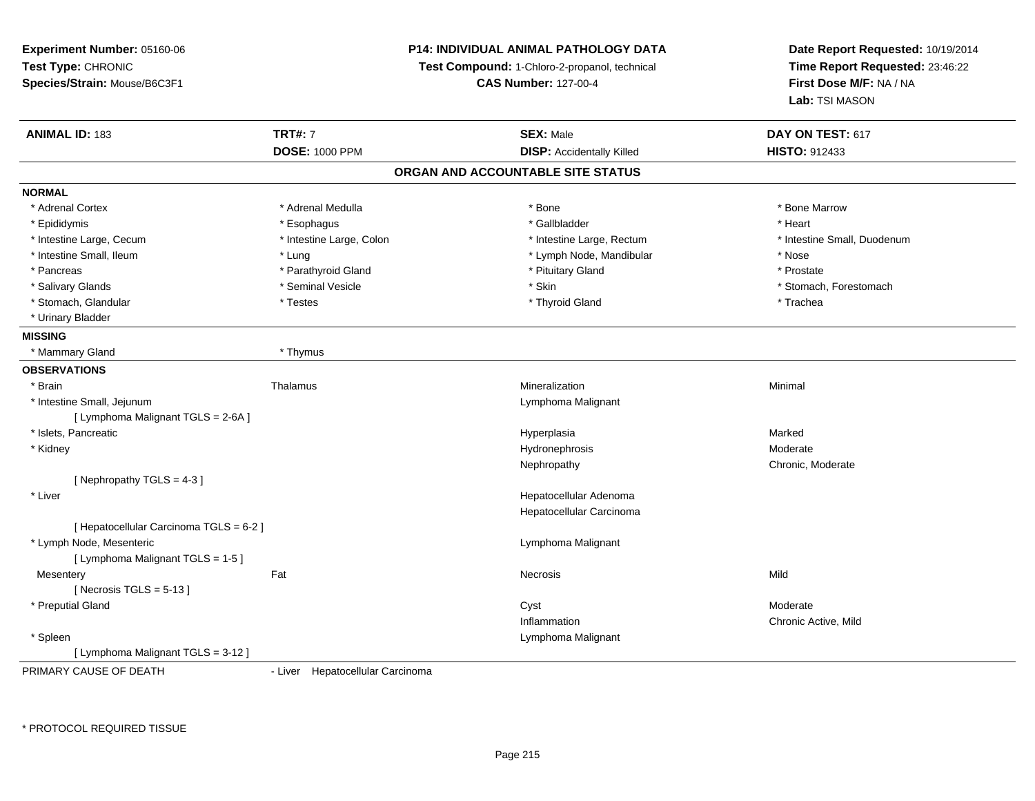**Experiment Number:** 05160-06
**Test Type:** CHRONIC
**Species/Strain:** Mouse/B6C3F1

**P14: INDIVIDUAL ANIMAL PATHOLOGY DATA**
**Test Compound:** 1-Chloro-2-propanol, technical
**CAS Number:** 127-00-4

**Date Report Requested:** 10/19/2014
**Time Report Requested:** 23:46:22
**First Dose M/F:** NA / NA
**Lab:** TSI MASON

| **ANIMAL ID:** 183 | **TRT#:** 7 | **SEX:** Male | **DAY ON TEST:** 617 |
|---|---|---|---|
| | **DOSE:** 1000 PPM | **DISP:** Accidentally Killed | **HISTO:** 912433 |

## ORGAN AND ACCOUNTABLE SITE STATUS

**NORMAL**

| | | | |
|---|---|---|---|
| * Adrenal Cortex | * Adrenal Medulla | * Bone | * Bone Marrow |
| * Epididymis | * Esophagus | * Gallbladder | * Heart |
| * Intestine Large, Cecum | * Intestine Large, Colon | * Intestine Large, Rectum | * Intestine Small, Duodenum |
| * Intestine Small, Ileum | * Lung | * Lymph Node, Mandibular | * Nose |
| * Pancreas | * Parathyroid Gland | * Pituitary Gland | * Prostate |
| * Salivary Glands | * Seminal Vesicle | * Skin | * Stomach, Forestomach |
| * Stomach, Glandular | * Testes | * Thyroid Gland | * Trachea |
| * Urinary Bladder | | | |

**MISSING**

| | |
|---|---|
| * Mammary Gland | * Thymus |

**OBSERVATIONS**

| | | | |
|---|---|---|---|
| * Brain | Thalamus | Mineralization | Minimal |
| * Intestine Small, Jejunum | | Lymphoma Malignant | |
| [ Lymphoma Malignant TGLS = 2-6A ] | | | |
| * Islets, Pancreatic | | Hyperplasia | Marked |
| * Kidney | | Hydronephrosis | Moderate |
| | | Nephropathy | Chronic, Moderate |
| [ Nephropathy TGLS = 4-3 ] | | | |
| * Liver | | Hepatocellular Adenoma | |
| | | Hepatocellular Carcinoma | |
| [ Hepatocellular Carcinoma TGLS = 6-2 ] | | | |
| * Lymph Node, Mesenteric | | Lymphoma Malignant | |
| [ Lymphoma Malignant TGLS = 1-5 ] | | | |
| Mesentery | Fat | Necrosis | Mild |
| [ Necrosis TGLS = 5-13 ] | | | |
| * Preputial Gland | | Cyst | Moderate |
| | | Inflammation | Chronic Active, Mild |
| * Spleen | | Lymphoma Malignant | |
| [ Lymphoma Malignant TGLS = 3-12 ] | | | |

PRIMARY CAUSE OF DEATH - Liver Hepatocellular Carcinoma

* PROTOCOL REQUIRED TISSUE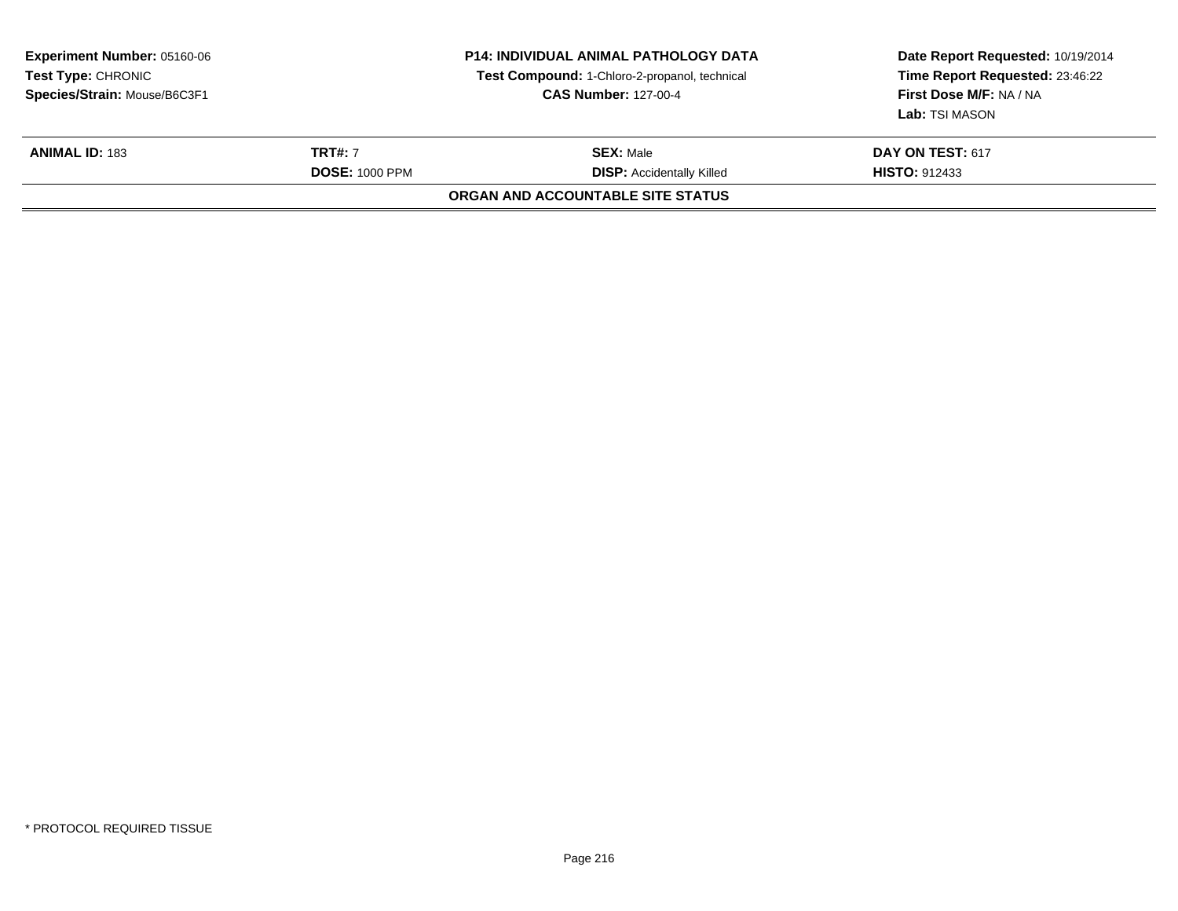**Experiment Number:** 05160-06
**Test Type:** CHRONIC
**Species/Strain:** Mouse/B6C3F1

**P14: INDIVIDUAL ANIMAL PATHOLOGY DATA**
**Test Compound:** 1-Chloro-2-propanol, technical
**CAS Number:** 127-00-4

**Date Report Requested:** 10/19/2014
**Time Report Requested:** 23:46:22
**First Dose M/F:** NA / NA
**Lab:** TSI MASON

| **ANIMAL ID:** 183 | **TRT#:** 7 | **SEX:** Male | **DAY ON TEST:** 617 |
|---|---|---|---|
| | **DOSE:** 1000 PPM | **DISP:** Accidentally Killed | **HISTO:** 912433 |

**ORGAN AND ACCOUNTABLE SITE STATUS**

* PROTOCOL REQUIRED TISSUE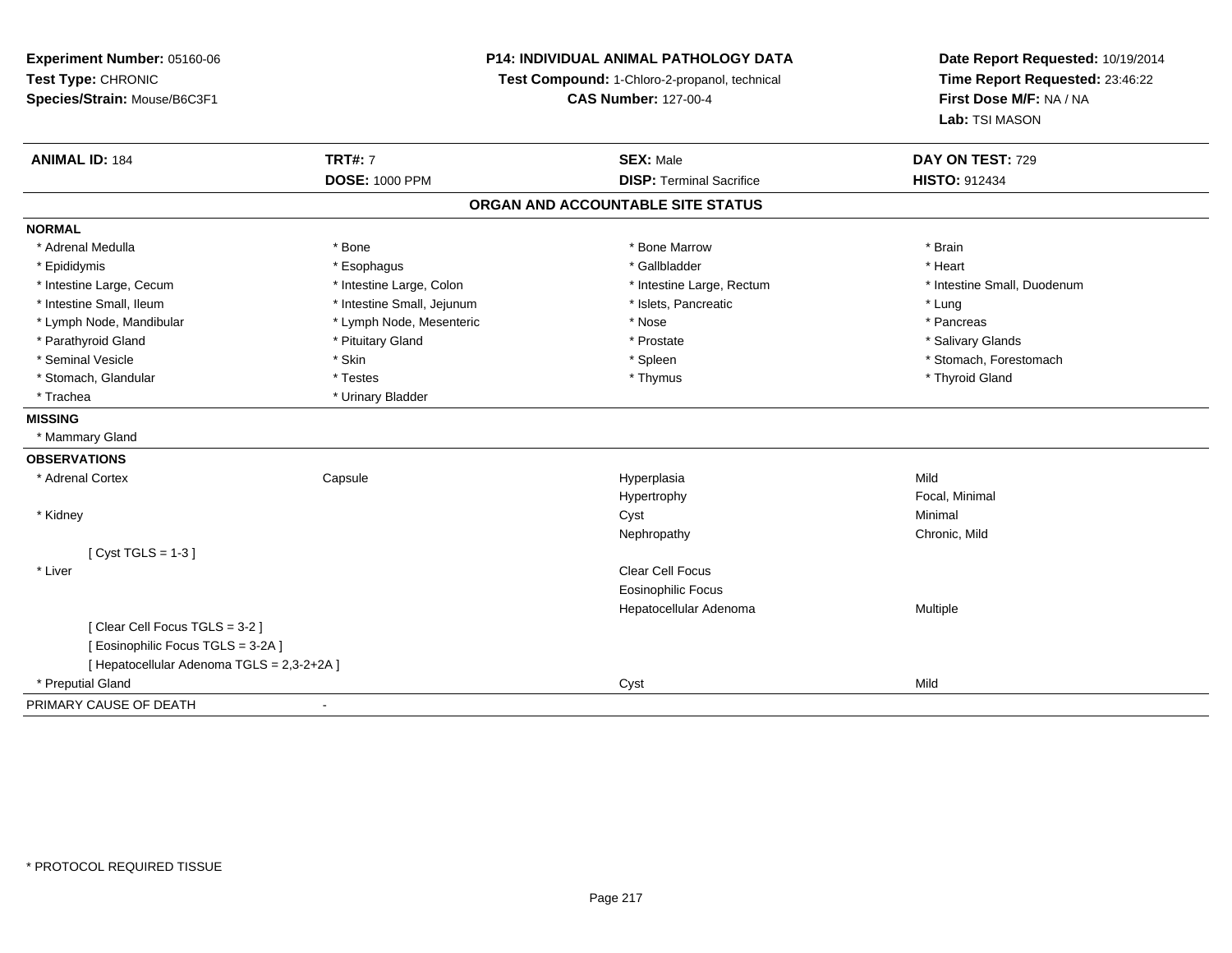**Experiment Number:** 05160-06
**Test Type:** CHRONIC
**Species/Strain:** Mouse/B6C3F1

**P14: INDIVIDUAL ANIMAL PATHOLOGY DATA**
**Test Compound:** 1-Chloro-2-propanol, technical
**CAS Number:** 127-00-4

**Date Report Requested:** 10/19/2014
**Time Report Requested:** 23:46:22
**First Dose M/F:** NA / NA
**Lab:** TSI MASON

| **ANIMAL ID:** 184 | **TRT#:** 7 | **SEX:** Male | **DAY ON TEST:** 729 |
|---|---|---|---|
| | **DOSE:** 1000 PPM | **DISP:** Terminal Sacrifice | **HISTO:** 912434 |

## ORGAN AND ACCOUNTABLE SITE STATUS

**NORMAL**

| | | | |
|---|---|---|---|
| * Adrenal Medulla | * Bone | * Bone Marrow | * Brain |
| * Epididymis | * Esophagus | * Gallbladder | * Heart |
| * Intestine Large, Cecum | * Intestine Large, Colon | * Intestine Large, Rectum | * Intestine Small, Duodenum |
| * Intestine Small, Ileum | * Intestine Small, Jejunum | * Islets, Pancreatic | * Lung |
| * Lymph Node, Mandibular | * Lymph Node, Mesenteric | * Nose | * Pancreas |
| * Parathyroid Gland | * Pituitary Gland | * Prostate | * Salivary Glands |
| * Seminal Vesicle | * Skin | * Spleen | * Stomach, Forestomach |
| * Stomach, Glandular | * Testes | * Thymus | * Thyroid Gland |
| * Trachea | * Urinary Bladder | | |

**MISSING**

* Mammary Gland

**OBSERVATIONS**

| | | | |
|---|---|---|---|
| * Adrenal Cortex | Capsule | Hyperplasia | Mild |
| | | Hypertrophy | Focal, Minimal |
| * Kidney | | Cyst | Minimal |
| | | Nephropathy | Chronic, Mild |
| [ Cyst TGLS = 1-3 ] | | | |
| * Liver | | Clear Cell Focus | |
| | | Eosinophilic Focus | |
| | | Hepatocellular Adenoma | Multiple |
| [ Clear Cell Focus TGLS = 3-2 ] | | | |
| [ Eosinophilic Focus TGLS = 3-2A ] | | | |
| [ Hepatocellular Adenoma TGLS = 2,3-2+2A ] | | | |
| * Preputial Gland | | Cyst | Mild |

PRIMARY CAUSE OF DEATH -

\* PROTOCOL REQUIRED TISSUE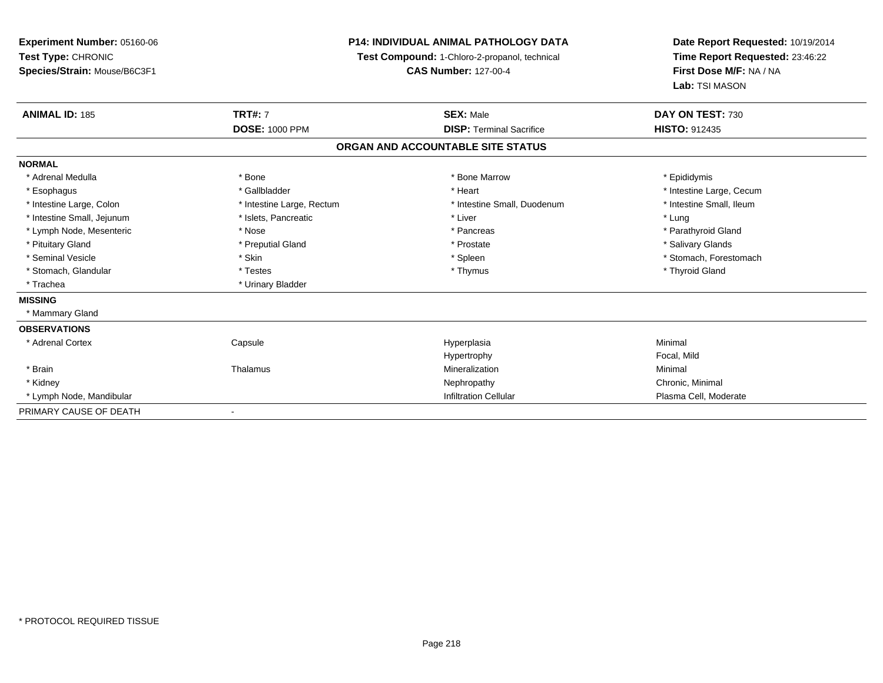**Experiment Number:** 05160-06
**Test Type:** CHRONIC
**Species/Strain:** Mouse/B6C3F1

**P14: INDIVIDUAL ANIMAL PATHOLOGY DATA**
**Test Compound:** 1-Chloro-2-propanol, technical
**CAS Number:** 127-00-4

**Date Report Requested:** 10/19/2014
**Time Report Requested:** 23:46:22
**First Dose M/F:** NA / NA
**Lab:** TSI MASON

| **ANIMAL ID:** 185 | **TRT#:** 7 | **SEX:** Male | **DAY ON TEST:** 730 |
|---|---|---|---|
| | **DOSE:** 1000 PPM | **DISP:** Terminal Sacrifice | **HISTO:** 912435 |

## ORGAN AND ACCOUNTABLE SITE STATUS

| | | | |
|---|---|---|---|
| **NORMAL** | | | |
| * Adrenal Medulla | * Bone | * Bone Marrow | * Epididymis |
| * Esophagus | * Gallbladder | * Heart | * Intestine Large, Cecum |
| * Intestine Large, Colon | * Intestine Large, Rectum | * Intestine Small, Duodenum | * Intestine Small, Ileum |
| * Intestine Small, Jejunum | * Islets, Pancreatic | * Liver | * Lung |
| * Lymph Node, Mesenteric | * Nose | * Pancreas | * Parathyroid Gland |
| * Pituitary Gland | * Preputial Gland | * Prostate | * Salivary Glands |
| * Seminal Vesicle | * Skin | * Spleen | * Stomach, Forestomach |
| * Stomach, Glandular | * Testes | * Thymus | * Thyroid Gland |
| * Trachea | * Urinary Bladder | | |
| **MISSING** | | | |
| * Mammary Gland | | | |
| **OBSERVATIONS** | | | |
| * Adrenal Cortex | Capsule | Hyperplasia | Minimal |
| | | Hypertrophy | Focal, Mild |
| * Brain | Thalamus | Mineralization | Minimal |
| * Kidney | | Nephropathy | Chronic, Minimal |
| * Lymph Node, Mandibular | | Infiltration Cellular | Plasma Cell, Moderate |
| PRIMARY CAUSE OF DEATH | - | | |

* PROTOCOL REQUIRED TISSUE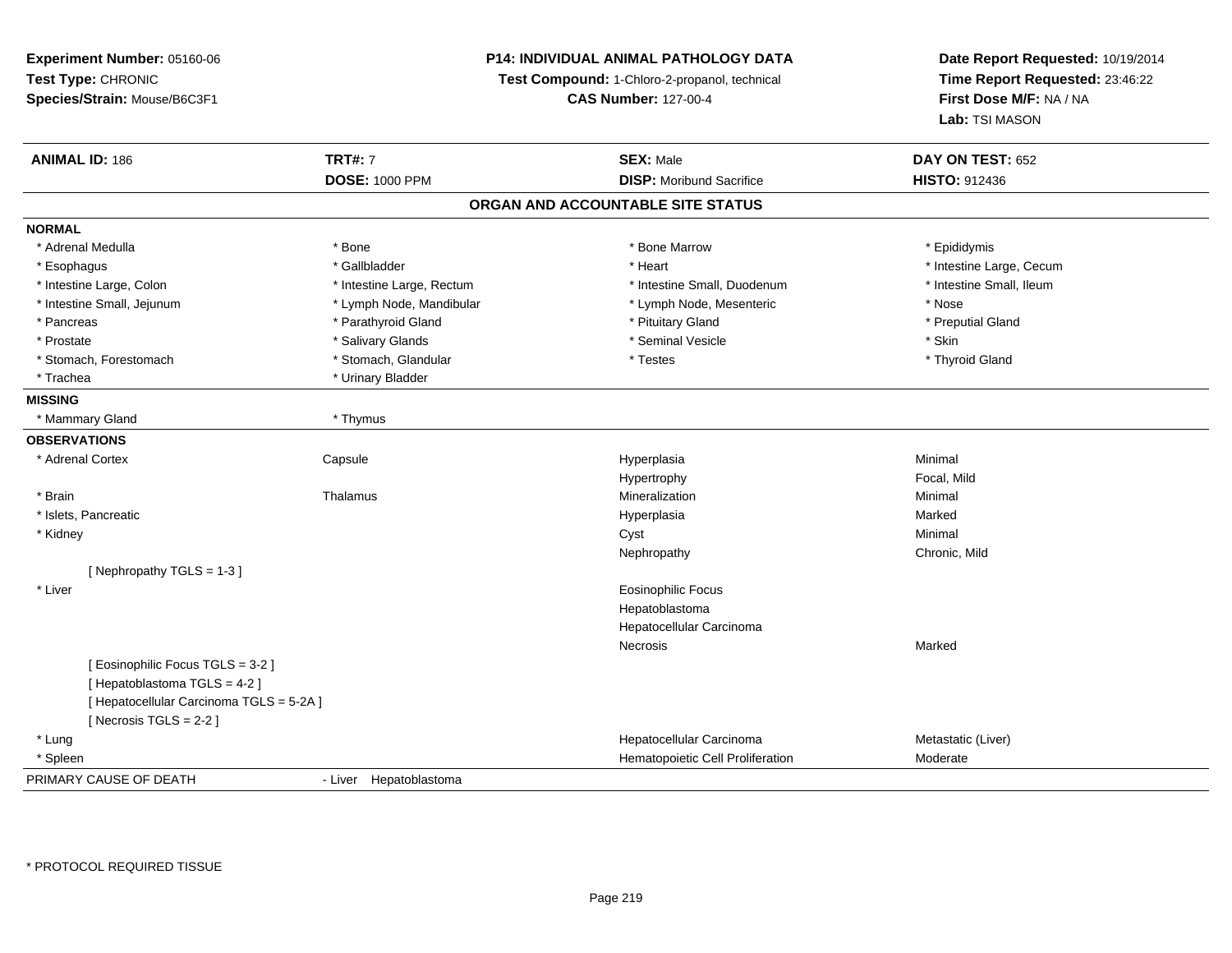**Experiment Number:** 05160-06
**Test Type:** CHRONIC
**Species/Strain:** Mouse/B6C3F1

**P14: INDIVIDUAL ANIMAL PATHOLOGY DATA**
**Test Compound:** 1-Chloro-2-propanol, technical
**CAS Number:** 127-00-4

**Date Report Requested:** 10/19/2014
**Time Report Requested:** 23:46:22
**First Dose M/F:** NA / NA
**Lab:** TSI MASON

| **ANIMAL ID:** 186 | **TRT#:** 7 | **SEX:** Male | **DAY ON TEST:** 652 |
|---|---|---|---|
| | **DOSE:** 1000 PPM | **DISP:** Moribund Sacrifice | **HISTO:** 912436 |

## ORGAN AND ACCOUNTABLE SITE STATUS

**NORMAL**

| | | | |
|---|---|---|---|
| * Adrenal Medulla | * Bone | * Bone Marrow | * Epididymis |
| * Esophagus | * Gallbladder | * Heart | * Intestine Large, Cecum |
| * Intestine Large, Colon | * Intestine Large, Rectum | * Intestine Small, Duodenum | * Intestine Small, Ileum |
| * Intestine Small, Jejunum | * Lymph Node, Mandibular | * Lymph Node, Mesenteric | * Nose |
| * Pancreas | * Parathyroid Gland | * Pituitary Gland | * Preputial Gland |
| * Prostate | * Salivary Glands | * Seminal Vesicle | * Skin |
| * Stomach, Forestomach | * Stomach, Glandular | * Testes | * Thyroid Gland |
| * Trachea | * Urinary Bladder | | |

**MISSING**

| | |
|---|---|
| * Mammary Gland | * Thymus |

**OBSERVATIONS**

| | | | |
|---|---|---|---|
| * Adrenal Cortex | Capsule | Hyperplasia | Minimal |
| | | Hypertrophy | Focal, Mild |
| * Brain | Thalamus | Mineralization | Minimal |
| * Islets, Pancreatic | | Hyperplasia | Marked |
| * Kidney | | Cyst | Minimal |
| | | Nephropathy | Chronic, Mild |
| [ Nephropathy TGLS = 1-3 ] | | | |
| * Liver | | Eosinophilic Focus | |
| | | Hepatoblastoma | |
| | | Hepatocellular Carcinoma | |
| | | Necrosis | Marked |
| [ Eosinophilic Focus TGLS = 3-2 ] | | | |
| [ Hepatoblastoma TGLS = 4-2 ] | | | |
| [ Hepatocellular Carcinoma TGLS = 5-2A ] | | | |
| [ Necrosis TGLS = 2-2 ] | | | |
| * Lung | | Hepatocellular Carcinoma | Metastatic (Liver) |
| * Spleen | | Hematopoietic Cell Proliferation | Moderate |

PRIMARY CAUSE OF DEATH - Liver Hepatoblastoma

* PROTOCOL REQUIRED TISSUE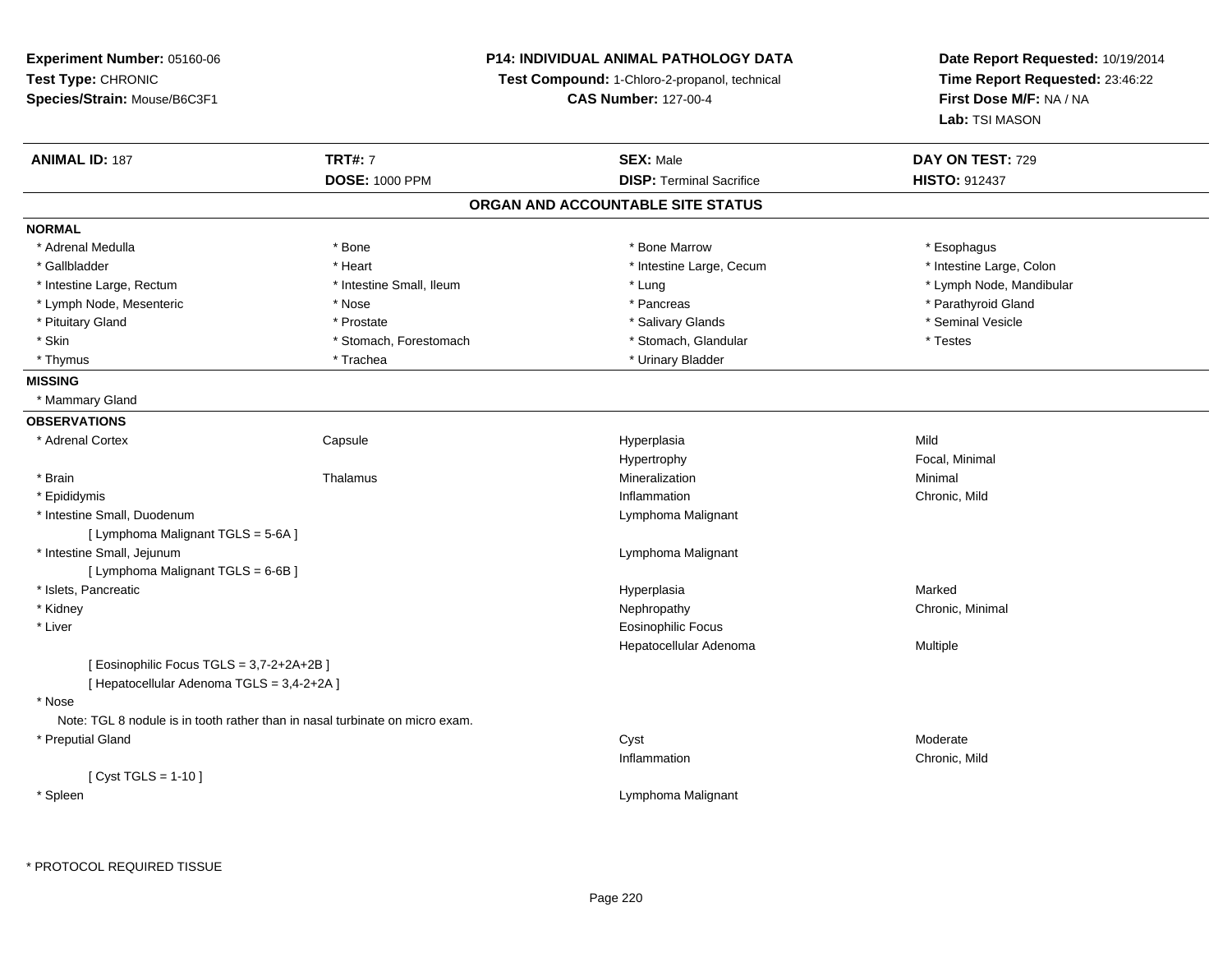**Experiment Number:** 05160-06
**Test Type:** CHRONIC
**Species/Strain:** Mouse/B6C3F1

**P14: INDIVIDUAL ANIMAL PATHOLOGY DATA**
**Test Compound:** 1-Chloro-2-propanol, technical
**CAS Number:** 127-00-4

**Date Report Requested:** 10/19/2014
**Time Report Requested:** 23:46:22
**First Dose M/F:** NA / NA
**Lab:** TSI MASON

| **ANIMAL ID:** 187 | **TRT#:** 7 | **SEX:** Male | **DAY ON TEST:** 729 |
|---|---|---|---|
| | **DOSE:** 1000 PPM | **DISP:** Terminal Sacrifice | **HISTO:** 912437 |

## ORGAN AND ACCOUNTABLE SITE STATUS

**NORMAL**

| | | | |
|---|---|---|---|
| * Adrenal Medulla | * Bone | * Bone Marrow | * Esophagus |
| * Gallbladder | * Heart | * Intestine Large, Cecum | * Intestine Large, Colon |
| * Intestine Large, Rectum | * Intestine Small, Ileum | * Lung | * Lymph Node, Mandibular |
| * Lymph Node, Mesenteric | * Nose | * Pancreas | * Parathyroid Gland |
| * Pituitary Gland | * Prostate | * Salivary Glands | * Seminal Vesicle |
| * Skin | * Stomach, Forestomach | * Stomach, Glandular | * Testes |
| * Thymus | * Trachea | * Urinary Bladder | |

**MISSING**

* Mammary Gland

**OBSERVATIONS**

| | | | |
|---|---|---|---|
| * Adrenal Cortex | Capsule | Hyperplasia | Mild |
| | | Hypertrophy | Focal, Minimal |
| * Brain | Thalamus | Mineralization | Minimal |
| * Epididymis | | Inflammation | Chronic, Mild |
| * Intestine Small, Duodenum | | Lymphoma Malignant | |
| [ Lymphoma Malignant TGLS = 5-6A ] | | | |
| * Intestine Small, Jejunum | | Lymphoma Malignant | |
| [ Lymphoma Malignant TGLS = 6-6B ] | | | |
| * Islets, Pancreatic | | Hyperplasia | Marked |
| * Kidney | | Nephropathy | Chronic, Minimal |
| * Liver | | Eosinophilic Focus | |
| | | Hepatocellular Adenoma | Multiple |
| [ Eosinophilic Focus TGLS = 3,7-2+2A+2B ] | | | |
| [ Hepatocellular Adenoma TGLS = 3,4-2+2A ] | | | |
| * Nose | | | |
| Note: TGL 8 nodule is in tooth rather than in nasal turbinate on micro exam. | | | |
| * Preputial Gland | | Cyst | Moderate |
| | | Inflammation | Chronic, Mild |
| [ Cyst TGLS = 1-10 ] | | | |
| * Spleen | | Lymphoma Malignant | |

* PROTOCOL REQUIRED TISSUE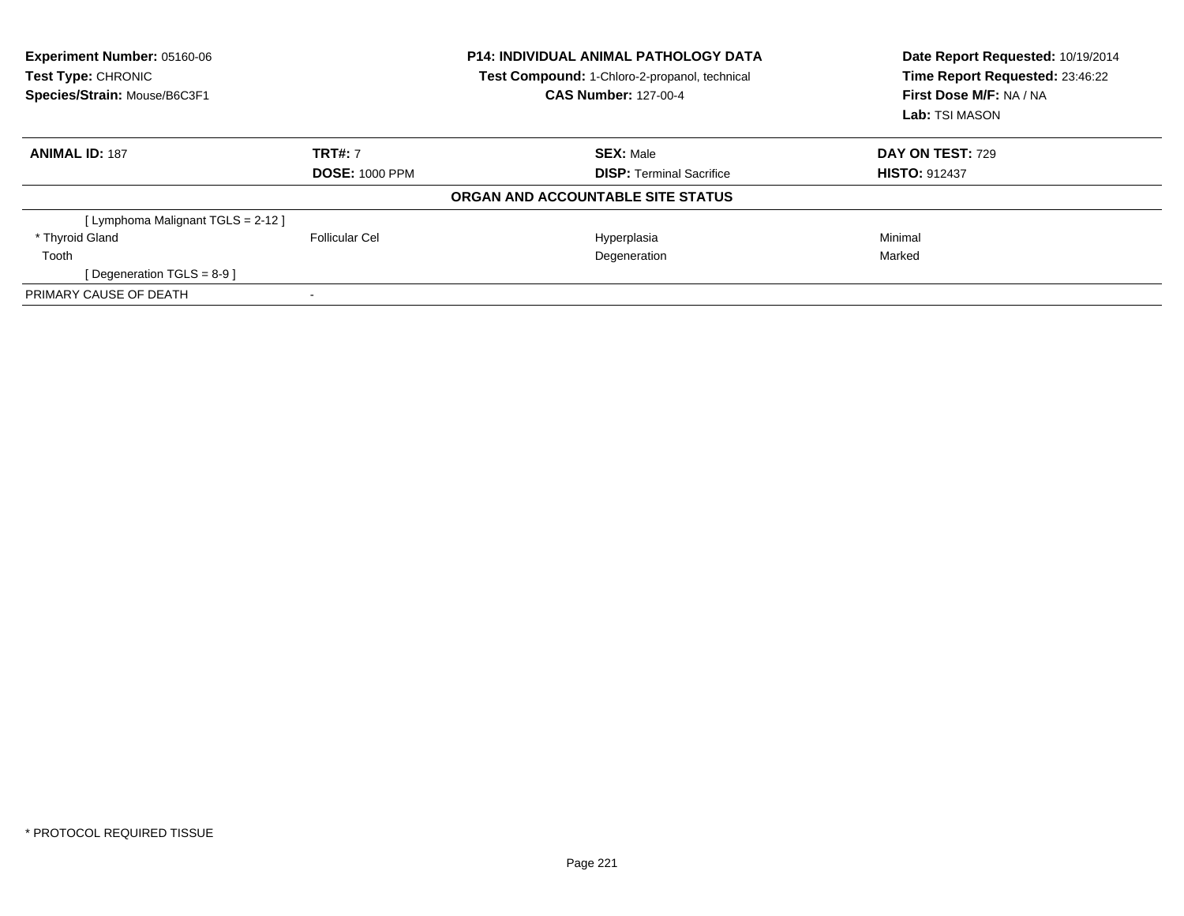**Experiment Number:** 05160-06
**Test Type:** CHRONIC
**Species/Strain:** Mouse/B6C3F1

**P14: INDIVIDUAL ANIMAL PATHOLOGY DATA**
**Test Compound:** 1-Chloro-2-propanol, technical
**CAS Number:** 127-00-4

**Date Report Requested:** 10/19/2014
**Time Report Requested:** 23:46:22
**First Dose M/F:** NA / NA
**Lab:** TSI MASON

| **ANIMAL ID:** 187 | **TRT#:** 7 | **SEX:** Male | **DAY ON TEST:** 729 |
|---|---|---|---|
| | **DOSE:** 1000 PPM | **DISP:** Terminal Sacrifice | **HISTO:** 912437 |

**ORGAN AND ACCOUNTABLE SITE STATUS**

| | | | |
|---|---|---|---|
| [ Lymphoma Malignant TGLS = 2-12 ] | | | |
| * Thyroid Gland | Follicular Cel | Hyperplasia | Minimal |
| Tooth | | Degeneration | Marked |
| [ Degeneration TGLS = 8-9 ] | | | |
| PRIMARY CAUSE OF DEATH | - | | |

* PROTOCOL REQUIRED TISSUE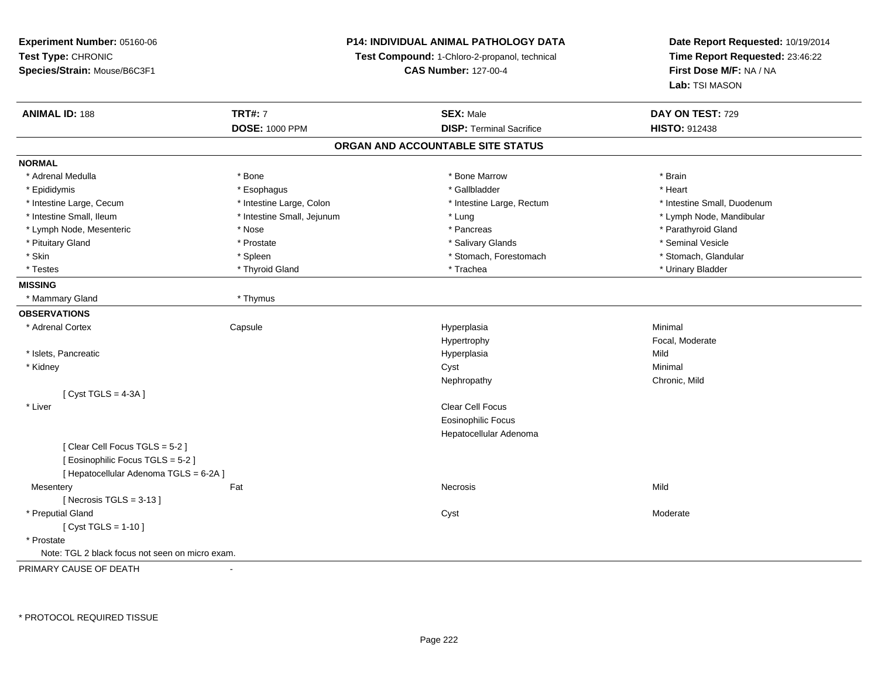**Experiment Number:** 05160-06
**Test Type:** CHRONIC
**Species/Strain:** Mouse/B6C3F1

**P14: INDIVIDUAL ANIMAL PATHOLOGY DATA**
**Test Compound:** 1-Chloro-2-propanol, technical
**CAS Number:** 127-00-4

**Date Report Requested:** 10/19/2014
**Time Report Requested:** 23:46:22
**First Dose M/F:** NA / NA
**Lab:** TSI MASON

| **ANIMAL ID:** 188 | **TRT#:** 7 | **SEX:** Male | **DAY ON TEST:** 729 |
|---|---|---|---|
| | **DOSE:** 1000 PPM | **DISP:** Terminal Sacrifice | **HISTO:** 912438 |

## ORGAN AND ACCOUNTABLE SITE STATUS

**NORMAL**

| | | | |
|---|---|---|---|
| * Adrenal Medulla | * Bone | * Bone Marrow | * Brain |
| * Epididymis | * Esophagus | * Gallbladder | * Heart |
| * Intestine Large, Cecum | * Intestine Large, Colon | * Intestine Large, Rectum | * Intestine Small, Duodenum |
| * Intestine Small, Ileum | * Intestine Small, Jejunum | * Lung | * Lymph Node, Mandibular |
| * Lymph Node, Mesenteric | * Nose | * Pancreas | * Parathyroid Gland |
| * Pituitary Gland | * Prostate | * Salivary Glands | * Seminal Vesicle |
| * Skin | * Spleen | * Stomach, Forestomach | * Stomach, Glandular |
| * Testes | * Thyroid Gland | * Trachea | * Urinary Bladder |

**MISSING**

| | |
|---|---|
| * Mammary Gland | * Thymus |

**OBSERVATIONS**

| | | | |
|---|---|---|---|
| * Adrenal Cortex | Capsule | Hyperplasia | Minimal |
| | | Hypertrophy | Focal, Moderate |
| * Islets, Pancreatic | | Hyperplasia | Mild |
| * Kidney | | Cyst | Minimal |
| | | Nephropathy | Chronic, Mild |
| [ Cyst TGLS = 4-3A ] | | | |
| * Liver | | Clear Cell Focus | |
| | | Eosinophilic Focus | |
| | | Hepatocellular Adenoma | |
| [ Clear Cell Focus TGLS = 5-2 ] | | | |
| [ Eosinophilic Focus TGLS = 5-2 ] | | | |
| [ Hepatocellular Adenoma TGLS = 6-2A ] | | | |
| Mesentery | Fat | Necrosis | Mild |
| [ Necrosis TGLS = 3-13 ] | | | |
| * Preputial Gland | | Cyst | Moderate |
| [ Cyst TGLS = 1-10 ] | | | |
| * Prostate | | | |

Note: TGL 2 black focus not seen on micro exam.

PRIMARY CAUSE OF DEATH -

* PROTOCOL REQUIRED TISSUE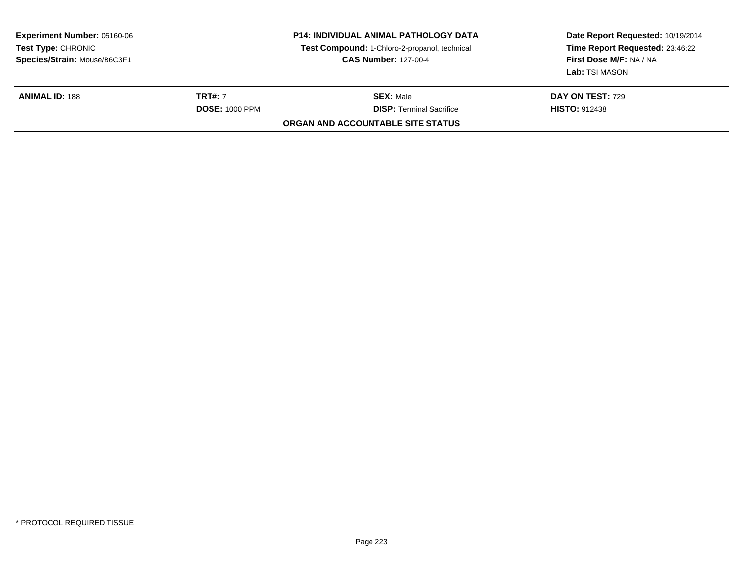**Experiment Number:** 05160-06
**Test Type:** CHRONIC
**Species/Strain:** Mouse/B6C3F1

**P14: INDIVIDUAL ANIMAL PATHOLOGY DATA**
**Test Compound:** 1-Chloro-2-propanol, technical
**CAS Number:** 127-00-4

**Date Report Requested:** 10/19/2014
**Time Report Requested:** 23:46:22
**First Dose M/F:** NA / NA
**Lab:** TSI MASON

| **ANIMAL ID:** 188 | **TRT#:** 7 | **SEX:** Male | **DAY ON TEST:** 729 |
|---|---|---|---|
| | **DOSE:** 1000 PPM | **DISP:** Terminal Sacrifice | **HISTO:** 912438 |

**ORGAN AND ACCOUNTABLE SITE STATUS**

* PROTOCOL REQUIRED TISSUE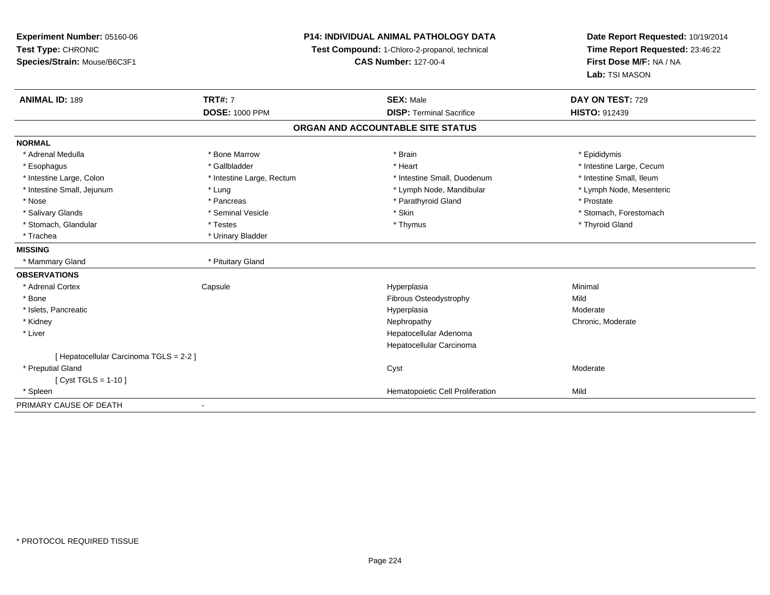**Experiment Number:** 05160-06
**Test Type:** CHRONIC
**Species/Strain:** Mouse/B6C3F1

**P14: INDIVIDUAL ANIMAL PATHOLOGY DATA**
**Test Compound:** 1-Chloro-2-propanol, technical
**CAS Number:** 127-00-4

**Date Report Requested:** 10/19/2014
**Time Report Requested:** 23:46:22
**First Dose M/F:** NA / NA
**Lab:** TSI MASON

| **ANIMAL ID:** 189 | **TRT#:** 7 | **SEX:** Male | **DAY ON TEST:** 729 |
|---|---|---|---|
| | **DOSE:** 1000 PPM | **DISP:** Terminal Sacrifice | **HISTO:** 912439 |

## ORGAN AND ACCOUNTABLE SITE STATUS

**NORMAL**

| | | | |
|---|---|---|---|
| * Adrenal Medulla | * Bone Marrow | * Brain | * Epididymis |
| * Esophagus | * Gallbladder | * Heart | * Intestine Large, Cecum |
| * Intestine Large, Colon | * Intestine Large, Rectum | * Intestine Small, Duodenum | * Intestine Small, Ileum |
| * Intestine Small, Jejunum | * Lung | * Lymph Node, Mandibular | * Lymph Node, Mesenteric |
| * Nose | * Pancreas | * Parathyroid Gland | * Prostate |
| * Salivary Glands | * Seminal Vesicle | * Skin | * Stomach, Forestomach |
| * Stomach, Glandular | * Testes | * Thymus | * Thyroid Gland |
| * Trachea | * Urinary Bladder | | |

**MISSING**

| | |
|---|---|
| * Mammary Gland | * Pituitary Gland |

**OBSERVATIONS**

| | | | |
|---|---|---|---|
| * Adrenal Cortex | Capsule | Hyperplasia | Minimal |
| * Bone | | Fibrous Osteodystrophy | Mild |
| * Islets, Pancreatic | | Hyperplasia | Moderate |
| * Kidney | | Nephropathy | Chronic, Moderate |
| * Liver | | Hepatocellular Adenoma | |
| | | Hepatocellular Carcinoma | |
| [ Hepatocellular Carcinoma TGLS = 2-2 ] | | | |
| * Preputial Gland | | Cyst | Moderate |
| [ Cyst TGLS = 1-10 ] | | | |
| * Spleen | | Hematopoietic Cell Proliferation | Mild |

PRIMARY CAUSE OF DEATH -

* PROTOCOL REQUIRED TISSUE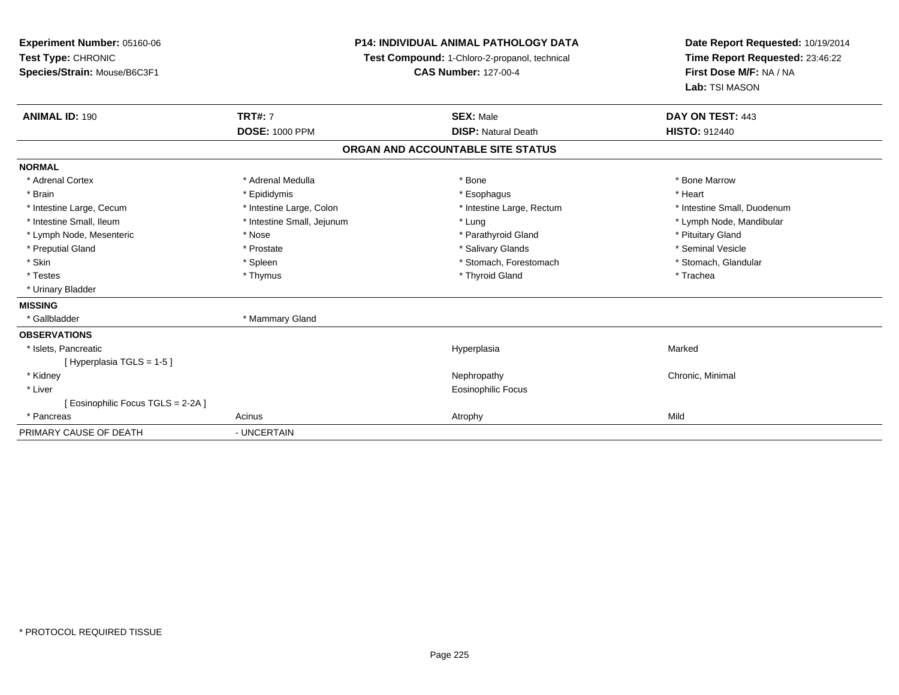**Experiment Number:** 05160-06
**Test Type:** CHRONIC
**Species/Strain:** Mouse/B6C3F1

**P14: INDIVIDUAL ANIMAL PATHOLOGY DATA**
**Test Compound:** 1-Chloro-2-propanol, technical
**CAS Number:** 127-00-4

**Date Report Requested:** 10/19/2014
**Time Report Requested:** 23:46:22
**First Dose M/F:** NA / NA
**Lab:** TSI MASON

| **ANIMAL ID:** 190 | **TRT#:** 7 | **SEX:** Male | **DAY ON TEST:** 443 |
|---|---|---|---|
| | **DOSE:** 1000 PPM | **DISP:** Natural Death | **HISTO:** 912440 |

## ORGAN AND ACCOUNTABLE SITE STATUS

| | | | |
|---|---|---|---|
| **NORMAL** | | | |
| * Adrenal Cortex | * Adrenal Medulla | * Bone | * Bone Marrow |
| * Brain | * Epididymis | * Esophagus | * Heart |
| * Intestine Large, Cecum | * Intestine Large, Colon | * Intestine Large, Rectum | * Intestine Small, Duodenum |
| * Intestine Small, Ileum | * Intestine Small, Jejunum | * Lung | * Lymph Node, Mandibular |
| * Lymph Node, Mesenteric | * Nose | * Parathyroid Gland | * Pituitary Gland |
| * Preputial Gland | * Prostate | * Salivary Glands | * Seminal Vesicle |
| * Skin | * Spleen | * Stomach, Forestomach | * Stomach, Glandular |
| * Testes | * Thymus | * Thyroid Gland | * Trachea |
| * Urinary Bladder | | | |
| **MISSING** | | | |
| * Gallbladder | * Mammary Gland | | |
| **OBSERVATIONS** | | | |
| * Islets, Pancreatic | | Hyperplasia | Marked |
| [ Hyperplasia TGLS = 1-5 ] | | | |
| * Kidney | | Nephropathy | Chronic, Minimal |
| * Liver | | Eosinophilic Focus | |
| [ Eosinophilic Focus TGLS = 2-2A ] | | | |
| * Pancreas | Acinus | Atrophy | Mild |
| PRIMARY CAUSE OF DEATH | - UNCERTAIN | | |

* PROTOCOL REQUIRED TISSUE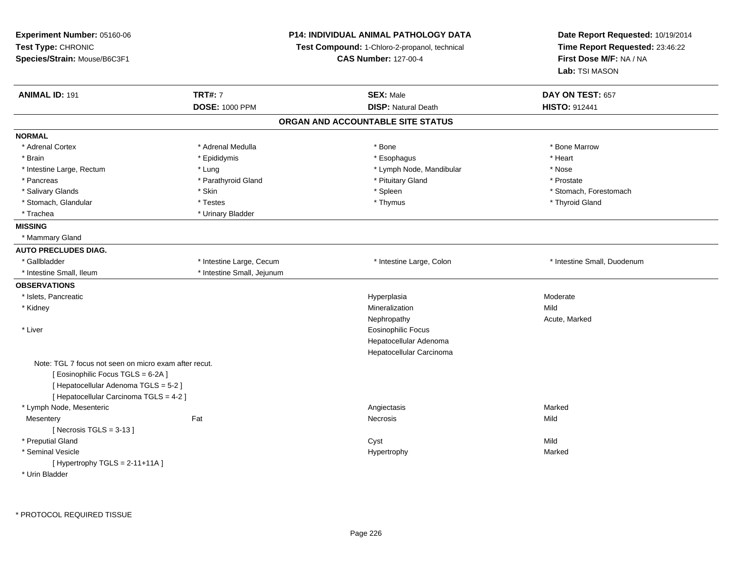**Experiment Number:** 05160-06
**Test Type:** CHRONIC
**Species/Strain:** Mouse/B6C3F1

**P14: INDIVIDUAL ANIMAL PATHOLOGY DATA**
**Test Compound:** 1-Chloro-2-propanol, technical
**CAS Number:** 127-00-4

**Date Report Requested:** 10/19/2014
**Time Report Requested:** 23:46:22
**First Dose M/F:** NA / NA
**Lab:** TSI MASON

| **ANIMAL ID:** 191 | **TRT#:** 7 | **SEX:** Male | **DAY ON TEST:** 657 |
|---|---|---|---|
| | **DOSE:** 1000 PPM | **DISP:** Natural Death | **HISTO:** 912441 |

## ORGAN AND ACCOUNTABLE SITE STATUS

**NORMAL**

| | | | |
|---|---|---|---|
| * Adrenal Cortex | * Adrenal Medulla | * Bone | * Bone Marrow |
| * Brain | * Epididymis | * Esophagus | * Heart |
| * Intestine Large, Rectum | * Lung | * Lymph Node, Mandibular | * Nose |
| * Pancreas | * Parathyroid Gland | * Pituitary Gland | * Prostate |
| * Salivary Glands | * Skin | * Spleen | * Stomach, Forestomach |
| * Stomach, Glandular | * Testes | * Thymus | * Thyroid Gland |
| * Trachea | * Urinary Bladder | | |

**MISSING**

* Mammary Gland

**AUTO PRECLUDES DIAG.**

| | | | |
|---|---|---|---|
| * Gallbladder | * Intestine Large, Cecum | * Intestine Large, Colon | * Intestine Small, Duodenum |
| * Intestine Small, Ileum | * Intestine Small, Jejunum | | |

**OBSERVATIONS**

| | | | |
|---|---|---|---|
| * Islets, Pancreatic | | Hyperplasia | Moderate |
| * Kidney | | Mineralization | Mild |
| | | Nephropathy | Acute, Marked |
| * Liver | | Eosinophilic Focus | |
| | | Hepatocellular Adenoma | |
| | | Hepatocellular Carcinoma | |
| Note: TGL 7 focus not seen on micro exam after recut. | | | |
| [ Eosinophilic Focus TGLS = 6-2A ] | | | |
| [ Hepatocellular Adenoma TGLS = 5-2 ] | | | |
| [ Hepatocellular Carcinoma TGLS = 4-2 ] | | | |
| * Lymph Node, Mesenteric | | Angiectasis | Marked |
| Mesentery | Fat | Necrosis | Mild |
| [ Necrosis TGLS = 3-13 ] | | | |
| * Preputial Gland | | Cyst | Mild |
| * Seminal Vesicle | | Hypertrophy | Marked |
| [ Hypertrophy TGLS = 2-11+11A ] | | | |
| * Urin Bladder | | | |

* PROTOCOL REQUIRED TISSUE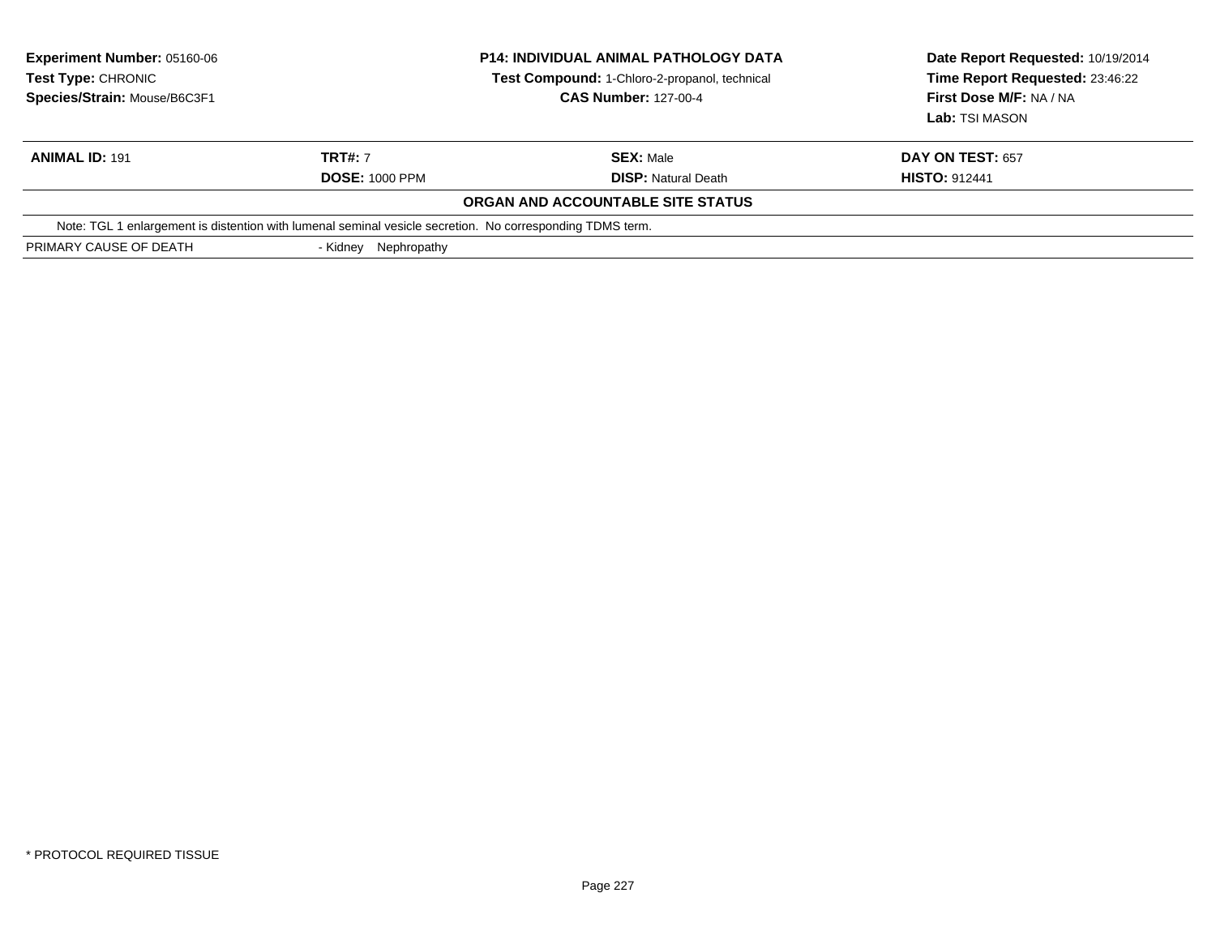**Experiment Number:** 05160-06
**Test Type:** CHRONIC
**Species/Strain:** Mouse/B6C3F1

**P14: INDIVIDUAL ANIMAL PATHOLOGY DATA**
**Test Compound:** 1-Chloro-2-propanol, technical
**CAS Number:** 127-00-4

**Date Report Requested:** 10/19/2014
**Time Report Requested:** 23:46:22
**First Dose M/F:** NA / NA
**Lab:** TSI MASON

| **ANIMAL ID:** 191 | **TRT#:** 7 | **SEX:** Male | **DAY ON TEST:** 657 |
|---|---|---|---|
| | **DOSE:** 1000 PPM | **DISP:** Natural Death | **HISTO:** 912441 |

**ORGAN AND ACCOUNTABLE SITE STATUS**

Note: TGL 1 enlargement is distention with lumenal seminal vesicle secretion. No corresponding TDMS term.

PRIMARY CAUSE OF DEATH - Kidney Nephropathy

* PROTOCOL REQUIRED TISSUE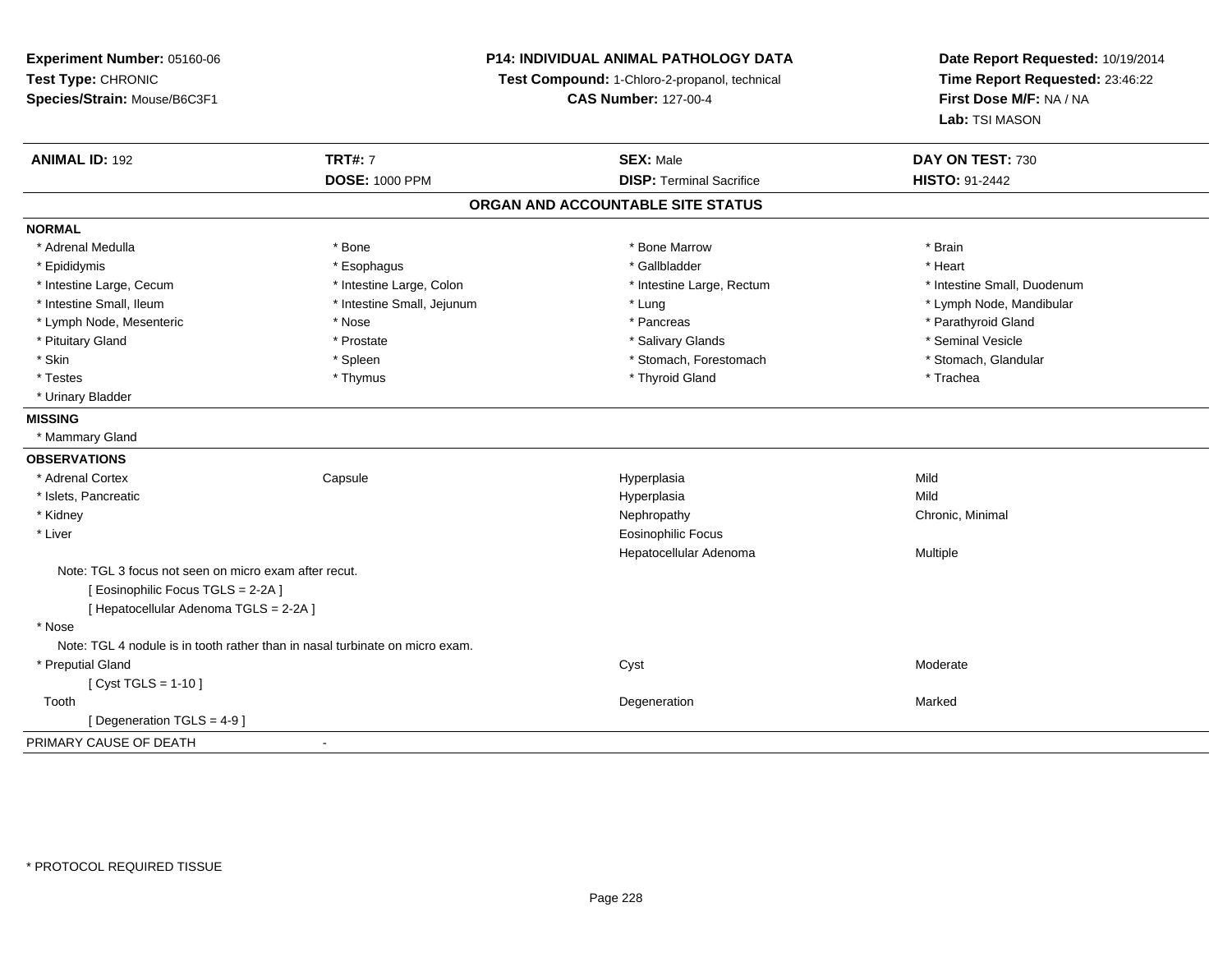**Experiment Number:** 05160-06
**Test Type:** CHRONIC
**Species/Strain:** Mouse/B6C3F1

**P14: INDIVIDUAL ANIMAL PATHOLOGY DATA**
**Test Compound:** 1-Chloro-2-propanol, technical
**CAS Number:** 127-00-4

**Date Report Requested:** 10/19/2014
**Time Report Requested:** 23:46:22
**First Dose M/F:** NA / NA
**Lab:** TSI MASON

| **ANIMAL ID:** 192 | **TRT#:** 7 | **SEX:** Male | **DAY ON TEST:** 730 |
|---|---|---|---|
| | **DOSE:** 1000 PPM | **DISP:** Terminal Sacrifice | **HISTO:** 91-2442 |

## ORGAN AND ACCOUNTABLE SITE STATUS

**NORMAL**

| | | | |
|---|---|---|---|
| * Adrenal Medulla | * Bone | * Bone Marrow | * Brain |
| * Epididymis | * Esophagus | * Gallbladder | * Heart |
| * Intestine Large, Cecum | * Intestine Large, Colon | * Intestine Large, Rectum | * Intestine Small, Duodenum |
| * Intestine Small, Ileum | * Intestine Small, Jejunum | * Lung | * Lymph Node, Mandibular |
| * Lymph Node, Mesenteric | * Nose | * Pancreas | * Parathyroid Gland |
| * Pituitary Gland | * Prostate | * Salivary Glands | * Seminal Vesicle |
| * Skin | * Spleen | * Stomach, Forestomach | * Stomach, Glandular |
| * Testes | * Thymus | * Thyroid Gland | * Trachea |
| * Urinary Bladder | | | |

**MISSING**

* Mammary Gland

**OBSERVATIONS**

| | | | |
|---|---|---|---|
| * Adrenal Cortex | Capsule | Hyperplasia | Mild |
| * Islets, Pancreatic | | Hyperplasia | Mild |
| * Kidney | | Nephropathy | Chronic, Minimal |
| * Liver | | Eosinophilic Focus | |
| | | Hepatocellular Adenoma | Multiple |

Note: TGL 3 focus not seen on micro exam after recut.
[ Eosinophilic Focus TGLS = 2-2A ]
[ Hepatocellular Adenoma TGLS = 2-2A ]

* Nose

Note: TGL 4 nodule is in tooth rather than in nasal turbinate on micro exam.

| | | | |
|---|---|---|---|
| * Preputial Gland | | Cyst | Moderate |

[ Cyst TGLS = 1-10 ]

| | | | |
|---|---|---|---|
| Tooth | | Degeneration | Marked |

[ Degeneration TGLS = 4-9 ]

PRIMARY CAUSE OF DEATH -

* PROTOCOL REQUIRED TISSUE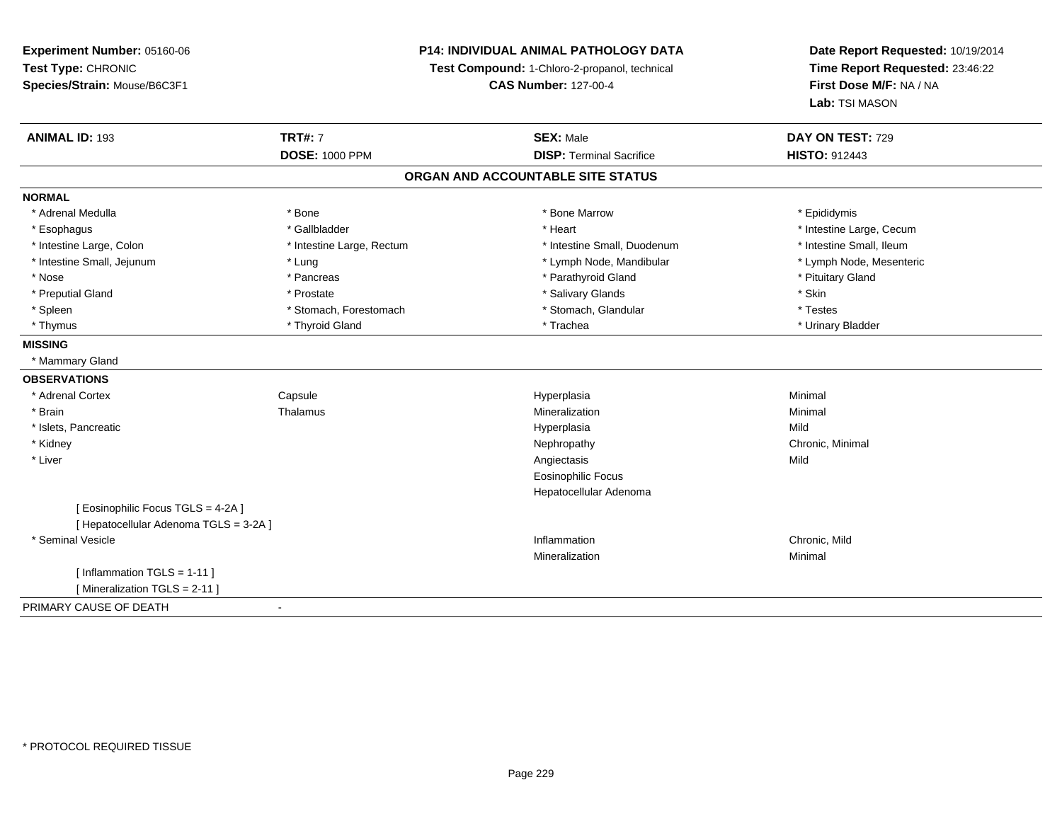**Experiment Number:** 05160-06
**Test Type:** CHRONIC
**Species/Strain:** Mouse/B6C3F1

**P14: INDIVIDUAL ANIMAL PATHOLOGY DATA**
**Test Compound:** 1-Chloro-2-propanol, technical
**CAS Number:** 127-00-4

**Date Report Requested:** 10/19/2014
**Time Report Requested:** 23:46:22
**First Dose M/F:** NA / NA
**Lab:** TSI MASON

| **ANIMAL ID:** 193 | **TRT#:** 7 | **SEX:** Male | **DAY ON TEST:** 729 |
|---|---|---|---|
| | **DOSE:** 1000 PPM | **DISP:** Terminal Sacrifice | **HISTO:** 912443 |

## ORGAN AND ACCOUNTABLE SITE STATUS

**NORMAL**

| | | | |
|---|---|---|---|
| * Adrenal Medulla | * Bone | * Bone Marrow | * Epididymis |
| * Esophagus | * Gallbladder | * Heart | * Intestine Large, Cecum |
| * Intestine Large, Colon | * Intestine Large, Rectum | * Intestine Small, Duodenum | * Intestine Small, Ileum |
| * Intestine Small, Jejunum | * Lung | * Lymph Node, Mandibular | * Lymph Node, Mesenteric |
| * Nose | * Pancreas | * Parathyroid Gland | * Pituitary Gland |
| * Preputial Gland | * Prostate | * Salivary Glands | * Skin |
| * Spleen | * Stomach, Forestomach | * Stomach, Glandular | * Testes |
| * Thymus | * Thyroid Gland | * Trachea | * Urinary Bladder |

**MISSING**

* Mammary Gland

**OBSERVATIONS**

| | | | |
|---|---|---|---|
| * Adrenal Cortex | Capsule | Hyperplasia | Minimal |
| * Brain | Thalamus | Mineralization | Minimal |
| * Islets, Pancreatic | | Hyperplasia | Mild |
| * Kidney | | Nephropathy | Chronic, Minimal |
| * Liver | | Angiectasis | Mild |
| | | Eosinophilic Focus | |
| | | Hepatocellular Adenoma | |
| [ Eosinophilic Focus TGLS = 4-2A ] | | | |
| [ Hepatocellular Adenoma TGLS = 3-2A ] | | | |
| * Seminal Vesicle | | Inflammation | Chronic, Mild |
| | | Mineralization | Minimal |
| [ Inflammation TGLS = 1-11 ] | | | |
| [ Mineralization TGLS = 2-11 ] | | | |

PRIMARY CAUSE OF DEATH -

* PROTOCOL REQUIRED TISSUE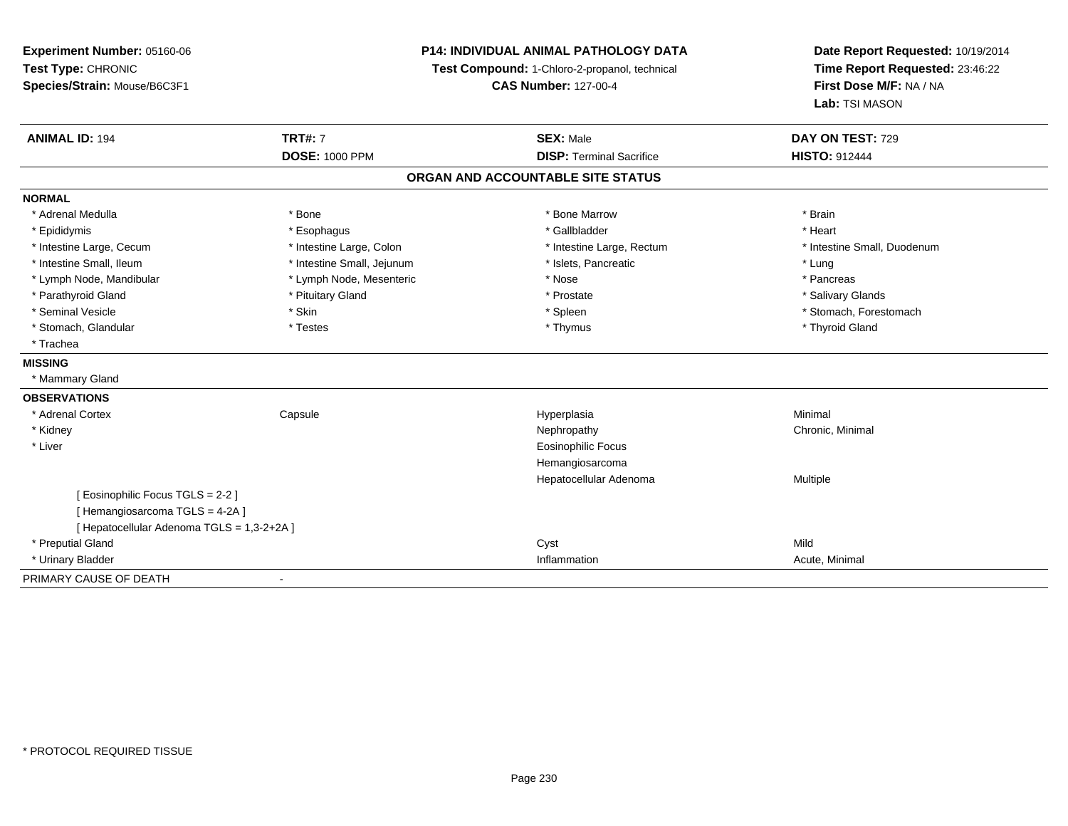**Experiment Number:** 05160-06
**Test Type:** CHRONIC
**Species/Strain:** Mouse/B6C3F1

**P14: INDIVIDUAL ANIMAL PATHOLOGY DATA**
**Test Compound:** 1-Chloro-2-propanol, technical
**CAS Number:** 127-00-4

**Date Report Requested:** 10/19/2014
**Time Report Requested:** 23:46:22
**First Dose M/F:** NA / NA
**Lab:** TSI MASON

| **ANIMAL ID:** 194 | **TRT#:** 7 | **SEX:** Male | **DAY ON TEST:** 729 |
|---|---|---|---|
| | **DOSE:** 1000 PPM | **DISP:** Terminal Sacrifice | **HISTO:** 912444 |

## ORGAN AND ACCOUNTABLE SITE STATUS

**NORMAL**

| | | | |
|---|---|---|---|
| * Adrenal Medulla | * Bone | * Bone Marrow | * Brain |
| * Epididymis | * Esophagus | * Gallbladder | * Heart |
| * Intestine Large, Cecum | * Intestine Large, Colon | * Intestine Large, Rectum | * Intestine Small, Duodenum |
| * Intestine Small, Ileum | * Intestine Small, Jejunum | * Islets, Pancreatic | * Lung |
| * Lymph Node, Mandibular | * Lymph Node, Mesenteric | * Nose | * Pancreas |
| * Parathyroid Gland | * Pituitary Gland | * Prostate | * Salivary Glands |
| * Seminal Vesicle | * Skin | * Spleen | * Stomach, Forestomach |
| * Stomach, Glandular | * Testes | * Thymus | * Thyroid Gland |
| * Trachea | | | |

**MISSING**

* Mammary Gland

**OBSERVATIONS**

| | | | |
|---|---|---|---|
| * Adrenal Cortex | Capsule | Hyperplasia | Minimal |
| * Kidney | | Nephropathy | Chronic, Minimal |
| * Liver | | Eosinophilic Focus | |
| | | Hemangiosarcoma | |
| | | Hepatocellular Adenoma | Multiple |
| [ Eosinophilic Focus TGLS = 2-2 ] | | | |
| [ Hemangiosarcoma TGLS = 4-2A ] | | | |
| [ Hepatocellular Adenoma TGLS = 1,3-2+2A ] | | | |
| * Preputial Gland | | Cyst | Mild |
| * Urinary Bladder | | Inflammation | Acute, Minimal |

PRIMARY CAUSE OF DEATH -

* PROTOCOL REQUIRED TISSUE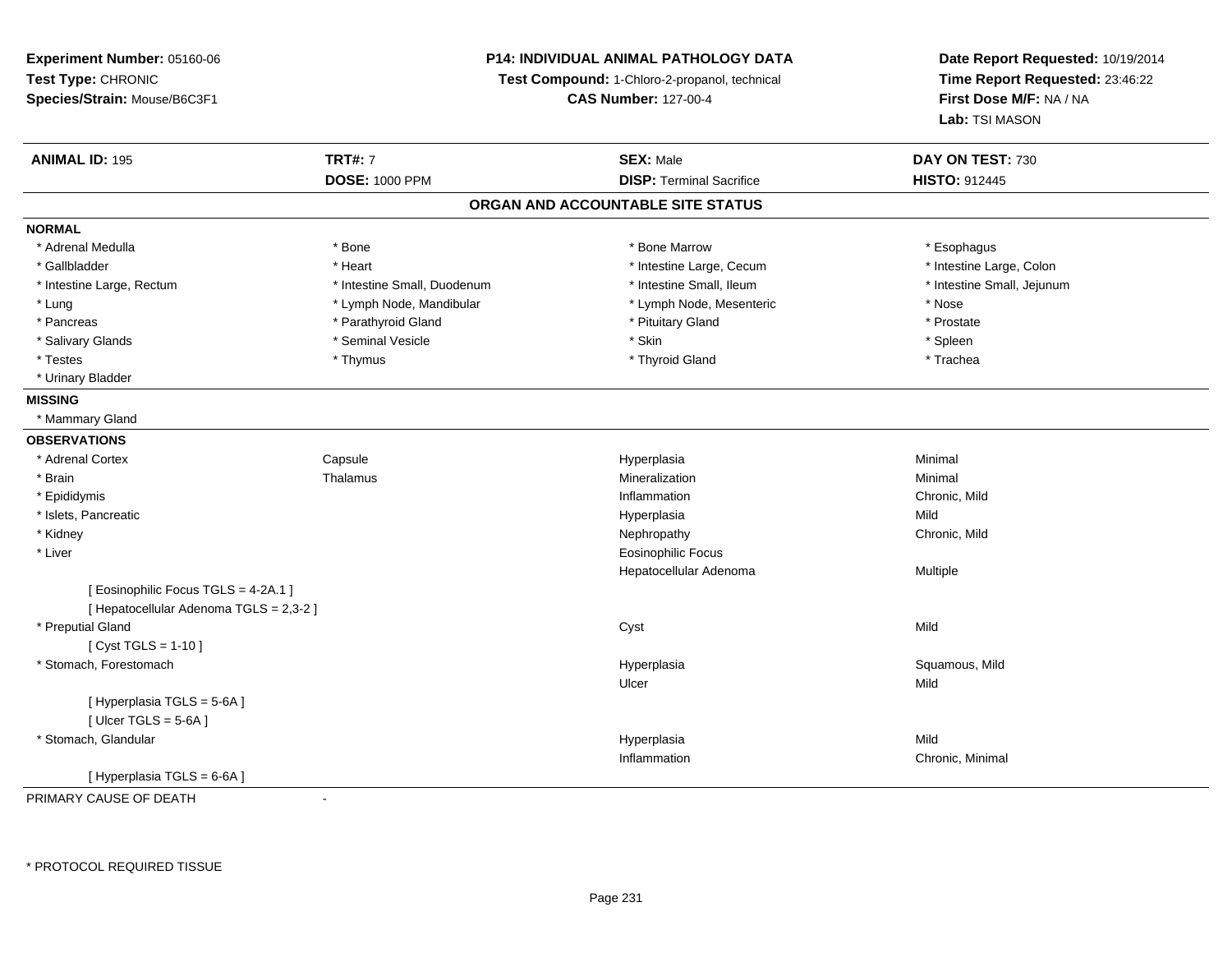**Experiment Number:** 05160-06
**Test Type:** CHRONIC
**Species/Strain:** Mouse/B6C3F1

**P14: INDIVIDUAL ANIMAL PATHOLOGY DATA**
**Test Compound:** 1-Chloro-2-propanol, technical
**CAS Number:** 127-00-4

**Date Report Requested:** 10/19/2014
**Time Report Requested:** 23:46:22
**First Dose M/F:** NA / NA
**Lab:** TSI MASON

| **ANIMAL ID:** 195 | **TRT#:** 7 | **SEX:** Male | **DAY ON TEST:** 730 |
|---|---|---|---|
| | **DOSE:** 1000 PPM | **DISP:** Terminal Sacrifice | **HISTO:** 912445 |

## ORGAN AND ACCOUNTABLE SITE STATUS

**NORMAL**

| | | | |
|---|---|---|---|
| * Adrenal Medulla | * Bone | * Bone Marrow | * Esophagus |
| * Gallbladder | * Heart | * Intestine Large, Cecum | * Intestine Large, Colon |
| * Intestine Large, Rectum | * Intestine Small, Duodenum | * Intestine Small, Ileum | * Intestine Small, Jejunum |
| * Lung | * Lymph Node, Mandibular | * Lymph Node, Mesenteric | * Nose |
| * Pancreas | * Parathyroid Gland | * Pituitary Gland | * Prostate |
| * Salivary Glands | * Seminal Vesicle | * Skin | * Spleen |
| * Testes | * Thymus | * Thyroid Gland | * Trachea |
| * Urinary Bladder | | | |

**MISSING**

* Mammary Gland

**OBSERVATIONS**

| | | | |
|---|---|---|---|
| * Adrenal Cortex | Capsule | Hyperplasia | Minimal |
| * Brain | Thalamus | Mineralization | Minimal |
| * Epididymis | | Inflammation | Chronic, Mild |
| * Islets, Pancreatic | | Hyperplasia | Mild |
| * Kidney | | Nephropathy | Chronic, Mild |
| * Liver | | Eosinophilic Focus | |
| | | Hepatocellular Adenoma | Multiple |
| [ Eosinophilic Focus TGLS = 4-2A.1 ] | | | |
| [ Hepatocellular Adenoma TGLS = 2,3-2 ] | | | |
| * Preputial Gland | | Cyst | Mild |
| [ Cyst TGLS = 1-10 ] | | | |
| * Stomach, Forestomach | | Hyperplasia | Squamous, Mild |
| | | Ulcer | Mild |
| [ Hyperplasia TGLS = 5-6A ] | | | |
| [ Ulcer TGLS = 5-6A ] | | | |
| * Stomach, Glandular | | Hyperplasia | Mild |
| | | Inflammation | Chronic, Minimal |
| [ Hyperplasia TGLS = 6-6A ] | | | |

PRIMARY CAUSE OF DEATH -

* PROTOCOL REQUIRED TISSUE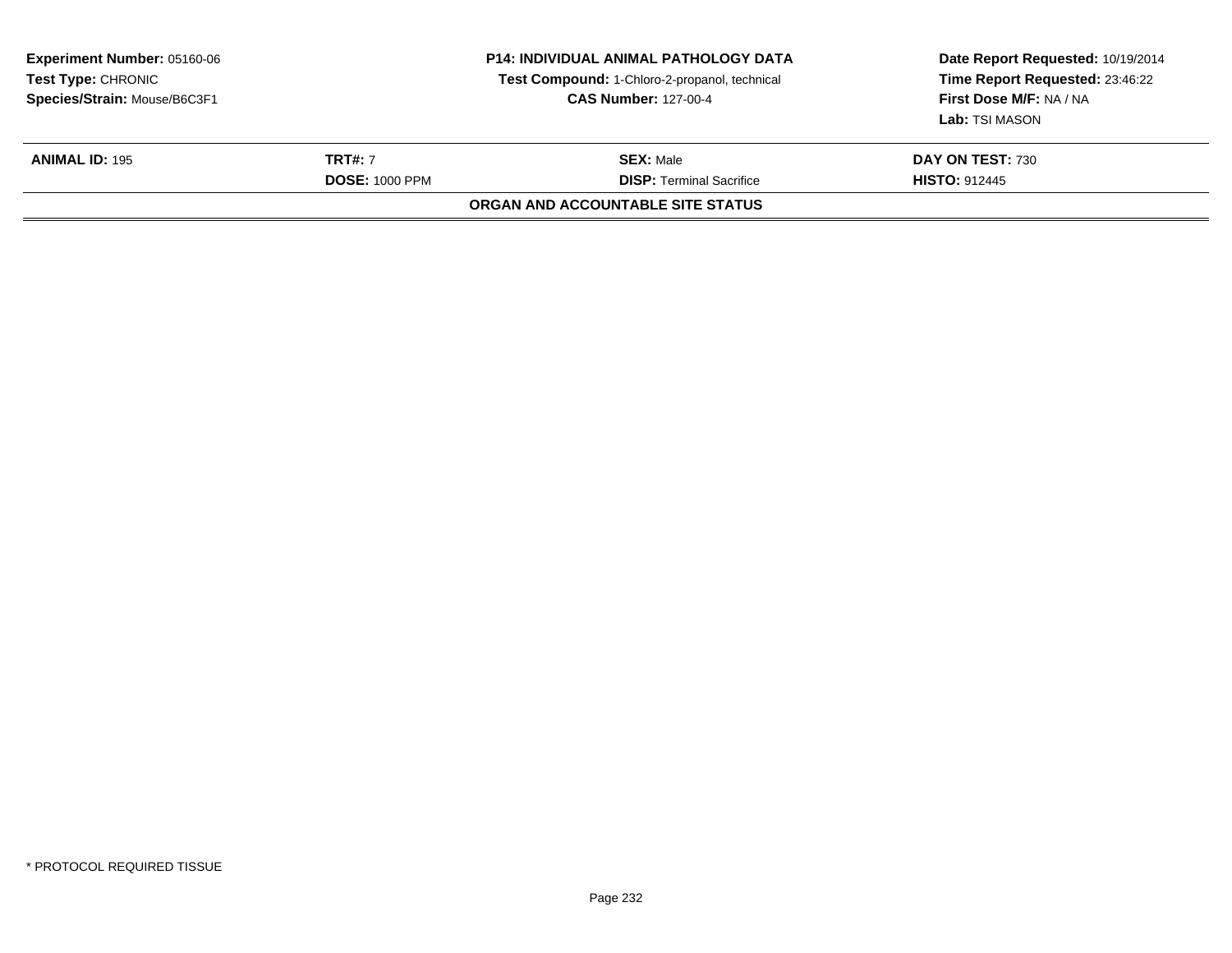**Experiment Number:** 05160-06
**Test Type:** CHRONIC
**Species/Strain:** Mouse/B6C3F1

**P14: INDIVIDUAL ANIMAL PATHOLOGY DATA**
**Test Compound:** 1-Chloro-2-propanol, technical
**CAS Number:** 127-00-4

**Date Report Requested:** 10/19/2014
**Time Report Requested:** 23:46:22
**First Dose M/F:** NA / NA
**Lab:** TSI MASON

| **ANIMAL ID:** 195 | **TRT#:** 7 | **SEX:** Male | **DAY ON TEST:** 730 |
|---|---|---|---|
| | **DOSE:** 1000 PPM | **DISP:** Terminal Sacrifice | **HISTO:** 912445 |

**ORGAN AND ACCOUNTABLE SITE STATUS**

* PROTOCOL REQUIRED TISSUE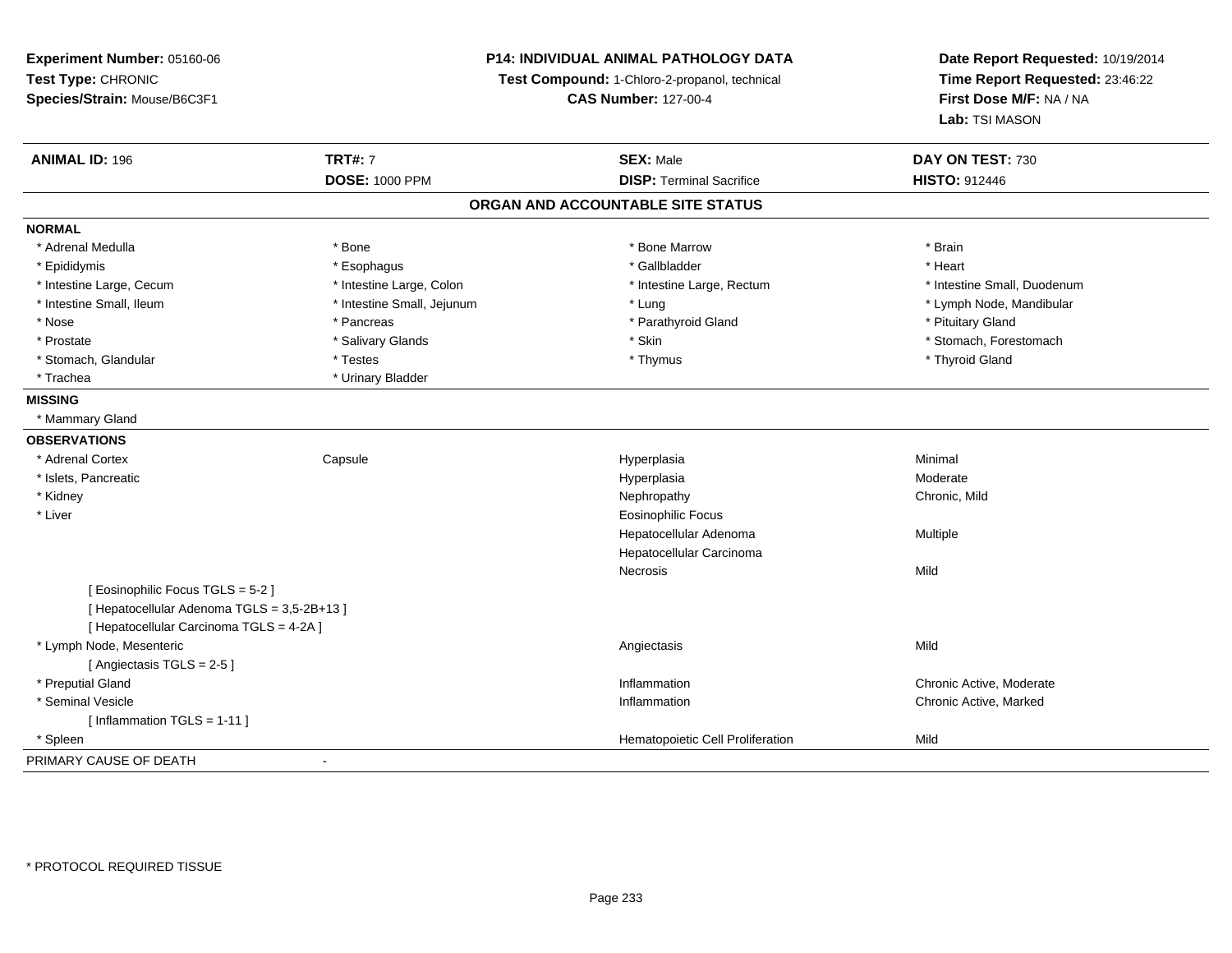**Experiment Number:** 05160-06
**Test Type:** CHRONIC
**Species/Strain:** Mouse/B6C3F1

**P14: INDIVIDUAL ANIMAL PATHOLOGY DATA**
**Test Compound:** 1-Chloro-2-propanol, technical
**CAS Number:** 127-00-4

**Date Report Requested:** 10/19/2014
**Time Report Requested:** 23:46:22
**First Dose M/F:** NA / NA
**Lab:** TSI MASON

| **ANIMAL ID:** 196 | **TRT#:** 7 | **SEX:** Male | **DAY ON TEST:** 730 |
|---|---|---|---|
| | **DOSE:** 1000 PPM | **DISP:** Terminal Sacrifice | **HISTO:** 912446 |

## ORGAN AND ACCOUNTABLE SITE STATUS

**NORMAL**

| | | | |
|---|---|---|---|
| * Adrenal Medulla | * Bone | * Bone Marrow | * Brain |
| * Epididymis | * Esophagus | * Gallbladder | * Heart |
| * Intestine Large, Cecum | * Intestine Large, Colon | * Intestine Large, Rectum | * Intestine Small, Duodenum |
| * Intestine Small, Ileum | * Intestine Small, Jejunum | * Lung | * Lymph Node, Mandibular |
| * Nose | * Pancreas | * Parathyroid Gland | * Pituitary Gland |
| * Prostate | * Salivary Glands | * Skin | * Stomach, Forestomach |
| * Stomach, Glandular | * Testes | * Thymus | * Thyroid Gland |
| * Trachea | * Urinary Bladder | | |

**MISSING**

* Mammary Gland

**OBSERVATIONS**

| | | | |
|---|---|---|---|
| * Adrenal Cortex | Capsule | Hyperplasia | Minimal |
| * Islets, Pancreatic | | Hyperplasia | Moderate |
| * Kidney | | Nephropathy | Chronic, Mild |
| * Liver | | Eosinophilic Focus | |
| | | Hepatocellular Adenoma | Multiple |
| | | Hepatocellular Carcinoma | |
| | | Necrosis | Mild |
| [ Eosinophilic Focus TGLS = 5-2 ] | | | |
| [ Hepatocellular Adenoma TGLS = 3,5-2B+13 ] | | | |
| [ Hepatocellular Carcinoma TGLS = 4-2A ] | | | |
| * Lymph Node, Mesenteric | | Angiectasis | Mild |
| [ Angiectasis TGLS = 2-5 ] | | | |
| * Preputial Gland | | Inflammation | Chronic Active, Moderate |
| * Seminal Vesicle | | Inflammation | Chronic Active, Marked |
| [ Inflammation TGLS = 1-11 ] | | | |
| * Spleen | | Hematopoietic Cell Proliferation | Mild |

PRIMARY CAUSE OF DEATH -

* PROTOCOL REQUIRED TISSUE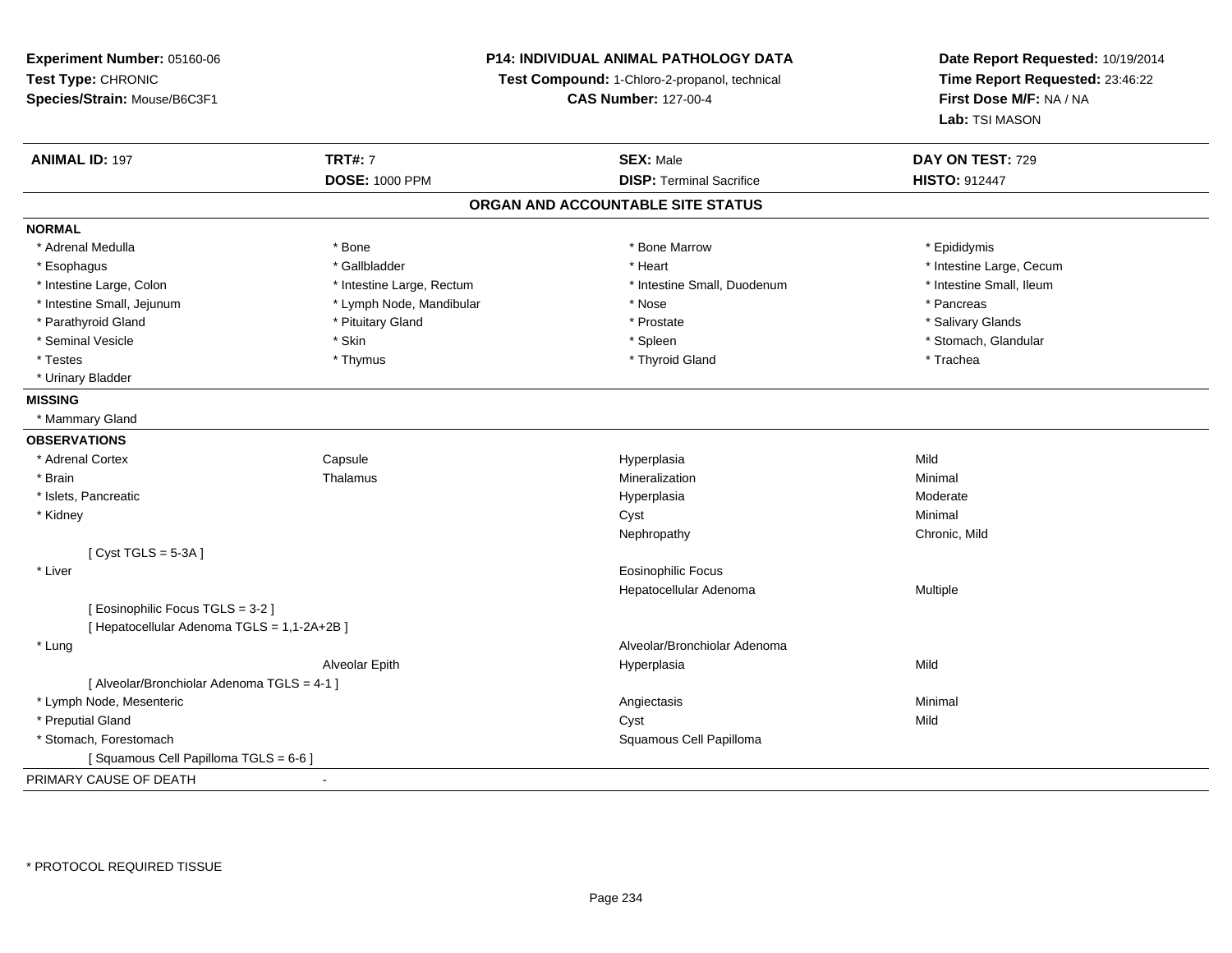**Experiment Number:** 05160-06
**Test Type:** CHRONIC
**Species/Strain:** Mouse/B6C3F1

**P14: INDIVIDUAL ANIMAL PATHOLOGY DATA**
**Test Compound:** 1-Chloro-2-propanol, technical
**CAS Number:** 127-00-4

**Date Report Requested:** 10/19/2014
**Time Report Requested:** 23:46:22
**First Dose M/F:** NA / NA
**Lab:** TSI MASON

| **ANIMAL ID:** 197 | **TRT#:** 7 | **SEX:** Male | **DAY ON TEST:** 729 |
|---|---|---|---|
| | **DOSE:** 1000 PPM | **DISP:** Terminal Sacrifice | **HISTO:** 912447 |

## ORGAN AND ACCOUNTABLE SITE STATUS

**NORMAL**

| | | | |
|---|---|---|---|
| * Adrenal Medulla | * Bone | * Bone Marrow | * Epididymis |
| * Esophagus | * Gallbladder | * Heart | * Intestine Large, Cecum |
| * Intestine Large, Colon | * Intestine Large, Rectum | * Intestine Small, Duodenum | * Intestine Small, Ileum |
| * Intestine Small, Jejunum | * Lymph Node, Mandibular | * Nose | * Pancreas |
| * Parathyroid Gland | * Pituitary Gland | * Prostate | * Salivary Glands |
| * Seminal Vesicle | * Skin | * Spleen | * Stomach, Glandular |
| * Testes | * Thymus | * Thyroid Gland | * Trachea |
| * Urinary Bladder | | | |

**MISSING**

* Mammary Gland

**OBSERVATIONS**

| | | | |
|---|---|---|---|
| * Adrenal Cortex | Capsule | Hyperplasia | Mild |
| * Brain | Thalamus | Mineralization | Minimal |
| * Islets, Pancreatic | | Hyperplasia | Moderate |
| * Kidney | | Cyst | Minimal |
| | | Nephropathy | Chronic, Mild |
| [ Cyst TGLS = 5-3A ] | | | |
| * Liver | | Eosinophilic Focus | |
| | | Hepatocellular Adenoma | Multiple |
| [ Eosinophilic Focus TGLS = 3-2 ] | | | |
| [ Hepatocellular Adenoma TGLS = 1,1-2A+2B ] | | | |
| * Lung | | Alveolar/Bronchiolar Adenoma | |
| | Alveolar Epith | Hyperplasia | Mild |
| [ Alveolar/Bronchiolar Adenoma TGLS = 4-1 ] | | | |
| * Lymph Node, Mesenteric | | Angiectasis | Minimal |
| * Preputial Gland | | Cyst | Mild |
| * Stomach, Forestomach | | Squamous Cell Papilloma | |
| [ Squamous Cell Papilloma TGLS = 6-6 ] | | | |

PRIMARY CAUSE OF DEATH -

* PROTOCOL REQUIRED TISSUE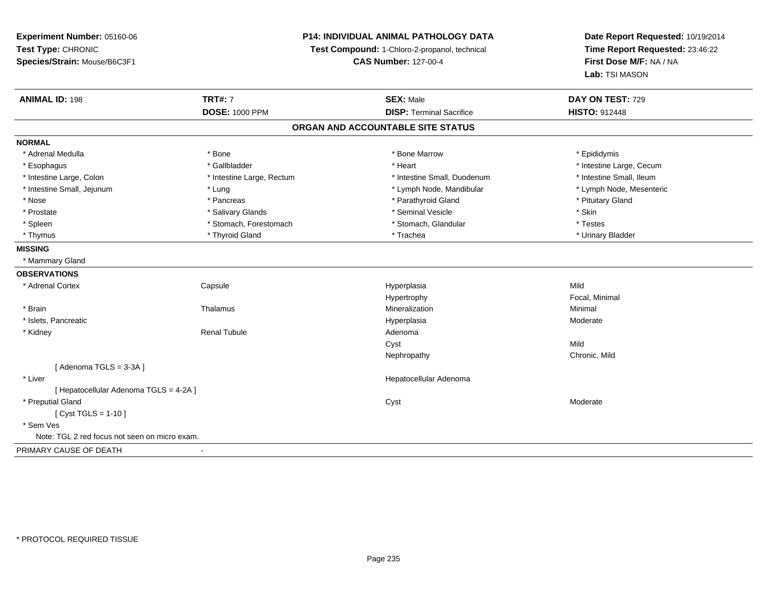**Experiment Number:** 05160-06
**Test Type:** CHRONIC
**Species/Strain:** Mouse/B6C3F1

**P14: INDIVIDUAL ANIMAL PATHOLOGY DATA**
**Test Compound:** 1-Chloro-2-propanol, technical
**CAS Number:** 127-00-4

**Date Report Requested:** 10/19/2014
**Time Report Requested:** 23:46:22
**First Dose M/F:** NA / NA
**Lab:** TSI MASON

| **ANIMAL ID:** 198 | **TRT#:** 7 | **SEX:** Male | **DAY ON TEST:** 729 |
|---|---|---|---|
| | **DOSE:** 1000 PPM | **DISP:** Terminal Sacrifice | **HISTO:** 912448 |

## ORGAN AND ACCOUNTABLE SITE STATUS

**NORMAL**

| | | | |
|---|---|---|---|
| * Adrenal Medulla | * Bone | * Bone Marrow | * Epididymis |
| * Esophagus | * Gallbladder | * Heart | * Intestine Large, Cecum |
| * Intestine Large, Colon | * Intestine Large, Rectum | * Intestine Small, Duodenum | * Intestine Small, Ileum |
| * Intestine Small, Jejunum | * Lung | * Lymph Node, Mandibular | * Lymph Node, Mesenteric |
| * Nose | * Pancreas | * Parathyroid Gland | * Pituitary Gland |
| * Prostate | * Salivary Glands | * Seminal Vesicle | * Skin |
| * Spleen | * Stomach, Forestomach | * Stomach, Glandular | * Testes |
| * Thymus | * Thyroid Gland | * Trachea | * Urinary Bladder |

**MISSING**

* Mammary Gland

**OBSERVATIONS**

| | | | |
|---|---|---|---|
| * Adrenal Cortex | Capsule | Hyperplasia | Mild |
| | | Hypertrophy | Focal, Minimal |
| * Brain | Thalamus | Mineralization | Minimal |
| * Islets, Pancreatic | | Hyperplasia | Moderate |
| * Kidney | Renal Tubule | Adenoma | |
| | | Cyst | Mild |
| | | Nephropathy | Chronic, Mild |
| [ Adenoma TGLS = 3-3A ] | | | |
| * Liver | | Hepatocellular Adenoma | |
| [ Hepatocellular Adenoma TGLS = 4-2A ] | | | |
| * Preputial Gland | | Cyst | Moderate |
| [ Cyst TGLS = 1-10 ] | | | |
| * Sem Ves | | | |
| Note: TGL 2 red focus not seen on micro exam. | | | |

PRIMARY CAUSE OF DEATH -

* PROTOCOL REQUIRED TISSUE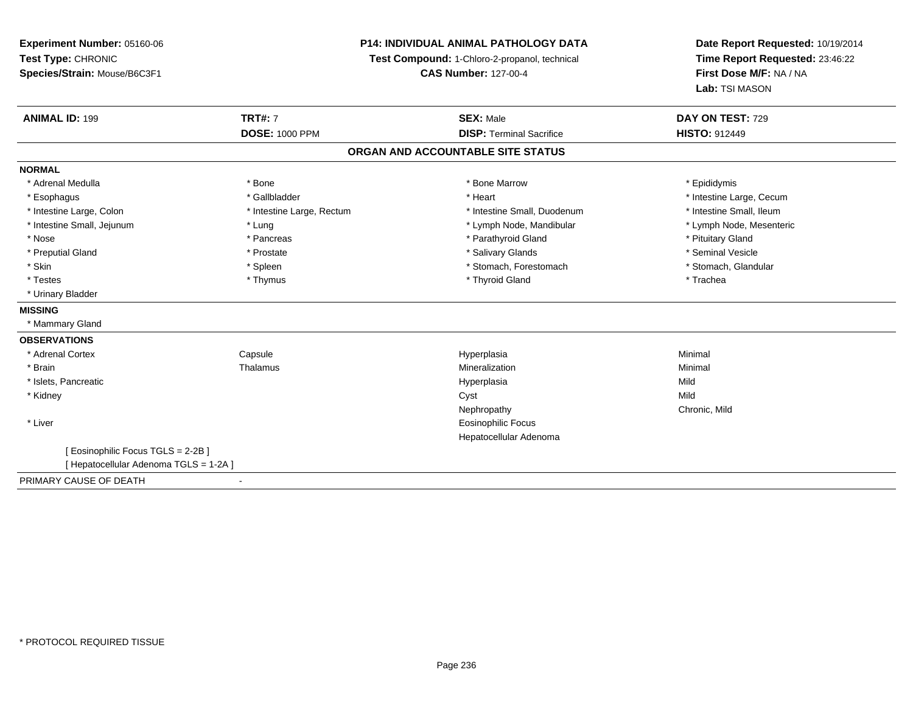**Experiment Number:** 05160-06
**Test Type:** CHRONIC
**Species/Strain:** Mouse/B6C3F1

**P14: INDIVIDUAL ANIMAL PATHOLOGY DATA**
**Test Compound:** 1-Chloro-2-propanol, technical
**CAS Number:** 127-00-4

**Date Report Requested:** 10/19/2014
**Time Report Requested:** 23:46:22
**First Dose M/F:** NA / NA
**Lab:** TSI MASON

| **ANIMAL ID:** 199 | **TRT#:** 7 | **SEX:** Male | **DAY ON TEST:** 729 |
|---|---|---|---|
| | **DOSE:** 1000 PPM | **DISP:** Terminal Sacrifice | **HISTO:** 912449 |

## ORGAN AND ACCOUNTABLE SITE STATUS

**NORMAL**

| | | | |
|---|---|---|---|
| * Adrenal Medulla | * Bone | * Bone Marrow | * Epididymis |
| * Esophagus | * Gallbladder | * Heart | * Intestine Large, Cecum |
| * Intestine Large, Colon | * Intestine Large, Rectum | * Intestine Small, Duodenum | * Intestine Small, Ileum |
| * Intestine Small, Jejunum | * Lung | * Lymph Node, Mandibular | * Lymph Node, Mesenteric |
| * Nose | * Pancreas | * Parathyroid Gland | * Pituitary Gland |
| * Preputial Gland | * Prostate | * Salivary Glands | * Seminal Vesicle |
| * Skin | * Spleen | * Stomach, Forestomach | * Stomach, Glandular |
| * Testes | * Thymus | * Thyroid Gland | * Trachea |
| * Urinary Bladder | | | |

**MISSING**

* Mammary Gland

**OBSERVATIONS**

| | | | |
|---|---|---|---|
| * Adrenal Cortex | Capsule | Hyperplasia | Minimal |
| * Brain | Thalamus | Mineralization | Minimal |
| * Islets, Pancreatic | | Hyperplasia | Mild |
| * Kidney | | Cyst | Mild |
| | | Nephropathy | Chronic, Mild |
| * Liver | | Eosinophilic Focus | |
| | | Hepatocellular Adenoma | |

[ Eosinophilic Focus TGLS = 2-2B ]
[ Hepatocellular Adenoma TGLS = 1-2A ]

PRIMARY CAUSE OF DEATH -

* PROTOCOL REQUIRED TISSUE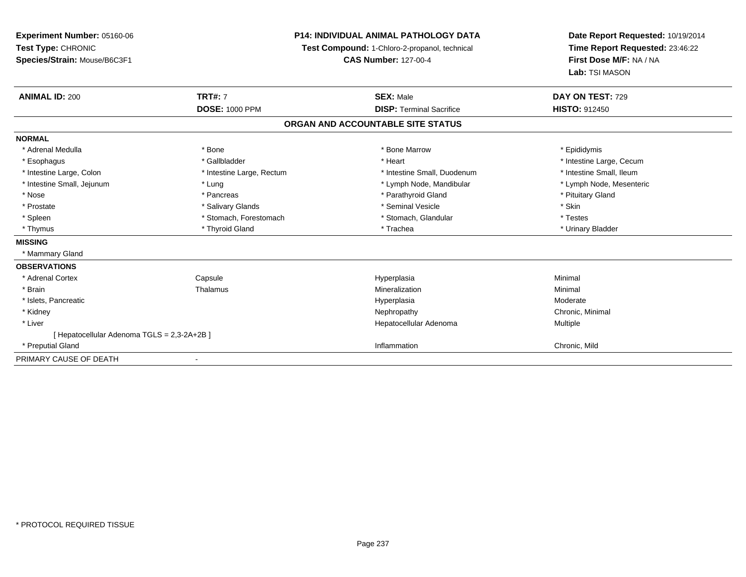**Experiment Number:** 05160-06
**Test Type:** CHRONIC
**Species/Strain:** Mouse/B6C3F1

**P14: INDIVIDUAL ANIMAL PATHOLOGY DATA**
**Test Compound:** 1-Chloro-2-propanol, technical
**CAS Number:** 127-00-4

**Date Report Requested:** 10/19/2014
**Time Report Requested:** 23:46:22
**First Dose M/F:** NA / NA
**Lab:** TSI MASON

| **ANIMAL ID:** 200 | **TRT#:** 7 | **SEX:** Male | **DAY ON TEST:** 729 |
|---|---|---|---|
| | **DOSE:** 1000 PPM | **DISP:** Terminal Sacrifice | **HISTO:** 912450 |

## ORGAN AND ACCOUNTABLE SITE STATUS

| | | | |
|---|---|---|---|
| **NORMAL** | | | |
| * Adrenal Medulla | * Bone | * Bone Marrow | * Epididymis |
| * Esophagus | * Gallbladder | * Heart | * Intestine Large, Cecum |
| * Intestine Large, Colon | * Intestine Large, Rectum | * Intestine Small, Duodenum | * Intestine Small, Ileum |
| * Intestine Small, Jejunum | * Lung | * Lymph Node, Mandibular | * Lymph Node, Mesenteric |
| * Nose | * Pancreas | * Parathyroid Gland | * Pituitary Gland |
| * Prostate | * Salivary Glands | * Seminal Vesicle | * Skin |
| * Spleen | * Stomach, Forestomach | * Stomach, Glandular | * Testes |
| * Thymus | * Thyroid Gland | * Trachea | * Urinary Bladder |
| **MISSING** | | | |
| * Mammary Gland | | | |
| **OBSERVATIONS** | | | |
| * Adrenal Cortex | Capsule | Hyperplasia | Minimal |
| * Brain | Thalamus | Mineralization | Minimal |
| * Islets, Pancreatic | | Hyperplasia | Moderate |
| * Kidney | | Nephropathy | Chronic, Minimal |
| * Liver | | Hepatocellular Adenoma | Multiple |
| [ Hepatocellular Adenoma TGLS = 2,3-2A+2B ] | | | |
| * Preputial Gland | | Inflammation | Chronic, Mild |
| PRIMARY CAUSE OF DEATH | - | | |

* PROTOCOL REQUIRED TISSUE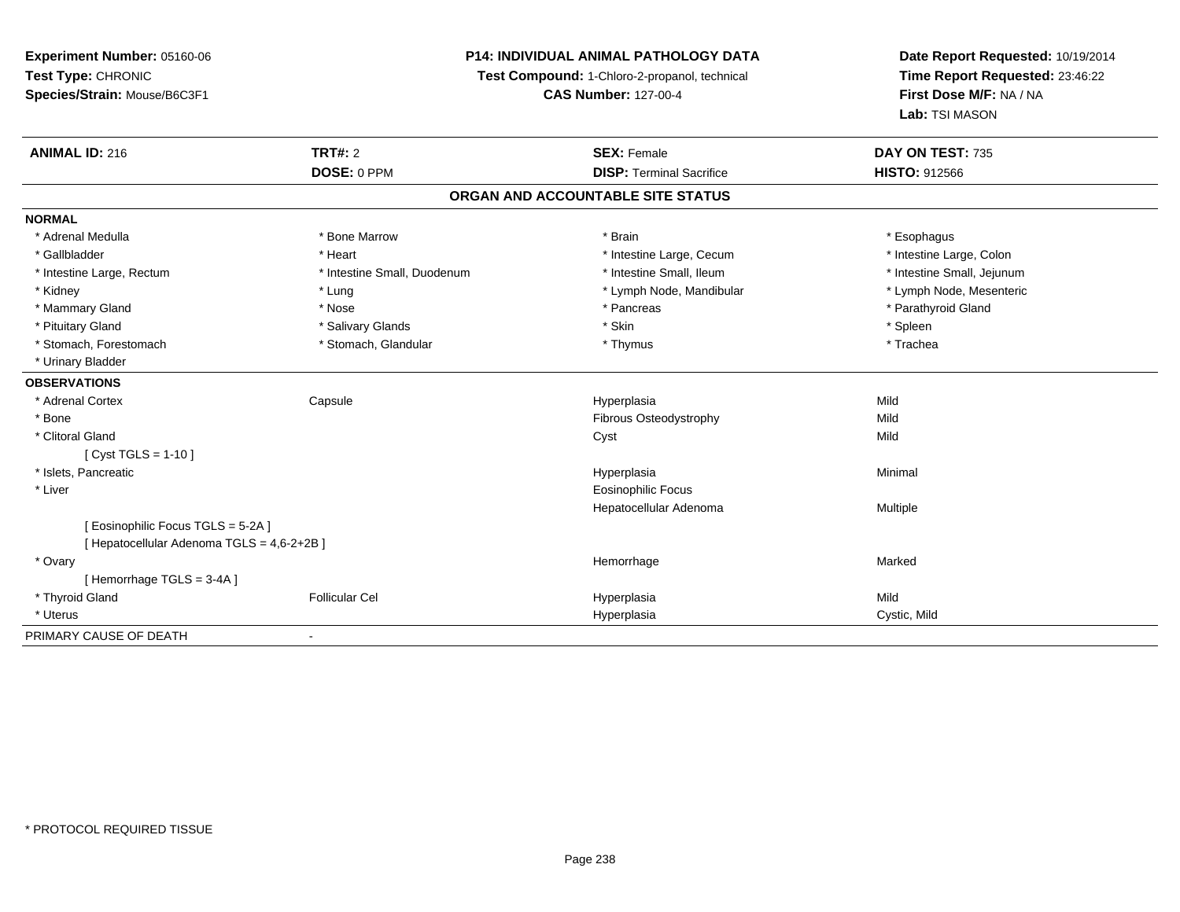**Experiment Number:** 05160-06
**Test Type:** CHRONIC
**Species/Strain:** Mouse/B6C3F1

**P14: INDIVIDUAL ANIMAL PATHOLOGY DATA**
**Test Compound:** 1-Chloro-2-propanol, technical
**CAS Number:** 127-00-4

**Date Report Requested:** 10/19/2014
**Time Report Requested:** 23:46:22
**First Dose M/F:** NA / NA
**Lab:** TSI MASON

| **ANIMAL ID:** 216 | **TRT#:** 2 | **SEX:** Female | **DAY ON TEST:** 735 |
|---|---|---|---|
| | **DOSE:** 0 PPM | **DISP:** Terminal Sacrifice | **HISTO:** 912566 |

## ORGAN AND ACCOUNTABLE SITE STATUS

**NORMAL**

| | | | |
|---|---|---|---|
| * Adrenal Medulla | * Bone Marrow | * Brain | * Esophagus |
| * Gallbladder | * Heart | * Intestine Large, Cecum | * Intestine Large, Colon |
| * Intestine Large, Rectum | * Intestine Small, Duodenum | * Intestine Small, Ileum | * Intestine Small, Jejunum |
| * Kidney | * Lung | * Lymph Node, Mandibular | * Lymph Node, Mesenteric |
| * Mammary Gland | * Nose | * Pancreas | * Parathyroid Gland |
| * Pituitary Gland | * Salivary Glands | * Skin | * Spleen |
| * Stomach, Forestomach | * Stomach, Glandular | * Thymus | * Trachea |
| * Urinary Bladder | | | |

**OBSERVATIONS**

| | | | |
|---|---|---|---|
| * Adrenal Cortex | Capsule | Hyperplasia | Mild |
| * Bone | | Fibrous Osteodystrophy | Mild |
| * Clitoral Gland | | Cyst | Mild |
| [ Cyst TGLS = 1-10 ] | | | |
| * Islets, Pancreatic | | Hyperplasia | Minimal |
| * Liver | | Eosinophilic Focus | |
| | | Hepatocellular Adenoma | Multiple |
| [ Eosinophilic Focus TGLS = 5-2A ] | | | |
| [ Hepatocellular Adenoma TGLS = 4,6-2+2B ] | | | |
| * Ovary | | Hemorrhage | Marked |
| [ Hemorrhage TGLS = 3-4A ] | | | |
| * Thyroid Gland | Follicular Cel | Hyperplasia | Mild |
| * Uterus | | Hyperplasia | Cystic, Mild |

PRIMARY CAUSE OF DEATH -

* PROTOCOL REQUIRED TISSUE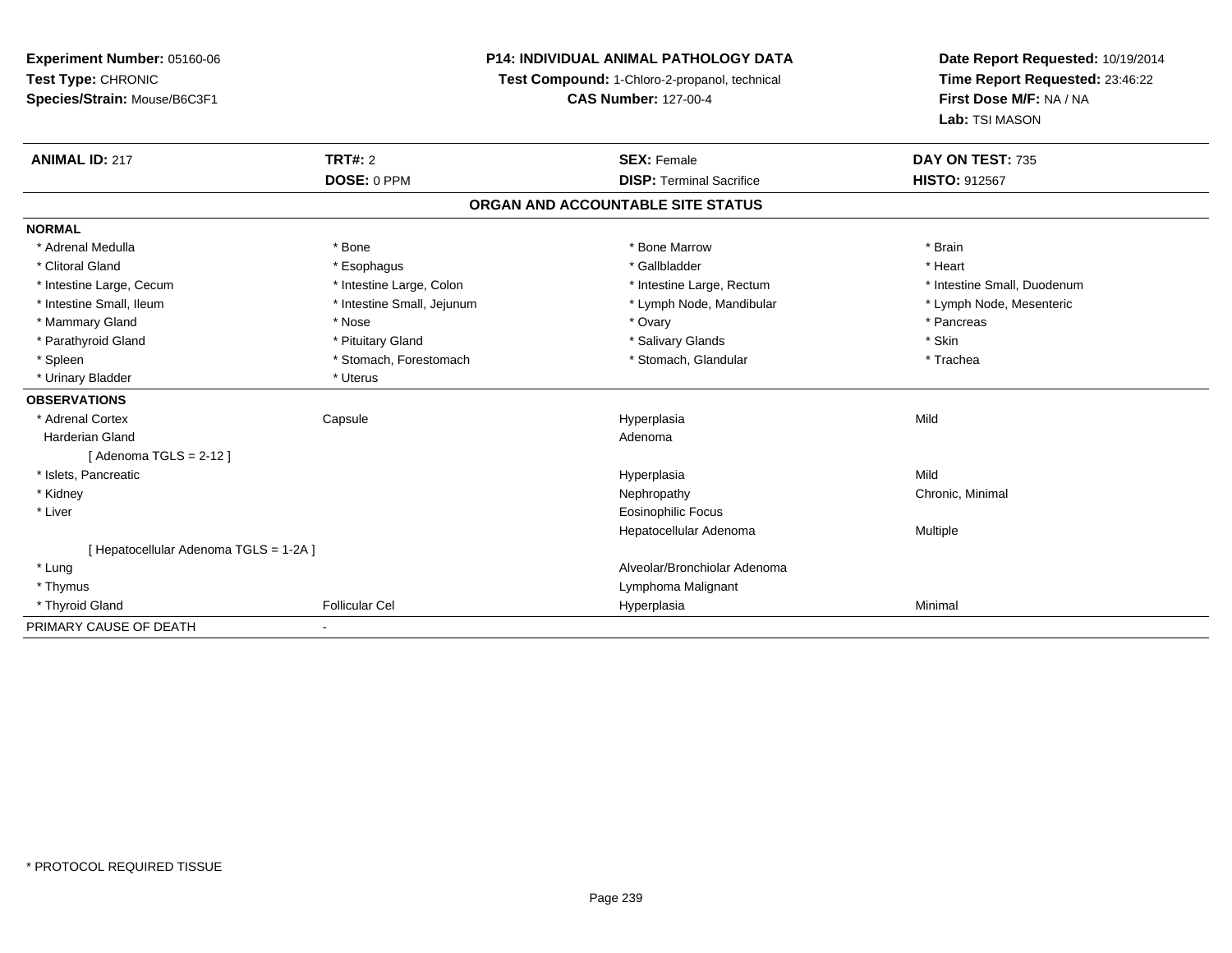**Experiment Number:** 05160-06
**Test Type:** CHRONIC
**Species/Strain:** Mouse/B6C3F1

**P14: INDIVIDUAL ANIMAL PATHOLOGY DATA**
**Test Compound:** 1-Chloro-2-propanol, technical
**CAS Number:** 127-00-4

**Date Report Requested:** 10/19/2014
**Time Report Requested:** 23:46:22
**First Dose M/F:** NA / NA
**Lab:** TSI MASON

| **ANIMAL ID:** 217 | **TRT#:** 2 | **SEX:** Female | **DAY ON TEST:** 735 |
|---|---|---|---|
| | **DOSE:** 0 PPM | **DISP:** Terminal Sacrifice | **HISTO:** 912567 |

**ORGAN AND ACCOUNTABLE SITE STATUS**

**NORMAL**

| | | | |
|---|---|---|---|
| * Adrenal Medulla | * Bone | * Bone Marrow | * Brain |
| * Clitoral Gland | * Esophagus | * Gallbladder | * Heart |
| * Intestine Large, Cecum | * Intestine Large, Colon | * Intestine Large, Rectum | * Intestine Small, Duodenum |
| * Intestine Small, Ileum | * Intestine Small, Jejunum | * Lymph Node, Mandibular | * Lymph Node, Mesenteric |
| * Mammary Gland | * Nose | * Ovary | * Pancreas |
| * Parathyroid Gland | * Pituitary Gland | * Salivary Glands | * Skin |
| * Spleen | * Stomach, Forestomach | * Stomach, Glandular | * Trachea |
| * Urinary Bladder | * Uterus | | |

**OBSERVATIONS**

| | | | |
|---|---|---|---|
| * Adrenal Cortex | Capsule | Hyperplasia | Mild |
| Harderian Gland | | Adenoma | |
| [ Adenoma TGLS = 2-12 ] | | | |
| * Islets, Pancreatic | | Hyperplasia | Mild |
| * Kidney | | Nephropathy | Chronic, Minimal |
| * Liver | | Eosinophilic Focus | |
| | | Hepatocellular Adenoma | Multiple |
| [ Hepatocellular Adenoma TGLS = 1-2A ] | | | |
| * Lung | | Alveolar/Bronchiolar Adenoma | |
| * Thymus | | Lymphoma Malignant | |
| * Thyroid Gland | Follicular Cel | Hyperplasia | Minimal |

PRIMARY CAUSE OF DEATH -

* PROTOCOL REQUIRED TISSUE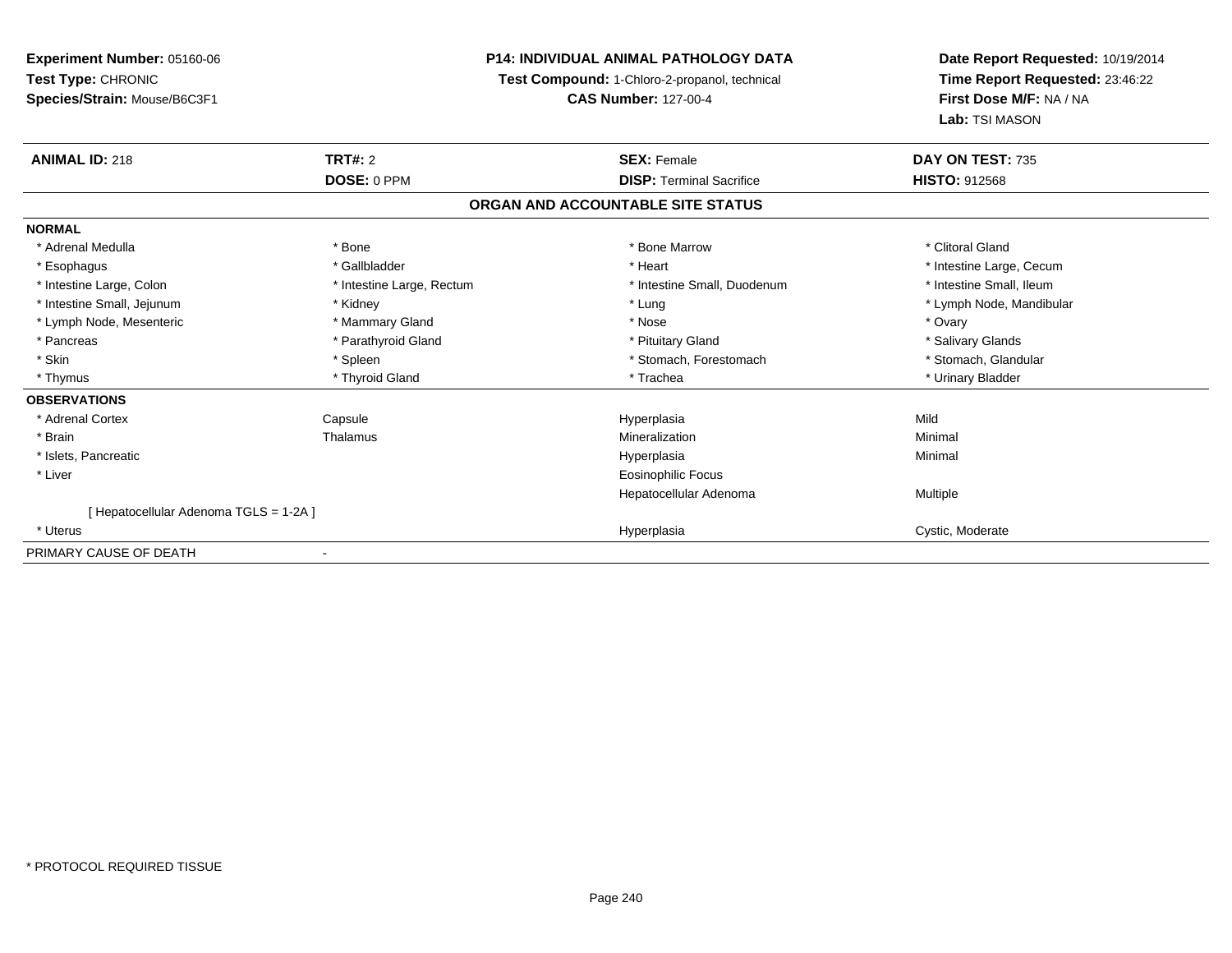**Experiment Number:** 05160-06
**Test Type:** CHRONIC
**Species/Strain:** Mouse/B6C3F1

**P14: INDIVIDUAL ANIMAL PATHOLOGY DATA**
**Test Compound:** 1-Chloro-2-propanol, technical
**CAS Number:** 127-00-4

**Date Report Requested:** 10/19/2014
**Time Report Requested:** 23:46:22
**First Dose M/F:** NA / NA
**Lab:** TSI MASON

| **ANIMAL ID:** 218 | **TRT#:** 2 | **SEX:** Female | **DAY ON TEST:** 735 |
|---|---|---|---|
| | **DOSE:** 0 PPM | **DISP:** Terminal Sacrifice | **HISTO:** 912568 |

## ORGAN AND ACCOUNTABLE SITE STATUS

| **NORMAL** | | | |
|---|---|---|---|
| * Adrenal Medulla | * Bone | * Bone Marrow | * Clitoral Gland |
| * Esophagus | * Gallbladder | * Heart | * Intestine Large, Cecum |
| * Intestine Large, Colon | * Intestine Large, Rectum | * Intestine Small, Duodenum | * Intestine Small, Ileum |
| * Intestine Small, Jejunum | * Kidney | * Lung | * Lymph Node, Mandibular |
| * Lymph Node, Mesenteric | * Mammary Gland | * Nose | * Ovary |
| * Pancreas | * Parathyroid Gland | * Pituitary Gland | * Salivary Glands |
| * Skin | * Spleen | * Stomach, Forestomach | * Stomach, Glandular |
| * Thymus | * Thyroid Gland | * Trachea | * Urinary Bladder |
| **OBSERVATIONS** | | | |
| * Adrenal Cortex | Capsule | Hyperplasia | Mild |
| * Brain | Thalamus | Mineralization | Minimal |
| * Islets, Pancreatic | | Hyperplasia | Minimal |
| * Liver | | Eosinophilic Focus | |
| | | Hepatocellular Adenoma | Multiple |
| [ Hepatocellular Adenoma TGLS = 1-2A ] | | | |
| * Uterus | | Hyperplasia | Cystic, Moderate |
| PRIMARY CAUSE OF DEATH | - | | |

\* PROTOCOL REQUIRED TISSUE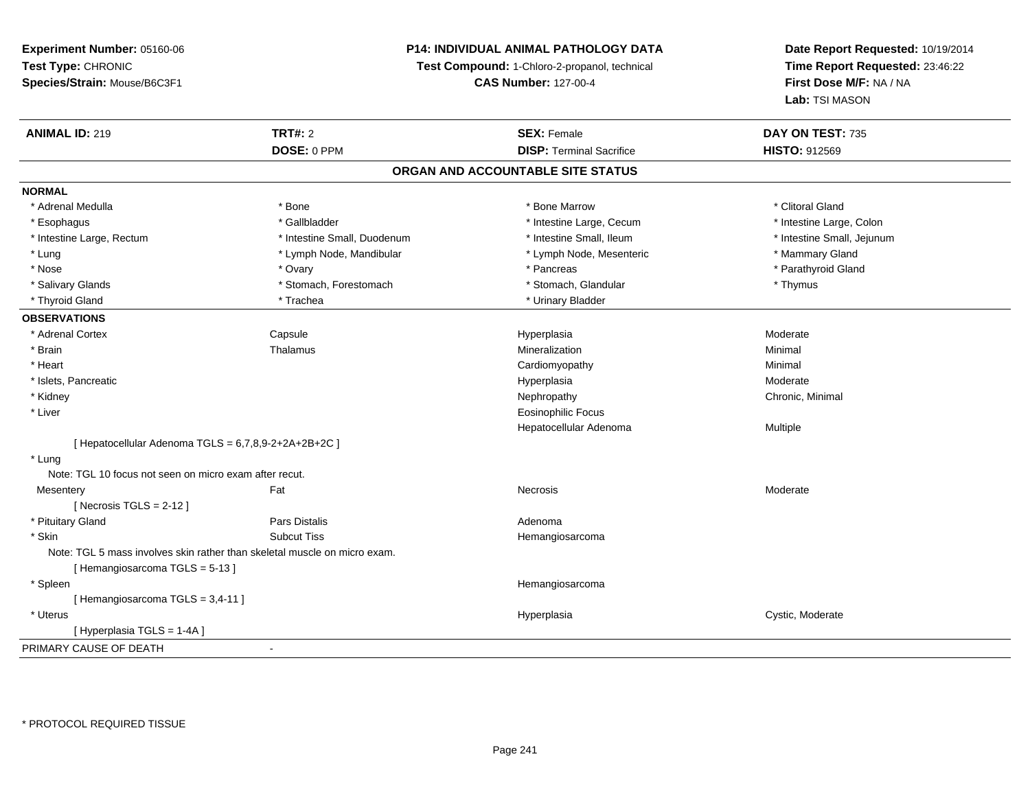**Experiment Number:** 05160-06
**Test Type:** CHRONIC
**Species/Strain:** Mouse/B6C3F1

**P14: INDIVIDUAL ANIMAL PATHOLOGY DATA**
**Test Compound:** 1-Chloro-2-propanol, technical
**CAS Number:** 127-00-4

**Date Report Requested:** 10/19/2014
**Time Report Requested:** 23:46:22
**First Dose M/F:** NA / NA
**Lab:** TSI MASON

| **ANIMAL ID:** 219 | **TRT#:** 2 | **SEX:** Female | **DAY ON TEST:** 735 |
|---|---|---|---|
| | **DOSE:** 0 PPM | **DISP:** Terminal Sacrifice | **HISTO:** 912569 |

## ORGAN AND ACCOUNTABLE SITE STATUS

**NORMAL**

| | | | |
|---|---|---|---|
| * Adrenal Medulla | * Bone | * Bone Marrow | * Clitoral Gland |
| * Esophagus | * Gallbladder | * Intestine Large, Cecum | * Intestine Large, Colon |
| * Intestine Large, Rectum | * Intestine Small, Duodenum | * Intestine Small, Ileum | * Intestine Small, Jejunum |
| * Lung | * Lymph Node, Mandibular | * Lymph Node, Mesenteric | * Mammary Gland |
| * Nose | * Ovary | * Pancreas | * Parathyroid Gland |
| * Salivary Glands | * Stomach, Forestomach | * Stomach, Glandular | * Thymus |
| * Thyroid Gland | * Trachea | * Urinary Bladder | |

**OBSERVATIONS**

| | | | |
|---|---|---|---|
| * Adrenal Cortex | Capsule | Hyperplasia | Moderate |
| * Brain | Thalamus | Mineralization | Minimal |
| * Heart | | Cardiomyopathy | Minimal |
| * Islets, Pancreatic | | Hyperplasia | Moderate |
| * Kidney | | Nephropathy | Chronic, Minimal |
| * Liver | | Eosinophilic Focus | |
| | | Hepatocellular Adenoma | Multiple |
| [ Hepatocellular Adenoma TGLS = 6,7,8,9-2+2A+2B+2C ] | | | |
| * Lung | | | |
| Note: TGL 10 focus not seen on micro exam after recut. | | | |
| Mesentery | Fat | Necrosis | Moderate |
| [ Necrosis TGLS = 2-12 ] | | | |
| * Pituitary Gland | Pars Distalis | Adenoma | |
| * Skin | Subcut Tiss | Hemangiosarcoma | |
| Note: TGL 5 mass involves skin rather than skeletal muscle on micro exam. | | | |
| [ Hemangiosarcoma TGLS = 5-13 ] | | | |
| * Spleen | | Hemangiosarcoma | |
| [ Hemangiosarcoma TGLS = 3,4-11 ] | | | |
| * Uterus | | Hyperplasia | Cystic, Moderate |
| [ Hyperplasia TGLS = 1-4A ] | | | |

PRIMARY CAUSE OF DEATH -

* PROTOCOL REQUIRED TISSUE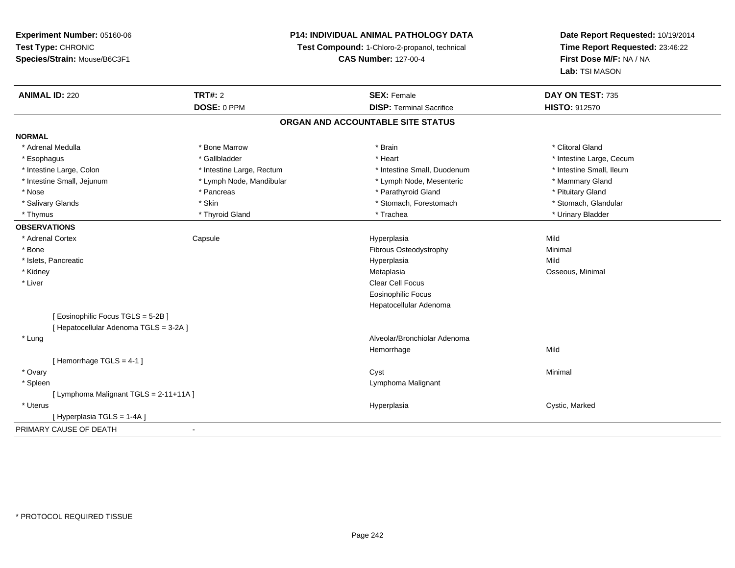**Experiment Number:** 05160-06
**Test Type:** CHRONIC
**Species/Strain:** Mouse/B6C3F1

**P14: INDIVIDUAL ANIMAL PATHOLOGY DATA**
**Test Compound:** 1-Chloro-2-propanol, technical
**CAS Number:** 127-00-4

**Date Report Requested:** 10/19/2014
**Time Report Requested:** 23:46:22
**First Dose M/F:** NA / NA
**Lab:** TSI MASON

| **ANIMAL ID:** 220 | **TRT#:** 2 | **SEX:** Female | **DAY ON TEST:** 735 |
|---|---|---|---|
| | **DOSE:** 0 PPM | **DISP:** Terminal Sacrifice | **HISTO:** 912570 |

## ORGAN AND ACCOUNTABLE SITE STATUS

**NORMAL**

| | | | |
|---|---|---|---|
| * Adrenal Medulla | * Bone Marrow | * Brain | * Clitoral Gland |
| * Esophagus | * Gallbladder | * Heart | * Intestine Large, Cecum |
| * Intestine Large, Colon | * Intestine Large, Rectum | * Intestine Small, Duodenum | * Intestine Small, Ileum |
| * Intestine Small, Jejunum | * Lymph Node, Mandibular | * Lymph Node, Mesenteric | * Mammary Gland |
| * Nose | * Pancreas | * Parathyroid Gland | * Pituitary Gland |
| * Salivary Glands | * Skin | * Stomach, Forestomach | * Stomach, Glandular |
| * Thymus | * Thyroid Gland | * Trachea | * Urinary Bladder |

**OBSERVATIONS**

| | | | |
|---|---|---|---|
| * Adrenal Cortex | Capsule | Hyperplasia | Mild |
| * Bone | | Fibrous Osteodystrophy | Minimal |
| * Islets, Pancreatic | | Hyperplasia | Mild |
| * Kidney | | Metaplasia | Osseous, Minimal |
| * Liver | | Clear Cell Focus | |
| | | Eosinophilic Focus | |
| | | Hepatocellular Adenoma | |
| [ Eosinophilic Focus TGLS = 5-2B ] | | | |
| [ Hepatocellular Adenoma TGLS = 3-2A ] | | | |
| * Lung | | Alveolar/Bronchiolar Adenoma | |
| | | Hemorrhage | Mild |
| [ Hemorrhage TGLS = 4-1 ] | | | |
| * Ovary | | Cyst | Minimal |
| * Spleen | | Lymphoma Malignant | |
| [ Lymphoma Malignant TGLS = 2-11+11A ] | | | |
| * Uterus | | Hyperplasia | Cystic, Marked |
| [ Hyperplasia TGLS = 1-4A ] | | | |

PRIMARY CAUSE OF DEATH -

* PROTOCOL REQUIRED TISSUE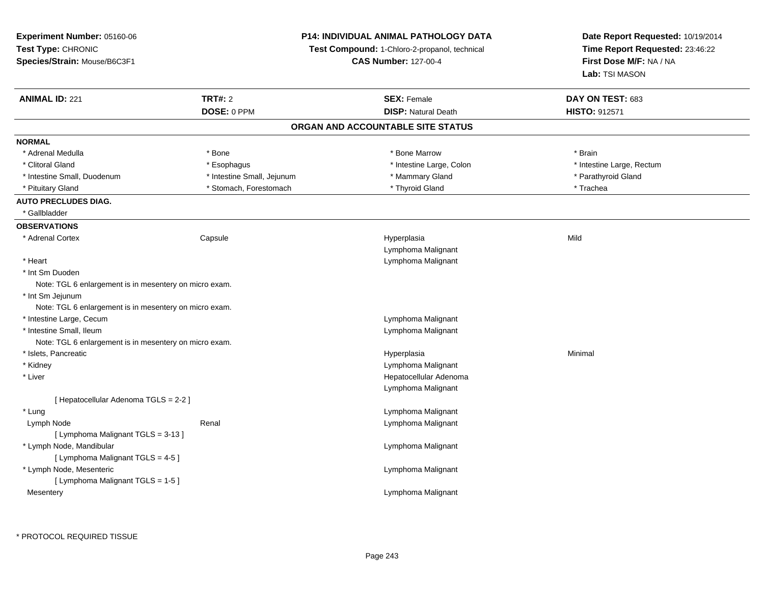**Experiment Number:** 05160-06
**Test Type:** CHRONIC
**Species/Strain:** Mouse/B6C3F1

**P14: INDIVIDUAL ANIMAL PATHOLOGY DATA**
**Test Compound:** 1-Chloro-2-propanol, technical
**CAS Number:** 127-00-4

**Date Report Requested:** 10/19/2014
**Time Report Requested:** 23:46:22
**First Dose M/F:** NA / NA
**Lab:** TSI MASON

| **ANIMAL ID:** 221 | **TRT#:** 2 | **SEX:** Female | **DAY ON TEST:** 683 |
|---|---|---|---|
| | **DOSE:** 0 PPM | **DISP:** Natural Death | **HISTO:** 912571 |

## ORGAN AND ACCOUNTABLE SITE STATUS

**NORMAL**

| | | | |
|---|---|---|---|
| * Adrenal Medulla | * Bone | * Bone Marrow | * Brain |
| * Clitoral Gland | * Esophagus | * Intestine Large, Colon | * Intestine Large, Rectum |
| * Intestine Small, Duodenum | * Intestine Small, Jejunum | * Mammary Gland | * Parathyroid Gland |
| * Pituitary Gland | * Stomach, Forestomach | * Thyroid Gland | * Trachea |

**AUTO PRECLUDES DIAG.**

* Gallbladder

**OBSERVATIONS**

| | | | |
|---|---|---|---|
| * Adrenal Cortex | Capsule | Hyperplasia | Mild |
| | | Lymphoma Malignant | |
| * Heart | | Lymphoma Malignant | |
| * Int Sm Duoden | | | |
| Note: TGL 6 enlargement is in mesentery on micro exam. | | | |
| * Int Sm Jejunum | | | |
| Note: TGL 6 enlargement is in mesentery on micro exam. | | | |
| * Intestine Large, Cecum | | Lymphoma Malignant | |
| * Intestine Small, Ileum | | Lymphoma Malignant | |
| Note: TGL 6 enlargement is in mesentery on micro exam. | | | |
| * Islets, Pancreatic | | Hyperplasia | Minimal |
| * Kidney | | Lymphoma Malignant | |
| * Liver | | Hepatocellular Adenoma | |
| | | Lymphoma Malignant | |
| [ Hepatocellular Adenoma TGLS = 2-2 ] | | | |
| * Lung | | Lymphoma Malignant | |
| Lymph Node | Renal | Lymphoma Malignant | |
| [ Lymphoma Malignant TGLS = 3-13 ] | | | |
| * Lymph Node, Mandibular | | Lymphoma Malignant | |
| [ Lymphoma Malignant TGLS = 4-5 ] | | | |
| * Lymph Node, Mesenteric | | Lymphoma Malignant | |
| [ Lymphoma Malignant TGLS = 1-5 ] | | | |
| Mesentery | | Lymphoma Malignant | |

* PROTOCOL REQUIRED TISSUE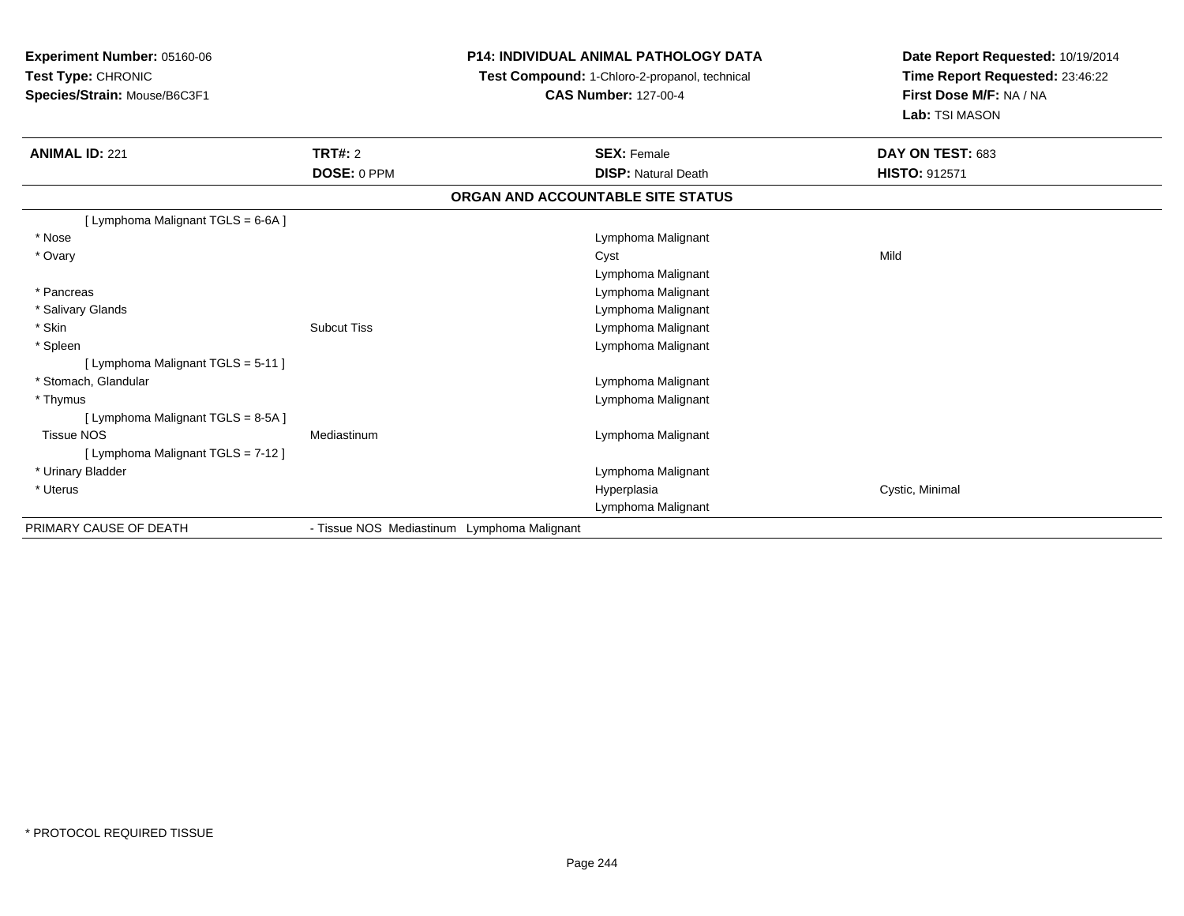**Experiment Number:** 05160-06
**Test Type:** CHRONIC
**Species/Strain:** Mouse/B6C3F1

**P14: INDIVIDUAL ANIMAL PATHOLOGY DATA**
**Test Compound:** 1-Chloro-2-propanol, technical
**CAS Number:** 127-00-4

**Date Report Requested:** 10/19/2014
**Time Report Requested:** 23:46:22
**First Dose M/F:** NA / NA
**Lab:** TSI MASON

| **ANIMAL ID:** 221 | **TRT#:** 2 | **SEX:** Female | **DAY ON TEST:** 683 |
|---|---|---|---|
| | **DOSE:** 0 PPM | **DISP:** Natural Death | **HISTO:** 912571 |

**ORGAN AND ACCOUNTABLE SITE STATUS**

| | | | |
|---|---|---|---|
| [ Lymphoma Malignant TGLS = 6-6A ] | | | |
| * Nose | | Lymphoma Malignant | |
| * Ovary | | Cyst | Mild |
| | | Lymphoma Malignant | |
| * Pancreas | | Lymphoma Malignant | |
| * Salivary Glands | | Lymphoma Malignant | |
| * Skin | Subcut Tiss | Lymphoma Malignant | |
| * Spleen | | Lymphoma Malignant | |
| [ Lymphoma Malignant TGLS = 5-11 ] | | | |
| * Stomach, Glandular | | Lymphoma Malignant | |
| * Thymus | | Lymphoma Malignant | |
| [ Lymphoma Malignant TGLS = 8-5A ] | | | |
| Tissue NOS | Mediastinum | Lymphoma Malignant | |
| [ Lymphoma Malignant TGLS = 7-12 ] | | | |
| * Urinary Bladder | | Lymphoma Malignant | |
| * Uterus | | Hyperplasia | Cystic, Minimal |
| | | Lymphoma Malignant | |
| PRIMARY CAUSE OF DEATH | - Tissue NOS Mediastinum Lymphoma Malignant | | |

* PROTOCOL REQUIRED TISSUE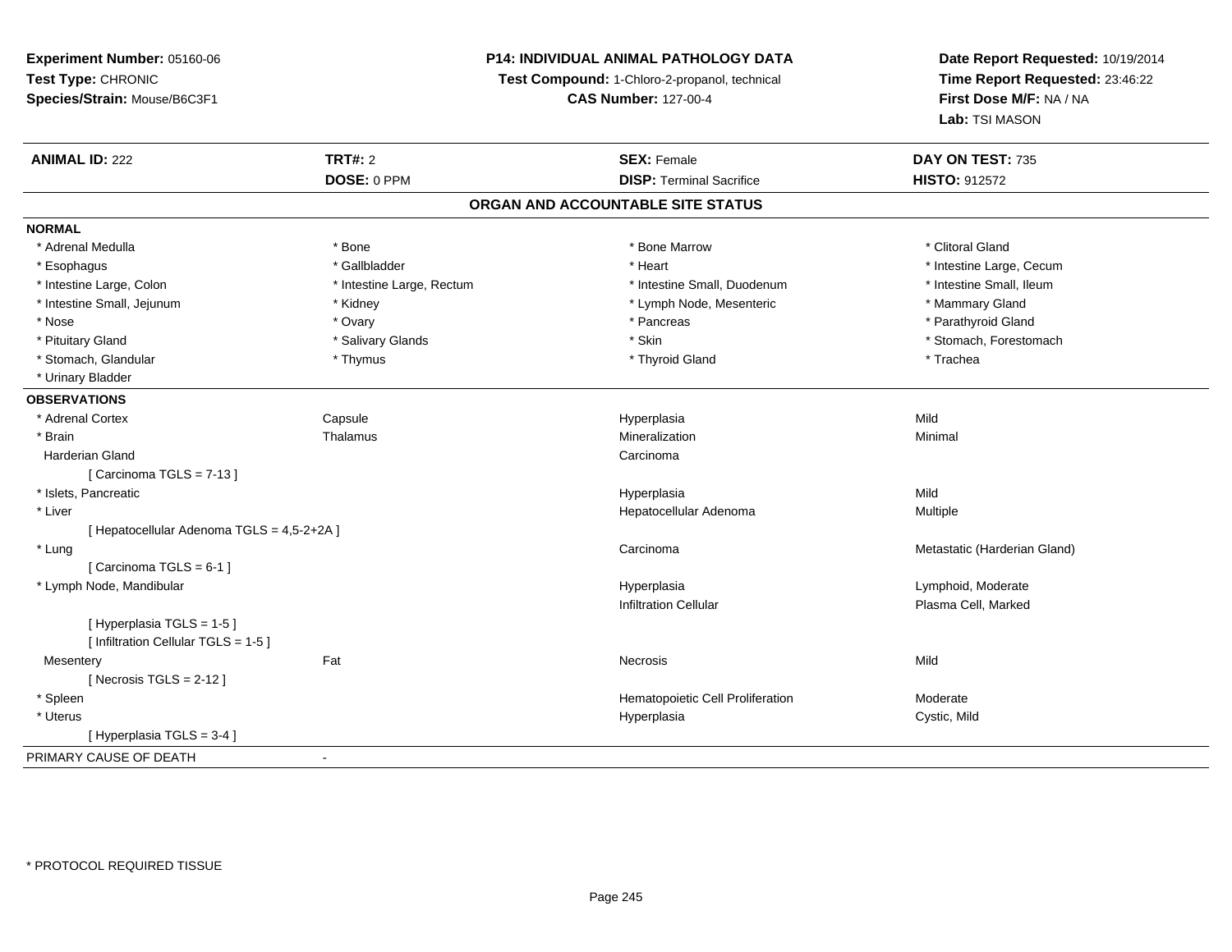**Experiment Number:** 05160-06
**Test Type:** CHRONIC
**Species/Strain:** Mouse/B6C3F1

**P14: INDIVIDUAL ANIMAL PATHOLOGY DATA**
**Test Compound:** 1-Chloro-2-propanol, technical
**CAS Number:** 127-00-4

**Date Report Requested:** 10/19/2014
**Time Report Requested:** 23:46:22
**First Dose M/F:** NA / NA
**Lab:** TSI MASON

| **ANIMAL ID:** 222 | **TRT#:** 2 | **SEX:** Female | **DAY ON TEST:** 735 |
|---|---|---|---|
| | **DOSE:** 0 PPM | **DISP:** Terminal Sacrifice | **HISTO:** 912572 |

## ORGAN AND ACCOUNTABLE SITE STATUS

**NORMAL**

| | | | |
|---|---|---|---|
| * Adrenal Medulla | * Bone | * Bone Marrow | * Clitoral Gland |
| * Esophagus | * Gallbladder | * Heart | * Intestine Large, Cecum |
| * Intestine Large, Colon | * Intestine Large, Rectum | * Intestine Small, Duodenum | * Intestine Small, Ileum |
| * Intestine Small, Jejunum | * Kidney | * Lymph Node, Mesenteric | * Mammary Gland |
| * Nose | * Ovary | * Pancreas | * Parathyroid Gland |
| * Pituitary Gland | * Salivary Glands | * Skin | * Stomach, Forestomach |
| * Stomach, Glandular | * Thymus | * Thyroid Gland | * Trachea |
| * Urinary Bladder | | | |

**OBSERVATIONS**

| | | | |
|---|---|---|---|
| * Adrenal Cortex | Capsule | Hyperplasia | Mild |
| * Brain | Thalamus | Mineralization | Minimal |
| Harderian Gland | | Carcinoma | |
| [ Carcinoma TGLS = 7-13 ] | | | |
| * Islets, Pancreatic | | Hyperplasia | Mild |
| * Liver | | Hepatocellular Adenoma | Multiple |
| [ Hepatocellular Adenoma TGLS = 4,5-2+2A ] | | | |
| * Lung | | Carcinoma | Metastatic (Harderian Gland) |
| [ Carcinoma TGLS = 6-1 ] | | | |
| * Lymph Node, Mandibular | | Hyperplasia | Lymphoid, Moderate |
| | | Infiltration Cellular | Plasma Cell, Marked |
| [ Hyperplasia TGLS = 1-5 ] | | | |
| [ Infiltration Cellular TGLS = 1-5 ] | | | |
| Mesentery | Fat | Necrosis | Mild |
| [ Necrosis TGLS = 2-12 ] | | | |
| * Spleen | | Hematopoietic Cell Proliferation | Moderate |
| * Uterus | | Hyperplasia | Cystic, Mild |
| [ Hyperplasia TGLS = 3-4 ] | | | |

PRIMARY CAUSE OF DEATH -

* PROTOCOL REQUIRED TISSUE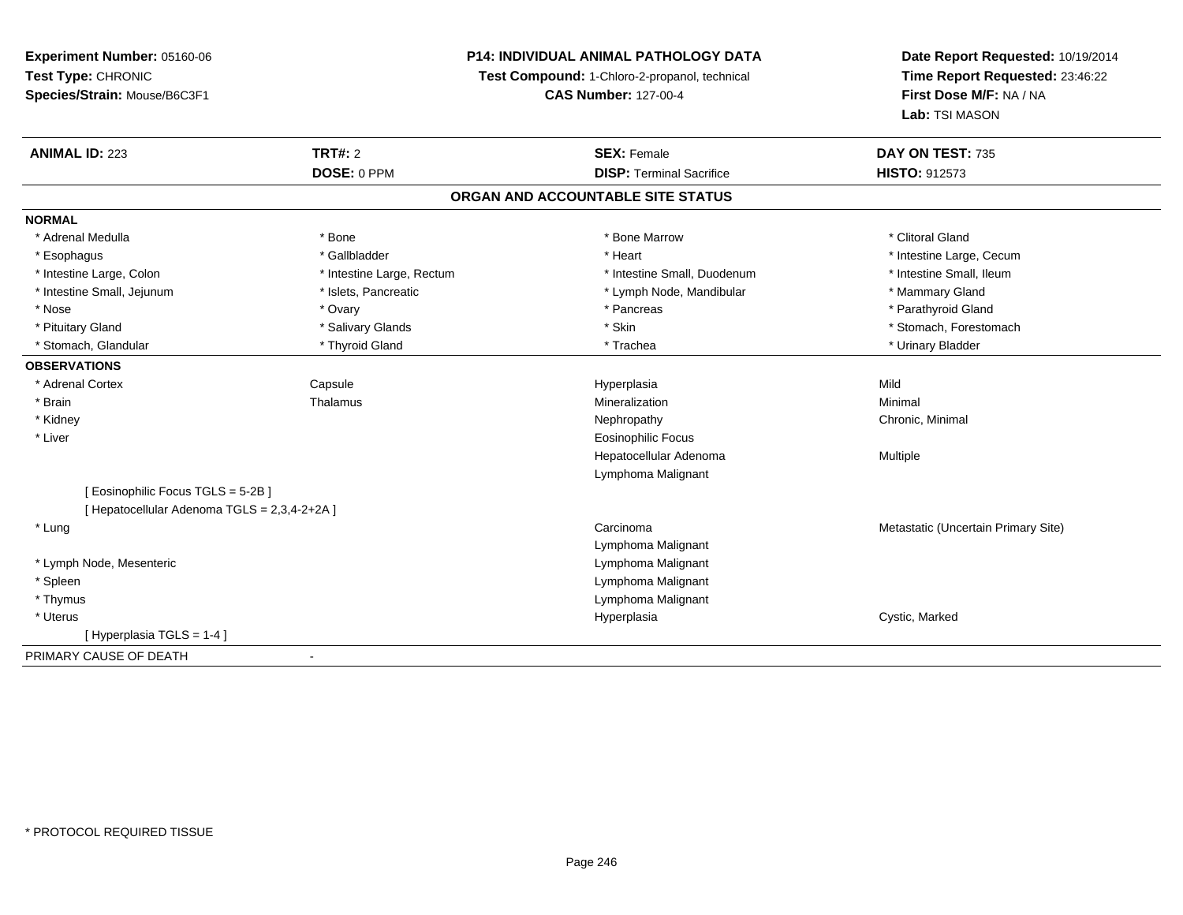**Experiment Number:** 05160-06
**Test Type:** CHRONIC
**Species/Strain:** Mouse/B6C3F1

**P14: INDIVIDUAL ANIMAL PATHOLOGY DATA**
**Test Compound:** 1-Chloro-2-propanol, technical
**CAS Number:** 127-00-4

**Date Report Requested:** 10/19/2014
**Time Report Requested:** 23:46:22
**First Dose M/F:** NA / NA
**Lab:** TSI MASON

| **ANIMAL ID:** 223 | **TRT#:** 2 | **SEX:** Female | **DAY ON TEST:** 735 |
|---|---|---|---|
| | **DOSE:** 0 PPM | **DISP:** Terminal Sacrifice | **HISTO:** 912573 |

## ORGAN AND ACCOUNTABLE SITE STATUS

**NORMAL**

| | | | |
|---|---|---|---|
| * Adrenal Medulla | * Bone | * Bone Marrow | * Clitoral Gland |
| * Esophagus | * Gallbladder | * Heart | * Intestine Large, Cecum |
| * Intestine Large, Colon | * Intestine Large, Rectum | * Intestine Small, Duodenum | * Intestine Small, Ileum |
| * Intestine Small, Jejunum | * Islets, Pancreatic | * Lymph Node, Mandibular | * Mammary Gland |
| * Nose | * Ovary | * Pancreas | * Parathyroid Gland |
| * Pituitary Gland | * Salivary Glands | * Skin | * Stomach, Forestomach |
| * Stomach, Glandular | * Thyroid Gland | * Trachea | * Urinary Bladder |

**OBSERVATIONS**

| | | | |
|---|---|---|---|
| * Adrenal Cortex | Capsule | Hyperplasia | Mild |
| * Brain | Thalamus | Mineralization | Minimal |
| * Kidney | | Nephropathy | Chronic, Minimal |
| * Liver | | Eosinophilic Focus | |
| | | Hepatocellular Adenoma | Multiple |
| | | Lymphoma Malignant | |
| [ Eosinophilic Focus TGLS = 5-2B ] | | | |
| [ Hepatocellular Adenoma TGLS = 2,3,4-2+2A ] | | | |
| * Lung | | Carcinoma | Metastatic (Uncertain Primary Site) |
| | | Lymphoma Malignant | |
| * Lymph Node, Mesenteric | | Lymphoma Malignant | |
| * Spleen | | Lymphoma Malignant | |
| * Thymus | | Lymphoma Malignant | |
| * Uterus | | Hyperplasia | Cystic, Marked |
| [ Hyperplasia TGLS = 1-4 ] | | | |

PRIMARY CAUSE OF DEATH -

* PROTOCOL REQUIRED TISSUE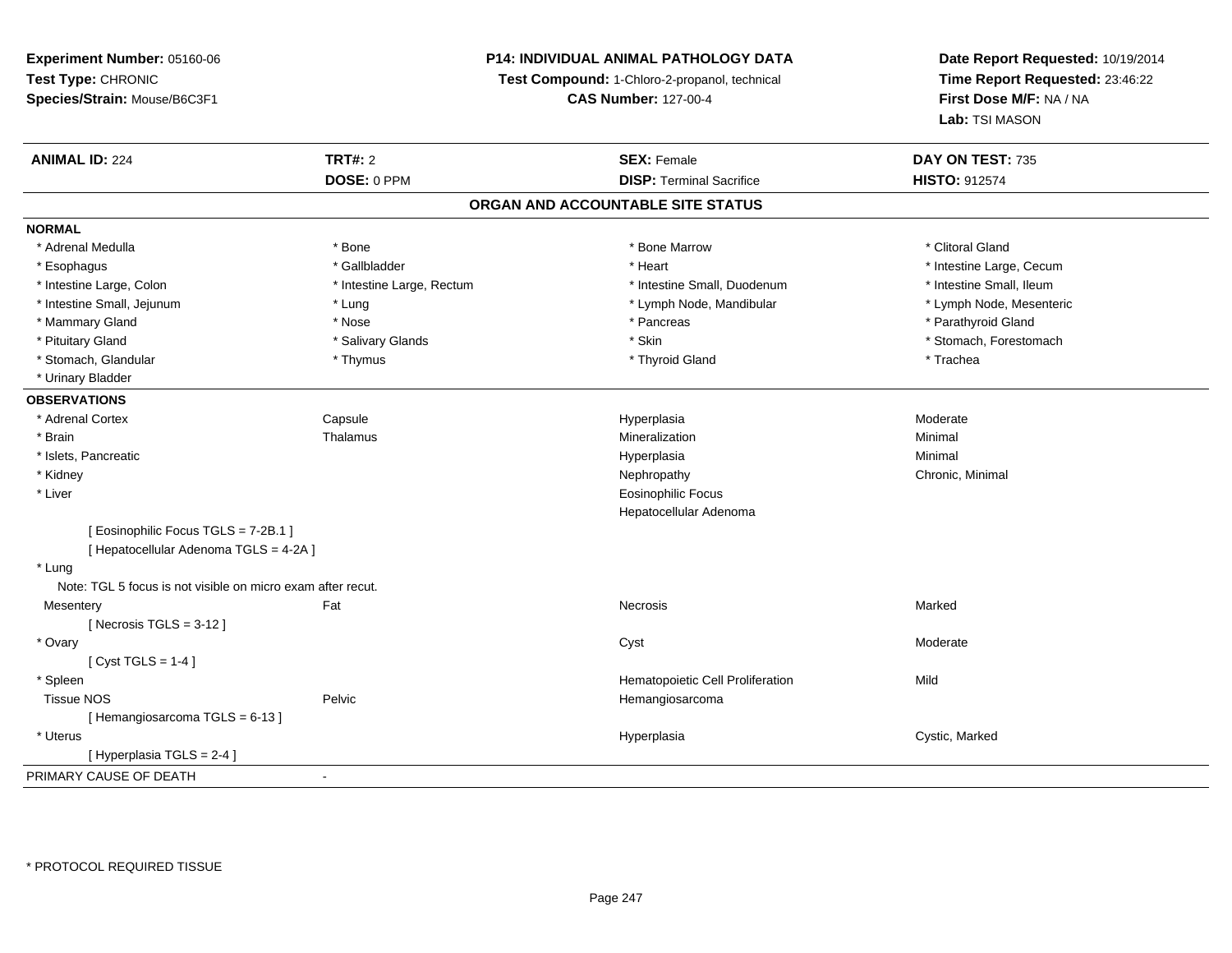**Experiment Number:** 05160-06
**Test Type:** CHRONIC
**Species/Strain:** Mouse/B6C3F1

**P14: INDIVIDUAL ANIMAL PATHOLOGY DATA**
**Test Compound:** 1-Chloro-2-propanol, technical
**CAS Number:** 127-00-4

**Date Report Requested:** 10/19/2014
**Time Report Requested:** 23:46:22
**First Dose M/F:** NA / NA
**Lab:** TSI MASON

| **ANIMAL ID:** 224 | **TRT#:** 2 | **SEX:** Female | **DAY ON TEST:** 735 |
|---|---|---|---|
| | **DOSE:** 0 PPM | **DISP:** Terminal Sacrifice | **HISTO:** 912574 |

## ORGAN AND ACCOUNTABLE SITE STATUS

**NORMAL**

| | | | |
|---|---|---|---|
| * Adrenal Medulla | * Bone | * Bone Marrow | * Clitoral Gland |
| * Esophagus | * Gallbladder | * Heart | * Intestine Large, Cecum |
| * Intestine Large, Colon | * Intestine Large, Rectum | * Intestine Small, Duodenum | * Intestine Small, Ileum |
| * Intestine Small, Jejunum | * Lung | * Lymph Node, Mandibular | * Lymph Node, Mesenteric |
| * Mammary Gland | * Nose | * Pancreas | * Parathyroid Gland |
| * Pituitary Gland | * Salivary Glands | * Skin | * Stomach, Forestomach |
| * Stomach, Glandular | * Thymus | * Thyroid Gland | * Trachea |
| * Urinary Bladder | | | |

**OBSERVATIONS**

| | | | |
|---|---|---|---|
| * Adrenal Cortex | Capsule | Hyperplasia | Moderate |
| * Brain | Thalamus | Mineralization | Minimal |
| * Islets, Pancreatic | | Hyperplasia | Minimal |
| * Kidney | | Nephropathy | Chronic, Minimal |
| * Liver | | Eosinophilic Focus | |
| | | Hepatocellular Adenoma | |
| [ Eosinophilic Focus TGLS = 7-2B.1 ] | | | |
| [ Hepatocellular Adenoma TGLS = 4-2A ] | | | |
| * Lung | | | |
| Note: TGL 5 focus is not visible on micro exam after recut. | | | |
| Mesentery | Fat | Necrosis | Marked |
| [ Necrosis TGLS = 3-12 ] | | | |
| * Ovary | | Cyst | Moderate |
| [ Cyst TGLS = 1-4 ] | | | |
| * Spleen | | Hematopoietic Cell Proliferation | Mild |
| Tissue NOS | Pelvic | Hemangiosarcoma | |
| [ Hemangiosarcoma TGLS = 6-13 ] | | | |
| * Uterus | | Hyperplasia | Cystic, Marked |
| [ Hyperplasia TGLS = 2-4 ] | | | |

PRIMARY CAUSE OF DEATH -

* PROTOCOL REQUIRED TISSUE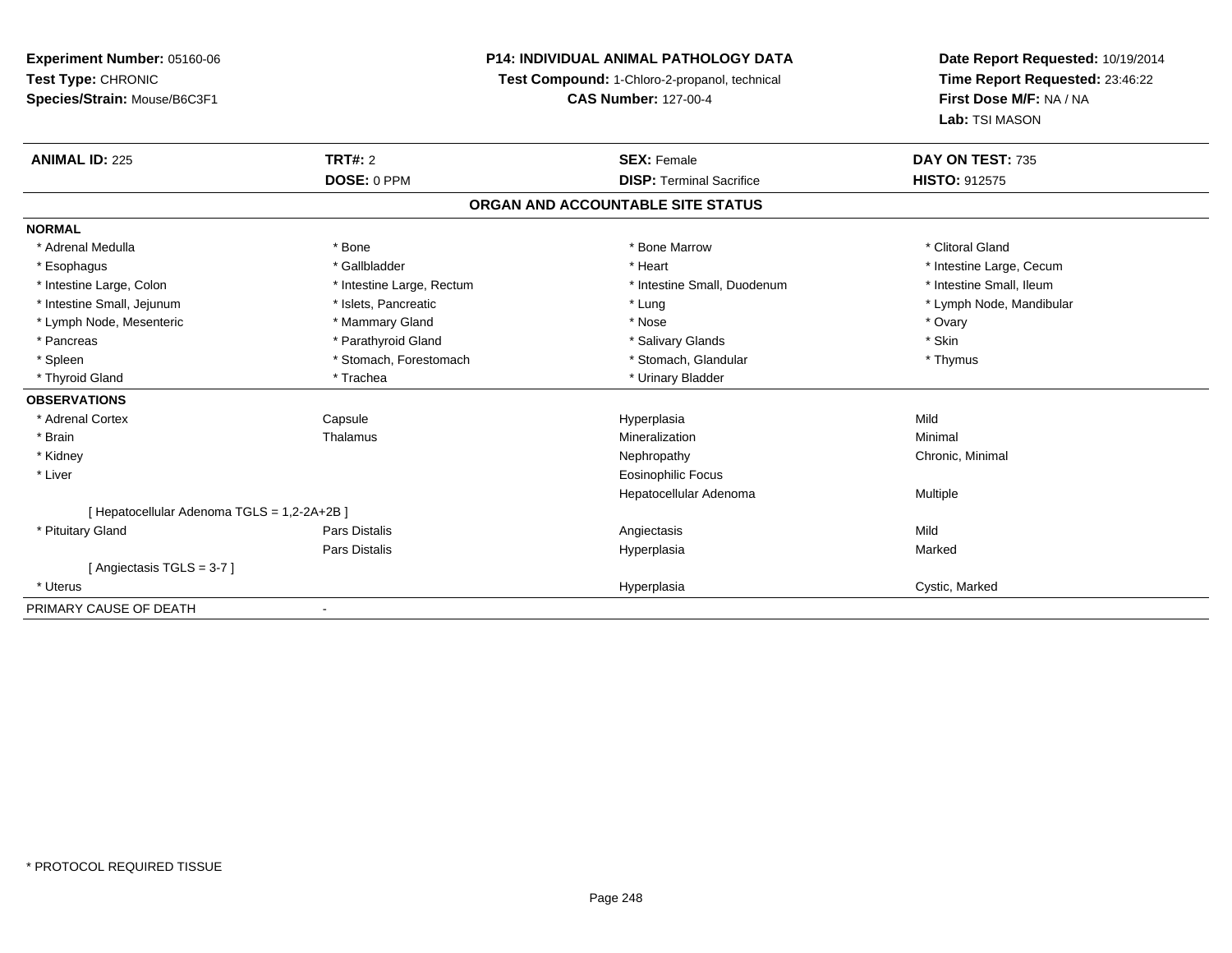**Experiment Number:** 05160-06
**Test Type:** CHRONIC
**Species/Strain:** Mouse/B6C3F1

**P14: INDIVIDUAL ANIMAL PATHOLOGY DATA**
**Test Compound:** 1-Chloro-2-propanol, technical
**CAS Number:** 127-00-4

**Date Report Requested:** 10/19/2014
**Time Report Requested:** 23:46:22
**First Dose M/F:** NA / NA
**Lab:** TSI MASON

| **ANIMAL ID:** 225 | **TRT#:** 2 | **SEX:** Female | **DAY ON TEST:** 735 |
|---|---|---|---|
| | **DOSE:** 0 PPM | **DISP:** Terminal Sacrifice | **HISTO:** 912575 |

## ORGAN AND ACCOUNTABLE SITE STATUS

**NORMAL**

| | | | |
|---|---|---|---|
| * Adrenal Medulla | * Bone | * Bone Marrow | * Clitoral Gland |
| * Esophagus | * Gallbladder | * Heart | * Intestine Large, Cecum |
| * Intestine Large, Colon | * Intestine Large, Rectum | * Intestine Small, Duodenum | * Intestine Small, Ileum |
| * Intestine Small, Jejunum | * Islets, Pancreatic | * Lung | * Lymph Node, Mandibular |
| * Lymph Node, Mesenteric | * Mammary Gland | * Nose | * Ovary |
| * Pancreas | * Parathyroid Gland | * Salivary Glands | * Skin |
| * Spleen | * Stomach, Forestomach | * Stomach, Glandular | * Thymus |
| * Thyroid Gland | * Trachea | * Urinary Bladder | |

**OBSERVATIONS**

| | | | |
|---|---|---|---|
| * Adrenal Cortex | Capsule | Hyperplasia | Mild |
| * Brain | Thalamus | Mineralization | Minimal |
| * Kidney | | Nephropathy | Chronic, Minimal |
| * Liver | | Eosinophilic Focus | |
| | | Hepatocellular Adenoma | Multiple |
| [ Hepatocellular Adenoma TGLS = 1,2-2A+2B ] | | | |
| * Pituitary Gland | Pars Distalis | Angiectasis | Mild |
| | Pars Distalis | Hyperplasia | Marked |
| [ Angiectasis TGLS = 3-7 ] | | | |
| * Uterus | | Hyperplasia | Cystic, Marked |

PRIMARY CAUSE OF DEATH -

* PROTOCOL REQUIRED TISSUE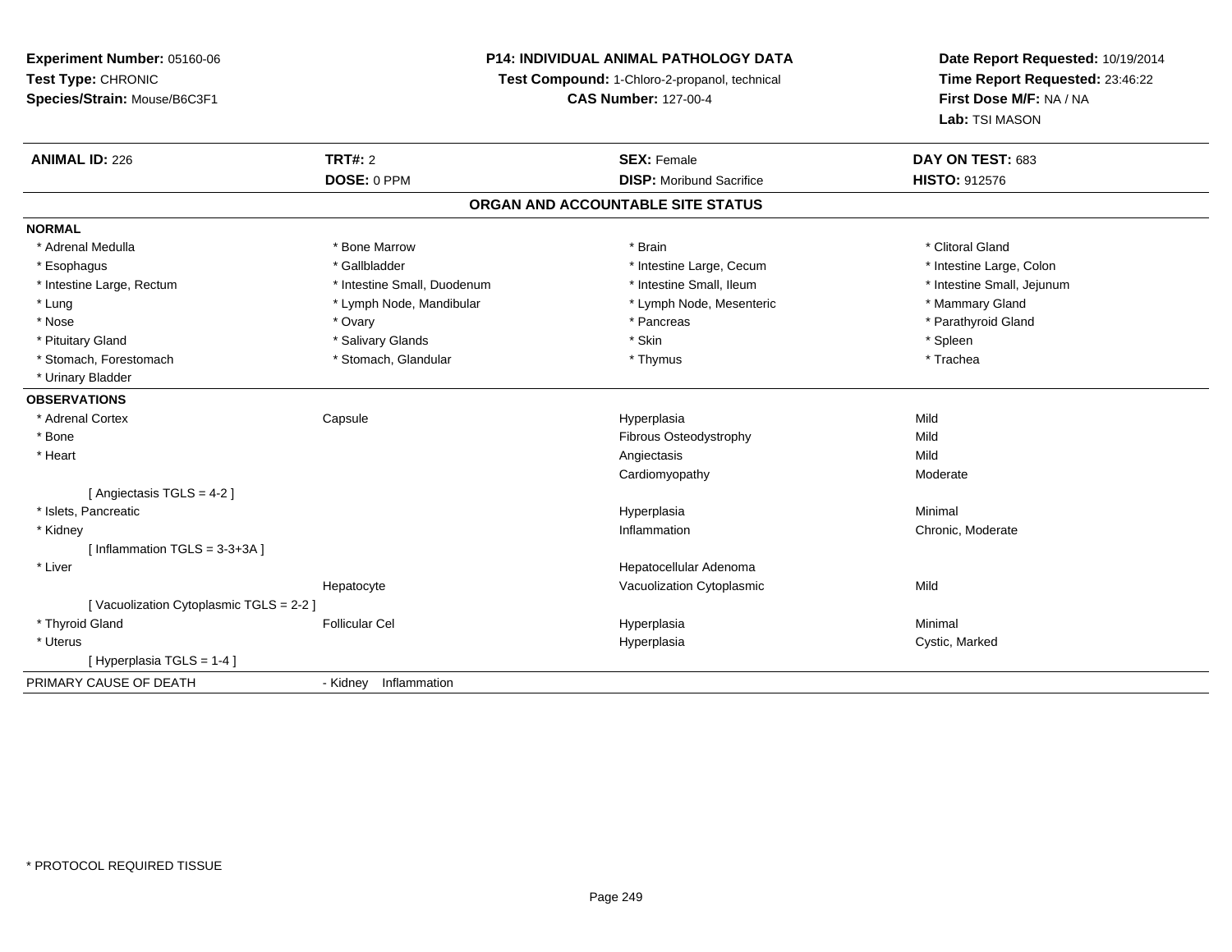**Experiment Number:** 05160-06
**Test Type:** CHRONIC
**Species/Strain:** Mouse/B6C3F1

**P14: INDIVIDUAL ANIMAL PATHOLOGY DATA**
**Test Compound:** 1-Chloro-2-propanol, technical
**CAS Number:** 127-00-4

**Date Report Requested:** 10/19/2014
**Time Report Requested:** 23:46:22
**First Dose M/F:** NA / NA
**Lab:** TSI MASON

| **ANIMAL ID:** 226 | **TRT#:** 2 | **SEX:** Female | **DAY ON TEST:** 683 |
|---|---|---|---|
| | **DOSE:** 0 PPM | **DISP:** Moribund Sacrifice | **HISTO:** 912576 |

## ORGAN AND ACCOUNTABLE SITE STATUS

**NORMAL**

| | | | |
|---|---|---|---|
| * Adrenal Medulla | * Bone Marrow | * Brain | * Clitoral Gland |
| * Esophagus | * Gallbladder | * Intestine Large, Cecum | * Intestine Large, Colon |
| * Intestine Large, Rectum | * Intestine Small, Duodenum | * Intestine Small, Ileum | * Intestine Small, Jejunum |
| * Lung | * Lymph Node, Mandibular | * Lymph Node, Mesenteric | * Mammary Gland |
| * Nose | * Ovary | * Pancreas | * Parathyroid Gland |
| * Pituitary Gland | * Salivary Glands | * Skin | * Spleen |
| * Stomach, Forestomach | * Stomach, Glandular | * Thymus | * Trachea |
| * Urinary Bladder | | | |

**OBSERVATIONS**

| | | | |
|---|---|---|---|
| * Adrenal Cortex | Capsule | Hyperplasia | Mild |
| * Bone | | Fibrous Osteodystrophy | Mild |
| * Heart | | Angiectasis | Mild |
| | | Cardiomyopathy | Moderate |
| [ Angiectasis TGLS = 4-2 ] | | | |
| * Islets, Pancreatic | | Hyperplasia | Minimal |
| * Kidney | | Inflammation | Chronic, Moderate |
| [ Inflammation TGLS = 3-3+3A ] | | | |
| * Liver | | Hepatocellular Adenoma | |
| | Hepatocyte | Vacuolization Cytoplasmic | Mild |
| [ Vacuolization Cytoplasmic TGLS = 2-2 ] | | | |
| * Thyroid Gland | Follicular Cel | Hyperplasia | Minimal |
| * Uterus | | Hyperplasia | Cystic, Marked |
| [ Hyperplasia TGLS = 1-4 ] | | | |

PRIMARY CAUSE OF DEATH - Kidney Inflammation

* PROTOCOL REQUIRED TISSUE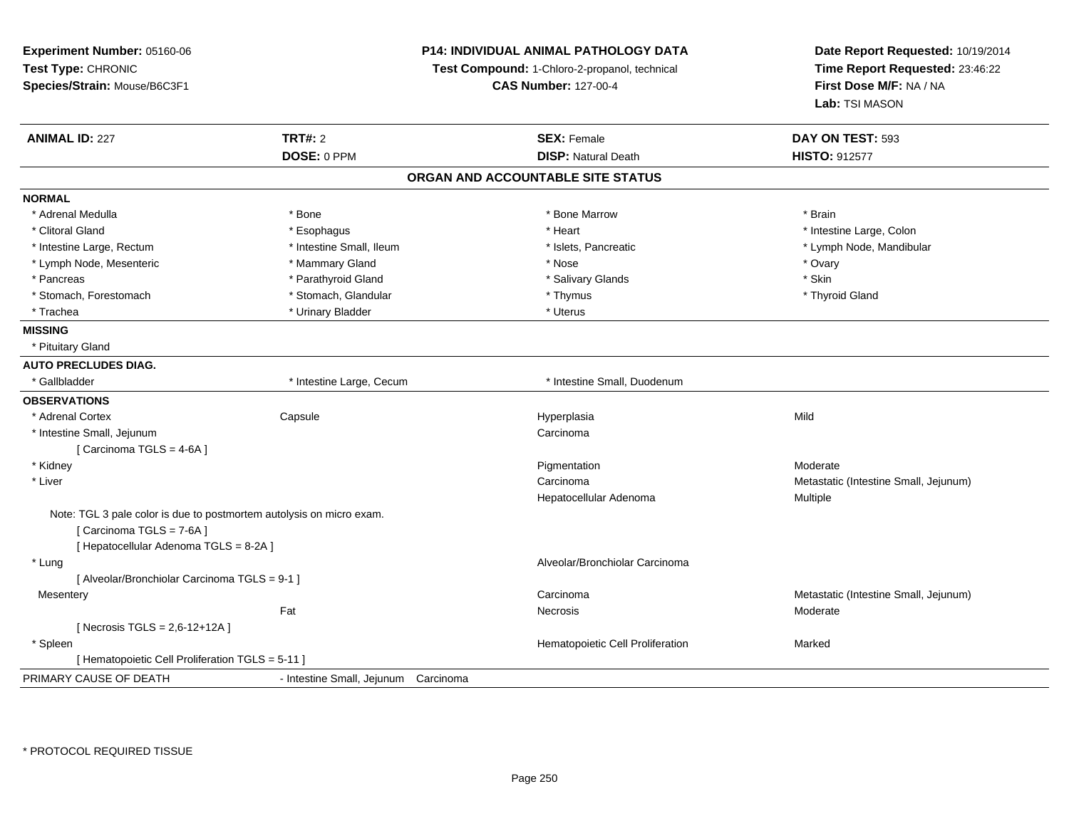**Experiment Number:** 05160-06
**Test Type:** CHRONIC
**Species/Strain:** Mouse/B6C3F1

**P14: INDIVIDUAL ANIMAL PATHOLOGY DATA**
**Test Compound:** 1-Chloro-2-propanol, technical
**CAS Number:** 127-00-4

**Date Report Requested:** 10/19/2014
**Time Report Requested:** 23:46:22
**First Dose M/F:** NA / NA
**Lab:** TSI MASON

| **ANIMAL ID:** 227 | **TRT#:** 2 | **SEX:** Female | **DAY ON TEST:** 593 |
|---|---|---|---|
| | **DOSE:** 0 PPM | **DISP:** Natural Death | **HISTO:** 912577 |

## ORGAN AND ACCOUNTABLE SITE STATUS

**NORMAL**

| | | | |
|---|---|---|---|
| * Adrenal Medulla | * Bone | * Bone Marrow | * Brain |
| * Clitoral Gland | * Esophagus | * Heart | * Intestine Large, Colon |
| * Intestine Large, Rectum | * Intestine Small, Ileum | * Islets, Pancreatic | * Lymph Node, Mandibular |
| * Lymph Node, Mesenteric | * Mammary Gland | * Nose | * Ovary |
| * Pancreas | * Parathyroid Gland | * Salivary Glands | * Skin |
| * Stomach, Forestomach | * Stomach, Glandular | * Thymus | * Thyroid Gland |
| * Trachea | * Urinary Bladder | * Uterus | |

**MISSING**

* Pituitary Gland

**AUTO PRECLUDES DIAG.**

| | | |
|---|---|---|
| * Gallbladder | * Intestine Large, Cecum | * Intestine Small, Duodenum |

**OBSERVATIONS**

| | | | |
|---|---|---|---|
| * Adrenal Cortex | Capsule | Hyperplasia | Mild |
| * Intestine Small, Jejunum | | Carcinoma | |
| [ Carcinoma TGLS = 4-6A ] | | | |
| * Kidney | | Pigmentation | Moderate |
| * Liver | | Carcinoma | Metastatic (Intestine Small, Jejunum) |
| | | Hepatocellular Adenoma | Multiple |
| Note: TGL 3 pale color is due to postmortem autolysis on micro exam. | | | |
| [ Carcinoma TGLS = 7-6A ] | | | |
| [ Hepatocellular Adenoma TGLS = 8-2A ] | | | |
| * Lung | | Alveolar/Bronchiolar Carcinoma | |
| [ Alveolar/Bronchiolar Carcinoma TGLS = 9-1 ] | | | |
| Mesentery | | Carcinoma | Metastatic (Intestine Small, Jejunum) |
| | Fat | Necrosis | Moderate |
| [ Necrosis TGLS = 2,6-12+12A ] | | | |
| * Spleen | | Hematopoietic Cell Proliferation | Marked |
| [ Hematopoietic Cell Proliferation TGLS = 5-11 ] | | | |

PRIMARY CAUSE OF DEATH - Intestine Small, Jejunum Carcinoma

* PROTOCOL REQUIRED TISSUE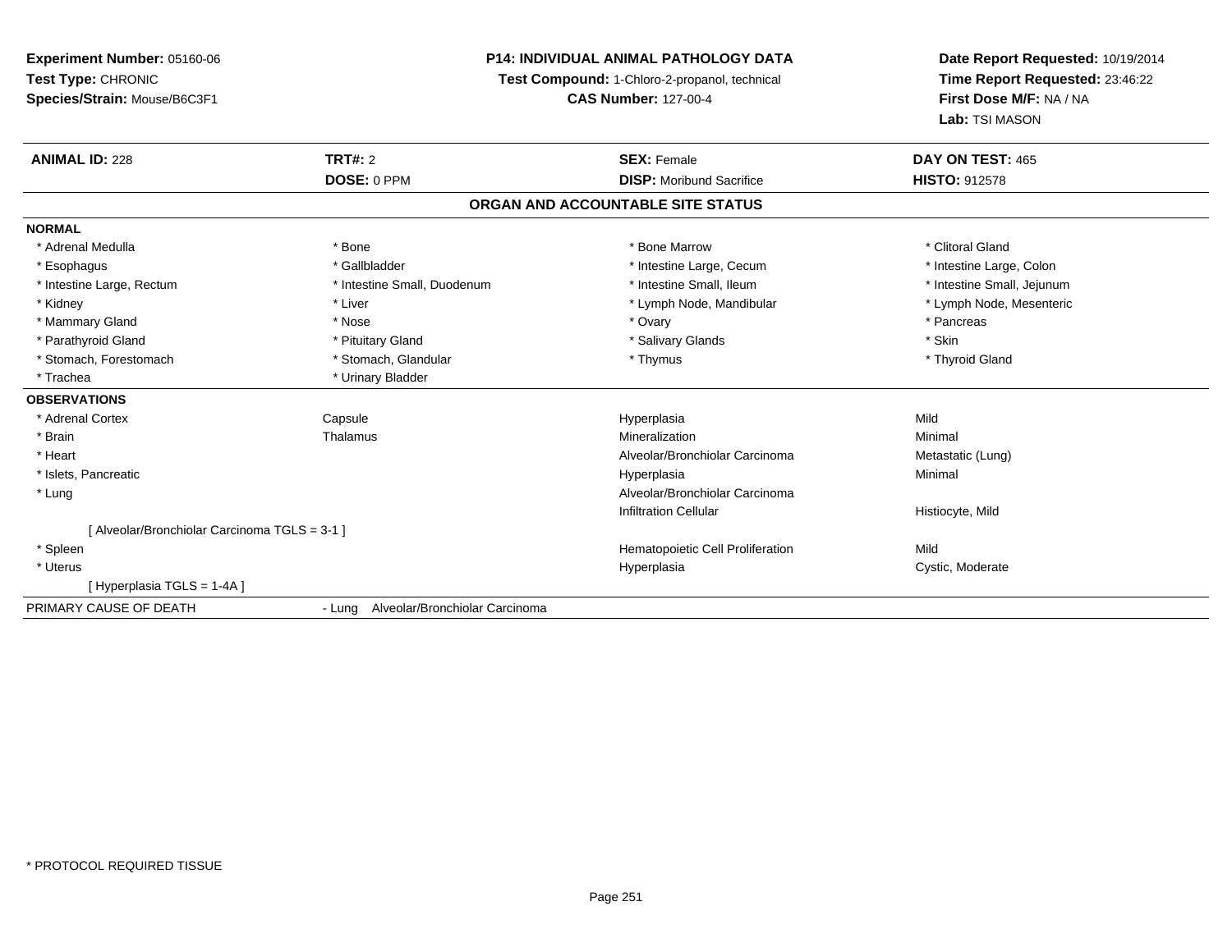**Experiment Number:** 05160-06
**Test Type:** CHRONIC
**Species/Strain:** Mouse/B6C3F1

**P14: INDIVIDUAL ANIMAL PATHOLOGY DATA**
**Test Compound:** 1-Chloro-2-propanol, technical
**CAS Number:** 127-00-4

**Date Report Requested:** 10/19/2014
**Time Report Requested:** 23:46:22
**First Dose M/F:** NA / NA
**Lab:** TSI MASON

| **ANIMAL ID:** 228 | **TRT#:** 2 | **SEX:** Female | **DAY ON TEST:** 465 |
|---|---|---|---|
| | **DOSE:** 0 PPM | **DISP:** Moribund Sacrifice | **HISTO:** 912578 |

## ORGAN AND ACCOUNTABLE SITE STATUS

**NORMAL**

| | | | |
|---|---|---|---|
| * Adrenal Medulla | * Bone | * Bone Marrow | * Clitoral Gland |
| * Esophagus | * Gallbladder | * Intestine Large, Cecum | * Intestine Large, Colon |
| * Intestine Large, Rectum | * Intestine Small, Duodenum | * Intestine Small, Ileum | * Intestine Small, Jejunum |
| * Kidney | * Liver | * Lymph Node, Mandibular | * Lymph Node, Mesenteric |
| * Mammary Gland | * Nose | * Ovary | * Pancreas |
| * Parathyroid Gland | * Pituitary Gland | * Salivary Glands | * Skin |
| * Stomach, Forestomach | * Stomach, Glandular | * Thymus | * Thyroid Gland |
| * Trachea | * Urinary Bladder | | |

**OBSERVATIONS**

| | | | |
|---|---|---|---|
| * Adrenal Cortex | Capsule | Hyperplasia | Mild |
| * Brain | Thalamus | Mineralization | Minimal |
| * Heart | | Alveolar/Bronchiolar Carcinoma | Metastatic (Lung) |
| * Islets, Pancreatic | | Hyperplasia | Minimal |
| * Lung | | Alveolar/Bronchiolar Carcinoma | |
| | | Infiltration Cellular | Histiocyte, Mild |
| [ Alveolar/Bronchiolar Carcinoma TGLS = 3-1 ] | | | |
| * Spleen | | Hematopoietic Cell Proliferation | Mild |
| * Uterus | | Hyperplasia | Cystic, Moderate |
| [ Hyperplasia TGLS = 1-4A ] | | | |

PRIMARY CAUSE OF DEATH - Lung Alveolar/Bronchiolar Carcinoma

* PROTOCOL REQUIRED TISSUE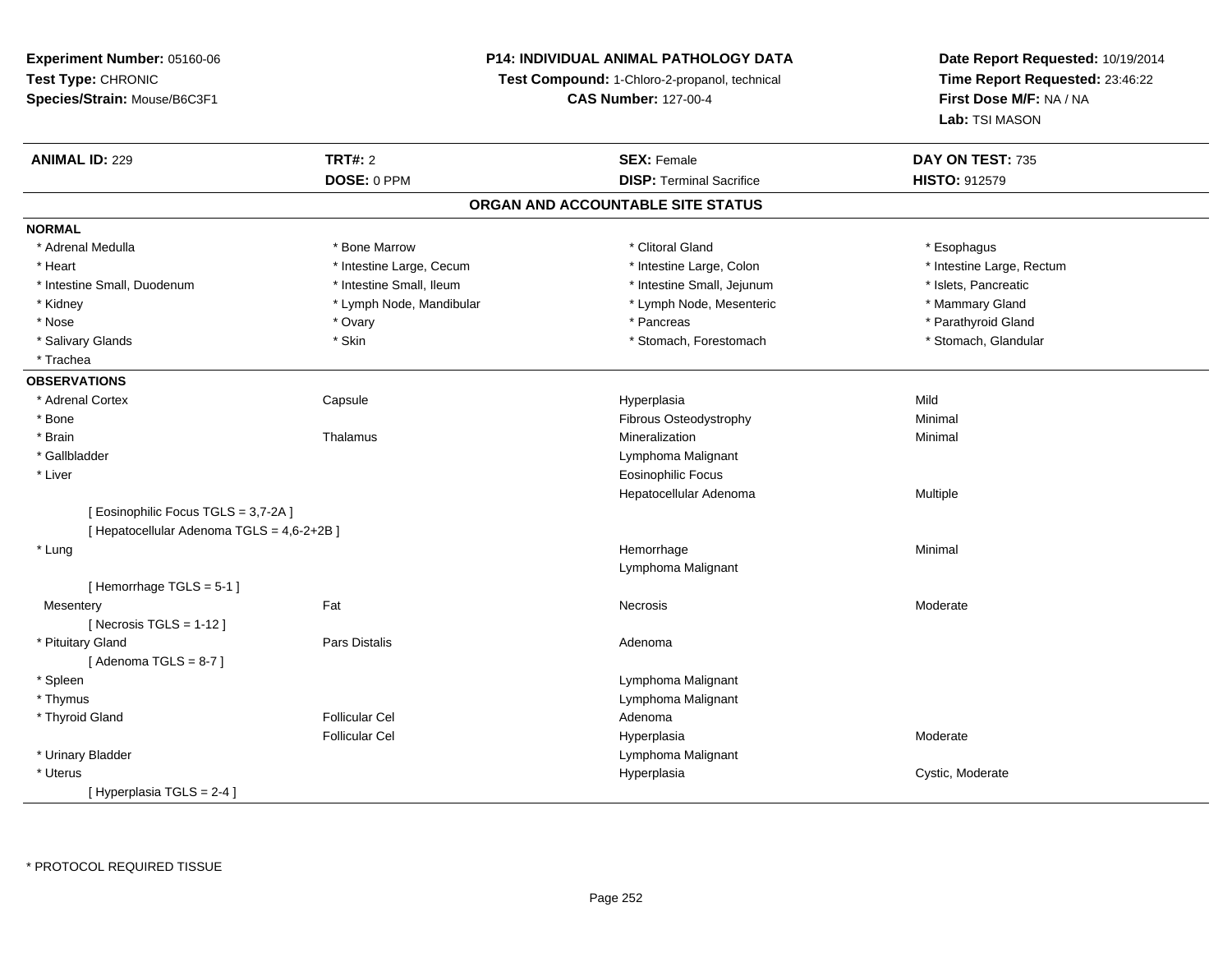**Experiment Number:** 05160-06
**Test Type:** CHRONIC
**Species/Strain:** Mouse/B6C3F1

**P14: INDIVIDUAL ANIMAL PATHOLOGY DATA**
**Test Compound:** 1-Chloro-2-propanol, technical
**CAS Number:** 127-00-4

**Date Report Requested:** 10/19/2014
**Time Report Requested:** 23:46:22
**First Dose M/F:** NA / NA
**Lab:** TSI MASON

| **ANIMAL ID:** 229 | **TRT#:** 2 | **SEX:** Female | **DAY ON TEST:** 735 |
|---|---|---|---|
| | **DOSE:** 0 PPM | **DISP:** Terminal Sacrifice | **HISTO:** 912579 |

## ORGAN AND ACCOUNTABLE SITE STATUS

**NORMAL**

| | | | |
|---|---|---|---|
| * Adrenal Medulla | * Bone Marrow | * Clitoral Gland | * Esophagus |
| * Heart | * Intestine Large, Cecum | * Intestine Large, Colon | * Intestine Large, Rectum |
| * Intestine Small, Duodenum | * Intestine Small, Ileum | * Intestine Small, Jejunum | * Islets, Pancreatic |
| * Kidney | * Lymph Node, Mandibular | * Lymph Node, Mesenteric | * Mammary Gland |
| * Nose | * Ovary | * Pancreas | * Parathyroid Gland |
| * Salivary Glands | * Skin | * Stomach, Forestomach | * Stomach, Glandular |
| * Trachea | | | |

**OBSERVATIONS**

| | | | |
|---|---|---|---|
| * Adrenal Cortex | Capsule | Hyperplasia | Mild |
| * Bone | | Fibrous Osteodystrophy | Minimal |
| * Brain | Thalamus | Mineralization | Minimal |
| * Gallbladder | | Lymphoma Malignant | |
| * Liver | | Eosinophilic Focus | |
| | | Hepatocellular Adenoma | Multiple |
| [ Eosinophilic Focus TGLS = 3,7-2A ] | | | |
| [ Hepatocellular Adenoma TGLS = 4,6-2+2B ] | | | |
| * Lung | | Hemorrhage | Minimal |
| | | Lymphoma Malignant | |
| [ Hemorrhage TGLS = 5-1 ] | | | |
| Mesentery | Fat | Necrosis | Moderate |
| [ Necrosis TGLS = 1-12 ] | | | |
| * Pituitary Gland | Pars Distalis | Adenoma | |
| [ Adenoma TGLS = 8-7 ] | | | |
| * Spleen | | Lymphoma Malignant | |
| * Thymus | | Lymphoma Malignant | |
| * Thyroid Gland | Follicular Cel | Adenoma | |
| | Follicular Cel | Hyperplasia | Moderate |
| * Urinary Bladder | | Lymphoma Malignant | |
| * Uterus | | Hyperplasia | Cystic, Moderate |
| [ Hyperplasia TGLS = 2-4 ] | | | |

* PROTOCOL REQUIRED TISSUE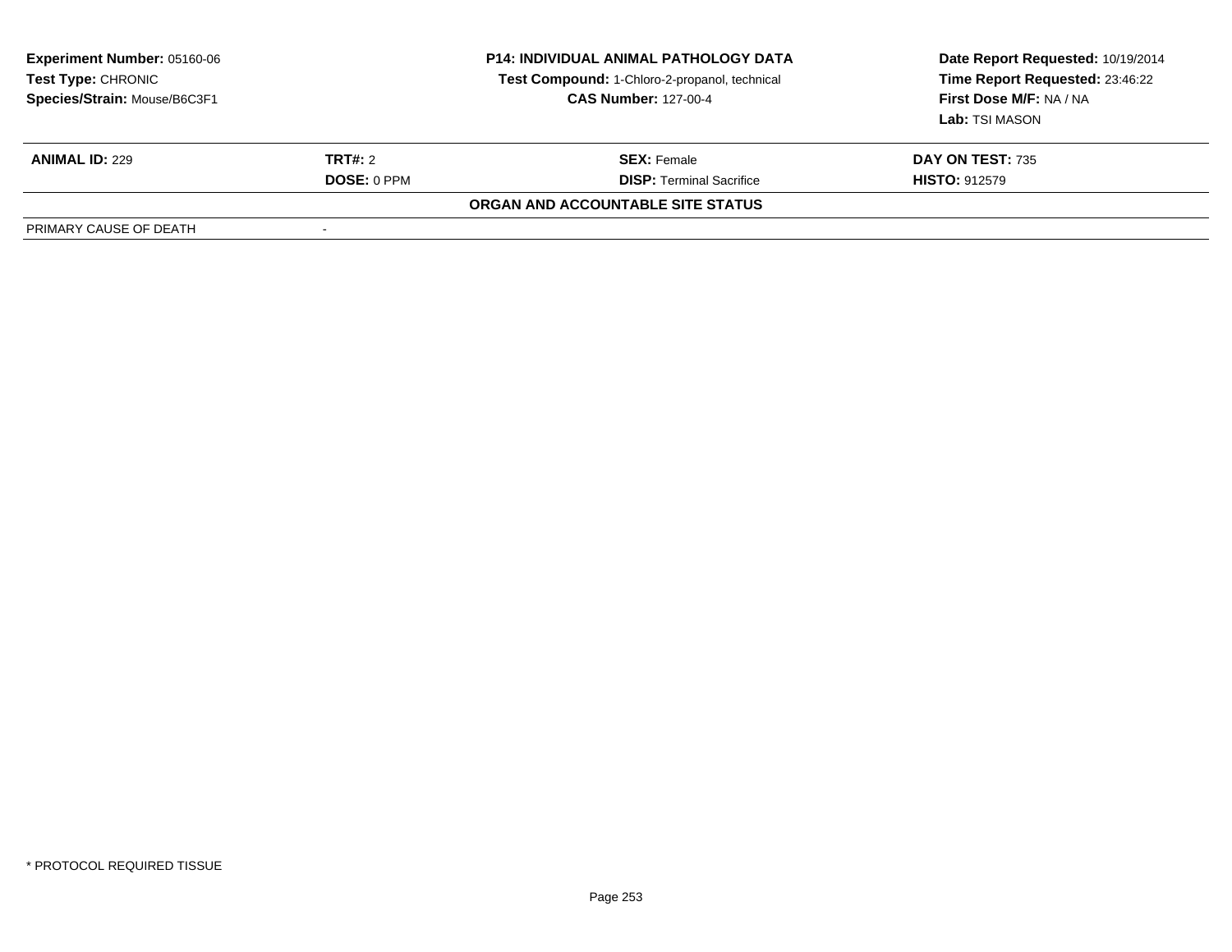| **Experiment Number:** 05160-06 | **P14: INDIVIDUAL ANIMAL PATHOLOGY DATA** | **Date Report Requested:** 10/19/2014 |
|---|---|---|
| **Test Type:** CHRONIC | **Test Compound:** 1-Chloro-2-propanol, technical | **Time Report Requested:** 23:46:22 |
| **Species/Strain:** Mouse/B6C3F1 | **CAS Number:** 127-00-4 | **First Dose M/F:** NA / NA |
| | | **Lab:** TSI MASON |

| **ANIMAL ID:** 229 | **TRT#:** 2 | **SEX:** Female | **DAY ON TEST:** 735 |
|---|---|---|---|
| | **DOSE:** 0 PPM | **DISP:** Terminal Sacrifice | **HISTO:** 912579 |

**ORGAN AND ACCOUNTABLE SITE STATUS**

| PRIMARY CAUSE OF DEATH | - |
|---|---|

* PROTOCOL REQUIRED TISSUE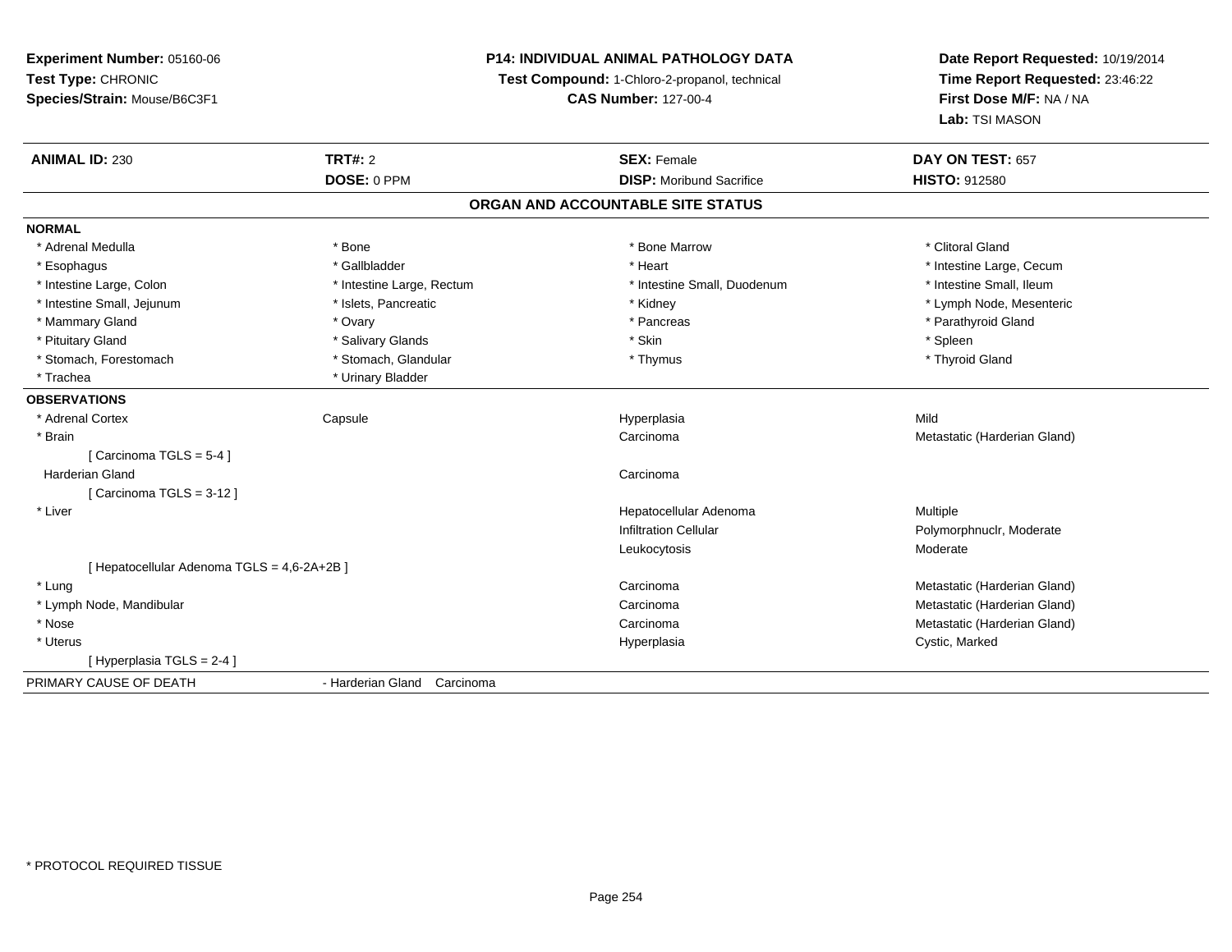**Experiment Number:** 05160-06
**Test Type:** CHRONIC
**Species/Strain:** Mouse/B6C3F1

**P14: INDIVIDUAL ANIMAL PATHOLOGY DATA**
**Test Compound:** 1-Chloro-2-propanol, technical
**CAS Number:** 127-00-4

**Date Report Requested:** 10/19/2014
**Time Report Requested:** 23:46:22
**First Dose M/F:** NA / NA
**Lab:** TSI MASON

| **ANIMAL ID:** 230 | **TRT#:** 2 | **SEX:** Female | **DAY ON TEST:** 657 |
|---|---|---|---|
| | **DOSE:** 0 PPM | **DISP:** Moribund Sacrifice | **HISTO:** 912580 |

## ORGAN AND ACCOUNTABLE SITE STATUS

**NORMAL**

| | | | |
|---|---|---|---|
| * Adrenal Medulla | * Bone | * Bone Marrow | * Clitoral Gland |
| * Esophagus | * Gallbladder | * Heart | * Intestine Large, Cecum |
| * Intestine Large, Colon | * Intestine Large, Rectum | * Intestine Small, Duodenum | * Intestine Small, Ileum |
| * Intestine Small, Jejunum | * Islets, Pancreatic | * Kidney | * Lymph Node, Mesenteric |
| * Mammary Gland | * Ovary | * Pancreas | * Parathyroid Gland |
| * Pituitary Gland | * Salivary Glands | * Skin | * Spleen |
| * Stomach, Forestomach | * Stomach, Glandular | * Thymus | * Thyroid Gland |
| * Trachea | * Urinary Bladder | | |

**OBSERVATIONS**

| | | | |
|---|---|---|---|
| * Adrenal Cortex | Capsule | Hyperplasia | Mild |
| * Brain | | Carcinoma | Metastatic (Harderian Gland) |
| [ Carcinoma TGLS = 5-4 ] | | | |
| Harderian Gland | | Carcinoma | |
| [ Carcinoma TGLS = 3-12 ] | | | |
| * Liver | | Hepatocellular Adenoma | Multiple |
| | | Infiltration Cellular | Polymorphnuclr, Moderate |
| | | Leukocytosis | Moderate |
| [ Hepatocellular Adenoma TGLS = 4,6-2A+2B ] | | | |
| * Lung | | Carcinoma | Metastatic (Harderian Gland) |
| * Lymph Node, Mandibular | | Carcinoma | Metastatic (Harderian Gland) |
| * Nose | | Carcinoma | Metastatic (Harderian Gland) |
| * Uterus | | Hyperplasia | Cystic, Marked |
| [ Hyperplasia TGLS = 2-4 ] | | | |

PRIMARY CAUSE OF DEATH - Harderian Gland Carcinoma

* PROTOCOL REQUIRED TISSUE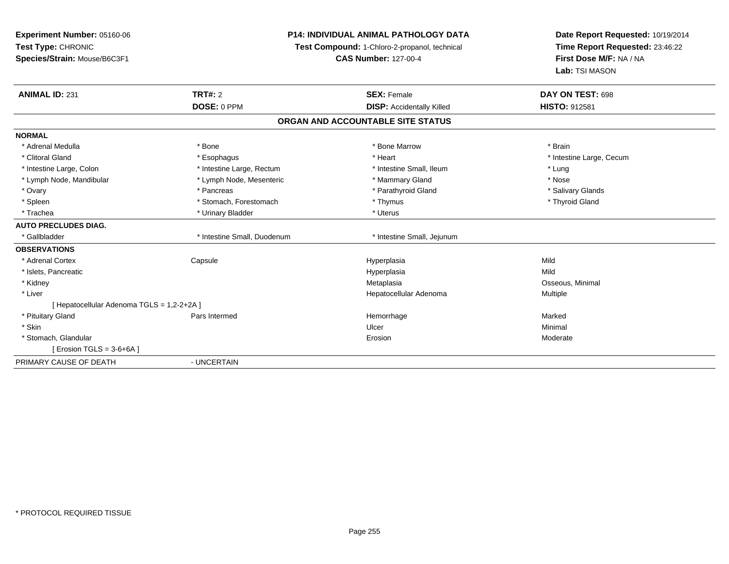**Experiment Number:** 05160-06
**Test Type:** CHRONIC
**Species/Strain:** Mouse/B6C3F1

**P14: INDIVIDUAL ANIMAL PATHOLOGY DATA**
**Test Compound:** 1-Chloro-2-propanol, technical
**CAS Number:** 127-00-4

**Date Report Requested:** 10/19/2014
**Time Report Requested:** 23:46:22
**First Dose M/F:** NA / NA
**Lab:** TSI MASON

| **ANIMAL ID:** 231 | **TRT#:** 2 | **SEX:** Female | **DAY ON TEST:** 698 |
|---|---|---|---|
| | **DOSE:** 0 PPM | **DISP:** Accidentally Killed | **HISTO:** 912581 |

## ORGAN AND ACCOUNTABLE SITE STATUS

| | | | |
|---|---|---|---|
| **NORMAL** | | | |
| * Adrenal Medulla | * Bone | * Bone Marrow | * Brain |
| * Clitoral Gland | * Esophagus | * Heart | * Intestine Large, Cecum |
| * Intestine Large, Colon | * Intestine Large, Rectum | * Intestine Small, Ileum | * Lung |
| * Lymph Node, Mandibular | * Lymph Node, Mesenteric | * Mammary Gland | * Nose |
| * Ovary | * Pancreas | * Parathyroid Gland | * Salivary Glands |
| * Spleen | * Stomach, Forestomach | * Thymus | * Thyroid Gland |
| * Trachea | * Urinary Bladder | * Uterus | |
| **AUTO PRECLUDES DIAG.** | | | |
| * Gallbladder | * Intestine Small, Duodenum | * Intestine Small, Jejunum | |
| **OBSERVATIONS** | | | |
| * Adrenal Cortex | Capsule | Hyperplasia | Mild |
| * Islets, Pancreatic | | Hyperplasia | Mild |
| * Kidney | | Metaplasia | Osseous, Minimal |
| * Liver | | Hepatocellular Adenoma | Multiple |
| [ Hepatocellular Adenoma TGLS = 1,2-2+2A ] | | | |
| * Pituitary Gland | Pars Intermed | Hemorrhage | Marked |
| * Skin | | Ulcer | Minimal |
| * Stomach, Glandular | | Erosion | Moderate |
| [ Erosion TGLS = 3-6+6A ] | | | |
| PRIMARY CAUSE OF DEATH | - UNCERTAIN | | |

* PROTOCOL REQUIRED TISSUE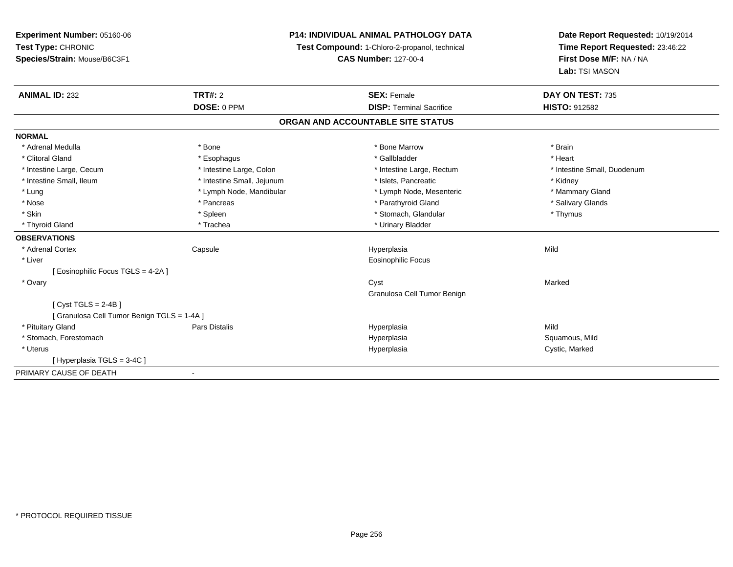**Experiment Number:** 05160-06
**Test Type:** CHRONIC
**Species/Strain:** Mouse/B6C3F1

**P14: INDIVIDUAL ANIMAL PATHOLOGY DATA**
**Test Compound:** 1-Chloro-2-propanol, technical
**CAS Number:** 127-00-4

**Date Report Requested:** 10/19/2014
**Time Report Requested:** 23:46:22
**First Dose M/F:** NA / NA
**Lab:** TSI MASON

| **ANIMAL ID:** 232 | **TRT#:** 2 | **SEX:** Female | **DAY ON TEST:** 735 |
|---|---|---|---|
| | **DOSE:** 0 PPM | **DISP:** Terminal Sacrifice | **HISTO:** 912582 |

## ORGAN AND ACCOUNTABLE SITE STATUS

**NORMAL**

| | | | |
|---|---|---|---|
| * Adrenal Medulla | * Bone | * Bone Marrow | * Brain |
| * Clitoral Gland | * Esophagus | * Gallbladder | * Heart |
| * Intestine Large, Cecum | * Intestine Large, Colon | * Intestine Large, Rectum | * Intestine Small, Duodenum |
| * Intestine Small, Ileum | * Intestine Small, Jejunum | * Islets, Pancreatic | * Kidney |
| * Lung | * Lymph Node, Mandibular | * Lymph Node, Mesenteric | * Mammary Gland |
| * Nose | * Pancreas | * Parathyroid Gland | * Salivary Glands |
| * Skin | * Spleen | * Stomach, Glandular | * Thymus |
| * Thyroid Gland | * Trachea | * Urinary Bladder | |

**OBSERVATIONS**

| | | | |
|---|---|---|---|
| * Adrenal Cortex | Capsule | Hyperplasia | Mild |
| * Liver | | Eosinophilic Focus | |
| [ Eosinophilic Focus TGLS = 4-2A ] | | | |
| * Ovary | | Cyst | Marked |
| | | Granulosa Cell Tumor Benign | |
| [ Cyst TGLS = 2-4B ] | | | |
| [ Granulosa Cell Tumor Benign TGLS = 1-4A ] | | | |
| * Pituitary Gland | Pars Distalis | Hyperplasia | Mild |
| * Stomach, Forestomach | | Hyperplasia | Squamous, Mild |
| * Uterus | | Hyperplasia | Cystic, Marked |
| [ Hyperplasia TGLS = 3-4C ] | | | |

PRIMARY CAUSE OF DEATH -

* PROTOCOL REQUIRED TISSUE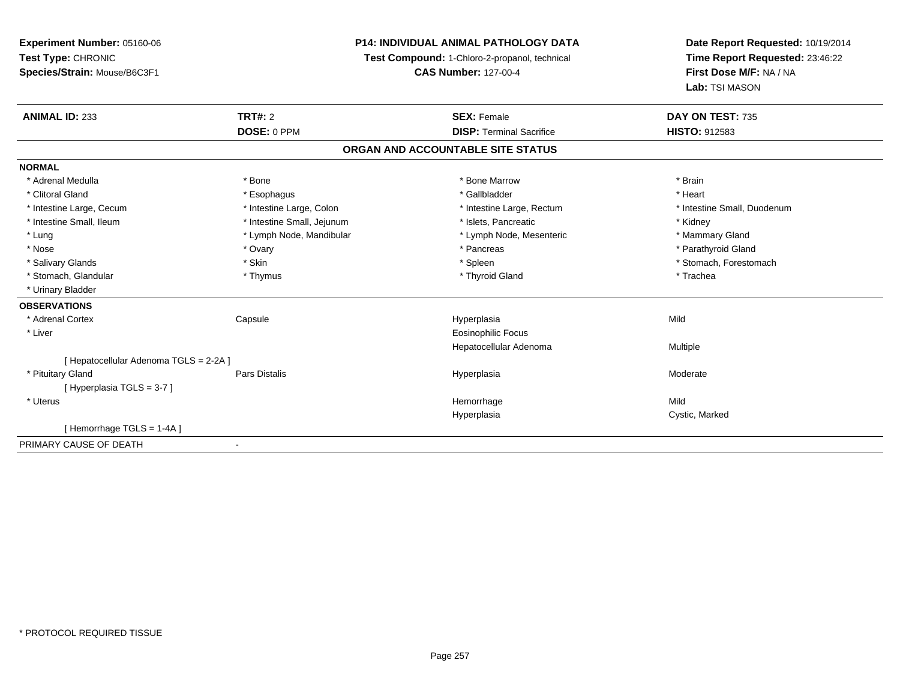**Experiment Number:** 05160-06
**Test Type:** CHRONIC
**Species/Strain:** Mouse/B6C3F1

**P14: INDIVIDUAL ANIMAL PATHOLOGY DATA**
**Test Compound:** 1-Chloro-2-propanol, technical
**CAS Number:** 127-00-4

**Date Report Requested:** 10/19/2014
**Time Report Requested:** 23:46:22
**First Dose M/F:** NA / NA
**Lab:** TSI MASON

| **ANIMAL ID:** 233 | **TRT#:** 2 | **SEX:** Female | **DAY ON TEST:** 735 |
|---|---|---|---|
| | **DOSE:** 0 PPM | **DISP:** Terminal Sacrifice | **HISTO:** 912583 |

## ORGAN AND ACCOUNTABLE SITE STATUS

**NORMAL**

| | | | |
|---|---|---|---|
| * Adrenal Medulla | * Bone | * Bone Marrow | * Brain |
| * Clitoral Gland | * Esophagus | * Gallbladder | * Heart |
| * Intestine Large, Cecum | * Intestine Large, Colon | * Intestine Large, Rectum | * Intestine Small, Duodenum |
| * Intestine Small, Ileum | * Intestine Small, Jejunum | * Islets, Pancreatic | * Kidney |
| * Lung | * Lymph Node, Mandibular | * Lymph Node, Mesenteric | * Mammary Gland |
| * Nose | * Ovary | * Pancreas | * Parathyroid Gland |
| * Salivary Glands | * Skin | * Spleen | * Stomach, Forestomach |
| * Stomach, Glandular | * Thymus | * Thyroid Gland | * Trachea |
| * Urinary Bladder | | | |

**OBSERVATIONS**

| | | | |
|---|---|---|---|
| * Adrenal Cortex | Capsule | Hyperplasia | Mild |
| * Liver | | Eosinophilic Focus | |
| | | Hepatocellular Adenoma | Multiple |
| [ Hepatocellular Adenoma TGLS = 2-2A ] | | | |
| * Pituitary Gland | Pars Distalis | Hyperplasia | Moderate |
| [ Hyperplasia TGLS = 3-7 ] | | | |
| * Uterus | | Hemorrhage | Mild |
| | | Hyperplasia | Cystic, Marked |
| [ Hemorrhage TGLS = 1-4A ] | | | |

PRIMARY CAUSE OF DEATH -

* PROTOCOL REQUIRED TISSUE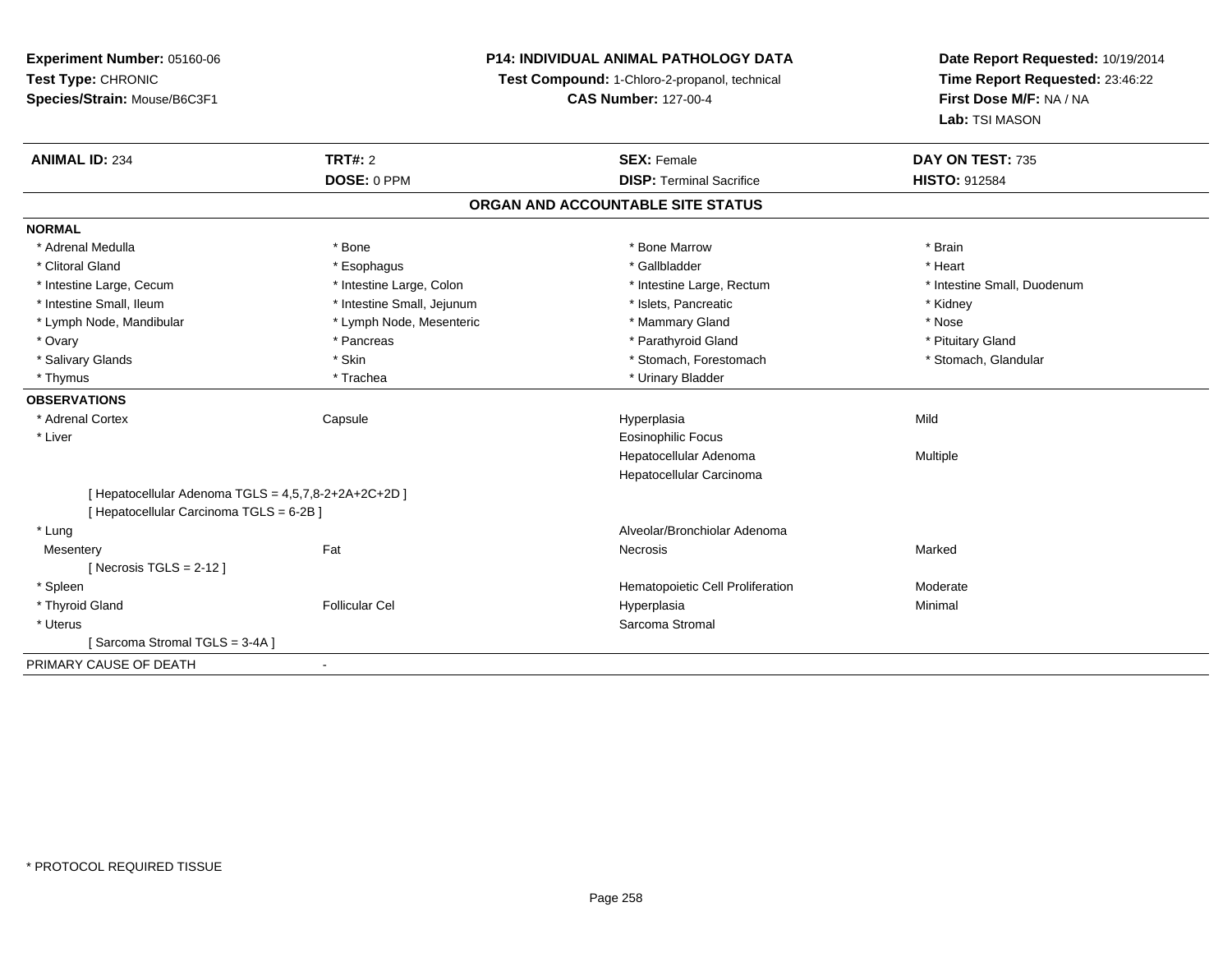**Experiment Number:** 05160-06
**Test Type:** CHRONIC
**Species/Strain:** Mouse/B6C3F1

**P14: INDIVIDUAL ANIMAL PATHOLOGY DATA**
**Test Compound:** 1-Chloro-2-propanol, technical
**CAS Number:** 127-00-4

**Date Report Requested:** 10/19/2014
**Time Report Requested:** 23:46:22
**First Dose M/F:** NA / NA
**Lab:** TSI MASON

| **ANIMAL ID:** 234 | **TRT#:** 2 | **SEX:** Female | **DAY ON TEST:** 735 |
|---|---|---|---|
| | **DOSE:** 0 PPM | **DISP:** Terminal Sacrifice | **HISTO:** 912584 |

## ORGAN AND ACCOUNTABLE SITE STATUS

**NORMAL**

| | | | |
|---|---|---|---|
| * Adrenal Medulla | * Bone | * Bone Marrow | * Brain |
| * Clitoral Gland | * Esophagus | * Gallbladder | * Heart |
| * Intestine Large, Cecum | * Intestine Large, Colon | * Intestine Large, Rectum | * Intestine Small, Duodenum |
| * Intestine Small, Ileum | * Intestine Small, Jejunum | * Islets, Pancreatic | * Kidney |
| * Lymph Node, Mandibular | * Lymph Node, Mesenteric | * Mammary Gland | * Nose |
| * Ovary | * Pancreas | * Parathyroid Gland | * Pituitary Gland |
| * Salivary Glands | * Skin | * Stomach, Forestomach | * Stomach, Glandular |
| * Thymus | * Trachea | * Urinary Bladder | |

**OBSERVATIONS**

| | | | |
|---|---|---|---|
| * Adrenal Cortex | Capsule | Hyperplasia | Mild |
| * Liver | | Eosinophilic Focus | |
| | | Hepatocellular Adenoma | Multiple |
| | | Hepatocellular Carcinoma | |
| [ Hepatocellular Adenoma TGLS = 4,5,7,8-2+2A+2C+2D ] | | | |
| [ Hepatocellular Carcinoma TGLS = 6-2B ] | | | |
| * Lung | | Alveolar/Bronchiolar Adenoma | |
| Mesentery | Fat | Necrosis | Marked |
| [ Necrosis TGLS = 2-12 ] | | | |
| * Spleen | | Hematopoietic Cell Proliferation | Moderate |
| * Thyroid Gland | Follicular Cel | Hyperplasia | Minimal |
| * Uterus | | Sarcoma Stromal | |
| [ Sarcoma Stromal TGLS = 3-4A ] | | | |

PRIMARY CAUSE OF DEATH -

* PROTOCOL REQUIRED TISSUE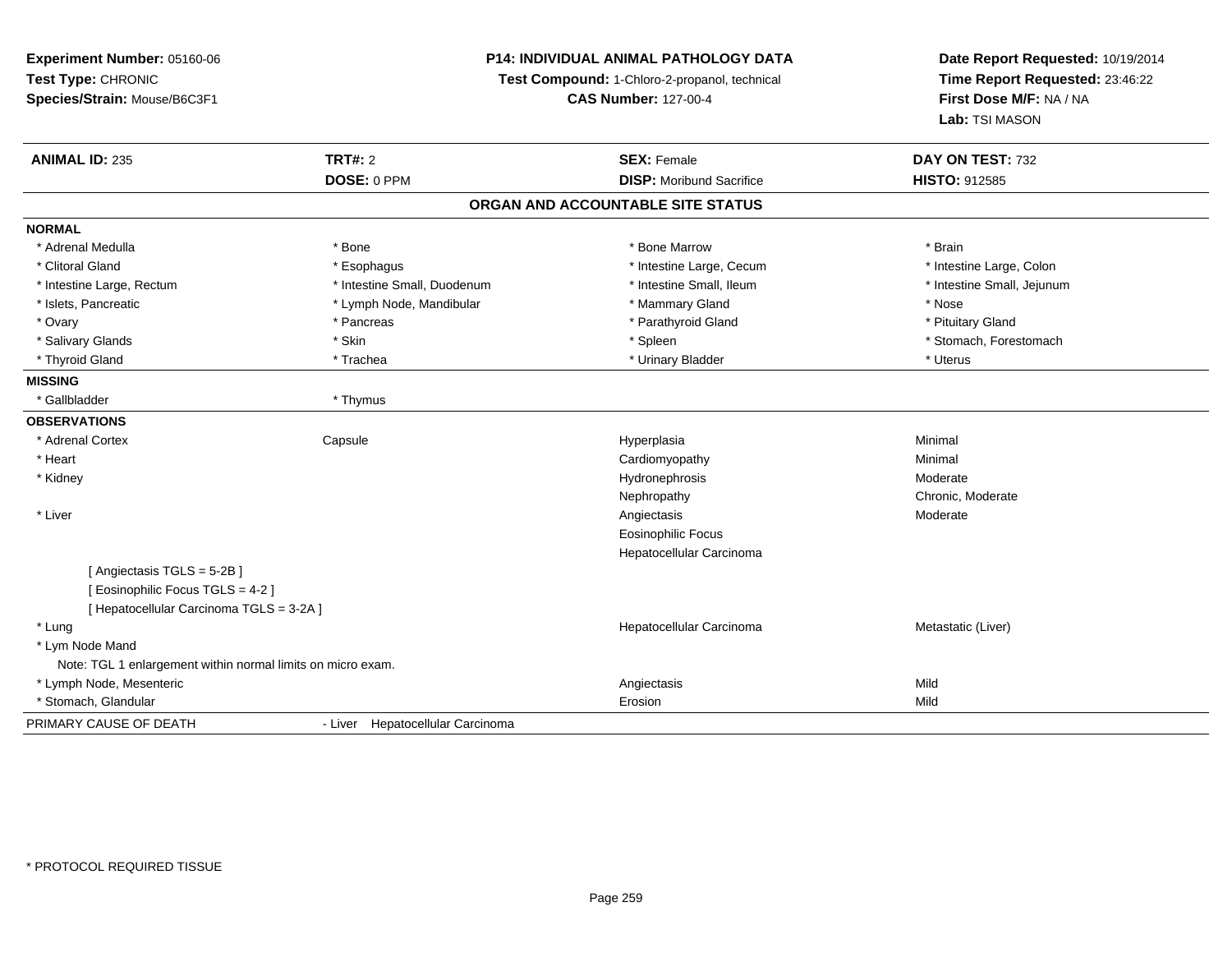**Experiment Number:** 05160-06
**Test Type:** CHRONIC
**Species/Strain:** Mouse/B6C3F1

**P14: INDIVIDUAL ANIMAL PATHOLOGY DATA**
**Test Compound:** 1-Chloro-2-propanol, technical
**CAS Number:** 127-00-4

**Date Report Requested:** 10/19/2014
**Time Report Requested:** 23:46:22
**First Dose M/F:** NA / NA
**Lab:** TSI MASON

| **ANIMAL ID:** 235 | **TRT#:** 2 | **SEX:** Female | **DAY ON TEST:** 732 |
|---|---|---|---|
| | **DOSE:** 0 PPM | **DISP:** Moribund Sacrifice | **HISTO:** 912585 |

## ORGAN AND ACCOUNTABLE SITE STATUS

**NORMAL**

| | | | |
|---|---|---|---|
| * Adrenal Medulla | * Bone | * Bone Marrow | * Brain |
| * Clitoral Gland | * Esophagus | * Intestine Large, Cecum | * Intestine Large, Colon |
| * Intestine Large, Rectum | * Intestine Small, Duodenum | * Intestine Small, Ileum | * Intestine Small, Jejunum |
| * Islets, Pancreatic | * Lymph Node, Mandibular | * Mammary Gland | * Nose |
| * Ovary | * Pancreas | * Parathyroid Gland | * Pituitary Gland |
| * Salivary Glands | * Skin | * Spleen | * Stomach, Forestomach |
| * Thyroid Gland | * Trachea | * Urinary Bladder | * Uterus |

**MISSING**

| | |
|---|---|
| * Gallbladder | * Thymus |

**OBSERVATIONS**

| | | | |
|---|---|---|---|
| * Adrenal Cortex | Capsule | Hyperplasia | Minimal |
| * Heart | | Cardiomyopathy | Minimal |
| * Kidney | | Hydronephrosis | Moderate |
| | | Nephropathy | Chronic, Moderate |
| * Liver | | Angiectasis | Moderate |
| | | Eosinophilic Focus | |
| | | Hepatocellular Carcinoma | |
| [ Angiectasis TGLS = 5-2B ] | | | |
| [ Eosinophilic Focus TGLS = 4-2 ] | | | |
| [ Hepatocellular Carcinoma TGLS = 3-2A ] | | | |
| * Lung | | Hepatocellular Carcinoma | Metastatic (Liver) |
| * Lym Node Mand | | | |
| Note: TGL 1 enlargement within normal limits on micro exam. | | | |
| * Lymph Node, Mesenteric | | Angiectasis | Mild |
| * Stomach, Glandular | | Erosion | Mild |

PRIMARY CAUSE OF DEATH - Liver Hepatocellular Carcinoma

* PROTOCOL REQUIRED TISSUE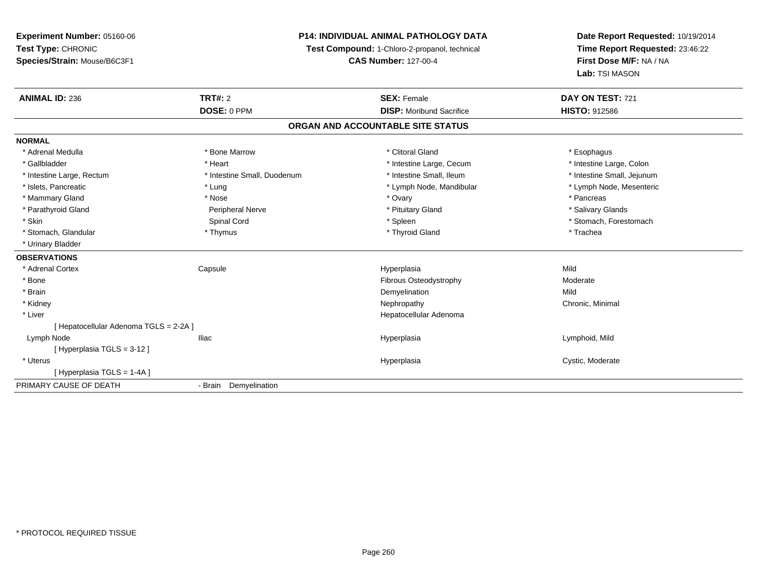**Experiment Number:** 05160-06
**Test Type:** CHRONIC
**Species/Strain:** Mouse/B6C3F1

**P14: INDIVIDUAL ANIMAL PATHOLOGY DATA**
**Test Compound:** 1-Chloro-2-propanol, technical
**CAS Number:** 127-00-4

**Date Report Requested:** 10/19/2014
**Time Report Requested:** 23:46:22
**First Dose M/F:** NA / NA
**Lab:** TSI MASON

| **ANIMAL ID:** 236 | **TRT#:** 2 | **SEX:** Female | **DAY ON TEST:** 721 |
|---|---|---|---|
| | **DOSE:** 0 PPM | **DISP:** Moribund Sacrifice | **HISTO:** 912586 |

## ORGAN AND ACCOUNTABLE SITE STATUS

**NORMAL**

| | | | |
|---|---|---|---|
| * Adrenal Medulla | * Bone Marrow | * Clitoral Gland | * Esophagus |
| * Gallbladder | * Heart | * Intestine Large, Cecum | * Intestine Large, Colon |
| * Intestine Large, Rectum | * Intestine Small, Duodenum | * Intestine Small, Ileum | * Intestine Small, Jejunum |
| * Islets, Pancreatic | * Lung | * Lymph Node, Mandibular | * Lymph Node, Mesenteric |
| * Mammary Gland | * Nose | * Ovary | * Pancreas |
| * Parathyroid Gland | Peripheral Nerve | * Pituitary Gland | * Salivary Glands |
| * Skin | Spinal Cord | * Spleen | * Stomach, Forestomach |
| * Stomach, Glandular | * Thymus | * Thyroid Gland | * Trachea |
| * Urinary Bladder | | | |

**OBSERVATIONS**

| | | | |
|---|---|---|---|
| * Adrenal Cortex | Capsule | Hyperplasia | Mild |
| * Bone | | Fibrous Osteodystrophy | Moderate |
| * Brain | | Demyelination | Mild |
| * Kidney | | Nephropathy | Chronic, Minimal |
| * Liver | | Hepatocellular Adenoma | |
| [ Hepatocellular Adenoma TGLS = 2-2A ] | | | |
| Lymph Node | Iliac | Hyperplasia | Lymphoid, Mild |
| [ Hyperplasia TGLS = 3-12 ] | | | |
| * Uterus | | Hyperplasia | Cystic, Moderate |
| [ Hyperplasia TGLS = 1-4A ] | | | |

PRIMARY CAUSE OF DEATH - Brain Demyelination

* PROTOCOL REQUIRED TISSUE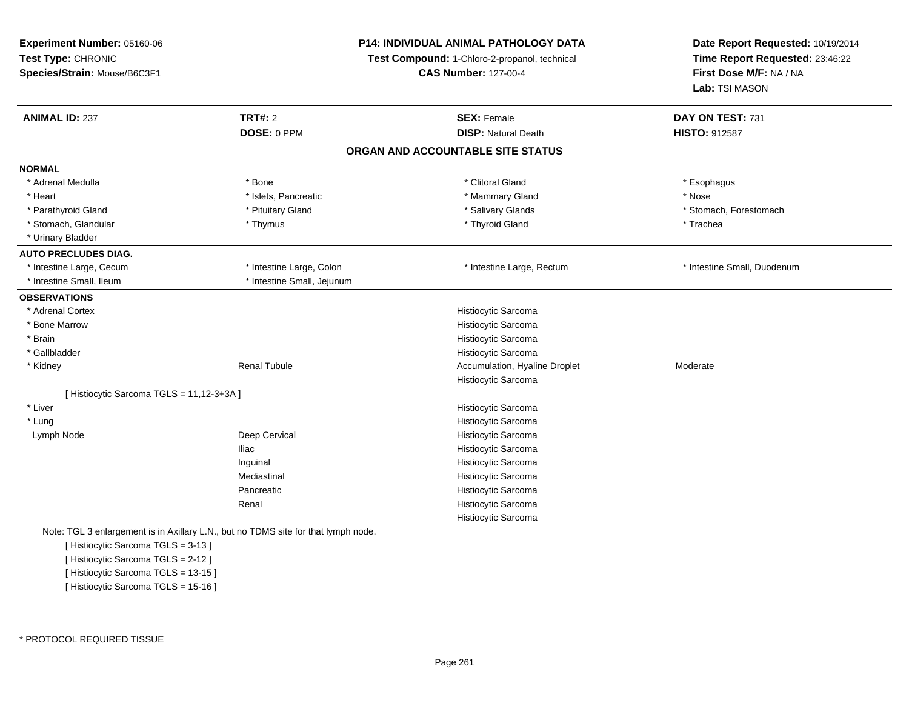**Experiment Number:** 05160-06
**Test Type:** CHRONIC
**Species/Strain:** Mouse/B6C3F1

**P14: INDIVIDUAL ANIMAL PATHOLOGY DATA**
**Test Compound:** 1-Chloro-2-propanol, technical
**CAS Number:** 127-00-4

**Date Report Requested:** 10/19/2014
**Time Report Requested:** 23:46:22
**First Dose M/F:** NA / NA
**Lab:** TSI MASON

| **ANIMAL ID:** 237 | **TRT#:** 2 | **SEX:** Female | **DAY ON TEST:** 731 |
|---|---|---|---|
| | **DOSE:** 0 PPM | **DISP:** Natural Death | **HISTO:** 912587 |

## ORGAN AND ACCOUNTABLE SITE STATUS

**NORMAL**

| | | | |
|---|---|---|---|
| * Adrenal Medulla | * Bone | * Clitoral Gland | * Esophagus |
| * Heart | * Islets, Pancreatic | * Mammary Gland | * Nose |
| * Parathyroid Gland | * Pituitary Gland | * Salivary Glands | * Stomach, Forestomach |
| * Stomach, Glandular | * Thymus | * Thyroid Gland | * Trachea |
| * Urinary Bladder | | | |

**AUTO PRECLUDES DIAG.**

| | | | |
|---|---|---|---|
| * Intestine Large, Cecum | * Intestine Large, Colon | * Intestine Large, Rectum | * Intestine Small, Duodenum |
| * Intestine Small, Ileum | * Intestine Small, Jejunum | | |

**OBSERVATIONS**

| | | | |
|---|---|---|---|
| * Adrenal Cortex | | Histiocytic Sarcoma | |
| * Bone Marrow | | Histiocytic Sarcoma | |
| * Brain | | Histiocytic Sarcoma | |
| * Gallbladder | | Histiocytic Sarcoma | |
| * Kidney | Renal Tubule | Accumulation, Hyaline Droplet | Moderate |
| | | Histiocytic Sarcoma | |
| [ Histiocytic Sarcoma TGLS = 11,12-3+3A ] | | | |
| * Liver | | Histiocytic Sarcoma | |
| * Lung | | Histiocytic Sarcoma | |
| Lymph Node | Deep Cervical | Histiocytic Sarcoma | |
| | Iliac | Histiocytic Sarcoma | |
| | Inguinal | Histiocytic Sarcoma | |
| | Mediastinal | Histiocytic Sarcoma | |
| | Pancreatic | Histiocytic Sarcoma | |
| | Renal | Histiocytic Sarcoma | |
| | | Histiocytic Sarcoma | |

Note: TGL 3 enlargement is in Axillary L.N., but no TDMS site for that lymph node.

[ Histiocytic Sarcoma TGLS = 3-13 ]
[ Histiocytic Sarcoma TGLS = 2-12 ]
[ Histiocytic Sarcoma TGLS = 13-15 ]
[ Histiocytic Sarcoma TGLS = 15-16 ]

* PROTOCOL REQUIRED TISSUE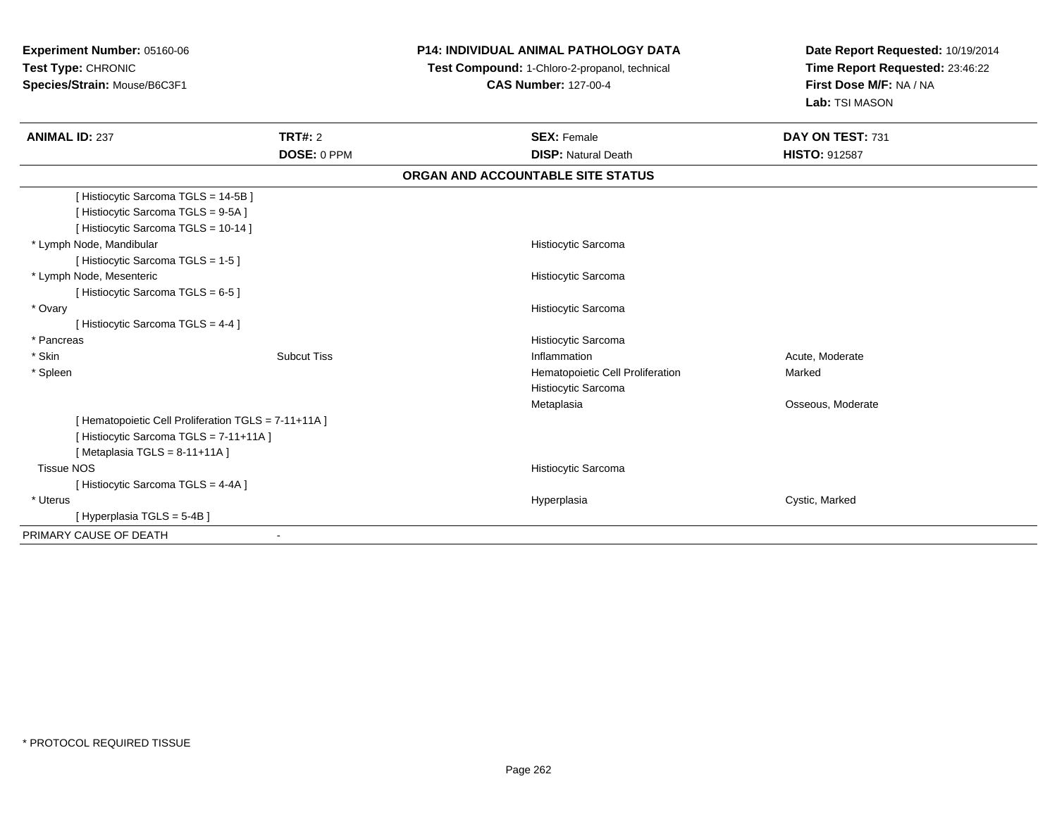**Experiment Number:** 05160-06
**Test Type:** CHRONIC
**Species/Strain:** Mouse/B6C3F1

**P14: INDIVIDUAL ANIMAL PATHOLOGY DATA**
**Test Compound:** 1-Chloro-2-propanol, technical
**CAS Number:** 127-00-4

**Date Report Requested:** 10/19/2014
**Time Report Requested:** 23:46:22
**First Dose M/F:** NA / NA
**Lab:** TSI MASON

| **ANIMAL ID:** 237 | **TRT#:** 2 | **SEX:** Female | **DAY ON TEST:** 731 |
|---|---|---|---|
| | **DOSE:** 0 PPM | **DISP:** Natural Death | **HISTO:** 912587 |

## ORGAN AND ACCOUNTABLE SITE STATUS

| | | | |
|---|---|---|---|
| [ Histiocytic Sarcoma TGLS = 14-5B ] | | | |
| [ Histiocytic Sarcoma TGLS = 9-5A ] | | | |
| [ Histiocytic Sarcoma TGLS = 10-14 ] | | | |
| * Lymph Node, Mandibular | | Histiocytic Sarcoma | |
| [ Histiocytic Sarcoma TGLS = 1-5 ] | | | |
| * Lymph Node, Mesenteric | | Histiocytic Sarcoma | |
| [ Histiocytic Sarcoma TGLS = 6-5 ] | | | |
| * Ovary | | Histiocytic Sarcoma | |
| [ Histiocytic Sarcoma TGLS = 4-4 ] | | | |
| * Pancreas | | Histiocytic Sarcoma | |
| * Skin | Subcut Tiss | Inflammation | Acute, Moderate |
| * Spleen | | Hematopoietic Cell Proliferation | Marked |
| | | Histiocytic Sarcoma | |
| | | Metaplasia | Osseous, Moderate |
| [ Hematopoietic Cell Proliferation TGLS = 7-11+11A ] | | | |
| [ Histiocytic Sarcoma TGLS = 7-11+11A ] | | | |
| [ Metaplasia TGLS = 8-11+11A ] | | | |
| Tissue NOS | | Histiocytic Sarcoma | |
| [ Histiocytic Sarcoma TGLS = 4-4A ] | | | |
| * Uterus | | Hyperplasia | Cystic, Marked |
| [ Hyperplasia TGLS = 5-4B ] | | | |
| PRIMARY CAUSE OF DEATH | - | | |

* PROTOCOL REQUIRED TISSUE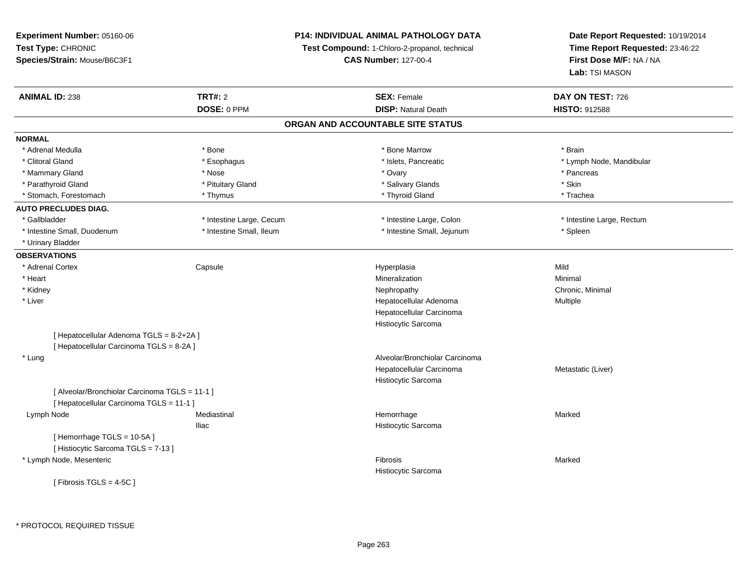**Experiment Number:** 05160-06
**Test Type:** CHRONIC
**Species/Strain:** Mouse/B6C3F1

**P14: INDIVIDUAL ANIMAL PATHOLOGY DATA**
**Test Compound:** 1-Chloro-2-propanol, technical
**CAS Number:** 127-00-4

**Date Report Requested:** 10/19/2014
**Time Report Requested:** 23:46:22
**First Dose M/F:** NA / NA
**Lab:** TSI MASON

| **ANIMAL ID:** 238 | **TRT#:** 2 | **SEX:** Female | **DAY ON TEST:** 726 |
|---|---|---|---|
| | **DOSE:** 0 PPM | **DISP:** Natural Death | **HISTO:** 912588 |

## ORGAN AND ACCOUNTABLE SITE STATUS

**NORMAL**

| | | | |
|---|---|---|---|
| * Adrenal Medulla | * Bone | * Bone Marrow | * Brain |
| * Clitoral Gland | * Esophagus | * Islets, Pancreatic | * Lymph Node, Mandibular |
| * Mammary Gland | * Nose | * Ovary | * Pancreas |
| * Parathyroid Gland | * Pituitary Gland | * Salivary Glands | * Skin |
| * Stomach, Forestomach | * Thymus | * Thyroid Gland | * Trachea |

**AUTO PRECLUDES DIAG.**

| | | | |
|---|---|---|---|
| * Gallbladder | * Intestine Large, Cecum | * Intestine Large, Colon | * Intestine Large, Rectum |
| * Intestine Small, Duodenum | * Intestine Small, Ileum | * Intestine Small, Jejunum | * Spleen |
| * Urinary Bladder | | | |

**OBSERVATIONS**

| | | | |
|---|---|---|---|
| * Adrenal Cortex | Capsule | Hyperplasia | Mild |
| * Heart | | Mineralization | Minimal |
| * Kidney | | Nephropathy | Chronic, Minimal |
| * Liver | | Hepatocellular Adenoma | Multiple |
| | | Hepatocellular Carcinoma | |
| | | Histiocytic Sarcoma | |
| [ Hepatocellular Adenoma TGLS = 8-2+2A ] | | | |
| [ Hepatocellular Carcinoma TGLS = 8-2A ] | | | |
| * Lung | | Alveolar/Bronchiolar Carcinoma | |
| | | Hepatocellular Carcinoma | Metastatic (Liver) |
| | | Histiocytic Sarcoma | |
| [ Alveolar/Bronchiolar Carcinoma TGLS = 11-1 ] | | | |
| [ Hepatocellular Carcinoma TGLS = 11-1 ] | | | |
| Lymph Node | Mediastinal | Hemorrhage | Marked |
| | Iliac | Histiocytic Sarcoma | |
| [ Hemorrhage TGLS = 10-5A ] | | | |
| [ Histiocytic Sarcoma TGLS = 7-13 ] | | | |
| * Lymph Node, Mesenteric | | Fibrosis | Marked |
| | | Histiocytic Sarcoma | |
| [ Fibrosis TGLS = 4-5C ] | | | |

* PROTOCOL REQUIRED TISSUE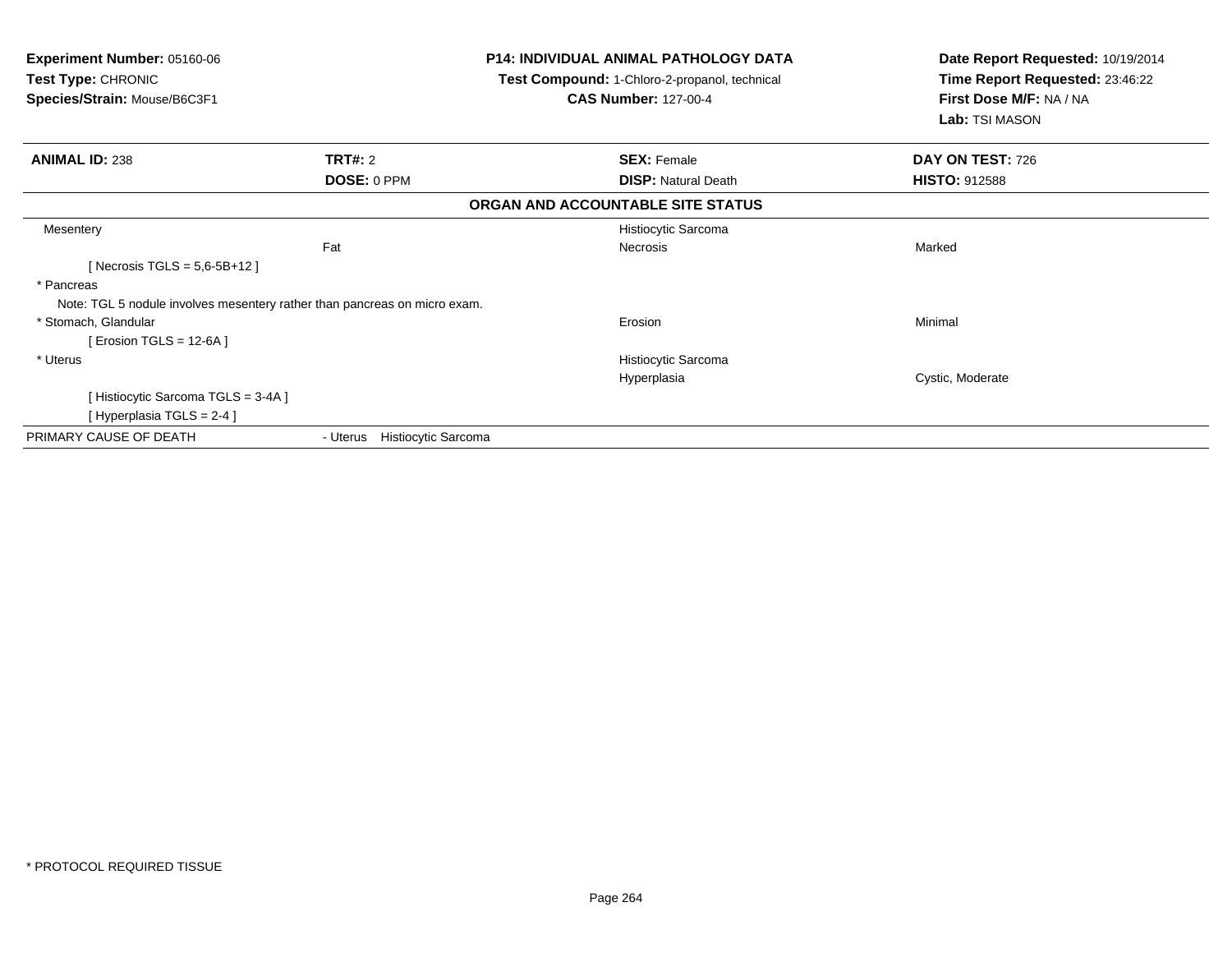**Experiment Number:** 05160-06
**Test Type:** CHRONIC
**Species/Strain:** Mouse/B6C3F1

**P14: INDIVIDUAL ANIMAL PATHOLOGY DATA**
**Test Compound:** 1-Chloro-2-propanol, technical
**CAS Number:** 127-00-4

**Date Report Requested:** 10/19/2014
**Time Report Requested:** 23:46:22
**First Dose M/F:** NA / NA
**Lab:** TSI MASON

| **ANIMAL ID:** 238 | **TRT#:** 2 | **SEX:** Female | **DAY ON TEST:** 726 |
|---|---|---|---|
| | **DOSE:** 0 PPM | **DISP:** Natural Death | **HISTO:** 912588 |

**ORGAN AND ACCOUNTABLE SITE STATUS**

| | | | |
|---|---|---|---|
| Mesentery | | Histiocytic Sarcoma | |
| | Fat | Necrosis | Marked |
| [ Necrosis TGLS = 5,6-5B+12 ] | | | |
| * Pancreas | | | |
| Note: TGL 5 nodule involves mesentery rather than pancreas on micro exam. | | | |
| * Stomach, Glandular | | Erosion | Minimal |
| [ Erosion TGLS = 12-6A ] | | | |
| * Uterus | | Histiocytic Sarcoma | |
| | | Hyperplasia | Cystic, Moderate |
| [ Histiocytic Sarcoma TGLS = 3-4A ] | | | |
| [ Hyperplasia TGLS = 2-4 ] | | | |
| PRIMARY CAUSE OF DEATH | - Uterus Histiocytic Sarcoma | | |

* PROTOCOL REQUIRED TISSUE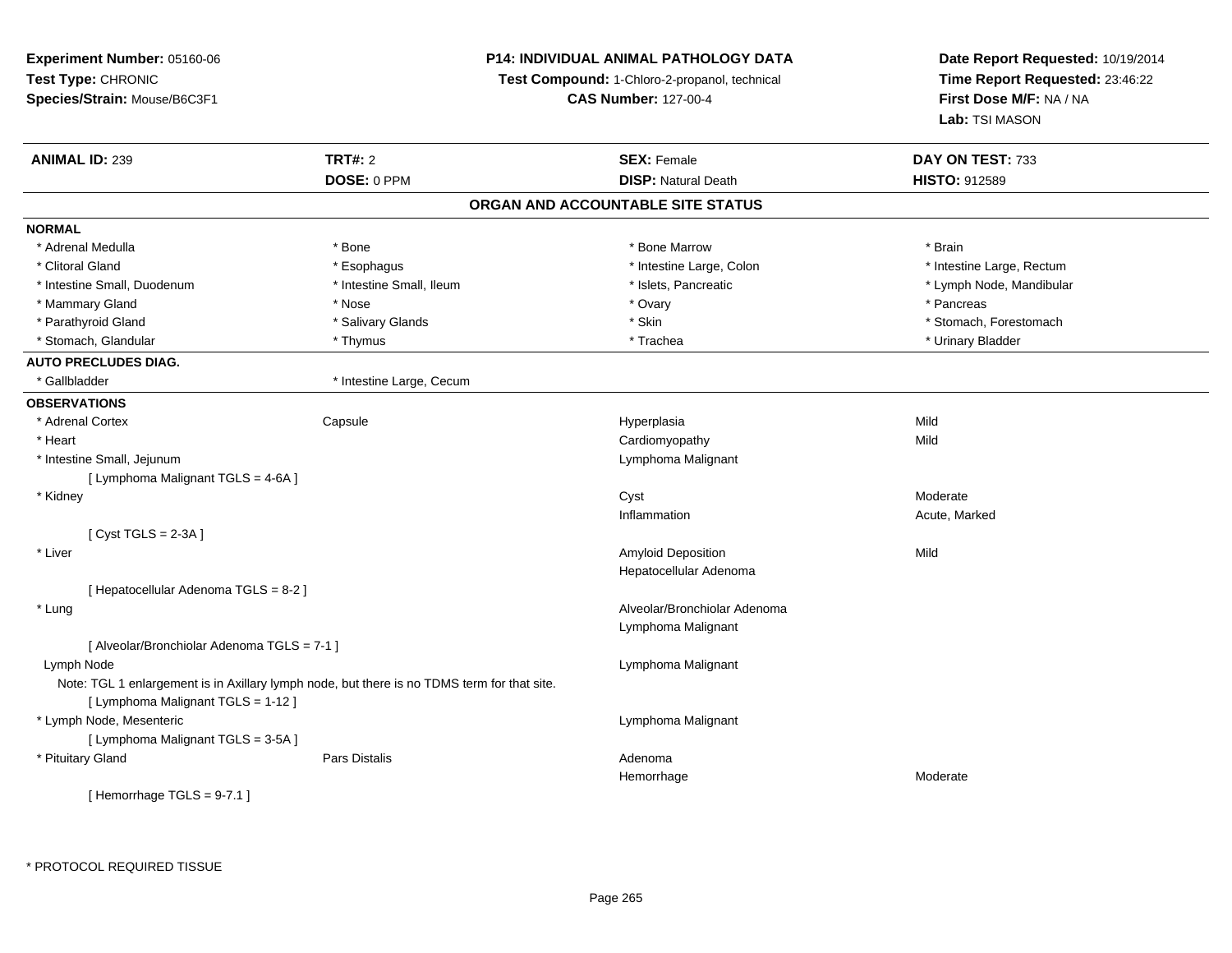**Experiment Number:** 05160-06
**Test Type:** CHRONIC
**Species/Strain:** Mouse/B6C3F1

**P14: INDIVIDUAL ANIMAL PATHOLOGY DATA**
**Test Compound:** 1-Chloro-2-propanol, technical
**CAS Number:** 127-00-4

**Date Report Requested:** 10/19/2014
**Time Report Requested:** 23:46:22
**First Dose M/F:** NA / NA
**Lab:** TSI MASON

| **ANIMAL ID:** 239 | **TRT#:** 2 | **SEX:** Female | **DAY ON TEST:** 733 |
|---|---|---|---|
| | **DOSE:** 0 PPM | **DISP:** Natural Death | **HISTO:** 912589 |

## ORGAN AND ACCOUNTABLE SITE STATUS

**NORMAL**

| | | | |
|---|---|---|---|
| * Adrenal Medulla | * Bone | * Bone Marrow | * Brain |
| * Clitoral Gland | * Esophagus | * Intestine Large, Colon | * Intestine Large, Rectum |
| * Intestine Small, Duodenum | * Intestine Small, Ileum | * Islets, Pancreatic | * Lymph Node, Mandibular |
| * Mammary Gland | * Nose | * Ovary | * Pancreas |
| * Parathyroid Gland | * Salivary Glands | * Skin | * Stomach, Forestomach |
| * Stomach, Glandular | * Thymus | * Trachea | * Urinary Bladder |

**AUTO PRECLUDES DIAG.**

| | |
|---|---|
| * Gallbladder | * Intestine Large, Cecum |

**OBSERVATIONS**

| | | | |
|---|---|---|---|
| * Adrenal Cortex | Capsule | Hyperplasia | Mild |
| * Heart | | Cardiomyopathy | Mild |
| * Intestine Small, Jejunum | | Lymphoma Malignant | |
| [ Lymphoma Malignant TGLS = 4-6A ] | | | |
| * Kidney | | Cyst | Moderate |
| | | Inflammation | Acute, Marked |
| [ Cyst TGLS = 2-3A ] | | | |
| * Liver | | Amyloid Deposition | Mild |
| | | Hepatocellular Adenoma | |
| [ Hepatocellular Adenoma TGLS = 8-2 ] | | | |
| * Lung | | Alveolar/Bronchiolar Adenoma | |
| | | Lymphoma Malignant | |
| [ Alveolar/Bronchiolar Adenoma TGLS = 7-1 ] | | | |
| Lymph Node | | Lymphoma Malignant | |
| Note: TGL 1 enlargement is in Axillary lymph node, but there is no TDMS term for that site. | | | |
| [ Lymphoma Malignant TGLS = 1-12 ] | | | |
| * Lymph Node, Mesenteric | | Lymphoma Malignant | |
| [ Lymphoma Malignant TGLS = 3-5A ] | | | |
| * Pituitary Gland | Pars Distalis | Adenoma | |
| | | Hemorrhage | Moderate |
| [ Hemorrhage TGLS = 9-7.1 ] | | | |

\* PROTOCOL REQUIRED TISSUE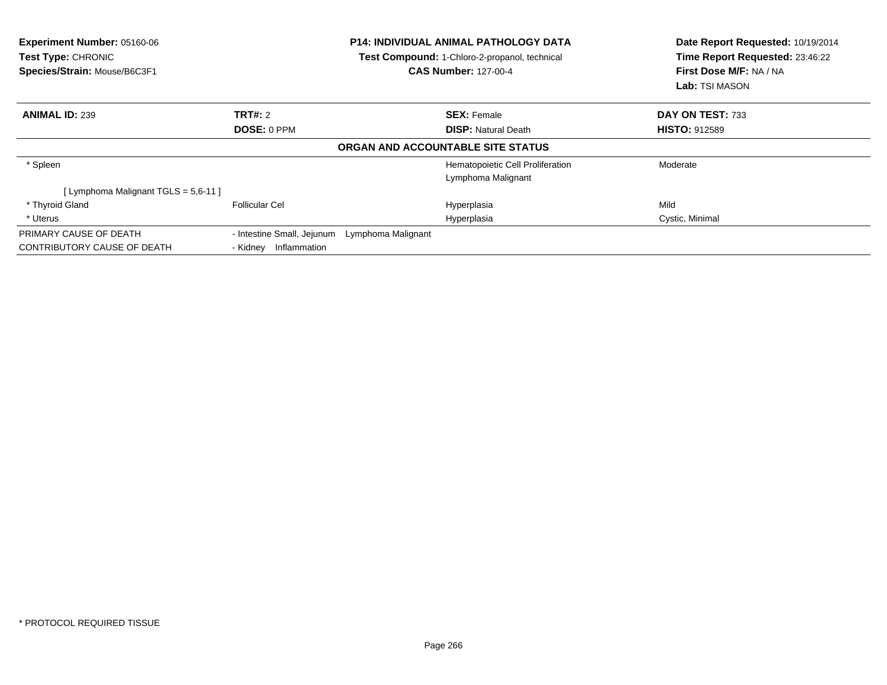**Experiment Number:** 05160-06
**Test Type:** CHRONIC
**Species/Strain:** Mouse/B6C3F1

**P14: INDIVIDUAL ANIMAL PATHOLOGY DATA**
**Test Compound:** 1-Chloro-2-propanol, technical
**CAS Number:** 127-00-4

**Date Report Requested:** 10/19/2014
**Time Report Requested:** 23:46:22
**First Dose M/F:** NA / NA
**Lab:** TSI MASON

| **ANIMAL ID:** 239 | **TRT#:** 2 | **SEX:** Female | **DAY ON TEST:** 733 |
|---|---|---|---|
| | **DOSE:** 0 PPM | **DISP:** Natural Death | **HISTO:** 912589 |

**ORGAN AND ACCOUNTABLE SITE STATUS**

| | | | |
|---|---|---|---|
| * Spleen | | Hematopoietic Cell Proliferation | Moderate |
| | | Lymphoma Malignant | |
| [ Lymphoma Malignant TGLS = 5,6-11 ] | | | |
| * Thyroid Gland | Follicular Cel | Hyperplasia | Mild |
| * Uterus | | Hyperplasia | Cystic, Minimal |
| PRIMARY CAUSE OF DEATH | - Intestine Small, Jejunum Lymphoma Malignant | | |
| CONTRIBUTORY CAUSE OF DEATH | - Kidney Inflammation | | |

* PROTOCOL REQUIRED TISSUE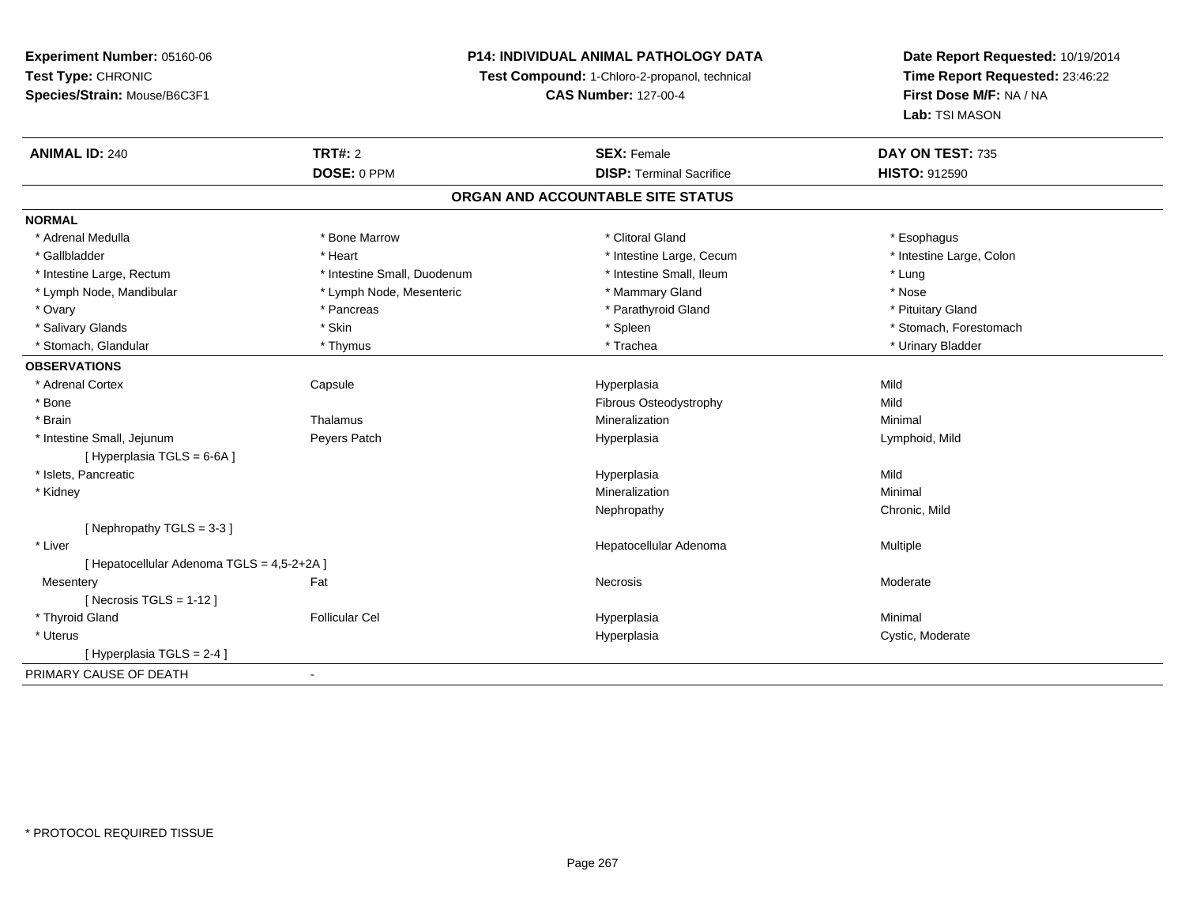**Experiment Number:** 05160-06
**Test Type:** CHRONIC
**Species/Strain:** Mouse/B6C3F1

**P14: INDIVIDUAL ANIMAL PATHOLOGY DATA**
**Test Compound:** 1-Chloro-2-propanol, technical
**CAS Number:** 127-00-4

**Date Report Requested:** 10/19/2014
**Time Report Requested:** 23:46:22
**First Dose M/F:** NA / NA
**Lab:** TSI MASON

| **ANIMAL ID:** 240 | **TRT#:** 2 | **SEX:** Female | **DAY ON TEST:** 735 |
|---|---|---|---|
| | **DOSE:** 0 PPM | **DISP:** Terminal Sacrifice | **HISTO:** 912590 |

## ORGAN AND ACCOUNTABLE SITE STATUS

**NORMAL**

| | | | |
|---|---|---|---|
| * Adrenal Medulla | * Bone Marrow | * Clitoral Gland | * Esophagus |
| * Gallbladder | * Heart | * Intestine Large, Cecum | * Intestine Large, Colon |
| * Intestine Large, Rectum | * Intestine Small, Duodenum | * Intestine Small, Ileum | * Lung |
| * Lymph Node, Mandibular | * Lymph Node, Mesenteric | * Mammary Gland | * Nose |
| * Ovary | * Pancreas | * Parathyroid Gland | * Pituitary Gland |
| * Salivary Glands | * Skin | * Spleen | * Stomach, Forestomach |
| * Stomach, Glandular | * Thymus | * Trachea | * Urinary Bladder |

**OBSERVATIONS**

| | | | |
|---|---|---|---|
| * Adrenal Cortex | Capsule | Hyperplasia | Mild |
| * Bone | | Fibrous Osteodystrophy | Mild |
| * Brain | Thalamus | Mineralization | Minimal |
| * Intestine Small, Jejunum | Peyers Patch | Hyperplasia | Lymphoid, Mild |
| [ Hyperplasia TGLS = 6-6A ] | | | |
| * Islets, Pancreatic | | Hyperplasia | Mild |
| * Kidney | | Mineralization | Minimal |
| | | Nephropathy | Chronic, Mild |
| [ Nephropathy TGLS = 3-3 ] | | | |
| * Liver | | Hepatocellular Adenoma | Multiple |
| [ Hepatocellular Adenoma TGLS = 4,5-2+2A ] | | | |
| Mesentery | Fat | Necrosis | Moderate |
| [ Necrosis TGLS = 1-12 ] | | | |
| * Thyroid Gland | Follicular Cel | Hyperplasia | Minimal |
| * Uterus | | Hyperplasia | Cystic, Moderate |
| [ Hyperplasia TGLS = 2-4 ] | | | |

PRIMARY CAUSE OF DEATH -

* PROTOCOL REQUIRED TISSUE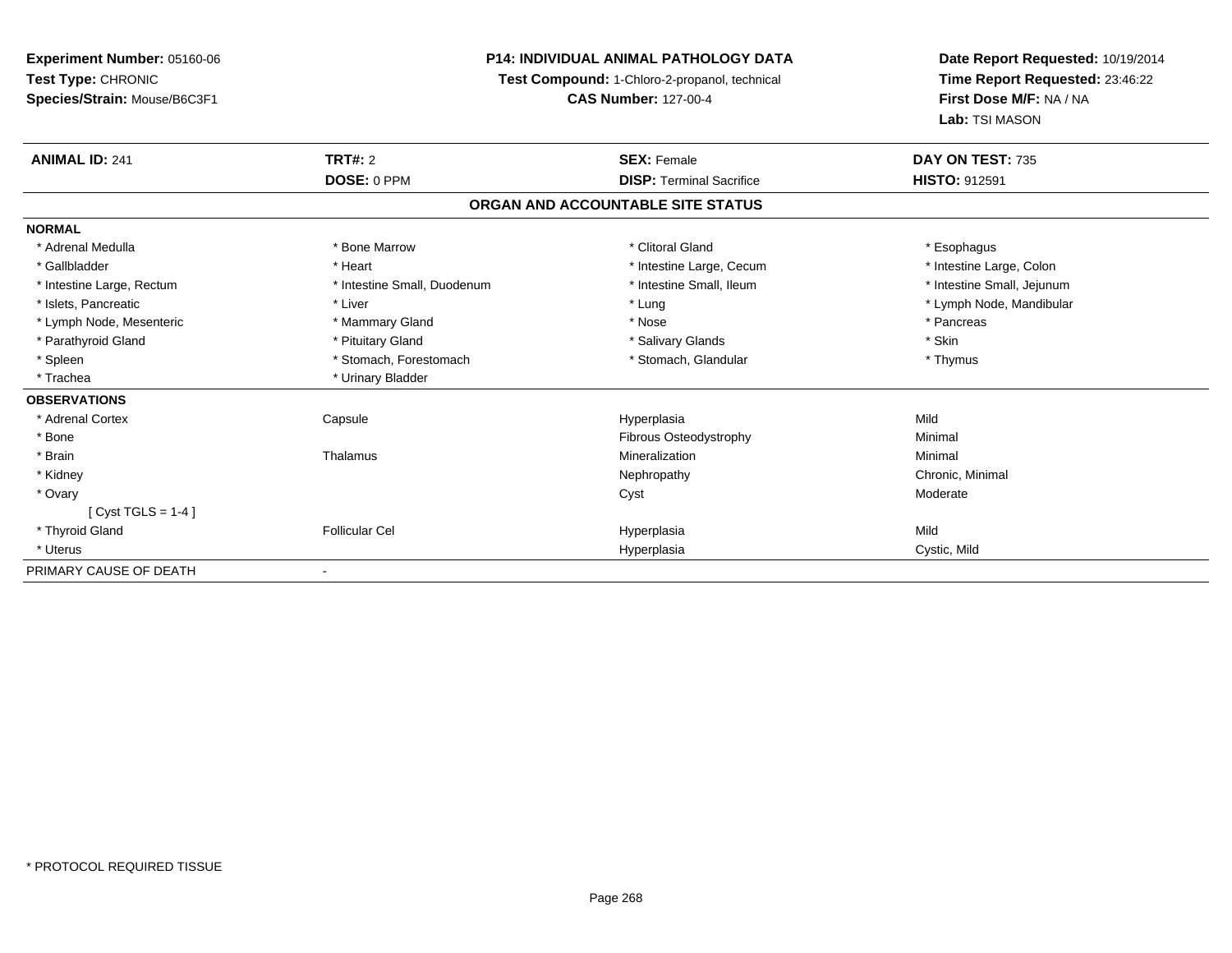**Experiment Number:** 05160-06
**Test Type:** CHRONIC
**Species/Strain:** Mouse/B6C3F1

**P14: INDIVIDUAL ANIMAL PATHOLOGY DATA**
**Test Compound:** 1-Chloro-2-propanol, technical
**CAS Number:** 127-00-4

**Date Report Requested:** 10/19/2014
**Time Report Requested:** 23:46:22
**First Dose M/F:** NA / NA
**Lab:** TSI MASON

| **ANIMAL ID:** 241 | **TRT#:** 2 | **SEX:** Female | **DAY ON TEST:** 735 |
|---|---|---|---|
| | **DOSE:** 0 PPM | **DISP:** Terminal Sacrifice | **HISTO:** 912591 |

**ORGAN AND ACCOUNTABLE SITE STATUS**

| | | | |
|---|---|---|---|
| **NORMAL** | | | |
| * Adrenal Medulla | * Bone Marrow | * Clitoral Gland | * Esophagus |
| * Gallbladder | * Heart | * Intestine Large, Cecum | * Intestine Large, Colon |
| * Intestine Large, Rectum | * Intestine Small, Duodenum | * Intestine Small, Ileum | * Intestine Small, Jejunum |
| * Islets, Pancreatic | * Liver | * Lung | * Lymph Node, Mandibular |
| * Lymph Node, Mesenteric | * Mammary Gland | * Nose | * Pancreas |
| * Parathyroid Gland | * Pituitary Gland | * Salivary Glands | * Skin |
| * Spleen | * Stomach, Forestomach | * Stomach, Glandular | * Thymus |
| * Trachea | * Urinary Bladder | | |
| **OBSERVATIONS** | | | |
| * Adrenal Cortex | Capsule | Hyperplasia | Mild |
| * Bone | | Fibrous Osteodystrophy | Minimal |
| * Brain | Thalamus | Mineralization | Minimal |
| * Kidney | | Nephropathy | Chronic, Minimal |
| * Ovary | | Cyst | Moderate |
| [ Cyst TGLS = 1-4 ] | | | |
| * Thyroid Gland | Follicular Cel | Hyperplasia | Mild |
| * Uterus | | Hyperplasia | Cystic, Mild |
| PRIMARY CAUSE OF DEATH | - | | |

* PROTOCOL REQUIRED TISSUE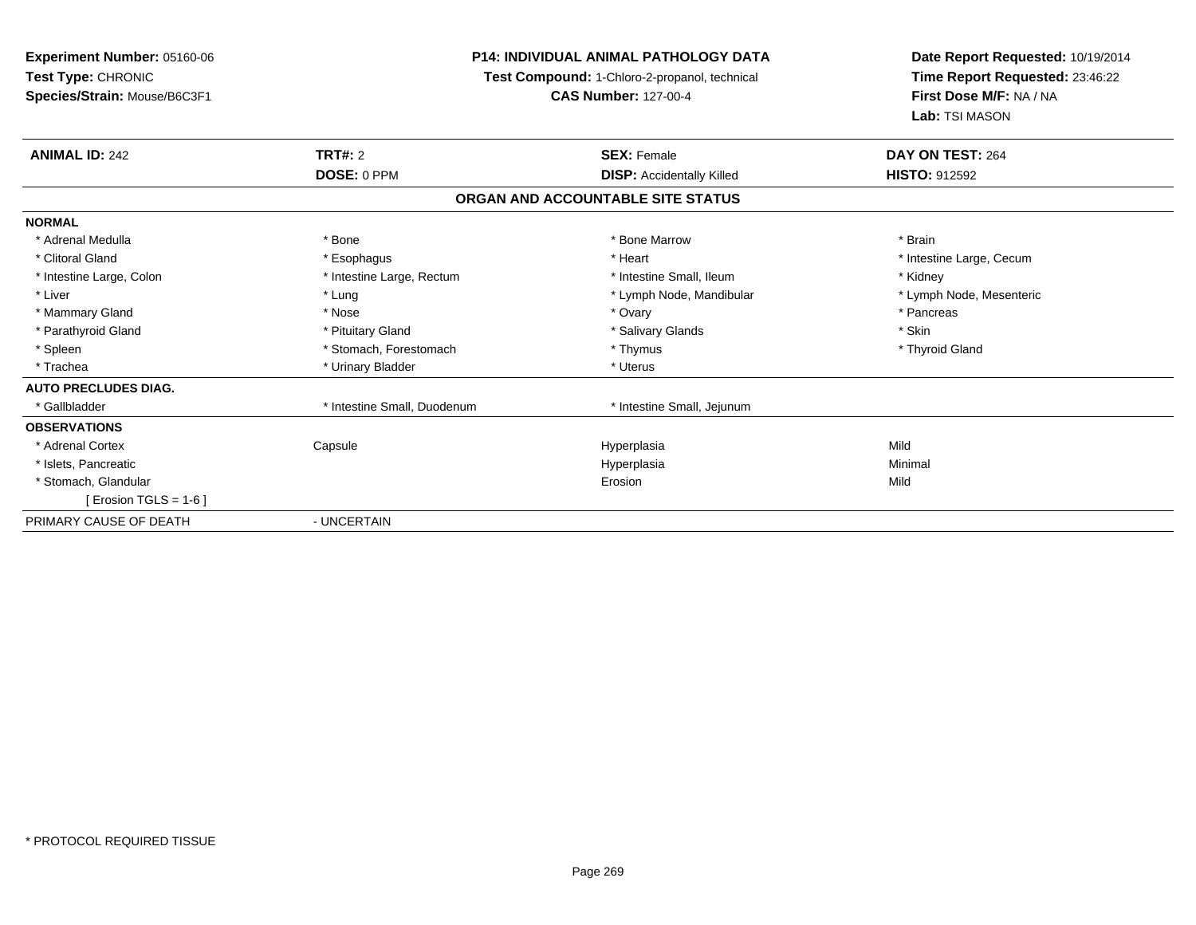**Experiment Number:** 05160-06
**Test Type:** CHRONIC
**Species/Strain:** Mouse/B6C3F1

**P14: INDIVIDUAL ANIMAL PATHOLOGY DATA**
**Test Compound:** 1-Chloro-2-propanol, technical
**CAS Number:** 127-00-4

**Date Report Requested:** 10/19/2014
**Time Report Requested:** 23:46:22
**First Dose M/F:** NA / NA
**Lab:** TSI MASON

| **ANIMAL ID:** 242 | **TRT#:** 2 | **SEX:** Female | **DAY ON TEST:** 264 |
|---|---|---|---|
| | **DOSE:** 0 PPM | **DISP:** Accidentally Killed | **HISTO:** 912592 |

**ORGAN AND ACCOUNTABLE SITE STATUS**

| | | | |
|---|---|---|---|
| **NORMAL** | | | |
| * Adrenal Medulla | * Bone | * Bone Marrow | * Brain |
| * Clitoral Gland | * Esophagus | * Heart | * Intestine Large, Cecum |
| * Intestine Large, Colon | * Intestine Large, Rectum | * Intestine Small, Ileum | * Kidney |
| * Liver | * Lung | * Lymph Node, Mandibular | * Lymph Node, Mesenteric |
| * Mammary Gland | * Nose | * Ovary | * Pancreas |
| * Parathyroid Gland | * Pituitary Gland | * Salivary Glands | * Skin |
| * Spleen | * Stomach, Forestomach | * Thymus | * Thyroid Gland |
| * Trachea | * Urinary Bladder | * Uterus | |
| **AUTO PRECLUDES DIAG.** | | | |
| * Gallbladder | * Intestine Small, Duodenum | * Intestine Small, Jejunum | |
| **OBSERVATIONS** | | | |
| * Adrenal Cortex | Capsule | Hyperplasia | Mild |
| * Islets, Pancreatic | | Hyperplasia | Minimal |
| * Stomach, Glandular | | Erosion | Mild |
| [ Erosion TGLS = 1-6 ] | | | |
| PRIMARY CAUSE OF DEATH | - UNCERTAIN | | |

* PROTOCOL REQUIRED TISSUE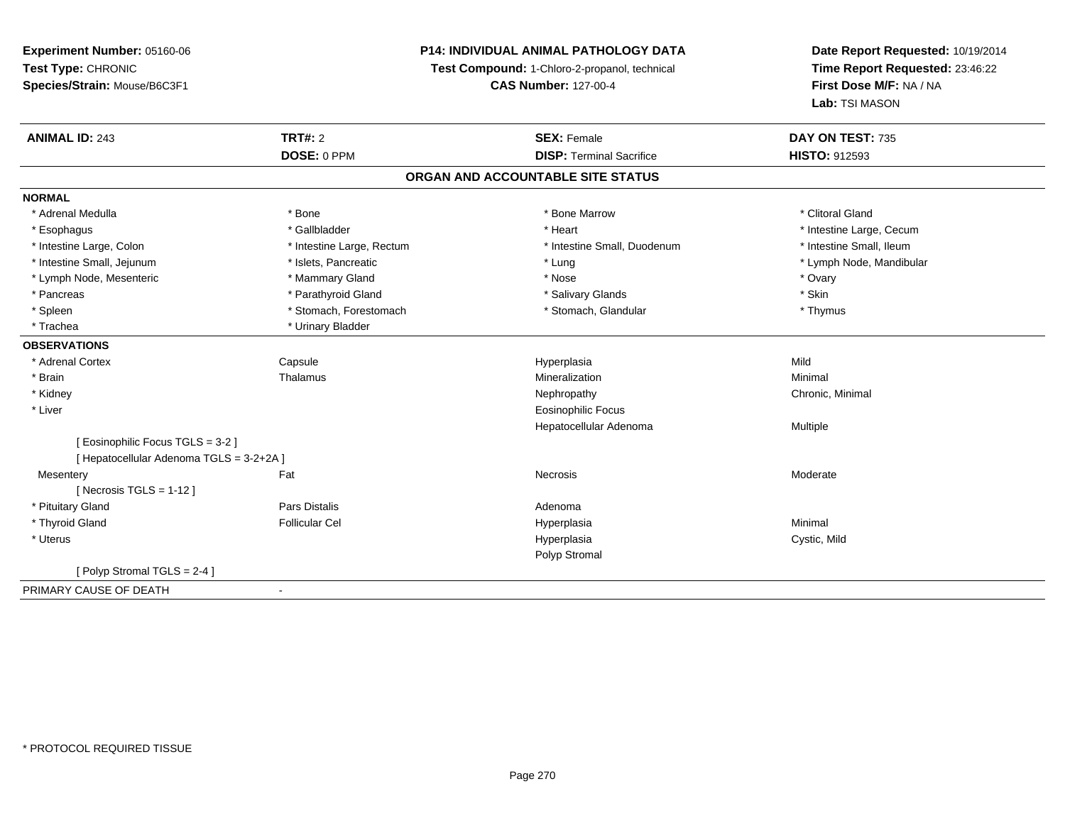**Experiment Number:** 05160-06
**Test Type:** CHRONIC
**Species/Strain:** Mouse/B6C3F1

**P14: INDIVIDUAL ANIMAL PATHOLOGY DATA**
**Test Compound:** 1-Chloro-2-propanol, technical
**CAS Number:** 127-00-4

**Date Report Requested:** 10/19/2014
**Time Report Requested:** 23:46:22
**First Dose M/F:** NA / NA
**Lab:** TSI MASON

| **ANIMAL ID:** 243 | **TRT#:** 2 | **SEX:** Female | **DAY ON TEST:** 735 |
|---|---|---|---|
| | **DOSE:** 0 PPM | **DISP:** Terminal Sacrifice | **HISTO:** 912593 |

## ORGAN AND ACCOUNTABLE SITE STATUS

**NORMAL**

| | | | |
|---|---|---|---|
| * Adrenal Medulla | * Bone | * Bone Marrow | * Clitoral Gland |
| * Esophagus | * Gallbladder | * Heart | * Intestine Large, Cecum |
| * Intestine Large, Colon | * Intestine Large, Rectum | * Intestine Small, Duodenum | * Intestine Small, Ileum |
| * Intestine Small, Jejunum | * Islets, Pancreatic | * Lung | * Lymph Node, Mandibular |
| * Lymph Node, Mesenteric | * Mammary Gland | * Nose | * Ovary |
| * Pancreas | * Parathyroid Gland | * Salivary Glands | * Skin |
| * Spleen | * Stomach, Forestomach | * Stomach, Glandular | * Thymus |
| * Trachea | * Urinary Bladder | | |

**OBSERVATIONS**

| | | | |
|---|---|---|---|
| * Adrenal Cortex | Capsule | Hyperplasia | Mild |
| * Brain | Thalamus | Mineralization | Minimal |
| * Kidney | | Nephropathy | Chronic, Minimal |
| * Liver | | Eosinophilic Focus | |
| | | Hepatocellular Adenoma | Multiple |
| [ Eosinophilic Focus TGLS = 3-2 ] | | | |
| [ Hepatocellular Adenoma TGLS = 3-2+2A ] | | | |
| Mesentery | Fat | Necrosis | Moderate |
| [ Necrosis TGLS = 1-12 ] | | | |
| * Pituitary Gland | Pars Distalis | Adenoma | |
| * Thyroid Gland | Follicular Cel | Hyperplasia | Minimal |
| * Uterus | | Hyperplasia | Cystic, Mild |
| | | Polyp Stromal | |
| [ Polyp Stromal TGLS = 2-4 ] | | | |

PRIMARY CAUSE OF DEATH -

* PROTOCOL REQUIRED TISSUE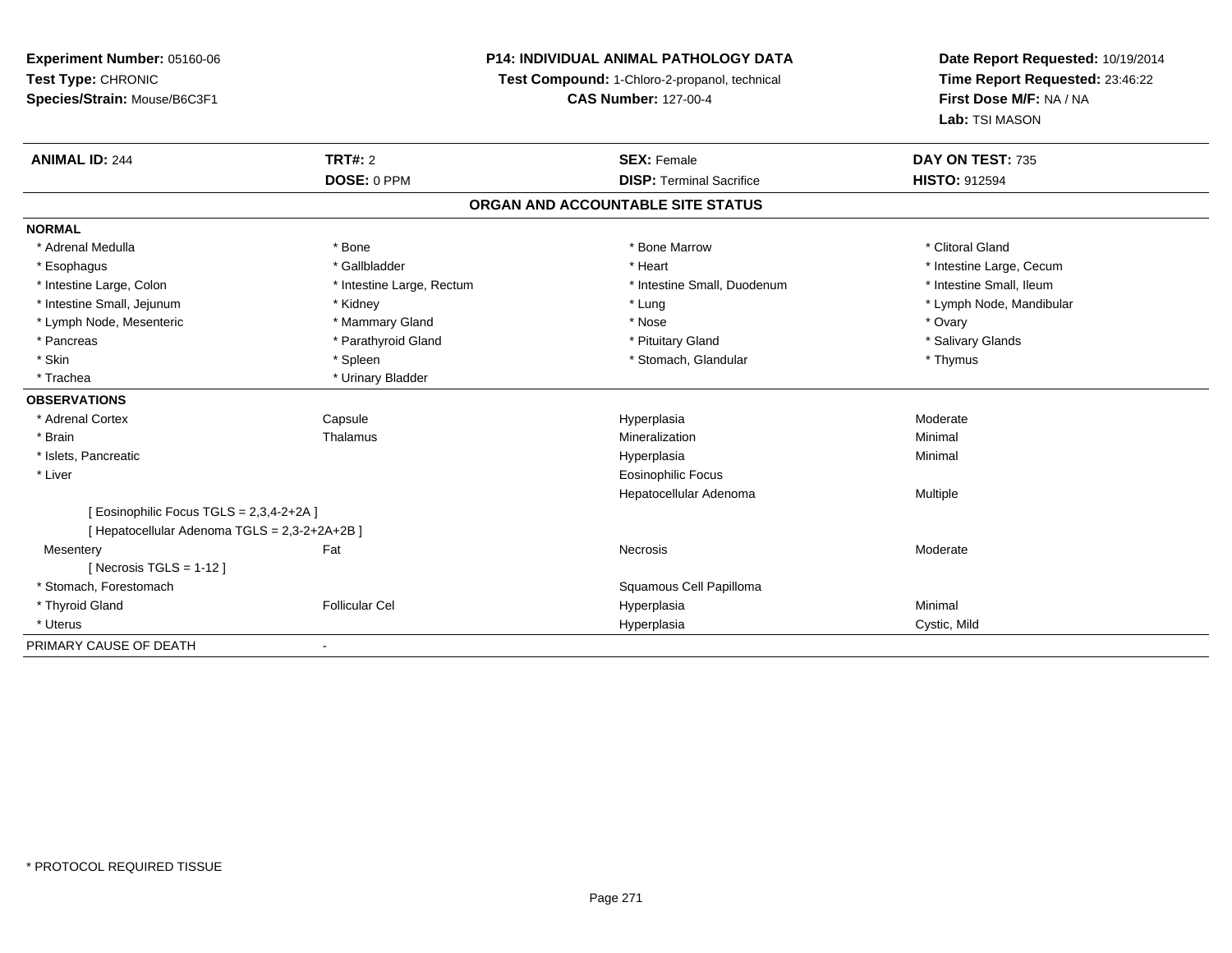**Experiment Number:** 05160-06
**Test Type:** CHRONIC
**Species/Strain:** Mouse/B6C3F1

**P14: INDIVIDUAL ANIMAL PATHOLOGY DATA**
**Test Compound:** 1-Chloro-2-propanol, technical
**CAS Number:** 127-00-4

**Date Report Requested:** 10/19/2014
**Time Report Requested:** 23:46:22
**First Dose M/F:** NA / NA
**Lab:** TSI MASON

| **ANIMAL ID:** 244 | **TRT#:** 2 | **SEX:** Female | **DAY ON TEST:** 735 |
|---|---|---|---|
| | **DOSE:** 0 PPM | **DISP:** Terminal Sacrifice | **HISTO:** 912594 |

## ORGAN AND ACCOUNTABLE SITE STATUS

**NORMAL**

| | | | |
|---|---|---|---|
| * Adrenal Medulla | * Bone | * Bone Marrow | * Clitoral Gland |
| * Esophagus | * Gallbladder | * Heart | * Intestine Large, Cecum |
| * Intestine Large, Colon | * Intestine Large, Rectum | * Intestine Small, Duodenum | * Intestine Small, Ileum |
| * Intestine Small, Jejunum | * Kidney | * Lung | * Lymph Node, Mandibular |
| * Lymph Node, Mesenteric | * Mammary Gland | * Nose | * Ovary |
| * Pancreas | * Parathyroid Gland | * Pituitary Gland | * Salivary Glands |
| * Skin | * Spleen | * Stomach, Glandular | * Thymus |
| * Trachea | * Urinary Bladder | | |

**OBSERVATIONS**

| | | | |
|---|---|---|---|
| * Adrenal Cortex | Capsule | Hyperplasia | Moderate |
| * Brain | Thalamus | Mineralization | Minimal |
| * Islets, Pancreatic | | Hyperplasia | Minimal |
| * Liver | | Eosinophilic Focus | |
| | | Hepatocellular Adenoma | Multiple |
| [ Eosinophilic Focus TGLS = 2,3,4-2+2A ] | | | |
| [ Hepatocellular Adenoma TGLS = 2,3-2+2A+2B ] | | | |
| Mesentery | Fat | Necrosis | Moderate |
| [ Necrosis TGLS = 1-12 ] | | | |
| * Stomach, Forestomach | | Squamous Cell Papilloma | |
| * Thyroid Gland | Follicular Cel | Hyperplasia | Minimal |
| * Uterus | | Hyperplasia | Cystic, Mild |

PRIMARY CAUSE OF DEATH -

\* PROTOCOL REQUIRED TISSUE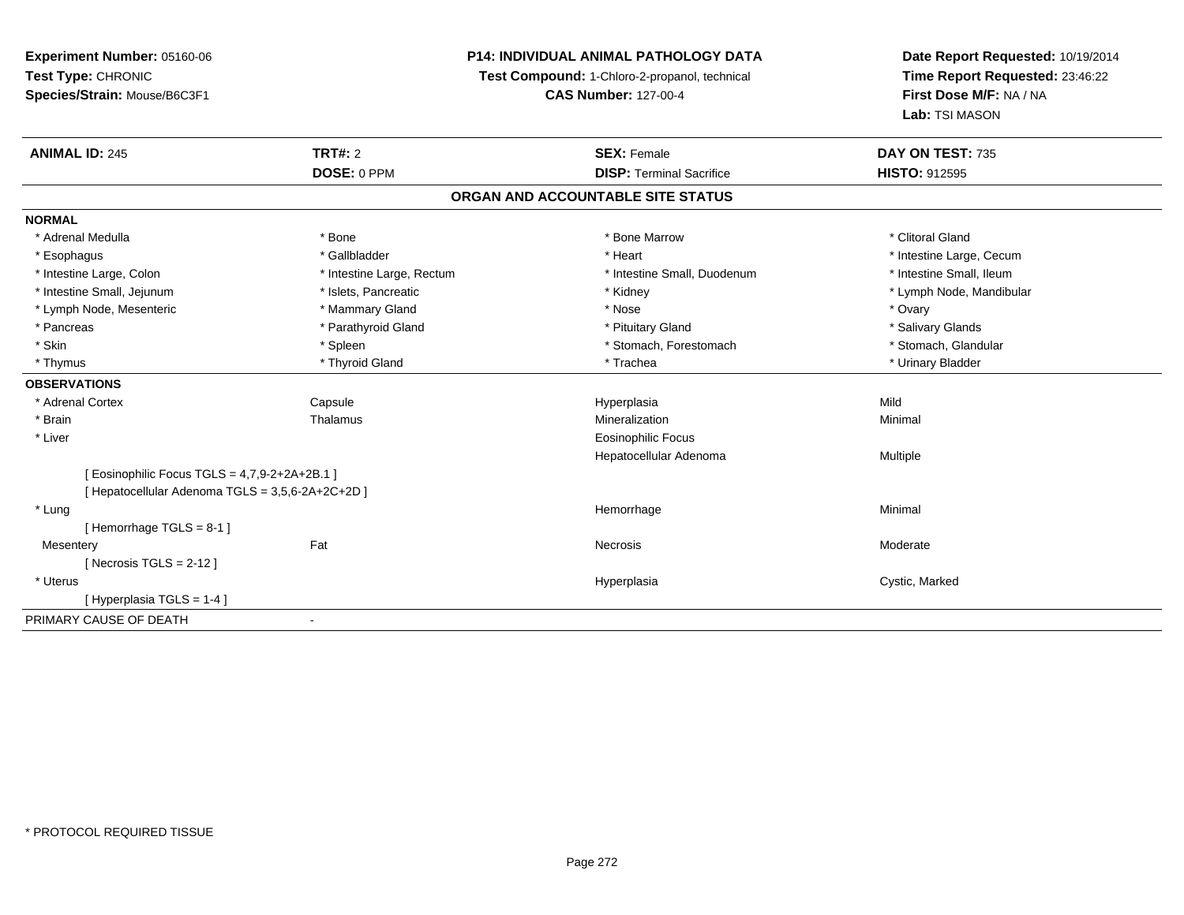**Experiment Number:** 05160-06
**Test Type:** CHRONIC
**Species/Strain:** Mouse/B6C3F1

**P14: INDIVIDUAL ANIMAL PATHOLOGY DATA**
**Test Compound:** 1-Chloro-2-propanol, technical
**CAS Number:** 127-00-4

**Date Report Requested:** 10/19/2014
**Time Report Requested:** 23:46:22
**First Dose M/F:** NA / NA
**Lab:** TSI MASON

| **ANIMAL ID:** 245 | **TRT#:** 2 | **SEX:** Female | **DAY ON TEST:** 735 |
|---|---|---|---|
| | **DOSE:** 0 PPM | **DISP:** Terminal Sacrifice | **HISTO:** 912595 |

## ORGAN AND ACCOUNTABLE SITE STATUS

**NORMAL**

| | | | |
|---|---|---|---|
| * Adrenal Medulla | * Bone | * Bone Marrow | * Clitoral Gland |
| * Esophagus | * Gallbladder | * Heart | * Intestine Large, Cecum |
| * Intestine Large, Colon | * Intestine Large, Rectum | * Intestine Small, Duodenum | * Intestine Small, Ileum |
| * Intestine Small, Jejunum | * Islets, Pancreatic | * Kidney | * Lymph Node, Mandibular |
| * Lymph Node, Mesenteric | * Mammary Gland | * Nose | * Ovary |
| * Pancreas | * Parathyroid Gland | * Pituitary Gland | * Salivary Glands |
| * Skin | * Spleen | * Stomach, Forestomach | * Stomach, Glandular |
| * Thymus | * Thyroid Gland | * Trachea | * Urinary Bladder |

**OBSERVATIONS**

| | | | |
|---|---|---|---|
| * Adrenal Cortex | Capsule | Hyperplasia | Mild |
| * Brain | Thalamus | Mineralization | Minimal |
| * Liver | | Eosinophilic Focus | |
| | | Hepatocellular Adenoma | Multiple |
| [ Eosinophilic Focus TGLS = 4,7,9-2+2A+2B.1 ] | | | |
| [ Hepatocellular Adenoma TGLS = 3,5,6-2A+2C+2D ] | | | |
| * Lung | | Hemorrhage | Minimal |
| [ Hemorrhage TGLS = 8-1 ] | | | |
| Mesentery | Fat | Necrosis | Moderate |
| [ Necrosis TGLS = 2-12 ] | | | |
| * Uterus | | Hyperplasia | Cystic, Marked |
| [ Hyperplasia TGLS = 1-4 ] | | | |

PRIMARY CAUSE OF DEATH -

* PROTOCOL REQUIRED TISSUE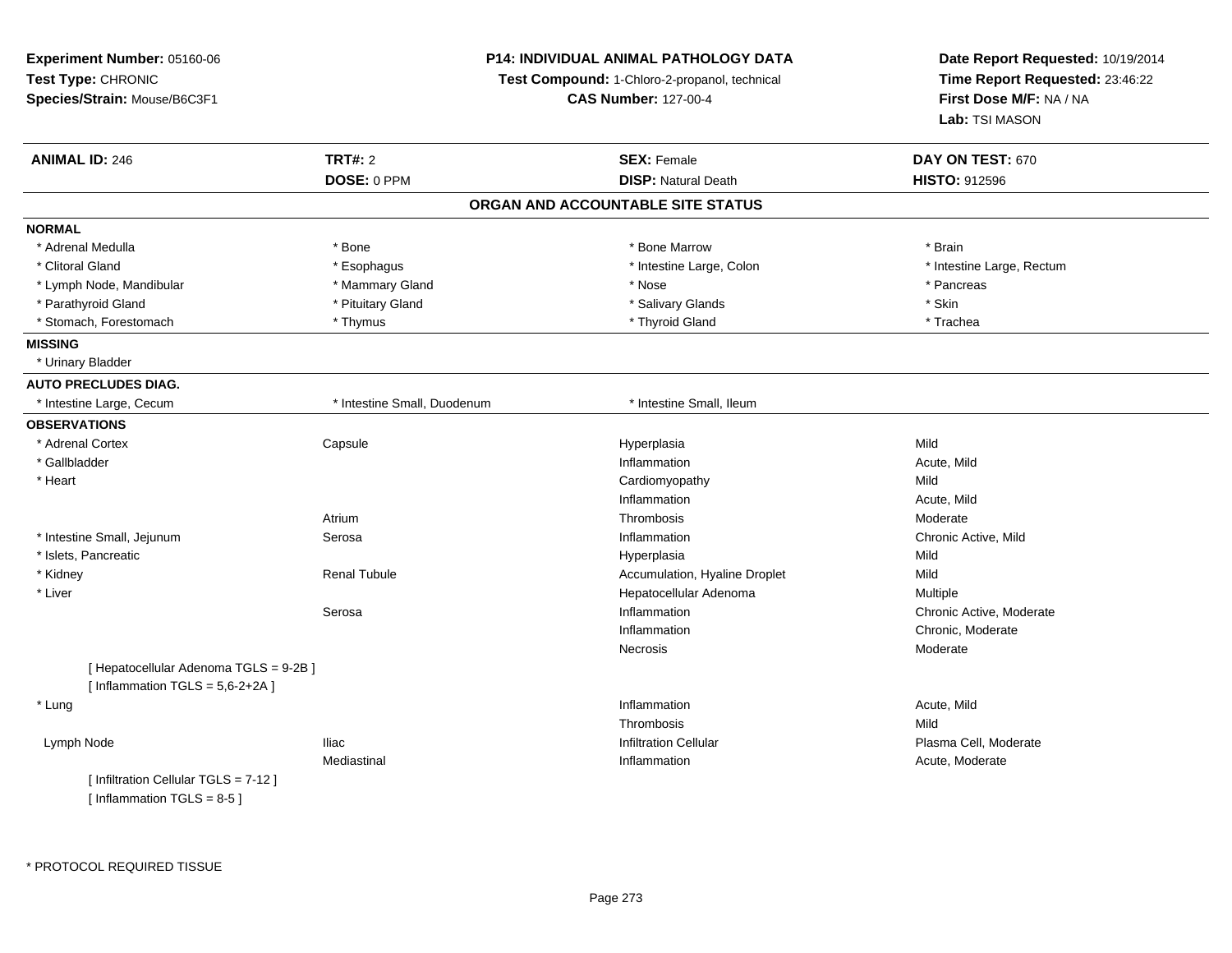**Experiment Number:** 05160-06
**Test Type:** CHRONIC
**Species/Strain:** Mouse/B6C3F1

**P14: INDIVIDUAL ANIMAL PATHOLOGY DATA**
**Test Compound:** 1-Chloro-2-propanol, technical
**CAS Number:** 127-00-4

**Date Report Requested:** 10/19/2014
**Time Report Requested:** 23:46:22
**First Dose M/F:** NA / NA
**Lab:** TSI MASON

| **ANIMAL ID:** 246 | **TRT#:** 2 | **SEX:** Female | **DAY ON TEST:** 670 |
|---|---|---|---|
| | **DOSE:** 0 PPM | **DISP:** Natural Death | **HISTO:** 912596 |

## ORGAN AND ACCOUNTABLE SITE STATUS

**NORMAL**

| | | | |
|---|---|---|---|
| * Adrenal Medulla | * Bone | * Bone Marrow | * Brain |
| * Clitoral Gland | * Esophagus | * Intestine Large, Colon | * Intestine Large, Rectum |
| * Lymph Node, Mandibular | * Mammary Gland | * Nose | * Pancreas |
| * Parathyroid Gland | * Pituitary Gland | * Salivary Glands | * Skin |
| * Stomach, Forestomach | * Thymus | * Thyroid Gland | * Trachea |

**MISSING**

* Urinary Bladder

**AUTO PRECLUDES DIAG.**

| | | |
|---|---|---|
| * Intestine Large, Cecum | * Intestine Small, Duodenum | * Intestine Small, Ileum |

**OBSERVATIONS**

| Organ | Site | Finding | Severity |
|---|---|---|---|
| * Adrenal Cortex | Capsule | Hyperplasia | Mild |
| * Gallbladder | | Inflammation | Acute, Mild |
| * Heart | | Cardiomyopathy | Mild |
| | | Inflammation | Acute, Mild |
| | Atrium | Thrombosis | Moderate |
| * Intestine Small, Jejunum | Serosa | Inflammation | Chronic Active, Mild |
| * Islets, Pancreatic | | Hyperplasia | Mild |
| * Kidney | Renal Tubule | Accumulation, Hyaline Droplet | Mild |
| * Liver | | Hepatocellular Adenoma | Multiple |
| | Serosa | Inflammation | Chronic Active, Moderate |
| | | Inflammation | Chronic, Moderate |
| | | Necrosis | Moderate |
| [ Hepatocellular Adenoma TGLS = 9-2B ] | | | |
| [ Inflammation TGLS = 5,6-2+2A ] | | | |
| * Lung | | Inflammation | Acute, Mild |
| | | Thrombosis | Mild |
| Lymph Node | Iliac | Infiltration Cellular | Plasma Cell, Moderate |
| | Mediastinal | Inflammation | Acute, Moderate |
| [ Infiltration Cellular TGLS = 7-12 ] | | | |
| [ Inflammation TGLS = 8-5 ] | | | |

* PROTOCOL REQUIRED TISSUE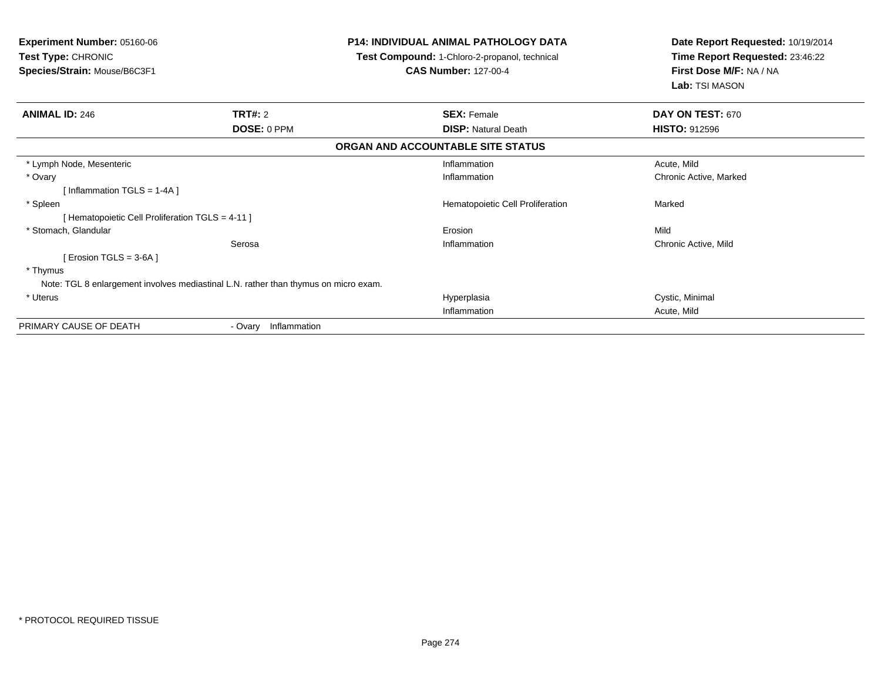**Experiment Number:** 05160-06
**Test Type:** CHRONIC
**Species/Strain:** Mouse/B6C3F1

**P14: INDIVIDUAL ANIMAL PATHOLOGY DATA**
**Test Compound:** 1-Chloro-2-propanol, technical
**CAS Number:** 127-00-4

**Date Report Requested:** 10/19/2014
**Time Report Requested:** 23:46:22
**First Dose M/F:** NA / NA
**Lab:** TSI MASON

| **ANIMAL ID:** 246 | **TRT#:** 2 | **SEX:** Female | **DAY ON TEST:** 670 |
|---|---|---|---|
| | **DOSE:** 0 PPM | **DISP:** Natural Death | **HISTO:** 912596 |

## ORGAN AND ACCOUNTABLE SITE STATUS

| Organ | Site | Finding | Severity |
|---|---|---|---|
| * Lymph Node, Mesenteric | | Inflammation | Acute, Mild |
| * Ovary | | Inflammation | Chronic Active, Marked |
| [ Inflammation TGLS = 1-4A ] | | | |
| * Spleen | | Hematopoietic Cell Proliferation | Marked |
| [ Hematopoietic Cell Proliferation TGLS = 4-11 ] | | | |
| * Stomach, Glandular | | Erosion | Mild |
| | Serosa | Inflammation | Chronic Active, Mild |
| [ Erosion TGLS = 3-6A ] | | | |
| * Thymus | | | |
| Note: TGL 8 enlargement involves mediastinal L.N. rather than thymus on micro exam. | | | |
| * Uterus | | Hyperplasia | Cystic, Minimal |
| | | Inflammation | Acute, Mild |

PRIMARY CAUSE OF DEATH - Ovary Inflammation

* PROTOCOL REQUIRED TISSUE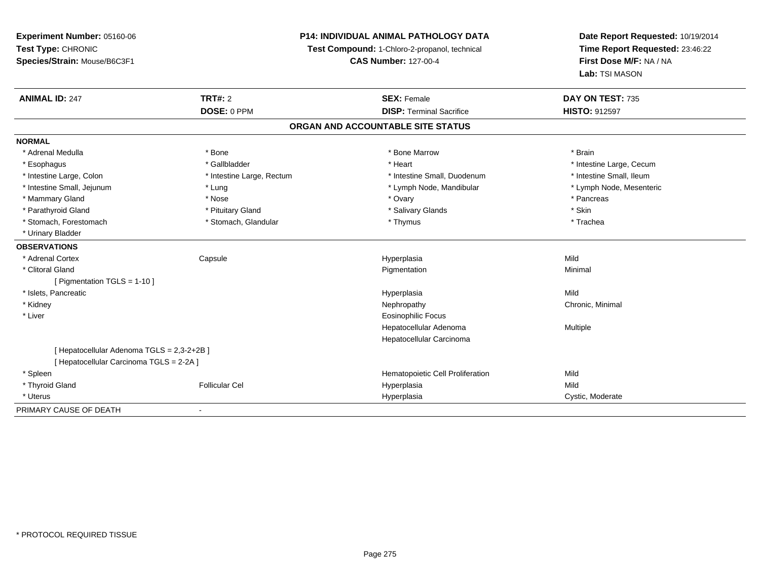**Experiment Number:** 05160-06
**Test Type:** CHRONIC
**Species/Strain:** Mouse/B6C3F1

**P14: INDIVIDUAL ANIMAL PATHOLOGY DATA**
**Test Compound:** 1-Chloro-2-propanol, technical
**CAS Number:** 127-00-4

**Date Report Requested:** 10/19/2014
**Time Report Requested:** 23:46:22
**First Dose M/F:** NA / NA
**Lab:** TSI MASON

| **ANIMAL ID:** 247 | **TRT#:** 2 | **SEX:** Female | **DAY ON TEST:** 735 |
|---|---|---|---|
| | **DOSE:** 0 PPM | **DISP:** Terminal Sacrifice | **HISTO:** 912597 |

## ORGAN AND ACCOUNTABLE SITE STATUS

**NORMAL**

| | | | |
|---|---|---|---|
| * Adrenal Medulla | * Bone | * Bone Marrow | * Brain |
| * Esophagus | * Gallbladder | * Heart | * Intestine Large, Cecum |
| * Intestine Large, Colon | * Intestine Large, Rectum | * Intestine Small, Duodenum | * Intestine Small, Ileum |
| * Intestine Small, Jejunum | * Lung | * Lymph Node, Mandibular | * Lymph Node, Mesenteric |
| * Mammary Gland | * Nose | * Ovary | * Pancreas |
| * Parathyroid Gland | * Pituitary Gland | * Salivary Glands | * Skin |
| * Stomach, Forestomach | * Stomach, Glandular | * Thymus | * Trachea |
| * Urinary Bladder | | | |

**OBSERVATIONS**

| | | | |
|---|---|---|---|
| * Adrenal Cortex | Capsule | Hyperplasia | Mild |
| * Clitoral Gland | | Pigmentation | Minimal |
| [ Pigmentation TGLS = 1-10 ] | | | |
| * Islets, Pancreatic | | Hyperplasia | Mild |
| * Kidney | | Nephropathy | Chronic, Minimal |
| * Liver | | Eosinophilic Focus | |
| | | Hepatocellular Adenoma | Multiple |
| | | Hepatocellular Carcinoma | |
| [ Hepatocellular Adenoma TGLS = 2,3-2+2B ] | | | |
| [ Hepatocellular Carcinoma TGLS = 2-2A ] | | | |
| * Spleen | | Hematopoietic Cell Proliferation | Mild |
| * Thyroid Gland | Follicular Cel | Hyperplasia | Mild |
| * Uterus | | Hyperplasia | Cystic, Moderate |

PRIMARY CAUSE OF DEATH -

* PROTOCOL REQUIRED TISSUE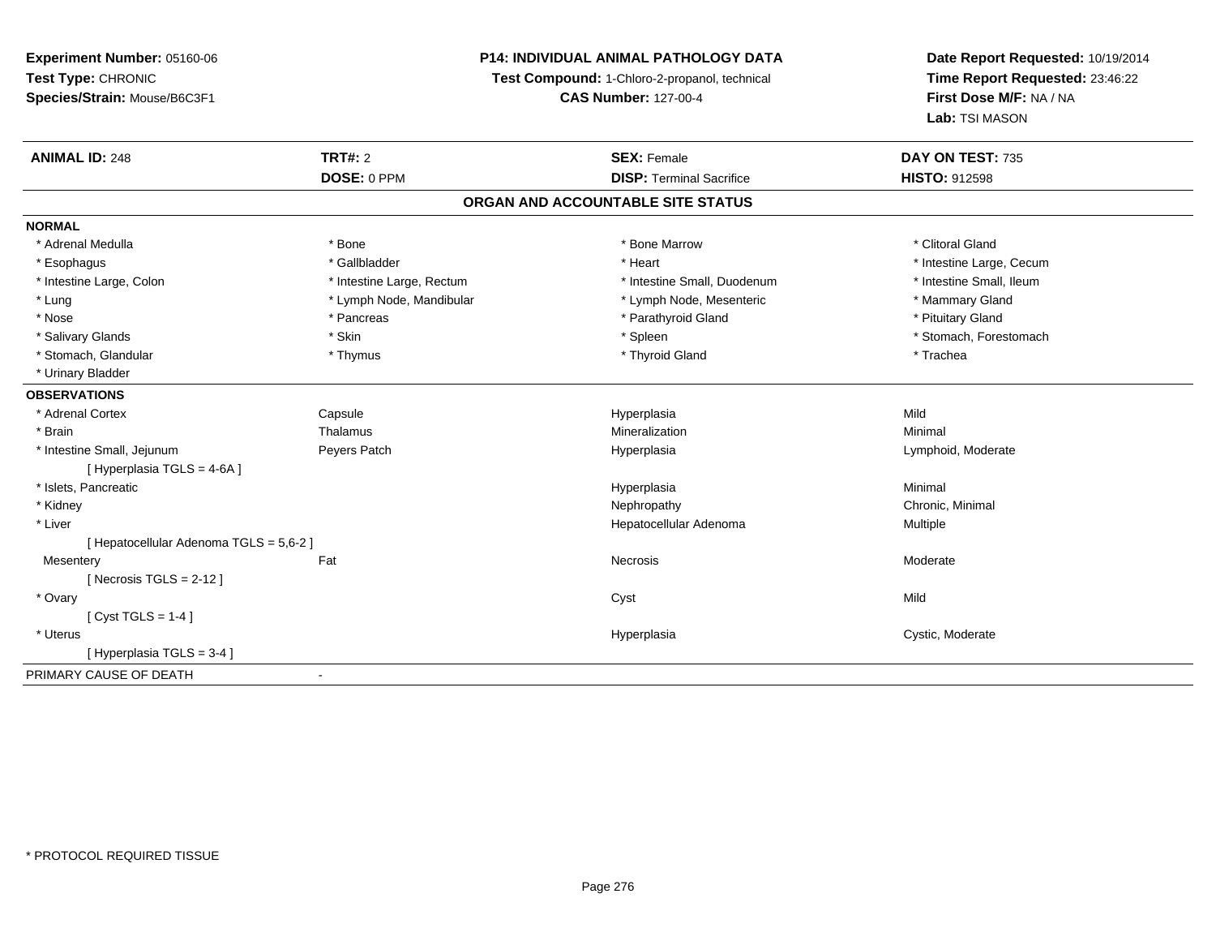**Experiment Number:** 05160-06
**Test Type:** CHRONIC
**Species/Strain:** Mouse/B6C3F1

**P14: INDIVIDUAL ANIMAL PATHOLOGY DATA**
**Test Compound:** 1-Chloro-2-propanol, technical
**CAS Number:** 127-00-4

**Date Report Requested:** 10/19/2014
**Time Report Requested:** 23:46:22
**First Dose M/F:** NA / NA
**Lab:** TSI MASON

| **ANIMAL ID:** 248 | **TRT#:** 2 | **SEX:** Female | **DAY ON TEST:** 735 |
|---|---|---|---|
| | **DOSE:** 0 PPM | **DISP:** Terminal Sacrifice | **HISTO:** 912598 |

## ORGAN AND ACCOUNTABLE SITE STATUS

**NORMAL**

| | | | |
|---|---|---|---|
| * Adrenal Medulla | * Bone | * Bone Marrow | * Clitoral Gland |
| * Esophagus | * Gallbladder | * Heart | * Intestine Large, Cecum |
| * Intestine Large, Colon | * Intestine Large, Rectum | * Intestine Small, Duodenum | * Intestine Small, Ileum |
| * Lung | * Lymph Node, Mandibular | * Lymph Node, Mesenteric | * Mammary Gland |
| * Nose | * Pancreas | * Parathyroid Gland | * Pituitary Gland |
| * Salivary Glands | * Skin | * Spleen | * Stomach, Forestomach |
| * Stomach, Glandular | * Thymus | * Thyroid Gland | * Trachea |
| * Urinary Bladder | | | |

**OBSERVATIONS**

| | | | |
|---|---|---|---|
| * Adrenal Cortex | Capsule | Hyperplasia | Mild |
| * Brain | Thalamus | Mineralization | Minimal |
| * Intestine Small, Jejunum | Peyers Patch | Hyperplasia | Lymphoid, Moderate |
| [ Hyperplasia TGLS = 4-6A ] | | | |
| * Islets, Pancreatic | | Hyperplasia | Minimal |
| * Kidney | | Nephropathy | Chronic, Minimal |
| * Liver | | Hepatocellular Adenoma | Multiple |
| [ Hepatocellular Adenoma TGLS = 5,6-2 ] | | | |
| Mesentery | Fat | Necrosis | Moderate |
| [ Necrosis TGLS = 2-12 ] | | | |
| * Ovary | | Cyst | Mild |
| [ Cyst TGLS = 1-4 ] | | | |
| * Uterus | | Hyperplasia | Cystic, Moderate |
| [ Hyperplasia TGLS = 3-4 ] | | | |

PRIMARY CAUSE OF DEATH -

* PROTOCOL REQUIRED TISSUE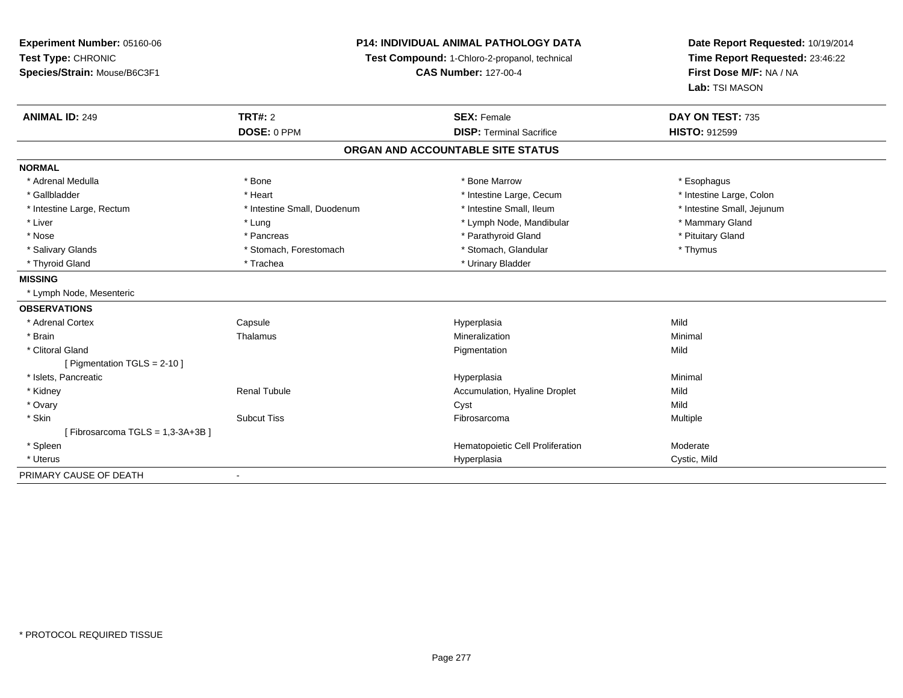**Experiment Number:** 05160-06
**Test Type:** CHRONIC
**Species/Strain:** Mouse/B6C3F1

**P14: INDIVIDUAL ANIMAL PATHOLOGY DATA**
**Test Compound:** 1-Chloro-2-propanol, technical
**CAS Number:** 127-00-4

**Date Report Requested:** 10/19/2014
**Time Report Requested:** 23:46:22
**First Dose M/F:** NA / NA
**Lab:** TSI MASON

| **ANIMAL ID:** 249 | **TRT#:** 2 | **SEX:** Female | **DAY ON TEST:** 735 |
|---|---|---|---|
| | **DOSE:** 0 PPM | **DISP:** Terminal Sacrifice | **HISTO:** 912599 |

## ORGAN AND ACCOUNTABLE SITE STATUS

**NORMAL**

| | | | |
|---|---|---|---|
| * Adrenal Medulla | * Bone | * Bone Marrow | * Esophagus |
| * Gallbladder | * Heart | * Intestine Large, Cecum | * Intestine Large, Colon |
| * Intestine Large, Rectum | * Intestine Small, Duodenum | * Intestine Small, Ileum | * Intestine Small, Jejunum |
| * Liver | * Lung | * Lymph Node, Mandibular | * Mammary Gland |
| * Nose | * Pancreas | * Parathyroid Gland | * Pituitary Gland |
| * Salivary Glands | * Stomach, Forestomach | * Stomach, Glandular | * Thymus |
| * Thyroid Gland | * Trachea | * Urinary Bladder | |

**MISSING**

* Lymph Node, Mesenteric

**OBSERVATIONS**

| | | | |
|---|---|---|---|
| * Adrenal Cortex | Capsule | Hyperplasia | Mild |
| * Brain | Thalamus | Mineralization | Minimal |
| * Clitoral Gland | | Pigmentation | Mild |
| [ Pigmentation TGLS = 2-10 ] | | | |
| * Islets, Pancreatic | | Hyperplasia | Minimal |
| * Kidney | Renal Tubule | Accumulation, Hyaline Droplet | Mild |
| * Ovary | | Cyst | Mild |
| * Skin | Subcut Tiss | Fibrosarcoma | Multiple |
| [ Fibrosarcoma TGLS = 1,3-3A+3B ] | | | |
| * Spleen | | Hematopoietic Cell Proliferation | Moderate |
| * Uterus | | Hyperplasia | Cystic, Mild |

PRIMARY CAUSE OF DEATH -

* PROTOCOL REQUIRED TISSUE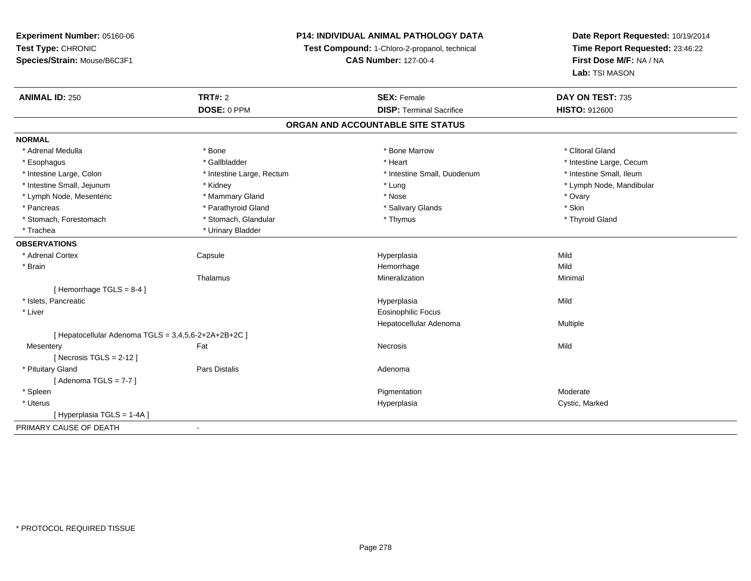**Experiment Number:** 05160-06
**Test Type:** CHRONIC
**Species/Strain:** Mouse/B6C3F1

**P14: INDIVIDUAL ANIMAL PATHOLOGY DATA**
**Test Compound:** 1-Chloro-2-propanol, technical
**CAS Number:** 127-00-4

**Date Report Requested:** 10/19/2014
**Time Report Requested:** 23:46:22
**First Dose M/F:** NA / NA
**Lab:** TSI MASON

| **ANIMAL ID:** 250 | **TRT#:** 2 | **SEX:** Female | **DAY ON TEST:** 735 |
|---|---|---|---|
| | **DOSE:** 0 PPM | **DISP:** Terminal Sacrifice | **HISTO:** 912600 |

**ORGAN AND ACCOUNTABLE SITE STATUS**

**NORMAL**

| | | | |
|---|---|---|---|
| * Adrenal Medulla | * Bone | * Bone Marrow | * Clitoral Gland |
| * Esophagus | * Gallbladder | * Heart | * Intestine Large, Cecum |
| * Intestine Large, Colon | * Intestine Large, Rectum | * Intestine Small, Duodenum | * Intestine Small, Ileum |
| * Intestine Small, Jejunum | * Kidney | * Lung | * Lymph Node, Mandibular |
| * Lymph Node, Mesenteric | * Mammary Gland | * Nose | * Ovary |
| * Pancreas | * Parathyroid Gland | * Salivary Glands | * Skin |
| * Stomach, Forestomach | * Stomach, Glandular | * Thymus | * Thyroid Gland |
| * Trachea | * Urinary Bladder | | |

**OBSERVATIONS**

| | | | |
|---|---|---|---|
| * Adrenal Cortex | Capsule | Hyperplasia | Mild |
| * Brain | | Hemorrhage | Mild |
| | Thalamus | Mineralization | Minimal |
| [ Hemorrhage TGLS = 8-4 ] | | | |
| * Islets, Pancreatic | | Hyperplasia | Mild |
| * Liver | | Eosinophilic Focus | |
| | | Hepatocellular Adenoma | Multiple |
| [ Hepatocellular Adenoma TGLS = 3,4,5,6-2+2A+2B+2C ] | | | |
| Mesentery | Fat | Necrosis | Mild |
| [ Necrosis TGLS = 2-12 ] | | | |
| * Pituitary Gland | Pars Distalis | Adenoma | |
| [ Adenoma TGLS = 7-7 ] | | | |
| * Spleen | | Pigmentation | Moderate |
| * Uterus | | Hyperplasia | Cystic, Marked |
| [ Hyperplasia TGLS = 1-4A ] | | | |

PRIMARY CAUSE OF DEATH -

* PROTOCOL REQUIRED TISSUE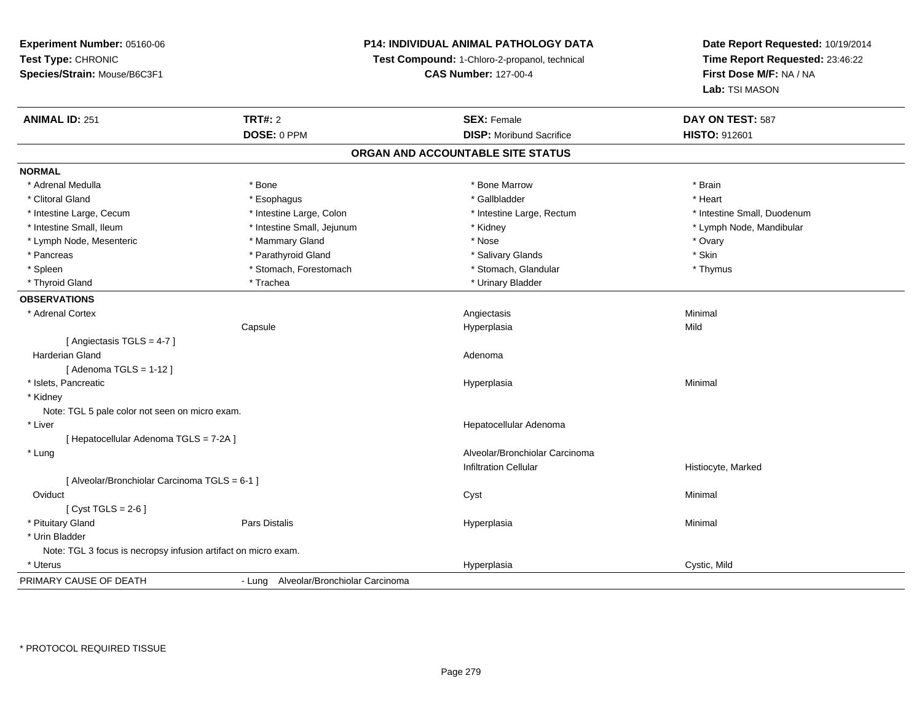**Experiment Number:** 05160-06
**Test Type:** CHRONIC
**Species/Strain:** Mouse/B6C3F1

**P14: INDIVIDUAL ANIMAL PATHOLOGY DATA**
**Test Compound:** 1-Chloro-2-propanol, technical
**CAS Number:** 127-00-4

**Date Report Requested:** 10/19/2014
**Time Report Requested:** 23:46:22
**First Dose M/F:** NA / NA
**Lab:** TSI MASON

| **ANIMAL ID:** 251 | **TRT#:** 2 | **SEX:** Female | **DAY ON TEST:** 587 |
|---|---|---|---|
| | **DOSE:** 0 PPM | **DISP:** Moribund Sacrifice | **HISTO:** 912601 |

## ORGAN AND ACCOUNTABLE SITE STATUS

**NORMAL**

| | | | |
|---|---|---|---|
| * Adrenal Medulla | * Bone | * Bone Marrow | * Brain |
| * Clitoral Gland | * Esophagus | * Gallbladder | * Heart |
| * Intestine Large, Cecum | * Intestine Large, Colon | * Intestine Large, Rectum | * Intestine Small, Duodenum |
| * Intestine Small, Ileum | * Intestine Small, Jejunum | * Kidney | * Lymph Node, Mandibular |
| * Lymph Node, Mesenteric | * Mammary Gland | * Nose | * Ovary |
| * Pancreas | * Parathyroid Gland | * Salivary Glands | * Skin |
| * Spleen | * Stomach, Forestomach | * Stomach, Glandular | * Thymus |
| * Thyroid Gland | * Trachea | * Urinary Bladder | |

**OBSERVATIONS**

| | | | |
|---|---|---|---|
| * Adrenal Cortex | | Angiectasis | Minimal |
| | Capsule | Hyperplasia | Mild |
| [ Angiectasis TGLS = 4-7 ] | | | |
| Harderian Gland | | Adenoma | |
| [ Adenoma TGLS = 1-12 ] | | | |
| * Islets, Pancreatic | | Hyperplasia | Minimal |
| * Kidney | | | |
| Note: TGL 5 pale color not seen on micro exam. | | | |
| * Liver | | Hepatocellular Adenoma | |
| [ Hepatocellular Adenoma TGLS = 7-2A ] | | | |
| * Lung | | Alveolar/Bronchiolar Carcinoma | |
| | | Infiltration Cellular | Histiocyte, Marked |
| [ Alveolar/Bronchiolar Carcinoma TGLS = 6-1 ] | | | |
| Oviduct | | Cyst | Minimal |
| [ Cyst TGLS = 2-6 ] | | | |
| * Pituitary Gland | Pars Distalis | Hyperplasia | Minimal |
| * Urin Bladder | | | |
| Note: TGL 3 focus is necropsy infusion artifact on micro exam. | | | |
| * Uterus | | Hyperplasia | Cystic, Mild |

PRIMARY CAUSE OF DEATH - Lung Alveolar/Bronchiolar Carcinoma

* PROTOCOL REQUIRED TISSUE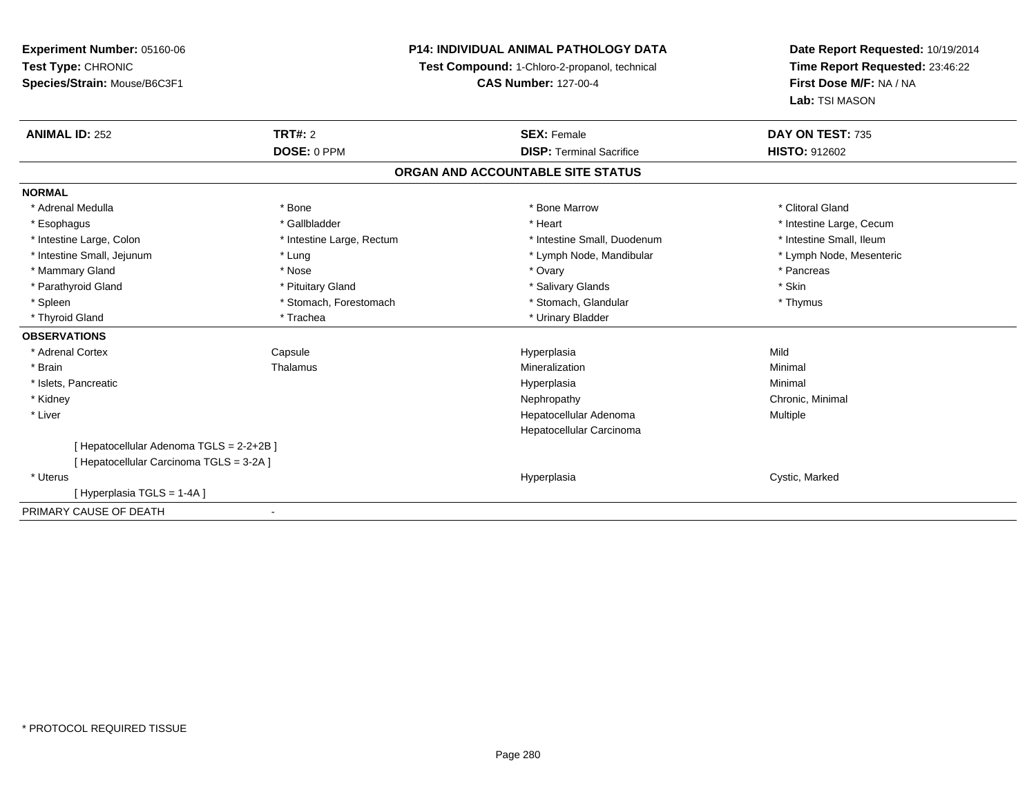**Experiment Number:** 05160-06
**Test Type:** CHRONIC
**Species/Strain:** Mouse/B6C3F1

**P14: INDIVIDUAL ANIMAL PATHOLOGY DATA**
**Test Compound:** 1-Chloro-2-propanol, technical
**CAS Number:** 127-00-4

**Date Report Requested:** 10/19/2014
**Time Report Requested:** 23:46:22
**First Dose M/F:** NA / NA
**Lab:** TSI MASON

| **ANIMAL ID:** 252 | **TRT#:** 2 | **SEX:** Female | **DAY ON TEST:** 735 |
|---|---|---|---|
| | **DOSE:** 0 PPM | **DISP:** Terminal Sacrifice | **HISTO:** 912602 |

## ORGAN AND ACCOUNTABLE SITE STATUS

**NORMAL**

| | | | |
|---|---|---|---|
| * Adrenal Medulla | * Bone | * Bone Marrow | * Clitoral Gland |
| * Esophagus | * Gallbladder | * Heart | * Intestine Large, Cecum |
| * Intestine Large, Colon | * Intestine Large, Rectum | * Intestine Small, Duodenum | * Intestine Small, Ileum |
| * Intestine Small, Jejunum | * Lung | * Lymph Node, Mandibular | * Lymph Node, Mesenteric |
| * Mammary Gland | * Nose | * Ovary | * Pancreas |
| * Parathyroid Gland | * Pituitary Gland | * Salivary Glands | * Skin |
| * Spleen | * Stomach, Forestomach | * Stomach, Glandular | * Thymus |
| * Thyroid Gland | * Trachea | * Urinary Bladder | |

**OBSERVATIONS**

| | | | |
|---|---|---|---|
| * Adrenal Cortex | Capsule | Hyperplasia | Mild |
| * Brain | Thalamus | Mineralization | Minimal |
| * Islets, Pancreatic | | Hyperplasia | Minimal |
| * Kidney | | Nephropathy | Chronic, Minimal |
| * Liver | | Hepatocellular Adenoma | Multiple |
| | | Hepatocellular Carcinoma | |
| [ Hepatocellular Adenoma TGLS = 2-2+2B ] | | | |
| [ Hepatocellular Carcinoma TGLS = 3-2A ] | | | |
| * Uterus | | Hyperplasia | Cystic, Marked |
| [ Hyperplasia TGLS = 1-4A ] | | | |

PRIMARY CAUSE OF DEATH -

* PROTOCOL REQUIRED TISSUE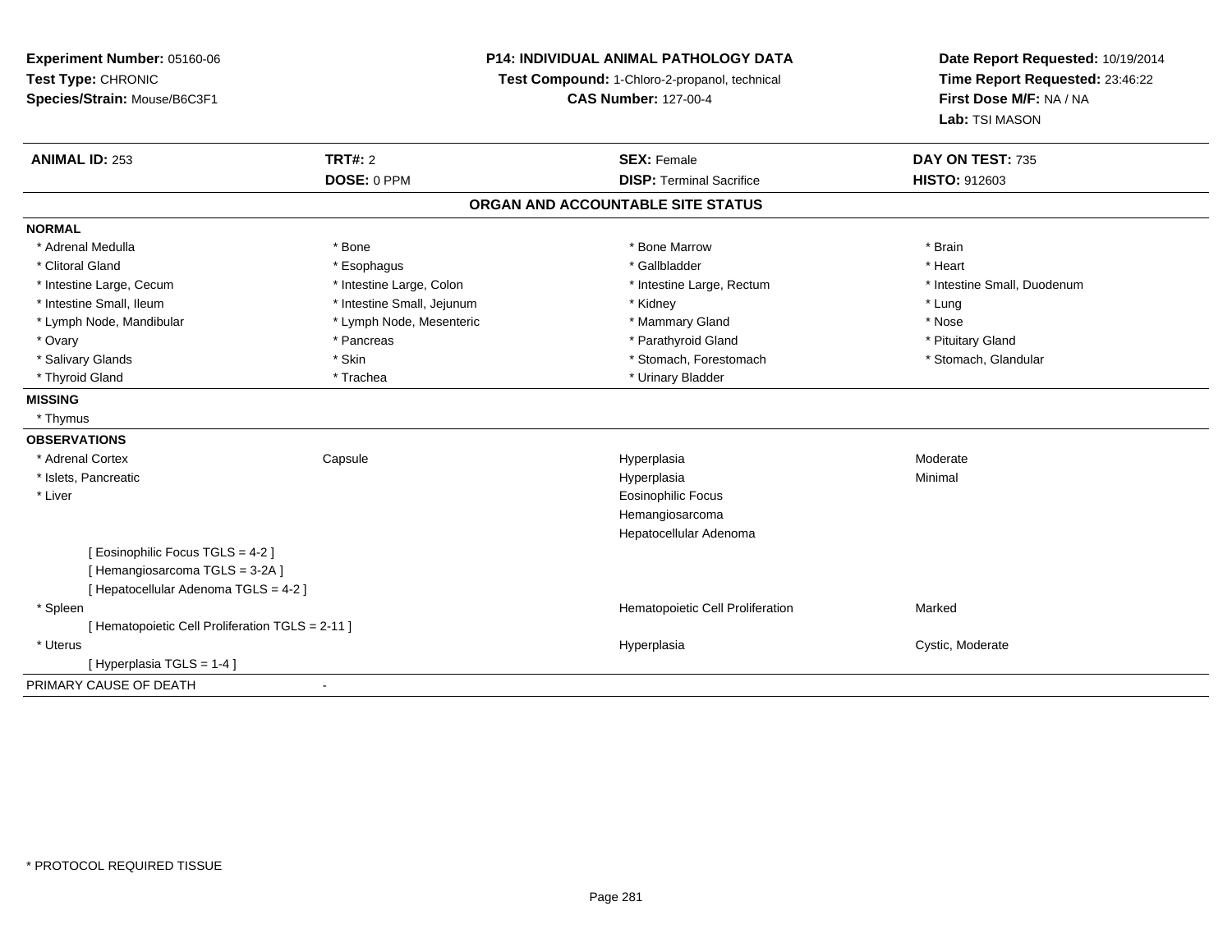**Experiment Number:** 05160-06
**Test Type:** CHRONIC
**Species/Strain:** Mouse/B6C3F1

**P14: INDIVIDUAL ANIMAL PATHOLOGY DATA**
**Test Compound:** 1-Chloro-2-propanol, technical
**CAS Number:** 127-00-4

**Date Report Requested:** 10/19/2014
**Time Report Requested:** 23:46:22
**First Dose M/F:** NA / NA
**Lab:** TSI MASON

| **ANIMAL ID:** 253 | **TRT#:** 2 | **SEX:** Female | **DAY ON TEST:** 735 |
|---|---|---|---|
| | **DOSE:** 0 PPM | **DISP:** Terminal Sacrifice | **HISTO:** 912603 |

## ORGAN AND ACCOUNTABLE SITE STATUS

**NORMAL**

| | | | |
|---|---|---|---|
| * Adrenal Medulla | * Bone | * Bone Marrow | * Brain |
| * Clitoral Gland | * Esophagus | * Gallbladder | * Heart |
| * Intestine Large, Cecum | * Intestine Large, Colon | * Intestine Large, Rectum | * Intestine Small, Duodenum |
| * Intestine Small, Ileum | * Intestine Small, Jejunum | * Kidney | * Lung |
| * Lymph Node, Mandibular | * Lymph Node, Mesenteric | * Mammary Gland | * Nose |
| * Ovary | * Pancreas | * Parathyroid Gland | * Pituitary Gland |
| * Salivary Glands | * Skin | * Stomach, Forestomach | * Stomach, Glandular |
| * Thyroid Gland | * Trachea | * Urinary Bladder | |

**MISSING**

* Thymus

**OBSERVATIONS**

| | | | |
|---|---|---|---|
| * Adrenal Cortex | Capsule | Hyperplasia | Moderate |
| * Islets, Pancreatic | | Hyperplasia | Minimal |
| * Liver | | Eosinophilic Focus | |
| | | Hemangiosarcoma | |
| | | Hepatocellular Adenoma | |
| [ Eosinophilic Focus TGLS = 4-2 ] | | | |
| [ Hemangiosarcoma TGLS = 3-2A ] | | | |
| [ Hepatocellular Adenoma TGLS = 4-2 ] | | | |
| * Spleen | | Hematopoietic Cell Proliferation | Marked |
| [ Hematopoietic Cell Proliferation TGLS = 2-11 ] | | | |
| * Uterus | | Hyperplasia | Cystic, Moderate |
| [ Hyperplasia TGLS = 1-4 ] | | | |

PRIMARY CAUSE OF DEATH -

\* PROTOCOL REQUIRED TISSUE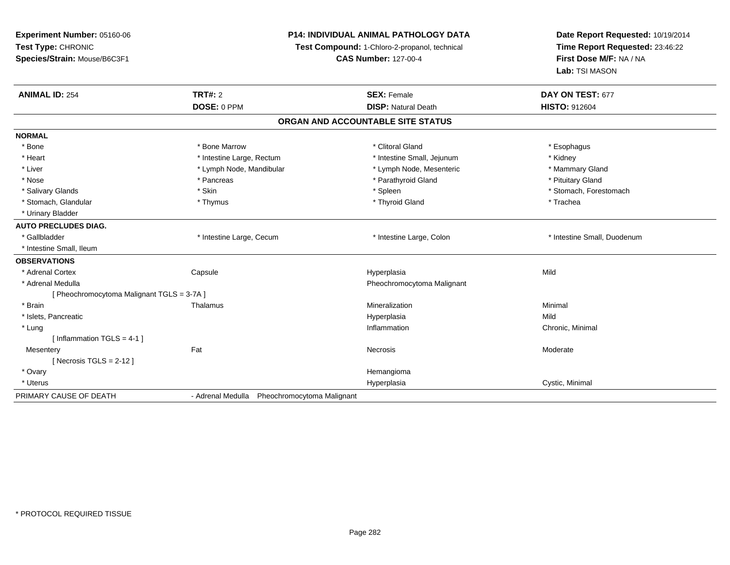**Experiment Number:** 05160-06
**Test Type:** CHRONIC
**Species/Strain:** Mouse/B6C3F1

**P14: INDIVIDUAL ANIMAL PATHOLOGY DATA**
**Test Compound:** 1-Chloro-2-propanol, technical
**CAS Number:** 127-00-4

**Date Report Requested:** 10/19/2014
**Time Report Requested:** 23:46:22
**First Dose M/F:** NA / NA
**Lab:** TSI MASON

| **ANIMAL ID:** 254 | **TRT#:** 2 | **SEX:** Female | **DAY ON TEST:** 677 |
|---|---|---|---|
| | **DOSE:** 0 PPM | **DISP:** Natural Death | **HISTO:** 912604 |

## ORGAN AND ACCOUNTABLE SITE STATUS

| | | | |
|---|---|---|---|
| **NORMAL** | | | |
| * Bone | * Bone Marrow | * Clitoral Gland | * Esophagus |
| * Heart | * Intestine Large, Rectum | * Intestine Small, Jejunum | * Kidney |
| * Liver | * Lymph Node, Mandibular | * Lymph Node, Mesenteric | * Mammary Gland |
| * Nose | * Pancreas | * Parathyroid Gland | * Pituitary Gland |
| * Salivary Glands | * Skin | * Spleen | * Stomach, Forestomach |
| * Stomach, Glandular | * Thymus | * Thyroid Gland | * Trachea |
| * Urinary Bladder | | | |
| **AUTO PRECLUDES DIAG.** | | | |
| * Gallbladder | * Intestine Large, Cecum | * Intestine Large, Colon | * Intestine Small, Duodenum |
| * Intestine Small, Ileum | | | |
| **OBSERVATIONS** | | | |
| * Adrenal Cortex | Capsule | Hyperplasia | Mild |
| * Adrenal Medulla | | Pheochromocytoma Malignant | |
| [ Pheochromocytoma Malignant TGLS = 3-7A ] | | | |
| * Brain | Thalamus | Mineralization | Minimal |
| * Islets, Pancreatic | | Hyperplasia | Mild |
| * Lung | | Inflammation | Chronic, Minimal |
| [ Inflammation TGLS = 4-1 ] | | | |
| Mesentery | Fat | Necrosis | Moderate |
| [ Necrosis TGLS = 2-12 ] | | | |
| * Ovary | | Hemangioma | |
| * Uterus | | Hyperplasia | Cystic, Minimal |
| PRIMARY CAUSE OF DEATH | - Adrenal Medulla Pheochromocytoma Malignant | | |

* PROTOCOL REQUIRED TISSUE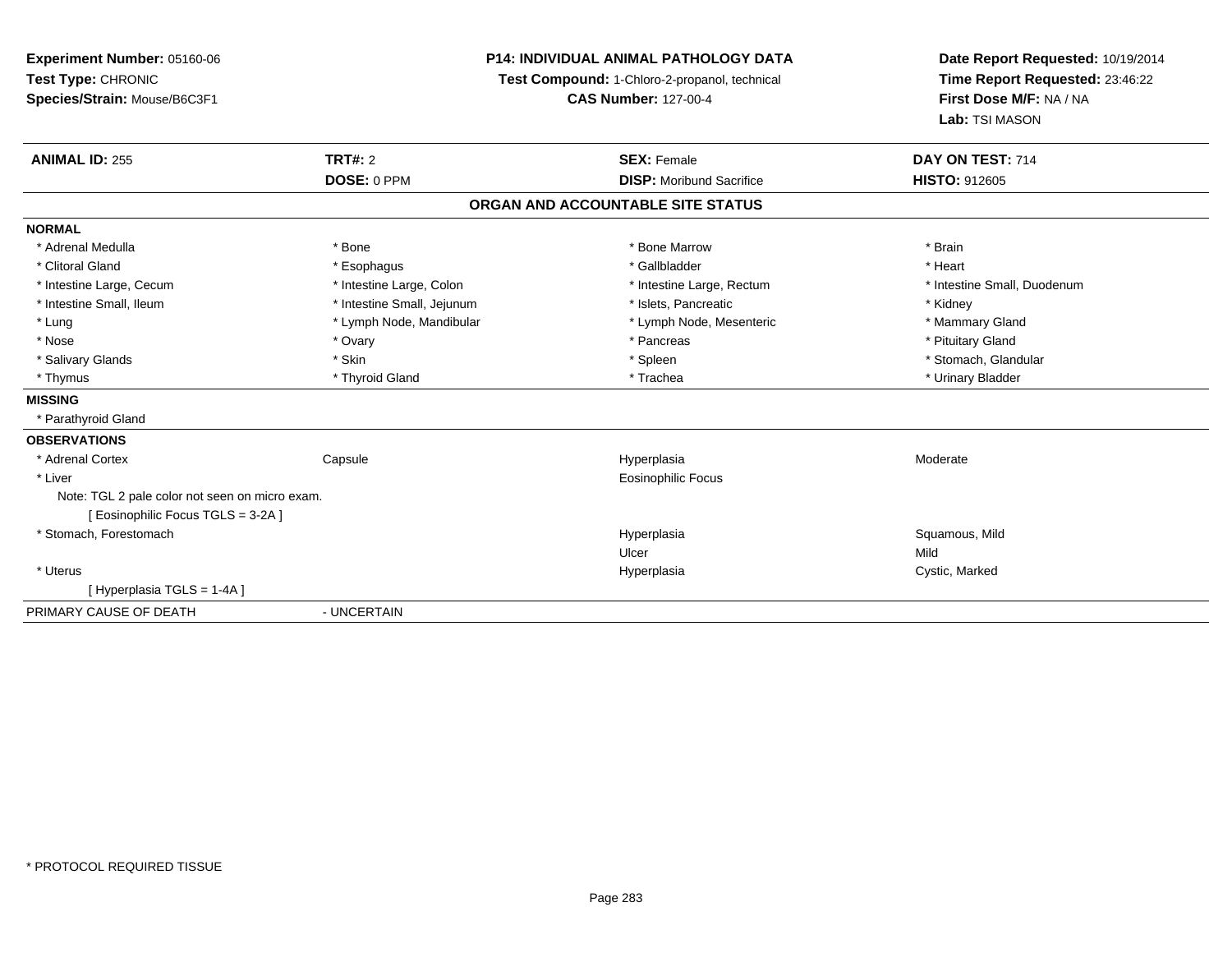**Experiment Number:** 05160-06
**Test Type:** CHRONIC
**Species/Strain:** Mouse/B6C3F1

**P14: INDIVIDUAL ANIMAL PATHOLOGY DATA**
**Test Compound:** 1-Chloro-2-propanol, technical
**CAS Number:** 127-00-4

**Date Report Requested:** 10/19/2014
**Time Report Requested:** 23:46:22
**First Dose M/F:** NA / NA
**Lab:** TSI MASON

| **ANIMAL ID:** 255 | **TRT#:** 2 | **SEX:** Female | **DAY ON TEST:** 714 |
|---|---|---|---|
| | **DOSE:** 0 PPM | **DISP:** Moribund Sacrifice | **HISTO:** 912605 |

### ORGAN AND ACCOUNTABLE SITE STATUS

**NORMAL**

| | | | |
|---|---|---|---|
| * Adrenal Medulla | * Bone | * Bone Marrow | * Brain |
| * Clitoral Gland | * Esophagus | * Gallbladder | * Heart |
| * Intestine Large, Cecum | * Intestine Large, Colon | * Intestine Large, Rectum | * Intestine Small, Duodenum |
| * Intestine Small, Ileum | * Intestine Small, Jejunum | * Islets, Pancreatic | * Kidney |
| * Lung | * Lymph Node, Mandibular | * Lymph Node, Mesenteric | * Mammary Gland |
| * Nose | * Ovary | * Pancreas | * Pituitary Gland |
| * Salivary Glands | * Skin | * Spleen | * Stomach, Glandular |
| * Thymus | * Thyroid Gland | * Trachea | * Urinary Bladder |

**MISSING**

* Parathyroid Gland

**OBSERVATIONS**

| | | | |
|---|---|---|---|
| * Adrenal Cortex | Capsule | Hyperplasia | Moderate |
| * Liver | | Eosinophilic Focus | |
| Note: TGL 2 pale color not seen on micro exam. | | | |
| [ Eosinophilic Focus TGLS = 3-2A ] | | | |
| * Stomach, Forestomach | | Hyperplasia | Squamous, Mild |
| | | Ulcer | Mild |
| * Uterus | | Hyperplasia | Cystic, Marked |
| [ Hyperplasia TGLS = 1-4A ] | | | |

PRIMARY CAUSE OF DEATH - UNCERTAIN

* PROTOCOL REQUIRED TISSUE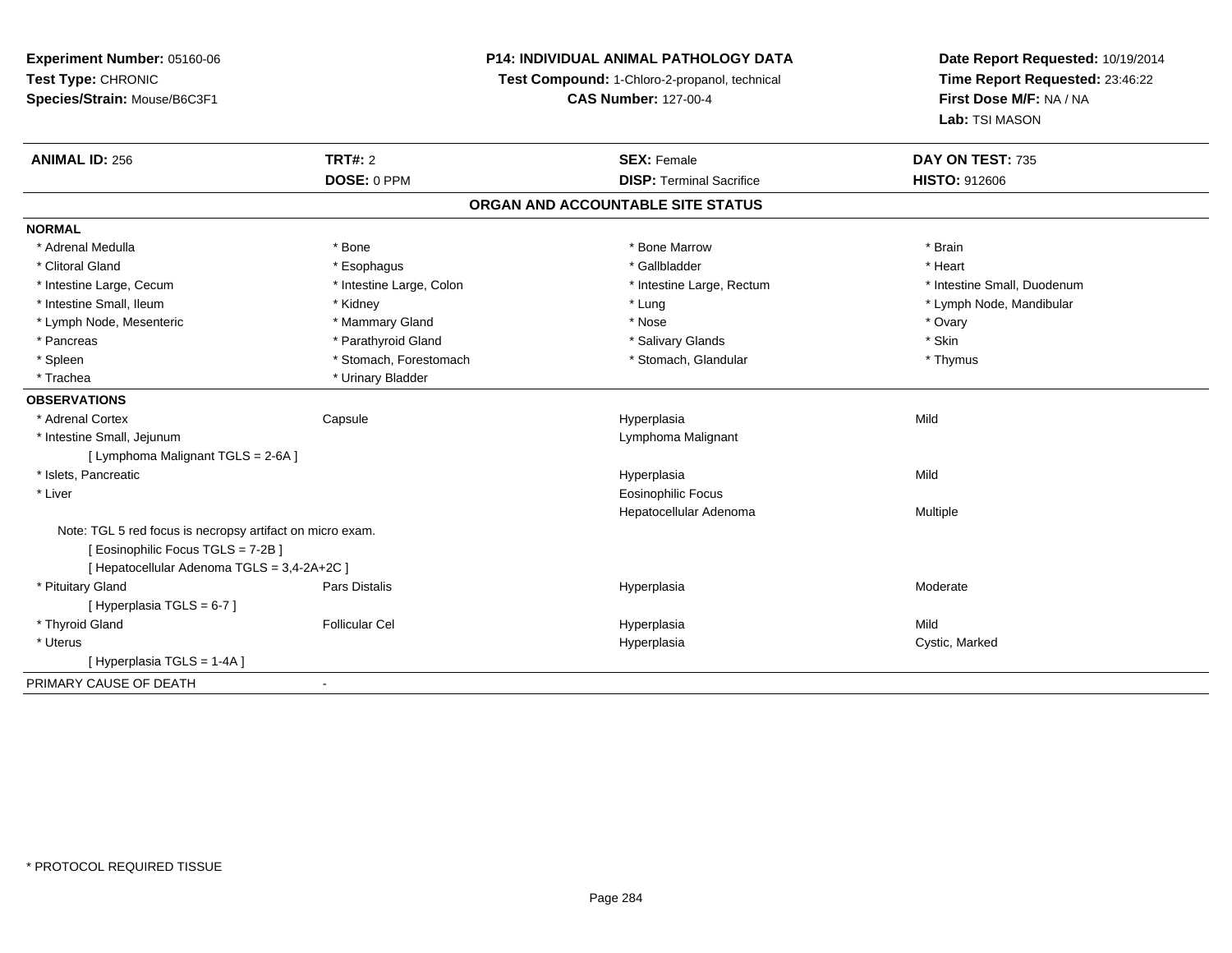**Experiment Number:** 05160-06
**Test Type:** CHRONIC
**Species/Strain:** Mouse/B6C3F1

**P14: INDIVIDUAL ANIMAL PATHOLOGY DATA**
**Test Compound:** 1-Chloro-2-propanol, technical
**CAS Number:** 127-00-4

**Date Report Requested:** 10/19/2014
**Time Report Requested:** 23:46:22
**First Dose M/F:** NA / NA
**Lab:** TSI MASON

| **ANIMAL ID:** 256 | **TRT#:** 2 | **SEX:** Female | **DAY ON TEST:** 735 |
|---|---|---|---|
| | **DOSE:** 0 PPM | **DISP:** Terminal Sacrifice | **HISTO:** 912606 |

## ORGAN AND ACCOUNTABLE SITE STATUS

**NORMAL**

| | | | |
|---|---|---|---|
| * Adrenal Medulla | * Bone | * Bone Marrow | * Brain |
| * Clitoral Gland | * Esophagus | * Gallbladder | * Heart |
| * Intestine Large, Cecum | * Intestine Large, Colon | * Intestine Large, Rectum | * Intestine Small, Duodenum |
| * Intestine Small, Ileum | * Kidney | * Lung | * Lymph Node, Mandibular |
| * Lymph Node, Mesenteric | * Mammary Gland | * Nose | * Ovary |
| * Pancreas | * Parathyroid Gland | * Salivary Glands | * Skin |
| * Spleen | * Stomach, Forestomach | * Stomach, Glandular | * Thymus |
| * Trachea | * Urinary Bladder | | |

**OBSERVATIONS**

| | | | |
|---|---|---|---|
| * Adrenal Cortex | Capsule | Hyperplasia | Mild |
| * Intestine Small, Jejunum | | Lymphoma Malignant | |
| [ Lymphoma Malignant TGLS = 2-6A ] | | | |
| * Islets, Pancreatic | | Hyperplasia | Mild |
| * Liver | | Eosinophilic Focus | |
| | | Hepatocellular Adenoma | Multiple |
| Note: TGL 5 red focus is necropsy artifact on micro exam. | | | |
| [ Eosinophilic Focus TGLS = 7-2B ] | | | |
| [ Hepatocellular Adenoma TGLS = 3,4-2A+2C ] | | | |
| * Pituitary Gland | Pars Distalis | Hyperplasia | Moderate |
| [ Hyperplasia TGLS = 6-7 ] | | | |
| * Thyroid Gland | Follicular Cel | Hyperplasia | Mild |
| * Uterus | | Hyperplasia | Cystic, Marked |
| [ Hyperplasia TGLS = 1-4A ] | | | |

PRIMARY CAUSE OF DEATH -

* PROTOCOL REQUIRED TISSUE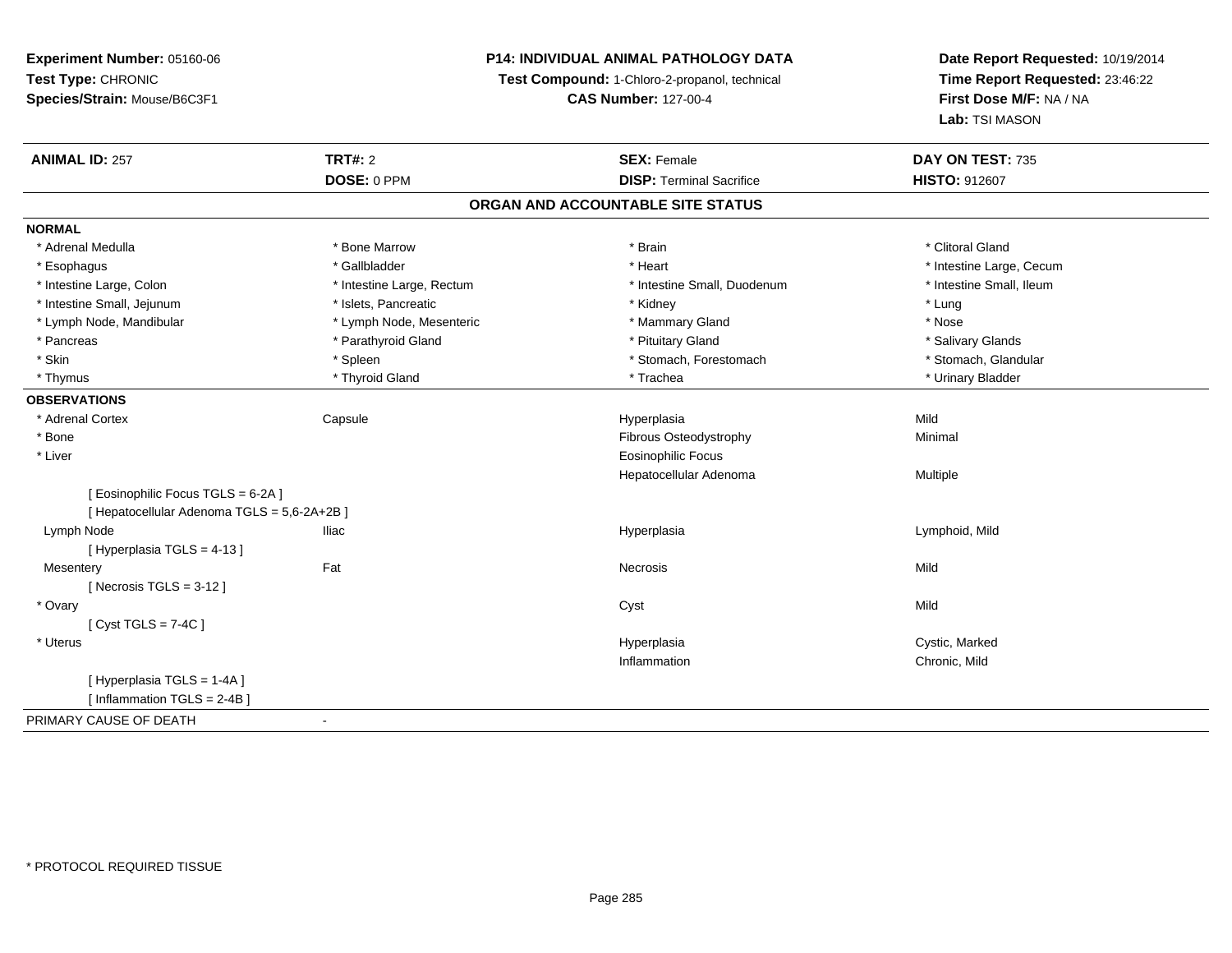**Experiment Number:** 05160-06
**Test Type:** CHRONIC
**Species/Strain:** Mouse/B6C3F1

**P14: INDIVIDUAL ANIMAL PATHOLOGY DATA**
**Test Compound:** 1-Chloro-2-propanol, technical
**CAS Number:** 127-00-4

**Date Report Requested:** 10/19/2014
**Time Report Requested:** 23:46:22
**First Dose M/F:** NA / NA
**Lab:** TSI MASON

| **ANIMAL ID:** 257 | **TRT#:** 2 | **SEX:** Female | **DAY ON TEST:** 735 |
|---|---|---|---|
| | **DOSE:** 0 PPM | **DISP:** Terminal Sacrifice | **HISTO:** 912607 |

## ORGAN AND ACCOUNTABLE SITE STATUS

**NORMAL**

| | | | |
|---|---|---|---|
| * Adrenal Medulla | * Bone Marrow | * Brain | * Clitoral Gland |
| * Esophagus | * Gallbladder | * Heart | * Intestine Large, Cecum |
| * Intestine Large, Colon | * Intestine Large, Rectum | * Intestine Small, Duodenum | * Intestine Small, Ileum |
| * Intestine Small, Jejunum | * Islets, Pancreatic | * Kidney | * Lung |
| * Lymph Node, Mandibular | * Lymph Node, Mesenteric | * Mammary Gland | * Nose |
| * Pancreas | * Parathyroid Gland | * Pituitary Gland | * Salivary Glands |
| * Skin | * Spleen | * Stomach, Forestomach | * Stomach, Glandular |
| * Thymus | * Thyroid Gland | * Trachea | * Urinary Bladder |

**OBSERVATIONS**

| | | | |
|---|---|---|---|
| * Adrenal Cortex | Capsule | Hyperplasia | Mild |
| * Bone | | Fibrous Osteodystrophy | Minimal |
| * Liver | | Eosinophilic Focus | |
| | | Hepatocellular Adenoma | Multiple |
| [ Eosinophilic Focus TGLS = 6-2A ] | | | |
| [ Hepatocellular Adenoma TGLS = 5,6-2A+2B ] | | | |
| Lymph Node | Iliac | Hyperplasia | Lymphoid, Mild |
| [ Hyperplasia TGLS = 4-13 ] | | | |
| Mesentery | Fat | Necrosis | Mild |
| [ Necrosis TGLS = 3-12 ] | | | |
| * Ovary | | Cyst | Mild |
| [ Cyst TGLS = 7-4C ] | | | |
| * Uterus | | Hyperplasia | Cystic, Marked |
| | | Inflammation | Chronic, Mild |
| [ Hyperplasia TGLS = 1-4A ] | | | |
| [ Inflammation TGLS = 2-4B ] | | | |

PRIMARY CAUSE OF DEATH -

* PROTOCOL REQUIRED TISSUE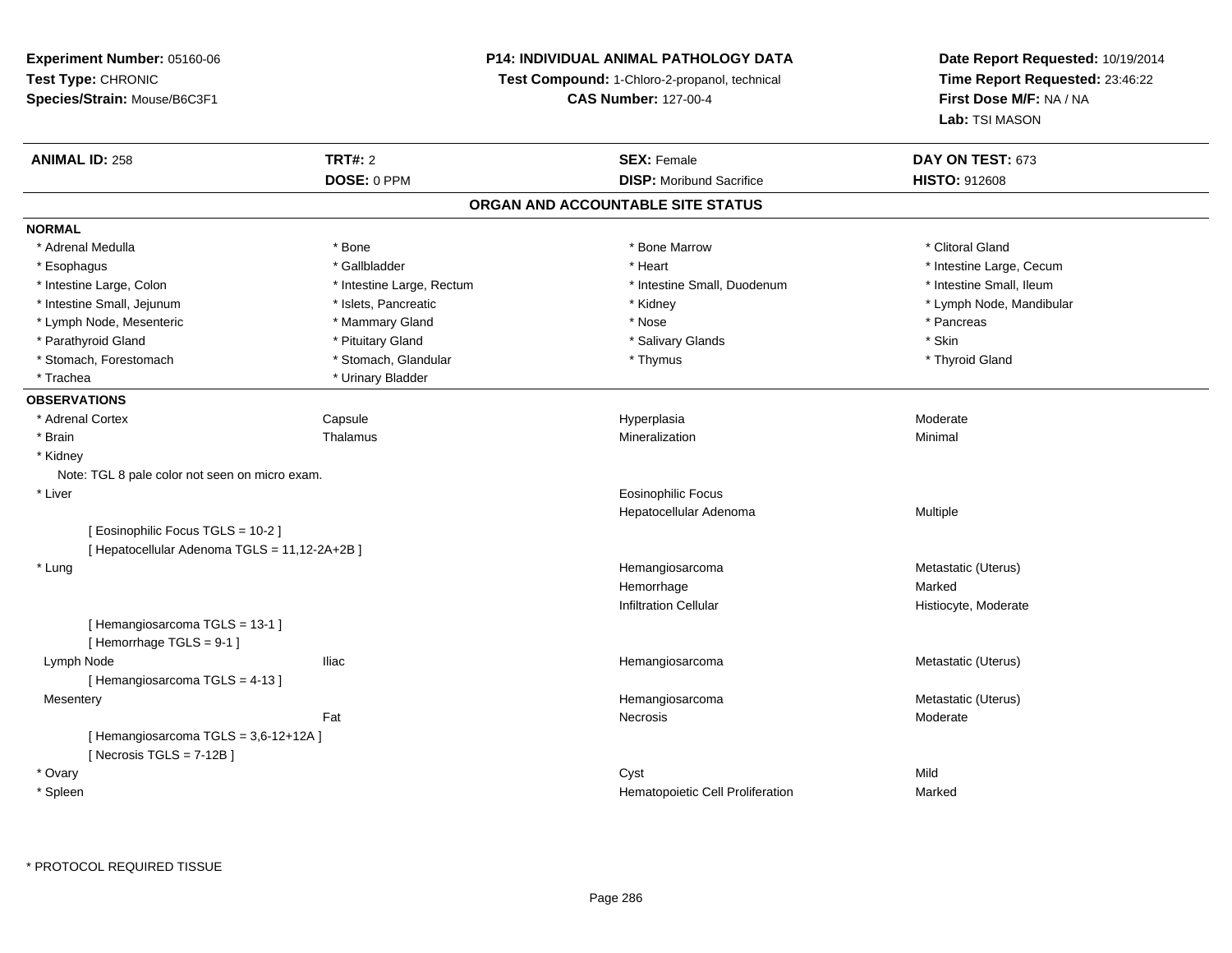**Experiment Number:** 05160-06
**Test Type:** CHRONIC
**Species/Strain:** Mouse/B6C3F1

**P14: INDIVIDUAL ANIMAL PATHOLOGY DATA**
**Test Compound:** 1-Chloro-2-propanol, technical
**CAS Number:** 127-00-4

**Date Report Requested:** 10/19/2014
**Time Report Requested:** 23:46:22
**First Dose M/F:** NA / NA
**Lab:** TSI MASON

| **ANIMAL ID:** 258 | **TRT#:** 2 | **SEX:** Female | **DAY ON TEST:** 673 |
|---|---|---|---|
| | **DOSE:** 0 PPM | **DISP:** Moribund Sacrifice | **HISTO:** 912608 |

## ORGAN AND ACCOUNTABLE SITE STATUS

**NORMAL**

| | | | |
|---|---|---|---|
| * Adrenal Medulla | * Bone | * Bone Marrow | * Clitoral Gland |
| * Esophagus | * Gallbladder | * Heart | * Intestine Large, Cecum |
| * Intestine Large, Colon | * Intestine Large, Rectum | * Intestine Small, Duodenum | * Intestine Small, Ileum |
| * Intestine Small, Jejunum | * Islets, Pancreatic | * Kidney | * Lymph Node, Mandibular |
| * Lymph Node, Mesenteric | * Mammary Gland | * Nose | * Pancreas |
| * Parathyroid Gland | * Pituitary Gland | * Salivary Glands | * Skin |
| * Stomach, Forestomach | * Stomach, Glandular | * Thymus | * Thyroid Gland |
| * Trachea | * Urinary Bladder | | |

**OBSERVATIONS**

| | | | |
|---|---|---|---|
| * Adrenal Cortex | Capsule | Hyperplasia | Moderate |
| * Brain | Thalamus | Mineralization | Minimal |
| * Kidney | | | |
| Note: TGL 8 pale color not seen on micro exam. | | | |
| * Liver | | Eosinophilic Focus | |
| | | Hepatocellular Adenoma | Multiple |
| [ Eosinophilic Focus TGLS = 10-2 ] | | | |
| [ Hepatocellular Adenoma TGLS = 11,12-2A+2B ] | | | |
| * Lung | | Hemangiosarcoma | Metastatic (Uterus) |
| | | Hemorrhage | Marked |
| | | Infiltration Cellular | Histiocyte, Moderate |
| [ Hemangiosarcoma TGLS = 13-1 ] | | | |
| [ Hemorrhage TGLS = 9-1 ] | | | |
| Lymph Node | Iliac | Hemangiosarcoma | Metastatic (Uterus) |
| [ Hemangiosarcoma TGLS = 4-13 ] | | | |
| Mesentery | | Hemangiosarcoma | Metastatic (Uterus) |
| | Fat | Necrosis | Moderate |
| [ Hemangiosarcoma TGLS = 3,6-12+12A ] | | | |
| [ Necrosis TGLS = 7-12B ] | | | |
| * Ovary | | Cyst | Mild |
| * Spleen | | Hematopoietic Cell Proliferation | Marked |

* PROTOCOL REQUIRED TISSUE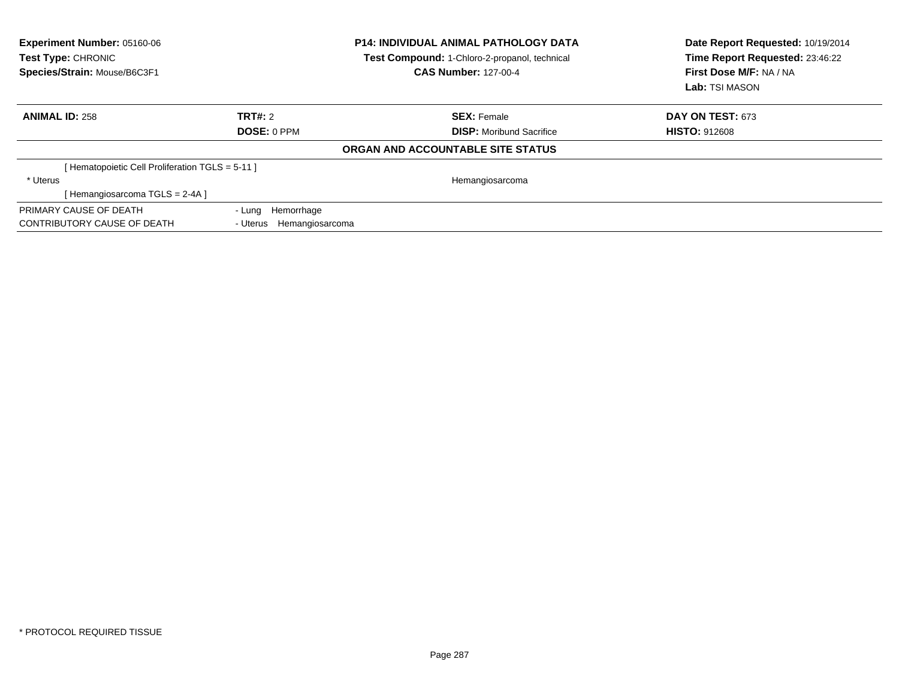**Experiment Number:** 05160-06
**Test Type:** CHRONIC
**Species/Strain:** Mouse/B6C3F1

**P14: INDIVIDUAL ANIMAL PATHOLOGY DATA**
**Test Compound:** 1-Chloro-2-propanol, technical
**CAS Number:** 127-00-4

**Date Report Requested:** 10/19/2014
**Time Report Requested:** 23:46:22
**First Dose M/F:** NA / NA
**Lab:** TSI MASON

| **ANIMAL ID:** 258 | **TRT#:** 2 | **SEX:** Female | **DAY ON TEST:** 673 |
|---|---|---|---|
| | **DOSE:** 0 PPM | **DISP:** Moribund Sacrifice | **HISTO:** 912608 |

**ORGAN AND ACCOUNTABLE SITE STATUS**

[ Hematopoietic Cell Proliferation TGLS = 5-11 ]

| * Uterus | | Hemangiosarcoma |
|---|---|---|

[ Hemangiosarcoma TGLS = 2-4A ]

| | |
|---|---|
| PRIMARY CAUSE OF DEATH | - Lung Hemorrhage |
| CONTRIBUTORY CAUSE OF DEATH | - Uterus Hemangiosarcoma |

* PROTOCOL REQUIRED TISSUE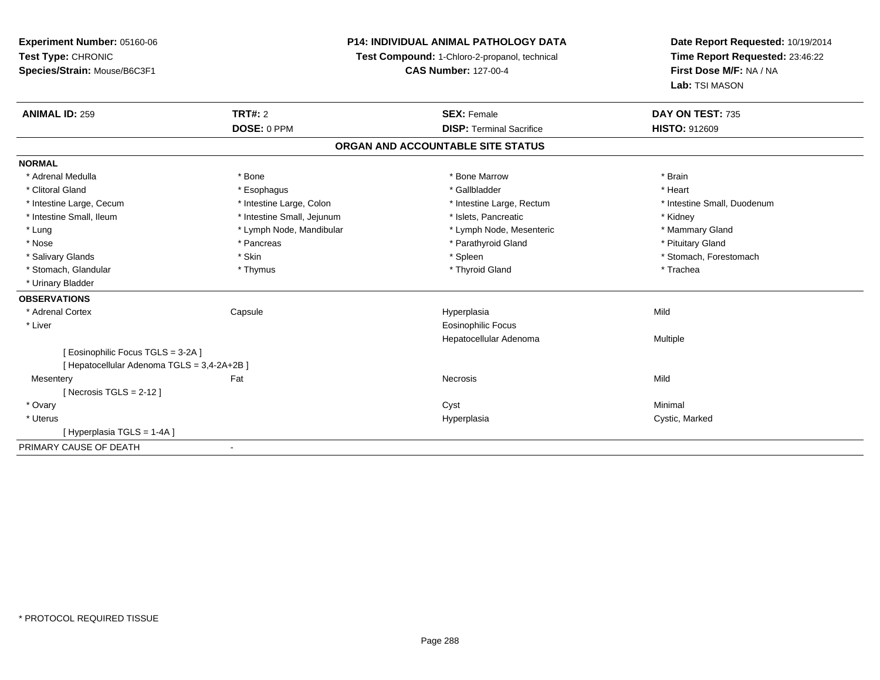**Experiment Number:** 05160-06
**Test Type:** CHRONIC
**Species/Strain:** Mouse/B6C3F1

**P14: INDIVIDUAL ANIMAL PATHOLOGY DATA**
**Test Compound:** 1-Chloro-2-propanol, technical
**CAS Number:** 127-00-4

**Date Report Requested:** 10/19/2014
**Time Report Requested:** 23:46:22
**First Dose M/F:** NA / NA
**Lab:** TSI MASON

| **ANIMAL ID:** 259 | **TRT#:** 2 | **SEX:** Female | **DAY ON TEST:** 735 |
|---|---|---|---|
| | **DOSE:** 0 PPM | **DISP:** Terminal Sacrifice | **HISTO:** 912609 |

## ORGAN AND ACCOUNTABLE SITE STATUS

**NORMAL**

| | | | |
|---|---|---|---|
| * Adrenal Medulla | * Bone | * Bone Marrow | * Brain |
| * Clitoral Gland | * Esophagus | * Gallbladder | * Heart |
| * Intestine Large, Cecum | * Intestine Large, Colon | * Intestine Large, Rectum | * Intestine Small, Duodenum |
| * Intestine Small, Ileum | * Intestine Small, Jejunum | * Islets, Pancreatic | * Kidney |
| * Lung | * Lymph Node, Mandibular | * Lymph Node, Mesenteric | * Mammary Gland |
| * Nose | * Pancreas | * Parathyroid Gland | * Pituitary Gland |
| * Salivary Glands | * Skin | * Spleen | * Stomach, Forestomach |
| * Stomach, Glandular | * Thymus | * Thyroid Gland | * Trachea |
| * Urinary Bladder | | | |

**OBSERVATIONS**

| | | | |
|---|---|---|---|
| * Adrenal Cortex | Capsule | Hyperplasia | Mild |
| * Liver | | Eosinophilic Focus | |
| | | Hepatocellular Adenoma | Multiple |
| [ Eosinophilic Focus TGLS = 3-2A ] | | | |
| [ Hepatocellular Adenoma TGLS = 3,4-2A+2B ] | | | |
| Mesentery | Fat | Necrosis | Mild |
| [ Necrosis TGLS = 2-12 ] | | | |
| * Ovary | | Cyst | Minimal |
| * Uterus | | Hyperplasia | Cystic, Marked |
| [ Hyperplasia TGLS = 1-4A ] | | | |

PRIMARY CAUSE OF DEATH -

* PROTOCOL REQUIRED TISSUE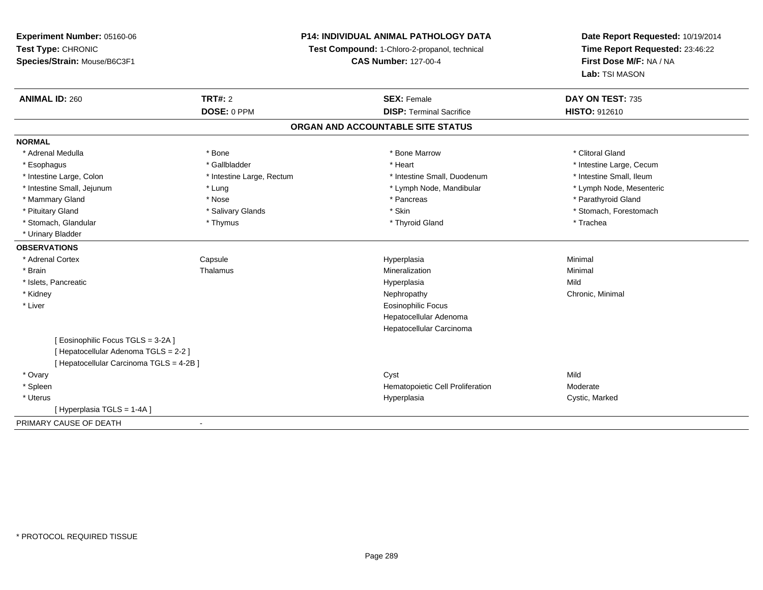**Experiment Number:** 05160-06
**Test Type:** CHRONIC
**Species/Strain:** Mouse/B6C3F1

**P14: INDIVIDUAL ANIMAL PATHOLOGY DATA**
**Test Compound:** 1-Chloro-2-propanol, technical
**CAS Number:** 127-00-4

**Date Report Requested:** 10/19/2014
**Time Report Requested:** 23:46:22
**First Dose M/F:** NA / NA
**Lab:** TSI MASON

| **ANIMAL ID:** 260 | **TRT#:** 2 | **SEX:** Female | **DAY ON TEST:** 735 |
|---|---|---|---|
| | **DOSE:** 0 PPM | **DISP:** Terminal Sacrifice | **HISTO:** 912610 |

## ORGAN AND ACCOUNTABLE SITE STATUS

**NORMAL**

| | | | |
|---|---|---|---|
| * Adrenal Medulla | * Bone | * Bone Marrow | * Clitoral Gland |
| * Esophagus | * Gallbladder | * Heart | * Intestine Large, Cecum |
| * Intestine Large, Colon | * Intestine Large, Rectum | * Intestine Small, Duodenum | * Intestine Small, Ileum |
| * Intestine Small, Jejunum | * Lung | * Lymph Node, Mandibular | * Lymph Node, Mesenteric |
| * Mammary Gland | * Nose | * Pancreas | * Parathyroid Gland |
| * Pituitary Gland | * Salivary Glands | * Skin | * Stomach, Forestomach |
| * Stomach, Glandular | * Thymus | * Thyroid Gland | * Trachea |
| * Urinary Bladder | | | |

**OBSERVATIONS**

| | | | |
|---|---|---|---|
| * Adrenal Cortex | Capsule | Hyperplasia | Minimal |
| * Brain | Thalamus | Mineralization | Minimal |
| * Islets, Pancreatic | | Hyperplasia | Mild |
| * Kidney | | Nephropathy | Chronic, Minimal |
| * Liver | | Eosinophilic Focus | |
| | | Hepatocellular Adenoma | |
| | | Hepatocellular Carcinoma | |
| [ Eosinophilic Focus TGLS = 3-2A ] | | | |
| [ Hepatocellular Adenoma TGLS = 2-2 ] | | | |
| [ Hepatocellular Carcinoma TGLS = 4-2B ] | | | |
| * Ovary | | Cyst | Mild |
| * Spleen | | Hematopoietic Cell Proliferation | Moderate |
| * Uterus | | Hyperplasia | Cystic, Marked |
| [ Hyperplasia TGLS = 1-4A ] | | | |

PRIMARY CAUSE OF DEATH -

\* PROTOCOL REQUIRED TISSUE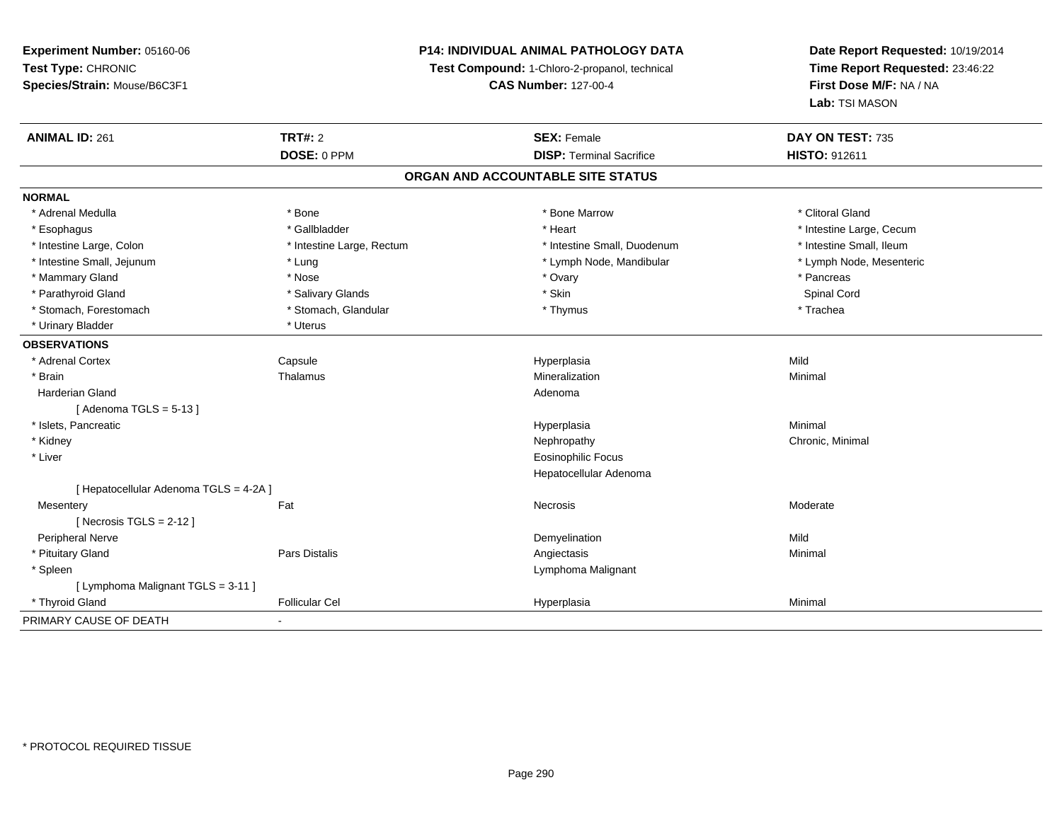**Experiment Number:** 05160-06
**Test Type:** CHRONIC
**Species/Strain:** Mouse/B6C3F1

**P14: INDIVIDUAL ANIMAL PATHOLOGY DATA**
**Test Compound:** 1-Chloro-2-propanol, technical
**CAS Number:** 127-00-4

**Date Report Requested:** 10/19/2014
**Time Report Requested:** 23:46:22
**First Dose M/F:** NA / NA
**Lab:** TSI MASON

| **ANIMAL ID:** 261 | **TRT#:** 2 | **SEX:** Female | **DAY ON TEST:** 735 |
|---|---|---|---|
| | **DOSE:** 0 PPM | **DISP:** Terminal Sacrifice | **HISTO:** 912611 |

## ORGAN AND ACCOUNTABLE SITE STATUS

**NORMAL**

| | | | |
|---|---|---|---|
| * Adrenal Medulla | * Bone | * Bone Marrow | * Clitoral Gland |
| * Esophagus | * Gallbladder | * Heart | * Intestine Large, Cecum |
| * Intestine Large, Colon | * Intestine Large, Rectum | * Intestine Small, Duodenum | * Intestine Small, Ileum |
| * Intestine Small, Jejunum | * Lung | * Lymph Node, Mandibular | * Lymph Node, Mesenteric |
| * Mammary Gland | * Nose | * Ovary | * Pancreas |
| * Parathyroid Gland | * Salivary Glands | * Skin | Spinal Cord |
| * Stomach, Forestomach | * Stomach, Glandular | * Thymus | * Trachea |
| * Urinary Bladder | * Uterus | | |

**OBSERVATIONS**

| | | | |
|---|---|---|---|
| * Adrenal Cortex | Capsule | Hyperplasia | Mild |
| * Brain | Thalamus | Mineralization | Minimal |
| Harderian Gland | | Adenoma | |
| [ Adenoma TGLS = 5-13 ] | | | |
| * Islets, Pancreatic | | Hyperplasia | Minimal |
| * Kidney | | Nephropathy | Chronic, Minimal |
| * Liver | | Eosinophilic Focus | |
| | | Hepatocellular Adenoma | |
| [ Hepatocellular Adenoma TGLS = 4-2A ] | | | |
| Mesentery | Fat | Necrosis | Moderate |
| [ Necrosis TGLS = 2-12 ] | | | |
| Peripheral Nerve | | Demyelination | Mild |
| * Pituitary Gland | Pars Distalis | Angiectasis | Minimal |
| * Spleen | | Lymphoma Malignant | |
| [ Lymphoma Malignant TGLS = 3-11 ] | | | |
| * Thyroid Gland | Follicular Cel | Hyperplasia | Minimal |

PRIMARY CAUSE OF DEATH -

* PROTOCOL REQUIRED TISSUE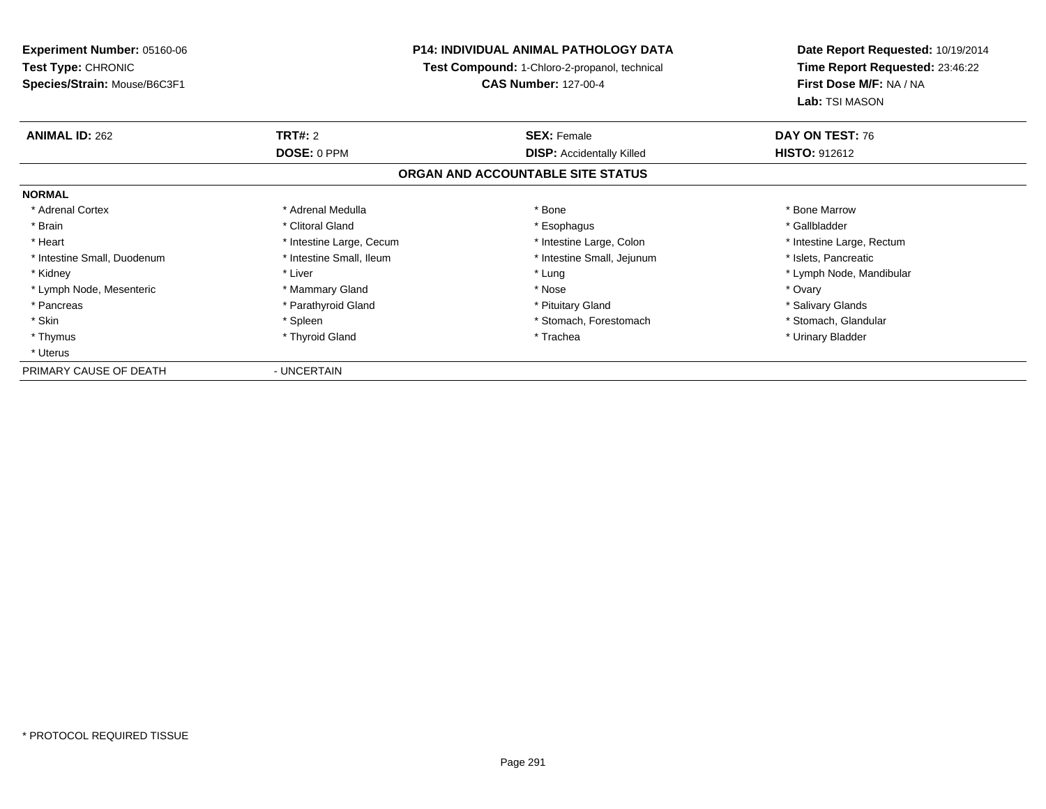**Experiment Number:** 05160-06
**Test Type:** CHRONIC
**Species/Strain:** Mouse/B6C3F1

**P14: INDIVIDUAL ANIMAL PATHOLOGY DATA**
**Test Compound:** 1-Chloro-2-propanol, technical
**CAS Number:** 127-00-4

**Date Report Requested:** 10/19/2014
**Time Report Requested:** 23:46:22
**First Dose M/F:** NA / NA
**Lab:** TSI MASON

| **ANIMAL ID:** 262 | **TRT#:** 2 | **SEX:** Female | **DAY ON TEST:** 76 |
|---|---|---|---|
| | **DOSE:** 0 PPM | **DISP:** Accidentally Killed | **HISTO:** 912612 |

## ORGAN AND ACCOUNTABLE SITE STATUS

**NORMAL**

| | | | |
|---|---|---|---|
| * Adrenal Cortex | * Adrenal Medulla | * Bone | * Bone Marrow |
| * Brain | * Clitoral Gland | * Esophagus | * Gallbladder |
| * Heart | * Intestine Large, Cecum | * Intestine Large, Colon | * Intestine Large, Rectum |
| * Intestine Small, Duodenum | * Intestine Small, Ileum | * Intestine Small, Jejunum | * Islets, Pancreatic |
| * Kidney | * Liver | * Lung | * Lymph Node, Mandibular |
| * Lymph Node, Mesenteric | * Mammary Gland | * Nose | * Ovary |
| * Pancreas | * Parathyroid Gland | * Pituitary Gland | * Salivary Glands |
| * Skin | * Spleen | * Stomach, Forestomach | * Stomach, Glandular |
| * Thymus | * Thyroid Gland | * Trachea | * Urinary Bladder |
| * Uterus | | | |

PRIMARY CAUSE OF DEATH - UNCERTAIN

\* PROTOCOL REQUIRED TISSUE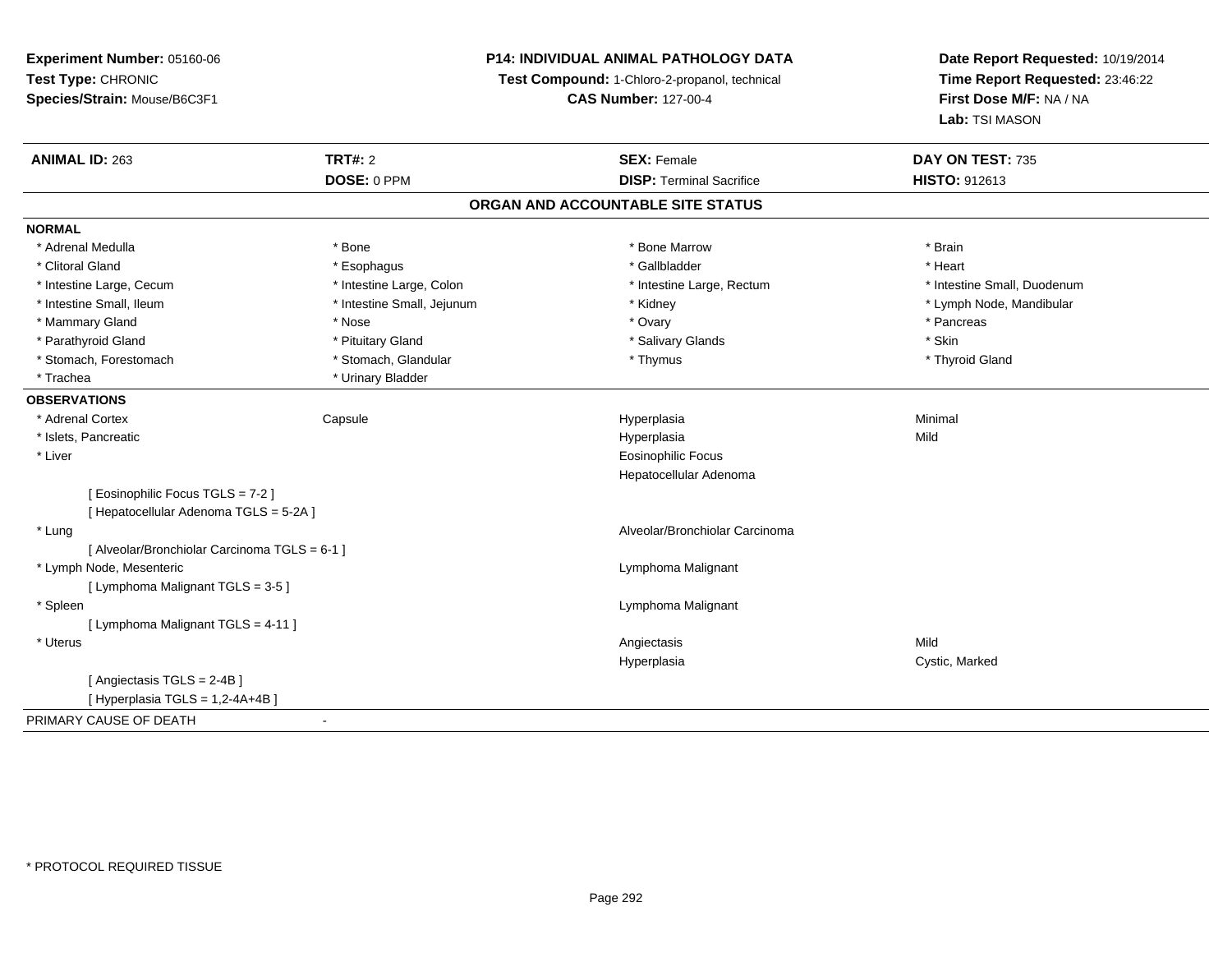**Experiment Number:** 05160-06
**Test Type:** CHRONIC
**Species/Strain:** Mouse/B6C3F1

**P14: INDIVIDUAL ANIMAL PATHOLOGY DATA**
**Test Compound:** 1-Chloro-2-propanol, technical
**CAS Number:** 127-00-4

**Date Report Requested:** 10/19/2014
**Time Report Requested:** 23:46:22
**First Dose M/F:** NA / NA
**Lab:** TSI MASON

| **ANIMAL ID:** 263 | **TRT#:** 2 | **SEX:** Female | **DAY ON TEST:** 735 |
|---|---|---|---|
| | **DOSE:** 0 PPM | **DISP:** Terminal Sacrifice | **HISTO:** 912613 |

## ORGAN AND ACCOUNTABLE SITE STATUS

**NORMAL**

| | | | |
|---|---|---|---|
| * Adrenal Medulla | * Bone | * Bone Marrow | * Brain |
| * Clitoral Gland | * Esophagus | * Gallbladder | * Heart |
| * Intestine Large, Cecum | * Intestine Large, Colon | * Intestine Large, Rectum | * Intestine Small, Duodenum |
| * Intestine Small, Ileum | * Intestine Small, Jejunum | * Kidney | * Lymph Node, Mandibular |
| * Mammary Gland | * Nose | * Ovary | * Pancreas |
| * Parathyroid Gland | * Pituitary Gland | * Salivary Glands | * Skin |
| * Stomach, Forestomach | * Stomach, Glandular | * Thymus | * Thyroid Gland |
| * Trachea | * Urinary Bladder | | |

**OBSERVATIONS**

| | | | |
|---|---|---|---|
| * Adrenal Cortex | Capsule | Hyperplasia | Minimal |
| * Islets, Pancreatic | | Hyperplasia | Mild |
| * Liver | | Eosinophilic Focus | |
| | | Hepatocellular Adenoma | |
| [ Eosinophilic Focus TGLS = 7-2 ] | | | |
| [ Hepatocellular Adenoma TGLS = 5-2A ] | | | |
| * Lung | | Alveolar/Bronchiolar Carcinoma | |
| [ Alveolar/Bronchiolar Carcinoma TGLS = 6-1 ] | | | |
| * Lymph Node, Mesenteric | | Lymphoma Malignant | |
| [ Lymphoma Malignant TGLS = 3-5 ] | | | |
| * Spleen | | Lymphoma Malignant | |
| [ Lymphoma Malignant TGLS = 4-11 ] | | | |
| * Uterus | | Angiectasis | Mild |
| | | Hyperplasia | Cystic, Marked |
| [ Angiectasis TGLS = 2-4B ] | | | |
| [ Hyperplasia TGLS = 1,2-4A+4B ] | | | |

PRIMARY CAUSE OF DEATH -

\* PROTOCOL REQUIRED TISSUE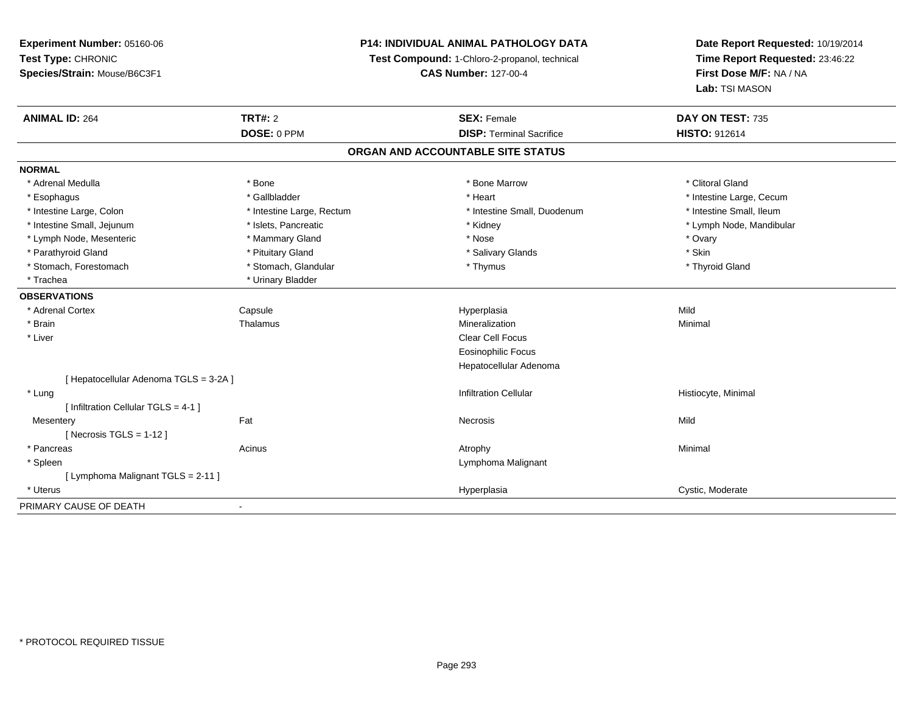**Experiment Number:** 05160-06
**Test Type:** CHRONIC
**Species/Strain:** Mouse/B6C3F1

**P14: INDIVIDUAL ANIMAL PATHOLOGY DATA**
**Test Compound:** 1-Chloro-2-propanol, technical
**CAS Number:** 127-00-4

**Date Report Requested:** 10/19/2014
**Time Report Requested:** 23:46:22
**First Dose M/F:** NA / NA
**Lab:** TSI MASON

| **ANIMAL ID:** 264 | **TRT#:** 2 | **SEX:** Female | **DAY ON TEST:** 735 |
|---|---|---|---|
| | **DOSE:** 0 PPM | **DISP:** Terminal Sacrifice | **HISTO:** 912614 |

## ORGAN AND ACCOUNTABLE SITE STATUS

**NORMAL**

| | | | |
|---|---|---|---|
| * Adrenal Medulla | * Bone | * Bone Marrow | * Clitoral Gland |
| * Esophagus | * Gallbladder | * Heart | * Intestine Large, Cecum |
| * Intestine Large, Colon | * Intestine Large, Rectum | * Intestine Small, Duodenum | * Intestine Small, Ileum |
| * Intestine Small, Jejunum | * Islets, Pancreatic | * Kidney | * Lymph Node, Mandibular |
| * Lymph Node, Mesenteric | * Mammary Gland | * Nose | * Ovary |
| * Parathyroid Gland | * Pituitary Gland | * Salivary Glands | * Skin |
| * Stomach, Forestomach | * Stomach, Glandular | * Thymus | * Thyroid Gland |
| * Trachea | * Urinary Bladder | | |

**OBSERVATIONS**

| | | | |
|---|---|---|---|
| * Adrenal Cortex | Capsule | Hyperplasia | Mild |
| * Brain | Thalamus | Mineralization | Minimal |
| * Liver | | Clear Cell Focus | |
| | | Eosinophilic Focus | |
| | | Hepatocellular Adenoma | |
| [ Hepatocellular Adenoma TGLS = 3-2A ] | | | |
| * Lung | | Infiltration Cellular | Histiocyte, Minimal |
| [ Infiltration Cellular TGLS = 4-1 ] | | | |
| Mesentery | Fat | Necrosis | Mild |
| [ Necrosis TGLS = 1-12 ] | | | |
| * Pancreas | Acinus | Atrophy | Minimal |
| * Spleen | | Lymphoma Malignant | |
| [ Lymphoma Malignant TGLS = 2-11 ] | | | |
| * Uterus | | Hyperplasia | Cystic, Moderate |

PRIMARY CAUSE OF DEATH -

* PROTOCOL REQUIRED TISSUE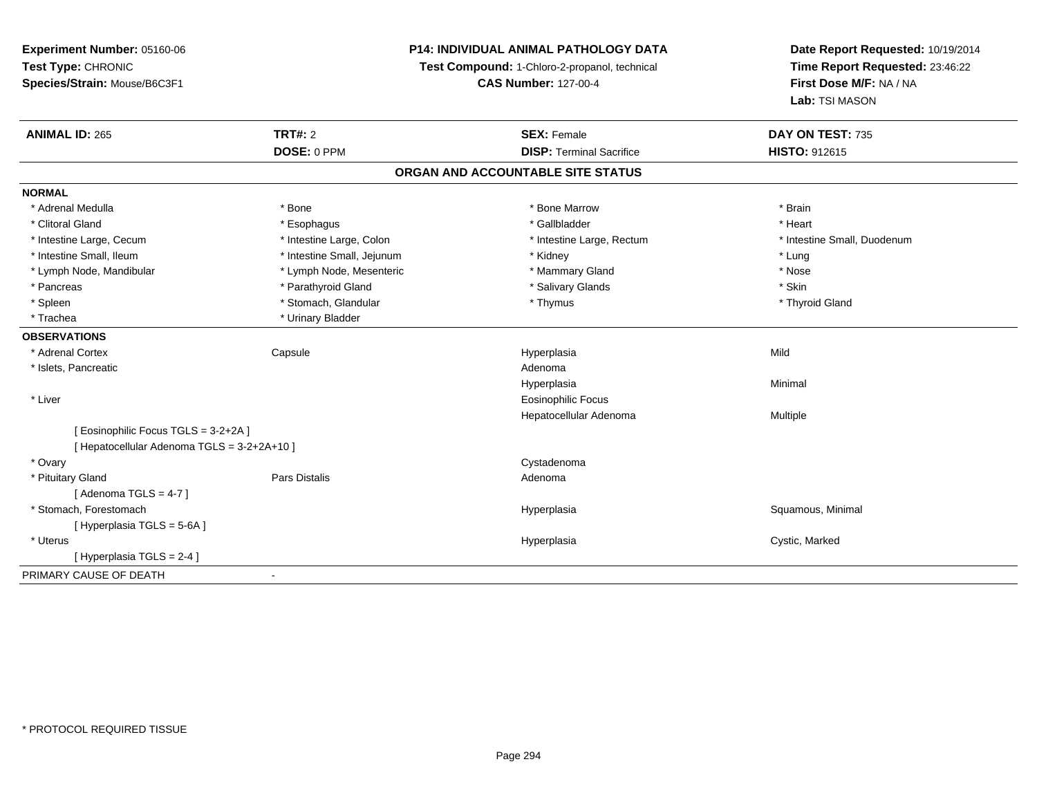**Experiment Number:** 05160-06
**Test Type:** CHRONIC
**Species/Strain:** Mouse/B6C3F1

**P14: INDIVIDUAL ANIMAL PATHOLOGY DATA**
**Test Compound:** 1-Chloro-2-propanol, technical
**CAS Number:** 127-00-4

**Date Report Requested:** 10/19/2014
**Time Report Requested:** 23:46:22
**First Dose M/F:** NA / NA
**Lab:** TSI MASON

| **ANIMAL ID:** 265 | **TRT#:** 2 | **SEX:** Female | **DAY ON TEST:** 735 |
|---|---|---|---|
| | **DOSE:** 0 PPM | **DISP:** Terminal Sacrifice | **HISTO:** 912615 |

## ORGAN AND ACCOUNTABLE SITE STATUS

**NORMAL**

| | | | |
|---|---|---|---|
| * Adrenal Medulla | * Bone | * Bone Marrow | * Brain |
| * Clitoral Gland | * Esophagus | * Gallbladder | * Heart |
| * Intestine Large, Cecum | * Intestine Large, Colon | * Intestine Large, Rectum | * Intestine Small, Duodenum |
| * Intestine Small, Ileum | * Intestine Small, Jejunum | * Kidney | * Lung |
| * Lymph Node, Mandibular | * Lymph Node, Mesenteric | * Mammary Gland | * Nose |
| * Pancreas | * Parathyroid Gland | * Salivary Glands | * Skin |
| * Spleen | * Stomach, Glandular | * Thymus | * Thyroid Gland |
| * Trachea | * Urinary Bladder | | |

**OBSERVATIONS**

| | | | |
|---|---|---|---|
| * Adrenal Cortex | Capsule | Hyperplasia | Mild |
| * Islets, Pancreatic | | Adenoma | |
| | | Hyperplasia | Minimal |
| * Liver | | Eosinophilic Focus | |
| | | Hepatocellular Adenoma | Multiple |
| [ Eosinophilic Focus TGLS = 3-2+2A ] | | | |
| [ Hepatocellular Adenoma TGLS = 3-2+2A+10 ] | | | |
| * Ovary | | Cystadenoma | |
| * Pituitary Gland | Pars Distalis | Adenoma | |
| [ Adenoma TGLS = 4-7 ] | | | |
| * Stomach, Forestomach | | Hyperplasia | Squamous, Minimal |
| [ Hyperplasia TGLS = 5-6A ] | | | |
| * Uterus | | Hyperplasia | Cystic, Marked |
| [ Hyperplasia TGLS = 2-4 ] | | | |

PRIMARY CAUSE OF DEATH -

* PROTOCOL REQUIRED TISSUE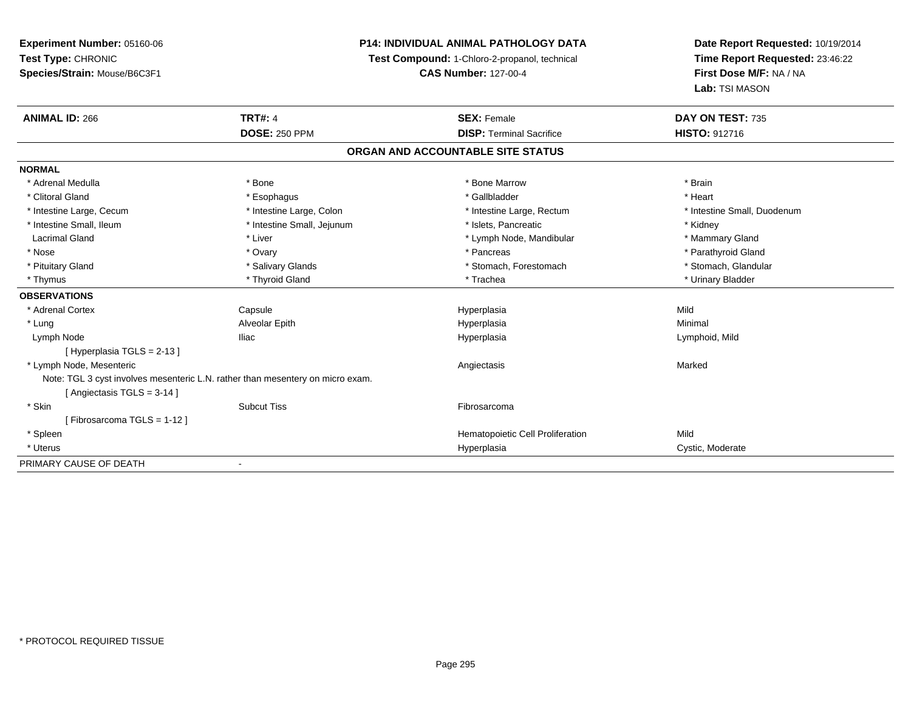**Experiment Number:** 05160-06
**Test Type:** CHRONIC
**Species/Strain:** Mouse/B6C3F1

**P14: INDIVIDUAL ANIMAL PATHOLOGY DATA**
**Test Compound:** 1-Chloro-2-propanol, technical
**CAS Number:** 127-00-4

**Date Report Requested:** 10/19/2014
**Time Report Requested:** 23:46:22
**First Dose M/F:** NA / NA
**Lab:** TSI MASON

| **ANIMAL ID:** 266 | **TRT#:** 4 | **SEX:** Female | **DAY ON TEST:** 735 |
|---|---|---|---|
| | **DOSE:** 250 PPM | **DISP:** Terminal Sacrifice | **HISTO:** 912716 |

## ORGAN AND ACCOUNTABLE SITE STATUS

**NORMAL**

| | | | |
|---|---|---|---|
| * Adrenal Medulla | * Bone | * Bone Marrow | * Brain |
| * Clitoral Gland | * Esophagus | * Gallbladder | * Heart |
| * Intestine Large, Cecum | * Intestine Large, Colon | * Intestine Large, Rectum | * Intestine Small, Duodenum |
| * Intestine Small, Ileum | * Intestine Small, Jejunum | * Islets, Pancreatic | * Kidney |
| Lacrimal Gland | * Liver | * Lymph Node, Mandibular | * Mammary Gland |
| * Nose | * Ovary | * Pancreas | * Parathyroid Gland |
| * Pituitary Gland | * Salivary Glands | * Stomach, Forestomach | * Stomach, Glandular |
| * Thymus | * Thyroid Gland | * Trachea | * Urinary Bladder |

**OBSERVATIONS**

| | | | |
|---|---|---|---|
| * Adrenal Cortex | Capsule | Hyperplasia | Mild |
| * Lung | Alveolar Epith | Hyperplasia | Minimal |
| Lymph Node | Iliac | Hyperplasia | Lymphoid, Mild |
| [ Hyperplasia TGLS = 2-13 ] | | | |
| * Lymph Node, Mesenteric | | Angiectasis | Marked |
| Note: TGL 3 cyst involves mesenteric L.N. rather than mesentery on micro exam. | | | |
| [ Angiectasis TGLS = 3-14 ] | | | |
| * Skin | Subcut Tiss | Fibrosarcoma | |
| [ Fibrosarcoma TGLS = 1-12 ] | | | |
| * Spleen | | Hematopoietic Cell Proliferation | Mild |
| * Uterus | | Hyperplasia | Cystic, Moderate |

PRIMARY CAUSE OF DEATH -

\* PROTOCOL REQUIRED TISSUE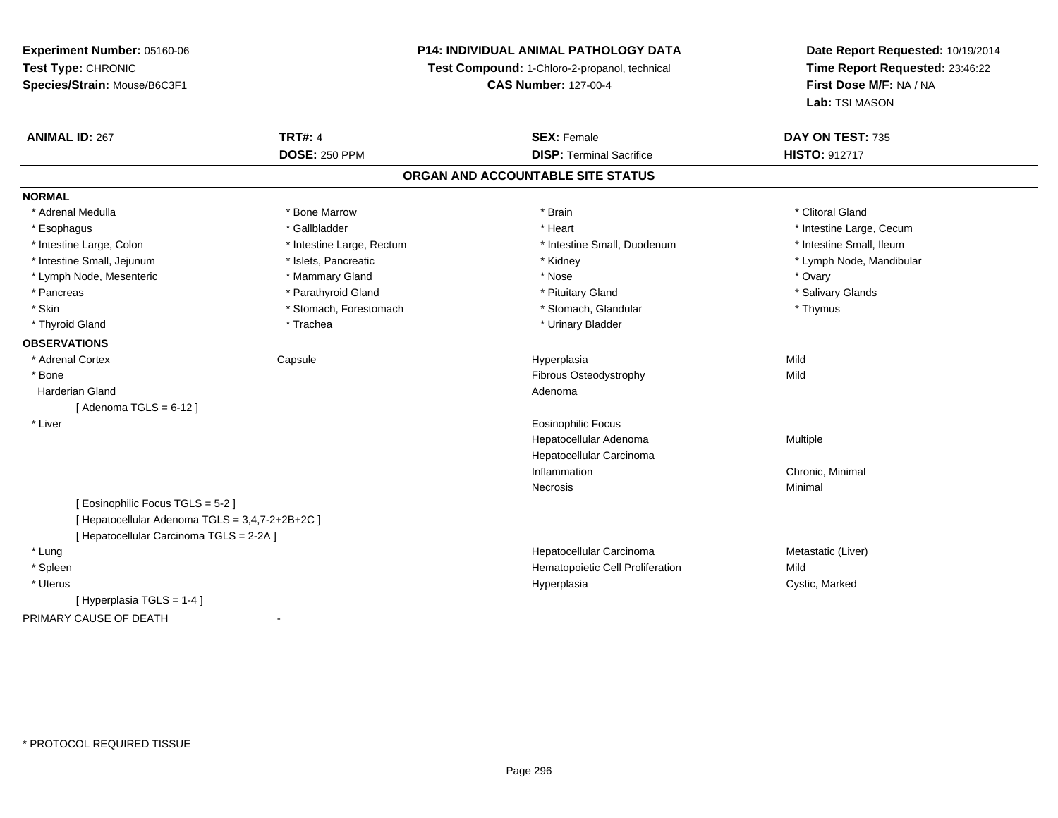**Experiment Number:** 05160-06
**Test Type:** CHRONIC
**Species/Strain:** Mouse/B6C3F1

**P14: INDIVIDUAL ANIMAL PATHOLOGY DATA**
**Test Compound:** 1-Chloro-2-propanol, technical
**CAS Number:** 127-00-4

**Date Report Requested:** 10/19/2014
**Time Report Requested:** 23:46:22
**First Dose M/F:** NA / NA
**Lab:** TSI MASON

| **ANIMAL ID:** 267 | **TRT#:** 4 | **SEX:** Female | **DAY ON TEST:** 735 |
|---|---|---|---|
| | **DOSE:** 250 PPM | **DISP:** Terminal Sacrifice | **HISTO:** 912717 |

## ORGAN AND ACCOUNTABLE SITE STATUS

**NORMAL**

| | | | |
|---|---|---|---|
| * Adrenal Medulla | * Bone Marrow | * Brain | * Clitoral Gland |
| * Esophagus | * Gallbladder | * Heart | * Intestine Large, Cecum |
| * Intestine Large, Colon | * Intestine Large, Rectum | * Intestine Small, Duodenum | * Intestine Small, Ileum |
| * Intestine Small, Jejunum | * Islets, Pancreatic | * Kidney | * Lymph Node, Mandibular |
| * Lymph Node, Mesenteric | * Mammary Gland | * Nose | * Ovary |
| * Pancreas | * Parathyroid Gland | * Pituitary Gland | * Salivary Glands |
| * Skin | * Stomach, Forestomach | * Stomach, Glandular | * Thymus |
| * Thyroid Gland | * Trachea | * Urinary Bladder | |

**OBSERVATIONS**

| | | | |
|---|---|---|---|
| * Adrenal Cortex | Capsule | Hyperplasia | Mild |
| * Bone | | Fibrous Osteodystrophy | Mild |
| Harderian Gland | | Adenoma | |
| [ Adenoma TGLS = 6-12 ] | | | |
| * Liver | | Eosinophilic Focus | |
| | | Hepatocellular Adenoma | Multiple |
| | | Hepatocellular Carcinoma | |
| | | Inflammation | Chronic, Minimal |
| | | Necrosis | Minimal |
| [ Eosinophilic Focus TGLS = 5-2 ] | | | |
| [ Hepatocellular Adenoma TGLS = 3,4,7-2+2B+2C ] | | | |
| [ Hepatocellular Carcinoma TGLS = 2-2A ] | | | |
| * Lung | | Hepatocellular Carcinoma | Metastatic (Liver) |
| * Spleen | | Hematopoietic Cell Proliferation | Mild |
| * Uterus | | Hyperplasia | Cystic, Marked |
| [ Hyperplasia TGLS = 1-4 ] | | | |

PRIMARY CAUSE OF DEATH -

\* PROTOCOL REQUIRED TISSUE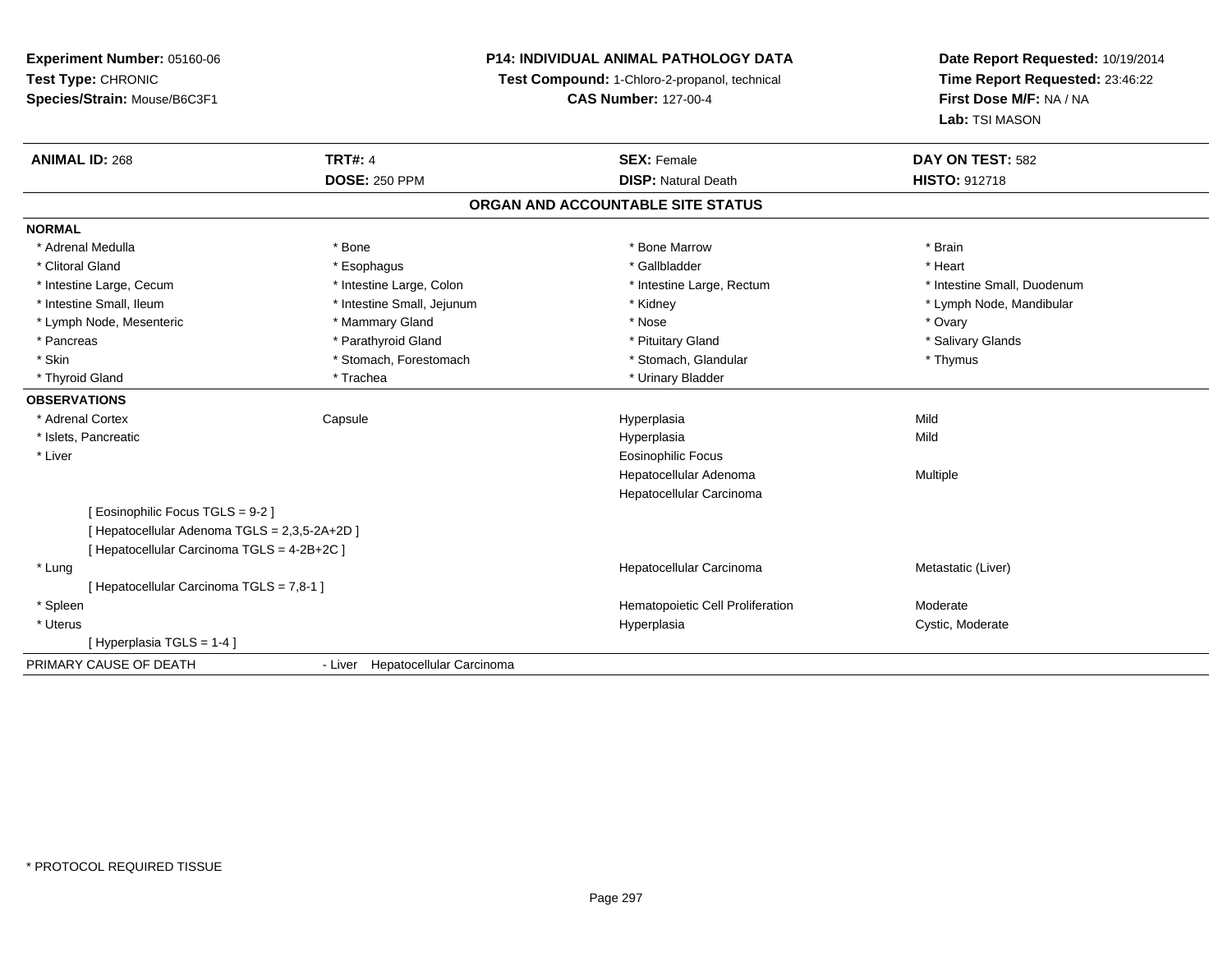**Experiment Number:** 05160-06
**Test Type:** CHRONIC
**Species/Strain:** Mouse/B6C3F1

**P14: INDIVIDUAL ANIMAL PATHOLOGY DATA**
**Test Compound:** 1-Chloro-2-propanol, technical
**CAS Number:** 127-00-4

**Date Report Requested:** 10/19/2014
**Time Report Requested:** 23:46:22
**First Dose M/F:** NA / NA
**Lab:** TSI MASON

| **ANIMAL ID:** 268 | **TRT#:** 4 | **SEX:** Female | **DAY ON TEST:** 582 |
|---|---|---|---|
| | **DOSE:** 250 PPM | **DISP:** Natural Death | **HISTO:** 912718 |

## ORGAN AND ACCOUNTABLE SITE STATUS

**NORMAL**

| | | | |
|---|---|---|---|
| * Adrenal Medulla | * Bone | * Bone Marrow | * Brain |
| * Clitoral Gland | * Esophagus | * Gallbladder | * Heart |
| * Intestine Large, Cecum | * Intestine Large, Colon | * Intestine Large, Rectum | * Intestine Small, Duodenum |
| * Intestine Small, Ileum | * Intestine Small, Jejunum | * Kidney | * Lymph Node, Mandibular |
| * Lymph Node, Mesenteric | * Mammary Gland | * Nose | * Ovary |
| * Pancreas | * Parathyroid Gland | * Pituitary Gland | * Salivary Glands |
| * Skin | * Stomach, Forestomach | * Stomach, Glandular | * Thymus |
| * Thyroid Gland | * Trachea | * Urinary Bladder | |

**OBSERVATIONS**

| | | | |
|---|---|---|---|
| * Adrenal Cortex | Capsule | Hyperplasia | Mild |
| * Islets, Pancreatic | | Hyperplasia | Mild |
| * Liver | | Eosinophilic Focus | |
| | | Hepatocellular Adenoma | Multiple |
| | | Hepatocellular Carcinoma | |
| [ Eosinophilic Focus TGLS = 9-2 ] | | | |
| [ Hepatocellular Adenoma TGLS = 2,3,5-2A+2D ] | | | |
| [ Hepatocellular Carcinoma TGLS = 4-2B+2C ] | | | |
| * Lung | | Hepatocellular Carcinoma | Metastatic (Liver) |
| [ Hepatocellular Carcinoma TGLS = 7,8-1 ] | | | |
| * Spleen | | Hematopoietic Cell Proliferation | Moderate |
| * Uterus | | Hyperplasia | Cystic, Moderate |
| [ Hyperplasia TGLS = 1-4 ] | | | |

PRIMARY CAUSE OF DEATH - Liver Hepatocellular Carcinoma

* PROTOCOL REQUIRED TISSUE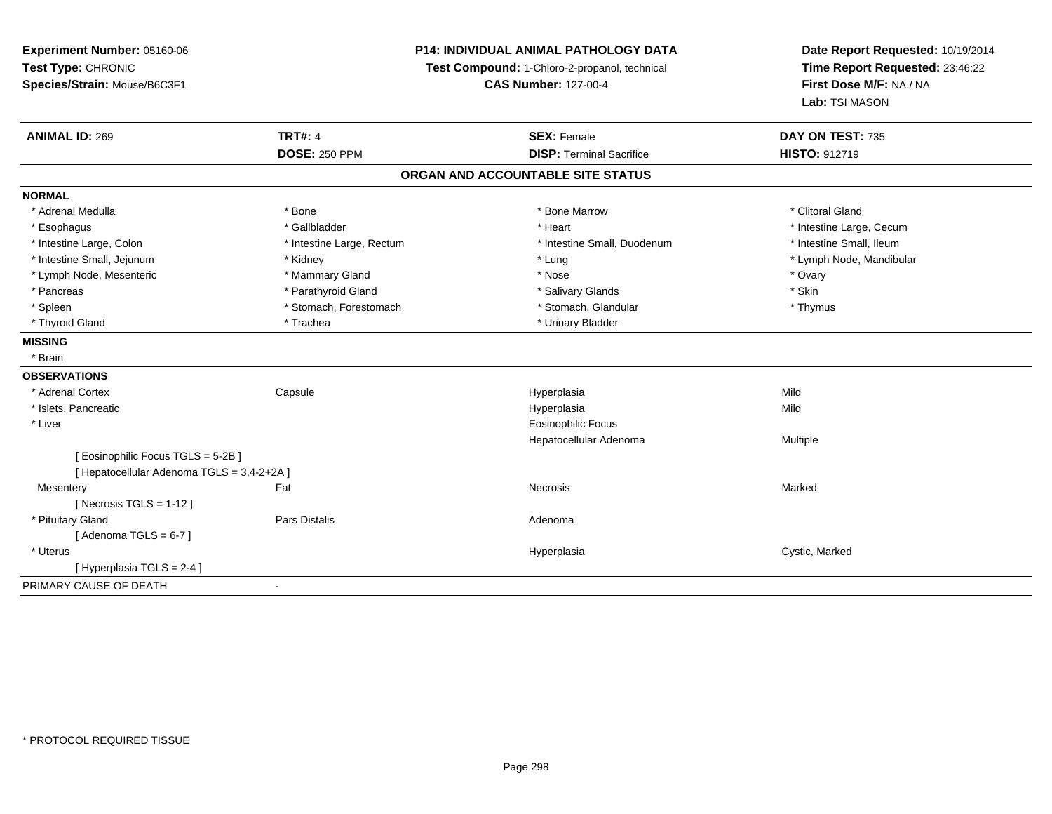**Experiment Number:** 05160-06
**Test Type:** CHRONIC
**Species/Strain:** Mouse/B6C3F1

**P14: INDIVIDUAL ANIMAL PATHOLOGY DATA**
**Test Compound:** 1-Chloro-2-propanol, technical
**CAS Number:** 127-00-4

**Date Report Requested:** 10/19/2014
**Time Report Requested:** 23:46:22
**First Dose M/F:** NA / NA
**Lab:** TSI MASON

| **ANIMAL ID:** 269 | **TRT#:** 4 | **SEX:** Female | **DAY ON TEST:** 735 |
|---|---|---|---|
| | **DOSE:** 250 PPM | **DISP:** Terminal Sacrifice | **HISTO:** 912719 |

## ORGAN AND ACCOUNTABLE SITE STATUS

**NORMAL**

| | | | |
|---|---|---|---|
| * Adrenal Medulla | * Bone | * Bone Marrow | * Clitoral Gland |
| * Esophagus | * Gallbladder | * Heart | * Intestine Large, Cecum |
| * Intestine Large, Colon | * Intestine Large, Rectum | * Intestine Small, Duodenum | * Intestine Small, Ileum |
| * Intestine Small, Jejunum | * Kidney | * Lung | * Lymph Node, Mandibular |
| * Lymph Node, Mesenteric | * Mammary Gland | * Nose | * Ovary |
| * Pancreas | * Parathyroid Gland | * Salivary Glands | * Skin |
| * Spleen | * Stomach, Forestomach | * Stomach, Glandular | * Thymus |
| * Thyroid Gland | * Trachea | * Urinary Bladder | |

**MISSING**

* Brain

**OBSERVATIONS**

| | | | |
|---|---|---|---|
| * Adrenal Cortex | Capsule | Hyperplasia | Mild |
| * Islets, Pancreatic | | Hyperplasia | Mild |
| * Liver | | Eosinophilic Focus | |
| | | Hepatocellular Adenoma | Multiple |
| [ Eosinophilic Focus TGLS = 5-2B ] | | | |
| [ Hepatocellular Adenoma TGLS = 3,4-2+2A ] | | | |
| Mesentery | Fat | Necrosis | Marked |
| [ Necrosis TGLS = 1-12 ] | | | |
| * Pituitary Gland | Pars Distalis | Adenoma | |
| [ Adenoma TGLS = 6-7 ] | | | |
| * Uterus | | Hyperplasia | Cystic, Marked |
| [ Hyperplasia TGLS = 2-4 ] | | | |

PRIMARY CAUSE OF DEATH -

* PROTOCOL REQUIRED TISSUE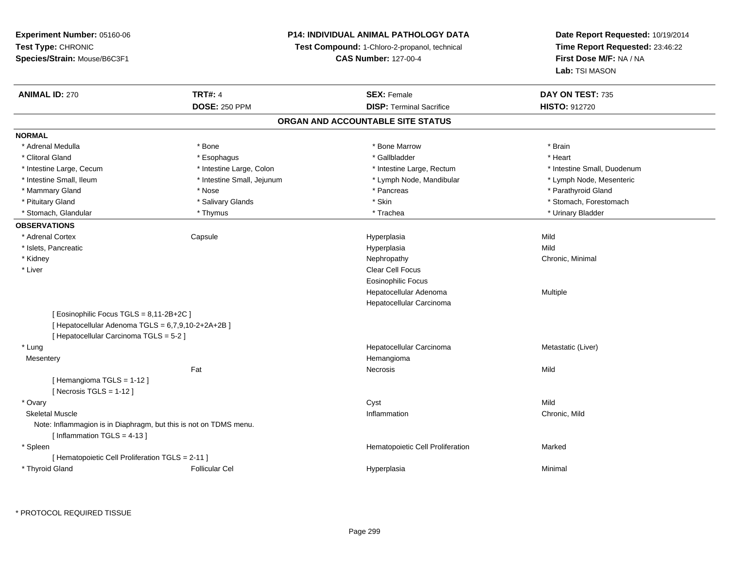**Experiment Number:** 05160-06
**Test Type:** CHRONIC
**Species/Strain:** Mouse/B6C3F1

**P14: INDIVIDUAL ANIMAL PATHOLOGY DATA**
**Test Compound:** 1-Chloro-2-propanol, technical
**CAS Number:** 127-00-4

**Date Report Requested:** 10/19/2014
**Time Report Requested:** 23:46:22
**First Dose M/F:** NA / NA
**Lab:** TSI MASON

| **ANIMAL ID:** 270 | **TRT#:** 4 | **SEX:** Female | **DAY ON TEST:** 735 |
|---|---|---|---|
| | **DOSE:** 250 PPM | **DISP:** Terminal Sacrifice | **HISTO:** 912720 |

## ORGAN AND ACCOUNTABLE SITE STATUS

**NORMAL**

| | | | |
|---|---|---|---|
| * Adrenal Medulla | * Bone | * Bone Marrow | * Brain |
| * Clitoral Gland | * Esophagus | * Gallbladder | * Heart |
| * Intestine Large, Cecum | * Intestine Large, Colon | * Intestine Large, Rectum | * Intestine Small, Duodenum |
| * Intestine Small, Ileum | * Intestine Small, Jejunum | * Lymph Node, Mandibular | * Lymph Node, Mesenteric |
| * Mammary Gland | * Nose | * Pancreas | * Parathyroid Gland |
| * Pituitary Gland | * Salivary Glands | * Skin | * Stomach, Forestomach |
| * Stomach, Glandular | * Thymus | * Trachea | * Urinary Bladder |

**OBSERVATIONS**

| | | | |
|---|---|---|---|
| * Adrenal Cortex | Capsule | Hyperplasia | Mild |
| * Islets, Pancreatic | | Hyperplasia | Mild |
| * Kidney | | Nephropathy | Chronic, Minimal |
| * Liver | | Clear Cell Focus | |
| | | Eosinophilic Focus | |
| | | Hepatocellular Adenoma | Multiple |
| | | Hepatocellular Carcinoma | |
| [ Eosinophilic Focus TGLS = 8,11-2B+2C ] | | | |
| [ Hepatocellular Adenoma TGLS = 6,7,9,10-2+2A+2B ] | | | |
| [ Hepatocellular Carcinoma TGLS = 5-2 ] | | | |
| * Lung | | Hepatocellular Carcinoma | Metastatic (Liver) |
| Mesentery | | Hemangioma | |
| | Fat | Necrosis | Mild |
| [ Hemangioma TGLS = 1-12 ] | | | |
| [ Necrosis TGLS = 1-12 ] | | | |
| * Ovary | | Cyst | Mild |
| Skeletal Muscle | | Inflammation | Chronic, Mild |
| Note: Inflammagion is in Diaphragm, but this is not on TDMS menu. | | | |
| [ Inflammation TGLS = 4-13 ] | | | |
| * Spleen | | Hematopoietic Cell Proliferation | Marked |
| [ Hematopoietic Cell Proliferation TGLS = 2-11 ] | | | |
| * Thyroid Gland | Follicular Cel | Hyperplasia | Minimal |

\* PROTOCOL REQUIRED TISSUE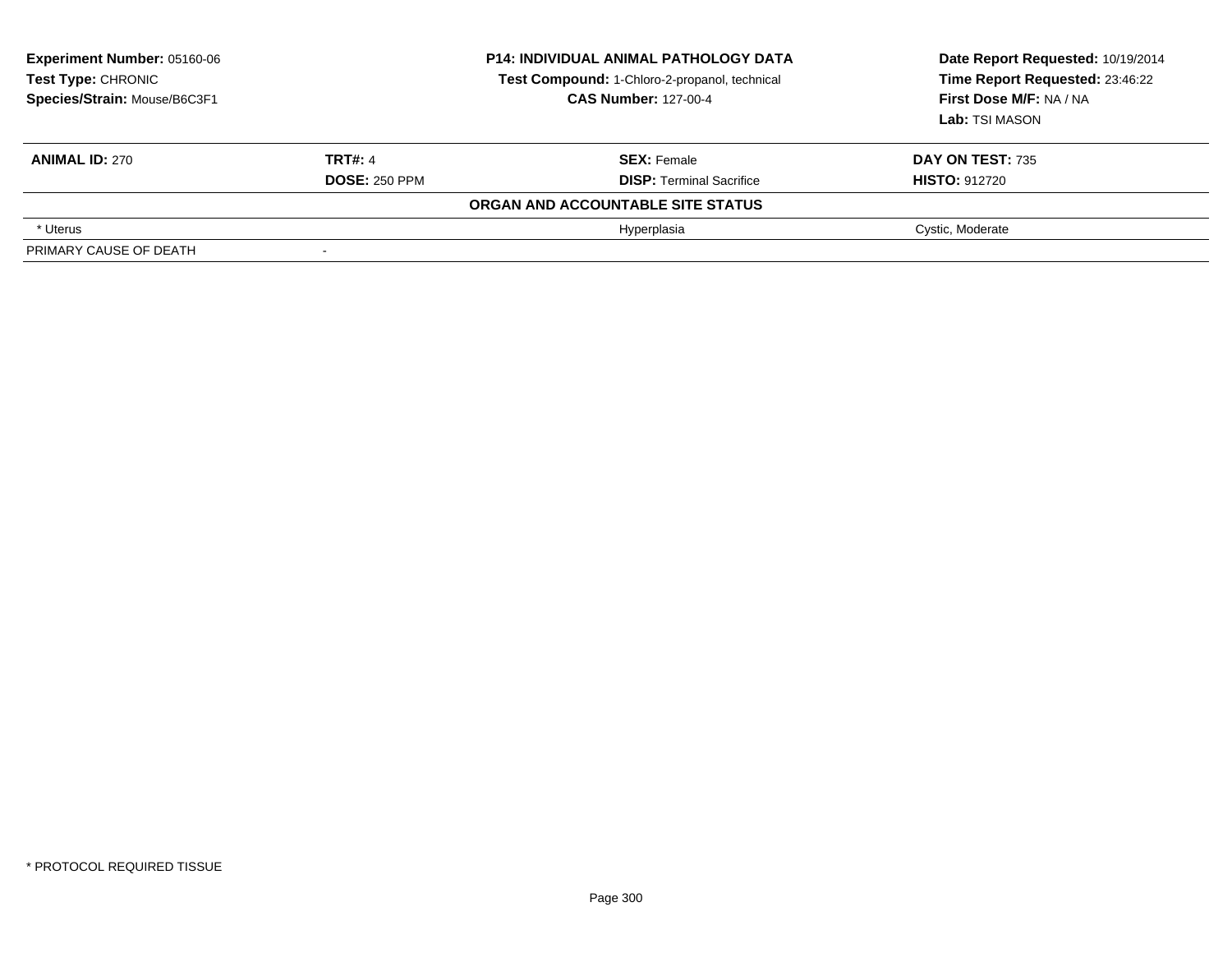**Experiment Number:** 05160-06
**Test Type:** CHRONIC
**Species/Strain:** Mouse/B6C3F1

**P14: INDIVIDUAL ANIMAL PATHOLOGY DATA**
**Test Compound:** 1-Chloro-2-propanol, technical
**CAS Number:** 127-00-4

**Date Report Requested:** 10/19/2014
**Time Report Requested:** 23:46:22
**First Dose M/F:** NA / NA
**Lab:** TSI MASON

| **ANIMAL ID:** 270 | **TRT#:** 4 | **SEX:** Female | **DAY ON TEST:** 735 |
|---|---|---|---|
| | **DOSE:** 250 PPM | **DISP:** Terminal Sacrifice | **HISTO:** 912720 |
| | | **ORGAN AND ACCOUNTABLE SITE STATUS** | |
| * Uterus | | Hyperplasia | Cystic, Moderate |
| PRIMARY CAUSE OF DEATH | - | | |

* PROTOCOL REQUIRED TISSUE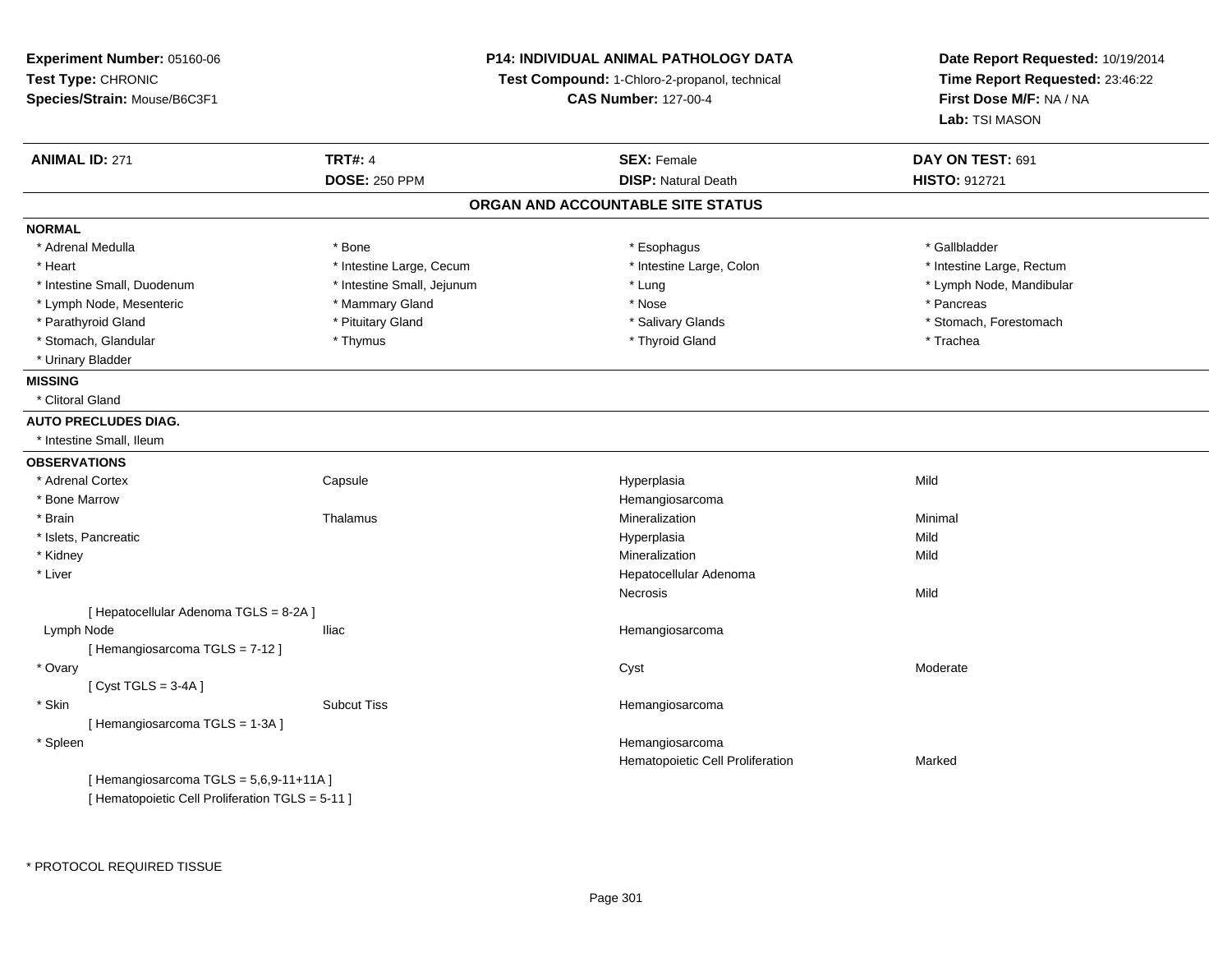**Experiment Number:** 05160-06
**Test Type:** CHRONIC
**Species/Strain:** Mouse/B6C3F1

**P14: INDIVIDUAL ANIMAL PATHOLOGY DATA**
**Test Compound:** 1-Chloro-2-propanol, technical
**CAS Number:** 127-00-4

**Date Report Requested:** 10/19/2014
**Time Report Requested:** 23:46:22
**First Dose M/F:** NA / NA
**Lab:** TSI MASON

| **ANIMAL ID:** 271 | **TRT#:** 4 | **SEX:** Female | **DAY ON TEST:** 691 |
|---|---|---|---|
| | **DOSE:** 250 PPM | **DISP:** Natural Death | **HISTO:** 912721 |

## ORGAN AND ACCOUNTABLE SITE STATUS

**NORMAL**

| | | | |
|---|---|---|---|
| * Adrenal Medulla | * Bone | * Esophagus | * Gallbladder |
| * Heart | * Intestine Large, Cecum | * Intestine Large, Colon | * Intestine Large, Rectum |
| * Intestine Small, Duodenum | * Intestine Small, Jejunum | * Lung | * Lymph Node, Mandibular |
| * Lymph Node, Mesenteric | * Mammary Gland | * Nose | * Pancreas |
| * Parathyroid Gland | * Pituitary Gland | * Salivary Glands | * Stomach, Forestomach |
| * Stomach, Glandular | * Thymus | * Thyroid Gland | * Trachea |
| * Urinary Bladder | | | |

**MISSING**

* Clitoral Gland

**AUTO PRECLUDES DIAG.**

* Intestine Small, Ileum

**OBSERVATIONS**

| | | | |
|---|---|---|---|
| * Adrenal Cortex | Capsule | Hyperplasia | Mild |
| * Bone Marrow | | Hemangiosarcoma | |
| * Brain | Thalamus | Mineralization | Minimal |
| * Islets, Pancreatic | | Hyperplasia | Mild |
| * Kidney | | Mineralization | Mild |
| * Liver | | Hepatocellular Adenoma | |
| | | Necrosis | Mild |
| [ Hepatocellular Adenoma TGLS = 8-2A ] | | | |
| Lymph Node | Iliac | Hemangiosarcoma | |
| [ Hemangiosarcoma TGLS = 7-12 ] | | | |
| * Ovary | | Cyst | Moderate |
| [ Cyst TGLS = 3-4A ] | | | |
| * Skin | Subcut Tiss | Hemangiosarcoma | |
| [ Hemangiosarcoma TGLS = 1-3A ] | | | |
| * Spleen | | Hemangiosarcoma | |
| | | Hematopoietic Cell Proliferation | Marked |
| [ Hemangiosarcoma TGLS = 5,6,9-11+11A ] | | | |
| [ Hematopoietic Cell Proliferation TGLS = 5-11 ] | | | |

* PROTOCOL REQUIRED TISSUE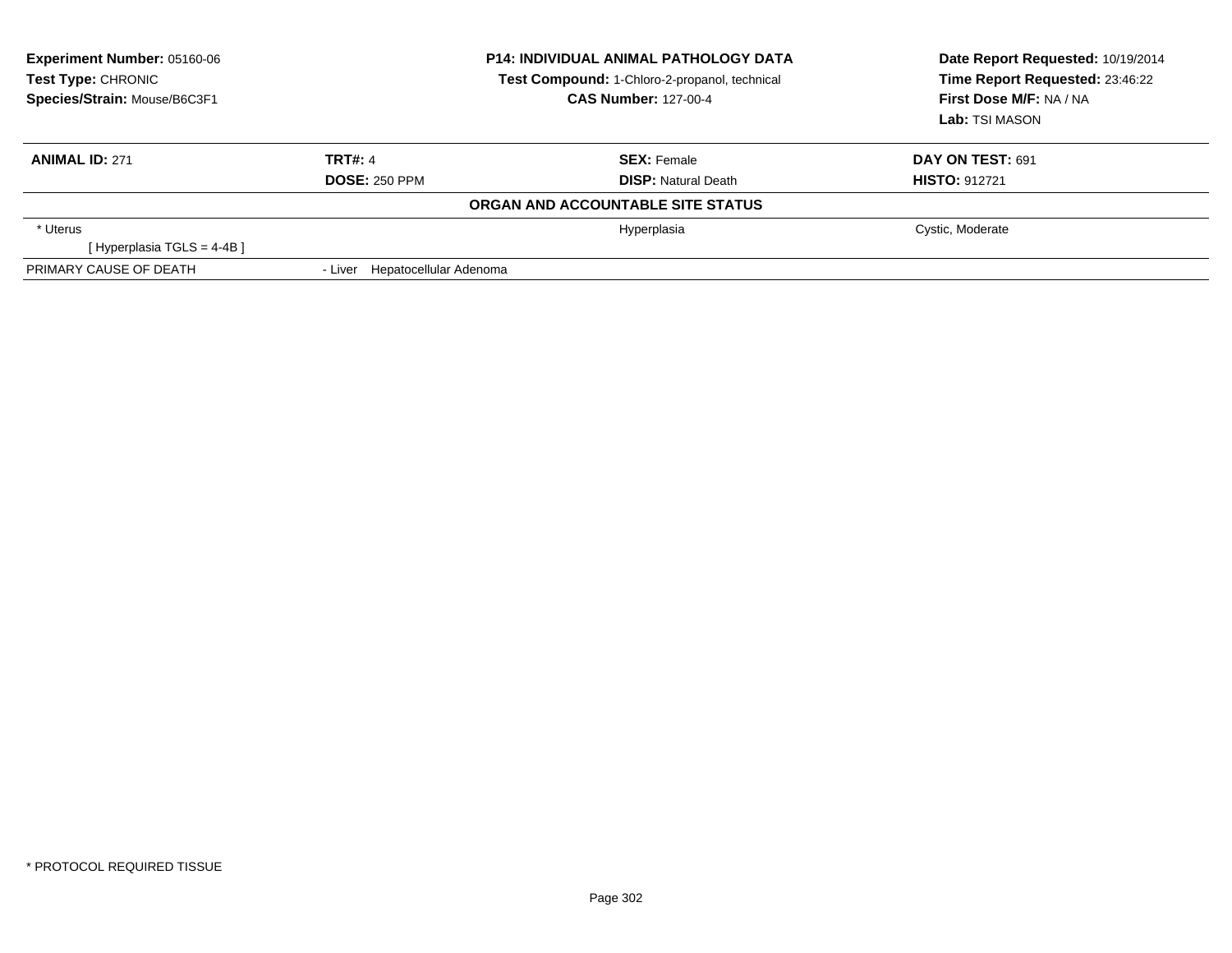**Experiment Number:** 05160-06
**Test Type:** CHRONIC
**Species/Strain:** Mouse/B6C3F1

**P14: INDIVIDUAL ANIMAL PATHOLOGY DATA**
**Test Compound:** 1-Chloro-2-propanol, technical
**CAS Number:** 127-00-4

**Date Report Requested:** 10/19/2014
**Time Report Requested:** 23:46:22
**First Dose M/F:** NA / NA
**Lab:** TSI MASON

| **ANIMAL ID:** 271 | **TRT#:** 4 | **SEX:** Female | **DAY ON TEST:** 691 |
|---|---|---|---|
| | **DOSE:** 250 PPM | **DISP:** Natural Death | **HISTO:** 912721 |

**ORGAN AND ACCOUNTABLE SITE STATUS**

| | | | |
|---|---|---|---|
| * Uterus | | Hyperplasia | Cystic, Moderate |
| [ Hyperplasia TGLS = 4-4B ] | | | |
| PRIMARY CAUSE OF DEATH | - Liver Hepatocellular Adenoma | | |

* PROTOCOL REQUIRED TISSUE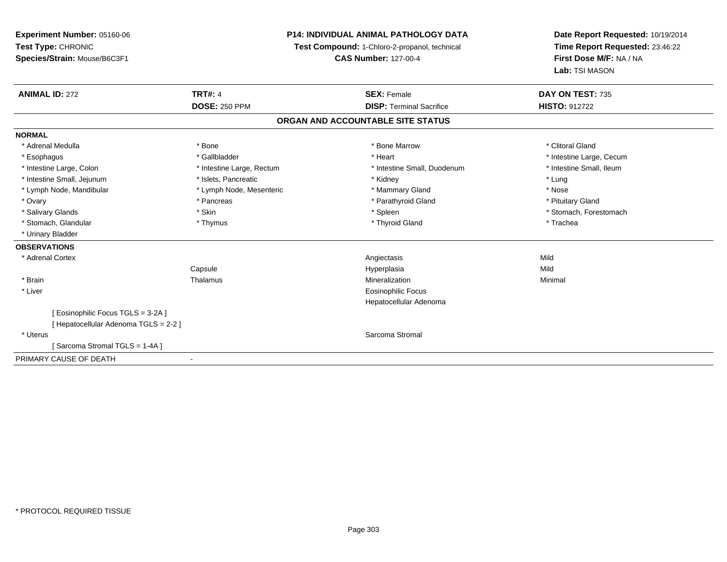**Experiment Number:** 05160-06
**Test Type:** CHRONIC
**Species/Strain:** Mouse/B6C3F1

**P14: INDIVIDUAL ANIMAL PATHOLOGY DATA**
**Test Compound:** 1-Chloro-2-propanol, technical
**CAS Number:** 127-00-4

**Date Report Requested:** 10/19/2014
**Time Report Requested:** 23:46:22
**First Dose M/F:** NA / NA
**Lab:** TSI MASON

| **ANIMAL ID:** 272 | **TRT#:** 4 | **SEX:** Female | **DAY ON TEST:** 735 |
|---|---|---|---|
| | **DOSE:** 250 PPM | **DISP:** Terminal Sacrifice | **HISTO:** 912722 |

## ORGAN AND ACCOUNTABLE SITE STATUS

**NORMAL**

| | | | |
|---|---|---|---|
| * Adrenal Medulla | * Bone | * Bone Marrow | * Clitoral Gland |
| * Esophagus | * Gallbladder | * Heart | * Intestine Large, Cecum |
| * Intestine Large, Colon | * Intestine Large, Rectum | * Intestine Small, Duodenum | * Intestine Small, Ileum |
| * Intestine Small, Jejunum | * Islets, Pancreatic | * Kidney | * Lung |
| * Lymph Node, Mandibular | * Lymph Node, Mesenteric | * Mammary Gland | * Nose |
| * Ovary | * Pancreas | * Parathyroid Gland | * Pituitary Gland |
| * Salivary Glands | * Skin | * Spleen | * Stomach, Forestomach |
| * Stomach, Glandular | * Thymus | * Thyroid Gland | * Trachea |
| * Urinary Bladder | | | |

**OBSERVATIONS**

| | | | |
|---|---|---|---|
| * Adrenal Cortex | | Angiectasis | Mild |
| | Capsule | Hyperplasia | Mild |
| * Brain | Thalamus | Mineralization | Minimal |
| * Liver | | Eosinophilic Focus | |
| | | Hepatocellular Adenoma | |
| [ Eosinophilic Focus TGLS = 3-2A ] | | | |
| [ Hepatocellular Adenoma TGLS = 2-2 ] | | | |
| * Uterus | | Sarcoma Stromal | |
| [ Sarcoma Stromal TGLS = 1-4A ] | | | |

PRIMARY CAUSE OF DEATH -

* PROTOCOL REQUIRED TISSUE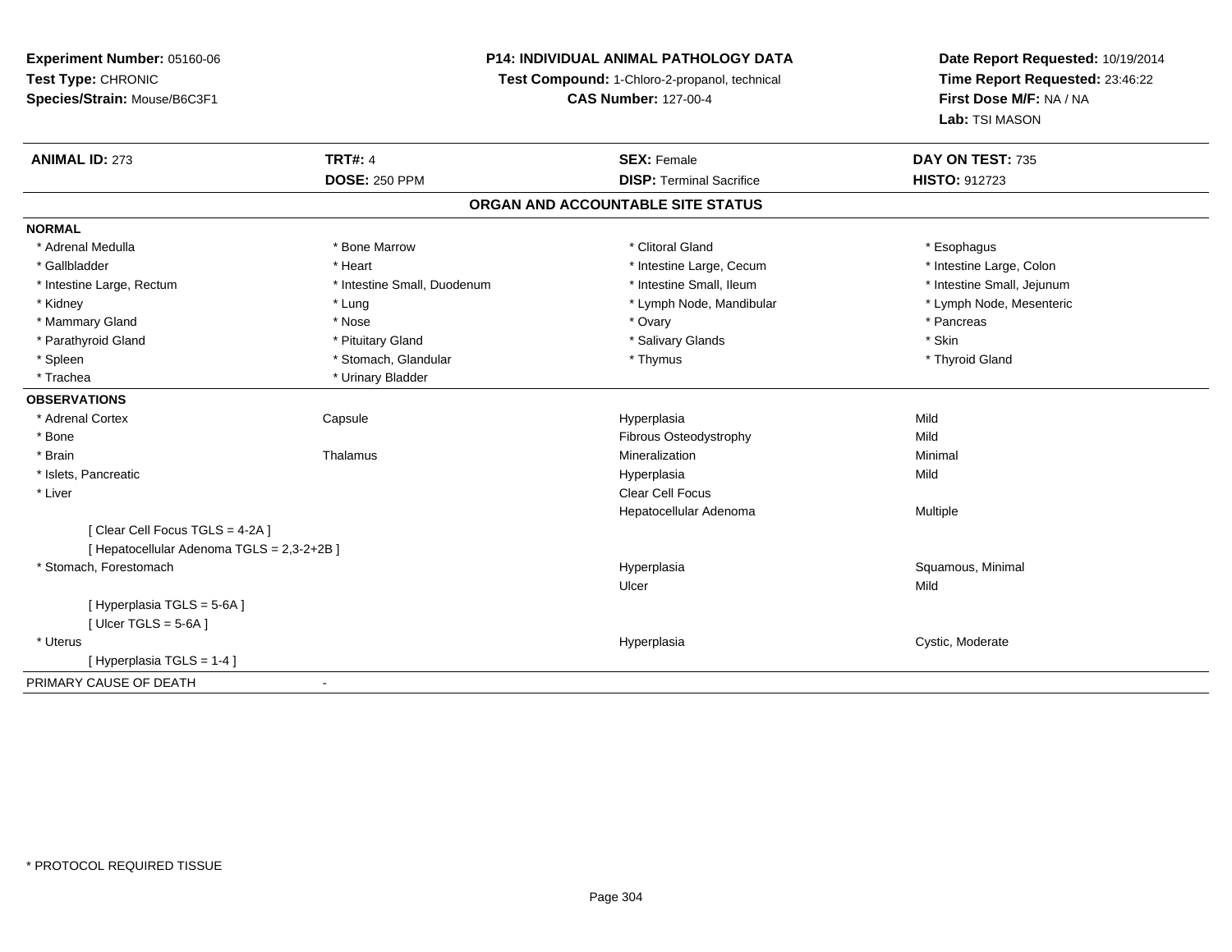**Experiment Number:** 05160-06
**Test Type:** CHRONIC
**Species/Strain:** Mouse/B6C3F1

**P14: INDIVIDUAL ANIMAL PATHOLOGY DATA**
**Test Compound:** 1-Chloro-2-propanol, technical
**CAS Number:** 127-00-4

**Date Report Requested:** 10/19/2014
**Time Report Requested:** 23:46:22
**First Dose M/F:** NA / NA
**Lab:** TSI MASON

| **ANIMAL ID:** 273 | **TRT#:** 4 | **SEX:** Female | **DAY ON TEST:** 735 |
|---|---|---|---|
| | **DOSE:** 250 PPM | **DISP:** Terminal Sacrifice | **HISTO:** 912723 |

## ORGAN AND ACCOUNTABLE SITE STATUS

**NORMAL**

| | | | |
|---|---|---|---|
| * Adrenal Medulla | * Bone Marrow | * Clitoral Gland | * Esophagus |
| * Gallbladder | * Heart | * Intestine Large, Cecum | * Intestine Large, Colon |
| * Intestine Large, Rectum | * Intestine Small, Duodenum | * Intestine Small, Ileum | * Intestine Small, Jejunum |
| * Kidney | * Lung | * Lymph Node, Mandibular | * Lymph Node, Mesenteric |
| * Mammary Gland | * Nose | * Ovary | * Pancreas |
| * Parathyroid Gland | * Pituitary Gland | * Salivary Glands | * Skin |
| * Spleen | * Stomach, Glandular | * Thymus | * Thyroid Gland |
| * Trachea | * Urinary Bladder | | |

**OBSERVATIONS**

| | | | |
|---|---|---|---|
| * Adrenal Cortex | Capsule | Hyperplasia | Mild |
| * Bone | | Fibrous Osteodystrophy | Mild |
| * Brain | Thalamus | Mineralization | Minimal |
| * Islets, Pancreatic | | Hyperplasia | Mild |
| * Liver | | Clear Cell Focus | |
| | | Hepatocellular Adenoma | Multiple |
| [ Clear Cell Focus TGLS = 4-2A ] | | | |
| [ Hepatocellular Adenoma TGLS = 2,3-2+2B ] | | | |
| * Stomach, Forestomach | | Hyperplasia | Squamous, Minimal |
| | | Ulcer | Mild |
| [ Hyperplasia TGLS = 5-6A ] | | | |
| [ Ulcer TGLS = 5-6A ] | | | |
| * Uterus | | Hyperplasia | Cystic, Moderate |
| [ Hyperplasia TGLS = 1-4 ] | | | |

PRIMARY CAUSE OF DEATH -

* PROTOCOL REQUIRED TISSUE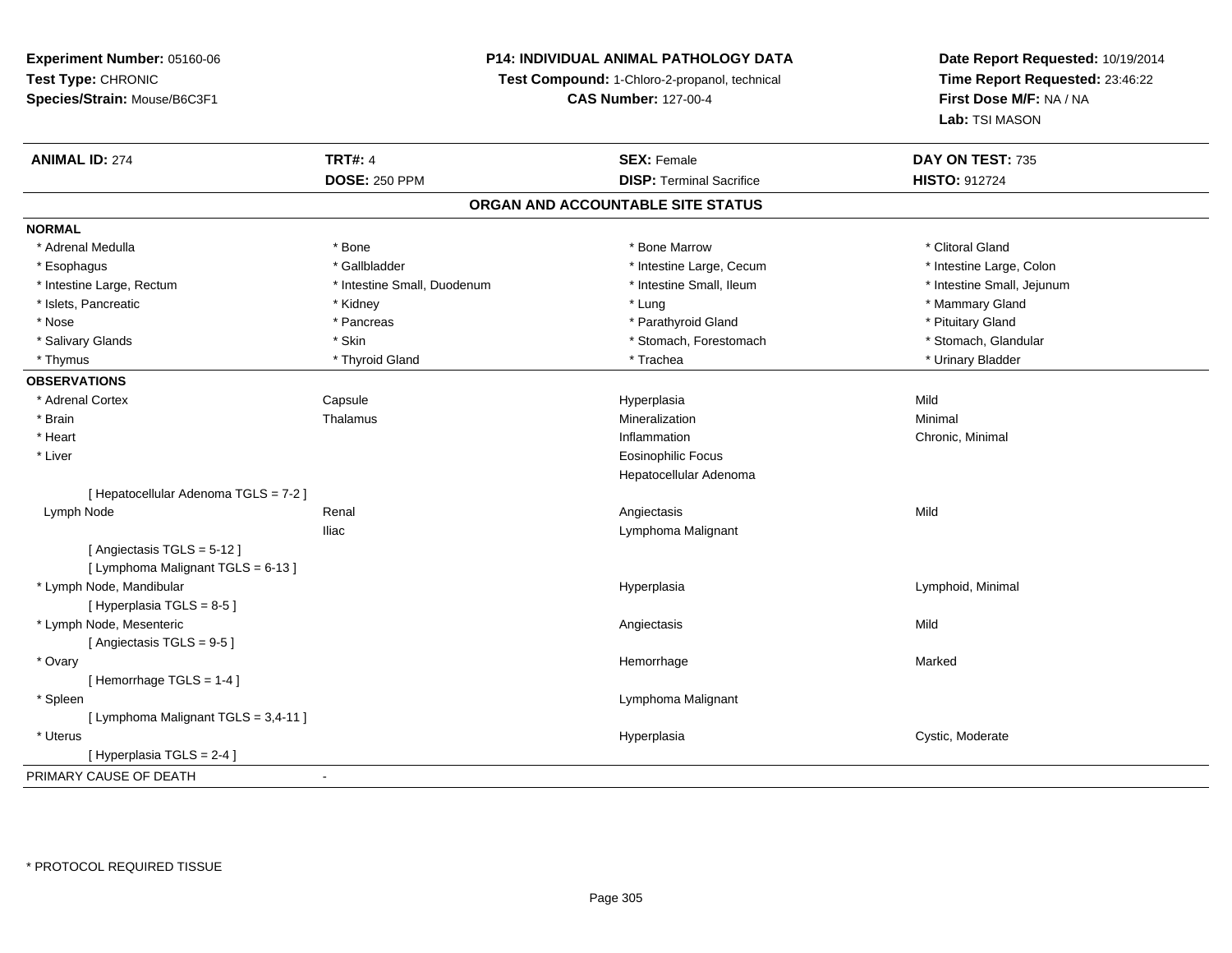**Experiment Number:** 05160-06
**Test Type:** CHRONIC
**Species/Strain:** Mouse/B6C3F1

**P14: INDIVIDUAL ANIMAL PATHOLOGY DATA**
**Test Compound:** 1-Chloro-2-propanol, technical
**CAS Number:** 127-00-4

**Date Report Requested:** 10/19/2014
**Time Report Requested:** 23:46:22
**First Dose M/F:** NA / NA
**Lab:** TSI MASON

| **ANIMAL ID:** 274 | **TRT#:** 4 | **SEX:** Female | **DAY ON TEST:** 735 |
|---|---|---|---|
| | **DOSE:** 250 PPM | **DISP:** Terminal Sacrifice | **HISTO:** 912724 |

## ORGAN AND ACCOUNTABLE SITE STATUS

**NORMAL**

| | | | |
|---|---|---|---|
| * Adrenal Medulla | * Bone | * Bone Marrow | * Clitoral Gland |
| * Esophagus | * Gallbladder | * Intestine Large, Cecum | * Intestine Large, Colon |
| * Intestine Large, Rectum | * Intestine Small, Duodenum | * Intestine Small, Ileum | * Intestine Small, Jejunum |
| * Islets, Pancreatic | * Kidney | * Lung | * Mammary Gland |
| * Nose | * Pancreas | * Parathyroid Gland | * Pituitary Gland |
| * Salivary Glands | * Skin | * Stomach, Forestomach | * Stomach, Glandular |
| * Thymus | * Thyroid Gland | * Trachea | * Urinary Bladder |

**OBSERVATIONS**

| | | | |
|---|---|---|---|
| * Adrenal Cortex | Capsule | Hyperplasia | Mild |
| * Brain | Thalamus | Mineralization | Minimal |
| * Heart | | Inflammation | Chronic, Minimal |
| * Liver | | Eosinophilic Focus | |
| | | Hepatocellular Adenoma | |
| [ Hepatocellular Adenoma TGLS = 7-2 ] | | | |
| Lymph Node | Renal | Angiectasis | Mild |
| | Iliac | Lymphoma Malignant | |
| [ Angiectasis TGLS = 5-12 ] | | | |
| [ Lymphoma Malignant TGLS = 6-13 ] | | | |
| * Lymph Node, Mandibular | | Hyperplasia | Lymphoid, Minimal |
| [ Hyperplasia TGLS = 8-5 ] | | | |
| * Lymph Node, Mesenteric | | Angiectasis | Mild |
| [ Angiectasis TGLS = 9-5 ] | | | |
| * Ovary | | Hemorrhage | Marked |
| [ Hemorrhage TGLS = 1-4 ] | | | |
| * Spleen | | Lymphoma Malignant | |
| [ Lymphoma Malignant TGLS = 3,4-11 ] | | | |
| * Uterus | | Hyperplasia | Cystic, Moderate |
| [ Hyperplasia TGLS = 2-4 ] | | | |

PRIMARY CAUSE OF DEATH -

* PROTOCOL REQUIRED TISSUE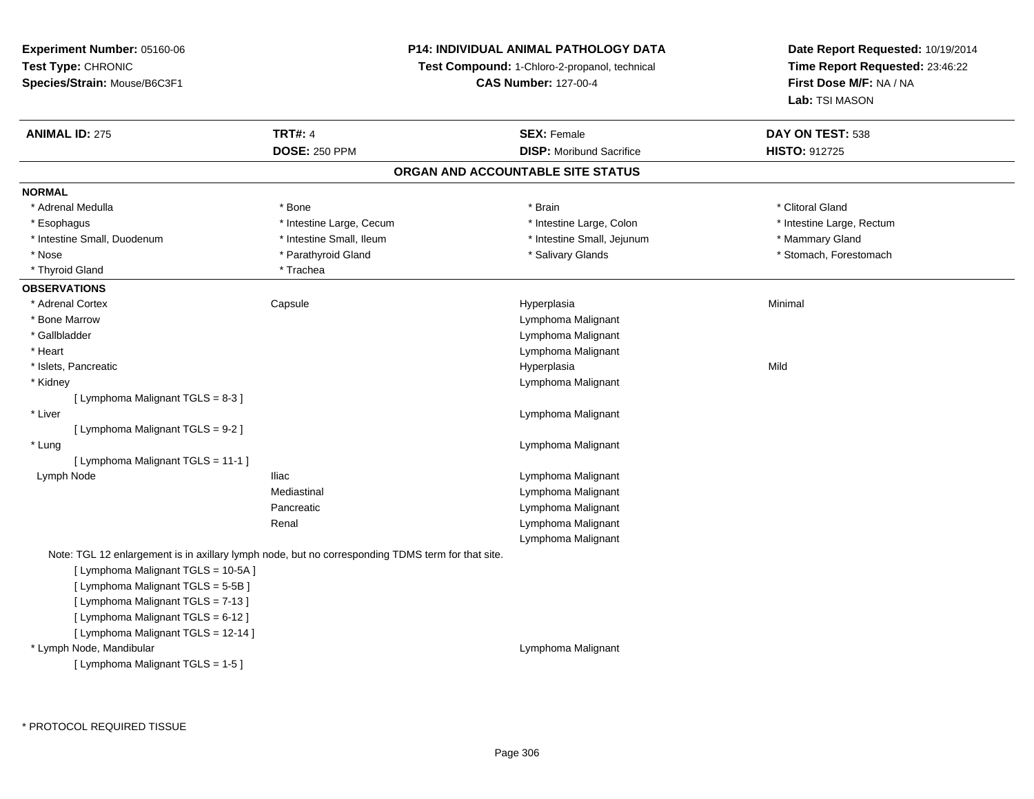**Experiment Number:** 05160-06
**Test Type:** CHRONIC
**Species/Strain:** Mouse/B6C3F1

**P14: INDIVIDUAL ANIMAL PATHOLOGY DATA**
**Test Compound:** 1-Chloro-2-propanol, technical
**CAS Number:** 127-00-4

**Date Report Requested:** 10/19/2014
**Time Report Requested:** 23:46:22
**First Dose M/F:** NA / NA
**Lab:** TSI MASON

| **ANIMAL ID:** 275 | **TRT#:** 4 | **SEX:** Female | **DAY ON TEST:** 538 |
|---|---|---|---|
| | **DOSE:** 250 PPM | **DISP:** Moribund Sacrifice | **HISTO:** 912725 |

## ORGAN AND ACCOUNTABLE SITE STATUS

**NORMAL**

| | | | |
|---|---|---|---|
| * Adrenal Medulla | * Bone | * Brain | * Clitoral Gland |
| * Esophagus | * Intestine Large, Cecum | * Intestine Large, Colon | * Intestine Large, Rectum |
| * Intestine Small, Duodenum | * Intestine Small, Ileum | * Intestine Small, Jejunum | * Mammary Gland |
| * Nose | * Parathyroid Gland | * Salivary Glands | * Stomach, Forestomach |
| * Thyroid Gland | * Trachea | | |

**OBSERVATIONS**

| | | | |
|---|---|---|---|
| * Adrenal Cortex | Capsule | Hyperplasia | Minimal |
| * Bone Marrow | | Lymphoma Malignant | |
| * Gallbladder | | Lymphoma Malignant | |
| * Heart | | Lymphoma Malignant | |
| * Islets, Pancreatic | | Hyperplasia | Mild |
| * Kidney | | Lymphoma Malignant | |
| [ Lymphoma Malignant TGLS = 8-3 ] | | | |
| * Liver | | Lymphoma Malignant | |
| [ Lymphoma Malignant TGLS = 9-2 ] | | | |
| * Lung | | Lymphoma Malignant | |
| [ Lymphoma Malignant TGLS = 11-1 ] | | | |
| Lymph Node | Iliac | Lymphoma Malignant | |
| | Mediastinal | Lymphoma Malignant | |
| | Pancreatic | Lymphoma Malignant | |
| | Renal | Lymphoma Malignant | |
| | | Lymphoma Malignant | |

Note: TGL 12 enlargement is in axillary lymph node, but no corresponding TDMS term for that site.

[ Lymphoma Malignant TGLS = 10-5A ]
[ Lymphoma Malignant TGLS = 5-5B ]
[ Lymphoma Malignant TGLS = 7-13 ]
[ Lymphoma Malignant TGLS = 6-12 ]
[ Lymphoma Malignant TGLS = 12-14 ]

| | | | |
|---|---|---|---|
| * Lymph Node, Mandibular | | Lymphoma Malignant | |
| [ Lymphoma Malignant TGLS = 1-5 ] | | | |

* PROTOCOL REQUIRED TISSUE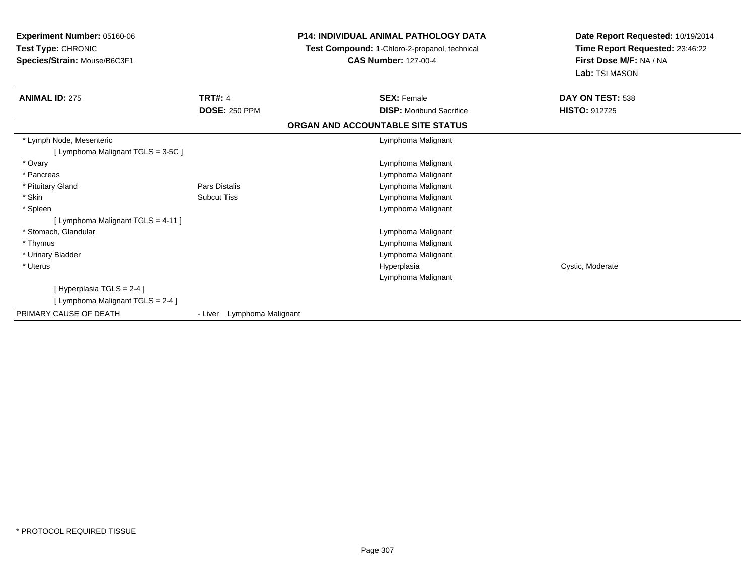**Experiment Number:** 05160-06
**Test Type:** CHRONIC
**Species/Strain:** Mouse/B6C3F1

**P14: INDIVIDUAL ANIMAL PATHOLOGY DATA**
**Test Compound:** 1-Chloro-2-propanol, technical
**CAS Number:** 127-00-4

**Date Report Requested:** 10/19/2014
**Time Report Requested:** 23:46:22
**First Dose M/F:** NA / NA
**Lab:** TSI MASON

| **ANIMAL ID:** 275 | **TRT#:** 4 | **SEX:** Female | **DAY ON TEST:** 538 |
|---|---|---|---|
| | **DOSE:** 250 PPM | **DISP:** Moribund Sacrifice | **HISTO:** 912725 |

**ORGAN AND ACCOUNTABLE SITE STATUS**

| | | | |
|---|---|---|---|
| * Lymph Node, Mesenteric | | Lymphoma Malignant | |
| [ Lymphoma Malignant TGLS = 3-5C ] | | | |
| * Ovary | | Lymphoma Malignant | |
| * Pancreas | | Lymphoma Malignant | |
| * Pituitary Gland | Pars Distalis | Lymphoma Malignant | |
| * Skin | Subcut Tiss | Lymphoma Malignant | |
| * Spleen | | Lymphoma Malignant | |
| [ Lymphoma Malignant TGLS = 4-11 ] | | | |
| * Stomach, Glandular | | Lymphoma Malignant | |
| * Thymus | | Lymphoma Malignant | |
| * Urinary Bladder | | Lymphoma Malignant | |
| * Uterus | | Hyperplasia | Cystic, Moderate |
| | | Lymphoma Malignant | |
| [ Hyperplasia TGLS = 2-4 ] | | | |
| [ Lymphoma Malignant TGLS = 2-4 ] | | | |
| PRIMARY CAUSE OF DEATH | - Liver Lymphoma Malignant | | |

* PROTOCOL REQUIRED TISSUE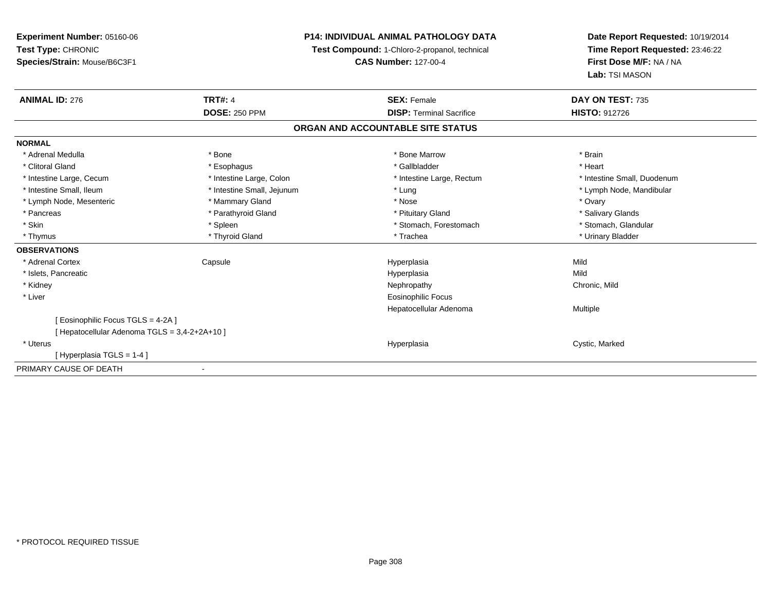**Experiment Number:** 05160-06
**Test Type:** CHRONIC
**Species/Strain:** Mouse/B6C3F1

**P14: INDIVIDUAL ANIMAL PATHOLOGY DATA**
**Test Compound:** 1-Chloro-2-propanol, technical
**CAS Number:** 127-00-4

**Date Report Requested:** 10/19/2014
**Time Report Requested:** 23:46:22
**First Dose M/F:** NA / NA
**Lab:** TSI MASON

| **ANIMAL ID:** 276 | **TRT#:** 4 | **SEX:** Female | **DAY ON TEST:** 735 |
|---|---|---|---|
| | **DOSE:** 250 PPM | **DISP:** Terminal Sacrifice | **HISTO:** 912726 |

## ORGAN AND ACCOUNTABLE SITE STATUS

| | | | |
|---|---|---|---|
| **NORMAL** | | | |
| * Adrenal Medulla | * Bone | * Bone Marrow | * Brain |
| * Clitoral Gland | * Esophagus | * Gallbladder | * Heart |
| * Intestine Large, Cecum | * Intestine Large, Colon | * Intestine Large, Rectum | * Intestine Small, Duodenum |
| * Intestine Small, Ileum | * Intestine Small, Jejunum | * Lung | * Lymph Node, Mandibular |
| * Lymph Node, Mesenteric | * Mammary Gland | * Nose | * Ovary |
| * Pancreas | * Parathyroid Gland | * Pituitary Gland | * Salivary Glands |
| * Skin | * Spleen | * Stomach, Forestomach | * Stomach, Glandular |
| * Thymus | * Thyroid Gland | * Trachea | * Urinary Bladder |
| **OBSERVATIONS** | | | |
| * Adrenal Cortex | Capsule | Hyperplasia | Mild |
| * Islets, Pancreatic | | Hyperplasia | Mild |
| * Kidney | | Nephropathy | Chronic, Mild |
| * Liver | | Eosinophilic Focus | |
| | | Hepatocellular Adenoma | Multiple |
| [ Eosinophilic Focus TGLS = 4-2A ] | | | |
| [ Hepatocellular Adenoma TGLS = 3,4-2+2A+10 ] | | | |
| * Uterus | | Hyperplasia | Cystic, Marked |
| [ Hyperplasia TGLS = 1-4 ] | | | |
| PRIMARY CAUSE OF DEATH | - | | |

* PROTOCOL REQUIRED TISSUE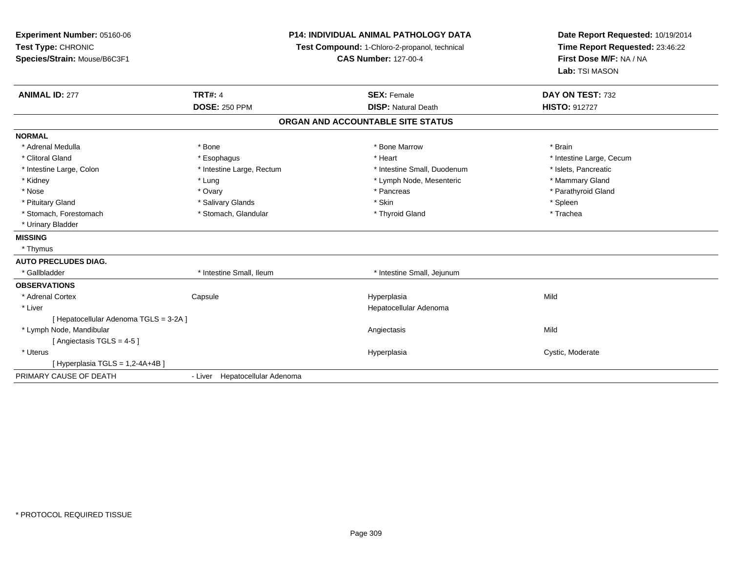**Experiment Number:** 05160-06
**Test Type:** CHRONIC
**Species/Strain:** Mouse/B6C3F1

**P14: INDIVIDUAL ANIMAL PATHOLOGY DATA**
**Test Compound:** 1-Chloro-2-propanol, technical
**CAS Number:** 127-00-4

**Date Report Requested:** 10/19/2014
**Time Report Requested:** 23:46:22
**First Dose M/F:** NA / NA
**Lab:** TSI MASON

| **ANIMAL ID:** 277 | **TRT#:** 4 | **SEX:** Female | **DAY ON TEST:** 732 |
|---|---|---|---|
| | **DOSE:** 250 PPM | **DISP:** Natural Death | **HISTO:** 912727 |

### ORGAN AND ACCOUNTABLE SITE STATUS

| | | | |
|---|---|---|---|
| **NORMAL** | | | |
| * Adrenal Medulla | * Bone | * Bone Marrow | * Brain |
| * Clitoral Gland | * Esophagus | * Heart | * Intestine Large, Cecum |
| * Intestine Large, Colon | * Intestine Large, Rectum | * Intestine Small, Duodenum | * Islets, Pancreatic |
| * Kidney | * Lung | * Lymph Node, Mesenteric | * Mammary Gland |
| * Nose | * Ovary | * Pancreas | * Parathyroid Gland |
| * Pituitary Gland | * Salivary Glands | * Skin | * Spleen |
| * Stomach, Forestomach | * Stomach, Glandular | * Thyroid Gland | * Trachea |
| * Urinary Bladder | | | |
| **MISSING** | | | |
| * Thymus | | | |
| **AUTO PRECLUDES DIAG.** | | | |
| * Gallbladder | * Intestine Small, Ileum | * Intestine Small, Jejunum | |
| **OBSERVATIONS** | | | |
| * Adrenal Cortex | Capsule | Hyperplasia | Mild |
| * Liver | | Hepatocellular Adenoma | |
| [ Hepatocellular Adenoma TGLS = 3-2A ] | | | |
| * Lymph Node, Mandibular | | Angiectasis | Mild |
| [ Angiectasis TGLS = 4-5 ] | | | |
| * Uterus | | Hyperplasia | Cystic, Moderate |
| [ Hyperplasia TGLS = 1,2-4A+4B ] | | | |
| PRIMARY CAUSE OF DEATH | - Liver Hepatocellular Adenoma | | |

* PROTOCOL REQUIRED TISSUE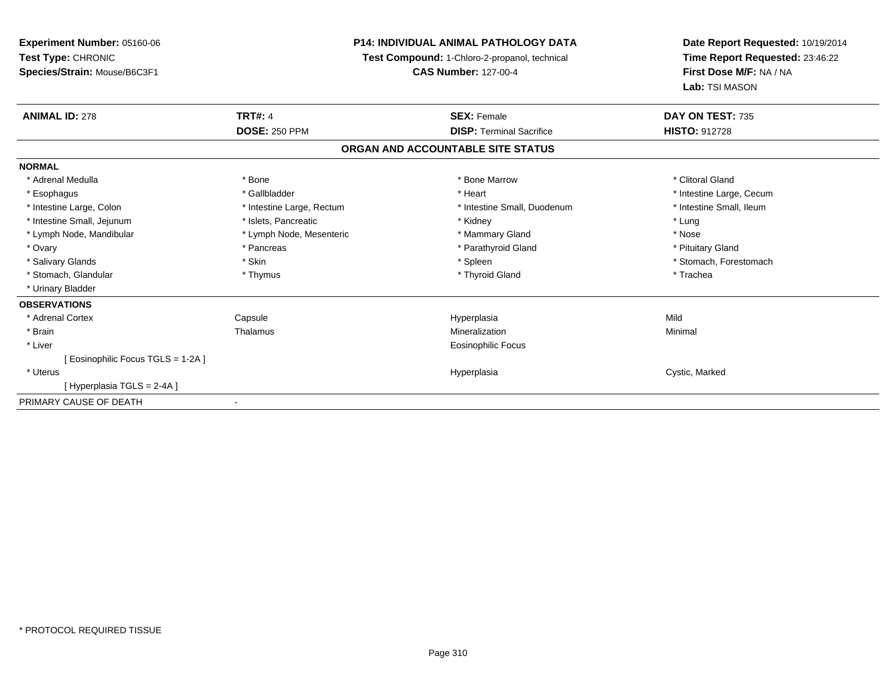**Experiment Number:** 05160-06
**Test Type:** CHRONIC
**Species/Strain:** Mouse/B6C3F1

**P14: INDIVIDUAL ANIMAL PATHOLOGY DATA**
**Test Compound:** 1-Chloro-2-propanol, technical
**CAS Number:** 127-00-4

**Date Report Requested:** 10/19/2014
**Time Report Requested:** 23:46:22
**First Dose M/F:** NA / NA
**Lab:** TSI MASON

| **ANIMAL ID:** 278 | **TRT#:** 4 | **SEX:** Female | **DAY ON TEST:** 735 |
|---|---|---|---|
| | **DOSE:** 250 PPM | **DISP:** Terminal Sacrifice | **HISTO:** 912728 |

## ORGAN AND ACCOUNTABLE SITE STATUS

**NORMAL**

| | | | |
|---|---|---|---|
| * Adrenal Medulla | * Bone | * Bone Marrow | * Clitoral Gland |
| * Esophagus | * Gallbladder | * Heart | * Intestine Large, Cecum |
| * Intestine Large, Colon | * Intestine Large, Rectum | * Intestine Small, Duodenum | * Intestine Small, Ileum |
| * Intestine Small, Jejunum | * Islets, Pancreatic | * Kidney | * Lung |
| * Lymph Node, Mandibular | * Lymph Node, Mesenteric | * Mammary Gland | * Nose |
| * Ovary | * Pancreas | * Parathyroid Gland | * Pituitary Gland |
| * Salivary Glands | * Skin | * Spleen | * Stomach, Forestomach |
| * Stomach, Glandular | * Thymus | * Thyroid Gland | * Trachea |
| * Urinary Bladder | | | |

**OBSERVATIONS**

| | | | |
|---|---|---|---|
| * Adrenal Cortex | Capsule | Hyperplasia | Mild |
| * Brain | Thalamus | Mineralization | Minimal |
| * Liver | | Eosinophilic Focus | |
| [ Eosinophilic Focus TGLS = 1-2A ] | | | |
| * Uterus | | Hyperplasia | Cystic, Marked |
| [ Hyperplasia TGLS = 2-4A ] | | | |

PRIMARY CAUSE OF DEATH -

\* PROTOCOL REQUIRED TISSUE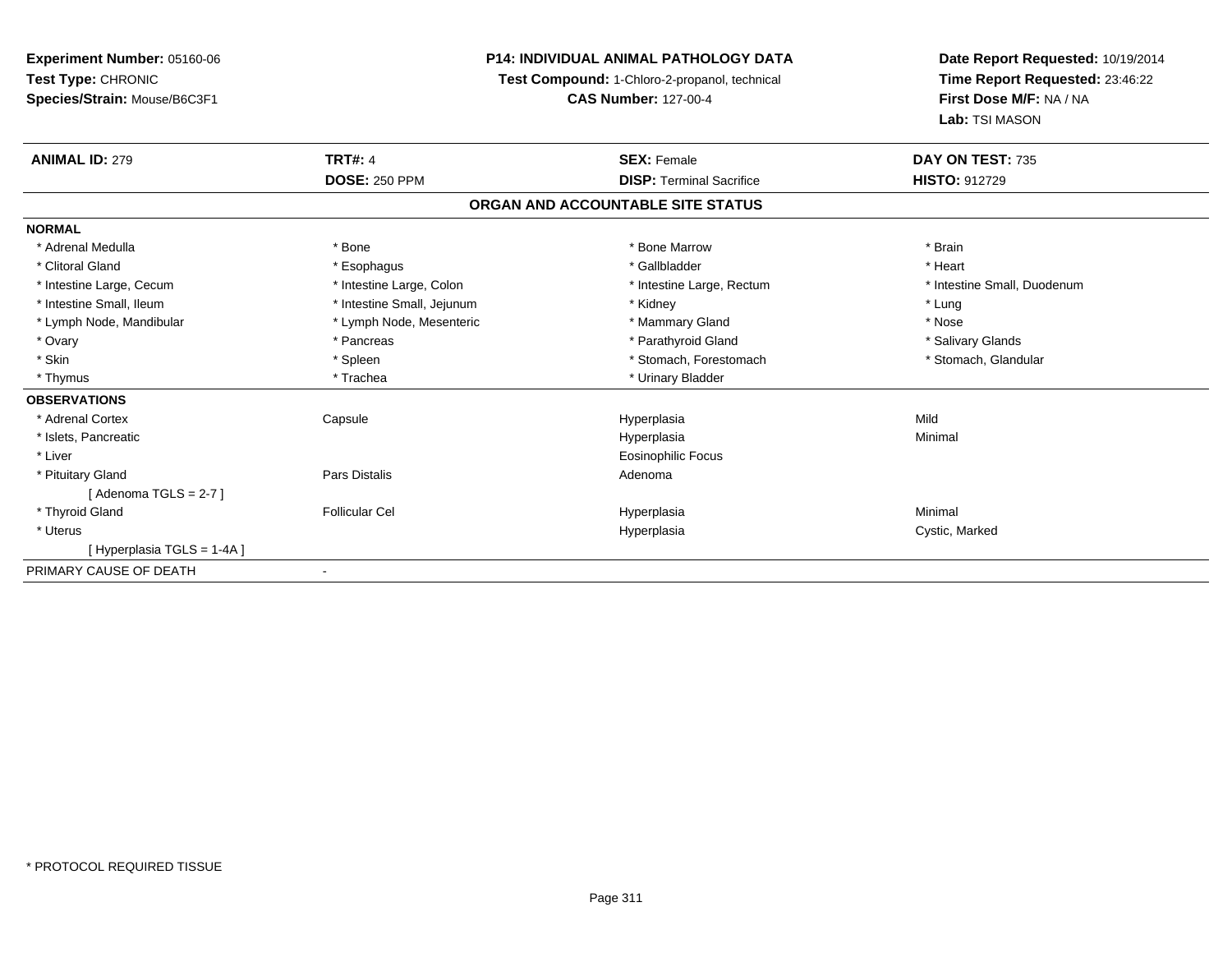**Experiment Number:** 05160-06
**Test Type:** CHRONIC
**Species/Strain:** Mouse/B6C3F1

**P14: INDIVIDUAL ANIMAL PATHOLOGY DATA**
**Test Compound:** 1-Chloro-2-propanol, technical
**CAS Number:** 127-00-4

**Date Report Requested:** 10/19/2014
**Time Report Requested:** 23:46:22
**First Dose M/F:** NA / NA
**Lab:** TSI MASON

| **ANIMAL ID:** 279 | **TRT#:** 4 | **SEX:** Female | **DAY ON TEST:** 735 |
|---|---|---|---|
| | **DOSE:** 250 PPM | **DISP:** Terminal Sacrifice | **HISTO:** 912729 |

## ORGAN AND ACCOUNTABLE SITE STATUS

**NORMAL**

| | | | |
|---|---|---|---|
| * Adrenal Medulla | * Bone | * Bone Marrow | * Brain |
| * Clitoral Gland | * Esophagus | * Gallbladder | * Heart |
| * Intestine Large, Cecum | * Intestine Large, Colon | * Intestine Large, Rectum | * Intestine Small, Duodenum |
| * Intestine Small, Ileum | * Intestine Small, Jejunum | * Kidney | * Lung |
| * Lymph Node, Mandibular | * Lymph Node, Mesenteric | * Mammary Gland | * Nose |
| * Ovary | * Pancreas | * Parathyroid Gland | * Salivary Glands |
| * Skin | * Spleen | * Stomach, Forestomach | * Stomach, Glandular |
| * Thymus | * Trachea | * Urinary Bladder | |

**OBSERVATIONS**

| | | | |
|---|---|---|---|
| * Adrenal Cortex | Capsule | Hyperplasia | Mild |
| * Islets, Pancreatic | | Hyperplasia | Minimal |
| * Liver | | Eosinophilic Focus | |
| * Pituitary Gland | Pars Distalis | Adenoma | |
| [ Adenoma TGLS = 2-7 ] | | | |
| * Thyroid Gland | Follicular Cel | Hyperplasia | Minimal |
| * Uterus | | Hyperplasia | Cystic, Marked |
| [ Hyperplasia TGLS = 1-4A ] | | | |

PRIMARY CAUSE OF DEATH -

* PROTOCOL REQUIRED TISSUE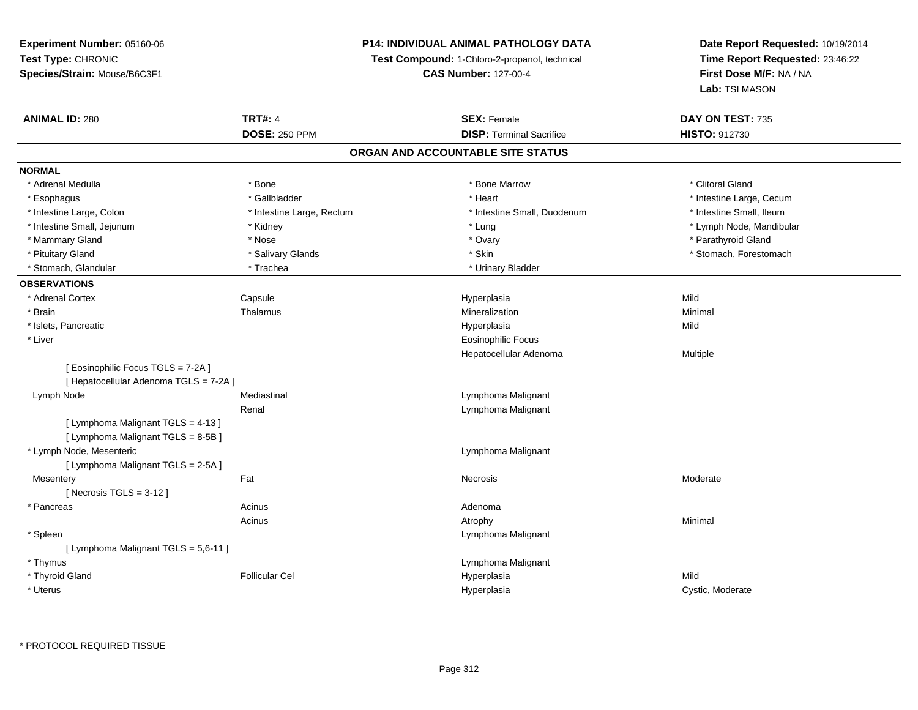**Experiment Number:** 05160-06
**Test Type:** CHRONIC
**Species/Strain:** Mouse/B6C3F1

**P14: INDIVIDUAL ANIMAL PATHOLOGY DATA**
**Test Compound:** 1-Chloro-2-propanol, technical
**CAS Number:** 127-00-4

**Date Report Requested:** 10/19/2014
**Time Report Requested:** 23:46:22
**First Dose M/F:** NA / NA
**Lab:** TSI MASON

| **ANIMAL ID:** 280 | **TRT#:** 4 | **SEX:** Female | **DAY ON TEST:** 735 |
|---|---|---|---|
| | **DOSE:** 250 PPM | **DISP:** Terminal Sacrifice | **HISTO:** 912730 |

## ORGAN AND ACCOUNTABLE SITE STATUS

**NORMAL**

| | | | |
|---|---|---|---|
| * Adrenal Medulla | * Bone | * Bone Marrow | * Clitoral Gland |
| * Esophagus | * Gallbladder | * Heart | * Intestine Large, Cecum |
| * Intestine Large, Colon | * Intestine Large, Rectum | * Intestine Small, Duodenum | * Intestine Small, Ileum |
| * Intestine Small, Jejunum | * Kidney | * Lung | * Lymph Node, Mandibular |
| * Mammary Gland | * Nose | * Ovary | * Parathyroid Gland |
| * Pituitary Gland | * Salivary Glands | * Skin | * Stomach, Forestomach |
| * Stomach, Glandular | * Trachea | * Urinary Bladder | |

**OBSERVATIONS**

| | | | |
|---|---|---|---|
| * Adrenal Cortex | Capsule | Hyperplasia | Mild |
| * Brain | Thalamus | Mineralization | Minimal |
| * Islets, Pancreatic | | Hyperplasia | Mild |
| * Liver | | Eosinophilic Focus | |
| | | Hepatocellular Adenoma | Multiple |
| [ Eosinophilic Focus TGLS = 7-2A ] | | | |
| [ Hepatocellular Adenoma TGLS = 7-2A ] | | | |
| Lymph Node | Mediastinal | Lymphoma Malignant | |
| | Renal | Lymphoma Malignant | |
| [ Lymphoma Malignant TGLS = 4-13 ] | | | |
| [ Lymphoma Malignant TGLS = 8-5B ] | | | |
| * Lymph Node, Mesenteric | | Lymphoma Malignant | |
| [ Lymphoma Malignant TGLS = 2-5A ] | | | |
| Mesentery | Fat | Necrosis | Moderate |
| [ Necrosis TGLS = 3-12 ] | | | |
| * Pancreas | Acinus | Adenoma | |
| | Acinus | Atrophy | Minimal |
| * Spleen | | Lymphoma Malignant | |
| [ Lymphoma Malignant TGLS = 5,6-11 ] | | | |
| * Thymus | | Lymphoma Malignant | |
| * Thyroid Gland | Follicular Cel | Hyperplasia | Mild |
| * Uterus | | Hyperplasia | Cystic, Moderate |

* PROTOCOL REQUIRED TISSUE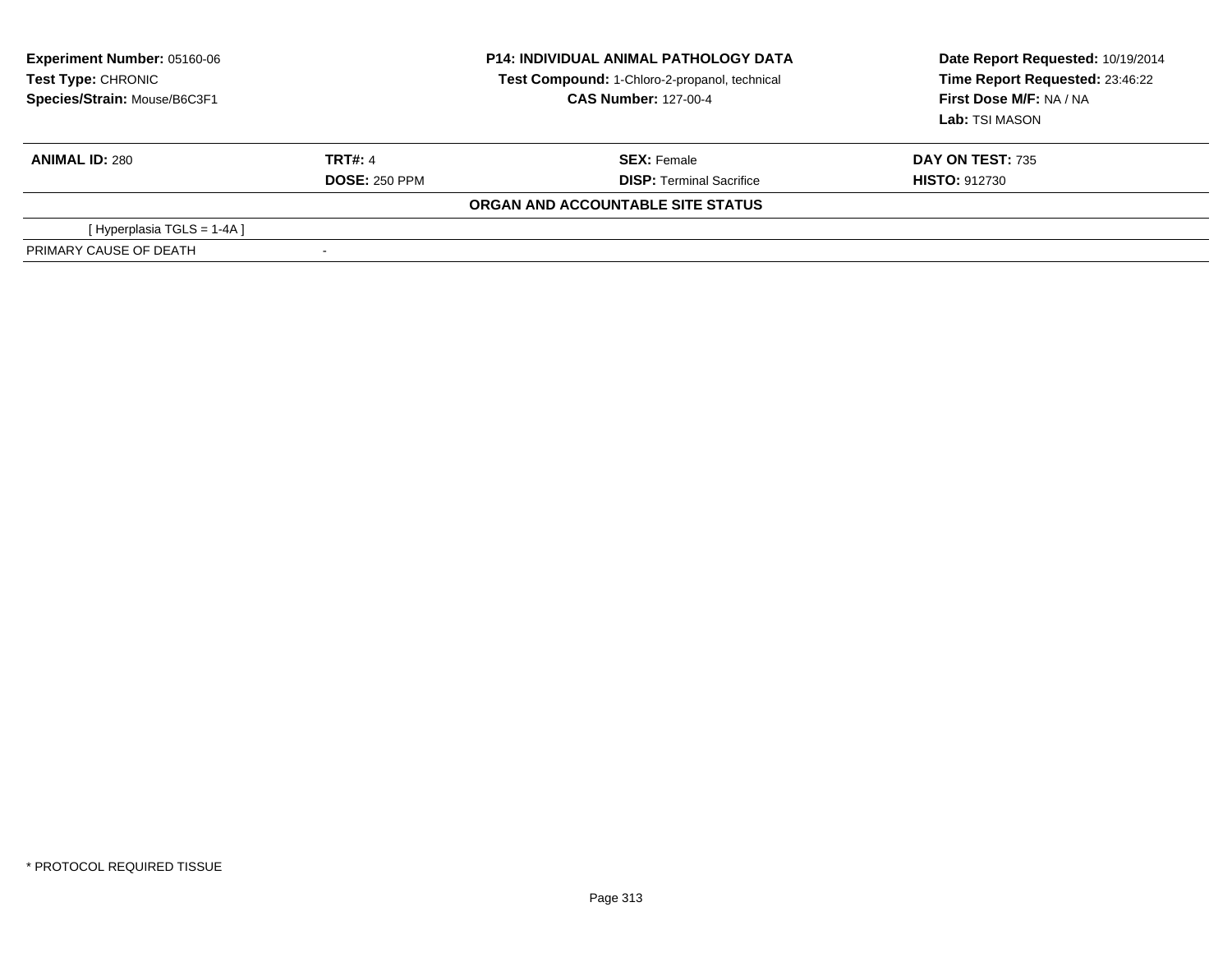**Experiment Number:** 05160-06
**Test Type:** CHRONIC
**Species/Strain:** Mouse/B6C3F1

**P14: INDIVIDUAL ANIMAL PATHOLOGY DATA**
**Test Compound:** 1-Chloro-2-propanol, technical
**CAS Number:** 127-00-4

**Date Report Requested:** 10/19/2014
**Time Report Requested:** 23:46:22
**First Dose M/F:** NA / NA
**Lab:** TSI MASON

| **ANIMAL ID:** 280 | **TRT#:** 4 | **SEX:** Female | **DAY ON TEST:** 735 |
|---|---|---|---|
| | **DOSE:** 250 PPM | **DISP:** Terminal Sacrifice | **HISTO:** 912730 |

**ORGAN AND ACCOUNTABLE SITE STATUS**

| | |
|---|---|
| [ Hyperplasia TGLS = 1-4A ] | |
| PRIMARY CAUSE OF DEATH | - |

* PROTOCOL REQUIRED TISSUE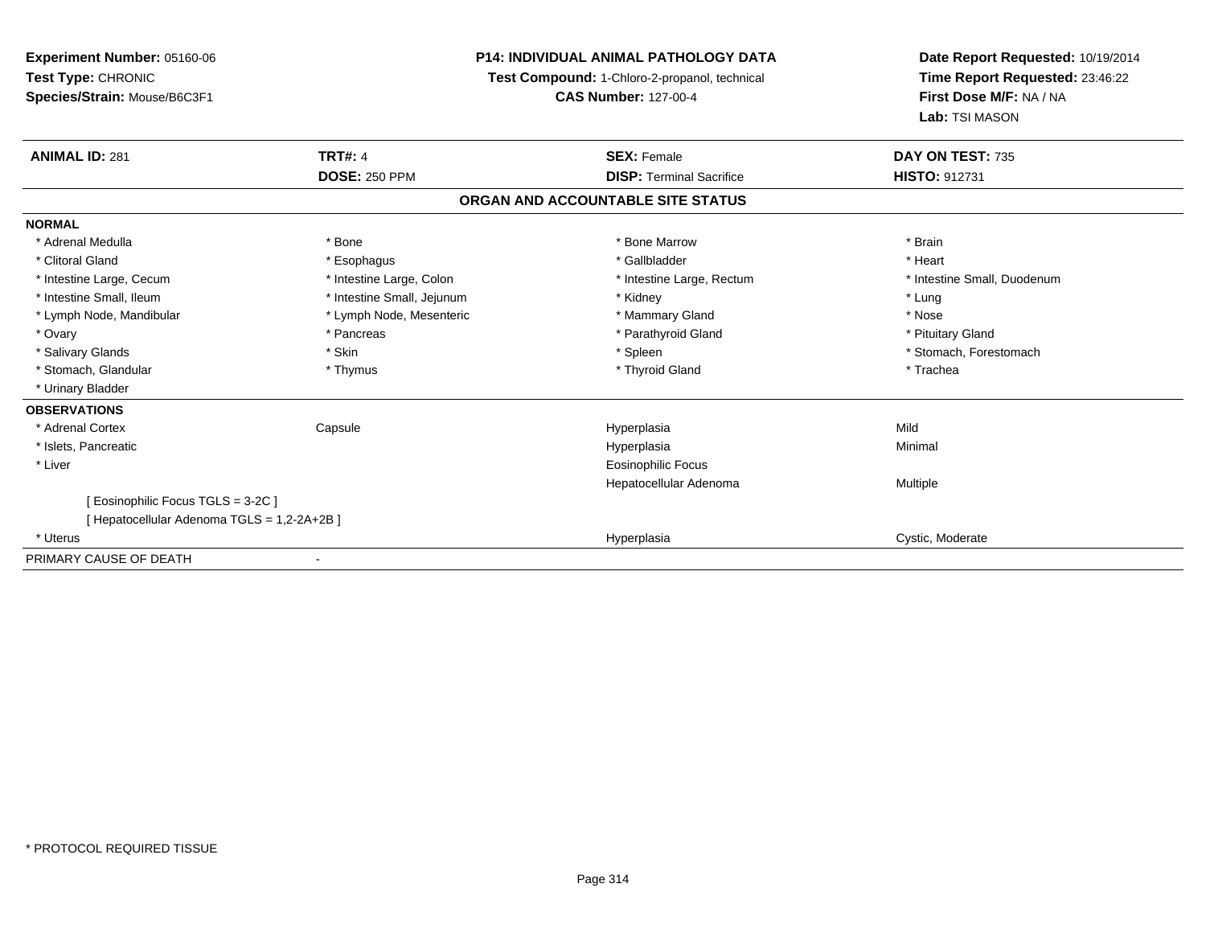**Experiment Number:** 05160-06
**Test Type:** CHRONIC
**Species/Strain:** Mouse/B6C3F1

**P14: INDIVIDUAL ANIMAL PATHOLOGY DATA**
**Test Compound:** 1-Chloro-2-propanol, technical
**CAS Number:** 127-00-4

**Date Report Requested:** 10/19/2014
**Time Report Requested:** 23:46:22
**First Dose M/F:** NA / NA
**Lab:** TSI MASON

| **ANIMAL ID:** 281 | **TRT#:** 4 | **SEX:** Female | **DAY ON TEST:** 735 |
|---|---|---|---|
| | **DOSE:** 250 PPM | **DISP:** Terminal Sacrifice | **HISTO:** 912731 |

## ORGAN AND ACCOUNTABLE SITE STATUS

**NORMAL**

| | | | |
|---|---|---|---|
| * Adrenal Medulla | * Bone | * Bone Marrow | * Brain |
| * Clitoral Gland | * Esophagus | * Gallbladder | * Heart |
| * Intestine Large, Cecum | * Intestine Large, Colon | * Intestine Large, Rectum | * Intestine Small, Duodenum |
| * Intestine Small, Ileum | * Intestine Small, Jejunum | * Kidney | * Lung |
| * Lymph Node, Mandibular | * Lymph Node, Mesenteric | * Mammary Gland | * Nose |
| * Ovary | * Pancreas | * Parathyroid Gland | * Pituitary Gland |
| * Salivary Glands | * Skin | * Spleen | * Stomach, Forestomach |
| * Stomach, Glandular | * Thymus | * Thyroid Gland | * Trachea |
| * Urinary Bladder | | | |

**OBSERVATIONS**

| | | | |
|---|---|---|---|
| * Adrenal Cortex | Capsule | Hyperplasia | Mild |
| * Islets, Pancreatic | | Hyperplasia | Minimal |
| * Liver | | Eosinophilic Focus | |
| | | Hepatocellular Adenoma | Multiple |
| [ Eosinophilic Focus TGLS = 3-2C ] | | | |
| [ Hepatocellular Adenoma TGLS = 1,2-2A+2B ] | | | |
| * Uterus | | Hyperplasia | Cystic, Moderate |

PRIMARY CAUSE OF DEATH -

* PROTOCOL REQUIRED TISSUE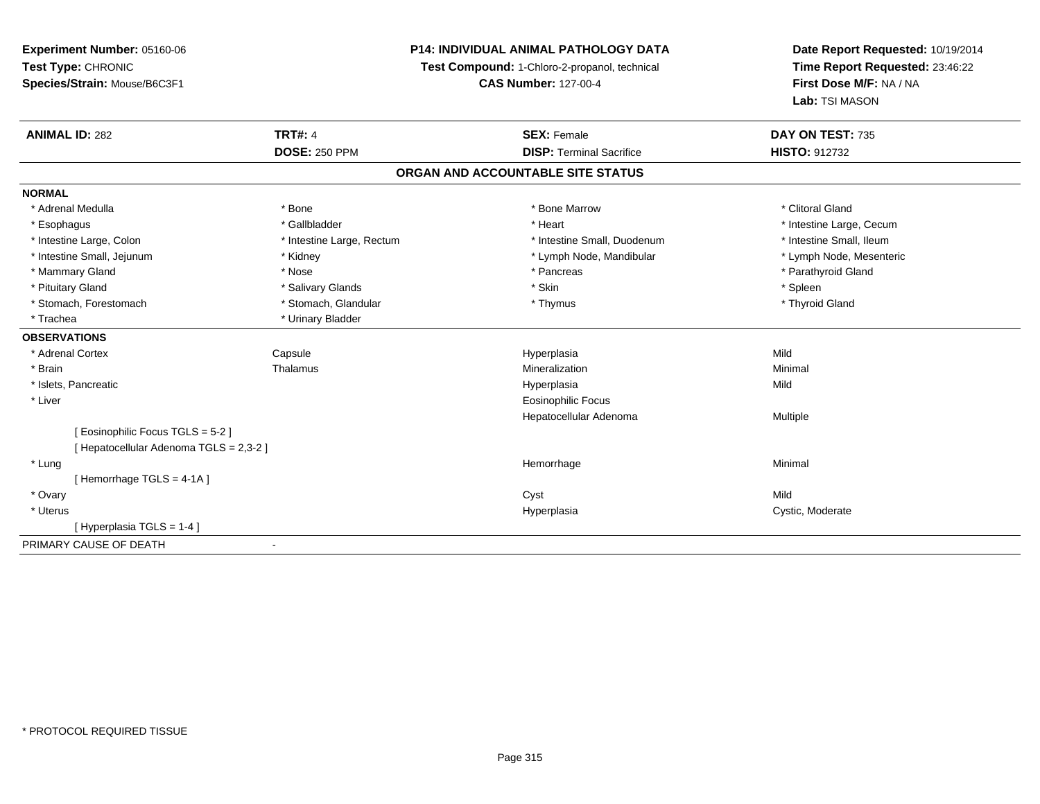**Experiment Number:** 05160-06
**Test Type:** CHRONIC
**Species/Strain:** Mouse/B6C3F1

**P14: INDIVIDUAL ANIMAL PATHOLOGY DATA**
**Test Compound:** 1-Chloro-2-propanol, technical
**CAS Number:** 127-00-4

**Date Report Requested:** 10/19/2014
**Time Report Requested:** 23:46:22
**First Dose M/F:** NA / NA
**Lab:** TSI MASON

| **ANIMAL ID:** 282 | **TRT#:** 4 | **SEX:** Female | **DAY ON TEST:** 735 |
|---|---|---|---|
| | **DOSE:** 250 PPM | **DISP:** Terminal Sacrifice | **HISTO:** 912732 |

## ORGAN AND ACCOUNTABLE SITE STATUS

**NORMAL**

| | | | |
|---|---|---|---|
| * Adrenal Medulla | * Bone | * Bone Marrow | * Clitoral Gland |
| * Esophagus | * Gallbladder | * Heart | * Intestine Large, Cecum |
| * Intestine Large, Colon | * Intestine Large, Rectum | * Intestine Small, Duodenum | * Intestine Small, Ileum |
| * Intestine Small, Jejunum | * Kidney | * Lymph Node, Mandibular | * Lymph Node, Mesenteric |
| * Mammary Gland | * Nose | * Pancreas | * Parathyroid Gland |
| * Pituitary Gland | * Salivary Glands | * Skin | * Spleen |
| * Stomach, Forestomach | * Stomach, Glandular | * Thymus | * Thyroid Gland |
| * Trachea | * Urinary Bladder | | |

**OBSERVATIONS**

| | | | |
|---|---|---|---|
| * Adrenal Cortex | Capsule | Hyperplasia | Mild |
| * Brain | Thalamus | Mineralization | Minimal |
| * Islets, Pancreatic | | Hyperplasia | Mild |
| * Liver | | Eosinophilic Focus | |
| | | Hepatocellular Adenoma | Multiple |
| [ Eosinophilic Focus TGLS = 5-2 ] | | | |
| [ Hepatocellular Adenoma TGLS = 2,3-2 ] | | | |
| * Lung | | Hemorrhage | Minimal |
| [ Hemorrhage TGLS = 4-1A ] | | | |
| * Ovary | | Cyst | Mild |
| * Uterus | | Hyperplasia | Cystic, Moderate |
| [ Hyperplasia TGLS = 1-4 ] | | | |

PRIMARY CAUSE OF DEATH -

* PROTOCOL REQUIRED TISSUE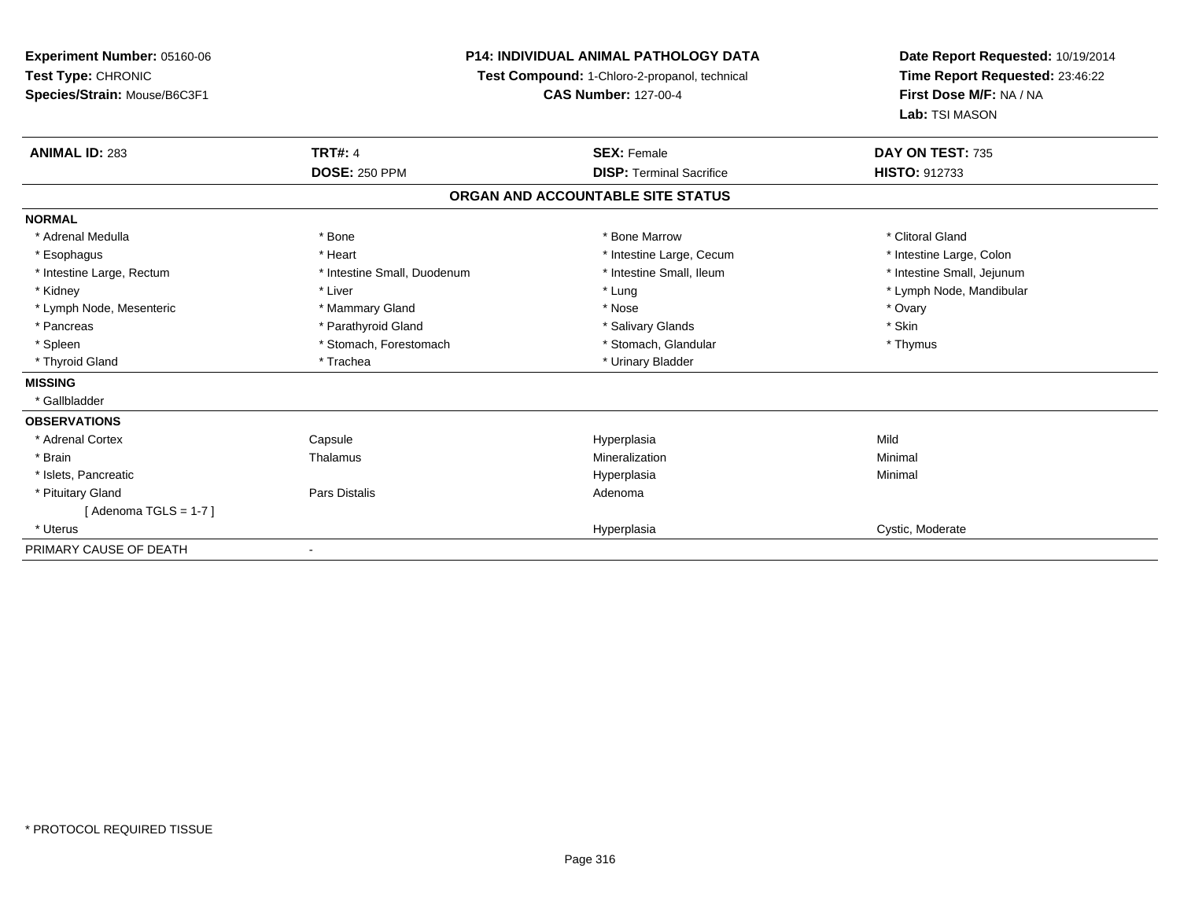**Experiment Number:** 05160-06
**Test Type:** CHRONIC
**Species/Strain:** Mouse/B6C3F1

**P14: INDIVIDUAL ANIMAL PATHOLOGY DATA**
**Test Compound:** 1-Chloro-2-propanol, technical
**CAS Number:** 127-00-4

**Date Report Requested:** 10/19/2014
**Time Report Requested:** 23:46:22
**First Dose M/F:** NA / NA
**Lab:** TSI MASON

| **ANIMAL ID:** 283 | **TRT#:** 4 | **SEX:** Female | **DAY ON TEST:** 735 |
|---|---|---|---|
| | **DOSE:** 250 PPM | **DISP:** Terminal Sacrifice | **HISTO:** 912733 |

## ORGAN AND ACCOUNTABLE SITE STATUS

| | | | |
|---|---|---|---|
| **NORMAL** | | | |
| * Adrenal Medulla | * Bone | * Bone Marrow | * Clitoral Gland |
| * Esophagus | * Heart | * Intestine Large, Cecum | * Intestine Large, Colon |
| * Intestine Large, Rectum | * Intestine Small, Duodenum | * Intestine Small, Ileum | * Intestine Small, Jejunum |
| * Kidney | * Liver | * Lung | * Lymph Node, Mandibular |
| * Lymph Node, Mesenteric | * Mammary Gland | * Nose | * Ovary |
| * Pancreas | * Parathyroid Gland | * Salivary Glands | * Skin |
| * Spleen | * Stomach, Forestomach | * Stomach, Glandular | * Thymus |
| * Thyroid Gland | * Trachea | * Urinary Bladder | |
| **MISSING** | | | |
| * Gallbladder | | | |
| **OBSERVATIONS** | | | |
| * Adrenal Cortex | Capsule | Hyperplasia | Mild |
| * Brain | Thalamus | Mineralization | Minimal |
| * Islets, Pancreatic | | Hyperplasia | Minimal |
| * Pituitary Gland | Pars Distalis | Adenoma | |
| [ Adenoma TGLS = 1-7 ] | | | |
| * Uterus | | Hyperplasia | Cystic, Moderate |
| PRIMARY CAUSE OF DEATH | - | | |

* PROTOCOL REQUIRED TISSUE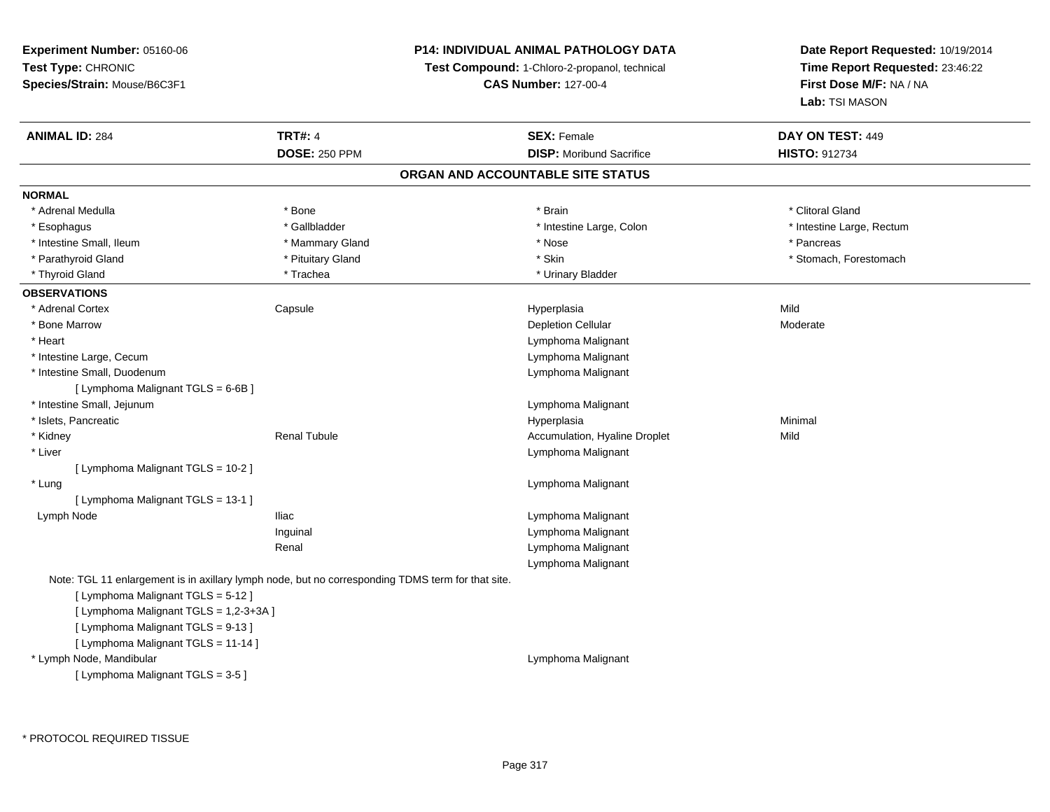**Experiment Number:** 05160-06
**Test Type:** CHRONIC
**Species/Strain:** Mouse/B6C3F1

**P14: INDIVIDUAL ANIMAL PATHOLOGY DATA**
**Test Compound:** 1-Chloro-2-propanol, technical
**CAS Number:** 127-00-4

**Date Report Requested:** 10/19/2014
**Time Report Requested:** 23:46:22
**First Dose M/F:** NA / NA
**Lab:** TSI MASON

| **ANIMAL ID:** 284 | **TRT#:** 4 | **SEX:** Female | **DAY ON TEST:** 449 |
|---|---|---|---|
| | **DOSE:** 250 PPM | **DISP:** Moribund Sacrifice | **HISTO:** 912734 |

## ORGAN AND ACCOUNTABLE SITE STATUS

**NORMAL**

| | | | |
|---|---|---|---|
| * Adrenal Medulla | * Bone | * Brain | * Clitoral Gland |
| * Esophagus | * Gallbladder | * Intestine Large, Colon | * Intestine Large, Rectum |
| * Intestine Small, Ileum | * Mammary Gland | * Nose | * Pancreas |
| * Parathyroid Gland | * Pituitary Gland | * Skin | * Stomach, Forestomach |
| * Thyroid Gland | * Trachea | * Urinary Bladder | |

**OBSERVATIONS**

| | | | |
|---|---|---|---|
| * Adrenal Cortex | Capsule | Hyperplasia | Mild |
| * Bone Marrow | | Depletion Cellular | Moderate |
| * Heart | | Lymphoma Malignant | |
| * Intestine Large, Cecum | | Lymphoma Malignant | |
| * Intestine Small, Duodenum | | Lymphoma Malignant | |
| [ Lymphoma Malignant TGLS = 6-6B ] | | | |
| * Intestine Small, Jejunum | | Lymphoma Malignant | |
| * Islets, Pancreatic | | Hyperplasia | Minimal |
| * Kidney | Renal Tubule | Accumulation, Hyaline Droplet | Mild |
| * Liver | | Lymphoma Malignant | |
| [ Lymphoma Malignant TGLS = 10-2 ] | | | |
| * Lung | | Lymphoma Malignant | |
| [ Lymphoma Malignant TGLS = 13-1 ] | | | |
| Lymph Node | Iliac | Lymphoma Malignant | |
| | Inguinal | Lymphoma Malignant | |
| | Renal | Lymphoma Malignant | |
| | | Lymphoma Malignant | |

Note: TGL 11 enlargement is in axillary lymph node, but no corresponding TDMS term for that site.

[ Lymphoma Malignant TGLS = 5-12 ]
[ Lymphoma Malignant TGLS = 1,2-3+3A ]
[ Lymphoma Malignant TGLS = 9-13 ]
[ Lymphoma Malignant TGLS = 11-14 ]

| | | | |
|---|---|---|---|
| * Lymph Node, Mandibular | | Lymphoma Malignant | |
| [ Lymphoma Malignant TGLS = 3-5 ] | | | |

* PROTOCOL REQUIRED TISSUE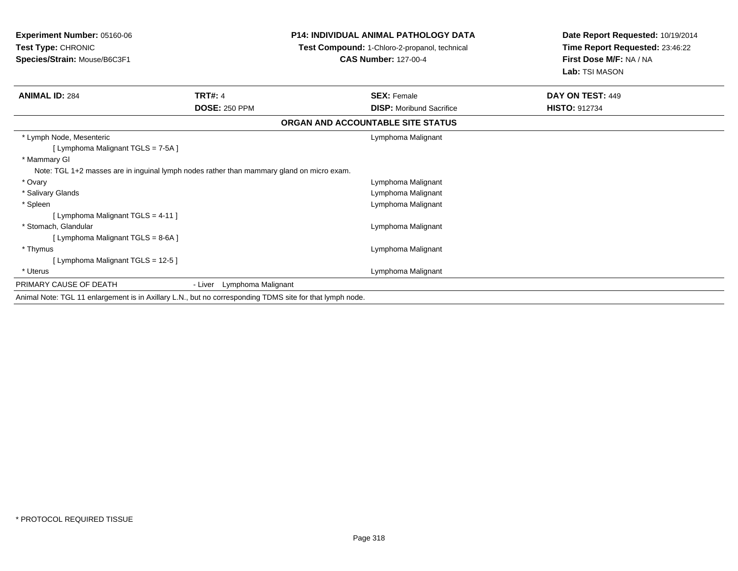**Experiment Number:** 05160-06
**Test Type:** CHRONIC
**Species/Strain:** Mouse/B6C3F1

**P14: INDIVIDUAL ANIMAL PATHOLOGY DATA**
**Test Compound:** 1-Chloro-2-propanol, technical
**CAS Number:** 127-00-4

**Date Report Requested:** 10/19/2014
**Time Report Requested:** 23:46:22
**First Dose M/F:** NA / NA
**Lab:** TSI MASON

| **ANIMAL ID:** 284 | **TRT#:** 4 | **SEX:** Female | **DAY ON TEST:** 449 |
|---|---|---|---|
| | **DOSE:** 250 PPM | **DISP:** Moribund Sacrifice | **HISTO:** 912734 |

**ORGAN AND ACCOUNTABLE SITE STATUS**

| Organ | Status |
|---|---|
| * Lymph Node, Mesenteric | Lymphoma Malignant |
| [ Lymphoma Malignant TGLS = 7-5A ] | |
| * Mammary Gl | |
| Note: TGL 1+2 masses are in inguinal lymph nodes rather than mammary gland on micro exam. | |
| * Ovary | Lymphoma Malignant |
| * Salivary Glands | Lymphoma Malignant |
| * Spleen | Lymphoma Malignant |
| [ Lymphoma Malignant TGLS = 4-11 ] | |
| * Stomach, Glandular | Lymphoma Malignant |
| [ Lymphoma Malignant TGLS = 8-6A ] | |
| * Thymus | Lymphoma Malignant |
| [ Lymphoma Malignant TGLS = 12-5 ] | |
| * Uterus | Lymphoma Malignant |

PRIMARY CAUSE OF DEATH - Liver Lymphoma Malignant

Animal Note: TGL 11 enlargement is in Axillary L.N., but no corresponding TDMS site for that lymph node.

* PROTOCOL REQUIRED TISSUE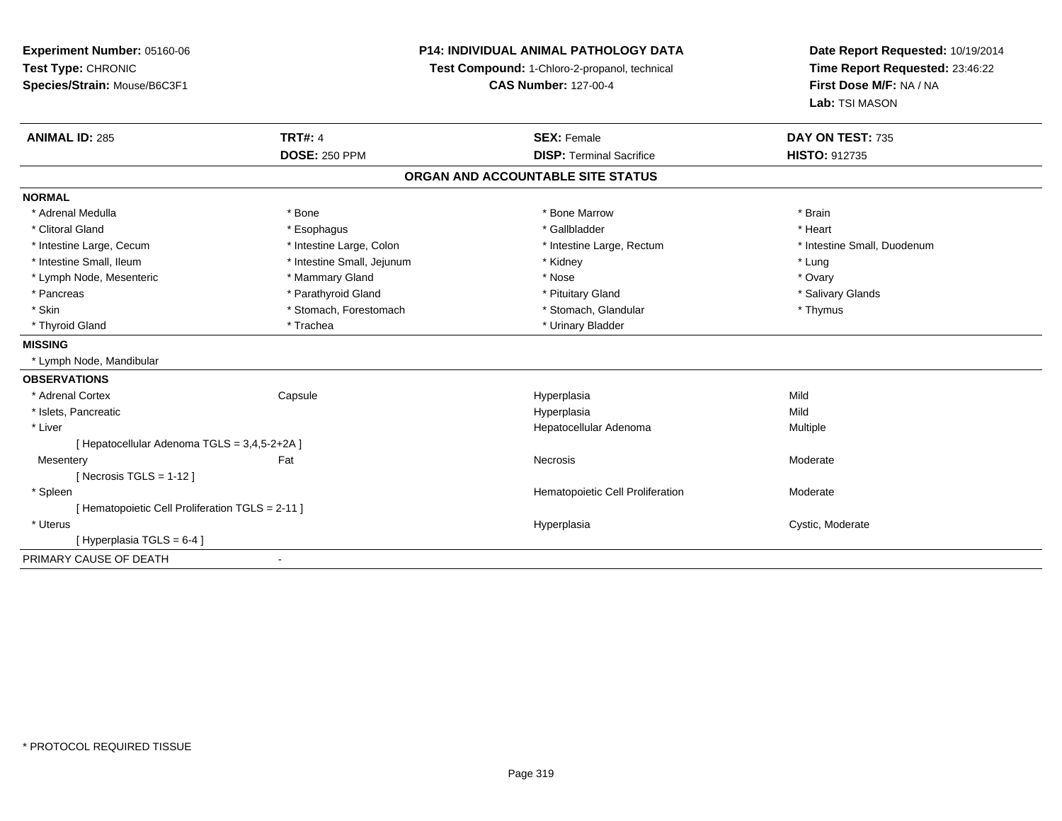**Experiment Number:** 05160-06
**Test Type:** CHRONIC
**Species/Strain:** Mouse/B6C3F1

**P14: INDIVIDUAL ANIMAL PATHOLOGY DATA**
**Test Compound:** 1-Chloro-2-propanol, technical
**CAS Number:** 127-00-4

**Date Report Requested:** 10/19/2014
**Time Report Requested:** 23:46:22
**First Dose M/F:** NA / NA
**Lab:** TSI MASON

| **ANIMAL ID:** 285 | **TRT#:** 4 | **SEX:** Female | **DAY ON TEST:** 735 |
|---|---|---|---|
| | **DOSE:** 250 PPM | **DISP:** Terminal Sacrifice | **HISTO:** 912735 |

## ORGAN AND ACCOUNTABLE SITE STATUS

**NORMAL**

| | | | |
|---|---|---|---|
| * Adrenal Medulla | * Bone | * Bone Marrow | * Brain |
| * Clitoral Gland | * Esophagus | * Gallbladder | * Heart |
| * Intestine Large, Cecum | * Intestine Large, Colon | * Intestine Large, Rectum | * Intestine Small, Duodenum |
| * Intestine Small, Ileum | * Intestine Small, Jejunum | * Kidney | * Lung |
| * Lymph Node, Mesenteric | * Mammary Gland | * Nose | * Ovary |
| * Pancreas | * Parathyroid Gland | * Pituitary Gland | * Salivary Glands |
| * Skin | * Stomach, Forestomach | * Stomach, Glandular | * Thymus |
| * Thyroid Gland | * Trachea | * Urinary Bladder | |

**MISSING**

* Lymph Node, Mandibular

**OBSERVATIONS**

| | | | |
|---|---|---|---|
| * Adrenal Cortex | Capsule | Hyperplasia | Mild |
| * Islets, Pancreatic | | Hyperplasia | Mild |
| * Liver | | Hepatocellular Adenoma | Multiple |
| [ Hepatocellular Adenoma TGLS = 3,4,5-2+2A ] | | | |
| Mesentery | Fat | Necrosis | Moderate |
| [ Necrosis TGLS = 1-12 ] | | | |
| * Spleen | | Hematopoietic Cell Proliferation | Moderate |
| [ Hematopoietic Cell Proliferation TGLS = 2-11 ] | | | |
| * Uterus | | Hyperplasia | Cystic, Moderate |
| [ Hyperplasia TGLS = 6-4 ] | | | |

PRIMARY CAUSE OF DEATH -

* PROTOCOL REQUIRED TISSUE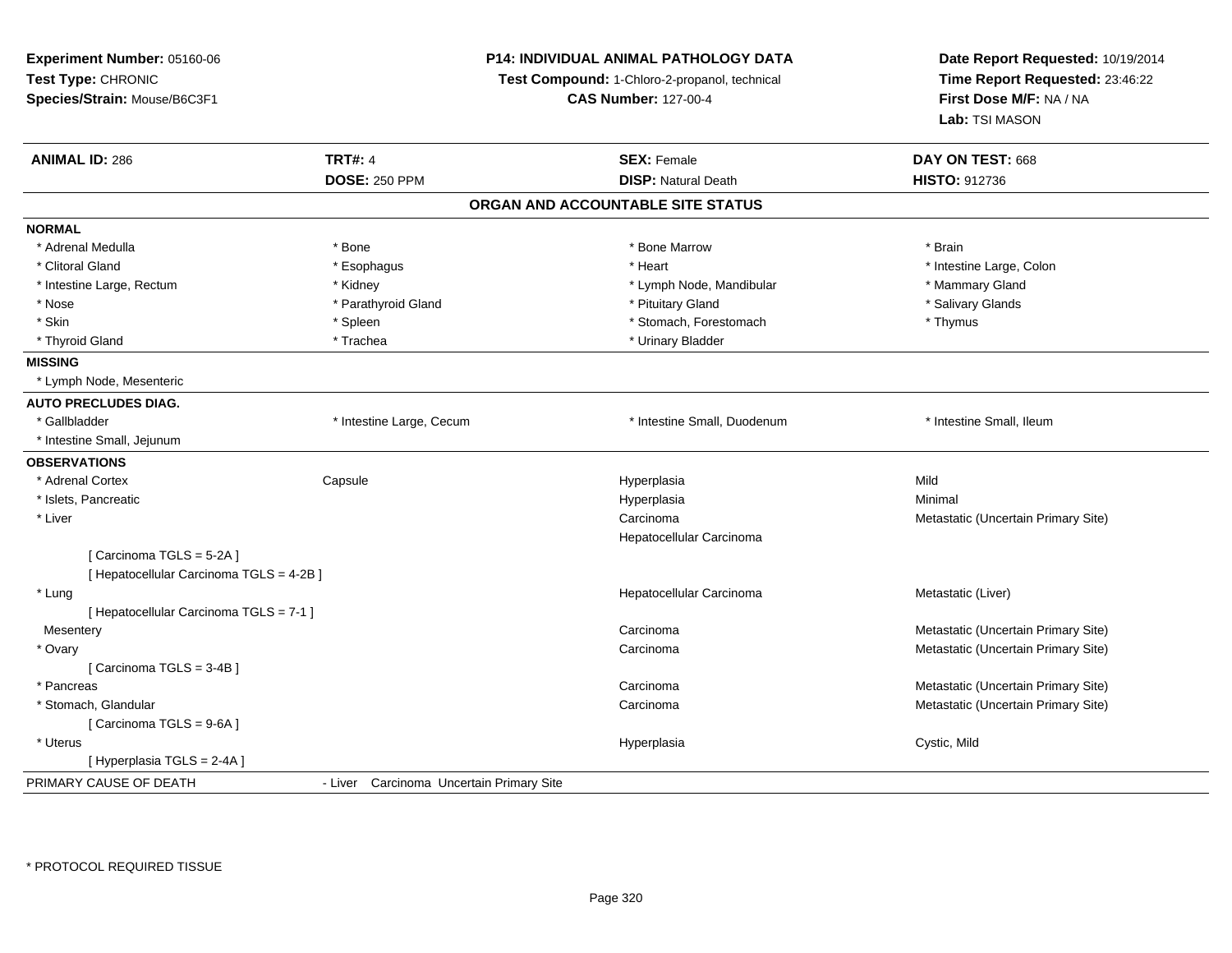**Experiment Number:** 05160-06
**Test Type:** CHRONIC
**Species/Strain:** Mouse/B6C3F1

**P14: INDIVIDUAL ANIMAL PATHOLOGY DATA**
**Test Compound:** 1-Chloro-2-propanol, technical
**CAS Number:** 127-00-4

**Date Report Requested:** 10/19/2014
**Time Report Requested:** 23:46:22
**First Dose M/F:** NA / NA
**Lab:** TSI MASON

| **ANIMAL ID:** 286 | **TRT#:** 4 | **SEX:** Female | **DAY ON TEST:** 668 |
|---|---|---|---|
| | **DOSE:** 250 PPM | **DISP:** Natural Death | **HISTO:** 912736 |

## ORGAN AND ACCOUNTABLE SITE STATUS

**NORMAL**

| | | | |
|---|---|---|---|
| * Adrenal Medulla | * Bone | * Bone Marrow | * Brain |
| * Clitoral Gland | * Esophagus | * Heart | * Intestine Large, Colon |
| * Intestine Large, Rectum | * Kidney | * Lymph Node, Mandibular | * Mammary Gland |
| * Nose | * Parathyroid Gland | * Pituitary Gland | * Salivary Glands |
| * Skin | * Spleen | * Stomach, Forestomach | * Thymus |
| * Thyroid Gland | * Trachea | * Urinary Bladder | |

**MISSING**

* Lymph Node, Mesenteric

**AUTO PRECLUDES DIAG.**

| | | | |
|---|---|---|---|
| * Gallbladder | * Intestine Large, Cecum | * Intestine Small, Duodenum | * Intestine Small, Ileum |
| * Intestine Small, Jejunum | | | |

**OBSERVATIONS**

| | | | |
|---|---|---|---|
| * Adrenal Cortex | Capsule | Hyperplasia | Mild |
| * Islets, Pancreatic | | Hyperplasia | Minimal |
| * Liver | | Carcinoma | Metastatic (Uncertain Primary Site) |
| | | Hepatocellular Carcinoma | |
| [ Carcinoma TGLS = 5-2A ] | | | |
| [ Hepatocellular Carcinoma TGLS = 4-2B ] | | | |
| * Lung | | Hepatocellular Carcinoma | Metastatic (Liver) |
| [ Hepatocellular Carcinoma TGLS = 7-1 ] | | | |
| Mesentery | | Carcinoma | Metastatic (Uncertain Primary Site) |
| * Ovary | | Carcinoma | Metastatic (Uncertain Primary Site) |
| [ Carcinoma TGLS = 3-4B ] | | | |
| * Pancreas | | Carcinoma | Metastatic (Uncertain Primary Site) |
| * Stomach, Glandular | | Carcinoma | Metastatic (Uncertain Primary Site) |
| [ Carcinoma TGLS = 9-6A ] | | | |
| * Uterus | | Hyperplasia | Cystic, Mild |
| [ Hyperplasia TGLS = 2-4A ] | | | |

PRIMARY CAUSE OF DEATH - Liver Carcinoma Uncertain Primary Site

\* PROTOCOL REQUIRED TISSUE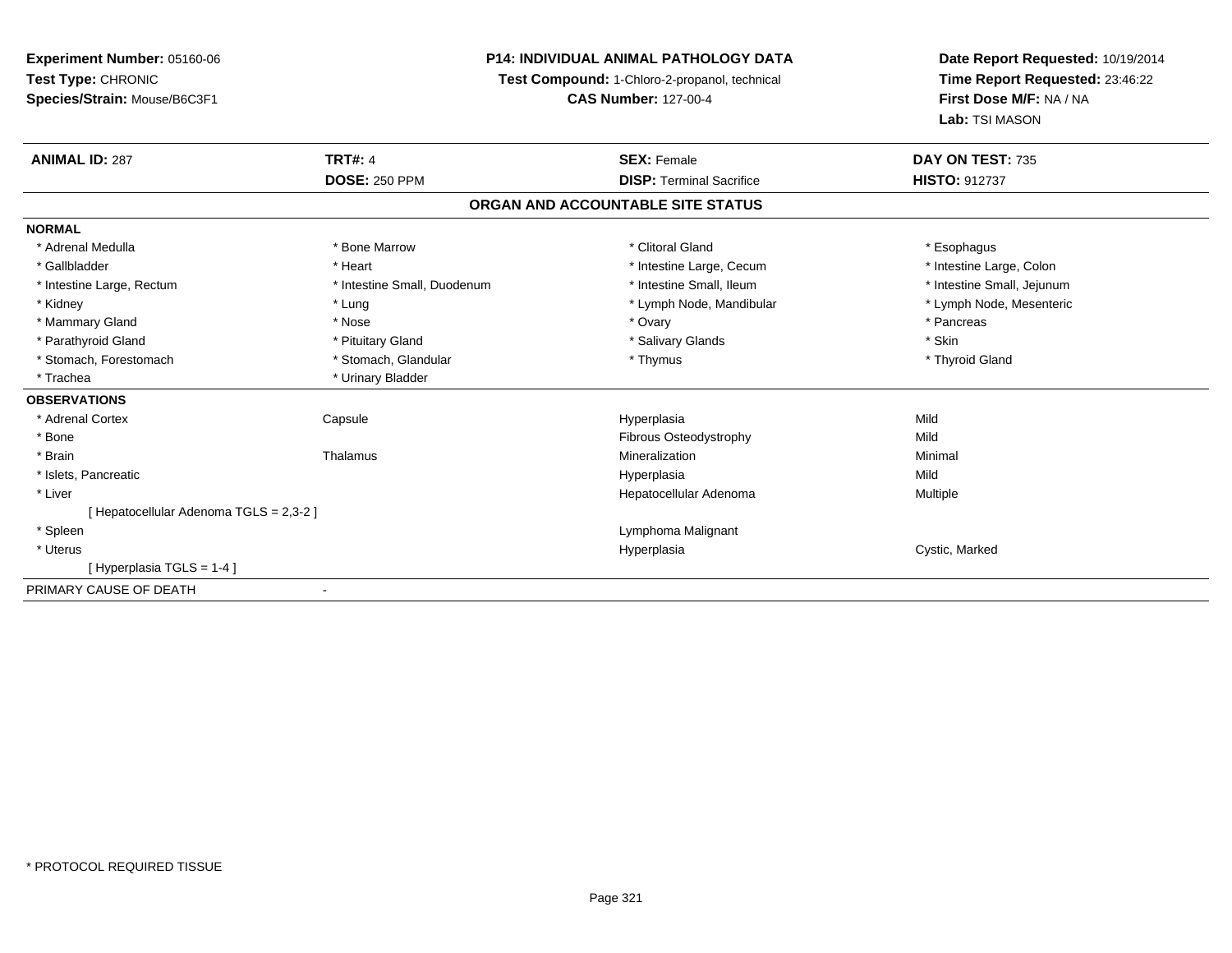**Experiment Number:** 05160-06
**Test Type:** CHRONIC
**Species/Strain:** Mouse/B6C3F1

**P14: INDIVIDUAL ANIMAL PATHOLOGY DATA**
**Test Compound:** 1-Chloro-2-propanol, technical
**CAS Number:** 127-00-4

**Date Report Requested:** 10/19/2014
**Time Report Requested:** 23:46:22
**First Dose M/F:** NA / NA
**Lab:** TSI MASON

| **ANIMAL ID:** 287 | **TRT#:** 4 | **SEX:** Female | **DAY ON TEST:** 735 |
|---|---|---|---|
| | **DOSE:** 250 PPM | **DISP:** Terminal Sacrifice | **HISTO:** 912737 |

## ORGAN AND ACCOUNTABLE SITE STATUS

**NORMAL**

| | | | |
|---|---|---|---|
| * Adrenal Medulla | * Bone Marrow | * Clitoral Gland | * Esophagus |
| * Gallbladder | * Heart | * Intestine Large, Cecum | * Intestine Large, Colon |
| * Intestine Large, Rectum | * Intestine Small, Duodenum | * Intestine Small, Ileum | * Intestine Small, Jejunum |
| * Kidney | * Lung | * Lymph Node, Mandibular | * Lymph Node, Mesenteric |
| * Mammary Gland | * Nose | * Ovary | * Pancreas |
| * Parathyroid Gland | * Pituitary Gland | * Salivary Glands | * Skin |
| * Stomach, Forestomach | * Stomach, Glandular | * Thymus | * Thyroid Gland |
| * Trachea | * Urinary Bladder | | |

**OBSERVATIONS**

| | | | |
|---|---|---|---|
| * Adrenal Cortex | Capsule | Hyperplasia | Mild |
| * Bone | | Fibrous Osteodystrophy | Mild |
| * Brain | Thalamus | Mineralization | Minimal |
| * Islets, Pancreatic | | Hyperplasia | Mild |
| * Liver | | Hepatocellular Adenoma | Multiple |
| [ Hepatocellular Adenoma TGLS = 2,3-2 ] | | | |
| * Spleen | | Lymphoma Malignant | |
| * Uterus | | Hyperplasia | Cystic, Marked |
| [ Hyperplasia TGLS = 1-4 ] | | | |

PRIMARY CAUSE OF DEATH -

\* PROTOCOL REQUIRED TISSUE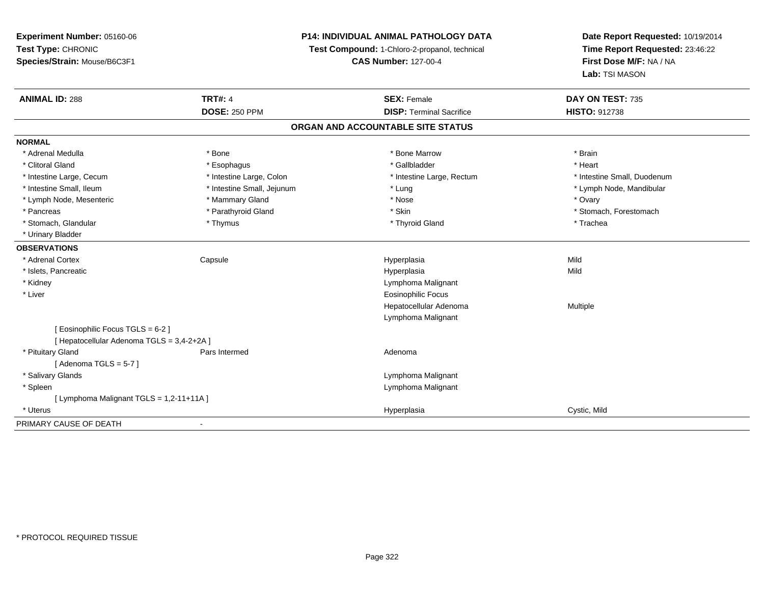**Experiment Number:** 05160-06
**Test Type:** CHRONIC
**Species/Strain:** Mouse/B6C3F1

**P14: INDIVIDUAL ANIMAL PATHOLOGY DATA**
**Test Compound:** 1-Chloro-2-propanol, technical
**CAS Number:** 127-00-4

**Date Report Requested:** 10/19/2014
**Time Report Requested:** 23:46:22
**First Dose M/F:** NA / NA
**Lab:** TSI MASON

| **ANIMAL ID:** 288 | **TRT#:** 4 | **SEX:** Female | **DAY ON TEST:** 735 |
|---|---|---|---|
| | **DOSE:** 250 PPM | **DISP:** Terminal Sacrifice | **HISTO:** 912738 |

## ORGAN AND ACCOUNTABLE SITE STATUS

**NORMAL**

| | | | |
|---|---|---|---|
| * Adrenal Medulla | * Bone | * Bone Marrow | * Brain |
| * Clitoral Gland | * Esophagus | * Gallbladder | * Heart |
| * Intestine Large, Cecum | * Intestine Large, Colon | * Intestine Large, Rectum | * Intestine Small, Duodenum |
| * Intestine Small, Ileum | * Intestine Small, Jejunum | * Lung | * Lymph Node, Mandibular |
| * Lymph Node, Mesenteric | * Mammary Gland | * Nose | * Ovary |
| * Pancreas | * Parathyroid Gland | * Skin | * Stomach, Forestomach |
| * Stomach, Glandular | * Thymus | * Thyroid Gland | * Trachea |
| * Urinary Bladder | | | |

**OBSERVATIONS**

| | | | |
|---|---|---|---|
| * Adrenal Cortex | Capsule | Hyperplasia | Mild |
| * Islets, Pancreatic | | Hyperplasia | Mild |
| * Kidney | | Lymphoma Malignant | |
| * Liver | | Eosinophilic Focus | |
| | | Hepatocellular Adenoma | Multiple |
| | | Lymphoma Malignant | |
| [ Eosinophilic Focus TGLS = 6-2 ] | | | |
| [ Hepatocellular Adenoma TGLS = 3,4-2+2A ] | | | |
| * Pituitary Gland | Pars Intermed | Adenoma | |
| [ Adenoma TGLS = 5-7 ] | | | |
| * Salivary Glands | | Lymphoma Malignant | |
| * Spleen | | Lymphoma Malignant | |
| [ Lymphoma Malignant TGLS = 1,2-11+11A ] | | | |
| * Uterus | | Hyperplasia | Cystic, Mild |

PRIMARY CAUSE OF DEATH -

* PROTOCOL REQUIRED TISSUE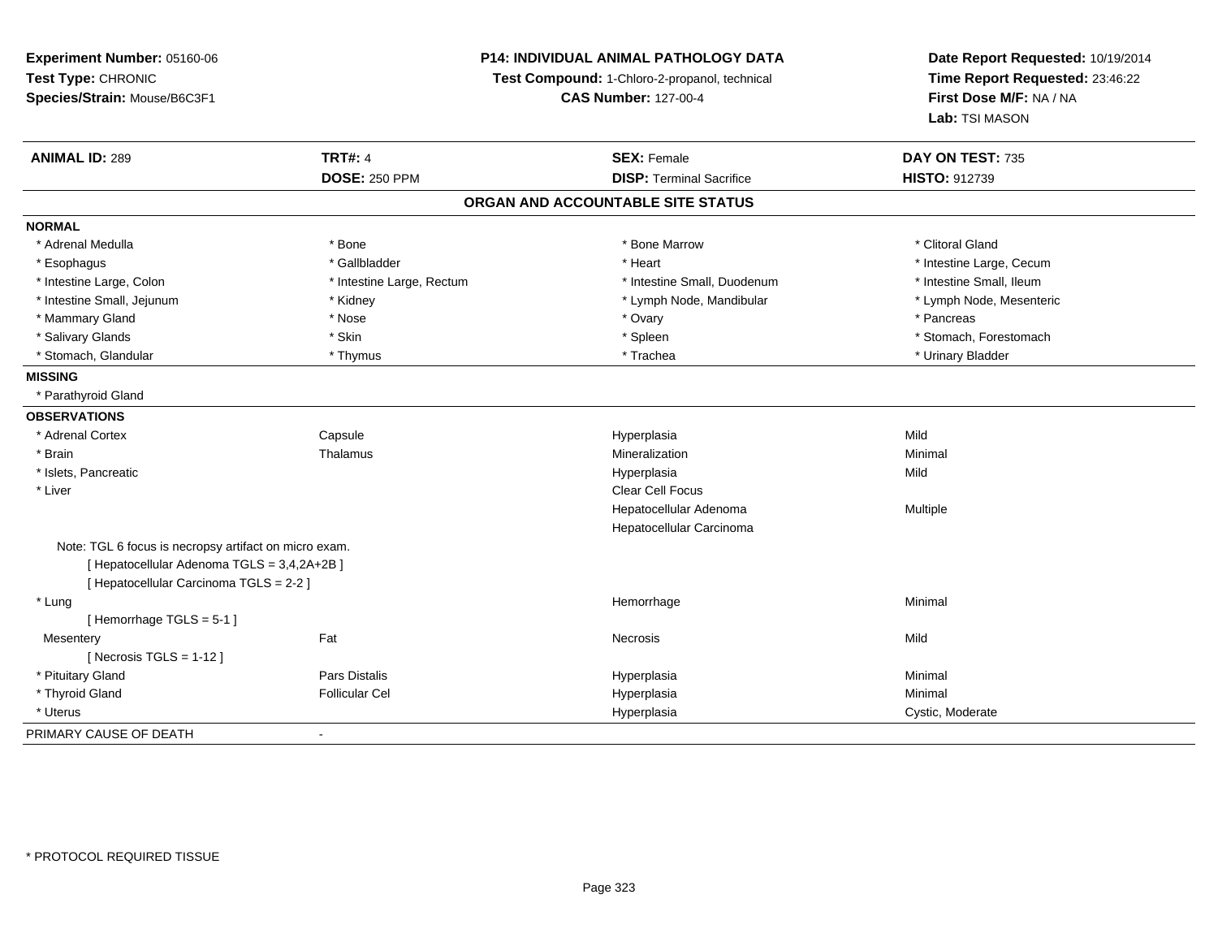**Experiment Number:** 05160-06
**Test Type:** CHRONIC
**Species/Strain:** Mouse/B6C3F1

**P14: INDIVIDUAL ANIMAL PATHOLOGY DATA**
**Test Compound:** 1-Chloro-2-propanol, technical
**CAS Number:** 127-00-4

**Date Report Requested:** 10/19/2014
**Time Report Requested:** 23:46:22
**First Dose M/F:** NA / NA
**Lab:** TSI MASON

| **ANIMAL ID:** 289 | **TRT#:** 4 | **SEX:** Female | **DAY ON TEST:** 735 |
|---|---|---|---|
| | **DOSE:** 250 PPM | **DISP:** Terminal Sacrifice | **HISTO:** 912739 |

## ORGAN AND ACCOUNTABLE SITE STATUS

**NORMAL**

| | | | |
|---|---|---|---|
| * Adrenal Medulla | * Bone | * Bone Marrow | * Clitoral Gland |
| * Esophagus | * Gallbladder | * Heart | * Intestine Large, Cecum |
| * Intestine Large, Colon | * Intestine Large, Rectum | * Intestine Small, Duodenum | * Intestine Small, Ileum |
| * Intestine Small, Jejunum | * Kidney | * Lymph Node, Mandibular | * Lymph Node, Mesenteric |
| * Mammary Gland | * Nose | * Ovary | * Pancreas |
| * Salivary Glands | * Skin | * Spleen | * Stomach, Forestomach |
| * Stomach, Glandular | * Thymus | * Trachea | * Urinary Bladder |

**MISSING**

* Parathyroid Gland

**OBSERVATIONS**

| | | | |
|---|---|---|---|
| * Adrenal Cortex | Capsule | Hyperplasia | Mild |
| * Brain | Thalamus | Mineralization | Minimal |
| * Islets, Pancreatic | | Hyperplasia | Mild |
| * Liver | | Clear Cell Focus | |
| | | Hepatocellular Adenoma | Multiple |
| | | Hepatocellular Carcinoma | |
| Note: TGL 6 focus is necropsy artifact on micro exam. | | | |
| [ Hepatocellular Adenoma TGLS = 3,4,2A+2B ] | | | |
| [ Hepatocellular Carcinoma TGLS = 2-2 ] | | | |
| * Lung | | Hemorrhage | Minimal |
| [ Hemorrhage TGLS = 5-1 ] | | | |
| Mesentery | Fat | Necrosis | Mild |
| [ Necrosis TGLS = 1-12 ] | | | |
| * Pituitary Gland | Pars Distalis | Hyperplasia | Minimal |
| * Thyroid Gland | Follicular Cel | Hyperplasia | Minimal |
| * Uterus | | Hyperplasia | Cystic, Moderate |

PRIMARY CAUSE OF DEATH -

* PROTOCOL REQUIRED TISSUE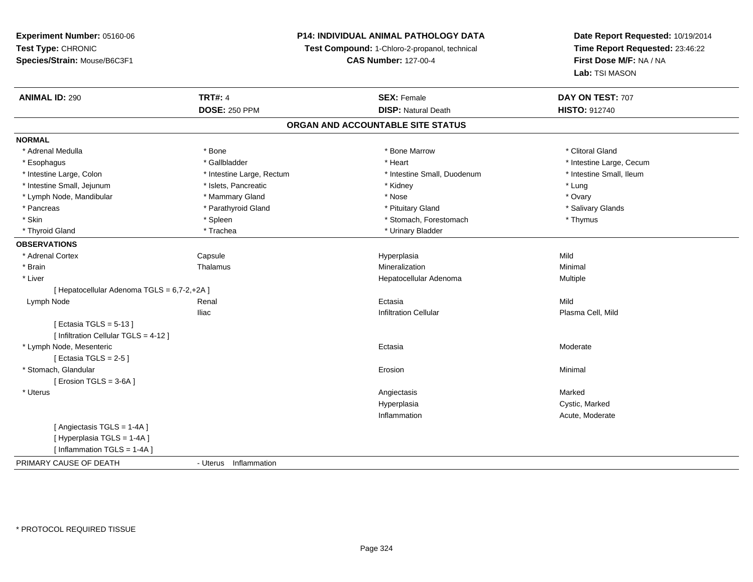**Experiment Number:** 05160-06
**Test Type:** CHRONIC
**Species/Strain:** Mouse/B6C3F1

**P14: INDIVIDUAL ANIMAL PATHOLOGY DATA**
**Test Compound:** 1-Chloro-2-propanol, technical
**CAS Number:** 127-00-4

**Date Report Requested:** 10/19/2014
**Time Report Requested:** 23:46:22
**First Dose M/F:** NA / NA
**Lab:** TSI MASON

| **ANIMAL ID:** 290 | **TRT#:** 4 | **SEX:** Female | **DAY ON TEST:** 707 |
|---|---|---|---|
| | **DOSE:** 250 PPM | **DISP:** Natural Death | **HISTO:** 912740 |

## ORGAN AND ACCOUNTABLE SITE STATUS

**NORMAL**

| | | | |
|---|---|---|---|
| * Adrenal Medulla | * Bone | * Bone Marrow | * Clitoral Gland |
| * Esophagus | * Gallbladder | * Heart | * Intestine Large, Cecum |
| * Intestine Large, Colon | * Intestine Large, Rectum | * Intestine Small, Duodenum | * Intestine Small, Ileum |
| * Intestine Small, Jejunum | * Islets, Pancreatic | * Kidney | * Lung |
| * Lymph Node, Mandibular | * Mammary Gland | * Nose | * Ovary |
| * Pancreas | * Parathyroid Gland | * Pituitary Gland | * Salivary Glands |
| * Skin | * Spleen | * Stomach, Forestomach | * Thymus |
| * Thyroid Gland | * Trachea | * Urinary Bladder | |

**OBSERVATIONS**

| | | | |
|---|---|---|---|
| * Adrenal Cortex | Capsule | Hyperplasia | Mild |
| * Brain | Thalamus | Mineralization | Minimal |
| * Liver | | Hepatocellular Adenoma | Multiple |
| [ Hepatocellular Adenoma TGLS = 6,7-2,+2A ] | | | |
| Lymph Node | Renal | Ectasia | Mild |
| | Iliac | Infiltration Cellular | Plasma Cell, Mild |
| [ Ectasia TGLS = 5-13 ] | | | |
| [ Infiltration Cellular TGLS = 4-12 ] | | | |
| * Lymph Node, Mesenteric | | Ectasia | Moderate |
| [ Ectasia TGLS = 2-5 ] | | | |
| * Stomach, Glandular | | Erosion | Minimal |
| [ Erosion TGLS = 3-6A ] | | | |
| * Uterus | | Angiectasis | Marked |
| | | Hyperplasia | Cystic, Marked |
| | | Inflammation | Acute, Moderate |
| [ Angiectasis TGLS = 1-4A ] | | | |
| [ Hyperplasia TGLS = 1-4A ] | | | |
| [ Inflammation TGLS = 1-4A ] | | | |

PRIMARY CAUSE OF DEATH - Uterus Inflammation

* PROTOCOL REQUIRED TISSUE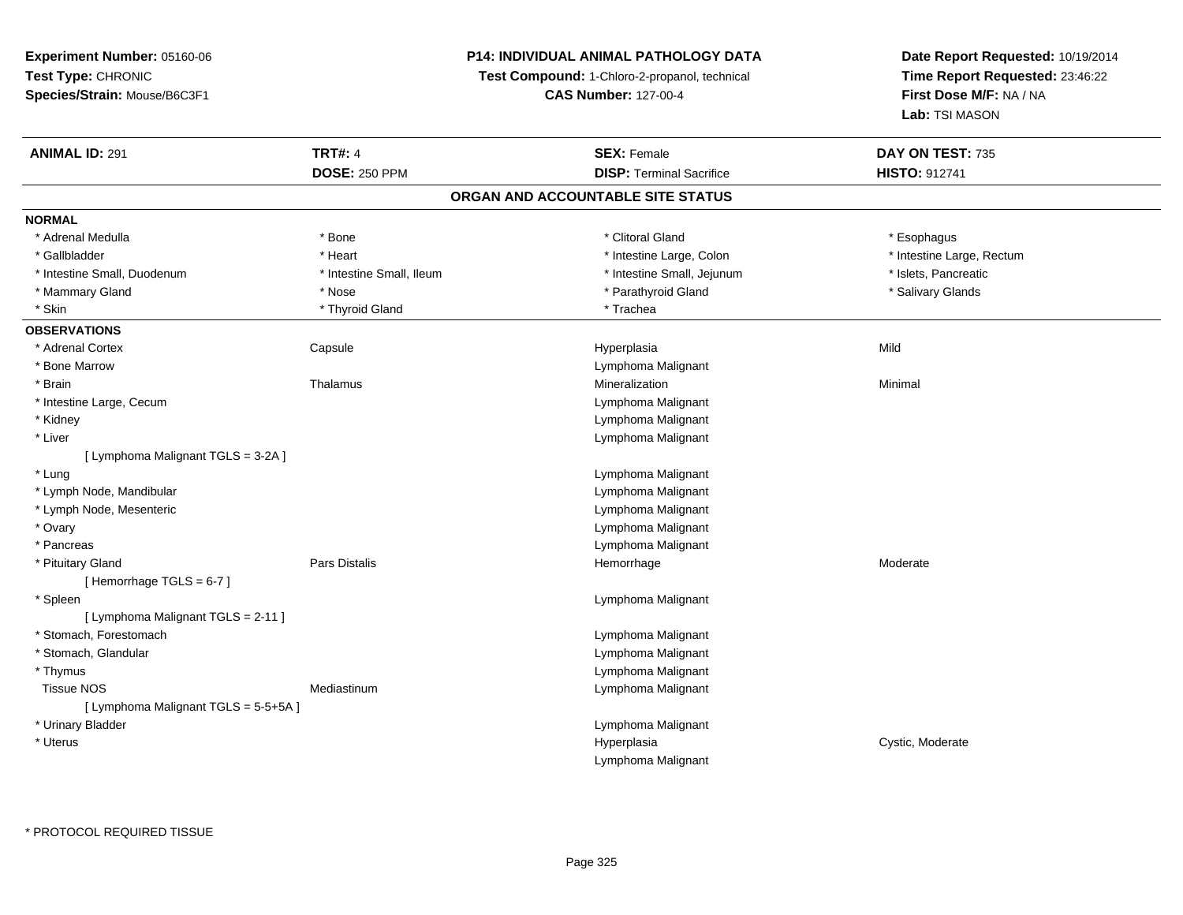**Experiment Number:** 05160-06
**Test Type:** CHRONIC
**Species/Strain:** Mouse/B6C3F1

**P14: INDIVIDUAL ANIMAL PATHOLOGY DATA**
**Test Compound:** 1-Chloro-2-propanol, technical
**CAS Number:** 127-00-4

**Date Report Requested:** 10/19/2014
**Time Report Requested:** 23:46:22
**First Dose M/F:** NA / NA
**Lab:** TSI MASON

| **ANIMAL ID:** 291 | **TRT#:** 4 | **SEX:** Female | **DAY ON TEST:** 735 |
|---|---|---|---|
| | **DOSE:** 250 PPM | **DISP:** Terminal Sacrifice | **HISTO:** 912741 |

## ORGAN AND ACCOUNTABLE SITE STATUS

**NORMAL**

| | | | |
|---|---|---|---|
| * Adrenal Medulla | * Bone | * Clitoral Gland | * Esophagus |
| * Gallbladder | * Heart | * Intestine Large, Colon | * Intestine Large, Rectum |
| * Intestine Small, Duodenum | * Intestine Small, Ileum | * Intestine Small, Jejunum | * Islets, Pancreatic |
| * Mammary Gland | * Nose | * Parathyroid Gland | * Salivary Glands |
| * Skin | * Thyroid Gland | * Trachea | |

**OBSERVATIONS**

| | | | |
|---|---|---|---|
| * Adrenal Cortex | Capsule | Hyperplasia | Mild |
| * Bone Marrow | | Lymphoma Malignant | |
| * Brain | Thalamus | Mineralization | Minimal |
| * Intestine Large, Cecum | | Lymphoma Malignant | |
| * Kidney | | Lymphoma Malignant | |
| * Liver | | Lymphoma Malignant | |
| [ Lymphoma Malignant TGLS = 3-2A ] | | | |
| * Lung | | Lymphoma Malignant | |
| * Lymph Node, Mandibular | | Lymphoma Malignant | |
| * Lymph Node, Mesenteric | | Lymphoma Malignant | |
| * Ovary | | Lymphoma Malignant | |
| * Pancreas | | Lymphoma Malignant | |
| * Pituitary Gland | Pars Distalis | Hemorrhage | Moderate |
| [ Hemorrhage TGLS = 6-7 ] | | | |
| * Spleen | | Lymphoma Malignant | |
| [ Lymphoma Malignant TGLS = 2-11 ] | | | |
| * Stomach, Forestomach | | Lymphoma Malignant | |
| * Stomach, Glandular | | Lymphoma Malignant | |
| * Thymus | | Lymphoma Malignant | |
| Tissue NOS | Mediastinum | Lymphoma Malignant | |
| [ Lymphoma Malignant TGLS = 5-5+5A ] | | | |
| * Urinary Bladder | | Lymphoma Malignant | |
| * Uterus | | Hyperplasia | Cystic, Moderate |
| | | Lymphoma Malignant | |

* PROTOCOL REQUIRED TISSUE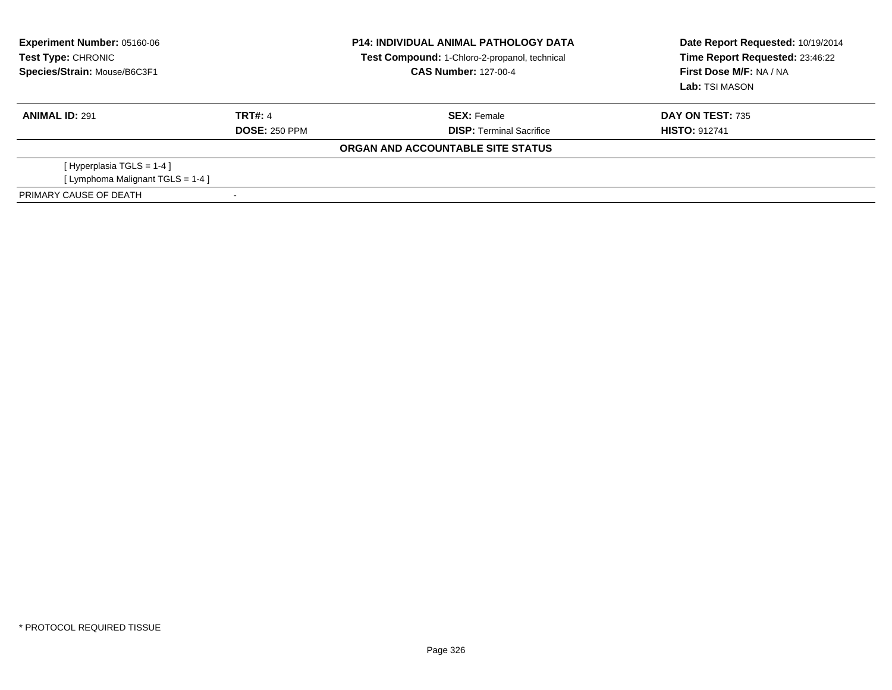**Experiment Number:** 05160-06
**Test Type:** CHRONIC
**Species/Strain:** Mouse/B6C3F1

**P14: INDIVIDUAL ANIMAL PATHOLOGY DATA**
**Test Compound:** 1-Chloro-2-propanol, technical
**CAS Number:** 127-00-4

**Date Report Requested:** 10/19/2014
**Time Report Requested:** 23:46:22
**First Dose M/F:** NA / NA
**Lab:** TSI MASON

| **ANIMAL ID:** 291 | **TRT#:** 4 | **SEX:** Female | **DAY ON TEST:** 735 |
|---|---|---|---|
| | **DOSE:** 250 PPM | **DISP:** Terminal Sacrifice | **HISTO:** 912741 |

**ORGAN AND ACCOUNTABLE SITE STATUS**

[ Hyperplasia TGLS = 1-4 ]
[ Lymphoma Malignant TGLS = 1-4 ]

| PRIMARY CAUSE OF DEATH | - |
|---|---|

* PROTOCOL REQUIRED TISSUE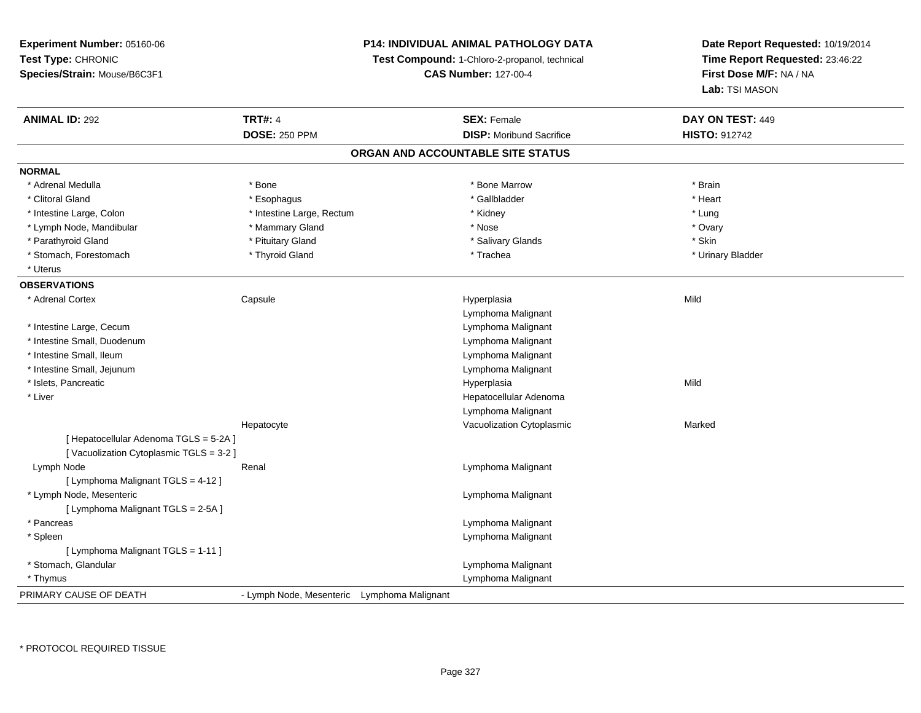**Experiment Number:** 05160-06
**Test Type:** CHRONIC
**Species/Strain:** Mouse/B6C3F1

**P14: INDIVIDUAL ANIMAL PATHOLOGY DATA**
**Test Compound:** 1-Chloro-2-propanol, technical
**CAS Number:** 127-00-4

**Date Report Requested:** 10/19/2014
**Time Report Requested:** 23:46:22
**First Dose M/F:** NA / NA
**Lab:** TSI MASON

| **ANIMAL ID:** 292 | **TRT#:** 4 | **SEX:** Female | **DAY ON TEST:** 449 |
|---|---|---|---|
| | **DOSE:** 250 PPM | **DISP:** Moribund Sacrifice | **HISTO:** 912742 |

## ORGAN AND ACCOUNTABLE SITE STATUS

**NORMAL**

| | | | |
|---|---|---|---|
| * Adrenal Medulla | * Bone | * Bone Marrow | * Brain |
| * Clitoral Gland | * Esophagus | * Gallbladder | * Heart |
| * Intestine Large, Colon | * Intestine Large, Rectum | * Kidney | * Lung |
| * Lymph Node, Mandibular | * Mammary Gland | * Nose | * Ovary |
| * Parathyroid Gland | * Pituitary Gland | * Salivary Glands | * Skin |
| * Stomach, Forestomach | * Thyroid Gland | * Trachea | * Urinary Bladder |
| * Uterus | | | |

**OBSERVATIONS**

| | | | |
|---|---|---|---|
| * Adrenal Cortex | Capsule | Hyperplasia | Mild |
| | | Lymphoma Malignant | |
| * Intestine Large, Cecum | | Lymphoma Malignant | |
| * Intestine Small, Duodenum | | Lymphoma Malignant | |
| * Intestine Small, Ileum | | Lymphoma Malignant | |
| * Intestine Small, Jejunum | | Lymphoma Malignant | |
| * Islets, Pancreatic | | Hyperplasia | Mild |
| * Liver | | Hepatocellular Adenoma | |
| | | Lymphoma Malignant | |
| | Hepatocyte | Vacuolization Cytoplasmic | Marked |
| [ Hepatocellular Adenoma TGLS = 5-2A ] | | | |
| [ Vacuolization Cytoplasmic TGLS = 3-2 ] | | | |
| Lymph Node | Renal | Lymphoma Malignant | |
| [ Lymphoma Malignant TGLS = 4-12 ] | | | |
| * Lymph Node, Mesenteric | | Lymphoma Malignant | |
| [ Lymphoma Malignant TGLS = 2-5A ] | | | |
| * Pancreas | | Lymphoma Malignant | |
| * Spleen | | Lymphoma Malignant | |
| [ Lymphoma Malignant TGLS = 1-11 ] | | | |
| * Stomach, Glandular | | Lymphoma Malignant | |
| * Thymus | | Lymphoma Malignant | |

PRIMARY CAUSE OF DEATH - Lymph Node, Mesenteric Lymphoma Malignant

\* PROTOCOL REQUIRED TISSUE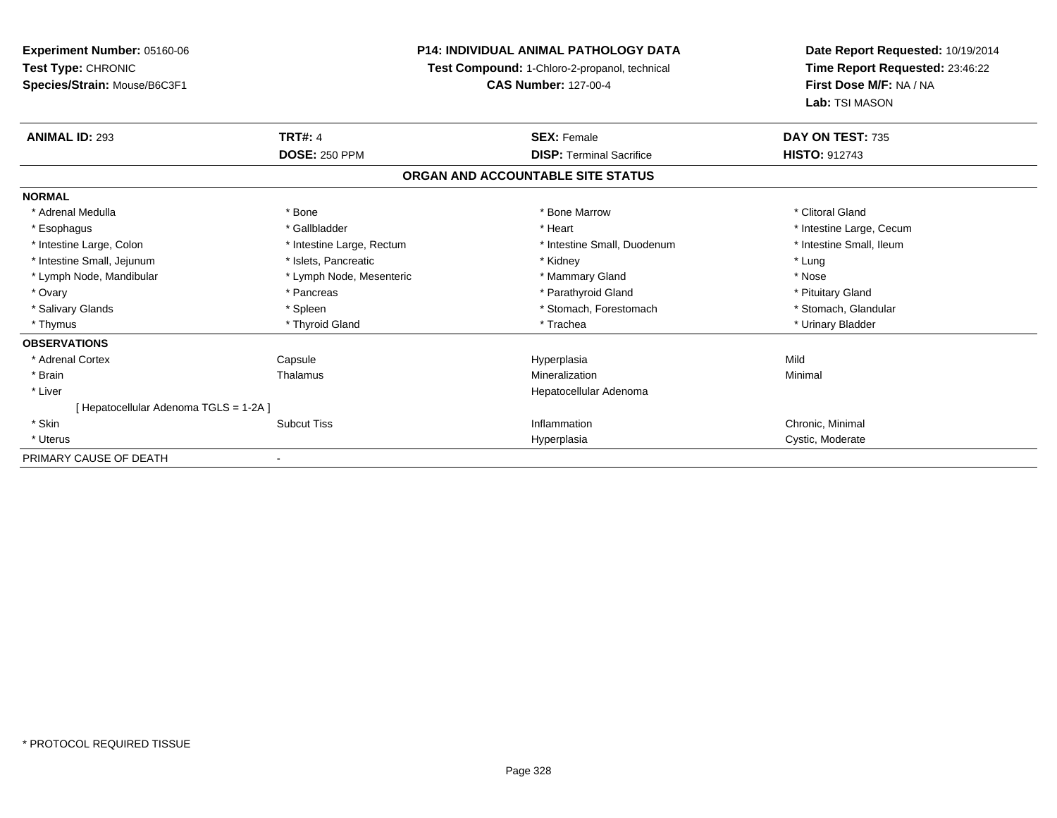**Experiment Number:** 05160-06
**Test Type:** CHRONIC
**Species/Strain:** Mouse/B6C3F1

**P14: INDIVIDUAL ANIMAL PATHOLOGY DATA**
**Test Compound:** 1-Chloro-2-propanol, technical
**CAS Number:** 127-00-4

**Date Report Requested:** 10/19/2014
**Time Report Requested:** 23:46:22
**First Dose M/F:** NA / NA
**Lab:** TSI MASON

| **ANIMAL ID:** 293 | **TRT#:** 4 | **SEX:** Female | **DAY ON TEST:** 735 |
|---|---|---|---|
| | **DOSE:** 250 PPM | **DISP:** Terminal Sacrifice | **HISTO:** 912743 |

## ORGAN AND ACCOUNTABLE SITE STATUS

**NORMAL**

| | | | |
|---|---|---|---|
| * Adrenal Medulla | * Bone | * Bone Marrow | * Clitoral Gland |
| * Esophagus | * Gallbladder | * Heart | * Intestine Large, Cecum |
| * Intestine Large, Colon | * Intestine Large, Rectum | * Intestine Small, Duodenum | * Intestine Small, Ileum |
| * Intestine Small, Jejunum | * Islets, Pancreatic | * Kidney | * Lung |
| * Lymph Node, Mandibular | * Lymph Node, Mesenteric | * Mammary Gland | * Nose |
| * Ovary | * Pancreas | * Parathyroid Gland | * Pituitary Gland |
| * Salivary Glands | * Spleen | * Stomach, Forestomach | * Stomach, Glandular |
| * Thymus | * Thyroid Gland | * Trachea | * Urinary Bladder |

**OBSERVATIONS**

| | | | |
|---|---|---|---|
| * Adrenal Cortex | Capsule | Hyperplasia | Mild |
| * Brain | Thalamus | Mineralization | Minimal |
| * Liver | | Hepatocellular Adenoma | |
| [ Hepatocellular Adenoma TGLS = 1-2A ] | | | |
| * Skin | Subcut Tiss | Inflammation | Chronic, Minimal |
| * Uterus | | Hyperplasia | Cystic, Moderate |

PRIMARY CAUSE OF DEATH -

* PROTOCOL REQUIRED TISSUE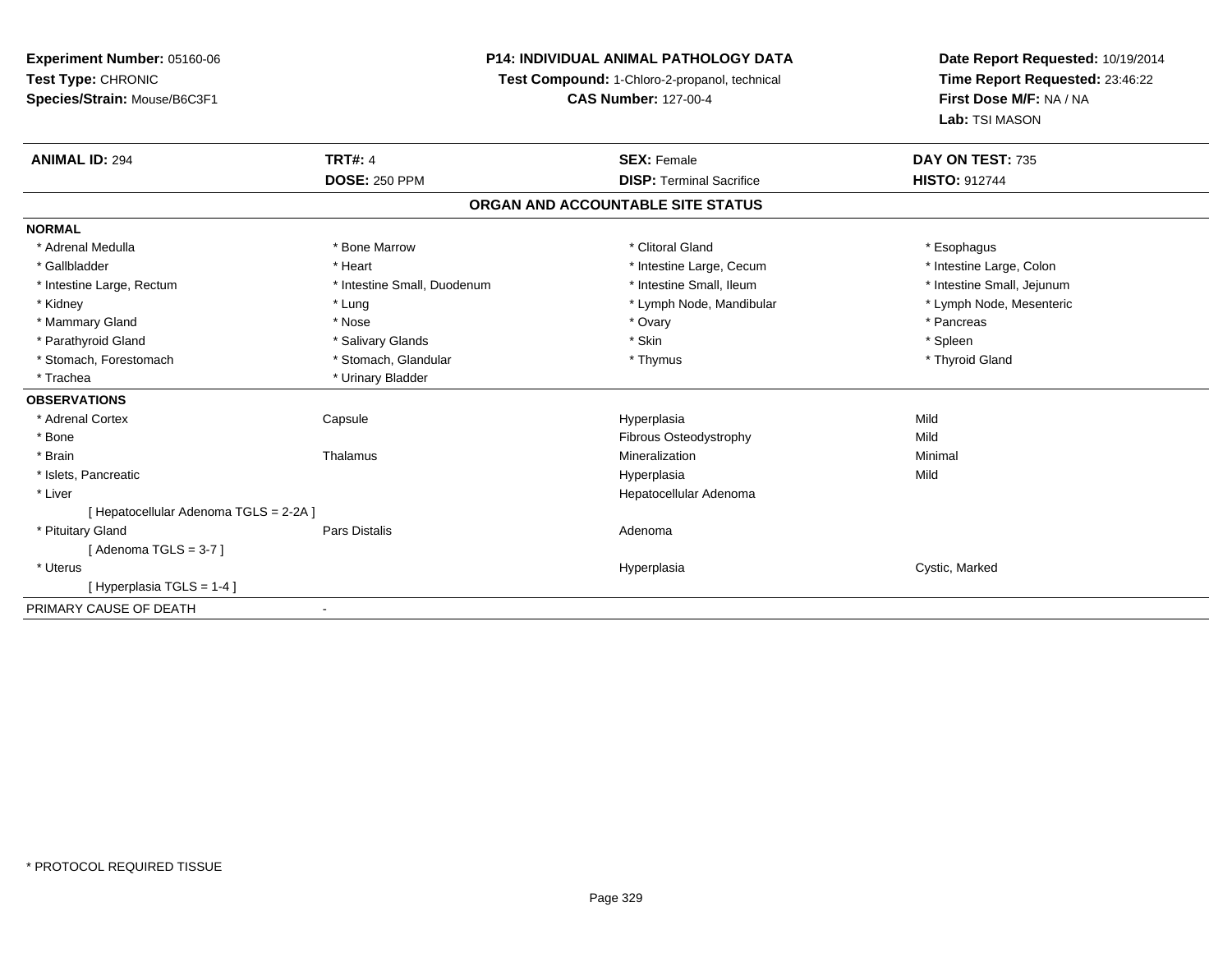**Experiment Number:** 05160-06
**Test Type:** CHRONIC
**Species/Strain:** Mouse/B6C3F1

**P14: INDIVIDUAL ANIMAL PATHOLOGY DATA**
**Test Compound:** 1-Chloro-2-propanol, technical
**CAS Number:** 127-00-4

**Date Report Requested:** 10/19/2014
**Time Report Requested:** 23:46:22
**First Dose M/F:** NA / NA
**Lab:** TSI MASON

| **ANIMAL ID:** 294 | **TRT#:** 4 | **SEX:** Female | **DAY ON TEST:** 735 |
|---|---|---|---|
| | **DOSE:** 250 PPM | **DISP:** Terminal Sacrifice | **HISTO:** 912744 |

## ORGAN AND ACCOUNTABLE SITE STATUS

**NORMAL**

| | | | |
|---|---|---|---|
| * Adrenal Medulla | * Bone Marrow | * Clitoral Gland | * Esophagus |
| * Gallbladder | * Heart | * Intestine Large, Cecum | * Intestine Large, Colon |
| * Intestine Large, Rectum | * Intestine Small, Duodenum | * Intestine Small, Ileum | * Intestine Small, Jejunum |
| * Kidney | * Lung | * Lymph Node, Mandibular | * Lymph Node, Mesenteric |
| * Mammary Gland | * Nose | * Ovary | * Pancreas |
| * Parathyroid Gland | * Salivary Glands | * Skin | * Spleen |
| * Stomach, Forestomach | * Stomach, Glandular | * Thymus | * Thyroid Gland |
| * Trachea | * Urinary Bladder | | |

**OBSERVATIONS**

| | | | |
|---|---|---|---|
| * Adrenal Cortex | Capsule | Hyperplasia | Mild |
| * Bone | | Fibrous Osteodystrophy | Mild |
| * Brain | Thalamus | Mineralization | Minimal |
| * Islets, Pancreatic | | Hyperplasia | Mild |
| * Liver | | Hepatocellular Adenoma | |
| [ Hepatocellular Adenoma TGLS = 2-2A ] | | | |
| * Pituitary Gland | Pars Distalis | Adenoma | |
| [ Adenoma TGLS = 3-7 ] | | | |
| * Uterus | | Hyperplasia | Cystic, Marked |
| [ Hyperplasia TGLS = 1-4 ] | | | |

PRIMARY CAUSE OF DEATH -

* PROTOCOL REQUIRED TISSUE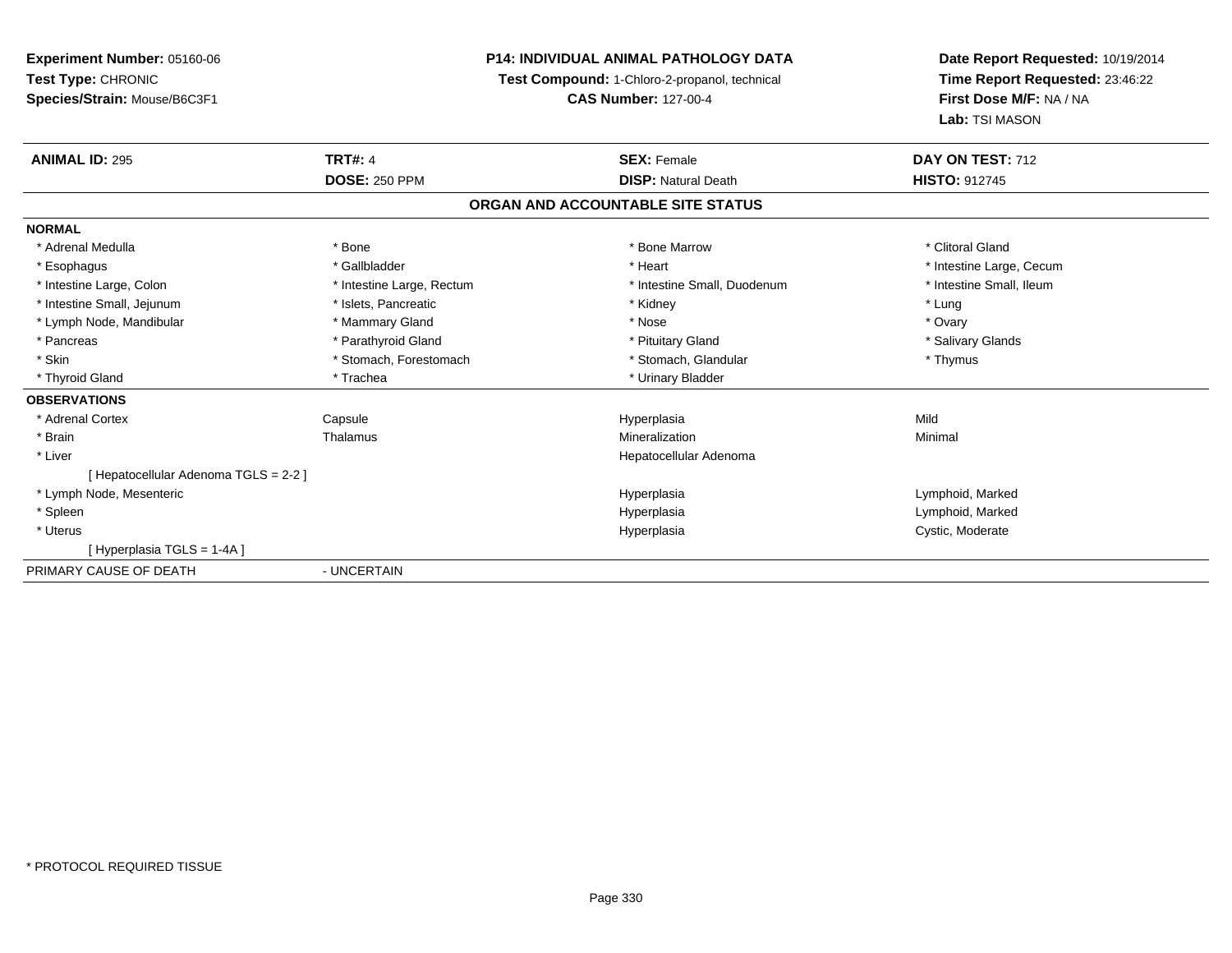**Experiment Number:** 05160-06
**Test Type:** CHRONIC
**Species/Strain:** Mouse/B6C3F1

**P14: INDIVIDUAL ANIMAL PATHOLOGY DATA**
**Test Compound:** 1-Chloro-2-propanol, technical
**CAS Number:** 127-00-4

**Date Report Requested:** 10/19/2014
**Time Report Requested:** 23:46:22
**First Dose M/F:** NA / NA
**Lab:** TSI MASON

| **ANIMAL ID:** 295 | **TRT#:** 4 | **SEX:** Female | **DAY ON TEST:** 712 |
|---|---|---|---|
| | **DOSE:** 250 PPM | **DISP:** Natural Death | **HISTO:** 912745 |

## ORGAN AND ACCOUNTABLE SITE STATUS

| | | | |
|---|---|---|---|
| **NORMAL** | | | |
| * Adrenal Medulla | * Bone | * Bone Marrow | * Clitoral Gland |
| * Esophagus | * Gallbladder | * Heart | * Intestine Large, Cecum |
| * Intestine Large, Colon | * Intestine Large, Rectum | * Intestine Small, Duodenum | * Intestine Small, Ileum |
| * Intestine Small, Jejunum | * Islets, Pancreatic | * Kidney | * Lung |
| * Lymph Node, Mandibular | * Mammary Gland | * Nose | * Ovary |
| * Pancreas | * Parathyroid Gland | * Pituitary Gland | * Salivary Glands |
| * Skin | * Stomach, Forestomach | * Stomach, Glandular | * Thymus |
| * Thyroid Gland | * Trachea | * Urinary Bladder | |
| **OBSERVATIONS** | | | |
| * Adrenal Cortex | Capsule | Hyperplasia | Mild |
| * Brain | Thalamus | Mineralization | Minimal |
| * Liver | | Hepatocellular Adenoma | |
| [ Hepatocellular Adenoma TGLS = 2-2 ] | | | |
| * Lymph Node, Mesenteric | | Hyperplasia | Lymphoid, Marked |
| * Spleen | | Hyperplasia | Lymphoid, Marked |
| * Uterus | | Hyperplasia | Cystic, Moderate |
| [ Hyperplasia TGLS = 1-4A ] | | | |
| PRIMARY CAUSE OF DEATH | - UNCERTAIN | | |

* PROTOCOL REQUIRED TISSUE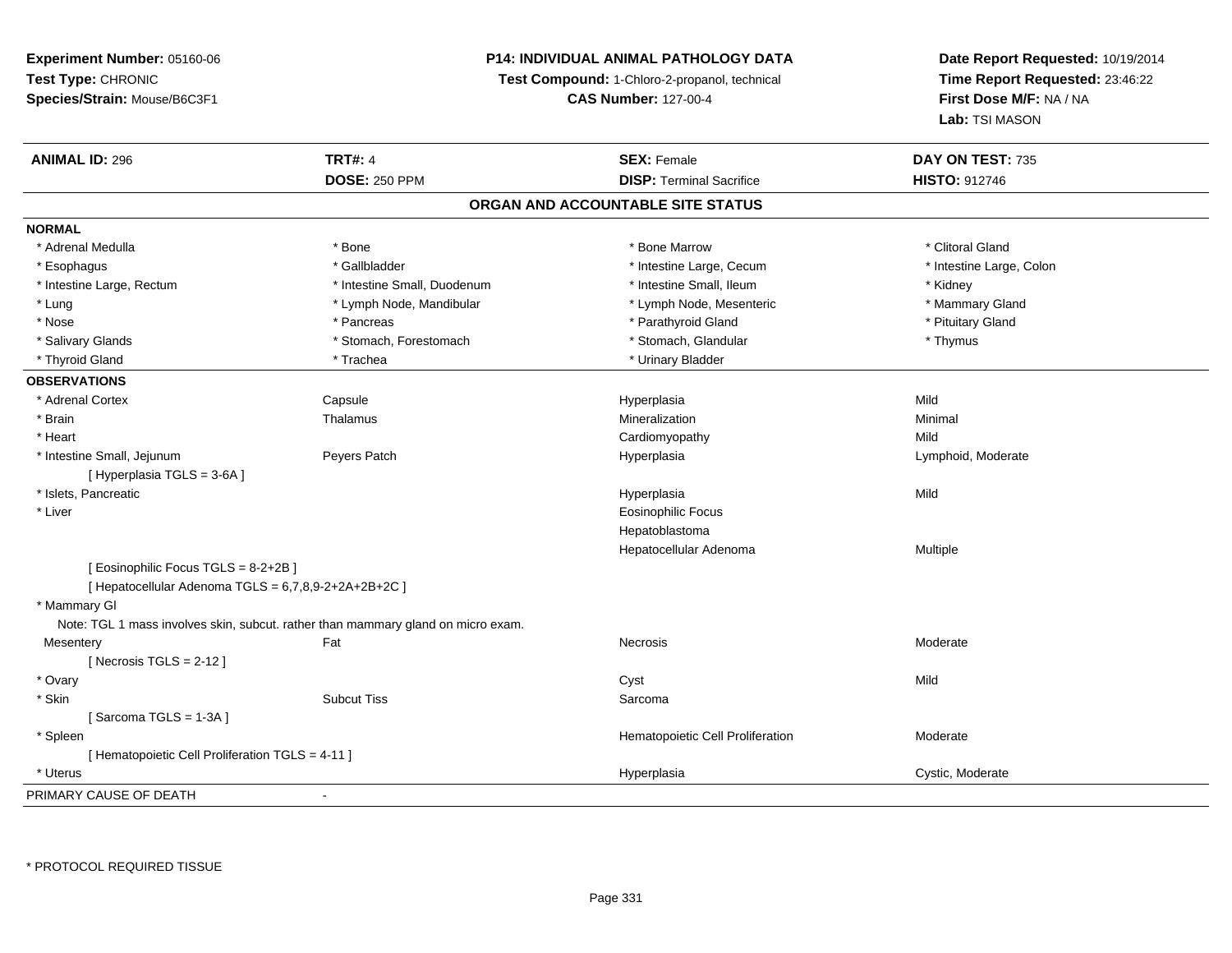**Experiment Number:** 05160-06
**Test Type:** CHRONIC
**Species/Strain:** Mouse/B6C3F1

**P14: INDIVIDUAL ANIMAL PATHOLOGY DATA**
**Test Compound:** 1-Chloro-2-propanol, technical
**CAS Number:** 127-00-4

**Date Report Requested:** 10/19/2014
**Time Report Requested:** 23:46:22
**First Dose M/F:** NA / NA
**Lab:** TSI MASON

| **ANIMAL ID:** 296 | **TRT#:** 4 | **SEX:** Female | **DAY ON TEST:** 735 |
|---|---|---|---|
| | **DOSE:** 250 PPM | **DISP:** Terminal Sacrifice | **HISTO:** 912746 |

## ORGAN AND ACCOUNTABLE SITE STATUS

**NORMAL**

| | | | |
|---|---|---|---|
| * Adrenal Medulla | * Bone | * Bone Marrow | * Clitoral Gland |
| * Esophagus | * Gallbladder | * Intestine Large, Cecum | * Intestine Large, Colon |
| * Intestine Large, Rectum | * Intestine Small, Duodenum | * Intestine Small, Ileum | * Kidney |
| * Lung | * Lymph Node, Mandibular | * Lymph Node, Mesenteric | * Mammary Gland |
| * Nose | * Pancreas | * Parathyroid Gland | * Pituitary Gland |
| * Salivary Glands | * Stomach, Forestomach | * Stomach, Glandular | * Thymus |
| * Thyroid Gland | * Trachea | * Urinary Bladder | |

**OBSERVATIONS**

| | | | |
|---|---|---|---|
| * Adrenal Cortex | Capsule | Hyperplasia | Mild |
| * Brain | Thalamus | Mineralization | Minimal |
| * Heart | | Cardiomyopathy | Mild |
| * Intestine Small, Jejunum | Peyers Patch | Hyperplasia | Lymphoid, Moderate |
| [ Hyperplasia TGLS = 3-6A ] | | | |
| * Islets, Pancreatic | | Hyperplasia | Mild |
| * Liver | | Eosinophilic Focus | |
| | | Hepatoblastoma | |
| | | Hepatocellular Adenoma | Multiple |
| [ Eosinophilic Focus TGLS = 8-2+2B ] | | | |
| [ Hepatocellular Adenoma TGLS = 6,7,8,9-2+2A+2B+2C ] | | | |
| * Mammary Gl | | | |
| Note: TGL 1 mass involves skin, subcut. rather than mammary gland on micro exam. | | | |
| Mesentery | Fat | Necrosis | Moderate |
| [ Necrosis TGLS = 2-12 ] | | | |
| * Ovary | | Cyst | Mild |
| * Skin | Subcut Tiss | Sarcoma | |
| [ Sarcoma TGLS = 1-3A ] | | | |
| * Spleen | | Hematopoietic Cell Proliferation | Moderate |
| [ Hematopoietic Cell Proliferation TGLS = 4-11 ] | | | |
| * Uterus | | Hyperplasia | Cystic, Moderate |

PRIMARY CAUSE OF DEATH -

\* PROTOCOL REQUIRED TISSUE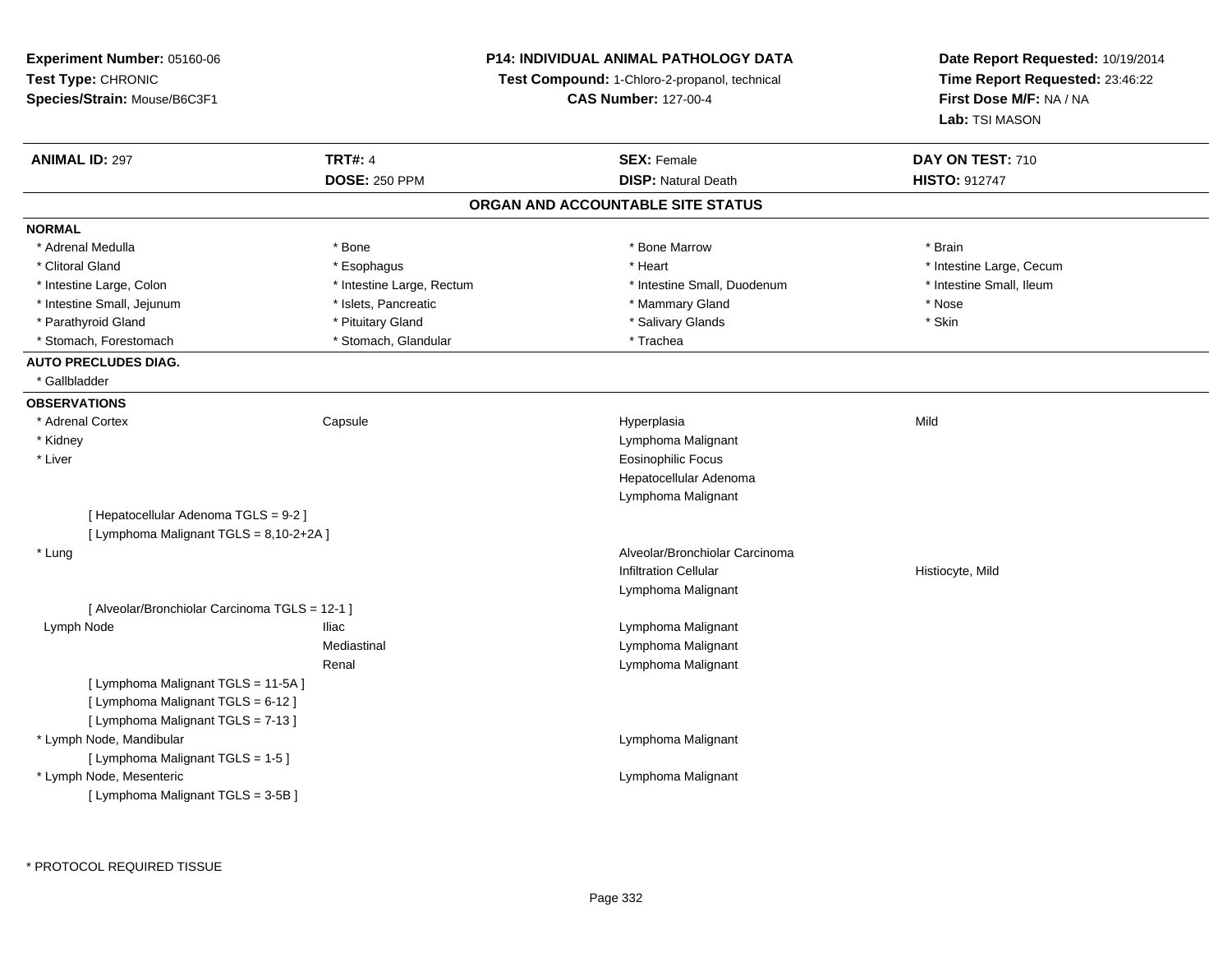**Experiment Number:** 05160-06
**Test Type:** CHRONIC
**Species/Strain:** Mouse/B6C3F1

**P14: INDIVIDUAL ANIMAL PATHOLOGY DATA**
**Test Compound:** 1-Chloro-2-propanol, technical
**CAS Number:** 127-00-4

**Date Report Requested:** 10/19/2014
**Time Report Requested:** 23:46:22
**First Dose M/F:** NA / NA
**Lab:** TSI MASON

| **ANIMAL ID:** 297 | **TRT#:** 4 | **SEX:** Female | **DAY ON TEST:** 710 |
|---|---|---|---|
| | **DOSE:** 250 PPM | **DISP:** Natural Death | **HISTO:** 912747 |

## ORGAN AND ACCOUNTABLE SITE STATUS

**NORMAL**

| | | | |
|---|---|---|---|
| * Adrenal Medulla | * Bone | * Bone Marrow | * Brain |
| * Clitoral Gland | * Esophagus | * Heart | * Intestine Large, Cecum |
| * Intestine Large, Colon | * Intestine Large, Rectum | * Intestine Small, Duodenum | * Intestine Small, Ileum |
| * Intestine Small, Jejunum | * Islets, Pancreatic | * Mammary Gland | * Nose |
| * Parathyroid Gland | * Pituitary Gland | * Salivary Glands | * Skin |
| * Stomach, Forestomach | * Stomach, Glandular | * Trachea | |

**AUTO PRECLUDES DIAG.**

* Gallbladder

**OBSERVATIONS**

| | | | |
|---|---|---|---|
| * Adrenal Cortex | Capsule | Hyperplasia | Mild |
| * Kidney | | Lymphoma Malignant | |
| * Liver | | Eosinophilic Focus | |
| | | Hepatocellular Adenoma | |
| | | Lymphoma Malignant | |
| [ Hepatocellular Adenoma TGLS = 9-2 ] | | | |
| [ Lymphoma Malignant TGLS = 8,10-2+2A ] | | | |
| * Lung | | Alveolar/Bronchiolar Carcinoma | |
| | | Infiltration Cellular | Histiocyte, Mild |
| | | Lymphoma Malignant | |
| [ Alveolar/Bronchiolar Carcinoma TGLS = 12-1 ] | | | |
| Lymph Node | Iliac | Lymphoma Malignant | |
| | Mediastinal | Lymphoma Malignant | |
| | Renal | Lymphoma Malignant | |
| [ Lymphoma Malignant TGLS = 11-5A ] | | | |
| [ Lymphoma Malignant TGLS = 6-12 ] | | | |
| [ Lymphoma Malignant TGLS = 7-13 ] | | | |
| * Lymph Node, Mandibular | | Lymphoma Malignant | |
| [ Lymphoma Malignant TGLS = 1-5 ] | | | |
| * Lymph Node, Mesenteric | | Lymphoma Malignant | |
| [ Lymphoma Malignant TGLS = 3-5B ] | | | |

* PROTOCOL REQUIRED TISSUE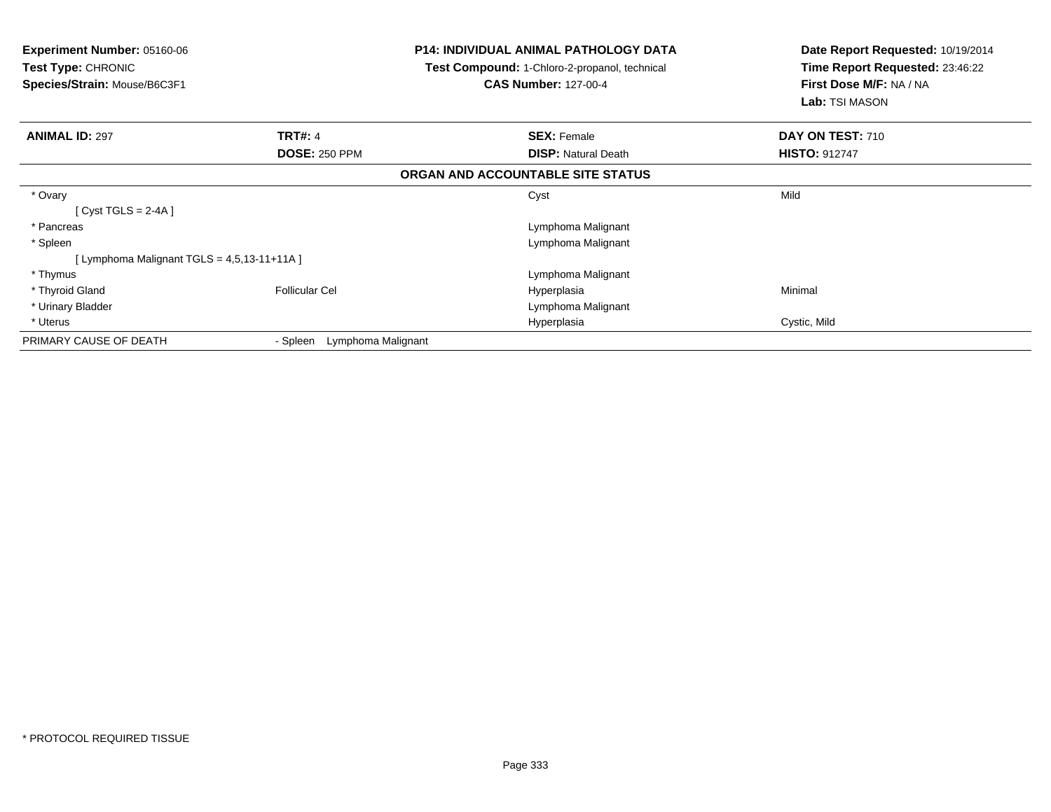**Experiment Number:** 05160-06
**Test Type:** CHRONIC
**Species/Strain:** Mouse/B6C3F1

**P14: INDIVIDUAL ANIMAL PATHOLOGY DATA**
**Test Compound:** 1-Chloro-2-propanol, technical
**CAS Number:** 127-00-4

**Date Report Requested:** 10/19/2014
**Time Report Requested:** 23:46:22
**First Dose M/F:** NA / NA
**Lab:** TSI MASON

| **ANIMAL ID:** 297 | **TRT#:** 4 | **SEX:** Female | **DAY ON TEST:** 710 |
|---|---|---|---|
| | **DOSE:** 250 PPM | **DISP:** Natural Death | **HISTO:** 912747 |

**ORGAN AND ACCOUNTABLE SITE STATUS**

| | | | |
|---|---|---|---|
| * Ovary | | Cyst | Mild |
| [ Cyst TGLS = 2-4A ] | | | |
| * Pancreas | | Lymphoma Malignant | |
| * Spleen | | Lymphoma Malignant | |
| [ Lymphoma Malignant TGLS = 4,5,13-11+11A ] | | | |
| * Thymus | | Lymphoma Malignant | |
| * Thyroid Gland | Follicular Cel | Hyperplasia | Minimal |
| * Urinary Bladder | | Lymphoma Malignant | |
| * Uterus | | Hyperplasia | Cystic, Mild |
| PRIMARY CAUSE OF DEATH | - Spleen Lymphoma Malignant | | |

* PROTOCOL REQUIRED TISSUE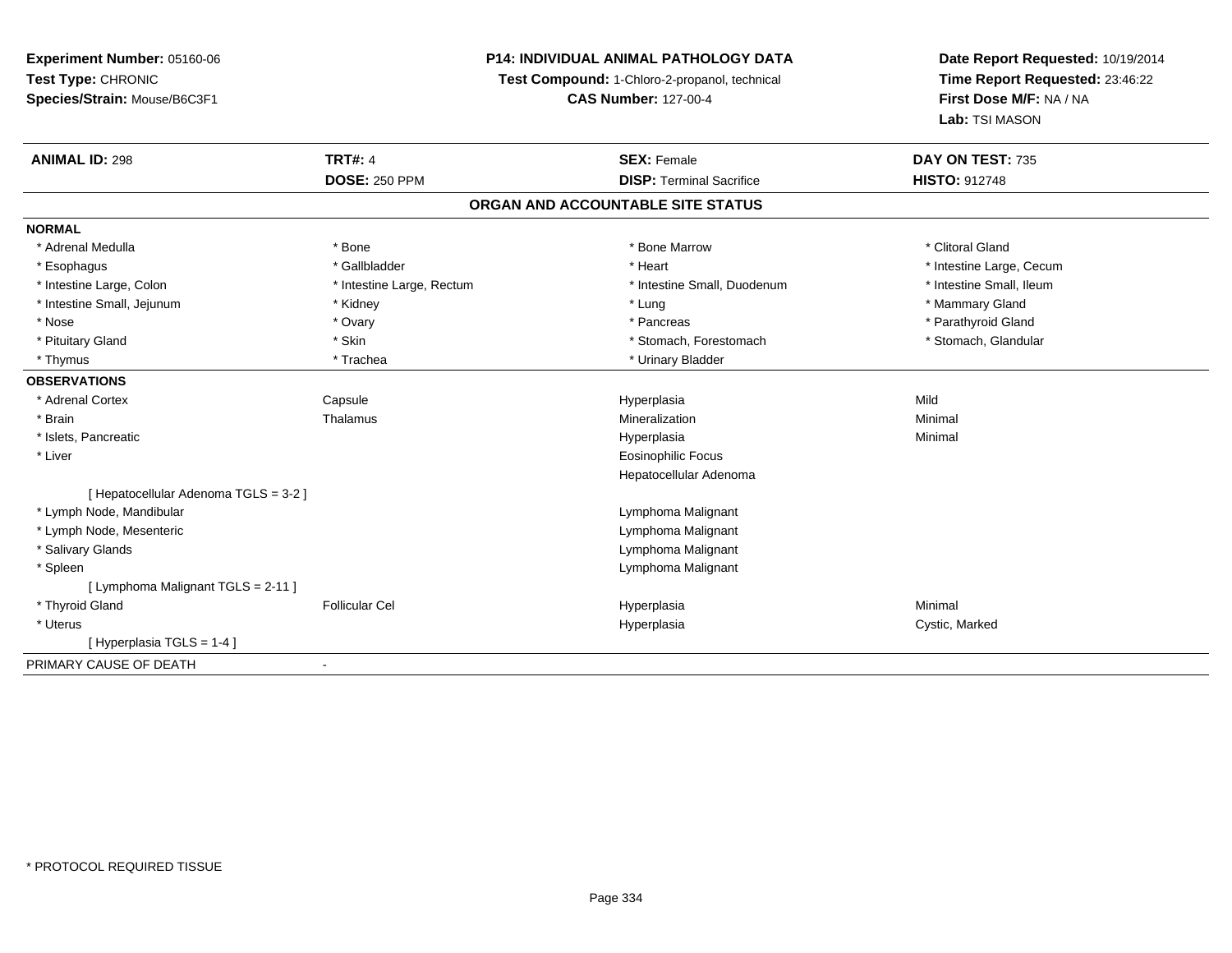**Experiment Number:** 05160-06
**Test Type:** CHRONIC
**Species/Strain:** Mouse/B6C3F1

**P14: INDIVIDUAL ANIMAL PATHOLOGY DATA**
**Test Compound:** 1-Chloro-2-propanol, technical
**CAS Number:** 127-00-4

**Date Report Requested:** 10/19/2014
**Time Report Requested:** 23:46:22
**First Dose M/F:** NA / NA
**Lab:** TSI MASON

| **ANIMAL ID:** 298 | **TRT#:** 4 | **SEX:** Female | **DAY ON TEST:** 735 |
|---|---|---|---|
| | **DOSE:** 250 PPM | **DISP:** Terminal Sacrifice | **HISTO:** 912748 |

## ORGAN AND ACCOUNTABLE SITE STATUS

| | | | |
|---|---|---|---|
| **NORMAL** | | | |
| * Adrenal Medulla | * Bone | * Bone Marrow | * Clitoral Gland |
| * Esophagus | * Gallbladder | * Heart | * Intestine Large, Cecum |
| * Intestine Large, Colon | * Intestine Large, Rectum | * Intestine Small, Duodenum | * Intestine Small, Ileum |
| * Intestine Small, Jejunum | * Kidney | * Lung | * Mammary Gland |
| * Nose | * Ovary | * Pancreas | * Parathyroid Gland |
| * Pituitary Gland | * Skin | * Stomach, Forestomach | * Stomach, Glandular |
| * Thymus | * Trachea | * Urinary Bladder | |
| **OBSERVATIONS** | | | |
| * Adrenal Cortex | Capsule | Hyperplasia | Mild |
| * Brain | Thalamus | Mineralization | Minimal |
| * Islets, Pancreatic | | Hyperplasia | Minimal |
| * Liver | | Eosinophilic Focus | |
| | | Hepatocellular Adenoma | |
| [ Hepatocellular Adenoma TGLS = 3-2 ] | | | |
| * Lymph Node, Mandibular | | Lymphoma Malignant | |
| * Lymph Node, Mesenteric | | Lymphoma Malignant | |
| * Salivary Glands | | Lymphoma Malignant | |
| * Spleen | | Lymphoma Malignant | |
| [ Lymphoma Malignant TGLS = 2-11 ] | | | |
| * Thyroid Gland | Follicular Cel | Hyperplasia | Minimal |
| * Uterus | | Hyperplasia | Cystic, Marked |
| [ Hyperplasia TGLS = 1-4 ] | | | |
| PRIMARY CAUSE OF DEATH | - | | |

* PROTOCOL REQUIRED TISSUE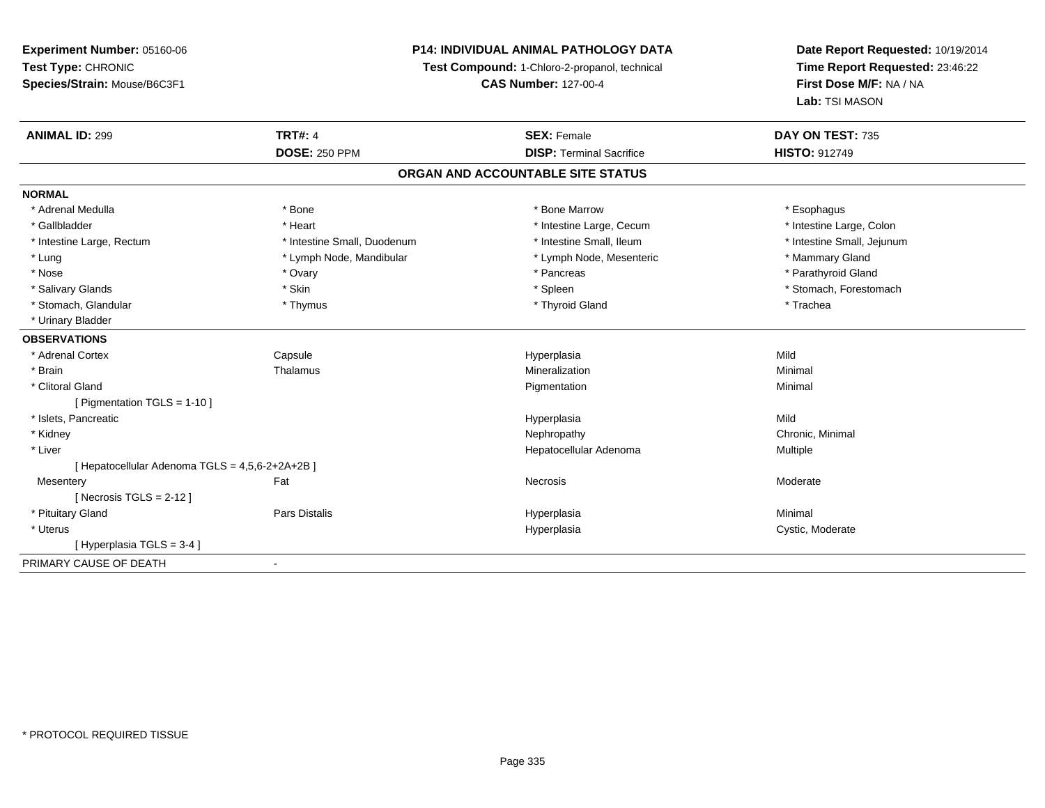**Experiment Number:** 05160-06
**Test Type:** CHRONIC
**Species/Strain:** Mouse/B6C3F1

**P14: INDIVIDUAL ANIMAL PATHOLOGY DATA**
**Test Compound:** 1-Chloro-2-propanol, technical
**CAS Number:** 127-00-4

**Date Report Requested:** 10/19/2014
**Time Report Requested:** 23:46:22
**First Dose M/F:** NA / NA
**Lab:** TSI MASON

| **ANIMAL ID:** 299 | **TRT#:** 4 | **SEX:** Female | **DAY ON TEST:** 735 |
|---|---|---|---|
| | **DOSE:** 250 PPM | **DISP:** Terminal Sacrifice | **HISTO:** 912749 |

## ORGAN AND ACCOUNTABLE SITE STATUS

**NORMAL**

| | | | |
|---|---|---|---|
| * Adrenal Medulla | * Bone | * Bone Marrow | * Esophagus |
| * Gallbladder | * Heart | * Intestine Large, Cecum | * Intestine Large, Colon |
| * Intestine Large, Rectum | * Intestine Small, Duodenum | * Intestine Small, Ileum | * Intestine Small, Jejunum |
| * Lung | * Lymph Node, Mandibular | * Lymph Node, Mesenteric | * Mammary Gland |
| * Nose | * Ovary | * Pancreas | * Parathyroid Gland |
| * Salivary Glands | * Skin | * Spleen | * Stomach, Forestomach |
| * Stomach, Glandular | * Thymus | * Thyroid Gland | * Trachea |
| * Urinary Bladder | | | |

**OBSERVATIONS**

| | | | |
|---|---|---|---|
| * Adrenal Cortex | Capsule | Hyperplasia | Mild |
| * Brain | Thalamus | Mineralization | Minimal |
| * Clitoral Gland | | Pigmentation | Minimal |
| [ Pigmentation TGLS = 1-10 ] | | | |
| * Islets, Pancreatic | | Hyperplasia | Mild |
| * Kidney | | Nephropathy | Chronic, Minimal |
| * Liver | | Hepatocellular Adenoma | Multiple |
| [ Hepatocellular Adenoma TGLS = 4,5,6-2+2A+2B ] | | | |
| Mesentery | Fat | Necrosis | Moderate |
| [ Necrosis TGLS = 2-12 ] | | | |
| * Pituitary Gland | Pars Distalis | Hyperplasia | Minimal |
| * Uterus | | Hyperplasia | Cystic, Moderate |
| [ Hyperplasia TGLS = 3-4 ] | | | |

PRIMARY CAUSE OF DEATH -

* PROTOCOL REQUIRED TISSUE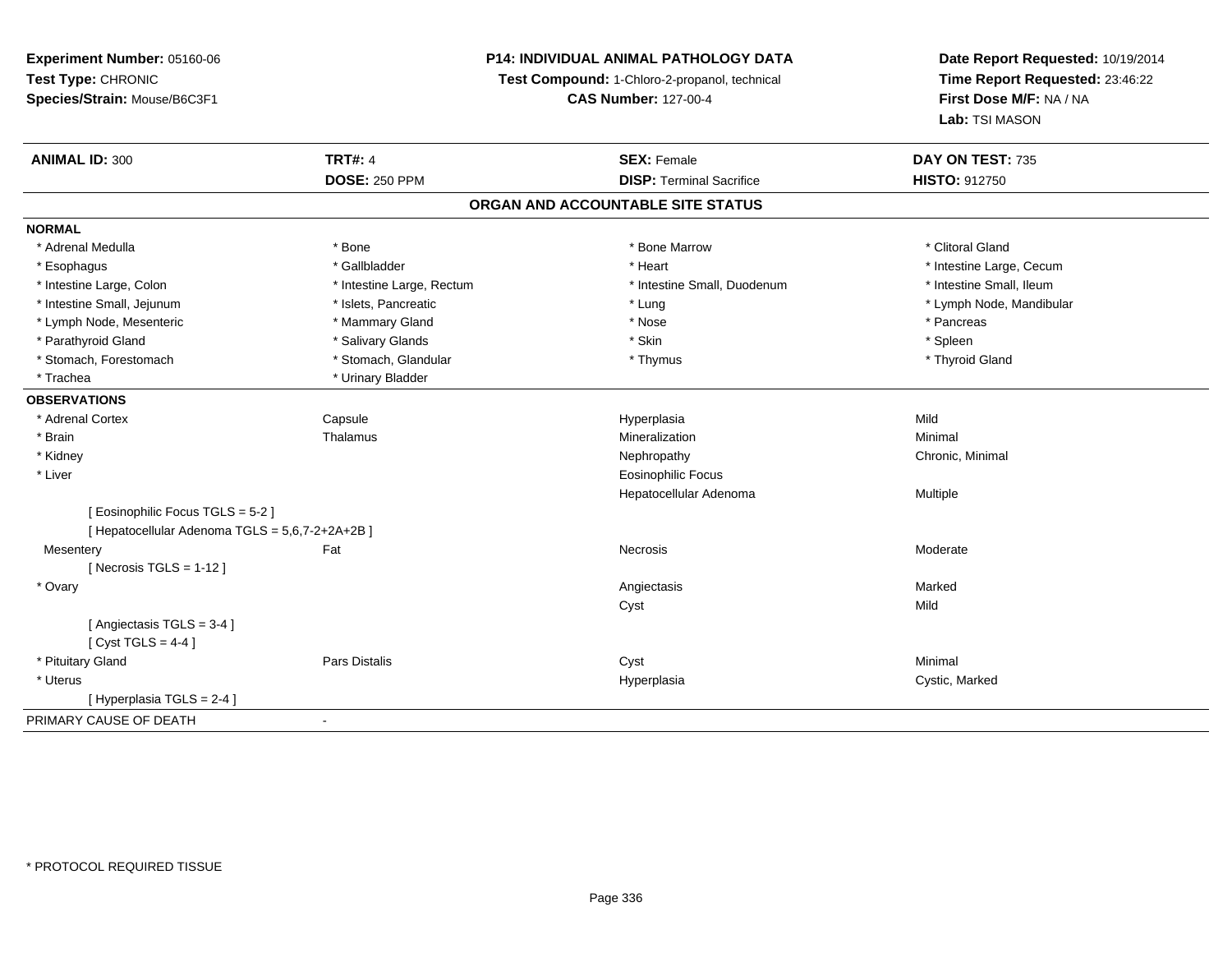**Experiment Number:** 05160-06
**Test Type:** CHRONIC
**Species/Strain:** Mouse/B6C3F1

**P14: INDIVIDUAL ANIMAL PATHOLOGY DATA**
**Test Compound:** 1-Chloro-2-propanol, technical
**CAS Number:** 127-00-4

**Date Report Requested:** 10/19/2014
**Time Report Requested:** 23:46:22
**First Dose M/F:** NA / NA
**Lab:** TSI MASON

| **ANIMAL ID:** 300 | **TRT#:** 4 | **SEX:** Female | **DAY ON TEST:** 735 |
|---|---|---|---|
| | **DOSE:** 250 PPM | **DISP:** Terminal Sacrifice | **HISTO:** 912750 |

## ORGAN AND ACCOUNTABLE SITE STATUS

**NORMAL**

| | | | |
|---|---|---|---|
| * Adrenal Medulla | * Bone | * Bone Marrow | * Clitoral Gland |
| * Esophagus | * Gallbladder | * Heart | * Intestine Large, Cecum |
| * Intestine Large, Colon | * Intestine Large, Rectum | * Intestine Small, Duodenum | * Intestine Small, Ileum |
| * Intestine Small, Jejunum | * Islets, Pancreatic | * Lung | * Lymph Node, Mandibular |
| * Lymph Node, Mesenteric | * Mammary Gland | * Nose | * Pancreas |
| * Parathyroid Gland | * Salivary Glands | * Skin | * Spleen |
| * Stomach, Forestomach | * Stomach, Glandular | * Thymus | * Thyroid Gland |
| * Trachea | * Urinary Bladder | | |

**OBSERVATIONS**

| | | | |
|---|---|---|---|
| * Adrenal Cortex | Capsule | Hyperplasia | Mild |
| * Brain | Thalamus | Mineralization | Minimal |
| * Kidney | | Nephropathy | Chronic, Minimal |
| * Liver | | Eosinophilic Focus | |
| | | Hepatocellular Adenoma | Multiple |
| [ Eosinophilic Focus TGLS = 5-2 ] | | | |
| [ Hepatocellular Adenoma TGLS = 5,6,7-2+2A+2B ] | | | |
| Mesentery | Fat | Necrosis | Moderate |
| [ Necrosis TGLS = 1-12 ] | | | |
| * Ovary | | Angiectasis | Marked |
| | | Cyst | Mild |
| [ Angiectasis TGLS = 3-4 ] | | | |
| [ Cyst TGLS = 4-4 ] | | | |
| * Pituitary Gland | Pars Distalis | Cyst | Minimal |
| * Uterus | | Hyperplasia | Cystic, Marked |
| [ Hyperplasia TGLS = 2-4 ] | | | |

PRIMARY CAUSE OF DEATH -

* PROTOCOL REQUIRED TISSUE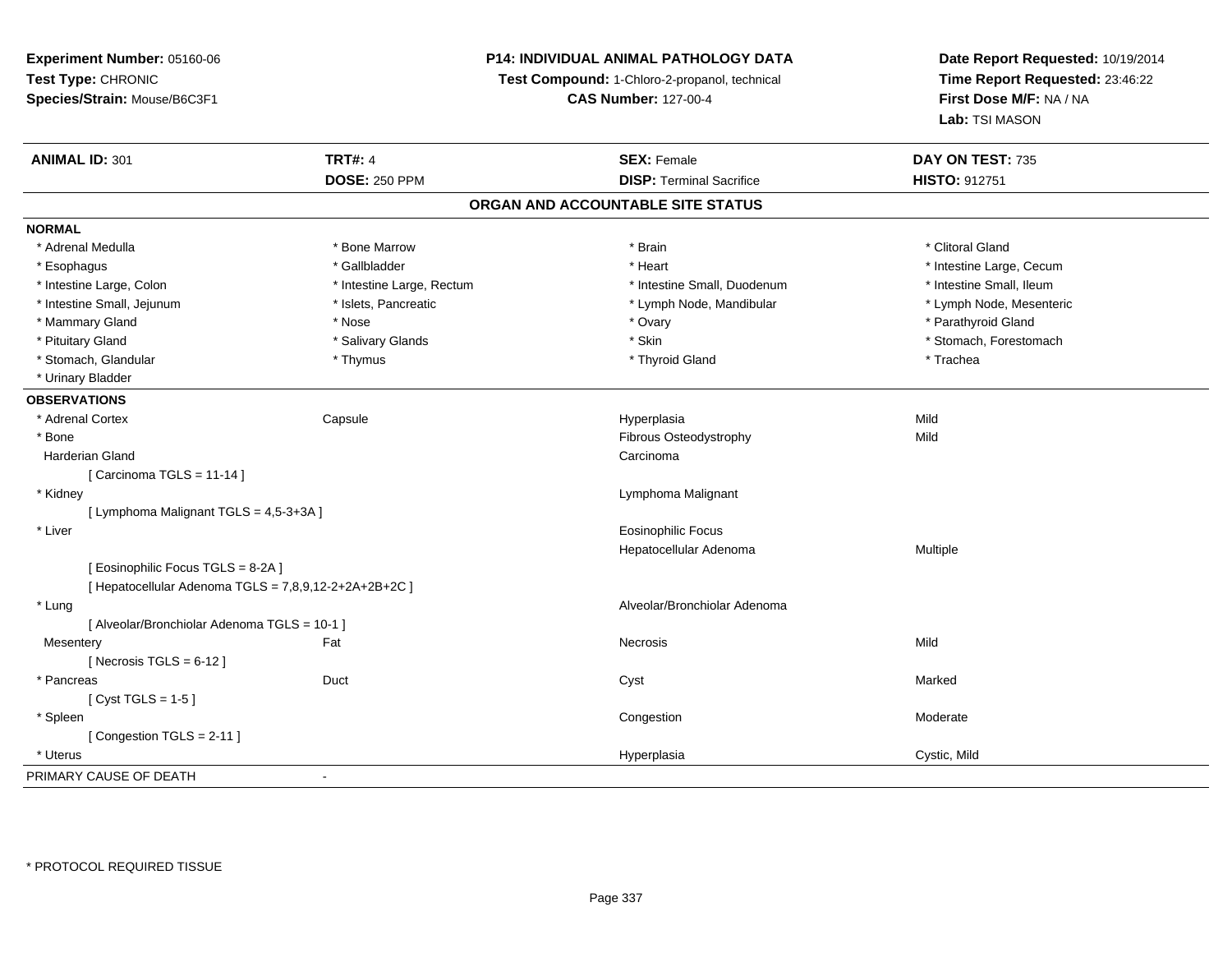**Experiment Number:** 05160-06
**Test Type:** CHRONIC
**Species/Strain:** Mouse/B6C3F1

**P14: INDIVIDUAL ANIMAL PATHOLOGY DATA**
**Test Compound:** 1-Chloro-2-propanol, technical
**CAS Number:** 127-00-4

**Date Report Requested:** 10/19/2014
**Time Report Requested:** 23:46:22
**First Dose M/F:** NA / NA
**Lab:** TSI MASON

| **ANIMAL ID:** 301 | **TRT#:** 4 | **SEX:** Female | **DAY ON TEST:** 735 |
|---|---|---|---|
| | **DOSE:** 250 PPM | **DISP:** Terminal Sacrifice | **HISTO:** 912751 |

## ORGAN AND ACCOUNTABLE SITE STATUS

**NORMAL**

| | | | |
|---|---|---|---|
| * Adrenal Medulla | * Bone Marrow | * Brain | * Clitoral Gland |
| * Esophagus | * Gallbladder | * Heart | * Intestine Large, Cecum |
| * Intestine Large, Colon | * Intestine Large, Rectum | * Intestine Small, Duodenum | * Intestine Small, Ileum |
| * Intestine Small, Jejunum | * Islets, Pancreatic | * Lymph Node, Mandibular | * Lymph Node, Mesenteric |
| * Mammary Gland | * Nose | * Ovary | * Parathyroid Gland |
| * Pituitary Gland | * Salivary Glands | * Skin | * Stomach, Forestomach |
| * Stomach, Glandular | * Thymus | * Thyroid Gland | * Trachea |
| * Urinary Bladder | | | |

**OBSERVATIONS**

| | | | |
|---|---|---|---|
| * Adrenal Cortex | Capsule | Hyperplasia | Mild |
| * Bone | | Fibrous Osteodystrophy | Mild |
| Harderian Gland | | Carcinoma | |
| [ Carcinoma TGLS = 11-14 ] | | | |
| * Kidney | | Lymphoma Malignant | |
| [ Lymphoma Malignant TGLS = 4,5-3+3A ] | | | |
| * Liver | | Eosinophilic Focus | |
| | | Hepatocellular Adenoma | Multiple |
| [ Eosinophilic Focus TGLS = 8-2A ] | | | |
| [ Hepatocellular Adenoma TGLS = 7,8,9,12-2+2A+2B+2C ] | | | |
| * Lung | | Alveolar/Bronchiolar Adenoma | |
| [ Alveolar/Bronchiolar Adenoma TGLS = 10-1 ] | | | |
| Mesentery | Fat | Necrosis | Mild |
| [ Necrosis TGLS = 6-12 ] | | | |
| * Pancreas | Duct | Cyst | Marked |
| [ Cyst TGLS = 1-5 ] | | | |
| * Spleen | | Congestion | Moderate |
| [ Congestion TGLS = 2-11 ] | | | |
| * Uterus | | Hyperplasia | Cystic, Mild |

PRIMARY CAUSE OF DEATH -

* PROTOCOL REQUIRED TISSUE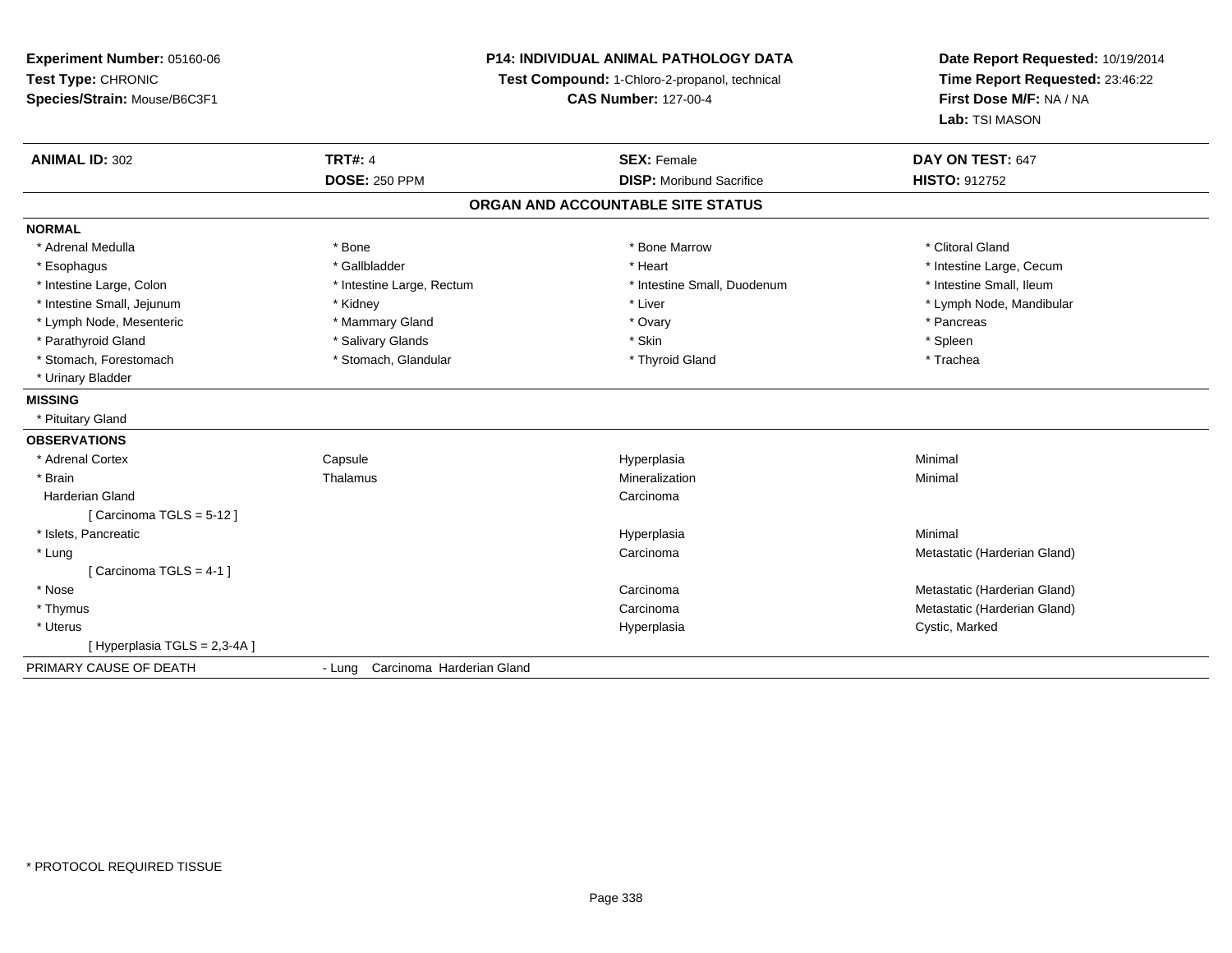**Experiment Number:** 05160-06
**Test Type:** CHRONIC
**Species/Strain:** Mouse/B6C3F1

**P14: INDIVIDUAL ANIMAL PATHOLOGY DATA**
**Test Compound:** 1-Chloro-2-propanol, technical
**CAS Number:** 127-00-4

**Date Report Requested:** 10/19/2014
**Time Report Requested:** 23:46:22
**First Dose M/F:** NA / NA
**Lab:** TSI MASON

| **ANIMAL ID:** 302 | **TRT#:** 4 | **SEX:** Female | **DAY ON TEST:** 647 |
|---|---|---|---|
| | **DOSE:** 250 PPM | **DISP:** Moribund Sacrifice | **HISTO:** 912752 |

## ORGAN AND ACCOUNTABLE SITE STATUS

**NORMAL**

| | | | |
|---|---|---|---|
| * Adrenal Medulla | * Bone | * Bone Marrow | * Clitoral Gland |
| * Esophagus | * Gallbladder | * Heart | * Intestine Large, Cecum |
| * Intestine Large, Colon | * Intestine Large, Rectum | * Intestine Small, Duodenum | * Intestine Small, Ileum |
| * Intestine Small, Jejunum | * Kidney | * Liver | * Lymph Node, Mandibular |
| * Lymph Node, Mesenteric | * Mammary Gland | * Ovary | * Pancreas |
| * Parathyroid Gland | * Salivary Glands | * Skin | * Spleen |
| * Stomach, Forestomach | * Stomach, Glandular | * Thyroid Gland | * Trachea |
| * Urinary Bladder | | | |

**MISSING**

* Pituitary Gland

**OBSERVATIONS**

| | | | |
|---|---|---|---|
| * Adrenal Cortex | Capsule | Hyperplasia | Minimal |
| * Brain | Thalamus | Mineralization | Minimal |
| Harderian Gland | | Carcinoma | |
| [ Carcinoma TGLS = 5-12 ] | | | |
| * Islets, Pancreatic | | Hyperplasia | Minimal |
| * Lung | | Carcinoma | Metastatic (Harderian Gland) |
| [ Carcinoma TGLS = 4-1 ] | | | |
| * Nose | | Carcinoma | Metastatic (Harderian Gland) |
| * Thymus | | Carcinoma | Metastatic (Harderian Gland) |
| * Uterus | | Hyperplasia | Cystic, Marked |
| [ Hyperplasia TGLS = 2,3-4A ] | | | |

PRIMARY CAUSE OF DEATH - Lung Carcinoma Harderian Gland

* PROTOCOL REQUIRED TISSUE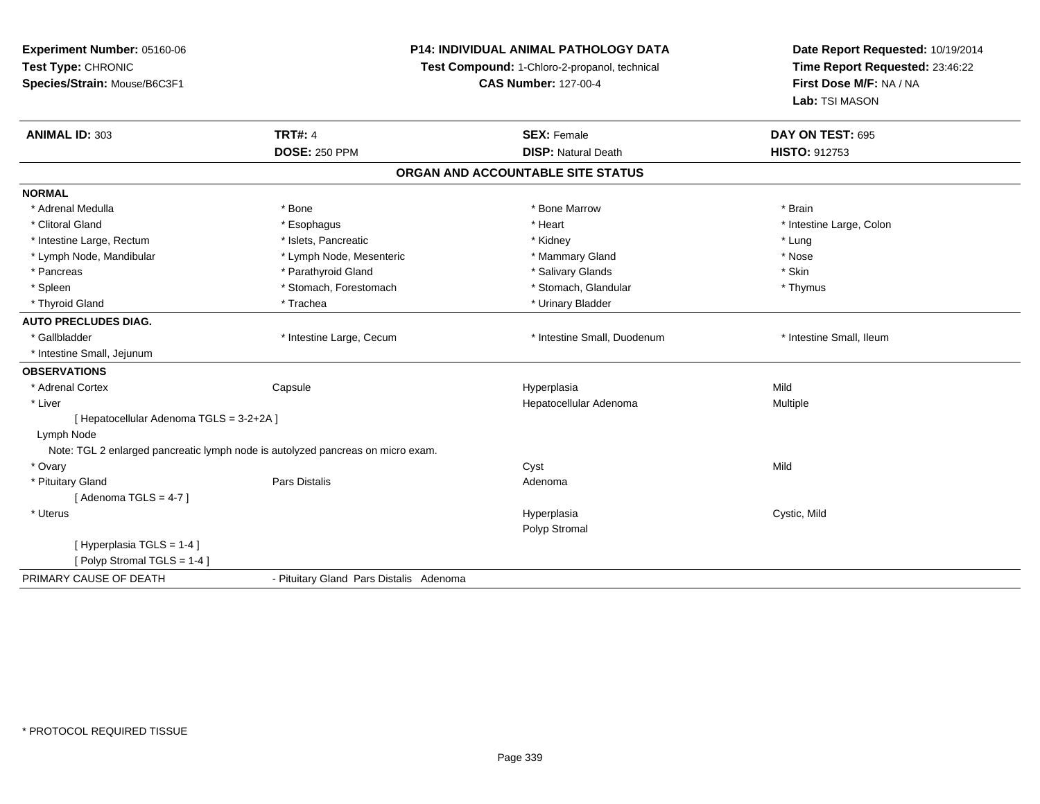**Experiment Number:** 05160-06
**Test Type:** CHRONIC
**Species/Strain:** Mouse/B6C3F1

**P14: INDIVIDUAL ANIMAL PATHOLOGY DATA**
**Test Compound:** 1-Chloro-2-propanol, technical
**CAS Number:** 127-00-4

**Date Report Requested:** 10/19/2014
**Time Report Requested:** 23:46:22
**First Dose M/F:** NA / NA
**Lab:** TSI MASON

| **ANIMAL ID:** 303 | **TRT#:** 4 | **SEX:** Female | **DAY ON TEST:** 695 |
|---|---|---|---|
| | **DOSE:** 250 PPM | **DISP:** Natural Death | **HISTO:** 912753 |

## ORGAN AND ACCOUNTABLE SITE STATUS

**NORMAL**

| | | | |
|---|---|---|---|
| * Adrenal Medulla | * Bone | * Bone Marrow | * Brain |
| * Clitoral Gland | * Esophagus | * Heart | * Intestine Large, Colon |
| * Intestine Large, Rectum | * Islets, Pancreatic | * Kidney | * Lung |
| * Lymph Node, Mandibular | * Lymph Node, Mesenteric | * Mammary Gland | * Nose |
| * Pancreas | * Parathyroid Gland | * Salivary Glands | * Skin |
| * Spleen | * Stomach, Forestomach | * Stomach, Glandular | * Thymus |
| * Thyroid Gland | * Trachea | * Urinary Bladder | |

**AUTO PRECLUDES DIAG.**

| | | | |
|---|---|---|---|
| * Gallbladder | * Intestine Large, Cecum | * Intestine Small, Duodenum | * Intestine Small, Ileum |
| * Intestine Small, Jejunum | | | |

**OBSERVATIONS**

| | | | |
|---|---|---|---|
| * Adrenal Cortex | Capsule | Hyperplasia | Mild |
| * Liver | | Hepatocellular Adenoma | Multiple |
| [ Hepatocellular Adenoma TGLS = 3-2+2A ] | | | |
| Lymph Node | | | |
| Note: TGL 2 enlarged pancreatic lymph node is autolyzed pancreas on micro exam. | | | |
| * Ovary | | Cyst | Mild |
| * Pituitary Gland | Pars Distalis | Adenoma | |
| [ Adenoma TGLS = 4-7 ] | | | |
| * Uterus | | Hyperplasia | Cystic, Mild |
| | | Polyp Stromal | |
| [ Hyperplasia TGLS = 1-4 ] | | | |
| [ Polyp Stromal TGLS = 1-4 ] | | | |

PRIMARY CAUSE OF DEATH - Pituitary Gland Pars Distalis Adenoma

* PROTOCOL REQUIRED TISSUE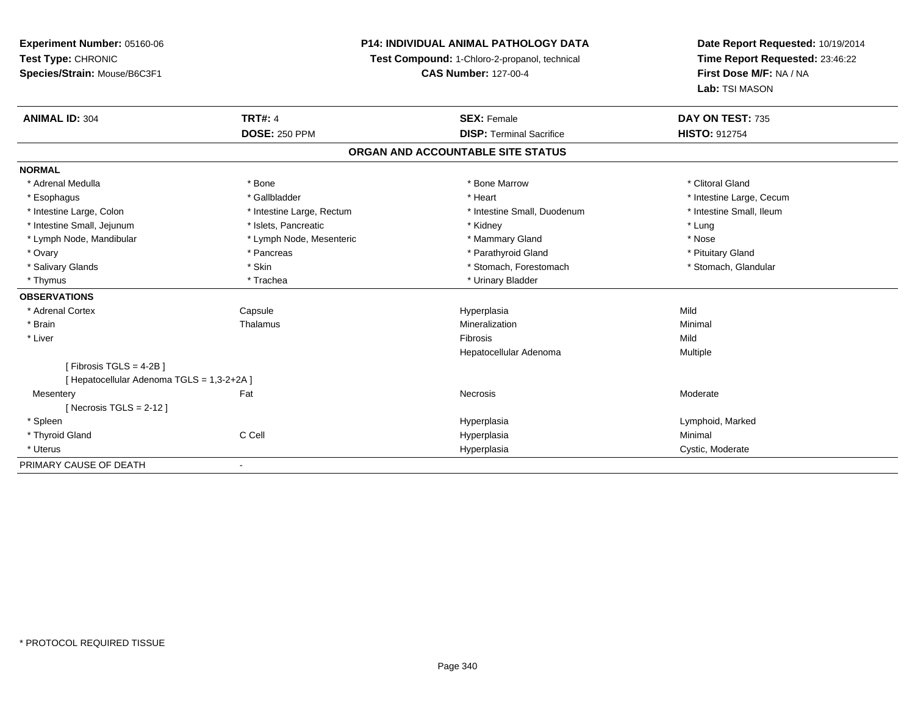**Experiment Number:** 05160-06
**Test Type:** CHRONIC
**Species/Strain:** Mouse/B6C3F1

**P14: INDIVIDUAL ANIMAL PATHOLOGY DATA**
**Test Compound:** 1-Chloro-2-propanol, technical
**CAS Number:** 127-00-4

**Date Report Requested:** 10/19/2014
**Time Report Requested:** 23:46:22
**First Dose M/F:** NA / NA
**Lab:** TSI MASON

| **ANIMAL ID:** 304 | **TRT#:** 4 | **SEX:** Female | **DAY ON TEST:** 735 |
|---|---|---|---|
| | **DOSE:** 250 PPM | **DISP:** Terminal Sacrifice | **HISTO:** 912754 |

## ORGAN AND ACCOUNTABLE SITE STATUS

**NORMAL**

| | | | |
|---|---|---|---|
| * Adrenal Medulla | * Bone | * Bone Marrow | * Clitoral Gland |
| * Esophagus | * Gallbladder | * Heart | * Intestine Large, Cecum |
| * Intestine Large, Colon | * Intestine Large, Rectum | * Intestine Small, Duodenum | * Intestine Small, Ileum |
| * Intestine Small, Jejunum | * Islets, Pancreatic | * Kidney | * Lung |
| * Lymph Node, Mandibular | * Lymph Node, Mesenteric | * Mammary Gland | * Nose |
| * Ovary | * Pancreas | * Parathyroid Gland | * Pituitary Gland |
| * Salivary Glands | * Skin | * Stomach, Forestomach | * Stomach, Glandular |
| * Thymus | * Trachea | * Urinary Bladder | |

**OBSERVATIONS**

| | | | |
|---|---|---|---|
| * Adrenal Cortex | Capsule | Hyperplasia | Mild |
| * Brain | Thalamus | Mineralization | Minimal |
| * Liver | | Fibrosis | Mild |
| | | Hepatocellular Adenoma | Multiple |
| [ Fibrosis TGLS = 4-2B ] | | | |
| [ Hepatocellular Adenoma TGLS = 1,3-2+2A ] | | | |
| Mesentery | Fat | Necrosis | Moderate |
| [ Necrosis TGLS = 2-12 ] | | | |
| * Spleen | | Hyperplasia | Lymphoid, Marked |
| * Thyroid Gland | C Cell | Hyperplasia | Minimal |
| * Uterus | | Hyperplasia | Cystic, Moderate |

PRIMARY CAUSE OF DEATH -

* PROTOCOL REQUIRED TISSUE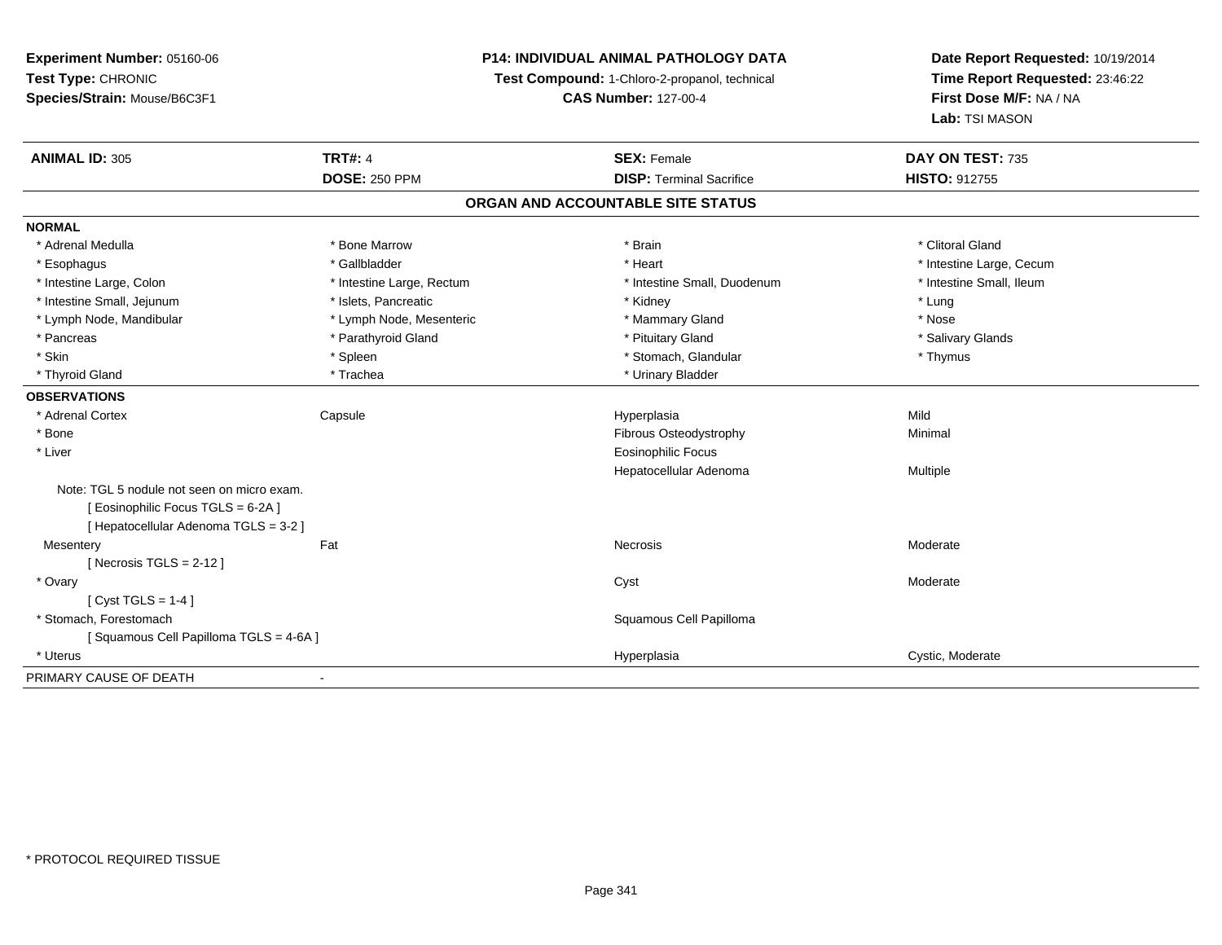**Experiment Number:** 05160-06
**Test Type:** CHRONIC
**Species/Strain:** Mouse/B6C3F1

**P14: INDIVIDUAL ANIMAL PATHOLOGY DATA**
**Test Compound:** 1-Chloro-2-propanol, technical
**CAS Number:** 127-00-4

**Date Report Requested:** 10/19/2014
**Time Report Requested:** 23:46:22
**First Dose M/F:** NA / NA
**Lab:** TSI MASON

| **ANIMAL ID:** 305 | **TRT#:** 4 | **SEX:** Female | **DAY ON TEST:** 735 |
|---|---|---|---|
| | **DOSE:** 250 PPM | **DISP:** Terminal Sacrifice | **HISTO:** 912755 |

## ORGAN AND ACCOUNTABLE SITE STATUS

**NORMAL**

| | | | |
|---|---|---|---|
| * Adrenal Medulla | * Bone Marrow | * Brain | * Clitoral Gland |
| * Esophagus | * Gallbladder | * Heart | * Intestine Large, Cecum |
| * Intestine Large, Colon | * Intestine Large, Rectum | * Intestine Small, Duodenum | * Intestine Small, Ileum |
| * Intestine Small, Jejunum | * Islets, Pancreatic | * Kidney | * Lung |
| * Lymph Node, Mandibular | * Lymph Node, Mesenteric | * Mammary Gland | * Nose |
| * Pancreas | * Parathyroid Gland | * Pituitary Gland | * Salivary Glands |
| * Skin | * Spleen | * Stomach, Glandular | * Thymus |
| * Thyroid Gland | * Trachea | * Urinary Bladder | |

**OBSERVATIONS**

| | | | |
|---|---|---|---|
| * Adrenal Cortex | Capsule | Hyperplasia | Mild |
| * Bone | | Fibrous Osteodystrophy | Minimal |
| * Liver | | Eosinophilic Focus | |
| | | Hepatocellular Adenoma | Multiple |
| Note: TGL 5 nodule not seen on micro exam. | | | |
| [ Eosinophilic Focus TGLS = 6-2A ] | | | |
| [ Hepatocellular Adenoma TGLS = 3-2 ] | | | |
| Mesentery | Fat | Necrosis | Moderate |
| [ Necrosis TGLS = 2-12 ] | | | |
| * Ovary | | Cyst | Moderate |
| [ Cyst TGLS = 1-4 ] | | | |
| * Stomach, Forestomach | | Squamous Cell Papilloma | |
| [ Squamous Cell Papilloma TGLS = 4-6A ] | | | |
| * Uterus | | Hyperplasia | Cystic, Moderate |

PRIMARY CAUSE OF DEATH -

* PROTOCOL REQUIRED TISSUE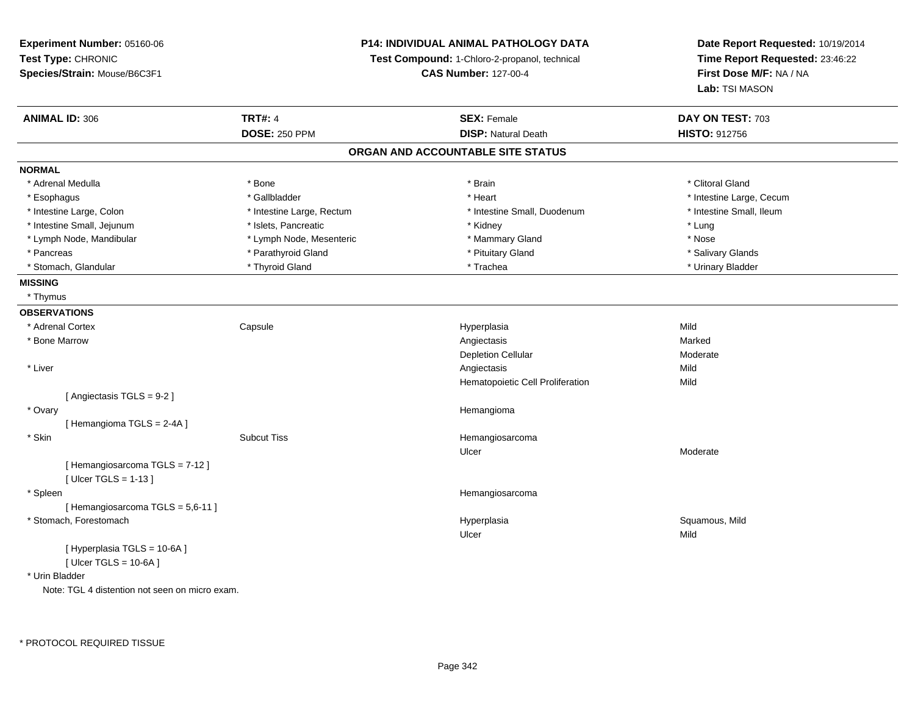**Experiment Number:** 05160-06
**Test Type:** CHRONIC
**Species/Strain:** Mouse/B6C3F1

**P14: INDIVIDUAL ANIMAL PATHOLOGY DATA**
**Test Compound:** 1-Chloro-2-propanol, technical
**CAS Number:** 127-00-4

**Date Report Requested:** 10/19/2014
**Time Report Requested:** 23:46:22
**First Dose M/F:** NA / NA
**Lab:** TSI MASON

| **ANIMAL ID:** 306 | **TRT#:** 4 | **SEX:** Female | **DAY ON TEST:** 703 |
|---|---|---|---|
| | **DOSE:** 250 PPM | **DISP:** Natural Death | **HISTO:** 912756 |

## ORGAN AND ACCOUNTABLE SITE STATUS

**NORMAL**

| | | | |
|---|---|---|---|
| * Adrenal Medulla | * Bone | * Brain | * Clitoral Gland |
| * Esophagus | * Gallbladder | * Heart | * Intestine Large, Cecum |
| * Intestine Large, Colon | * Intestine Large, Rectum | * Intestine Small, Duodenum | * Intestine Small, Ileum |
| * Intestine Small, Jejunum | * Islets, Pancreatic | * Kidney | * Lung |
| * Lymph Node, Mandibular | * Lymph Node, Mesenteric | * Mammary Gland | * Nose |
| * Pancreas | * Parathyroid Gland | * Pituitary Gland | * Salivary Glands |
| * Stomach, Glandular | * Thyroid Gland | * Trachea | * Urinary Bladder |

**MISSING**

* Thymus

**OBSERVATIONS**

| | | | |
|---|---|---|---|
| * Adrenal Cortex | Capsule | Hyperplasia | Mild |
| * Bone Marrow | | Angiectasis | Marked |
| | | Depletion Cellular | Moderate |
| * Liver | | Angiectasis | Mild |
| | | Hematopoietic Cell Proliferation | Mild |
| [ Angiectasis TGLS = 9-2 ] | | | |
| * Ovary | | Hemangioma | |
| [ Hemangioma TGLS = 2-4A ] | | | |
| * Skin | Subcut Tiss | Hemangiosarcoma | |
| | | Ulcer | Moderate |
| [ Hemangiosarcoma TGLS = 7-12 ] | | | |
| [ Ulcer TGLS = 1-13 ] | | | |
| * Spleen | | Hemangiosarcoma | |
| [ Hemangiosarcoma TGLS = 5,6-11 ] | | | |
| * Stomach, Forestomach | | Hyperplasia | Squamous, Mild |
| | | Ulcer | Mild |
| [ Hyperplasia TGLS = 10-6A ] | | | |
| [ Ulcer TGLS = 10-6A ] | | | |
| * Urin Bladder | | | |

Note: TGL 4 distention not seen on micro exam.

* PROTOCOL REQUIRED TISSUE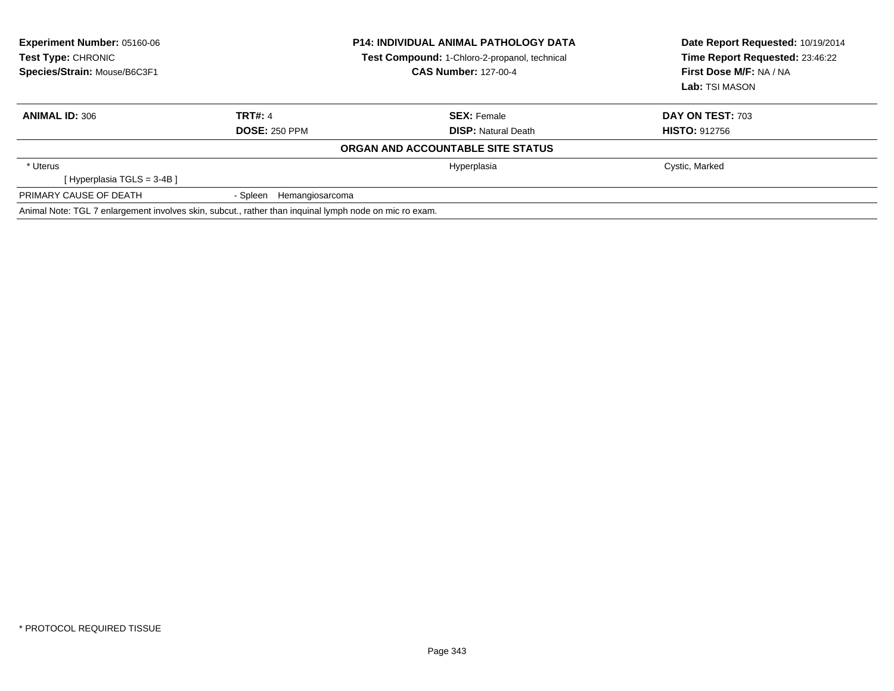**Experiment Number:** 05160-06
**Test Type:** CHRONIC
**Species/Strain:** Mouse/B6C3F1

**P14: INDIVIDUAL ANIMAL PATHOLOGY DATA**
**Test Compound:** 1-Chloro-2-propanol, technical
**CAS Number:** 127-00-4

**Date Report Requested:** 10/19/2014
**Time Report Requested:** 23:46:22
**First Dose M/F:** NA / NA
**Lab:** TSI MASON

| **ANIMAL ID:** 306 | **TRT#:** 4 | **SEX:** Female | **DAY ON TEST:** 703 |
|---|---|---|---|
| | **DOSE:** 250 PPM | **DISP:** Natural Death | **HISTO:** 912756 |
| | | **ORGAN AND ACCOUNTABLE SITE STATUS** | |
| * Uterus | | Hyperplasia | Cystic, Marked |
| [ Hyperplasia TGLS = 3-4B ] | | | |
| PRIMARY CAUSE OF DEATH | - Spleen Hemangiosarcoma | | |
| Animal Note: TGL 7 enlargement involves skin, subcut., rather than inquinal lymph node on mic ro exam. | | | |

* PROTOCOL REQUIRED TISSUE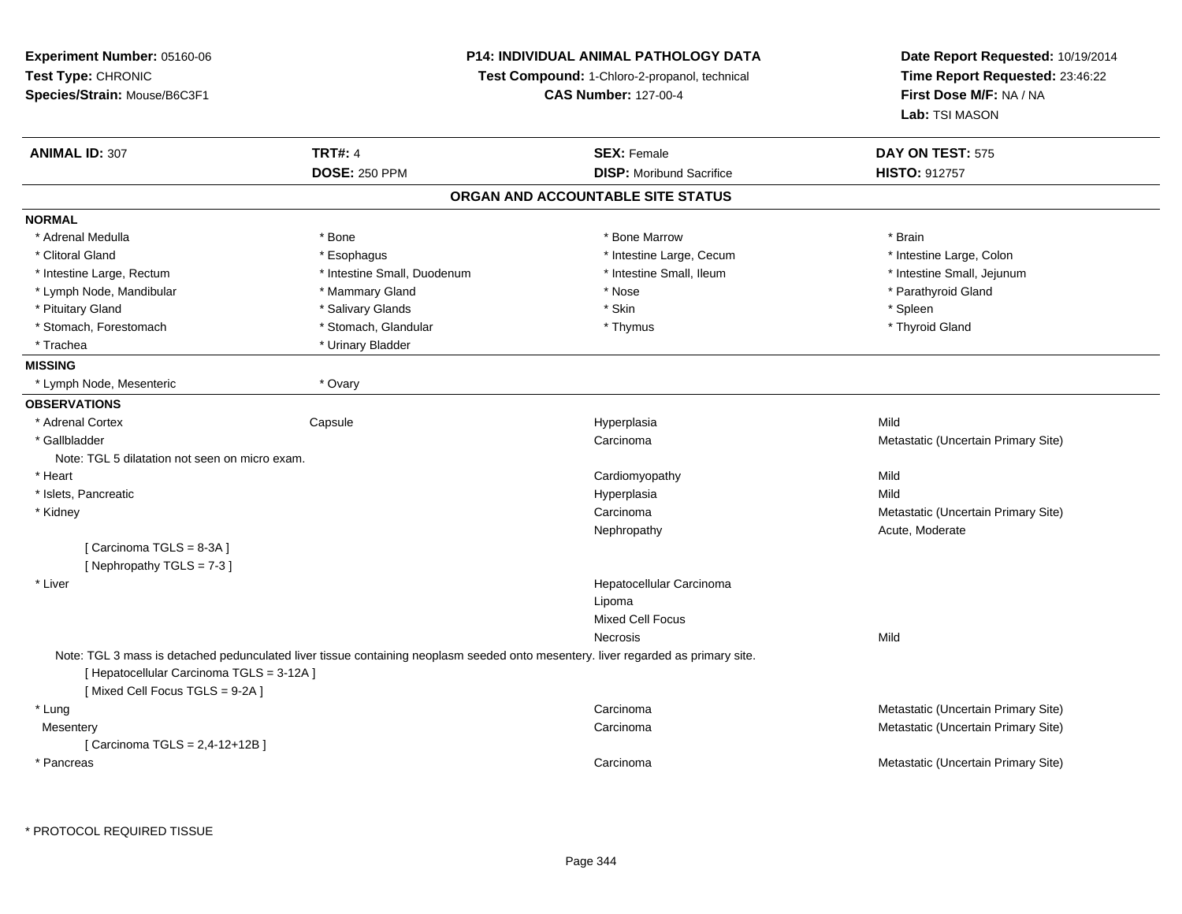**Experiment Number:** 05160-06
**Test Type:** CHRONIC
**Species/Strain:** Mouse/B6C3F1

**P14: INDIVIDUAL ANIMAL PATHOLOGY DATA**
**Test Compound:** 1-Chloro-2-propanol, technical
**CAS Number:** 127-00-4

**Date Report Requested:** 10/19/2014
**Time Report Requested:** 23:46:22
**First Dose M/F:** NA / NA
**Lab:** TSI MASON

| **ANIMAL ID:** 307 | **TRT#:** 4 | **SEX:** Female | **DAY ON TEST:** 575 |
|---|---|---|---|
| | **DOSE:** 250 PPM | **DISP:** Moribund Sacrifice | **HISTO:** 912757 |

## ORGAN AND ACCOUNTABLE SITE STATUS

**NORMAL**

| | | | |
|---|---|---|---|
| * Adrenal Medulla | * Bone | * Bone Marrow | * Brain |
| * Clitoral Gland | * Esophagus | * Intestine Large, Cecum | * Intestine Large, Colon |
| * Intestine Large, Rectum | * Intestine Small, Duodenum | * Intestine Small, Ileum | * Intestine Small, Jejunum |
| * Lymph Node, Mandibular | * Mammary Gland | * Nose | * Parathyroid Gland |
| * Pituitary Gland | * Salivary Glands | * Skin | * Spleen |
| * Stomach, Forestomach | * Stomach, Glandular | * Thymus | * Thyroid Gland |
| * Trachea | * Urinary Bladder | | |

**MISSING**

| | |
|---|---|
| * Lymph Node, Mesenteric | * Ovary |

**OBSERVATIONS**

| | | | |
|---|---|---|---|
| * Adrenal Cortex | Capsule | Hyperplasia | Mild |
| * Gallbladder | | Carcinoma | Metastatic (Uncertain Primary Site) |
| Note: TGL 5 dilatation not seen on micro exam. | | | |
| * Heart | | Cardiomyopathy | Mild |
| * Islets, Pancreatic | | Hyperplasia | Mild |
| * Kidney | | Carcinoma | Metastatic (Uncertain Primary Site) |
| | | Nephropathy | Acute, Moderate |
| [ Carcinoma TGLS = 8-3A ] | | | |
| [ Nephropathy TGLS = 7-3 ] | | | |
| * Liver | | Hepatocellular Carcinoma | |
| | | Lipoma | |
| | | Mixed Cell Focus | |
| | | Necrosis | Mild |
| Note: TGL 3 mass is detached pedunculated liver tissue containing neoplasm seeded onto mesentery. liver regarded as primary site. | | | |
| [ Hepatocellular Carcinoma TGLS = 3-12A ] | | | |
| [ Mixed Cell Focus TGLS = 9-2A ] | | | |
| * Lung | | Carcinoma | Metastatic (Uncertain Primary Site) |
| Mesentery | | Carcinoma | Metastatic (Uncertain Primary Site) |
| [ Carcinoma TGLS = 2,4-12+12B ] | | | |
| * Pancreas | | Carcinoma | Metastatic (Uncertain Primary Site) |

* PROTOCOL REQUIRED TISSUE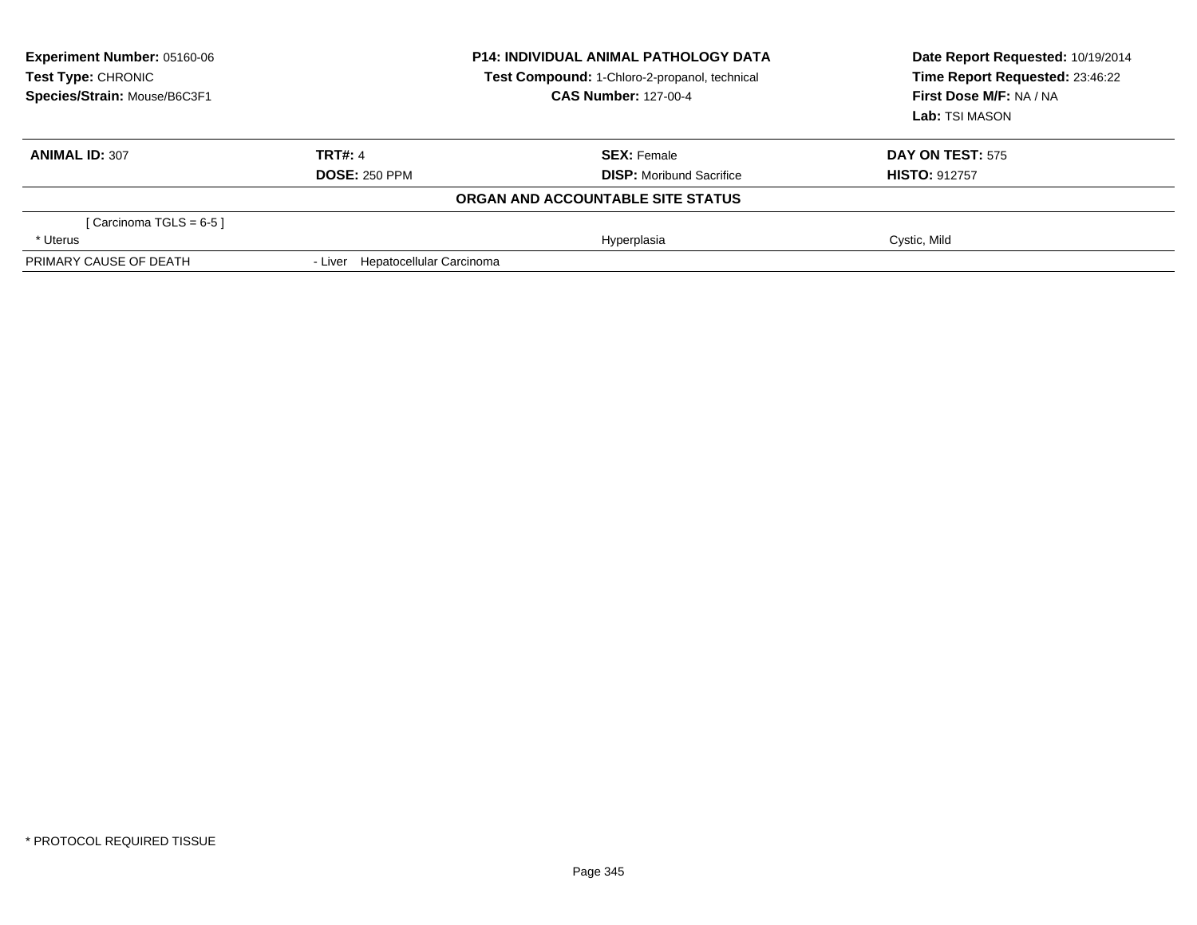**Experiment Number:** 05160-06
**Test Type:** CHRONIC
**Species/Strain:** Mouse/B6C3F1

**P14: INDIVIDUAL ANIMAL PATHOLOGY DATA**
**Test Compound:** 1-Chloro-2-propanol, technical
**CAS Number:** 127-00-4

**Date Report Requested:** 10/19/2014
**Time Report Requested:** 23:46:22
**First Dose M/F:** NA / NA
**Lab:** TSI MASON

| **ANIMAL ID:** 307 | **TRT#:** 4 | **SEX:** Female | **DAY ON TEST:** 575 |
|---|---|---|---|
| | **DOSE:** 250 PPM | **DISP:** Moribund Sacrifice | **HISTO:** 912757 |

**ORGAN AND ACCOUNTABLE SITE STATUS**

| | | | |
|---|---|---|---|
| [ Carcinoma TGLS = 6-5 ] | | | |
| * Uterus | | Hyperplasia | Cystic, Mild |
| PRIMARY CAUSE OF DEATH | - Liver Hepatocellular Carcinoma | | |

* PROTOCOL REQUIRED TISSUE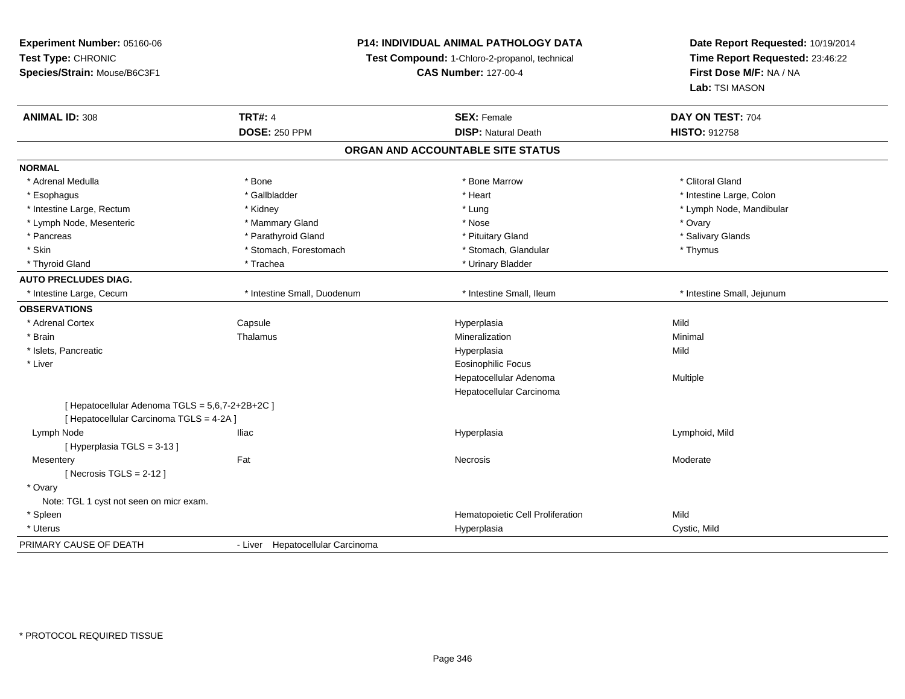**Experiment Number:** 05160-06
**Test Type:** CHRONIC
**Species/Strain:** Mouse/B6C3F1

**P14: INDIVIDUAL ANIMAL PATHOLOGY DATA**
**Test Compound:** 1-Chloro-2-propanol, technical
**CAS Number:** 127-00-4

**Date Report Requested:** 10/19/2014
**Time Report Requested:** 23:46:22
**First Dose M/F:** NA / NA
**Lab:** TSI MASON

| **ANIMAL ID:** 308 | **TRT#:** 4 | **SEX:** Female | **DAY ON TEST:** 704 |
|---|---|---|---|
| | **DOSE:** 250 PPM | **DISP:** Natural Death | **HISTO:** 912758 |

## ORGAN AND ACCOUNTABLE SITE STATUS

**NORMAL**

| | | | |
|---|---|---|---|
| * Adrenal Medulla | * Bone | * Bone Marrow | * Clitoral Gland |
| * Esophagus | * Gallbladder | * Heart | * Intestine Large, Colon |
| * Intestine Large, Rectum | * Kidney | * Lung | * Lymph Node, Mandibular |
| * Lymph Node, Mesenteric | * Mammary Gland | * Nose | * Ovary |
| * Pancreas | * Parathyroid Gland | * Pituitary Gland | * Salivary Glands |
| * Skin | * Stomach, Forestomach | * Stomach, Glandular | * Thymus |
| * Thyroid Gland | * Trachea | * Urinary Bladder | |

**AUTO PRECLUDES DIAG.**

| | | | |
|---|---|---|---|
| * Intestine Large, Cecum | * Intestine Small, Duodenum | * Intestine Small, Ileum | * Intestine Small, Jejunum |

**OBSERVATIONS**

| | | | |
|---|---|---|---|
| * Adrenal Cortex | Capsule | Hyperplasia | Mild |
| * Brain | Thalamus | Mineralization | Minimal |
| * Islets, Pancreatic | | Hyperplasia | Mild |
| * Liver | | Eosinophilic Focus | |
| | | Hepatocellular Adenoma | Multiple |
| | | Hepatocellular Carcinoma | |
| [ Hepatocellular Adenoma TGLS = 5,6,7-2+2B+2C ] | | | |
| [ Hepatocellular Carcinoma TGLS = 4-2A ] | | | |
| Lymph Node | Iliac | Hyperplasia | Lymphoid, Mild |
| [ Hyperplasia TGLS = 3-13 ] | | | |
| Mesentery | Fat | Necrosis | Moderate |
| [ Necrosis TGLS = 2-12 ] | | | |
| * Ovary | | | |
| Note: TGL 1 cyst not seen on micr exam. | | | |
| * Spleen | | Hematopoietic Cell Proliferation | Mild |
| * Uterus | | Hyperplasia | Cystic, Mild |

PRIMARY CAUSE OF DEATH - Liver Hepatocellular Carcinoma

* PROTOCOL REQUIRED TISSUE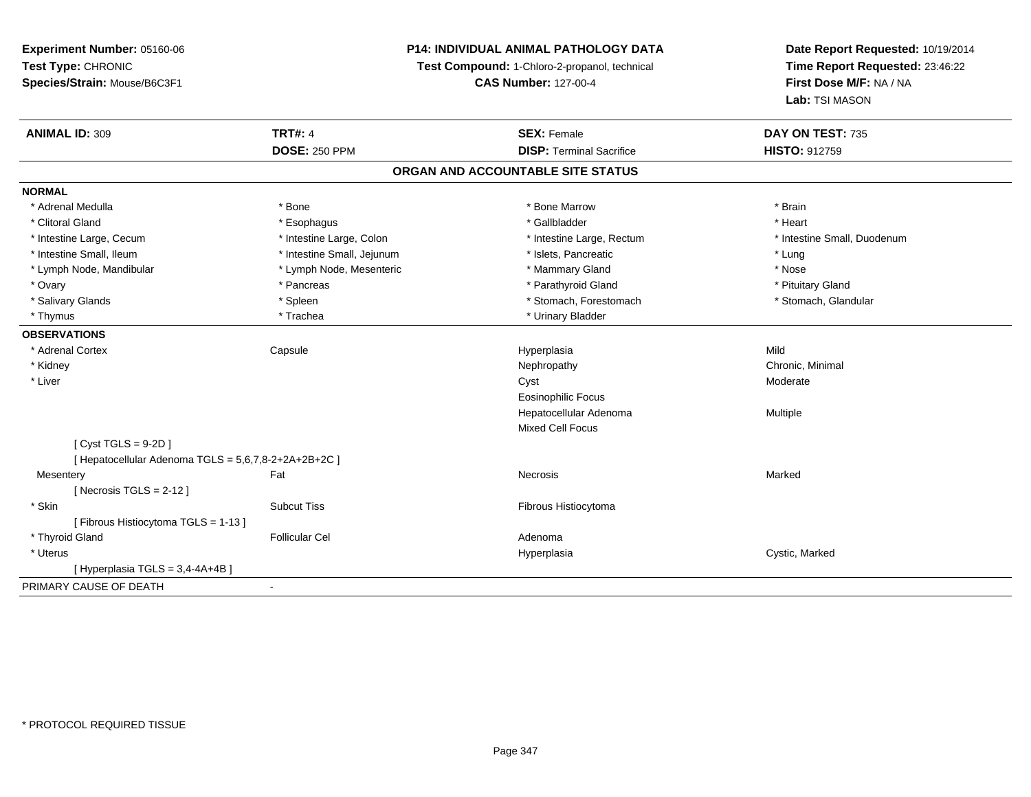**Experiment Number:** 05160-06
**Test Type:** CHRONIC
**Species/Strain:** Mouse/B6C3F1

**P14: INDIVIDUAL ANIMAL PATHOLOGY DATA**
**Test Compound:** 1-Chloro-2-propanol, technical
**CAS Number:** 127-00-4

**Date Report Requested:** 10/19/2014
**Time Report Requested:** 23:46:22
**First Dose M/F:** NA / NA
**Lab:** TSI MASON

| **ANIMAL ID:** 309 | **TRT#:** 4 | **SEX:** Female | **DAY ON TEST:** 735 |
|---|---|---|---|
| | **DOSE:** 250 PPM | **DISP:** Terminal Sacrifice | **HISTO:** 912759 |

## ORGAN AND ACCOUNTABLE SITE STATUS

**NORMAL**

| | | | |
|---|---|---|---|
| * Adrenal Medulla | * Bone | * Bone Marrow | * Brain |
| * Clitoral Gland | * Esophagus | * Gallbladder | * Heart |
| * Intestine Large, Cecum | * Intestine Large, Colon | * Intestine Large, Rectum | * Intestine Small, Duodenum |
| * Intestine Small, Ileum | * Intestine Small, Jejunum | * Islets, Pancreatic | * Lung |
| * Lymph Node, Mandibular | * Lymph Node, Mesenteric | * Mammary Gland | * Nose |
| * Ovary | * Pancreas | * Parathyroid Gland | * Pituitary Gland |
| * Salivary Glands | * Spleen | * Stomach, Forestomach | * Stomach, Glandular |
| * Thymus | * Trachea | * Urinary Bladder | |

**OBSERVATIONS**

| | | | |
|---|---|---|---|
| * Adrenal Cortex | Capsule | Hyperplasia | Mild |
| * Kidney | | Nephropathy | Chronic, Minimal |
| * Liver | | Cyst | Moderate |
| | | Eosinophilic Focus | |
| | | Hepatocellular Adenoma | Multiple |
| | | Mixed Cell Focus | |
| [ Cyst TGLS = 9-2D ] | | | |
| [ Hepatocellular Adenoma TGLS = 5,6,7,8-2+2A+2B+2C ] | | | |
| Mesentery | Fat | Necrosis | Marked |
| [ Necrosis TGLS = 2-12 ] | | | |
| * Skin | Subcut Tiss | Fibrous Histiocytoma | |
| [ Fibrous Histiocytoma TGLS = 1-13 ] | | | |
| * Thyroid Gland | Follicular Cel | Adenoma | |
| * Uterus | | Hyperplasia | Cystic, Marked |
| [ Hyperplasia TGLS = 3,4-4A+4B ] | | | |

PRIMARY CAUSE OF DEATH -

\* PROTOCOL REQUIRED TISSUE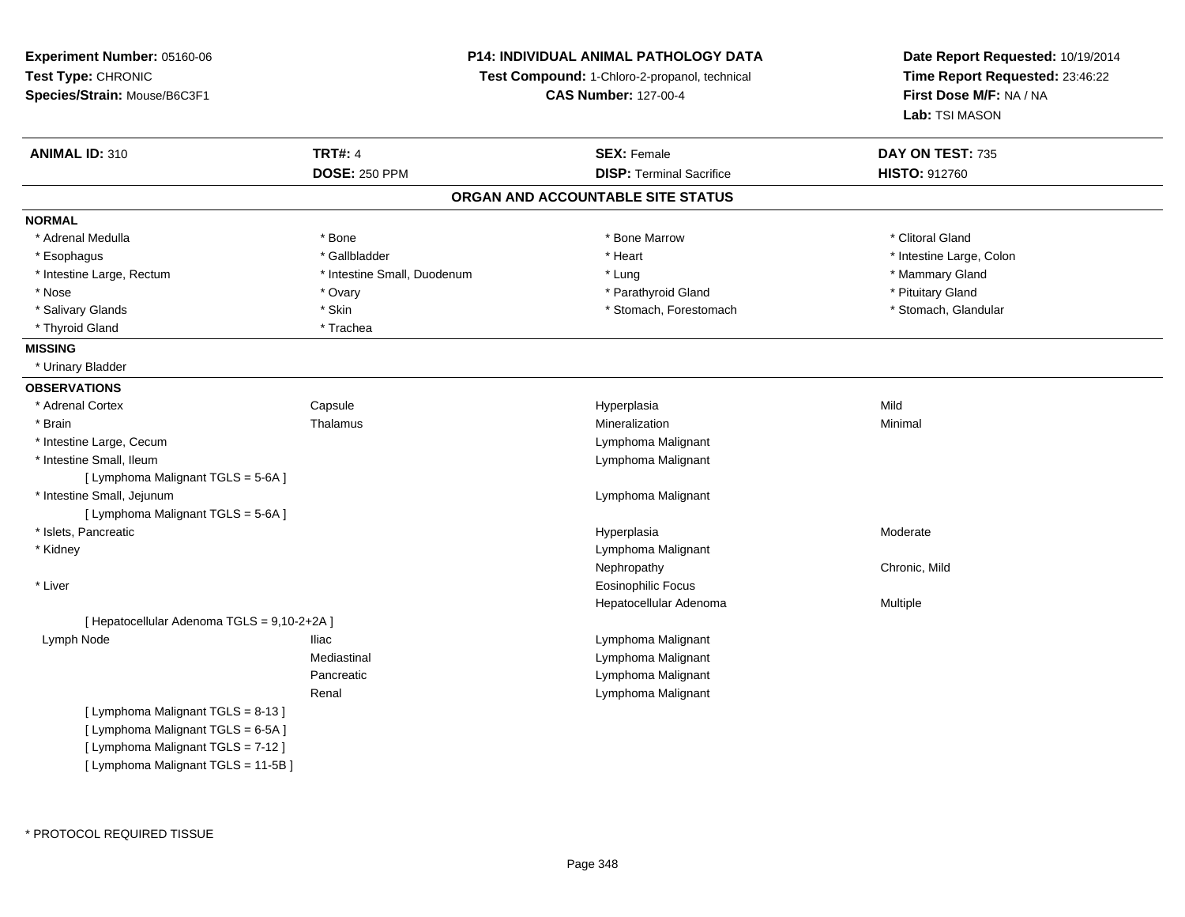**Experiment Number:** 05160-06
**Test Type:** CHRONIC
**Species/Strain:** Mouse/B6C3F1

**P14: INDIVIDUAL ANIMAL PATHOLOGY DATA**
**Test Compound:** 1-Chloro-2-propanol, technical
**CAS Number:** 127-00-4

**Date Report Requested:** 10/19/2014
**Time Report Requested:** 23:46:22
**First Dose M/F:** NA / NA
**Lab:** TSI MASON

| **ANIMAL ID:** 310 | **TRT#:** 4 | **SEX:** Female | **DAY ON TEST:** 735 |
|---|---|---|---|
| | **DOSE:** 250 PPM | **DISP:** Terminal Sacrifice | **HISTO:** 912760 |

## ORGAN AND ACCOUNTABLE SITE STATUS

**NORMAL**

| | | | |
|---|---|---|---|
| * Adrenal Medulla | * Bone | * Bone Marrow | * Clitoral Gland |
| * Esophagus | * Gallbladder | * Heart | * Intestine Large, Colon |
| * Intestine Large, Rectum | * Intestine Small, Duodenum | * Lung | * Mammary Gland |
| * Nose | * Ovary | * Parathyroid Gland | * Pituitary Gland |
| * Salivary Glands | * Skin | * Stomach, Forestomach | * Stomach, Glandular |
| * Thyroid Gland | * Trachea | | |

**MISSING**

* Urinary Bladder

**OBSERVATIONS**

| | | | |
|---|---|---|---|
| * Adrenal Cortex | Capsule | Hyperplasia | Mild |
| * Brain | Thalamus | Mineralization | Minimal |
| * Intestine Large, Cecum | | Lymphoma Malignant | |
| * Intestine Small, Ileum | | Lymphoma Malignant | |
| [ Lymphoma Malignant TGLS = 5-6A ] | | | |
| * Intestine Small, Jejunum | | Lymphoma Malignant | |
| [ Lymphoma Malignant TGLS = 5-6A ] | | | |
| * Islets, Pancreatic | | Hyperplasia | Moderate |
| * Kidney | | Lymphoma Malignant | |
| | | Nephropathy | Chronic, Mild |
| * Liver | | Eosinophilic Focus | |
| | | Hepatocellular Adenoma | Multiple |
| [ Hepatocellular Adenoma TGLS = 9,10-2+2A ] | | | |
| Lymph Node | Iliac | Lymphoma Malignant | |
| | Mediastinal | Lymphoma Malignant | |
| | Pancreatic | Lymphoma Malignant | |
| | Renal | Lymphoma Malignant | |
| [ Lymphoma Malignant TGLS = 8-13 ] | | | |
| [ Lymphoma Malignant TGLS = 6-5A ] | | | |
| [ Lymphoma Malignant TGLS = 7-12 ] | | | |
| [ Lymphoma Malignant TGLS = 11-5B ] | | | |

* PROTOCOL REQUIRED TISSUE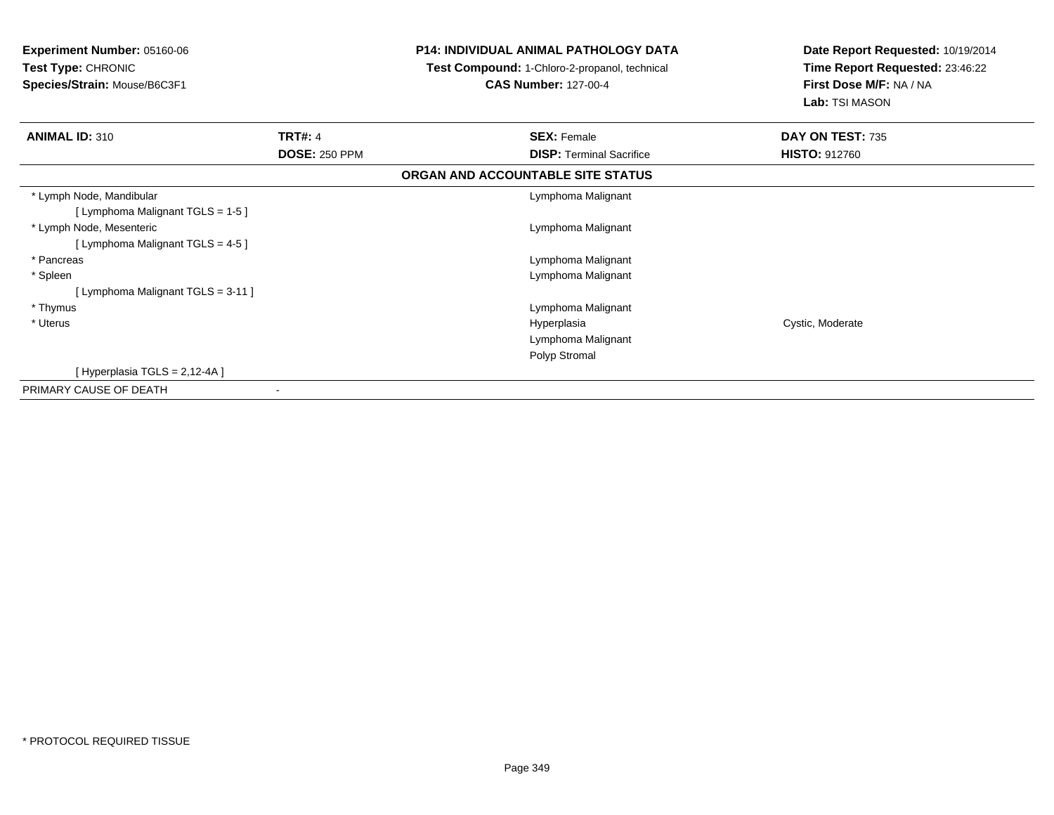**Experiment Number:** 05160-06
**Test Type:** CHRONIC
**Species/Strain:** Mouse/B6C3F1

**P14: INDIVIDUAL ANIMAL PATHOLOGY DATA**
**Test Compound:** 1-Chloro-2-propanol, technical
**CAS Number:** 127-00-4

**Date Report Requested:** 10/19/2014
**Time Report Requested:** 23:46:22
**First Dose M/F:** NA / NA
**Lab:** TSI MASON

| **ANIMAL ID:** 310 | **TRT#:** 4 | **SEX:** Female | **DAY ON TEST:** 735 |
|---|---|---|---|
| | **DOSE:** 250 PPM | **DISP:** Terminal Sacrifice | **HISTO:** 912760 |

**ORGAN AND ACCOUNTABLE SITE STATUS**

| Organ | | Finding | Qualifier |
|---|---|---|---|
| * Lymph Node, Mandibular | | Lymphoma Malignant | |
| [ Lymphoma Malignant TGLS = 1-5 ] | | | |
| * Lymph Node, Mesenteric | | Lymphoma Malignant | |
| [ Lymphoma Malignant TGLS = 4-5 ] | | | |
| * Pancreas | | Lymphoma Malignant | |
| * Spleen | | Lymphoma Malignant | |
| [ Lymphoma Malignant TGLS = 3-11 ] | | | |
| * Thymus | | Lymphoma Malignant | |
| * Uterus | | Hyperplasia | Cystic, Moderate |
| | | Lymphoma Malignant | |
| | | Polyp Stromal | |
| [ Hyperplasia TGLS = 2,12-4A ] | | | |
| PRIMARY CAUSE OF DEATH | - | | |

* PROTOCOL REQUIRED TISSUE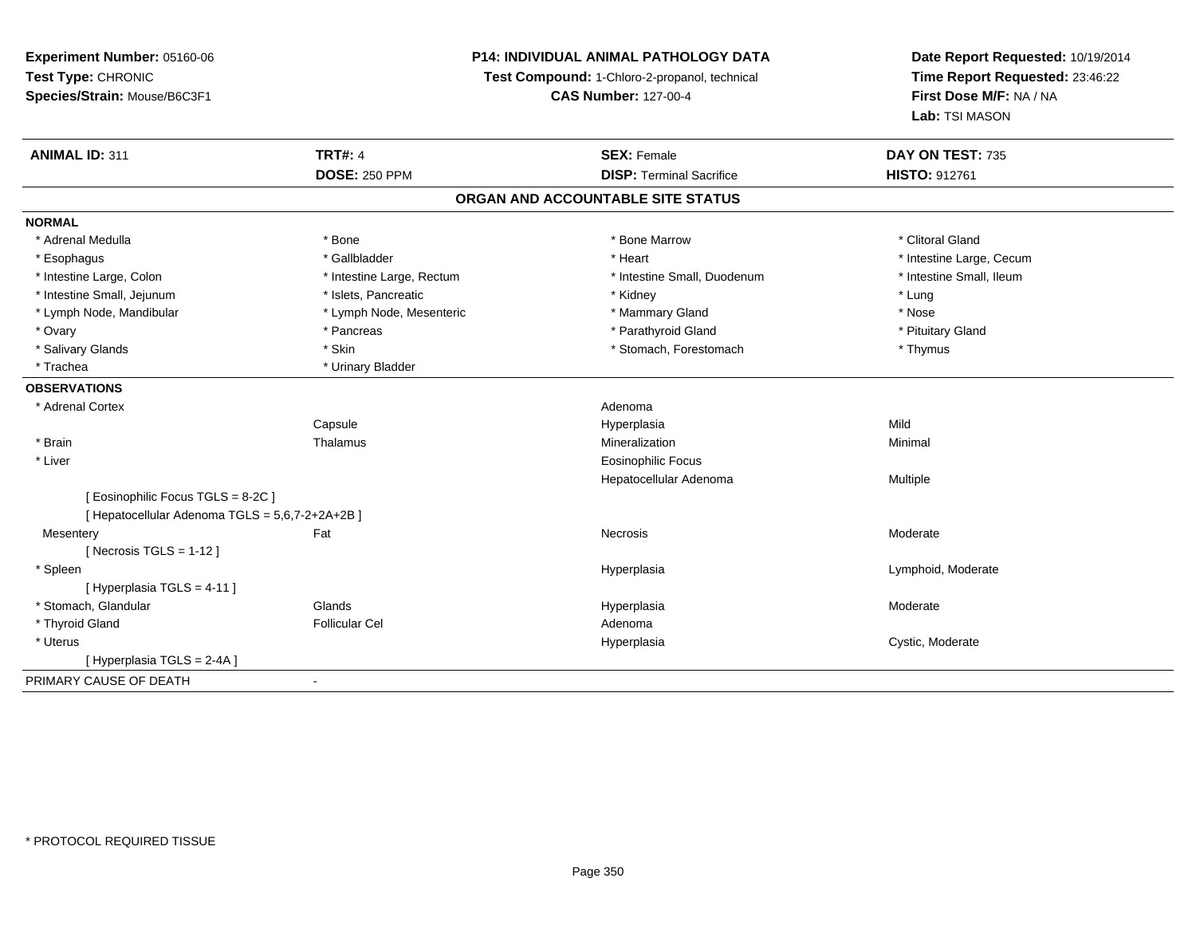**Experiment Number:** 05160-06
**Test Type:** CHRONIC
**Species/Strain:** Mouse/B6C3F1

**P14: INDIVIDUAL ANIMAL PATHOLOGY DATA**
**Test Compound:** 1-Chloro-2-propanol, technical
**CAS Number:** 127-00-4

**Date Report Requested:** 10/19/2014
**Time Report Requested:** 23:46:22
**First Dose M/F:** NA / NA
**Lab:** TSI MASON

| **ANIMAL ID:** 311 | **TRT#:** 4 | **SEX:** Female | **DAY ON TEST:** 735 |
|---|---|---|---|
| | **DOSE:** 250 PPM | **DISP:** Terminal Sacrifice | **HISTO:** 912761 |

## ORGAN AND ACCOUNTABLE SITE STATUS

**NORMAL**

| | | | |
|---|---|---|---|
| * Adrenal Medulla | * Bone | * Bone Marrow | * Clitoral Gland |
| * Esophagus | * Gallbladder | * Heart | * Intestine Large, Cecum |
| * Intestine Large, Colon | * Intestine Large, Rectum | * Intestine Small, Duodenum | * Intestine Small, Ileum |
| * Intestine Small, Jejunum | * Islets, Pancreatic | * Kidney | * Lung |
| * Lymph Node, Mandibular | * Lymph Node, Mesenteric | * Mammary Gland | * Nose |
| * Ovary | * Pancreas | * Parathyroid Gland | * Pituitary Gland |
| * Salivary Glands | * Skin | * Stomach, Forestomach | * Thymus |
| * Trachea | * Urinary Bladder | | |

**OBSERVATIONS**

| | | | |
|---|---|---|---|
| * Adrenal Cortex | | Adenoma | |
| | Capsule | Hyperplasia | Mild |
| * Brain | Thalamus | Mineralization | Minimal |
| * Liver | | Eosinophilic Focus | |
| | | Hepatocellular Adenoma | Multiple |
| [ Eosinophilic Focus TGLS = 8-2C ] | | | |
| [ Hepatocellular Adenoma TGLS = 5,6,7-2+2A+2B ] | | | |
| Mesentery | Fat | Necrosis | Moderate |
| [ Necrosis TGLS = 1-12 ] | | | |
| * Spleen | | Hyperplasia | Lymphoid, Moderate |
| [ Hyperplasia TGLS = 4-11 ] | | | |
| * Stomach, Glandular | Glands | Hyperplasia | Moderate |
| * Thyroid Gland | Follicular Cel | Adenoma | |
| * Uterus | | Hyperplasia | Cystic, Moderate |
| [ Hyperplasia TGLS = 2-4A ] | | | |

PRIMARY CAUSE OF DEATH -

* PROTOCOL REQUIRED TISSUE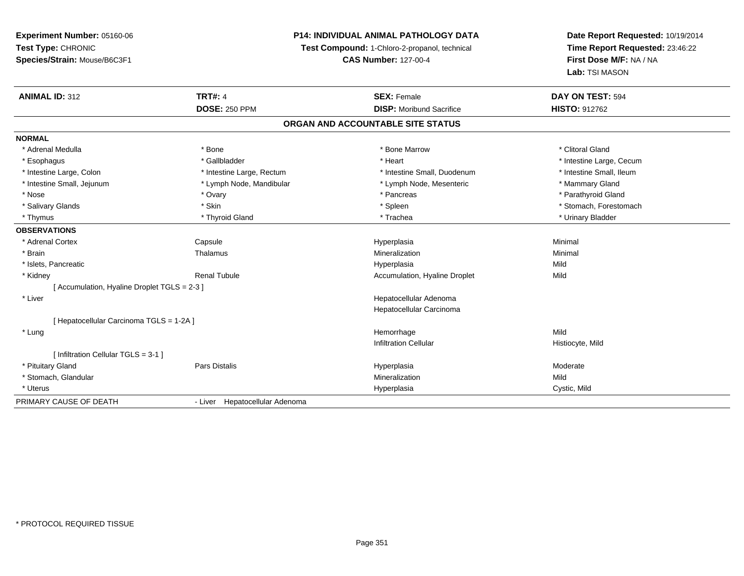**Experiment Number:** 05160-06
**Test Type:** CHRONIC
**Species/Strain:** Mouse/B6C3F1

**P14: INDIVIDUAL ANIMAL PATHOLOGY DATA**
**Test Compound:** 1-Chloro-2-propanol, technical
**CAS Number:** 127-00-4

**Date Report Requested:** 10/19/2014
**Time Report Requested:** 23:46:22
**First Dose M/F:** NA / NA
**Lab:** TSI MASON

| **ANIMAL ID:** 312 | **TRT#:** 4 | **SEX:** Female | **DAY ON TEST:** 594 |
|---|---|---|---|
| | **DOSE:** 250 PPM | **DISP:** Moribund Sacrifice | **HISTO:** 912762 |

## ORGAN AND ACCOUNTABLE SITE STATUS

**NORMAL**

| | | | |
|---|---|---|---|
| * Adrenal Medulla | * Bone | * Bone Marrow | * Clitoral Gland |
| * Esophagus | * Gallbladder | * Heart | * Intestine Large, Cecum |
| * Intestine Large, Colon | * Intestine Large, Rectum | * Intestine Small, Duodenum | * Intestine Small, Ileum |
| * Intestine Small, Jejunum | * Lymph Node, Mandibular | * Lymph Node, Mesenteric | * Mammary Gland |
| * Nose | * Ovary | * Pancreas | * Parathyroid Gland |
| * Salivary Glands | * Skin | * Spleen | * Stomach, Forestomach |
| * Thymus | * Thyroid Gland | * Trachea | * Urinary Bladder |

**OBSERVATIONS**

| | | | |
|---|---|---|---|
| * Adrenal Cortex | Capsule | Hyperplasia | Minimal |
| * Brain | Thalamus | Mineralization | Minimal |
| * Islets, Pancreatic | | Hyperplasia | Mild |
| * Kidney | Renal Tubule | Accumulation, Hyaline Droplet | Mild |
| [ Accumulation, Hyaline Droplet TGLS = 2-3 ] | | | |
| * Liver | | Hepatocellular Adenoma | |
| | | Hepatocellular Carcinoma | |
| [ Hepatocellular Carcinoma TGLS = 1-2A ] | | | |
| * Lung | | Hemorrhage | Mild |
| | | Infiltration Cellular | Histiocyte, Mild |
| [ Infiltration Cellular TGLS = 3-1 ] | | | |
| * Pituitary Gland | Pars Distalis | Hyperplasia | Moderate |
| * Stomach, Glandular | | Mineralization | Mild |
| * Uterus | | Hyperplasia | Cystic, Mild |

PRIMARY CAUSE OF DEATH - Liver Hepatocellular Adenoma

* PROTOCOL REQUIRED TISSUE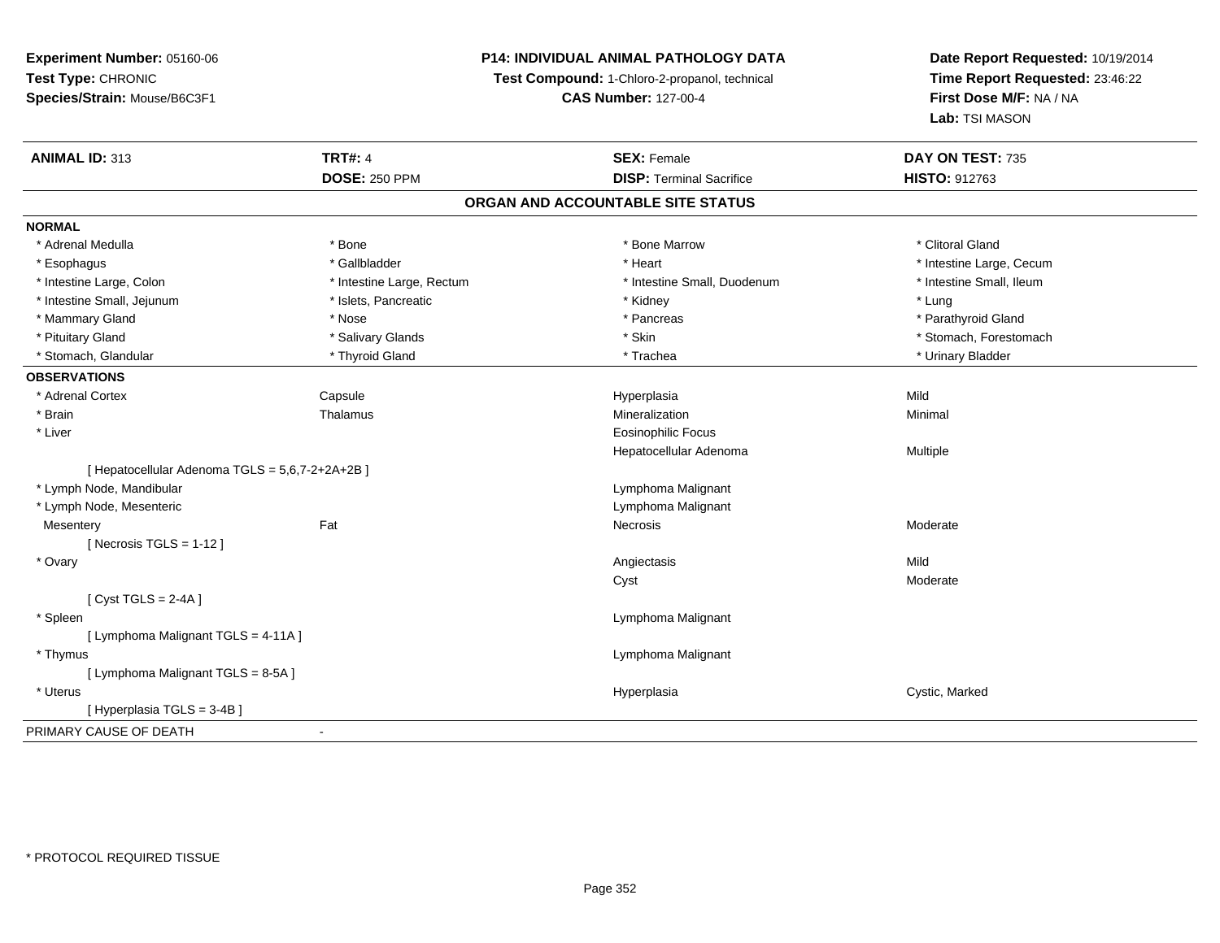**Experiment Number:** 05160-06
**Test Type:** CHRONIC
**Species/Strain:** Mouse/B6C3F1

**P14: INDIVIDUAL ANIMAL PATHOLOGY DATA**
**Test Compound:** 1-Chloro-2-propanol, technical
**CAS Number:** 127-00-4

**Date Report Requested:** 10/19/2014
**Time Report Requested:** 23:46:22
**First Dose M/F:** NA / NA
**Lab:** TSI MASON

| **ANIMAL ID:** 313 | **TRT#:** 4 | **SEX:** Female | **DAY ON TEST:** 735 |
|---|---|---|---|
| | **DOSE:** 250 PPM | **DISP:** Terminal Sacrifice | **HISTO:** 912763 |

## ORGAN AND ACCOUNTABLE SITE STATUS

**NORMAL**

| | | | |
|---|---|---|---|
| * Adrenal Medulla | * Bone | * Bone Marrow | * Clitoral Gland |
| * Esophagus | * Gallbladder | * Heart | * Intestine Large, Cecum |
| * Intestine Large, Colon | * Intestine Large, Rectum | * Intestine Small, Duodenum | * Intestine Small, Ileum |
| * Intestine Small, Jejunum | * Islets, Pancreatic | * Kidney | * Lung |
| * Mammary Gland | * Nose | * Pancreas | * Parathyroid Gland |
| * Pituitary Gland | * Salivary Glands | * Skin | * Stomach, Forestomach |
| * Stomach, Glandular | * Thyroid Gland | * Trachea | * Urinary Bladder |

**OBSERVATIONS**

| | | | |
|---|---|---|---|
| * Adrenal Cortex | Capsule | Hyperplasia | Mild |
| * Brain | Thalamus | Mineralization | Minimal |
| * Liver | | Eosinophilic Focus | |
| | | Hepatocellular Adenoma | Multiple |
| [ Hepatocellular Adenoma TGLS = 5,6,7-2+2A+2B ] | | | |
| * Lymph Node, Mandibular | | Lymphoma Malignant | |
| * Lymph Node, Mesenteric | | Lymphoma Malignant | |
| Mesentery | Fat | Necrosis | Moderate |
| [ Necrosis TGLS = 1-12 ] | | | |
| * Ovary | | Angiectasis | Mild |
| | | Cyst | Moderate |
| [ Cyst TGLS = 2-4A ] | | | |
| * Spleen | | Lymphoma Malignant | |
| [ Lymphoma Malignant TGLS = 4-11A ] | | | |
| * Thymus | | Lymphoma Malignant | |
| [ Lymphoma Malignant TGLS = 8-5A ] | | | |
| * Uterus | | Hyperplasia | Cystic, Marked |
| [ Hyperplasia TGLS = 3-4B ] | | | |

PRIMARY CAUSE OF DEATH -

\* PROTOCOL REQUIRED TISSUE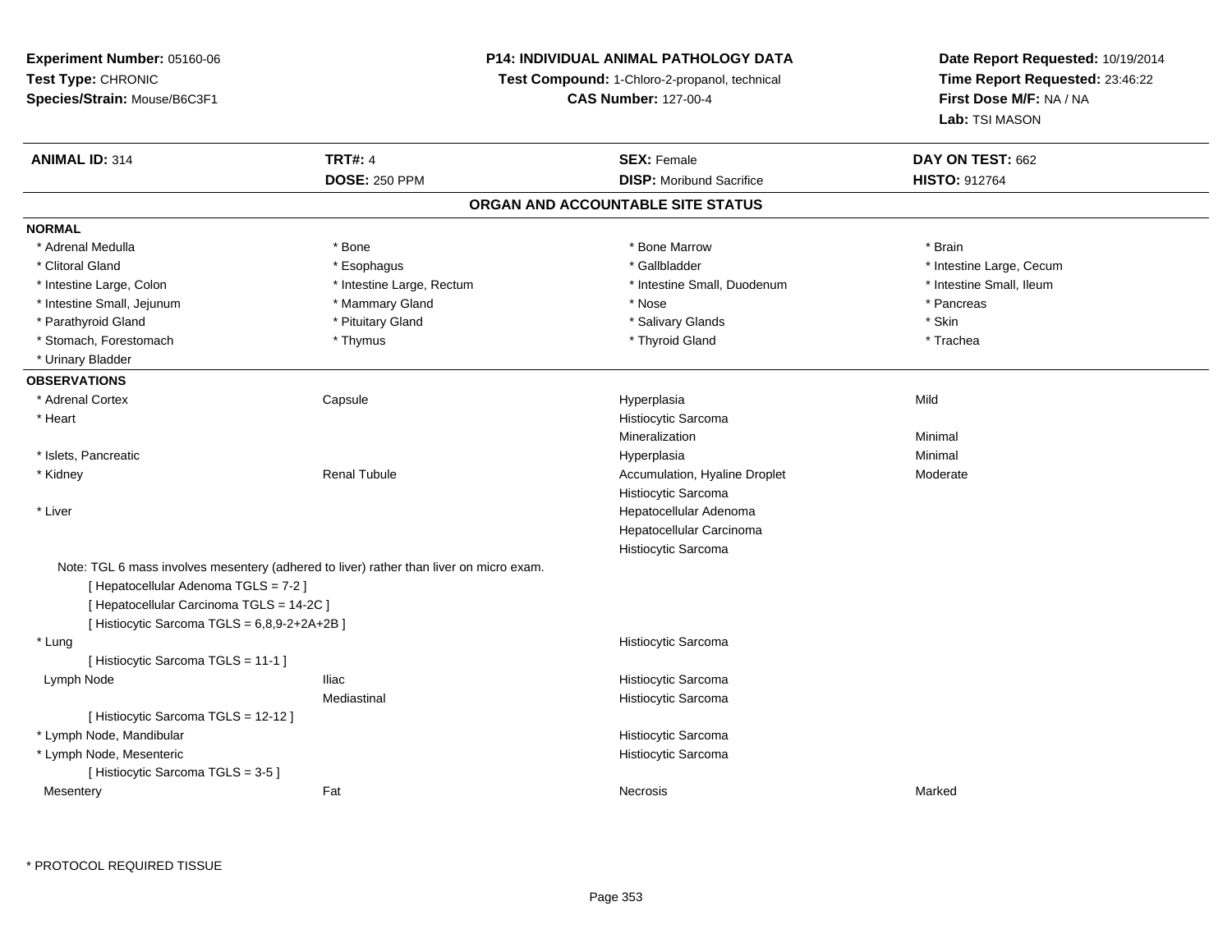**Experiment Number:** 05160-06
**Test Type:** CHRONIC
**Species/Strain:** Mouse/B6C3F1

**P14: INDIVIDUAL ANIMAL PATHOLOGY DATA**
**Test Compound:** 1-Chloro-2-propanol, technical
**CAS Number:** 127-00-4

**Date Report Requested:** 10/19/2014
**Time Report Requested:** 23:46:22
**First Dose M/F:** NA / NA
**Lab:** TSI MASON

| **ANIMAL ID:** 314 | **TRT#:** 4 | **SEX:** Female | **DAY ON TEST:** 662 |
|---|---|---|---|
| | **DOSE:** 250 PPM | **DISP:** Moribund Sacrifice | **HISTO:** 912764 |

## ORGAN AND ACCOUNTABLE SITE STATUS

**NORMAL**

| | | | |
|---|---|---|---|
| * Adrenal Medulla | * Bone | * Bone Marrow | * Brain |
| * Clitoral Gland | * Esophagus | * Gallbladder | * Intestine Large, Cecum |
| * Intestine Large, Colon | * Intestine Large, Rectum | * Intestine Small, Duodenum | * Intestine Small, Ileum |
| * Intestine Small, Jejunum | * Mammary Gland | * Nose | * Pancreas |
| * Parathyroid Gland | * Pituitary Gland | * Salivary Glands | * Skin |
| * Stomach, Forestomach | * Thymus | * Thyroid Gland | * Trachea |
| * Urinary Bladder | | | |

**OBSERVATIONS**

| | | | |
|---|---|---|---|
| * Adrenal Cortex | Capsule | Hyperplasia | Mild |
| * Heart | | Histiocytic Sarcoma | |
| | | Mineralization | Minimal |
| * Islets, Pancreatic | | Hyperplasia | Minimal |
| * Kidney | Renal Tubule | Accumulation, Hyaline Droplet | Moderate |
| | | Histiocytic Sarcoma | |
| * Liver | | Hepatocellular Adenoma | |
| | | Hepatocellular Carcinoma | |
| | | Histiocytic Sarcoma | |

Note: TGL 6 mass involves mesentery (adhered to liver) rather than liver on micro exam.
[ Hepatocellular Adenoma TGLS = 7-2 ]
[ Hepatocellular Carcinoma TGLS = 14-2C ]
[ Histiocytic Sarcoma TGLS = 6,8,9-2+2A+2B ]

| | | | |
|---|---|---|---|
| * Lung | | Histiocytic Sarcoma | |
| [ Histiocytic Sarcoma TGLS = 11-1 ] | | | |
| Lymph Node | Iliac | Histiocytic Sarcoma | |
| | Mediastinal | Histiocytic Sarcoma | |
| [ Histiocytic Sarcoma TGLS = 12-12 ] | | | |
| * Lymph Node, Mandibular | | Histiocytic Sarcoma | |
| * Lymph Node, Mesenteric | | Histiocytic Sarcoma | |
| [ Histiocytic Sarcoma TGLS = 3-5 ] | | | |
| Mesentery | Fat | Necrosis | Marked |

* PROTOCOL REQUIRED TISSUE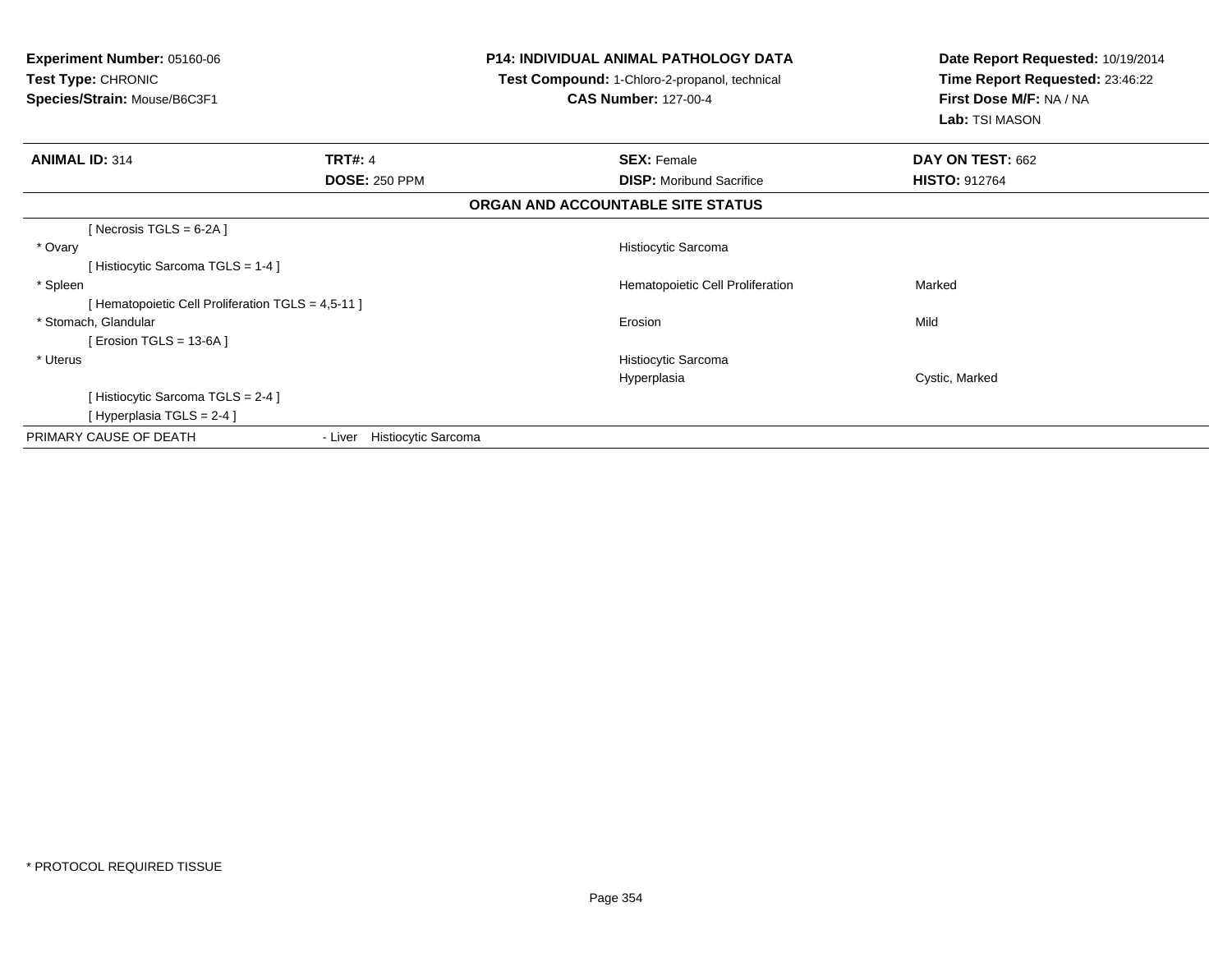**Experiment Number:** 05160-06
**Test Type:** CHRONIC
**Species/Strain:** Mouse/B6C3F1

**P14: INDIVIDUAL ANIMAL PATHOLOGY DATA**
**Test Compound:** 1-Chloro-2-propanol, technical
**CAS Number:** 127-00-4

**Date Report Requested:** 10/19/2014
**Time Report Requested:** 23:46:22
**First Dose M/F:** NA / NA
**Lab:** TSI MASON

| **ANIMAL ID:** 314 | **TRT#:** 4 | **SEX:** Female | **DAY ON TEST:** 662 |
|---|---|---|---|
| | **DOSE:** 250 PPM | **DISP:** Moribund Sacrifice | **HISTO:** 912764 |

**ORGAN AND ACCOUNTABLE SITE STATUS**

| | | | |
|---|---|---|---|
| [ Necrosis TGLS = 6-2A ] | | | |
| * Ovary | | Histiocytic Sarcoma | |
| [ Histiocytic Sarcoma TGLS = 1-4 ] | | | |
| * Spleen | | Hematopoietic Cell Proliferation | Marked |
| [ Hematopoietic Cell Proliferation TGLS = 4,5-11 ] | | | |
| * Stomach, Glandular | | Erosion | Mild |
| [ Erosion TGLS = 13-6A ] | | | |
| * Uterus | | Histiocytic Sarcoma | |
| | | Hyperplasia | Cystic, Marked |
| [ Histiocytic Sarcoma TGLS = 2-4 ] | | | |
| [ Hyperplasia TGLS = 2-4 ] | | | |
| PRIMARY CAUSE OF DEATH | - Liver Histiocytic Sarcoma | | |

* PROTOCOL REQUIRED TISSUE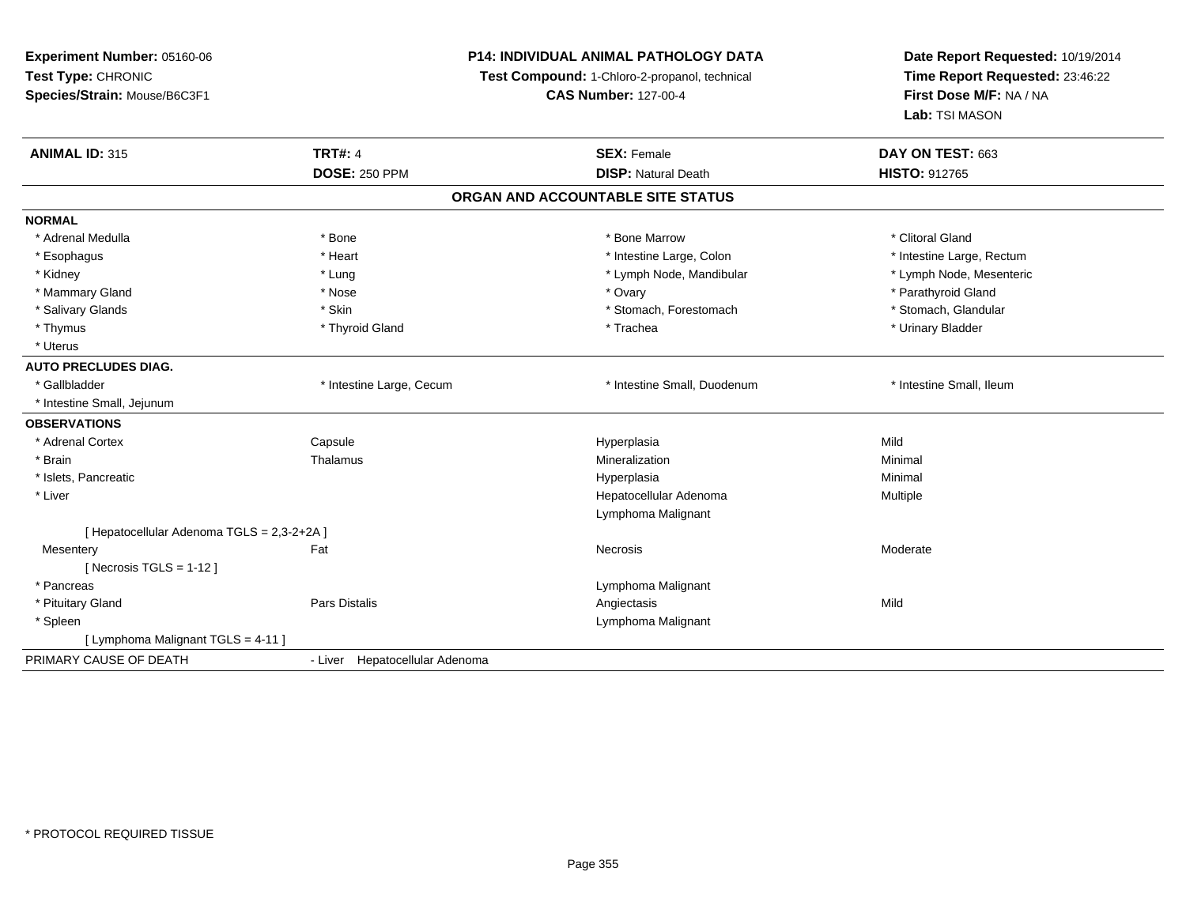**Experiment Number:** 05160-06
**Test Type:** CHRONIC
**Species/Strain:** Mouse/B6C3F1

**P14: INDIVIDUAL ANIMAL PATHOLOGY DATA**
**Test Compound:** 1-Chloro-2-propanol, technical
**CAS Number:** 127-00-4

**Date Report Requested:** 10/19/2014
**Time Report Requested:** 23:46:22
**First Dose M/F:** NA / NA
**Lab:** TSI MASON

| **ANIMAL ID:** 315 | **TRT#:** 4 | **SEX:** Female | **DAY ON TEST:** 663 |
|---|---|---|---|
| | **DOSE:** 250 PPM | **DISP:** Natural Death | **HISTO:** 912765 |

## ORGAN AND ACCOUNTABLE SITE STATUS

| | | | |
|---|---|---|---|
| **NORMAL** | | | |
| * Adrenal Medulla | * Bone | * Bone Marrow | * Clitoral Gland |
| * Esophagus | * Heart | * Intestine Large, Colon | * Intestine Large, Rectum |
| * Kidney | * Lung | * Lymph Node, Mandibular | * Lymph Node, Mesenteric |
| * Mammary Gland | * Nose | * Ovary | * Parathyroid Gland |
| * Salivary Glands | * Skin | * Stomach, Forestomach | * Stomach, Glandular |
| * Thymus | * Thyroid Gland | * Trachea | * Urinary Bladder |
| * Uterus | | | |
| **AUTO PRECLUDES DIAG.** | | | |
| * Gallbladder | * Intestine Large, Cecum | * Intestine Small, Duodenum | * Intestine Small, Ileum |
| * Intestine Small, Jejunum | | | |
| **OBSERVATIONS** | | | |
| * Adrenal Cortex | Capsule | Hyperplasia | Mild |
| * Brain | Thalamus | Mineralization | Minimal |
| * Islets, Pancreatic | | Hyperplasia | Minimal |
| * Liver | | Hepatocellular Adenoma | Multiple |
| | | Lymphoma Malignant | |
| [ Hepatocellular Adenoma TGLS = 2,3-2+2A ] | | | |
| Mesentery | Fat | Necrosis | Moderate |
| [ Necrosis TGLS = 1-12 ] | | | |
| * Pancreas | | Lymphoma Malignant | |
| * Pituitary Gland | Pars Distalis | Angiectasis | Mild |
| * Spleen | | Lymphoma Malignant | |
| [ Lymphoma Malignant TGLS = 4-11 ] | | | |
| PRIMARY CAUSE OF DEATH | - Liver Hepatocellular Adenoma | | |

* PROTOCOL REQUIRED TISSUE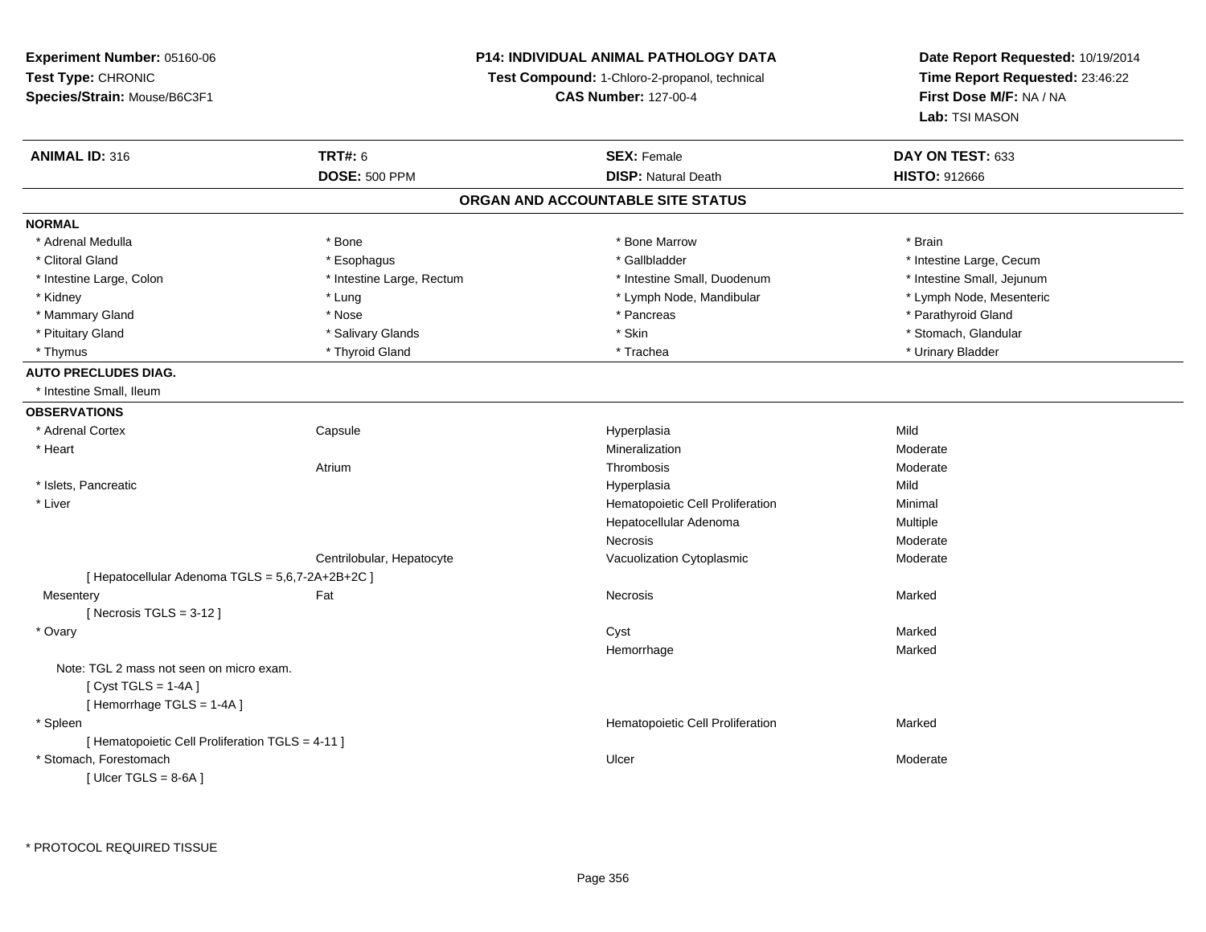**Experiment Number:** 05160-06
**Test Type:** CHRONIC
**Species/Strain:** Mouse/B6C3F1

**P14: INDIVIDUAL ANIMAL PATHOLOGY DATA**
**Test Compound:** 1-Chloro-2-propanol, technical
**CAS Number:** 127-00-4

**Date Report Requested:** 10/19/2014
**Time Report Requested:** 23:46:22
**First Dose M/F:** NA / NA
**Lab:** TSI MASON

| **ANIMAL ID:** 316 | **TRT#:** 6 | **SEX:** Female | **DAY ON TEST:** 633 |
|---|---|---|---|
| | **DOSE:** 500 PPM | **DISP:** Natural Death | **HISTO:** 912666 |

## ORGAN AND ACCOUNTABLE SITE STATUS

**NORMAL**

| | | | |
|---|---|---|---|
| * Adrenal Medulla | * Bone | * Bone Marrow | * Brain |
| * Clitoral Gland | * Esophagus | * Gallbladder | * Intestine Large, Cecum |
| * Intestine Large, Colon | * Intestine Large, Rectum | * Intestine Small, Duodenum | * Intestine Small, Jejunum |
| * Kidney | * Lung | * Lymph Node, Mandibular | * Lymph Node, Mesenteric |
| * Mammary Gland | * Nose | * Pancreas | * Parathyroid Gland |
| * Pituitary Gland | * Salivary Glands | * Skin | * Stomach, Glandular |
| * Thymus | * Thyroid Gland | * Trachea | * Urinary Bladder |

**AUTO PRECLUDES DIAG.**

* Intestine Small, Ileum

**OBSERVATIONS**

| Organ | Site | Observation | Severity |
|---|---|---|---|
| * Adrenal Cortex | Capsule | Hyperplasia | Mild |
| * Heart | | Mineralization | Moderate |
| | Atrium | Thrombosis | Moderate |
| * Islets, Pancreatic | | Hyperplasia | Mild |
| * Liver | | Hematopoietic Cell Proliferation | Minimal |
| | | Hepatocellular Adenoma | Multiple |
| | | Necrosis | Moderate |
| | Centrilobular, Hepatocyte | Vacuolization Cytoplasmic | Moderate |
| [ Hepatocellular Adenoma TGLS = 5,6,7-2A+2B+2C ] | | | |
| Mesentery | Fat | Necrosis | Marked |
| [ Necrosis TGLS = 3-12 ] | | | |
| * Ovary | | Cyst | Marked |
| | | Hemorrhage | Marked |
| Note: TGL 2 mass not seen on micro exam. | | | |
| [ Cyst TGLS = 1-4A ] | | | |
| [ Hemorrhage TGLS = 1-4A ] | | | |
| * Spleen | | Hematopoietic Cell Proliferation | Marked |
| [ Hematopoietic Cell Proliferation TGLS = 4-11 ] | | | |
| * Stomach, Forestomach | | Ulcer | Moderate |
| [ Ulcer TGLS = 8-6A ] | | | |

* PROTOCOL REQUIRED TISSUE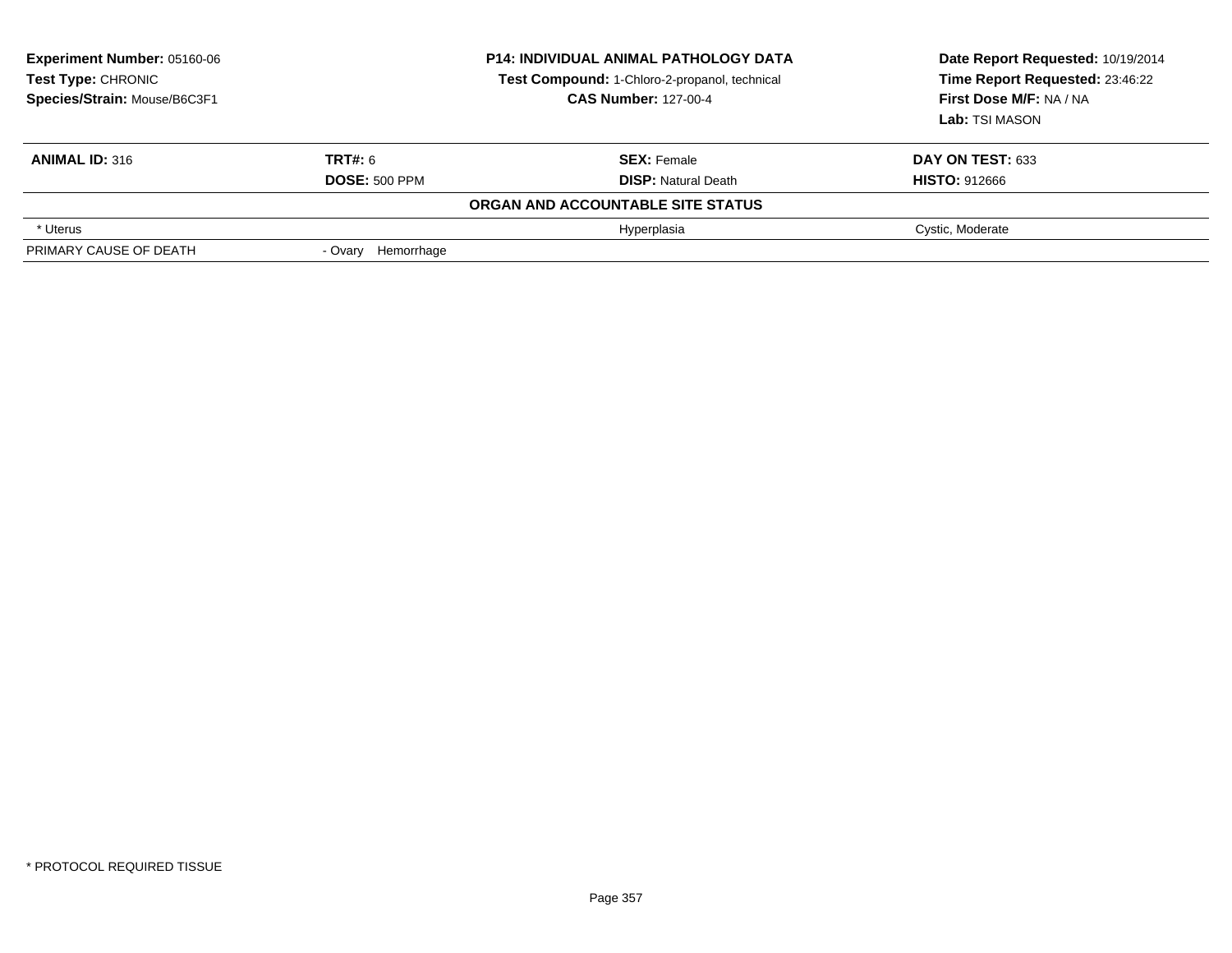**Experiment Number:** 05160-06
**Test Type:** CHRONIC
**Species/Strain:** Mouse/B6C3F1

**P14: INDIVIDUAL ANIMAL PATHOLOGY DATA**
**Test Compound:** 1-Chloro-2-propanol, technical
**CAS Number:** 127-00-4

**Date Report Requested:** 10/19/2014
**Time Report Requested:** 23:46:22
**First Dose M/F:** NA / NA
**Lab:** TSI MASON

| **ANIMAL ID:** 316 | **TRT#:** 6 | **SEX:** Female | **DAY ON TEST:** 633 |
|---|---|---|---|
| | **DOSE:** 500 PPM | **DISP:** Natural Death | **HISTO:** 912666 |

**ORGAN AND ACCOUNTABLE SITE STATUS**

| | | | |
|---|---|---|---|
| * Uterus | | Hyperplasia | Cystic, Moderate |
| PRIMARY CAUSE OF DEATH | - Ovary Hemorrhage | | |

* PROTOCOL REQUIRED TISSUE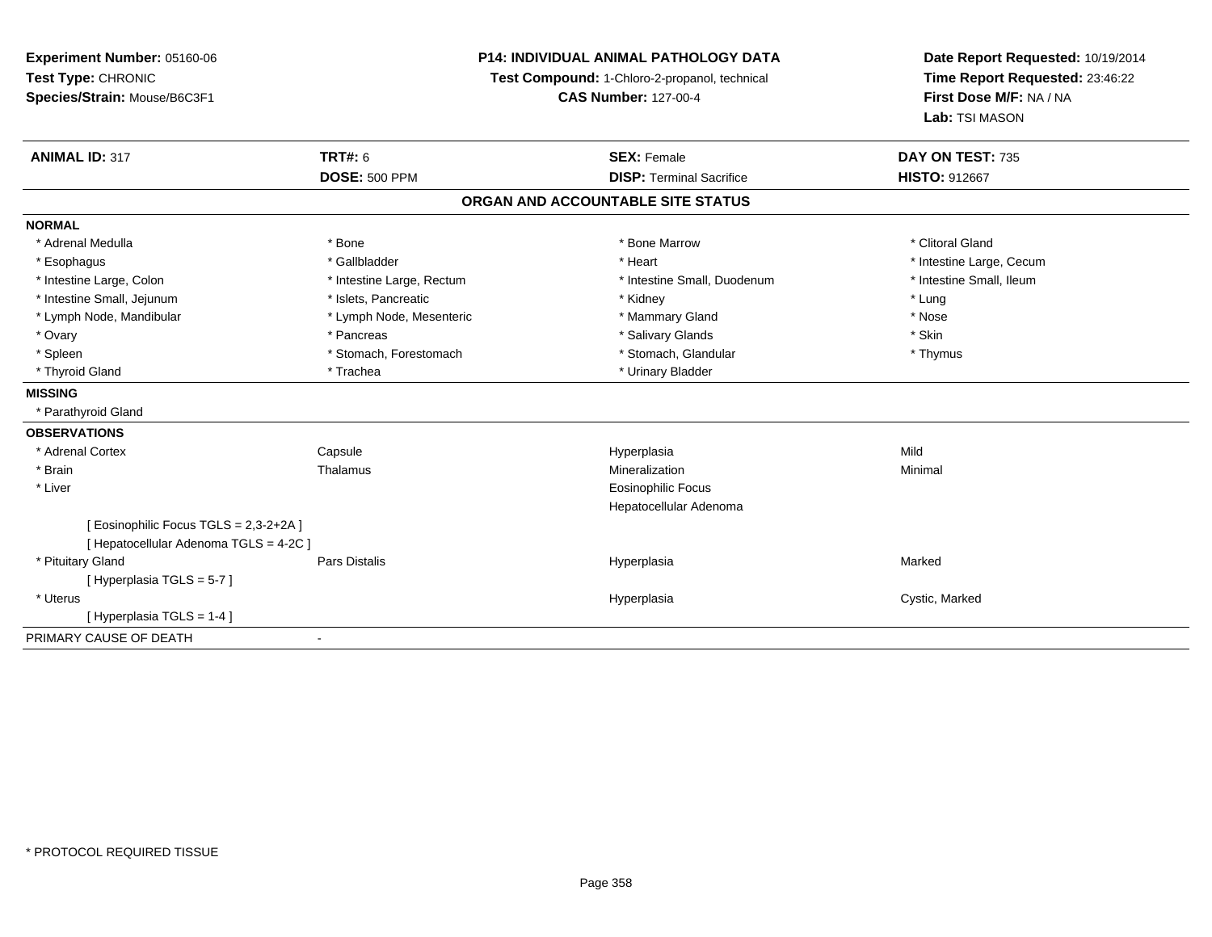**Experiment Number:** 05160-06
**Test Type:** CHRONIC
**Species/Strain:** Mouse/B6C3F1

**P14: INDIVIDUAL ANIMAL PATHOLOGY DATA**
**Test Compound:** 1-Chloro-2-propanol, technical
**CAS Number:** 127-00-4

**Date Report Requested:** 10/19/2014
**Time Report Requested:** 23:46:22
**First Dose M/F:** NA / NA
**Lab:** TSI MASON

| **ANIMAL ID:** 317 | **TRT#:** 6 | **SEX:** Female | **DAY ON TEST:** 735 |
|---|---|---|---|
| | **DOSE:** 500 PPM | **DISP:** Terminal Sacrifice | **HISTO:** 912667 |

## ORGAN AND ACCOUNTABLE SITE STATUS

**NORMAL**

| | | | |
|---|---|---|---|
| * Adrenal Medulla | * Bone | * Bone Marrow | * Clitoral Gland |
| * Esophagus | * Gallbladder | * Heart | * Intestine Large, Cecum |
| * Intestine Large, Colon | * Intestine Large, Rectum | * Intestine Small, Duodenum | * Intestine Small, Ileum |
| * Intestine Small, Jejunum | * Islets, Pancreatic | * Kidney | * Lung |
| * Lymph Node, Mandibular | * Lymph Node, Mesenteric | * Mammary Gland | * Nose |
| * Ovary | * Pancreas | * Salivary Glands | * Skin |
| * Spleen | * Stomach, Forestomach | * Stomach, Glandular | * Thymus |
| * Thyroid Gland | * Trachea | * Urinary Bladder | |

**MISSING**

* Parathyroid Gland

**OBSERVATIONS**

| | | | |
|---|---|---|---|
| * Adrenal Cortex | Capsule | Hyperplasia | Mild |
| * Brain | Thalamus | Mineralization | Minimal |
| * Liver | | Eosinophilic Focus | |
| | | Hepatocellular Adenoma | |
| [ Eosinophilic Focus TGLS = 2,3-2+2A ] | | | |
| [ Hepatocellular Adenoma TGLS = 4-2C ] | | | |
| * Pituitary Gland | Pars Distalis | Hyperplasia | Marked |
| [ Hyperplasia TGLS = 5-7 ] | | | |
| * Uterus | | Hyperplasia | Cystic, Marked |
| [ Hyperplasia TGLS = 1-4 ] | | | |

PRIMARY CAUSE OF DEATH -

* PROTOCOL REQUIRED TISSUE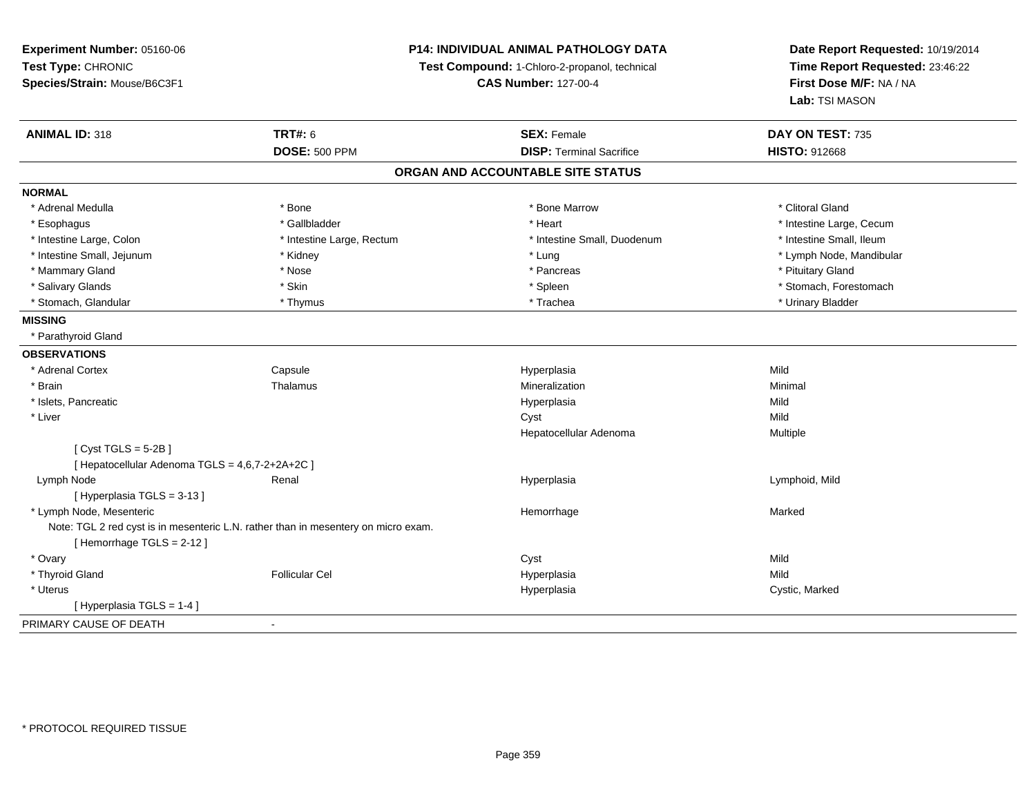**Experiment Number:** 05160-06
**Test Type:** CHRONIC
**Species/Strain:** Mouse/B6C3F1

**P14: INDIVIDUAL ANIMAL PATHOLOGY DATA**
**Test Compound:** 1-Chloro-2-propanol, technical
**CAS Number:** 127-00-4

**Date Report Requested:** 10/19/2014
**Time Report Requested:** 23:46:22
**First Dose M/F:** NA / NA
**Lab:** TSI MASON

| **ANIMAL ID:** 318 | **TRT#:** 6 | **SEX:** Female | **DAY ON TEST:** 735 |
|---|---|---|---|
| | **DOSE:** 500 PPM | **DISP:** Terminal Sacrifice | **HISTO:** 912668 |

## ORGAN AND ACCOUNTABLE SITE STATUS

**NORMAL**

| | | | |
|---|---|---|---|
| * Adrenal Medulla | * Bone | * Bone Marrow | * Clitoral Gland |
| * Esophagus | * Gallbladder | * Heart | * Intestine Large, Cecum |
| * Intestine Large, Colon | * Intestine Large, Rectum | * Intestine Small, Duodenum | * Intestine Small, Ileum |
| * Intestine Small, Jejunum | * Kidney | * Lung | * Lymph Node, Mandibular |
| * Mammary Gland | * Nose | * Pancreas | * Pituitary Gland |
| * Salivary Glands | * Skin | * Spleen | * Stomach, Forestomach |
| * Stomach, Glandular | * Thymus | * Trachea | * Urinary Bladder |

**MISSING**

* Parathyroid Gland

**OBSERVATIONS**

| | | | |
|---|---|---|---|
| * Adrenal Cortex | Capsule | Hyperplasia | Mild |
| * Brain | Thalamus | Mineralization | Minimal |
| * Islets, Pancreatic | | Hyperplasia | Mild |
| * Liver | | Cyst | Mild |
| | | Hepatocellular Adenoma | Multiple |
| [ Cyst TGLS = 5-2B ] | | | |
| [ Hepatocellular Adenoma TGLS = 4,6,7-2+2A+2C ] | | | |
| Lymph Node | Renal | Hyperplasia | Lymphoid, Mild |
| [ Hyperplasia TGLS = 3-13 ] | | | |
| * Lymph Node, Mesenteric | | Hemorrhage | Marked |
| Note: TGL 2 red cyst is in mesenteric L.N. rather than in mesentery on micro exam. | | | |
| [ Hemorrhage TGLS = 2-12 ] | | | |
| * Ovary | | Cyst | Mild |
| * Thyroid Gland | Follicular Cel | Hyperplasia | Mild |
| * Uterus | | Hyperplasia | Cystic, Marked |
| [ Hyperplasia TGLS = 1-4 ] | | | |

PRIMARY CAUSE OF DEATH -

* PROTOCOL REQUIRED TISSUE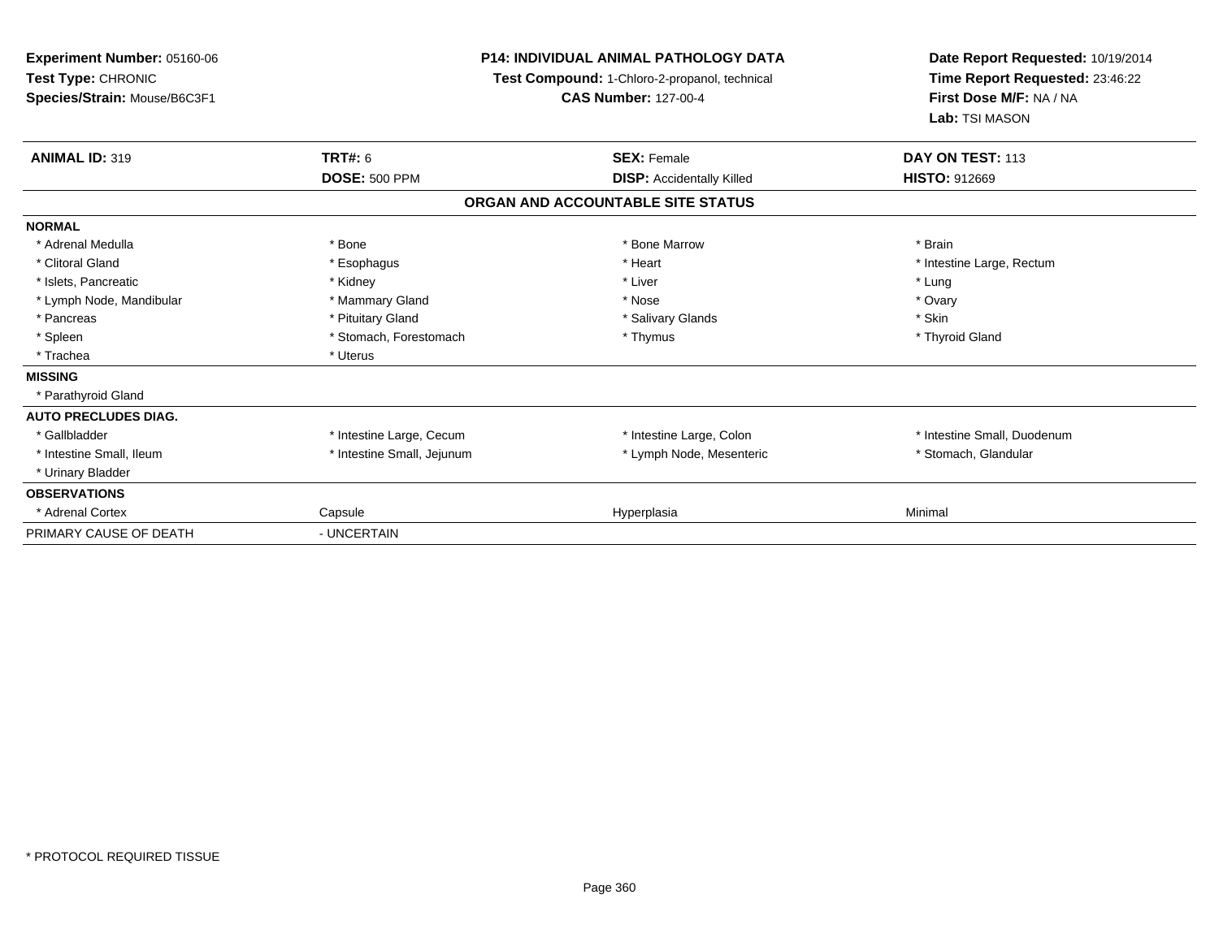**Experiment Number:** 05160-06
**Test Type:** CHRONIC
**Species/Strain:** Mouse/B6C3F1

**P14: INDIVIDUAL ANIMAL PATHOLOGY DATA**
**Test Compound:** 1-Chloro-2-propanol, technical
**CAS Number:** 127-00-4

**Date Report Requested:** 10/19/2014
**Time Report Requested:** 23:46:22
**First Dose M/F:** NA / NA
**Lab:** TSI MASON

| **ANIMAL ID:** 319 | **TRT#:** 6 | **SEX:** Female | **DAY ON TEST:** 113 |
|---|---|---|---|
| | **DOSE:** 500 PPM | **DISP:** Accidentally Killed | **HISTO:** 912669 |

### ORGAN AND ACCOUNTABLE SITE STATUS

| | | | |
|---|---|---|---|
| **NORMAL** | | | |
| * Adrenal Medulla | * Bone | * Bone Marrow | * Brain |
| * Clitoral Gland | * Esophagus | * Heart | * Intestine Large, Rectum |
| * Islets, Pancreatic | * Kidney | * Liver | * Lung |
| * Lymph Node, Mandibular | * Mammary Gland | * Nose | * Ovary |
| * Pancreas | * Pituitary Gland | * Salivary Glands | * Skin |
| * Spleen | * Stomach, Forestomach | * Thymus | * Thyroid Gland |
| * Trachea | * Uterus | | |
| **MISSING** | | | |
| * Parathyroid Gland | | | |
| **AUTO PRECLUDES DIAG.** | | | |
| * Gallbladder | * Intestine Large, Cecum | * Intestine Large, Colon | * Intestine Small, Duodenum |
| * Intestine Small, Ileum | * Intestine Small, Jejunum | * Lymph Node, Mesenteric | * Stomach, Glandular |
| * Urinary Bladder | | | |
| **OBSERVATIONS** | | | |
| * Adrenal Cortex | Capsule | Hyperplasia | Minimal |
| PRIMARY CAUSE OF DEATH | - UNCERTAIN | | |

* PROTOCOL REQUIRED TISSUE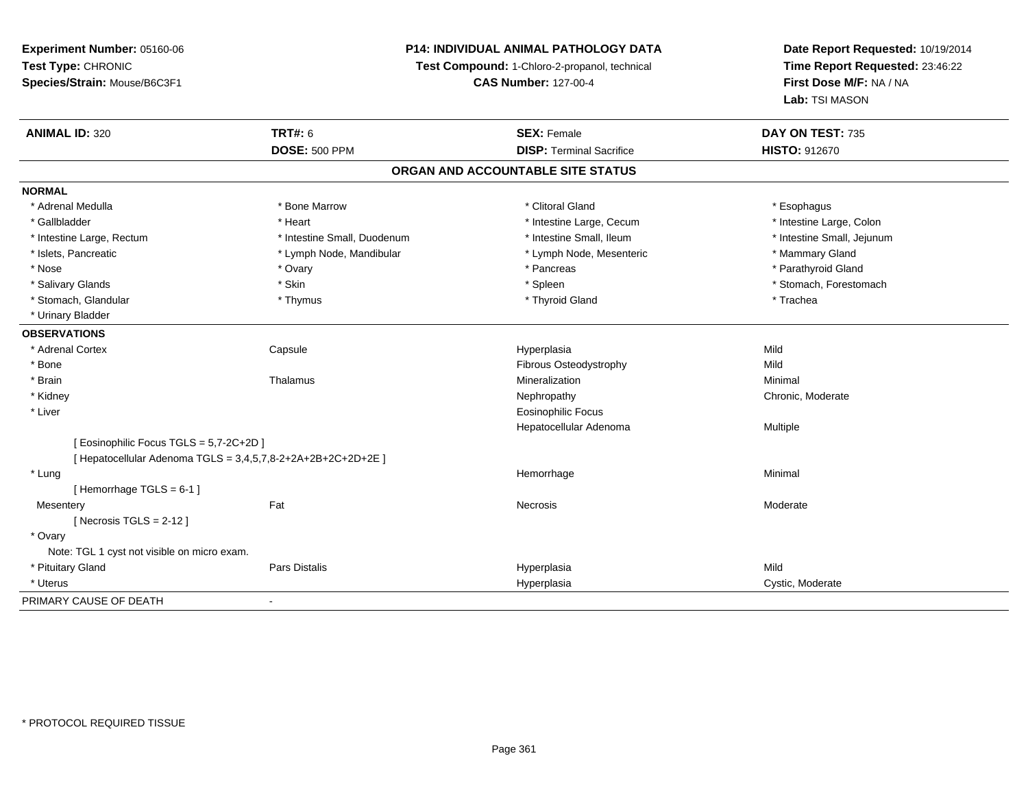**Experiment Number:** 05160-06
**Test Type:** CHRONIC
**Species/Strain:** Mouse/B6C3F1

**P14: INDIVIDUAL ANIMAL PATHOLOGY DATA**
**Test Compound:** 1-Chloro-2-propanol, technical
**CAS Number:** 127-00-4

**Date Report Requested:** 10/19/2014
**Time Report Requested:** 23:46:22
**First Dose M/F:** NA / NA
**Lab:** TSI MASON

| **ANIMAL ID:** 320 | **TRT#:** 6 | **SEX:** Female | **DAY ON TEST:** 735 |
|---|---|---|---|
| | **DOSE:** 500 PPM | **DISP:** Terminal Sacrifice | **HISTO:** 912670 |

## ORGAN AND ACCOUNTABLE SITE STATUS

**NORMAL**

| | | | |
|---|---|---|---|
| * Adrenal Medulla | * Bone Marrow | * Clitoral Gland | * Esophagus |
| * Gallbladder | * Heart | * Intestine Large, Cecum | * Intestine Large, Colon |
| * Intestine Large, Rectum | * Intestine Small, Duodenum | * Intestine Small, Ileum | * Intestine Small, Jejunum |
| * Islets, Pancreatic | * Lymph Node, Mandibular | * Lymph Node, Mesenteric | * Mammary Gland |
| * Nose | * Ovary | * Pancreas | * Parathyroid Gland |
| * Salivary Glands | * Skin | * Spleen | * Stomach, Forestomach |
| * Stomach, Glandular | * Thymus | * Thyroid Gland | * Trachea |
| * Urinary Bladder | | | |

**OBSERVATIONS**

| | | | |
|---|---|---|---|
| * Adrenal Cortex | Capsule | Hyperplasia | Mild |
| * Bone | | Fibrous Osteodystrophy | Mild |
| * Brain | Thalamus | Mineralization | Minimal |
| * Kidney | | Nephropathy | Chronic, Moderate |
| * Liver | | Eosinophilic Focus | |
| | | Hepatocellular Adenoma | Multiple |
| [ Eosinophilic Focus TGLS = 5,7-2C+2D ] | | | |
| [ Hepatocellular Adenoma TGLS = 3,4,5,7,8-2+2A+2B+2C+2D+2E ] | | | |
| * Lung | | Hemorrhage | Minimal |
| [ Hemorrhage TGLS = 6-1 ] | | | |
| Mesentery | Fat | Necrosis | Moderate |
| [ Necrosis TGLS = 2-12 ] | | | |
| * Ovary | | | |
| Note: TGL 1 cyst not visible on micro exam. | | | |
| * Pituitary Gland | Pars Distalis | Hyperplasia | Mild |
| * Uterus | | Hyperplasia | Cystic, Moderate |

PRIMARY CAUSE OF DEATH -

* PROTOCOL REQUIRED TISSUE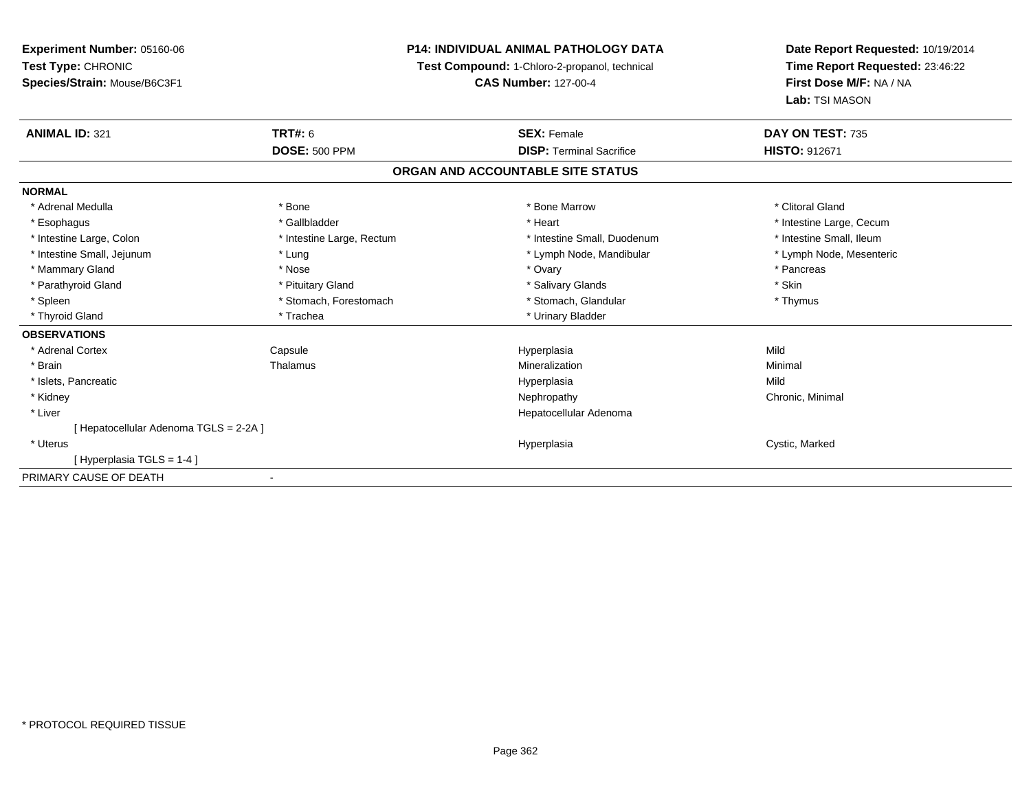**Experiment Number:** 05160-06
**Test Type:** CHRONIC
**Species/Strain:** Mouse/B6C3F1

**P14: INDIVIDUAL ANIMAL PATHOLOGY DATA**
**Test Compound:** 1-Chloro-2-propanol, technical
**CAS Number:** 127-00-4

**Date Report Requested:** 10/19/2014
**Time Report Requested:** 23:46:22
**First Dose M/F:** NA / NA
**Lab:** TSI MASON

| **ANIMAL ID:** 321 | **TRT#:** 6 | **SEX:** Female | **DAY ON TEST:** 735 |
|---|---|---|---|
| | **DOSE:** 500 PPM | **DISP:** Terminal Sacrifice | **HISTO:** 912671 |

## ORGAN AND ACCOUNTABLE SITE STATUS

**NORMAL**

| | | | |
|---|---|---|---|
| * Adrenal Medulla | * Bone | * Bone Marrow | * Clitoral Gland |
| * Esophagus | * Gallbladder | * Heart | * Intestine Large, Cecum |
| * Intestine Large, Colon | * Intestine Large, Rectum | * Intestine Small, Duodenum | * Intestine Small, Ileum |
| * Intestine Small, Jejunum | * Lung | * Lymph Node, Mandibular | * Lymph Node, Mesenteric |
| * Mammary Gland | * Nose | * Ovary | * Pancreas |
| * Parathyroid Gland | * Pituitary Gland | * Salivary Glands | * Skin |
| * Spleen | * Stomach, Forestomach | * Stomach, Glandular | * Thymus |
| * Thyroid Gland | * Trachea | * Urinary Bladder | |

**OBSERVATIONS**

| | | | |
|---|---|---|---|
| * Adrenal Cortex | Capsule | Hyperplasia | Mild |
| * Brain | Thalamus | Mineralization | Minimal |
| * Islets, Pancreatic | | Hyperplasia | Mild |
| * Kidney | | Nephropathy | Chronic, Minimal |
| * Liver | | Hepatocellular Adenoma | |
| [ Hepatocellular Adenoma TGLS = 2-2A ] | | | |
| * Uterus | | Hyperplasia | Cystic, Marked |
| [ Hyperplasia TGLS = 1-4 ] | | | |

PRIMARY CAUSE OF DEATH -

\* PROTOCOL REQUIRED TISSUE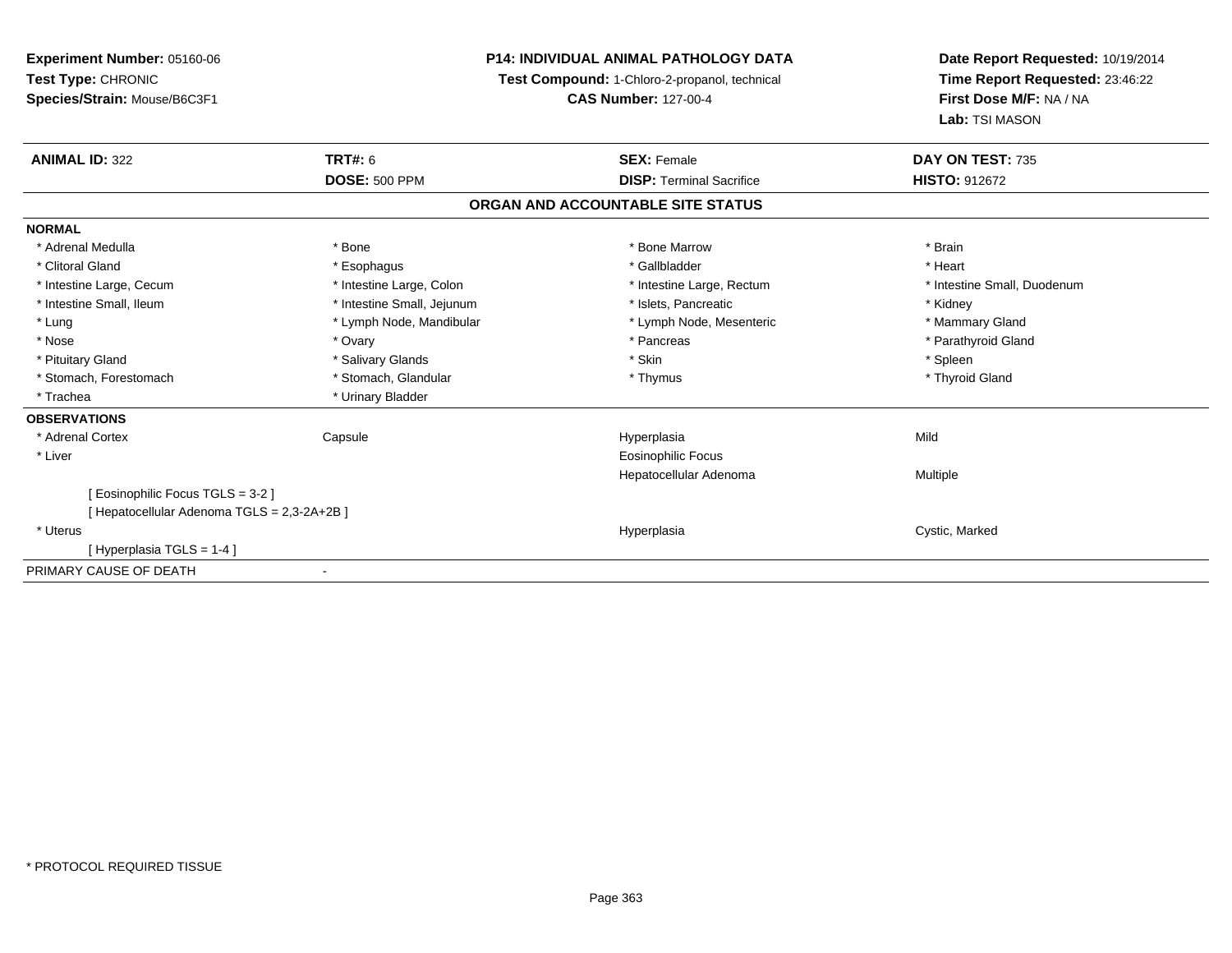**Experiment Number:** 05160-06
**Test Type:** CHRONIC
**Species/Strain:** Mouse/B6C3F1

**P14: INDIVIDUAL ANIMAL PATHOLOGY DATA**
**Test Compound:** 1-Chloro-2-propanol, technical
**CAS Number:** 127-00-4

**Date Report Requested:** 10/19/2014
**Time Report Requested:** 23:46:22
**First Dose M/F:** NA / NA
**Lab:** TSI MASON

| **ANIMAL ID:** 322 | **TRT#:** 6 | **SEX:** Female | **DAY ON TEST:** 735 |
|---|---|---|---|
| | **DOSE:** 500 PPM | **DISP:** Terminal Sacrifice | **HISTO:** 912672 |

## ORGAN AND ACCOUNTABLE SITE STATUS

**NORMAL**

| | | | |
|---|---|---|---|
| * Adrenal Medulla | * Bone | * Bone Marrow | * Brain |
| * Clitoral Gland | * Esophagus | * Gallbladder | * Heart |
| * Intestine Large, Cecum | * Intestine Large, Colon | * Intestine Large, Rectum | * Intestine Small, Duodenum |
| * Intestine Small, Ileum | * Intestine Small, Jejunum | * Islets, Pancreatic | * Kidney |
| * Lung | * Lymph Node, Mandibular | * Lymph Node, Mesenteric | * Mammary Gland |
| * Nose | * Ovary | * Pancreas | * Parathyroid Gland |
| * Pituitary Gland | * Salivary Glands | * Skin | * Spleen |
| * Stomach, Forestomach | * Stomach, Glandular | * Thymus | * Thyroid Gland |
| * Trachea | * Urinary Bladder | | |

**OBSERVATIONS**

| | | | |
|---|---|---|---|
| * Adrenal Cortex | Capsule | Hyperplasia | Mild |
| * Liver | | Eosinophilic Focus | |
| | | Hepatocellular Adenoma | Multiple |
| [ Eosinophilic Focus TGLS = 3-2 ] | | | |
| [ Hepatocellular Adenoma TGLS = 2,3-2A+2B ] | | | |
| * Uterus | | Hyperplasia | Cystic, Marked |
| [ Hyperplasia TGLS = 1-4 ] | | | |

PRIMARY CAUSE OF DEATH -

\* PROTOCOL REQUIRED TISSUE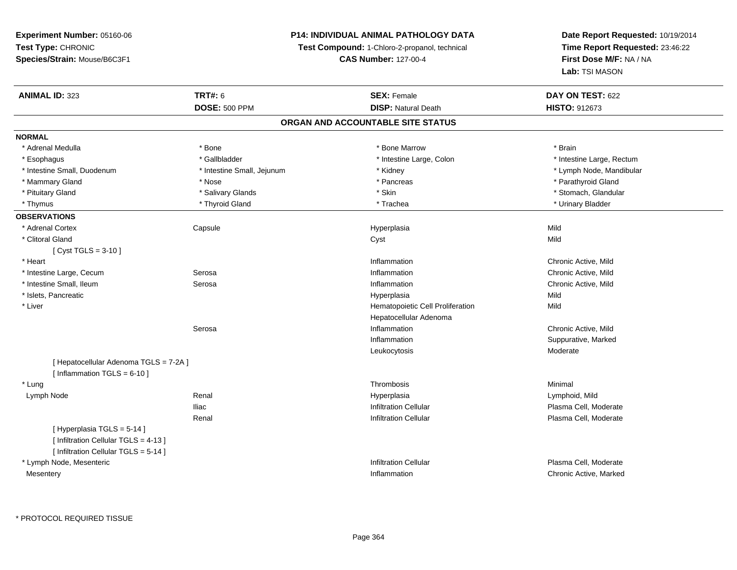**Experiment Number:** 05160-06
**Test Type:** CHRONIC
**Species/Strain:** Mouse/B6C3F1

**P14: INDIVIDUAL ANIMAL PATHOLOGY DATA**
**Test Compound:** 1-Chloro-2-propanol, technical
**CAS Number:** 127-00-4

**Date Report Requested:** 10/19/2014
**Time Report Requested:** 23:46:22
**First Dose M/F:** NA / NA
**Lab:** TSI MASON

| **ANIMAL ID:** 323 | **TRT#:** 6 | **SEX:** Female | **DAY ON TEST:** 622 |
|---|---|---|---|
| | **DOSE:** 500 PPM | **DISP:** Natural Death | **HISTO:** 912673 |

## ORGAN AND ACCOUNTABLE SITE STATUS

**NORMAL**

| | | | |
|---|---|---|---|
| * Adrenal Medulla | * Bone | * Bone Marrow | * Brain |
| * Esophagus | * Gallbladder | * Intestine Large, Colon | * Intestine Large, Rectum |
| * Intestine Small, Duodenum | * Intestine Small, Jejunum | * Kidney | * Lymph Node, Mandibular |
| * Mammary Gland | * Nose | * Pancreas | * Parathyroid Gland |
| * Pituitary Gland | * Salivary Glands | * Skin | * Stomach, Glandular |
| * Thymus | * Thyroid Gland | * Trachea | * Urinary Bladder |

**OBSERVATIONS**

| | | | |
|---|---|---|---|
| * Adrenal Cortex | Capsule | Hyperplasia | Mild |
| * Clitoral Gland | | Cyst | Mild |
| [ Cyst TGLS = 3-10 ] | | | |
| * Heart | | Inflammation | Chronic Active, Mild |
| * Intestine Large, Cecum | Serosa | Inflammation | Chronic Active, Mild |
| * Intestine Small, Ileum | Serosa | Inflammation | Chronic Active, Mild |
| * Islets, Pancreatic | | Hyperplasia | Mild |
| * Liver | | Hematopoietic Cell Proliferation | Mild |
| | | Hepatocellular Adenoma | |
| | Serosa | Inflammation | Chronic Active, Mild |
| | | Inflammation | Suppurative, Marked |
| | | Leukocytosis | Moderate |
| [ Hepatocellular Adenoma TGLS = 7-2A ] | | | |
| [ Inflammation TGLS = 6-10 ] | | | |
| * Lung | | Thrombosis | Minimal |
| Lymph Node | Renal | Hyperplasia | Lymphoid, Mild |
| | Iliac | Infiltration Cellular | Plasma Cell, Moderate |
| | Renal | Infiltration Cellular | Plasma Cell, Moderate |
| [ Hyperplasia TGLS = 5-14 ] | | | |
| [ Infiltration Cellular TGLS = 4-13 ] | | | |
| [ Infiltration Cellular TGLS = 5-14 ] | | | |
| * Lymph Node, Mesenteric | | Infiltration Cellular | Plasma Cell, Moderate |
| Mesentery | | Inflammation | Chronic Active, Marked |

* PROTOCOL REQUIRED TISSUE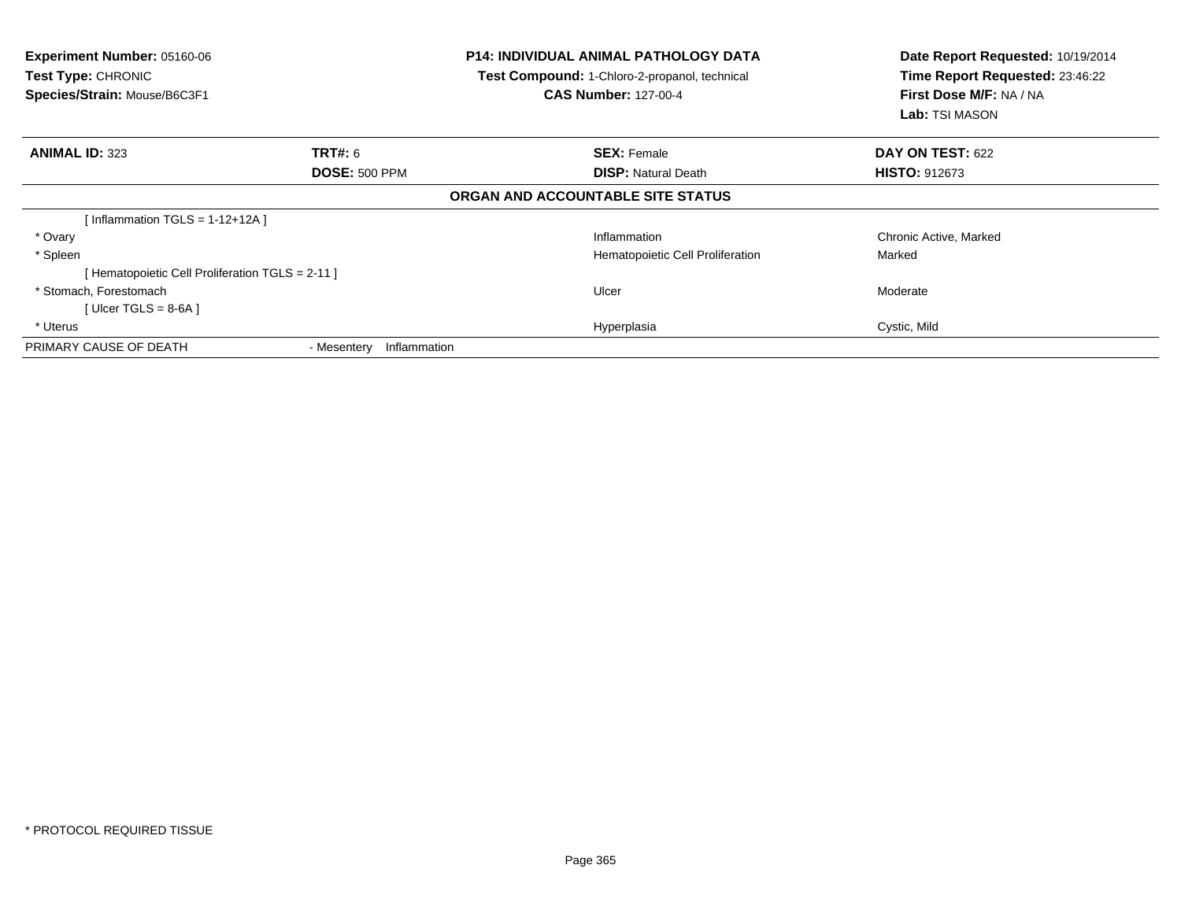**Experiment Number:** 05160-06
**Test Type:** CHRONIC
**Species/Strain:** Mouse/B6C3F1

**P14: INDIVIDUAL ANIMAL PATHOLOGY DATA**
**Test Compound:** 1-Chloro-2-propanol, technical
**CAS Number:** 127-00-4

**Date Report Requested:** 10/19/2014
**Time Report Requested:** 23:46:22
**First Dose M/F:** NA / NA
**Lab:** TSI MASON

| **ANIMAL ID:** 323 | **TRT#:** 6 | **SEX:** Female | **DAY ON TEST:** 622 |
|---|---|---|---|
| | **DOSE:** 500 PPM | **DISP:** Natural Death | **HISTO:** 912673 |

**ORGAN AND ACCOUNTABLE SITE STATUS**

| | | | |
|---|---|---|---|
| [ Inflammation TGLS = 1-12+12A ] | | | |
| * Ovary | | Inflammation | Chronic Active, Marked |
| * Spleen | | Hematopoietic Cell Proliferation | Marked |
| [ Hematopoietic Cell Proliferation TGLS = 2-11 ] | | | |
| * Stomach, Forestomach | | Ulcer | Moderate |
| [ Ulcer TGLS = 8-6A ] | | | |
| * Uterus | | Hyperplasia | Cystic, Mild |
| PRIMARY CAUSE OF DEATH | - Mesentery Inflammation | | |

* PROTOCOL REQUIRED TISSUE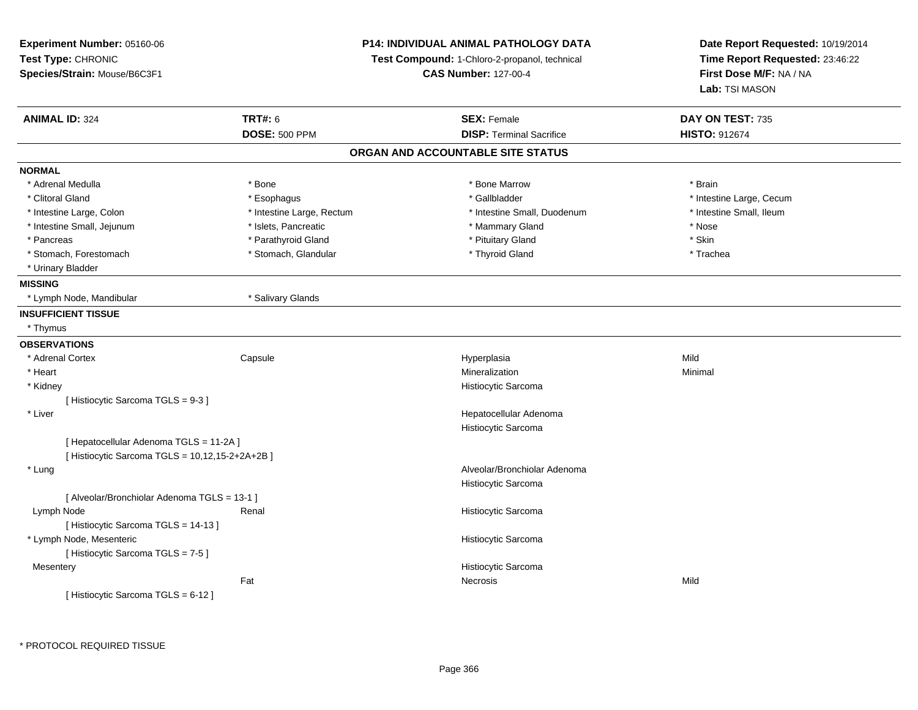**Experiment Number:** 05160-06
**Test Type:** CHRONIC
**Species/Strain:** Mouse/B6C3F1

**P14: INDIVIDUAL ANIMAL PATHOLOGY DATA**
**Test Compound:** 1-Chloro-2-propanol, technical
**CAS Number:** 127-00-4

**Date Report Requested:** 10/19/2014
**Time Report Requested:** 23:46:22
**First Dose M/F:** NA / NA
**Lab:** TSI MASON

| **ANIMAL ID:** 324 | **TRT#:** 6 | **SEX:** Female | **DAY ON TEST:** 735 |
|---|---|---|---|
| | **DOSE:** 500 PPM | **DISP:** Terminal Sacrifice | **HISTO:** 912674 |

## ORGAN AND ACCOUNTABLE SITE STATUS

**NORMAL**

| | | | |
|---|---|---|---|
| * Adrenal Medulla | * Bone | * Bone Marrow | * Brain |
| * Clitoral Gland | * Esophagus | * Gallbladder | * Intestine Large, Cecum |
| * Intestine Large, Colon | * Intestine Large, Rectum | * Intestine Small, Duodenum | * Intestine Small, Ileum |
| * Intestine Small, Jejunum | * Islets, Pancreatic | * Mammary Gland | * Nose |
| * Pancreas | * Parathyroid Gland | * Pituitary Gland | * Skin |
| * Stomach, Forestomach | * Stomach, Glandular | * Thyroid Gland | * Trachea |
| * Urinary Bladder | | | |

**MISSING**

| | |
|---|---|
| * Lymph Node, Mandibular | * Salivary Glands |

**INSUFFICIENT TISSUE**

* Thymus

**OBSERVATIONS**

| Organ | Site | Observation | Severity |
|---|---|---|---|
| * Adrenal Cortex | Capsule | Hyperplasia | Mild |
| * Heart | | Mineralization | Minimal |
| * Kidney | | Histiocytic Sarcoma | |
| [ Histiocytic Sarcoma TGLS = 9-3 ] | | | |
| * Liver | | Hepatocellular Adenoma | |
| | | Histiocytic Sarcoma | |
| [ Hepatocellular Adenoma TGLS = 11-2A ] | | | |
| [ Histiocytic Sarcoma TGLS = 10,12,15-2+2A+2B ] | | | |
| * Lung | | Alveolar/Bronchiolar Adenoma | |
| | | Histiocytic Sarcoma | |
| [ Alveolar/Bronchiolar Adenoma TGLS = 13-1 ] | | | |
| Lymph Node | Renal | Histiocytic Sarcoma | |
| [ Histiocytic Sarcoma TGLS = 14-13 ] | | | |
| * Lymph Node, Mesenteric | | Histiocytic Sarcoma | |
| [ Histiocytic Sarcoma TGLS = 7-5 ] | | | |
| Mesentery | | Histiocytic Sarcoma | |
| | Fat | Necrosis | Mild |
| [ Histiocytic Sarcoma TGLS = 6-12 ] | | | |

* PROTOCOL REQUIRED TISSUE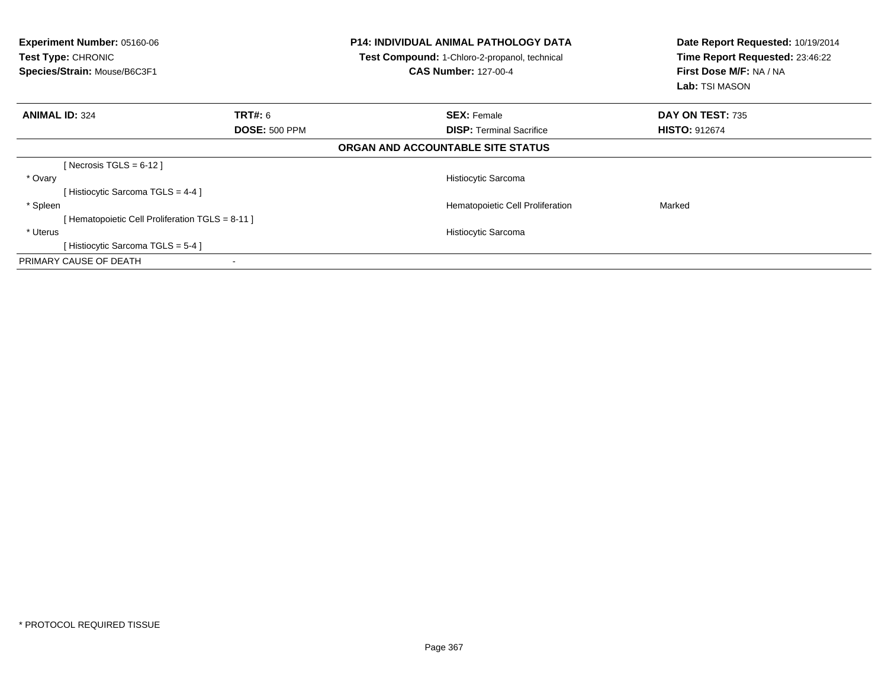**Experiment Number:** 05160-06
**Test Type:** CHRONIC
**Species/Strain:** Mouse/B6C3F1

**P14: INDIVIDUAL ANIMAL PATHOLOGY DATA**
**Test Compound:** 1-Chloro-2-propanol, technical
**CAS Number:** 127-00-4

**Date Report Requested:** 10/19/2014
**Time Report Requested:** 23:46:22
**First Dose M/F:** NA / NA
**Lab:** TSI MASON

| **ANIMAL ID:** 324 | **TRT#:** 6 | **SEX:** Female | **DAY ON TEST:** 735 |
|---|---|---|---|
| | **DOSE:** 500 PPM | **DISP:** Terminal Sacrifice | **HISTO:** 912674 |

**ORGAN AND ACCOUNTABLE SITE STATUS**

| | | |
|---|---|---|
| [ Necrosis TGLS = 6-12 ] | | |
| * Ovary | Histiocytic Sarcoma | |
| [ Histiocytic Sarcoma TGLS = 4-4 ] | | |
| * Spleen | Hematopoietic Cell Proliferation | Marked |
| [ Hematopoietic Cell Proliferation TGLS = 8-11 ] | | |
| * Uterus | Histiocytic Sarcoma | |
| [ Histiocytic Sarcoma TGLS = 5-4 ] | | |
| PRIMARY CAUSE OF DEATH | - | |

* PROTOCOL REQUIRED TISSUE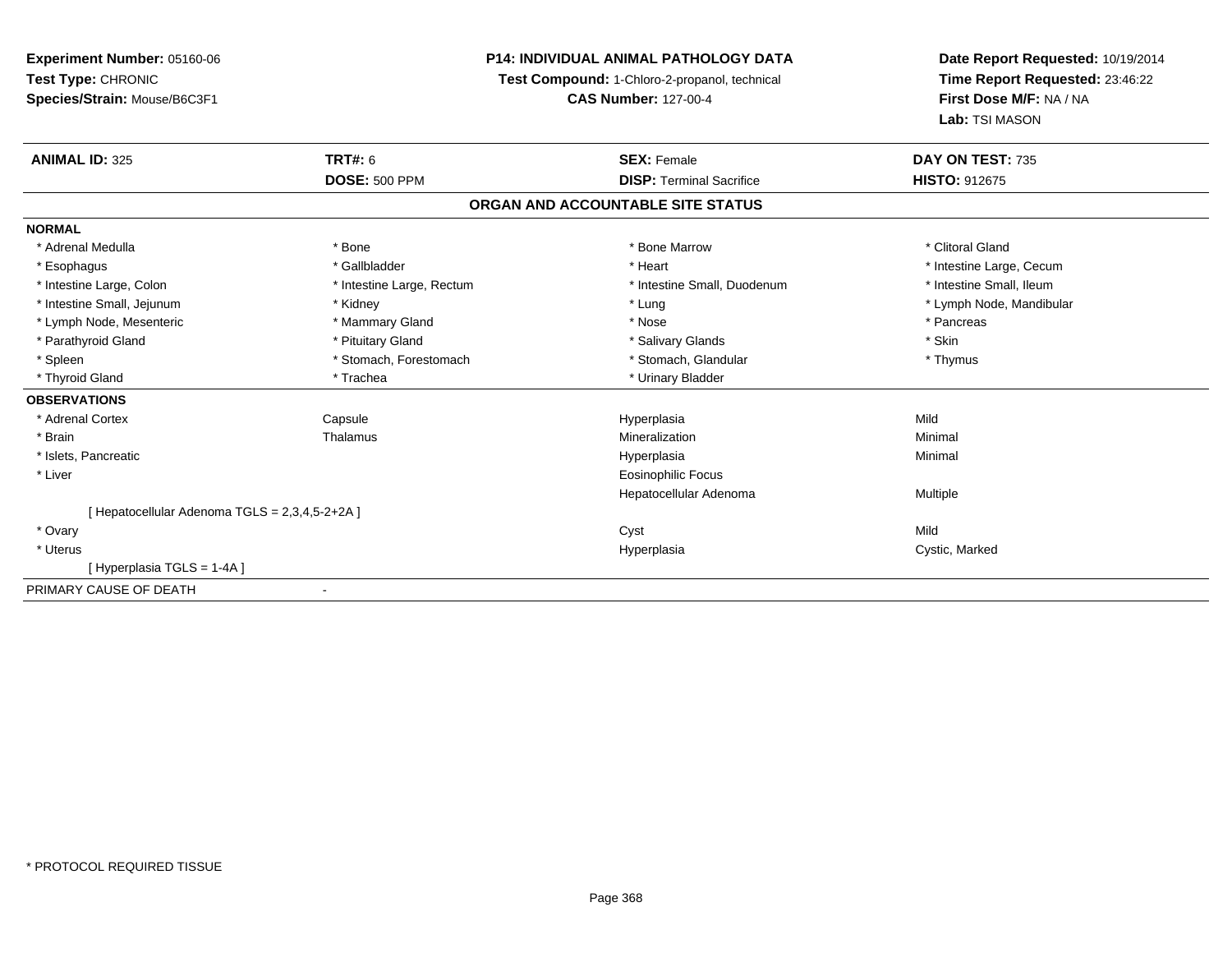**Experiment Number:** 05160-06
**Test Type:** CHRONIC
**Species/Strain:** Mouse/B6C3F1

**P14: INDIVIDUAL ANIMAL PATHOLOGY DATA**
**Test Compound:** 1-Chloro-2-propanol, technical
**CAS Number:** 127-00-4

**Date Report Requested:** 10/19/2014
**Time Report Requested:** 23:46:22
**First Dose M/F:** NA / NA
**Lab:** TSI MASON

| **ANIMAL ID:** 325 | **TRT#:** 6 | **SEX:** Female | **DAY ON TEST:** 735 |
|---|---|---|---|
| | **DOSE:** 500 PPM | **DISP:** Terminal Sacrifice | **HISTO:** 912675 |

## ORGAN AND ACCOUNTABLE SITE STATUS

**NORMAL**

| | | | |
|---|---|---|---|
| * Adrenal Medulla | * Bone | * Bone Marrow | * Clitoral Gland |
| * Esophagus | * Gallbladder | * Heart | * Intestine Large, Cecum |
| * Intestine Large, Colon | * Intestine Large, Rectum | * Intestine Small, Duodenum | * Intestine Small, Ileum |
| * Intestine Small, Jejunum | * Kidney | * Lung | * Lymph Node, Mandibular |
| * Lymph Node, Mesenteric | * Mammary Gland | * Nose | * Pancreas |
| * Parathyroid Gland | * Pituitary Gland | * Salivary Glands | * Skin |
| * Spleen | * Stomach, Forestomach | * Stomach, Glandular | * Thymus |
| * Thyroid Gland | * Trachea | * Urinary Bladder | |

**OBSERVATIONS**

| | | | |
|---|---|---|---|
| * Adrenal Cortex | Capsule | Hyperplasia | Mild |
| * Brain | Thalamus | Mineralization | Minimal |
| * Islets, Pancreatic | | Hyperplasia | Minimal |
| * Liver | | Eosinophilic Focus | |
| | | Hepatocellular Adenoma | Multiple |
| [ Hepatocellular Adenoma TGLS = 2,3,4,5-2+2A ] | | | |
| * Ovary | | Cyst | Mild |
| * Uterus | | Hyperplasia | Cystic, Marked |
| [ Hyperplasia TGLS = 1-4A ] | | | |

PRIMARY CAUSE OF DEATH -

* PROTOCOL REQUIRED TISSUE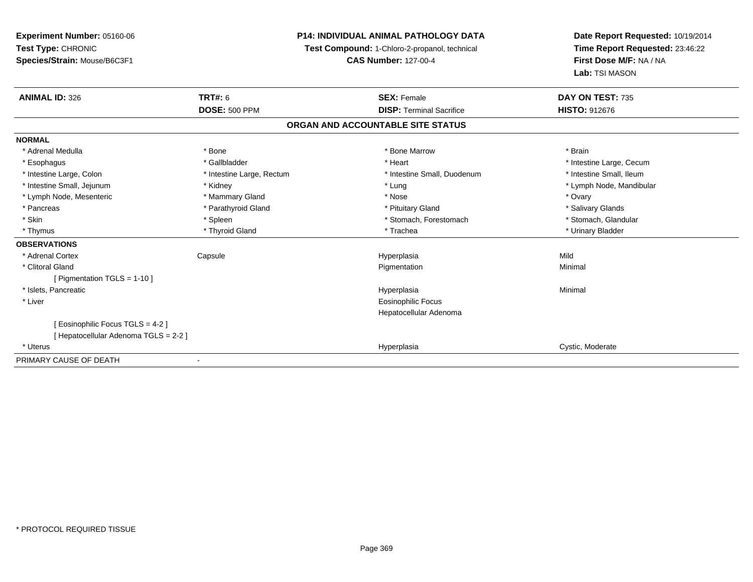**Experiment Number:** 05160-06
**Test Type:** CHRONIC
**Species/Strain:** Mouse/B6C3F1

**P14: INDIVIDUAL ANIMAL PATHOLOGY DATA**
**Test Compound:** 1-Chloro-2-propanol, technical
**CAS Number:** 127-00-4

**Date Report Requested:** 10/19/2014
**Time Report Requested:** 23:46:22
**First Dose M/F:** NA / NA
**Lab:** TSI MASON

| **ANIMAL ID:** 326 | **TRT#:** 6 | **SEX:** Female | **DAY ON TEST:** 735 |
|---|---|---|---|
| | **DOSE:** 500 PPM | **DISP:** Terminal Sacrifice | **HISTO:** 912676 |

## ORGAN AND ACCOUNTABLE SITE STATUS

| | | | |
|---|---|---|---|
| **NORMAL** | | | |
| * Adrenal Medulla | * Bone | * Bone Marrow | * Brain |
| * Esophagus | * Gallbladder | * Heart | * Intestine Large, Cecum |
| * Intestine Large, Colon | * Intestine Large, Rectum | * Intestine Small, Duodenum | * Intestine Small, Ileum |
| * Intestine Small, Jejunum | * Kidney | * Lung | * Lymph Node, Mandibular |
| * Lymph Node, Mesenteric | * Mammary Gland | * Nose | * Ovary |
| * Pancreas | * Parathyroid Gland | * Pituitary Gland | * Salivary Glands |
| * Skin | * Spleen | * Stomach, Forestomach | * Stomach, Glandular |
| * Thymus | * Thyroid Gland | * Trachea | * Urinary Bladder |
| **OBSERVATIONS** | | | |
| * Adrenal Cortex | Capsule | Hyperplasia | Mild |
| * Clitoral Gland | | Pigmentation | Minimal |
| [ Pigmentation TGLS = 1-10 ] | | | |
| * Islets, Pancreatic | | Hyperplasia | Minimal |
| * Liver | | Eosinophilic Focus | |
| | | Hepatocellular Adenoma | |
| [ Eosinophilic Focus TGLS = 4-2 ] | | | |
| [ Hepatocellular Adenoma TGLS = 2-2 ] | | | |
| * Uterus | | Hyperplasia | Cystic, Moderate |
| PRIMARY CAUSE OF DEATH | - | | |

* PROTOCOL REQUIRED TISSUE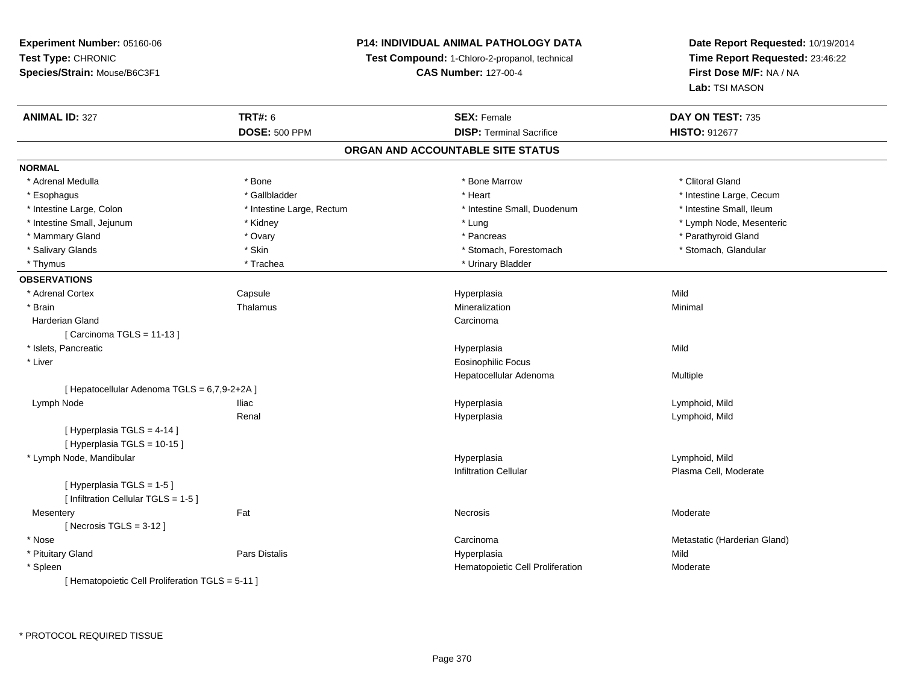**Experiment Number:** 05160-06
**Test Type:** CHRONIC
**Species/Strain:** Mouse/B6C3F1

**P14: INDIVIDUAL ANIMAL PATHOLOGY DATA**
**Test Compound:** 1-Chloro-2-propanol, technical
**CAS Number:** 127-00-4

**Date Report Requested:** 10/19/2014
**Time Report Requested:** 23:46:22
**First Dose M/F:** NA / NA
**Lab:** TSI MASON

| **ANIMAL ID:** 327 | **TRT#:** 6 | **SEX:** Female | **DAY ON TEST:** 735 |
|---|---|---|---|
| | **DOSE:** 500 PPM | **DISP:** Terminal Sacrifice | **HISTO:** 912677 |

## ORGAN AND ACCOUNTABLE SITE STATUS

**NORMAL**

| | | | |
|---|---|---|---|
| * Adrenal Medulla | * Bone | * Bone Marrow | * Clitoral Gland |
| * Esophagus | * Gallbladder | * Heart | * Intestine Large, Cecum |
| * Intestine Large, Colon | * Intestine Large, Rectum | * Intestine Small, Duodenum | * Intestine Small, Ileum |
| * Intestine Small, Jejunum | * Kidney | * Lung | * Lymph Node, Mesenteric |
| * Mammary Gland | * Ovary | * Pancreas | * Parathyroid Gland |
| * Salivary Glands | * Skin | * Stomach, Forestomach | * Stomach, Glandular |
| * Thymus | * Trachea | * Urinary Bladder | |

**OBSERVATIONS**

| | | | |
|---|---|---|---|
| * Adrenal Cortex | Capsule | Hyperplasia | Mild |
| * Brain | Thalamus | Mineralization | Minimal |
| Harderian Gland | | Carcinoma | |
| [ Carcinoma TGLS = 11-13 ] | | | |
| * Islets, Pancreatic | | Hyperplasia | Mild |
| * Liver | | Eosinophilic Focus | |
| | | Hepatocellular Adenoma | Multiple |
| [ Hepatocellular Adenoma TGLS = 6,7,9-2+2A ] | | | |
| Lymph Node | Iliac | Hyperplasia | Lymphoid, Mild |
| | Renal | Hyperplasia | Lymphoid, Mild |
| [ Hyperplasia TGLS = 4-14 ] | | | |
| [ Hyperplasia TGLS = 10-15 ] | | | |
| * Lymph Node, Mandibular | | Hyperplasia | Lymphoid, Mild |
| | | Infiltration Cellular | Plasma Cell, Moderate |
| [ Hyperplasia TGLS = 1-5 ] | | | |
| [ Infiltration Cellular TGLS = 1-5 ] | | | |
| Mesentery | Fat | Necrosis | Moderate |
| [ Necrosis TGLS = 3-12 ] | | | |
| * Nose | | Carcinoma | Metastatic (Harderian Gland) |
| * Pituitary Gland | Pars Distalis | Hyperplasia | Mild |
| * Spleen | | Hematopoietic Cell Proliferation | Moderate |
| [ Hematopoietic Cell Proliferation TGLS = 5-11 ] | | | |

* PROTOCOL REQUIRED TISSUE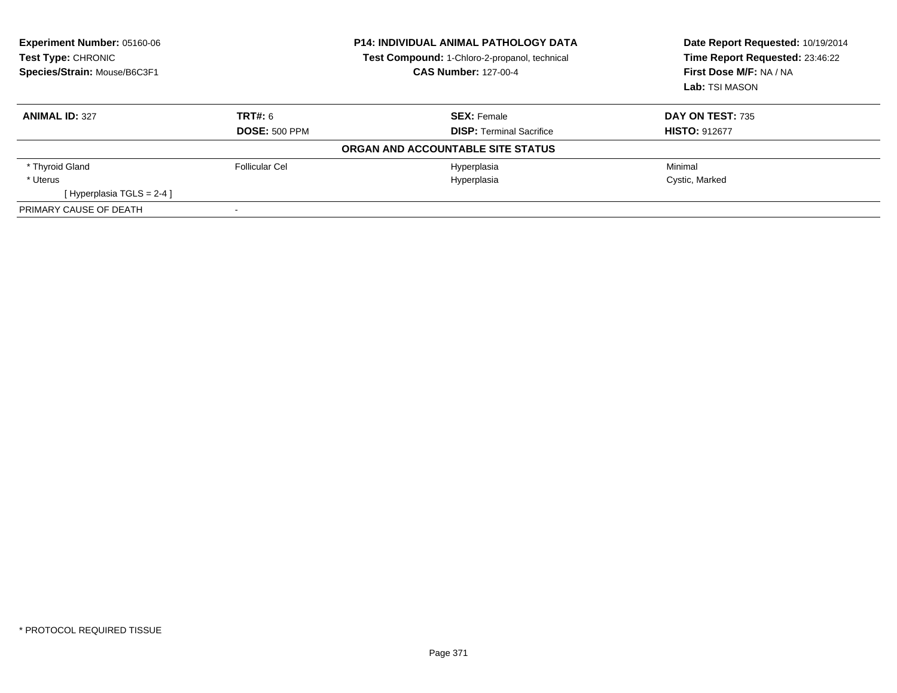| **Experiment Number:** 05160-06 | **P14: INDIVIDUAL ANIMAL PATHOLOGY DATA** | **Date Report Requested:** 10/19/2014 |
|---|---|---|
| **Test Type:** CHRONIC | **Test Compound:** 1-Chloro-2-propanol, technical | **Time Report Requested:** 23:46:22 |
| **Species/Strain:** Mouse/B6C3F1 | **CAS Number:** 127-00-4 | **First Dose M/F:** NA / NA |
| | | **Lab:** TSI MASON |

| **ANIMAL ID:** 327 | **TRT#:** 6 | **SEX:** Female | **DAY ON TEST:** 735 |
|---|---|---|---|
| | **DOSE:** 500 PPM | **DISP:** Terminal Sacrifice | **HISTO:** 912677 |
| | | **ORGAN AND ACCOUNTABLE SITE STATUS** | |
| * Thyroid Gland | Follicular Cel | Hyperplasia | Minimal |
| * Uterus | | Hyperplasia | Cystic, Marked |
| [ Hyperplasia TGLS = 2-4 ] | | | |
| PRIMARY CAUSE OF DEATH | - | | |

* PROTOCOL REQUIRED TISSUE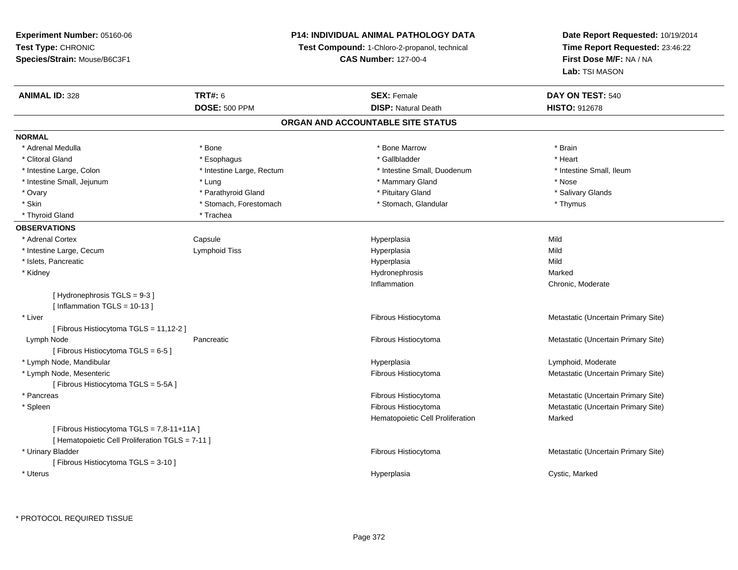**Experiment Number:** 05160-06
**Test Type:** CHRONIC
**Species/Strain:** Mouse/B6C3F1

**P14: INDIVIDUAL ANIMAL PATHOLOGY DATA**
**Test Compound:** 1-Chloro-2-propanol, technical
**CAS Number:** 127-00-4

**Date Report Requested:** 10/19/2014
**Time Report Requested:** 23:46:22
**First Dose M/F:** NA / NA
**Lab:** TSI MASON

| **ANIMAL ID:** 328 | **TRT#:** 6 | **SEX:** Female | **DAY ON TEST:** 540 |
|---|---|---|---|
| | **DOSE:** 500 PPM | **DISP:** Natural Death | **HISTO:** 912678 |

## ORGAN AND ACCOUNTABLE SITE STATUS

**NORMAL**

| | | | |
|---|---|---|---|
| * Adrenal Medulla | * Bone | * Bone Marrow | * Brain |
| * Clitoral Gland | * Esophagus | * Gallbladder | * Heart |
| * Intestine Large, Colon | * Intestine Large, Rectum | * Intestine Small, Duodenum | * Intestine Small, Ileum |
| * Intestine Small, Jejunum | * Lung | * Mammary Gland | * Nose |
| * Ovary | * Parathyroid Gland | * Pituitary Gland | * Salivary Glands |
| * Skin | * Stomach, Forestomach | * Stomach, Glandular | * Thymus |
| * Thyroid Gland | * Trachea | | |

**OBSERVATIONS**

| | | | |
|---|---|---|---|
| * Adrenal Cortex | Capsule | Hyperplasia | Mild |
| * Intestine Large, Cecum | Lymphoid Tiss | Hyperplasia | Mild |
| * Islets, Pancreatic | | Hyperplasia | Mild |
| * Kidney | | Hydronephrosis | Marked |
| | | Inflammation | Chronic, Moderate |
| [ Hydronephrosis TGLS = 9-3 ] | | | |
| [ Inflammation TGLS = 10-13 ] | | | |
| * Liver | | Fibrous Histiocytoma | Metastatic (Uncertain Primary Site) |
| [ Fibrous Histiocytoma TGLS = 11,12-2 ] | | | |
| Lymph Node | Pancreatic | Fibrous Histiocytoma | Metastatic (Uncertain Primary Site) |
| [ Fibrous Histiocytoma TGLS = 6-5 ] | | | |
| * Lymph Node, Mandibular | | Hyperplasia | Lymphoid, Moderate |
| * Lymph Node, Mesenteric | | Fibrous Histiocytoma | Metastatic (Uncertain Primary Site) |
| [ Fibrous Histiocytoma TGLS = 5-5A ] | | | |
| * Pancreas | | Fibrous Histiocytoma | Metastatic (Uncertain Primary Site) |
| * Spleen | | Fibrous Histiocytoma | Metastatic (Uncertain Primary Site) |
| | | Hematopoietic Cell Proliferation | Marked |
| [ Fibrous Histiocytoma TGLS = 7,8-11+11A ] | | | |
| [ Hematopoietic Cell Proliferation TGLS = 7-11 ] | | | |
| * Urinary Bladder | | Fibrous Histiocytoma | Metastatic (Uncertain Primary Site) |
| [ Fibrous Histiocytoma TGLS = 3-10 ] | | | |
| * Uterus | | Hyperplasia | Cystic, Marked |

* PROTOCOL REQUIRED TISSUE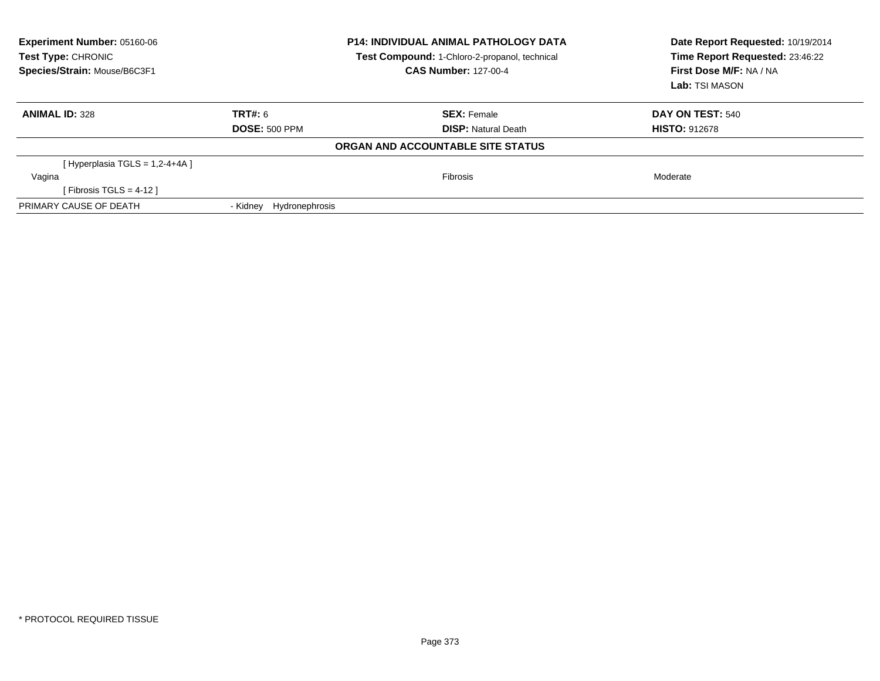**Experiment Number:** 05160-06
**Test Type:** CHRONIC
**Species/Strain:** Mouse/B6C3F1

**P14: INDIVIDUAL ANIMAL PATHOLOGY DATA**
**Test Compound:** 1-Chloro-2-propanol, technical
**CAS Number:** 127-00-4

**Date Report Requested:** 10/19/2014
**Time Report Requested:** 23:46:22
**First Dose M/F:** NA / NA
**Lab:** TSI MASON

| **ANIMAL ID:** 328 | **TRT#:** 6 | **SEX:** Female | **DAY ON TEST:** 540 |
|---|---|---|---|
| | **DOSE:** 500 PPM | **DISP:** Natural Death | **HISTO:** 912678 |

**ORGAN AND ACCOUNTABLE SITE STATUS**

| | | | |
|---|---|---|---|
| [ Hyperplasia TGLS = 1,2-4+4A ] | | | |
| Vagina | | Fibrosis | Moderate |
| [ Fibrosis TGLS = 4-12 ] | | | |
| PRIMARY CAUSE OF DEATH | - Kidney Hydronephrosis | | |

* PROTOCOL REQUIRED TISSUE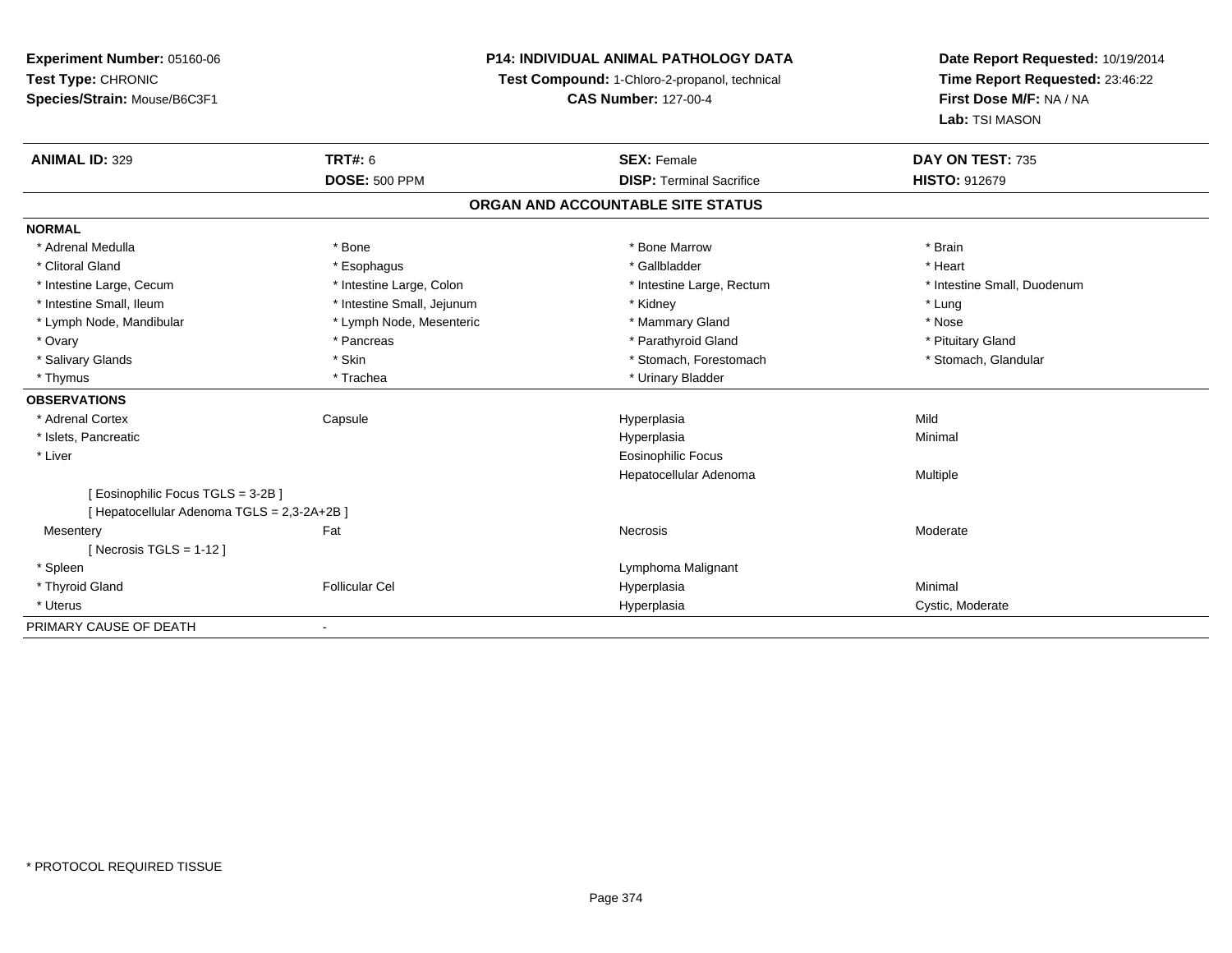**Experiment Number:** 05160-06
**Test Type:** CHRONIC
**Species/Strain:** Mouse/B6C3F1

**P14: INDIVIDUAL ANIMAL PATHOLOGY DATA**
**Test Compound:** 1-Chloro-2-propanol, technical
**CAS Number:** 127-00-4

**Date Report Requested:** 10/19/2014
**Time Report Requested:** 23:46:22
**First Dose M/F:** NA / NA
**Lab:** TSI MASON

| **ANIMAL ID:** 329 | **TRT#:** 6 | **SEX:** Female | **DAY ON TEST:** 735 |
|---|---|---|---|
| | **DOSE:** 500 PPM | **DISP:** Terminal Sacrifice | **HISTO:** 912679 |

## ORGAN AND ACCOUNTABLE SITE STATUS

**NORMAL**

| | | | |
|---|---|---|---|
| * Adrenal Medulla | * Bone | * Bone Marrow | * Brain |
| * Clitoral Gland | * Esophagus | * Gallbladder | * Heart |
| * Intestine Large, Cecum | * Intestine Large, Colon | * Intestine Large, Rectum | * Intestine Small, Duodenum |
| * Intestine Small, Ileum | * Intestine Small, Jejunum | * Kidney | * Lung |
| * Lymph Node, Mandibular | * Lymph Node, Mesenteric | * Mammary Gland | * Nose |
| * Ovary | * Pancreas | * Parathyroid Gland | * Pituitary Gland |
| * Salivary Glands | * Skin | * Stomach, Forestomach | * Stomach, Glandular |
| * Thymus | * Trachea | * Urinary Bladder | |

**OBSERVATIONS**

| | | | |
|---|---|---|---|
| * Adrenal Cortex | Capsule | Hyperplasia | Mild |
| * Islets, Pancreatic | | Hyperplasia | Minimal |
| * Liver | | Eosinophilic Focus | |
| | | Hepatocellular Adenoma | Multiple |
| [ Eosinophilic Focus TGLS = 3-2B ] | | | |
| [ Hepatocellular Adenoma TGLS = 2,3-2A+2B ] | | | |
| Mesentery | Fat | Necrosis | Moderate |
| [ Necrosis TGLS = 1-12 ] | | | |
| * Spleen | | Lymphoma Malignant | |
| * Thyroid Gland | Follicular Cel | Hyperplasia | Minimal |
| * Uterus | | Hyperplasia | Cystic, Moderate |

PRIMARY CAUSE OF DEATH -

* PROTOCOL REQUIRED TISSUE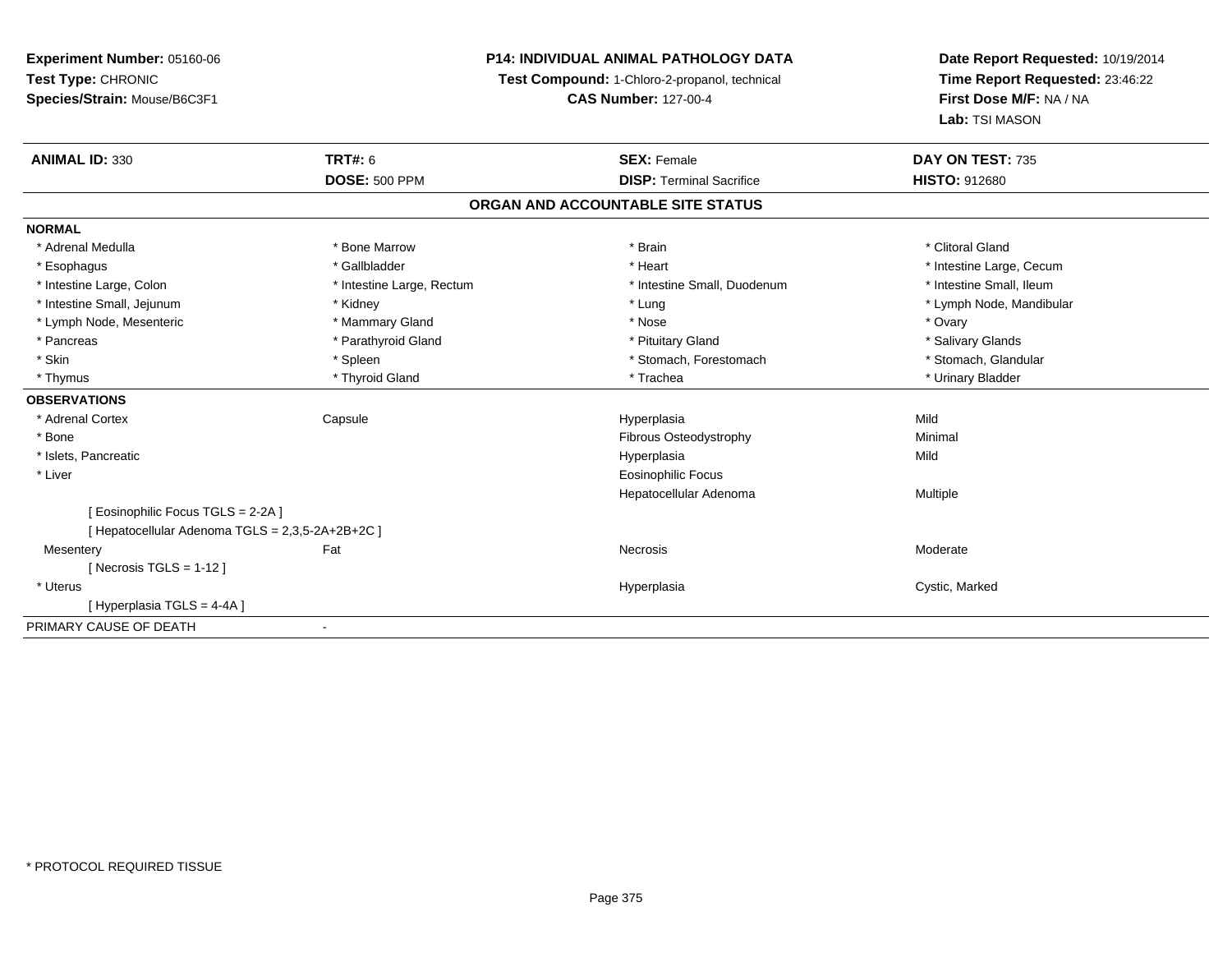**Experiment Number:** 05160-06
**Test Type:** CHRONIC
**Species/Strain:** Mouse/B6C3F1

**P14: INDIVIDUAL ANIMAL PATHOLOGY DATA**
**Test Compound:** 1-Chloro-2-propanol, technical
**CAS Number:** 127-00-4

**Date Report Requested:** 10/19/2014
**Time Report Requested:** 23:46:22
**First Dose M/F:** NA / NA
**Lab:** TSI MASON

| **ANIMAL ID:** 330 | **TRT#:** 6 | **SEX:** Female | **DAY ON TEST:** 735 |
|---|---|---|---|
| | **DOSE:** 500 PPM | **DISP:** Terminal Sacrifice | **HISTO:** 912680 |

## ORGAN AND ACCOUNTABLE SITE STATUS

| | | | |
|---|---|---|---|
| **NORMAL** | | | |
| * Adrenal Medulla | * Bone Marrow | * Brain | * Clitoral Gland |
| * Esophagus | * Gallbladder | * Heart | * Intestine Large, Cecum |
| * Intestine Large, Colon | * Intestine Large, Rectum | * Intestine Small, Duodenum | * Intestine Small, Ileum |
| * Intestine Small, Jejunum | * Kidney | * Lung | * Lymph Node, Mandibular |
| * Lymph Node, Mesenteric | * Mammary Gland | * Nose | * Ovary |
| * Pancreas | * Parathyroid Gland | * Pituitary Gland | * Salivary Glands |
| * Skin | * Spleen | * Stomach, Forestomach | * Stomach, Glandular |
| * Thymus | * Thyroid Gland | * Trachea | * Urinary Bladder |
| **OBSERVATIONS** | | | |
| * Adrenal Cortex | Capsule | Hyperplasia | Mild |
| * Bone | | Fibrous Osteodystrophy | Minimal |
| * Islets, Pancreatic | | Hyperplasia | Mild |
| * Liver | | Eosinophilic Focus | |
| | | Hepatocellular Adenoma | Multiple |
| [ Eosinophilic Focus TGLS = 2-2A ] | | | |
| [ Hepatocellular Adenoma TGLS = 2,3,5-2A+2B+2C ] | | | |
| Mesentery | Fat | Necrosis | Moderate |
| [ Necrosis TGLS = 1-12 ] | | | |
| * Uterus | | Hyperplasia | Cystic, Marked |
| [ Hyperplasia TGLS = 4-4A ] | | | |
| PRIMARY CAUSE OF DEATH | - | | |

* PROTOCOL REQUIRED TISSUE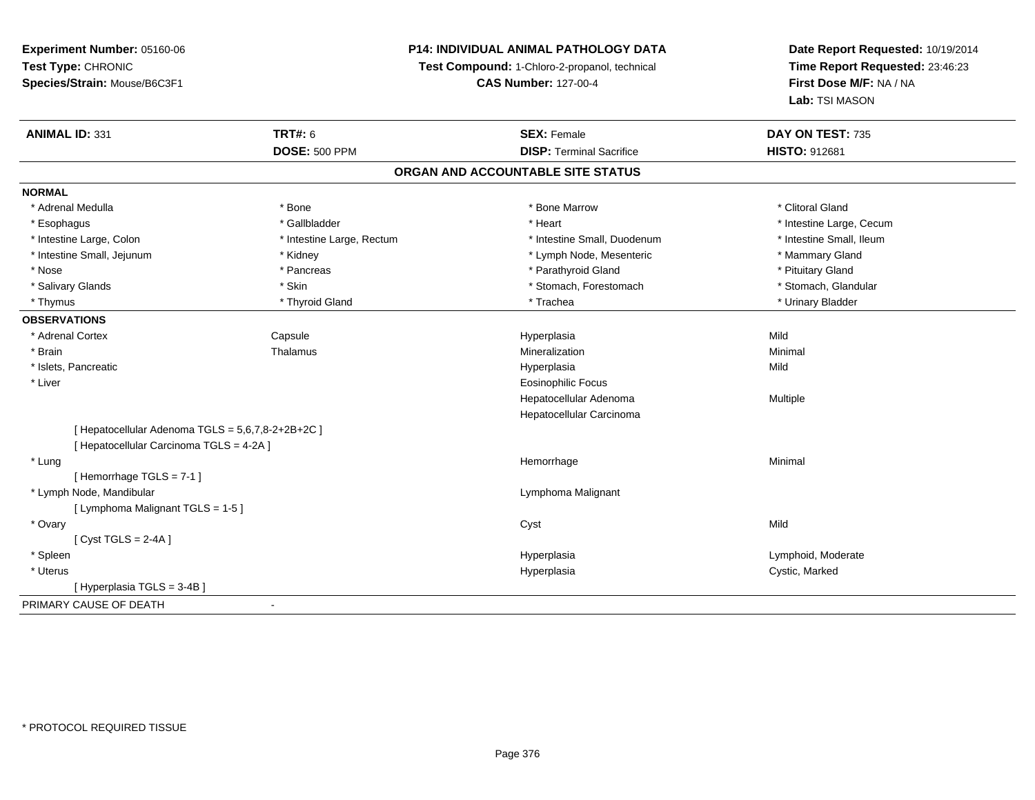**Experiment Number:** 05160-06
**Test Type:** CHRONIC
**Species/Strain:** Mouse/B6C3F1

**P14: INDIVIDUAL ANIMAL PATHOLOGY DATA**
**Test Compound:** 1-Chloro-2-propanol, technical
**CAS Number:** 127-00-4

**Date Report Requested:** 10/19/2014
**Time Report Requested:** 23:46:23
**First Dose M/F:** NA / NA
**Lab:** TSI MASON

| **ANIMAL ID:** 331 | **TRT#:** 6 | **SEX:** Female | **DAY ON TEST:** 735 |
|---|---|---|---|
| | **DOSE:** 500 PPM | **DISP:** Terminal Sacrifice | **HISTO:** 912681 |

## ORGAN AND ACCOUNTABLE SITE STATUS

**NORMAL**

| | | | |
|---|---|---|---|
| * Adrenal Medulla | * Bone | * Bone Marrow | * Clitoral Gland |
| * Esophagus | * Gallbladder | * Heart | * Intestine Large, Cecum |
| * Intestine Large, Colon | * Intestine Large, Rectum | * Intestine Small, Duodenum | * Intestine Small, Ileum |
| * Intestine Small, Jejunum | * Kidney | * Lymph Node, Mesenteric | * Mammary Gland |
| * Nose | * Pancreas | * Parathyroid Gland | * Pituitary Gland |
| * Salivary Glands | * Skin | * Stomach, Forestomach | * Stomach, Glandular |
| * Thymus | * Thyroid Gland | * Trachea | * Urinary Bladder |

**OBSERVATIONS**

| | | | |
|---|---|---|---|
| * Adrenal Cortex | Capsule | Hyperplasia | Mild |
| * Brain | Thalamus | Mineralization | Minimal |
| * Islets, Pancreatic | | Hyperplasia | Mild |
| * Liver | | Eosinophilic Focus | |
| | | Hepatocellular Adenoma | Multiple |
| | | Hepatocellular Carcinoma | |
| [ Hepatocellular Adenoma TGLS = 5,6,7,8-2+2B+2C ] | | | |
| [ Hepatocellular Carcinoma TGLS = 4-2A ] | | | |
| * Lung | | Hemorrhage | Minimal |
| [ Hemorrhage TGLS = 7-1 ] | | | |
| * Lymph Node, Mandibular | | Lymphoma Malignant | |
| [ Lymphoma Malignant TGLS = 1-5 ] | | | |
| * Ovary | | Cyst | Mild |
| [ Cyst TGLS = 2-4A ] | | | |
| * Spleen | | Hyperplasia | Lymphoid, Moderate |
| * Uterus | | Hyperplasia | Cystic, Marked |
| [ Hyperplasia TGLS = 3-4B ] | | | |

PRIMARY CAUSE OF DEATH -

* PROTOCOL REQUIRED TISSUE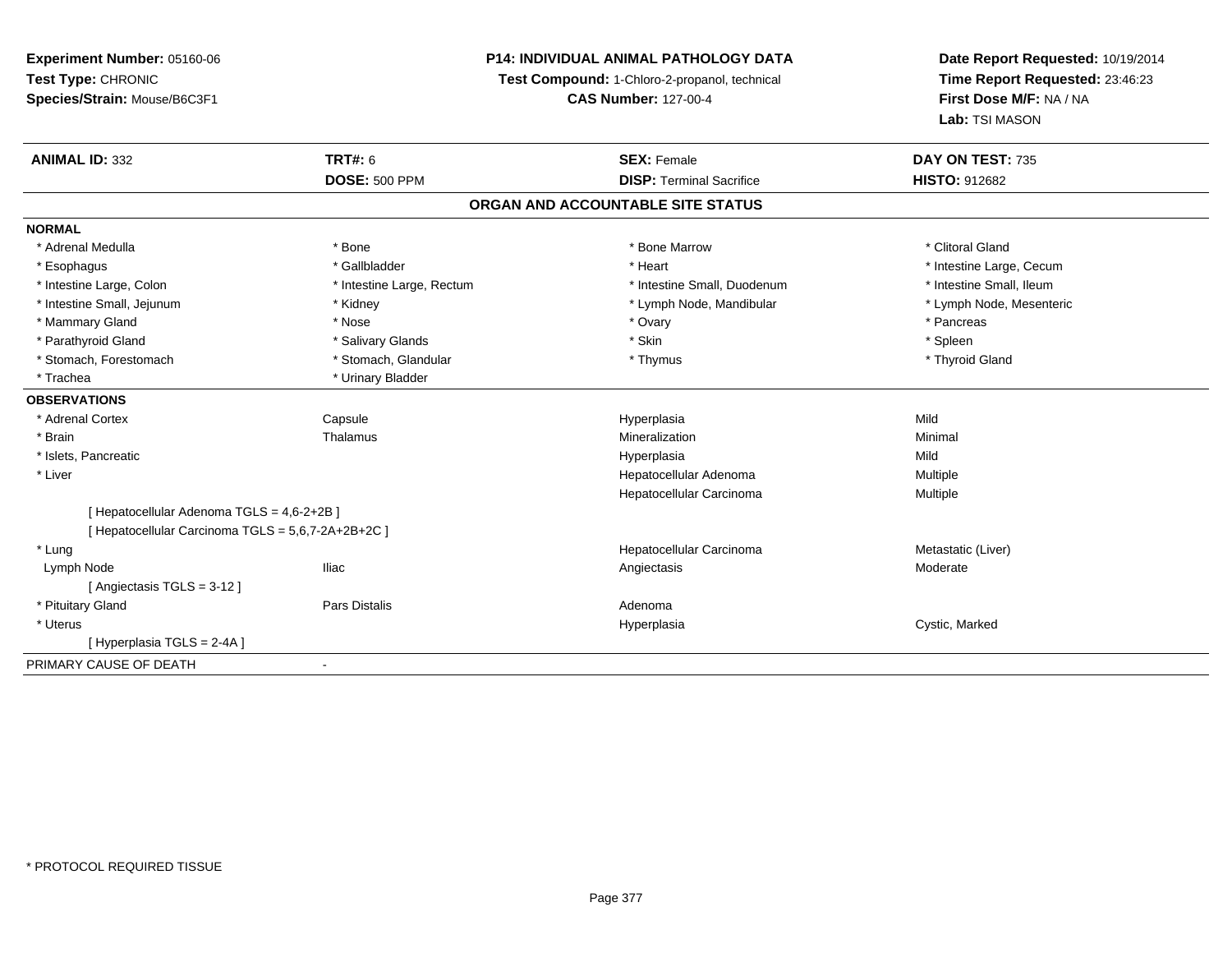**Experiment Number:** 05160-06
**Test Type:** CHRONIC
**Species/Strain:** Mouse/B6C3F1

**P14: INDIVIDUAL ANIMAL PATHOLOGY DATA**
**Test Compound:** 1-Chloro-2-propanol, technical
**CAS Number:** 127-00-4

**Date Report Requested:** 10/19/2014
**Time Report Requested:** 23:46:23
**First Dose M/F:** NA / NA
**Lab:** TSI MASON

| **ANIMAL ID:** 332 | **TRT#:** 6 | **SEX:** Female | **DAY ON TEST:** 735 |
|---|---|---|---|
| | **DOSE:** 500 PPM | **DISP:** Terminal Sacrifice | **HISTO:** 912682 |

## ORGAN AND ACCOUNTABLE SITE STATUS

**NORMAL**

| | | | |
|---|---|---|---|
| * Adrenal Medulla | * Bone | * Bone Marrow | * Clitoral Gland |
| * Esophagus | * Gallbladder | * Heart | * Intestine Large, Cecum |
| * Intestine Large, Colon | * Intestine Large, Rectum | * Intestine Small, Duodenum | * Intestine Small, Ileum |
| * Intestine Small, Jejunum | * Kidney | * Lymph Node, Mandibular | * Lymph Node, Mesenteric |
| * Mammary Gland | * Nose | * Ovary | * Pancreas |
| * Parathyroid Gland | * Salivary Glands | * Skin | * Spleen |
| * Stomach, Forestomach | * Stomach, Glandular | * Thymus | * Thyroid Gland |
| * Trachea | * Urinary Bladder | | |

**OBSERVATIONS**

| | | | |
|---|---|---|---|
| * Adrenal Cortex | Capsule | Hyperplasia | Mild |
| * Brain | Thalamus | Mineralization | Minimal |
| * Islets, Pancreatic | | Hyperplasia | Mild |
| * Liver | | Hepatocellular Adenoma | Multiple |
| | | Hepatocellular Carcinoma | Multiple |
| [ Hepatocellular Adenoma TGLS = 4,6-2+2B ] | | | |
| [ Hepatocellular Carcinoma TGLS = 5,6,7-2A+2B+2C ] | | | |
| * Lung | | Hepatocellular Carcinoma | Metastatic (Liver) |
| Lymph Node | Iliac | Angiectasis | Moderate |
| [ Angiectasis TGLS = 3-12 ] | | | |
| * Pituitary Gland | Pars Distalis | Adenoma | |
| * Uterus | | Hyperplasia | Cystic, Marked |
| [ Hyperplasia TGLS = 2-4A ] | | | |

PRIMARY CAUSE OF DEATH -

\* PROTOCOL REQUIRED TISSUE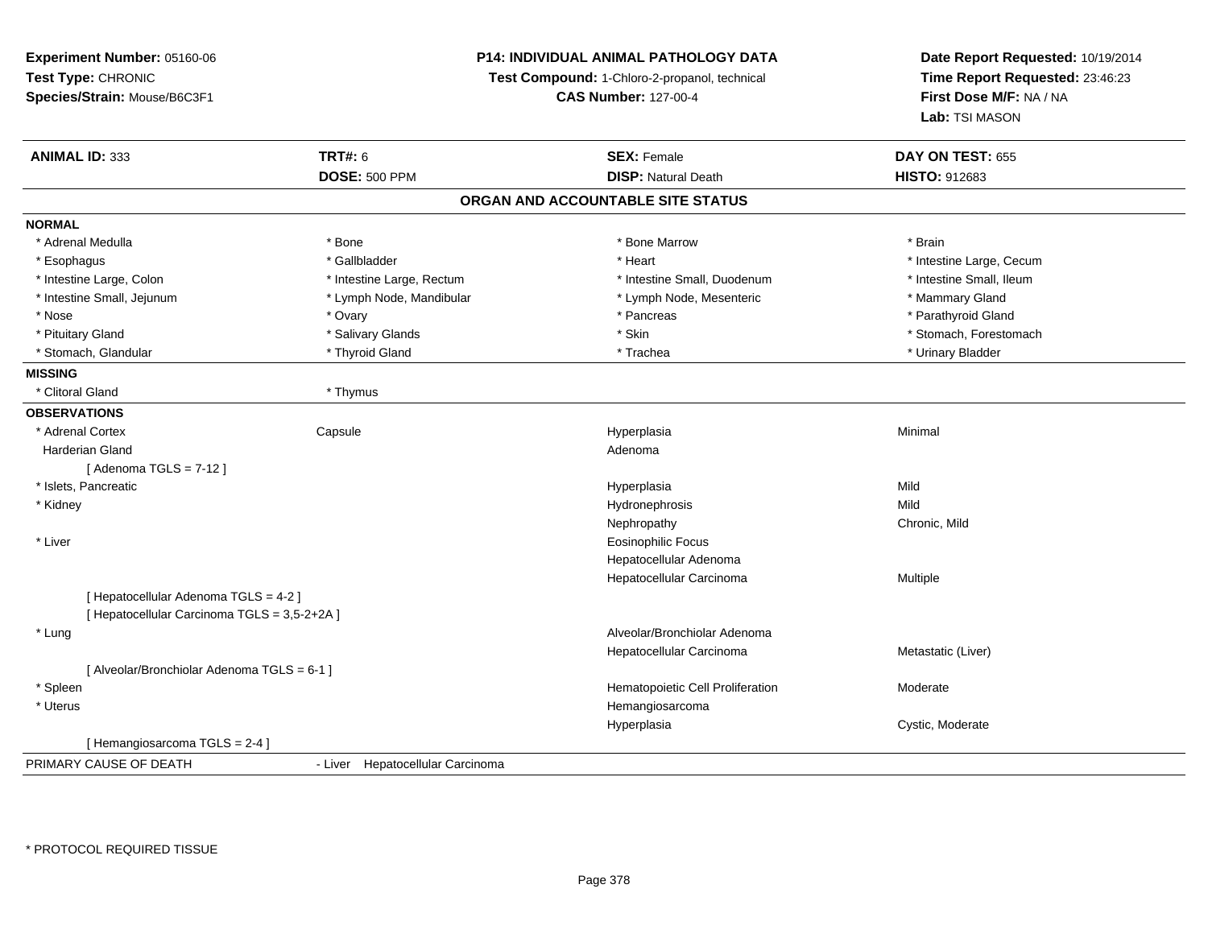**Experiment Number:** 05160-06
**Test Type:** CHRONIC
**Species/Strain:** Mouse/B6C3F1

**P14: INDIVIDUAL ANIMAL PATHOLOGY DATA**
**Test Compound:** 1-Chloro-2-propanol, technical
**CAS Number:** 127-00-4

**Date Report Requested:** 10/19/2014
**Time Report Requested:** 23:46:23
**First Dose M/F:** NA / NA
**Lab:** TSI MASON

| **ANIMAL ID:** 333 | **TRT#:** 6 | **SEX:** Female | **DAY ON TEST:** 655 |
|---|---|---|---|
| | **DOSE:** 500 PPM | **DISP:** Natural Death | **HISTO:** 912683 |

## ORGAN AND ACCOUNTABLE SITE STATUS

**NORMAL**

| | | | |
|---|---|---|---|
| * Adrenal Medulla | * Bone | * Bone Marrow | * Brain |
| * Esophagus | * Gallbladder | * Heart | * Intestine Large, Cecum |
| * Intestine Large, Colon | * Intestine Large, Rectum | * Intestine Small, Duodenum | * Intestine Small, Ileum |
| * Intestine Small, Jejunum | * Lymph Node, Mandibular | * Lymph Node, Mesenteric | * Mammary Gland |
| * Nose | * Ovary | * Pancreas | * Parathyroid Gland |
| * Pituitary Gland | * Salivary Glands | * Skin | * Stomach, Forestomach |
| * Stomach, Glandular | * Thyroid Gland | * Trachea | * Urinary Bladder |

**MISSING**

| | |
|---|---|
| * Clitoral Gland | * Thymus |

**OBSERVATIONS**

| | | | |
|---|---|---|---|
| * Adrenal Cortex | Capsule | Hyperplasia | Minimal |
| Harderian Gland | | Adenoma | |
| [ Adenoma TGLS = 7-12 ] | | | |
| * Islets, Pancreatic | | Hyperplasia | Mild |
| * Kidney | | Hydronephrosis | Mild |
| | | Nephropathy | Chronic, Mild |
| * Liver | | Eosinophilic Focus | |
| | | Hepatocellular Adenoma | |
| | | Hepatocellular Carcinoma | Multiple |
| [ Hepatocellular Adenoma TGLS = 4-2 ] | | | |
| [ Hepatocellular Carcinoma TGLS = 3,5-2+2A ] | | | |
| * Lung | | Alveolar/Bronchiolar Adenoma | |
| | | Hepatocellular Carcinoma | Metastatic (Liver) |
| [ Alveolar/Bronchiolar Adenoma TGLS = 6-1 ] | | | |
| * Spleen | | Hematopoietic Cell Proliferation | Moderate |
| * Uterus | | Hemangiosarcoma | |
| | | Hyperplasia | Cystic, Moderate |
| [ Hemangiosarcoma TGLS = 2-4 ] | | | |

PRIMARY CAUSE OF DEATH - Liver Hepatocellular Carcinoma

* PROTOCOL REQUIRED TISSUE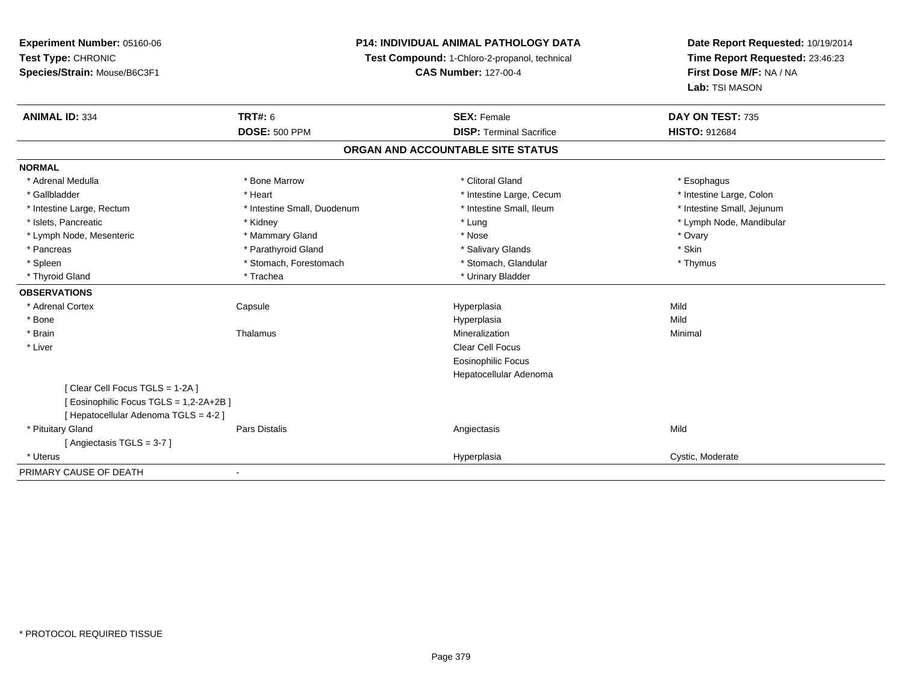**Experiment Number:** 05160-06
**Test Type:** CHRONIC
**Species/Strain:** Mouse/B6C3F1

**P14: INDIVIDUAL ANIMAL PATHOLOGY DATA**
**Test Compound:** 1-Chloro-2-propanol, technical
**CAS Number:** 127-00-4

**Date Report Requested:** 10/19/2014
**Time Report Requested:** 23:46:23
**First Dose M/F:** NA / NA
**Lab:** TSI MASON

| **ANIMAL ID:** 334 | **TRT#:** 6 | **SEX:** Female | **DAY ON TEST:** 735 |
|---|---|---|---|
| | **DOSE:** 500 PPM | **DISP:** Terminal Sacrifice | **HISTO:** 912684 |

**ORGAN AND ACCOUNTABLE SITE STATUS**

**NORMAL**

| | | | |
|---|---|---|---|
| * Adrenal Medulla | * Bone Marrow | * Clitoral Gland | * Esophagus |
| * Gallbladder | * Heart | * Intestine Large, Cecum | * Intestine Large, Colon |
| * Intestine Large, Rectum | * Intestine Small, Duodenum | * Intestine Small, Ileum | * Intestine Small, Jejunum |
| * Islets, Pancreatic | * Kidney | * Lung | * Lymph Node, Mandibular |
| * Lymph Node, Mesenteric | * Mammary Gland | * Nose | * Ovary |
| * Pancreas | * Parathyroid Gland | * Salivary Glands | * Skin |
| * Spleen | * Stomach, Forestomach | * Stomach, Glandular | * Thymus |
| * Thyroid Gland | * Trachea | * Urinary Bladder | |

**OBSERVATIONS**

| | | | |
|---|---|---|---|
| * Adrenal Cortex | Capsule | Hyperplasia | Mild |
| * Bone | | Hyperplasia | Mild |
| * Brain | Thalamus | Mineralization | Minimal |
| * Liver | | Clear Cell Focus | |
| | | Eosinophilic Focus | |
| | | Hepatocellular Adenoma | |
| [ Clear Cell Focus TGLS = 1-2A ] | | | |
| [ Eosinophilic Focus TGLS = 1,2-2A+2B ] | | | |
| [ Hepatocellular Adenoma TGLS = 4-2 ] | | | |
| * Pituitary Gland | Pars Distalis | Angiectasis | Mild |
| [ Angiectasis TGLS = 3-7 ] | | | |
| * Uterus | | Hyperplasia | Cystic, Moderate |

PRIMARY CAUSE OF DEATH -

* PROTOCOL REQUIRED TISSUE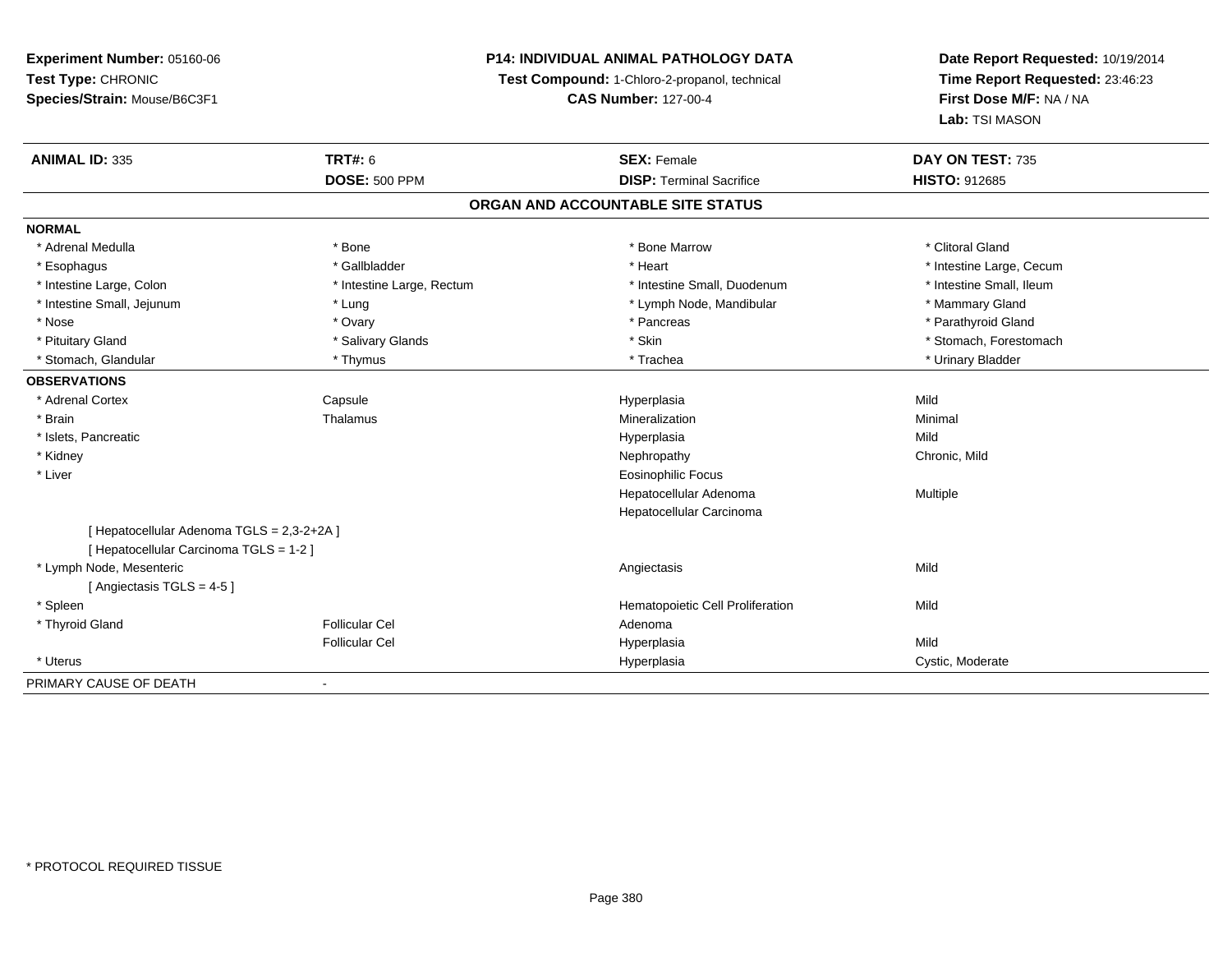**Experiment Number:** 05160-06
**Test Type:** CHRONIC
**Species/Strain:** Mouse/B6C3F1

**P14: INDIVIDUAL ANIMAL PATHOLOGY DATA**
**Test Compound:** 1-Chloro-2-propanol, technical
**CAS Number:** 127-00-4

**Date Report Requested:** 10/19/2014
**Time Report Requested:** 23:46:23
**First Dose M/F:** NA / NA
**Lab:** TSI MASON

| **ANIMAL ID:** 335 | **TRT#:** 6 | **SEX:** Female | **DAY ON TEST:** 735 |
|---|---|---|---|
| | **DOSE:** 500 PPM | **DISP:** Terminal Sacrifice | **HISTO:** 912685 |

## ORGAN AND ACCOUNTABLE SITE STATUS

**NORMAL**

| | | | |
|---|---|---|---|
| * Adrenal Medulla | * Bone | * Bone Marrow | * Clitoral Gland |
| * Esophagus | * Gallbladder | * Heart | * Intestine Large, Cecum |
| * Intestine Large, Colon | * Intestine Large, Rectum | * Intestine Small, Duodenum | * Intestine Small, Ileum |
| * Intestine Small, Jejunum | * Lung | * Lymph Node, Mandibular | * Mammary Gland |
| * Nose | * Ovary | * Pancreas | * Parathyroid Gland |
| * Pituitary Gland | * Salivary Glands | * Skin | * Stomach, Forestomach |
| * Stomach, Glandular | * Thymus | * Trachea | * Urinary Bladder |

**OBSERVATIONS**

| | | | |
|---|---|---|---|
| * Adrenal Cortex | Capsule | Hyperplasia | Mild |
| * Brain | Thalamus | Mineralization | Minimal |
| * Islets, Pancreatic | | Hyperplasia | Mild |
| * Kidney | | Nephropathy | Chronic, Mild |
| * Liver | | Eosinophilic Focus | |
| | | Hepatocellular Adenoma | Multiple |
| | | Hepatocellular Carcinoma | |
| [ Hepatocellular Adenoma TGLS = 2,3-2+2A ] | | | |
| [ Hepatocellular Carcinoma TGLS = 1-2 ] | | | |
| * Lymph Node, Mesenteric | | Angiectasis | Mild |
| [ Angiectasis TGLS = 4-5 ] | | | |
| * Spleen | | Hematopoietic Cell Proliferation | Mild |
| * Thyroid Gland | Follicular Cel | Adenoma | |
| | Follicular Cel | Hyperplasia | Mild |
| * Uterus | | Hyperplasia | Cystic, Moderate |

PRIMARY CAUSE OF DEATH -

* PROTOCOL REQUIRED TISSUE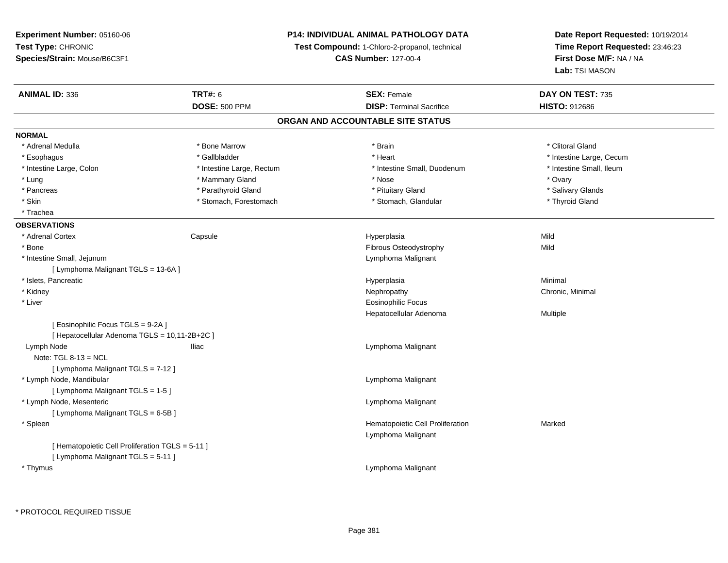**Experiment Number:** 05160-06
**Test Type:** CHRONIC
**Species/Strain:** Mouse/B6C3F1

**P14: INDIVIDUAL ANIMAL PATHOLOGY DATA**
**Test Compound:** 1-Chloro-2-propanol, technical
**CAS Number:** 127-00-4

**Date Report Requested:** 10/19/2014
**Time Report Requested:** 23:46:23
**First Dose M/F:** NA / NA
**Lab:** TSI MASON

| **ANIMAL ID:** 336 | **TRT#:** 6 | **SEX:** Female | **DAY ON TEST:** 735 |
|---|---|---|---|
| | **DOSE:** 500 PPM | **DISP:** Terminal Sacrifice | **HISTO:** 912686 |

## ORGAN AND ACCOUNTABLE SITE STATUS

**NORMAL**

| | | | |
|---|---|---|---|
| * Adrenal Medulla | * Bone Marrow | * Brain | * Clitoral Gland |
| * Esophagus | * Gallbladder | * Heart | * Intestine Large, Cecum |
| * Intestine Large, Colon | * Intestine Large, Rectum | * Intestine Small, Duodenum | * Intestine Small, Ileum |
| * Lung | * Mammary Gland | * Nose | * Ovary |
| * Pancreas | * Parathyroid Gland | * Pituitary Gland | * Salivary Glands |
| * Skin | * Stomach, Forestomach | * Stomach, Glandular | * Thyroid Gland |
| * Trachea | | | |

**OBSERVATIONS**

| | | | |
|---|---|---|---|
| * Adrenal Cortex | Capsule | Hyperplasia | Mild |
| * Bone | | Fibrous Osteodystrophy | Mild |
| * Intestine Small, Jejunum | | Lymphoma Malignant | |
| [ Lymphoma Malignant TGLS = 13-6A ] | | | |
| * Islets, Pancreatic | | Hyperplasia | Minimal |
| * Kidney | | Nephropathy | Chronic, Minimal |
| * Liver | | Eosinophilic Focus | |
| | | Hepatocellular Adenoma | Multiple |
| [ Eosinophilic Focus TGLS = 9-2A ] | | | |
| [ Hepatocellular Adenoma TGLS = 10,11-2B+2C ] | | | |
| Lymph Node | Iliac | Lymphoma Malignant | |
| Note: TGL 8-13 = NCL | | | |
| [ Lymphoma Malignant TGLS = 7-12 ] | | | |
| * Lymph Node, Mandibular | | Lymphoma Malignant | |
| [ Lymphoma Malignant TGLS = 1-5 ] | | | |
| * Lymph Node, Mesenteric | | Lymphoma Malignant | |
| [ Lymphoma Malignant TGLS = 6-5B ] | | | |
| * Spleen | | Hematopoietic Cell Proliferation | Marked |
| | | Lymphoma Malignant | |
| [ Hematopoietic Cell Proliferation TGLS = 5-11 ] | | | |
| [ Lymphoma Malignant TGLS = 5-11 ] | | | |
| * Thymus | | Lymphoma Malignant | |

* PROTOCOL REQUIRED TISSUE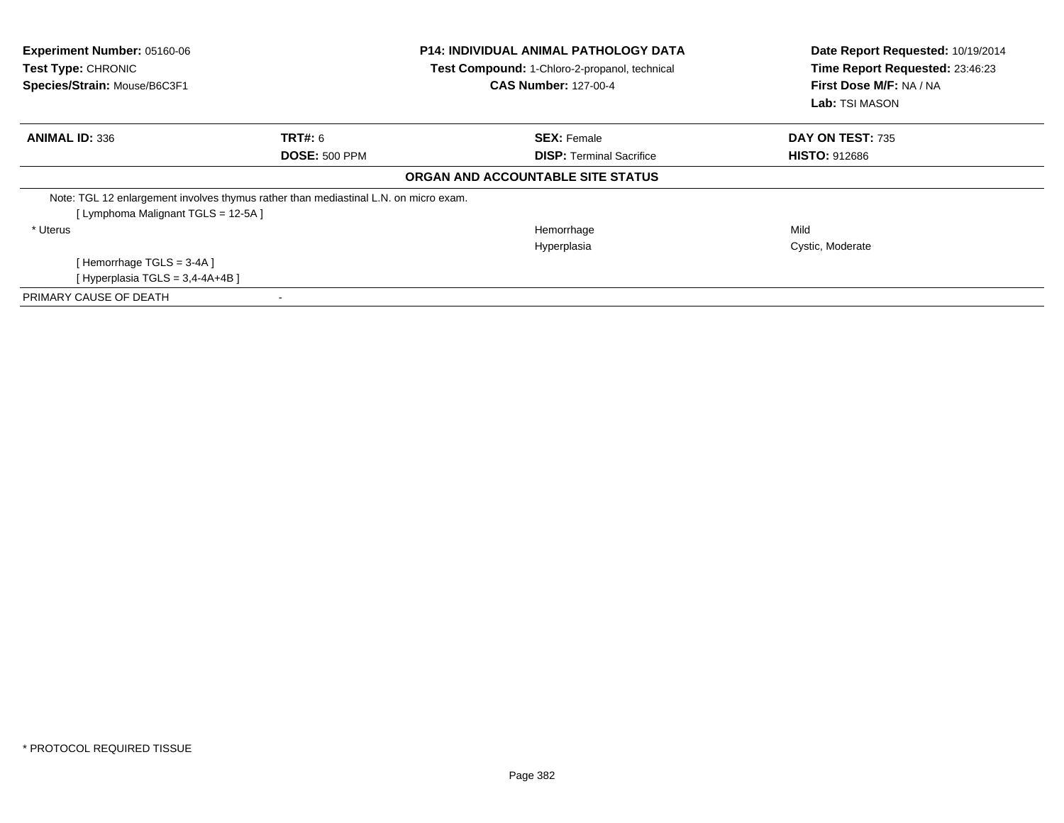**Experiment Number:** 05160-06
**Test Type:** CHRONIC
**Species/Strain:** Mouse/B6C3F1

**P14: INDIVIDUAL ANIMAL PATHOLOGY DATA**
**Test Compound:** 1-Chloro-2-propanol, technical
**CAS Number:** 127-00-4

**Date Report Requested:** 10/19/2014
**Time Report Requested:** 23:46:23
**First Dose M/F:** NA / NA
**Lab:** TSI MASON

| **ANIMAL ID:** 336 | **TRT#:** 6 | **SEX:** Female | **DAY ON TEST:** 735 |
|---|---|---|---|
| | **DOSE:** 500 PPM | **DISP:** Terminal Sacrifice | **HISTO:** 912686 |

**ORGAN AND ACCOUNTABLE SITE STATUS**

| | | | |
|---|---|---|---|
| Note: TGL 12 enlargement involves thymus rather than mediastinal L.N. on micro exam. | | | |
| [ Lymphoma Malignant TGLS = 12-5A ] | | | |
| * Uterus | | Hemorrhage | Mild |
| | | Hyperplasia | Cystic, Moderate |
| [ Hemorrhage TGLS = 3-4A ] | | | |
| [ Hyperplasia TGLS = 3,4-4A+4B ] | | | |
| PRIMARY CAUSE OF DEATH | - | | |

* PROTOCOL REQUIRED TISSUE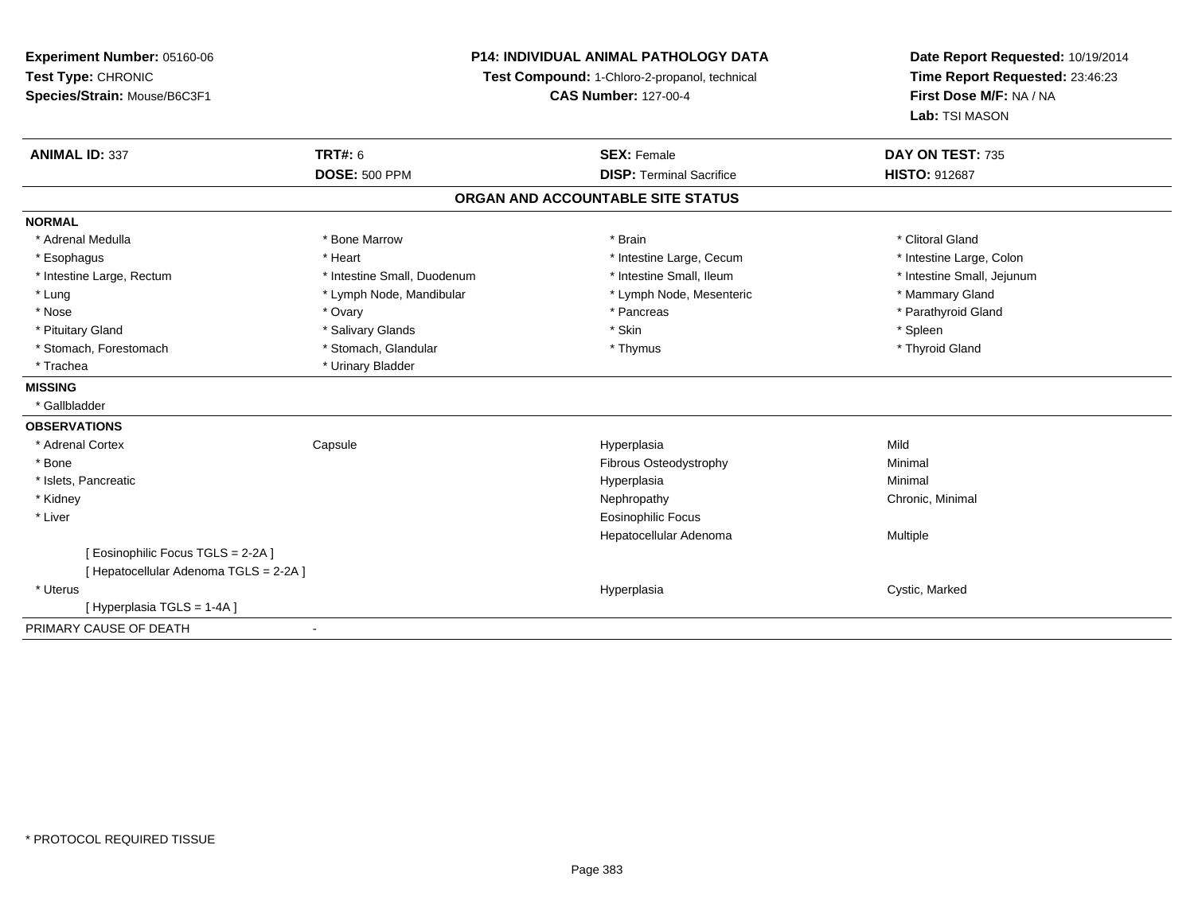**Experiment Number:** 05160-06
**Test Type:** CHRONIC
**Species/Strain:** Mouse/B6C3F1

**P14: INDIVIDUAL ANIMAL PATHOLOGY DATA**
**Test Compound:** 1-Chloro-2-propanol, technical
**CAS Number:** 127-00-4

**Date Report Requested:** 10/19/2014
**Time Report Requested:** 23:46:23
**First Dose M/F:** NA / NA
**Lab:** TSI MASON

| **ANIMAL ID:** 337 | **TRT#:** 6 | **SEX:** Female | **DAY ON TEST:** 735 |
|---|---|---|---|
| | **DOSE:** 500 PPM | **DISP:** Terminal Sacrifice | **HISTO:** 912687 |

## ORGAN AND ACCOUNTABLE SITE STATUS

**NORMAL**

| | | | |
|---|---|---|---|
| * Adrenal Medulla | * Bone Marrow | * Brain | * Clitoral Gland |
| * Esophagus | * Heart | * Intestine Large, Cecum | * Intestine Large, Colon |
| * Intestine Large, Rectum | * Intestine Small, Duodenum | * Intestine Small, Ileum | * Intestine Small, Jejunum |
| * Lung | * Lymph Node, Mandibular | * Lymph Node, Mesenteric | * Mammary Gland |
| * Nose | * Ovary | * Pancreas | * Parathyroid Gland |
| * Pituitary Gland | * Salivary Glands | * Skin | * Spleen |
| * Stomach, Forestomach | * Stomach, Glandular | * Thymus | * Thyroid Gland |
| * Trachea | * Urinary Bladder | | |

**MISSING**

* Gallbladder

**OBSERVATIONS**

| | | | |
|---|---|---|---|
| * Adrenal Cortex | Capsule | Hyperplasia | Mild |
| * Bone | | Fibrous Osteodystrophy | Minimal |
| * Islets, Pancreatic | | Hyperplasia | Minimal |
| * Kidney | | Nephropathy | Chronic, Minimal |
| * Liver | | Eosinophilic Focus | |
| | | Hepatocellular Adenoma | Multiple |
| [ Eosinophilic Focus TGLS = 2-2A ] | | | |
| [ Hepatocellular Adenoma TGLS = 2-2A ] | | | |
| * Uterus | | Hyperplasia | Cystic, Marked |
| [ Hyperplasia TGLS = 1-4A ] | | | |

PRIMARY CAUSE OF DEATH -

\* PROTOCOL REQUIRED TISSUE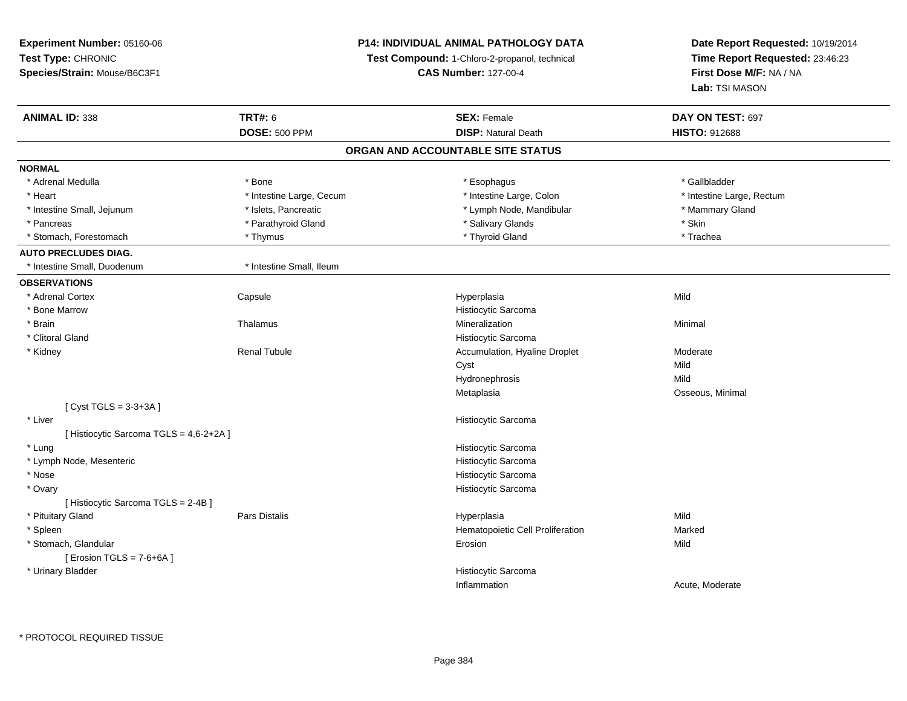**Experiment Number:** 05160-06
**Test Type:** CHRONIC
**Species/Strain:** Mouse/B6C3F1

**P14: INDIVIDUAL ANIMAL PATHOLOGY DATA**
**Test Compound:** 1-Chloro-2-propanol, technical
**CAS Number:** 127-00-4

**Date Report Requested:** 10/19/2014
**Time Report Requested:** 23:46:23
**First Dose M/F:** NA / NA
**Lab:** TSI MASON

| **ANIMAL ID:** 338 | **TRT#:** 6 | **SEX:** Female | **DAY ON TEST:** 697 |
|---|---|---|---|
| | **DOSE:** 500 PPM | **DISP:** Natural Death | **HISTO:** 912688 |

## ORGAN AND ACCOUNTABLE SITE STATUS

**NORMAL**

| | | | |
|---|---|---|---|
| * Adrenal Medulla | * Bone | * Esophagus | * Gallbladder |
| * Heart | * Intestine Large, Cecum | * Intestine Large, Colon | * Intestine Large, Rectum |
| * Intestine Small, Jejunum | * Islets, Pancreatic | * Lymph Node, Mandibular | * Mammary Gland |
| * Pancreas | * Parathyroid Gland | * Salivary Glands | * Skin |
| * Stomach, Forestomach | * Thymus | * Thyroid Gland | * Trachea |

**AUTO PRECLUDES DIAG.**

| | |
|---|---|
| * Intestine Small, Duodenum | * Intestine Small, Ileum |

**OBSERVATIONS**

| | | | |
|---|---|---|---|
| * Adrenal Cortex | Capsule | Hyperplasia | Mild |
| * Bone Marrow | | Histiocytic Sarcoma | |
| * Brain | Thalamus | Mineralization | Minimal |
| * Clitoral Gland | | Histiocytic Sarcoma | |
| * Kidney | Renal Tubule | Accumulation, Hyaline Droplet | Moderate |
| | | Cyst | Mild |
| | | Hydronephrosis | Mild |
| | | Metaplasia | Osseous, Minimal |
| [ Cyst TGLS = 3-3+3A ] | | | |
| * Liver | | Histiocytic Sarcoma | |
| [ Histiocytic Sarcoma TGLS = 4,6-2+2A ] | | | |
| * Lung | | Histiocytic Sarcoma | |
| * Lymph Node, Mesenteric | | Histiocytic Sarcoma | |
| * Nose | | Histiocytic Sarcoma | |
| * Ovary | | Histiocytic Sarcoma | |
| [ Histiocytic Sarcoma TGLS = 2-4B ] | | | |
| * Pituitary Gland | Pars Distalis | Hyperplasia | Mild |
| * Spleen | | Hematopoietic Cell Proliferation | Marked |
| * Stomach, Glandular | | Erosion | Mild |
| [ Erosion TGLS = 7-6+6A ] | | | |
| * Urinary Bladder | | Histiocytic Sarcoma | |
| | | Inflammation | Acute, Moderate |

* PROTOCOL REQUIRED TISSUE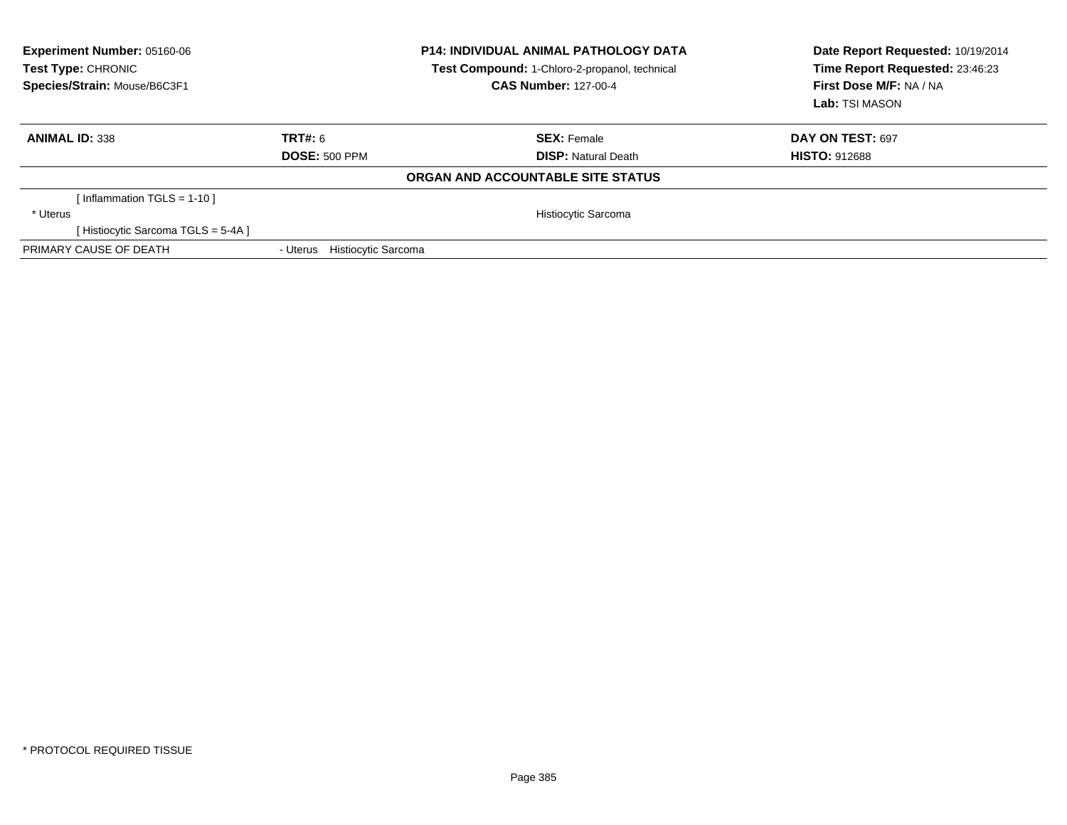**Experiment Number:** 05160-06
**Test Type:** CHRONIC
**Species/Strain:** Mouse/B6C3F1

**P14: INDIVIDUAL ANIMAL PATHOLOGY DATA**
**Test Compound:** 1-Chloro-2-propanol, technical
**CAS Number:** 127-00-4

**Date Report Requested:** 10/19/2014
**Time Report Requested:** 23:46:23
**First Dose M/F:** NA / NA
**Lab:** TSI MASON

| **ANIMAL ID:** 338 | **TRT#:** 6 | **SEX:** Female | **DAY ON TEST:** 697 |
|---|---|---|---|
| | **DOSE:** 500 PPM | **DISP:** Natural Death | **HISTO:** 912688 |

**ORGAN AND ACCOUNTABLE SITE STATUS**

| | |
|---|---|
| [ Inflammation TGLS = 1-10 ] | |
| * Uterus | Histiocytic Sarcoma |
| [ Histiocytic Sarcoma TGLS = 5-4A ] | |
| PRIMARY CAUSE OF DEATH | - Uterus Histiocytic Sarcoma |

* PROTOCOL REQUIRED TISSUE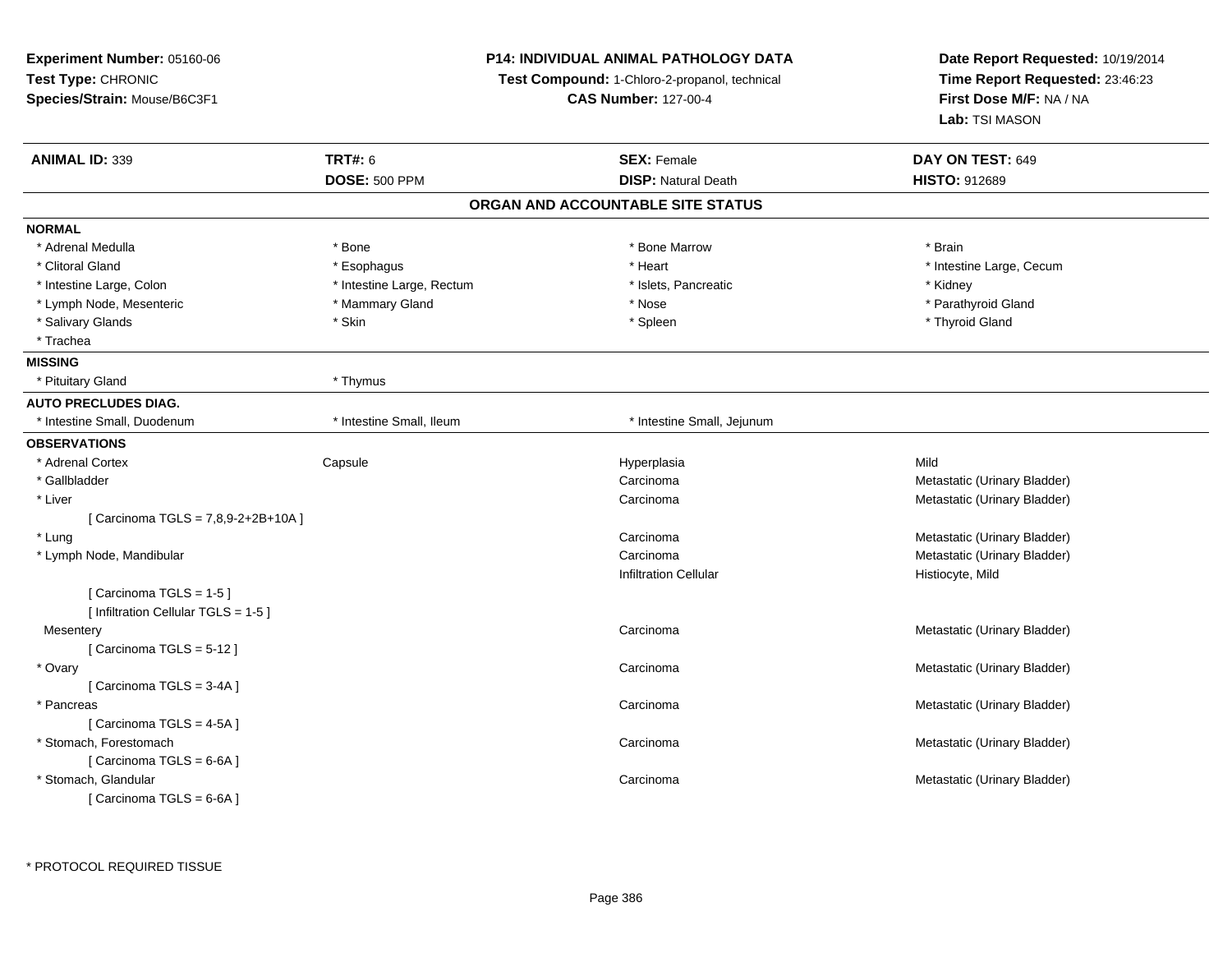**Experiment Number:** 05160-06
**Test Type:** CHRONIC
**Species/Strain:** Mouse/B6C3F1

**P14: INDIVIDUAL ANIMAL PATHOLOGY DATA**
**Test Compound:** 1-Chloro-2-propanol, technical
**CAS Number:** 127-00-4

**Date Report Requested:** 10/19/2014
**Time Report Requested:** 23:46:23
**First Dose M/F:** NA / NA
**Lab:** TSI MASON

| **ANIMAL ID:** 339 | **TRT#:** 6 | **SEX:** Female | **DAY ON TEST:** 649 |
|---|---|---|---|
| | **DOSE:** 500 PPM | **DISP:** Natural Death | **HISTO:** 912689 |

## ORGAN AND ACCOUNTABLE SITE STATUS

**NORMAL**

| | | | |
|---|---|---|---|
| * Adrenal Medulla | * Bone | * Bone Marrow | * Brain |
| * Clitoral Gland | * Esophagus | * Heart | * Intestine Large, Cecum |
| * Intestine Large, Colon | * Intestine Large, Rectum | * Islets, Pancreatic | * Kidney |
| * Lymph Node, Mesenteric | * Mammary Gland | * Nose | * Parathyroid Gland |
| * Salivary Glands | * Skin | * Spleen | * Thyroid Gland |
| * Trachea | | | |

**MISSING**

| | |
|---|---|
| * Pituitary Gland | * Thymus |

**AUTO PRECLUDES DIAG.**

| | | |
|---|---|---|
| * Intestine Small, Duodenum | * Intestine Small, Ileum | * Intestine Small, Jejunum |

**OBSERVATIONS**

| | | | |
|---|---|---|---|
| * Adrenal Cortex | Capsule | Hyperplasia | Mild |
| * Gallbladder | | Carcinoma | Metastatic (Urinary Bladder) |
| * Liver | | Carcinoma | Metastatic (Urinary Bladder) |
| [ Carcinoma TGLS = 7,8,9-2+2B+10A ] | | | |
| * Lung | | Carcinoma | Metastatic (Urinary Bladder) |
| * Lymph Node, Mandibular | | Carcinoma | Metastatic (Urinary Bladder) |
| | | Infiltration Cellular | Histiocyte, Mild |
| [ Carcinoma TGLS = 1-5 ] | | | |
| [ Infiltration Cellular TGLS = 1-5 ] | | | |
| Mesentery | | Carcinoma | Metastatic (Urinary Bladder) |
| [ Carcinoma TGLS = 5-12 ] | | | |
| * Ovary | | Carcinoma | Metastatic (Urinary Bladder) |
| [ Carcinoma TGLS = 3-4A ] | | | |
| * Pancreas | | Carcinoma | Metastatic (Urinary Bladder) |
| [ Carcinoma TGLS = 4-5A ] | | | |
| * Stomach, Forestomach | | Carcinoma | Metastatic (Urinary Bladder) |
| [ Carcinoma TGLS = 6-6A ] | | | |
| * Stomach, Glandular | | Carcinoma | Metastatic (Urinary Bladder) |
| [ Carcinoma TGLS = 6-6A ] | | | |

* PROTOCOL REQUIRED TISSUE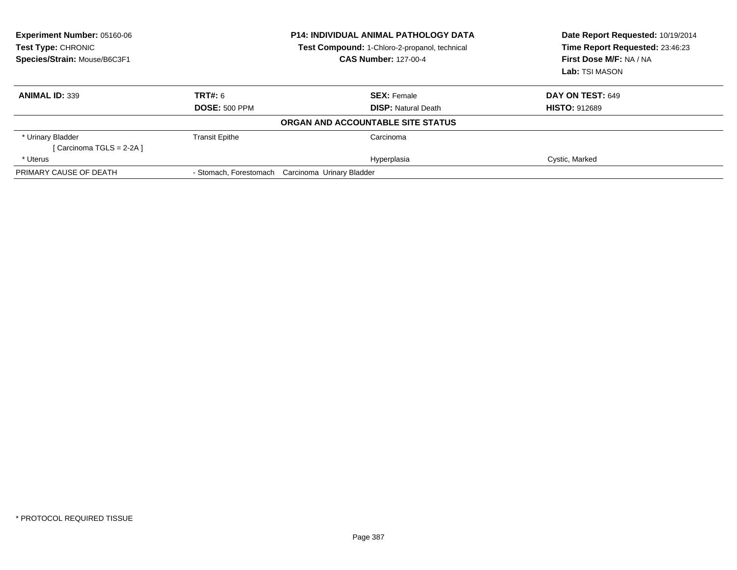**Experiment Number:** 05160-06
**Test Type:** CHRONIC
**Species/Strain:** Mouse/B6C3F1

**P14: INDIVIDUAL ANIMAL PATHOLOGY DATA**
**Test Compound:** 1-Chloro-2-propanol, technical
**CAS Number:** 127-00-4

**Date Report Requested:** 10/19/2014
**Time Report Requested:** 23:46:23
**First Dose M/F:** NA / NA
**Lab:** TSI MASON

| **ANIMAL ID:** 339 | **TRT#:** 6 | **SEX:** Female | **DAY ON TEST:** 649 |
|---|---|---|---|
| | **DOSE:** 500 PPM | **DISP:** Natural Death | **HISTO:** 912689 |

**ORGAN AND ACCOUNTABLE SITE STATUS**

| | | | |
|---|---|---|---|
| * Urinary Bladder | Transit Epithe | Carcinoma | |
| [ Carcinoma TGLS = 2-2A ] | | | |
| * Uterus | | Hyperplasia | Cystic, Marked |
| PRIMARY CAUSE OF DEATH | - Stomach, Forestomach | Carcinoma Urinary Bladder | |

* PROTOCOL REQUIRED TISSUE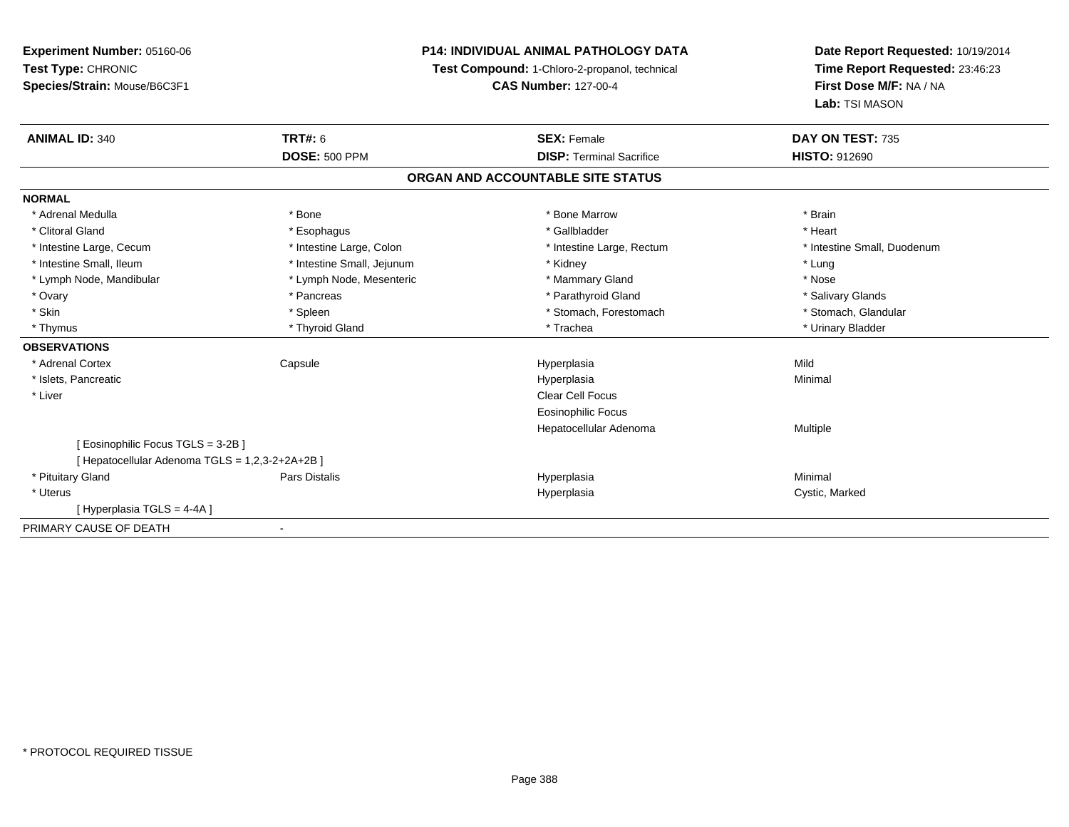**Experiment Number:** 05160-06
**Test Type:** CHRONIC
**Species/Strain:** Mouse/B6C3F1

**P14: INDIVIDUAL ANIMAL PATHOLOGY DATA**
**Test Compound:** 1-Chloro-2-propanol, technical
**CAS Number:** 127-00-4

**Date Report Requested:** 10/19/2014
**Time Report Requested:** 23:46:23
**First Dose M/F:** NA / NA
**Lab:** TSI MASON

| **ANIMAL ID:** 340 | **TRT#:** 6 | **SEX:** Female | **DAY ON TEST:** 735 |
|---|---|---|---|
| | **DOSE:** 500 PPM | **DISP:** Terminal Sacrifice | **HISTO:** 912690 |

## ORGAN AND ACCOUNTABLE SITE STATUS

**NORMAL**

| | | | |
|---|---|---|---|
| * Adrenal Medulla | * Bone | * Bone Marrow | * Brain |
| * Clitoral Gland | * Esophagus | * Gallbladder | * Heart |
| * Intestine Large, Cecum | * Intestine Large, Colon | * Intestine Large, Rectum | * Intestine Small, Duodenum |
| * Intestine Small, Ileum | * Intestine Small, Jejunum | * Kidney | * Lung |
| * Lymph Node, Mandibular | * Lymph Node, Mesenteric | * Mammary Gland | * Nose |
| * Ovary | * Pancreas | * Parathyroid Gland | * Salivary Glands |
| * Skin | * Spleen | * Stomach, Forestomach | * Stomach, Glandular |
| * Thymus | * Thyroid Gland | * Trachea | * Urinary Bladder |

**OBSERVATIONS**

| | | | |
|---|---|---|---|
| * Adrenal Cortex | Capsule | Hyperplasia | Mild |
| * Islets, Pancreatic | | Hyperplasia | Minimal |
| * Liver | | Clear Cell Focus | |
| | | Eosinophilic Focus | |
| | | Hepatocellular Adenoma | Multiple |
| [ Eosinophilic Focus TGLS = 3-2B ] | | | |
| [ Hepatocellular Adenoma TGLS = 1,2,3-2+2A+2B ] | | | |
| * Pituitary Gland | Pars Distalis | Hyperplasia | Minimal |
| * Uterus | | Hyperplasia | Cystic, Marked |
| [ Hyperplasia TGLS = 4-4A ] | | | |

PRIMARY CAUSE OF DEATH -

* PROTOCOL REQUIRED TISSUE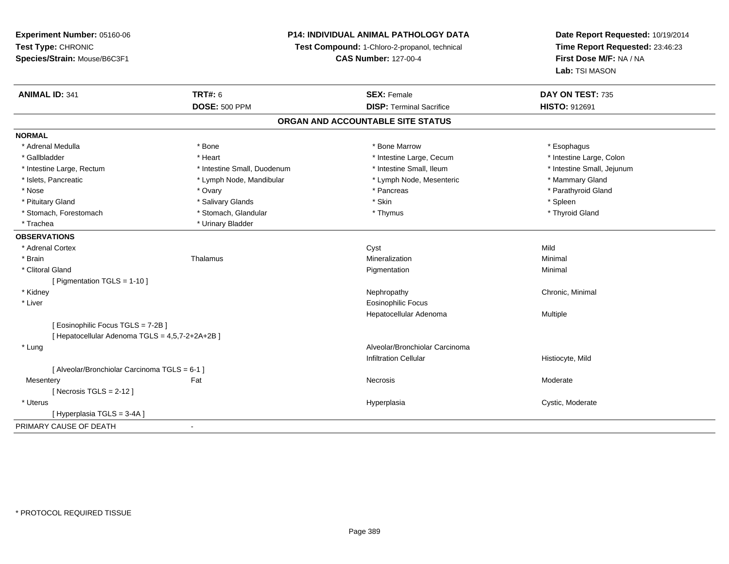**Experiment Number:** 05160-06
**Test Type:** CHRONIC
**Species/Strain:** Mouse/B6C3F1

**P14: INDIVIDUAL ANIMAL PATHOLOGY DATA**
**Test Compound:** 1-Chloro-2-propanol, technical
**CAS Number:** 127-00-4

**Date Report Requested:** 10/19/2014
**Time Report Requested:** 23:46:23
**First Dose M/F:** NA / NA
**Lab:** TSI MASON

| **ANIMAL ID:** 341 | **TRT#:** 6 | **SEX:** Female | **DAY ON TEST:** 735 |
|---|---|---|---|
| | **DOSE:** 500 PPM | **DISP:** Terminal Sacrifice | **HISTO:** 912691 |

## ORGAN AND ACCOUNTABLE SITE STATUS

**NORMAL**

| | | | |
|---|---|---|---|
| * Adrenal Medulla | * Bone | * Bone Marrow | * Esophagus |
| * Gallbladder | * Heart | * Intestine Large, Cecum | * Intestine Large, Colon |
| * Intestine Large, Rectum | * Intestine Small, Duodenum | * Intestine Small, Ileum | * Intestine Small, Jejunum |
| * Islets, Pancreatic | * Lymph Node, Mandibular | * Lymph Node, Mesenteric | * Mammary Gland |
| * Nose | * Ovary | * Pancreas | * Parathyroid Gland |
| * Pituitary Gland | * Salivary Glands | * Skin | * Spleen |
| * Stomach, Forestomach | * Stomach, Glandular | * Thymus | * Thyroid Gland |
| * Trachea | * Urinary Bladder | | |

**OBSERVATIONS**

| | | | |
|---|---|---|---|
| * Adrenal Cortex | | Cyst | Mild |
| * Brain | Thalamus | Mineralization | Minimal |
| * Clitoral Gland | | Pigmentation | Minimal |
| [ Pigmentation TGLS = 1-10 ] | | | |
| * Kidney | | Nephropathy | Chronic, Minimal |
| * Liver | | Eosinophilic Focus | |
| | | Hepatocellular Adenoma | Multiple |
| [ Eosinophilic Focus TGLS = 7-2B ] | | | |
| [ Hepatocellular Adenoma TGLS = 4,5,7-2+2A+2B ] | | | |
| * Lung | | Alveolar/Bronchiolar Carcinoma | |
| | | Infiltration Cellular | Histiocyte, Mild |
| [ Alveolar/Bronchiolar Carcinoma TGLS = 6-1 ] | | | |
| Mesentery | Fat | Necrosis | Moderate |
| [ Necrosis TGLS = 2-12 ] | | | |
| * Uterus | | Hyperplasia | Cystic, Moderate |
| [ Hyperplasia TGLS = 3-4A ] | | | |

PRIMARY CAUSE OF DEATH -

* PROTOCOL REQUIRED TISSUE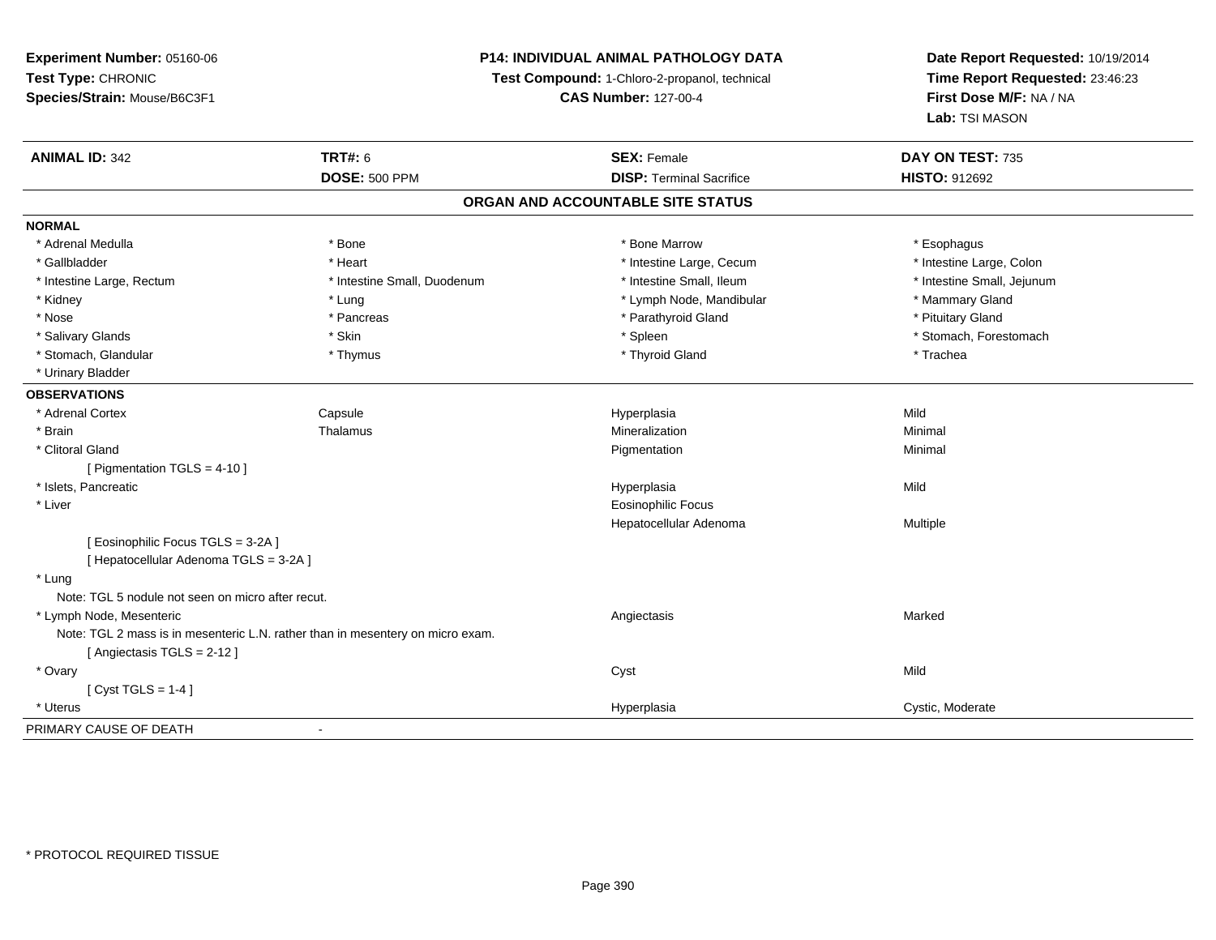**Experiment Number:** 05160-06
**Test Type:** CHRONIC
**Species/Strain:** Mouse/B6C3F1

**P14: INDIVIDUAL ANIMAL PATHOLOGY DATA**
**Test Compound:** 1-Chloro-2-propanol, technical
**CAS Number:** 127-00-4

**Date Report Requested:** 10/19/2014
**Time Report Requested:** 23:46:23
**First Dose M/F:** NA / NA
**Lab:** TSI MASON

| **ANIMAL ID:** 342 | **TRT#:** 6 | **SEX:** Female | **DAY ON TEST:** 735 |
|---|---|---|---|
| | **DOSE:** 500 PPM | **DISP:** Terminal Sacrifice | **HISTO:** 912692 |

## ORGAN AND ACCOUNTABLE SITE STATUS

**NORMAL**

| | | | |
|---|---|---|---|
| * Adrenal Medulla | * Bone | * Bone Marrow | * Esophagus |
| * Gallbladder | * Heart | * Intestine Large, Cecum | * Intestine Large, Colon |
| * Intestine Large, Rectum | * Intestine Small, Duodenum | * Intestine Small, Ileum | * Intestine Small, Jejunum |
| * Kidney | * Lung | * Lymph Node, Mandibular | * Mammary Gland |
| * Nose | * Pancreas | * Parathyroid Gland | * Pituitary Gland |
| * Salivary Glands | * Skin | * Spleen | * Stomach, Forestomach |
| * Stomach, Glandular | * Thymus | * Thyroid Gland | * Trachea |
| * Urinary Bladder | | | |

**OBSERVATIONS**

| | | | |
|---|---|---|---|
| * Adrenal Cortex | Capsule | Hyperplasia | Mild |
| * Brain | Thalamus | Mineralization | Minimal |
| * Clitoral Gland | | Pigmentation | Minimal |
| [ Pigmentation TGLS = 4-10 ] | | | |
| * Islets, Pancreatic | | Hyperplasia | Mild |
| * Liver | | Eosinophilic Focus | |
| | | Hepatocellular Adenoma | Multiple |
| [ Eosinophilic Focus TGLS = 3-2A ] | | | |
| [ Hepatocellular Adenoma TGLS = 3-2A ] | | | |
| * Lung | | | |
| Note: TGL 5 nodule not seen on micro after recut. | | | |
| * Lymph Node, Mesenteric | | Angiectasis | Marked |
| Note: TGL 2 mass is in mesenteric L.N. rather than in mesentery on micro exam. | | | |
| [ Angiectasis TGLS = 2-12 ] | | | |
| * Ovary | | Cyst | Mild |
| [ Cyst TGLS = 1-4 ] | | | |
| * Uterus | | Hyperplasia | Cystic, Moderate |

PRIMARY CAUSE OF DEATH -

* PROTOCOL REQUIRED TISSUE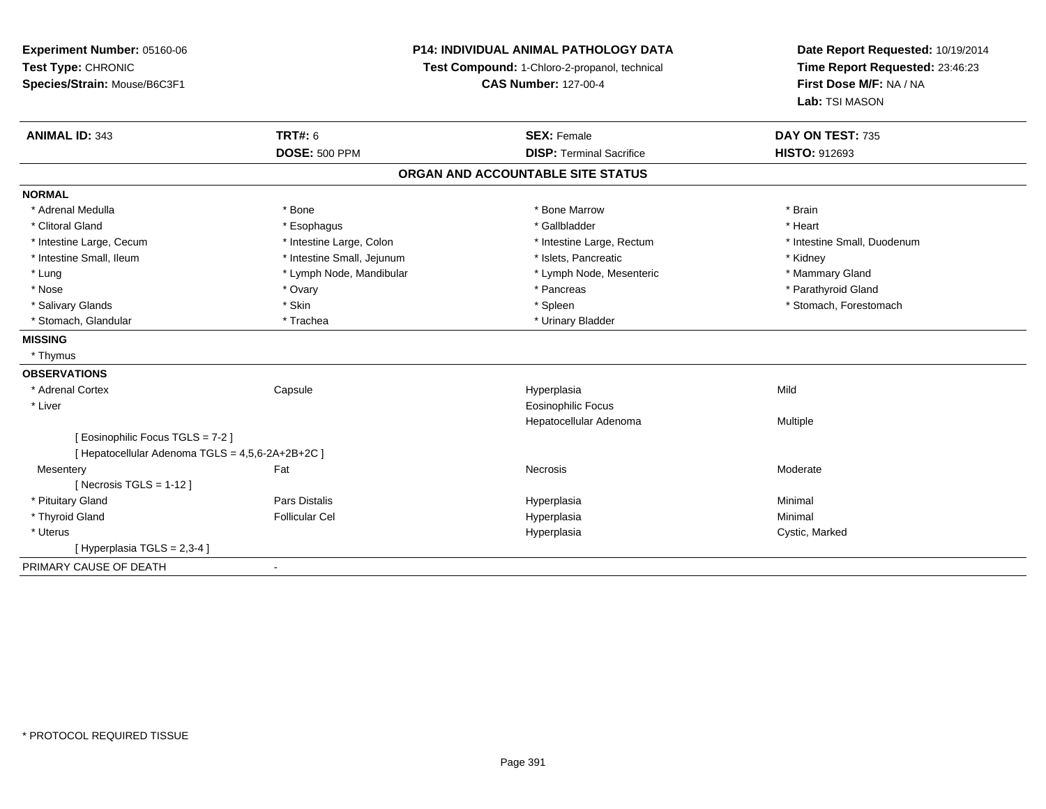**Experiment Number:** 05160-06
**Test Type:** CHRONIC
**Species/Strain:** Mouse/B6C3F1

**P14: INDIVIDUAL ANIMAL PATHOLOGY DATA**
**Test Compound:** 1-Chloro-2-propanol, technical
**CAS Number:** 127-00-4

**Date Report Requested:** 10/19/2014
**Time Report Requested:** 23:46:23
**First Dose M/F:** NA / NA
**Lab:** TSI MASON

| **ANIMAL ID:** 343 | **TRT#:** 6 | **SEX:** Female | **DAY ON TEST:** 735 |
|---|---|---|---|
| | **DOSE:** 500 PPM | **DISP:** Terminal Sacrifice | **HISTO:** 912693 |

## ORGAN AND ACCOUNTABLE SITE STATUS

| | | | |
|---|---|---|---|
| **NORMAL** | | | |
| * Adrenal Medulla | * Bone | * Bone Marrow | * Brain |
| * Clitoral Gland | * Esophagus | * Gallbladder | * Heart |
| * Intestine Large, Cecum | * Intestine Large, Colon | * Intestine Large, Rectum | * Intestine Small, Duodenum |
| * Intestine Small, Ileum | * Intestine Small, Jejunum | * Islets, Pancreatic | * Kidney |
| * Lung | * Lymph Node, Mandibular | * Lymph Node, Mesenteric | * Mammary Gland |
| * Nose | * Ovary | * Pancreas | * Parathyroid Gland |
| * Salivary Glands | * Skin | * Spleen | * Stomach, Forestomach |
| * Stomach, Glandular | * Trachea | * Urinary Bladder | |
| **MISSING** | | | |
| * Thymus | | | |
| **OBSERVATIONS** | | | |
| * Adrenal Cortex | Capsule | Hyperplasia | Mild |
| * Liver | | Eosinophilic Focus | |
| | | Hepatocellular Adenoma | Multiple |
| [ Eosinophilic Focus TGLS = 7-2 ] | | | |
| [ Hepatocellular Adenoma TGLS = 4,5,6-2A+2B+2C ] | | | |
| Mesentery | Fat | Necrosis | Moderate |
| [ Necrosis TGLS = 1-12 ] | | | |
| * Pituitary Gland | Pars Distalis | Hyperplasia | Minimal |
| * Thyroid Gland | Follicular Cel | Hyperplasia | Minimal |
| * Uterus | | Hyperplasia | Cystic, Marked |
| [ Hyperplasia TGLS = 2,3-4 ] | | | |
| PRIMARY CAUSE OF DEATH | - | | |

* PROTOCOL REQUIRED TISSUE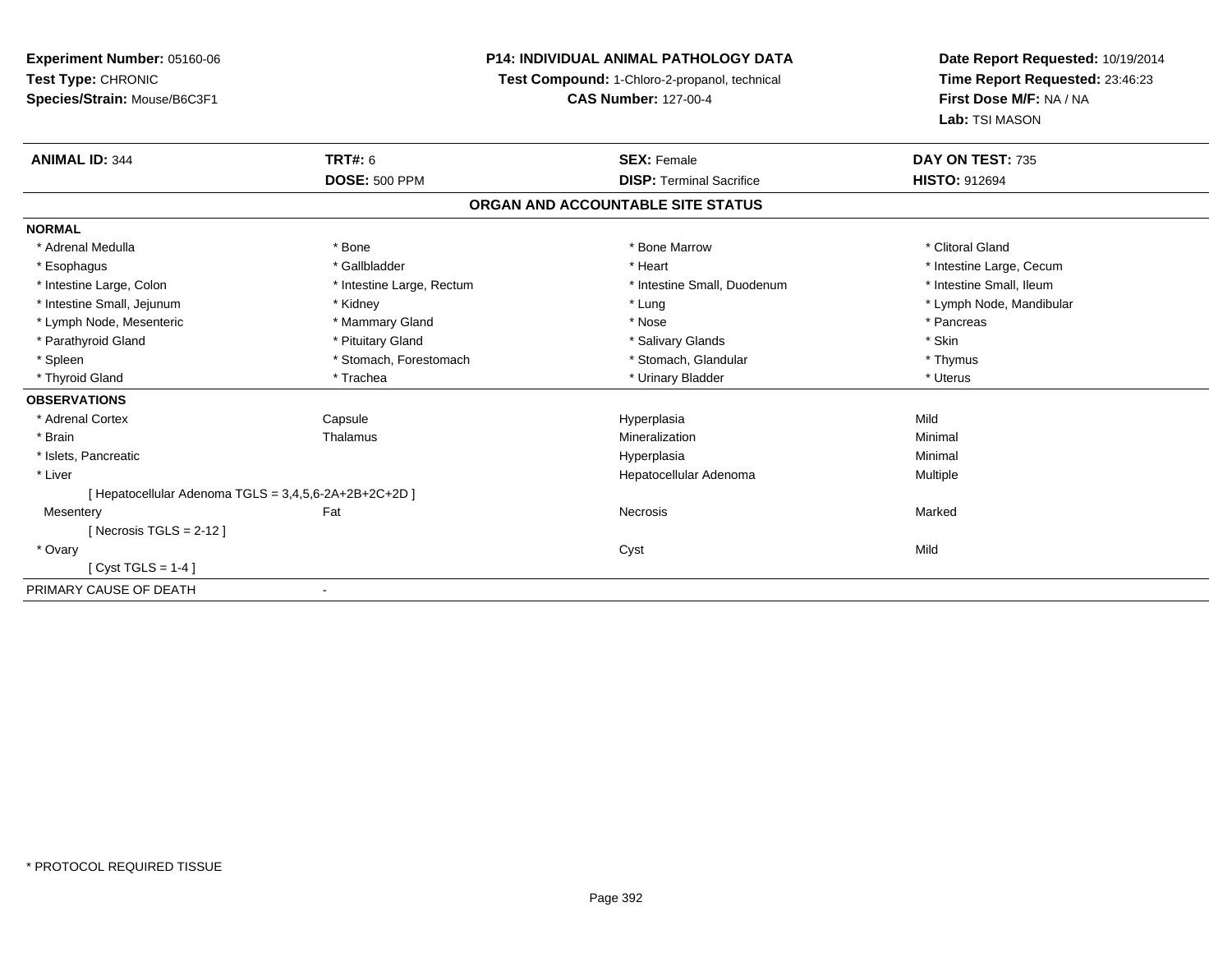**Experiment Number:** 05160-06
**Test Type:** CHRONIC
**Species/Strain:** Mouse/B6C3F1

**P14: INDIVIDUAL ANIMAL PATHOLOGY DATA**
**Test Compound:** 1-Chloro-2-propanol, technical
**CAS Number:** 127-00-4

**Date Report Requested:** 10/19/2014
**Time Report Requested:** 23:46:23
**First Dose M/F:** NA / NA
**Lab:** TSI MASON

| **ANIMAL ID:** 344 | **TRT#:** 6 | **SEX:** Female | **DAY ON TEST:** 735 |
|---|---|---|---|
| | **DOSE:** 500 PPM | **DISP:** Terminal Sacrifice | **HISTO:** 912694 |

## ORGAN AND ACCOUNTABLE SITE STATUS

**NORMAL**

| | | | |
|---|---|---|---|
| * Adrenal Medulla | * Bone | * Bone Marrow | * Clitoral Gland |
| * Esophagus | * Gallbladder | * Heart | * Intestine Large, Cecum |
| * Intestine Large, Colon | * Intestine Large, Rectum | * Intestine Small, Duodenum | * Intestine Small, Ileum |
| * Intestine Small, Jejunum | * Kidney | * Lung | * Lymph Node, Mandibular |
| * Lymph Node, Mesenteric | * Mammary Gland | * Nose | * Pancreas |
| * Parathyroid Gland | * Pituitary Gland | * Salivary Glands | * Skin |
| * Spleen | * Stomach, Forestomach | * Stomach, Glandular | * Thymus |
| * Thyroid Gland | * Trachea | * Urinary Bladder | * Uterus |

**OBSERVATIONS**

| | | | |
|---|---|---|---|
| * Adrenal Cortex | Capsule | Hyperplasia | Mild |
| * Brain | Thalamus | Mineralization | Minimal |
| * Islets, Pancreatic | | Hyperplasia | Minimal |
| * Liver | | Hepatocellular Adenoma | Multiple |
| [ Hepatocellular Adenoma TGLS = 3,4,5,6-2A+2B+2C+2D ] | | | |
| Mesentery | Fat | Necrosis | Marked |
| [ Necrosis TGLS = 2-12 ] | | | |
| * Ovary | | Cyst | Mild |
| [ Cyst TGLS = 1-4 ] | | | |

PRIMARY CAUSE OF DEATH -

* PROTOCOL REQUIRED TISSUE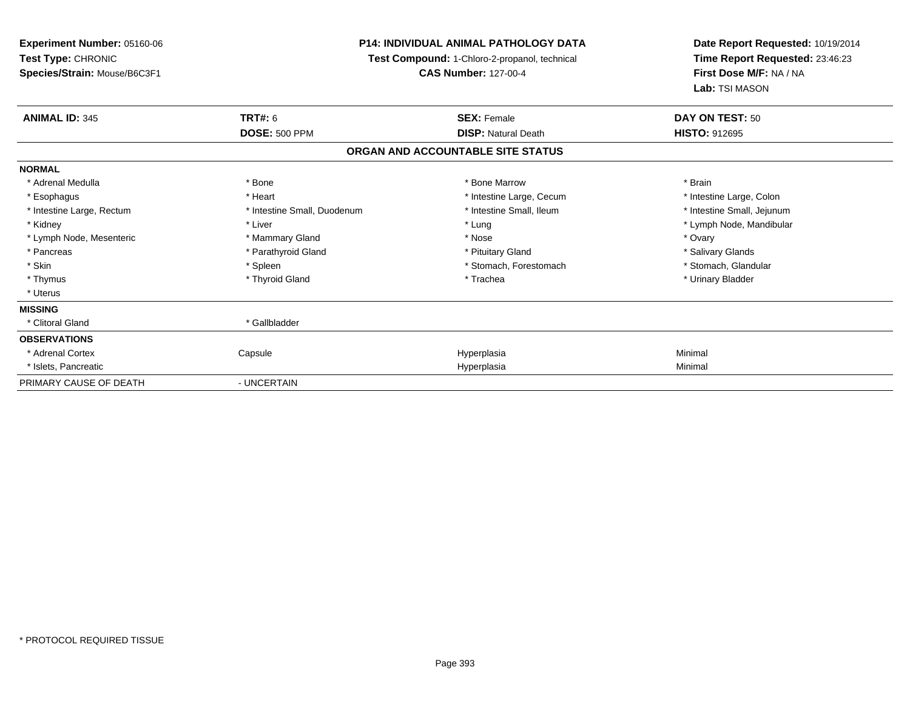**Experiment Number:** 05160-06
**Test Type:** CHRONIC
**Species/Strain:** Mouse/B6C3F1

**P14: INDIVIDUAL ANIMAL PATHOLOGY DATA**
**Test Compound:** 1-Chloro-2-propanol, technical
**CAS Number:** 127-00-4

**Date Report Requested:** 10/19/2014
**Time Report Requested:** 23:46:23
**First Dose M/F:** NA / NA
**Lab:** TSI MASON

| **ANIMAL ID:** 345 | **TRT#:** 6 | **SEX:** Female | **DAY ON TEST:** 50 |
|---|---|---|---|
| | **DOSE:** 500 PPM | **DISP:** Natural Death | **HISTO:** 912695 |

**ORGAN AND ACCOUNTABLE SITE STATUS**

**NORMAL**

| | | | |
|---|---|---|---|
| * Adrenal Medulla | * Bone | * Bone Marrow | * Brain |
| * Esophagus | * Heart | * Intestine Large, Cecum | * Intestine Large, Colon |
| * Intestine Large, Rectum | * Intestine Small, Duodenum | * Intestine Small, Ileum | * Intestine Small, Jejunum |
| * Kidney | * Liver | * Lung | * Lymph Node, Mandibular |
| * Lymph Node, Mesenteric | * Mammary Gland | * Nose | * Ovary |
| * Pancreas | * Parathyroid Gland | * Pituitary Gland | * Salivary Glands |
| * Skin | * Spleen | * Stomach, Forestomach | * Stomach, Glandular |
| * Thymus | * Thyroid Gland | * Trachea | * Urinary Bladder |
| * Uterus | | | |

**MISSING**

| | |
|---|---|
| * Clitoral Gland | * Gallbladder |

**OBSERVATIONS**

| | | | |
|---|---|---|---|
| * Adrenal Cortex | Capsule | Hyperplasia | Minimal |
| * Islets, Pancreatic | | Hyperplasia | Minimal |

PRIMARY CAUSE OF DEATH - UNCERTAIN

* PROTOCOL REQUIRED TISSUE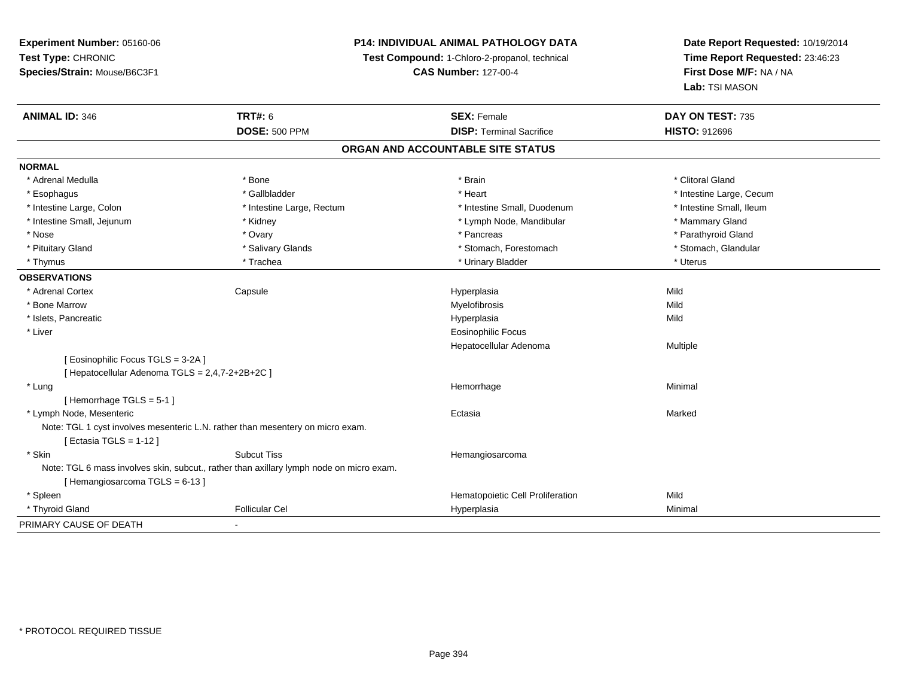**Experiment Number:** 05160-06
**Test Type:** CHRONIC
**Species/Strain:** Mouse/B6C3F1

**P14: INDIVIDUAL ANIMAL PATHOLOGY DATA**
**Test Compound:** 1-Chloro-2-propanol, technical
**CAS Number:** 127-00-4

**Date Report Requested:** 10/19/2014
**Time Report Requested:** 23:46:23
**First Dose M/F:** NA / NA
**Lab:** TSI MASON

| **ANIMAL ID:** 346 | **TRT#:** 6 | **SEX:** Female | **DAY ON TEST:** 735 |
|---|---|---|---|
| | **DOSE:** 500 PPM | **DISP:** Terminal Sacrifice | **HISTO:** 912696 |

## ORGAN AND ACCOUNTABLE SITE STATUS

**NORMAL**

| | | | |
|---|---|---|---|
| * Adrenal Medulla | * Bone | * Brain | * Clitoral Gland |
| * Esophagus | * Gallbladder | * Heart | * Intestine Large, Cecum |
| * Intestine Large, Colon | * Intestine Large, Rectum | * Intestine Small, Duodenum | * Intestine Small, Ileum |
| * Intestine Small, Jejunum | * Kidney | * Lymph Node, Mandibular | * Mammary Gland |
| * Nose | * Ovary | * Pancreas | * Parathyroid Gland |
| * Pituitary Gland | * Salivary Glands | * Stomach, Forestomach | * Stomach, Glandular |
| * Thymus | * Trachea | * Urinary Bladder | * Uterus |

**OBSERVATIONS**

| | | | |
|---|---|---|---|
| * Adrenal Cortex | Capsule | Hyperplasia | Mild |
| * Bone Marrow | | Myelofibrosis | Mild |
| * Islets, Pancreatic | | Hyperplasia | Mild |
| * Liver | | Eosinophilic Focus | |
| | | Hepatocellular Adenoma | Multiple |
| [ Eosinophilic Focus TGLS = 3-2A ] | | | |
| [ Hepatocellular Adenoma TGLS = 2,4,7-2+2B+2C ] | | | |
| * Lung | | Hemorrhage | Minimal |
| [ Hemorrhage TGLS = 5-1 ] | | | |
| * Lymph Node, Mesenteric | | Ectasia | Marked |
| Note: TGL 1 cyst involves mesenteric L.N. rather than mesentery on micro exam. | | | |
| [ Ectasia TGLS = 1-12 ] | | | |
| * Skin | Subcut Tiss | Hemangiosarcoma | |
| Note: TGL 6 mass involves skin, subcut., rather than axillary lymph node on micro exam. | | | |
| [ Hemangiosarcoma TGLS = 6-13 ] | | | |
| * Spleen | | Hematopoietic Cell Proliferation | Mild |
| * Thyroid Gland | Follicular Cel | Hyperplasia | Minimal |

PRIMARY CAUSE OF DEATH -

* PROTOCOL REQUIRED TISSUE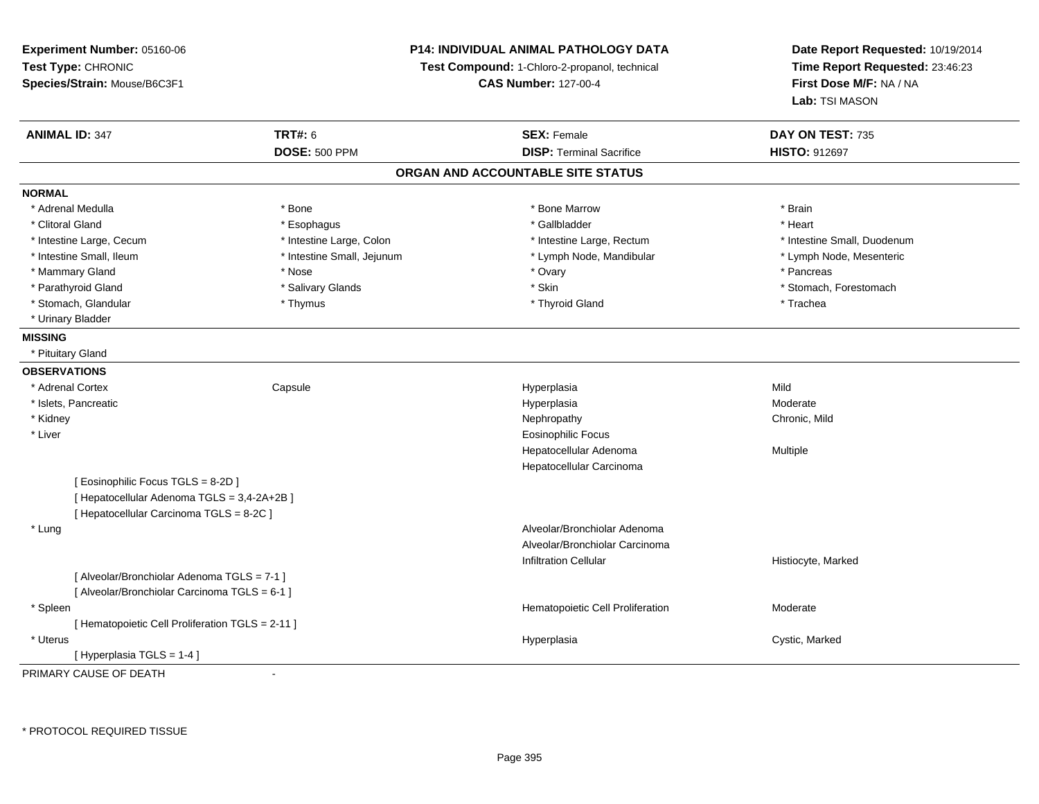**Experiment Number:** 05160-06
**Test Type:** CHRONIC
**Species/Strain:** Mouse/B6C3F1

**P14: INDIVIDUAL ANIMAL PATHOLOGY DATA**
**Test Compound:** 1-Chloro-2-propanol, technical
**CAS Number:** 127-00-4

**Date Report Requested:** 10/19/2014
**Time Report Requested:** 23:46:23
**First Dose M/F:** NA / NA
**Lab:** TSI MASON

| **ANIMAL ID:** 347 | **TRT#:** 6 | **SEX:** Female | **DAY ON TEST:** 735 |
|---|---|---|---|
| | **DOSE:** 500 PPM | **DISP:** Terminal Sacrifice | **HISTO:** 912697 |

## ORGAN AND ACCOUNTABLE SITE STATUS

**NORMAL**

| | | | |
|---|---|---|---|
| * Adrenal Medulla | * Bone | * Bone Marrow | * Brain |
| * Clitoral Gland | * Esophagus | * Gallbladder | * Heart |
| * Intestine Large, Cecum | * Intestine Large, Colon | * Intestine Large, Rectum | * Intestine Small, Duodenum |
| * Intestine Small, Ileum | * Intestine Small, Jejunum | * Lymph Node, Mandibular | * Lymph Node, Mesenteric |
| * Mammary Gland | * Nose | * Ovary | * Pancreas |
| * Parathyroid Gland | * Salivary Glands | * Skin | * Stomach, Forestomach |
| * Stomach, Glandular | * Thymus | * Thyroid Gland | * Trachea |
| * Urinary Bladder | | | |

**MISSING**

* Pituitary Gland

**OBSERVATIONS**

| | | | |
|---|---|---|---|
| * Adrenal Cortex | Capsule | Hyperplasia | Mild |
| * Islets, Pancreatic | | Hyperplasia | Moderate |
| * Kidney | | Nephropathy | Chronic, Mild |
| * Liver | | Eosinophilic Focus | |
| | | Hepatocellular Adenoma | Multiple |
| | | Hepatocellular Carcinoma | |
| [ Eosinophilic Focus TGLS = 8-2D ] | | | |
| [ Hepatocellular Adenoma TGLS = 3,4-2A+2B ] | | | |
| [ Hepatocellular Carcinoma TGLS = 8-2C ] | | | |
| * Lung | | Alveolar/Bronchiolar Adenoma | |
| | | Alveolar/Bronchiolar Carcinoma | |
| | | Infiltration Cellular | Histiocyte, Marked |
| [ Alveolar/Bronchiolar Adenoma TGLS = 7-1 ] | | | |
| [ Alveolar/Bronchiolar Carcinoma TGLS = 6-1 ] | | | |
| * Spleen | | Hematopoietic Cell Proliferation | Moderate |
| [ Hematopoietic Cell Proliferation TGLS = 2-11 ] | | | |
| * Uterus | | Hyperplasia | Cystic, Marked |
| [ Hyperplasia TGLS = 1-4 ] | | | |

PRIMARY CAUSE OF DEATH -

* PROTOCOL REQUIRED TISSUE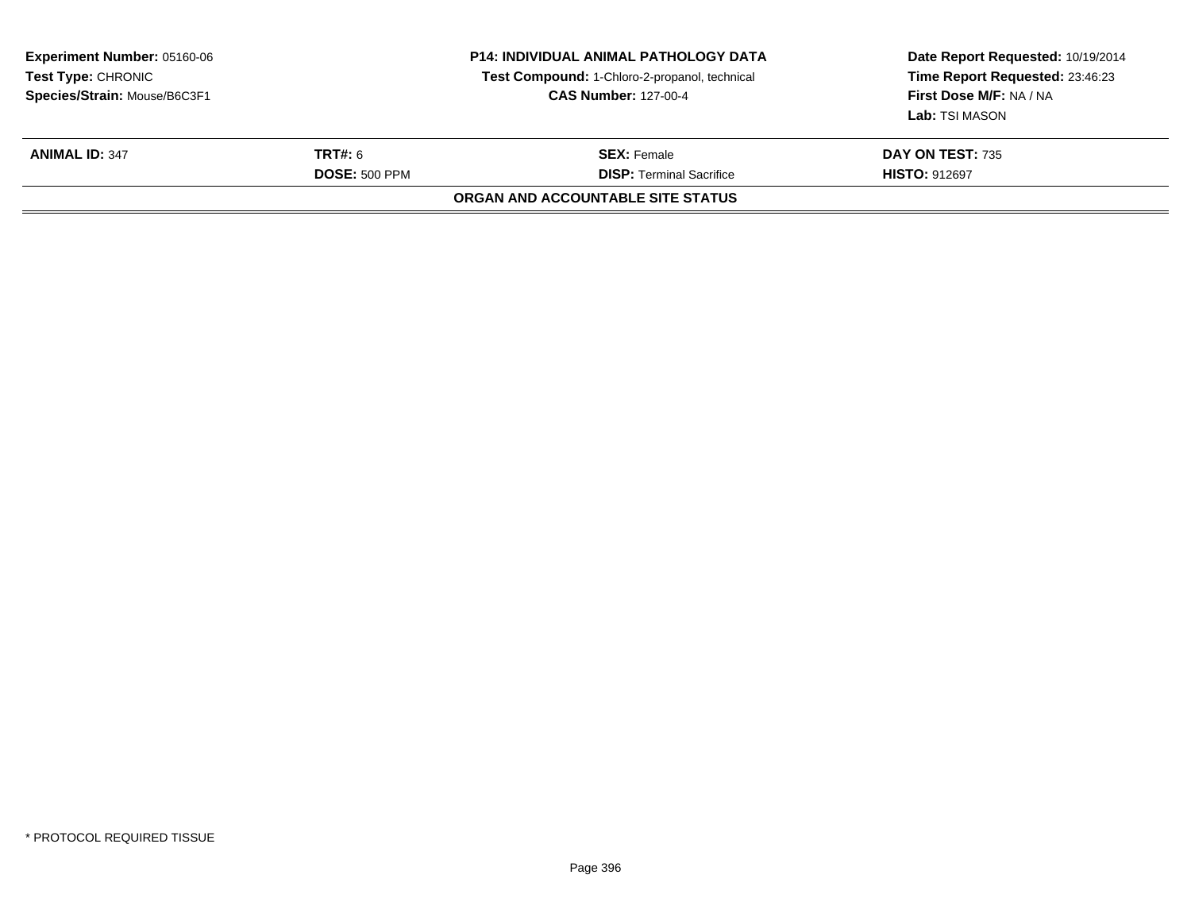**Experiment Number:** 05160-06
**Test Type:** CHRONIC
**Species/Strain:** Mouse/B6C3F1

**P14: INDIVIDUAL ANIMAL PATHOLOGY DATA**
**Test Compound:** 1-Chloro-2-propanol, technical
**CAS Number:** 127-00-4

**Date Report Requested:** 10/19/2014
**Time Report Requested:** 23:46:23
**First Dose M/F:** NA / NA
**Lab:** TSI MASON

| **ANIMAL ID:** 347 | **TRT#:** 6 | **SEX:** Female | **DAY ON TEST:** 735 |
|---|---|---|---|
| | **DOSE:** 500 PPM | **DISP:** Terminal Sacrifice | **HISTO:** 912697 |

**ORGAN AND ACCOUNTABLE SITE STATUS**

* PROTOCOL REQUIRED TISSUE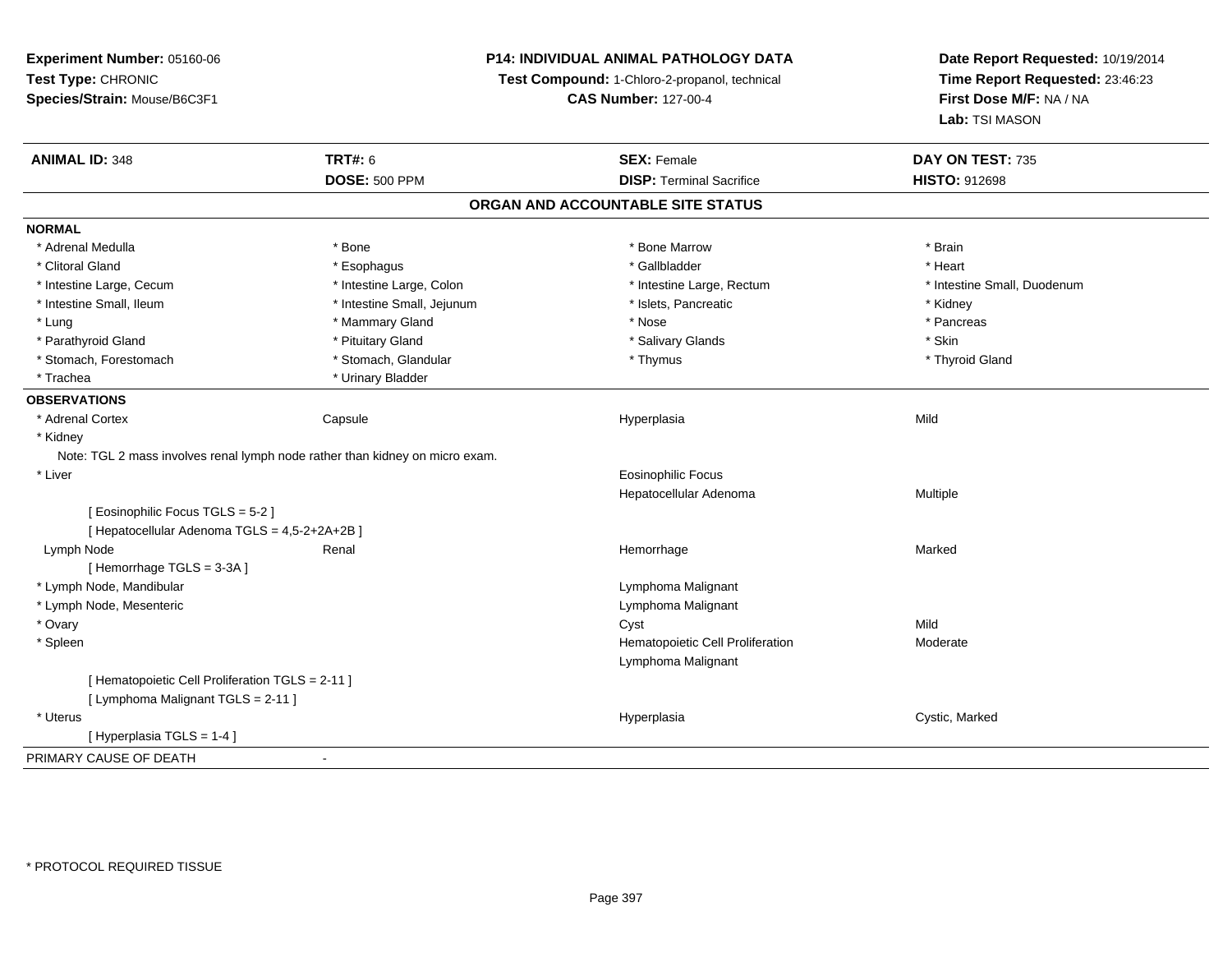**Experiment Number:** 05160-06
**Test Type:** CHRONIC
**Species/Strain:** Mouse/B6C3F1

**P14: INDIVIDUAL ANIMAL PATHOLOGY DATA**
**Test Compound:** 1-Chloro-2-propanol, technical
**CAS Number:** 127-00-4

**Date Report Requested:** 10/19/2014
**Time Report Requested:** 23:46:23
**First Dose M/F:** NA / NA
**Lab:** TSI MASON

| **ANIMAL ID:** 348 | **TRT#:** 6 | **SEX:** Female | **DAY ON TEST:** 735 |
|---|---|---|---|
| | **DOSE:** 500 PPM | **DISP:** Terminal Sacrifice | **HISTO:** 912698 |

## ORGAN AND ACCOUNTABLE SITE STATUS

**NORMAL**

| | | | |
|---|---|---|---|
| * Adrenal Medulla | * Bone | * Bone Marrow | * Brain |
| * Clitoral Gland | * Esophagus | * Gallbladder | * Heart |
| * Intestine Large, Cecum | * Intestine Large, Colon | * Intestine Large, Rectum | * Intestine Small, Duodenum |
| * Intestine Small, Ileum | * Intestine Small, Jejunum | * Islets, Pancreatic | * Kidney |
| * Lung | * Mammary Gland | * Nose | * Pancreas |
| * Parathyroid Gland | * Pituitary Gland | * Salivary Glands | * Skin |
| * Stomach, Forestomach | * Stomach, Glandular | * Thymus | * Thyroid Gland |
| * Trachea | * Urinary Bladder | | |

**OBSERVATIONS**

| | | | |
|---|---|---|---|
| * Adrenal Cortex | Capsule | Hyperplasia | Mild |
| * Kidney | | | |
| Note: TGL 2 mass involves renal lymph node rather than kidney on micro exam. | | | |
| * Liver | | Eosinophilic Focus | |
| | | Hepatocellular Adenoma | Multiple |
| [ Eosinophilic Focus TGLS = 5-2 ] | | | |
| [ Hepatocellular Adenoma TGLS = 4,5-2+2A+2B ] | | | |
| Lymph Node | Renal | Hemorrhage | Marked |
| [ Hemorrhage TGLS = 3-3A ] | | | |
| * Lymph Node, Mandibular | | Lymphoma Malignant | |
| * Lymph Node, Mesenteric | | Lymphoma Malignant | |
| * Ovary | | Cyst | Mild |
| * Spleen | | Hematopoietic Cell Proliferation | Moderate |
| | | Lymphoma Malignant | |
| [ Hematopoietic Cell Proliferation TGLS = 2-11 ] | | | |
| [ Lymphoma Malignant TGLS = 2-11 ] | | | |
| * Uterus | | Hyperplasia | Cystic, Marked |
| [ Hyperplasia TGLS = 1-4 ] | | | |

PRIMARY CAUSE OF DEATH -

* PROTOCOL REQUIRED TISSUE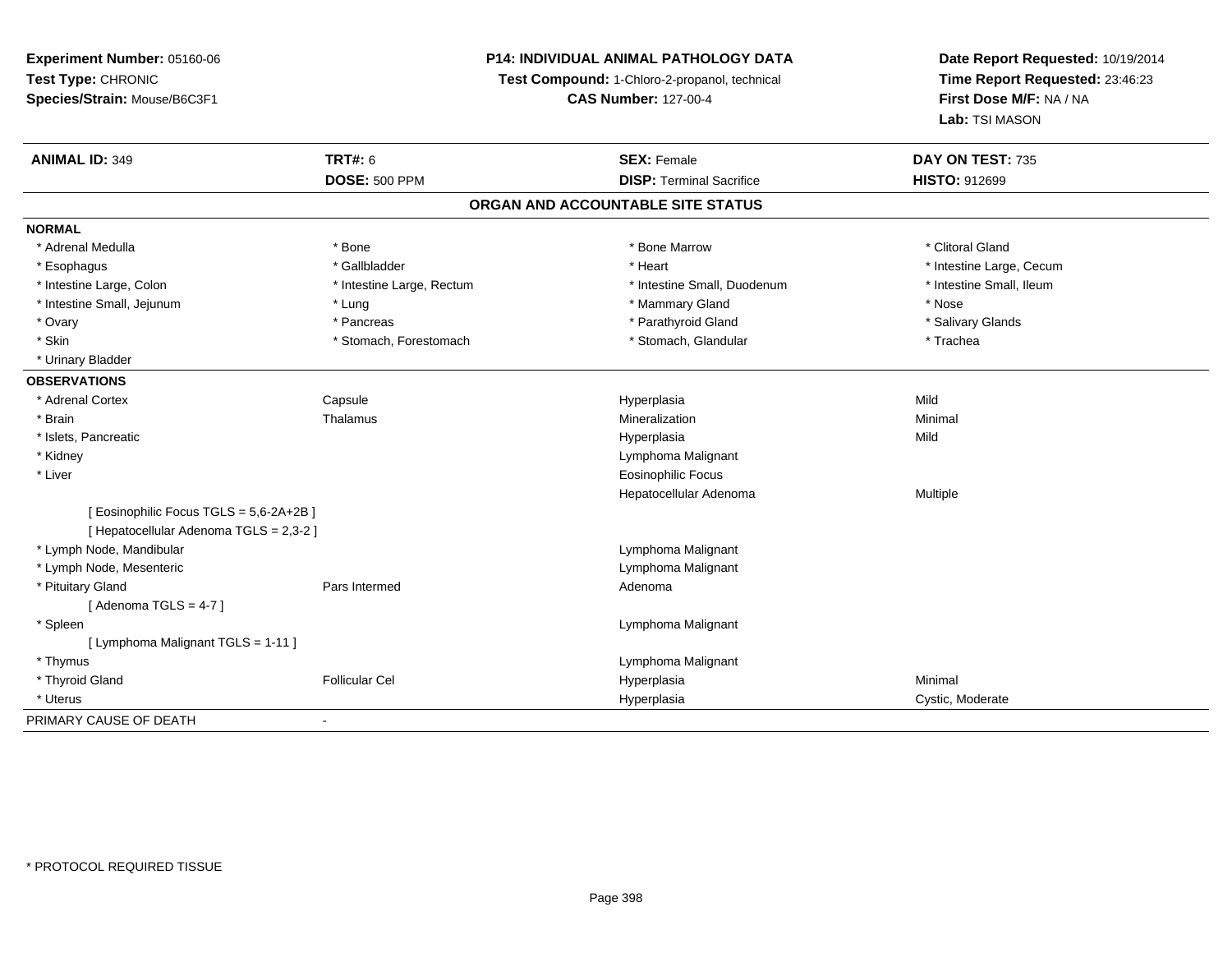**Experiment Number:** 05160-06
**Test Type:** CHRONIC
**Species/Strain:** Mouse/B6C3F1

**P14: INDIVIDUAL ANIMAL PATHOLOGY DATA**
**Test Compound:** 1-Chloro-2-propanol, technical
**CAS Number:** 127-00-4

**Date Report Requested:** 10/19/2014
**Time Report Requested:** 23:46:23
**First Dose M/F:** NA / NA
**Lab:** TSI MASON

| **ANIMAL ID:** 349 | **TRT#:** 6 | **SEX:** Female | **DAY ON TEST:** 735 |
|---|---|---|---|
| | **DOSE:** 500 PPM | **DISP:** Terminal Sacrifice | **HISTO:** 912699 |

## ORGAN AND ACCOUNTABLE SITE STATUS

**NORMAL**

| | | | |
|---|---|---|---|
| * Adrenal Medulla | * Bone | * Bone Marrow | * Clitoral Gland |
| * Esophagus | * Gallbladder | * Heart | * Intestine Large, Cecum |
| * Intestine Large, Colon | * Intestine Large, Rectum | * Intestine Small, Duodenum | * Intestine Small, Ileum |
| * Intestine Small, Jejunum | * Lung | * Mammary Gland | * Nose |
| * Ovary | * Pancreas | * Parathyroid Gland | * Salivary Glands |
| * Skin | * Stomach, Forestomach | * Stomach, Glandular | * Trachea |
| * Urinary Bladder | | | |

**OBSERVATIONS**

| | | | |
|---|---|---|---|
| * Adrenal Cortex | Capsule | Hyperplasia | Mild |
| * Brain | Thalamus | Mineralization | Minimal |
| * Islets, Pancreatic | | Hyperplasia | Mild |
| * Kidney | | Lymphoma Malignant | |
| * Liver | | Eosinophilic Focus | |
| | | Hepatocellular Adenoma | Multiple |
| [ Eosinophilic Focus TGLS = 5,6-2A+2B ] | | | |
| [ Hepatocellular Adenoma TGLS = 2,3-2 ] | | | |
| * Lymph Node, Mandibular | | Lymphoma Malignant | |
| * Lymph Node, Mesenteric | | Lymphoma Malignant | |
| * Pituitary Gland | Pars Intermed | Adenoma | |
| [ Adenoma TGLS = 4-7 ] | | | |
| * Spleen | | Lymphoma Malignant | |
| [ Lymphoma Malignant TGLS = 1-11 ] | | | |
| * Thymus | | Lymphoma Malignant | |
| * Thyroid Gland | Follicular Cel | Hyperplasia | Minimal |
| * Uterus | | Hyperplasia | Cystic, Moderate |

PRIMARY CAUSE OF DEATH -

* PROTOCOL REQUIRED TISSUE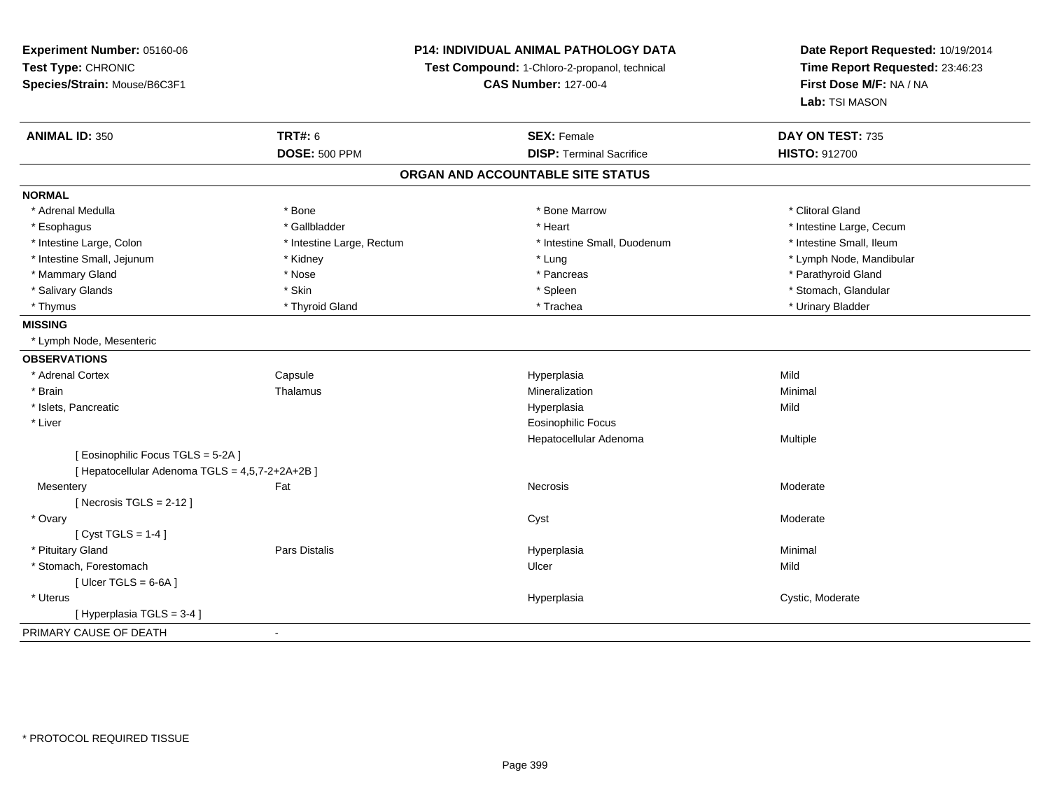**Experiment Number:** 05160-06
**Test Type:** CHRONIC
**Species/Strain:** Mouse/B6C3F1

**P14: INDIVIDUAL ANIMAL PATHOLOGY DATA**
**Test Compound:** 1-Chloro-2-propanol, technical
**CAS Number:** 127-00-4

**Date Report Requested:** 10/19/2014
**Time Report Requested:** 23:46:23
**First Dose M/F:** NA / NA
**Lab:** TSI MASON

| **ANIMAL ID:** 350 | **TRT#:** 6 | **SEX:** Female | **DAY ON TEST:** 735 |
|---|---|---|---|
| | **DOSE:** 500 PPM | **DISP:** Terminal Sacrifice | **HISTO:** 912700 |

## ORGAN AND ACCOUNTABLE SITE STATUS

**NORMAL**

| | | | |
|---|---|---|---|
| * Adrenal Medulla | * Bone | * Bone Marrow | * Clitoral Gland |
| * Esophagus | * Gallbladder | * Heart | * Intestine Large, Cecum |
| * Intestine Large, Colon | * Intestine Large, Rectum | * Intestine Small, Duodenum | * Intestine Small, Ileum |
| * Intestine Small, Jejunum | * Kidney | * Lung | * Lymph Node, Mandibular |
| * Mammary Gland | * Nose | * Pancreas | * Parathyroid Gland |
| * Salivary Glands | * Skin | * Spleen | * Stomach, Glandular |
| * Thymus | * Thyroid Gland | * Trachea | * Urinary Bladder |

**MISSING**

* Lymph Node, Mesenteric

**OBSERVATIONS**

| | | | |
|---|---|---|---|
| * Adrenal Cortex | Capsule | Hyperplasia | Mild |
| * Brain | Thalamus | Mineralization | Minimal |
| * Islets, Pancreatic | | Hyperplasia | Mild |
| * Liver | | Eosinophilic Focus | |
| | | Hepatocellular Adenoma | Multiple |
| [ Eosinophilic Focus TGLS = 5-2A ] | | | |
| [ Hepatocellular Adenoma TGLS = 4,5,7-2+2A+2B ] | | | |
| Mesentery | Fat | Necrosis | Moderate |
| [ Necrosis TGLS = 2-12 ] | | | |
| * Ovary | | Cyst | Moderate |
| [ Cyst TGLS = 1-4 ] | | | |
| * Pituitary Gland | Pars Distalis | Hyperplasia | Minimal |
| * Stomach, Forestomach | | Ulcer | Mild |
| [ Ulcer TGLS = 6-6A ] | | | |
| * Uterus | | Hyperplasia | Cystic, Moderate |
| [ Hyperplasia TGLS = 3-4 ] | | | |

PRIMARY CAUSE OF DEATH -

* PROTOCOL REQUIRED TISSUE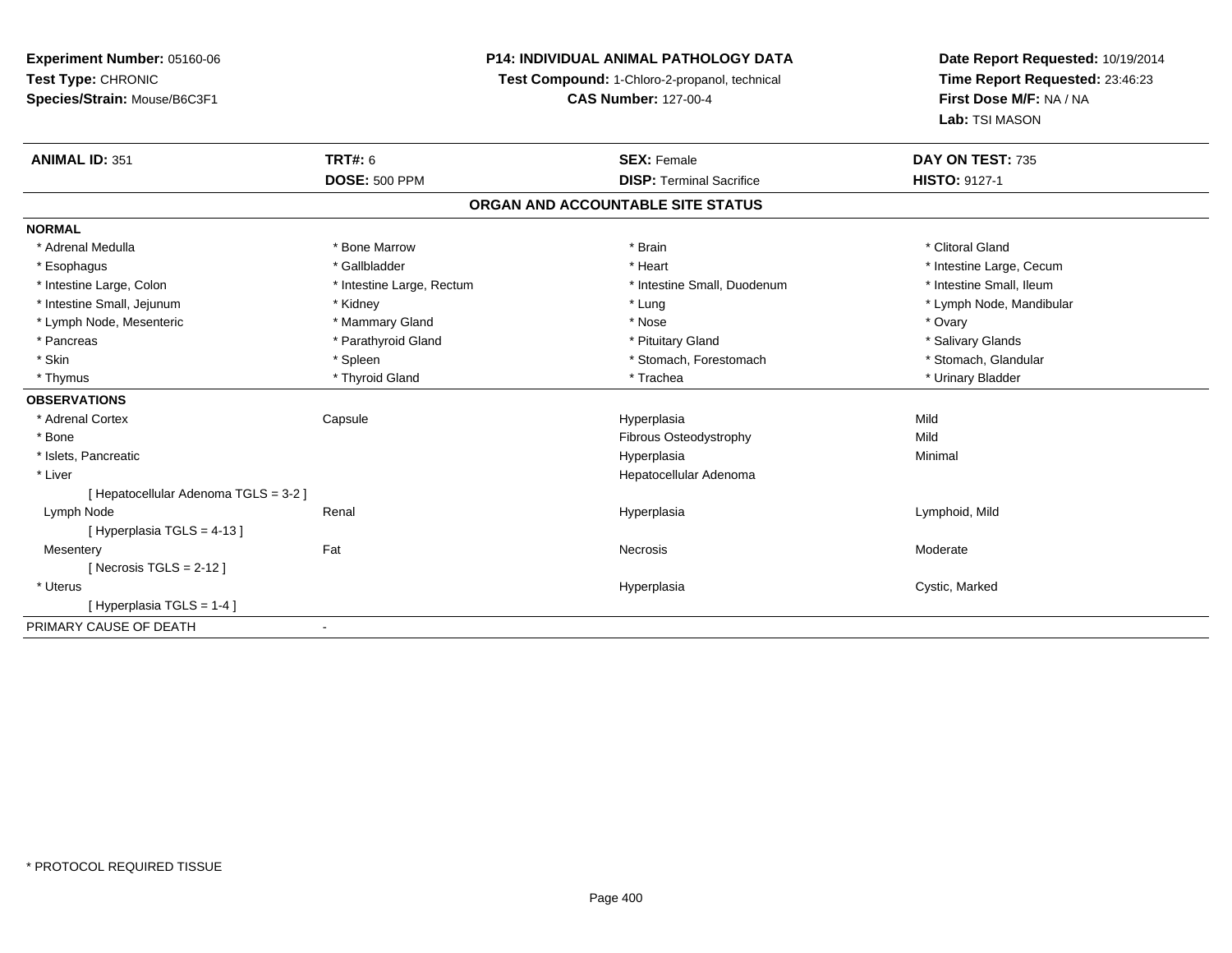**Experiment Number:** 05160-06
**Test Type:** CHRONIC
**Species/Strain:** Mouse/B6C3F1

**P14: INDIVIDUAL ANIMAL PATHOLOGY DATA**
**Test Compound:** 1-Chloro-2-propanol, technical
**CAS Number:** 127-00-4

**Date Report Requested:** 10/19/2014
**Time Report Requested:** 23:46:23
**First Dose M/F:** NA / NA
**Lab:** TSI MASON

| **ANIMAL ID:** 351 | **TRT#:** 6 | **SEX:** Female | **DAY ON TEST:** 735 |
|---|---|---|---|
| | **DOSE:** 500 PPM | **DISP:** Terminal Sacrifice | **HISTO:** 9127-1 |

## ORGAN AND ACCOUNTABLE SITE STATUS

**NORMAL**

| | | | |
|---|---|---|---|
| * Adrenal Medulla | * Bone Marrow | * Brain | * Clitoral Gland |
| * Esophagus | * Gallbladder | * Heart | * Intestine Large, Cecum |
| * Intestine Large, Colon | * Intestine Large, Rectum | * Intestine Small, Duodenum | * Intestine Small, Ileum |
| * Intestine Small, Jejunum | * Kidney | * Lung | * Lymph Node, Mandibular |
| * Lymph Node, Mesenteric | * Mammary Gland | * Nose | * Ovary |
| * Pancreas | * Parathyroid Gland | * Pituitary Gland | * Salivary Glands |
| * Skin | * Spleen | * Stomach, Forestomach | * Stomach, Glandular |
| * Thymus | * Thyroid Gland | * Trachea | * Urinary Bladder |

**OBSERVATIONS**

| | | | |
|---|---|---|---|
| * Adrenal Cortex | Capsule | Hyperplasia | Mild |
| * Bone | | Fibrous Osteodystrophy | Mild |
| * Islets, Pancreatic | | Hyperplasia | Minimal |
| * Liver | | Hepatocellular Adenoma | |
| [ Hepatocellular Adenoma TGLS = 3-2 ] | | | |
| Lymph Node | Renal | Hyperplasia | Lymphoid, Mild |
| [ Hyperplasia TGLS = 4-13 ] | | | |
| Mesentery | Fat | Necrosis | Moderate |
| [ Necrosis TGLS = 2-12 ] | | | |
| * Uterus | | Hyperplasia | Cystic, Marked |
| [ Hyperplasia TGLS = 1-4 ] | | | |

PRIMARY CAUSE OF DEATH -

* PROTOCOL REQUIRED TISSUE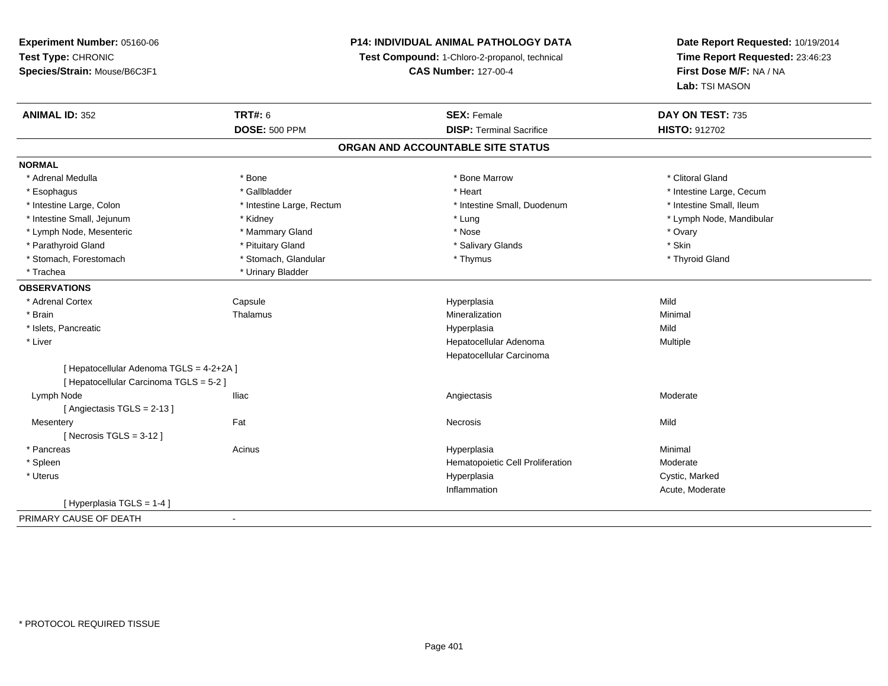**Experiment Number:** 05160-06
**Test Type:** CHRONIC
**Species/Strain:** Mouse/B6C3F1

**P14: INDIVIDUAL ANIMAL PATHOLOGY DATA**
**Test Compound:** 1-Chloro-2-propanol, technical
**CAS Number:** 127-00-4

**Date Report Requested:** 10/19/2014
**Time Report Requested:** 23:46:23
**First Dose M/F:** NA / NA
**Lab:** TSI MASON

| **ANIMAL ID:** 352 | **TRT#:** 6 | **SEX:** Female | **DAY ON TEST:** 735 |
|---|---|---|---|
| | **DOSE:** 500 PPM | **DISP:** Terminal Sacrifice | **HISTO:** 912702 |

## ORGAN AND ACCOUNTABLE SITE STATUS

**NORMAL**

| | | | |
|---|---|---|---|
| * Adrenal Medulla | * Bone | * Bone Marrow | * Clitoral Gland |
| * Esophagus | * Gallbladder | * Heart | * Intestine Large, Cecum |
| * Intestine Large, Colon | * Intestine Large, Rectum | * Intestine Small, Duodenum | * Intestine Small, Ileum |
| * Intestine Small, Jejunum | * Kidney | * Lung | * Lymph Node, Mandibular |
| * Lymph Node, Mesenteric | * Mammary Gland | * Nose | * Ovary |
| * Parathyroid Gland | * Pituitary Gland | * Salivary Glands | * Skin |
| * Stomach, Forestomach | * Stomach, Glandular | * Thymus | * Thyroid Gland |
| * Trachea | * Urinary Bladder | | |

**OBSERVATIONS**

| | | | |
|---|---|---|---|
| * Adrenal Cortex | Capsule | Hyperplasia | Mild |
| * Brain | Thalamus | Mineralization | Minimal |
| * Islets, Pancreatic | | Hyperplasia | Mild |
| * Liver | | Hepatocellular Adenoma | Multiple |
| | | Hepatocellular Carcinoma | |
| [ Hepatocellular Adenoma TGLS = 4-2+2A ] | | | |
| [ Hepatocellular Carcinoma TGLS = 5-2 ] | | | |
| Lymph Node | Iliac | Angiectasis | Moderate |
| [ Angiectasis TGLS = 2-13 ] | | | |
| Mesentery | Fat | Necrosis | Mild |
| [ Necrosis TGLS = 3-12 ] | | | |
| * Pancreas | Acinus | Hyperplasia | Minimal |
| * Spleen | | Hematopoietic Cell Proliferation | Moderate |
| * Uterus | | Hyperplasia | Cystic, Marked |
| | | Inflammation | Acute, Moderate |
| [ Hyperplasia TGLS = 1-4 ] | | | |

PRIMARY CAUSE OF DEATH -

* PROTOCOL REQUIRED TISSUE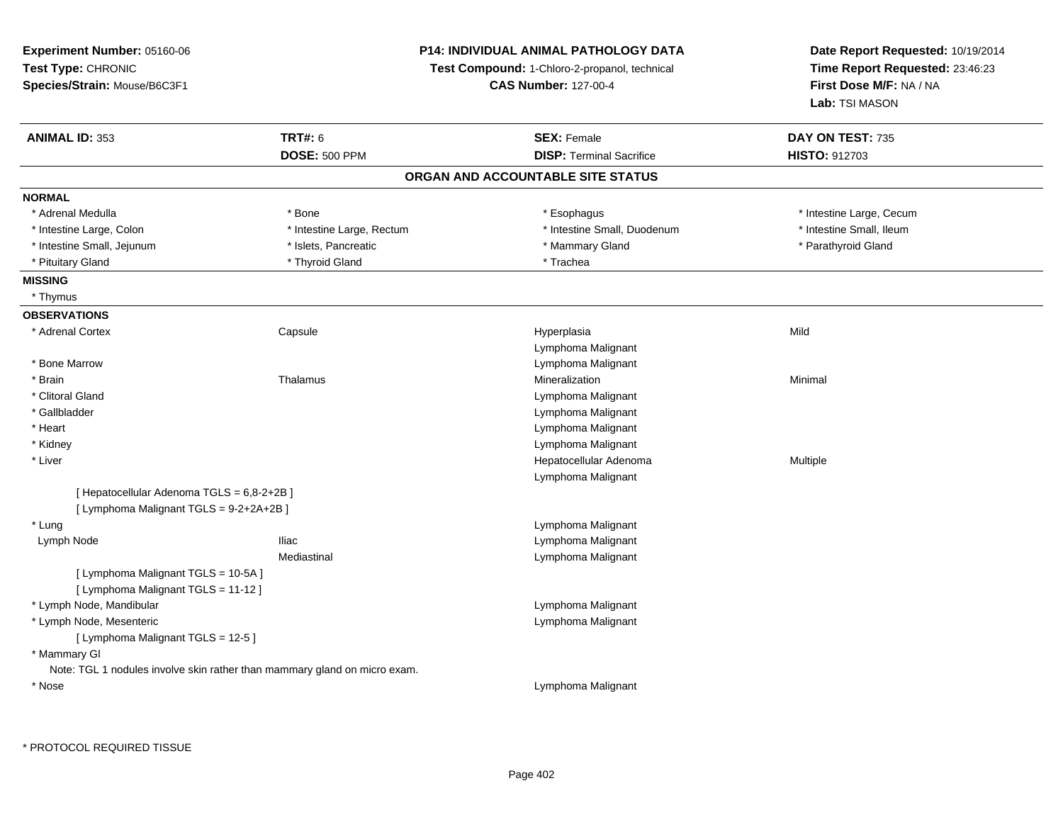**Experiment Number:** 05160-06
**Test Type:** CHRONIC
**Species/Strain:** Mouse/B6C3F1

**P14: INDIVIDUAL ANIMAL PATHOLOGY DATA**
**Test Compound:** 1-Chloro-2-propanol, technical
**CAS Number:** 127-00-4

**Date Report Requested:** 10/19/2014
**Time Report Requested:** 23:46:23
**First Dose M/F:** NA / NA
**Lab:** TSI MASON

| **ANIMAL ID:** 353 | **TRT#:** 6 | **SEX:** Female | **DAY ON TEST:** 735 |
|---|---|---|---|
| | **DOSE:** 500 PPM | **DISP:** Terminal Sacrifice | **HISTO:** 912703 |

## ORGAN AND ACCOUNTABLE SITE STATUS

**NORMAL**

| | | | |
|---|---|---|---|
| * Adrenal Medulla | * Bone | * Esophagus | * Intestine Large, Cecum |
| * Intestine Large, Colon | * Intestine Large, Rectum | * Intestine Small, Duodenum | * Intestine Small, Ileum |
| * Intestine Small, Jejunum | * Islets, Pancreatic | * Mammary Gland | * Parathyroid Gland |
| * Pituitary Gland | * Thyroid Gland | * Trachea | |

**MISSING**

* Thymus

**OBSERVATIONS**

| | | | |
|---|---|---|---|
| * Adrenal Cortex | Capsule | Hyperplasia | Mild |
| | | Lymphoma Malignant | |
| * Bone Marrow | | Lymphoma Malignant | |
| * Brain | Thalamus | Mineralization | Minimal |
| * Clitoral Gland | | Lymphoma Malignant | |
| * Gallbladder | | Lymphoma Malignant | |
| * Heart | | Lymphoma Malignant | |
| * Kidney | | Lymphoma Malignant | |
| * Liver | | Hepatocellular Adenoma | Multiple |
| | | Lymphoma Malignant | |
| [ Hepatocellular Adenoma TGLS = 6,8-2+2B ] | | | |
| [ Lymphoma Malignant TGLS = 9-2+2A+2B ] | | | |
| * Lung | | Lymphoma Malignant | |
| Lymph Node | Iliac | Lymphoma Malignant | |
| | Mediastinal | Lymphoma Malignant | |
| [ Lymphoma Malignant TGLS = 10-5A ] | | | |
| [ Lymphoma Malignant TGLS = 11-12 ] | | | |
| * Lymph Node, Mandibular | | Lymphoma Malignant | |
| * Lymph Node, Mesenteric | | Lymphoma Malignant | |
| [ Lymphoma Malignant TGLS = 12-5 ] | | | |
| * Mammary Gl | | | |
| Note: TGL 1 nodules involve skin rather than mammary gland on micro exam. | | | |
| * Nose | | Lymphoma Malignant | |

* PROTOCOL REQUIRED TISSUE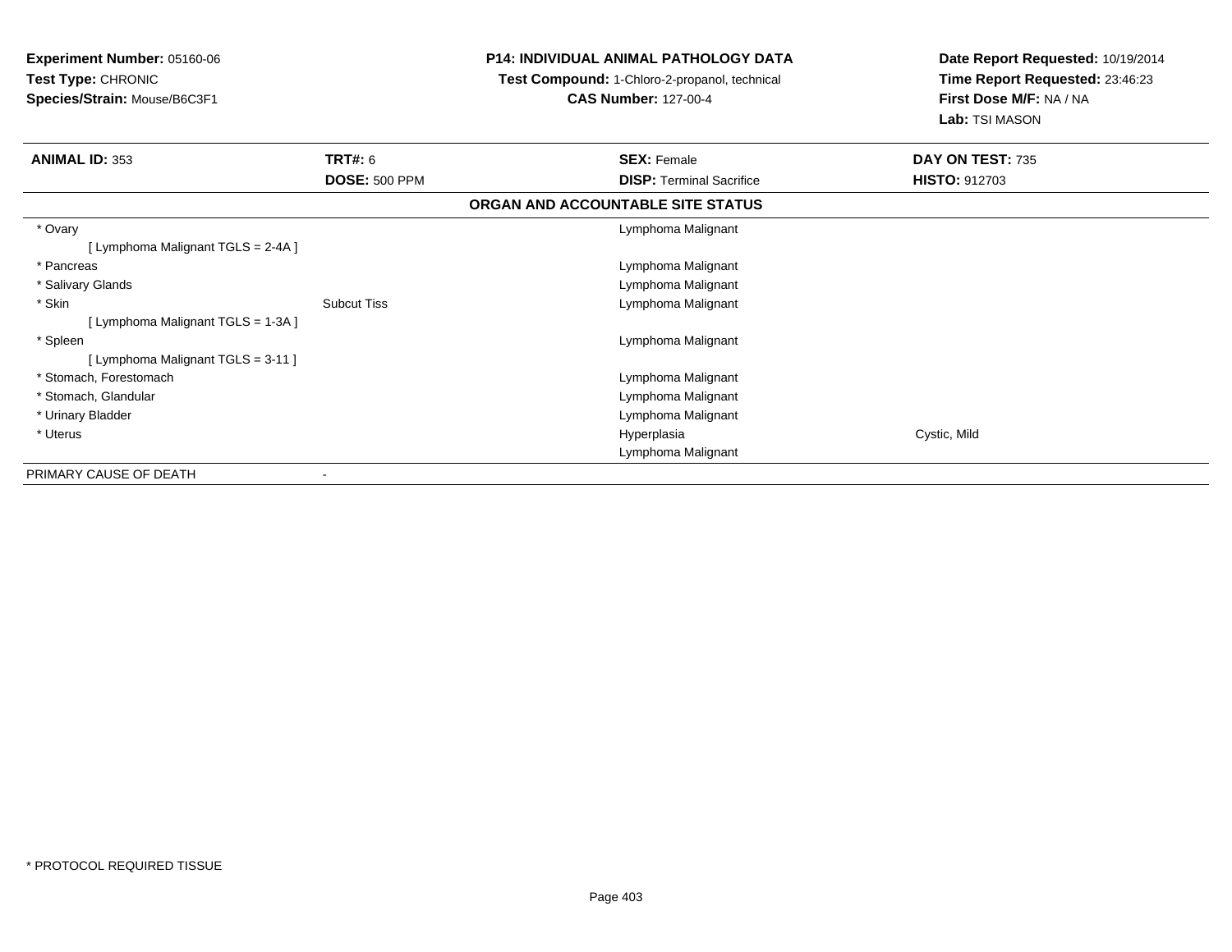**Experiment Number:** 05160-06
**Test Type:** CHRONIC
**Species/Strain:** Mouse/B6C3F1

**P14: INDIVIDUAL ANIMAL PATHOLOGY DATA**
**Test Compound:** 1-Chloro-2-propanol, technical
**CAS Number:** 127-00-4

**Date Report Requested:** 10/19/2014
**Time Report Requested:** 23:46:23
**First Dose M/F:** NA / NA
**Lab:** TSI MASON

| **ANIMAL ID:** 353 | **TRT#:** 6 | **SEX:** Female | **DAY ON TEST:** 735 |
|---|---|---|---|
| | **DOSE:** 500 PPM | **DISP:** Terminal Sacrifice | **HISTO:** 912703 |

**ORGAN AND ACCOUNTABLE SITE STATUS**

| | | | |
|---|---|---|---|
| * Ovary | | Lymphoma Malignant | |
| [ Lymphoma Malignant TGLS = 2-4A ] | | | |
| * Pancreas | | Lymphoma Malignant | |
| * Salivary Glands | | Lymphoma Malignant | |
| * Skin | Subcut Tiss | Lymphoma Malignant | |
| [ Lymphoma Malignant TGLS = 1-3A ] | | | |
| * Spleen | | Lymphoma Malignant | |
| [ Lymphoma Malignant TGLS = 3-11 ] | | | |
| * Stomach, Forestomach | | Lymphoma Malignant | |
| * Stomach, Glandular | | Lymphoma Malignant | |
| * Urinary Bladder | | Lymphoma Malignant | |
| * Uterus | | Hyperplasia | Cystic, Mild |
| | | Lymphoma Malignant | |
| PRIMARY CAUSE OF DEATH | - | | |

* PROTOCOL REQUIRED TISSUE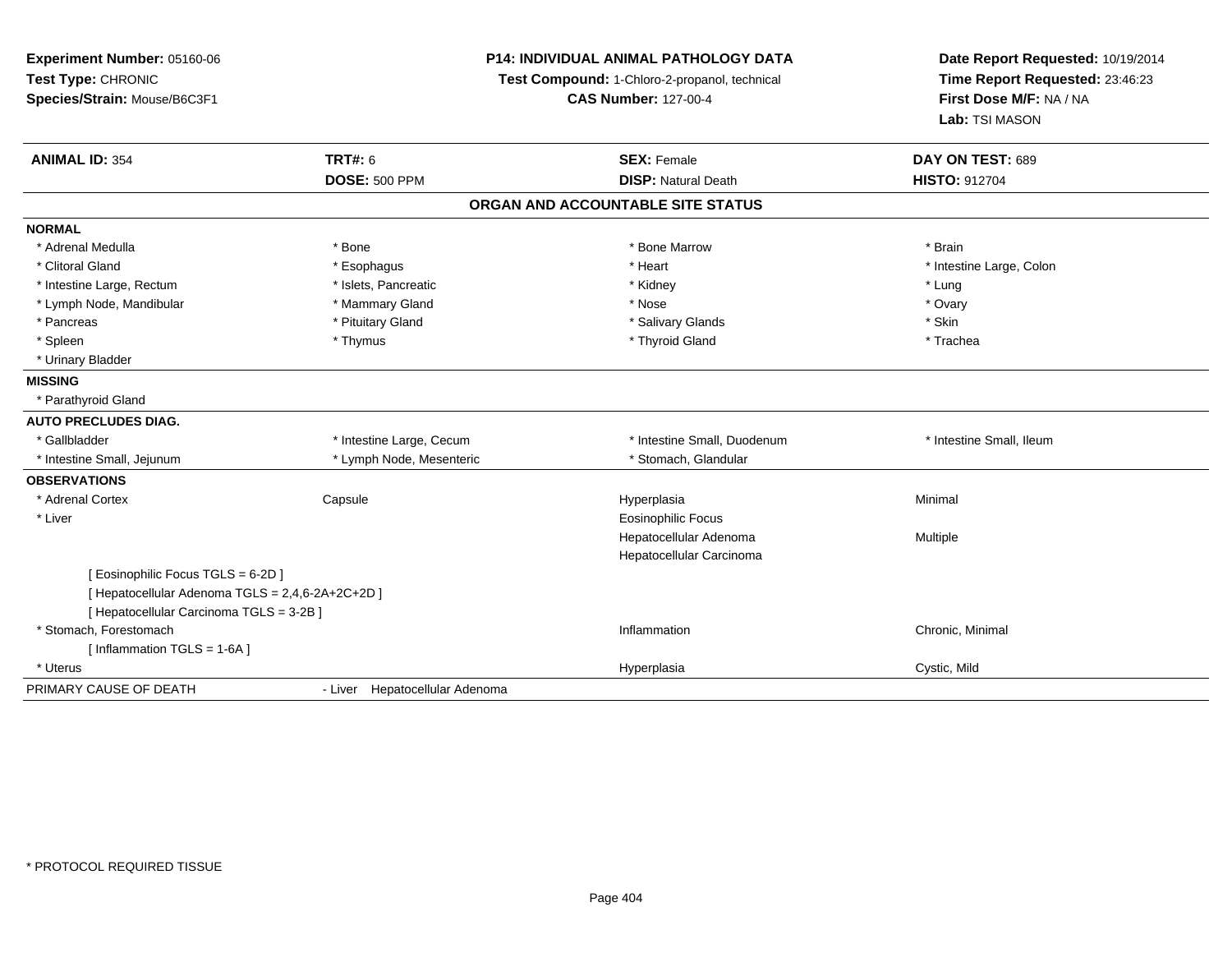**Experiment Number:** 05160-06
**Test Type:** CHRONIC
**Species/Strain:** Mouse/B6C3F1

**P14: INDIVIDUAL ANIMAL PATHOLOGY DATA**
**Test Compound:** 1-Chloro-2-propanol, technical
**CAS Number:** 127-00-4

**Date Report Requested:** 10/19/2014
**Time Report Requested:** 23:46:23
**First Dose M/F:** NA / NA
**Lab:** TSI MASON

| **ANIMAL ID:** 354 | **TRT#:** 6 | **SEX:** Female | **DAY ON TEST:** 689 |
|---|---|---|---|
| | **DOSE:** 500 PPM | **DISP:** Natural Death | **HISTO:** 912704 |

## ORGAN AND ACCOUNTABLE SITE STATUS

**NORMAL**

| | | | |
|---|---|---|---|
| * Adrenal Medulla | * Bone | * Bone Marrow | * Brain |
| * Clitoral Gland | * Esophagus | * Heart | * Intestine Large, Colon |
| * Intestine Large, Rectum | * Islets, Pancreatic | * Kidney | * Lung |
| * Lymph Node, Mandibular | * Mammary Gland | * Nose | * Ovary |
| * Pancreas | * Pituitary Gland | * Salivary Glands | * Skin |
| * Spleen | * Thymus | * Thyroid Gland | * Trachea |
| * Urinary Bladder | | | |

**MISSING**

* Parathyroid Gland

**AUTO PRECLUDES DIAG.**

| | | | |
|---|---|---|---|
| * Gallbladder | * Intestine Large, Cecum | * Intestine Small, Duodenum | * Intestine Small, Ileum |
| * Intestine Small, Jejunum | * Lymph Node, Mesenteric | * Stomach, Glandular | |

**OBSERVATIONS**

| | | | |
|---|---|---|---|
| * Adrenal Cortex | Capsule | Hyperplasia | Minimal |
| * Liver | | Eosinophilic Focus | |
| | | Hepatocellular Adenoma | Multiple |
| | | Hepatocellular Carcinoma | |
| [ Eosinophilic Focus TGLS = 6-2D ] | | | |
| [ Hepatocellular Adenoma TGLS = 2,4,6-2A+2C+2D ] | | | |
| [ Hepatocellular Carcinoma TGLS = 3-2B ] | | | |
| * Stomach, Forestomach | | Inflammation | Chronic, Minimal |
| [ Inflammation TGLS = 1-6A ] | | | |
| * Uterus | | Hyperplasia | Cystic, Mild |

PRIMARY CAUSE OF DEATH - Liver Hepatocellular Adenoma

\* PROTOCOL REQUIRED TISSUE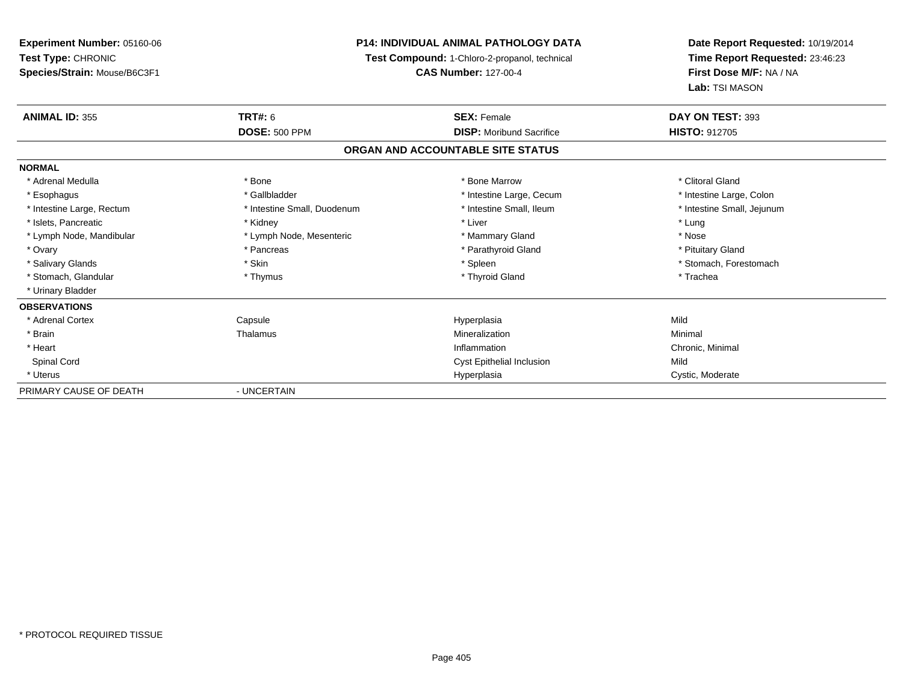**Experiment Number:** 05160-06
**Test Type:** CHRONIC
**Species/Strain:** Mouse/B6C3F1

**P14: INDIVIDUAL ANIMAL PATHOLOGY DATA**
**Test Compound:** 1-Chloro-2-propanol, technical
**CAS Number:** 127-00-4

**Date Report Requested:** 10/19/2014
**Time Report Requested:** 23:46:23
**First Dose M/F:** NA / NA
**Lab:** TSI MASON

| **ANIMAL ID:** 355 | **TRT#:** 6 | **SEX:** Female | **DAY ON TEST:** 393 |
|---|---|---|---|
| | **DOSE:** 500 PPM | **DISP:** Moribund Sacrifice | **HISTO:** 912705 |

## ORGAN AND ACCOUNTABLE SITE STATUS

**NORMAL**

| | | | |
|---|---|---|---|
| * Adrenal Medulla | * Bone | * Bone Marrow | * Clitoral Gland |
| * Esophagus | * Gallbladder | * Intestine Large, Cecum | * Intestine Large, Colon |
| * Intestine Large, Rectum | * Intestine Small, Duodenum | * Intestine Small, Ileum | * Intestine Small, Jejunum |
| * Islets, Pancreatic | * Kidney | * Liver | * Lung |
| * Lymph Node, Mandibular | * Lymph Node, Mesenteric | * Mammary Gland | * Nose |
| * Ovary | * Pancreas | * Parathyroid Gland | * Pituitary Gland |
| * Salivary Glands | * Skin | * Spleen | * Stomach, Forestomach |
| * Stomach, Glandular | * Thymus | * Thyroid Gland | * Trachea |
| * Urinary Bladder | | | |

**OBSERVATIONS**

| | | | |
|---|---|---|---|
| * Adrenal Cortex | Capsule | Hyperplasia | Mild |
| * Brain | Thalamus | Mineralization | Minimal |
| * Heart | | Inflammation | Chronic, Minimal |
| Spinal Cord | | Cyst Epithelial Inclusion | Mild |
| * Uterus | | Hyperplasia | Cystic, Moderate |

| PRIMARY CAUSE OF DEATH | - UNCERTAIN |
|---|---|

\* PROTOCOL REQUIRED TISSUE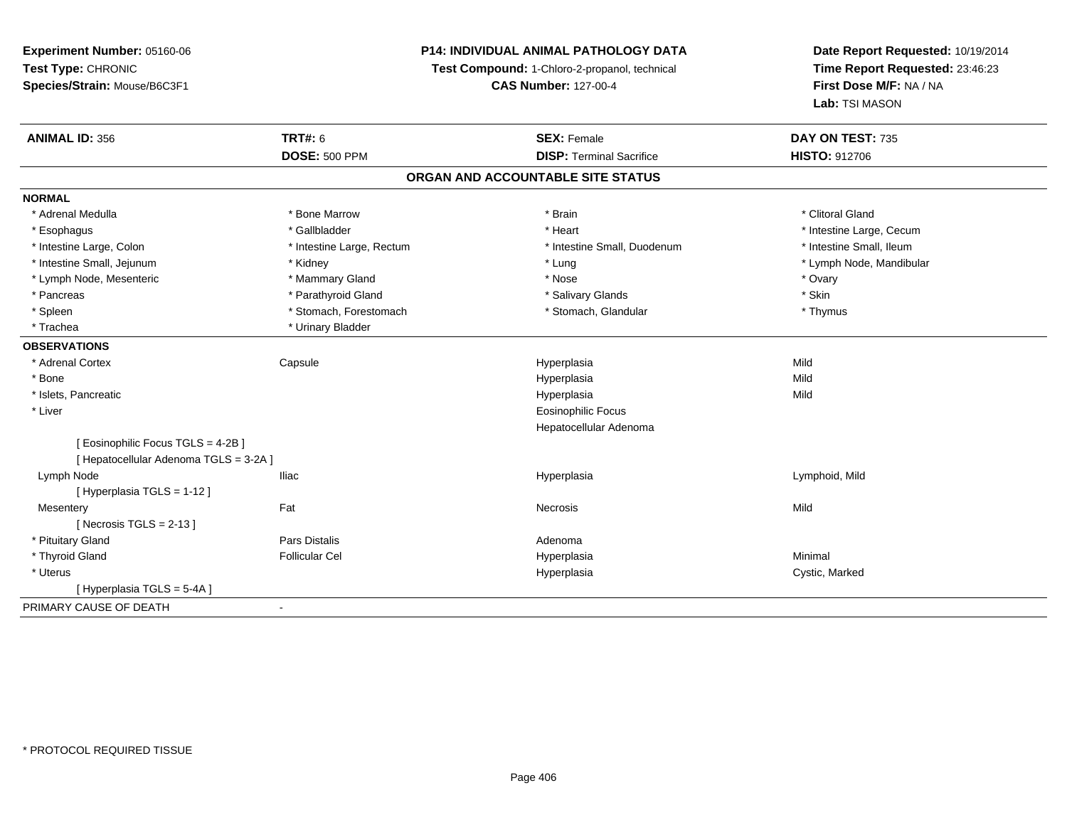**Experiment Number:** 05160-06
**Test Type:** CHRONIC
**Species/Strain:** Mouse/B6C3F1

**P14: INDIVIDUAL ANIMAL PATHOLOGY DATA**
**Test Compound:** 1-Chloro-2-propanol, technical
**CAS Number:** 127-00-4

**Date Report Requested:** 10/19/2014
**Time Report Requested:** 23:46:23
**First Dose M/F:** NA / NA
**Lab:** TSI MASON

| **ANIMAL ID:** 356 | **TRT#:** 6 | **SEX:** Female | **DAY ON TEST:** 735 |
|---|---|---|---|
| | **DOSE:** 500 PPM | **DISP:** Terminal Sacrifice | **HISTO:** 912706 |

## ORGAN AND ACCOUNTABLE SITE STATUS

**NORMAL**

| | | | |
|---|---|---|---|
| * Adrenal Medulla | * Bone Marrow | * Brain | * Clitoral Gland |
| * Esophagus | * Gallbladder | * Heart | * Intestine Large, Cecum |
| * Intestine Large, Colon | * Intestine Large, Rectum | * Intestine Small, Duodenum | * Intestine Small, Ileum |
| * Intestine Small, Jejunum | * Kidney | * Lung | * Lymph Node, Mandibular |
| * Lymph Node, Mesenteric | * Mammary Gland | * Nose | * Ovary |
| * Pancreas | * Parathyroid Gland | * Salivary Glands | * Skin |
| * Spleen | * Stomach, Forestomach | * Stomach, Glandular | * Thymus |
| * Trachea | * Urinary Bladder | | |

**OBSERVATIONS**

| | | | |
|---|---|---|---|
| * Adrenal Cortex | Capsule | Hyperplasia | Mild |
| * Bone | | Hyperplasia | Mild |
| * Islets, Pancreatic | | Hyperplasia | Mild |
| * Liver | | Eosinophilic Focus | |
| | | Hepatocellular Adenoma | |
| [ Eosinophilic Focus TGLS = 4-2B ] | | | |
| [ Hepatocellular Adenoma TGLS = 3-2A ] | | | |
| Lymph Node | Iliac | Hyperplasia | Lymphoid, Mild |
| [ Hyperplasia TGLS = 1-12 ] | | | |
| Mesentery | Fat | Necrosis | Mild |
| [ Necrosis TGLS = 2-13 ] | | | |
| * Pituitary Gland | Pars Distalis | Adenoma | |
| * Thyroid Gland | Follicular Cel | Hyperplasia | Minimal |
| * Uterus | | Hyperplasia | Cystic, Marked |
| [ Hyperplasia TGLS = 5-4A ] | | | |

PRIMARY CAUSE OF DEATH -

* PROTOCOL REQUIRED TISSUE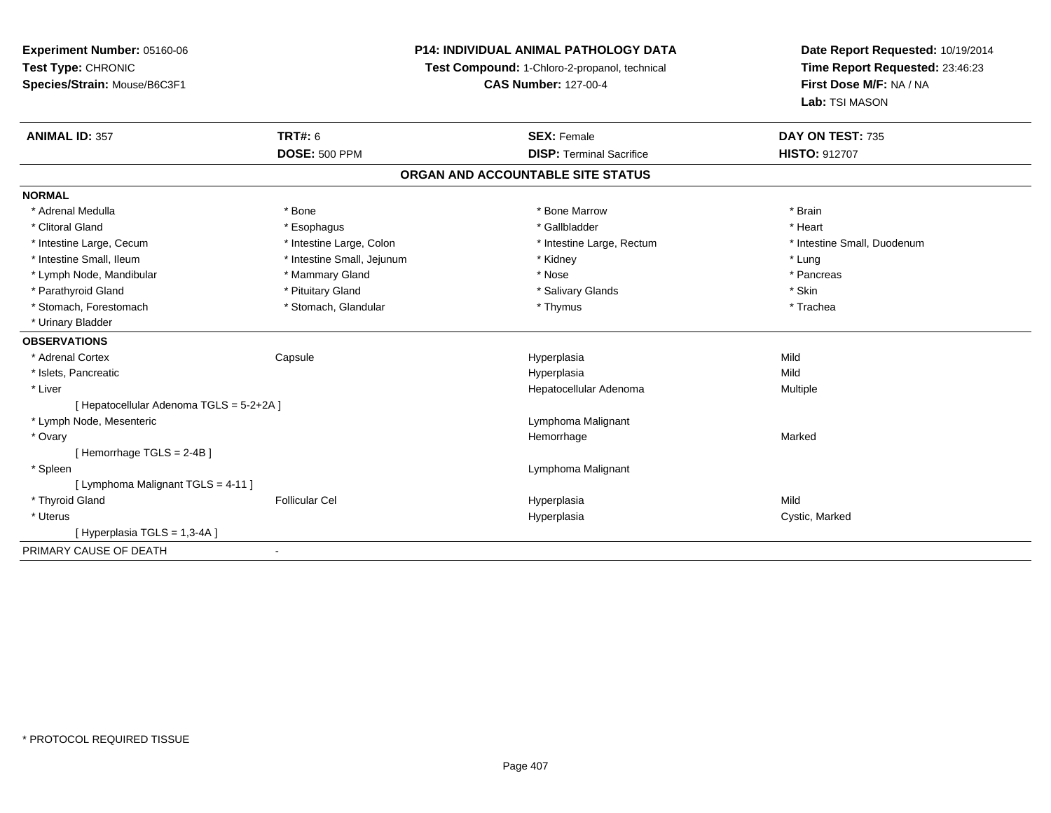**Experiment Number:** 05160-06
**Test Type:** CHRONIC
**Species/Strain:** Mouse/B6C3F1

**P14: INDIVIDUAL ANIMAL PATHOLOGY DATA**
**Test Compound:** 1-Chloro-2-propanol, technical
**CAS Number:** 127-00-4

**Date Report Requested:** 10/19/2014
**Time Report Requested:** 23:46:23
**First Dose M/F:** NA / NA
**Lab:** TSI MASON

| **ANIMAL ID:** 357 | **TRT#:** 6 | **SEX:** Female | **DAY ON TEST:** 735 |
|---|---|---|---|
| | **DOSE:** 500 PPM | **DISP:** Terminal Sacrifice | **HISTO:** 912707 |

## ORGAN AND ACCOUNTABLE SITE STATUS

**NORMAL**

| | | | |
|---|---|---|---|
| * Adrenal Medulla | * Bone | * Bone Marrow | * Brain |
| * Clitoral Gland | * Esophagus | * Gallbladder | * Heart |
| * Intestine Large, Cecum | * Intestine Large, Colon | * Intestine Large, Rectum | * Intestine Small, Duodenum |
| * Intestine Small, Ileum | * Intestine Small, Jejunum | * Kidney | * Lung |
| * Lymph Node, Mandibular | * Mammary Gland | * Nose | * Pancreas |
| * Parathyroid Gland | * Pituitary Gland | * Salivary Glands | * Skin |
| * Stomach, Forestomach | * Stomach, Glandular | * Thymus | * Trachea |
| * Urinary Bladder | | | |

**OBSERVATIONS**

| | | | |
|---|---|---|---|
| * Adrenal Cortex | Capsule | Hyperplasia | Mild |
| * Islets, Pancreatic | | Hyperplasia | Mild |
| * Liver | | Hepatocellular Adenoma | Multiple |
| [ Hepatocellular Adenoma TGLS = 5-2+2A ] | | | |
| * Lymph Node, Mesenteric | | Lymphoma Malignant | |
| * Ovary | | Hemorrhage | Marked |
| [ Hemorrhage TGLS = 2-4B ] | | | |
| * Spleen | | Lymphoma Malignant | |
| [ Lymphoma Malignant TGLS = 4-11 ] | | | |
| * Thyroid Gland | Follicular Cel | Hyperplasia | Mild |
| * Uterus | | Hyperplasia | Cystic, Marked |
| [ Hyperplasia TGLS = 1,3-4A ] | | | |

PRIMARY CAUSE OF DEATH -

* PROTOCOL REQUIRED TISSUE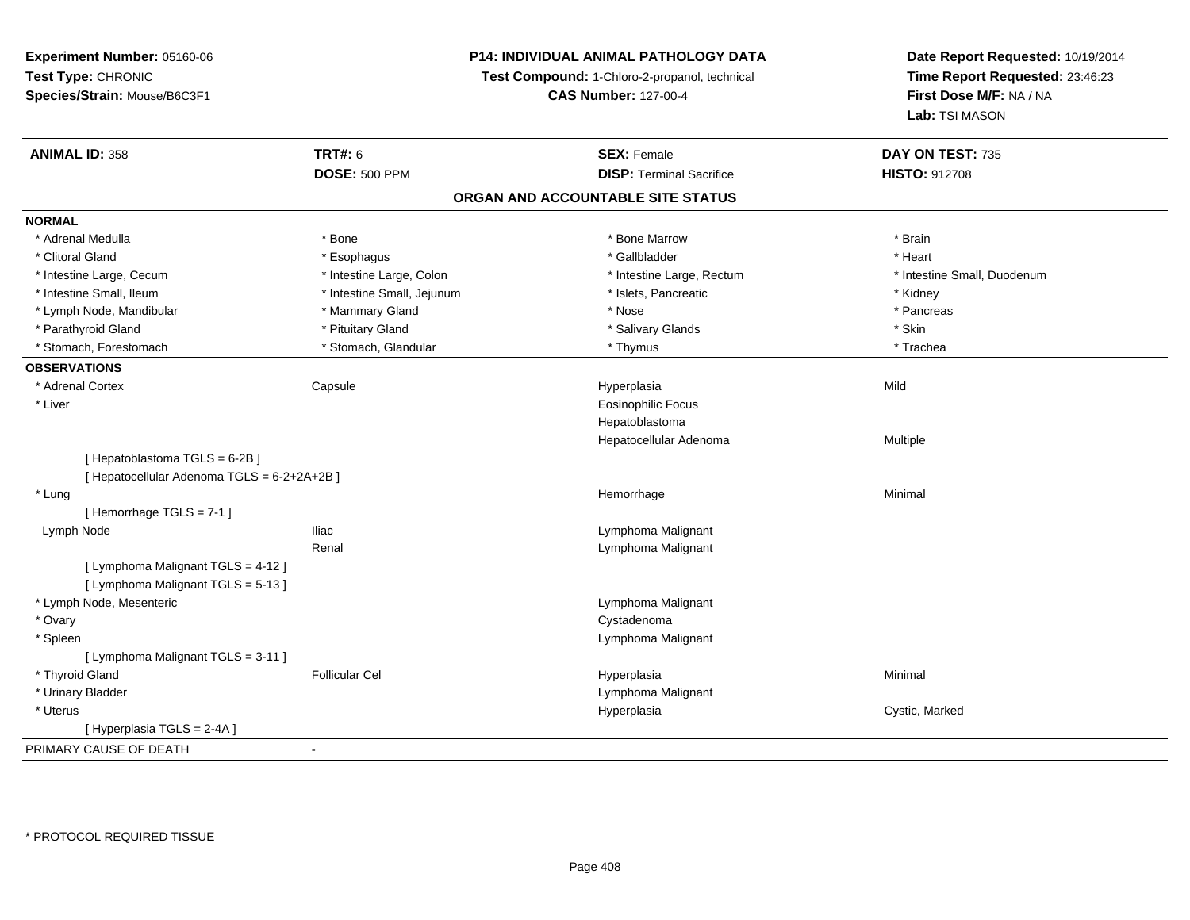**Experiment Number:** 05160-06
**Test Type:** CHRONIC
**Species/Strain:** Mouse/B6C3F1

**P14: INDIVIDUAL ANIMAL PATHOLOGY DATA**
**Test Compound:** 1-Chloro-2-propanol, technical
**CAS Number:** 127-00-4

**Date Report Requested:** 10/19/2014
**Time Report Requested:** 23:46:23
**First Dose M/F:** NA / NA
**Lab:** TSI MASON

| **ANIMAL ID:** 358 | **TRT#:** 6 | **SEX:** Female | **DAY ON TEST:** 735 |
|---|---|---|---|
| | **DOSE:** 500 PPM | **DISP:** Terminal Sacrifice | **HISTO:** 912708 |

## ORGAN AND ACCOUNTABLE SITE STATUS

**NORMAL**

| | | | |
|---|---|---|---|
| * Adrenal Medulla | * Bone | * Bone Marrow | * Brain |
| * Clitoral Gland | * Esophagus | * Gallbladder | * Heart |
| * Intestine Large, Cecum | * Intestine Large, Colon | * Intestine Large, Rectum | * Intestine Small, Duodenum |
| * Intestine Small, Ileum | * Intestine Small, Jejunum | * Islets, Pancreatic | * Kidney |
| * Lymph Node, Mandibular | * Mammary Gland | * Nose | * Pancreas |
| * Parathyroid Gland | * Pituitary Gland | * Salivary Glands | * Skin |
| * Stomach, Forestomach | * Stomach, Glandular | * Thymus | * Trachea |

**OBSERVATIONS**

| | | | |
|---|---|---|---|
| * Adrenal Cortex | Capsule | Hyperplasia | Mild |
| * Liver | | Eosinophilic Focus | |
| | | Hepatoblastoma | |
| | | Hepatocellular Adenoma | Multiple |
| [ Hepatoblastoma TGLS = 6-2B ] | | | |
| [ Hepatocellular Adenoma TGLS = 6-2+2A+2B ] | | | |
| * Lung | | Hemorrhage | Minimal |
| [ Hemorrhage TGLS = 7-1 ] | | | |
| Lymph Node | Iliac | Lymphoma Malignant | |
| | Renal | Lymphoma Malignant | |
| [ Lymphoma Malignant TGLS = 4-12 ] | | | |
| [ Lymphoma Malignant TGLS = 5-13 ] | | | |
| * Lymph Node, Mesenteric | | Lymphoma Malignant | |
| * Ovary | | Cystadenoma | |
| * Spleen | | Lymphoma Malignant | |
| [ Lymphoma Malignant TGLS = 3-11 ] | | | |
| * Thyroid Gland | Follicular Cel | Hyperplasia | Minimal |
| * Urinary Bladder | | Lymphoma Malignant | |
| * Uterus | | Hyperplasia | Cystic, Marked |
| [ Hyperplasia TGLS = 2-4A ] | | | |

PRIMARY CAUSE OF DEATH -

* PROTOCOL REQUIRED TISSUE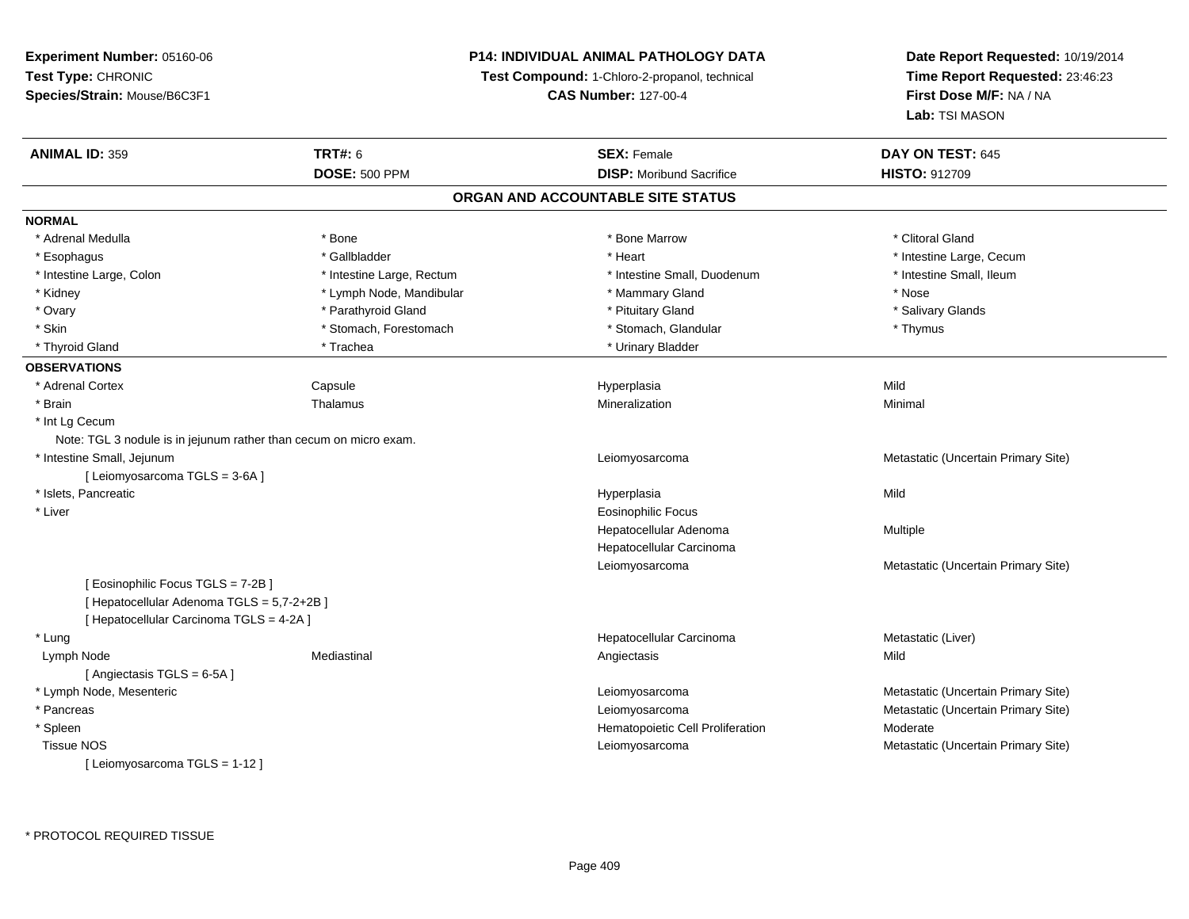**Experiment Number:** 05160-06
**Test Type:** CHRONIC
**Species/Strain:** Mouse/B6C3F1

**P14: INDIVIDUAL ANIMAL PATHOLOGY DATA**
**Test Compound:** 1-Chloro-2-propanol, technical
**CAS Number:** 127-00-4

**Date Report Requested:** 10/19/2014
**Time Report Requested:** 23:46:23
**First Dose M/F:** NA / NA
**Lab:** TSI MASON

| **ANIMAL ID:** 359 | **TRT#:** 6 | **SEX:** Female | **DAY ON TEST:** 645 |
|---|---|---|---|
| | **DOSE:** 500 PPM | **DISP:** Moribund Sacrifice | **HISTO:** 912709 |

## ORGAN AND ACCOUNTABLE SITE STATUS

**NORMAL**

| | | | |
|---|---|---|---|
| * Adrenal Medulla | * Bone | * Bone Marrow | * Clitoral Gland |
| * Esophagus | * Gallbladder | * Heart | * Intestine Large, Cecum |
| * Intestine Large, Colon | * Intestine Large, Rectum | * Intestine Small, Duodenum | * Intestine Small, Ileum |
| * Kidney | * Lymph Node, Mandibular | * Mammary Gland | * Nose |
| * Ovary | * Parathyroid Gland | * Pituitary Gland | * Salivary Glands |
| * Skin | * Stomach, Forestomach | * Stomach, Glandular | * Thymus |
| * Thyroid Gland | * Trachea | * Urinary Bladder | |

**OBSERVATIONS**

| | | | |
|---|---|---|---|
| * Adrenal Cortex | Capsule | Hyperplasia | Mild |
| * Brain | Thalamus | Mineralization | Minimal |
| * Int Lg Cecum | | | |
| Note: TGL 3 nodule is in jejunum rather than cecum on micro exam. | | | |
| * Intestine Small, Jejunum | | Leiomyosarcoma | Metastatic (Uncertain Primary Site) |
| [ Leiomyosarcoma TGLS = 3-6A ] | | | |
| * Islets, Pancreatic | | Hyperplasia | Mild |
| * Liver | | Eosinophilic Focus | |
| | | Hepatocellular Adenoma | Multiple |
| | | Hepatocellular Carcinoma | |
| | | Leiomyosarcoma | Metastatic (Uncertain Primary Site) |
| [ Eosinophilic Focus TGLS = 7-2B ] | | | |
| [ Hepatocellular Adenoma TGLS = 5,7-2+2B ] | | | |
| [ Hepatocellular Carcinoma TGLS = 4-2A ] | | | |
| * Lung | | Hepatocellular Carcinoma | Metastatic (Liver) |
| Lymph Node | Mediastinal | Angiectasis | Mild |
| [ Angiectasis TGLS = 6-5A ] | | | |
| * Lymph Node, Mesenteric | | Leiomyosarcoma | Metastatic (Uncertain Primary Site) |
| * Pancreas | | Leiomyosarcoma | Metastatic (Uncertain Primary Site) |
| * Spleen | | Hematopoietic Cell Proliferation | Moderate |
| Tissue NOS | | Leiomyosarcoma | Metastatic (Uncertain Primary Site) |
| [ Leiomyosarcoma TGLS = 1-12 ] | | | |

\* PROTOCOL REQUIRED TISSUE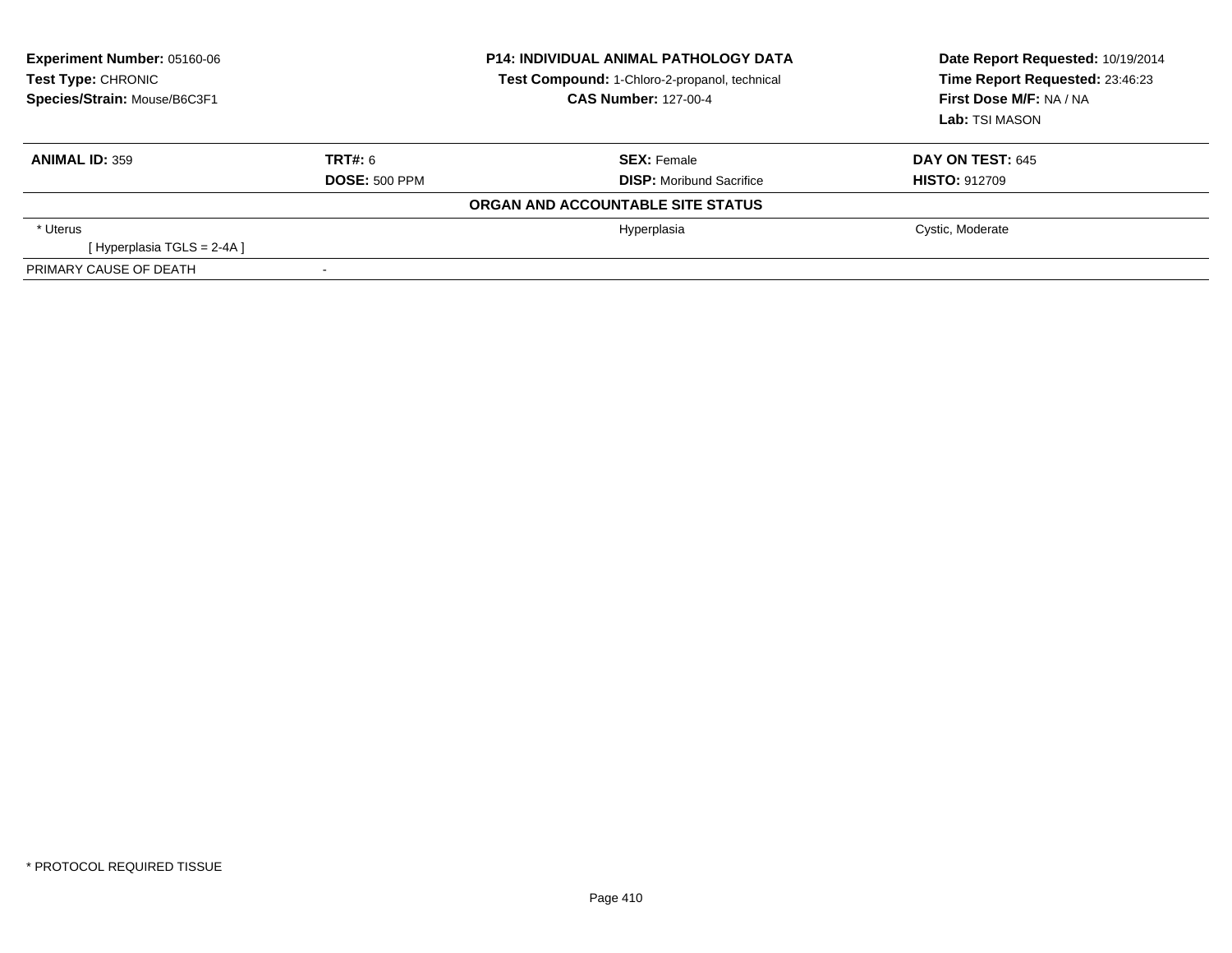| | | | |
|---|---|---|---|
| **Experiment Number:** 05160-06 | | **P14: INDIVIDUAL ANIMAL PATHOLOGY DATA** | **Date Report Requested:** 10/19/2014 |
| **Test Type:** CHRONIC | | **Test Compound:** 1-Chloro-2-propanol, technical | **Time Report Requested:** 23:46:23 |
| **Species/Strain:** Mouse/B6C3F1 | | **CAS Number:** 127-00-4 | **First Dose M/F:** NA / NA |
| | | | **Lab:** TSI MASON |

| | | | |
|---|---|---|---|
| **ANIMAL ID:** 359 | **TRT#:** 6 | **SEX:** Female | **DAY ON TEST:** 645 |
| | **DOSE:** 500 PPM | **DISP:** Moribund Sacrifice | **HISTO:** 912709 |

**ORGAN AND ACCOUNTABLE SITE STATUS**

| | | | |
|---|---|---|---|
| * Uterus | | Hyperplasia | Cystic, Moderate |
| [ Hyperplasia TGLS = 2-4A ] | | | |
| PRIMARY CAUSE OF DEATH | - | | |

* PROTOCOL REQUIRED TISSUE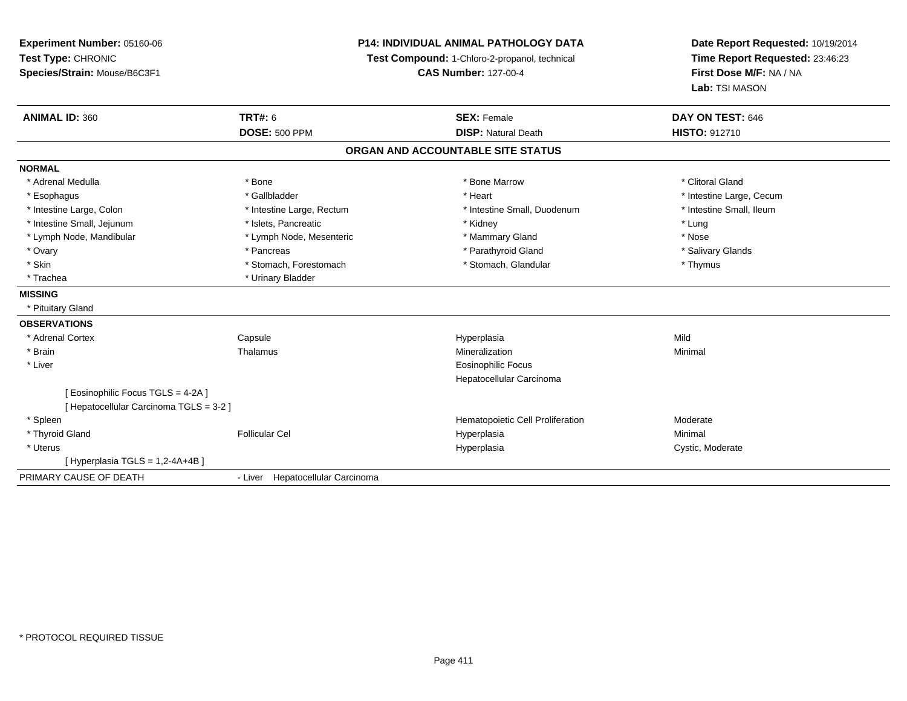**Experiment Number:** 05160-06
**Test Type:** CHRONIC
**Species/Strain:** Mouse/B6C3F1

**P14: INDIVIDUAL ANIMAL PATHOLOGY DATA**
**Test Compound:** 1-Chloro-2-propanol, technical
**CAS Number:** 127-00-4

**Date Report Requested:** 10/19/2014
**Time Report Requested:** 23:46:23
**First Dose M/F:** NA / NA
**Lab:** TSI MASON

| **ANIMAL ID:** 360 | **TRT#:** 6 | **SEX:** Female | **DAY ON TEST:** 646 |
|---|---|---|---|
| | **DOSE:** 500 PPM | **DISP:** Natural Death | **HISTO:** 912710 |

## ORGAN AND ACCOUNTABLE SITE STATUS

**NORMAL**

| | | | |
|---|---|---|---|
| * Adrenal Medulla | * Bone | * Bone Marrow | * Clitoral Gland |
| * Esophagus | * Gallbladder | * Heart | * Intestine Large, Cecum |
| * Intestine Large, Colon | * Intestine Large, Rectum | * Intestine Small, Duodenum | * Intestine Small, Ileum |
| * Intestine Small, Jejunum | * Islets, Pancreatic | * Kidney | * Lung |
| * Lymph Node, Mandibular | * Lymph Node, Mesenteric | * Mammary Gland | * Nose |
| * Ovary | * Pancreas | * Parathyroid Gland | * Salivary Glands |
| * Skin | * Stomach, Forestomach | * Stomach, Glandular | * Thymus |
| * Trachea | * Urinary Bladder | | |

**MISSING**

* Pituitary Gland

**OBSERVATIONS**

| | | | |
|---|---|---|---|
| * Adrenal Cortex | Capsule | Hyperplasia | Mild |
| * Brain | Thalamus | Mineralization | Minimal |
| * Liver | | Eosinophilic Focus | |
| | | Hepatocellular Carcinoma | |
| [ Eosinophilic Focus TGLS = 4-2A ] | | | |
| [ Hepatocellular Carcinoma TGLS = 3-2 ] | | | |
| * Spleen | | Hematopoietic Cell Proliferation | Moderate |
| * Thyroid Gland | Follicular Cel | Hyperplasia | Minimal |
| * Uterus | | Hyperplasia | Cystic, Moderate |
| [ Hyperplasia TGLS = 1,2-4A+4B ] | | | |

PRIMARY CAUSE OF DEATH - Liver Hepatocellular Carcinoma

* PROTOCOL REQUIRED TISSUE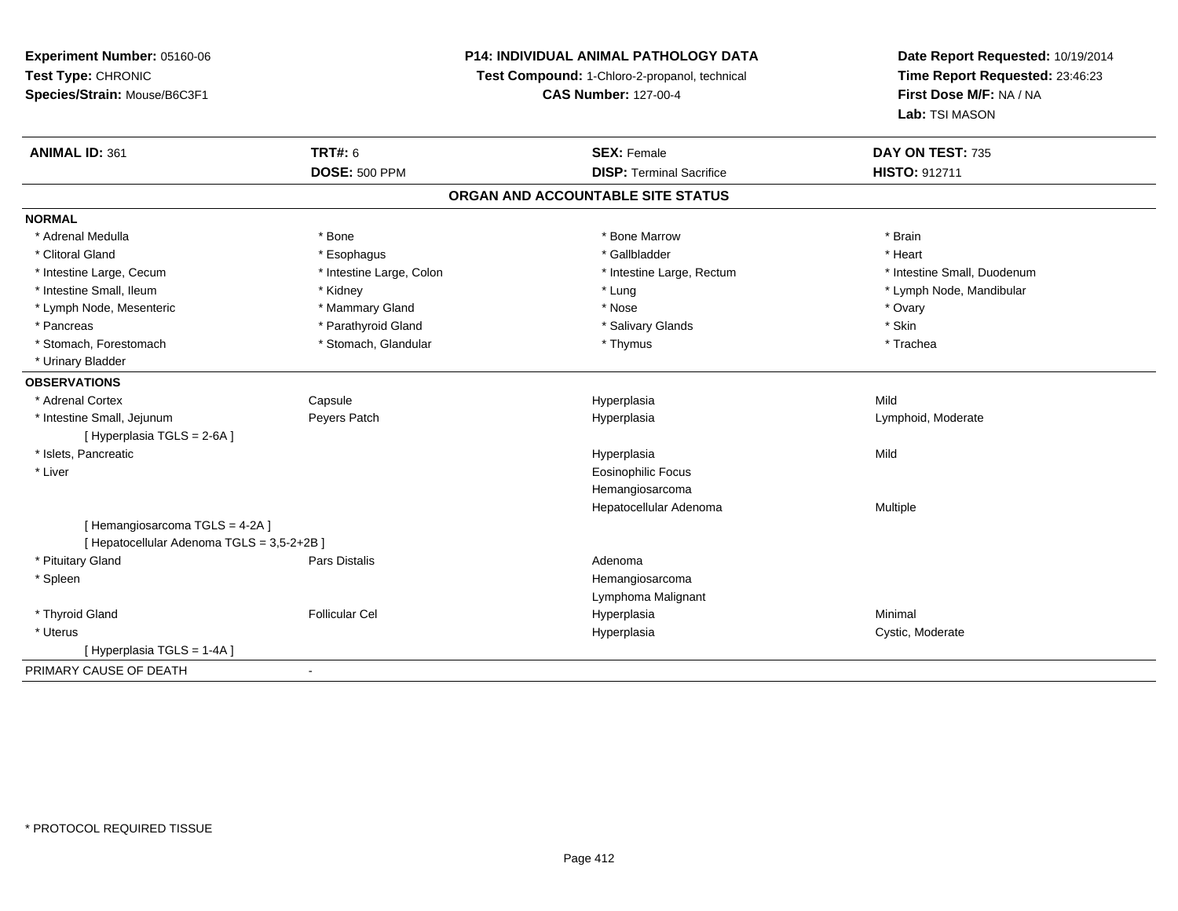**Experiment Number:** 05160-06
**Test Type:** CHRONIC
**Species/Strain:** Mouse/B6C3F1

**P14: INDIVIDUAL ANIMAL PATHOLOGY DATA**
**Test Compound:** 1-Chloro-2-propanol, technical
**CAS Number:** 127-00-4

**Date Report Requested:** 10/19/2014
**Time Report Requested:** 23:46:23
**First Dose M/F:** NA / NA
**Lab:** TSI MASON

| **ANIMAL ID:** 361 | **TRT#:** 6 | **SEX:** Female | **DAY ON TEST:** 735 |
|---|---|---|---|
| | **DOSE:** 500 PPM | **DISP:** Terminal Sacrifice | **HISTO:** 912711 |

## ORGAN AND ACCOUNTABLE SITE STATUS

**NORMAL**

| | | | |
|---|---|---|---|
| * Adrenal Medulla | * Bone | * Bone Marrow | * Brain |
| * Clitoral Gland | * Esophagus | * Gallbladder | * Heart |
| * Intestine Large, Cecum | * Intestine Large, Colon | * Intestine Large, Rectum | * Intestine Small, Duodenum |
| * Intestine Small, Ileum | * Kidney | * Lung | * Lymph Node, Mandibular |
| * Lymph Node, Mesenteric | * Mammary Gland | * Nose | * Ovary |
| * Pancreas | * Parathyroid Gland | * Salivary Glands | * Skin |
| * Stomach, Forestomach | * Stomach, Glandular | * Thymus | * Trachea |
| * Urinary Bladder | | | |

**OBSERVATIONS**

| | | | |
|---|---|---|---|
| * Adrenal Cortex | Capsule | Hyperplasia | Mild |
| * Intestine Small, Jejunum | Peyers Patch | Hyperplasia | Lymphoid, Moderate |
| [ Hyperplasia TGLS = 2-6A ] | | | |
| * Islets, Pancreatic | | Hyperplasia | Mild |
| * Liver | | Eosinophilic Focus | |
| | | Hemangiosarcoma | |
| | | Hepatocellular Adenoma | Multiple |
| [ Hemangiosarcoma TGLS = 4-2A ] | | | |
| [ Hepatocellular Adenoma TGLS = 3,5-2+2B ] | | | |
| * Pituitary Gland | Pars Distalis | Adenoma | |
| * Spleen | | Hemangiosarcoma | |
| | | Lymphoma Malignant | |
| * Thyroid Gland | Follicular Cel | Hyperplasia | Minimal |
| * Uterus | | Hyperplasia | Cystic, Moderate |
| [ Hyperplasia TGLS = 1-4A ] | | | |

PRIMARY CAUSE OF DEATH -

* PROTOCOL REQUIRED TISSUE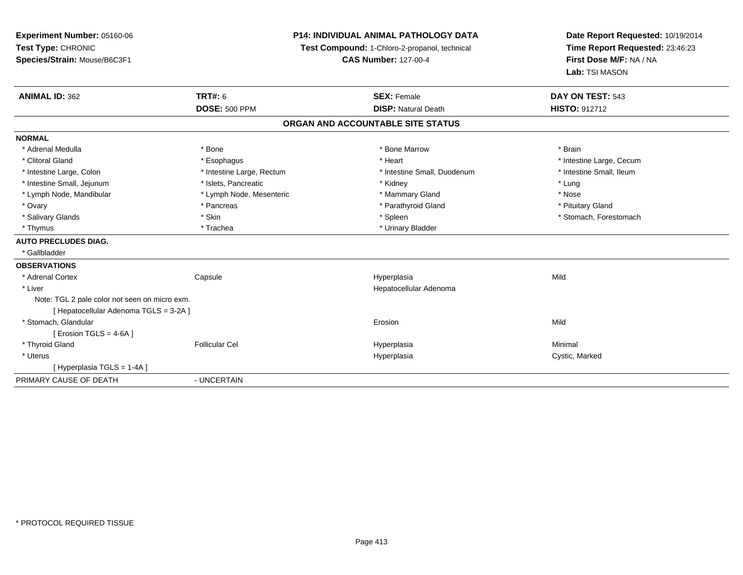**Experiment Number:** 05160-06
**Test Type:** CHRONIC
**Species/Strain:** Mouse/B6C3F1

**P14: INDIVIDUAL ANIMAL PATHOLOGY DATA**
**Test Compound:** 1-Chloro-2-propanol, technical
**CAS Number:** 127-00-4

**Date Report Requested:** 10/19/2014
**Time Report Requested:** 23:46:23
**First Dose M/F:** NA / NA
**Lab:** TSI MASON

| **ANIMAL ID:** 362 | **TRT#:** 6 | **SEX:** Female | **DAY ON TEST:** 543 |
|---|---|---|---|
| | **DOSE:** 500 PPM | **DISP:** Natural Death | **HISTO:** 912712 |

## ORGAN AND ACCOUNTABLE SITE STATUS

**NORMAL**

| | | | |
|---|---|---|---|
| * Adrenal Medulla | * Bone | * Bone Marrow | * Brain |
| * Clitoral Gland | * Esophagus | * Heart | * Intestine Large, Cecum |
| * Intestine Large, Colon | * Intestine Large, Rectum | * Intestine Small, Duodenum | * Intestine Small, Ileum |
| * Intestine Small, Jejunum | * Islets, Pancreatic | * Kidney | * Lung |
| * Lymph Node, Mandibular | * Lymph Node, Mesenteric | * Mammary Gland | * Nose |
| * Ovary | * Pancreas | * Parathyroid Gland | * Pituitary Gland |
| * Salivary Glands | * Skin | * Spleen | * Stomach, Forestomach |
| * Thymus | * Trachea | * Urinary Bladder | |

**AUTO PRECLUDES DIAG.**

* Gallbladder

**OBSERVATIONS**

| | | | |
|---|---|---|---|
| * Adrenal Cortex | Capsule | Hyperplasia | Mild |
| * Liver | | Hepatocellular Adenoma | |
| Note: TGL 2 pale color not seen on micro exm. | | | |
| [ Hepatocellular Adenoma TGLS = 3-2A ] | | | |
| * Stomach, Glandular | | Erosion | Mild |
| [ Erosion TGLS = 4-6A ] | | | |
| * Thyroid Gland | Follicular Cel | Hyperplasia | Minimal |
| * Uterus | | Hyperplasia | Cystic, Marked |
| [ Hyperplasia TGLS = 1-4A ] | | | |

PRIMARY CAUSE OF DEATH - UNCERTAIN

* PROTOCOL REQUIRED TISSUE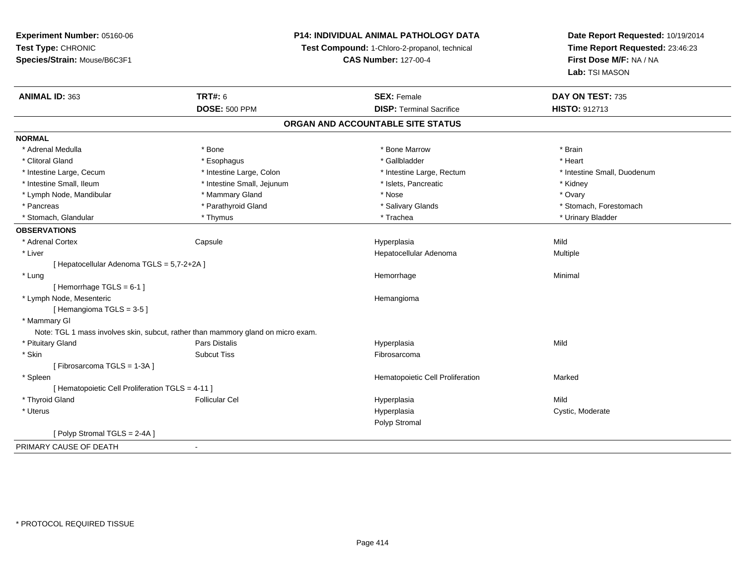**Experiment Number:** 05160-06
**Test Type:** CHRONIC
**Species/Strain:** Mouse/B6C3F1

**P14: INDIVIDUAL ANIMAL PATHOLOGY DATA**
**Test Compound:** 1-Chloro-2-propanol, technical
**CAS Number:** 127-00-4

**Date Report Requested:** 10/19/2014
**Time Report Requested:** 23:46:23
**First Dose M/F:** NA / NA
**Lab:** TSI MASON

| **ANIMAL ID:** 363 | **TRT#:** 6 | **SEX:** Female | **DAY ON TEST:** 735 |
|---|---|---|---|
| | **DOSE:** 500 PPM | **DISP:** Terminal Sacrifice | **HISTO:** 912713 |

## ORGAN AND ACCOUNTABLE SITE STATUS

**NORMAL**

| | | | |
|---|---|---|---|
| * Adrenal Medulla | * Bone | * Bone Marrow | * Brain |
| * Clitoral Gland | * Esophagus | * Gallbladder | * Heart |
| * Intestine Large, Cecum | * Intestine Large, Colon | * Intestine Large, Rectum | * Intestine Small, Duodenum |
| * Intestine Small, Ileum | * Intestine Small, Jejunum | * Islets, Pancreatic | * Kidney |
| * Lymph Node, Mandibular | * Mammary Gland | * Nose | * Ovary |
| * Pancreas | * Parathyroid Gland | * Salivary Glands | * Stomach, Forestomach |
| * Stomach, Glandular | * Thymus | * Trachea | * Urinary Bladder |

**OBSERVATIONS**

| | | | |
|---|---|---|---|
| * Adrenal Cortex | Capsule | Hyperplasia | Mild |
| * Liver | | Hepatocellular Adenoma | Multiple |
| [ Hepatocellular Adenoma TGLS = 5,7-2+2A ] | | | |
| * Lung | | Hemorrhage | Minimal |
| [ Hemorrhage TGLS = 6-1 ] | | | |
| * Lymph Node, Mesenteric | | Hemangioma | |
| [ Hemangioma TGLS = 3-5 ] | | | |
| * Mammary Gl | | | |
| Note: TGL 1 mass involves skin, subcut, rather than mammory gland on micro exam. | | | |
| * Pituitary Gland | Pars Distalis | Hyperplasia | Mild |
| * Skin | Subcut Tiss | Fibrosarcoma | |
| [ Fibrosarcoma TGLS = 1-3A ] | | | |
| * Spleen | | Hematopoietic Cell Proliferation | Marked |
| [ Hematopoietic Cell Proliferation TGLS = 4-11 ] | | | |
| * Thyroid Gland | Follicular Cel | Hyperplasia | Mild |
| * Uterus | | Hyperplasia | Cystic, Moderate |
| | | Polyp Stromal | |
| [ Polyp Stromal TGLS = 2-4A ] | | | |

PRIMARY CAUSE OF DEATH -

* PROTOCOL REQUIRED TISSUE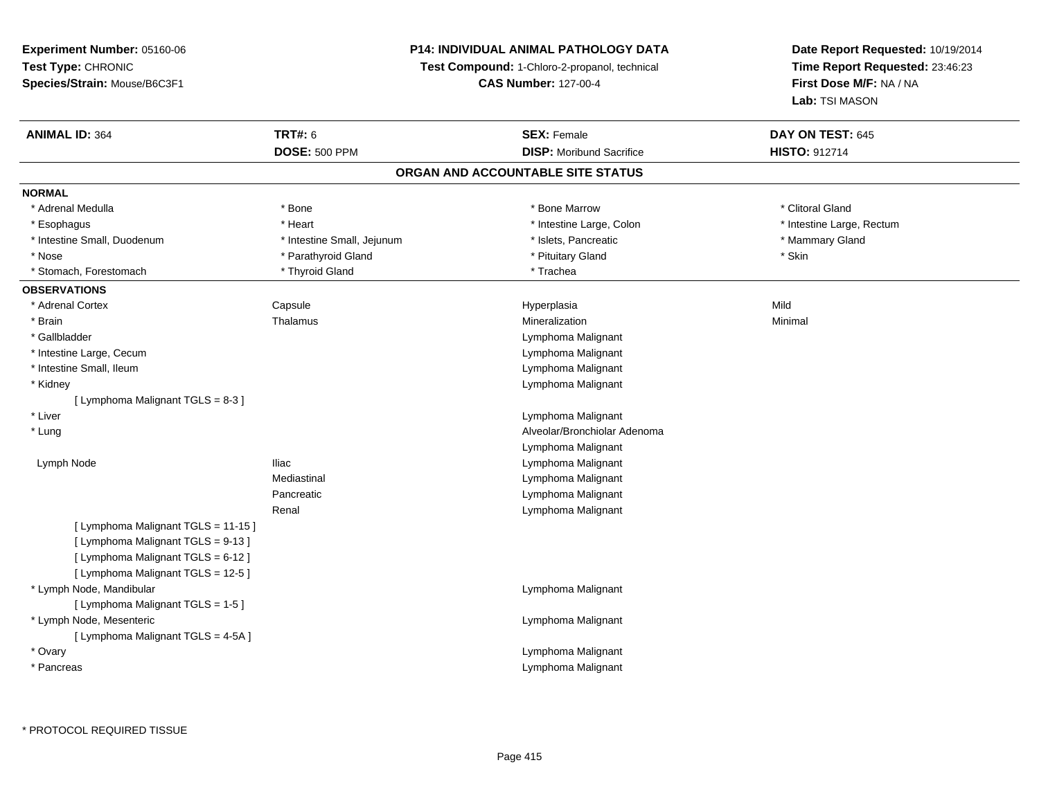**Experiment Number:** 05160-06
**Test Type:** CHRONIC
**Species/Strain:** Mouse/B6C3F1

**P14: INDIVIDUAL ANIMAL PATHOLOGY DATA**
**Test Compound:** 1-Chloro-2-propanol, technical
**CAS Number:** 127-00-4

**Date Report Requested:** 10/19/2014
**Time Report Requested:** 23:46:23
**First Dose M/F:** NA / NA
**Lab:** TSI MASON

| **ANIMAL ID:** 364 | **TRT#:** 6 | **SEX:** Female | **DAY ON TEST:** 645 |
|---|---|---|---|
| | **DOSE:** 500 PPM | **DISP:** Moribund Sacrifice | **HISTO:** 912714 |

## ORGAN AND ACCOUNTABLE SITE STATUS

**NORMAL**

| | | | |
|---|---|---|---|
| * Adrenal Medulla | * Bone | * Bone Marrow | * Clitoral Gland |
| * Esophagus | * Heart | * Intestine Large, Colon | * Intestine Large, Rectum |
| * Intestine Small, Duodenum | * Intestine Small, Jejunum | * Islets, Pancreatic | * Mammary Gland |
| * Nose | * Parathyroid Gland | * Pituitary Gland | * Skin |
| * Stomach, Forestomach | * Thyroid Gland | * Trachea | |

**OBSERVATIONS**

| | | | |
|---|---|---|---|
| * Adrenal Cortex | Capsule | Hyperplasia | Mild |
| * Brain | Thalamus | Mineralization | Minimal |
| * Gallbladder | | Lymphoma Malignant | |
| * Intestine Large, Cecum | | Lymphoma Malignant | |
| * Intestine Small, Ileum | | Lymphoma Malignant | |
| * Kidney | | Lymphoma Malignant | |
| [ Lymphoma Malignant TGLS = 8-3 ] | | | |
| * Liver | | Lymphoma Malignant | |
| * Lung | | Alveolar/Bronchiolar Adenoma | |
| | | Lymphoma Malignant | |
| Lymph Node | Iliac | Lymphoma Malignant | |
| | Mediastinal | Lymphoma Malignant | |
| | Pancreatic | Lymphoma Malignant | |
| | Renal | Lymphoma Malignant | |
| [ Lymphoma Malignant TGLS = 11-15 ] | | | |
| [ Lymphoma Malignant TGLS = 9-13 ] | | | |
| [ Lymphoma Malignant TGLS = 6-12 ] | | | |
| [ Lymphoma Malignant TGLS = 12-5 ] | | | |
| * Lymph Node, Mandibular | | Lymphoma Malignant | |
| [ Lymphoma Malignant TGLS = 1-5 ] | | | |
| * Lymph Node, Mesenteric | | Lymphoma Malignant | |
| [ Lymphoma Malignant TGLS = 4-5A ] | | | |
| * Ovary | | Lymphoma Malignant | |
| * Pancreas | | Lymphoma Malignant | |

\* PROTOCOL REQUIRED TISSUE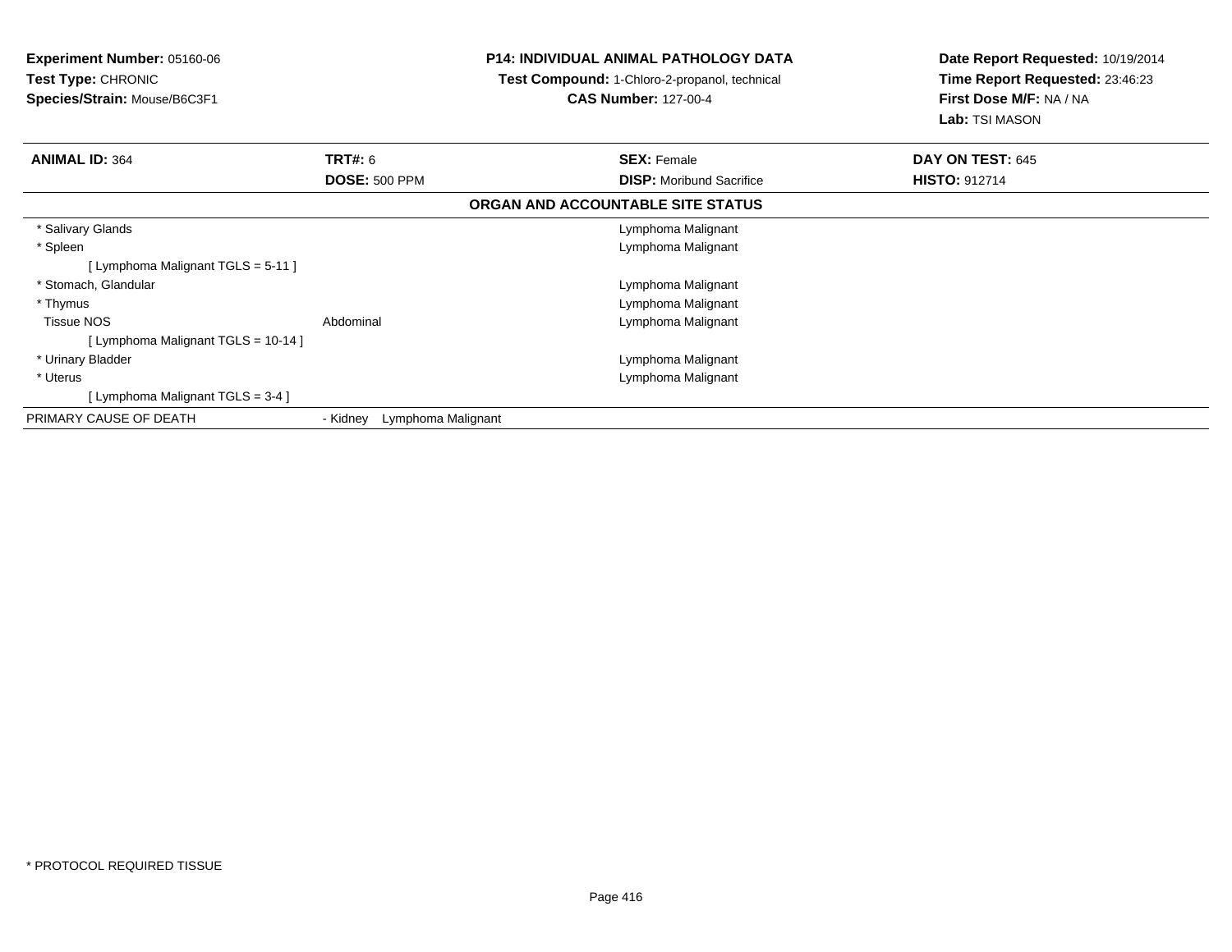**Experiment Number:** 05160-06
**Test Type:** CHRONIC
**Species/Strain:** Mouse/B6C3F1

**P14: INDIVIDUAL ANIMAL PATHOLOGY DATA**
**Test Compound:** 1-Chloro-2-propanol, technical
**CAS Number:** 127-00-4

**Date Report Requested:** 10/19/2014
**Time Report Requested:** 23:46:23
**First Dose M/F:** NA / NA
**Lab:** TSI MASON

| **ANIMAL ID:** 364 | **TRT#:** 6 | **SEX:** Female | **DAY ON TEST:** 645 |
|---|---|---|---|
| | **DOSE:** 500 PPM | **DISP:** Moribund Sacrifice | **HISTO:** 912714 |

**ORGAN AND ACCOUNTABLE SITE STATUS**

| | | |
|---|---|---|
| * Salivary Glands | | Lymphoma Malignant |
| * Spleen | | Lymphoma Malignant |
| [ Lymphoma Malignant TGLS = 5-11 ] | | |
| * Stomach, Glandular | | Lymphoma Malignant |
| * Thymus | | Lymphoma Malignant |
| Tissue NOS | Abdominal | Lymphoma Malignant |
| [ Lymphoma Malignant TGLS = 10-14 ] | | |
| * Urinary Bladder | | Lymphoma Malignant |
| * Uterus | | Lymphoma Malignant |
| [ Lymphoma Malignant TGLS = 3-4 ] | | |
| PRIMARY CAUSE OF DEATH | - Kidney Lymphoma Malignant | |

* PROTOCOL REQUIRED TISSUE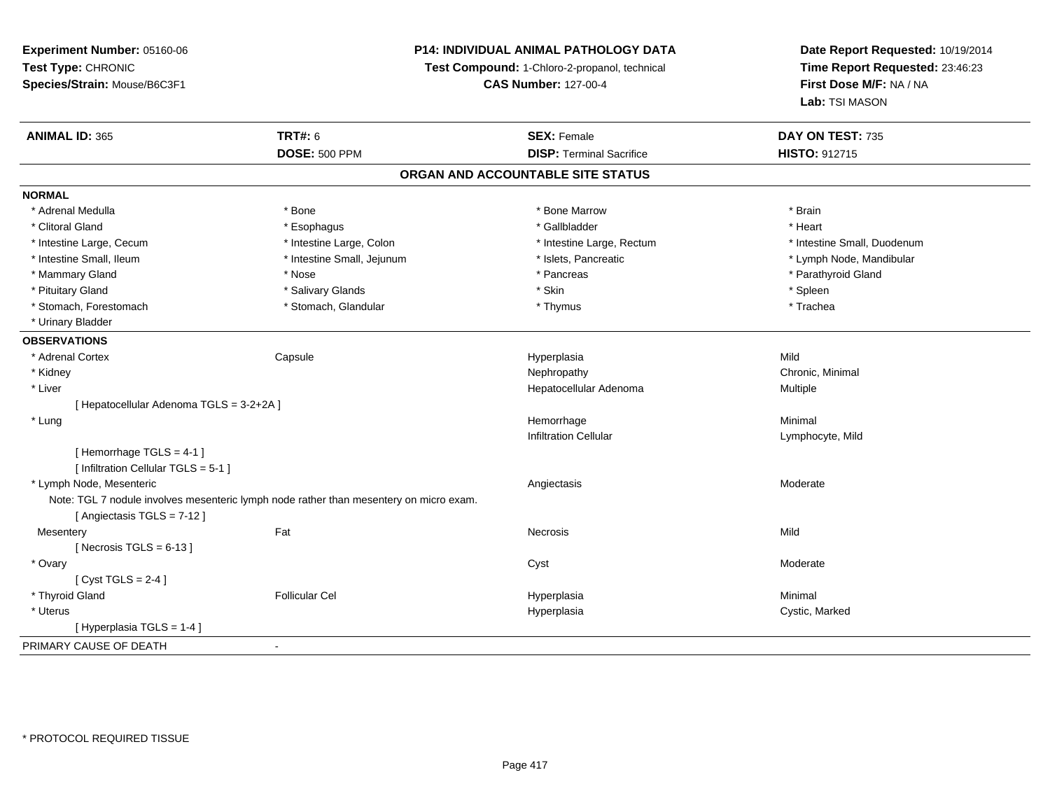**Experiment Number:** 05160-06
**Test Type:** CHRONIC
**Species/Strain:** Mouse/B6C3F1

**P14: INDIVIDUAL ANIMAL PATHOLOGY DATA**
**Test Compound:** 1-Chloro-2-propanol, technical
**CAS Number:** 127-00-4

**Date Report Requested:** 10/19/2014
**Time Report Requested:** 23:46:23
**First Dose M/F:** NA / NA
**Lab:** TSI MASON

| **ANIMAL ID:** 365 | **TRT#:** 6 | **SEX:** Female | **DAY ON TEST:** 735 |
|---|---|---|---|
| | **DOSE:** 500 PPM | **DISP:** Terminal Sacrifice | **HISTO:** 912715 |

## ORGAN AND ACCOUNTABLE SITE STATUS

**NORMAL**

| | | | |
|---|---|---|---|
| * Adrenal Medulla | * Bone | * Bone Marrow | * Brain |
| * Clitoral Gland | * Esophagus | * Gallbladder | * Heart |
| * Intestine Large, Cecum | * Intestine Large, Colon | * Intestine Large, Rectum | * Intestine Small, Duodenum |
| * Intestine Small, Ileum | * Intestine Small, Jejunum | * Islets, Pancreatic | * Lymph Node, Mandibular |
| * Mammary Gland | * Nose | * Pancreas | * Parathyroid Gland |
| * Pituitary Gland | * Salivary Glands | * Skin | * Spleen |
| * Stomach, Forestomach | * Stomach, Glandular | * Thymus | * Trachea |
| * Urinary Bladder | | | |

**OBSERVATIONS**

| | | | |
|---|---|---|---|
| * Adrenal Cortex | Capsule | Hyperplasia | Mild |
| * Kidney | | Nephropathy | Chronic, Minimal |
| * Liver | | Hepatocellular Adenoma | Multiple |
| [ Hepatocellular Adenoma TGLS = 3-2+2A ] | | | |
| * Lung | | Hemorrhage | Minimal |
| | | Infiltration Cellular | Lymphocyte, Mild |
| [ Hemorrhage TGLS = 4-1 ] | | | |
| [ Infiltration Cellular TGLS = 5-1 ] | | | |
| * Lymph Node, Mesenteric | | Angiectasis | Moderate |
| Note: TGL 7 nodule involves mesenteric lymph node rather than mesentery on micro exam. | | | |
| [ Angiectasis TGLS = 7-12 ] | | | |
| Mesentery | Fat | Necrosis | Mild |
| [ Necrosis TGLS = 6-13 ] | | | |
| * Ovary | | Cyst | Moderate |
| [ Cyst TGLS = 2-4 ] | | | |
| * Thyroid Gland | Follicular Cel | Hyperplasia | Minimal |
| * Uterus | | Hyperplasia | Cystic, Marked |
| [ Hyperplasia TGLS = 1-4 ] | | | |

PRIMARY CAUSE OF DEATH -

* PROTOCOL REQUIRED TISSUE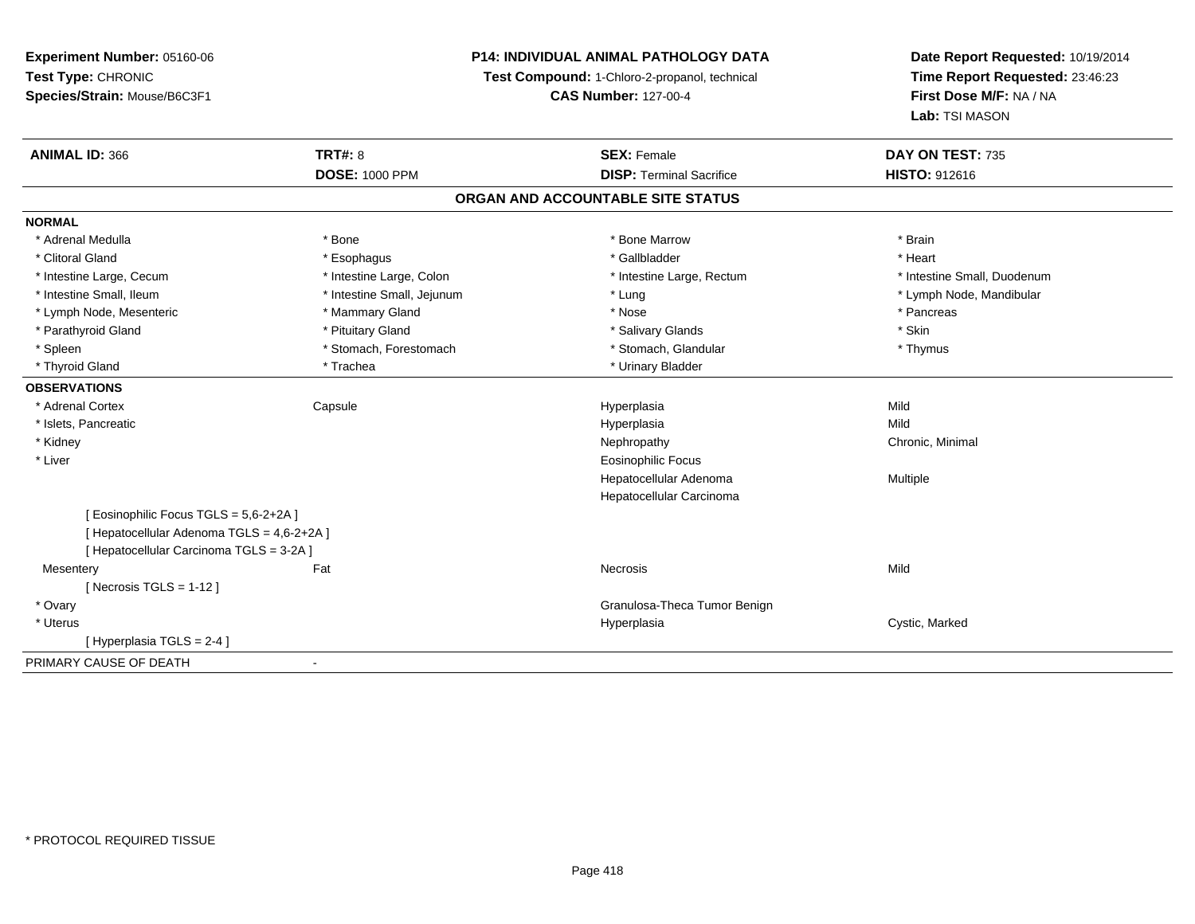**Experiment Number:** 05160-06
**Test Type:** CHRONIC
**Species/Strain:** Mouse/B6C3F1

**P14: INDIVIDUAL ANIMAL PATHOLOGY DATA**
**Test Compound:** 1-Chloro-2-propanol, technical
**CAS Number:** 127-00-4

**Date Report Requested:** 10/19/2014
**Time Report Requested:** 23:46:23
**First Dose M/F:** NA / NA
**Lab:** TSI MASON

| **ANIMAL ID:** 366 | **TRT#:** 8 | **SEX:** Female | **DAY ON TEST:** 735 |
|---|---|---|---|
| | **DOSE:** 1000 PPM | **DISP:** Terminal Sacrifice | **HISTO:** 912616 |

## ORGAN AND ACCOUNTABLE SITE STATUS

**NORMAL**

| | | | |
|---|---|---|---|
| * Adrenal Medulla | * Bone | * Bone Marrow | * Brain |
| * Clitoral Gland | * Esophagus | * Gallbladder | * Heart |
| * Intestine Large, Cecum | * Intestine Large, Colon | * Intestine Large, Rectum | * Intestine Small, Duodenum |
| * Intestine Small, Ileum | * Intestine Small, Jejunum | * Lung | * Lymph Node, Mandibular |
| * Lymph Node, Mesenteric | * Mammary Gland | * Nose | * Pancreas |
| * Parathyroid Gland | * Pituitary Gland | * Salivary Glands | * Skin |
| * Spleen | * Stomach, Forestomach | * Stomach, Glandular | * Thymus |
| * Thyroid Gland | * Trachea | * Urinary Bladder | |

**OBSERVATIONS**

| | | | |
|---|---|---|---|
| * Adrenal Cortex | Capsule | Hyperplasia | Mild |
| * Islets, Pancreatic | | Hyperplasia | Mild |
| * Kidney | | Nephropathy | Chronic, Minimal |
| * Liver | | Eosinophilic Focus | |
| | | Hepatocellular Adenoma | Multiple |
| | | Hepatocellular Carcinoma | |
| [ Eosinophilic Focus TGLS = 5,6-2+2A ] | | | |
| [ Hepatocellular Adenoma TGLS = 4,6-2+2A ] | | | |
| [ Hepatocellular Carcinoma TGLS = 3-2A ] | | | |
| Mesentery | Fat | Necrosis | Mild |
| [ Necrosis TGLS = 1-12 ] | | | |
| * Ovary | | Granulosa-Theca Tumor Benign | |
| * Uterus | | Hyperplasia | Cystic, Marked |
| [ Hyperplasia TGLS = 2-4 ] | | | |

PRIMARY CAUSE OF DEATH -

* PROTOCOL REQUIRED TISSUE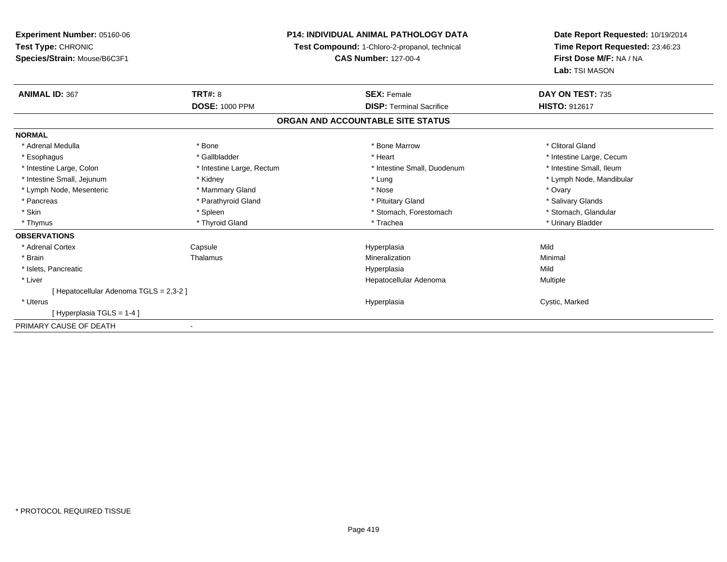**Experiment Number:** 05160-06
**Test Type:** CHRONIC
**Species/Strain:** Mouse/B6C3F1

**P14: INDIVIDUAL ANIMAL PATHOLOGY DATA**
**Test Compound:** 1-Chloro-2-propanol, technical
**CAS Number:** 127-00-4

**Date Report Requested:** 10/19/2014
**Time Report Requested:** 23:46:23
**First Dose M/F:** NA / NA
**Lab:** TSI MASON

| **ANIMAL ID:** 367 | **TRT#:** 8 | **SEX:** Female | **DAY ON TEST:** 735 |
|---|---|---|---|
| | **DOSE:** 1000 PPM | **DISP:** Terminal Sacrifice | **HISTO:** 912617 |

## ORGAN AND ACCOUNTABLE SITE STATUS

**NORMAL**

| | | | |
|---|---|---|---|
| * Adrenal Medulla | * Bone | * Bone Marrow | * Clitoral Gland |
| * Esophagus | * Gallbladder | * Heart | * Intestine Large, Cecum |
| * Intestine Large, Colon | * Intestine Large, Rectum | * Intestine Small, Duodenum | * Intestine Small, Ileum |
| * Intestine Small, Jejunum | * Kidney | * Lung | * Lymph Node, Mandibular |
| * Lymph Node, Mesenteric | * Mammary Gland | * Nose | * Ovary |
| * Pancreas | * Parathyroid Gland | * Pituitary Gland | * Salivary Glands |
| * Skin | * Spleen | * Stomach, Forestomach | * Stomach, Glandular |
| * Thymus | * Thyroid Gland | * Trachea | * Urinary Bladder |

**OBSERVATIONS**

| | | | |
|---|---|---|---|
| * Adrenal Cortex | Capsule | Hyperplasia | Mild |
| * Brain | Thalamus | Mineralization | Minimal |
| * Islets, Pancreatic | | Hyperplasia | Mild |
| * Liver | | Hepatocellular Adenoma | Multiple |
| [ Hepatocellular Adenoma TGLS = 2,3-2 ] | | | |
| * Uterus | | Hyperplasia | Cystic, Marked |
| [ Hyperplasia TGLS = 1-4 ] | | | |

PRIMARY CAUSE OF DEATH -

* PROTOCOL REQUIRED TISSUE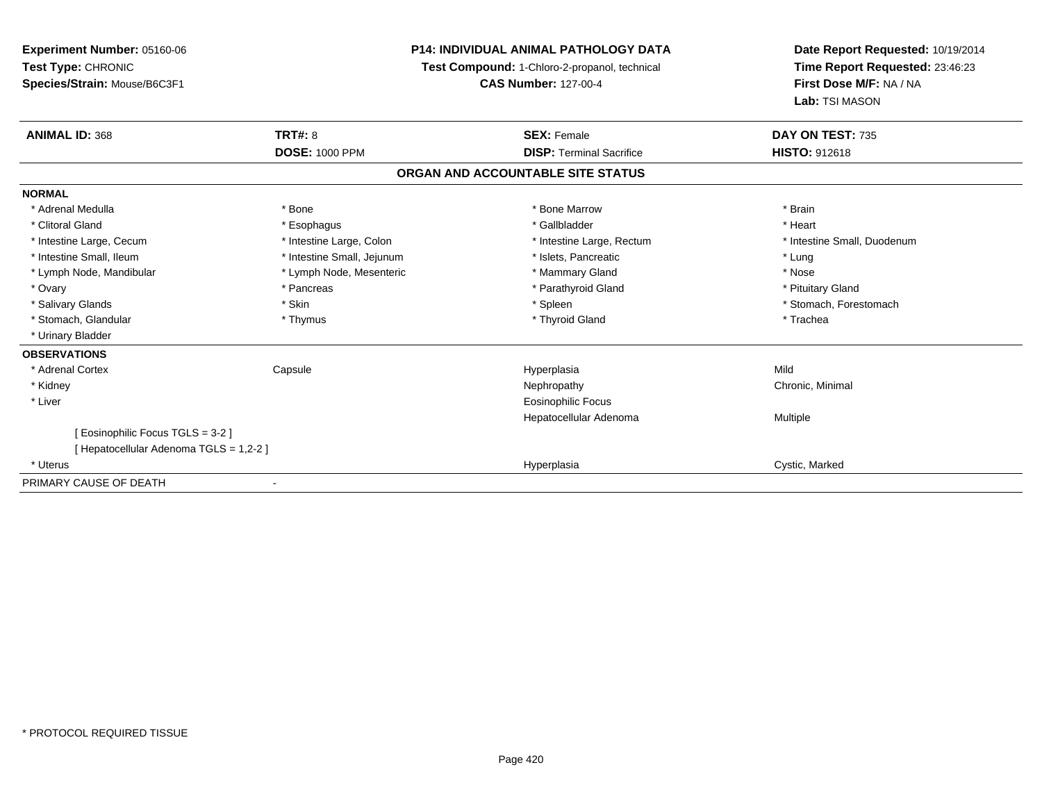**Experiment Number:** 05160-06
**Test Type:** CHRONIC
**Species/Strain:** Mouse/B6C3F1

**P14: INDIVIDUAL ANIMAL PATHOLOGY DATA**
**Test Compound:** 1-Chloro-2-propanol, technical
**CAS Number:** 127-00-4

**Date Report Requested:** 10/19/2014
**Time Report Requested:** 23:46:23
**First Dose M/F:** NA / NA
**Lab:** TSI MASON

| **ANIMAL ID:** 368 | **TRT#:** 8 | **SEX:** Female | **DAY ON TEST:** 735 |
|---|---|---|---|
| | **DOSE:** 1000 PPM | **DISP:** Terminal Sacrifice | **HISTO:** 912618 |

## ORGAN AND ACCOUNTABLE SITE STATUS

**NORMAL**

| | | | |
|---|---|---|---|
| * Adrenal Medulla | * Bone | * Bone Marrow | * Brain |
| * Clitoral Gland | * Esophagus | * Gallbladder | * Heart |
| * Intestine Large, Cecum | * Intestine Large, Colon | * Intestine Large, Rectum | * Intestine Small, Duodenum |
| * Intestine Small, Ileum | * Intestine Small, Jejunum | * Islets, Pancreatic | * Lung |
| * Lymph Node, Mandibular | * Lymph Node, Mesenteric | * Mammary Gland | * Nose |
| * Ovary | * Pancreas | * Parathyroid Gland | * Pituitary Gland |
| * Salivary Glands | * Skin | * Spleen | * Stomach, Forestomach |
| * Stomach, Glandular | * Thymus | * Thyroid Gland | * Trachea |
| * Urinary Bladder | | | |

**OBSERVATIONS**

| | | | |
|---|---|---|---|
| * Adrenal Cortex | Capsule | Hyperplasia | Mild |
| * Kidney | | Nephropathy | Chronic, Minimal |
| * Liver | | Eosinophilic Focus | |
| | | Hepatocellular Adenoma | Multiple |
| [ Eosinophilic Focus TGLS = 3-2 ] | | | |
| [ Hepatocellular Adenoma TGLS = 1,2-2 ] | | | |
| * Uterus | | Hyperplasia | Cystic, Marked |

PRIMARY CAUSE OF DEATH -

\* PROTOCOL REQUIRED TISSUE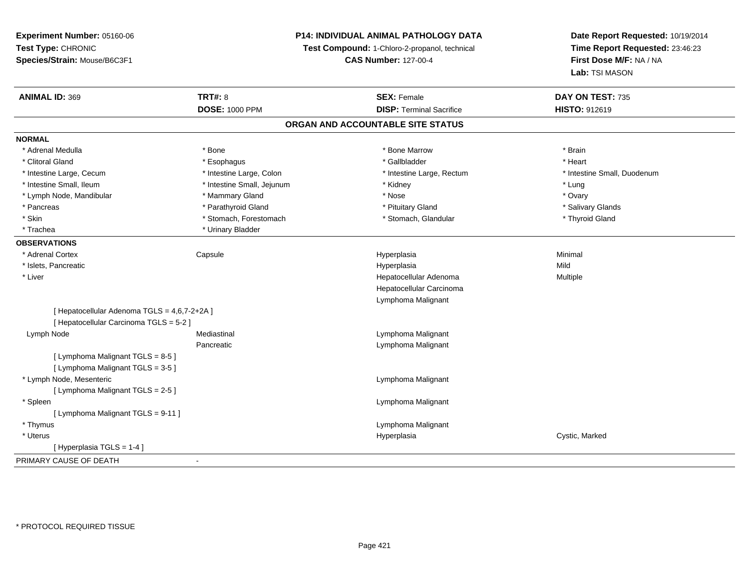**Experiment Number:** 05160-06
**Test Type:** CHRONIC
**Species/Strain:** Mouse/B6C3F1

**P14: INDIVIDUAL ANIMAL PATHOLOGY DATA**
**Test Compound:** 1-Chloro-2-propanol, technical
**CAS Number:** 127-00-4

**Date Report Requested:** 10/19/2014
**Time Report Requested:** 23:46:23
**First Dose M/F:** NA / NA
**Lab:** TSI MASON

| **ANIMAL ID:** 369 | **TRT#:** 8 | **SEX:** Female | **DAY ON TEST:** 735 |
|---|---|---|---|
| | **DOSE:** 1000 PPM | **DISP:** Terminal Sacrifice | **HISTO:** 912619 |

## ORGAN AND ACCOUNTABLE SITE STATUS

**NORMAL**

| | | | |
|---|---|---|---|
| * Adrenal Medulla | * Bone | * Bone Marrow | * Brain |
| * Clitoral Gland | * Esophagus | * Gallbladder | * Heart |
| * Intestine Large, Cecum | * Intestine Large, Colon | * Intestine Large, Rectum | * Intestine Small, Duodenum |
| * Intestine Small, Ileum | * Intestine Small, Jejunum | * Kidney | * Lung |
| * Lymph Node, Mandibular | * Mammary Gland | * Nose | * Ovary |
| * Pancreas | * Parathyroid Gland | * Pituitary Gland | * Salivary Glands |
| * Skin | * Stomach, Forestomach | * Stomach, Glandular | * Thyroid Gland |
| * Trachea | * Urinary Bladder | | |

**OBSERVATIONS**

| | | | |
|---|---|---|---|
| * Adrenal Cortex | Capsule | Hyperplasia | Minimal |
| * Islets, Pancreatic | | Hyperplasia | Mild |
| * Liver | | Hepatocellular Adenoma | Multiple |
| | | Hepatocellular Carcinoma | |
| | | Lymphoma Malignant | |
| [ Hepatocellular Adenoma TGLS = 4,6,7-2+2A ] | | | |
| [ Hepatocellular Carcinoma TGLS = 5-2 ] | | | |
| Lymph Node | Mediastinal | Lymphoma Malignant | |
| | Pancreatic | Lymphoma Malignant | |
| [ Lymphoma Malignant TGLS = 8-5 ] | | | |
| [ Lymphoma Malignant TGLS = 3-5 ] | | | |
| * Lymph Node, Mesenteric | | Lymphoma Malignant | |
| [ Lymphoma Malignant TGLS = 2-5 ] | | | |
| * Spleen | | Lymphoma Malignant | |
| [ Lymphoma Malignant TGLS = 9-11 ] | | | |
| * Thymus | | Lymphoma Malignant | |
| * Uterus | | Hyperplasia | Cystic, Marked |
| [ Hyperplasia TGLS = 1-4 ] | | | |

PRIMARY CAUSE OF DEATH -

\* PROTOCOL REQUIRED TISSUE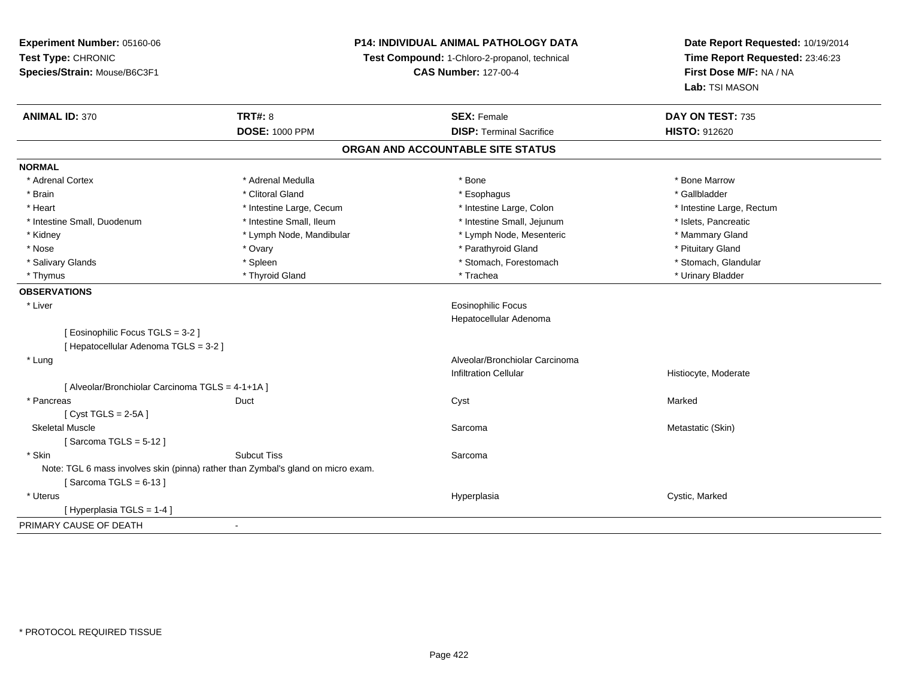**Experiment Number:** 05160-06
**Test Type:** CHRONIC
**Species/Strain:** Mouse/B6C3F1

**P14: INDIVIDUAL ANIMAL PATHOLOGY DATA**
**Test Compound:** 1-Chloro-2-propanol, technical
**CAS Number:** 127-00-4

**Date Report Requested:** 10/19/2014
**Time Report Requested:** 23:46:23
**First Dose M/F:** NA / NA
**Lab:** TSI MASON

| **ANIMAL ID:** 370 | **TRT#:** 8 | **SEX:** Female | **DAY ON TEST:** 735 |
|---|---|---|---|
| | **DOSE:** 1000 PPM | **DISP:** Terminal Sacrifice | **HISTO:** 912620 |

## ORGAN AND ACCOUNTABLE SITE STATUS

**NORMAL**

| | | | |
|---|---|---|---|
| * Adrenal Cortex | * Adrenal Medulla | * Bone | * Bone Marrow |
| * Brain | * Clitoral Gland | * Esophagus | * Gallbladder |
| * Heart | * Intestine Large, Cecum | * Intestine Large, Colon | * Intestine Large, Rectum |
| * Intestine Small, Duodenum | * Intestine Small, Ileum | * Intestine Small, Jejunum | * Islets, Pancreatic |
| * Kidney | * Lymph Node, Mandibular | * Lymph Node, Mesenteric | * Mammary Gland |
| * Nose | * Ovary | * Parathyroid Gland | * Pituitary Gland |
| * Salivary Glands | * Spleen | * Stomach, Forestomach | * Stomach, Glandular |
| * Thymus | * Thyroid Gland | * Trachea | * Urinary Bladder |

**OBSERVATIONS**

| | | | |
|---|---|---|---|
| * Liver | | Eosinophilic Focus | |
| | | Hepatocellular Adenoma | |
| [ Eosinophilic Focus TGLS = 3-2 ] | | | |
| [ Hepatocellular Adenoma TGLS = 3-2 ] | | | |
| * Lung | | Alveolar/Bronchiolar Carcinoma | |
| | | Infiltration Cellular | Histiocyte, Moderate |
| [ Alveolar/Bronchiolar Carcinoma TGLS = 4-1+1A ] | | | |
| * Pancreas | Duct | Cyst | Marked |
| [ Cyst TGLS = 2-5A ] | | | |
| Skeletal Muscle | | Sarcoma | Metastatic (Skin) |
| [ Sarcoma TGLS = 5-12 ] | | | |
| * Skin | Subcut Tiss | Sarcoma | |
| Note: TGL 6 mass involves skin (pinna) rather than Zymbal's gland on micro exam. | | | |
| [ Sarcoma TGLS = 6-13 ] | | | |
| * Uterus | | Hyperplasia | Cystic, Marked |
| [ Hyperplasia TGLS = 1-4 ] | | | |

PRIMARY CAUSE OF DEATH -

* PROTOCOL REQUIRED TISSUE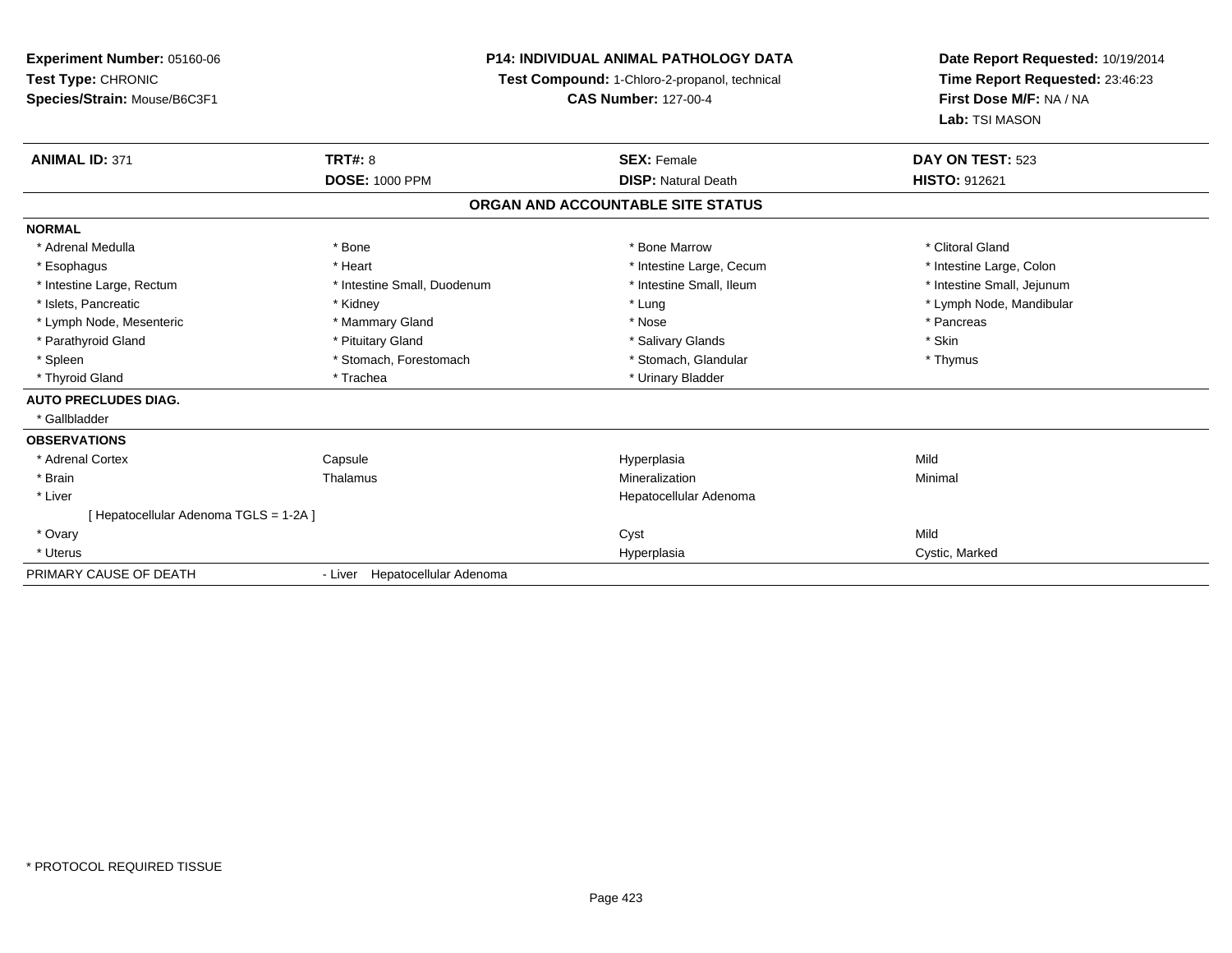**Experiment Number:** 05160-06
**Test Type:** CHRONIC
**Species/Strain:** Mouse/B6C3F1

**P14: INDIVIDUAL ANIMAL PATHOLOGY DATA**
**Test Compound:** 1-Chloro-2-propanol, technical
**CAS Number:** 127-00-4

**Date Report Requested:** 10/19/2014
**Time Report Requested:** 23:46:23
**First Dose M/F:** NA / NA
**Lab:** TSI MASON

| **ANIMAL ID:** 371 | **TRT#:** 8 | **SEX:** Female | **DAY ON TEST:** 523 |
|---|---|---|---|
| | **DOSE:** 1000 PPM | **DISP:** Natural Death | **HISTO:** 912621 |

## ORGAN AND ACCOUNTABLE SITE STATUS

**NORMAL**

| | | | |
|---|---|---|---|
| * Adrenal Medulla | * Bone | * Bone Marrow | * Clitoral Gland |
| * Esophagus | * Heart | * Intestine Large, Cecum | * Intestine Large, Colon |
| * Intestine Large, Rectum | * Intestine Small, Duodenum | * Intestine Small, Ileum | * Intestine Small, Jejunum |
| * Islets, Pancreatic | * Kidney | * Lung | * Lymph Node, Mandibular |
| * Lymph Node, Mesenteric | * Mammary Gland | * Nose | * Pancreas |
| * Parathyroid Gland | * Pituitary Gland | * Salivary Glands | * Skin |
| * Spleen | * Stomach, Forestomach | * Stomach, Glandular | * Thymus |
| * Thyroid Gland | * Trachea | * Urinary Bladder | |

**AUTO PRECLUDES DIAG.**

* Gallbladder

**OBSERVATIONS**

| | | | |
|---|---|---|---|
| * Adrenal Cortex | Capsule | Hyperplasia | Mild |
| * Brain | Thalamus | Mineralization | Minimal |
| * Liver | | Hepatocellular Adenoma | |
| [ Hepatocellular Adenoma TGLS = 1-2A ] | | | |
| * Ovary | | Cyst | Mild |
| * Uterus | | Hyperplasia | Cystic, Marked |

PRIMARY CAUSE OF DEATH - Liver Hepatocellular Adenoma

* PROTOCOL REQUIRED TISSUE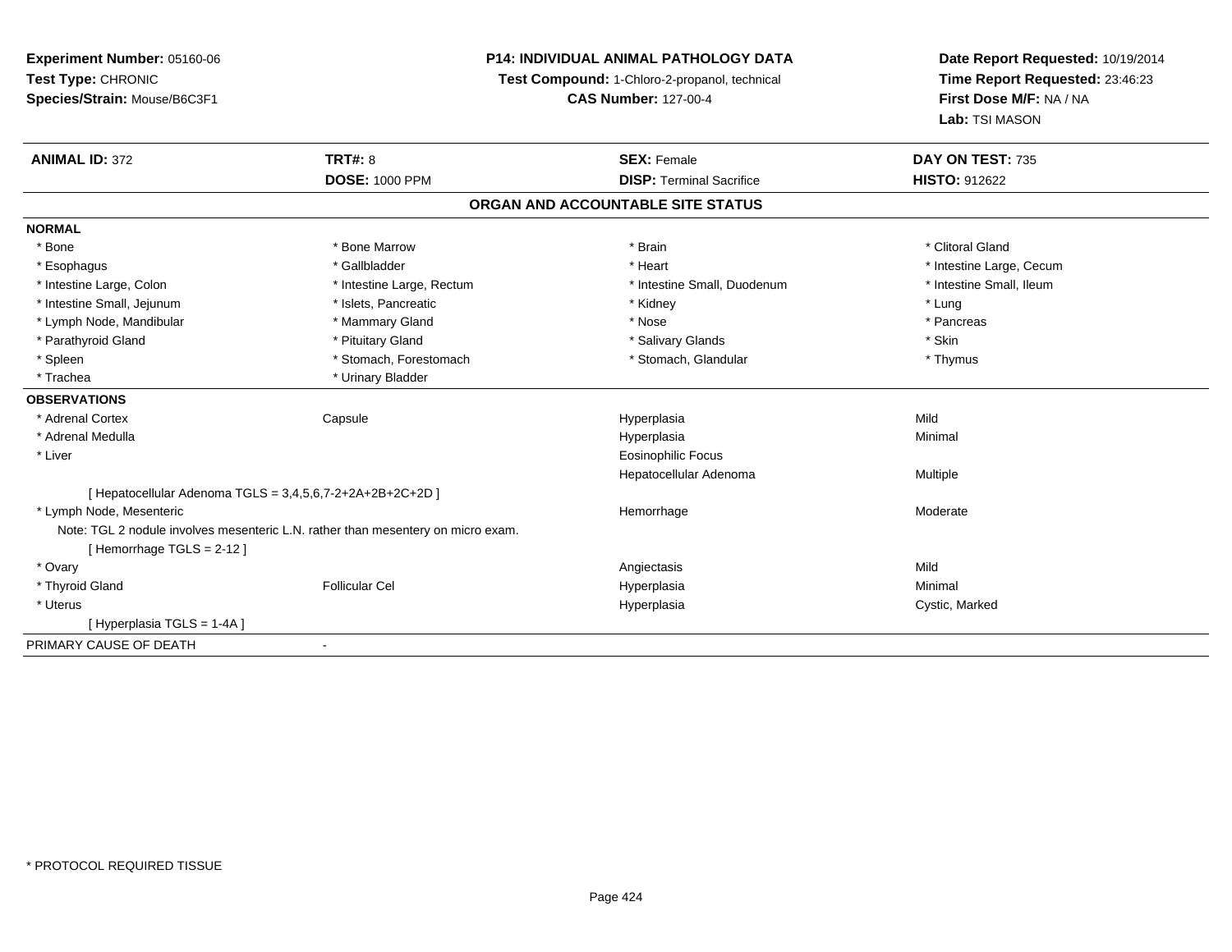**Experiment Number:** 05160-06
**Test Type:** CHRONIC
**Species/Strain:** Mouse/B6C3F1

**P14: INDIVIDUAL ANIMAL PATHOLOGY DATA**
**Test Compound:** 1-Chloro-2-propanol, technical
**CAS Number:** 127-00-4

**Date Report Requested:** 10/19/2014
**Time Report Requested:** 23:46:23
**First Dose M/F:** NA / NA
**Lab:** TSI MASON

| **ANIMAL ID:** 372 | **TRT#:** 8 | **SEX:** Female | **DAY ON TEST:** 735 |
|---|---|---|---|
| | **DOSE:** 1000 PPM | **DISP:** Terminal Sacrifice | **HISTO:** 912622 |

## ORGAN AND ACCOUNTABLE SITE STATUS

**NORMAL**

| | | | |
|---|---|---|---|
| * Bone | * Bone Marrow | * Brain | * Clitoral Gland |
| * Esophagus | * Gallbladder | * Heart | * Intestine Large, Cecum |
| * Intestine Large, Colon | * Intestine Large, Rectum | * Intestine Small, Duodenum | * Intestine Small, Ileum |
| * Intestine Small, Jejunum | * Islets, Pancreatic | * Kidney | * Lung |
| * Lymph Node, Mandibular | * Mammary Gland | * Nose | * Pancreas |
| * Parathyroid Gland | * Pituitary Gland | * Salivary Glands | * Skin |
| * Spleen | * Stomach, Forestomach | * Stomach, Glandular | * Thymus |
| * Trachea | * Urinary Bladder | | |

**OBSERVATIONS**

| | | | |
|---|---|---|---|
| * Adrenal Cortex | Capsule | Hyperplasia | Mild |
| * Adrenal Medulla | | Hyperplasia | Minimal |
| * Liver | | Eosinophilic Focus | |
| | | Hepatocellular Adenoma | Multiple |
| [ Hepatocellular Adenoma TGLS = 3,4,5,6,7-2+2A+2B+2C+2D ] | | | |
| * Lymph Node, Mesenteric | | Hemorrhage | Moderate |
| Note: TGL 2 nodule involves mesenteric L.N. rather than mesentery on micro exam. | | | |
| [ Hemorrhage TGLS = 2-12 ] | | | |
| * Ovary | | Angiectasis | Mild |
| * Thyroid Gland | Follicular Cel | Hyperplasia | Minimal |
| * Uterus | | Hyperplasia | Cystic, Marked |
| [ Hyperplasia TGLS = 1-4A ] | | | |

PRIMARY CAUSE OF DEATH -

* PROTOCOL REQUIRED TISSUE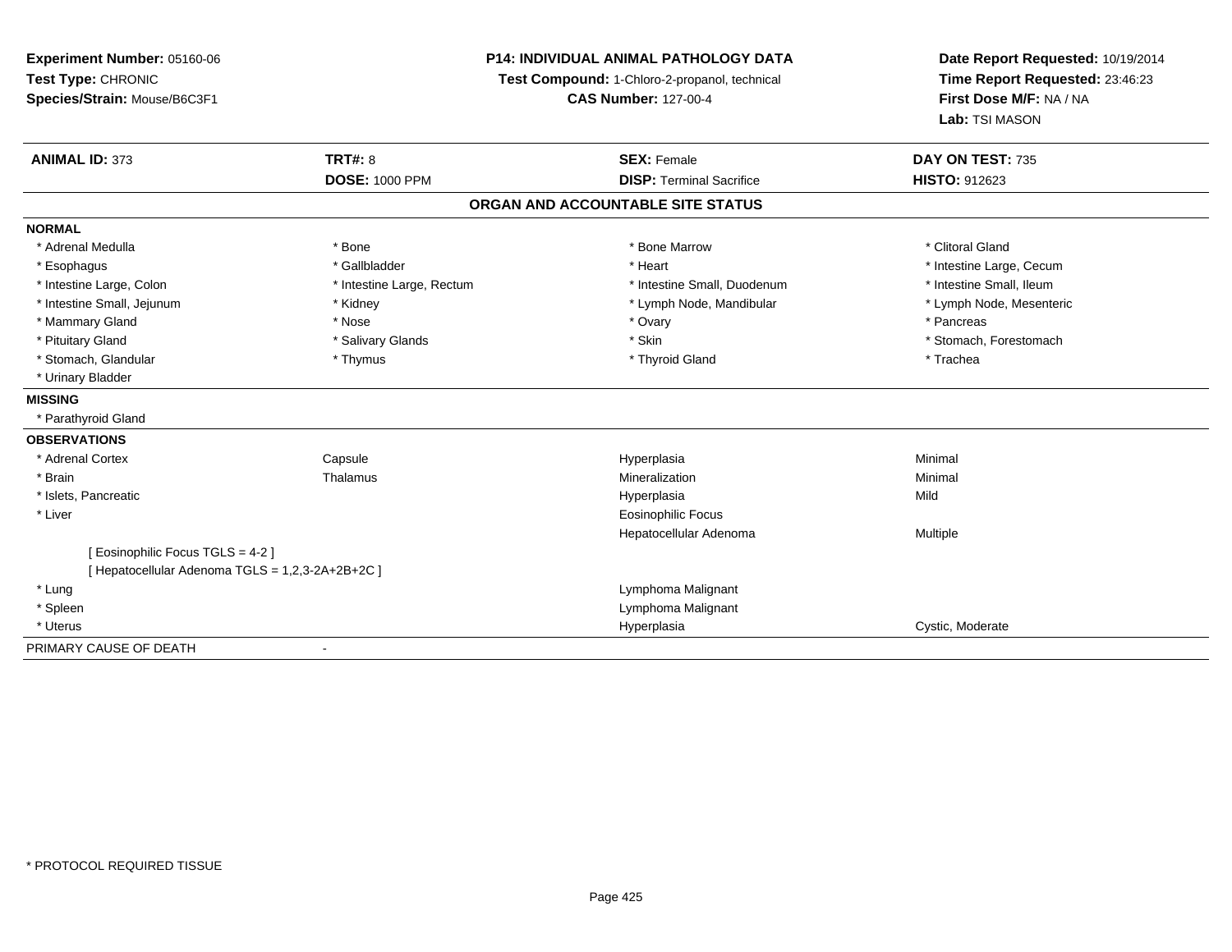**Experiment Number:** 05160-06
**Test Type:** CHRONIC
**Species/Strain:** Mouse/B6C3F1

**P14: INDIVIDUAL ANIMAL PATHOLOGY DATA**
**Test Compound:** 1-Chloro-2-propanol, technical
**CAS Number:** 127-00-4

**Date Report Requested:** 10/19/2014
**Time Report Requested:** 23:46:23
**First Dose M/F:** NA / NA
**Lab:** TSI MASON

| **ANIMAL ID:** 373 | **TRT#:** 8 | **SEX:** Female | **DAY ON TEST:** 735 |
|---|---|---|---|
| | **DOSE:** 1000 PPM | **DISP:** Terminal Sacrifice | **HISTO:** 912623 |

## ORGAN AND ACCOUNTABLE SITE STATUS

**NORMAL**

| | | | |
|---|---|---|---|
| * Adrenal Medulla | * Bone | * Bone Marrow | * Clitoral Gland |
| * Esophagus | * Gallbladder | * Heart | * Intestine Large, Cecum |
| * Intestine Large, Colon | * Intestine Large, Rectum | * Intestine Small, Duodenum | * Intestine Small, Ileum |
| * Intestine Small, Jejunum | * Kidney | * Lymph Node, Mandibular | * Lymph Node, Mesenteric |
| * Mammary Gland | * Nose | * Ovary | * Pancreas |
| * Pituitary Gland | * Salivary Glands | * Skin | * Stomach, Forestomach |
| * Stomach, Glandular | * Thymus | * Thyroid Gland | * Trachea |
| * Urinary Bladder | | | |

**MISSING**

* Parathyroid Gland

**OBSERVATIONS**

| | | | |
|---|---|---|---|
| * Adrenal Cortex | Capsule | Hyperplasia | Minimal |
| * Brain | Thalamus | Mineralization | Minimal |
| * Islets, Pancreatic | | Hyperplasia | Mild |
| * Liver | | Eosinophilic Focus | |
| | | Hepatocellular Adenoma | Multiple |
| [ Eosinophilic Focus TGLS = 4-2 ] | | | |
| [ Hepatocellular Adenoma TGLS = 1,2,3-2A+2B+2C ] | | | |
| * Lung | | Lymphoma Malignant | |
| * Spleen | | Lymphoma Malignant | |
| * Uterus | | Hyperplasia | Cystic, Moderate |

PRIMARY CAUSE OF DEATH -

\* PROTOCOL REQUIRED TISSUE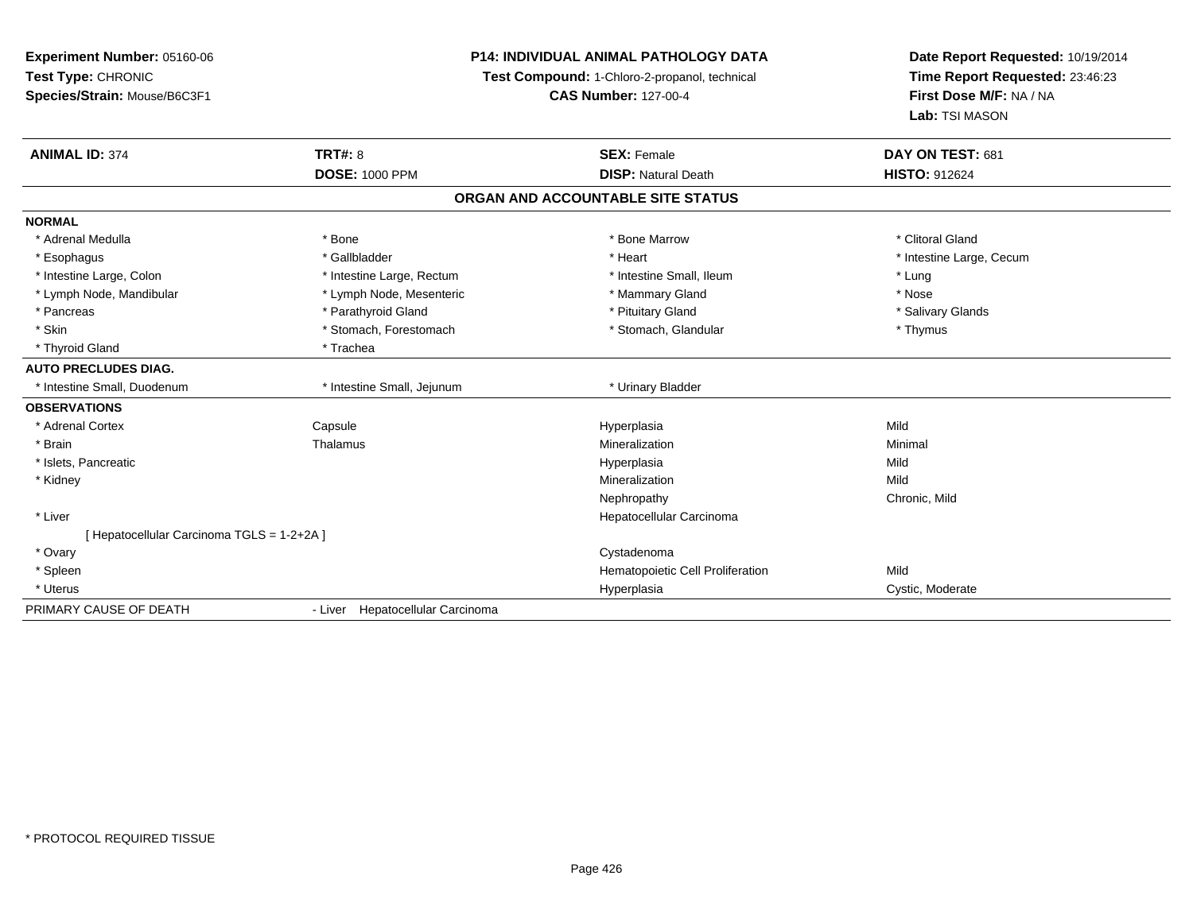**Experiment Number:** 05160-06
**Test Type:** CHRONIC
**Species/Strain:** Mouse/B6C3F1

**P14: INDIVIDUAL ANIMAL PATHOLOGY DATA**
**Test Compound:** 1-Chloro-2-propanol, technical
**CAS Number:** 127-00-4

**Date Report Requested:** 10/19/2014
**Time Report Requested:** 23:46:23
**First Dose M/F:** NA / NA
**Lab:** TSI MASON

| **ANIMAL ID:** 374 | **TRT#:** 8 | **SEX:** Female | **DAY ON TEST:** 681 |
|---|---|---|---|
| | **DOSE:** 1000 PPM | **DISP:** Natural Death | **HISTO:** 912624 |

## ORGAN AND ACCOUNTABLE SITE STATUS

**NORMAL**

| | | | |
|---|---|---|---|
| * Adrenal Medulla | * Bone | * Bone Marrow | * Clitoral Gland |
| * Esophagus | * Gallbladder | * Heart | * Intestine Large, Cecum |
| * Intestine Large, Colon | * Intestine Large, Rectum | * Intestine Small, Ileum | * Lung |
| * Lymph Node, Mandibular | * Lymph Node, Mesenteric | * Mammary Gland | * Nose |
| * Pancreas | * Parathyroid Gland | * Pituitary Gland | * Salivary Glands |
| * Skin | * Stomach, Forestomach | * Stomach, Glandular | * Thymus |
| * Thyroid Gland | * Trachea | | |

**AUTO PRECLUDES DIAG.**

| | | |
|---|---|---|
| * Intestine Small, Duodenum | * Intestine Small, Jejunum | * Urinary Bladder |

**OBSERVATIONS**

| | | | |
|---|---|---|---|
| * Adrenal Cortex | Capsule | Hyperplasia | Mild |
| * Brain | Thalamus | Mineralization | Minimal |
| * Islets, Pancreatic | | Hyperplasia | Mild |
| * Kidney | | Mineralization | Mild |
| | | Nephropathy | Chronic, Mild |
| * Liver | | Hepatocellular Carcinoma | |
| [ Hepatocellular Carcinoma TGLS = 1-2+2A ] | | | |
| * Ovary | | Cystadenoma | |
| * Spleen | | Hematopoietic Cell Proliferation | Mild |
| * Uterus | | Hyperplasia | Cystic, Moderate |

PRIMARY CAUSE OF DEATH - Liver Hepatocellular Carcinoma

* PROTOCOL REQUIRED TISSUE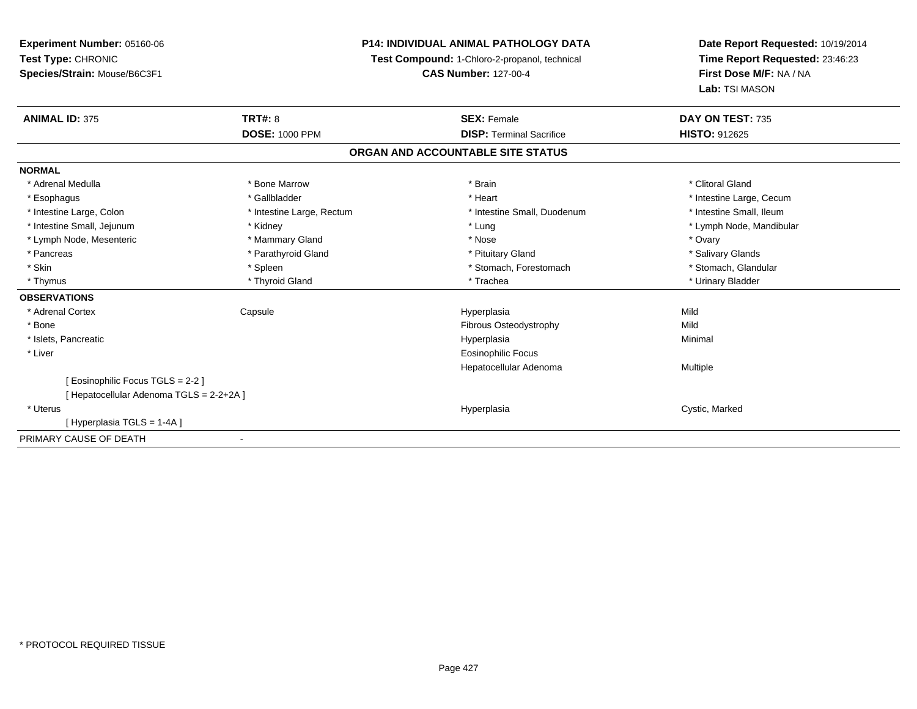**Experiment Number:** 05160-06
**Test Type:** CHRONIC
**Species/Strain:** Mouse/B6C3F1

**P14: INDIVIDUAL ANIMAL PATHOLOGY DATA**
**Test Compound:** 1-Chloro-2-propanol, technical
**CAS Number:** 127-00-4

**Date Report Requested:** 10/19/2014
**Time Report Requested:** 23:46:23
**First Dose M/F:** NA / NA
**Lab:** TSI MASON

| **ANIMAL ID:** 375 | **TRT#:** 8 | **SEX:** Female | **DAY ON TEST:** 735 |
|---|---|---|---|
| | **DOSE:** 1000 PPM | **DISP:** Terminal Sacrifice | **HISTO:** 912625 |

## ORGAN AND ACCOUNTABLE SITE STATUS

**NORMAL**

| | | | |
|---|---|---|---|
| * Adrenal Medulla | * Bone Marrow | * Brain | * Clitoral Gland |
| * Esophagus | * Gallbladder | * Heart | * Intestine Large, Cecum |
| * Intestine Large, Colon | * Intestine Large, Rectum | * Intestine Small, Duodenum | * Intestine Small, Ileum |
| * Intestine Small, Jejunum | * Kidney | * Lung | * Lymph Node, Mandibular |
| * Lymph Node, Mesenteric | * Mammary Gland | * Nose | * Ovary |
| * Pancreas | * Parathyroid Gland | * Pituitary Gland | * Salivary Glands |
| * Skin | * Spleen | * Stomach, Forestomach | * Stomach, Glandular |
| * Thymus | * Thyroid Gland | * Trachea | * Urinary Bladder |

**OBSERVATIONS**

| | | | |
|---|---|---|---|
| * Adrenal Cortex | Capsule | Hyperplasia | Mild |
| * Bone | | Fibrous Osteodystrophy | Mild |
| * Islets, Pancreatic | | Hyperplasia | Minimal |
| * Liver | | Eosinophilic Focus | |
| | | Hepatocellular Adenoma | Multiple |
| [ Eosinophilic Focus TGLS = 2-2 ] | | | |
| [ Hepatocellular Adenoma TGLS = 2-2+2A ] | | | |
| * Uterus | | Hyperplasia | Cystic, Marked |
| [ Hyperplasia TGLS = 1-4A ] | | | |

PRIMARY CAUSE OF DEATH -

* PROTOCOL REQUIRED TISSUE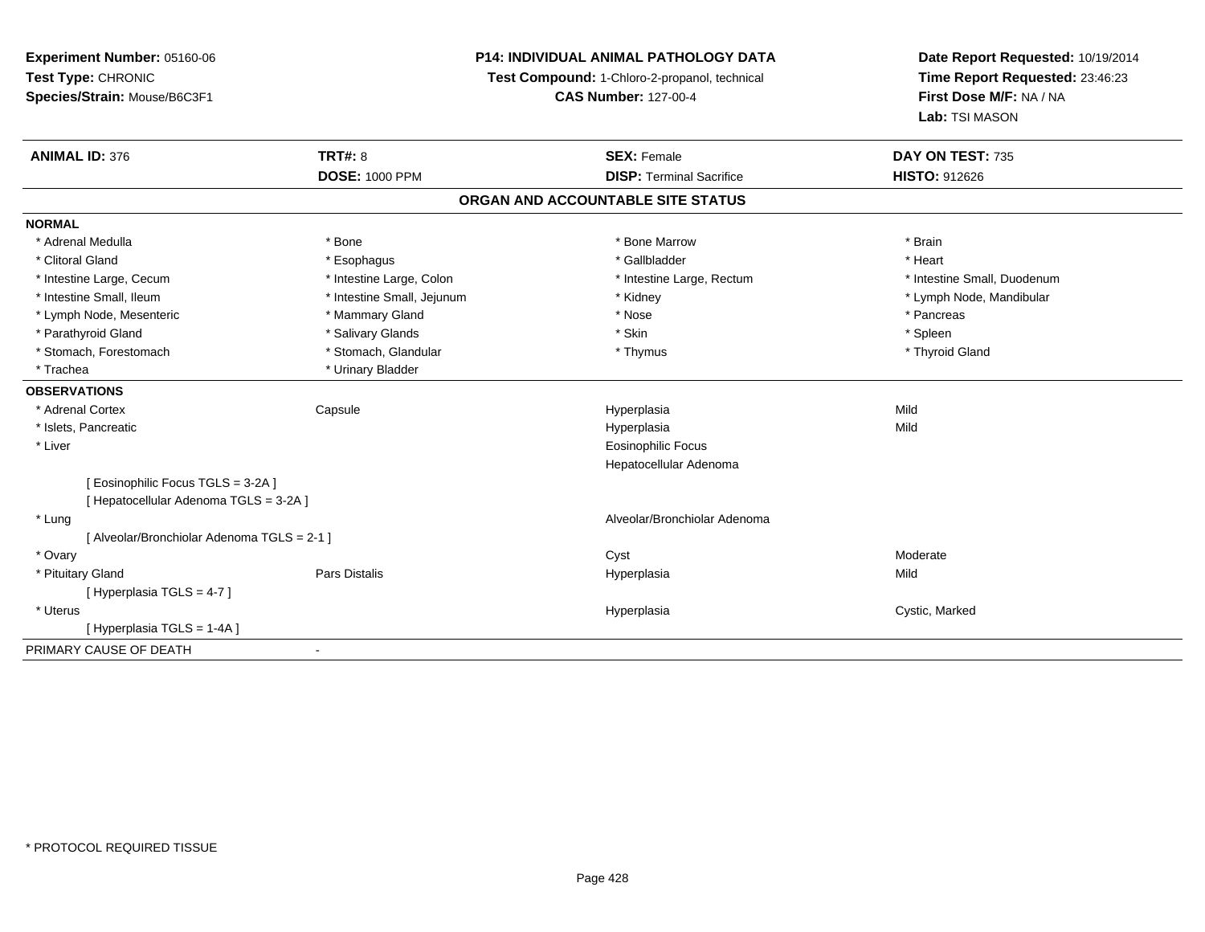**Experiment Number:** 05160-06
**Test Type:** CHRONIC
**Species/Strain:** Mouse/B6C3F1

**P14: INDIVIDUAL ANIMAL PATHOLOGY DATA**
**Test Compound:** 1-Chloro-2-propanol, technical
**CAS Number:** 127-00-4

**Date Report Requested:** 10/19/2014
**Time Report Requested:** 23:46:23
**First Dose M/F:** NA / NA
**Lab:** TSI MASON

| **ANIMAL ID:** 376 | **TRT#:** 8 | **SEX:** Female | **DAY ON TEST:** 735 |
|---|---|---|---|
| | **DOSE:** 1000 PPM | **DISP:** Terminal Sacrifice | **HISTO:** 912626 |

## ORGAN AND ACCOUNTABLE SITE STATUS

| | | | |
|---|---|---|---|
| **NORMAL** | | | |
| * Adrenal Medulla | * Bone | * Bone Marrow | * Brain |
| * Clitoral Gland | * Esophagus | * Gallbladder | * Heart |
| * Intestine Large, Cecum | * Intestine Large, Colon | * Intestine Large, Rectum | * Intestine Small, Duodenum |
| * Intestine Small, Ileum | * Intestine Small, Jejunum | * Kidney | * Lymph Node, Mandibular |
| * Lymph Node, Mesenteric | * Mammary Gland | * Nose | * Pancreas |
| * Parathyroid Gland | * Salivary Glands | * Skin | * Spleen |
| * Stomach, Forestomach | * Stomach, Glandular | * Thymus | * Thyroid Gland |
| * Trachea | * Urinary Bladder | | |
| **OBSERVATIONS** | | | |
| * Adrenal Cortex | Capsule | Hyperplasia | Mild |
| * Islets, Pancreatic | | Hyperplasia | Mild |
| * Liver | | Eosinophilic Focus | |
| | | Hepatocellular Adenoma | |
| [ Eosinophilic Focus TGLS = 3-2A ] | | | |
| [ Hepatocellular Adenoma TGLS = 3-2A ] | | | |
| * Lung | | Alveolar/Bronchiolar Adenoma | |
| [ Alveolar/Bronchiolar Adenoma TGLS = 2-1 ] | | | |
| * Ovary | | Cyst | Moderate |
| * Pituitary Gland | Pars Distalis | Hyperplasia | Mild |
| [ Hyperplasia TGLS = 4-7 ] | | | |
| * Uterus | | Hyperplasia | Cystic, Marked |
| [ Hyperplasia TGLS = 1-4A ] | | | |
| PRIMARY CAUSE OF DEATH | - | | |

* PROTOCOL REQUIRED TISSUE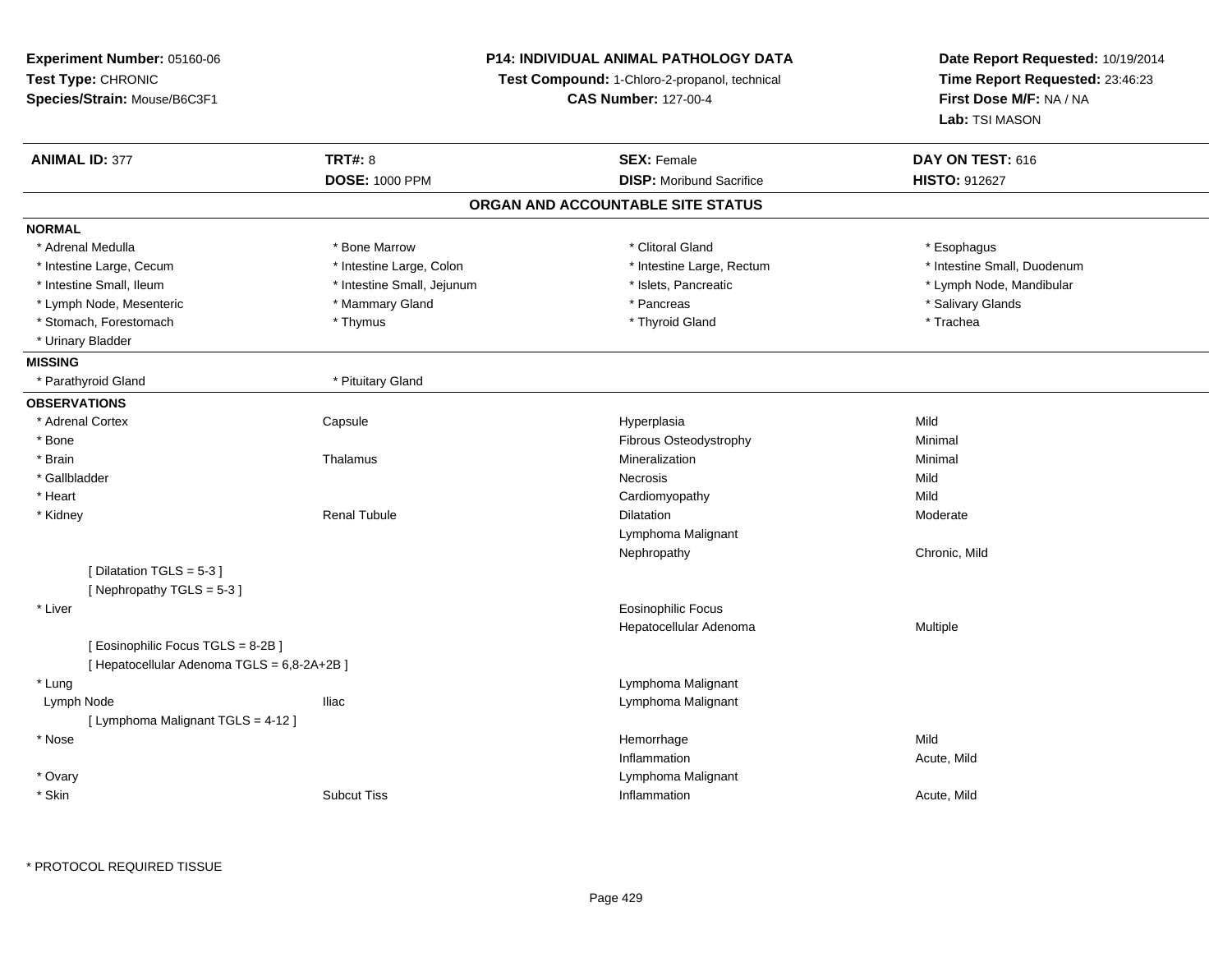**Experiment Number:** 05160-06
**Test Type:** CHRONIC
**Species/Strain:** Mouse/B6C3F1

**P14: INDIVIDUAL ANIMAL PATHOLOGY DATA**
**Test Compound:** 1-Chloro-2-propanol, technical
**CAS Number:** 127-00-4

**Date Report Requested:** 10/19/2014
**Time Report Requested:** 23:46:23
**First Dose M/F:** NA / NA
**Lab:** TSI MASON

| **ANIMAL ID:** 377 | **TRT#:** 8 | **SEX:** Female | **DAY ON TEST:** 616 |
|---|---|---|---|
| | **DOSE:** 1000 PPM | **DISP:** Moribund Sacrifice | **HISTO:** 912627 |

## ORGAN AND ACCOUNTABLE SITE STATUS

**NORMAL**

| | | | |
|---|---|---|---|
| * Adrenal Medulla | * Bone Marrow | * Clitoral Gland | * Esophagus |
| * Intestine Large, Cecum | * Intestine Large, Colon | * Intestine Large, Rectum | * Intestine Small, Duodenum |
| * Intestine Small, Ileum | * Intestine Small, Jejunum | * Islets, Pancreatic | * Lymph Node, Mandibular |
| * Lymph Node, Mesenteric | * Mammary Gland | * Pancreas | * Salivary Glands |
| * Stomach, Forestomach | * Thymus | * Thyroid Gland | * Trachea |
| * Urinary Bladder | | | |

**MISSING**

| | |
|---|---|
| * Parathyroid Gland | * Pituitary Gland |

**OBSERVATIONS**

| | | | |
|---|---|---|---|
| * Adrenal Cortex | Capsule | Hyperplasia | Mild |
| * Bone | | Fibrous Osteodystrophy | Minimal |
| * Brain | Thalamus | Mineralization | Minimal |
| * Gallbladder | | Necrosis | Mild |
| * Heart | | Cardiomyopathy | Mild |
| * Kidney | Renal Tubule | Dilatation | Moderate |
| | | Lymphoma Malignant | |
| | | Nephropathy | Chronic, Mild |
| [ Dilatation TGLS = 5-3 ] | | | |
| [ Nephropathy TGLS = 5-3 ] | | | |
| * Liver | | Eosinophilic Focus | |
| | | Hepatocellular Adenoma | Multiple |
| [ Eosinophilic Focus TGLS = 8-2B ] | | | |
| [ Hepatocellular Adenoma TGLS = 6,8-2A+2B ] | | | |
| * Lung | | Lymphoma Malignant | |
| Lymph Node | Iliac | Lymphoma Malignant | |
| [ Lymphoma Malignant TGLS = 4-12 ] | | | |
| * Nose | | Hemorrhage | Mild |
| | | Inflammation | Acute, Mild |
| * Ovary | | Lymphoma Malignant | |
| * Skin | Subcut Tiss | Inflammation | Acute, Mild |

\* PROTOCOL REQUIRED TISSUE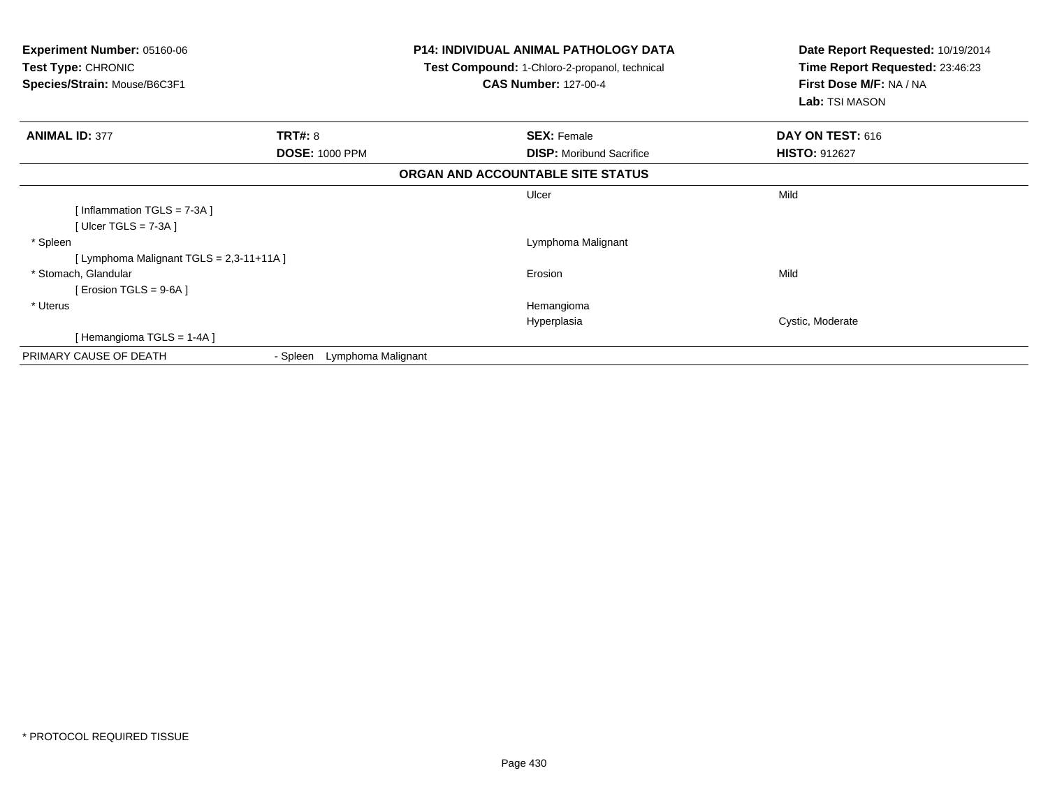**Experiment Number:** 05160-06
**Test Type:** CHRONIC
**Species/Strain:** Mouse/B6C3F1

**P14: INDIVIDUAL ANIMAL PATHOLOGY DATA**
**Test Compound:** 1-Chloro-2-propanol, technical
**CAS Number:** 127-00-4

**Date Report Requested:** 10/19/2014
**Time Report Requested:** 23:46:23
**First Dose M/F:** NA / NA
**Lab:** TSI MASON

| **ANIMAL ID:** 377 | **TRT#:** 8 | **SEX:** Female | **DAY ON TEST:** 616 |
|---|---|---|---|
| | **DOSE:** 1000 PPM | **DISP:** Moribund Sacrifice | **HISTO:** 912627 |

**ORGAN AND ACCOUNTABLE SITE STATUS**

| | | | |
|---|---|---|---|
| | | Ulcer | Mild |
| [ Inflammation TGLS = 7-3A ] | | | |
| [ Ulcer TGLS = 7-3A ] | | | |
| * Spleen | | Lymphoma Malignant | |
| [ Lymphoma Malignant TGLS = 2,3-11+11A ] | | | |
| * Stomach, Glandular | | Erosion | Mild |
| [ Erosion TGLS = 9-6A ] | | | |
| * Uterus | | Hemangioma | |
| | | Hyperplasia | Cystic, Moderate |
| [ Hemangioma TGLS = 1-4A ] | | | |
| PRIMARY CAUSE OF DEATH | - Spleen Lymphoma Malignant | | |

* PROTOCOL REQUIRED TISSUE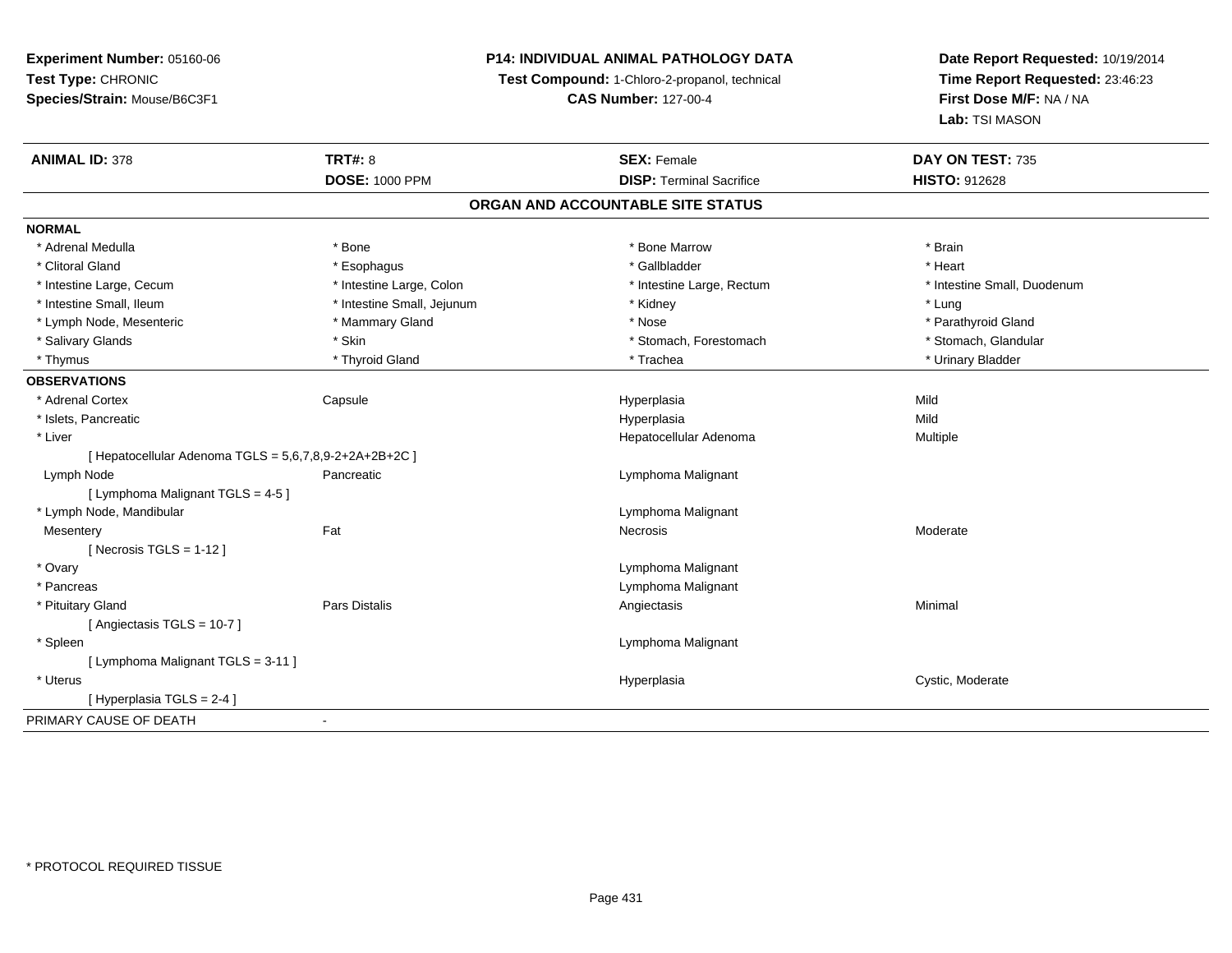**Experiment Number:** 05160-06
**Test Type:** CHRONIC
**Species/Strain:** Mouse/B6C3F1

**P14: INDIVIDUAL ANIMAL PATHOLOGY DATA**
**Test Compound:** 1-Chloro-2-propanol, technical
**CAS Number:** 127-00-4

**Date Report Requested:** 10/19/2014
**Time Report Requested:** 23:46:23
**First Dose M/F:** NA / NA
**Lab:** TSI MASON

| **ANIMAL ID:** 378 | **TRT#:** 8 | **SEX:** Female | **DAY ON TEST:** 735 |
|---|---|---|---|
| | **DOSE:** 1000 PPM | **DISP:** Terminal Sacrifice | **HISTO:** 912628 |

## ORGAN AND ACCOUNTABLE SITE STATUS

**NORMAL**

| | | | |
|---|---|---|---|
| * Adrenal Medulla | * Bone | * Bone Marrow | * Brain |
| * Clitoral Gland | * Esophagus | * Gallbladder | * Heart |
| * Intestine Large, Cecum | * Intestine Large, Colon | * Intestine Large, Rectum | * Intestine Small, Duodenum |
| * Intestine Small, Ileum | * Intestine Small, Jejunum | * Kidney | * Lung |
| * Lymph Node, Mesenteric | * Mammary Gland | * Nose | * Parathyroid Gland |
| * Salivary Glands | * Skin | * Stomach, Forestomach | * Stomach, Glandular |
| * Thymus | * Thyroid Gland | * Trachea | * Urinary Bladder |

**OBSERVATIONS**

| | | | |
|---|---|---|---|
| * Adrenal Cortex | Capsule | Hyperplasia | Mild |
| * Islets, Pancreatic | | Hyperplasia | Mild |
| * Liver | | Hepatocellular Adenoma | Multiple |
| [ Hepatocellular Adenoma TGLS = 5,6,7,8,9-2+2A+2B+2C ] | | | |
| Lymph Node | Pancreatic | Lymphoma Malignant | |
| [ Lymphoma Malignant TGLS = 4-5 ] | | | |
| * Lymph Node, Mandibular | | Lymphoma Malignant | |
| Mesentery | Fat | Necrosis | Moderate |
| [ Necrosis TGLS = 1-12 ] | | | |
| * Ovary | | Lymphoma Malignant | |
| * Pancreas | | Lymphoma Malignant | |
| * Pituitary Gland | Pars Distalis | Angiectasis | Minimal |
| [ Angiectasis TGLS = 10-7 ] | | | |
| * Spleen | | Lymphoma Malignant | |
| [ Lymphoma Malignant TGLS = 3-11 ] | | | |
| * Uterus | | Hyperplasia | Cystic, Moderate |
| [ Hyperplasia TGLS = 2-4 ] | | | |

PRIMARY CAUSE OF DEATH -

* PROTOCOL REQUIRED TISSUE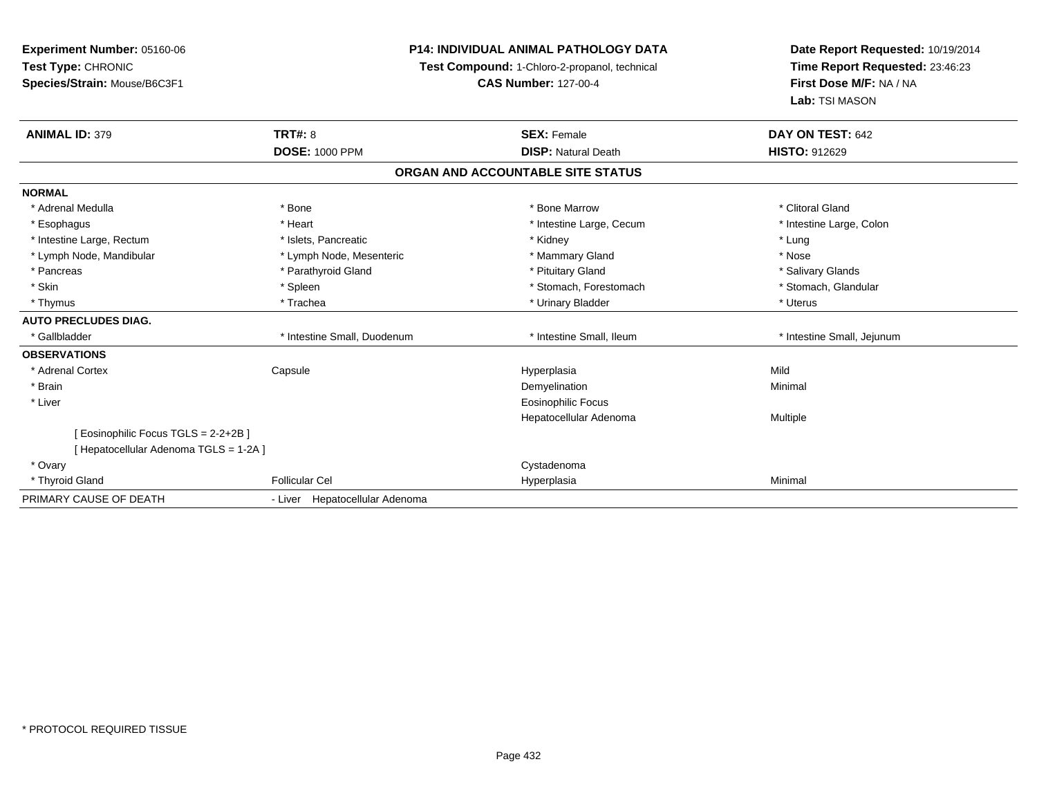**Experiment Number:** 05160-06
**Test Type:** CHRONIC
**Species/Strain:** Mouse/B6C3F1

**P14: INDIVIDUAL ANIMAL PATHOLOGY DATA**
**Test Compound:** 1-Chloro-2-propanol, technical
**CAS Number:** 127-00-4

**Date Report Requested:** 10/19/2014
**Time Report Requested:** 23:46:23
**First Dose M/F:** NA / NA
**Lab:** TSI MASON

| **ANIMAL ID:** 379 | **TRT#:** 8 | **SEX:** Female | **DAY ON TEST:** 642 |
|---|---|---|---|
| | **DOSE:** 1000 PPM | **DISP:** Natural Death | **HISTO:** 912629 |

## ORGAN AND ACCOUNTABLE SITE STATUS

| | | | |
|---|---|---|---|
| **NORMAL** | | | |
| * Adrenal Medulla | * Bone | * Bone Marrow | * Clitoral Gland |
| * Esophagus | * Heart | * Intestine Large, Cecum | * Intestine Large, Colon |
| * Intestine Large, Rectum | * Islets, Pancreatic | * Kidney | * Lung |
| * Lymph Node, Mandibular | * Lymph Node, Mesenteric | * Mammary Gland | * Nose |
| * Pancreas | * Parathyroid Gland | * Pituitary Gland | * Salivary Glands |
| * Skin | * Spleen | * Stomach, Forestomach | * Stomach, Glandular |
| * Thymus | * Trachea | * Urinary Bladder | * Uterus |
| **AUTO PRECLUDES DIAG.** | | | |
| * Gallbladder | * Intestine Small, Duodenum | * Intestine Small, Ileum | * Intestine Small, Jejunum |
| **OBSERVATIONS** | | | |
| * Adrenal Cortex | Capsule | Hyperplasia | Mild |
| * Brain | | Demyelination | Minimal |
| * Liver | | Eosinophilic Focus | |
| | | Hepatocellular Adenoma | Multiple |
| [ Eosinophilic Focus TGLS = 2-2+2B ] | | | |
| [ Hepatocellular Adenoma TGLS = 1-2A ] | | | |
| * Ovary | | Cystadenoma | |
| * Thyroid Gland | Follicular Cel | Hyperplasia | Minimal |
| PRIMARY CAUSE OF DEATH | - Liver Hepatocellular Adenoma | | |

* PROTOCOL REQUIRED TISSUE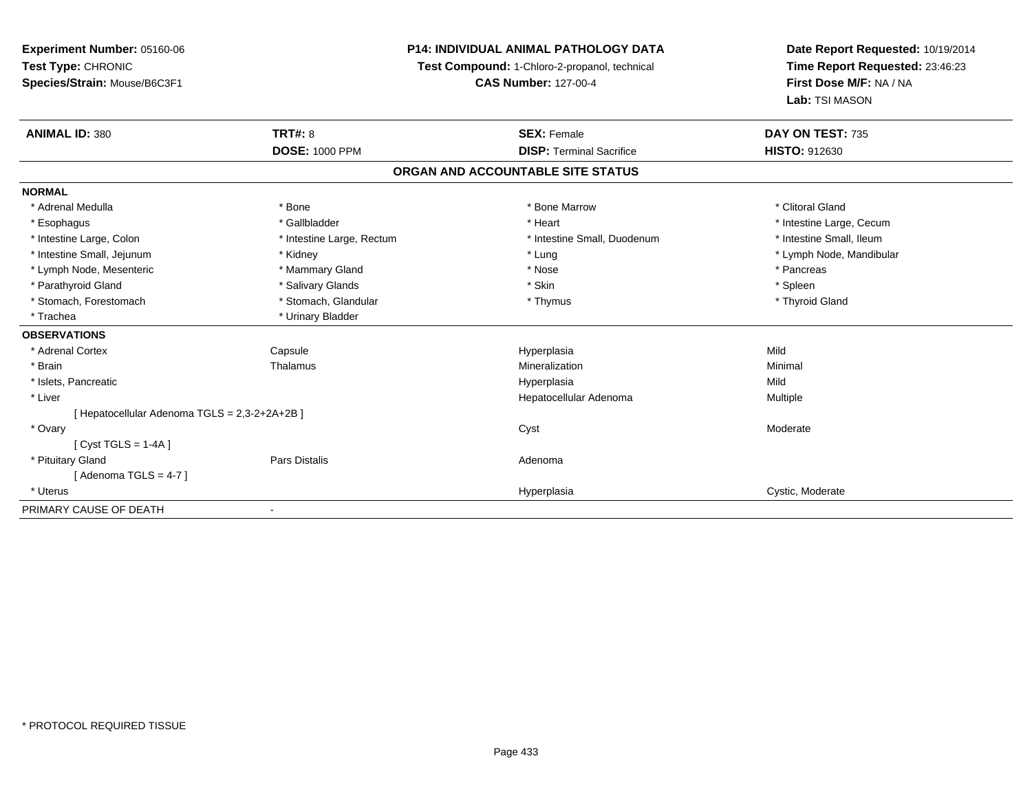**Experiment Number:** 05160-06
**Test Type:** CHRONIC
**Species/Strain:** Mouse/B6C3F1

**P14: INDIVIDUAL ANIMAL PATHOLOGY DATA**
**Test Compound:** 1-Chloro-2-propanol, technical
**CAS Number:** 127-00-4

**Date Report Requested:** 10/19/2014
**Time Report Requested:** 23:46:23
**First Dose M/F:** NA / NA
**Lab:** TSI MASON

| **ANIMAL ID:** 380 | **TRT#:** 8 | **SEX:** Female | **DAY ON TEST:** 735 |
|---|---|---|---|
| | **DOSE:** 1000 PPM | **DISP:** Terminal Sacrifice | **HISTO:** 912630 |

## ORGAN AND ACCOUNTABLE SITE STATUS

**NORMAL**

| | | | |
|---|---|---|---|
| * Adrenal Medulla | * Bone | * Bone Marrow | * Clitoral Gland |
| * Esophagus | * Gallbladder | * Heart | * Intestine Large, Cecum |
| * Intestine Large, Colon | * Intestine Large, Rectum | * Intestine Small, Duodenum | * Intestine Small, Ileum |
| * Intestine Small, Jejunum | * Kidney | * Lung | * Lymph Node, Mandibular |
| * Lymph Node, Mesenteric | * Mammary Gland | * Nose | * Pancreas |
| * Parathyroid Gland | * Salivary Glands | * Skin | * Spleen |
| * Stomach, Forestomach | * Stomach, Glandular | * Thymus | * Thyroid Gland |
| * Trachea | * Urinary Bladder | | |

**OBSERVATIONS**

| | | | |
|---|---|---|---|
| * Adrenal Cortex | Capsule | Hyperplasia | Mild |
| * Brain | Thalamus | Mineralization | Minimal |
| * Islets, Pancreatic | | Hyperplasia | Mild |
| * Liver | | Hepatocellular Adenoma | Multiple |
| [ Hepatocellular Adenoma TGLS = 2,3-2+2A+2B ] | | | |
| * Ovary | | Cyst | Moderate |
| [ Cyst TGLS = 1-4A ] | | | |
| * Pituitary Gland | Pars Distalis | Adenoma | |
| [ Adenoma TGLS = 4-7 ] | | | |
| * Uterus | | Hyperplasia | Cystic, Moderate |

PRIMARY CAUSE OF DEATH -

* PROTOCOL REQUIRED TISSUE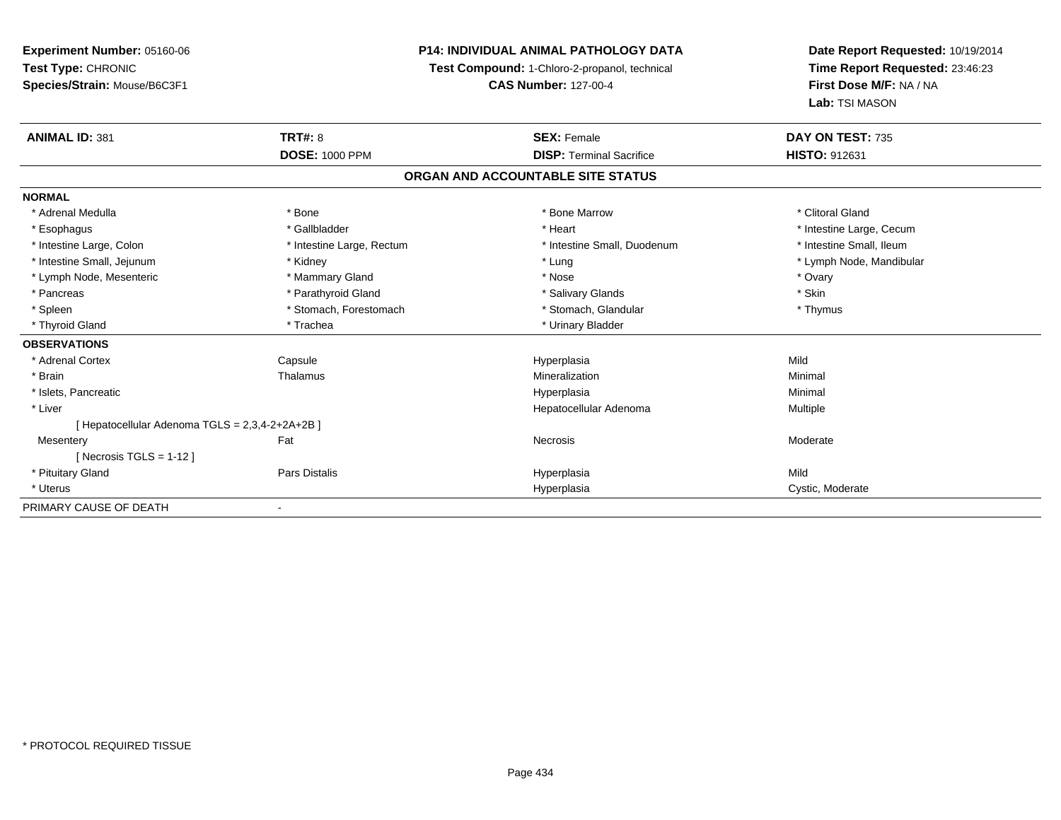**Experiment Number:** 05160-06
**Test Type:** CHRONIC
**Species/Strain:** Mouse/B6C3F1

**P14: INDIVIDUAL ANIMAL PATHOLOGY DATA**
**Test Compound:** 1-Chloro-2-propanol, technical
**CAS Number:** 127-00-4

**Date Report Requested:** 10/19/2014
**Time Report Requested:** 23:46:23
**First Dose M/F:** NA / NA
**Lab:** TSI MASON

| **ANIMAL ID:** 381 | **TRT#:** 8 | **SEX:** Female | **DAY ON TEST:** 735 |
|---|---|---|---|
| | **DOSE:** 1000 PPM | **DISP:** Terminal Sacrifice | **HISTO:** 912631 |

## ORGAN AND ACCOUNTABLE SITE STATUS

**NORMAL**

| | | | |
|---|---|---|---|
| * Adrenal Medulla | * Bone | * Bone Marrow | * Clitoral Gland |
| * Esophagus | * Gallbladder | * Heart | * Intestine Large, Cecum |
| * Intestine Large, Colon | * Intestine Large, Rectum | * Intestine Small, Duodenum | * Intestine Small, Ileum |
| * Intestine Small, Jejunum | * Kidney | * Lung | * Lymph Node, Mandibular |
| * Lymph Node, Mesenteric | * Mammary Gland | * Nose | * Ovary |
| * Pancreas | * Parathyroid Gland | * Salivary Glands | * Skin |
| * Spleen | * Stomach, Forestomach | * Stomach, Glandular | * Thymus |
| * Thyroid Gland | * Trachea | * Urinary Bladder | |

**OBSERVATIONS**

| | | | |
|---|---|---|---|
| * Adrenal Cortex | Capsule | Hyperplasia | Mild |
| * Brain | Thalamus | Mineralization | Minimal |
| * Islets, Pancreatic | | Hyperplasia | Minimal |
| * Liver | | Hepatocellular Adenoma | Multiple |
| [ Hepatocellular Adenoma TGLS = 2,3,4-2+2A+2B ] | | | |
| Mesentery | Fat | Necrosis | Moderate |
| [ Necrosis TGLS = 1-12 ] | | | |
| * Pituitary Gland | Pars Distalis | Hyperplasia | Mild |
| * Uterus | | Hyperplasia | Cystic, Moderate |

PRIMARY CAUSE OF DEATH -

* PROTOCOL REQUIRED TISSUE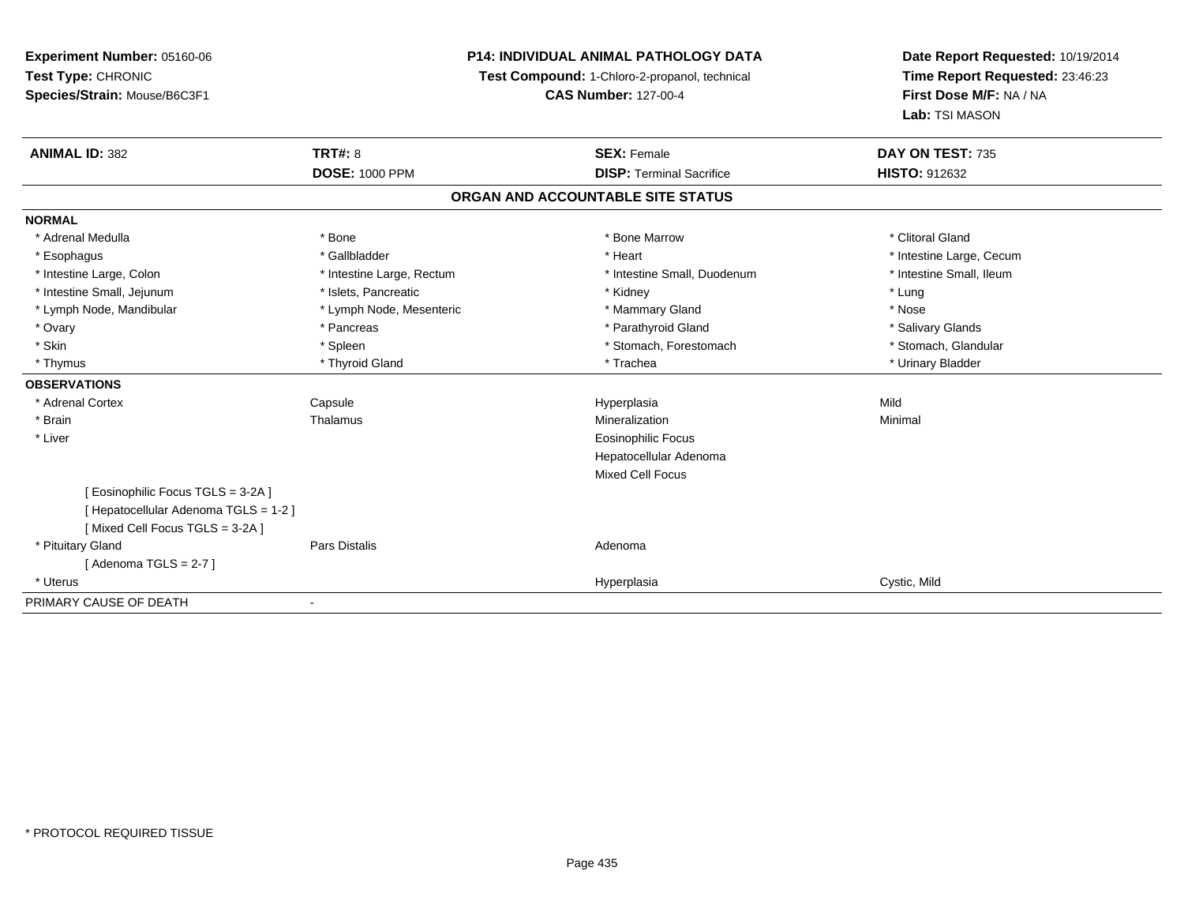**Experiment Number:** 05160-06
**Test Type:** CHRONIC
**Species/Strain:** Mouse/B6C3F1

**P14: INDIVIDUAL ANIMAL PATHOLOGY DATA**
**Test Compound:** 1-Chloro-2-propanol, technical
**CAS Number:** 127-00-4

**Date Report Requested:** 10/19/2014
**Time Report Requested:** 23:46:23
**First Dose M/F:** NA / NA
**Lab:** TSI MASON

| **ANIMAL ID:** 382 | **TRT#:** 8 | **SEX:** Female | **DAY ON TEST:** 735 |
|---|---|---|---|
| | **DOSE:** 1000 PPM | **DISP:** Terminal Sacrifice | **HISTO:** 912632 |

## ORGAN AND ACCOUNTABLE SITE STATUS

**NORMAL**

| | | | |
|---|---|---|---|
| * Adrenal Medulla | * Bone | * Bone Marrow | * Clitoral Gland |
| * Esophagus | * Gallbladder | * Heart | * Intestine Large, Cecum |
| * Intestine Large, Colon | * Intestine Large, Rectum | * Intestine Small, Duodenum | * Intestine Small, Ileum |
| * Intestine Small, Jejunum | * Islets, Pancreatic | * Kidney | * Lung |
| * Lymph Node, Mandibular | * Lymph Node, Mesenteric | * Mammary Gland | * Nose |
| * Ovary | * Pancreas | * Parathyroid Gland | * Salivary Glands |
| * Skin | * Spleen | * Stomach, Forestomach | * Stomach, Glandular |
| * Thymus | * Thyroid Gland | * Trachea | * Urinary Bladder |

**OBSERVATIONS**

| | | | |
|---|---|---|---|
| * Adrenal Cortex | Capsule | Hyperplasia | Mild |
| * Brain | Thalamus | Mineralization | Minimal |
| * Liver | | Eosinophilic Focus | |
| | | Hepatocellular Adenoma | |
| | | Mixed Cell Focus | |
| [ Eosinophilic Focus TGLS = 3-2A ] | | | |
| [ Hepatocellular Adenoma TGLS = 1-2 ] | | | |
| [ Mixed Cell Focus TGLS = 3-2A ] | | | |
| * Pituitary Gland | Pars Distalis | Adenoma | |
| [ Adenoma TGLS = 2-7 ] | | | |
| * Uterus | | Hyperplasia | Cystic, Mild |

PRIMARY CAUSE OF DEATH -

* PROTOCOL REQUIRED TISSUE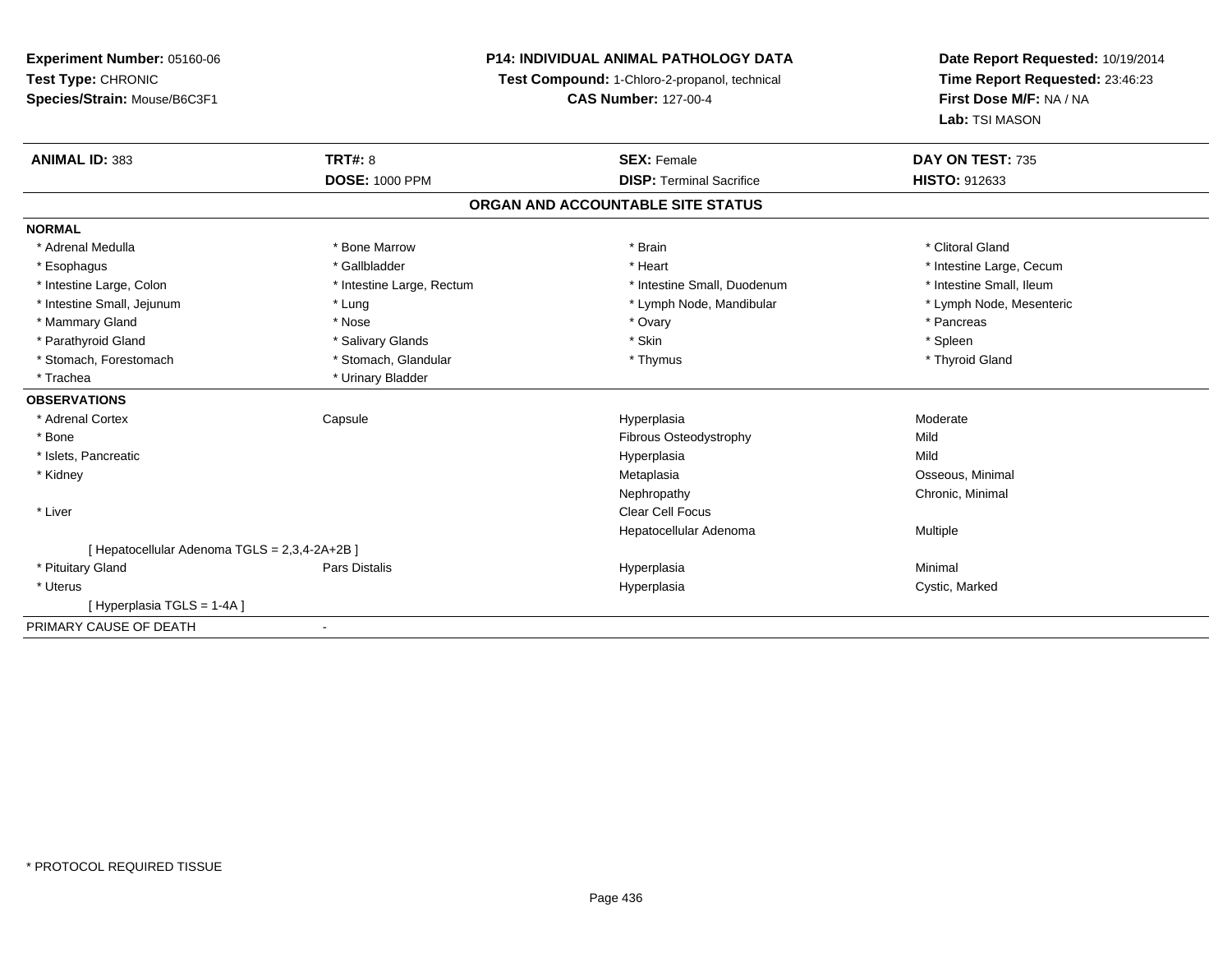**Experiment Number:** 05160-06
**Test Type:** CHRONIC
**Species/Strain:** Mouse/B6C3F1

**P14: INDIVIDUAL ANIMAL PATHOLOGY DATA**
**Test Compound:** 1-Chloro-2-propanol, technical
**CAS Number:** 127-00-4

**Date Report Requested:** 10/19/2014
**Time Report Requested:** 23:46:23
**First Dose M/F:** NA / NA
**Lab:** TSI MASON

| **ANIMAL ID:** 383 | **TRT#:** 8 | **SEX:** Female | **DAY ON TEST:** 735 |
|---|---|---|---|
| | **DOSE:** 1000 PPM | **DISP:** Terminal Sacrifice | **HISTO:** 912633 |

## ORGAN AND ACCOUNTABLE SITE STATUS

| | | | |
|---|---|---|---|
| **NORMAL** | | | |
| * Adrenal Medulla | * Bone Marrow | * Brain | * Clitoral Gland |
| * Esophagus | * Gallbladder | * Heart | * Intestine Large, Cecum |
| * Intestine Large, Colon | * Intestine Large, Rectum | * Intestine Small, Duodenum | * Intestine Small, Ileum |
| * Intestine Small, Jejunum | * Lung | * Lymph Node, Mandibular | * Lymph Node, Mesenteric |
| * Mammary Gland | * Nose | * Ovary | * Pancreas |
| * Parathyroid Gland | * Salivary Glands | * Skin | * Spleen |
| * Stomach, Forestomach | * Stomach, Glandular | * Thymus | * Thyroid Gland |
| * Trachea | * Urinary Bladder | | |
| **OBSERVATIONS** | | | |
| * Adrenal Cortex | Capsule | Hyperplasia | Moderate |
| * Bone | | Fibrous Osteodystrophy | Mild |
| * Islets, Pancreatic | | Hyperplasia | Mild |
| * Kidney | | Metaplasia | Osseous, Minimal |
| | | Nephropathy | Chronic, Minimal |
| * Liver | | Clear Cell Focus | |
| | | Hepatocellular Adenoma | Multiple |
| [ Hepatocellular Adenoma TGLS = 2,3,4-2A+2B ] | | | |
| * Pituitary Gland | Pars Distalis | Hyperplasia | Minimal |
| * Uterus | | Hyperplasia | Cystic, Marked |
| [ Hyperplasia TGLS = 1-4A ] | | | |
| PRIMARY CAUSE OF DEATH | - | | |

* PROTOCOL REQUIRED TISSUE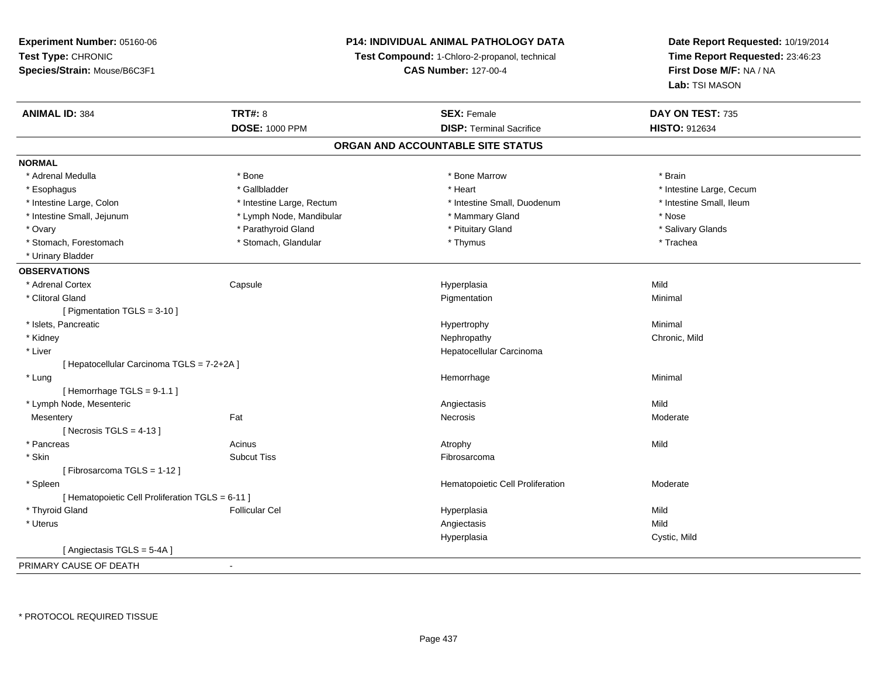**Experiment Number:** 05160-06
**Test Type:** CHRONIC
**Species/Strain:** Mouse/B6C3F1

**P14: INDIVIDUAL ANIMAL PATHOLOGY DATA**
**Test Compound:** 1-Chloro-2-propanol, technical
**CAS Number:** 127-00-4

**Date Report Requested:** 10/19/2014
**Time Report Requested:** 23:46:23
**First Dose M/F:** NA / NA
**Lab:** TSI MASON

| **ANIMAL ID:** 384 | **TRT#:** 8 | **SEX:** Female | **DAY ON TEST:** 735 |
|---|---|---|---|
| | **DOSE:** 1000 PPM | **DISP:** Terminal Sacrifice | **HISTO:** 912634 |

## ORGAN AND ACCOUNTABLE SITE STATUS

**NORMAL**

| | | | |
|---|---|---|---|
| * Adrenal Medulla | * Bone | * Bone Marrow | * Brain |
| * Esophagus | * Gallbladder | * Heart | * Intestine Large, Cecum |
| * Intestine Large, Colon | * Intestine Large, Rectum | * Intestine Small, Duodenum | * Intestine Small, Ileum |
| * Intestine Small, Jejunum | * Lymph Node, Mandibular | * Mammary Gland | * Nose |
| * Ovary | * Parathyroid Gland | * Pituitary Gland | * Salivary Glands |
| * Stomach, Forestomach | * Stomach, Glandular | * Thymus | * Trachea |
| * Urinary Bladder | | | |

**OBSERVATIONS**

| | | | |
|---|---|---|---|
| * Adrenal Cortex | Capsule | Hyperplasia | Mild |
| * Clitoral Gland | | Pigmentation | Minimal |
| [ Pigmentation TGLS = 3-10 ] | | | |
| * Islets, Pancreatic | | Hypertrophy | Minimal |
| * Kidney | | Nephropathy | Chronic, Mild |
| * Liver | | Hepatocellular Carcinoma | |
| [ Hepatocellular Carcinoma TGLS = 7-2+2A ] | | | |
| * Lung | | Hemorrhage | Minimal |
| [ Hemorrhage TGLS = 9-1.1 ] | | | |
| * Lymph Node, Mesenteric | | Angiectasis | Mild |
| Mesentery | Fat | Necrosis | Moderate |
| [ Necrosis TGLS = 4-13 ] | | | |
| * Pancreas | Acinus | Atrophy | Mild |
| * Skin | Subcut Tiss | Fibrosarcoma | |
| [ Fibrosarcoma TGLS = 1-12 ] | | | |
| * Spleen | | Hematopoietic Cell Proliferation | Moderate |
| [ Hematopoietic Cell Proliferation TGLS = 6-11 ] | | | |
| * Thyroid Gland | Follicular Cel | Hyperplasia | Mild |
| * Uterus | | Angiectasis | Mild |
| | | Hyperplasia | Cystic, Mild |
| [ Angiectasis TGLS = 5-4A ] | | | |

PRIMARY CAUSE OF DEATH -

* PROTOCOL REQUIRED TISSUE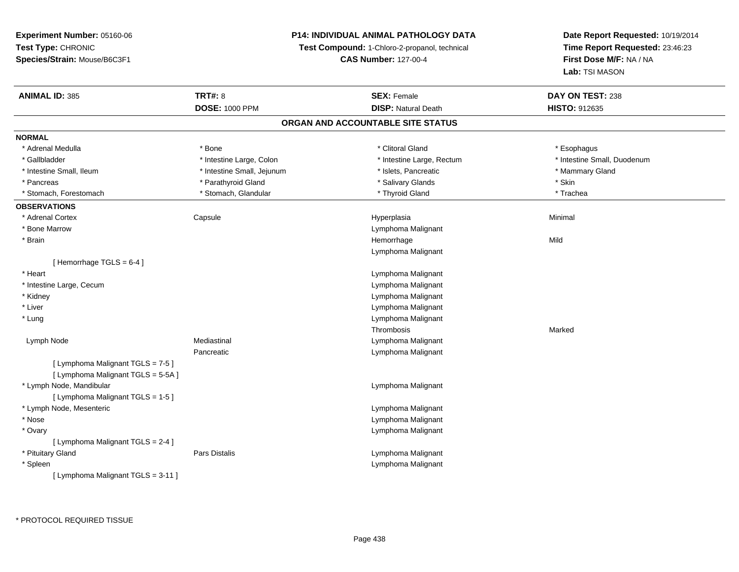**Experiment Number:** 05160-06
**Test Type:** CHRONIC
**Species/Strain:** Mouse/B6C3F1

**P14: INDIVIDUAL ANIMAL PATHOLOGY DATA**
**Test Compound:** 1-Chloro-2-propanol, technical
**CAS Number:** 127-00-4

**Date Report Requested:** 10/19/2014
**Time Report Requested:** 23:46:23
**First Dose M/F:** NA / NA
**Lab:** TSI MASON

| **ANIMAL ID:** 385 | **TRT#:** 8 | **SEX:** Female | **DAY ON TEST:** 238 |
|---|---|---|---|
| | **DOSE:** 1000 PPM | **DISP:** Natural Death | **HISTO:** 912635 |

## ORGAN AND ACCOUNTABLE SITE STATUS

**NORMAL**

| | | | |
|---|---|---|---|
| * Adrenal Medulla | * Bone | * Clitoral Gland | * Esophagus |
| * Gallbladder | * Intestine Large, Colon | * Intestine Large, Rectum | * Intestine Small, Duodenum |
| * Intestine Small, Ileum | * Intestine Small, Jejunum | * Islets, Pancreatic | * Mammary Gland |
| * Pancreas | * Parathyroid Gland | * Salivary Glands | * Skin |
| * Stomach, Forestomach | * Stomach, Glandular | * Thyroid Gland | * Trachea |

**OBSERVATIONS**

| | | | |
|---|---|---|---|
| * Adrenal Cortex | Capsule | Hyperplasia | Minimal |
| * Bone Marrow | | Lymphoma Malignant | |
| * Brain | | Hemorrhage | Mild |
| | | Lymphoma Malignant | |
| [ Hemorrhage TGLS = 6-4 ] | | | |
| * Heart | | Lymphoma Malignant | |
| * Intestine Large, Cecum | | Lymphoma Malignant | |
| * Kidney | | Lymphoma Malignant | |
| * Liver | | Lymphoma Malignant | |
| * Lung | | Lymphoma Malignant | |
| | | Thrombosis | Marked |
| Lymph Node | Mediastinal | Lymphoma Malignant | |
| | Pancreatic | Lymphoma Malignant | |
| [ Lymphoma Malignant TGLS = 7-5 ] | | | |
| [ Lymphoma Malignant TGLS = 5-5A ] | | | |
| * Lymph Node, Mandibular | | Lymphoma Malignant | |
| [ Lymphoma Malignant TGLS = 1-5 ] | | | |
| * Lymph Node, Mesenteric | | Lymphoma Malignant | |
| * Nose | | Lymphoma Malignant | |
| * Ovary | | Lymphoma Malignant | |
| [ Lymphoma Malignant TGLS = 2-4 ] | | | |
| * Pituitary Gland | Pars Distalis | Lymphoma Malignant | |
| * Spleen | | Lymphoma Malignant | |
| [ Lymphoma Malignant TGLS = 3-11 ] | | | |

\* PROTOCOL REQUIRED TISSUE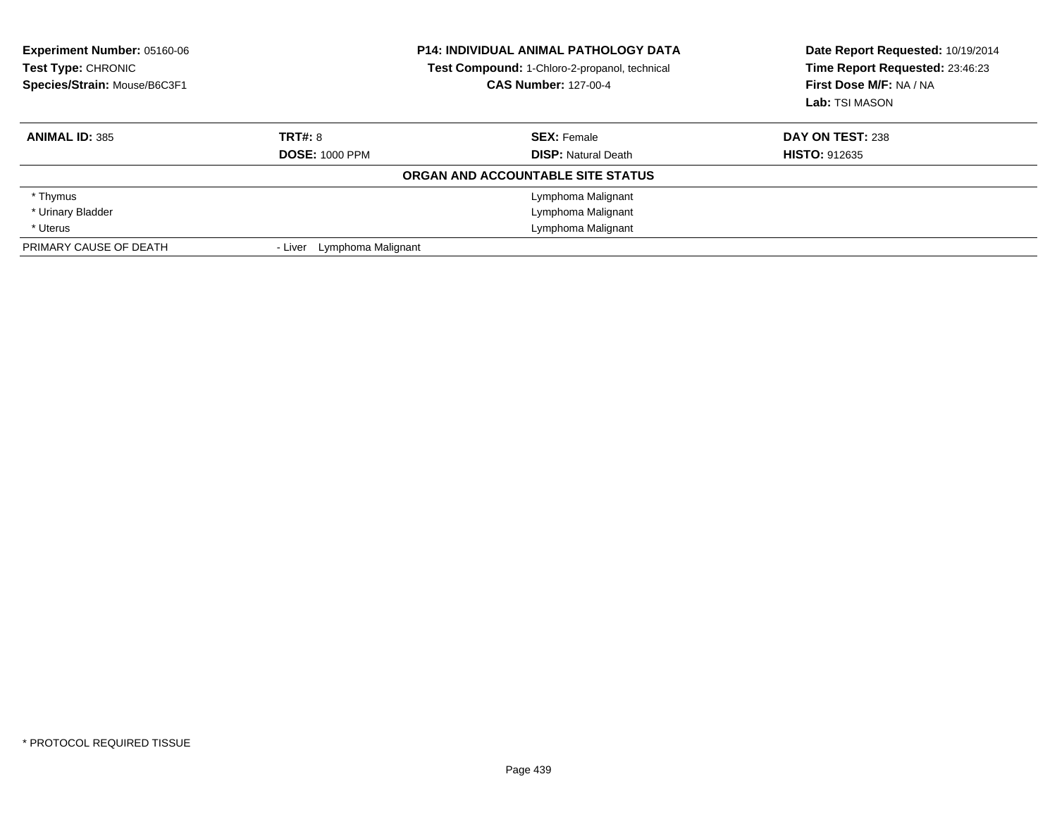**Experiment Number:** 05160-06
**Test Type:** CHRONIC
**Species/Strain:** Mouse/B6C3F1

**P14: INDIVIDUAL ANIMAL PATHOLOGY DATA**
**Test Compound:** 1-Chloro-2-propanol, technical
**CAS Number:** 127-00-4

**Date Report Requested:** 10/19/2014
**Time Report Requested:** 23:46:23
**First Dose M/F:** NA / NA
**Lab:** TSI MASON

| **ANIMAL ID:** 385 | **TRT#:** 8 | **SEX:** Female | **DAY ON TEST:** 238 |
|---|---|---|---|
| | **DOSE:** 1000 PPM | **DISP:** Natural Death | **HISTO:** 912635 |

**ORGAN AND ACCOUNTABLE SITE STATUS**

| | |
|---|---|
| * Thymus | Lymphoma Malignant |
| * Urinary Bladder | Lymphoma Malignant |
| * Uterus | Lymphoma Malignant |
| PRIMARY CAUSE OF DEATH | - Liver Lymphoma Malignant |

* PROTOCOL REQUIRED TISSUE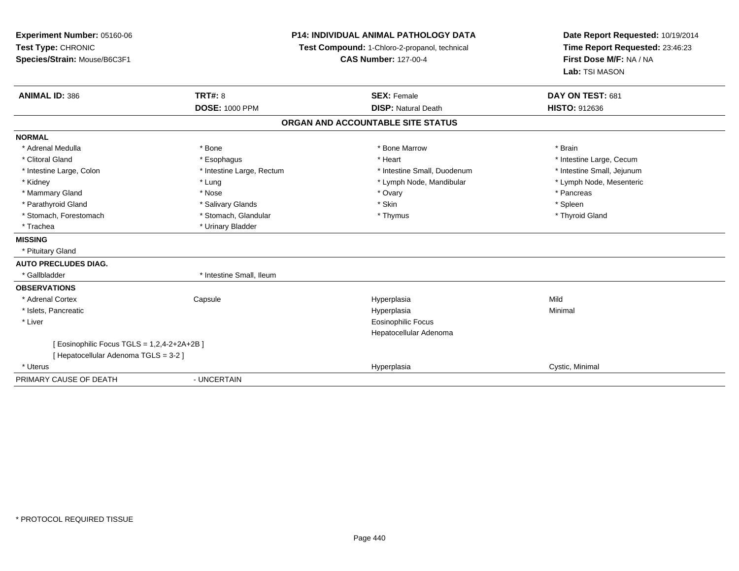**Experiment Number:** 05160-06
**Test Type:** CHRONIC
**Species/Strain:** Mouse/B6C3F1

**P14: INDIVIDUAL ANIMAL PATHOLOGY DATA**
**Test Compound:** 1-Chloro-2-propanol, technical
**CAS Number:** 127-00-4

**Date Report Requested:** 10/19/2014
**Time Report Requested:** 23:46:23
**First Dose M/F:** NA / NA
**Lab:** TSI MASON

| **ANIMAL ID:** 386 | **TRT#:** 8 | **SEX:** Female | **DAY ON TEST:** 681 |
|---|---|---|---|
| | **DOSE:** 1000 PPM | **DISP:** Natural Death | **HISTO:** 912636 |

## ORGAN AND ACCOUNTABLE SITE STATUS

| | | | |
|---|---|---|---|
| **NORMAL** | | | |
| * Adrenal Medulla | * Bone | * Bone Marrow | * Brain |
| * Clitoral Gland | * Esophagus | * Heart | * Intestine Large, Cecum |
| * Intestine Large, Colon | * Intestine Large, Rectum | * Intestine Small, Duodenum | * Intestine Small, Jejunum |
| * Kidney | * Lung | * Lymph Node, Mandibular | * Lymph Node, Mesenteric |
| * Mammary Gland | * Nose | * Ovary | * Pancreas |
| * Parathyroid Gland | * Salivary Glands | * Skin | * Spleen |
| * Stomach, Forestomach | * Stomach, Glandular | * Thymus | * Thyroid Gland |
| * Trachea | * Urinary Bladder | | |
| **MISSING** | | | |
| * Pituitary Gland | | | |
| **AUTO PRECLUDES DIAG.** | | | |
| * Gallbladder | * Intestine Small, Ileum | | |
| **OBSERVATIONS** | | | |
| * Adrenal Cortex | Capsule | Hyperplasia | Mild |
| * Islets, Pancreatic | | Hyperplasia | Minimal |
| * Liver | | Eosinophilic Focus | |
| | | Hepatocellular Adenoma | |
| [ Eosinophilic Focus TGLS = 1,2,4-2+2A+2B ] | | | |
| [ Hepatocellular Adenoma TGLS = 3-2 ] | | | |
| * Uterus | | Hyperplasia | Cystic, Minimal |
| PRIMARY CAUSE OF DEATH | - UNCERTAIN | | |

* PROTOCOL REQUIRED TISSUE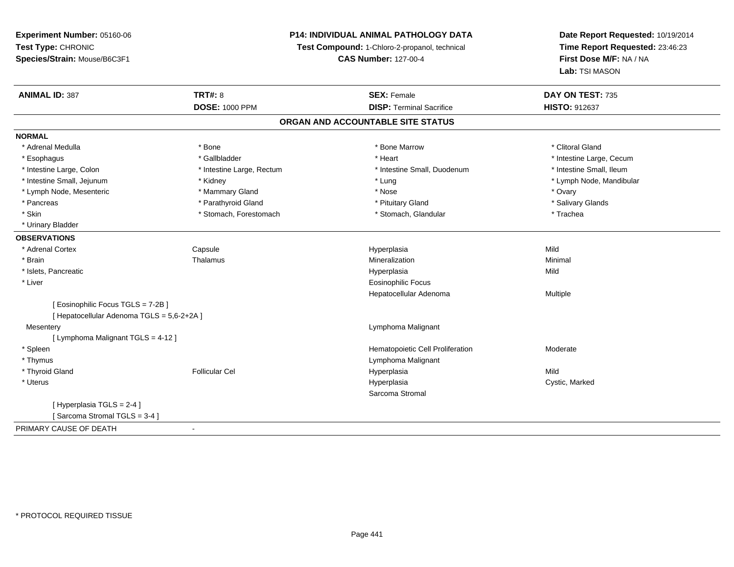**Experiment Number:** 05160-06
**Test Type:** CHRONIC
**Species/Strain:** Mouse/B6C3F1

**P14: INDIVIDUAL ANIMAL PATHOLOGY DATA**
**Test Compound:** 1-Chloro-2-propanol, technical
**CAS Number:** 127-00-4

**Date Report Requested:** 10/19/2014
**Time Report Requested:** 23:46:23
**First Dose M/F:** NA / NA
**Lab:** TSI MASON

| **ANIMAL ID:** 387 | **TRT#:** 8 | **SEX:** Female | **DAY ON TEST:** 735 |
|---|---|---|---|
| | **DOSE:** 1000 PPM | **DISP:** Terminal Sacrifice | **HISTO:** 912637 |

## ORGAN AND ACCOUNTABLE SITE STATUS

**NORMAL**

| | | | |
|---|---|---|---|
| * Adrenal Medulla | * Bone | * Bone Marrow | * Clitoral Gland |
| * Esophagus | * Gallbladder | * Heart | * Intestine Large, Cecum |
| * Intestine Large, Colon | * Intestine Large, Rectum | * Intestine Small, Duodenum | * Intestine Small, Ileum |
| * Intestine Small, Jejunum | * Kidney | * Lung | * Lymph Node, Mandibular |
| * Lymph Node, Mesenteric | * Mammary Gland | * Nose | * Ovary |
| * Pancreas | * Parathyroid Gland | * Pituitary Gland | * Salivary Glands |
| * Skin | * Stomach, Forestomach | * Stomach, Glandular | * Trachea |
| * Urinary Bladder | | | |

**OBSERVATIONS**

| | | | |
|---|---|---|---|
| * Adrenal Cortex | Capsule | Hyperplasia | Mild |
| * Brain | Thalamus | Mineralization | Minimal |
| * Islets, Pancreatic | | Hyperplasia | Mild |
| * Liver | | Eosinophilic Focus | |
| | | Hepatocellular Adenoma | Multiple |
| [ Eosinophilic Focus TGLS = 7-2B ] | | | |
| [ Hepatocellular Adenoma TGLS = 5,6-2+2A ] | | | |
| Mesentery | | Lymphoma Malignant | |
| [ Lymphoma Malignant TGLS = 4-12 ] | | | |
| * Spleen | | Hematopoietic Cell Proliferation | Moderate |
| * Thymus | | Lymphoma Malignant | |
| * Thyroid Gland | Follicular Cel | Hyperplasia | Mild |
| * Uterus | | Hyperplasia | Cystic, Marked |
| | | Sarcoma Stromal | |
| [ Hyperplasia TGLS = 2-4 ] | | | |
| [ Sarcoma Stromal TGLS = 3-4 ] | | | |

PRIMARY CAUSE OF DEATH -

* PROTOCOL REQUIRED TISSUE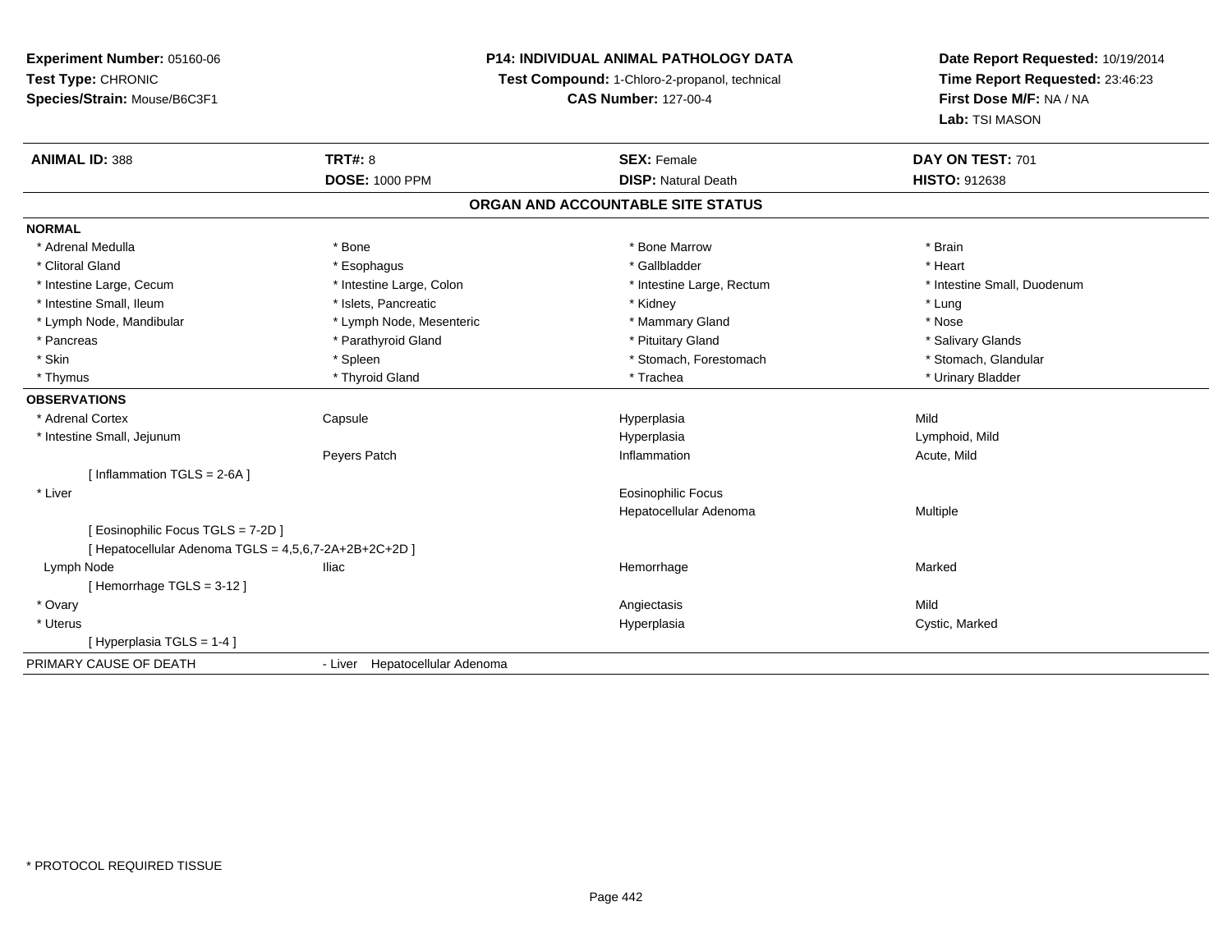**Experiment Number:** 05160-06
**Test Type:** CHRONIC
**Species/Strain:** Mouse/B6C3F1

**P14: INDIVIDUAL ANIMAL PATHOLOGY DATA**
**Test Compound:** 1-Chloro-2-propanol, technical
**CAS Number:** 127-00-4

**Date Report Requested:** 10/19/2014
**Time Report Requested:** 23:46:23
**First Dose M/F:** NA / NA
**Lab:** TSI MASON

| **ANIMAL ID:** 388 | **TRT#:** 8 | **SEX:** Female | **DAY ON TEST:** 701 |
|---|---|---|---|
| | **DOSE:** 1000 PPM | **DISP:** Natural Death | **HISTO:** 912638 |

## ORGAN AND ACCOUNTABLE SITE STATUS

**NORMAL**

| | | | |
|---|---|---|---|
| * Adrenal Medulla | * Bone | * Bone Marrow | * Brain |
| * Clitoral Gland | * Esophagus | * Gallbladder | * Heart |
| * Intestine Large, Cecum | * Intestine Large, Colon | * Intestine Large, Rectum | * Intestine Small, Duodenum |
| * Intestine Small, Ileum | * Islets, Pancreatic | * Kidney | * Lung |
| * Lymph Node, Mandibular | * Lymph Node, Mesenteric | * Mammary Gland | * Nose |
| * Pancreas | * Parathyroid Gland | * Pituitary Gland | * Salivary Glands |
| * Skin | * Spleen | * Stomach, Forestomach | * Stomach, Glandular |
| * Thymus | * Thyroid Gland | * Trachea | * Urinary Bladder |

**OBSERVATIONS**

| | | | |
|---|---|---|---|
| * Adrenal Cortex | Capsule | Hyperplasia | Mild |
| * Intestine Small, Jejunum | | Hyperplasia | Lymphoid, Mild |
| | Peyers Patch | Inflammation | Acute, Mild |
| [ Inflammation TGLS = 2-6A ] | | | |
| * Liver | | Eosinophilic Focus | |
| | | Hepatocellular Adenoma | Multiple |
| [ Eosinophilic Focus TGLS = 7-2D ] | | | |
| [ Hepatocellular Adenoma TGLS = 4,5,6,7-2A+2B+2C+2D ] | | | |
| Lymph Node | Iliac | Hemorrhage | Marked |
| [ Hemorrhage TGLS = 3-12 ] | | | |
| * Ovary | | Angiectasis | Mild |
| * Uterus | | Hyperplasia | Cystic, Marked |
| [ Hyperplasia TGLS = 1-4 ] | | | |

PRIMARY CAUSE OF DEATH - Liver Hepatocellular Adenoma

* PROTOCOL REQUIRED TISSUE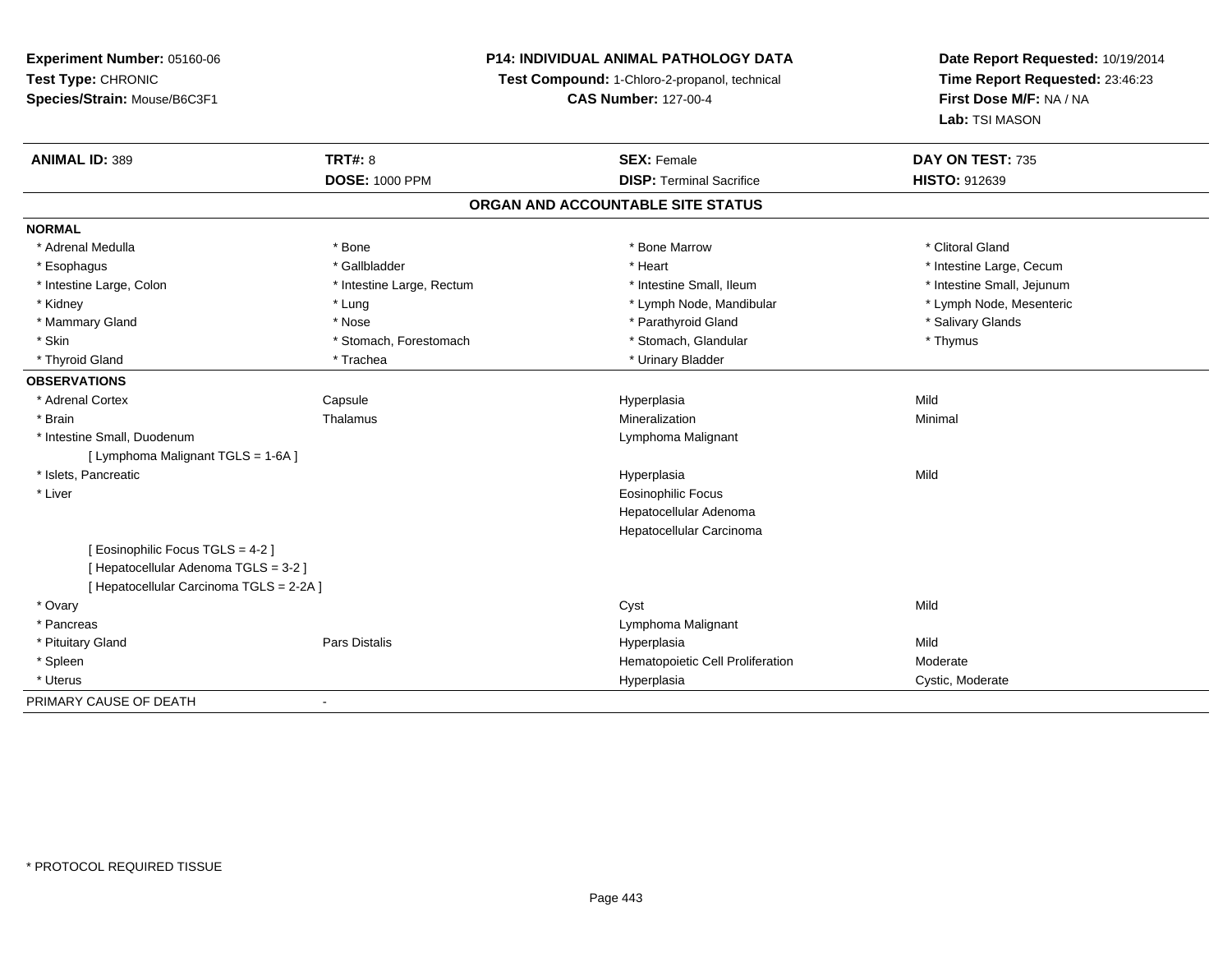**Experiment Number:** 05160-06
**Test Type:** CHRONIC
**Species/Strain:** Mouse/B6C3F1

**P14: INDIVIDUAL ANIMAL PATHOLOGY DATA**
**Test Compound:** 1-Chloro-2-propanol, technical
**CAS Number:** 127-00-4

**Date Report Requested:** 10/19/2014
**Time Report Requested:** 23:46:23
**First Dose M/F:** NA / NA
**Lab:** TSI MASON

| **ANIMAL ID:** 389 | **TRT#:** 8 | **SEX:** Female | **DAY ON TEST:** 735 |
|---|---|---|---|
| | **DOSE:** 1000 PPM | **DISP:** Terminal Sacrifice | **HISTO:** 912639 |

## ORGAN AND ACCOUNTABLE SITE STATUS

**NORMAL**

| | | | |
|---|---|---|---|
| * Adrenal Medulla | * Bone | * Bone Marrow | * Clitoral Gland |
| * Esophagus | * Gallbladder | * Heart | * Intestine Large, Cecum |
| * Intestine Large, Colon | * Intestine Large, Rectum | * Intestine Small, Ileum | * Intestine Small, Jejunum |
| * Kidney | * Lung | * Lymph Node, Mandibular | * Lymph Node, Mesenteric |
| * Mammary Gland | * Nose | * Parathyroid Gland | * Salivary Glands |
| * Skin | * Stomach, Forestomach | * Stomach, Glandular | * Thymus |
| * Thyroid Gland | * Trachea | * Urinary Bladder | |

**OBSERVATIONS**

| | | | |
|---|---|---|---|
| * Adrenal Cortex | Capsule | Hyperplasia | Mild |
| * Brain | Thalamus | Mineralization | Minimal |
| * Intestine Small, Duodenum | | Lymphoma Malignant | |
| [ Lymphoma Malignant TGLS = 1-6A ] | | | |
| * Islets, Pancreatic | | Hyperplasia | Mild |
| * Liver | | Eosinophilic Focus | |
| | | Hepatocellular Adenoma | |
| | | Hepatocellular Carcinoma | |
| [ Eosinophilic Focus TGLS = 4-2 ] | | | |
| [ Hepatocellular Adenoma TGLS = 3-2 ] | | | |
| [ Hepatocellular Carcinoma TGLS = 2-2A ] | | | |
| * Ovary | | Cyst | Mild |
| * Pancreas | | Lymphoma Malignant | |
| * Pituitary Gland | Pars Distalis | Hyperplasia | Mild |
| * Spleen | | Hematopoietic Cell Proliferation | Moderate |
| * Uterus | | Hyperplasia | Cystic, Moderate |

PRIMARY CAUSE OF DEATH -

* PROTOCOL REQUIRED TISSUE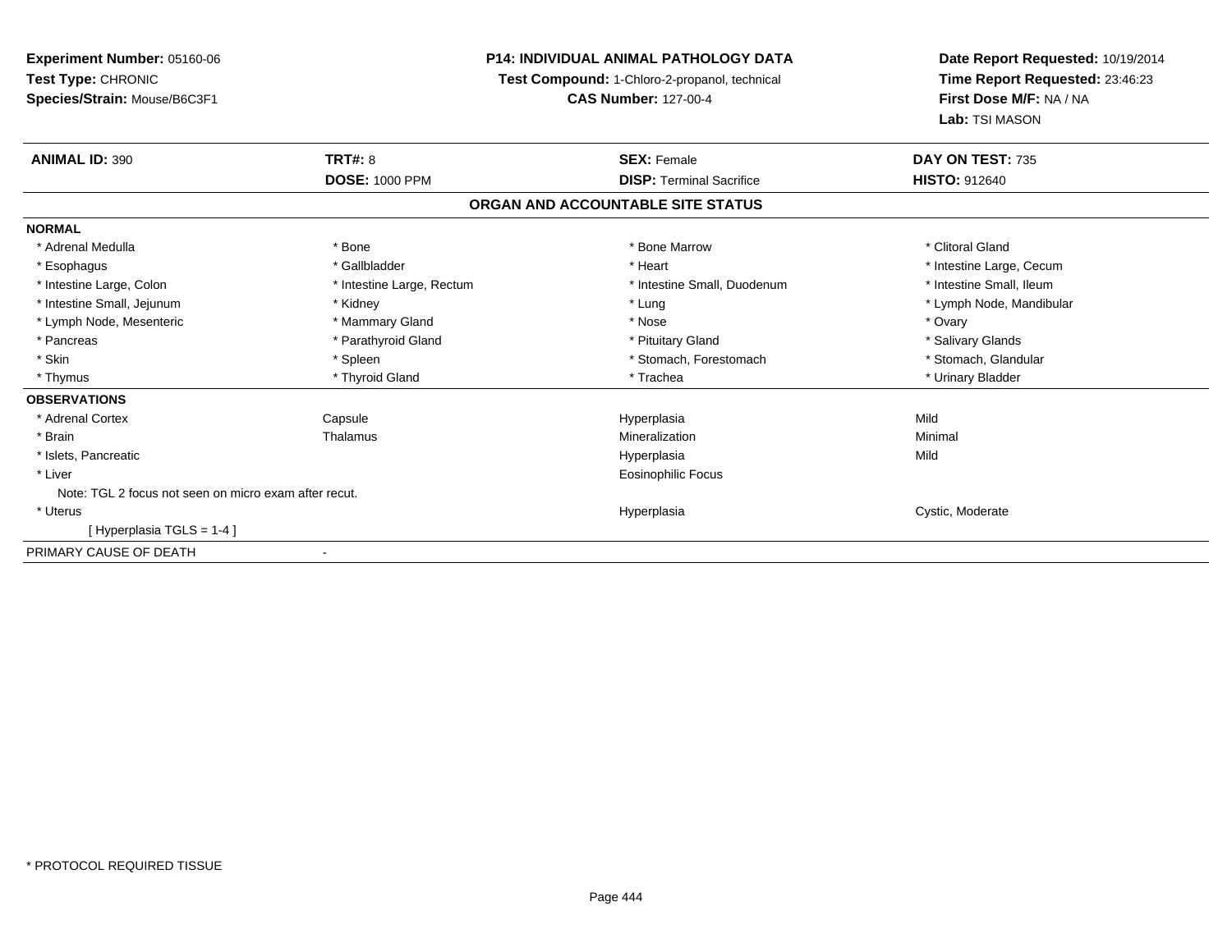**Experiment Number:** 05160-06
**Test Type:** CHRONIC
**Species/Strain:** Mouse/B6C3F1

**P14: INDIVIDUAL ANIMAL PATHOLOGY DATA**
**Test Compound:** 1-Chloro-2-propanol, technical
**CAS Number:** 127-00-4

**Date Report Requested:** 10/19/2014
**Time Report Requested:** 23:46:23
**First Dose M/F:** NA / NA
**Lab:** TSI MASON

| **ANIMAL ID:** 390 | **TRT#:** 8 | **SEX:** Female | **DAY ON TEST:** 735 |
|---|---|---|---|
| | **DOSE:** 1000 PPM | **DISP:** Terminal Sacrifice | **HISTO:** 912640 |

## ORGAN AND ACCOUNTABLE SITE STATUS

**NORMAL**

| | | | |
|---|---|---|---|
| * Adrenal Medulla | * Bone | * Bone Marrow | * Clitoral Gland |
| * Esophagus | * Gallbladder | * Heart | * Intestine Large, Cecum |
| * Intestine Large, Colon | * Intestine Large, Rectum | * Intestine Small, Duodenum | * Intestine Small, Ileum |
| * Intestine Small, Jejunum | * Kidney | * Lung | * Lymph Node, Mandibular |
| * Lymph Node, Mesenteric | * Mammary Gland | * Nose | * Ovary |
| * Pancreas | * Parathyroid Gland | * Pituitary Gland | * Salivary Glands |
| * Skin | * Spleen | * Stomach, Forestomach | * Stomach, Glandular |
| * Thymus | * Thyroid Gland | * Trachea | * Urinary Bladder |

**OBSERVATIONS**

| | | | |
|---|---|---|---|
| * Adrenal Cortex | Capsule | Hyperplasia | Mild |
| * Brain | Thalamus | Mineralization | Minimal |
| * Islets, Pancreatic | | Hyperplasia | Mild |
| * Liver | | Eosinophilic Focus | |
| Note: TGL 2 focus not seen on micro exam after recut. | | | |
| * Uterus | | Hyperplasia | Cystic, Moderate |
| [ Hyperplasia TGLS = 1-4 ] | | | |

PRIMARY CAUSE OF DEATH -

\* PROTOCOL REQUIRED TISSUE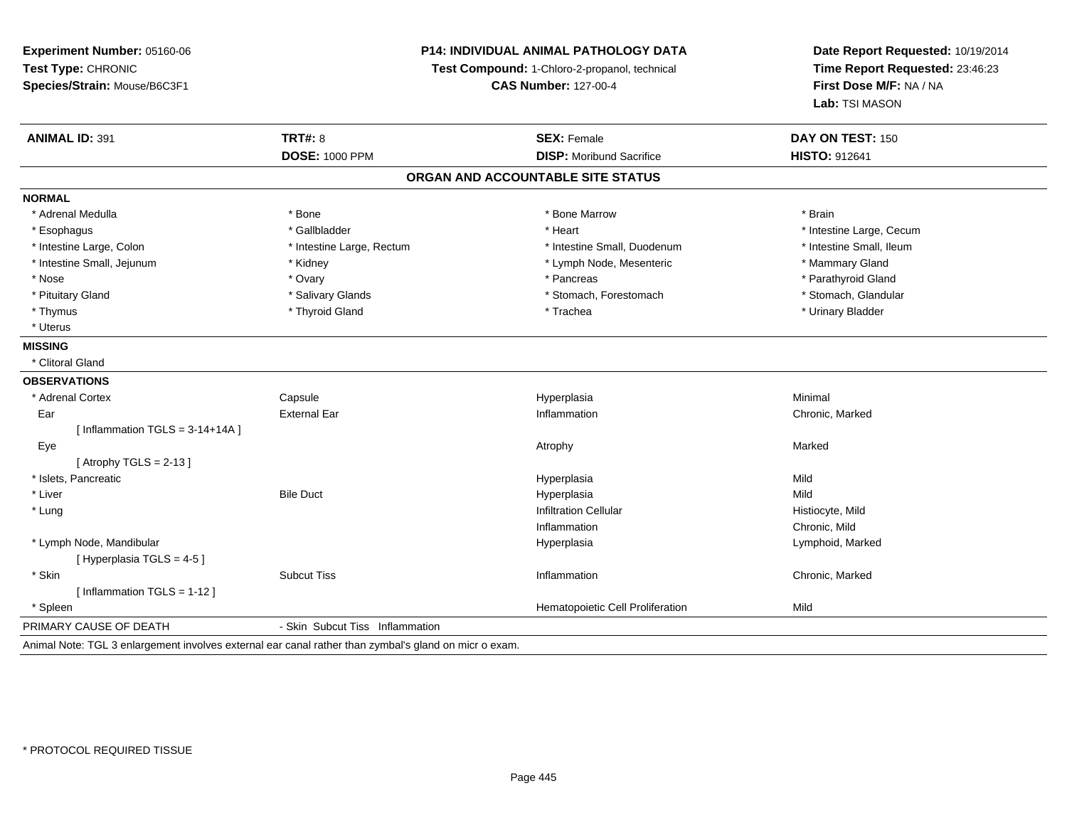**Experiment Number:** 05160-06
**Test Type:** CHRONIC
**Species/Strain:** Mouse/B6C3F1

**P14: INDIVIDUAL ANIMAL PATHOLOGY DATA**
**Test Compound:** 1-Chloro-2-propanol, technical
**CAS Number:** 127-00-4

**Date Report Requested:** 10/19/2014
**Time Report Requested:** 23:46:23
**First Dose M/F:** NA / NA
**Lab:** TSI MASON

| **ANIMAL ID:** 391 | **TRT#:** 8 | **SEX:** Female | **DAY ON TEST:** 150 |
|---|---|---|---|
| | **DOSE:** 1000 PPM | **DISP:** Moribund Sacrifice | **HISTO:** 912641 |

## ORGAN AND ACCOUNTABLE SITE STATUS

**NORMAL**

| | | | |
|---|---|---|---|
| * Adrenal Medulla | * Bone | * Bone Marrow | * Brain |
| * Esophagus | * Gallbladder | * Heart | * Intestine Large, Cecum |
| * Intestine Large, Colon | * Intestine Large, Rectum | * Intestine Small, Duodenum | * Intestine Small, Ileum |
| * Intestine Small, Jejunum | * Kidney | * Lymph Node, Mesenteric | * Mammary Gland |
| * Nose | * Ovary | * Pancreas | * Parathyroid Gland |
| * Pituitary Gland | * Salivary Glands | * Stomach, Forestomach | * Stomach, Glandular |
| * Thymus | * Thyroid Gland | * Trachea | * Urinary Bladder |
| * Uterus | | | |

**MISSING**

* Clitoral Gland

**OBSERVATIONS**

| | | | |
|---|---|---|---|
| * Adrenal Cortex | Capsule | Hyperplasia | Minimal |
| Ear | External Ear | Inflammation | Chronic, Marked |
| [ Inflammation TGLS = 3-14+14A ] | | | |
| Eye | | Atrophy | Marked |
| [ Atrophy TGLS = 2-13 ] | | | |
| * Islets, Pancreatic | | Hyperplasia | Mild |
| * Liver | Bile Duct | Hyperplasia | Mild |
| * Lung | | Infiltration Cellular | Histiocyte, Mild |
| | | Inflammation | Chronic, Mild |
| * Lymph Node, Mandibular | | Hyperplasia | Lymphoid, Marked |
| [ Hyperplasia TGLS = 4-5 ] | | | |
| * Skin | Subcut Tiss | Inflammation | Chronic, Marked |
| [ Inflammation TGLS = 1-12 ] | | | |
| * Spleen | | Hematopoietic Cell Proliferation | Mild |

PRIMARY CAUSE OF DEATH - Skin Subcut Tiss Inflammation

Animal Note: TGL 3 enlargement involves external ear canal rather than zymbal's gland on micr o exam.

* PROTOCOL REQUIRED TISSUE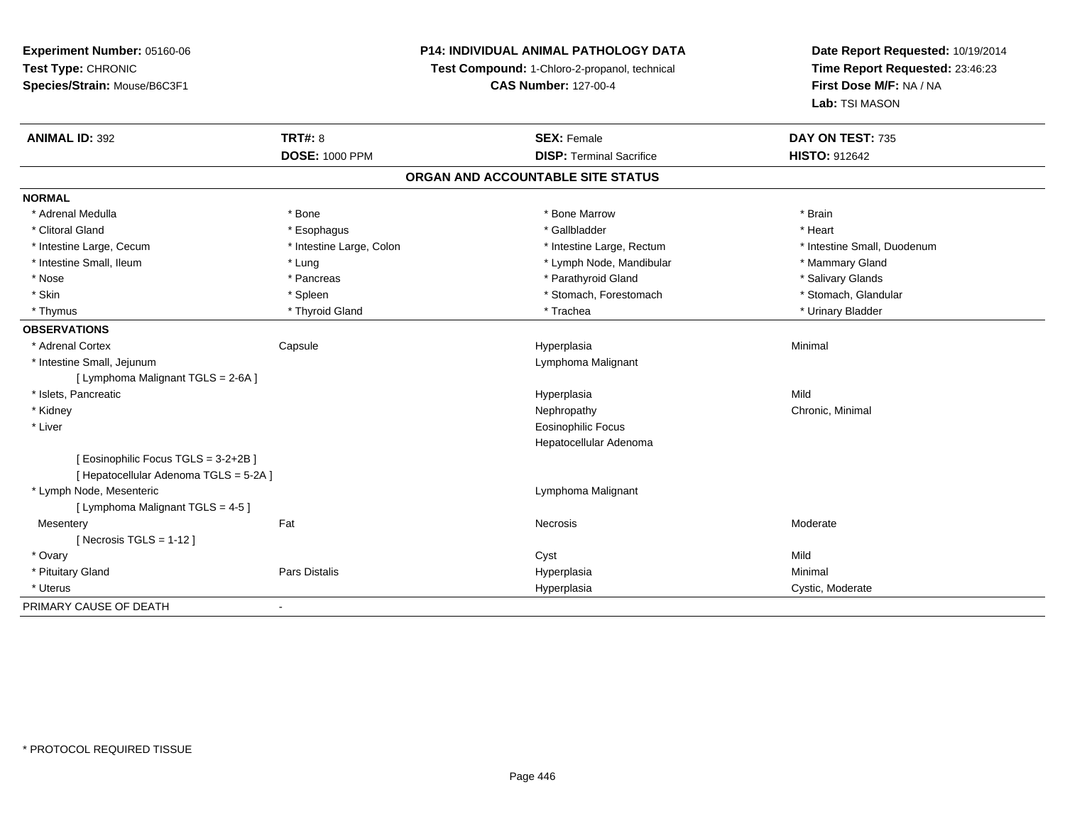**Experiment Number:** 05160-06
**Test Type:** CHRONIC
**Species/Strain:** Mouse/B6C3F1

**P14: INDIVIDUAL ANIMAL PATHOLOGY DATA**
**Test Compound:** 1-Chloro-2-propanol, technical
**CAS Number:** 127-00-4

**Date Report Requested:** 10/19/2014
**Time Report Requested:** 23:46:23
**First Dose M/F:** NA / NA
**Lab:** TSI MASON

| **ANIMAL ID:** 392 | **TRT#:** 8 | **SEX:** Female | **DAY ON TEST:** 735 |
|---|---|---|---|
| | **DOSE:** 1000 PPM | **DISP:** Terminal Sacrifice | **HISTO:** 912642 |

## ORGAN AND ACCOUNTABLE SITE STATUS

| | | | |
|---|---|---|---|
| **NORMAL** | | | |
| * Adrenal Medulla | * Bone | * Bone Marrow | * Brain |
| * Clitoral Gland | * Esophagus | * Gallbladder | * Heart |
| * Intestine Large, Cecum | * Intestine Large, Colon | * Intestine Large, Rectum | * Intestine Small, Duodenum |
| * Intestine Small, Ileum | * Lung | * Lymph Node, Mandibular | * Mammary Gland |
| * Nose | * Pancreas | * Parathyroid Gland | * Salivary Glands |
| * Skin | * Spleen | * Stomach, Forestomach | * Stomach, Glandular |
| * Thymus | * Thyroid Gland | * Trachea | * Urinary Bladder |
| **OBSERVATIONS** | | | |
| * Adrenal Cortex | Capsule | Hyperplasia | Minimal |
| * Intestine Small, Jejunum | | Lymphoma Malignant | |
| [ Lymphoma Malignant TGLS = 2-6A ] | | | |
| * Islets, Pancreatic | | Hyperplasia | Mild |
| * Kidney | | Nephropathy | Chronic, Minimal |
| * Liver | | Eosinophilic Focus | |
| | | Hepatocellular Adenoma | |
| [ Eosinophilic Focus TGLS = 3-2+2B ] | | | |
| [ Hepatocellular Adenoma TGLS = 5-2A ] | | | |
| * Lymph Node, Mesenteric | | Lymphoma Malignant | |
| [ Lymphoma Malignant TGLS = 4-5 ] | | | |
| Mesentery | Fat | Necrosis | Moderate |
| [ Necrosis TGLS = 1-12 ] | | | |
| * Ovary | | Cyst | Mild |
| * Pituitary Gland | Pars Distalis | Hyperplasia | Minimal |
| * Uterus | | Hyperplasia | Cystic, Moderate |
| PRIMARY CAUSE OF DEATH | - | | |

\* PROTOCOL REQUIRED TISSUE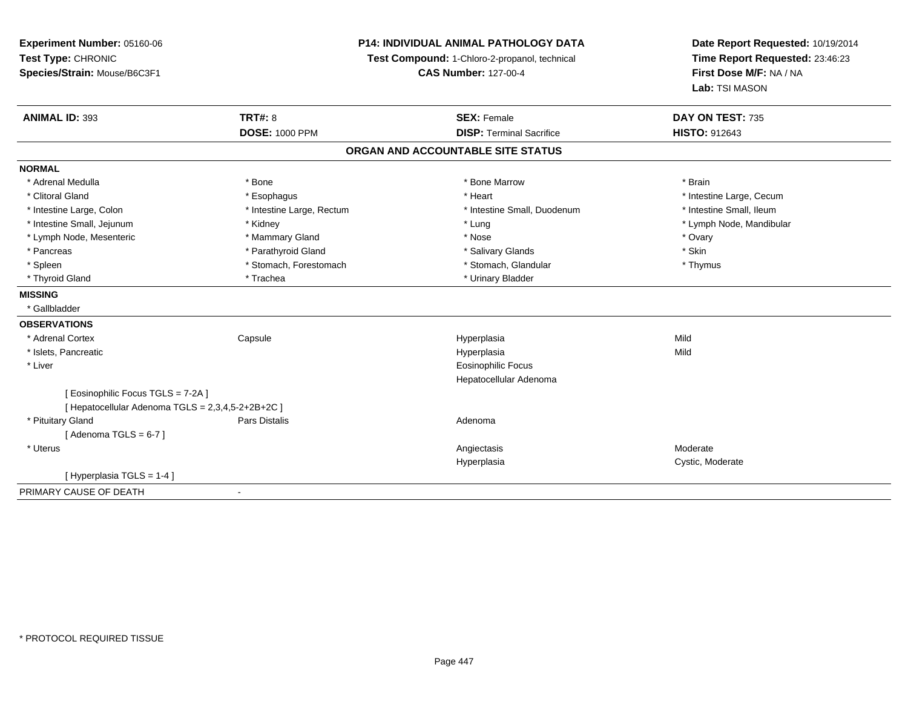**Experiment Number:** 05160-06
**Test Type:** CHRONIC
**Species/Strain:** Mouse/B6C3F1

**P14: INDIVIDUAL ANIMAL PATHOLOGY DATA**
**Test Compound:** 1-Chloro-2-propanol, technical
**CAS Number:** 127-00-4

**Date Report Requested:** 10/19/2014
**Time Report Requested:** 23:46:23
**First Dose M/F:** NA / NA
**Lab:** TSI MASON

| **ANIMAL ID:** 393 | **TRT#:** 8 | **SEX:** Female | **DAY ON TEST:** 735 |
|---|---|---|---|
| | **DOSE:** 1000 PPM | **DISP:** Terminal Sacrifice | **HISTO:** 912643 |

## ORGAN AND ACCOUNTABLE SITE STATUS

**NORMAL**

| | | | |
|---|---|---|---|
| * Adrenal Medulla | * Bone | * Bone Marrow | * Brain |
| * Clitoral Gland | * Esophagus | * Heart | * Intestine Large, Cecum |
| * Intestine Large, Colon | * Intestine Large, Rectum | * Intestine Small, Duodenum | * Intestine Small, Ileum |
| * Intestine Small, Jejunum | * Kidney | * Lung | * Lymph Node, Mandibular |
| * Lymph Node, Mesenteric | * Mammary Gland | * Nose | * Ovary |
| * Pancreas | * Parathyroid Gland | * Salivary Glands | * Skin |
| * Spleen | * Stomach, Forestomach | * Stomach, Glandular | * Thymus |
| * Thyroid Gland | * Trachea | * Urinary Bladder | |

**MISSING**

* Gallbladder

**OBSERVATIONS**

| | | | |
|---|---|---|---|
| * Adrenal Cortex | Capsule | Hyperplasia | Mild |
| * Islets, Pancreatic | | Hyperplasia | Mild |
| * Liver | | Eosinophilic Focus | |
| | | Hepatocellular Adenoma | |
| [ Eosinophilic Focus TGLS = 7-2A ] | | | |
| [ Hepatocellular Adenoma TGLS = 2,3,4,5-2+2B+2C ] | | | |
| * Pituitary Gland | Pars Distalis | Adenoma | |
| [ Adenoma TGLS = 6-7 ] | | | |
| * Uterus | | Angiectasis | Moderate |
| | | Hyperplasia | Cystic, Moderate |
| [ Hyperplasia TGLS = 1-4 ] | | | |

PRIMARY CAUSE OF DEATH -

* PROTOCOL REQUIRED TISSUE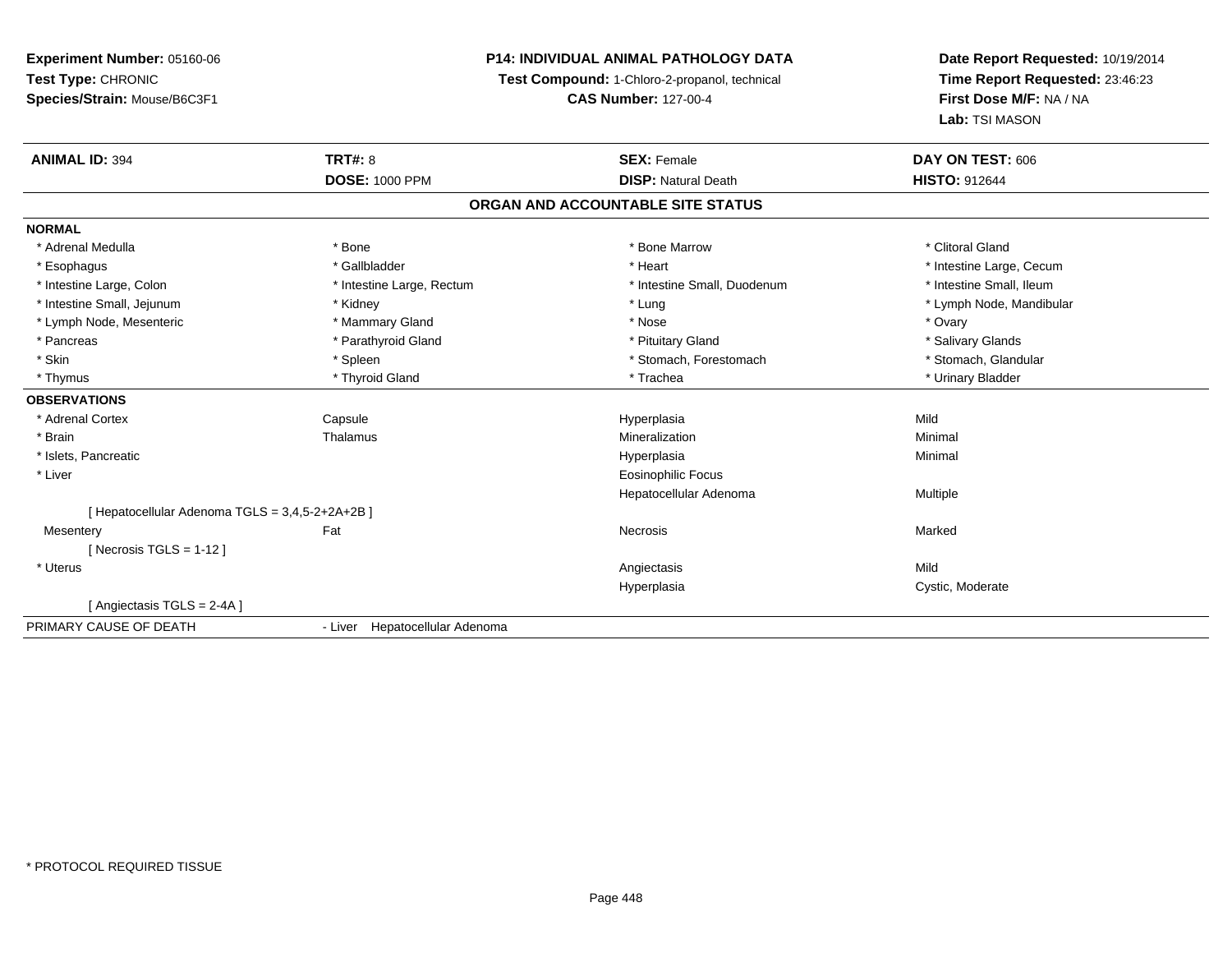**Experiment Number:** 05160-06
**Test Type:** CHRONIC
**Species/Strain:** Mouse/B6C3F1

**P14: INDIVIDUAL ANIMAL PATHOLOGY DATA**
**Test Compound:** 1-Chloro-2-propanol, technical
**CAS Number:** 127-00-4

**Date Report Requested:** 10/19/2014
**Time Report Requested:** 23:46:23
**First Dose M/F:** NA / NA
**Lab:** TSI MASON

| **ANIMAL ID:** 394 | **TRT#:** 8 | **SEX:** Female | **DAY ON TEST:** 606 |
|---|---|---|---|
| | **DOSE:** 1000 PPM | **DISP:** Natural Death | **HISTO:** 912644 |

## ORGAN AND ACCOUNTABLE SITE STATUS

**NORMAL**

| | | | |
|---|---|---|---|
| * Adrenal Medulla | * Bone | * Bone Marrow | * Clitoral Gland |
| * Esophagus | * Gallbladder | * Heart | * Intestine Large, Cecum |
| * Intestine Large, Colon | * Intestine Large, Rectum | * Intestine Small, Duodenum | * Intestine Small, Ileum |
| * Intestine Small, Jejunum | * Kidney | * Lung | * Lymph Node, Mandibular |
| * Lymph Node, Mesenteric | * Mammary Gland | * Nose | * Ovary |
| * Pancreas | * Parathyroid Gland | * Pituitary Gland | * Salivary Glands |
| * Skin | * Spleen | * Stomach, Forestomach | * Stomach, Glandular |
| * Thymus | * Thyroid Gland | * Trachea | * Urinary Bladder |

**OBSERVATIONS**

| | | | |
|---|---|---|---|
| * Adrenal Cortex | Capsule | Hyperplasia | Mild |
| * Brain | Thalamus | Mineralization | Minimal |
| * Islets, Pancreatic | | Hyperplasia | Minimal |
| * Liver | | Eosinophilic Focus | |
| | | Hepatocellular Adenoma | Multiple |
| [ Hepatocellular Adenoma TGLS = 3,4,5-2+2A+2B ] | | | |
| Mesentery | Fat | Necrosis | Marked |
| [ Necrosis TGLS = 1-12 ] | | | |
| * Uterus | | Angiectasis | Mild |
| | | Hyperplasia | Cystic, Moderate |
| [ Angiectasis TGLS = 2-4A ] | | | |

PRIMARY CAUSE OF DEATH - Liver Hepatocellular Adenoma

* PROTOCOL REQUIRED TISSUE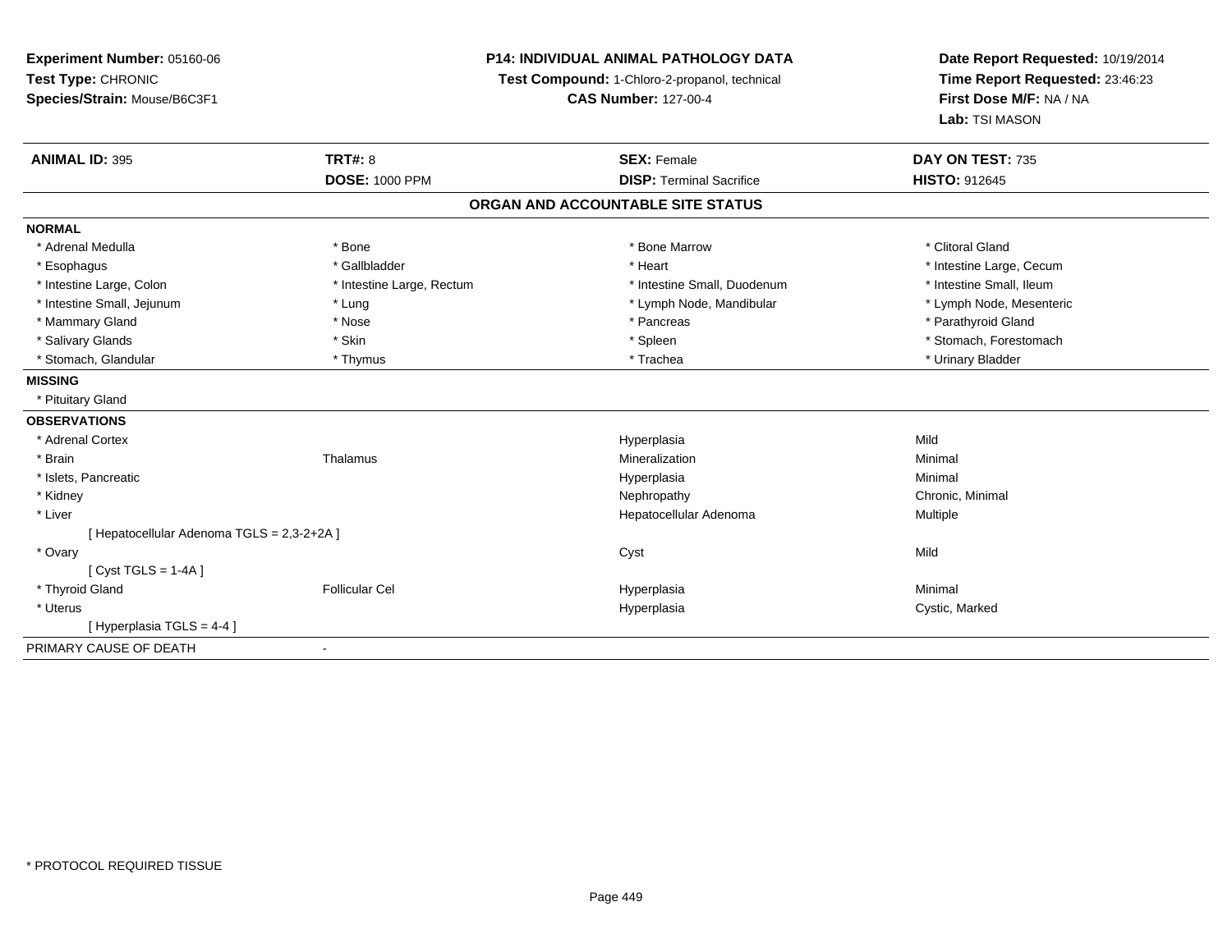**Experiment Number:** 05160-06
**Test Type:** CHRONIC
**Species/Strain:** Mouse/B6C3F1

**P14: INDIVIDUAL ANIMAL PATHOLOGY DATA**
**Test Compound:** 1-Chloro-2-propanol, technical
**CAS Number:** 127-00-4

**Date Report Requested:** 10/19/2014
**Time Report Requested:** 23:46:23
**First Dose M/F:** NA / NA
**Lab:** TSI MASON

| **ANIMAL ID:** 395 | **TRT#:** 8 | **SEX:** Female | **DAY ON TEST:** 735 |
|---|---|---|---|
| | **DOSE:** 1000 PPM | **DISP:** Terminal Sacrifice | **HISTO:** 912645 |

## ORGAN AND ACCOUNTABLE SITE STATUS

**NORMAL**

| | | | |
|---|---|---|---|
| * Adrenal Medulla | * Bone | * Bone Marrow | * Clitoral Gland |
| * Esophagus | * Gallbladder | * Heart | * Intestine Large, Cecum |
| * Intestine Large, Colon | * Intestine Large, Rectum | * Intestine Small, Duodenum | * Intestine Small, Ileum |
| * Intestine Small, Jejunum | * Lung | * Lymph Node, Mandibular | * Lymph Node, Mesenteric |
| * Mammary Gland | * Nose | * Pancreas | * Parathyroid Gland |
| * Salivary Glands | * Skin | * Spleen | * Stomach, Forestomach |
| * Stomach, Glandular | * Thymus | * Trachea | * Urinary Bladder |

**MISSING**

* Pituitary Gland

**OBSERVATIONS**

| | | | |
|---|---|---|---|
| * Adrenal Cortex | | Hyperplasia | Mild |
| * Brain | Thalamus | Mineralization | Minimal |
| * Islets, Pancreatic | | Hyperplasia | Minimal |
| * Kidney | | Nephropathy | Chronic, Minimal |
| * Liver | | Hepatocellular Adenoma | Multiple |
| [ Hepatocellular Adenoma TGLS = 2,3-2+2A ] | | | |
| * Ovary | | Cyst | Mild |
| [ Cyst TGLS = 1-4A ] | | | |
| * Thyroid Gland | Follicular Cel | Hyperplasia | Minimal |
| * Uterus | | Hyperplasia | Cystic, Marked |
| [ Hyperplasia TGLS = 4-4 ] | | | |

PRIMARY CAUSE OF DEATH -

* PROTOCOL REQUIRED TISSUE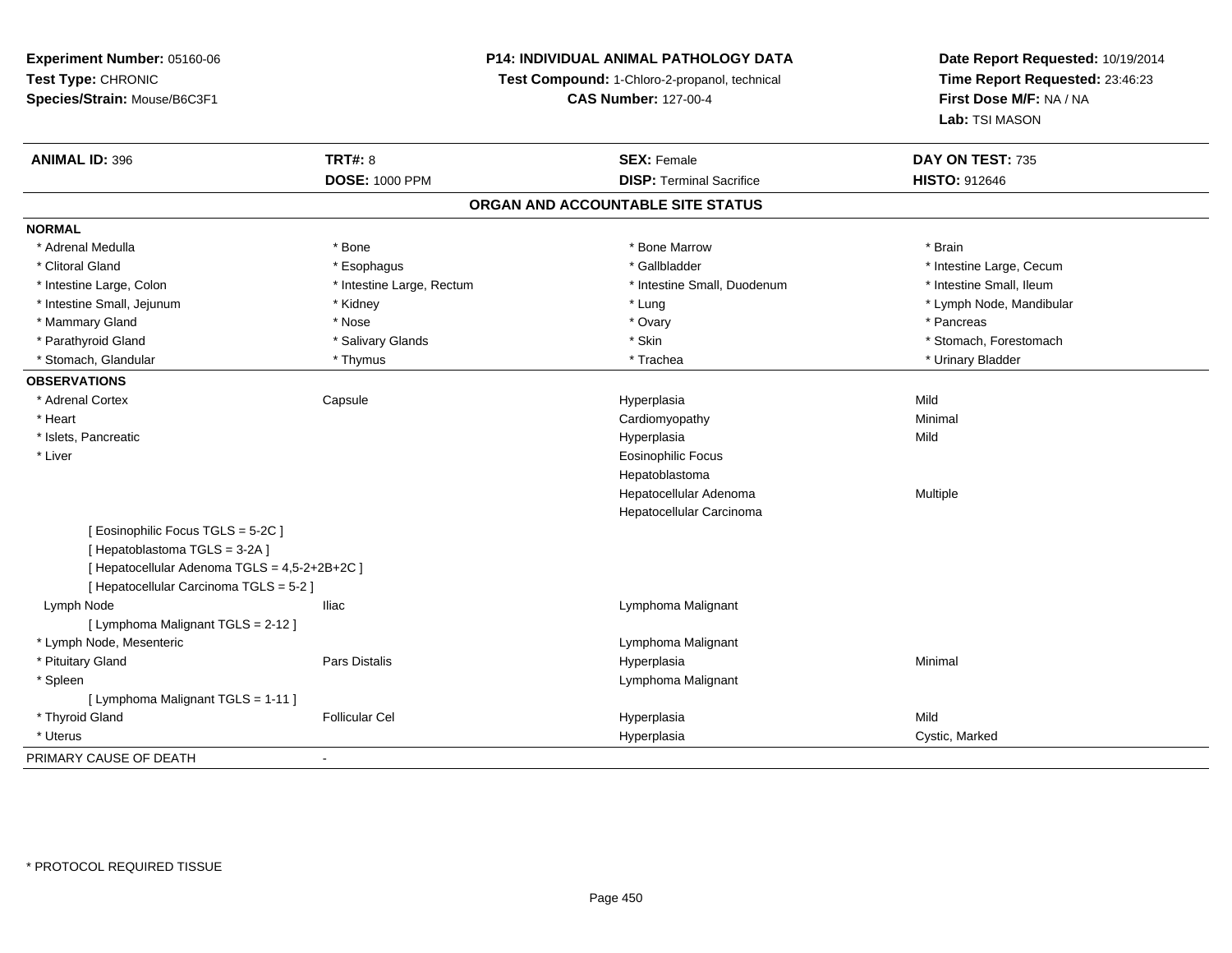**Experiment Number:** 05160-06
**Test Type:** CHRONIC
**Species/Strain:** Mouse/B6C3F1

**P14: INDIVIDUAL ANIMAL PATHOLOGY DATA**
**Test Compound:** 1-Chloro-2-propanol, technical
**CAS Number:** 127-00-4

**Date Report Requested:** 10/19/2014
**Time Report Requested:** 23:46:23
**First Dose M/F:** NA / NA
**Lab:** TSI MASON

| **ANIMAL ID:** 396 | **TRT#:** 8 | **SEX:** Female | **DAY ON TEST:** 735 |
|---|---|---|---|
| | **DOSE:** 1000 PPM | **DISP:** Terminal Sacrifice | **HISTO:** 912646 |

## ORGAN AND ACCOUNTABLE SITE STATUS

**NORMAL**

| | | | |
|---|---|---|---|
| * Adrenal Medulla | * Bone | * Bone Marrow | * Brain |
| * Clitoral Gland | * Esophagus | * Gallbladder | * Intestine Large, Cecum |
| * Intestine Large, Colon | * Intestine Large, Rectum | * Intestine Small, Duodenum | * Intestine Small, Ileum |
| * Intestine Small, Jejunum | * Kidney | * Lung | * Lymph Node, Mandibular |
| * Mammary Gland | * Nose | * Ovary | * Pancreas |
| * Parathyroid Gland | * Salivary Glands | * Skin | * Stomach, Forestomach |
| * Stomach, Glandular | * Thymus | * Trachea | * Urinary Bladder |

**OBSERVATIONS**

| | | | |
|---|---|---|---|
| * Adrenal Cortex | Capsule | Hyperplasia | Mild |
| * Heart | | Cardiomyopathy | Minimal |
| * Islets, Pancreatic | | Hyperplasia | Mild |
| * Liver | | Eosinophilic Focus | |
| | | Hepatoblastoma | |
| | | Hepatocellular Adenoma | Multiple |
| | | Hepatocellular Carcinoma | |
| [ Eosinophilic Focus TGLS = 5-2C ] | | | |
| [ Hepatoblastoma TGLS = 3-2A ] | | | |
| [ Hepatocellular Adenoma TGLS = 4,5-2+2B+2C ] | | | |
| [ Hepatocellular Carcinoma TGLS = 5-2 ] | | | |
| Lymph Node | Iliac | Lymphoma Malignant | |
| [ Lymphoma Malignant TGLS = 2-12 ] | | | |
| * Lymph Node, Mesenteric | | Lymphoma Malignant | |
| * Pituitary Gland | Pars Distalis | Hyperplasia | Minimal |
| * Spleen | | Lymphoma Malignant | |
| [ Lymphoma Malignant TGLS = 1-11 ] | | | |
| * Thyroid Gland | Follicular Cel | Hyperplasia | Mild |
| * Uterus | | Hyperplasia | Cystic, Marked |

PRIMARY CAUSE OF DEATH -

* PROTOCOL REQUIRED TISSUE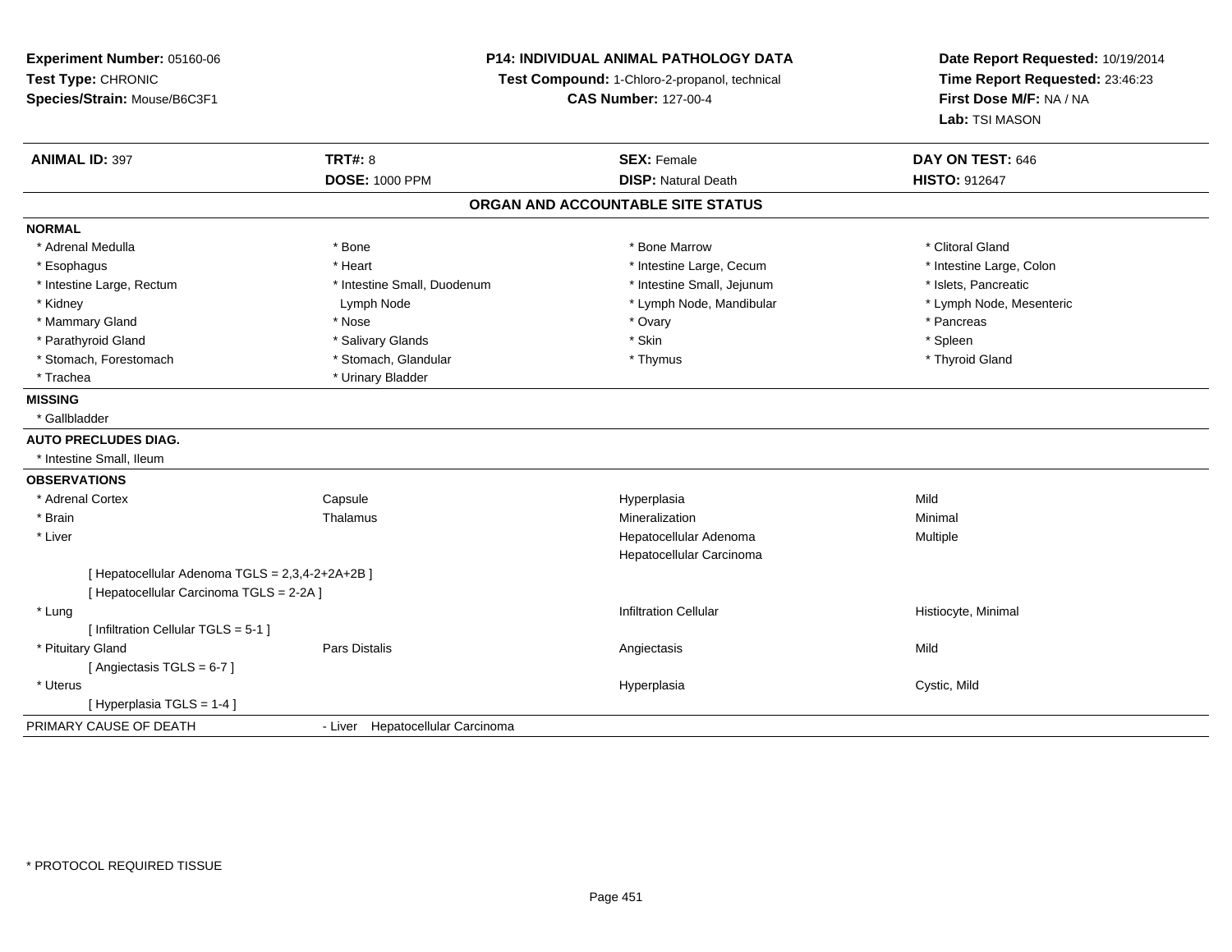**Experiment Number:** 05160-06
**Test Type:** CHRONIC
**Species/Strain:** Mouse/B6C3F1

**P14: INDIVIDUAL ANIMAL PATHOLOGY DATA**
**Test Compound:** 1-Chloro-2-propanol, technical
**CAS Number:** 127-00-4

**Date Report Requested:** 10/19/2014
**Time Report Requested:** 23:46:23
**First Dose M/F:** NA / NA
**Lab:** TSI MASON

| **ANIMAL ID:** 397 | **TRT#:** 8 | **SEX:** Female | **DAY ON TEST:** 646 |
|---|---|---|---|
| | **DOSE:** 1000 PPM | **DISP:** Natural Death | **HISTO:** 912647 |

## ORGAN AND ACCOUNTABLE SITE STATUS

**NORMAL**

| | | | |
|---|---|---|---|
| * Adrenal Medulla | * Bone | * Bone Marrow | * Clitoral Gland |
| * Esophagus | * Heart | * Intestine Large, Cecum | * Intestine Large, Colon |
| * Intestine Large, Rectum | * Intestine Small, Duodenum | * Intestine Small, Jejunum | * Islets, Pancreatic |
| * Kidney | Lymph Node | * Lymph Node, Mandibular | * Lymph Node, Mesenteric |
| * Mammary Gland | * Nose | * Ovary | * Pancreas |
| * Parathyroid Gland | * Salivary Glands | * Skin | * Spleen |
| * Stomach, Forestomach | * Stomach, Glandular | * Thymus | * Thyroid Gland |
| * Trachea | * Urinary Bladder | | |

**MISSING**

* Gallbladder

**AUTO PRECLUDES DIAG.**

* Intestine Small, Ileum

**OBSERVATIONS**

| | | | |
|---|---|---|---|
| * Adrenal Cortex | Capsule | Hyperplasia | Mild |
| * Brain | Thalamus | Mineralization | Minimal |
| * Liver | | Hepatocellular Adenoma | Multiple |
| | | Hepatocellular Carcinoma | |
| [ Hepatocellular Adenoma TGLS = 2,3,4-2+2A+2B ] | | | |
| [ Hepatocellular Carcinoma TGLS = 2-2A ] | | | |
| * Lung | | Infiltration Cellular | Histiocyte, Minimal |
| [ Infiltration Cellular TGLS = 5-1 ] | | | |
| * Pituitary Gland | Pars Distalis | Angiectasis | Mild |
| [ Angiectasis TGLS = 6-7 ] | | | |
| * Uterus | | Hyperplasia | Cystic, Mild |
| [ Hyperplasia TGLS = 1-4 ] | | | |

PRIMARY CAUSE OF DEATH - Liver Hepatocellular Carcinoma

* PROTOCOL REQUIRED TISSUE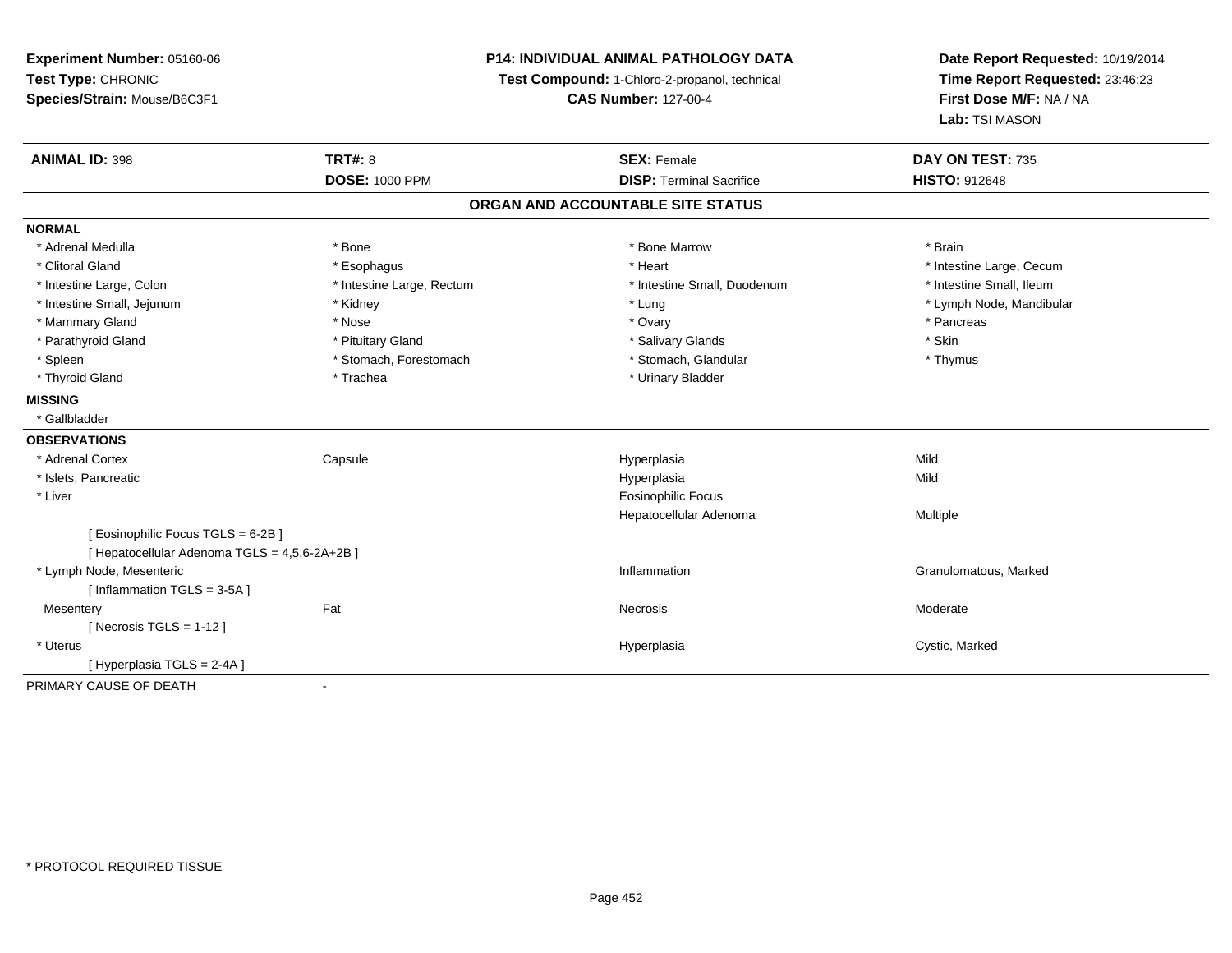**Experiment Number:** 05160-06
**Test Type:** CHRONIC
**Species/Strain:** Mouse/B6C3F1

**P14: INDIVIDUAL ANIMAL PATHOLOGY DATA**
**Test Compound:** 1-Chloro-2-propanol, technical
**CAS Number:** 127-00-4

**Date Report Requested:** 10/19/2014
**Time Report Requested:** 23:46:23
**First Dose M/F:** NA / NA
**Lab:** TSI MASON

| **ANIMAL ID:** 398 | **TRT#:** 8 | **SEX:** Female | **DAY ON TEST:** 735 |
|---|---|---|---|
| | **DOSE:** 1000 PPM | **DISP:** Terminal Sacrifice | **HISTO:** 912648 |

## ORGAN AND ACCOUNTABLE SITE STATUS

**NORMAL**

| | | | |
|---|---|---|---|
| * Adrenal Medulla | * Bone | * Bone Marrow | * Brain |
| * Clitoral Gland | * Esophagus | * Heart | * Intestine Large, Cecum |
| * Intestine Large, Colon | * Intestine Large, Rectum | * Intestine Small, Duodenum | * Intestine Small, Ileum |
| * Intestine Small, Jejunum | * Kidney | * Lung | * Lymph Node, Mandibular |
| * Mammary Gland | * Nose | * Ovary | * Pancreas |
| * Parathyroid Gland | * Pituitary Gland | * Salivary Glands | * Skin |
| * Spleen | * Stomach, Forestomach | * Stomach, Glandular | * Thymus |
| * Thyroid Gland | * Trachea | * Urinary Bladder | |

**MISSING**

* Gallbladder

**OBSERVATIONS**

| | | | |
|---|---|---|---|
| * Adrenal Cortex | Capsule | Hyperplasia | Mild |
| * Islets, Pancreatic | | Hyperplasia | Mild |
| * Liver | | Eosinophilic Focus | |
| | | Hepatocellular Adenoma | Multiple |
| [ Eosinophilic Focus TGLS = 6-2B ] | | | |
| [ Hepatocellular Adenoma TGLS = 4,5,6-2A+2B ] | | | |
| * Lymph Node, Mesenteric | | Inflammation | Granulomatous, Marked |
| [ Inflammation TGLS = 3-5A ] | | | |
| Mesentery | Fat | Necrosis | Moderate |
| [ Necrosis TGLS = 1-12 ] | | | |
| * Uterus | | Hyperplasia | Cystic, Marked |
| [ Hyperplasia TGLS = 2-4A ] | | | |

PRIMARY CAUSE OF DEATH -

* PROTOCOL REQUIRED TISSUE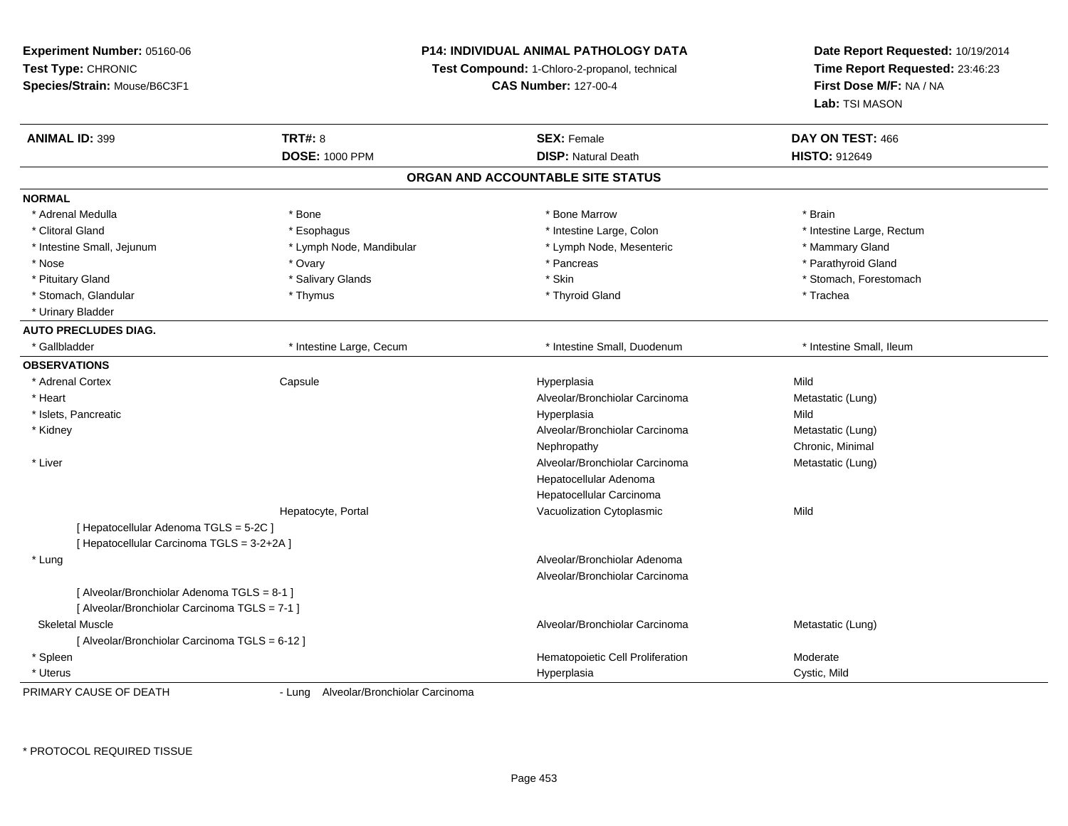**Experiment Number:** 05160-06
**Test Type:** CHRONIC
**Species/Strain:** Mouse/B6C3F1

**P14: INDIVIDUAL ANIMAL PATHOLOGY DATA**
**Test Compound:** 1-Chloro-2-propanol, technical
**CAS Number:** 127-00-4

**Date Report Requested:** 10/19/2014
**Time Report Requested:** 23:46:23
**First Dose M/F:** NA / NA
**Lab:** TSI MASON

| **ANIMAL ID:** 399 | **TRT#:** 8 | **SEX:** Female | **DAY ON TEST:** 466 |
|---|---|---|---|
| | **DOSE:** 1000 PPM | **DISP:** Natural Death | **HISTO:** 912649 |

## ORGAN AND ACCOUNTABLE SITE STATUS

**NORMAL**

| | | | |
|---|---|---|---|
| * Adrenal Medulla | * Bone | * Bone Marrow | * Brain |
| * Clitoral Gland | * Esophagus | * Intestine Large, Colon | * Intestine Large, Rectum |
| * Intestine Small, Jejunum | * Lymph Node, Mandibular | * Lymph Node, Mesenteric | * Mammary Gland |
| * Nose | * Ovary | * Pancreas | * Parathyroid Gland |
| * Pituitary Gland | * Salivary Glands | * Skin | * Stomach, Forestomach |
| * Stomach, Glandular | * Thymus | * Thyroid Gland | * Trachea |
| * Urinary Bladder | | | |

**AUTO PRECLUDES DIAG.**

| | | | |
|---|---|---|---|
| * Gallbladder | * Intestine Large, Cecum | * Intestine Small, Duodenum | * Intestine Small, Ileum |

**OBSERVATIONS**

| | | | |
|---|---|---|---|
| * Adrenal Cortex | Capsule | Hyperplasia | Mild |
| * Heart | | Alveolar/Bronchiolar Carcinoma | Metastatic (Lung) |
| * Islets, Pancreatic | | Hyperplasia | Mild |
| * Kidney | | Alveolar/Bronchiolar Carcinoma | Metastatic (Lung) |
| | | Nephropathy | Chronic, Minimal |
| * Liver | | Alveolar/Bronchiolar Carcinoma | Metastatic (Lung) |
| | | Hepatocellular Adenoma | |
| | | Hepatocellular Carcinoma | |
| | Hepatocyte, Portal | Vacuolization Cytoplasmic | Mild |
| [ Hepatocellular Adenoma TGLS = 5-2C ] | | | |
| [ Hepatocellular Carcinoma TGLS = 3-2+2A ] | | | |
| * Lung | | Alveolar/Bronchiolar Adenoma | |
| | | Alveolar/Bronchiolar Carcinoma | |
| [ Alveolar/Bronchiolar Adenoma TGLS = 8-1 ] | | | |
| [ Alveolar/Bronchiolar Carcinoma TGLS = 7-1 ] | | | |
| Skeletal Muscle | | Alveolar/Bronchiolar Carcinoma | Metastatic (Lung) |
| [ Alveolar/Bronchiolar Carcinoma TGLS = 6-12 ] | | | |
| * Spleen | | Hematopoietic Cell Proliferation | Moderate |
| * Uterus | | Hyperplasia | Cystic, Mild |

PRIMARY CAUSE OF DEATH - Lung Alveolar/Bronchiolar Carcinoma

\* PROTOCOL REQUIRED TISSUE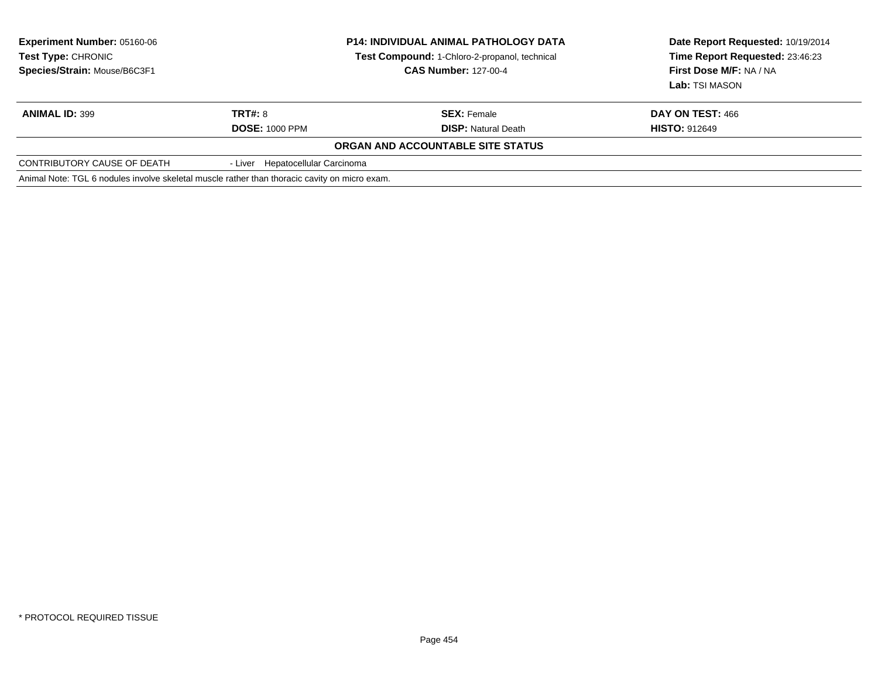**Experiment Number:** 05160-06
**Test Type:** CHRONIC
**Species/Strain:** Mouse/B6C3F1

**P14: INDIVIDUAL ANIMAL PATHOLOGY DATA**
**Test Compound:** 1-Chloro-2-propanol, technical
**CAS Number:** 127-00-4

**Date Report Requested:** 10/19/2014
**Time Report Requested:** 23:46:23
**First Dose M/F:** NA / NA
**Lab:** TSI MASON

| **ANIMAL ID:** 399 | **TRT#:** 8 | **SEX:** Female | **DAY ON TEST:** 466 |
|---|---|---|---|
| | **DOSE:** 1000 PPM | **DISP:** Natural Death | **HISTO:** 912649 |

**ORGAN AND ACCOUNTABLE SITE STATUS**

| | |
|---|---|
| CONTRIBUTORY CAUSE OF DEATH | - Liver Hepatocellular Carcinoma |

Animal Note: TGL 6 nodules involve skeletal muscle rather than thoracic cavity on micro exam.

* PROTOCOL REQUIRED TISSUE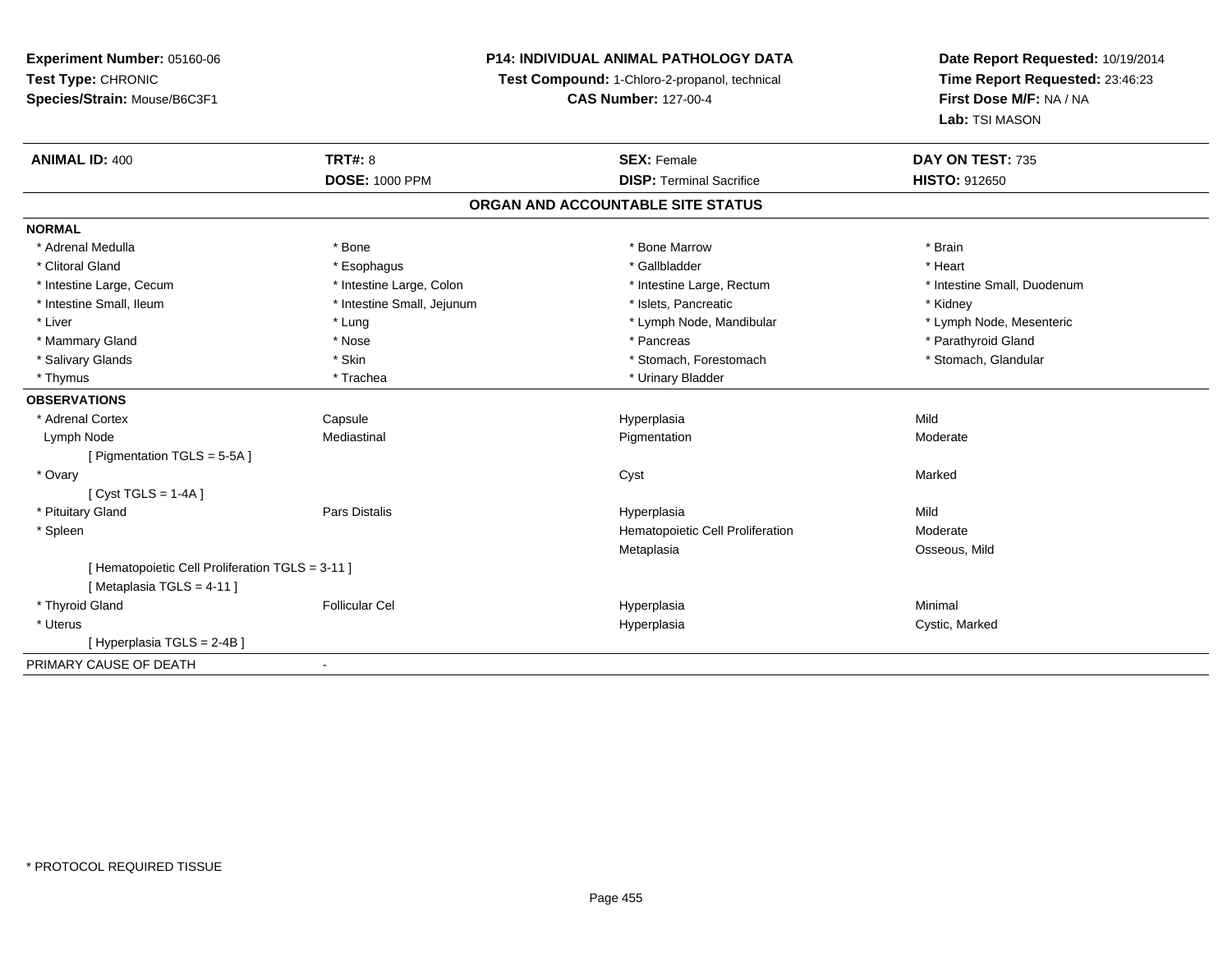**Experiment Number:** 05160-06
**Test Type:** CHRONIC
**Species/Strain:** Mouse/B6C3F1

**P14: INDIVIDUAL ANIMAL PATHOLOGY DATA**
**Test Compound:** 1-Chloro-2-propanol, technical
**CAS Number:** 127-00-4

**Date Report Requested:** 10/19/2014
**Time Report Requested:** 23:46:23
**First Dose M/F:** NA / NA
**Lab:** TSI MASON

| **ANIMAL ID:** 400 | **TRT#:** 8 | **SEX:** Female | **DAY ON TEST:** 735 |
|---|---|---|---|
| | **DOSE:** 1000 PPM | **DISP:** Terminal Sacrifice | **HISTO:** 912650 |

## ORGAN AND ACCOUNTABLE SITE STATUS

**NORMAL**

| | | | |
|---|---|---|---|
| * Adrenal Medulla | * Bone | * Bone Marrow | * Brain |
| * Clitoral Gland | * Esophagus | * Gallbladder | * Heart |
| * Intestine Large, Cecum | * Intestine Large, Colon | * Intestine Large, Rectum | * Intestine Small, Duodenum |
| * Intestine Small, Ileum | * Intestine Small, Jejunum | * Islets, Pancreatic | * Kidney |
| * Liver | * Lung | * Lymph Node, Mandibular | * Lymph Node, Mesenteric |
| * Mammary Gland | * Nose | * Pancreas | * Parathyroid Gland |
| * Salivary Glands | * Skin | * Stomach, Forestomach | * Stomach, Glandular |
| * Thymus | * Trachea | * Urinary Bladder | |

**OBSERVATIONS**

| | | | |
|---|---|---|---|
| * Adrenal Cortex | Capsule | Hyperplasia | Mild |
| Lymph Node | Mediastinal | Pigmentation | Moderate |
| [ Pigmentation TGLS = 5-5A ] | | | |
| * Ovary | | Cyst | Marked |
| [ Cyst TGLS = 1-4A ] | | | |
| * Pituitary Gland | Pars Distalis | Hyperplasia | Mild |
| * Spleen | | Hematopoietic Cell Proliferation | Moderate |
| | | Metaplasia | Osseous, Mild |
| [ Hematopoietic Cell Proliferation TGLS = 3-11 ] | | | |
| [ Metaplasia TGLS = 4-11 ] | | | |
| * Thyroid Gland | Follicular Cel | Hyperplasia | Minimal |
| * Uterus | | Hyperplasia | Cystic, Marked |
| [ Hyperplasia TGLS = 2-4B ] | | | |

PRIMARY CAUSE OF DEATH -

* PROTOCOL REQUIRED TISSUE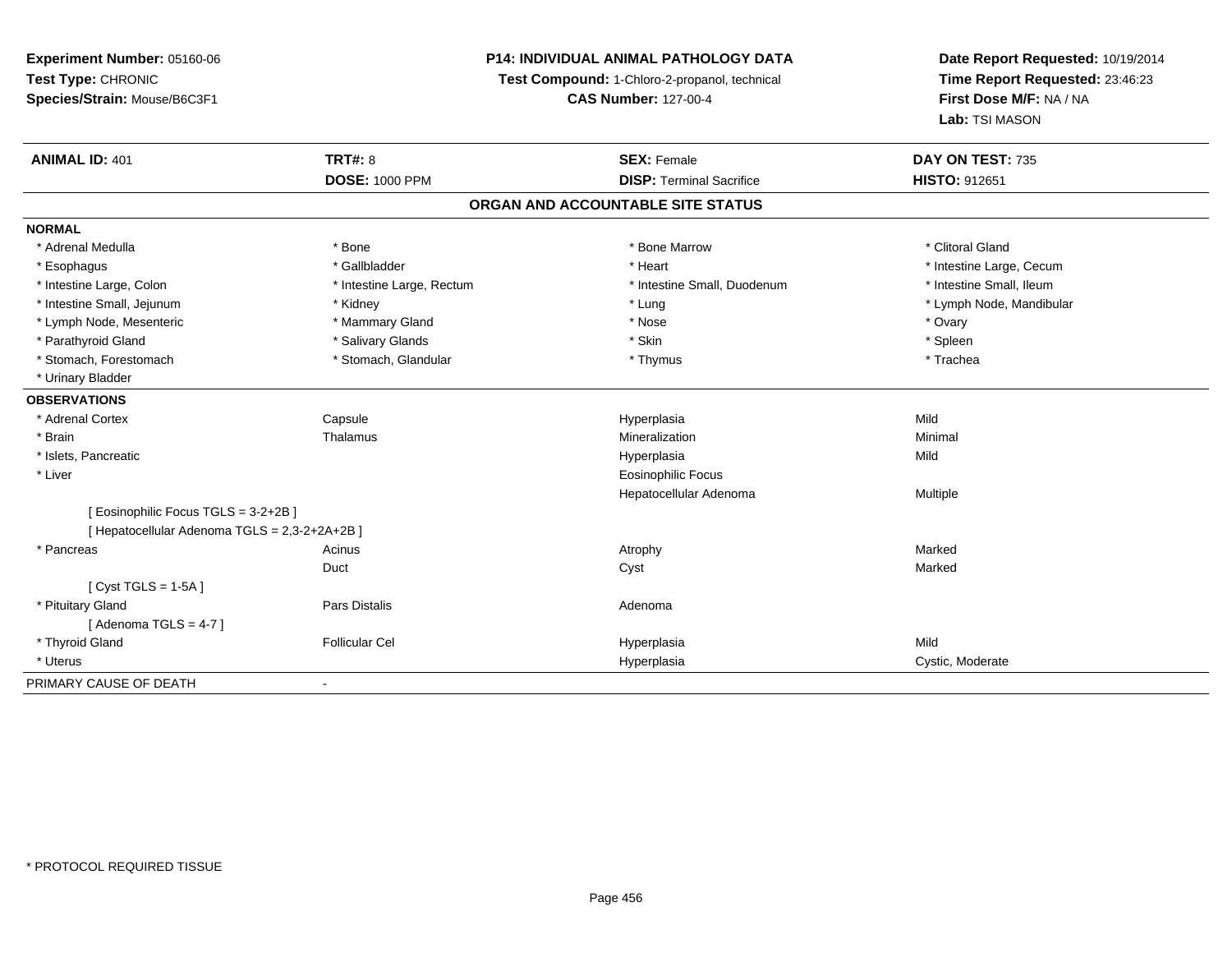**Experiment Number:** 05160-06
**Test Type:** CHRONIC
**Species/Strain:** Mouse/B6C3F1

**P14: INDIVIDUAL ANIMAL PATHOLOGY DATA**
**Test Compound:** 1-Chloro-2-propanol, technical
**CAS Number:** 127-00-4

**Date Report Requested:** 10/19/2014
**Time Report Requested:** 23:46:23
**First Dose M/F:** NA / NA
**Lab:** TSI MASON

| **ANIMAL ID:** 401 | **TRT#:** 8 | **SEX:** Female | **DAY ON TEST:** 735 |
|---|---|---|---|
| | **DOSE:** 1000 PPM | **DISP:** Terminal Sacrifice | **HISTO:** 912651 |

## ORGAN AND ACCOUNTABLE SITE STATUS

**NORMAL**

| | | | |
|---|---|---|---|
| * Adrenal Medulla | * Bone | * Bone Marrow | * Clitoral Gland |
| * Esophagus | * Gallbladder | * Heart | * Intestine Large, Cecum |
| * Intestine Large, Colon | * Intestine Large, Rectum | * Intestine Small, Duodenum | * Intestine Small, Ileum |
| * Intestine Small, Jejunum | * Kidney | * Lung | * Lymph Node, Mandibular |
| * Lymph Node, Mesenteric | * Mammary Gland | * Nose | * Ovary |
| * Parathyroid Gland | * Salivary Glands | * Skin | * Spleen |
| * Stomach, Forestomach | * Stomach, Glandular | * Thymus | * Trachea |
| * Urinary Bladder | | | |

**OBSERVATIONS**

| | | | |
|---|---|---|---|
| * Adrenal Cortex | Capsule | Hyperplasia | Mild |
| * Brain | Thalamus | Mineralization | Minimal |
| * Islets, Pancreatic | | Hyperplasia | Mild |
| * Liver | | Eosinophilic Focus | |
| | | Hepatocellular Adenoma | Multiple |
| [ Eosinophilic Focus TGLS = 3-2+2B ] | | | |
| [ Hepatocellular Adenoma TGLS = 2,3-2+2A+2B ] | | | |
| * Pancreas | Acinus | Atrophy | Marked |
| | Duct | Cyst | Marked |
| [ Cyst TGLS = 1-5A ] | | | |
| * Pituitary Gland | Pars Distalis | Adenoma | |
| [ Adenoma TGLS = 4-7 ] | | | |
| * Thyroid Gland | Follicular Cel | Hyperplasia | Mild |
| * Uterus | | Hyperplasia | Cystic, Moderate |

PRIMARY CAUSE OF DEATH -

* PROTOCOL REQUIRED TISSUE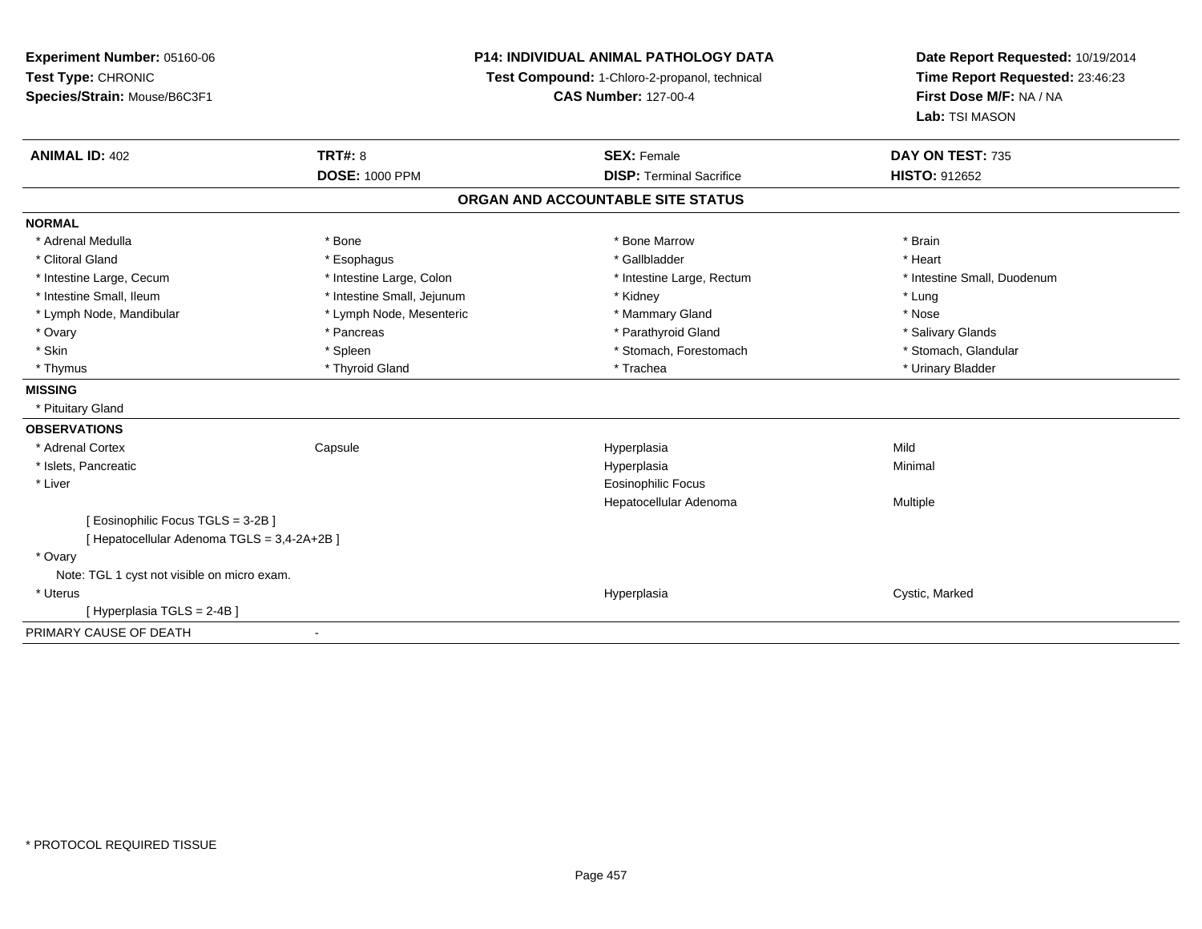**Experiment Number:** 05160-06
**Test Type:** CHRONIC
**Species/Strain:** Mouse/B6C3F1

**P14: INDIVIDUAL ANIMAL PATHOLOGY DATA**
**Test Compound:** 1-Chloro-2-propanol, technical
**CAS Number:** 127-00-4

**Date Report Requested:** 10/19/2014
**Time Report Requested:** 23:46:23
**First Dose M/F:** NA / NA
**Lab:** TSI MASON

| **ANIMAL ID:** 402 | **TRT#:** 8 | **SEX:** Female | **DAY ON TEST:** 735 |
|---|---|---|---|
| | **DOSE:** 1000 PPM | **DISP:** Terminal Sacrifice | **HISTO:** 912652 |

## ORGAN AND ACCOUNTABLE SITE STATUS

**NORMAL**

| | | | |
|---|---|---|---|
| * Adrenal Medulla | * Bone | * Bone Marrow | * Brain |
| * Clitoral Gland | * Esophagus | * Gallbladder | * Heart |
| * Intestine Large, Cecum | * Intestine Large, Colon | * Intestine Large, Rectum | * Intestine Small, Duodenum |
| * Intestine Small, Ileum | * Intestine Small, Jejunum | * Kidney | * Lung |
| * Lymph Node, Mandibular | * Lymph Node, Mesenteric | * Mammary Gland | * Nose |
| * Ovary | * Pancreas | * Parathyroid Gland | * Salivary Glands |
| * Skin | * Spleen | * Stomach, Forestomach | * Stomach, Glandular |
| * Thymus | * Thyroid Gland | * Trachea | * Urinary Bladder |

**MISSING**

* Pituitary Gland

**OBSERVATIONS**

| | | | |
|---|---|---|---|
| * Adrenal Cortex | Capsule | Hyperplasia | Mild |
| * Islets, Pancreatic | | Hyperplasia | Minimal |
| * Liver | | Eosinophilic Focus | |
| | | Hepatocellular Adenoma | Multiple |
| [ Eosinophilic Focus TGLS = 3-2B ] | | | |
| [ Hepatocellular Adenoma TGLS = 3,4-2A+2B ] | | | |
| * Ovary | | | |
| Note: TGL 1 cyst not visible on micro exam. | | | |
| * Uterus | | Hyperplasia | Cystic, Marked |
| [ Hyperplasia TGLS = 2-4B ] | | | |

PRIMARY CAUSE OF DEATH -

* PROTOCOL REQUIRED TISSUE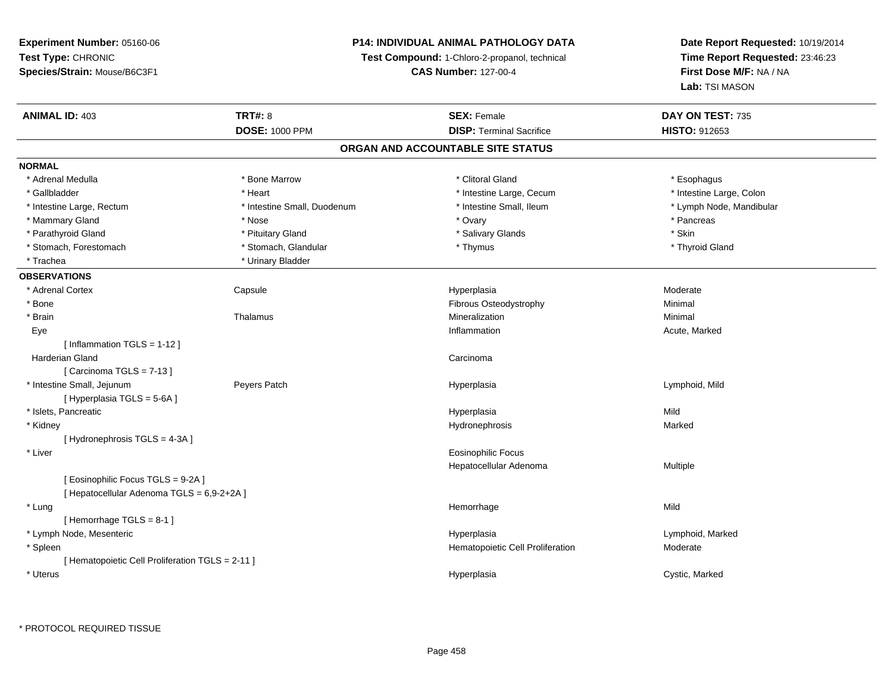**Experiment Number:** 05160-06
**Test Type:** CHRONIC
**Species/Strain:** Mouse/B6C3F1

**P14: INDIVIDUAL ANIMAL PATHOLOGY DATA**
**Test Compound:** 1-Chloro-2-propanol, technical
**CAS Number:** 127-00-4

**Date Report Requested:** 10/19/2014
**Time Report Requested:** 23:46:23
**First Dose M/F:** NA / NA
**Lab:** TSI MASON

| **ANIMAL ID:** 403 | **TRT#:** 8 | **SEX:** Female | **DAY ON TEST:** 735 |
|---|---|---|---|
| | **DOSE:** 1000 PPM | **DISP:** Terminal Sacrifice | **HISTO:** 912653 |

## ORGAN AND ACCOUNTABLE SITE STATUS

**NORMAL**

| | | | |
|---|---|---|---|
| * Adrenal Medulla | * Bone Marrow | * Clitoral Gland | * Esophagus |
| * Gallbladder | * Heart | * Intestine Large, Cecum | * Intestine Large, Colon |
| * Intestine Large, Rectum | * Intestine Small, Duodenum | * Intestine Small, Ileum | * Lymph Node, Mandibular |
| * Mammary Gland | * Nose | * Ovary | * Pancreas |
| * Parathyroid Gland | * Pituitary Gland | * Salivary Glands | * Skin |
| * Stomach, Forestomach | * Stomach, Glandular | * Thymus | * Thyroid Gland |
| * Trachea | * Urinary Bladder | | |

**OBSERVATIONS**

| | | | |
|---|---|---|---|
| * Adrenal Cortex | Capsule | Hyperplasia | Moderate |
| * Bone | | Fibrous Osteodystrophy | Minimal |
| * Brain | Thalamus | Mineralization | Minimal |
| Eye | | Inflammation | Acute, Marked |
| [ Inflammation TGLS = 1-12 ] | | | |
| Harderian Gland | | Carcinoma | |
| [ Carcinoma TGLS = 7-13 ] | | | |
| * Intestine Small, Jejunum | Peyers Patch | Hyperplasia | Lymphoid, Mild |
| [ Hyperplasia TGLS = 5-6A ] | | | |
| * Islets, Pancreatic | | Hyperplasia | Mild |
| * Kidney | | Hydronephrosis | Marked |
| [ Hydronephrosis TGLS = 4-3A ] | | | |
| * Liver | | Eosinophilic Focus | |
| | | Hepatocellular Adenoma | Multiple |
| [ Eosinophilic Focus TGLS = 9-2A ] | | | |
| [ Hepatocellular Adenoma TGLS = 6,9-2+2A ] | | | |
| * Lung | | Hemorrhage | Mild |
| [ Hemorrhage TGLS = 8-1 ] | | | |
| * Lymph Node, Mesenteric | | Hyperplasia | Lymphoid, Marked |
| * Spleen | | Hematopoietic Cell Proliferation | Moderate |
| [ Hematopoietic Cell Proliferation TGLS = 2-11 ] | | | |
| * Uterus | | Hyperplasia | Cystic, Marked |

* PROTOCOL REQUIRED TISSUE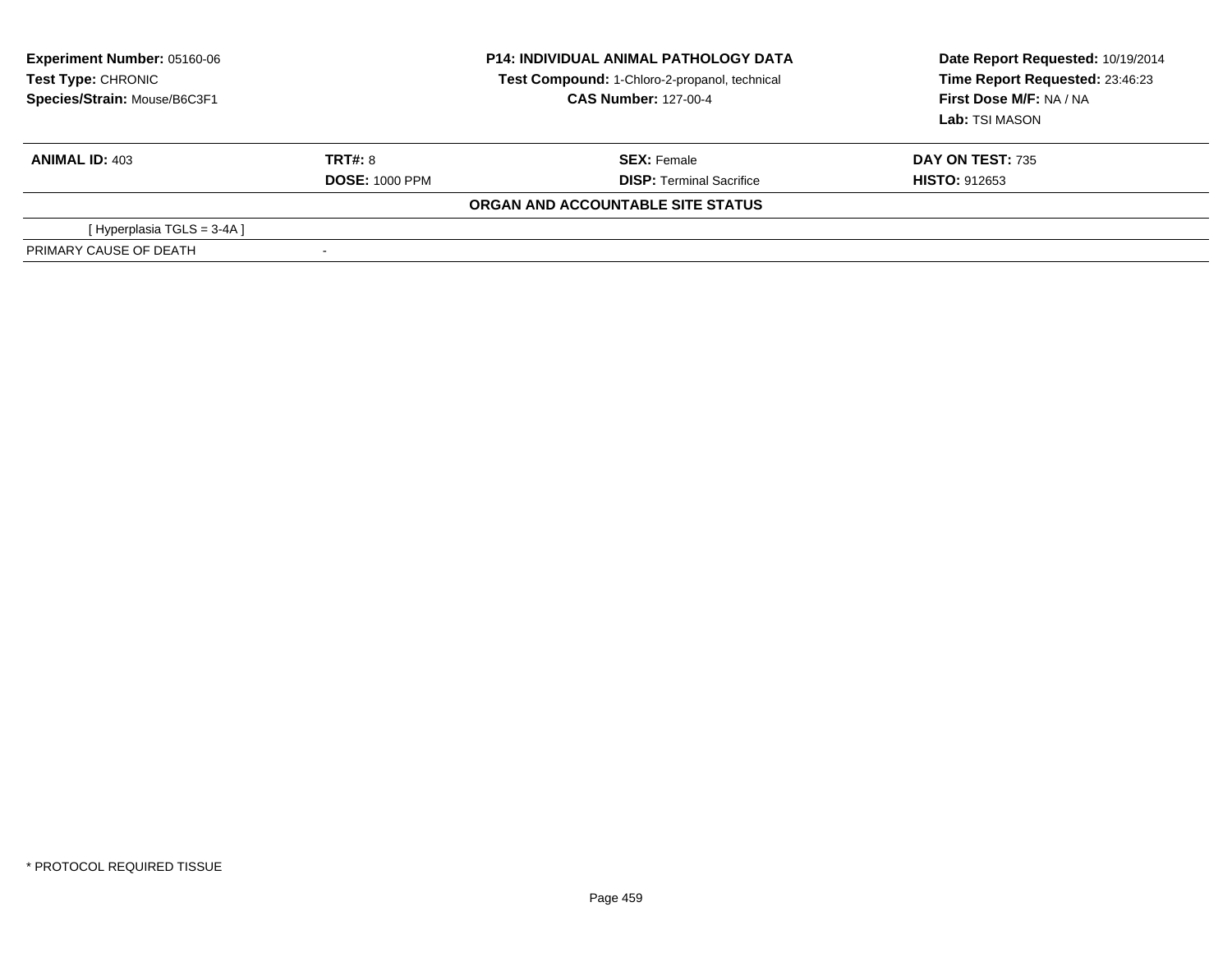**Experiment Number:** 05160-06
**Test Type:** CHRONIC
**Species/Strain:** Mouse/B6C3F1

**P14: INDIVIDUAL ANIMAL PATHOLOGY DATA**
**Test Compound:** 1-Chloro-2-propanol, technical
**CAS Number:** 127-00-4

**Date Report Requested:** 10/19/2014
**Time Report Requested:** 23:46:23
**First Dose M/F:** NA / NA
**Lab:** TSI MASON

| **ANIMAL ID:** 403 | **TRT#:** 8 | **SEX:** Female | **DAY ON TEST:** 735 |
|---|---|---|---|
| | **DOSE:** 1000 PPM | **DISP:** Terminal Sacrifice | **HISTO:** 912653 |

**ORGAN AND ACCOUNTABLE SITE STATUS**

| | |
|---|---|
| [ Hyperplasia TGLS = 3-4A ] | |
| PRIMARY CAUSE OF DEATH | - |

* PROTOCOL REQUIRED TISSUE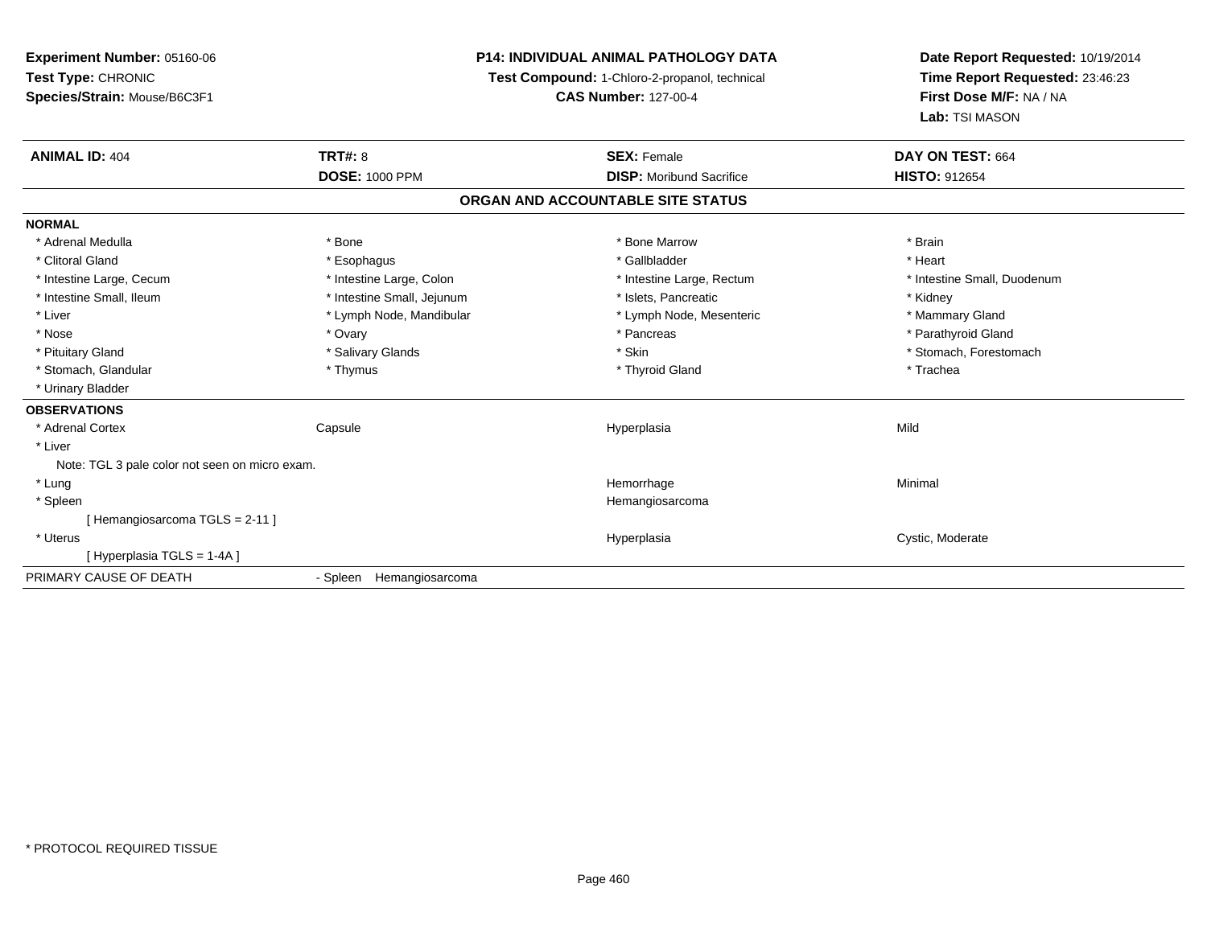**Experiment Number:** 05160-06
**Test Type:** CHRONIC
**Species/Strain:** Mouse/B6C3F1

**P14: INDIVIDUAL ANIMAL PATHOLOGY DATA**
**Test Compound:** 1-Chloro-2-propanol, technical
**CAS Number:** 127-00-4

**Date Report Requested:** 10/19/2014
**Time Report Requested:** 23:46:23
**First Dose M/F:** NA / NA
**Lab:** TSI MASON

| **ANIMAL ID:** 404 | **TRT#:** 8 | **SEX:** Female | **DAY ON TEST:** 664 |
|---|---|---|---|
| | **DOSE:** 1000 PPM | **DISP:** Moribund Sacrifice | **HISTO:** 912654 |

## ORGAN AND ACCOUNTABLE SITE STATUS

**NORMAL**

| | | | |
|---|---|---|---|
| * Adrenal Medulla | * Bone | * Bone Marrow | * Brain |
| * Clitoral Gland | * Esophagus | * Gallbladder | * Heart |
| * Intestine Large, Cecum | * Intestine Large, Colon | * Intestine Large, Rectum | * Intestine Small, Duodenum |
| * Intestine Small, Ileum | * Intestine Small, Jejunum | * Islets, Pancreatic | * Kidney |
| * Liver | * Lymph Node, Mandibular | * Lymph Node, Mesenteric | * Mammary Gland |
| * Nose | * Ovary | * Pancreas | * Parathyroid Gland |
| * Pituitary Gland | * Salivary Glands | * Skin | * Stomach, Forestomach |
| * Stomach, Glandular | * Thymus | * Thyroid Gland | * Trachea |
| * Urinary Bladder | | | |

**OBSERVATIONS**

| | | | |
|---|---|---|---|
| * Adrenal Cortex | Capsule | Hyperplasia | Mild |
| * Liver | | | |
| Note: TGL 3 pale color not seen on micro exam. | | | |
| * Lung | | Hemorrhage | Minimal |
| * Spleen | | Hemangiosarcoma | |
| [ Hemangiosarcoma TGLS = 2-11 ] | | | |
| * Uterus | | Hyperplasia | Cystic, Moderate |
| [ Hyperplasia TGLS = 1-4A ] | | | |

PRIMARY CAUSE OF DEATH - Spleen Hemangiosarcoma

* PROTOCOL REQUIRED TISSUE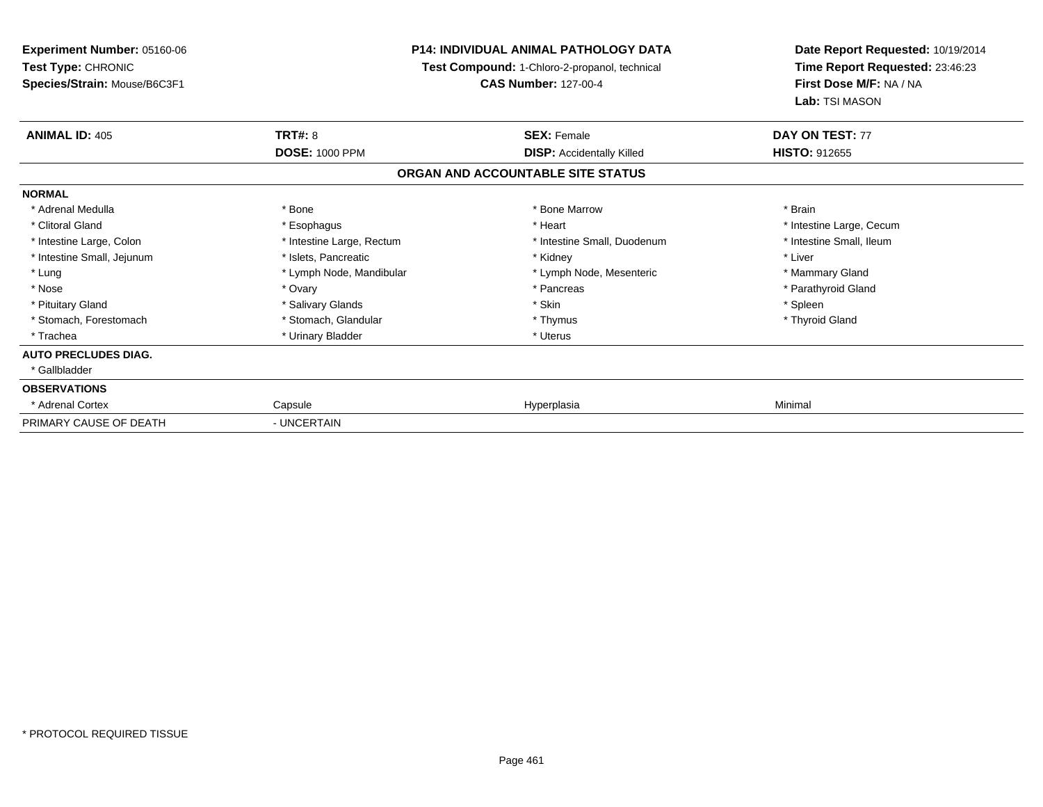**Experiment Number:** 05160-06
**Test Type:** CHRONIC
**Species/Strain:** Mouse/B6C3F1

**P14: INDIVIDUAL ANIMAL PATHOLOGY DATA**
**Test Compound:** 1-Chloro-2-propanol, technical
**CAS Number:** 127-00-4

**Date Report Requested:** 10/19/2014
**Time Report Requested:** 23:46:23
**First Dose M/F:** NA / NA
**Lab:** TSI MASON

| **ANIMAL ID:** 405 | **TRT#:** 8 | **SEX:** Female | **DAY ON TEST:** 77 |
|---|---|---|---|
| | **DOSE:** 1000 PPM | **DISP:** Accidentally Killed | **HISTO:** 912655 |

**ORGAN AND ACCOUNTABLE SITE STATUS**

| | | | |
|---|---|---|---|
| **NORMAL** | | | |
| * Adrenal Medulla | * Bone | * Bone Marrow | * Brain |
| * Clitoral Gland | * Esophagus | * Heart | * Intestine Large, Cecum |
| * Intestine Large, Colon | * Intestine Large, Rectum | * Intestine Small, Duodenum | * Intestine Small, Ileum |
| * Intestine Small, Jejunum | * Islets, Pancreatic | * Kidney | * Liver |
| * Lung | * Lymph Node, Mandibular | * Lymph Node, Mesenteric | * Mammary Gland |
| * Nose | * Ovary | * Pancreas | * Parathyroid Gland |
| * Pituitary Gland | * Salivary Glands | * Skin | * Spleen |
| * Stomach, Forestomach | * Stomach, Glandular | * Thymus | * Thyroid Gland |
| * Trachea | * Urinary Bladder | * Uterus | |
| **AUTO PRECLUDES DIAG.** | | | |
| * Gallbladder | | | |
| **OBSERVATIONS** | | | |
| * Adrenal Cortex | Capsule | Hyperplasia | Minimal |
| PRIMARY CAUSE OF DEATH | - UNCERTAIN | | |

* PROTOCOL REQUIRED TISSUE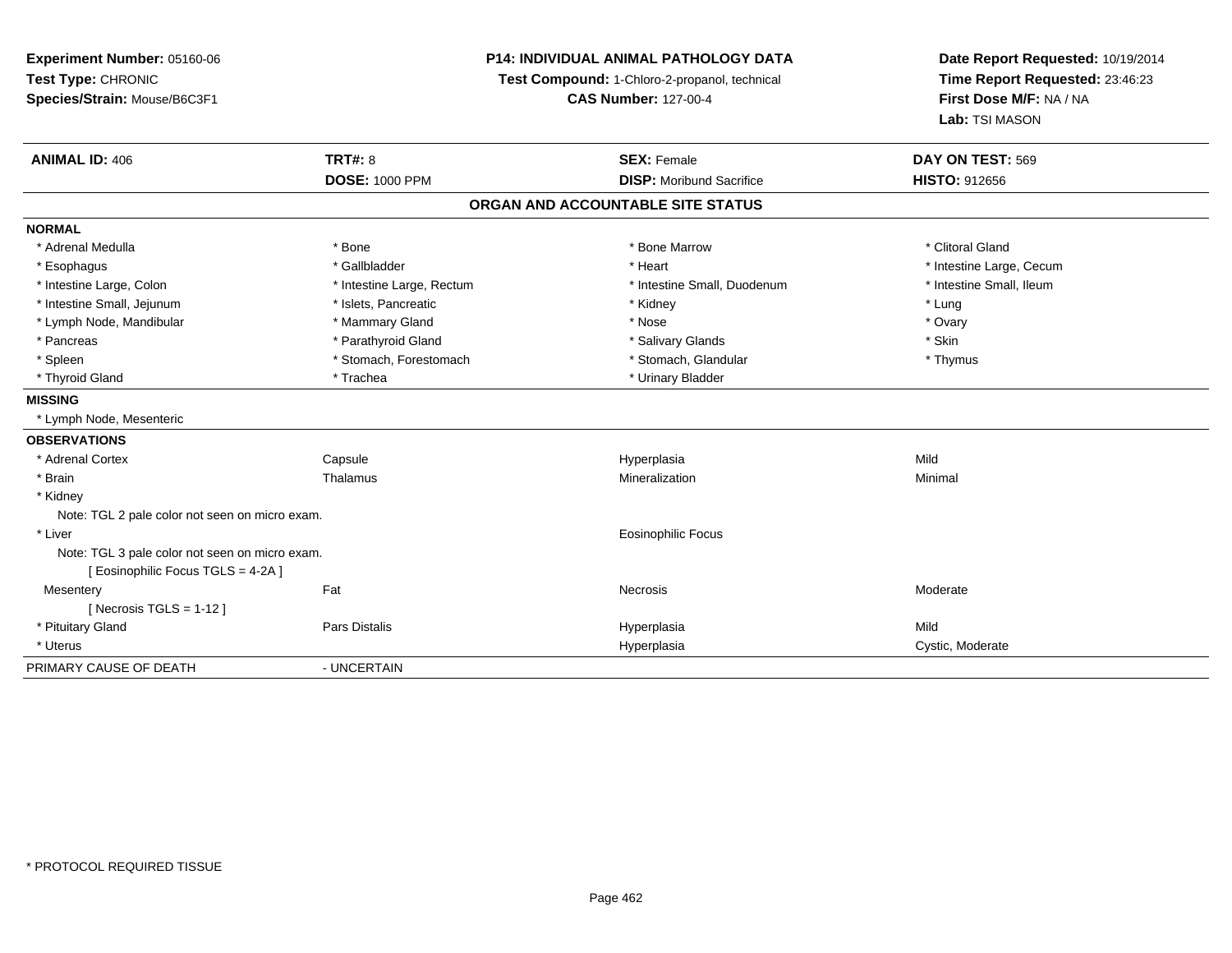**Experiment Number:** 05160-06
**Test Type:** CHRONIC
**Species/Strain:** Mouse/B6C3F1

**P14: INDIVIDUAL ANIMAL PATHOLOGY DATA**
**Test Compound:** 1-Chloro-2-propanol, technical
**CAS Number:** 127-00-4

**Date Report Requested:** 10/19/2014
**Time Report Requested:** 23:46:23
**First Dose M/F:** NA / NA
**Lab:** TSI MASON

| **ANIMAL ID:** 406 | **TRT#:** 8 | **SEX:** Female | **DAY ON TEST:** 569 |
|---|---|---|---|
| | **DOSE:** 1000 PPM | **DISP:** Moribund Sacrifice | **HISTO:** 912656 |

## ORGAN AND ACCOUNTABLE SITE STATUS

| | | | |
|---|---|---|---|
| **NORMAL** | | | |
| * Adrenal Medulla | * Bone | * Bone Marrow | * Clitoral Gland |
| * Esophagus | * Gallbladder | * Heart | * Intestine Large, Cecum |
| * Intestine Large, Colon | * Intestine Large, Rectum | * Intestine Small, Duodenum | * Intestine Small, Ileum |
| * Intestine Small, Jejunum | * Islets, Pancreatic | * Kidney | * Lung |
| * Lymph Node, Mandibular | * Mammary Gland | * Nose | * Ovary |
| * Pancreas | * Parathyroid Gland | * Salivary Glands | * Skin |
| * Spleen | * Stomach, Forestomach | * Stomach, Glandular | * Thymus |
| * Thyroid Gland | * Trachea | * Urinary Bladder | |
| **MISSING** | | | |
| * Lymph Node, Mesenteric | | | |
| **OBSERVATIONS** | | | |
| * Adrenal Cortex | Capsule | Hyperplasia | Mild |
| * Brain | Thalamus | Mineralization | Minimal |
| * Kidney | | | |
| Note: TGL 2 pale color not seen on micro exam. | | | |
| * Liver | | Eosinophilic Focus | |
| Note: TGL 3 pale color not seen on micro exam. | | | |
| [ Eosinophilic Focus TGLS = 4-2A ] | | | |
| Mesentery | Fat | Necrosis | Moderate |
| [ Necrosis TGLS = 1-12 ] | | | |
| * Pituitary Gland | Pars Distalis | Hyperplasia | Mild |
| * Uterus | | Hyperplasia | Cystic, Moderate |
| PRIMARY CAUSE OF DEATH | - UNCERTAIN | | |

* PROTOCOL REQUIRED TISSUE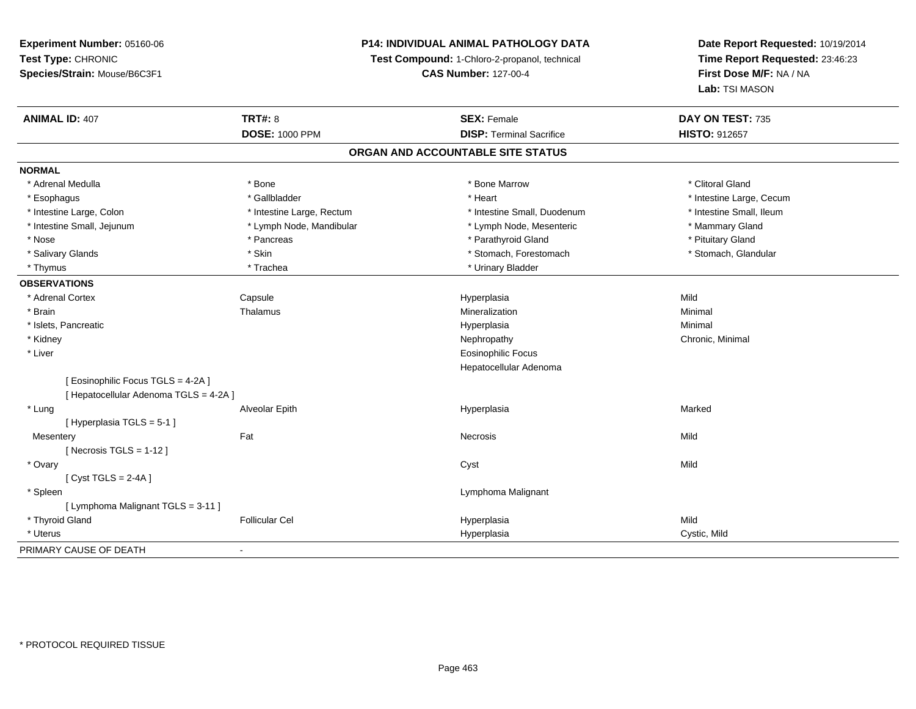**Experiment Number:** 05160-06
**Test Type:** CHRONIC
**Species/Strain:** Mouse/B6C3F1

**P14: INDIVIDUAL ANIMAL PATHOLOGY DATA**
**Test Compound:** 1-Chloro-2-propanol, technical
**CAS Number:** 127-00-4

**Date Report Requested:** 10/19/2014
**Time Report Requested:** 23:46:23
**First Dose M/F:** NA / NA
**Lab:** TSI MASON

| **ANIMAL ID:** 407 | **TRT#:** 8 | **SEX:** Female | **DAY ON TEST:** 735 |
|---|---|---|---|
| | **DOSE:** 1000 PPM | **DISP:** Terminal Sacrifice | **HISTO:** 912657 |

## ORGAN AND ACCOUNTABLE SITE STATUS

| | | | |
|---|---|---|---|
| **NORMAL** | | | |
| * Adrenal Medulla | * Bone | * Bone Marrow | * Clitoral Gland |
| * Esophagus | * Gallbladder | * Heart | * Intestine Large, Cecum |
| * Intestine Large, Colon | * Intestine Large, Rectum | * Intestine Small, Duodenum | * Intestine Small, Ileum |
| * Intestine Small, Jejunum | * Lymph Node, Mandibular | * Lymph Node, Mesenteric | * Mammary Gland |
| * Nose | * Pancreas | * Parathyroid Gland | * Pituitary Gland |
| * Salivary Glands | * Skin | * Stomach, Forestomach | * Stomach, Glandular |
| * Thymus | * Trachea | * Urinary Bladder | |
| **OBSERVATIONS** | | | |
| * Adrenal Cortex | Capsule | Hyperplasia | Mild |
| * Brain | Thalamus | Mineralization | Minimal |
| * Islets, Pancreatic | | Hyperplasia | Minimal |
| * Kidney | | Nephropathy | Chronic, Minimal |
| * Liver | | Eosinophilic Focus | |
| | | Hepatocellular Adenoma | |
| [ Eosinophilic Focus TGLS = 4-2A ] | | | |
| [ Hepatocellular Adenoma TGLS = 4-2A ] | | | |
| * Lung | Alveolar Epith | Hyperplasia | Marked |
| [ Hyperplasia TGLS = 5-1 ] | | | |
| Mesentery | Fat | Necrosis | Mild |
| [ Necrosis TGLS = 1-12 ] | | | |
| * Ovary | | Cyst | Mild |
| [ Cyst TGLS = 2-4A ] | | | |
| * Spleen | | Lymphoma Malignant | |
| [ Lymphoma Malignant TGLS = 3-11 ] | | | |
| * Thyroid Gland | Follicular Cel | Hyperplasia | Mild |
| * Uterus | | Hyperplasia | Cystic, Mild |
| PRIMARY CAUSE OF DEATH | - | | |

* PROTOCOL REQUIRED TISSUE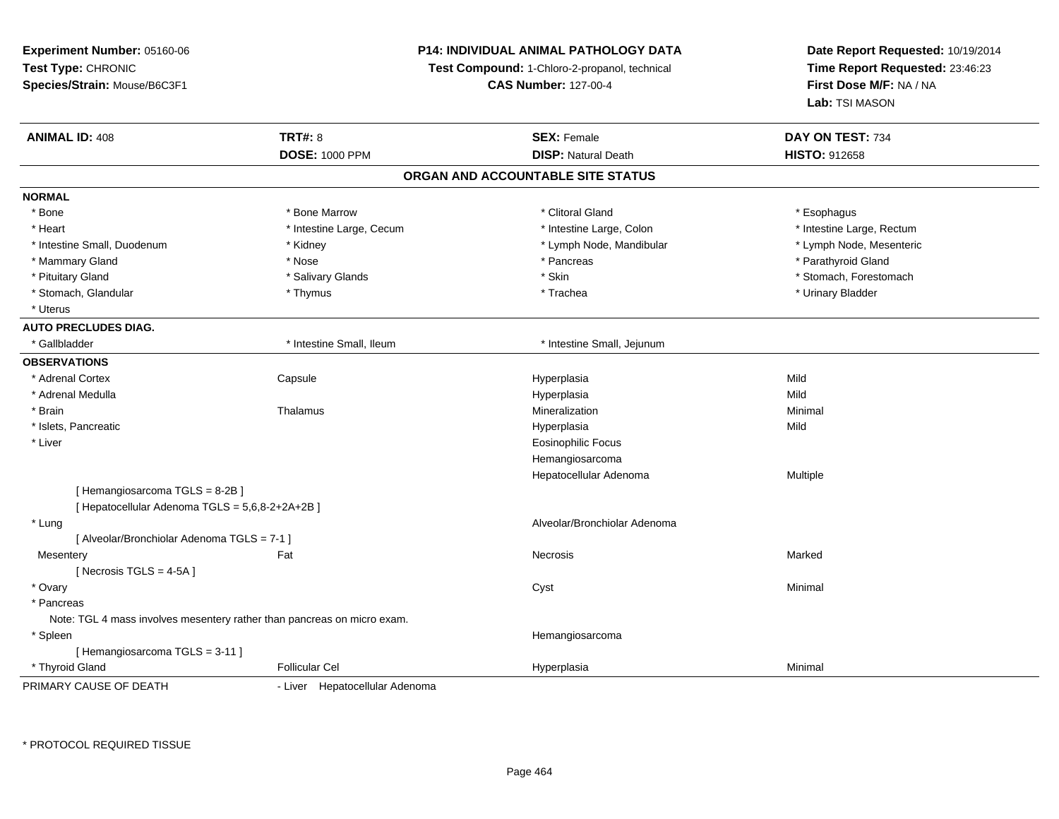**Experiment Number:** 05160-06
**Test Type:** CHRONIC
**Species/Strain:** Mouse/B6C3F1

**P14: INDIVIDUAL ANIMAL PATHOLOGY DATA**
**Test Compound:** 1-Chloro-2-propanol, technical
**CAS Number:** 127-00-4

**Date Report Requested:** 10/19/2014
**Time Report Requested:** 23:46:23
**First Dose M/F:** NA / NA
**Lab:** TSI MASON

| **ANIMAL ID:** 408 | **TRT#:** 8 | **SEX:** Female | **DAY ON TEST:** 734 |
|---|---|---|---|
| | **DOSE:** 1000 PPM | **DISP:** Natural Death | **HISTO:** 912658 |

## ORGAN AND ACCOUNTABLE SITE STATUS

**NORMAL**

| | | | |
|---|---|---|---|
| * Bone | * Bone Marrow | * Clitoral Gland | * Esophagus |
| * Heart | * Intestine Large, Cecum | * Intestine Large, Colon | * Intestine Large, Rectum |
| * Intestine Small, Duodenum | * Kidney | * Lymph Node, Mandibular | * Lymph Node, Mesenteric |
| * Mammary Gland | * Nose | * Pancreas | * Parathyroid Gland |
| * Pituitary Gland | * Salivary Glands | * Skin | * Stomach, Forestomach |
| * Stomach, Glandular | * Thymus | * Trachea | * Urinary Bladder |
| * Uterus | | | |

**AUTO PRECLUDES DIAG.**

| | | | |
|---|---|---|---|
| * Gallbladder | * Intestine Small, Ileum | * Intestine Small, Jejunum | |

**OBSERVATIONS**

| | | | |
|---|---|---|---|
| * Adrenal Cortex | Capsule | Hyperplasia | Mild |
| * Adrenal Medulla | | Hyperplasia | Mild |
| * Brain | Thalamus | Mineralization | Minimal |
| * Islets, Pancreatic | | Hyperplasia | Mild |
| * Liver | | Eosinophilic Focus | |
| | | Hemangiosarcoma | |
| | | Hepatocellular Adenoma | Multiple |
| [ Hemangiosarcoma TGLS = 8-2B ] | | | |
| [ Hepatocellular Adenoma TGLS = 5,6,8-2+2A+2B ] | | | |
| * Lung | | Alveolar/Bronchiolar Adenoma | |
| [ Alveolar/Bronchiolar Adenoma TGLS = 7-1 ] | | | |
| Mesentery | Fat | Necrosis | Marked |
| [ Necrosis TGLS = 4-5A ] | | | |
| * Ovary | | Cyst | Minimal |
| * Pancreas | | | |
| Note: TGL 4 mass involves mesentery rather than pancreas on micro exam. | | | |
| * Spleen | | Hemangiosarcoma | |
| [ Hemangiosarcoma TGLS = 3-11 ] | | | |
| * Thyroid Gland | Follicular Cel | Hyperplasia | Minimal |

PRIMARY CAUSE OF DEATH - Liver Hepatocellular Adenoma

* PROTOCOL REQUIRED TISSUE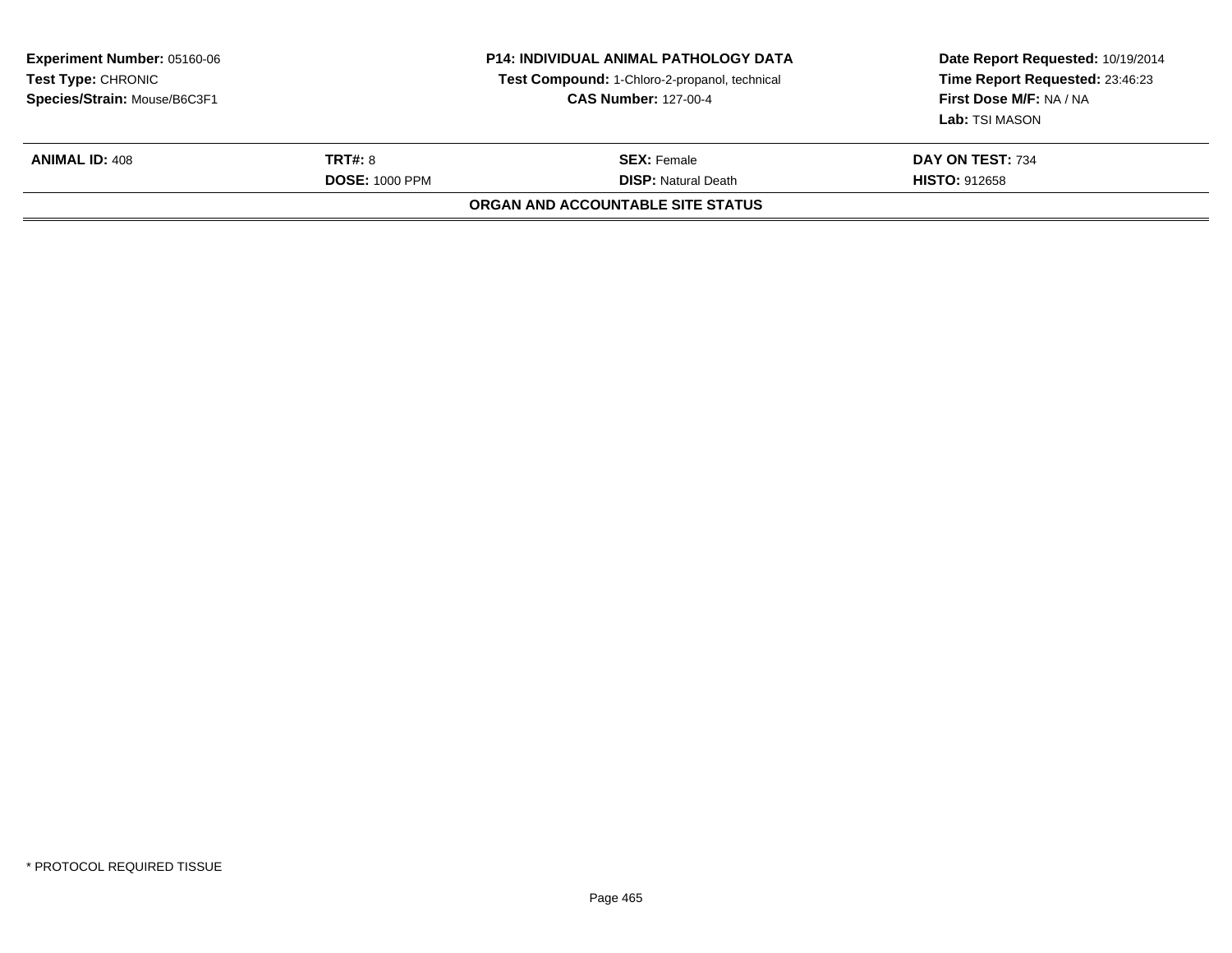**Experiment Number:** 05160-06
**Test Type:** CHRONIC
**Species/Strain:** Mouse/B6C3F1

**P14: INDIVIDUAL ANIMAL PATHOLOGY DATA**
**Test Compound:** 1-Chloro-2-propanol, technical
**CAS Number:** 127-00-4

**Date Report Requested:** 10/19/2014
**Time Report Requested:** 23:46:23
**First Dose M/F:** NA / NA
**Lab:** TSI MASON

| **ANIMAL ID:** 408 | **TRT#:** 8 | **SEX:** Female | **DAY ON TEST:** 734 |
|---|---|---|---|
| | **DOSE:** 1000 PPM | **DISP:** Natural Death | **HISTO:** 912658 |

**ORGAN AND ACCOUNTABLE SITE STATUS**

* PROTOCOL REQUIRED TISSUE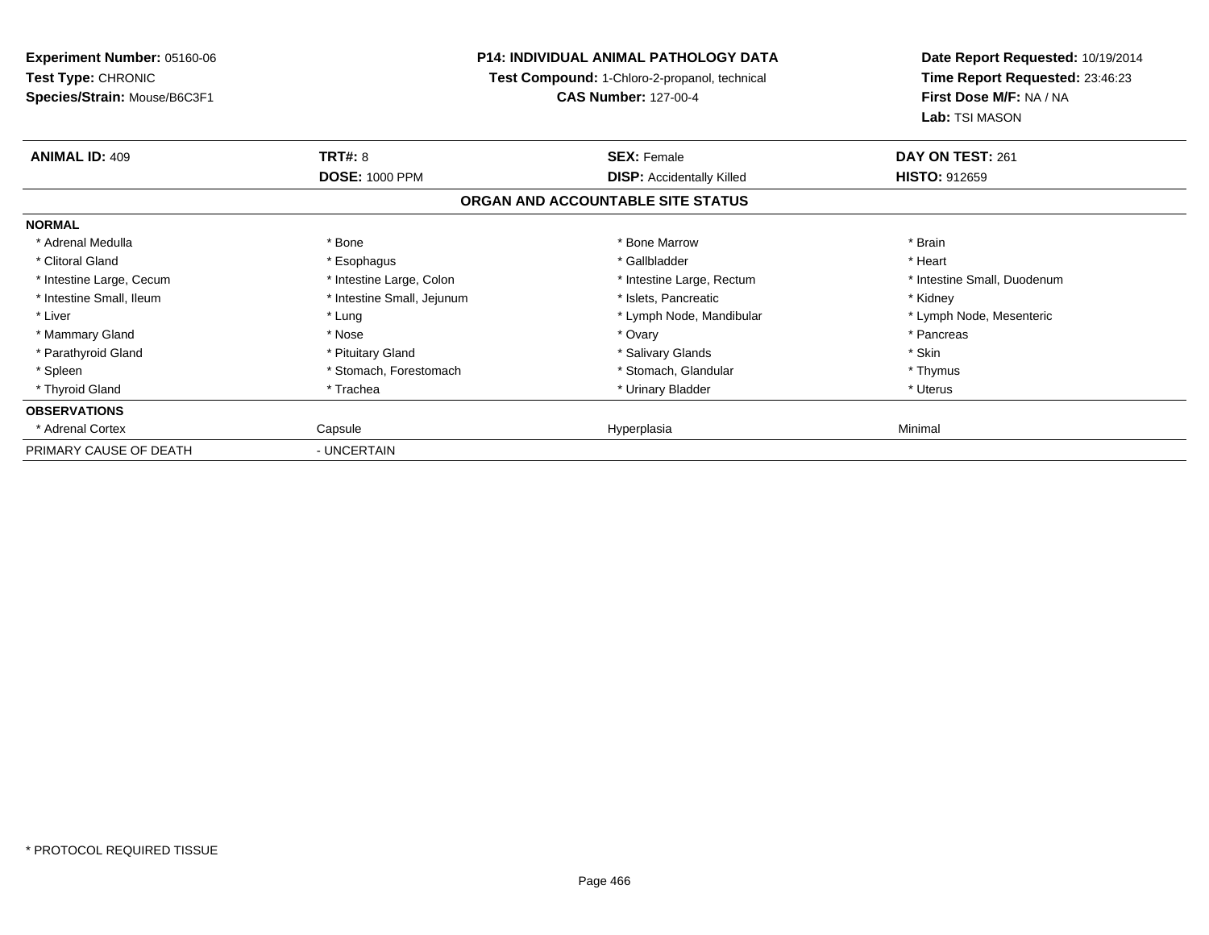**Experiment Number:** 05160-06
**Test Type:** CHRONIC
**Species/Strain:** Mouse/B6C3F1

**P14: INDIVIDUAL ANIMAL PATHOLOGY DATA**
**Test Compound:** 1-Chloro-2-propanol, technical
**CAS Number:** 127-00-4

**Date Report Requested:** 10/19/2014
**Time Report Requested:** 23:46:23
**First Dose M/F:** NA / NA
**Lab:** TSI MASON

| **ANIMAL ID:** 409 | **TRT#:** 8 | **SEX:** Female | **DAY ON TEST:** 261 |
|---|---|---|---|
| | **DOSE:** 1000 PPM | **DISP:** Accidentally Killed | **HISTO:** 912659 |

**ORGAN AND ACCOUNTABLE SITE STATUS**

| **NORMAL** | | | |
|---|---|---|---|
| * Adrenal Medulla | * Bone | * Bone Marrow | * Brain |
| * Clitoral Gland | * Esophagus | * Gallbladder | * Heart |
| * Intestine Large, Cecum | * Intestine Large, Colon | * Intestine Large, Rectum | * Intestine Small, Duodenum |
| * Intestine Small, Ileum | * Intestine Small, Jejunum | * Islets, Pancreatic | * Kidney |
| * Liver | * Lung | * Lymph Node, Mandibular | * Lymph Node, Mesenteric |
| * Mammary Gland | * Nose | * Ovary | * Pancreas |
| * Parathyroid Gland | * Pituitary Gland | * Salivary Glands | * Skin |
| * Spleen | * Stomach, Forestomach | * Stomach, Glandular | * Thymus |
| * Thyroid Gland | * Trachea | * Urinary Bladder | * Uterus |
| **OBSERVATIONS** | | | |
| * Adrenal Cortex | Capsule | Hyperplasia | Minimal |
| PRIMARY CAUSE OF DEATH | - UNCERTAIN | | |

\* PROTOCOL REQUIRED TISSUE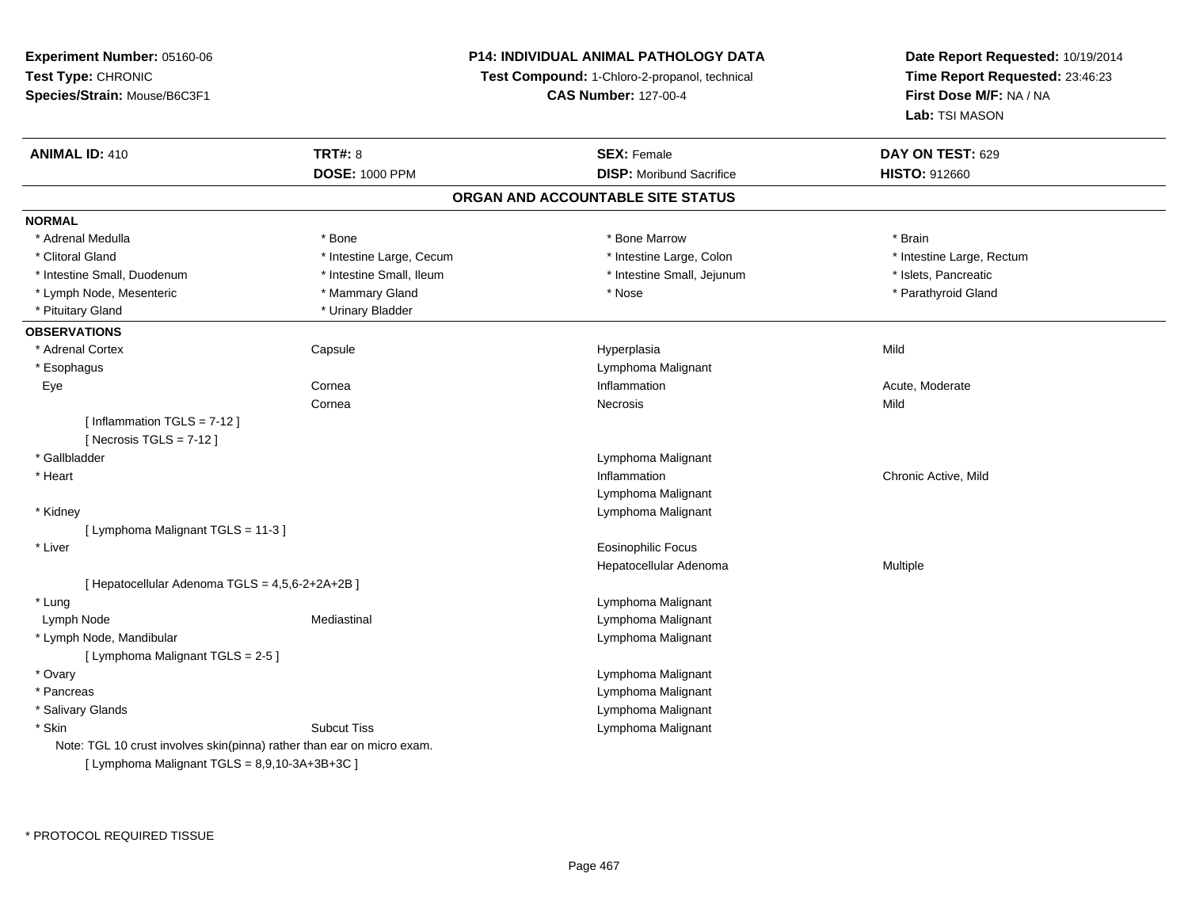**Experiment Number:** 05160-06
**Test Type:** CHRONIC
**Species/Strain:** Mouse/B6C3F1

**P14: INDIVIDUAL ANIMAL PATHOLOGY DATA**
**Test Compound:** 1-Chloro-2-propanol, technical
**CAS Number:** 127-00-4

**Date Report Requested:** 10/19/2014
**Time Report Requested:** 23:46:23
**First Dose M/F:** NA / NA
**Lab:** TSI MASON

| **ANIMAL ID:** 410 | **TRT#:** 8 | **SEX:** Female | **DAY ON TEST:** 629 |
|---|---|---|---|
| | **DOSE:** 1000 PPM | **DISP:** Moribund Sacrifice | **HISTO:** 912660 |

## ORGAN AND ACCOUNTABLE SITE STATUS

**NORMAL**

| | | | |
|---|---|---|---|
| * Adrenal Medulla | * Bone | * Bone Marrow | * Brain |
| * Clitoral Gland | * Intestine Large, Cecum | * Intestine Large, Colon | * Intestine Large, Rectum |
| * Intestine Small, Duodenum | * Intestine Small, Ileum | * Intestine Small, Jejunum | * Islets, Pancreatic |
| * Lymph Node, Mesenteric | * Mammary Gland | * Nose | * Parathyroid Gland |
| * Pituitary Gland | * Urinary Bladder | | |

**OBSERVATIONS**

| | | | |
|---|---|---|---|
| * Adrenal Cortex | Capsule | Hyperplasia | Mild |
| * Esophagus | | Lymphoma Malignant | |
| Eye | Cornea | Inflammation | Acute, Moderate |
| | Cornea | Necrosis | Mild |
| [ Inflammation TGLS = 7-12 ] | | | |
| [ Necrosis TGLS = 7-12 ] | | | |
| * Gallbladder | | Lymphoma Malignant | |
| * Heart | | Inflammation | Chronic Active, Mild |
| | | Lymphoma Malignant | |
| * Kidney | | Lymphoma Malignant | |
| [ Lymphoma Malignant TGLS = 11-3 ] | | | |
| * Liver | | Eosinophilic Focus | |
| | | Hepatocellular Adenoma | Multiple |
| [ Hepatocellular Adenoma TGLS = 4,5,6-2+2A+2B ] | | | |
| * Lung | | Lymphoma Malignant | |
| Lymph Node | Mediastinal | Lymphoma Malignant | |
| * Lymph Node, Mandibular | | Lymphoma Malignant | |
| [ Lymphoma Malignant TGLS = 2-5 ] | | | |
| * Ovary | | Lymphoma Malignant | |
| * Pancreas | | Lymphoma Malignant | |
| * Salivary Glands | | Lymphoma Malignant | |
| * Skin | Subcut Tiss | Lymphoma Malignant | |

Note: TGL 10 crust involves skin(pinna) rather than ear on micro exam.
[ Lymphoma Malignant TGLS = 8,9,10-3A+3B+3C ]

* PROTOCOL REQUIRED TISSUE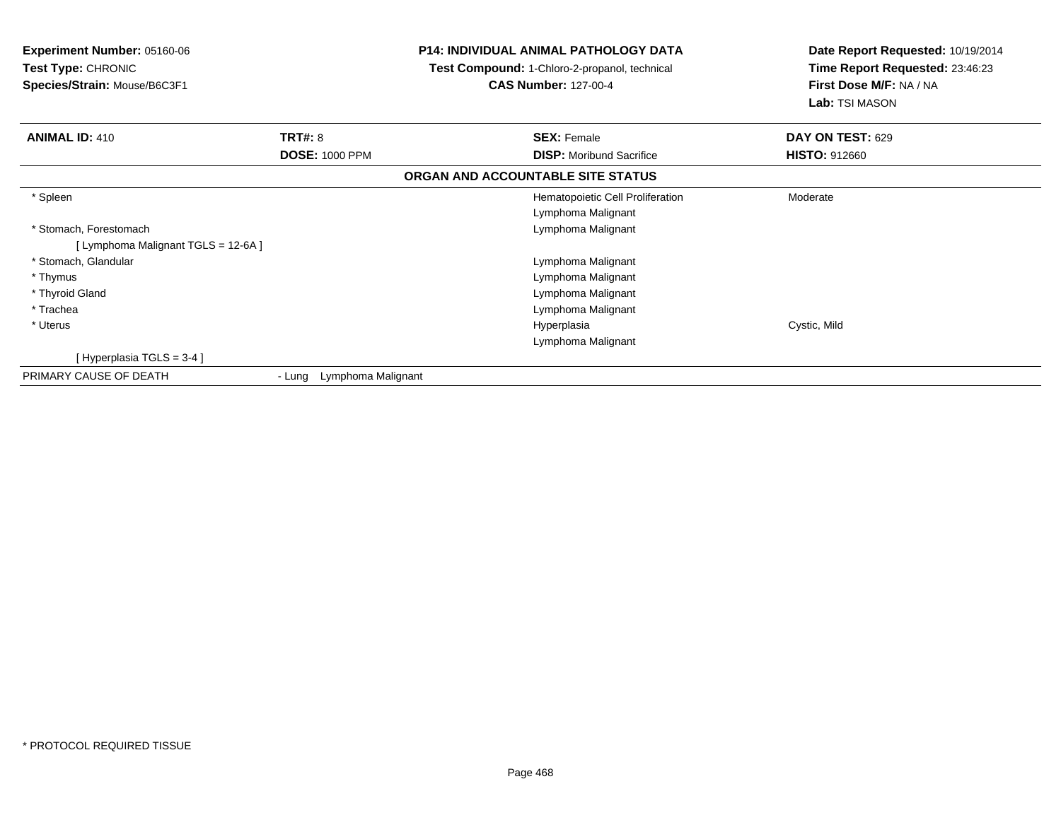**Experiment Number:** 05160-06
**Test Type:** CHRONIC
**Species/Strain:** Mouse/B6C3F1

**P14: INDIVIDUAL ANIMAL PATHOLOGY DATA**
**Test Compound:** 1-Chloro-2-propanol, technical
**CAS Number:** 127-00-4

**Date Report Requested:** 10/19/2014
**Time Report Requested:** 23:46:23
**First Dose M/F:** NA / NA
**Lab:** TSI MASON

| **ANIMAL ID:** 410 | **TRT#:** 8 | **SEX:** Female | **DAY ON TEST:** 629 |
|---|---|---|---|
| | **DOSE:** 1000 PPM | **DISP:** Moribund Sacrifice | **HISTO:** 912660 |

**ORGAN AND ACCOUNTABLE SITE STATUS**

| Organ | | Finding | Severity |
|---|---|---|---|
| * Spleen | | Hematopoietic Cell Proliferation | Moderate |
| | | Lymphoma Malignant | |
| * Stomach, Forestomach | | Lymphoma Malignant | |
| [ Lymphoma Malignant TGLS = 12-6A ] | | | |
| * Stomach, Glandular | | Lymphoma Malignant | |
| * Thymus | | Lymphoma Malignant | |
| * Thyroid Gland | | Lymphoma Malignant | |
| * Trachea | | Lymphoma Malignant | |
| * Uterus | | Hyperplasia | Cystic, Mild |
| | | Lymphoma Malignant | |
| [ Hyperplasia TGLS = 3-4 ] | | | |
| PRIMARY CAUSE OF DEATH | - Lung Lymphoma Malignant | | |

* PROTOCOL REQUIRED TISSUE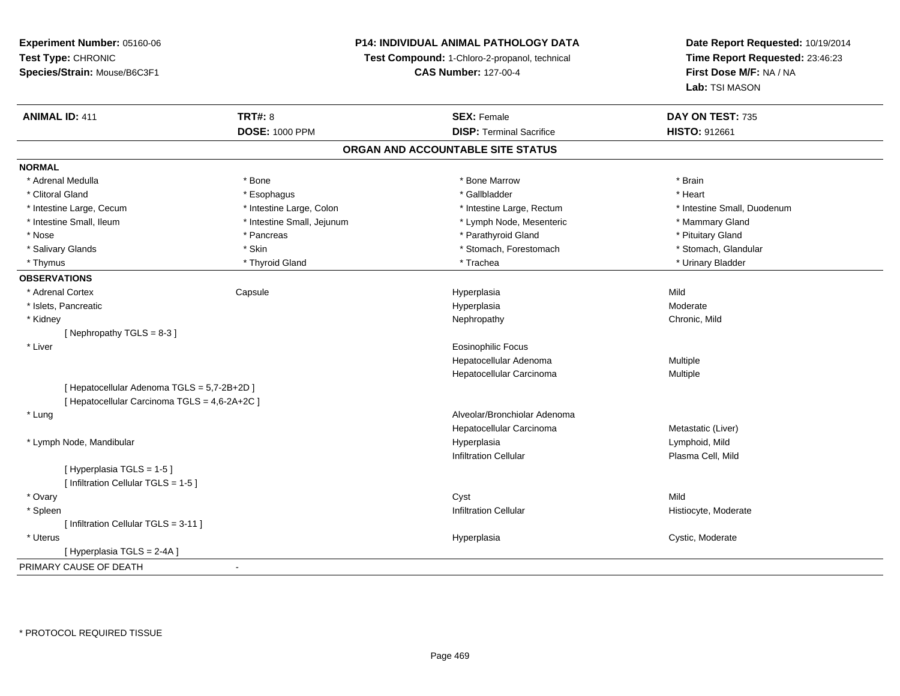**Experiment Number:** 05160-06
**Test Type:** CHRONIC
**Species/Strain:** Mouse/B6C3F1

**P14: INDIVIDUAL ANIMAL PATHOLOGY DATA**
**Test Compound:** 1-Chloro-2-propanol, technical
**CAS Number:** 127-00-4

**Date Report Requested:** 10/19/2014
**Time Report Requested:** 23:46:23
**First Dose M/F:** NA / NA
**Lab:** TSI MASON

| **ANIMAL ID:** 411 | **TRT#:** 8 | **SEX:** Female | **DAY ON TEST:** 735 |
|---|---|---|---|
| | **DOSE:** 1000 PPM | **DISP:** Terminal Sacrifice | **HISTO:** 912661 |

## ORGAN AND ACCOUNTABLE SITE STATUS

**NORMAL**

| | | | |
|---|---|---|---|
| * Adrenal Medulla | * Bone | * Bone Marrow | * Brain |
| * Clitoral Gland | * Esophagus | * Gallbladder | * Heart |
| * Intestine Large, Cecum | * Intestine Large, Colon | * Intestine Large, Rectum | * Intestine Small, Duodenum |
| * Intestine Small, Ileum | * Intestine Small, Jejunum | * Lymph Node, Mesenteric | * Mammary Gland |
| * Nose | * Pancreas | * Parathyroid Gland | * Pituitary Gland |
| * Salivary Glands | * Skin | * Stomach, Forestomach | * Stomach, Glandular |
| * Thymus | * Thyroid Gland | * Trachea | * Urinary Bladder |

**OBSERVATIONS**

| | | | |
|---|---|---|---|
| * Adrenal Cortex | Capsule | Hyperplasia | Mild |
| * Islets, Pancreatic | | Hyperplasia | Moderate |
| * Kidney | | Nephropathy | Chronic, Mild |
| [ Nephropathy TGLS = 8-3 ] | | | |
| * Liver | | Eosinophilic Focus | |
| | | Hepatocellular Adenoma | Multiple |
| | | Hepatocellular Carcinoma | Multiple |
| [ Hepatocellular Adenoma TGLS = 5,7-2B+2D ] | | | |
| [ Hepatocellular Carcinoma TGLS = 4,6-2A+2C ] | | | |
| * Lung | | Alveolar/Bronchiolar Adenoma | |
| | | Hepatocellular Carcinoma | Metastatic (Liver) |
| * Lymph Node, Mandibular | | Hyperplasia | Lymphoid, Mild |
| | | Infiltration Cellular | Plasma Cell, Mild |
| [ Hyperplasia TGLS = 1-5 ] | | | |
| [ Infiltration Cellular TGLS = 1-5 ] | | | |
| * Ovary | | Cyst | Mild |
| * Spleen | | Infiltration Cellular | Histiocyte, Moderate |
| [ Infiltration Cellular TGLS = 3-11 ] | | | |
| * Uterus | | Hyperplasia | Cystic, Moderate |
| [ Hyperplasia TGLS = 2-4A ] | | | |

PRIMARY CAUSE OF DEATH -

* PROTOCOL REQUIRED TISSUE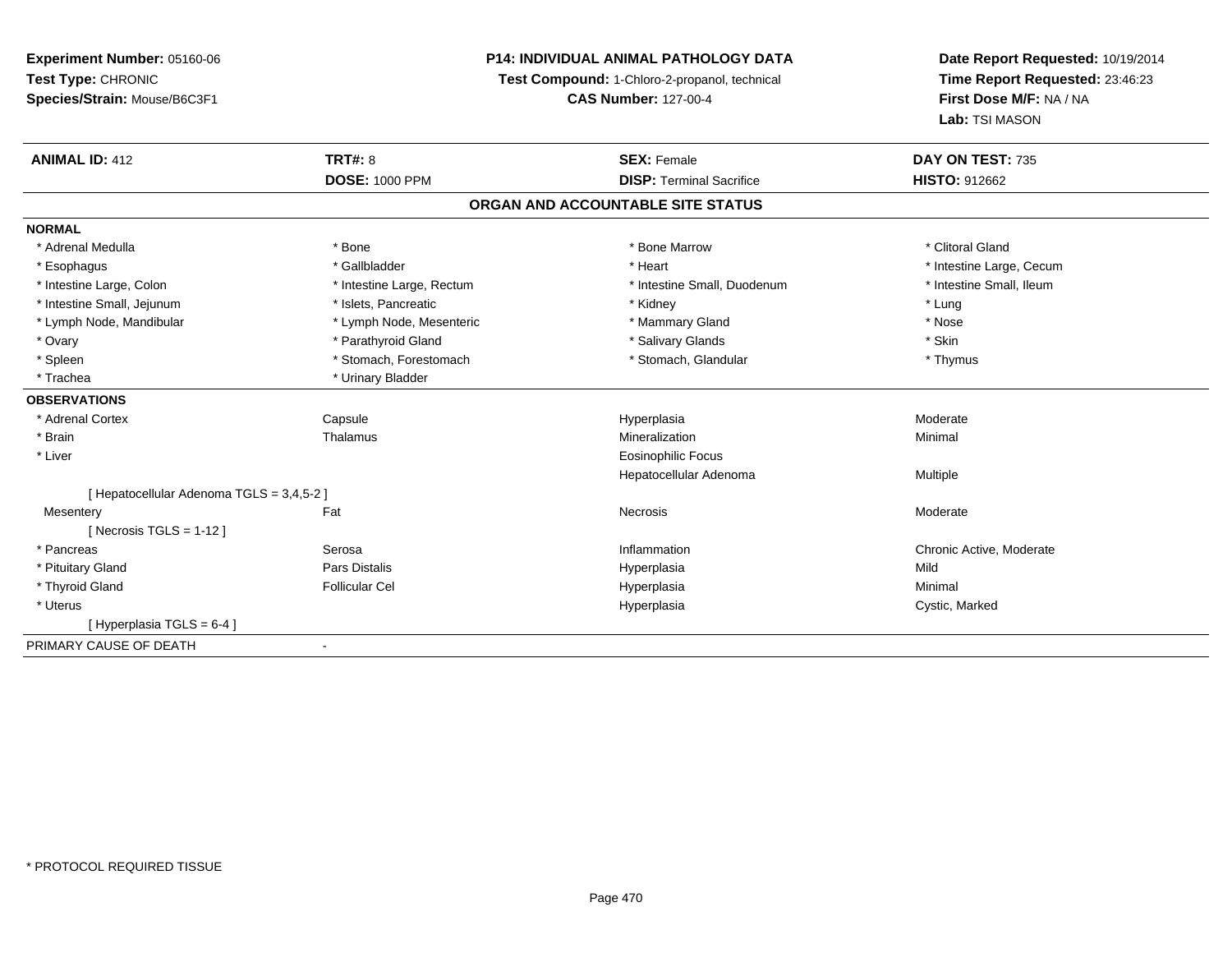**Experiment Number:** 05160-06
**Test Type:** CHRONIC
**Species/Strain:** Mouse/B6C3F1

**P14: INDIVIDUAL ANIMAL PATHOLOGY DATA**
**Test Compound:** 1-Chloro-2-propanol, technical
**CAS Number:** 127-00-4

**Date Report Requested:** 10/19/2014
**Time Report Requested:** 23:46:23
**First Dose M/F:** NA / NA
**Lab:** TSI MASON

| **ANIMAL ID:** 412 | **TRT#:** 8 | **SEX:** Female | **DAY ON TEST:** 735 |
|---|---|---|---|
| | **DOSE:** 1000 PPM | **DISP:** Terminal Sacrifice | **HISTO:** 912662 |

## ORGAN AND ACCOUNTABLE SITE STATUS

**NORMAL**

| | | | |
|---|---|---|---|
| * Adrenal Medulla | * Bone | * Bone Marrow | * Clitoral Gland |
| * Esophagus | * Gallbladder | * Heart | * Intestine Large, Cecum |
| * Intestine Large, Colon | * Intestine Large, Rectum | * Intestine Small, Duodenum | * Intestine Small, Ileum |
| * Intestine Small, Jejunum | * Islets, Pancreatic | * Kidney | * Lung |
| * Lymph Node, Mandibular | * Lymph Node, Mesenteric | * Mammary Gland | * Nose |
| * Ovary | * Parathyroid Gland | * Salivary Glands | * Skin |
| * Spleen | * Stomach, Forestomach | * Stomach, Glandular | * Thymus |
| * Trachea | * Urinary Bladder | | |

**OBSERVATIONS**

| | | | |
|---|---|---|---|
| * Adrenal Cortex | Capsule | Hyperplasia | Moderate |
| * Brain | Thalamus | Mineralization | Minimal |
| * Liver | | Eosinophilic Focus | |
| | | Hepatocellular Adenoma | Multiple |
| [ Hepatocellular Adenoma TGLS = 3,4,5-2 ] | | | |
| Mesentery | Fat | Necrosis | Moderate |
| [ Necrosis TGLS = 1-12 ] | | | |
| * Pancreas | Serosa | Inflammation | Chronic Active, Moderate |
| * Pituitary Gland | Pars Distalis | Hyperplasia | Mild |
| * Thyroid Gland | Follicular Cel | Hyperplasia | Minimal |
| * Uterus | | Hyperplasia | Cystic, Marked |
| [ Hyperplasia TGLS = 6-4 ] | | | |

PRIMARY CAUSE OF DEATH -

* PROTOCOL REQUIRED TISSUE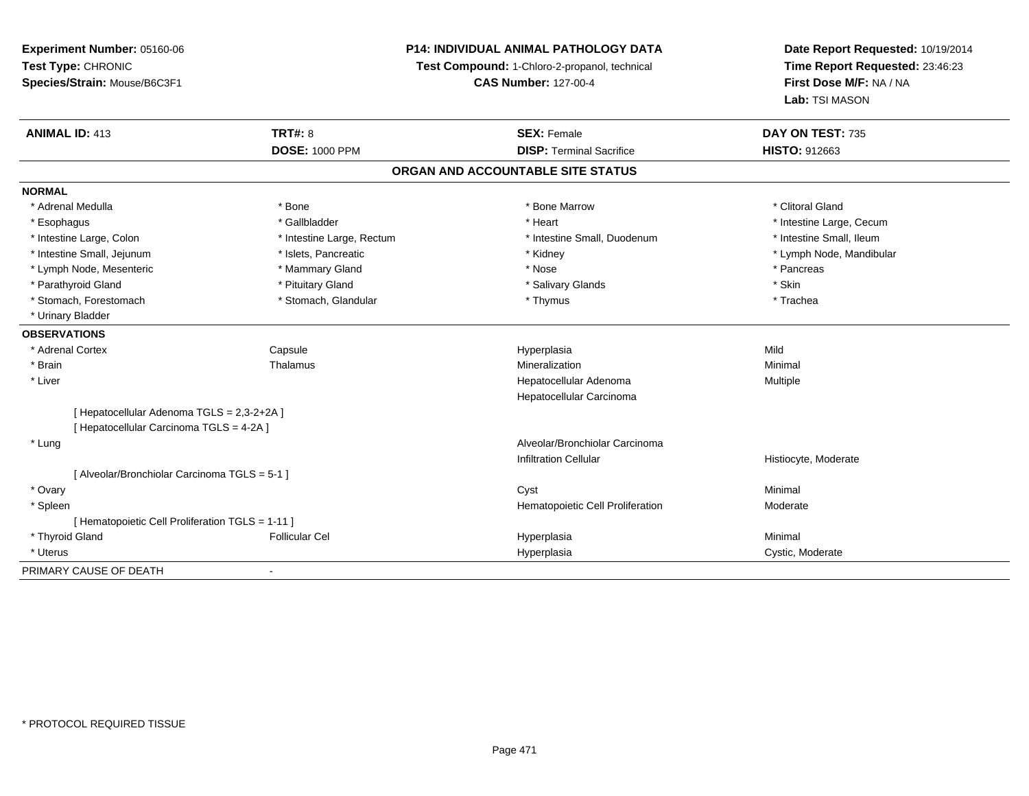**Experiment Number:** 05160-06
**Test Type:** CHRONIC
**Species/Strain:** Mouse/B6C3F1

**P14: INDIVIDUAL ANIMAL PATHOLOGY DATA**
**Test Compound:** 1-Chloro-2-propanol, technical
**CAS Number:** 127-00-4

**Date Report Requested:** 10/19/2014
**Time Report Requested:** 23:46:23
**First Dose M/F:** NA / NA
**Lab:** TSI MASON

| **ANIMAL ID:** 413 | **TRT#:** 8 | **SEX:** Female | **DAY ON TEST:** 735 |
|---|---|---|---|
| | **DOSE:** 1000 PPM | **DISP:** Terminal Sacrifice | **HISTO:** 912663 |

## ORGAN AND ACCOUNTABLE SITE STATUS

**NORMAL**

| | | | |
|---|---|---|---|
| * Adrenal Medulla | * Bone | * Bone Marrow | * Clitoral Gland |
| * Esophagus | * Gallbladder | * Heart | * Intestine Large, Cecum |
| * Intestine Large, Colon | * Intestine Large, Rectum | * Intestine Small, Duodenum | * Intestine Small, Ileum |
| * Intestine Small, Jejunum | * Islets, Pancreatic | * Kidney | * Lymph Node, Mandibular |
| * Lymph Node, Mesenteric | * Mammary Gland | * Nose | * Pancreas |
| * Parathyroid Gland | * Pituitary Gland | * Salivary Glands | * Skin |
| * Stomach, Forestomach | * Stomach, Glandular | * Thymus | * Trachea |
| * Urinary Bladder | | | |

**OBSERVATIONS**

| | | | |
|---|---|---|---|
| * Adrenal Cortex | Capsule | Hyperplasia | Mild |
| * Brain | Thalamus | Mineralization | Minimal |
| * Liver | | Hepatocellular Adenoma | Multiple |
| | | Hepatocellular Carcinoma | |
| [ Hepatocellular Adenoma TGLS = 2,3-2+2A ] | | | |
| [ Hepatocellular Carcinoma TGLS = 4-2A ] | | | |
| * Lung | | Alveolar/Bronchiolar Carcinoma | |
| | | Infiltration Cellular | Histiocyte, Moderate |
| [ Alveolar/Bronchiolar Carcinoma TGLS = 5-1 ] | | | |
| * Ovary | | Cyst | Minimal |
| * Spleen | | Hematopoietic Cell Proliferation | Moderate |
| [ Hematopoietic Cell Proliferation TGLS = 1-11 ] | | | |
| * Thyroid Gland | Follicular Cel | Hyperplasia | Minimal |
| * Uterus | | Hyperplasia | Cystic, Moderate |

PRIMARY CAUSE OF DEATH -

\* PROTOCOL REQUIRED TISSUE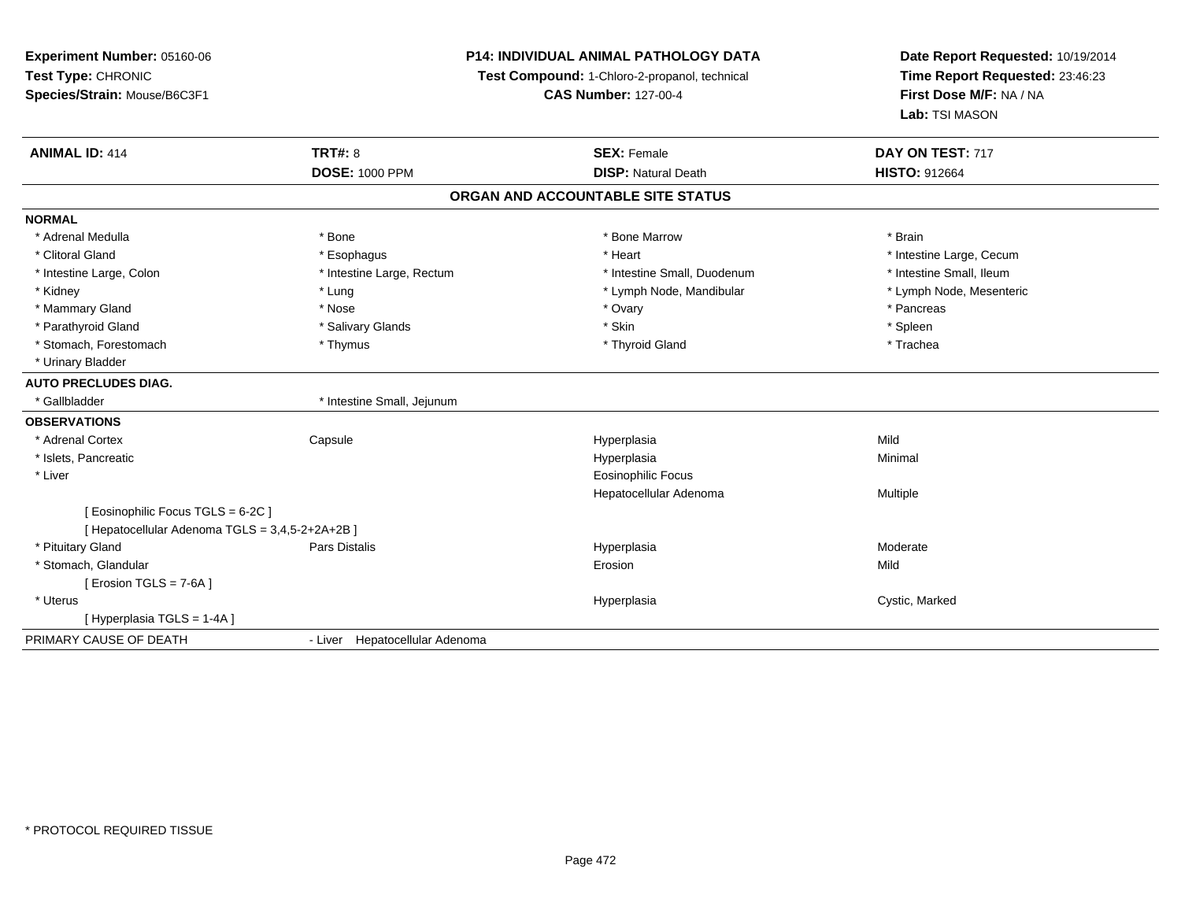**Experiment Number:** 05160-06
**Test Type:** CHRONIC
**Species/Strain:** Mouse/B6C3F1

**P14: INDIVIDUAL ANIMAL PATHOLOGY DATA**
**Test Compound:** 1-Chloro-2-propanol, technical
**CAS Number:** 127-00-4

**Date Report Requested:** 10/19/2014
**Time Report Requested:** 23:46:23
**First Dose M/F:** NA / NA
**Lab:** TSI MASON

| **ANIMAL ID:** 414 | **TRT#:** 8 | **SEX:** Female | **DAY ON TEST:** 717 |
|---|---|---|---|
| | **DOSE:** 1000 PPM | **DISP:** Natural Death | **HISTO:** 912664 |

## ORGAN AND ACCOUNTABLE SITE STATUS

**NORMAL**

| | | | |
|---|---|---|---|
| * Adrenal Medulla | * Bone | * Bone Marrow | * Brain |
| * Clitoral Gland | * Esophagus | * Heart | * Intestine Large, Cecum |
| * Intestine Large, Colon | * Intestine Large, Rectum | * Intestine Small, Duodenum | * Intestine Small, Ileum |
| * Kidney | * Lung | * Lymph Node, Mandibular | * Lymph Node, Mesenteric |
| * Mammary Gland | * Nose | * Ovary | * Pancreas |
| * Parathyroid Gland | * Salivary Glands | * Skin | * Spleen |
| * Stomach, Forestomach | * Thymus | * Thyroid Gland | * Trachea |
| * Urinary Bladder | | | |

**AUTO PRECLUDES DIAG.**

| | |
|---|---|
| * Gallbladder | * Intestine Small, Jejunum |

**OBSERVATIONS**

| | | | |
|---|---|---|---|
| * Adrenal Cortex | Capsule | Hyperplasia | Mild |
| * Islets, Pancreatic | | Hyperplasia | Minimal |
| * Liver | | Eosinophilic Focus | |
| | | Hepatocellular Adenoma | Multiple |
| [ Eosinophilic Focus TGLS = 6-2C ] | | | |
| [ Hepatocellular Adenoma TGLS = 3,4,5-2+2A+2B ] | | | |
| * Pituitary Gland | Pars Distalis | Hyperplasia | Moderate |
| * Stomach, Glandular | | Erosion | Mild |
| [ Erosion TGLS = 7-6A ] | | | |
| * Uterus | | Hyperplasia | Cystic, Marked |
| [ Hyperplasia TGLS = 1-4A ] | | | |

PRIMARY CAUSE OF DEATH - Liver Hepatocellular Adenoma

\* PROTOCOL REQUIRED TISSUE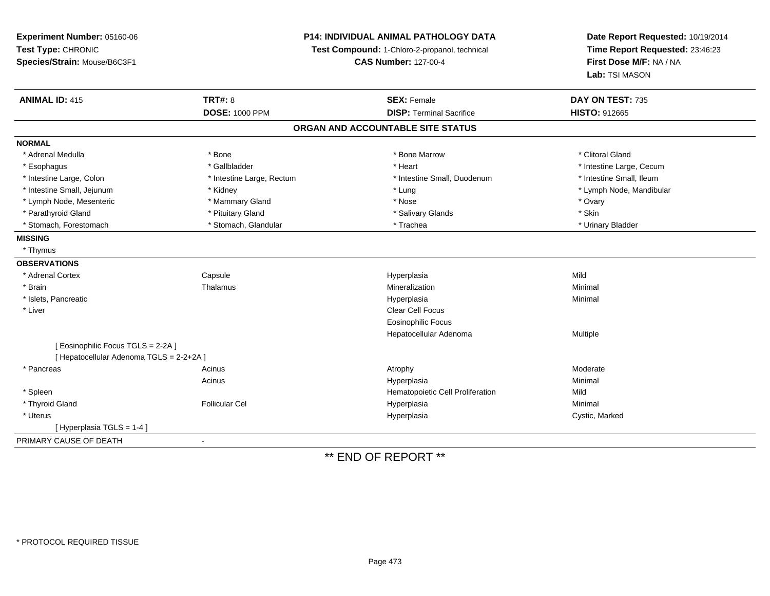**Experiment Number:** 05160-06
**Test Type:** CHRONIC
**Species/Strain:** Mouse/B6C3F1

**P14: INDIVIDUAL ANIMAL PATHOLOGY DATA**
**Test Compound:** 1-Chloro-2-propanol, technical
**CAS Number:** 127-00-4

**Date Report Requested:** 10/19/2014
**Time Report Requested:** 23:46:23
**First Dose M/F:** NA / NA
**Lab:** TSI MASON

| **ANIMAL ID:** 415 | **TRT#:** 8 | **SEX:** Female | **DAY ON TEST:** 735 |
|---|---|---|---|
| | **DOSE:** 1000 PPM | **DISP:** Terminal Sacrifice | **HISTO:** 912665 |

**ORGAN AND ACCOUNTABLE SITE STATUS**

| | | | |
|---|---|---|---|
| **NORMAL** | | | |
| * Adrenal Medulla | * Bone | * Bone Marrow | * Clitoral Gland |
| * Esophagus | * Gallbladder | * Heart | * Intestine Large, Cecum |
| * Intestine Large, Colon | * Intestine Large, Rectum | * Intestine Small, Duodenum | * Intestine Small, Ileum |
| * Intestine Small, Jejunum | * Kidney | * Lung | * Lymph Node, Mandibular |
| * Lymph Node, Mesenteric | * Mammary Gland | * Nose | * Ovary |
| * Parathyroid Gland | * Pituitary Gland | * Salivary Glands | * Skin |
| * Stomach, Forestomach | * Stomach, Glandular | * Trachea | * Urinary Bladder |
| **MISSING** | | | |
| * Thymus | | | |
| **OBSERVATIONS** | | | |
| * Adrenal Cortex | Capsule | Hyperplasia | Mild |
| * Brain | Thalamus | Mineralization | Minimal |
| * Islets, Pancreatic | | Hyperplasia | Minimal |
| * Liver | | Clear Cell Focus | |
| | | Eosinophilic Focus | |
| | | Hepatocellular Adenoma | Multiple |
| [ Eosinophilic Focus TGLS = 2-2A ] | | | |
| [ Hepatocellular Adenoma TGLS = 2-2+2A ] | | | |
| * Pancreas | Acinus | Atrophy | Moderate |
| | Acinus | Hyperplasia | Minimal |
| * Spleen | | Hematopoietic Cell Proliferation | Mild |
| * Thyroid Gland | Follicular Cel | Hyperplasia | Minimal |
| * Uterus | | Hyperplasia | Cystic, Marked |
| [ Hyperplasia TGLS = 1-4 ] | | | |
| PRIMARY CAUSE OF DEATH | - | | |

** END OF REPORT **

* PROTOCOL REQUIRED TISSUE